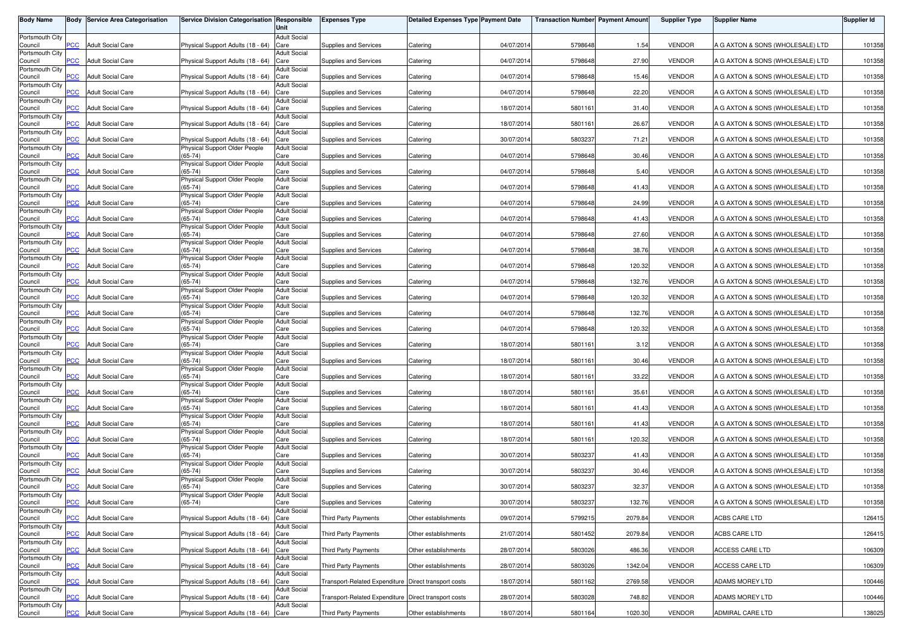| Body Name | Body | Service Area Categorisation | Service Division Categorisation | Responsible Unit | Expenses Type | Detailed Expenses Type | Payment Date | Transaction Number | Payment Amount | Supplier Type | Supplier Name | Supplier Id |
|---|---|---|---|---|---|---|---|---|---|---|---|---|
| Portsmouth City Council | PCC | Adult Social Care | Physical Support Adults (18 - 64) | Adult Social Care | Supplies and Services | Catering | 04/07/2014 | 5798648 | 1.54 | VENDOR | A G AXTON & SONS (WHOLESALE) LTD | 101358 |
| Portsmouth City Council | PCC | Adult Social Care | Physical Support Adults (18 - 64) | Adult Social Care | Supplies and Services | Catering | 04/07/2014 | 5798648 | 27.90 | VENDOR | A G AXTON & SONS (WHOLESALE) LTD | 101358 |
| Portsmouth City Council | PCC | Adult Social Care | Physical Support Adults (18 - 64) | Adult Social Care | Supplies and Services | Catering | 04/07/2014 | 5798648 | 15.46 | VENDOR | A G AXTON & SONS (WHOLESALE) LTD | 101358 |
| Portsmouth City Council | PCC | Adult Social Care | Physical Support Adults (18 - 64) | Adult Social Care | Supplies and Services | Catering | 04/07/2014 | 5798648 | 22.20 | VENDOR | A G AXTON & SONS (WHOLESALE) LTD | 101358 |
| Portsmouth City Council | PCC | Adult Social Care | Physical Support Adults (18 - 64) | Adult Social Care | Supplies and Services | Catering | 18/07/2014 | 5801161 | 31.40 | VENDOR | A G AXTON & SONS (WHOLESALE) LTD | 101358 |
| Portsmouth City Council | PCC | Adult Social Care | Physical Support Adults (18 - 64) | Adult Social Care | Supplies and Services | Catering | 18/07/2014 | 5801161 | 26.67 | VENDOR | A G AXTON & SONS (WHOLESALE) LTD | 101358 |
| Portsmouth City Council | PCC | Adult Social Care | Physical Support Adults (18 - 64) | Adult Social Care | Supplies and Services | Catering | 30/07/2014 | 5803237 | 71.21 | VENDOR | A G AXTON & SONS (WHOLESALE) LTD | 101358 |
| Portsmouth City Council | PCC | Adult Social Care | Physical Support Older People (65-74) | Adult Social Care | Supplies and Services | Catering | 04/07/2014 | 5798648 | 30.46 | VENDOR | A G AXTON & SONS (WHOLESALE) LTD | 101358 |
| Portsmouth City Council | PCC | Adult Social Care | Physical Support Older People (65-74) | Adult Social Care | Supplies and Services | Catering | 04/07/2014 | 5798648 | 5.40 | VENDOR | A G AXTON & SONS (WHOLESALE) LTD | 101358 |
| Portsmouth City Council | PCC | Adult Social Care | Physical Support Older People (65-74) | Adult Social Care | Supplies and Services | Catering | 04/07/2014 | 5798648 | 41.43 | VENDOR | A G AXTON & SONS (WHOLESALE) LTD | 101358 |
| Portsmouth City Council | PCC | Adult Social Care | Physical Support Older People (65-74) | Adult Social Care | Supplies and Services | Catering | 04/07/2014 | 5798648 | 24.99 | VENDOR | A G AXTON & SONS (WHOLESALE) LTD | 101358 |
| Portsmouth City Council | PCC | Adult Social Care | Physical Support Older People (65-74) | Adult Social Care | Supplies and Services | Catering | 04/07/2014 | 5798648 | 41.43 | VENDOR | A G AXTON & SONS (WHOLESALE) LTD | 101358 |
| Portsmouth City Council | PCC | Adult Social Care | Physical Support Older People (65-74) | Adult Social Care | Supplies and Services | Catering | 04/07/2014 | 5798648 | 27.60 | VENDOR | A G AXTON & SONS (WHOLESALE) LTD | 101358 |
| Portsmouth City Council | PCC | Adult Social Care | Physical Support Older People (65-74) | Adult Social Care | Supplies and Services | Catering | 04/07/2014 | 5798648 | 38.76 | VENDOR | A G AXTON & SONS (WHOLESALE) LTD | 101358 |
| Portsmouth City Council | PCC | Adult Social Care | Physical Support Older People (65-74) | Adult Social Care | Supplies and Services | Catering | 04/07/2014 | 5798648 | 120.32 | VENDOR | A G AXTON & SONS (WHOLESALE) LTD | 101358 |
| Portsmouth City Council | PCC | Adult Social Care | Physical Support Older People (65-74) | Adult Social Care | Supplies and Services | Catering | 04/07/2014 | 5798648 | 132.76 | VENDOR | A G AXTON & SONS (WHOLESALE) LTD | 101358 |
| Portsmouth City Council | PCC | Adult Social Care | Physical Support Older People (65-74) | Adult Social Care | Supplies and Services | Catering | 04/07/2014 | 5798648 | 120.32 | VENDOR | A G AXTON & SONS (WHOLESALE) LTD | 101358 |
| Portsmouth City Council | PCC | Adult Social Care | Physical Support Older People (65-74) | Adult Social Care | Supplies and Services | Catering | 04/07/2014 | 5798648 | 132.76 | VENDOR | A G AXTON & SONS (WHOLESALE) LTD | 101358 |
| Portsmouth City Council | PCC | Adult Social Care | Physical Support Older People (65-74) | Adult Social Care | Supplies and Services | Catering | 04/07/2014 | 5798648 | 120.32 | VENDOR | A G AXTON & SONS (WHOLESALE) LTD | 101358 |
| Portsmouth City Council | PCC | Adult Social Care | Physical Support Older People (65-74) | Adult Social Care | Supplies and Services | Catering | 18/07/2014 | 5801161 | 3.12 | VENDOR | A G AXTON & SONS (WHOLESALE) LTD | 101358 |
| Portsmouth City Council | PCC | Adult Social Care | Physical Support Older People (65-74) | Adult Social Care | Supplies and Services | Catering | 18/07/2014 | 5801161 | 30.46 | VENDOR | A G AXTON & SONS (WHOLESALE) LTD | 101358 |
| Portsmouth City Council | PCC | Adult Social Care | Physical Support Older People (65-74) | Adult Social Care | Supplies and Services | Catering | 18/07/2014 | 5801161 | 33.22 | VENDOR | A G AXTON & SONS (WHOLESALE) LTD | 101358 |
| Portsmouth City Council | PCC | Adult Social Care | Physical Support Older People (65-74) | Adult Social Care | Supplies and Services | Catering | 18/07/2014 | 5801161 | 35.61 | VENDOR | A G AXTON & SONS (WHOLESALE) LTD | 101358 |
| Portsmouth City Council | PCC | Adult Social Care | Physical Support Older People (65-74) | Adult Social Care | Supplies and Services | Catering | 18/07/2014 | 5801161 | 41.43 | VENDOR | A G AXTON & SONS (WHOLESALE) LTD | 101358 |
| Portsmouth City Council | PCC | Adult Social Care | Physical Support Older People (65-74) | Adult Social Care | Supplies and Services | Catering | 18/07/2014 | 5801161 | 41.43 | VENDOR | A G AXTON & SONS (WHOLESALE) LTD | 101358 |
| Portsmouth City Council | PCC | Adult Social Care | Physical Support Older People (65-74) | Adult Social Care | Supplies and Services | Catering | 18/07/2014 | 5801161 | 120.32 | VENDOR | A G AXTON & SONS (WHOLESALE) LTD | 101358 |
| Portsmouth City Council | PCC | Adult Social Care | Physical Support Older People (65-74) | Adult Social Care | Supplies and Services | Catering | 30/07/2014 | 5803237 | 41.43 | VENDOR | A G AXTON & SONS (WHOLESALE) LTD | 101358 |
| Portsmouth City Council | PCC | Adult Social Care | Physical Support Older People (65-74) | Adult Social Care | Supplies and Services | Catering | 30/07/2014 | 5803237 | 30.46 | VENDOR | A G AXTON & SONS (WHOLESALE) LTD | 101358 |
| Portsmouth City Council | PCC | Adult Social Care | Physical Support Older People (65-74) | Adult Social Care | Supplies and Services | Catering | 30/07/2014 | 5803237 | 32.37 | VENDOR | A G AXTON & SONS (WHOLESALE) LTD | 101358 |
| Portsmouth City Council | PCC | Adult Social Care | Physical Support Older People (65-74) | Adult Social Care | Supplies and Services | Catering | 30/07/2014 | 5803237 | 132.76 | VENDOR | A G AXTON & SONS (WHOLESALE) LTD | 101358 |
| Portsmouth City Council | PCC | Adult Social Care | Physical Support Adults (18 - 64) | Adult Social Care | Third Party Payments | Other establishments | 09/07/2014 | 5799215 | 2079.84 | VENDOR | ACBS CARE LTD | 126415 |
| Portsmouth City Council | PCC | Adult Social Care | Physical Support Adults (18 - 64) | Adult Social Care | Third Party Payments | Other establishments | 21/07/2014 | 5801452 | 2079.84 | VENDOR | ACBS CARE LTD | 126415 |
| Portsmouth City Council | PCC | Adult Social Care | Physical Support Adults (18 - 64) | Adult Social Care | Third Party Payments | Other establishments | 28/07/2014 | 5803026 | 486.36 | VENDOR | ACCESS CARE LTD | 106309 |
| Portsmouth City Council | PCC | Adult Social Care | Physical Support Adults (18 - 64) | Adult Social Care | Third Party Payments | Other establishments | 28/07/2014 | 5803026 | 1342.04 | VENDOR | ACCESS CARE LTD | 106309 |
| Portsmouth City Council | PCC | Adult Social Care | Physical Support Adults (18 - 64) | Adult Social Care | Transport-Related Expenditure | Direct transport costs | 18/07/2014 | 5801162 | 2769.58 | VENDOR | ADAMS MOREY LTD | 100446 |
| Portsmouth City Council | PCC | Adult Social Care | Physical Support Adults (18 - 64) | Adult Social Care | Transport-Related Expenditure | Direct transport costs | 28/07/2014 | 5803028 | 748.82 | VENDOR | ADAMS MOREY LTD | 100446 |
| Portsmouth City Council | PCC | Adult Social Care | Physical Support Adults (18 - 64) | Adult Social Care | Third Party Payments | Other establishments | 18/07/2014 | 5801164 | 1020.30 | VENDOR | ADMIRAL CARE LTD | 138025 |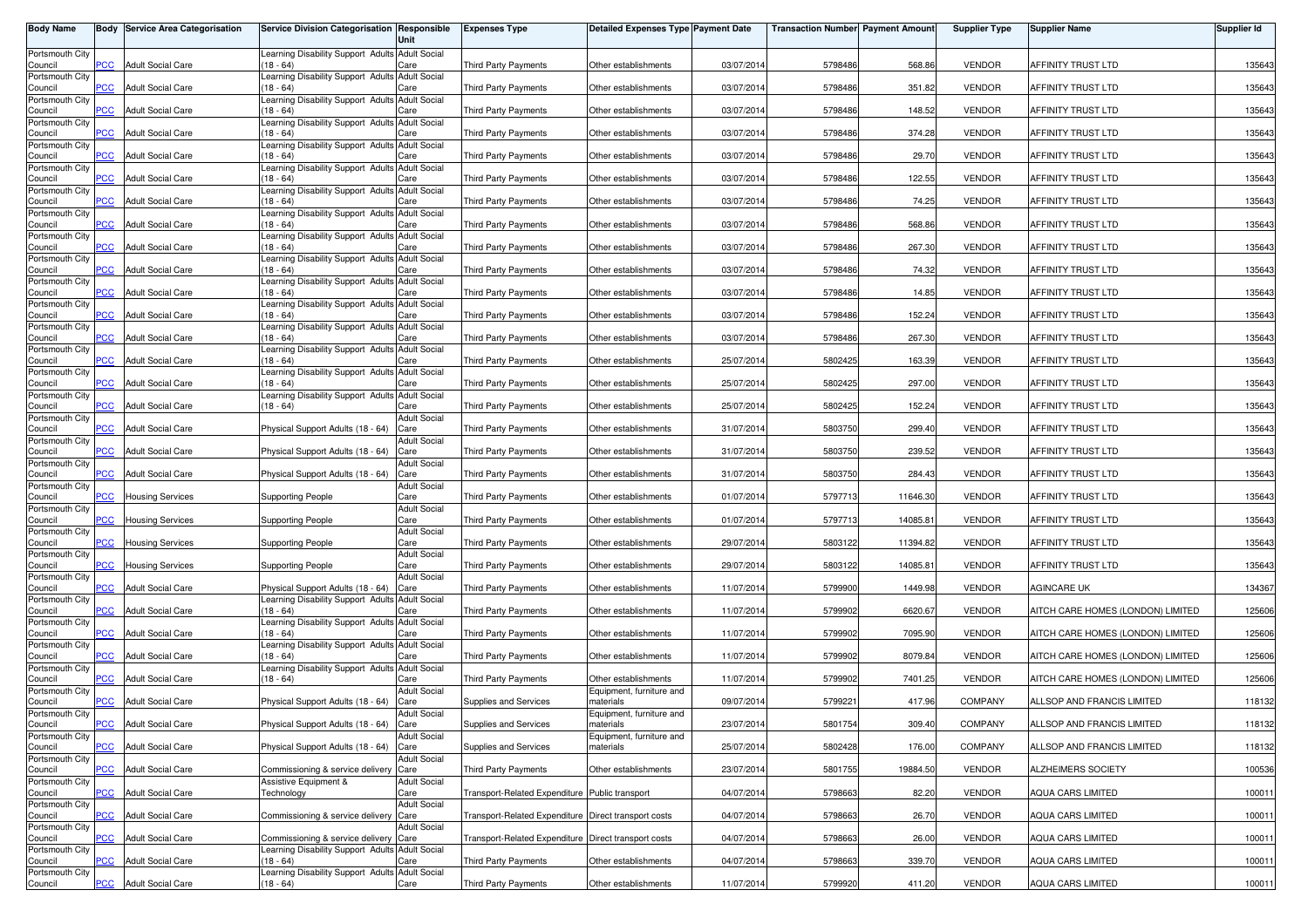| Body Name | Body | Service Area Categorisation | Service Division Categorisation | Responsible Unit | Expenses Type | Detailed Expenses Type | Payment Date | Transaction Number | Payment Amount | Supplier Type | Supplier Name | Supplier Id |
|---|---|---|---|---|---|---|---|---|---|---|---|---|
| Portsmouth City Council | PCC | Adult Social Care | Learning Disability Support Adults (18 - 64) | Adult Social Care | Third Party Payments | Other establishments | 03/07/2014 | 5798486 | 568.86 | VENDOR | AFFINITY TRUST LTD | 135643 |
| Portsmouth City Council | PCC | Adult Social Care | Learning Disability Support Adults (18 - 64) | Adult Social Care | Third Party Payments | Other establishments | 03/07/2014 | 5798486 | 351.82 | VENDOR | AFFINITY TRUST LTD | 135643 |
| Portsmouth City Council | PCC | Adult Social Care | Learning Disability Support Adults (18 - 64) | Adult Social Care | Third Party Payments | Other establishments | 03/07/2014 | 5798486 | 148.52 | VENDOR | AFFINITY TRUST LTD | 135643 |
| Portsmouth City Council | PCC | Adult Social Care | Learning Disability Support Adults (18 - 64) | Adult Social Care | Third Party Payments | Other establishments | 03/07/2014 | 5798486 | 374.28 | VENDOR | AFFINITY TRUST LTD | 135643 |
| Portsmouth City Council | PCC | Adult Social Care | Learning Disability Support Adults (18 - 64) | Adult Social Care | Third Party Payments | Other establishments | 03/07/2014 | 5798486 | 29.70 | VENDOR | AFFINITY TRUST LTD | 135643 |
| Portsmouth City Council | PCC | Adult Social Care | Learning Disability Support Adults (18 - 64) | Adult Social Care | Third Party Payments | Other establishments | 03/07/2014 | 5798486 | 122.55 | VENDOR | AFFINITY TRUST LTD | 135643 |
| Portsmouth City Council | PCC | Adult Social Care | Learning Disability Support Adults (18 - 64) | Adult Social Care | Third Party Payments | Other establishments | 03/07/2014 | 5798486 | 74.25 | VENDOR | AFFINITY TRUST LTD | 135643 |
| Portsmouth City Council | PCC | Adult Social Care | Learning Disability Support Adults (18 - 64) | Adult Social Care | Third Party Payments | Other establishments | 03/07/2014 | 5798486 | 568.86 | VENDOR | AFFINITY TRUST LTD | 135643 |
| Portsmouth City Council | PCC | Adult Social Care | Learning Disability Support Adults (18 - 64) | Adult Social Care | Third Party Payments | Other establishments | 03/07/2014 | 5798486 | 267.30 | VENDOR | AFFINITY TRUST LTD | 135643 |
| Portsmouth City Council | PCC | Adult Social Care | Learning Disability Support Adults (18 - 64) | Adult Social Care | Third Party Payments | Other establishments | 03/07/2014 | 5798486 | 74.32 | VENDOR | AFFINITY TRUST LTD | 135643 |
| Portsmouth City Council | PCC | Adult Social Care | Learning Disability Support Adults (18 - 64) | Adult Social Care | Third Party Payments | Other establishments | 03/07/2014 | 5798486 | 14.85 | VENDOR | AFFINITY TRUST LTD | 135643 |
| Portsmouth City Council | PCC | Adult Social Care | Learning Disability Support Adults (18 - 64) | Adult Social Care | Third Party Payments | Other establishments | 03/07/2014 | 5798486 | 152.24 | VENDOR | AFFINITY TRUST LTD | 135643 |
| Portsmouth City Council | PCC | Adult Social Care | Learning Disability Support Adults (18 - 64) | Adult Social Care | Third Party Payments | Other establishments | 03/07/2014 | 5798486 | 267.30 | VENDOR | AFFINITY TRUST LTD | 135643 |
| Portsmouth City Council | PCC | Adult Social Care | Learning Disability Support Adults (18 - 64) | Adult Social Care | Third Party Payments | Other establishments | 25/07/2014 | 5802425 | 163.39 | VENDOR | AFFINITY TRUST LTD | 135643 |
| Portsmouth City Council | PCC | Adult Social Care | Learning Disability Support Adults (18 - 64) | Adult Social Care | Third Party Payments | Other establishments | 25/07/2014 | 5802425 | 297.00 | VENDOR | AFFINITY TRUST LTD | 135643 |
| Portsmouth City Council | PCC | Adult Social Care | Learning Disability Support Adults (18 - 64) | Adult Social Care | Third Party Payments | Other establishments | 25/07/2014 | 5802425 | 152.24 | VENDOR | AFFINITY TRUST LTD | 135643 |
| Portsmouth City Council | PCC | Adult Social Care | Physical Support Adults (18 - 64) | Adult Social Care | Third Party Payments | Other establishments | 31/07/2014 | 5803750 | 299.40 | VENDOR | AFFINITY TRUST LTD | 135643 |
| Portsmouth City Council | PCC | Adult Social Care | Physical Support Adults (18 - 64) | Adult Social Care | Third Party Payments | Other establishments | 31/07/2014 | 5803750 | 239.52 | VENDOR | AFFINITY TRUST LTD | 135643 |
| Portsmouth City Council | PCC | Adult Social Care | Physical Support Adults (18 - 64) | Adult Social Care | Third Party Payments | Other establishments | 31/07/2014 | 5803750 | 284.43 | VENDOR | AFFINITY TRUST LTD | 135643 |
| Portsmouth City Council | PCC | Housing Services | Supporting People | Adult Social Care | Third Party Payments | Other establishments | 01/07/2014 | 5797713 | 11646.30 | VENDOR | AFFINITY TRUST LTD | 135643 |
| Portsmouth City Council | PCC | Housing Services | Supporting People | Adult Social Care | Third Party Payments | Other establishments | 01/07/2014 | 5797713 | 14085.81 | VENDOR | AFFINITY TRUST LTD | 135643 |
| Portsmouth City Council | PCC | Housing Services | Supporting People | Adult Social Care | Third Party Payments | Other establishments | 29/07/2014 | 5803122 | 11394.82 | VENDOR | AFFINITY TRUST LTD | 135643 |
| Portsmouth City Council | PCC | Housing Services | Supporting People | Adult Social Care | Third Party Payments | Other establishments | 29/07/2014 | 5803122 | 14085.81 | VENDOR | AFFINITY TRUST LTD | 135643 |
| Portsmouth City Council | PCC | Adult Social Care | Physical Support Adults (18 - 64) | Adult Social Care | Third Party Payments | Other establishments | 11/07/2014 | 5799900 | 1449.98 | VENDOR | AGINCARE UK | 134367 |
| Portsmouth City Council | PCC | Adult Social Care | Learning Disability Support Adults (18 - 64) | Adult Social Care | Third Party Payments | Other establishments | 11/07/2014 | 5799902 | 6620.67 | VENDOR | AITCH CARE HOMES (LONDON) LIMITED | 125606 |
| Portsmouth City Council | PCC | Adult Social Care | Learning Disability Support Adults (18 - 64) | Adult Social Care | Third Party Payments | Other establishments | 11/07/2014 | 5799902 | 7095.90 | VENDOR | AITCH CARE HOMES (LONDON) LIMITED | 125606 |
| Portsmouth City Council | PCC | Adult Social Care | Learning Disability Support Adults (18 - 64) | Adult Social Care | Third Party Payments | Other establishments | 11/07/2014 | 5799902 | 8079.84 | VENDOR | AITCH CARE HOMES (LONDON) LIMITED | 125606 |
| Portsmouth City Council | PCC | Adult Social Care | Learning Disability Support Adults (18 - 64) | Adult Social Care | Third Party Payments | Other establishments | 11/07/2014 | 5799902 | 7401.25 | VENDOR | AITCH CARE HOMES (LONDON) LIMITED | 125606 |
| Portsmouth City Council | PCC | Adult Social Care | Physical Support Adults (18 - 64) | Adult Social Care | Supplies and Services | Equipment, furniture and materials | 09/07/2014 | 5799221 | 417.96 | COMPANY | ALLSOP AND FRANCIS LIMITED | 118132 |
| Portsmouth City Council | PCC | Adult Social Care | Physical Support Adults (18 - 64) | Adult Social Care | Supplies and Services | Equipment, furniture and materials | 23/07/2014 | 5801754 | 309.40 | COMPANY | ALLSOP AND FRANCIS LIMITED | 118132 |
| Portsmouth City Council | PCC | Adult Social Care | Physical Support Adults (18 - 64) | Adult Social Care | Supplies and Services | Equipment, furniture and materials | 25/07/2014 | 5802428 | 176.00 | COMPANY | ALLSOP AND FRANCIS LIMITED | 118132 |
| Portsmouth City Council | PCC | Adult Social Care | Commissioning & service delivery | Adult Social Care | Third Party Payments | Other establishments | 23/07/2014 | 5801755 | 19884.50 | VENDOR | ALZHEIMERS SOCIETY | 100536 |
| Portsmouth City Council | PCC | Adult Social Care | Assistive Equipment & Technology | Adult Social Care | Transport-Related Expenditure | Public transport | 04/07/2014 | 5798663 | 82.20 | VENDOR | AQUA CARS LIMITED | 100011 |
| Portsmouth City Council | PCC | Adult Social Care | Commissioning & service delivery | Adult Social Care | Transport-Related Expenditure | Direct transport costs | 04/07/2014 | 5798663 | 26.70 | VENDOR | AQUA CARS LIMITED | 100011 |
| Portsmouth City Council | PCC | Adult Social Care | Commissioning & service delivery | Adult Social Care | Transport-Related Expenditure | Direct transport costs | 04/07/2014 | 5798663 | 26.00 | VENDOR | AQUA CARS LIMITED | 100011 |
| Portsmouth City Council | PCC | Adult Social Care | Learning Disability Support Adults (18 - 64) | Adult Social Care | Third Party Payments | Other establishments | 04/07/2014 | 5798663 | 339.70 | VENDOR | AQUA CARS LIMITED | 100011 |
| Portsmouth City Council | PCC | Adult Social Care | Learning Disability Support Adults (18 - 64) | Adult Social Care | Third Party Payments | Other establishments | 11/07/2014 | 5799920 | 411.20 | VENDOR | AQUA CARS LIMITED | 100011 |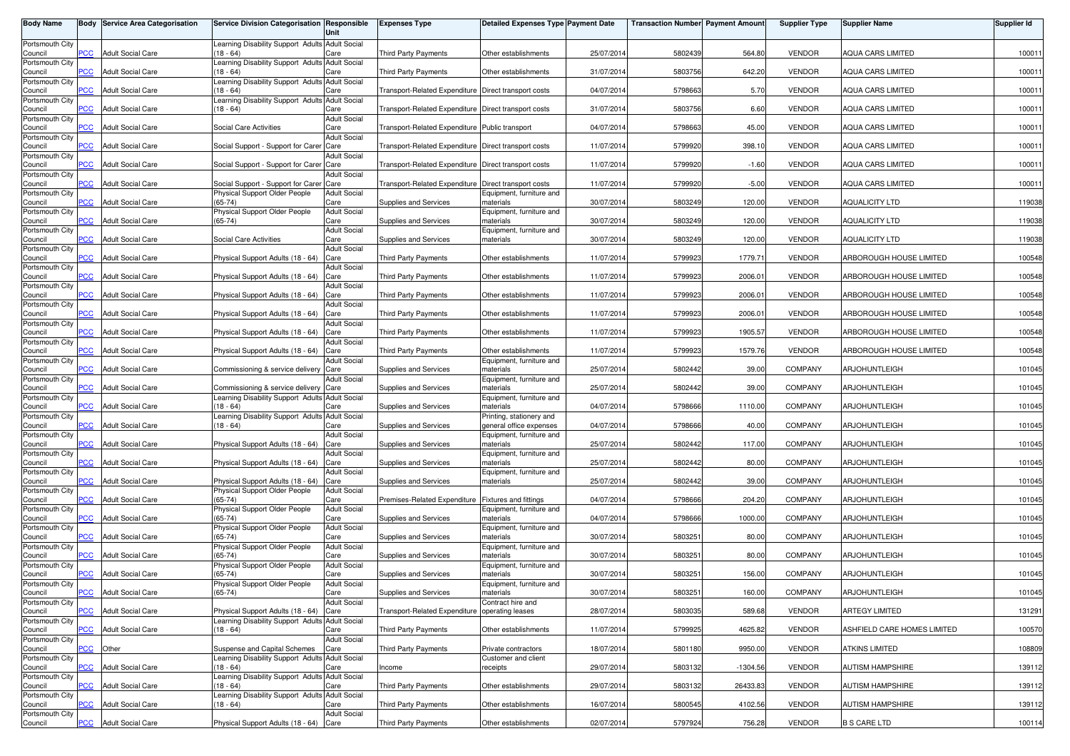| Body Name | Body | Service Area Categorisation | Service Division Categorisation | Responsible Unit | Expenses Type | Detailed Expenses Type | Payment Date | Transaction Number | Payment Amount | Supplier Type | Supplier Name | Supplier Id |
|---|---|---|---|---|---|---|---|---|---|---|---|---|
| Portsmouth City Council | PCC | Adult Social Care | Learning Disability Support Adults (18 - 64) | Adult Social Care | Third Party Payments | Other establishments | 25/07/2014 | 5802439 | 564.80 | VENDOR | AQUA CARS LIMITED | 100011 |
| Portsmouth City Council | PCC | Adult Social Care | Learning Disability Support Adults (18 - 64) | Adult Social Care | Third Party Payments | Other establishments | 31/07/2014 | 5803756 | 642.20 | VENDOR | AQUA CARS LIMITED | 100011 |
| Portsmouth City Council | PCC | Adult Social Care | Learning Disability Support Adults (18 - 64) | Adult Social Care | Transport-Related Expenditure | Direct transport costs | 04/07/2014 | 5798663 | 5.70 | VENDOR | AQUA CARS LIMITED | 100011 |
| Portsmouth City Council | PCC | Adult Social Care | Learning Disability Support Adults (18 - 64) | Adult Social Care | Transport-Related Expenditure | Direct transport costs | 31/07/2014 | 5803756 | 6.60 | VENDOR | AQUA CARS LIMITED | 100011 |
| Portsmouth City Council | PCC | Adult Social Care | Social Care Activities | Adult Social Care | Transport-Related Expenditure | Public transport | 04/07/2014 | 5798663 | 45.00 | VENDOR | AQUA CARS LIMITED | 100011 |
| Portsmouth City Council | PCC | Adult Social Care | Social Support - Support for Carer | Adult Social Care | Transport-Related Expenditure | Direct transport costs | 11/07/2014 | 5799920 | 398.10 | VENDOR | AQUA CARS LIMITED | 100011 |
| Portsmouth City Council | PCC | Adult Social Care | Social Support - Support for Carer | Adult Social Care | Transport-Related Expenditure | Direct transport costs | 11/07/2014 | 5799920 | -1.60 | VENDOR | AQUA CARS LIMITED | 100011 |
| Portsmouth City Council | PCC | Adult Social Care | Social Support - Support for Carer | Adult Social Care | Transport-Related Expenditure | Direct transport costs | 11/07/2014 | 5799920 | -5.00 | VENDOR | AQUA CARS LIMITED | 100011 |
| Portsmouth City Council | PCC | Adult Social Care | Physical Support Older People (65-74) | Adult Social Care | Supplies and Services | Equipment, furniture and materials | 30/07/2014 | 5803249 | 120.00 | VENDOR | AQUALICITY LTD | 119038 |
| Portsmouth City Council | PCC | Adult Social Care | Physical Support Older People (65-74) | Adult Social Care | Supplies and Services | Equipment, furniture and materials | 30/07/2014 | 5803249 | 120.00 | VENDOR | AQUALICITY LTD | 119038 |
| Portsmouth City Council | PCC | Adult Social Care | Social Care Activities | Adult Social Care | Supplies and Services | Equipment, furniture and materials | 30/07/2014 | 5803249 | 120.00 | VENDOR | AQUALICITY LTD | 119038 |
| Portsmouth City Council | PCC | Adult Social Care | Physical Support Adults (18 - 64) | Adult Social Care | Third Party Payments | Other establishments | 11/07/2014 | 5799923 | 1779.71 | VENDOR | ARBOROUGH HOUSE LIMITED | 100548 |
| Portsmouth City Council | PCC | Adult Social Care | Physical Support Adults (18 - 64) | Adult Social Care | Third Party Payments | Other establishments | 11/07/2014 | 5799923 | 2006.01 | VENDOR | ARBOROUGH HOUSE LIMITED | 100548 |
| Portsmouth City Council | PCC | Adult Social Care | Physical Support Adults (18 - 64) | Adult Social Care | Third Party Payments | Other establishments | 11/07/2014 | 5799923 | 2006.01 | VENDOR | ARBOROUGH HOUSE LIMITED | 100548 |
| Portsmouth City Council | PCC | Adult Social Care | Physical Support Adults (18 - 64) | Adult Social Care | Third Party Payments | Other establishments | 11/07/2014 | 5799923 | 2006.01 | VENDOR | ARBOROUGH HOUSE LIMITED | 100548 |
| Portsmouth City Council | PCC | Adult Social Care | Physical Support Adults (18 - 64) | Adult Social Care | Third Party Payments | Other establishments | 11/07/2014 | 5799923 | 1905.57 | VENDOR | ARBOROUGH HOUSE LIMITED | 100548 |
| Portsmouth City Council | PCC | Adult Social Care | Physical Support Adults (18 - 64) | Adult Social Care | Third Party Payments | Other establishments | 11/07/2014 | 5799923 | 1579.76 | VENDOR | ARBOROUGH HOUSE LIMITED | 100548 |
| Portsmouth City Council | PCC | Adult Social Care | Commissioning & service delivery | Adult Social Care | Supplies and Services | Equipment, furniture and materials | 25/07/2014 | 5802442 | 39.00 | COMPANY | ARJOHUNTLEIGH | 101045 |
| Portsmouth City Council | PCC | Adult Social Care | Commissioning & service delivery | Adult Social Care | Supplies and Services | Equipment, furniture and materials | 25/07/2014 | 5802442 | 39.00 | COMPANY | ARJOHUNTLEIGH | 101045 |
| Portsmouth City Council | PCC | Adult Social Care | Learning Disability Support Adults (18 - 64) | Adult Social Care | Supplies and Services | Equipment, furniture and materials | 04/07/2014 | 5798666 | 1110.00 | COMPANY | ARJOHUNTLEIGH | 101045 |
| Portsmouth City Council | PCC | Adult Social Care | Learning Disability Support Adults (18 - 64) | Adult Social Care | Supplies and Services | Printing, stationery and general office expenses | 04/07/2014 | 5798666 | 40.00 | COMPANY | ARJOHUNTLEIGH | 101045 |
| Portsmouth City Council | PCC | Adult Social Care | Physical Support Adults (18 - 64) | Adult Social Care | Supplies and Services | Equipment, furniture and materials | 25/07/2014 | 5802442 | 117.00 | COMPANY | ARJOHUNTLEIGH | 101045 |
| Portsmouth City Council | PCC | Adult Social Care | Physical Support Adults (18 - 64) | Adult Social Care | Supplies and Services | Equipment, furniture and materials | 25/07/2014 | 5802442 | 80.00 | COMPANY | ARJOHUNTLEIGH | 101045 |
| Portsmouth City Council | PCC | Adult Social Care | Physical Support Adults (18 - 64) | Adult Social Care | Supplies and Services | Equipment, furniture and materials | 25/07/2014 | 5802442 | 39.00 | COMPANY | ARJOHUNTLEIGH | 101045 |
| Portsmouth City Council | PCC | Adult Social Care | Physical Support Older People (65-74) | Adult Social Care | Premises-Related Expenditure | Fixtures and fittings | 04/07/2014 | 5798666 | 204.20 | COMPANY | ARJOHUNTLEIGH | 101045 |
| Portsmouth City Council | PCC | Adult Social Care | Physical Support Older People (65-74) | Adult Social Care | Supplies and Services | Equipment, furniture and materials | 04/07/2014 | 5798666 | 1000.00 | COMPANY | ARJOHUNTLEIGH | 101045 |
| Portsmouth City Council | PCC | Adult Social Care | Physical Support Older People (65-74) | Adult Social Care | Supplies and Services | Equipment, furniture and materials | 30/07/2014 | 5803251 | 80.00 | COMPANY | ARJOHUNTLEIGH | 101045 |
| Portsmouth City Council | PCC | Adult Social Care | Physical Support Older People (65-74) | Adult Social Care | Supplies and Services | Equipment, furniture and materials | 30/07/2014 | 5803251 | 80.00 | COMPANY | ARJOHUNTLEIGH | 101045 |
| Portsmouth City Council | PCC | Adult Social Care | Physical Support Older People (65-74) | Adult Social Care | Supplies and Services | Equipment, furniture and materials | 30/07/2014 | 5803251 | 156.00 | COMPANY | ARJOHUNTLEIGH | 101045 |
| Portsmouth City Council | PCC | Adult Social Care | Physical Support Older People (65-74) | Adult Social Care | Supplies and Services | Equipment, furniture and materials | 30/07/2014 | 5803251 | 160.00 | COMPANY | ARJOHUNTLEIGH | 101045 |
| Portsmouth City Council | PCC | Adult Social Care | Physical Support Adults (18 - 64) | Adult Social Care | Transport-Related Expenditure | Contract hire and operating leases | 28/07/2014 | 5803035 | 589.68 | VENDOR | ARTEGY LIMITED | 131291 |
| Portsmouth City Council | PCC | Adult Social Care | Learning Disability Support Adults (18 - 64) | Adult Social Care | Third Party Payments | Other establishments | 11/07/2014 | 5799925 | 4625.82 | VENDOR | ASHFIELD CARE HOMES LIMITED | 100570 |
| Portsmouth City Council | PCC | Other | Suspense and Capital Schemes | Adult Social Care | Third Party Payments | Private contractors | 18/07/2014 | 5801180 | 9950.00 | VENDOR | ATKINS LIMITED | 108809 |
| Portsmouth City Council | PCC | Adult Social Care | Learning Disability Support Adults (18 - 64) | Adult Social Care | Income | Customer and client receipts | 29/07/2014 | 5803132 | -1304.56 | VENDOR | AUTISM HAMPSHIRE | 139112 |
| Portsmouth City Council | PCC | Adult Social Care | Learning Disability Support Adults (18 - 64) | Adult Social Care | Third Party Payments | Other establishments | 29/07/2014 | 5803132 | 26433.83 | VENDOR | AUTISM HAMPSHIRE | 139112 |
| Portsmouth City Council | PCC | Adult Social Care | Learning Disability Support Adults (18 - 64) | Adult Social Care | Third Party Payments | Other establishments | 16/07/2014 | 5800545 | 4102.56 | VENDOR | AUTISM HAMPSHIRE | 139112 |
| Portsmouth City Council | PCC | Adult Social Care | Physical Support Adults (18 - 64) | Adult Social Care | Third Party Payments | Other establishments | 02/07/2014 | 5797924 | 756.28 | VENDOR | B S CARE LTD | 100114 |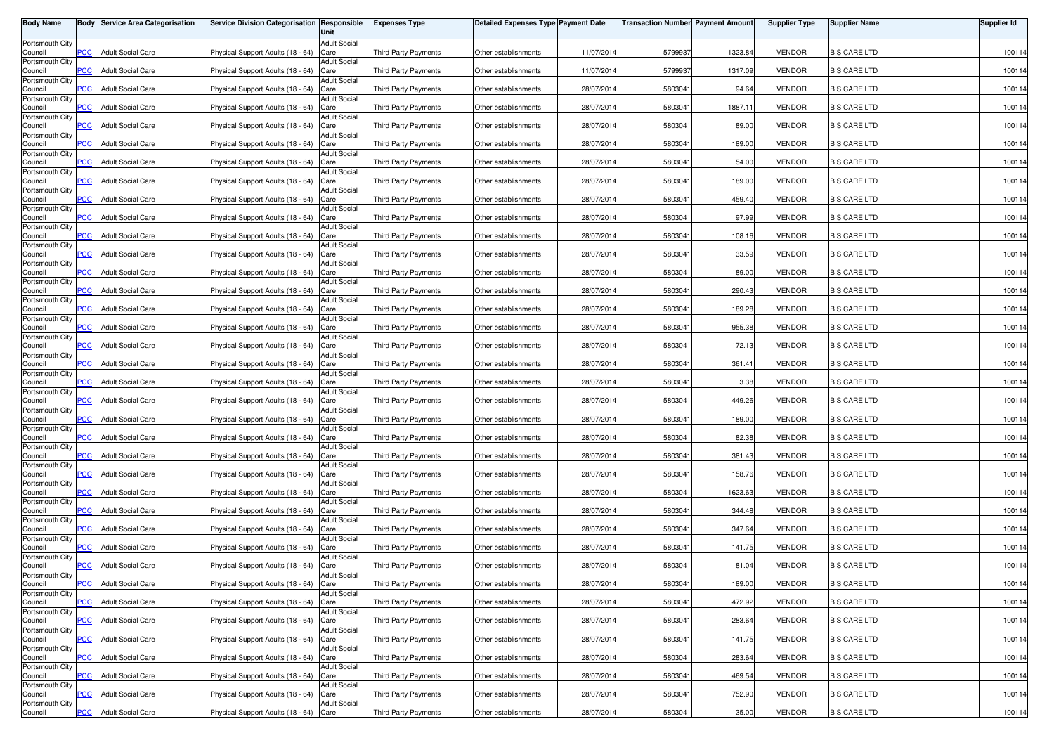| Body Name | Body | Service Area Categorisation | Service Division Categorisation | Responsible Unit | Expenses Type | Detailed Expenses Type | Payment Date | Transaction Number | Payment Amount | Supplier Type | Supplier Name | Supplier Id |
|---|---|---|---|---|---|---|---|---|---|---|---|---|
| Portsmouth City Council | PCC | Adult Social Care | Physical Support Adults (18 - 64) | Adult Social Care | Third Party Payments | Other establishments | 11/07/2014 | 5799937 | 1323.84 | VENDOR | B S CARE LTD | 100114 |
| Portsmouth City Council | PCC | Adult Social Care | Physical Support Adults (18 - 64) | Adult Social Care | Third Party Payments | Other establishments | 11/07/2014 | 5799937 | 1317.09 | VENDOR | B S CARE LTD | 100114 |
| Portsmouth City Council | PCC | Adult Social Care | Physical Support Adults (18 - 64) | Adult Social Care | Third Party Payments | Other establishments | 28/07/2014 | 5803041 | 94.64 | VENDOR | B S CARE LTD | 100114 |
| Portsmouth City Council | PCC | Adult Social Care | Physical Support Adults (18 - 64) | Adult Social Care | Third Party Payments | Other establishments | 28/07/2014 | 5803041 | 1887.11 | VENDOR | B S CARE LTD | 100114 |
| Portsmouth City Council | PCC | Adult Social Care | Physical Support Adults (18 - 64) | Adult Social Care | Third Party Payments | Other establishments | 28/07/2014 | 5803041 | 189.00 | VENDOR | B S CARE LTD | 100114 |
| Portsmouth City Council | PCC | Adult Social Care | Physical Support Adults (18 - 64) | Adult Social Care | Third Party Payments | Other establishments | 28/07/2014 | 5803041 | 189.00 | VENDOR | B S CARE LTD | 100114 |
| Portsmouth City Council | PCC | Adult Social Care | Physical Support Adults (18 - 64) | Adult Social Care | Third Party Payments | Other establishments | 28/07/2014 | 5803041 | 54.00 | VENDOR | B S CARE LTD | 100114 |
| Portsmouth City Council | PCC | Adult Social Care | Physical Support Adults (18 - 64) | Adult Social Care | Third Party Payments | Other establishments | 28/07/2014 | 5803041 | 189.00 | VENDOR | B S CARE LTD | 100114 |
| Portsmouth City Council | PCC | Adult Social Care | Physical Support Adults (18 - 64) | Adult Social Care | Third Party Payments | Other establishments | 28/07/2014 | 5803041 | 459.40 | VENDOR | B S CARE LTD | 100114 |
| Portsmouth City Council | PCC | Adult Social Care | Physical Support Adults (18 - 64) | Adult Social Care | Third Party Payments | Other establishments | 28/07/2014 | 5803041 | 97.99 | VENDOR | B S CARE LTD | 100114 |
| Portsmouth City Council | PCC | Adult Social Care | Physical Support Adults (18 - 64) | Adult Social Care | Third Party Payments | Other establishments | 28/07/2014 | 5803041 | 108.16 | VENDOR | B S CARE LTD | 100114 |
| Portsmouth City Council | PCC | Adult Social Care | Physical Support Adults (18 - 64) | Adult Social Care | Third Party Payments | Other establishments | 28/07/2014 | 5803041 | 33.59 | VENDOR | B S CARE LTD | 100114 |
| Portsmouth City Council | PCC | Adult Social Care | Physical Support Adults (18 - 64) | Adult Social Care | Third Party Payments | Other establishments | 28/07/2014 | 5803041 | 189.00 | VENDOR | B S CARE LTD | 100114 |
| Portsmouth City Council | PCC | Adult Social Care | Physical Support Adults (18 - 64) | Adult Social Care | Third Party Payments | Other establishments | 28/07/2014 | 5803041 | 290.43 | VENDOR | B S CARE LTD | 100114 |
| Portsmouth City Council | PCC | Adult Social Care | Physical Support Adults (18 - 64) | Adult Social Care | Third Party Payments | Other establishments | 28/07/2014 | 5803041 | 189.28 | VENDOR | B S CARE LTD | 100114 |
| Portsmouth City Council | PCC | Adult Social Care | Physical Support Adults (18 - 64) | Adult Social Care | Third Party Payments | Other establishments | 28/07/2014 | 5803041 | 955.38 | VENDOR | B S CARE LTD | 100114 |
| Portsmouth City Council | PCC | Adult Social Care | Physical Support Adults (18 - 64) | Adult Social Care | Third Party Payments | Other establishments | 28/07/2014 | 5803041 | 172.13 | VENDOR | B S CARE LTD | 100114 |
| Portsmouth City Council | PCC | Adult Social Care | Physical Support Adults (18 - 64) | Adult Social Care | Third Party Payments | Other establishments | 28/07/2014 | 5803041 | 361.41 | VENDOR | B S CARE LTD | 100114 |
| Portsmouth City Council | PCC | Adult Social Care | Physical Support Adults (18 - 64) | Adult Social Care | Third Party Payments | Other establishments | 28/07/2014 | 5803041 | 3.38 | VENDOR | B S CARE LTD | 100114 |
| Portsmouth City Council | PCC | Adult Social Care | Physical Support Adults (18 - 64) | Adult Social Care | Third Party Payments | Other establishments | 28/07/2014 | 5803041 | 449.26 | VENDOR | B S CARE LTD | 100114 |
| Portsmouth City Council | PCC | Adult Social Care | Physical Support Adults (18 - 64) | Adult Social Care | Third Party Payments | Other establishments | 28/07/2014 | 5803041 | 189.00 | VENDOR | B S CARE LTD | 100114 |
| Portsmouth City Council | PCC | Adult Social Care | Physical Support Adults (18 - 64) | Adult Social Care | Third Party Payments | Other establishments | 28/07/2014 | 5803041 | 182.38 | VENDOR | B S CARE LTD | 100114 |
| Portsmouth City Council | PCC | Adult Social Care | Physical Support Adults (18 - 64) | Adult Social Care | Third Party Payments | Other establishments | 28/07/2014 | 5803041 | 381.43 | VENDOR | B S CARE LTD | 100114 |
| Portsmouth City Council | PCC | Adult Social Care | Physical Support Adults (18 - 64) | Adult Social Care | Third Party Payments | Other establishments | 28/07/2014 | 5803041 | 158.76 | VENDOR | B S CARE LTD | 100114 |
| Portsmouth City Council | PCC | Adult Social Care | Physical Support Adults (18 - 64) | Adult Social Care | Third Party Payments | Other establishments | 28/07/2014 | 5803041 | 1623.63 | VENDOR | B S CARE LTD | 100114 |
| Portsmouth City Council | PCC | Adult Social Care | Physical Support Adults (18 - 64) | Adult Social Care | Third Party Payments | Other establishments | 28/07/2014 | 5803041 | 344.48 | VENDOR | B S CARE LTD | 100114 |
| Portsmouth City Council | PCC | Adult Social Care | Physical Support Adults (18 - 64) | Adult Social Care | Third Party Payments | Other establishments | 28/07/2014 | 5803041 | 347.64 | VENDOR | B S CARE LTD | 100114 |
| Portsmouth City Council | PCC | Adult Social Care | Physical Support Adults (18 - 64) | Adult Social Care | Third Party Payments | Other establishments | 28/07/2014 | 5803041 | 141.75 | VENDOR | B S CARE LTD | 100114 |
| Portsmouth City Council | PCC | Adult Social Care | Physical Support Adults (18 - 64) | Adult Social Care | Third Party Payments | Other establishments | 28/07/2014 | 5803041 | 81.04 | VENDOR | B S CARE LTD | 100114 |
| Portsmouth City Council | PCC | Adult Social Care | Physical Support Adults (18 - 64) | Adult Social Care | Third Party Payments | Other establishments | 28/07/2014 | 5803041 | 189.00 | VENDOR | B S CARE LTD | 100114 |
| Portsmouth City Council | PCC | Adult Social Care | Physical Support Adults (18 - 64) | Adult Social Care | Third Party Payments | Other establishments | 28/07/2014 | 5803041 | 472.92 | VENDOR | B S CARE LTD | 100114 |
| Portsmouth City Council | PCC | Adult Social Care | Physical Support Adults (18 - 64) | Adult Social Care | Third Party Payments | Other establishments | 28/07/2014 | 5803041 | 283.64 | VENDOR | B S CARE LTD | 100114 |
| Portsmouth City Council | PCC | Adult Social Care | Physical Support Adults (18 - 64) | Adult Social Care | Third Party Payments | Other establishments | 28/07/2014 | 5803041 | 141.75 | VENDOR | B S CARE LTD | 100114 |
| Portsmouth City Council | PCC | Adult Social Care | Physical Support Adults (18 - 64) | Adult Social Care | Third Party Payments | Other establishments | 28/07/2014 | 5803041 | 283.64 | VENDOR | B S CARE LTD | 100114 |
| Portsmouth City Council | PCC | Adult Social Care | Physical Support Adults (18 - 64) | Adult Social Care | Third Party Payments | Other establishments | 28/07/2014 | 5803041 | 469.54 | VENDOR | B S CARE LTD | 100114 |
| Portsmouth City Council | PCC | Adult Social Care | Physical Support Adults (18 - 64) | Adult Social Care | Third Party Payments | Other establishments | 28/07/2014 | 5803041 | 752.90 | VENDOR | B S CARE LTD | 100114 |
| Portsmouth City Council | PCC | Adult Social Care | Physical Support Adults (18 - 64) | Adult Social Care | Third Party Payments | Other establishments | 28/07/2014 | 5803041 | 135.00 | VENDOR | B S CARE LTD | 100114 |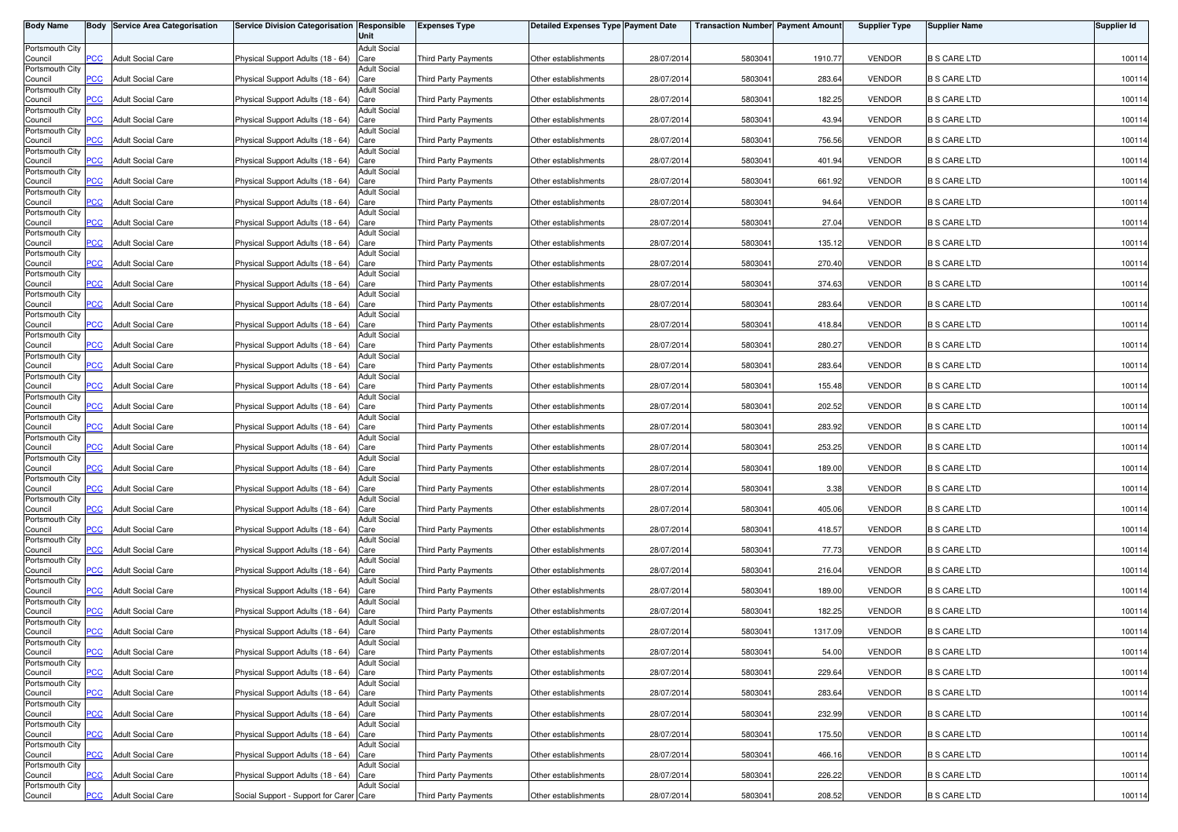| Body Name | Body | Service Area Categorisation | Service Division Categorisation | Responsible Unit | Expenses Type | Detailed Expenses Type | Payment Date | Transaction Number | Payment Amount | Supplier Type | Supplier Name | Supplier Id |
|---|---|---|---|---|---|---|---|---|---|---|---|---|
| Portsmouth City Council | PCC | Adult Social Care | Physical Support Adults (18 - 64) | Adult Social Care | Third Party Payments | Other establishments | 28/07/2014 | 5803041 | 1910.77 | VENDOR | B S CARE LTD | 100114 |
| Portsmouth City Council | PCC | Adult Social Care | Physical Support Adults (18 - 64) | Adult Social Care | Third Party Payments | Other establishments | 28/07/2014 | 5803041 | 283.64 | VENDOR | B S CARE LTD | 100114 |
| Portsmouth City Council | PCC | Adult Social Care | Physical Support Adults (18 - 64) | Adult Social Care | Third Party Payments | Other establishments | 28/07/2014 | 5803041 | 182.25 | VENDOR | B S CARE LTD | 100114 |
| Portsmouth City Council | PCC | Adult Social Care | Physical Support Adults (18 - 64) | Adult Social Care | Third Party Payments | Other establishments | 28/07/2014 | 5803041 | 43.94 | VENDOR | B S CARE LTD | 100114 |
| Portsmouth City Council | PCC | Adult Social Care | Physical Support Adults (18 - 64) | Adult Social Care | Third Party Payments | Other establishments | 28/07/2014 | 5803041 | 756.56 | VENDOR | B S CARE LTD | 100114 |
| Portsmouth City Council | PCC | Adult Social Care | Physical Support Adults (18 - 64) | Adult Social Care | Third Party Payments | Other establishments | 28/07/2014 | 5803041 | 401.94 | VENDOR | B S CARE LTD | 100114 |
| Portsmouth City Council | PCC | Adult Social Care | Physical Support Adults (18 - 64) | Adult Social Care | Third Party Payments | Other establishments | 28/07/2014 | 5803041 | 661.92 | VENDOR | B S CARE LTD | 100114 |
| Portsmouth City Council | PCC | Adult Social Care | Physical Support Adults (18 - 64) | Adult Social Care | Third Party Payments | Other establishments | 28/07/2014 | 5803041 | 94.64 | VENDOR | B S CARE LTD | 100114 |
| Portsmouth City Council | PCC | Adult Social Care | Physical Support Adults (18 - 64) | Adult Social Care | Third Party Payments | Other establishments | 28/07/2014 | 5803041 | 27.04 | VENDOR | B S CARE LTD | 100114 |
| Portsmouth City Council | PCC | Adult Social Care | Physical Support Adults (18 - 64) | Adult Social Care | Third Party Payments | Other establishments | 28/07/2014 | 5803041 | 135.12 | VENDOR | B S CARE LTD | 100114 |
| Portsmouth City Council | PCC | Adult Social Care | Physical Support Adults (18 - 64) | Adult Social Care | Third Party Payments | Other establishments | 28/07/2014 | 5803041 | 270.40 | VENDOR | B S CARE LTD | 100114 |
| Portsmouth City Council | PCC | Adult Social Care | Physical Support Adults (18 - 64) | Adult Social Care | Third Party Payments | Other establishments | 28/07/2014 | 5803041 | 374.63 | VENDOR | B S CARE LTD | 100114 |
| Portsmouth City Council | PCC | Adult Social Care | Physical Support Adults (18 - 64) | Adult Social Care | Third Party Payments | Other establishments | 28/07/2014 | 5803041 | 283.64 | VENDOR | B S CARE LTD | 100114 |
| Portsmouth City Council | PCC | Adult Social Care | Physical Support Adults (18 - 64) | Adult Social Care | Third Party Payments | Other establishments | 28/07/2014 | 5803041 | 418.84 | VENDOR | B S CARE LTD | 100114 |
| Portsmouth City Council | PCC | Adult Social Care | Physical Support Adults (18 - 64) | Adult Social Care | Third Party Payments | Other establishments | 28/07/2014 | 5803041 | 280.27 | VENDOR | B S CARE LTD | 100114 |
| Portsmouth City Council | PCC | Adult Social Care | Physical Support Adults (18 - 64) | Adult Social Care | Third Party Payments | Other establishments | 28/07/2014 | 5803041 | 283.64 | VENDOR | B S CARE LTD | 100114 |
| Portsmouth City Council | PCC | Adult Social Care | Physical Support Adults (18 - 64) | Adult Social Care | Third Party Payments | Other establishments | 28/07/2014 | 5803041 | 155.48 | VENDOR | B S CARE LTD | 100114 |
| Portsmouth City Council | PCC | Adult Social Care | Physical Support Adults (18 - 64) | Adult Social Care | Third Party Payments | Other establishments | 28/07/2014 | 5803041 | 202.52 | VENDOR | B S CARE LTD | 100114 |
| Portsmouth City Council | PCC | Adult Social Care | Physical Support Adults (18 - 64) | Adult Social Care | Third Party Payments | Other establishments | 28/07/2014 | 5803041 | 283.92 | VENDOR | B S CARE LTD | 100114 |
| Portsmouth City Council | PCC | Adult Social Care | Physical Support Adults (18 - 64) | Adult Social Care | Third Party Payments | Other establishments | 28/07/2014 | 5803041 | 253.25 | VENDOR | B S CARE LTD | 100114 |
| Portsmouth City Council | PCC | Adult Social Care | Physical Support Adults (18 - 64) | Adult Social Care | Third Party Payments | Other establishments | 28/07/2014 | 5803041 | 189.00 | VENDOR | B S CARE LTD | 100114 |
| Portsmouth City Council | PCC | Adult Social Care | Physical Support Adults (18 - 64) | Adult Social Care | Third Party Payments | Other establishments | 28/07/2014 | 5803041 | 3.38 | VENDOR | B S CARE LTD | 100114 |
| Portsmouth City Council | PCC | Adult Social Care | Physical Support Adults (18 - 64) | Adult Social Care | Third Party Payments | Other establishments | 28/07/2014 | 5803041 | 405.06 | VENDOR | B S CARE LTD | 100114 |
| Portsmouth City Council | PCC | Adult Social Care | Physical Support Adults (18 - 64) | Adult Social Care | Third Party Payments | Other establishments | 28/07/2014 | 5803041 | 418.57 | VENDOR | B S CARE LTD | 100114 |
| Portsmouth City Council | PCC | Adult Social Care | Physical Support Adults (18 - 64) | Adult Social Care | Third Party Payments | Other establishments | 28/07/2014 | 5803041 | 77.73 | VENDOR | B S CARE LTD | 100114 |
| Portsmouth City Council | PCC | Adult Social Care | Physical Support Adults (18 - 64) | Adult Social Care | Third Party Payments | Other establishments | 28/07/2014 | 5803041 | 216.04 | VENDOR | B S CARE LTD | 100114 |
| Portsmouth City Council | PCC | Adult Social Care | Physical Support Adults (18 - 64) | Adult Social Care | Third Party Payments | Other establishments | 28/07/2014 | 5803041 | 189.00 | VENDOR | B S CARE LTD | 100114 |
| Portsmouth City Council | PCC | Adult Social Care | Physical Support Adults (18 - 64) | Adult Social Care | Third Party Payments | Other establishments | 28/07/2014 | 5803041 | 182.25 | VENDOR | B S CARE LTD | 100114 |
| Portsmouth City Council | PCC | Adult Social Care | Physical Support Adults (18 - 64) | Adult Social Care | Third Party Payments | Other establishments | 28/07/2014 | 5803041 | 1317.09 | VENDOR | B S CARE LTD | 100114 |
| Portsmouth City Council | PCC | Adult Social Care | Physical Support Adults (18 - 64) | Adult Social Care | Third Party Payments | Other establishments | 28/07/2014 | 5803041 | 54.00 | VENDOR | B S CARE LTD | 100114 |
| Portsmouth City Council | PCC | Adult Social Care | Physical Support Adults (18 - 64) | Adult Social Care | Third Party Payments | Other establishments | 28/07/2014 | 5803041 | 229.64 | VENDOR | B S CARE LTD | 100114 |
| Portsmouth City Council | PCC | Adult Social Care | Physical Support Adults (18 - 64) | Adult Social Care | Third Party Payments | Other establishments | 28/07/2014 | 5803041 | 283.64 | VENDOR | B S CARE LTD | 100114 |
| Portsmouth City Council | PCC | Adult Social Care | Physical Support Adults (18 - 64) | Adult Social Care | Third Party Payments | Other establishments | 28/07/2014 | 5803041 | 232.99 | VENDOR | B S CARE LTD | 100114 |
| Portsmouth City Council | PCC | Adult Social Care | Physical Support Adults (18 - 64) | Adult Social Care | Third Party Payments | Other establishments | 28/07/2014 | 5803041 | 175.50 | VENDOR | B S CARE LTD | 100114 |
| Portsmouth City Council | PCC | Adult Social Care | Physical Support Adults (18 - 64) | Adult Social Care | Third Party Payments | Other establishments | 28/07/2014 | 5803041 | 466.16 | VENDOR | B S CARE LTD | 100114 |
| Portsmouth City Council | PCC | Adult Social Care | Physical Support Adults (18 - 64) | Adult Social Care | Third Party Payments | Other establishments | 28/07/2014 | 5803041 | 226.22 | VENDOR | B S CARE LTD | 100114 |
| Portsmouth City Council | PCC | Adult Social Care | Social Support - Support for Carer | Adult Social Care | Third Party Payments | Other establishments | 28/07/2014 | 5803041 | 208.52 | VENDOR | B S CARE LTD | 100114 |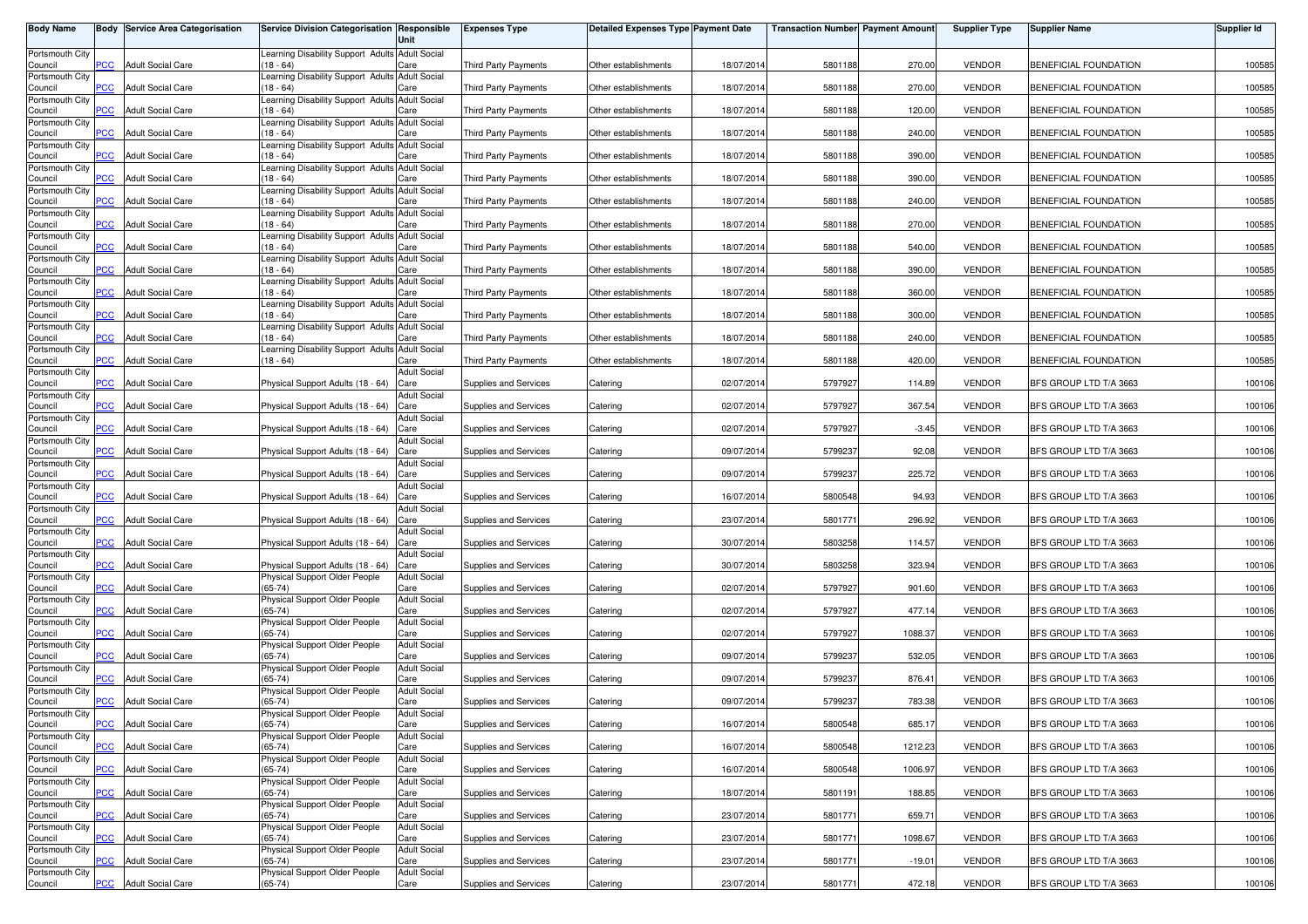| Body Name | Body | Service Area Categorisation | Service Division Categorisation | Responsible Unit | Expenses Type | Detailed Expenses Type | Payment Date | Transaction Number | Payment Amount | Supplier Type | Supplier Name | Supplier Id |
|---|---|---|---|---|---|---|---|---|---|---|---|---|
| Portsmouth City Council | PCC | Adult Social Care | Learning Disability Support Adults (18 - 64) | Adult Social Care | Third Party Payments | Other establishments | 18/07/2014 | 5801188 | 270.00 | VENDOR | BENEFICIAL FOUNDATION | 100585 |
| Portsmouth City Council | PCC | Adult Social Care | Learning Disability Support Adults (18 - 64) | Adult Social Care | Third Party Payments | Other establishments | 18/07/2014 | 5801188 | 270.00 | VENDOR | BENEFICIAL FOUNDATION | 100585 |
| Portsmouth City Council | PCC | Adult Social Care | Learning Disability Support Adults (18 - 64) | Adult Social Care | Third Party Payments | Other establishments | 18/07/2014 | 5801188 | 120.00 | VENDOR | BENEFICIAL FOUNDATION | 100585 |
| Portsmouth City Council | PCC | Adult Social Care | Learning Disability Support Adults (18 - 64) | Adult Social Care | Third Party Payments | Other establishments | 18/07/2014 | 5801188 | 240.00 | VENDOR | BENEFICIAL FOUNDATION | 100585 |
| Portsmouth City Council | PCC | Adult Social Care | Learning Disability Support Adults (18 - 64) | Adult Social Care | Third Party Payments | Other establishments | 18/07/2014 | 5801188 | 390.00 | VENDOR | BENEFICIAL FOUNDATION | 100585 |
| Portsmouth City Council | PCC | Adult Social Care | Learning Disability Support Adults (18 - 64) | Adult Social Care | Third Party Payments | Other establishments | 18/07/2014 | 5801188 | 390.00 | VENDOR | BENEFICIAL FOUNDATION | 100585 |
| Portsmouth City Council | PCC | Adult Social Care | Learning Disability Support Adults (18 - 64) | Adult Social Care | Third Party Payments | Other establishments | 18/07/2014 | 5801188 | 240.00 | VENDOR | BENEFICIAL FOUNDATION | 100585 |
| Portsmouth City Council | PCC | Adult Social Care | Learning Disability Support Adults (18 - 64) | Adult Social Care | Third Party Payments | Other establishments | 18/07/2014 | 5801188 | 270.00 | VENDOR | BENEFICIAL FOUNDATION | 100585 |
| Portsmouth City Council | PCC | Adult Social Care | Learning Disability Support Adults (18 - 64) | Adult Social Care | Third Party Payments | Other establishments | 18/07/2014 | 5801188 | 540.00 | VENDOR | BENEFICIAL FOUNDATION | 100585 |
| Portsmouth City Council | PCC | Adult Social Care | Learning Disability Support Adults (18 - 64) | Adult Social Care | Third Party Payments | Other establishments | 18/07/2014 | 5801188 | 390.00 | VENDOR | BENEFICIAL FOUNDATION | 100585 |
| Portsmouth City Council | PCC | Adult Social Care | Learning Disability Support Adults (18 - 64) | Adult Social Care | Third Party Payments | Other establishments | 18/07/2014 | 5801188 | 360.00 | VENDOR | BENEFICIAL FOUNDATION | 100585 |
| Portsmouth City Council | PCC | Adult Social Care | Learning Disability Support Adults (18 - 64) | Adult Social Care | Third Party Payments | Other establishments | 18/07/2014 | 5801188 | 300.00 | VENDOR | BENEFICIAL FOUNDATION | 100585 |
| Portsmouth City Council | PCC | Adult Social Care | Learning Disability Support Adults (18 - 64) | Adult Social Care | Third Party Payments | Other establishments | 18/07/2014 | 5801188 | 240.00 | VENDOR | BENEFICIAL FOUNDATION | 100585 |
| Portsmouth City Council | PCC | Adult Social Care | Learning Disability Support Adults (18 - 64) | Adult Social Care | Third Party Payments | Other establishments | 18/07/2014 | 5801188 | 420.00 | VENDOR | BENEFICIAL FOUNDATION | 100585 |
| Portsmouth City Council | PCC | Adult Social Care | Physical Support Adults (18 - 64) | Adult Social Care | Supplies and Services | Catering | 02/07/2014 | 5797927 | 114.89 | VENDOR | BFS GROUP LTD T/A 3663 | 100106 |
| Portsmouth City Council | PCC | Adult Social Care | Physical Support Adults (18 - 64) | Adult Social Care | Supplies and Services | Catering | 02/07/2014 | 5797927 | 367.54 | VENDOR | BFS GROUP LTD T/A 3663 | 100106 |
| Portsmouth City Council | PCC | Adult Social Care | Physical Support Adults (18 - 64) | Adult Social Care | Supplies and Services | Catering | 02/07/2014 | 5797927 | -3.45 | VENDOR | BFS GROUP LTD T/A 3663 | 100106 |
| Portsmouth City Council | PCC | Adult Social Care | Physical Support Adults (18 - 64) | Adult Social Care | Supplies and Services | Catering | 09/07/2014 | 5799237 | 92.08 | VENDOR | BFS GROUP LTD T/A 3663 | 100106 |
| Portsmouth City Council | PCC | Adult Social Care | Physical Support Adults (18 - 64) | Adult Social Care | Supplies and Services | Catering | 09/07/2014 | 5799237 | 225.72 | VENDOR | BFS GROUP LTD T/A 3663 | 100106 |
| Portsmouth City Council | PCC | Adult Social Care | Physical Support Adults (18 - 64) | Adult Social Care | Supplies and Services | Catering | 16/07/2014 | 5800548 | 94.93 | VENDOR | BFS GROUP LTD T/A 3663 | 100106 |
| Portsmouth City Council | PCC | Adult Social Care | Physical Support Adults (18 - 64) | Adult Social Care | Supplies and Services | Catering | 23/07/2014 | 5801771 | 296.92 | VENDOR | BFS GROUP LTD T/A 3663 | 100106 |
| Portsmouth City Council | PCC | Adult Social Care | Physical Support Adults (18 - 64) | Adult Social Care | Supplies and Services | Catering | 30/07/2014 | 5803258 | 114.57 | VENDOR | BFS GROUP LTD T/A 3663 | 100106 |
| Portsmouth City Council | PCC | Adult Social Care | Physical Support Adults (18 - 64) | Adult Social Care | Supplies and Services | Catering | 30/07/2014 | 5803258 | 323.94 | VENDOR | BFS GROUP LTD T/A 3663 | 100106 |
| Portsmouth City Council | PCC | Adult Social Care | Physical Support Older People (65-74) | Adult Social Care | Supplies and Services | Catering | 02/07/2014 | 5797927 | 901.60 | VENDOR | BFS GROUP LTD T/A 3663 | 100106 |
| Portsmouth City Council | PCC | Adult Social Care | Physical Support Older People (65-74) | Adult Social Care | Supplies and Services | Catering | 02/07/2014 | 5797927 | 477.14 | VENDOR | BFS GROUP LTD T/A 3663 | 100106 |
| Portsmouth City Council | PCC | Adult Social Care | Physical Support Older People (65-74) | Adult Social Care | Supplies and Services | Catering | 02/07/2014 | 5797927 | 1088.37 | VENDOR | BFS GROUP LTD T/A 3663 | 100106 |
| Portsmouth City Council | PCC | Adult Social Care | Physical Support Older People (65-74) | Adult Social Care | Supplies and Services | Catering | 09/07/2014 | 5799237 | 532.05 | VENDOR | BFS GROUP LTD T/A 3663 | 100106 |
| Portsmouth City Council | PCC | Adult Social Care | Physical Support Older People (65-74) | Adult Social Care | Supplies and Services | Catering | 09/07/2014 | 5799237 | 876.41 | VENDOR | BFS GROUP LTD T/A 3663 | 100106 |
| Portsmouth City Council | PCC | Adult Social Care | Physical Support Older People (65-74) | Adult Social Care | Supplies and Services | Catering | 09/07/2014 | 5799237 | 783.38 | VENDOR | BFS GROUP LTD T/A 3663 | 100106 |
| Portsmouth City Council | PCC | Adult Social Care | Physical Support Older People (65-74) | Adult Social Care | Supplies and Services | Catering | 16/07/2014 | 5800548 | 685.17 | VENDOR | BFS GROUP LTD T/A 3663 | 100106 |
| Portsmouth City Council | PCC | Adult Social Care | Physical Support Older People (65-74) | Adult Social Care | Supplies and Services | Catering | 16/07/2014 | 5800548 | 1212.23 | VENDOR | BFS GROUP LTD T/A 3663 | 100106 |
| Portsmouth City Council | PCC | Adult Social Care | Physical Support Older People (65-74) | Adult Social Care | Supplies and Services | Catering | 16/07/2014 | 5800548 | 1006.97 | VENDOR | BFS GROUP LTD T/A 3663 | 100106 |
| Portsmouth City Council | PCC | Adult Social Care | Physical Support Older People (65-74) | Adult Social Care | Supplies and Services | Catering | 18/07/2014 | 5801191 | 188.85 | VENDOR | BFS GROUP LTD T/A 3663 | 100106 |
| Portsmouth City Council | PCC | Adult Social Care | Physical Support Older People (65-74) | Adult Social Care | Supplies and Services | Catering | 23/07/2014 | 5801771 | 659.71 | VENDOR | BFS GROUP LTD T/A 3663 | 100106 |
| Portsmouth City Council | PCC | Adult Social Care | Physical Support Older People (65-74) | Adult Social Care | Supplies and Services | Catering | 23/07/2014 | 5801771 | 1098.67 | VENDOR | BFS GROUP LTD T/A 3663 | 100106 |
| Portsmouth City Council | PCC | Adult Social Care | Physical Support Older People (65-74) | Adult Social Care | Supplies and Services | Catering | 23/07/2014 | 5801771 | -19.01 | VENDOR | BFS GROUP LTD T/A 3663 | 100106 |
| Portsmouth City Council | PCC | Adult Social Care | Physical Support Older People (65-74) | Adult Social Care | Supplies and Services | Catering | 23/07/2014 | 5801771 | 472.18 | VENDOR | BFS GROUP LTD T/A 3663 | 100106 |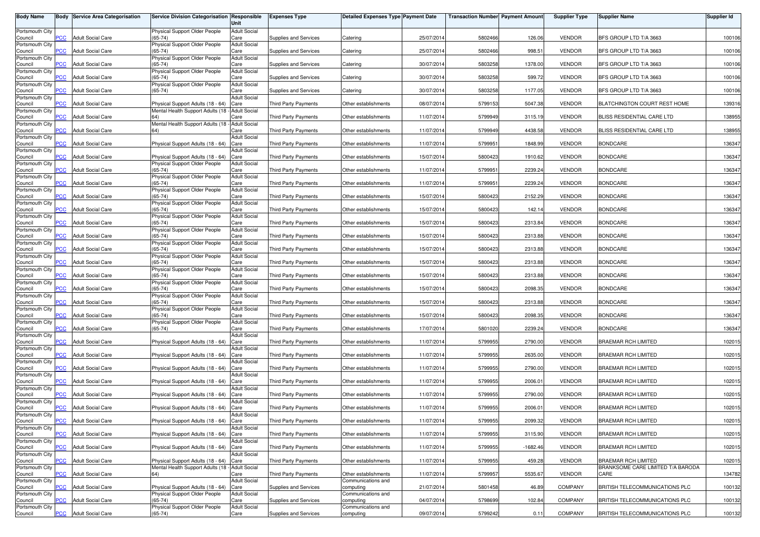| Body Name | Body | Service Area Categorisation | Service Division Categorisation | Responsible Unit | Expenses Type | Detailed Expenses Type | Payment Date | Transaction Number | Payment Amount | Supplier Type | Supplier Name | Supplier Id |
|---|---|---|---|---|---|---|---|---|---|---|---|---|
| Portsmouth City Council | PCC | Adult Social Care | Physical Support Older People (65-74) | Adult Social Care | Supplies and Services | Catering | 25/07/2014 | 5802466 | 126.06 | VENDOR | BFS GROUP LTD T/A 3663 | 100106 |
| Portsmouth City Council | PCC | Adult Social Care | Physical Support Older People (65-74) | Adult Social Care | Supplies and Services | Catering | 25/07/2014 | 5802466 | 998.51 | VENDOR | BFS GROUP LTD T/A 3663 | 100106 |
| Portsmouth City Council | PCC | Adult Social Care | Physical Support Older People (65-74) | Adult Social Care | Supplies and Services | Catering | 30/07/2014 | 5803258 | 1378.00 | VENDOR | BFS GROUP LTD T/A 3663 | 100106 |
| Portsmouth City Council | PCC | Adult Social Care | Physical Support Older People (65-74) | Adult Social Care | Supplies and Services | Catering | 30/07/2014 | 5803258 | 599.72 | VENDOR | BFS GROUP LTD T/A 3663 | 100106 |
| Portsmouth City Council | PCC | Adult Social Care | Physical Support Older People (65-74) | Adult Social Care | Supplies and Services | Catering | 30/07/2014 | 5803258 | 1177.05 | VENDOR | BFS GROUP LTD T/A 3663 | 100106 |
| Portsmouth City Council | PCC | Adult Social Care | Physical Support Adults (18 - 64) | Adult Social Care | Third Party Payments | Other establishments | 08/07/2014 | 5799153 | 5047.38 | VENDOR | BLATCHINGTON COURT REST HOME | 139316 |
| Portsmouth City Council | PCC | Adult Social Care | Mental Health Support Adults (18 - 64) | Adult Social Care | Third Party Payments | Other establishments | 11/07/2014 | 5799949 | 3115.19 | VENDOR | BLISS RESIDENTIAL CARE LTD | 138955 |
| Portsmouth City Council | PCC | Adult Social Care | Mental Health Support Adults (18 - 64) | Adult Social Care | Third Party Payments | Other establishments | 11/07/2014 | 5799949 | 4438.58 | VENDOR | BLISS RESIDENTIAL CARE LTD | 138955 |
| Portsmouth City Council | PCC | Adult Social Care | Physical Support Adults (18 - 64) | Adult Social Care | Third Party Payments | Other establishments | 11/07/2014 | 5799951 | 1848.99 | VENDOR | BONDCARE | 136347 |
| Portsmouth City Council | PCC | Adult Social Care | Physical Support Adults (18 - 64) | Adult Social Care | Third Party Payments | Other establishments | 15/07/2014 | 5800423 | 1910.62 | VENDOR | BONDCARE | 136347 |
| Portsmouth City Council | PCC | Adult Social Care | Physical Support Older People (65-74) | Adult Social Care | Third Party Payments | Other establishments | 11/07/2014 | 5799951 | 2239.24 | VENDOR | BONDCARE | 136347 |
| Portsmouth City Council | PCC | Adult Social Care | Physical Support Older People (65-74) | Adult Social Care | Third Party Payments | Other establishments | 11/07/2014 | 5799951 | 2239.24 | VENDOR | BONDCARE | 136347 |
| Portsmouth City Council | PCC | Adult Social Care | Physical Support Older People (65-74) | Adult Social Care | Third Party Payments | Other establishments | 15/07/2014 | 5800423 | 2152.29 | VENDOR | BONDCARE | 136347 |
| Portsmouth City Council | PCC | Adult Social Care | Physical Support Older People (65-74) | Adult Social Care | Third Party Payments | Other establishments | 15/07/2014 | 5800423 | 142.14 | VENDOR | BONDCARE | 136347 |
| Portsmouth City Council | PCC | Adult Social Care | Physical Support Older People (65-74) | Adult Social Care | Third Party Payments | Other establishments | 15/07/2014 | 5800423 | 2313.84 | VENDOR | BONDCARE | 136347 |
| Portsmouth City Council | PCC | Adult Social Care | Physical Support Older People (65-74) | Adult Social Care | Third Party Payments | Other establishments | 15/07/2014 | 5800423 | 2313.88 | VENDOR | BONDCARE | 136347 |
| Portsmouth City Council | PCC | Adult Social Care | Physical Support Older People (65-74) | Adult Social Care | Third Party Payments | Other establishments | 15/07/2014 | 5800423 | 2313.88 | VENDOR | BONDCARE | 136347 |
| Portsmouth City Council | PCC | Adult Social Care | Physical Support Older People (65-74) | Adult Social Care | Third Party Payments | Other establishments | 15/07/2014 | 5800423 | 2313.88 | VENDOR | BONDCARE | 136347 |
| Portsmouth City Council | PCC | Adult Social Care | Physical Support Older People (65-74) | Adult Social Care | Third Party Payments | Other establishments | 15/07/2014 | 5800423 | 2313.88 | VENDOR | BONDCARE | 136347 |
| Portsmouth City Council | PCC | Adult Social Care | Physical Support Older People (65-74) | Adult Social Care | Third Party Payments | Other establishments | 15/07/2014 | 5800423 | 2098.35 | VENDOR | BONDCARE | 136347 |
| Portsmouth City Council | PCC | Adult Social Care | Physical Support Older People (65-74) | Adult Social Care | Third Party Payments | Other establishments | 15/07/2014 | 5800423 | 2313.88 | VENDOR | BONDCARE | 136347 |
| Portsmouth City Council | PCC | Adult Social Care | Physical Support Older People (65-74) | Adult Social Care | Third Party Payments | Other establishments | 15/07/2014 | 5800423 | 2098.35 | VENDOR | BONDCARE | 136347 |
| Portsmouth City Council | PCC | Adult Social Care | Physical Support Older People (65-74) | Adult Social Care | Third Party Payments | Other establishments | 17/07/2014 | 5801020 | 2239.24 | VENDOR | BONDCARE | 136347 |
| Portsmouth City Council | PCC | Adult Social Care | Physical Support Adults (18 - 64) | Adult Social Care | Third Party Payments | Other establishments | 11/07/2014 | 5799955 | 2790.00 | VENDOR | BRAEMAR RCH LIMITED | 102015 |
| Portsmouth City Council | PCC | Adult Social Care | Physical Support Adults (18 - 64) | Adult Social Care | Third Party Payments | Other establishments | 11/07/2014 | 5799955 | 2635.00 | VENDOR | BRAEMAR RCH LIMITED | 102015 |
| Portsmouth City Council | PCC | Adult Social Care | Physical Support Adults (18 - 64) | Adult Social Care | Third Party Payments | Other establishments | 11/07/2014 | 5799955 | 2790.00 | VENDOR | BRAEMAR RCH LIMITED | 102015 |
| Portsmouth City Council | PCC | Adult Social Care | Physical Support Adults (18 - 64) | Adult Social Care | Third Party Payments | Other establishments | 11/07/2014 | 5799955 | 2006.01 | VENDOR | BRAEMAR RCH LIMITED | 102015 |
| Portsmouth City Council | PCC | Adult Social Care | Physical Support Adults (18 - 64) | Adult Social Care | Third Party Payments | Other establishments | 11/07/2014 | 5799955 | 2790.00 | VENDOR | BRAEMAR RCH LIMITED | 102015 |
| Portsmouth City Council | PCC | Adult Social Care | Physical Support Adults (18 - 64) | Adult Social Care | Third Party Payments | Other establishments | 11/07/2014 | 5799955 | 2006.01 | VENDOR | BRAEMAR RCH LIMITED | 102015 |
| Portsmouth City Council | PCC | Adult Social Care | Physical Support Adults (18 - 64) | Adult Social Care | Third Party Payments | Other establishments | 11/07/2014 | 5799955 | 2099.32 | VENDOR | BRAEMAR RCH LIMITED | 102015 |
| Portsmouth City Council | PCC | Adult Social Care | Physical Support Adults (18 - 64) | Adult Social Care | Third Party Payments | Other establishments | 11/07/2014 | 5799955 | 3115.90 | VENDOR | BRAEMAR RCH LIMITED | 102015 |
| Portsmouth City Council | PCC | Adult Social Care | Physical Support Adults (18 - 64) | Adult Social Care | Third Party Payments | Other establishments | 11/07/2014 | 5799955 | -1682.46 | VENDOR | BRAEMAR RCH LIMITED | 102015 |
| Portsmouth City Council | PCC | Adult Social Care | Physical Support Adults (18 - 64) | Adult Social Care | Third Party Payments | Other establishments | 11/07/2014 | 5799955 | 459.28 | VENDOR | BRAEMAR RCH LIMITED | 102015 |
| Portsmouth City Council | PCC | Adult Social Care | Mental Health Support Adults (18 - 64) | Adult Social Care | Third Party Payments | Other establishments | 11/07/2014 | 5799957 | 5535.67 | VENDOR | BRANKSOME CARE LIMITED T/A BARODA CARE | 134782 |
| Portsmouth City Council | PCC | Adult Social Care | Physical Support Adults (18 - 64) | Adult Social Care | Supplies and Services | Communications and computing | 21/07/2014 | 5801458 | 46.89 | COMPANY | BRITISH TELECOMMUNICATIONS PLC | 100132 |
| Portsmouth City Council | PCC | Adult Social Care | Physical Support Older People (65-74) | Adult Social Care | Supplies and Services | Communications and computing | 04/07/2014 | 5798699 | 102.84 | COMPANY | BRITISH TELECOMMUNICATIONS PLC | 100132 |
| Portsmouth City Council | PCC | Adult Social Care | Physical Support Older People (65-74) | Adult Social Care | Supplies and Services | Communications and computing | 09/07/2014 | 5799242 | 0.11 | COMPANY | BRITISH TELECOMMUNICATIONS PLC | 100132 |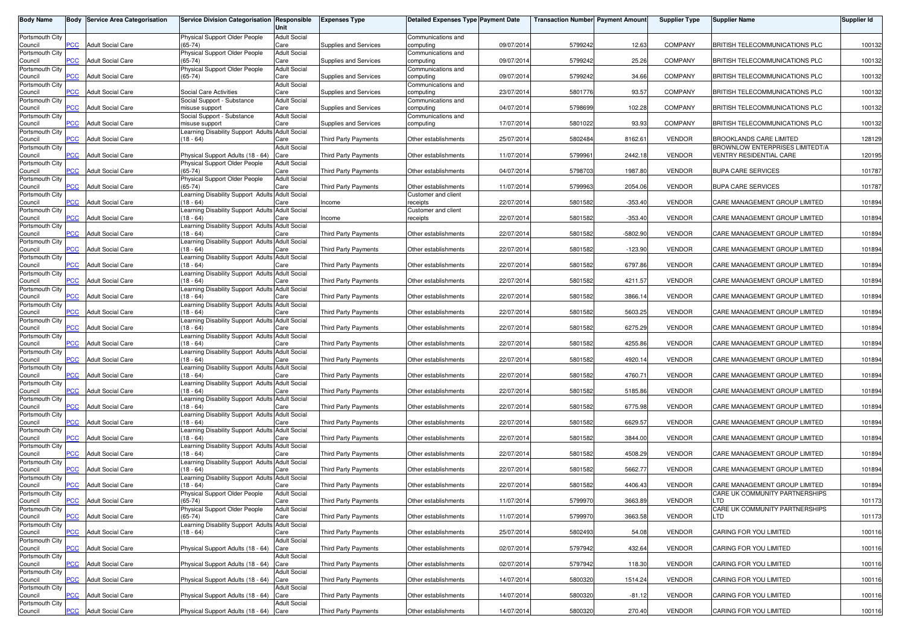| Body Name | Body | Service Area Categorisation | Service Division Categorisation | Responsible Unit | Expenses Type | Detailed Expenses Type | Payment Date | Transaction Number | Payment Amount | Supplier Type | Supplier Name | Supplier Id |
|---|---|---|---|---|---|---|---|---|---|---|---|---|
| Portsmouth City Council | PCC | Adult Social Care | Physical Support Older People (65-74) | Adult Social Care | Supplies and Services | Communications and computing | 09/07/2014 | 5799242 | 12.63 | COMPANY | BRITISH TELECOMMUNICATIONS PLC | 100132 |
| Portsmouth City Council | PCC | Adult Social Care | Physical Support Older People (65-74) | Adult Social Care | Supplies and Services | Communications and computing | 09/07/2014 | 5799242 | 25.26 | COMPANY | BRITISH TELECOMMUNICATIONS PLC | 100132 |
| Portsmouth City Council | PCC | Adult Social Care | Physical Support Older People (65-74) | Adult Social Care | Supplies and Services | Communications and computing | 09/07/2014 | 5799242 | 34.66 | COMPANY | BRITISH TELECOMMUNICATIONS PLC | 100132 |
| Portsmouth City Council | PCC | Adult Social Care | Social Care Activities | Adult Social Care | Supplies and Services | Communications and computing | 23/07/2014 | 5801776 | 93.57 | COMPANY | BRITISH TELECOMMUNICATIONS PLC | 100132 |
| Portsmouth City Council | PCC | Adult Social Care | Social Support - Substance misuse support | Adult Social Care | Supplies and Services | Communications and computing | 04/07/2014 | 5798699 | 102.28 | COMPANY | BRITISH TELECOMMUNICATIONS PLC | 100132 |
| Portsmouth City Council | PCC | Adult Social Care | Social Support - Substance misuse support | Adult Social Care | Supplies and Services | Communications and computing | 17/07/2014 | 5801022 | 93.93 | COMPANY | BRITISH TELECOMMUNICATIONS PLC | 100132 |
| Portsmouth City Council | PCC | Adult Social Care | Learning Disability Support Adults (18 - 64) | Adult Social Care | Third Party Payments | Other establishments | 25/07/2014 | 5802484 | 8162.61 | VENDOR | BROOKLANDS CARE LIMITED | 128129 |
| Portsmouth City Council | PCC | Adult Social Care | Physical Support Adults (18 - 64) | Adult Social Care | Third Party Payments | Other establishments | 11/07/2014 | 5799961 | 2442.18 | VENDOR | BROWNLOW ENTERPRISES LIMITEDT/A VENTRY RESIDENTIAL CARE | 120195 |
| Portsmouth City Council | PCC | Adult Social Care | Physical Support Older People (65-74) | Adult Social Care | Third Party Payments | Other establishments | 04/07/2014 | 5798703 | 1987.80 | VENDOR | BUPA CARE SERVICES | 101787 |
| Portsmouth City Council | PCC | Adult Social Care | Physical Support Older People (65-74) | Adult Social Care | Third Party Payments | Other establishments | 11/07/2014 | 5799963 | 2054.06 | VENDOR | BUPA CARE SERVICES | 101787 |
| Portsmouth City Council | PCC | Adult Social Care | Learning Disability Support Adults (18 - 64) | Adult Social Care | Income | Customer and client receipts | 22/07/2014 | 5801582 | -353.40 | VENDOR | CARE MANAGEMENT GROUP LIMITED | 101894 |
| Portsmouth City Council | PCC | Adult Social Care | Learning Disability Support Adults (18 - 64) | Adult Social Care | Income | Customer and client receipts | 22/07/2014 | 5801582 | -353.40 | VENDOR | CARE MANAGEMENT GROUP LIMITED | 101894 |
| Portsmouth City Council | PCC | Adult Social Care | Learning Disability Support Adults (18 - 64) | Adult Social Care | Third Party Payments | Other establishments | 22/07/2014 | 5801582 | -5802.90 | VENDOR | CARE MANAGEMENT GROUP LIMITED | 101894 |
| Portsmouth City Council | PCC | Adult Social Care | Learning Disability Support Adults (18 - 64) | Adult Social Care | Third Party Payments | Other establishments | 22/07/2014 | 5801582 | -123.90 | VENDOR | CARE MANAGEMENT GROUP LIMITED | 101894 |
| Portsmouth City Council | PCC | Adult Social Care | Learning Disability Support Adults (18 - 64) | Adult Social Care | Third Party Payments | Other establishments | 22/07/2014 | 5801582 | 6797.86 | VENDOR | CARE MANAGEMENT GROUP LIMITED | 101894 |
| Portsmouth City Council | PCC | Adult Social Care | Learning Disability Support Adults (18 - 64) | Adult Social Care | Third Party Payments | Other establishments | 22/07/2014 | 5801582 | 4211.57 | VENDOR | CARE MANAGEMENT GROUP LIMITED | 101894 |
| Portsmouth City Council | PCC | Adult Social Care | Learning Disability Support Adults (18 - 64) | Adult Social Care | Third Party Payments | Other establishments | 22/07/2014 | 5801582 | 3866.14 | VENDOR | CARE MANAGEMENT GROUP LIMITED | 101894 |
| Portsmouth City Council | PCC | Adult Social Care | Learning Disability Support Adults (18 - 64) | Adult Social Care | Third Party Payments | Other establishments | 22/07/2014 | 5801582 | 5603.25 | VENDOR | CARE MANAGEMENT GROUP LIMITED | 101894 |
| Portsmouth City Council | PCC | Adult Social Care | Learning Disability Support Adults (18 - 64) | Adult Social Care | Third Party Payments | Other establishments | 22/07/2014 | 5801582 | 6275.29 | VENDOR | CARE MANAGEMENT GROUP LIMITED | 101894 |
| Portsmouth City Council | PCC | Adult Social Care | Learning Disability Support Adults (18 - 64) | Adult Social Care | Third Party Payments | Other establishments | 22/07/2014 | 5801582 | 4255.86 | VENDOR | CARE MANAGEMENT GROUP LIMITED | 101894 |
| Portsmouth City Council | PCC | Adult Social Care | Learning Disability Support Adults (18 - 64) | Adult Social Care | Third Party Payments | Other establishments | 22/07/2014 | 5801582 | 4920.14 | VENDOR | CARE MANAGEMENT GROUP LIMITED | 101894 |
| Portsmouth City Council | PCC | Adult Social Care | Learning Disability Support Adults (18 - 64) | Adult Social Care | Third Party Payments | Other establishments | 22/07/2014 | 5801582 | 4760.71 | VENDOR | CARE MANAGEMENT GROUP LIMITED | 101894 |
| Portsmouth City Council | PCC | Adult Social Care | Learning Disability Support Adults (18 - 64) | Adult Social Care | Third Party Payments | Other establishments | 22/07/2014 | 5801582 | 5185.86 | VENDOR | CARE MANAGEMENT GROUP LIMITED | 101894 |
| Portsmouth City Council | PCC | Adult Social Care | Learning Disability Support Adults (18 - 64) | Adult Social Care | Third Party Payments | Other establishments | 22/07/2014 | 5801582 | 6775.98 | VENDOR | CARE MANAGEMENT GROUP LIMITED | 101894 |
| Portsmouth City Council | PCC | Adult Social Care | Learning Disability Support Adults (18 - 64) | Adult Social Care | Third Party Payments | Other establishments | 22/07/2014 | 5801582 | 6629.57 | VENDOR | CARE MANAGEMENT GROUP LIMITED | 101894 |
| Portsmouth City Council | PCC | Adult Social Care | Learning Disability Support Adults (18 - 64) | Adult Social Care | Third Party Payments | Other establishments | 22/07/2014 | 5801582 | 3844.00 | VENDOR | CARE MANAGEMENT GROUP LIMITED | 101894 |
| Portsmouth City Council | PCC | Adult Social Care | Learning Disability Support Adults (18 - 64) | Adult Social Care | Third Party Payments | Other establishments | 22/07/2014 | 5801582 | 4508.29 | VENDOR | CARE MANAGEMENT GROUP LIMITED | 101894 |
| Portsmouth City Council | PCC | Adult Social Care | Learning Disability Support Adults (18 - 64) | Adult Social Care | Third Party Payments | Other establishments | 22/07/2014 | 5801582 | 5662.77 | VENDOR | CARE MANAGEMENT GROUP LIMITED | 101894 |
| Portsmouth City Council | PCC | Adult Social Care | Learning Disability Support Adults (18 - 64) | Adult Social Care | Third Party Payments | Other establishments | 22/07/2014 | 5801582 | 4406.43 | VENDOR | CARE MANAGEMENT GROUP LIMITED | 101894 |
| Portsmouth City Council | PCC | Adult Social Care | Physical Support Older People (65-74) | Adult Social Care | Third Party Payments | Other establishments | 11/07/2014 | 5799970 | 3663.89 | VENDOR | CARE UK COMMUNITY PARTNERSHIPS LTD | 101173 |
| Portsmouth City Council | PCC | Adult Social Care | Physical Support Older People (65-74) | Adult Social Care | Third Party Payments | Other establishments | 11/07/2014 | 5799970 | 3663.58 | VENDOR | CARE UK COMMUNITY PARTNERSHIPS LTD | 101173 |
| Portsmouth City Council | PCC | Adult Social Care | Learning Disability Support Adults (18 - 64) | Adult Social Care | Third Party Payments | Other establishments | 25/07/2014 | 5802493 | 54.08 | VENDOR | CARING FOR YOU LIMITED | 100116 |
| Portsmouth City Council | PCC | Adult Social Care | Physical Support Adults (18 - 64) | Adult Social Care | Third Party Payments | Other establishments | 02/07/2014 | 5797942 | 432.64 | VENDOR | CARING FOR YOU LIMITED | 100116 |
| Portsmouth City Council | PCC | Adult Social Care | Physical Support Adults (18 - 64) | Adult Social Care | Third Party Payments | Other establishments | 02/07/2014 | 5797942 | 118.30 | VENDOR | CARING FOR YOU LIMITED | 100116 |
| Portsmouth City Council | PCC | Adult Social Care | Physical Support Adults (18 - 64) | Adult Social Care | Third Party Payments | Other establishments | 14/07/2014 | 5800320 | 1514.24 | VENDOR | CARING FOR YOU LIMITED | 100116 |
| Portsmouth City Council | PCC | Adult Social Care | Physical Support Adults (18 - 64) | Adult Social Care | Third Party Payments | Other establishments | 14/07/2014 | 5800320 | -81.12 | VENDOR | CARING FOR YOU LIMITED | 100116 |
| Portsmouth City Council | PCC | Adult Social Care | Physical Support Adults (18 - 64) | Adult Social Care | Third Party Payments | Other establishments | 14/07/2014 | 5800320 | 270.40 | VENDOR | CARING FOR YOU LIMITED | 100116 |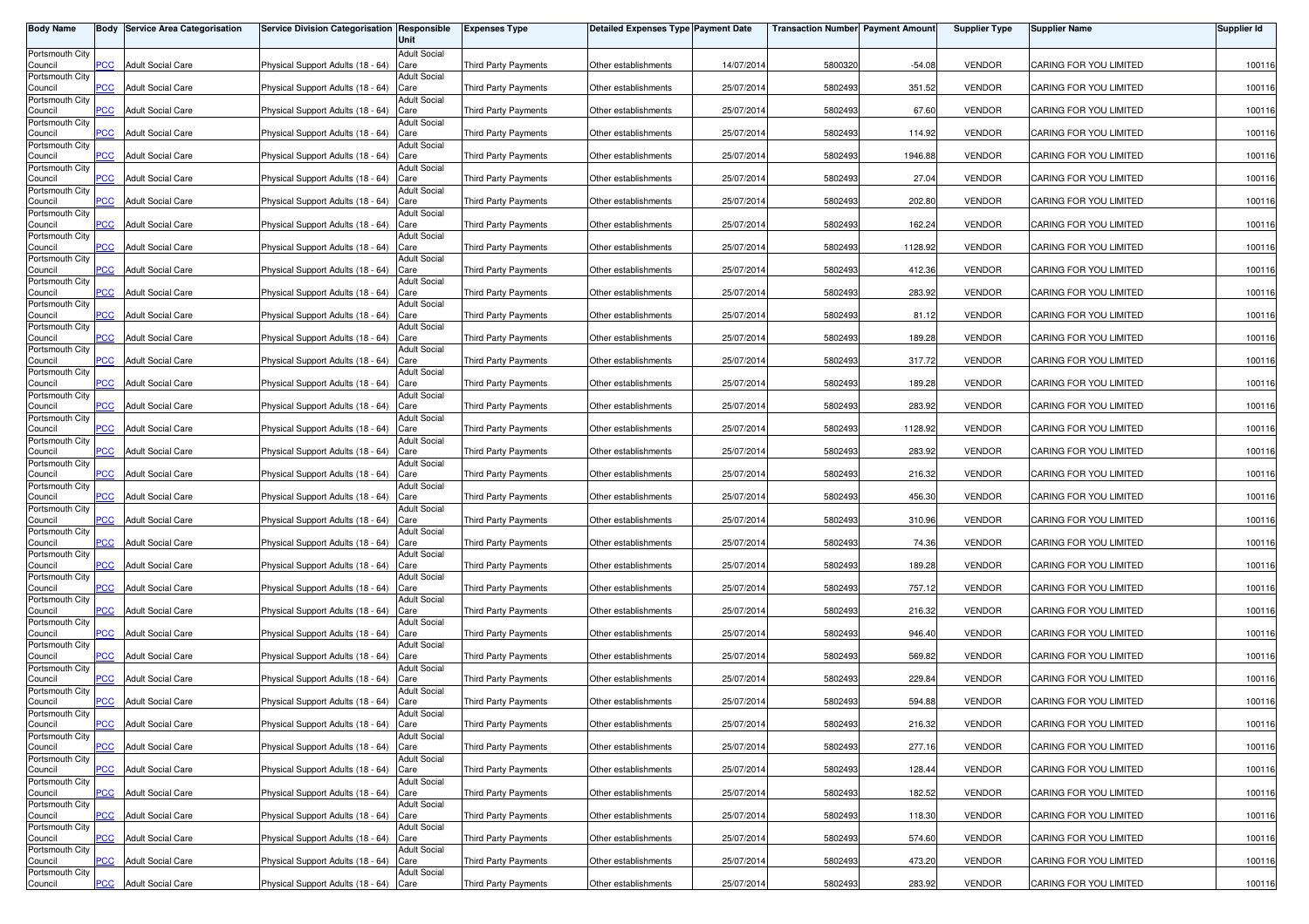| Body Name | Body | Service Area Categorisation | Service Division Categorisation | Responsible Unit | Expenses Type | Detailed Expenses Type | Payment Date | Transaction Number | Payment Amount | Supplier Type | Supplier Name | Supplier Id |
|---|---|---|---|---|---|---|---|---|---|---|---|---|
| Portsmouth City Council | PCC | Adult Social Care | Physical Support Adults (18 - 64) | Adult Social Care | Third Party Payments | Other establishments | 14/07/2014 | 5800320 | -54.08 | VENDOR | CARING FOR YOU LIMITED | 100116 |
| Portsmouth City Council | PCC | Adult Social Care | Physical Support Adults (18 - 64) | Adult Social Care | Third Party Payments | Other establishments | 25/07/2014 | 5802493 | 351.52 | VENDOR | CARING FOR YOU LIMITED | 100116 |
| Portsmouth City Council | PCC | Adult Social Care | Physical Support Adults (18 - 64) | Adult Social Care | Third Party Payments | Other establishments | 25/07/2014 | 5802493 | 67.60 | VENDOR | CARING FOR YOU LIMITED | 100116 |
| Portsmouth City Council | PCC | Adult Social Care | Physical Support Adults (18 - 64) | Adult Social Care | Third Party Payments | Other establishments | 25/07/2014 | 5802493 | 114.92 | VENDOR | CARING FOR YOU LIMITED | 100116 |
| Portsmouth City Council | PCC | Adult Social Care | Physical Support Adults (18 - 64) | Adult Social Care | Third Party Payments | Other establishments | 25/07/2014 | 5802493 | 1946.88 | VENDOR | CARING FOR YOU LIMITED | 100116 |
| Portsmouth City Council | PCC | Adult Social Care | Physical Support Adults (18 - 64) | Adult Social Care | Third Party Payments | Other establishments | 25/07/2014 | 5802493 | 27.04 | VENDOR | CARING FOR YOU LIMITED | 100116 |
| Portsmouth City Council | PCC | Adult Social Care | Physical Support Adults (18 - 64) | Adult Social Care | Third Party Payments | Other establishments | 25/07/2014 | 5802493 | 202.80 | VENDOR | CARING FOR YOU LIMITED | 100116 |
| Portsmouth City Council | PCC | Adult Social Care | Physical Support Adults (18 - 64) | Adult Social Care | Third Party Payments | Other establishments | 25/07/2014 | 5802493 | 162.24 | VENDOR | CARING FOR YOU LIMITED | 100116 |
| Portsmouth City Council | PCC | Adult Social Care | Physical Support Adults (18 - 64) | Adult Social Care | Third Party Payments | Other establishments | 25/07/2014 | 5802493 | 1128.92 | VENDOR | CARING FOR YOU LIMITED | 100116 |
| Portsmouth City Council | PCC | Adult Social Care | Physical Support Adults (18 - 64) | Adult Social Care | Third Party Payments | Other establishments | 25/07/2014 | 5802493 | 412.36 | VENDOR | CARING FOR YOU LIMITED | 100116 |
| Portsmouth City Council | PCC | Adult Social Care | Physical Support Adults (18 - 64) | Adult Social Care | Third Party Payments | Other establishments | 25/07/2014 | 5802493 | 283.92 | VENDOR | CARING FOR YOU LIMITED | 100116 |
| Portsmouth City Council | PCC | Adult Social Care | Physical Support Adults (18 - 64) | Adult Social Care | Third Party Payments | Other establishments | 25/07/2014 | 5802493 | 81.12 | VENDOR | CARING FOR YOU LIMITED | 100116 |
| Portsmouth City Council | PCC | Adult Social Care | Physical Support Adults (18 - 64) | Adult Social Care | Third Party Payments | Other establishments | 25/07/2014 | 5802493 | 189.28 | VENDOR | CARING FOR YOU LIMITED | 100116 |
| Portsmouth City Council | PCC | Adult Social Care | Physical Support Adults (18 - 64) | Adult Social Care | Third Party Payments | Other establishments | 25/07/2014 | 5802493 | 317.72 | VENDOR | CARING FOR YOU LIMITED | 100116 |
| Portsmouth City Council | PCC | Adult Social Care | Physical Support Adults (18 - 64) | Adult Social Care | Third Party Payments | Other establishments | 25/07/2014 | 5802493 | 189.28 | VENDOR | CARING FOR YOU LIMITED | 100116 |
| Portsmouth City Council | PCC | Adult Social Care | Physical Support Adults (18 - 64) | Adult Social Care | Third Party Payments | Other establishments | 25/07/2014 | 5802493 | 283.92 | VENDOR | CARING FOR YOU LIMITED | 100116 |
| Portsmouth City Council | PCC | Adult Social Care | Physical Support Adults (18 - 64) | Adult Social Care | Third Party Payments | Other establishments | 25/07/2014 | 5802493 | 1128.92 | VENDOR | CARING FOR YOU LIMITED | 100116 |
| Portsmouth City Council | PCC | Adult Social Care | Physical Support Adults (18 - 64) | Adult Social Care | Third Party Payments | Other establishments | 25/07/2014 | 5802493 | 283.92 | VENDOR | CARING FOR YOU LIMITED | 100116 |
| Portsmouth City Council | PCC | Adult Social Care | Physical Support Adults (18 - 64) | Adult Social Care | Third Party Payments | Other establishments | 25/07/2014 | 5802493 | 216.32 | VENDOR | CARING FOR YOU LIMITED | 100116 |
| Portsmouth City Council | PCC | Adult Social Care | Physical Support Adults (18 - 64) | Adult Social Care | Third Party Payments | Other establishments | 25/07/2014 | 5802493 | 456.30 | VENDOR | CARING FOR YOU LIMITED | 100116 |
| Portsmouth City Council | PCC | Adult Social Care | Physical Support Adults (18 - 64) | Adult Social Care | Third Party Payments | Other establishments | 25/07/2014 | 5802493 | 310.96 | VENDOR | CARING FOR YOU LIMITED | 100116 |
| Portsmouth City Council | PCC | Adult Social Care | Physical Support Adults (18 - 64) | Adult Social Care | Third Party Payments | Other establishments | 25/07/2014 | 5802493 | 74.36 | VENDOR | CARING FOR YOU LIMITED | 100116 |
| Portsmouth City Council | PCC | Adult Social Care | Physical Support Adults (18 - 64) | Adult Social Care | Third Party Payments | Other establishments | 25/07/2014 | 5802493 | 189.28 | VENDOR | CARING FOR YOU LIMITED | 100116 |
| Portsmouth City Council | PCC | Adult Social Care | Physical Support Adults (18 - 64) | Adult Social Care | Third Party Payments | Other establishments | 25/07/2014 | 5802493 | 757.12 | VENDOR | CARING FOR YOU LIMITED | 100116 |
| Portsmouth City Council | PCC | Adult Social Care | Physical Support Adults (18 - 64) | Adult Social Care | Third Party Payments | Other establishments | 25/07/2014 | 5802493 | 216.32 | VENDOR | CARING FOR YOU LIMITED | 100116 |
| Portsmouth City Council | PCC | Adult Social Care | Physical Support Adults (18 - 64) | Adult Social Care | Third Party Payments | Other establishments | 25/07/2014 | 5802493 | 946.40 | VENDOR | CARING FOR YOU LIMITED | 100116 |
| Portsmouth City Council | PCC | Adult Social Care | Physical Support Adults (18 - 64) | Adult Social Care | Third Party Payments | Other establishments | 25/07/2014 | 5802493 | 569.82 | VENDOR | CARING FOR YOU LIMITED | 100116 |
| Portsmouth City Council | PCC | Adult Social Care | Physical Support Adults (18 - 64) | Adult Social Care | Third Party Payments | Other establishments | 25/07/2014 | 5802493 | 229.84 | VENDOR | CARING FOR YOU LIMITED | 100116 |
| Portsmouth City Council | PCC | Adult Social Care | Physical Support Adults (18 - 64) | Adult Social Care | Third Party Payments | Other establishments | 25/07/2014 | 5802493 | 594.88 | VENDOR | CARING FOR YOU LIMITED | 100116 |
| Portsmouth City Council | PCC | Adult Social Care | Physical Support Adults (18 - 64) | Adult Social Care | Third Party Payments | Other establishments | 25/07/2014 | 5802493 | 216.32 | VENDOR | CARING FOR YOU LIMITED | 100116 |
| Portsmouth City Council | PCC | Adult Social Care | Physical Support Adults (18 - 64) | Adult Social Care | Third Party Payments | Other establishments | 25/07/2014 | 5802493 | 277.16 | VENDOR | CARING FOR YOU LIMITED | 100116 |
| Portsmouth City Council | PCC | Adult Social Care | Physical Support Adults (18 - 64) | Adult Social Care | Third Party Payments | Other establishments | 25/07/2014 | 5802493 | 128.44 | VENDOR | CARING FOR YOU LIMITED | 100116 |
| Portsmouth City Council | PCC | Adult Social Care | Physical Support Adults (18 - 64) | Adult Social Care | Third Party Payments | Other establishments | 25/07/2014 | 5802493 | 182.52 | VENDOR | CARING FOR YOU LIMITED | 100116 |
| Portsmouth City Council | PCC | Adult Social Care | Physical Support Adults (18 - 64) | Adult Social Care | Third Party Payments | Other establishments | 25/07/2014 | 5802493 | 118.30 | VENDOR | CARING FOR YOU LIMITED | 100116 |
| Portsmouth City Council | PCC | Adult Social Care | Physical Support Adults (18 - 64) | Adult Social Care | Third Party Payments | Other establishments | 25/07/2014 | 5802493 | 574.60 | VENDOR | CARING FOR YOU LIMITED | 100116 |
| Portsmouth City Council | PCC | Adult Social Care | Physical Support Adults (18 - 64) | Adult Social Care | Third Party Payments | Other establishments | 25/07/2014 | 5802493 | 473.20 | VENDOR | CARING FOR YOU LIMITED | 100116 |
| Portsmouth City Council | PCC | Adult Social Care | Physical Support Adults (18 - 64) | Adult Social Care | Third Party Payments | Other establishments | 25/07/2014 | 5802493 | 283.92 | VENDOR | CARING FOR YOU LIMITED | 100116 |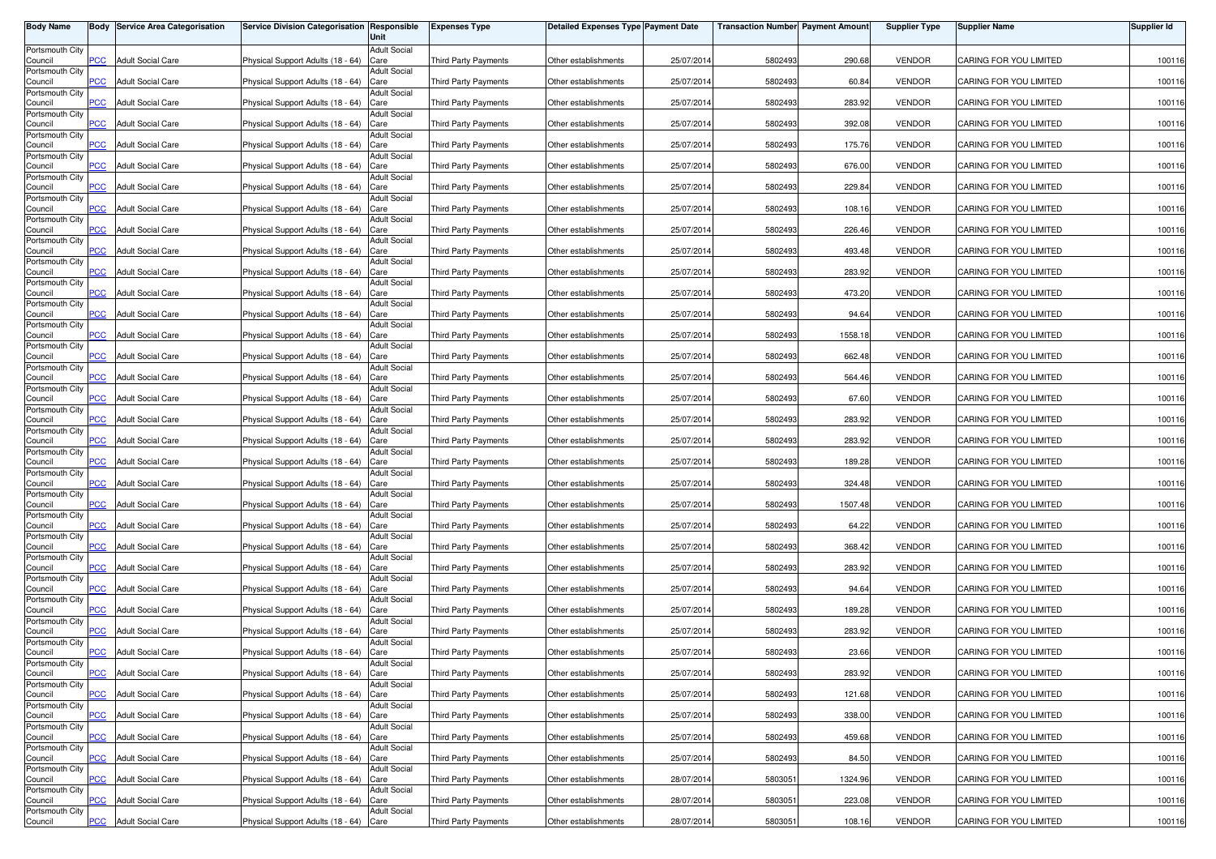| Body Name | Body | Service Area Categorisation | Service Division Categorisation | Responsible Unit | Expenses Type | Detailed Expenses Type | Payment Date | Transaction Number | Payment Amount | Supplier Type | Supplier Name | Supplier Id |
|---|---|---|---|---|---|---|---|---|---|---|---|---|
| Portsmouth City Council | PCC | Adult Social Care | Physical Support Adults (18 - 64) | Adult Social Care | Third Party Payments | Other establishments | 25/07/2014 | 5802493 | 290.68 | VENDOR | CARING FOR YOU LIMITED | 100116 |
| Portsmouth City Council | PCC | Adult Social Care | Physical Support Adults (18 - 64) | Adult Social Care | Third Party Payments | Other establishments | 25/07/2014 | 5802493 | 60.84 | VENDOR | CARING FOR YOU LIMITED | 100116 |
| Portsmouth City Council | PCC | Adult Social Care | Physical Support Adults (18 - 64) | Adult Social Care | Third Party Payments | Other establishments | 25/07/2014 | 5802493 | 283.92 | VENDOR | CARING FOR YOU LIMITED | 100116 |
| Portsmouth City Council | PCC | Adult Social Care | Physical Support Adults (18 - 64) | Adult Social Care | Third Party Payments | Other establishments | 25/07/2014 | 5802493 | 392.08 | VENDOR | CARING FOR YOU LIMITED | 100116 |
| Portsmouth City Council | PCC | Adult Social Care | Physical Support Adults (18 - 64) | Adult Social Care | Third Party Payments | Other establishments | 25/07/2014 | 5802493 | 175.76 | VENDOR | CARING FOR YOU LIMITED | 100116 |
| Portsmouth City Council | PCC | Adult Social Care | Physical Support Adults (18 - 64) | Adult Social Care | Third Party Payments | Other establishments | 25/07/2014 | 5802493 | 676.00 | VENDOR | CARING FOR YOU LIMITED | 100116 |
| Portsmouth City Council | PCC | Adult Social Care | Physical Support Adults (18 - 64) | Adult Social Care | Third Party Payments | Other establishments | 25/07/2014 | 5802493 | 229.84 | VENDOR | CARING FOR YOU LIMITED | 100116 |
| Portsmouth City Council | PCC | Adult Social Care | Physical Support Adults (18 - 64) | Adult Social Care | Third Party Payments | Other establishments | 25/07/2014 | 5802493 | 108.16 | VENDOR | CARING FOR YOU LIMITED | 100116 |
| Portsmouth City Council | PCC | Adult Social Care | Physical Support Adults (18 - 64) | Adult Social Care | Third Party Payments | Other establishments | 25/07/2014 | 5802493 | 226.46 | VENDOR | CARING FOR YOU LIMITED | 100116 |
| Portsmouth City Council | PCC | Adult Social Care | Physical Support Adults (18 - 64) | Adult Social Care | Third Party Payments | Other establishments | 25/07/2014 | 5802493 | 493.48 | VENDOR | CARING FOR YOU LIMITED | 100116 |
| Portsmouth City Council | PCC | Adult Social Care | Physical Support Adults (18 - 64) | Adult Social Care | Third Party Payments | Other establishments | 25/07/2014 | 5802493 | 283.92 | VENDOR | CARING FOR YOU LIMITED | 100116 |
| Portsmouth City Council | PCC | Adult Social Care | Physical Support Adults (18 - 64) | Adult Social Care | Third Party Payments | Other establishments | 25/07/2014 | 5802493 | 473.20 | VENDOR | CARING FOR YOU LIMITED | 100116 |
| Portsmouth City Council | PCC | Adult Social Care | Physical Support Adults (18 - 64) | Adult Social Care | Third Party Payments | Other establishments | 25/07/2014 | 5802493 | 94.64 | VENDOR | CARING FOR YOU LIMITED | 100116 |
| Portsmouth City Council | PCC | Adult Social Care | Physical Support Adults (18 - 64) | Adult Social Care | Third Party Payments | Other establishments | 25/07/2014 | 5802493 | 1558.18 | VENDOR | CARING FOR YOU LIMITED | 100116 |
| Portsmouth City Council | PCC | Adult Social Care | Physical Support Adults (18 - 64) | Adult Social Care | Third Party Payments | Other establishments | 25/07/2014 | 5802493 | 662.48 | VENDOR | CARING FOR YOU LIMITED | 100116 |
| Portsmouth City Council | PCC | Adult Social Care | Physical Support Adults (18 - 64) | Adult Social Care | Third Party Payments | Other establishments | 25/07/2014 | 5802493 | 564.46 | VENDOR | CARING FOR YOU LIMITED | 100116 |
| Portsmouth City Council | PCC | Adult Social Care | Physical Support Adults (18 - 64) | Adult Social Care | Third Party Payments | Other establishments | 25/07/2014 | 5802493 | 67.60 | VENDOR | CARING FOR YOU LIMITED | 100116 |
| Portsmouth City Council | PCC | Adult Social Care | Physical Support Adults (18 - 64) | Adult Social Care | Third Party Payments | Other establishments | 25/07/2014 | 5802493 | 283.92 | VENDOR | CARING FOR YOU LIMITED | 100116 |
| Portsmouth City Council | PCC | Adult Social Care | Physical Support Adults (18 - 64) | Adult Social Care | Third Party Payments | Other establishments | 25/07/2014 | 5802493 | 283.92 | VENDOR | CARING FOR YOU LIMITED | 100116 |
| Portsmouth City Council | PCC | Adult Social Care | Physical Support Adults (18 - 64) | Adult Social Care | Third Party Payments | Other establishments | 25/07/2014 | 5802493 | 189.28 | VENDOR | CARING FOR YOU LIMITED | 100116 |
| Portsmouth City Council | PCC | Adult Social Care | Physical Support Adults (18 - 64) | Adult Social Care | Third Party Payments | Other establishments | 25/07/2014 | 5802493 | 324.48 | VENDOR | CARING FOR YOU LIMITED | 100116 |
| Portsmouth City Council | PCC | Adult Social Care | Physical Support Adults (18 - 64) | Adult Social Care | Third Party Payments | Other establishments | 25/07/2014 | 5802493 | 1507.48 | VENDOR | CARING FOR YOU LIMITED | 100116 |
| Portsmouth City Council | PCC | Adult Social Care | Physical Support Adults (18 - 64) | Adult Social Care | Third Party Payments | Other establishments | 25/07/2014 | 5802493 | 64.22 | VENDOR | CARING FOR YOU LIMITED | 100116 |
| Portsmouth City Council | PCC | Adult Social Care | Physical Support Adults (18 - 64) | Adult Social Care | Third Party Payments | Other establishments | 25/07/2014 | 5802493 | 368.42 | VENDOR | CARING FOR YOU LIMITED | 100116 |
| Portsmouth City Council | PCC | Adult Social Care | Physical Support Adults (18 - 64) | Adult Social Care | Third Party Payments | Other establishments | 25/07/2014 | 5802493 | 283.92 | VENDOR | CARING FOR YOU LIMITED | 100116 |
| Portsmouth City Council | PCC | Adult Social Care | Physical Support Adults (18 - 64) | Adult Social Care | Third Party Payments | Other establishments | 25/07/2014 | 5802493 | 94.64 | VENDOR | CARING FOR YOU LIMITED | 100116 |
| Portsmouth City Council | PCC | Adult Social Care | Physical Support Adults (18 - 64) | Adult Social Care | Third Party Payments | Other establishments | 25/07/2014 | 5802493 | 189.28 | VENDOR | CARING FOR YOU LIMITED | 100116 |
| Portsmouth City Council | PCC | Adult Social Care | Physical Support Adults (18 - 64) | Adult Social Care | Third Party Payments | Other establishments | 25/07/2014 | 5802493 | 283.92 | VENDOR | CARING FOR YOU LIMITED | 100116 |
| Portsmouth City Council | PCC | Adult Social Care | Physical Support Adults (18 - 64) | Adult Social Care | Third Party Payments | Other establishments | 25/07/2014 | 5802493 | 23.66 | VENDOR | CARING FOR YOU LIMITED | 100116 |
| Portsmouth City Council | PCC | Adult Social Care | Physical Support Adults (18 - 64) | Adult Social Care | Third Party Payments | Other establishments | 25/07/2014 | 5802493 | 283.92 | VENDOR | CARING FOR YOU LIMITED | 100116 |
| Portsmouth City Council | PCC | Adult Social Care | Physical Support Adults (18 - 64) | Adult Social Care | Third Party Payments | Other establishments | 25/07/2014 | 5802493 | 121.68 | VENDOR | CARING FOR YOU LIMITED | 100116 |
| Portsmouth City Council | PCC | Adult Social Care | Physical Support Adults (18 - 64) | Adult Social Care | Third Party Payments | Other establishments | 25/07/2014 | 5802493 | 338.00 | VENDOR | CARING FOR YOU LIMITED | 100116 |
| Portsmouth City Council | PCC | Adult Social Care | Physical Support Adults (18 - 64) | Adult Social Care | Third Party Payments | Other establishments | 25/07/2014 | 5802493 | 459.68 | VENDOR | CARING FOR YOU LIMITED | 100116 |
| Portsmouth City Council | PCC | Adult Social Care | Physical Support Adults (18 - 64) | Adult Social Care | Third Party Payments | Other establishments | 25/07/2014 | 5802493 | 84.50 | VENDOR | CARING FOR YOU LIMITED | 100116 |
| Portsmouth City Council | PCC | Adult Social Care | Physical Support Adults (18 - 64) | Adult Social Care | Third Party Payments | Other establishments | 28/07/2014 | 5803051 | 1324.96 | VENDOR | CARING FOR YOU LIMITED | 100116 |
| Portsmouth City Council | PCC | Adult Social Care | Physical Support Adults (18 - 64) | Adult Social Care | Third Party Payments | Other establishments | 28/07/2014 | 5803051 | 223.08 | VENDOR | CARING FOR YOU LIMITED | 100116 |
| Portsmouth City Council | PCC | Adult Social Care | Physical Support Adults (18 - 64) | Adult Social Care | Third Party Payments | Other establishments | 28/07/2014 | 5803051 | 108.16 | VENDOR | CARING FOR YOU LIMITED | 100116 |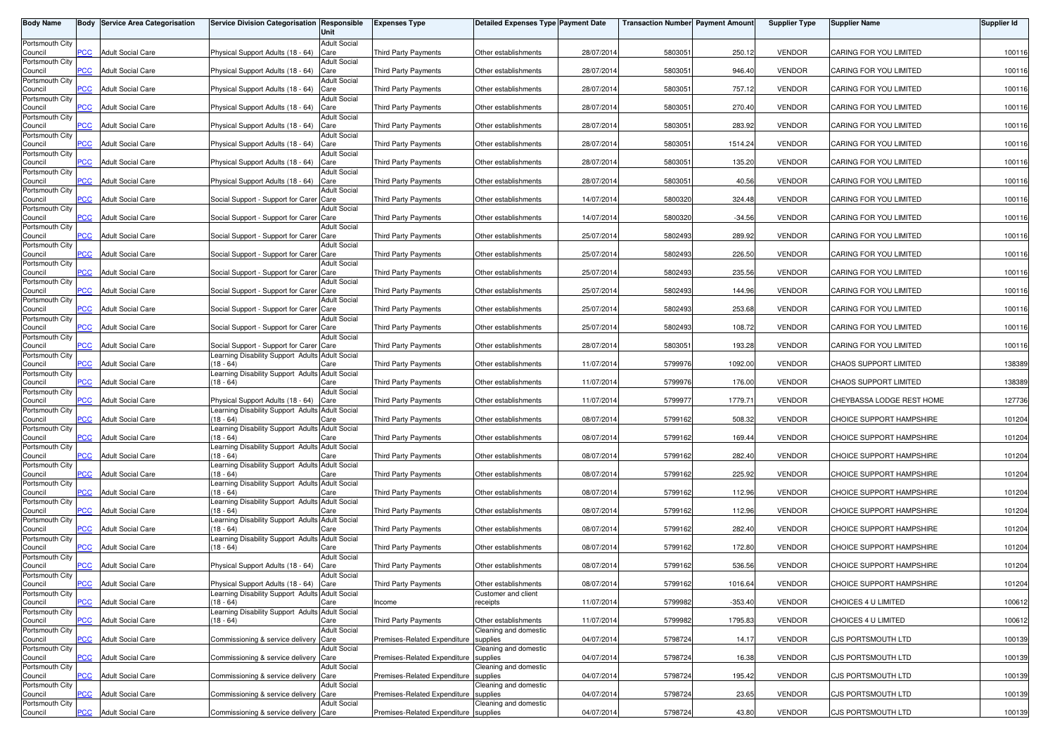| Body Name | Body | Service Area Categorisation | Service Division Categorisation | Responsible Unit | Expenses Type | Detailed Expenses Type | Payment Date | Transaction Number | Payment Amount | Supplier Type | Supplier Name | Supplier Id |
|---|---|---|---|---|---|---|---|---|---|---|---|---|
| Portsmouth City Council | PCC | Adult Social Care | Physical Support Adults (18 - 64) | Adult Social Care | Third Party Payments | Other establishments | 28/07/2014 | 5803051 | 250.12 | VENDOR | CARING FOR YOU LIMITED | 100116 |
| Portsmouth City Council | PCC | Adult Social Care | Physical Support Adults (18 - 64) | Adult Social Care | Third Party Payments | Other establishments | 28/07/2014 | 5803051 | 946.40 | VENDOR | CARING FOR YOU LIMITED | 100116 |
| Portsmouth City Council | PCC | Adult Social Care | Physical Support Adults (18 - 64) | Adult Social Care | Third Party Payments | Other establishments | 28/07/2014 | 5803051 | 757.12 | VENDOR | CARING FOR YOU LIMITED | 100116 |
| Portsmouth City Council | PCC | Adult Social Care | Physical Support Adults (18 - 64) | Adult Social Care | Third Party Payments | Other establishments | 28/07/2014 | 5803051 | 270.40 | VENDOR | CARING FOR YOU LIMITED | 100116 |
| Portsmouth City Council | PCC | Adult Social Care | Physical Support Adults (18 - 64) | Adult Social Care | Third Party Payments | Other establishments | 28/07/2014 | 5803051 | 283.92 | VENDOR | CARING FOR YOU LIMITED | 100116 |
| Portsmouth City Council | PCC | Adult Social Care | Physical Support Adults (18 - 64) | Adult Social Care | Third Party Payments | Other establishments | 28/07/2014 | 5803051 | 1514.24 | VENDOR | CARING FOR YOU LIMITED | 100116 |
| Portsmouth City Council | PCC | Adult Social Care | Physical Support Adults (18 - 64) | Adult Social Care | Third Party Payments | Other establishments | 28/07/2014 | 5803051 | 135.20 | VENDOR | CARING FOR YOU LIMITED | 100116 |
| Portsmouth City Council | PCC | Adult Social Care | Physical Support Adults (18 - 64) | Adult Social Care | Third Party Payments | Other establishments | 28/07/2014 | 5803051 | 40.56 | VENDOR | CARING FOR YOU LIMITED | 100116 |
| Portsmouth City Council | PCC | Adult Social Care | Social Support - Support for Carer | Adult Social Care | Third Party Payments | Other establishments | 14/07/2014 | 5800320 | 324.48 | VENDOR | CARING FOR YOU LIMITED | 100116 |
| Portsmouth City Council | PCC | Adult Social Care | Social Support - Support for Carer | Adult Social Care | Third Party Payments | Other establishments | 14/07/2014 | 5800320 | -34.56 | VENDOR | CARING FOR YOU LIMITED | 100116 |
| Portsmouth City Council | PCC | Adult Social Care | Social Support - Support for Carer | Adult Social Care | Third Party Payments | Other establishments | 25/07/2014 | 5802493 | 289.92 | VENDOR | CARING FOR YOU LIMITED | 100116 |
| Portsmouth City Council | PCC | Adult Social Care | Social Support - Support for Carer | Adult Social Care | Third Party Payments | Other establishments | 25/07/2014 | 5802493 | 226.50 | VENDOR | CARING FOR YOU LIMITED | 100116 |
| Portsmouth City Council | PCC | Adult Social Care | Social Support - Support for Carer | Adult Social Care | Third Party Payments | Other establishments | 25/07/2014 | 5802493 | 235.56 | VENDOR | CARING FOR YOU LIMITED | 100116 |
| Portsmouth City Council | PCC | Adult Social Care | Social Support - Support for Carer | Adult Social Care | Third Party Payments | Other establishments | 25/07/2014 | 5802493 | 144.96 | VENDOR | CARING FOR YOU LIMITED | 100116 |
| Portsmouth City Council | PCC | Adult Social Care | Social Support - Support for Carer | Adult Social Care | Third Party Payments | Other establishments | 25/07/2014 | 5802493 | 253.68 | VENDOR | CARING FOR YOU LIMITED | 100116 |
| Portsmouth City Council | PCC | Adult Social Care | Social Support - Support for Carer | Adult Social Care | Third Party Payments | Other establishments | 25/07/2014 | 5802493 | 108.72 | VENDOR | CARING FOR YOU LIMITED | 100116 |
| Portsmouth City Council | PCC | Adult Social Care | Social Support - Support for Carer | Adult Social Care | Third Party Payments | Other establishments | 28/07/2014 | 5803051 | 193.28 | VENDOR | CARING FOR YOU LIMITED | 100116 |
| Portsmouth City Council | PCC | Adult Social Care | Learning Disability Support Adults (18 - 64) | Adult Social Care | Third Party Payments | Other establishments | 11/07/2014 | 5799976 | 1092.00 | VENDOR | CHAOS SUPPORT LIMITED | 138389 |
| Portsmouth City Council | PCC | Adult Social Care | Learning Disability Support Adults (18 - 64) | Adult Social Care | Third Party Payments | Other establishments | 11/07/2014 | 5799976 | 176.00 | VENDOR | CHAOS SUPPORT LIMITED | 138389 |
| Portsmouth City Council | PCC | Adult Social Care | Physical Support Adults (18 - 64) | Adult Social Care | Third Party Payments | Other establishments | 11/07/2014 | 5799977 | 1779.71 | VENDOR | CHEYBASSA LODGE REST HOME | 127736 |
| Portsmouth City Council | PCC | Adult Social Care | Learning Disability Support Adults (18 - 64) | Adult Social Care | Third Party Payments | Other establishments | 08/07/2014 | 5799162 | 508.32 | VENDOR | CHOICE SUPPORT HAMPSHIRE | 101204 |
| Portsmouth City Council | PCC | Adult Social Care | Learning Disability Support Adults (18 - 64) | Adult Social Care | Third Party Payments | Other establishments | 08/07/2014 | 5799162 | 169.44 | VENDOR | CHOICE SUPPORT HAMPSHIRE | 101204 |
| Portsmouth City Council | PCC | Adult Social Care | Learning Disability Support Adults (18 - 64) | Adult Social Care | Third Party Payments | Other establishments | 08/07/2014 | 5799162 | 282.40 | VENDOR | CHOICE SUPPORT HAMPSHIRE | 101204 |
| Portsmouth City Council | PCC | Adult Social Care | Learning Disability Support Adults (18 - 64) | Adult Social Care | Third Party Payments | Other establishments | 08/07/2014 | 5799162 | 225.92 | VENDOR | CHOICE SUPPORT HAMPSHIRE | 101204 |
| Portsmouth City Council | PCC | Adult Social Care | Learning Disability Support Adults (18 - 64) | Adult Social Care | Third Party Payments | Other establishments | 08/07/2014 | 5799162 | 112.96 | VENDOR | CHOICE SUPPORT HAMPSHIRE | 101204 |
| Portsmouth City Council | PCC | Adult Social Care | Learning Disability Support Adults (18 - 64) | Adult Social Care | Third Party Payments | Other establishments | 08/07/2014 | 5799162 | 112.96 | VENDOR | CHOICE SUPPORT HAMPSHIRE | 101204 |
| Portsmouth City Council | PCC | Adult Social Care | Learning Disability Support Adults (18 - 64) | Adult Social Care | Third Party Payments | Other establishments | 08/07/2014 | 5799162 | 282.40 | VENDOR | CHOICE SUPPORT HAMPSHIRE | 101204 |
| Portsmouth City Council | PCC | Adult Social Care | Learning Disability Support Adults (18 - 64) | Adult Social Care | Third Party Payments | Other establishments | 08/07/2014 | 5799162 | 172.80 | VENDOR | CHOICE SUPPORT HAMPSHIRE | 101204 |
| Portsmouth City Council | PCC | Adult Social Care | Physical Support Adults (18 - 64) | Adult Social Care | Third Party Payments | Other establishments | 08/07/2014 | 5799162 | 536.56 | VENDOR | CHOICE SUPPORT HAMPSHIRE | 101204 |
| Portsmouth City Council | PCC | Adult Social Care | Physical Support Adults (18 - 64) | Adult Social Care | Third Party Payments | Other establishments | 08/07/2014 | 5799162 | 1016.64 | VENDOR | CHOICE SUPPORT HAMPSHIRE | 101204 |
| Portsmouth City Council | PCC | Adult Social Care | Learning Disability Support Adults (18 - 64) | Adult Social Care | Income | Customer and client receipts | 11/07/2014 | 5799982 | -353.40 | VENDOR | CHOICES 4 U LIMITED | 100612 |
| Portsmouth City Council | PCC | Adult Social Care | Learning Disability Support Adults (18 - 64) | Adult Social Care | Third Party Payments | Other establishments | 11/07/2014 | 5799982 | 1795.83 | VENDOR | CHOICES 4 U LIMITED | 100612 |
| Portsmouth City Council | PCC | Adult Social Care | Commissioning & service delivery | Adult Social Care | Premises-Related Expenditure | Cleaning and domestic supplies | 04/07/2014 | 5798724 | 14.17 | VENDOR | CJS PORTSMOUTH LTD | 100139 |
| Portsmouth City Council | PCC | Adult Social Care | Commissioning & service delivery | Adult Social Care | Premises-Related Expenditure | Cleaning and domestic supplies | 04/07/2014 | 5798724 | 16.38 | VENDOR | CJS PORTSMOUTH LTD | 100139 |
| Portsmouth City Council | PCC | Adult Social Care | Commissioning & service delivery | Adult Social Care | Premises-Related Expenditure | Cleaning and domestic supplies | 04/07/2014 | 5798724 | 195.42 | VENDOR | CJS PORTSMOUTH LTD | 100139 |
| Portsmouth City Council | PCC | Adult Social Care | Commissioning & service delivery | Adult Social Care | Premises-Related Expenditure | Cleaning and domestic supplies | 04/07/2014 | 5798724 | 23.65 | VENDOR | CJS PORTSMOUTH LTD | 100139 |
| Portsmouth City Council | PCC | Adult Social Care | Commissioning & service delivery | Adult Social Care | Premises-Related Expenditure | Cleaning and domestic supplies | 04/07/2014 | 5798724 | 43.80 | VENDOR | CJS PORTSMOUTH LTD | 100139 |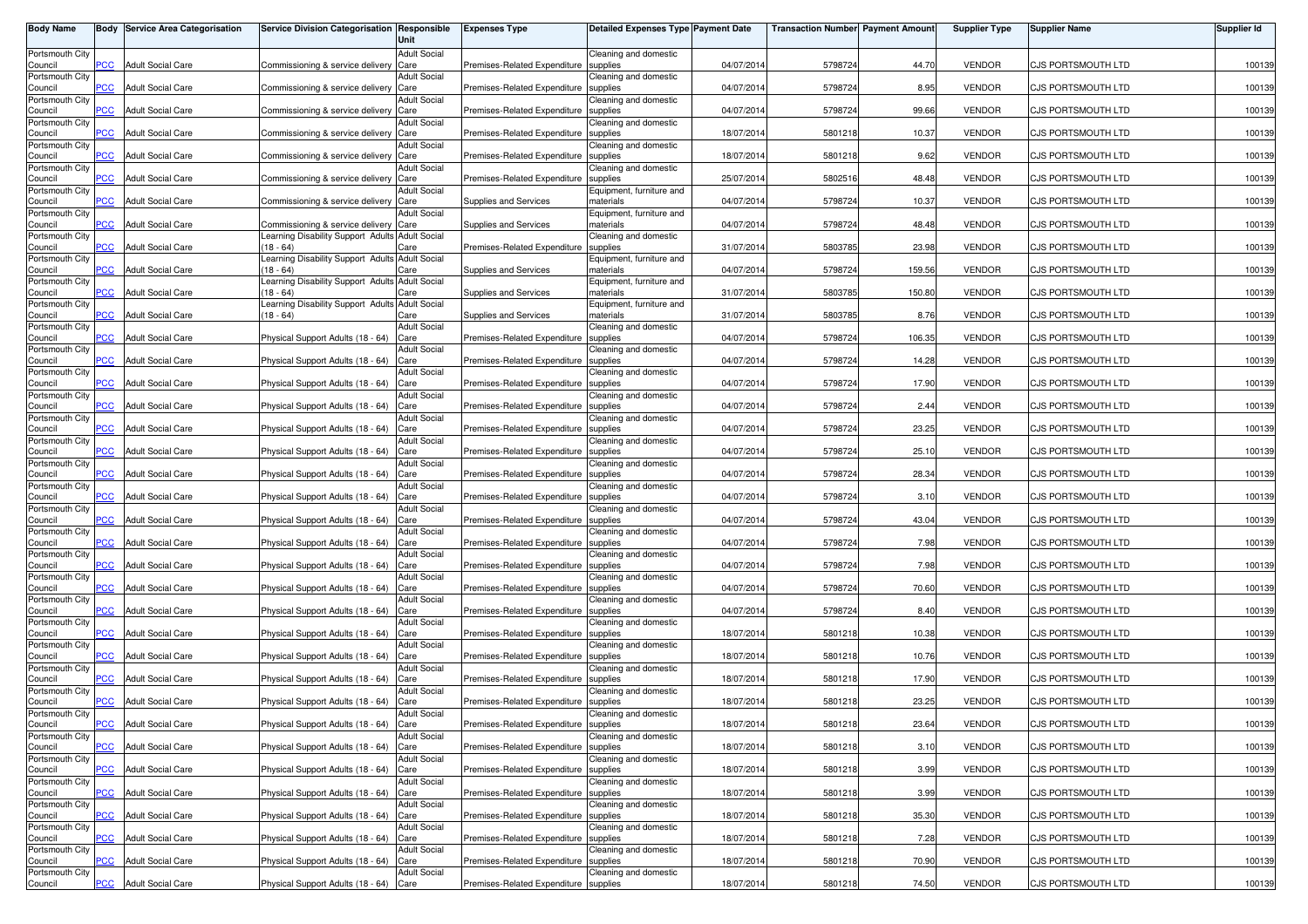| Body Name | Body | Service Area Categorisation | Service Division Categorisation | Responsible Unit | Expenses Type | Detailed Expenses Type | Payment Date | Transaction Number | Payment Amount | Supplier Type | Supplier Name | Supplier Id |
|---|---|---|---|---|---|---|---|---|---|---|---|---|
| Portsmouth City Council | PCC | Adult Social Care | Commissioning & service delivery | Adult Social Care | Premises-Related Expenditure | Cleaning and domestic supplies | 04/07/2014 | 5798724 | 44.70 | VENDOR | CJS PORTSMOUTH LTD | 100139 |
| Portsmouth City Council | PCC | Adult Social Care | Commissioning & service delivery | Adult Social Care | Premises-Related Expenditure | Cleaning and domestic supplies | 04/07/2014 | 5798724 | 8.95 | VENDOR | CJS PORTSMOUTH LTD | 100139 |
| Portsmouth City Council | PCC | Adult Social Care | Commissioning & service delivery | Adult Social Care | Premises-Related Expenditure | Cleaning and domestic supplies | 04/07/2014 | 5798724 | 99.66 | VENDOR | CJS PORTSMOUTH LTD | 100139 |
| Portsmouth City Council | PCC | Adult Social Care | Commissioning & service delivery | Adult Social Care | Premises-Related Expenditure | Cleaning and domestic supplies | 18/07/2014 | 5801218 | 10.37 | VENDOR | CJS PORTSMOUTH LTD | 100139 |
| Portsmouth City Council | PCC | Adult Social Care | Commissioning & service delivery | Adult Social Care | Premises-Related Expenditure | Cleaning and domestic supplies | 18/07/2014 | 5801218 | 9.62 | VENDOR | CJS PORTSMOUTH LTD | 100139 |
| Portsmouth City Council | PCC | Adult Social Care | Commissioning & service delivery | Adult Social Care | Premises-Related Expenditure | Cleaning and domestic supplies | 25/07/2014 | 5802516 | 48.48 | VENDOR | CJS PORTSMOUTH LTD | 100139 |
| Portsmouth City Council | PCC | Adult Social Care | Commissioning & service delivery | Adult Social Care | Supplies and Services | Equipment, furniture and materials | 04/07/2014 | 5798724 | 10.37 | VENDOR | CJS PORTSMOUTH LTD | 100139 |
| Portsmouth City Council | PCC | Adult Social Care | Commissioning & service delivery | Adult Social Care | Supplies and Services | Equipment, furniture and materials | 04/07/2014 | 5798724 | 48.48 | VENDOR | CJS PORTSMOUTH LTD | 100139 |
| Portsmouth City Council | PCC | Adult Social Care | Learning Disability Support Adults (18 - 64) | Adult Social Care | Premises-Related Expenditure | Cleaning and domestic supplies | 31/07/2014 | 5803785 | 23.98 | VENDOR | CJS PORTSMOUTH LTD | 100139 |
| Portsmouth City Council | PCC | Adult Social Care | Learning Disability Support Adults (18 - 64) | Adult Social Care | Supplies and Services | Equipment, furniture and materials | 04/07/2014 | 5798724 | 159.56 | VENDOR | CJS PORTSMOUTH LTD | 100139 |
| Portsmouth City Council | PCC | Adult Social Care | Learning Disability Support Adults (18 - 64) | Adult Social Care | Supplies and Services | Equipment, furniture and materials | 31/07/2014 | 5803785 | 150.80 | VENDOR | CJS PORTSMOUTH LTD | 100139 |
| Portsmouth City Council | PCC | Adult Social Care | Learning Disability Support Adults (18 - 64) | Adult Social Care | Supplies and Services | Equipment, furniture and materials | 31/07/2014 | 5803785 | 8.76 | VENDOR | CJS PORTSMOUTH LTD | 100139 |
| Portsmouth City Council | PCC | Adult Social Care | Physical Support Adults (18 - 64) | Adult Social Care | Premises-Related Expenditure | Cleaning and domestic supplies | 04/07/2014 | 5798724 | 106.35 | VENDOR | CJS PORTSMOUTH LTD | 100139 |
| Portsmouth City Council | PCC | Adult Social Care | Physical Support Adults (18 - 64) | Adult Social Care | Premises-Related Expenditure | Cleaning and domestic supplies | 04/07/2014 | 5798724 | 14.28 | VENDOR | CJS PORTSMOUTH LTD | 100139 |
| Portsmouth City Council | PCC | Adult Social Care | Physical Support Adults (18 - 64) | Adult Social Care | Premises-Related Expenditure | Cleaning and domestic supplies | 04/07/2014 | 5798724 | 17.90 | VENDOR | CJS PORTSMOUTH LTD | 100139 |
| Portsmouth City Council | PCC | Adult Social Care | Physical Support Adults (18 - 64) | Adult Social Care | Premises-Related Expenditure | Cleaning and domestic supplies | 04/07/2014 | 5798724 | 2.44 | VENDOR | CJS PORTSMOUTH LTD | 100139 |
| Portsmouth City Council | PCC | Adult Social Care | Physical Support Adults (18 - 64) | Adult Social Care | Premises-Related Expenditure | Cleaning and domestic supplies | 04/07/2014 | 5798724 | 23.25 | VENDOR | CJS PORTSMOUTH LTD | 100139 |
| Portsmouth City Council | PCC | Adult Social Care | Physical Support Adults (18 - 64) | Adult Social Care | Premises-Related Expenditure | Cleaning and domestic supplies | 04/07/2014 | 5798724 | 25.10 | VENDOR | CJS PORTSMOUTH LTD | 100139 |
| Portsmouth City Council | PCC | Adult Social Care | Physical Support Adults (18 - 64) | Adult Social Care | Premises-Related Expenditure | Cleaning and domestic supplies | 04/07/2014 | 5798724 | 28.34 | VENDOR | CJS PORTSMOUTH LTD | 100139 |
| Portsmouth City Council | PCC | Adult Social Care | Physical Support Adults (18 - 64) | Adult Social Care | Premises-Related Expenditure | Cleaning and domestic supplies | 04/07/2014 | 5798724 | 3.10 | VENDOR | CJS PORTSMOUTH LTD | 100139 |
| Portsmouth City Council | PCC | Adult Social Care | Physical Support Adults (18 - 64) | Adult Social Care | Premises-Related Expenditure | Cleaning and domestic supplies | 04/07/2014 | 5798724 | 43.04 | VENDOR | CJS PORTSMOUTH LTD | 100139 |
| Portsmouth City Council | PCC | Adult Social Care | Physical Support Adults (18 - 64) | Adult Social Care | Premises-Related Expenditure | Cleaning and domestic supplies | 04/07/2014 | 5798724 | 7.98 | VENDOR | CJS PORTSMOUTH LTD | 100139 |
| Portsmouth City Council | PCC | Adult Social Care | Physical Support Adults (18 - 64) | Adult Social Care | Premises-Related Expenditure | Cleaning and domestic supplies | 04/07/2014 | 5798724 | 7.98 | VENDOR | CJS PORTSMOUTH LTD | 100139 |
| Portsmouth City Council | PCC | Adult Social Care | Physical Support Adults (18 - 64) | Adult Social Care | Premises-Related Expenditure | Cleaning and domestic supplies | 04/07/2014 | 5798724 | 70.60 | VENDOR | CJS PORTSMOUTH LTD | 100139 |
| Portsmouth City Council | PCC | Adult Social Care | Physical Support Adults (18 - 64) | Adult Social Care | Premises-Related Expenditure | Cleaning and domestic supplies | 04/07/2014 | 5798724 | 8.40 | VENDOR | CJS PORTSMOUTH LTD | 100139 |
| Portsmouth City Council | PCC | Adult Social Care | Physical Support Adults (18 - 64) | Adult Social Care | Premises-Related Expenditure | Cleaning and domestic supplies | 18/07/2014 | 5801218 | 10.38 | VENDOR | CJS PORTSMOUTH LTD | 100139 |
| Portsmouth City Council | PCC | Adult Social Care | Physical Support Adults (18 - 64) | Adult Social Care | Premises-Related Expenditure | Cleaning and domestic supplies | 18/07/2014 | 5801218 | 10.76 | VENDOR | CJS PORTSMOUTH LTD | 100139 |
| Portsmouth City Council | PCC | Adult Social Care | Physical Support Adults (18 - 64) | Adult Social Care | Premises-Related Expenditure | Cleaning and domestic supplies | 18/07/2014 | 5801218 | 17.90 | VENDOR | CJS PORTSMOUTH LTD | 100139 |
| Portsmouth City Council | PCC | Adult Social Care | Physical Support Adults (18 - 64) | Adult Social Care | Premises-Related Expenditure | Cleaning and domestic supplies | 18/07/2014 | 5801218 | 23.25 | VENDOR | CJS PORTSMOUTH LTD | 100139 |
| Portsmouth City Council | PCC | Adult Social Care | Physical Support Adults (18 - 64) | Adult Social Care | Premises-Related Expenditure | Cleaning and domestic supplies | 18/07/2014 | 5801218 | 23.64 | VENDOR | CJS PORTSMOUTH LTD | 100139 |
| Portsmouth City Council | PCC | Adult Social Care | Physical Support Adults (18 - 64) | Adult Social Care | Premises-Related Expenditure | Cleaning and domestic supplies | 18/07/2014 | 5801218 | 3.10 | VENDOR | CJS PORTSMOUTH LTD | 100139 |
| Portsmouth City Council | PCC | Adult Social Care | Physical Support Adults (18 - 64) | Adult Social Care | Premises-Related Expenditure | Cleaning and domestic supplies | 18/07/2014 | 5801218 | 3.99 | VENDOR | CJS PORTSMOUTH LTD | 100139 |
| Portsmouth City Council | PCC | Adult Social Care | Physical Support Adults (18 - 64) | Adult Social Care | Premises-Related Expenditure | Cleaning and domestic supplies | 18/07/2014 | 5801218 | 3.99 | VENDOR | CJS PORTSMOUTH LTD | 100139 |
| Portsmouth City Council | PCC | Adult Social Care | Physical Support Adults (18 - 64) | Adult Social Care | Premises-Related Expenditure | Cleaning and domestic supplies | 18/07/2014 | 5801218 | 35.30 | VENDOR | CJS PORTSMOUTH LTD | 100139 |
| Portsmouth City Council | PCC | Adult Social Care | Physical Support Adults (18 - 64) | Adult Social Care | Premises-Related Expenditure | Cleaning and domestic supplies | 18/07/2014 | 5801218 | 7.28 | VENDOR | CJS PORTSMOUTH LTD | 100139 |
| Portsmouth City Council | PCC | Adult Social Care | Physical Support Adults (18 - 64) | Adult Social Care | Premises-Related Expenditure | Cleaning and domestic supplies | 18/07/2014 | 5801218 | 70.90 | VENDOR | CJS PORTSMOUTH LTD | 100139 |
| Portsmouth City Council | PCC | Adult Social Care | Physical Support Adults (18 - 64) | Adult Social Care | Premises-Related Expenditure | Cleaning and domestic supplies | 18/07/2014 | 5801218 | 74.50 | VENDOR | CJS PORTSMOUTH LTD | 100139 |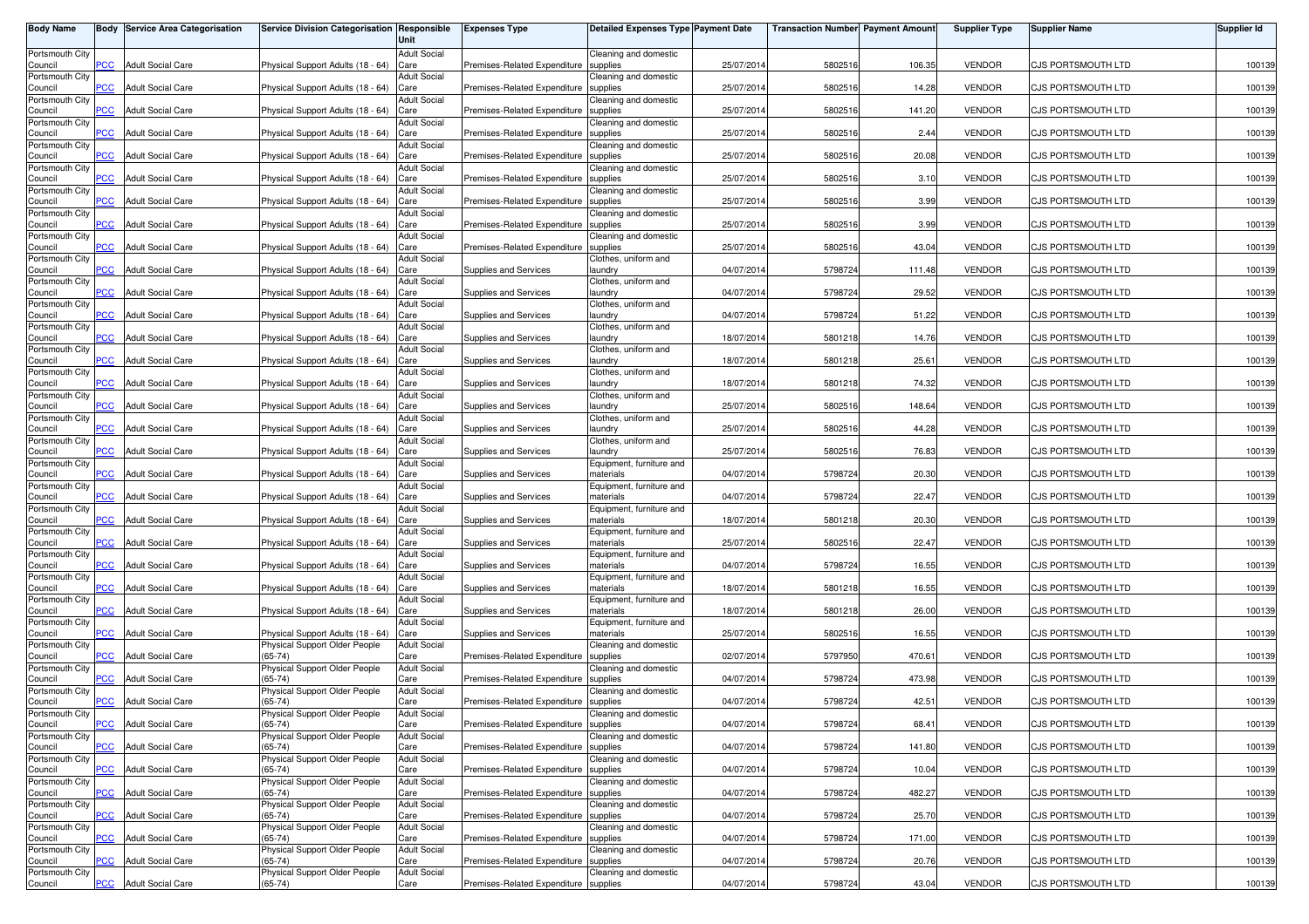| Body Name | Body | Service Area Categorisation | Service Division Categorisation | Responsible Unit | Expenses Type | Detailed Expenses Type | Payment Date | Transaction Number | Payment Amount | Supplier Type | Supplier Name | Supplier Id |
|---|---|---|---|---|---|---|---|---|---|---|---|---|
| Portsmouth City Council | PCC | Adult Social Care | Physical Support Adults (18 - 64) | Adult Social Care | Premises-Related Expenditure | Cleaning and domestic supplies | 25/07/2014 | 5802516 | 106.35 | VENDOR | CJS PORTSMOUTH LTD | 100139 |
| Portsmouth City Council | PCC | Adult Social Care | Physical Support Adults (18 - 64) | Adult Social Care | Premises-Related Expenditure | Cleaning and domestic supplies | 25/07/2014 | 5802516 | 14.28 | VENDOR | CJS PORTSMOUTH LTD | 100139 |
| Portsmouth City Council | PCC | Adult Social Care | Physical Support Adults (18 - 64) | Adult Social Care | Premises-Related Expenditure | Cleaning and domestic supplies | 25/07/2014 | 5802516 | 141.20 | VENDOR | CJS PORTSMOUTH LTD | 100139 |
| Portsmouth City Council | PCC | Adult Social Care | Physical Support Adults (18 - 64) | Adult Social Care | Premises-Related Expenditure | Cleaning and domestic supplies | 25/07/2014 | 5802516 | 2.44 | VENDOR | CJS PORTSMOUTH LTD | 100139 |
| Portsmouth City Council | PCC | Adult Social Care | Physical Support Adults (18 - 64) | Adult Social Care | Premises-Related Expenditure | Cleaning and domestic supplies | 25/07/2014 | 5802516 | 20.08 | VENDOR | CJS PORTSMOUTH LTD | 100139 |
| Portsmouth City Council | PCC | Adult Social Care | Physical Support Adults (18 - 64) | Adult Social Care | Premises-Related Expenditure | Cleaning and domestic supplies | 25/07/2014 | 5802516 | 3.10 | VENDOR | CJS PORTSMOUTH LTD | 100139 |
| Portsmouth City Council | PCC | Adult Social Care | Physical Support Adults (18 - 64) | Adult Social Care | Premises-Related Expenditure | Cleaning and domestic supplies | 25/07/2014 | 5802516 | 3.99 | VENDOR | CJS PORTSMOUTH LTD | 100139 |
| Portsmouth City Council | PCC | Adult Social Care | Physical Support Adults (18 - 64) | Adult Social Care | Premises-Related Expenditure | Cleaning and domestic supplies | 25/07/2014 | 5802516 | 3.99 | VENDOR | CJS PORTSMOUTH LTD | 100139 |
| Portsmouth City Council | PCC | Adult Social Care | Physical Support Adults (18 - 64) | Adult Social Care | Premises-Related Expenditure | Cleaning and domestic supplies | 25/07/2014 | 5802516 | 43.04 | VENDOR | CJS PORTSMOUTH LTD | 100139 |
| Portsmouth City Council | PCC | Adult Social Care | Physical Support Adults (18 - 64) | Adult Social Care | Supplies and Services | Clothes, uniform and laundry | 04/07/2014 | 5798724 | 111.48 | VENDOR | CJS PORTSMOUTH LTD | 100139 |
| Portsmouth City Council | PCC | Adult Social Care | Physical Support Adults (18 - 64) | Adult Social Care | Supplies and Services | Clothes, uniform and laundry | 04/07/2014 | 5798724 | 29.52 | VENDOR | CJS PORTSMOUTH LTD | 100139 |
| Portsmouth City Council | PCC | Adult Social Care | Physical Support Adults (18 - 64) | Adult Social Care | Supplies and Services | Clothes, uniform and laundry | 04/07/2014 | 5798724 | 51.22 | VENDOR | CJS PORTSMOUTH LTD | 100139 |
| Portsmouth City Council | PCC | Adult Social Care | Physical Support Adults (18 - 64) | Adult Social Care | Supplies and Services | Clothes, uniform and laundry | 18/07/2014 | 5801218 | 14.76 | VENDOR | CJS PORTSMOUTH LTD | 100139 |
| Portsmouth City Council | PCC | Adult Social Care | Physical Support Adults (18 - 64) | Adult Social Care | Supplies and Services | Clothes, uniform and laundry | 18/07/2014 | 5801218 | 25.61 | VENDOR | CJS PORTSMOUTH LTD | 100139 |
| Portsmouth City Council | PCC | Adult Social Care | Physical Support Adults (18 - 64) | Adult Social Care | Supplies and Services | Clothes, uniform and laundry | 18/07/2014 | 5801218 | 74.32 | VENDOR | CJS PORTSMOUTH LTD | 100139 |
| Portsmouth City Council | PCC | Adult Social Care | Physical Support Adults (18 - 64) | Adult Social Care | Supplies and Services | Clothes, uniform and laundry | 25/07/2014 | 5802516 | 148.64 | VENDOR | CJS PORTSMOUTH LTD | 100139 |
| Portsmouth City Council | PCC | Adult Social Care | Physical Support Adults (18 - 64) | Adult Social Care | Supplies and Services | Clothes, uniform and laundry | 25/07/2014 | 5802516 | 44.28 | VENDOR | CJS PORTSMOUTH LTD | 100139 |
| Portsmouth City Council | PCC | Adult Social Care | Physical Support Adults (18 - 64) | Adult Social Care | Supplies and Services | Clothes, uniform and laundry | 25/07/2014 | 5802516 | 76.83 | VENDOR | CJS PORTSMOUTH LTD | 100139 |
| Portsmouth City Council | PCC | Adult Social Care | Physical Support Adults (18 - 64) | Adult Social Care | Supplies and Services | Equipment, furniture and materials | 04/07/2014 | 5798724 | 20.30 | VENDOR | CJS PORTSMOUTH LTD | 100139 |
| Portsmouth City Council | PCC | Adult Social Care | Physical Support Adults (18 - 64) | Adult Social Care | Supplies and Services | Equipment, furniture and materials | 04/07/2014 | 5798724 | 22.47 | VENDOR | CJS PORTSMOUTH LTD | 100139 |
| Portsmouth City Council | PCC | Adult Social Care | Physical Support Adults (18 - 64) | Adult Social Care | Supplies and Services | Equipment, furniture and materials | 18/07/2014 | 5801218 | 20.30 | VENDOR | CJS PORTSMOUTH LTD | 100139 |
| Portsmouth City Council | PCC | Adult Social Care | Physical Support Adults (18 - 64) | Adult Social Care | Supplies and Services | Equipment, furniture and materials | 25/07/2014 | 5802516 | 22.47 | VENDOR | CJS PORTSMOUTH LTD | 100139 |
| Portsmouth City Council | PCC | Adult Social Care | Physical Support Adults (18 - 64) | Adult Social Care | Supplies and Services | Equipment, furniture and materials | 04/07/2014 | 5798724 | 16.55 | VENDOR | CJS PORTSMOUTH LTD | 100139 |
| Portsmouth City Council | PCC | Adult Social Care | Physical Support Adults (18 - 64) | Adult Social Care | Supplies and Services | Equipment, furniture and materials | 18/07/2014 | 5801218 | 16.55 | VENDOR | CJS PORTSMOUTH LTD | 100139 |
| Portsmouth City Council | PCC | Adult Social Care | Physical Support Adults (18 - 64) | Adult Social Care | Supplies and Services | Equipment, furniture and materials | 18/07/2014 | 5801218 | 26.00 | VENDOR | CJS PORTSMOUTH LTD | 100139 |
| Portsmouth City Council | PCC | Adult Social Care | Physical Support Adults (18 - 64) | Adult Social Care | Supplies and Services | Equipment, furniture and materials | 25/07/2014 | 5802516 | 16.55 | VENDOR | CJS PORTSMOUTH LTD | 100139 |
| Portsmouth City Council | PCC | Adult Social Care | Physical Support Older People (65-74) | Adult Social Care | Premises-Related Expenditure | Cleaning and domestic supplies | 02/07/2014 | 5797950 | 470.61 | VENDOR | CJS PORTSMOUTH LTD | 100139 |
| Portsmouth City Council | PCC | Adult Social Care | Physical Support Older People (65-74) | Adult Social Care | Premises-Related Expenditure | Cleaning and domestic supplies | 04/07/2014 | 5798724 | 473.98 | VENDOR | CJS PORTSMOUTH LTD | 100139 |
| Portsmouth City Council | PCC | Adult Social Care | Physical Support Older People (65-74) | Adult Social Care | Premises-Related Expenditure | Cleaning and domestic supplies | 04/07/2014 | 5798724 | 42.51 | VENDOR | CJS PORTSMOUTH LTD | 100139 |
| Portsmouth City Council | PCC | Adult Social Care | Physical Support Older People (65-74) | Adult Social Care | Premises-Related Expenditure | Cleaning and domestic supplies | 04/07/2014 | 5798724 | 68.41 | VENDOR | CJS PORTSMOUTH LTD | 100139 |
| Portsmouth City Council | PCC | Adult Social Care | Physical Support Older People (65-74) | Adult Social Care | Premises-Related Expenditure | Cleaning and domestic supplies | 04/07/2014 | 5798724 | 141.80 | VENDOR | CJS PORTSMOUTH LTD | 100139 |
| Portsmouth City Council | PCC | Adult Social Care | Physical Support Older People (65-74) | Adult Social Care | Premises-Related Expenditure | Cleaning and domestic supplies | 04/07/2014 | 5798724 | 10.04 | VENDOR | CJS PORTSMOUTH LTD | 100139 |
| Portsmouth City Council | PCC | Adult Social Care | Physical Support Older People (65-74) | Adult Social Care | Premises-Related Expenditure | Cleaning and domestic supplies | 04/07/2014 | 5798724 | 482.27 | VENDOR | CJS PORTSMOUTH LTD | 100139 |
| Portsmouth City Council | PCC | Adult Social Care | Physical Support Older People (65-74) | Adult Social Care | Premises-Related Expenditure | Cleaning and domestic supplies | 04/07/2014 | 5798724 | 25.70 | VENDOR | CJS PORTSMOUTH LTD | 100139 |
| Portsmouth City Council | PCC | Adult Social Care | Physical Support Older People (65-74) | Adult Social Care | Premises-Related Expenditure | Cleaning and domestic supplies | 04/07/2014 | 5798724 | 171.00 | VENDOR | CJS PORTSMOUTH LTD | 100139 |
| Portsmouth City Council | PCC | Adult Social Care | Physical Support Older People (65-74) | Adult Social Care | Premises-Related Expenditure | Cleaning and domestic supplies | 04/07/2014 | 5798724 | 20.76 | VENDOR | CJS PORTSMOUTH LTD | 100139 |
| Portsmouth City Council | PCC | Adult Social Care | Physical Support Older People (65-74) | Adult Social Care | Premises-Related Expenditure | Cleaning and domestic supplies | 04/07/2014 | 5798724 | 43.04 | VENDOR | CJS PORTSMOUTH LTD | 100139 |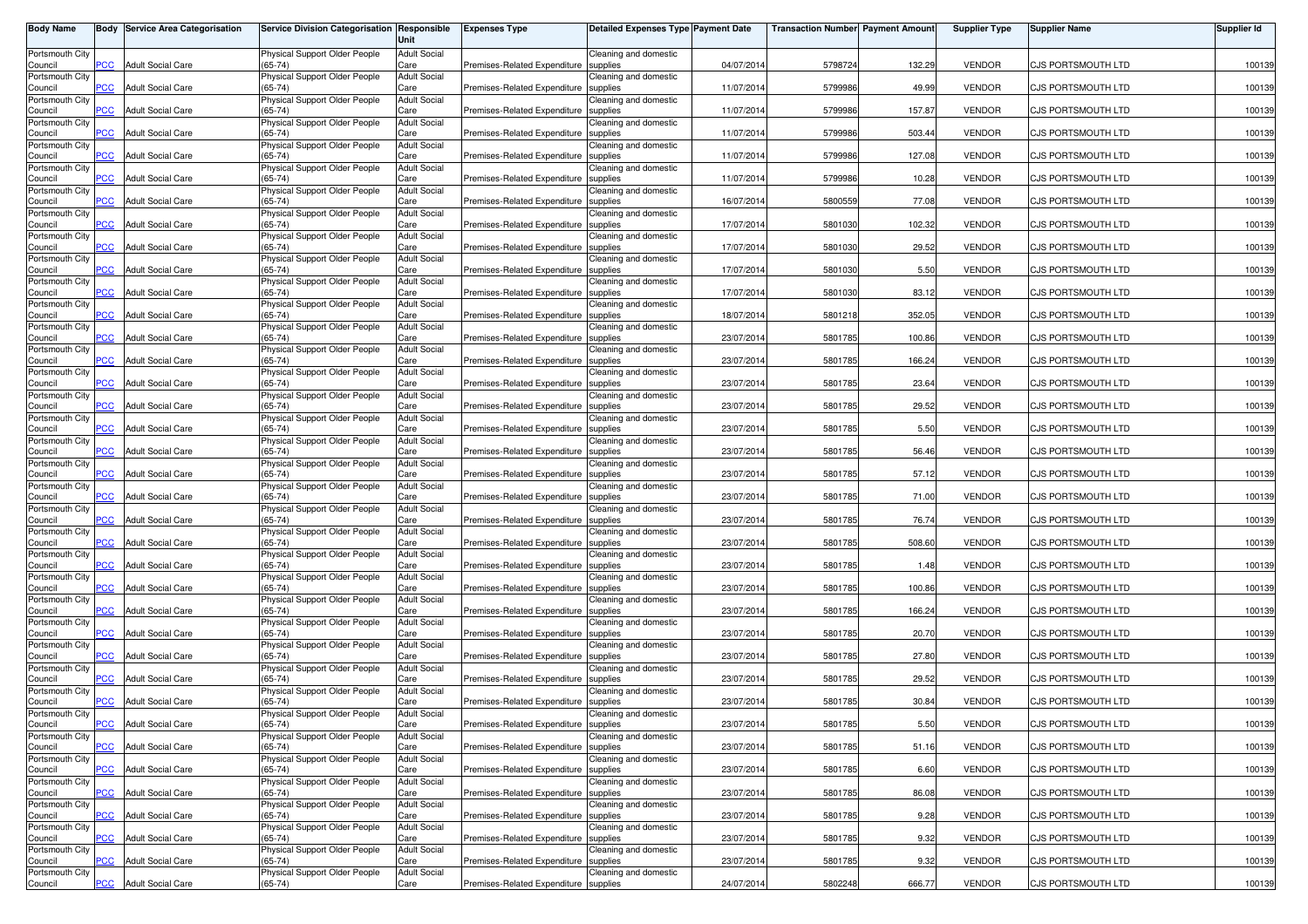| Body Name | Body | Service Area Categorisation | Service Division Categorisation | Responsible Unit | Expenses Type | Detailed Expenses Type | Payment Date | Transaction Number | Payment Amount | Supplier Type | Supplier Name | Supplier Id |
|---|---|---|---|---|---|---|---|---|---|---|---|---|
| Portsmouth City Council | PCC | Adult Social Care | Physical Support Older People (65-74) | Adult Social Care | Premises-Related Expenditure | Cleaning and domestic supplies | 04/07/2014 | 5798724 | 132.29 | VENDOR | CJS PORTSMOUTH LTD | 100139 |
| Portsmouth City Council | PCC | Adult Social Care | Physical Support Older People (65-74) | Adult Social Care | Premises-Related Expenditure | Cleaning and domestic supplies | 11/07/2014 | 5799986 | 49.99 | VENDOR | CJS PORTSMOUTH LTD | 100139 |
| Portsmouth City Council | PCC | Adult Social Care | Physical Support Older People (65-74) | Adult Social Care | Premises-Related Expenditure | Cleaning and domestic supplies | 11/07/2014 | 5799986 | 157.87 | VENDOR | CJS PORTSMOUTH LTD | 100139 |
| Portsmouth City Council | PCC | Adult Social Care | Physical Support Older People (65-74) | Adult Social Care | Premises-Related Expenditure | Cleaning and domestic supplies | 11/07/2014 | 5799986 | 503.44 | VENDOR | CJS PORTSMOUTH LTD | 100139 |
| Portsmouth City Council | PCC | Adult Social Care | Physical Support Older People (65-74) | Adult Social Care | Premises-Related Expenditure | Cleaning and domestic supplies | 11/07/2014 | 5799986 | 127.08 | VENDOR | CJS PORTSMOUTH LTD | 100139 |
| Portsmouth City Council | PCC | Adult Social Care | Physical Support Older People (65-74) | Adult Social Care | Premises-Related Expenditure | Cleaning and domestic supplies | 11/07/2014 | 5799986 | 10.28 | VENDOR | CJS PORTSMOUTH LTD | 100139 |
| Portsmouth City Council | PCC | Adult Social Care | Physical Support Older People (65-74) | Adult Social Care | Premises-Related Expenditure | Cleaning and domestic supplies | 16/07/2014 | 5800559 | 77.08 | VENDOR | CJS PORTSMOUTH LTD | 100139 |
| Portsmouth City Council | PCC | Adult Social Care | Physical Support Older People (65-74) | Adult Social Care | Premises-Related Expenditure | Cleaning and domestic supplies | 17/07/2014 | 5801030 | 102.32 | VENDOR | CJS PORTSMOUTH LTD | 100139 |
| Portsmouth City Council | PCC | Adult Social Care | Physical Support Older People (65-74) | Adult Social Care | Premises-Related Expenditure | Cleaning and domestic supplies | 17/07/2014 | 5801030 | 29.52 | VENDOR | CJS PORTSMOUTH LTD | 100139 |
| Portsmouth City Council | PCC | Adult Social Care | Physical Support Older People (65-74) | Adult Social Care | Premises-Related Expenditure | Cleaning and domestic supplies | 17/07/2014 | 5801030 | 5.50 | VENDOR | CJS PORTSMOUTH LTD | 100139 |
| Portsmouth City Council | PCC | Adult Social Care | Physical Support Older People (65-74) | Adult Social Care | Premises-Related Expenditure | Cleaning and domestic supplies | 17/07/2014 | 5801030 | 83.12 | VENDOR | CJS PORTSMOUTH LTD | 100139 |
| Portsmouth City Council | PCC | Adult Social Care | Physical Support Older People (65-74) | Adult Social Care | Premises-Related Expenditure | Cleaning and domestic supplies | 18/07/2014 | 5801218 | 352.05 | VENDOR | CJS PORTSMOUTH LTD | 100139 |
| Portsmouth City Council | PCC | Adult Social Care | Physical Support Older People (65-74) | Adult Social Care | Premises-Related Expenditure | Cleaning and domestic supplies | 23/07/2014 | 5801785 | 100.86 | VENDOR | CJS PORTSMOUTH LTD | 100139 |
| Portsmouth City Council | PCC | Adult Social Care | Physical Support Older People (65-74) | Adult Social Care | Premises-Related Expenditure | Cleaning and domestic supplies | 23/07/2014 | 5801785 | 166.24 | VENDOR | CJS PORTSMOUTH LTD | 100139 |
| Portsmouth City Council | PCC | Adult Social Care | Physical Support Older People (65-74) | Adult Social Care | Premises-Related Expenditure | Cleaning and domestic supplies | 23/07/2014 | 5801785 | 23.64 | VENDOR | CJS PORTSMOUTH LTD | 100139 |
| Portsmouth City Council | PCC | Adult Social Care | Physical Support Older People (65-74) | Adult Social Care | Premises-Related Expenditure | Cleaning and domestic supplies | 23/07/2014 | 5801785 | 29.52 | VENDOR | CJS PORTSMOUTH LTD | 100139 |
| Portsmouth City Council | PCC | Adult Social Care | Physical Support Older People (65-74) | Adult Social Care | Premises-Related Expenditure | Cleaning and domestic supplies | 23/07/2014 | 5801785 | 5.50 | VENDOR | CJS PORTSMOUTH LTD | 100139 |
| Portsmouth City Council | PCC | Adult Social Care | Physical Support Older People (65-74) | Adult Social Care | Premises-Related Expenditure | Cleaning and domestic supplies | 23/07/2014 | 5801785 | 56.46 | VENDOR | CJS PORTSMOUTH LTD | 100139 |
| Portsmouth City Council | PCC | Adult Social Care | Physical Support Older People (65-74) | Adult Social Care | Premises-Related Expenditure | Cleaning and domestic supplies | 23/07/2014 | 5801785 | 57.12 | VENDOR | CJS PORTSMOUTH LTD | 100139 |
| Portsmouth City Council | PCC | Adult Social Care | Physical Support Older People (65-74) | Adult Social Care | Premises-Related Expenditure | Cleaning and domestic supplies | 23/07/2014 | 5801785 | 71.00 | VENDOR | CJS PORTSMOUTH LTD | 100139 |
| Portsmouth City Council | PCC | Adult Social Care | Physical Support Older People (65-74) | Adult Social Care | Premises-Related Expenditure | Cleaning and domestic supplies | 23/07/2014 | 5801785 | 76.74 | VENDOR | CJS PORTSMOUTH LTD | 100139 |
| Portsmouth City Council | PCC | Adult Social Care | Physical Support Older People (65-74) | Adult Social Care | Premises-Related Expenditure | Cleaning and domestic supplies | 23/07/2014 | 5801785 | 508.60 | VENDOR | CJS PORTSMOUTH LTD | 100139 |
| Portsmouth City Council | PCC | Adult Social Care | Physical Support Older People (65-74) | Adult Social Care | Premises-Related Expenditure | Cleaning and domestic supplies | 23/07/2014 | 5801785 | 1.48 | VENDOR | CJS PORTSMOUTH LTD | 100139 |
| Portsmouth City Council | PCC | Adult Social Care | Physical Support Older People (65-74) | Adult Social Care | Premises-Related Expenditure | Cleaning and domestic supplies | 23/07/2014 | 5801785 | 100.86 | VENDOR | CJS PORTSMOUTH LTD | 100139 |
| Portsmouth City Council | PCC | Adult Social Care | Physical Support Older People (65-74) | Adult Social Care | Premises-Related Expenditure | Cleaning and domestic supplies | 23/07/2014 | 5801785 | 166.24 | VENDOR | CJS PORTSMOUTH LTD | 100139 |
| Portsmouth City Council | PCC | Adult Social Care | Physical Support Older People (65-74) | Adult Social Care | Premises-Related Expenditure | Cleaning and domestic supplies | 23/07/2014 | 5801785 | 20.70 | VENDOR | CJS PORTSMOUTH LTD | 100139 |
| Portsmouth City Council | PCC | Adult Social Care | Physical Support Older People (65-74) | Adult Social Care | Premises-Related Expenditure | Cleaning and domestic supplies | 23/07/2014 | 5801785 | 27.80 | VENDOR | CJS PORTSMOUTH LTD | 100139 |
| Portsmouth City Council | PCC | Adult Social Care | Physical Support Older People (65-74) | Adult Social Care | Premises-Related Expenditure | Cleaning and domestic supplies | 23/07/2014 | 5801785 | 29.52 | VENDOR | CJS PORTSMOUTH LTD | 100139 |
| Portsmouth City Council | PCC | Adult Social Care | Physical Support Older People (65-74) | Adult Social Care | Premises-Related Expenditure | Cleaning and domestic supplies | 23/07/2014 | 5801785 | 30.84 | VENDOR | CJS PORTSMOUTH LTD | 100139 |
| Portsmouth City Council | PCC | Adult Social Care | Physical Support Older People (65-74) | Adult Social Care | Premises-Related Expenditure | Cleaning and domestic supplies | 23/07/2014 | 5801785 | 5.50 | VENDOR | CJS PORTSMOUTH LTD | 100139 |
| Portsmouth City Council | PCC | Adult Social Care | Physical Support Older People (65-74) | Adult Social Care | Premises-Related Expenditure | Cleaning and domestic supplies | 23/07/2014 | 5801785 | 51.16 | VENDOR | CJS PORTSMOUTH LTD | 100139 |
| Portsmouth City Council | PCC | Adult Social Care | Physical Support Older People (65-74) | Adult Social Care | Premises-Related Expenditure | Cleaning and domestic supplies | 23/07/2014 | 5801785 | 6.60 | VENDOR | CJS PORTSMOUTH LTD | 100139 |
| Portsmouth City Council | PCC | Adult Social Care | Physical Support Older People (65-74) | Adult Social Care | Premises-Related Expenditure | Cleaning and domestic supplies | 23/07/2014 | 5801785 | 86.08 | VENDOR | CJS PORTSMOUTH LTD | 100139 |
| Portsmouth City Council | PCC | Adult Social Care | Physical Support Older People (65-74) | Adult Social Care | Premises-Related Expenditure | Cleaning and domestic supplies | 23/07/2014 | 5801785 | 9.28 | VENDOR | CJS PORTSMOUTH LTD | 100139 |
| Portsmouth City Council | PCC | Adult Social Care | Physical Support Older People (65-74) | Adult Social Care | Premises-Related Expenditure | Cleaning and domestic supplies | 23/07/2014 | 5801785 | 9.32 | VENDOR | CJS PORTSMOUTH LTD | 100139 |
| Portsmouth City Council | PCC | Adult Social Care | Physical Support Older People (65-74) | Adult Social Care | Premises-Related Expenditure | Cleaning and domestic supplies | 23/07/2014 | 5801785 | 9.32 | VENDOR | CJS PORTSMOUTH LTD | 100139 |
| Portsmouth City Council | PCC | Adult Social Care | Physical Support Older People (65-74) | Adult Social Care | Premises-Related Expenditure | Cleaning and domestic supplies | 24/07/2014 | 5802248 | 666.77 | VENDOR | CJS PORTSMOUTH LTD | 100139 |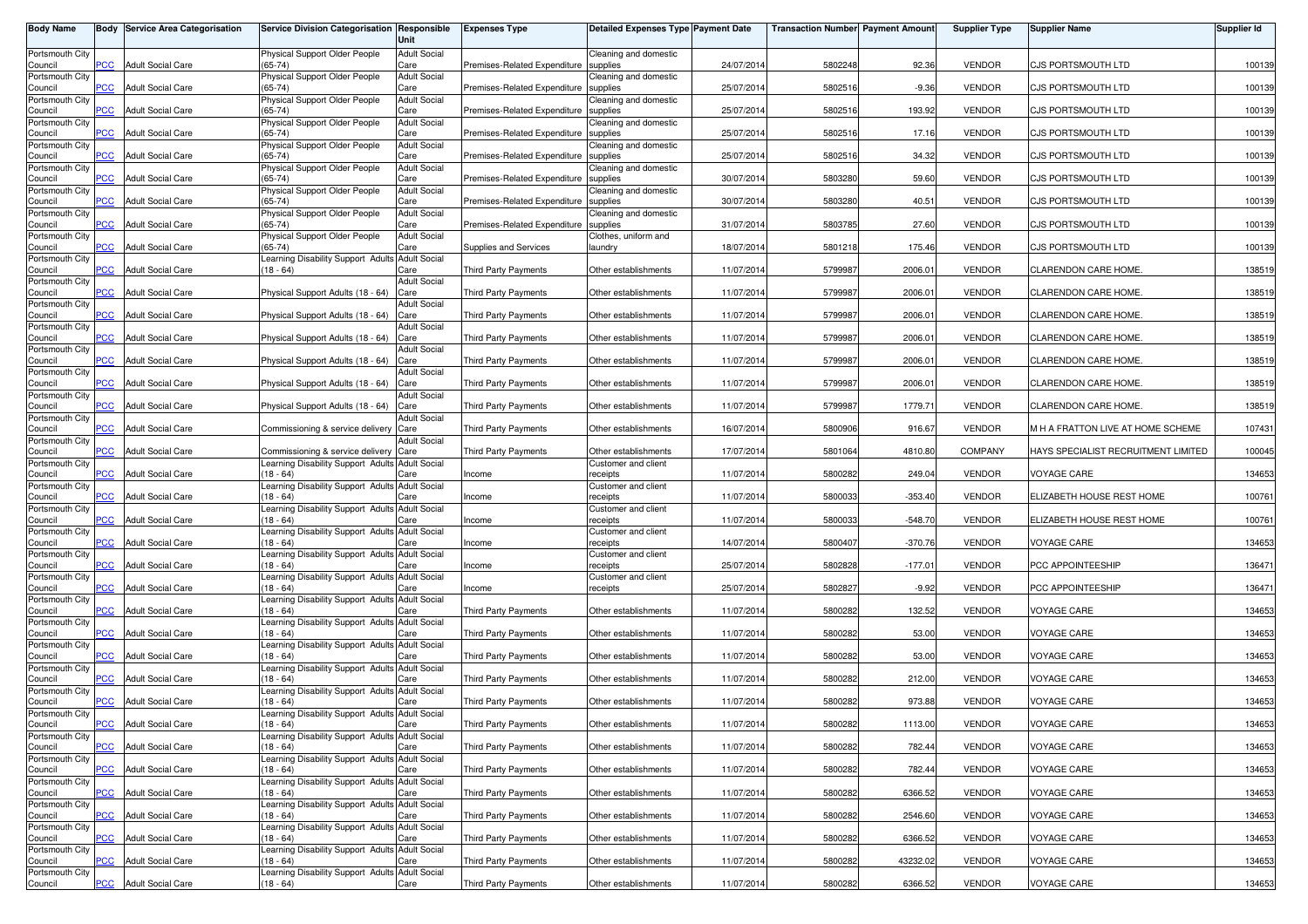| Body Name | Body | Service Area Categorisation | Service Division Categorisation | Responsible Unit | Expenses Type | Detailed Expenses Type | Payment Date | Transaction Number | Payment Amount | Supplier Type | Supplier Name | Supplier Id |
|---|---|---|---|---|---|---|---|---|---|---|---|---|
| Portsmouth City Council | PCC | Adult Social Care | Physical Support Older People (65-74) | Adult Social Care | Premises-Related Expenditure | Cleaning and domestic supplies | 24/07/2014 | 5802248 | 92.36 | VENDOR | CJS PORTSMOUTH LTD | 100139 |
| Portsmouth City Council | PCC | Adult Social Care | Physical Support Older People (65-74) | Adult Social Care | Premises-Related Expenditure | Cleaning and domestic supplies | 25/07/2014 | 5802516 | -9.36 | VENDOR | CJS PORTSMOUTH LTD | 100139 |
| Portsmouth City Council | PCC | Adult Social Care | Physical Support Older People (65-74) | Adult Social Care | Premises-Related Expenditure | Cleaning and domestic supplies | 25/07/2014 | 5802516 | 193.92 | VENDOR | CJS PORTSMOUTH LTD | 100139 |
| Portsmouth City Council | PCC | Adult Social Care | Physical Support Older People (65-74) | Adult Social Care | Premises-Related Expenditure | Cleaning and domestic supplies | 25/07/2014 | 5802516 | 17.16 | VENDOR | CJS PORTSMOUTH LTD | 100139 |
| Portsmouth City Council | PCC | Adult Social Care | Physical Support Older People (65-74) | Adult Social Care | Premises-Related Expenditure | Cleaning and domestic supplies | 25/07/2014 | 5802516 | 34.32 | VENDOR | CJS PORTSMOUTH LTD | 100139 |
| Portsmouth City Council | PCC | Adult Social Care | Physical Support Older People (65-74) | Adult Social Care | Premises-Related Expenditure | Cleaning and domestic supplies | 30/07/2014 | 5803280 | 59.60 | VENDOR | CJS PORTSMOUTH LTD | 100139 |
| Portsmouth City Council | PCC | Adult Social Care | Physical Support Older People (65-74) | Adult Social Care | Premises-Related Expenditure | Cleaning and domestic supplies | 30/07/2014 | 5803280 | 40.51 | VENDOR | CJS PORTSMOUTH LTD | 100139 |
| Portsmouth City Council | PCC | Adult Social Care | Physical Support Older People (65-74) | Adult Social Care | Premises-Related Expenditure | Cleaning and domestic supplies | 31/07/2014 | 5803785 | 27.60 | VENDOR | CJS PORTSMOUTH LTD | 100139 |
| Portsmouth City Council | PCC | Adult Social Care | Physical Support Older People (65-74) | Adult Social Care | Supplies and Services | Clothes, uniform and laundry | 18/07/2014 | 5801218 | 175.46 | VENDOR | CJS PORTSMOUTH LTD | 100139 |
| Portsmouth City Council | PCC | Adult Social Care | Learning Disability Support Adults (18 - 64) | Adult Social Care | Third Party Payments | Other establishments | 11/07/2014 | 5799987 | 2006.01 | VENDOR | CLARENDON CARE HOME. | 138519 |
| Portsmouth City Council | PCC | Adult Social Care | Physical Support Adults (18 - 64) | Adult Social Care | Third Party Payments | Other establishments | 11/07/2014 | 5799987 | 2006.01 | VENDOR | CLARENDON CARE HOME. | 138519 |
| Portsmouth City Council | PCC | Adult Social Care | Physical Support Adults (18 - 64) | Adult Social Care | Third Party Payments | Other establishments | 11/07/2014 | 5799987 | 2006.01 | VENDOR | CLARENDON CARE HOME. | 138519 |
| Portsmouth City Council | PCC | Adult Social Care | Physical Support Adults (18 - 64) | Adult Social Care | Third Party Payments | Other establishments | 11/07/2014 | 5799987 | 2006.01 | VENDOR | CLARENDON CARE HOME. | 138519 |
| Portsmouth City Council | PCC | Adult Social Care | Physical Support Adults (18 - 64) | Adult Social Care | Third Party Payments | Other establishments | 11/07/2014 | 5799987 | 2006.01 | VENDOR | CLARENDON CARE HOME. | 138519 |
| Portsmouth City Council | PCC | Adult Social Care | Physical Support Adults (18 - 64) | Adult Social Care | Third Party Payments | Other establishments | 11/07/2014 | 5799987 | 2006.01 | VENDOR | CLARENDON CARE HOME. | 138519 |
| Portsmouth City Council | PCC | Adult Social Care | Physical Support Adults (18 - 64) | Adult Social Care | Third Party Payments | Other establishments | 11/07/2014 | 5799987 | 1779.71 | VENDOR | CLARENDON CARE HOME. | 138519 |
| Portsmouth City Council | PCC | Adult Social Care | Commissioning & service delivery | Adult Social Care | Third Party Payments | Other establishments | 16/07/2014 | 5800906 | 916.67 | VENDOR | M H A FRATTON LIVE AT HOME SCHEME | 107431 |
| Portsmouth City Council | PCC | Adult Social Care | Commissioning & service delivery | Adult Social Care | Third Party Payments | Other establishments | 17/07/2014 | 5801064 | 4810.80 | COMPANY | HAYS SPECIALIST RECRUITMENT LIMITED | 100045 |
| Portsmouth City Council | PCC | Adult Social Care | Learning Disability Support Adults (18 - 64) | Adult Social Care | Income | Customer and client receipts | 11/07/2014 | 5800282 | 249.04 | VENDOR | VOYAGE CARE | 134653 |
| Portsmouth City Council | PCC | Adult Social Care | Learning Disability Support Adults (18 - 64) | Adult Social Care | Income | Customer and client receipts | 11/07/2014 | 5800033 | -353.40 | VENDOR | ELIZABETH HOUSE REST HOME | 100761 |
| Portsmouth City Council | PCC | Adult Social Care | Learning Disability Support Adults (18 - 64) | Adult Social Care | Income | Customer and client receipts | 11/07/2014 | 5800033 | -548.70 | VENDOR | ELIZABETH HOUSE REST HOME | 100761 |
| Portsmouth City Council | PCC | Adult Social Care | Learning Disability Support Adults (18 - 64) | Adult Social Care | Income | Customer and client receipts | 14/07/2014 | 5800407 | -370.76 | VENDOR | VOYAGE CARE | 134653 |
| Portsmouth City Council | PCC | Adult Social Care | Learning Disability Support Adults (18 - 64) | Adult Social Care | Income | Customer and client receipts | 25/07/2014 | 5802828 | -177.01 | VENDOR | PCC APPOINTEESHIP | 136471 |
| Portsmouth City Council | PCC | Adult Social Care | Learning Disability Support Adults (18 - 64) | Adult Social Care | Income | Customer and client receipts | 25/07/2014 | 5802827 | -9.92 | VENDOR | PCC APPOINTEESHIP | 136471 |
| Portsmouth City Council | PCC | Adult Social Care | Learning Disability Support Adults (18 - 64) | Adult Social Care | Third Party Payments | Other establishments | 11/07/2014 | 5800282 | 132.52 | VENDOR | VOYAGE CARE | 134653 |
| Portsmouth City Council | PCC | Adult Social Care | Learning Disability Support Adults (18 - 64) | Adult Social Care | Third Party Payments | Other establishments | 11/07/2014 | 5800282 | 53.00 | VENDOR | VOYAGE CARE | 134653 |
| Portsmouth City Council | PCC | Adult Social Care | Learning Disability Support Adults (18 - 64) | Adult Social Care | Third Party Payments | Other establishments | 11/07/2014 | 5800282 | 53.00 | VENDOR | VOYAGE CARE | 134653 |
| Portsmouth City Council | PCC | Adult Social Care | Learning Disability Support Adults (18 - 64) | Adult Social Care | Third Party Payments | Other establishments | 11/07/2014 | 5800282 | 212.00 | VENDOR | VOYAGE CARE | 134653 |
| Portsmouth City Council | PCC | Adult Social Care | Learning Disability Support Adults (18 - 64) | Adult Social Care | Third Party Payments | Other establishments | 11/07/2014 | 5800282 | 973.88 | VENDOR | VOYAGE CARE | 134653 |
| Portsmouth City Council | PCC | Adult Social Care | Learning Disability Support Adults (18 - 64) | Adult Social Care | Third Party Payments | Other establishments | 11/07/2014 | 5800282 | 1113.00 | VENDOR | VOYAGE CARE | 134653 |
| Portsmouth City Council | PCC | Adult Social Care | Learning Disability Support Adults (18 - 64) | Adult Social Care | Third Party Payments | Other establishments | 11/07/2014 | 5800282 | 782.44 | VENDOR | VOYAGE CARE | 134653 |
| Portsmouth City Council | PCC | Adult Social Care | Learning Disability Support Adults (18 - 64) | Adult Social Care | Third Party Payments | Other establishments | 11/07/2014 | 5800282 | 782.44 | VENDOR | VOYAGE CARE | 134653 |
| Portsmouth City Council | PCC | Adult Social Care | Learning Disability Support Adults (18 - 64) | Adult Social Care | Third Party Payments | Other establishments | 11/07/2014 | 5800282 | 6366.52 | VENDOR | VOYAGE CARE | 134653 |
| Portsmouth City Council | PCC | Adult Social Care | Learning Disability Support Adults (18 - 64) | Adult Social Care | Third Party Payments | Other establishments | 11/07/2014 | 5800282 | 2546.60 | VENDOR | VOYAGE CARE | 134653 |
| Portsmouth City Council | PCC | Adult Social Care | Learning Disability Support Adults (18 - 64) | Adult Social Care | Third Party Payments | Other establishments | 11/07/2014 | 5800282 | 6366.52 | VENDOR | VOYAGE CARE | 134653 |
| Portsmouth City Council | PCC | Adult Social Care | Learning Disability Support Adults (18 - 64) | Adult Social Care | Third Party Payments | Other establishments | 11/07/2014 | 5800282 | 43232.02 | VENDOR | VOYAGE CARE | 134653 |
| Portsmouth City Council | PCC | Adult Social Care | Learning Disability Support Adults (18 - 64) | Adult Social Care | Third Party Payments | Other establishments | 11/07/2014 | 5800282 | 6366.52 | VENDOR | VOYAGE CARE | 134653 |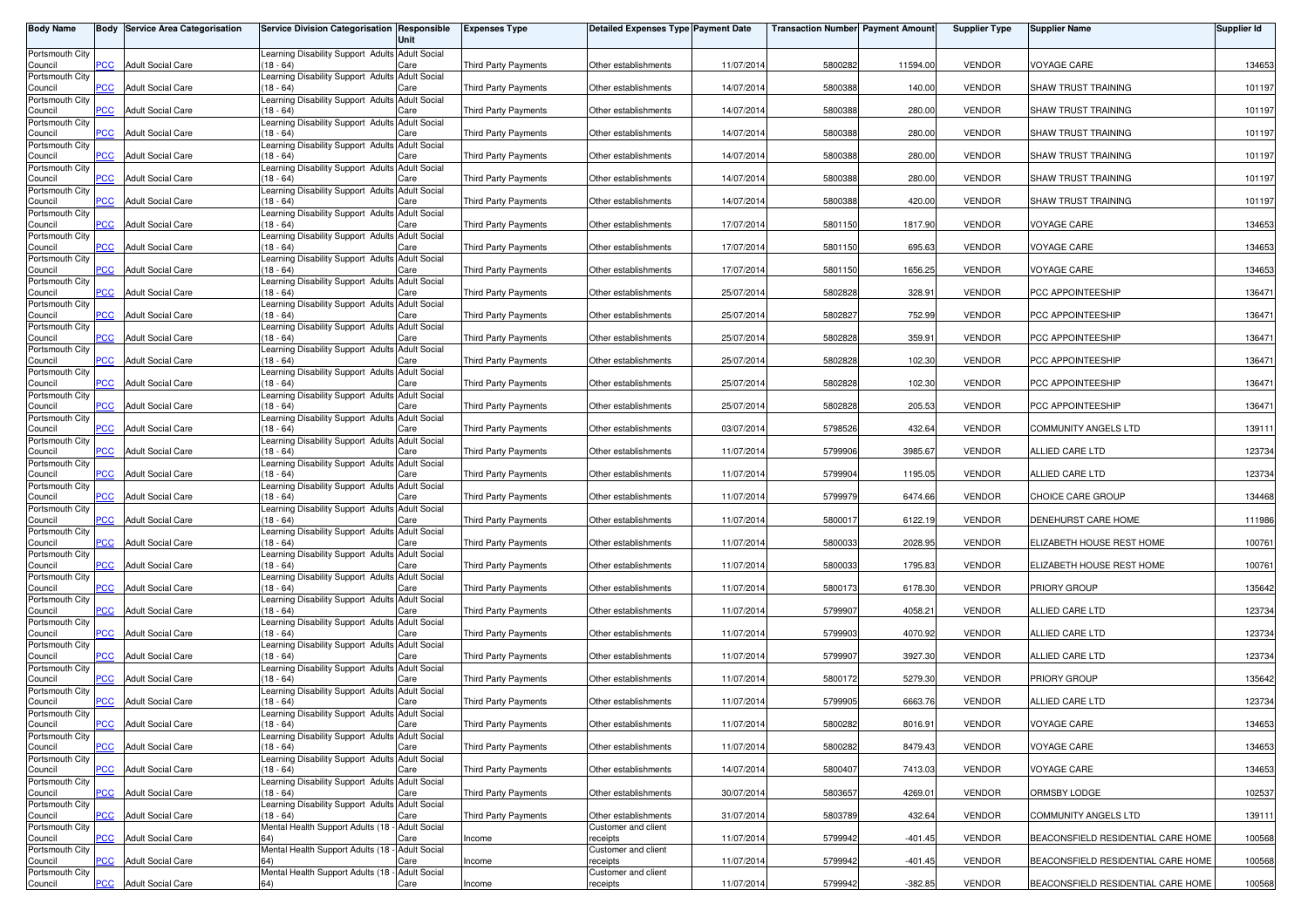| Body Name | Body | Service Area Categorisation | Service Division Categorisation | Responsible Unit | Expenses Type | Detailed Expenses Type | Payment Date | Transaction Number | Payment Amount | Supplier Type | Supplier Name | Supplier Id |
|---|---|---|---|---|---|---|---|---|---|---|---|---|
| Portsmouth City Council | PCC | Adult Social Care | Learning Disability Support Adults (18 - 64) | Adult Social Care | Third Party Payments | Other establishments | 11/07/2014 | 5800282 | 11594.00 | VENDOR | VOYAGE CARE | 134653 |
| Portsmouth City Council | PCC | Adult Social Care | Learning Disability Support Adults (18 - 64) | Adult Social Care | Third Party Payments | Other establishments | 14/07/2014 | 5800388 | 140.00 | VENDOR | SHAW TRUST TRAINING | 101197 |
| Portsmouth City Council | PCC | Adult Social Care | Learning Disability Support Adults (18 - 64) | Adult Social Care | Third Party Payments | Other establishments | 14/07/2014 | 5800388 | 280.00 | VENDOR | SHAW TRUST TRAINING | 101197 |
| Portsmouth City Council | PCC | Adult Social Care | Learning Disability Support Adults (18 - 64) | Adult Social Care | Third Party Payments | Other establishments | 14/07/2014 | 5800388 | 280.00 | VENDOR | SHAW TRUST TRAINING | 101197 |
| Portsmouth City Council | PCC | Adult Social Care | Learning Disability Support Adults (18 - 64) | Adult Social Care | Third Party Payments | Other establishments | 14/07/2014 | 5800388 | 280.00 | VENDOR | SHAW TRUST TRAINING | 101197 |
| Portsmouth City Council | PCC | Adult Social Care | Learning Disability Support Adults (18 - 64) | Adult Social Care | Third Party Payments | Other establishments | 14/07/2014 | 5800388 | 280.00 | VENDOR | SHAW TRUST TRAINING | 101197 |
| Portsmouth City Council | PCC | Adult Social Care | Learning Disability Support Adults (18 - 64) | Adult Social Care | Third Party Payments | Other establishments | 14/07/2014 | 5800388 | 420.00 | VENDOR | SHAW TRUST TRAINING | 101197 |
| Portsmouth City Council | PCC | Adult Social Care | Learning Disability Support Adults (18 - 64) | Adult Social Care | Third Party Payments | Other establishments | 17/07/2014 | 5801150 | 1817.90 | VENDOR | VOYAGE CARE | 134653 |
| Portsmouth City Council | PCC | Adult Social Care | Learning Disability Support Adults (18 - 64) | Adult Social Care | Third Party Payments | Other establishments | 17/07/2014 | 5801150 | 695.63 | VENDOR | VOYAGE CARE | 134653 |
| Portsmouth City Council | PCC | Adult Social Care | Learning Disability Support Adults (18 - 64) | Adult Social Care | Third Party Payments | Other establishments | 17/07/2014 | 5801150 | 1656.25 | VENDOR | VOYAGE CARE | 134653 |
| Portsmouth City Council | PCC | Adult Social Care | Learning Disability Support Adults (18 - 64) | Adult Social Care | Third Party Payments | Other establishments | 25/07/2014 | 5802828 | 328.91 | VENDOR | PCC APPOINTEESHIP | 136471 |
| Portsmouth City Council | PCC | Adult Social Care | Learning Disability Support Adults (18 - 64) | Adult Social Care | Third Party Payments | Other establishments | 25/07/2014 | 5802827 | 752.99 | VENDOR | PCC APPOINTEESHIP | 136471 |
| Portsmouth City Council | PCC | Adult Social Care | Learning Disability Support Adults (18 - 64) | Adult Social Care | Third Party Payments | Other establishments | 25/07/2014 | 5802828 | 359.91 | VENDOR | PCC APPOINTEESHIP | 136471 |
| Portsmouth City Council | PCC | Adult Social Care | Learning Disability Support Adults (18 - 64) | Adult Social Care | Third Party Payments | Other establishments | 25/07/2014 | 5802828 | 102.30 | VENDOR | PCC APPOINTEESHIP | 136471 |
| Portsmouth City Council | PCC | Adult Social Care | Learning Disability Support Adults (18 - 64) | Adult Social Care | Third Party Payments | Other establishments | 25/07/2014 | 5802828 | 102.30 | VENDOR | PCC APPOINTEESHIP | 136471 |
| Portsmouth City Council | PCC | Adult Social Care | Learning Disability Support Adults (18 - 64) | Adult Social Care | Third Party Payments | Other establishments | 25/07/2014 | 5802828 | 205.53 | VENDOR | PCC APPOINTEESHIP | 136471 |
| Portsmouth City Council | PCC | Adult Social Care | Learning Disability Support Adults (18 - 64) | Adult Social Care | Third Party Payments | Other establishments | 03/07/2014 | 5798526 | 432.64 | VENDOR | COMMUNITY ANGELS LTD | 139111 |
| Portsmouth City Council | PCC | Adult Social Care | Learning Disability Support Adults (18 - 64) | Adult Social Care | Third Party Payments | Other establishments | 11/07/2014 | 5799906 | 3985.67 | VENDOR | ALLIED CARE LTD | 123734 |
| Portsmouth City Council | PCC | Adult Social Care | Learning Disability Support Adults (18 - 64) | Adult Social Care | Third Party Payments | Other establishments | 11/07/2014 | 5799904 | 1195.05 | VENDOR | ALLIED CARE LTD | 123734 |
| Portsmouth City Council | PCC | Adult Social Care | Learning Disability Support Adults (18 - 64) | Adult Social Care | Third Party Payments | Other establishments | 11/07/2014 | 5799979 | 6474.66 | VENDOR | CHOICE CARE GROUP | 134468 |
| Portsmouth City Council | PCC | Adult Social Care | Learning Disability Support Adults (18 - 64) | Adult Social Care | Third Party Payments | Other establishments | 11/07/2014 | 5800017 | 6122.19 | VENDOR | DENEHURST CARE HOME | 111986 |
| Portsmouth City Council | PCC | Adult Social Care | Learning Disability Support Adults (18 - 64) | Adult Social Care | Third Party Payments | Other establishments | 11/07/2014 | 5800033 | 2028.95 | VENDOR | ELIZABETH HOUSE REST HOME | 100761 |
| Portsmouth City Council | PCC | Adult Social Care | Learning Disability Support Adults (18 - 64) | Adult Social Care | Third Party Payments | Other establishments | 11/07/2014 | 5800033 | 1795.83 | VENDOR | ELIZABETH HOUSE REST HOME | 100761 |
| Portsmouth City Council | PCC | Adult Social Care | Learning Disability Support Adults (18 - 64) | Adult Social Care | Third Party Payments | Other establishments | 11/07/2014 | 5800173 | 6178.30 | VENDOR | PRIORY GROUP | 135642 |
| Portsmouth City Council | PCC | Adult Social Care | Learning Disability Support Adults (18 - 64) | Adult Social Care | Third Party Payments | Other establishments | 11/07/2014 | 5799907 | 4058.21 | VENDOR | ALLIED CARE LTD | 123734 |
| Portsmouth City Council | PCC | Adult Social Care | Learning Disability Support Adults (18 - 64) | Adult Social Care | Third Party Payments | Other establishments | 11/07/2014 | 5799903 | 4070.92 | VENDOR | ALLIED CARE LTD | 123734 |
| Portsmouth City Council | PCC | Adult Social Care | Learning Disability Support Adults (18 - 64) | Adult Social Care | Third Party Payments | Other establishments | 11/07/2014 | 5799907 | 3927.30 | VENDOR | ALLIED CARE LTD | 123734 |
| Portsmouth City Council | PCC | Adult Social Care | Learning Disability Support Adults (18 - 64) | Adult Social Care | Third Party Payments | Other establishments | 11/07/2014 | 5800172 | 5279.30 | VENDOR | PRIORY GROUP | 135642 |
| Portsmouth City Council | PCC | Adult Social Care | Learning Disability Support Adults (18 - 64) | Adult Social Care | Third Party Payments | Other establishments | 11/07/2014 | 5799905 | 6663.76 | VENDOR | ALLIED CARE LTD | 123734 |
| Portsmouth City Council | PCC | Adult Social Care | Learning Disability Support Adults (18 - 64) | Adult Social Care | Third Party Payments | Other establishments | 11/07/2014 | 5800282 | 8016.91 | VENDOR | VOYAGE CARE | 134653 |
| Portsmouth City Council | PCC | Adult Social Care | Learning Disability Support Adults (18 - 64) | Adult Social Care | Third Party Payments | Other establishments | 11/07/2014 | 5800282 | 8479.43 | VENDOR | VOYAGE CARE | 134653 |
| Portsmouth City Council | PCC | Adult Social Care | Learning Disability Support Adults (18 - 64) | Adult Social Care | Third Party Payments | Other establishments | 14/07/2014 | 5800407 | 7413.03 | VENDOR | VOYAGE CARE | 134653 |
| Portsmouth City Council | PCC | Adult Social Care | Learning Disability Support Adults (18 - 64) | Adult Social Care | Third Party Payments | Other establishments | 30/07/2014 | 5803657 | 4269.01 | VENDOR | ORMSBY LODGE | 102537 |
| Portsmouth City Council | PCC | Adult Social Care | Learning Disability Support Adults (18 - 64) | Adult Social Care | Third Party Payments | Other establishments | 31/07/2014 | 5803789 | 432.64 | VENDOR | COMMUNITY ANGELS LTD | 139111 |
| Portsmouth City Council | PCC | Adult Social Care | Mental Health Support Adults (18 - 64) | Adult Social Care | Income | Customer and client receipts | 11/07/2014 | 5799942 | -401.45 | VENDOR | BEACONSFIELD RESIDENTIAL CARE HOME | 100568 |
| Portsmouth City Council | PCC | Adult Social Care | Mental Health Support Adults (18 - 64) | Adult Social Care | Income | Customer and client receipts | 11/07/2014 | 5799942 | -401.45 | VENDOR | BEACONSFIELD RESIDENTIAL CARE HOME | 100568 |
| Portsmouth City Council | PCC | Adult Social Care | Mental Health Support Adults (18 - 64) | Adult Social Care | Income | Customer and client receipts | 11/07/2014 | 5799942 | -382.85 | VENDOR | BEACONSFIELD RESIDENTIAL CARE HOME | 100568 |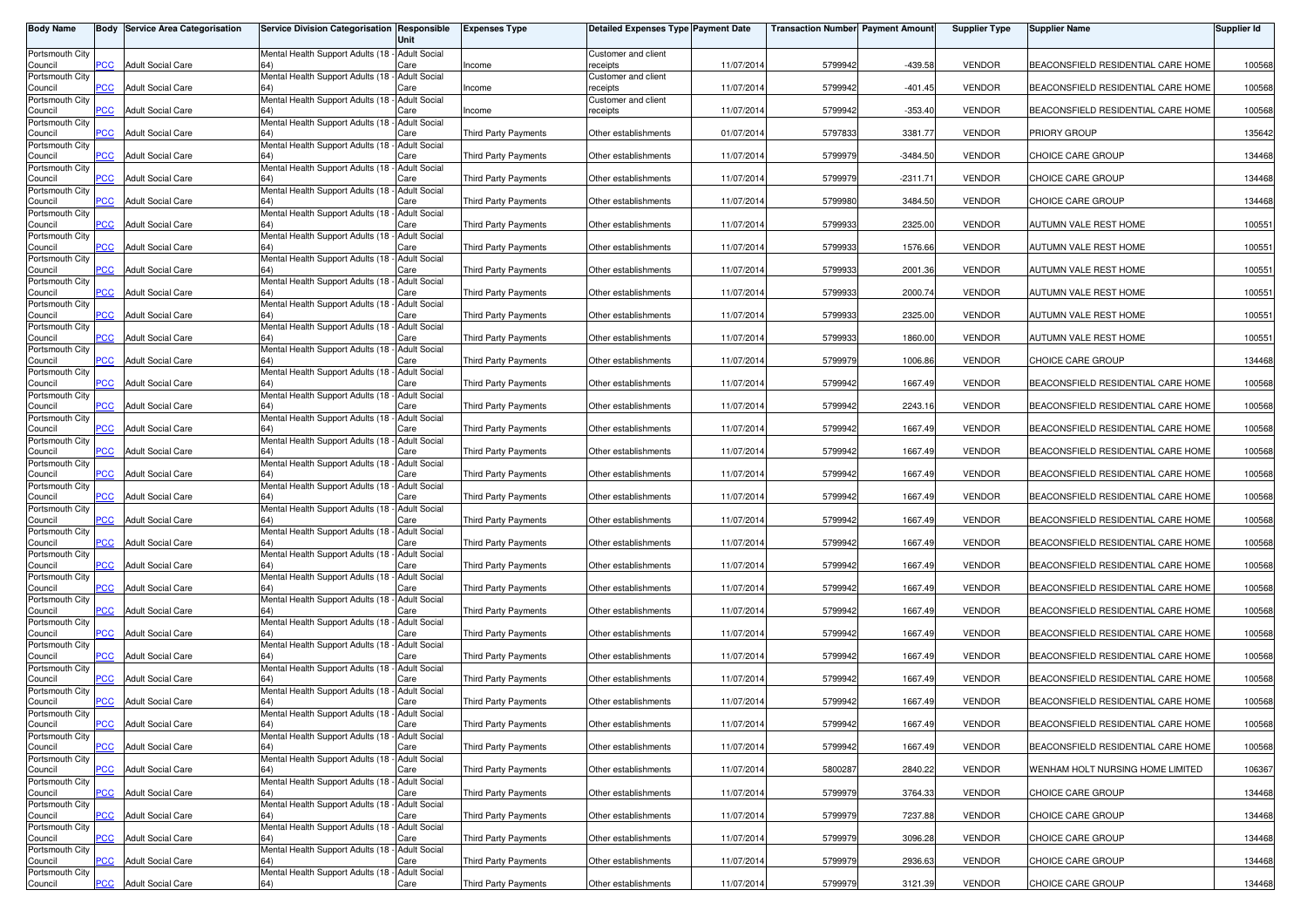| Body Name | Body | Service Area Categorisation | Service Division Categorisation | Responsible Unit | Expenses Type | Detailed Expenses Type | Payment Date | Transaction Number | Payment Amount | Supplier Type | Supplier Name | Supplier Id |
|---|---|---|---|---|---|---|---|---|---|---|---|---|
| Portsmouth City Council | PCC | Adult Social Care | Mental Health Support Adults (18 - 64) | Adult Social Care | Income | Customer and client receipts | 11/07/2014 | 5799942 | -439.58 | VENDOR | BEACONSFIELD RESIDENTIAL CARE HOME | 100568 |
| Portsmouth City Council | PCC | Adult Social Care | Mental Health Support Adults (18 - 64) | Adult Social Care | Income | Customer and client receipts | 11/07/2014 | 5799942 | -401.45 | VENDOR | BEACONSFIELD RESIDENTIAL CARE HOME | 100568 |
| Portsmouth City Council | PCC | Adult Social Care | Mental Health Support Adults (18 - 64) | Adult Social Care | Income | Customer and client receipts | 11/07/2014 | 5799942 | -353.40 | VENDOR | BEACONSFIELD RESIDENTIAL CARE HOME | 100568 |
| Portsmouth City Council | PCC | Adult Social Care | Mental Health Support Adults (18 - 64) | Adult Social Care | Third Party Payments | Other establishments | 01/07/2014 | 5797833 | 3381.77 | VENDOR | PRIORY GROUP | 135642 |
| Portsmouth City Council | PCC | Adult Social Care | Mental Health Support Adults (18 - 64) | Adult Social Care | Third Party Payments | Other establishments | 11/07/2014 | 5799979 | -3484.50 | VENDOR | CHOICE CARE GROUP | 134468 |
| Portsmouth City Council | PCC | Adult Social Care | Mental Health Support Adults (18 - 64) | Adult Social Care | Third Party Payments | Other establishments | 11/07/2014 | 5799979 | -2311.71 | VENDOR | CHOICE CARE GROUP | 134468 |
| Portsmouth City Council | PCC | Adult Social Care | Mental Health Support Adults (18 - 64) | Adult Social Care | Third Party Payments | Other establishments | 11/07/2014 | 5799980 | 3484.50 | VENDOR | CHOICE CARE GROUP | 134468 |
| Portsmouth City Council | PCC | Adult Social Care | Mental Health Support Adults (18 - 64) | Adult Social Care | Third Party Payments | Other establishments | 11/07/2014 | 5799933 | 2325.00 | VENDOR | AUTUMN VALE REST HOME | 100551 |
| Portsmouth City Council | PCC | Adult Social Care | Mental Health Support Adults (18 - 64) | Adult Social Care | Third Party Payments | Other establishments | 11/07/2014 | 5799933 | 1576.66 | VENDOR | AUTUMN VALE REST HOME | 100551 |
| Portsmouth City Council | PCC | Adult Social Care | Mental Health Support Adults (18 - 64) | Adult Social Care | Third Party Payments | Other establishments | 11/07/2014 | 5799933 | 2001.36 | VENDOR | AUTUMN VALE REST HOME | 100551 |
| Portsmouth City Council | PCC | Adult Social Care | Mental Health Support Adults (18 - 64) | Adult Social Care | Third Party Payments | Other establishments | 11/07/2014 | 5799933 | 2000.74 | VENDOR | AUTUMN VALE REST HOME | 100551 |
| Portsmouth City Council | PCC | Adult Social Care | Mental Health Support Adults (18 - 64) | Adult Social Care | Third Party Payments | Other establishments | 11/07/2014 | 5799933 | 2325.00 | VENDOR | AUTUMN VALE REST HOME | 100551 |
| Portsmouth City Council | PCC | Adult Social Care | Mental Health Support Adults (18 - 64) | Adult Social Care | Third Party Payments | Other establishments | 11/07/2014 | 5799933 | 1860.00 | VENDOR | AUTUMN VALE REST HOME | 100551 |
| Portsmouth City Council | PCC | Adult Social Care | Mental Health Support Adults (18 - 64) | Adult Social Care | Third Party Payments | Other establishments | 11/07/2014 | 5799979 | 1006.86 | VENDOR | CHOICE CARE GROUP | 134468 |
| Portsmouth City Council | PCC | Adult Social Care | Mental Health Support Adults (18 - 64) | Adult Social Care | Third Party Payments | Other establishments | 11/07/2014 | 5799942 | 1667.49 | VENDOR | BEACONSFIELD RESIDENTIAL CARE HOME | 100568 |
| Portsmouth City Council | PCC | Adult Social Care | Mental Health Support Adults (18 - 64) | Adult Social Care | Third Party Payments | Other establishments | 11/07/2014 | 5799942 | 2243.16 | VENDOR | BEACONSFIELD RESIDENTIAL CARE HOME | 100568 |
| Portsmouth City Council | PCC | Adult Social Care | Mental Health Support Adults (18 - 64) | Adult Social Care | Third Party Payments | Other establishments | 11/07/2014 | 5799942 | 1667.49 | VENDOR | BEACONSFIELD RESIDENTIAL CARE HOME | 100568 |
| Portsmouth City Council | PCC | Adult Social Care | Mental Health Support Adults (18 - 64) | Adult Social Care | Third Party Payments | Other establishments | 11/07/2014 | 5799942 | 1667.49 | VENDOR | BEACONSFIELD RESIDENTIAL CARE HOME | 100568 |
| Portsmouth City Council | PCC | Adult Social Care | Mental Health Support Adults (18 - 64) | Adult Social Care | Third Party Payments | Other establishments | 11/07/2014 | 5799942 | 1667.49 | VENDOR | BEACONSFIELD RESIDENTIAL CARE HOME | 100568 |
| Portsmouth City Council | PCC | Adult Social Care | Mental Health Support Adults (18 - 64) | Adult Social Care | Third Party Payments | Other establishments | 11/07/2014 | 5799942 | 1667.49 | VENDOR | BEACONSFIELD RESIDENTIAL CARE HOME | 100568 |
| Portsmouth City Council | PCC | Adult Social Care | Mental Health Support Adults (18 - 64) | Adult Social Care | Third Party Payments | Other establishments | 11/07/2014 | 5799942 | 1667.49 | VENDOR | BEACONSFIELD RESIDENTIAL CARE HOME | 100568 |
| Portsmouth City Council | PCC | Adult Social Care | Mental Health Support Adults (18 - 64) | Adult Social Care | Third Party Payments | Other establishments | 11/07/2014 | 5799942 | 1667.49 | VENDOR | BEACONSFIELD RESIDENTIAL CARE HOME | 100568 |
| Portsmouth City Council | PCC | Adult Social Care | Mental Health Support Adults (18 - 64) | Adult Social Care | Third Party Payments | Other establishments | 11/07/2014 | 5799942 | 1667.49 | VENDOR | BEACONSFIELD RESIDENTIAL CARE HOME | 100568 |
| Portsmouth City Council | PCC | Adult Social Care | Mental Health Support Adults (18 - 64) | Adult Social Care | Third Party Payments | Other establishments | 11/07/2014 | 5799942 | 1667.49 | VENDOR | BEACONSFIELD RESIDENTIAL CARE HOME | 100568 |
| Portsmouth City Council | PCC | Adult Social Care | Mental Health Support Adults (18 - 64) | Adult Social Care | Third Party Payments | Other establishments | 11/07/2014 | 5799942 | 1667.49 | VENDOR | BEACONSFIELD RESIDENTIAL CARE HOME | 100568 |
| Portsmouth City Council | PCC | Adult Social Care | Mental Health Support Adults (18 - 64) | Adult Social Care | Third Party Payments | Other establishments | 11/07/2014 | 5799942 | 1667.49 | VENDOR | BEACONSFIELD RESIDENTIAL CARE HOME | 100568 |
| Portsmouth City Council | PCC | Adult Social Care | Mental Health Support Adults (18 - 64) | Adult Social Care | Third Party Payments | Other establishments | 11/07/2014 | 5799942 | 1667.49 | VENDOR | BEACONSFIELD RESIDENTIAL CARE HOME | 100568 |
| Portsmouth City Council | PCC | Adult Social Care | Mental Health Support Adults (18 - 64) | Adult Social Care | Third Party Payments | Other establishments | 11/07/2014 | 5799942 | 1667.49 | VENDOR | BEACONSFIELD RESIDENTIAL CARE HOME | 100568 |
| Portsmouth City Council | PCC | Adult Social Care | Mental Health Support Adults (18 - 64) | Adult Social Care | Third Party Payments | Other establishments | 11/07/2014 | 5799942 | 1667.49 | VENDOR | BEACONSFIELD RESIDENTIAL CARE HOME | 100568 |
| Portsmouth City Council | PCC | Adult Social Care | Mental Health Support Adults (18 - 64) | Adult Social Care | Third Party Payments | Other establishments | 11/07/2014 | 5799942 | 1667.49 | VENDOR | BEACONSFIELD RESIDENTIAL CARE HOME | 100568 |
| Portsmouth City Council | PCC | Adult Social Care | Mental Health Support Adults (18 - 64) | Adult Social Care | Third Party Payments | Other establishments | 11/07/2014 | 5799942 | 1667.49 | VENDOR | BEACONSFIELD RESIDENTIAL CARE HOME | 100568 |
| Portsmouth City Council | PCC | Adult Social Care | Mental Health Support Adults (18 - 64) | Adult Social Care | Third Party Payments | Other establishments | 11/07/2014 | 5800287 | 2840.22 | VENDOR | WENHAM HOLT NURSING HOME LIMITED | 106367 |
| Portsmouth City Council | PCC | Adult Social Care | Mental Health Support Adults (18 - 64) | Adult Social Care | Third Party Payments | Other establishments | 11/07/2014 | 5799979 | 3764.33 | VENDOR | CHOICE CARE GROUP | 134468 |
| Portsmouth City Council | PCC | Adult Social Care | Mental Health Support Adults (18 - 64) | Adult Social Care | Third Party Payments | Other establishments | 11/07/2014 | 5799979 | 7237.88 | VENDOR | CHOICE CARE GROUP | 134468 |
| Portsmouth City Council | PCC | Adult Social Care | Mental Health Support Adults (18 - 64) | Adult Social Care | Third Party Payments | Other establishments | 11/07/2014 | 5799979 | 3096.28 | VENDOR | CHOICE CARE GROUP | 134468 |
| Portsmouth City Council | PCC | Adult Social Care | Mental Health Support Adults (18 - 64) | Adult Social Care | Third Party Payments | Other establishments | 11/07/2014 | 5799979 | 2936.63 | VENDOR | CHOICE CARE GROUP | 134468 |
| Portsmouth City Council | PCC | Adult Social Care | Mental Health Support Adults (18 - 64) | Adult Social Care | Third Party Payments | Other establishments | 11/07/2014 | 5799979 | 3121.39 | VENDOR | CHOICE CARE GROUP | 134468 |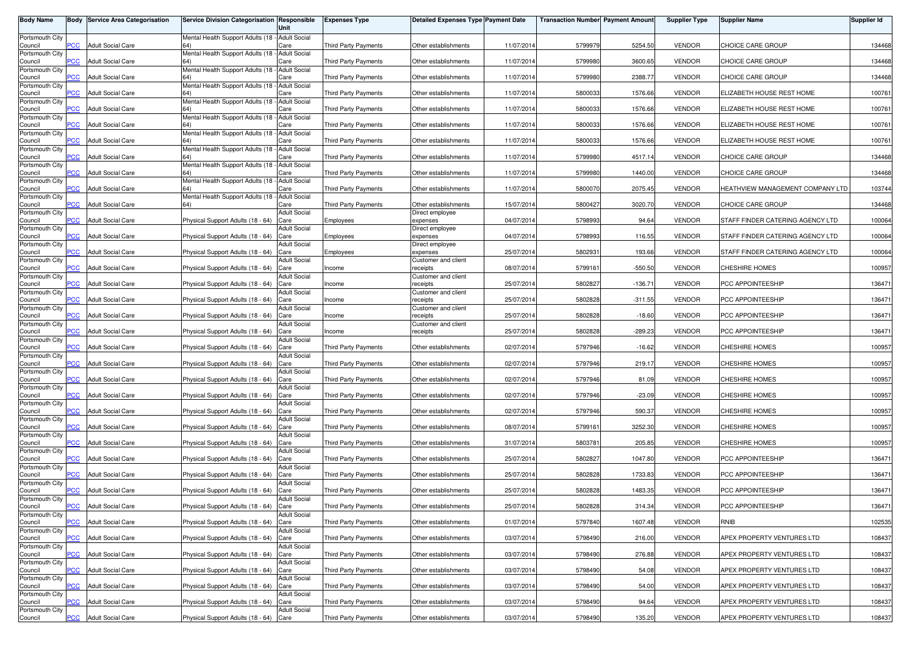| Body Name | Body | Service Area Categorisation | Service Division Categorisation | Responsible Unit | Expenses Type | Detailed Expenses Type | Payment Date | Transaction Number | Payment Amount | Supplier Type | Supplier Name | Supplier Id |
|---|---|---|---|---|---|---|---|---|---|---|---|---|
| Portsmouth City Council | PCC | Adult Social Care | Mental Health Support Adults (18 - 64) | Adult Social Care | Third Party Payments | Other establishments | 11/07/2014 | 5799979 | 5254.50 | VENDOR | CHOICE CARE GROUP | 134468 |
| Portsmouth City Council | PCC | Adult Social Care | Mental Health Support Adults (18 - 64) | Adult Social Care | Third Party Payments | Other establishments | 11/07/2014 | 5799980 | 3600.65 | VENDOR | CHOICE CARE GROUP | 134468 |
| Portsmouth City Council | PCC | Adult Social Care | Mental Health Support Adults (18 - 64) | Adult Social Care | Third Party Payments | Other establishments | 11/07/2014 | 5799980 | 2388.77 | VENDOR | CHOICE CARE GROUP | 134468 |
| Portsmouth City Council | PCC | Adult Social Care | Mental Health Support Adults (18 - 64) | Adult Social Care | Third Party Payments | Other establishments | 11/07/2014 | 5800033 | 1576.66 | VENDOR | ELIZABETH HOUSE REST HOME | 100761 |
| Portsmouth City Council | PCC | Adult Social Care | Mental Health Support Adults (18 - 64) | Adult Social Care | Third Party Payments | Other establishments | 11/07/2014 | 5800033 | 1576.66 | VENDOR | ELIZABETH HOUSE REST HOME | 100761 |
| Portsmouth City Council | PCC | Adult Social Care | Mental Health Support Adults (18 - 64) | Adult Social Care | Third Party Payments | Other establishments | 11/07/2014 | 5800033 | 1576.66 | VENDOR | ELIZABETH HOUSE REST HOME | 100761 |
| Portsmouth City Council | PCC | Adult Social Care | Mental Health Support Adults (18 - 64) | Adult Social Care | Third Party Payments | Other establishments | 11/07/2014 | 5800033 | 1576.66 | VENDOR | ELIZABETH HOUSE REST HOME | 100761 |
| Portsmouth City Council | PCC | Adult Social Care | Mental Health Support Adults (18 - 64) | Adult Social Care | Third Party Payments | Other establishments | 11/07/2014 | 5799980 | 4517.14 | VENDOR | CHOICE CARE GROUP | 134468 |
| Portsmouth City Council | PCC | Adult Social Care | Mental Health Support Adults (18 - 64) | Adult Social Care | Third Party Payments | Other establishments | 11/07/2014 | 5799980 | 1440.00 | VENDOR | CHOICE CARE GROUP | 134468 |
| Portsmouth City Council | PCC | Adult Social Care | Mental Health Support Adults (18 - 64) | Adult Social Care | Third Party Payments | Other establishments | 11/07/2014 | 5800070 | 2075.45 | VENDOR | HEATHVIEW MANAGEMENT COMPANY LTD | 103744 |
| Portsmouth City Council | PCC | Adult Social Care | Mental Health Support Adults (18 - 64) | Adult Social Care | Third Party Payments | Other establishments | 15/07/2014 | 5800427 | 3020.70 | VENDOR | CHOICE CARE GROUP | 134468 |
| Portsmouth City Council | PCC | Adult Social Care | Physical Support Adults (18 - 64) | Adult Social Care | Employees | Direct employee expenses | 04/07/2014 | 5798993 | 94.64 | VENDOR | STAFF FINDER CATERING AGENCY LTD | 100064 |
| Portsmouth City Council | PCC | Adult Social Care | Physical Support Adults (18 - 64) | Adult Social Care | Employees | Direct employee expenses | 04/07/2014 | 5798993 | 116.55 | VENDOR | STAFF FINDER CATERING AGENCY LTD | 100064 |
| Portsmouth City Council | PCC | Adult Social Care | Physical Support Adults (18 - 64) | Adult Social Care | Employees | Direct employee expenses | 25/07/2014 | 5802931 | 193.66 | VENDOR | STAFF FINDER CATERING AGENCY LTD | 100064 |
| Portsmouth City Council | PCC | Adult Social Care | Physical Support Adults (18 - 64) | Adult Social Care | Income | Customer and client receipts | 08/07/2014 | 5799161 | -550.50 | VENDOR | CHESHIRE HOMES | 100957 |
| Portsmouth City Council | PCC | Adult Social Care | Physical Support Adults (18 - 64) | Adult Social Care | Income | Customer and client receipts | 25/07/2014 | 5802827 | -136.71 | VENDOR | PCC APPOINTEESHIP | 136471 |
| Portsmouth City Council | PCC | Adult Social Care | Physical Support Adults (18 - 64) | Adult Social Care | Income | Customer and client receipts | 25/07/2014 | 5802828 | -311.55 | VENDOR | PCC APPOINTEESHIP | 136471 |
| Portsmouth City Council | PCC | Adult Social Care | Physical Support Adults (18 - 64) | Adult Social Care | Income | Customer and client receipts | 25/07/2014 | 5802828 | -18.60 | VENDOR | PCC APPOINTEESHIP | 136471 |
| Portsmouth City Council | PCC | Adult Social Care | Physical Support Adults (18 - 64) | Adult Social Care | Income | Customer and client receipts | 25/07/2014 | 5802828 | -289.23 | VENDOR | PCC APPOINTEESHIP | 136471 |
| Portsmouth City Council | PCC | Adult Social Care | Physical Support Adults (18 - 64) | Adult Social Care | Third Party Payments | Other establishments | 02/07/2014 | 5797946 | -16.62 | VENDOR | CHESHIRE HOMES | 100957 |
| Portsmouth City Council | PCC | Adult Social Care | Physical Support Adults (18 - 64) | Adult Social Care | Third Party Payments | Other establishments | 02/07/2014 | 5797946 | 219.17 | VENDOR | CHESHIRE HOMES | 100957 |
| Portsmouth City Council | PCC | Adult Social Care | Physical Support Adults (18 - 64) | Adult Social Care | Third Party Payments | Other establishments | 02/07/2014 | 5797946 | 81.09 | VENDOR | CHESHIRE HOMES | 100957 |
| Portsmouth City Council | PCC | Adult Social Care | Physical Support Adults (18 - 64) | Adult Social Care | Third Party Payments | Other establishments | 02/07/2014 | 5797946 | -23.09 | VENDOR | CHESHIRE HOMES | 100957 |
| Portsmouth City Council | PCC | Adult Social Care | Physical Support Adults (18 - 64) | Adult Social Care | Third Party Payments | Other establishments | 02/07/2014 | 5797946 | 590.37 | VENDOR | CHESHIRE HOMES | 100957 |
| Portsmouth City Council | PCC | Adult Social Care | Physical Support Adults (18 - 64) | Adult Social Care | Third Party Payments | Other establishments | 08/07/2014 | 5799161 | 3252.30 | VENDOR | CHESHIRE HOMES | 100957 |
| Portsmouth City Council | PCC | Adult Social Care | Physical Support Adults (18 - 64) | Adult Social Care | Third Party Payments | Other establishments | 31/07/2014 | 5803781 | 205.85 | VENDOR | CHESHIRE HOMES | 100957 |
| Portsmouth City Council | PCC | Adult Social Care | Physical Support Adults (18 - 64) | Adult Social Care | Third Party Payments | Other establishments | 25/07/2014 | 5802827 | 1047.80 | VENDOR | PCC APPOINTEESHIP | 136471 |
| Portsmouth City Council | PCC | Adult Social Care | Physical Support Adults (18 - 64) | Adult Social Care | Third Party Payments | Other establishments | 25/07/2014 | 5802828 | 1733.83 | VENDOR | PCC APPOINTEESHIP | 136471 |
| Portsmouth City Council | PCC | Adult Social Care | Physical Support Adults (18 - 64) | Adult Social Care | Third Party Payments | Other establishments | 25/07/2014 | 5802828 | 1483.35 | VENDOR | PCC APPOINTEESHIP | 136471 |
| Portsmouth City Council | PCC | Adult Social Care | Physical Support Adults (18 - 64) | Adult Social Care | Third Party Payments | Other establishments | 25/07/2014 | 5802828 | 314.34 | VENDOR | PCC APPOINTEESHIP | 136471 |
| Portsmouth City Council | PCC | Adult Social Care | Physical Support Adults (18 - 64) | Adult Social Care | Third Party Payments | Other establishments | 01/07/2014 | 5797840 | 1607.48 | VENDOR | RNIB | 102535 |
| Portsmouth City Council | PCC | Adult Social Care | Physical Support Adults (18 - 64) | Adult Social Care | Third Party Payments | Other establishments | 03/07/2014 | 5798490 | 216.00 | VENDOR | APEX PROPERTY VENTURES LTD | 108437 |
| Portsmouth City Council | PCC | Adult Social Care | Physical Support Adults (18 - 64) | Adult Social Care | Third Party Payments | Other establishments | 03/07/2014 | 5798490 | 276.88 | VENDOR | APEX PROPERTY VENTURES LTD | 108437 |
| Portsmouth City Council | PCC | Adult Social Care | Physical Support Adults (18 - 64) | Adult Social Care | Third Party Payments | Other establishments | 03/07/2014 | 5798490 | 54.08 | VENDOR | APEX PROPERTY VENTURES LTD | 108437 |
| Portsmouth City Council | PCC | Adult Social Care | Physical Support Adults (18 - 64) | Adult Social Care | Third Party Payments | Other establishments | 03/07/2014 | 5798490 | 54.00 | VENDOR | APEX PROPERTY VENTURES LTD | 108437 |
| Portsmouth City Council | PCC | Adult Social Care | Physical Support Adults (18 - 64) | Adult Social Care | Third Party Payments | Other establishments | 03/07/2014 | 5798490 | 94.64 | VENDOR | APEX PROPERTY VENTURES LTD | 108437 |
| Portsmouth City Council | PCC | Adult Social Care | Physical Support Adults (18 - 64) | Adult Social Care | Third Party Payments | Other establishments | 03/07/2014 | 5798490 | 135.20 | VENDOR | APEX PROPERTY VENTURES LTD | 108437 |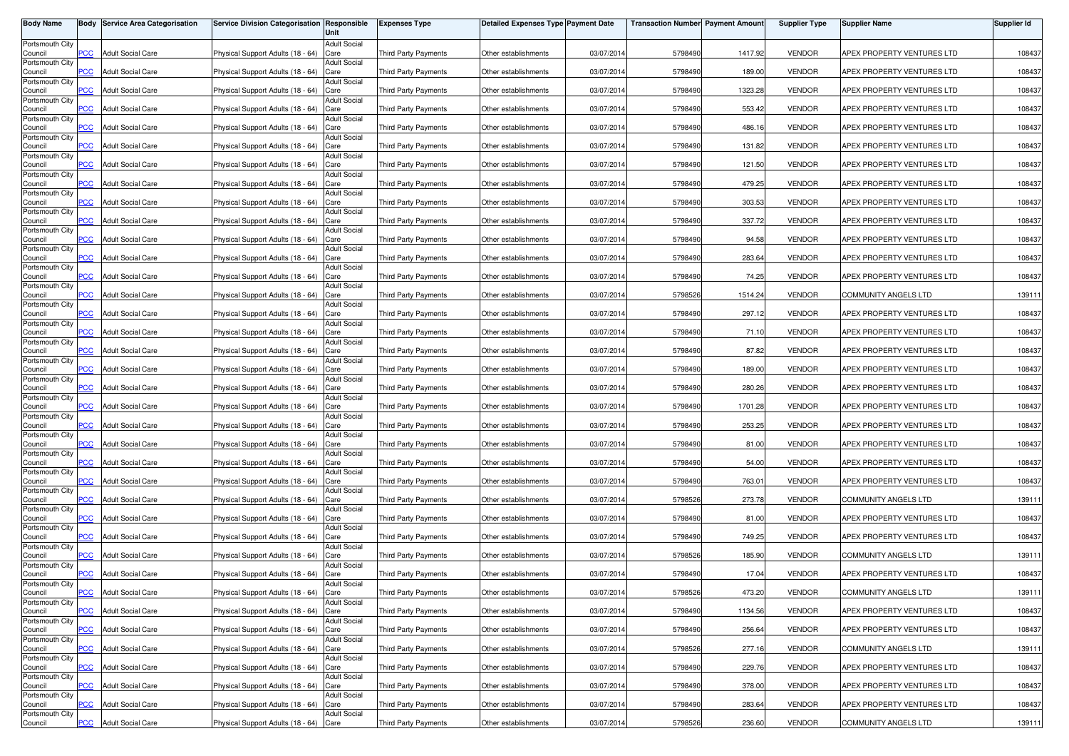| Body Name | Body | Service Area Categorisation | Service Division Categorisation | Responsible Unit | Expenses Type | Detailed Expenses Type | Payment Date | Transaction Number | Payment Amount | Supplier Type | Supplier Name | Supplier Id |
|---|---|---|---|---|---|---|---|---|---|---|---|---|
| Portsmouth City Council | PCC | Adult Social Care | Physical Support Adults (18 - 64) | Adult Social Care | Third Party Payments | Other establishments | 03/07/2014 | 5798490 | 1417.92 | VENDOR | APEX PROPERTY VENTURES LTD | 108437 |
| Portsmouth City Council | PCC | Adult Social Care | Physical Support Adults (18 - 64) | Adult Social Care | Third Party Payments | Other establishments | 03/07/2014 | 5798490 | 189.00 | VENDOR | APEX PROPERTY VENTURES LTD | 108437 |
| Portsmouth City Council | PCC | Adult Social Care | Physical Support Adults (18 - 64) | Adult Social Care | Third Party Payments | Other establishments | 03/07/2014 | 5798490 | 1323.28 | VENDOR | APEX PROPERTY VENTURES LTD | 108437 |
| Portsmouth City Council | PCC | Adult Social Care | Physical Support Adults (18 - 64) | Adult Social Care | Third Party Payments | Other establishments | 03/07/2014 | 5798490 | 553.42 | VENDOR | APEX PROPERTY VENTURES LTD | 108437 |
| Portsmouth City Council | PCC | Adult Social Care | Physical Support Adults (18 - 64) | Adult Social Care | Third Party Payments | Other establishments | 03/07/2014 | 5798490 | 486.16 | VENDOR | APEX PROPERTY VENTURES LTD | 108437 |
| Portsmouth City Council | PCC | Adult Social Care | Physical Support Adults (18 - 64) | Adult Social Care | Third Party Payments | Other establishments | 03/07/2014 | 5798490 | 131.82 | VENDOR | APEX PROPERTY VENTURES LTD | 108437 |
| Portsmouth City Council | PCC | Adult Social Care | Physical Support Adults (18 - 64) | Adult Social Care | Third Party Payments | Other establishments | 03/07/2014 | 5798490 | 121.50 | VENDOR | APEX PROPERTY VENTURES LTD | 108437 |
| Portsmouth City Council | PCC | Adult Social Care | Physical Support Adults (18 - 64) | Adult Social Care | Third Party Payments | Other establishments | 03/07/2014 | 5798490 | 479.25 | VENDOR | APEX PROPERTY VENTURES LTD | 108437 |
| Portsmouth City Council | PCC | Adult Social Care | Physical Support Adults (18 - 64) | Adult Social Care | Third Party Payments | Other establishments | 03/07/2014 | 5798490 | 303.53 | VENDOR | APEX PROPERTY VENTURES LTD | 108437 |
| Portsmouth City Council | PCC | Adult Social Care | Physical Support Adults (18 - 64) | Adult Social Care | Third Party Payments | Other establishments | 03/07/2014 | 5798490 | 337.72 | VENDOR | APEX PROPERTY VENTURES LTD | 108437 |
| Portsmouth City Council | PCC | Adult Social Care | Physical Support Adults (18 - 64) | Adult Social Care | Third Party Payments | Other establishments | 03/07/2014 | 5798490 | 94.58 | VENDOR | APEX PROPERTY VENTURES LTD | 108437 |
| Portsmouth City Council | PCC | Adult Social Care | Physical Support Adults (18 - 64) | Adult Social Care | Third Party Payments | Other establishments | 03/07/2014 | 5798490 | 283.64 | VENDOR | APEX PROPERTY VENTURES LTD | 108437 |
| Portsmouth City Council | PCC | Adult Social Care | Physical Support Adults (18 - 64) | Adult Social Care | Third Party Payments | Other establishments | 03/07/2014 | 5798490 | 74.25 | VENDOR | APEX PROPERTY VENTURES LTD | 108437 |
| Portsmouth City Council | PCC | Adult Social Care | Physical Support Adults (18 - 64) | Adult Social Care | Third Party Payments | Other establishments | 03/07/2014 | 5798526 | 1514.24 | VENDOR | COMMUNITY ANGELS LTD | 139111 |
| Portsmouth City Council | PCC | Adult Social Care | Physical Support Adults (18 - 64) | Adult Social Care | Third Party Payments | Other establishments | 03/07/2014 | 5798490 | 297.12 | VENDOR | APEX PROPERTY VENTURES LTD | 108437 |
| Portsmouth City Council | PCC | Adult Social Care | Physical Support Adults (18 - 64) | Adult Social Care | Third Party Payments | Other establishments | 03/07/2014 | 5798490 | 71.10 | VENDOR | APEX PROPERTY VENTURES LTD | 108437 |
| Portsmouth City Council | PCC | Adult Social Care | Physical Support Adults (18 - 64) | Adult Social Care | Third Party Payments | Other establishments | 03/07/2014 | 5798490 | 87.82 | VENDOR | APEX PROPERTY VENTURES LTD | 108437 |
| Portsmouth City Council | PCC | Adult Social Care | Physical Support Adults (18 - 64) | Adult Social Care | Third Party Payments | Other establishments | 03/07/2014 | 5798490 | 189.00 | VENDOR | APEX PROPERTY VENTURES LTD | 108437 |
| Portsmouth City Council | PCC | Adult Social Care | Physical Support Adults (18 - 64) | Adult Social Care | Third Party Payments | Other establishments | 03/07/2014 | 5798490 | 280.26 | VENDOR | APEX PROPERTY VENTURES LTD | 108437 |
| Portsmouth City Council | PCC | Adult Social Care | Physical Support Adults (18 - 64) | Adult Social Care | Third Party Payments | Other establishments | 03/07/2014 | 5798490 | 1701.28 | VENDOR | APEX PROPERTY VENTURES LTD | 108437 |
| Portsmouth City Council | PCC | Adult Social Care | Physical Support Adults (18 - 64) | Adult Social Care | Third Party Payments | Other establishments | 03/07/2014 | 5798490 | 253.25 | VENDOR | APEX PROPERTY VENTURES LTD | 108437 |
| Portsmouth City Council | PCC | Adult Social Care | Physical Support Adults (18 - 64) | Adult Social Care | Third Party Payments | Other establishments | 03/07/2014 | 5798490 | 81.00 | VENDOR | APEX PROPERTY VENTURES LTD | 108437 |
| Portsmouth City Council | PCC | Adult Social Care | Physical Support Adults (18 - 64) | Adult Social Care | Third Party Payments | Other establishments | 03/07/2014 | 5798490 | 54.00 | VENDOR | APEX PROPERTY VENTURES LTD | 108437 |
| Portsmouth City Council | PCC | Adult Social Care | Physical Support Adults (18 - 64) | Adult Social Care | Third Party Payments | Other establishments | 03/07/2014 | 5798490 | 763.01 | VENDOR | APEX PROPERTY VENTURES LTD | 108437 |
| Portsmouth City Council | PCC | Adult Social Care | Physical Support Adults (18 - 64) | Adult Social Care | Third Party Payments | Other establishments | 03/07/2014 | 5798526 | 273.78 | VENDOR | COMMUNITY ANGELS LTD | 139111 |
| Portsmouth City Council | PCC | Adult Social Care | Physical Support Adults (18 - 64) | Adult Social Care | Third Party Payments | Other establishments | 03/07/2014 | 5798490 | 81.00 | VENDOR | APEX PROPERTY VENTURES LTD | 108437 |
| Portsmouth City Council | PCC | Adult Social Care | Physical Support Adults (18 - 64) | Adult Social Care | Third Party Payments | Other establishments | 03/07/2014 | 5798490 | 749.25 | VENDOR | APEX PROPERTY VENTURES LTD | 108437 |
| Portsmouth City Council | PCC | Adult Social Care | Physical Support Adults (18 - 64) | Adult Social Care | Third Party Payments | Other establishments | 03/07/2014 | 5798526 | 185.90 | VENDOR | COMMUNITY ANGELS LTD | 139111 |
| Portsmouth City Council | PCC | Adult Social Care | Physical Support Adults (18 - 64) | Adult Social Care | Third Party Payments | Other establishments | 03/07/2014 | 5798490 | 17.04 | VENDOR | APEX PROPERTY VENTURES LTD | 108437 |
| Portsmouth City Council | PCC | Adult Social Care | Physical Support Adults (18 - 64) | Adult Social Care | Third Party Payments | Other establishments | 03/07/2014 | 5798526 | 473.20 | VENDOR | COMMUNITY ANGELS LTD | 139111 |
| Portsmouth City Council | PCC | Adult Social Care | Physical Support Adults (18 - 64) | Adult Social Care | Third Party Payments | Other establishments | 03/07/2014 | 5798490 | 1134.56 | VENDOR | APEX PROPERTY VENTURES LTD | 108437 |
| Portsmouth City Council | PCC | Adult Social Care | Physical Support Adults (18 - 64) | Adult Social Care | Third Party Payments | Other establishments | 03/07/2014 | 5798490 | 256.64 | VENDOR | APEX PROPERTY VENTURES LTD | 108437 |
| Portsmouth City Council | PCC | Adult Social Care | Physical Support Adults (18 - 64) | Adult Social Care | Third Party Payments | Other establishments | 03/07/2014 | 5798526 | 277.16 | VENDOR | COMMUNITY ANGELS LTD | 139111 |
| Portsmouth City Council | PCC | Adult Social Care | Physical Support Adults (18 - 64) | Adult Social Care | Third Party Payments | Other establishments | 03/07/2014 | 5798490 | 229.76 | VENDOR | APEX PROPERTY VENTURES LTD | 108437 |
| Portsmouth City Council | PCC | Adult Social Care | Physical Support Adults (18 - 64) | Adult Social Care | Third Party Payments | Other establishments | 03/07/2014 | 5798490 | 378.00 | VENDOR | APEX PROPERTY VENTURES LTD | 108437 |
| Portsmouth City Council | PCC | Adult Social Care | Physical Support Adults (18 - 64) | Adult Social Care | Third Party Payments | Other establishments | 03/07/2014 | 5798490 | 283.64 | VENDOR | APEX PROPERTY VENTURES LTD | 108437 |
| Portsmouth City Council | PCC | Adult Social Care | Physical Support Adults (18 - 64) | Adult Social Care | Third Party Payments | Other establishments | 03/07/2014 | 5798526 | 236.60 | VENDOR | COMMUNITY ANGELS LTD | 139111 |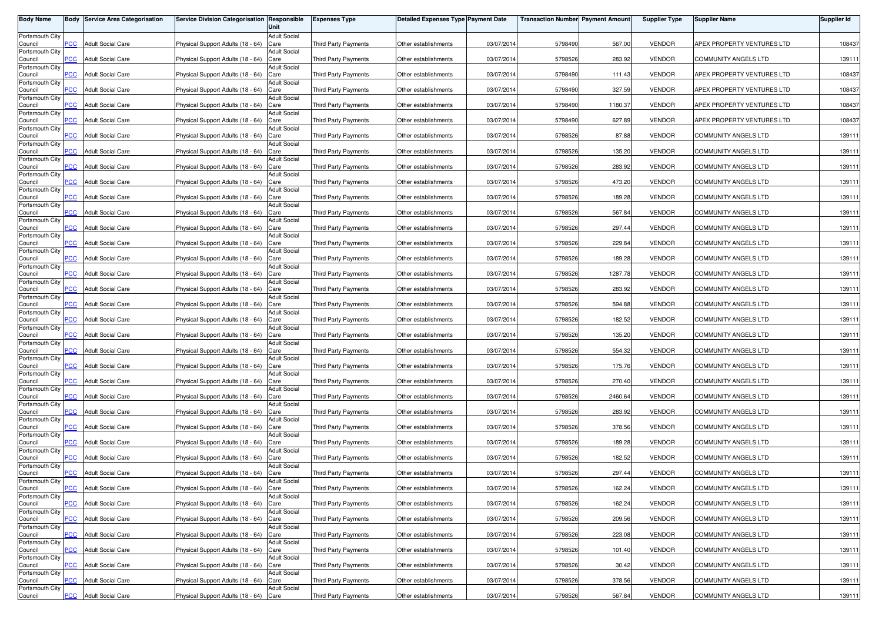| Body Name | Body | Service Area Categorisation | Service Division Categorisation | Responsible Unit | Expenses Type | Detailed Expenses Type | Payment Date | Transaction Number | Payment Amount | Supplier Type | Supplier Name | Supplier Id |
|---|---|---|---|---|---|---|---|---|---|---|---|---|
| Portsmouth City Council | PCC | Adult Social Care | Physical Support Adults (18 - 64) | Adult Social Care | Third Party Payments | Other establishments | 03/07/2014 | 5798490 | 567.00 | VENDOR | APEX PROPERTY VENTURES LTD | 108437 |
| Portsmouth City Council | PCC | Adult Social Care | Physical Support Adults (18 - 64) | Adult Social Care | Third Party Payments | Other establishments | 03/07/2014 | 5798526 | 283.92 | VENDOR | COMMUNITY ANGELS LTD | 139111 |
| Portsmouth City Council | PCC | Adult Social Care | Physical Support Adults (18 - 64) | Adult Social Care | Third Party Payments | Other establishments | 03/07/2014 | 5798490 | 111.43 | VENDOR | APEX PROPERTY VENTURES LTD | 108437 |
| Portsmouth City Council | PCC | Adult Social Care | Physical Support Adults (18 - 64) | Adult Social Care | Third Party Payments | Other establishments | 03/07/2014 | 5798490 | 327.59 | VENDOR | APEX PROPERTY VENTURES LTD | 108437 |
| Portsmouth City Council | PCC | Adult Social Care | Physical Support Adults (18 - 64) | Adult Social Care | Third Party Payments | Other establishments | 03/07/2014 | 5798490 | 1180.37 | VENDOR | APEX PROPERTY VENTURES LTD | 108437 |
| Portsmouth City Council | PCC | Adult Social Care | Physical Support Adults (18 - 64) | Adult Social Care | Third Party Payments | Other establishments | 03/07/2014 | 5798490 | 627.89 | VENDOR | APEX PROPERTY VENTURES LTD | 108437 |
| Portsmouth City Council | PCC | Adult Social Care | Physical Support Adults (18 - 64) | Adult Social Care | Third Party Payments | Other establishments | 03/07/2014 | 5798526 | 87.88 | VENDOR | COMMUNITY ANGELS LTD | 139111 |
| Portsmouth City Council | PCC | Adult Social Care | Physical Support Adults (18 - 64) | Adult Social Care | Third Party Payments | Other establishments | 03/07/2014 | 5798526 | 135.20 | VENDOR | COMMUNITY ANGELS LTD | 139111 |
| Portsmouth City Council | PCC | Adult Social Care | Physical Support Adults (18 - 64) | Adult Social Care | Third Party Payments | Other establishments | 03/07/2014 | 5798526 | 283.92 | VENDOR | COMMUNITY ANGELS LTD | 139111 |
| Portsmouth City Council | PCC | Adult Social Care | Physical Support Adults (18 - 64) | Adult Social Care | Third Party Payments | Other establishments | 03/07/2014 | 5798526 | 473.20 | VENDOR | COMMUNITY ANGELS LTD | 139111 |
| Portsmouth City Council | PCC | Adult Social Care | Physical Support Adults (18 - 64) | Adult Social Care | Third Party Payments | Other establishments | 03/07/2014 | 5798526 | 189.28 | VENDOR | COMMUNITY ANGELS LTD | 139111 |
| Portsmouth City Council | PCC | Adult Social Care | Physical Support Adults (18 - 64) | Adult Social Care | Third Party Payments | Other establishments | 03/07/2014 | 5798526 | 567.84 | VENDOR | COMMUNITY ANGELS LTD | 139111 |
| Portsmouth City Council | PCC | Adult Social Care | Physical Support Adults (18 - 64) | Adult Social Care | Third Party Payments | Other establishments | 03/07/2014 | 5798526 | 297.44 | VENDOR | COMMUNITY ANGELS LTD | 139111 |
| Portsmouth City Council | PCC | Adult Social Care | Physical Support Adults (18 - 64) | Adult Social Care | Third Party Payments | Other establishments | 03/07/2014 | 5798526 | 229.84 | VENDOR | COMMUNITY ANGELS LTD | 139111 |
| Portsmouth City Council | PCC | Adult Social Care | Physical Support Adults (18 - 64) | Adult Social Care | Third Party Payments | Other establishments | 03/07/2014 | 5798526 | 189.28 | VENDOR | COMMUNITY ANGELS LTD | 139111 |
| Portsmouth City Council | PCC | Adult Social Care | Physical Support Adults (18 - 64) | Adult Social Care | Third Party Payments | Other establishments | 03/07/2014 | 5798526 | 1287.78 | VENDOR | COMMUNITY ANGELS LTD | 139111 |
| Portsmouth City Council | PCC | Adult Social Care | Physical Support Adults (18 - 64) | Adult Social Care | Third Party Payments | Other establishments | 03/07/2014 | 5798526 | 283.92 | VENDOR | COMMUNITY ANGELS LTD | 139111 |
| Portsmouth City Council | PCC | Adult Social Care | Physical Support Adults (18 - 64) | Adult Social Care | Third Party Payments | Other establishments | 03/07/2014 | 5798526 | 594.88 | VENDOR | COMMUNITY ANGELS LTD | 139111 |
| Portsmouth City Council | PCC | Adult Social Care | Physical Support Adults (18 - 64) | Adult Social Care | Third Party Payments | Other establishments | 03/07/2014 | 5798526 | 182.52 | VENDOR | COMMUNITY ANGELS LTD | 139111 |
| Portsmouth City Council | PCC | Adult Social Care | Physical Support Adults (18 - 64) | Adult Social Care | Third Party Payments | Other establishments | 03/07/2014 | 5798526 | 135.20 | VENDOR | COMMUNITY ANGELS LTD | 139111 |
| Portsmouth City Council | PCC | Adult Social Care | Physical Support Adults (18 - 64) | Adult Social Care | Third Party Payments | Other establishments | 03/07/2014 | 5798526 | 554.32 | VENDOR | COMMUNITY ANGELS LTD | 139111 |
| Portsmouth City Council | PCC | Adult Social Care | Physical Support Adults (18 - 64) | Adult Social Care | Third Party Payments | Other establishments | 03/07/2014 | 5798526 | 175.76 | VENDOR | COMMUNITY ANGELS LTD | 139111 |
| Portsmouth City Council | PCC | Adult Social Care | Physical Support Adults (18 - 64) | Adult Social Care | Third Party Payments | Other establishments | 03/07/2014 | 5798526 | 270.40 | VENDOR | COMMUNITY ANGELS LTD | 139111 |
| Portsmouth City Council | PCC | Adult Social Care | Physical Support Adults (18 - 64) | Adult Social Care | Third Party Payments | Other establishments | 03/07/2014 | 5798526 | 2460.64 | VENDOR | COMMUNITY ANGELS LTD | 139111 |
| Portsmouth City Council | PCC | Adult Social Care | Physical Support Adults (18 - 64) | Adult Social Care | Third Party Payments | Other establishments | 03/07/2014 | 5798526 | 283.92 | VENDOR | COMMUNITY ANGELS LTD | 139111 |
| Portsmouth City Council | PCC | Adult Social Care | Physical Support Adults (18 - 64) | Adult Social Care | Third Party Payments | Other establishments | 03/07/2014 | 5798526 | 378.56 | VENDOR | COMMUNITY ANGELS LTD | 139111 |
| Portsmouth City Council | PCC | Adult Social Care | Physical Support Adults (18 - 64) | Adult Social Care | Third Party Payments | Other establishments | 03/07/2014 | 5798526 | 189.28 | VENDOR | COMMUNITY ANGELS LTD | 139111 |
| Portsmouth City Council | PCC | Adult Social Care | Physical Support Adults (18 - 64) | Adult Social Care | Third Party Payments | Other establishments | 03/07/2014 | 5798526 | 182.52 | VENDOR | COMMUNITY ANGELS LTD | 139111 |
| Portsmouth City Council | PCC | Adult Social Care | Physical Support Adults (18 - 64) | Adult Social Care | Third Party Payments | Other establishments | 03/07/2014 | 5798526 | 297.44 | VENDOR | COMMUNITY ANGELS LTD | 139111 |
| Portsmouth City Council | PCC | Adult Social Care | Physical Support Adults (18 - 64) | Adult Social Care | Third Party Payments | Other establishments | 03/07/2014 | 5798526 | 162.24 | VENDOR | COMMUNITY ANGELS LTD | 139111 |
| Portsmouth City Council | PCC | Adult Social Care | Physical Support Adults (18 - 64) | Adult Social Care | Third Party Payments | Other establishments | 03/07/2014 | 5798526 | 162.24 | VENDOR | COMMUNITY ANGELS LTD | 139111 |
| Portsmouth City Council | PCC | Adult Social Care | Physical Support Adults (18 - 64) | Adult Social Care | Third Party Payments | Other establishments | 03/07/2014 | 5798526 | 209.56 | VENDOR | COMMUNITY ANGELS LTD | 139111 |
| Portsmouth City Council | PCC | Adult Social Care | Physical Support Adults (18 - 64) | Adult Social Care | Third Party Payments | Other establishments | 03/07/2014 | 5798526 | 223.08 | VENDOR | COMMUNITY ANGELS LTD | 139111 |
| Portsmouth City Council | PCC | Adult Social Care | Physical Support Adults (18 - 64) | Adult Social Care | Third Party Payments | Other establishments | 03/07/2014 | 5798526 | 101.40 | VENDOR | COMMUNITY ANGELS LTD | 139111 |
| Portsmouth City Council | PCC | Adult Social Care | Physical Support Adults (18 - 64) | Adult Social Care | Third Party Payments | Other establishments | 03/07/2014 | 5798526 | 30.42 | VENDOR | COMMUNITY ANGELS LTD | 139111 |
| Portsmouth City Council | PCC | Adult Social Care | Physical Support Adults (18 - 64) | Adult Social Care | Third Party Payments | Other establishments | 03/07/2014 | 5798526 | 378.56 | VENDOR | COMMUNITY ANGELS LTD | 139111 |
| Portsmouth City Council | PCC | Adult Social Care | Physical Support Adults (18 - 64) | Adult Social Care | Third Party Payments | Other establishments | 03/07/2014 | 5798526 | 567.84 | VENDOR | COMMUNITY ANGELS LTD | 139111 |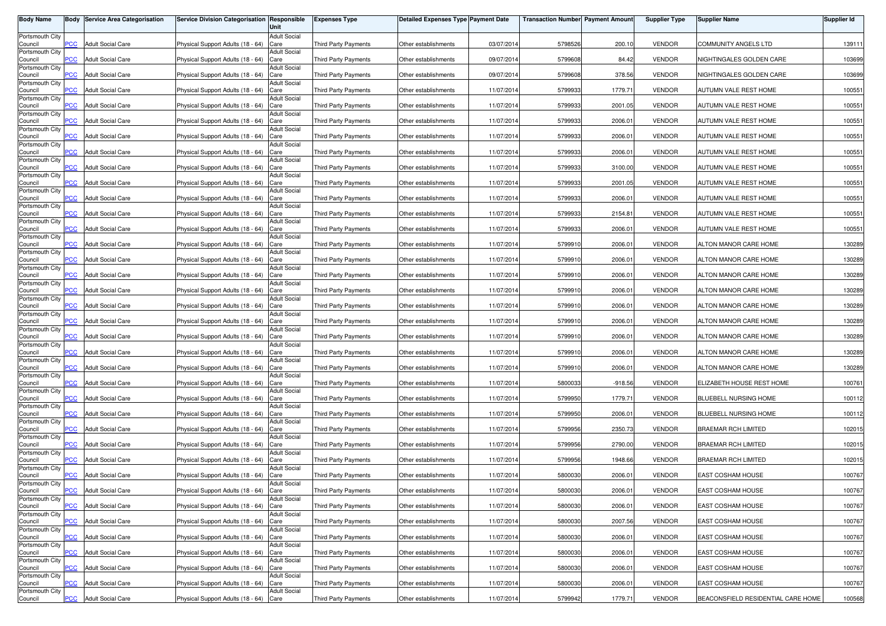| Body Name | Body | Service Area Categorisation | Service Division Categorisation | Responsible Unit | Expenses Type | Detailed Expenses Type | Payment Date | Transaction Number | Payment Amount | Supplier Type | Supplier Name | Supplier Id |
|---|---|---|---|---|---|---|---|---|---|---|---|---|
| Portsmouth City Council | PCC | Adult Social Care | Physical Support Adults (18 - 64) | Adult Social Care | Third Party Payments | Other establishments | 03/07/2014 | 5798526 | 200.10 | VENDOR | COMMUNITY ANGELS LTD | 139111 |
| Portsmouth City Council | PCC | Adult Social Care | Physical Support Adults (18 - 64) | Adult Social Care | Third Party Payments | Other establishments | 09/07/2014 | 5799608 | 84.42 | VENDOR | NIGHTINGALES GOLDEN CARE | 103699 |
| Portsmouth City Council | PCC | Adult Social Care | Physical Support Adults (18 - 64) | Adult Social Care | Third Party Payments | Other establishments | 09/07/2014 | 5799608 | 378.56 | VENDOR | NIGHTINGALES GOLDEN CARE | 103699 |
| Portsmouth City Council | PCC | Adult Social Care | Physical Support Adults (18 - 64) | Adult Social Care | Third Party Payments | Other establishments | 11/07/2014 | 5799933 | 1779.71 | VENDOR | AUTUMN VALE REST HOME | 100551 |
| Portsmouth City Council | PCC | Adult Social Care | Physical Support Adults (18 - 64) | Adult Social Care | Third Party Payments | Other establishments | 11/07/2014 | 5799933 | 2001.05 | VENDOR | AUTUMN VALE REST HOME | 100551 |
| Portsmouth City Council | PCC | Adult Social Care | Physical Support Adults (18 - 64) | Adult Social Care | Third Party Payments | Other establishments | 11/07/2014 | 5799933 | 2006.01 | VENDOR | AUTUMN VALE REST HOME | 100551 |
| Portsmouth City Council | PCC | Adult Social Care | Physical Support Adults (18 - 64) | Adult Social Care | Third Party Payments | Other establishments | 11/07/2014 | 5799933 | 2006.01 | VENDOR | AUTUMN VALE REST HOME | 100551 |
| Portsmouth City Council | PCC | Adult Social Care | Physical Support Adults (18 - 64) | Adult Social Care | Third Party Payments | Other establishments | 11/07/2014 | 5799933 | 2006.01 | VENDOR | AUTUMN VALE REST HOME | 100551 |
| Portsmouth City Council | PCC | Adult Social Care | Physical Support Adults (18 - 64) | Adult Social Care | Third Party Payments | Other establishments | 11/07/2014 | 5799933 | 3100.00 | VENDOR | AUTUMN VALE REST HOME | 100551 |
| Portsmouth City Council | PCC | Adult Social Care | Physical Support Adults (18 - 64) | Adult Social Care | Third Party Payments | Other establishments | 11/07/2014 | 5799933 | 2001.05 | VENDOR | AUTUMN VALE REST HOME | 100551 |
| Portsmouth City Council | PCC | Adult Social Care | Physical Support Adults (18 - 64) | Adult Social Care | Third Party Payments | Other establishments | 11/07/2014 | 5799933 | 2006.01 | VENDOR | AUTUMN VALE REST HOME | 100551 |
| Portsmouth City Council | PCC | Adult Social Care | Physical Support Adults (18 - 64) | Adult Social Care | Third Party Payments | Other establishments | 11/07/2014 | 5799933 | 2154.81 | VENDOR | AUTUMN VALE REST HOME | 100551 |
| Portsmouth City Council | PCC | Adult Social Care | Physical Support Adults (18 - 64) | Adult Social Care | Third Party Payments | Other establishments | 11/07/2014 | 5799933 | 2006.01 | VENDOR | AUTUMN VALE REST HOME | 100551 |
| Portsmouth City Council | PCC | Adult Social Care | Physical Support Adults (18 - 64) | Adult Social Care | Third Party Payments | Other establishments | 11/07/2014 | 5799910 | 2006.01 | VENDOR | ALTON MANOR CARE HOME | 130289 |
| Portsmouth City Council | PCC | Adult Social Care | Physical Support Adults (18 - 64) | Adult Social Care | Third Party Payments | Other establishments | 11/07/2014 | 5799910 | 2006.01 | VENDOR | ALTON MANOR CARE HOME | 130289 |
| Portsmouth City Council | PCC | Adult Social Care | Physical Support Adults (18 - 64) | Adult Social Care | Third Party Payments | Other establishments | 11/07/2014 | 5799910 | 2006.01 | VENDOR | ALTON MANOR CARE HOME | 130289 |
| Portsmouth City Council | PCC | Adult Social Care | Physical Support Adults (18 - 64) | Adult Social Care | Third Party Payments | Other establishments | 11/07/2014 | 5799910 | 2006.01 | VENDOR | ALTON MANOR CARE HOME | 130289 |
| Portsmouth City Council | PCC | Adult Social Care | Physical Support Adults (18 - 64) | Adult Social Care | Third Party Payments | Other establishments | 11/07/2014 | 5799910 | 2006.01 | VENDOR | ALTON MANOR CARE HOME | 130289 |
| Portsmouth City Council | PCC | Adult Social Care | Physical Support Adults (18 - 64) | Adult Social Care | Third Party Payments | Other establishments | 11/07/2014 | 5799910 | 2006.01 | VENDOR | ALTON MANOR CARE HOME | 130289 |
| Portsmouth City Council | PCC | Adult Social Care | Physical Support Adults (18 - 64) | Adult Social Care | Third Party Payments | Other establishments | 11/07/2014 | 5799910 | 2006.01 | VENDOR | ALTON MANOR CARE HOME | 130289 |
| Portsmouth City Council | PCC | Adult Social Care | Physical Support Adults (18 - 64) | Adult Social Care | Third Party Payments | Other establishments | 11/07/2014 | 5799910 | 2006.01 | VENDOR | ALTON MANOR CARE HOME | 130289 |
| Portsmouth City Council | PCC | Adult Social Care | Physical Support Adults (18 - 64) | Adult Social Care | Third Party Payments | Other establishments | 11/07/2014 | 5799910 | 2006.01 | VENDOR | ALTON MANOR CARE HOME | 130289 |
| Portsmouth City Council | PCC | Adult Social Care | Physical Support Adults (18 - 64) | Adult Social Care | Third Party Payments | Other establishments | 11/07/2014 | 5800033 | -918.56 | VENDOR | ELIZABETH HOUSE REST HOME | 100761 |
| Portsmouth City Council | PCC | Adult Social Care | Physical Support Adults (18 - 64) | Adult Social Care | Third Party Payments | Other establishments | 11/07/2014 | 5799950 | 1779.71 | VENDOR | BLUEBELL NURSING HOME | 100112 |
| Portsmouth City Council | PCC | Adult Social Care | Physical Support Adults (18 - 64) | Adult Social Care | Third Party Payments | Other establishments | 11/07/2014 | 5799950 | 2006.01 | VENDOR | BLUEBELL NURSING HOME | 100112 |
| Portsmouth City Council | PCC | Adult Social Care | Physical Support Adults (18 - 64) | Adult Social Care | Third Party Payments | Other establishments | 11/07/2014 | 5799956 | 2350.73 | VENDOR | BRAEMAR RCH LIMITED | 102015 |
| Portsmouth City Council | PCC | Adult Social Care | Physical Support Adults (18 - 64) | Adult Social Care | Third Party Payments | Other establishments | 11/07/2014 | 5799956 | 2790.00 | VENDOR | BRAEMAR RCH LIMITED | 102015 |
| Portsmouth City Council | PCC | Adult Social Care | Physical Support Adults (18 - 64) | Adult Social Care | Third Party Payments | Other establishments | 11/07/2014 | 5799956 | 1948.66 | VENDOR | BRAEMAR RCH LIMITED | 102015 |
| Portsmouth City Council | PCC | Adult Social Care | Physical Support Adults (18 - 64) | Adult Social Care | Third Party Payments | Other establishments | 11/07/2014 | 5800030 | 2006.01 | VENDOR | EAST COSHAM HOUSE | 100767 |
| Portsmouth City Council | PCC | Adult Social Care | Physical Support Adults (18 - 64) | Adult Social Care | Third Party Payments | Other establishments | 11/07/2014 | 5800030 | 2006.01 | VENDOR | EAST COSHAM HOUSE | 100767 |
| Portsmouth City Council | PCC | Adult Social Care | Physical Support Adults (18 - 64) | Adult Social Care | Third Party Payments | Other establishments | 11/07/2014 | 5800030 | 2006.01 | VENDOR | EAST COSHAM HOUSE | 100767 |
| Portsmouth City Council | PCC | Adult Social Care | Physical Support Adults (18 - 64) | Adult Social Care | Third Party Payments | Other establishments | 11/07/2014 | 5800030 | 2007.56 | VENDOR | EAST COSHAM HOUSE | 100767 |
| Portsmouth City Council | PCC | Adult Social Care | Physical Support Adults (18 - 64) | Adult Social Care | Third Party Payments | Other establishments | 11/07/2014 | 5800030 | 2006.01 | VENDOR | EAST COSHAM HOUSE | 100767 |
| Portsmouth City Council | PCC | Adult Social Care | Physical Support Adults (18 - 64) | Adult Social Care | Third Party Payments | Other establishments | 11/07/2014 | 5800030 | 2006.01 | VENDOR | EAST COSHAM HOUSE | 100767 |
| Portsmouth City Council | PCC | Adult Social Care | Physical Support Adults (18 - 64) | Adult Social Care | Third Party Payments | Other establishments | 11/07/2014 | 5800030 | 2006.01 | VENDOR | EAST COSHAM HOUSE | 100767 |
| Portsmouth City Council | PCC | Adult Social Care | Physical Support Adults (18 - 64) | Adult Social Care | Third Party Payments | Other establishments | 11/07/2014 | 5800030 | 2006.01 | VENDOR | EAST COSHAM HOUSE | 100767 |
| Portsmouth City Council | PCC | Adult Social Care | Physical Support Adults (18 - 64) | Adult Social Care | Third Party Payments | Other establishments | 11/07/2014 | 5799942 | 1779.71 | VENDOR | BEACONSFIELD RESIDENTIAL CARE HOME | 100568 |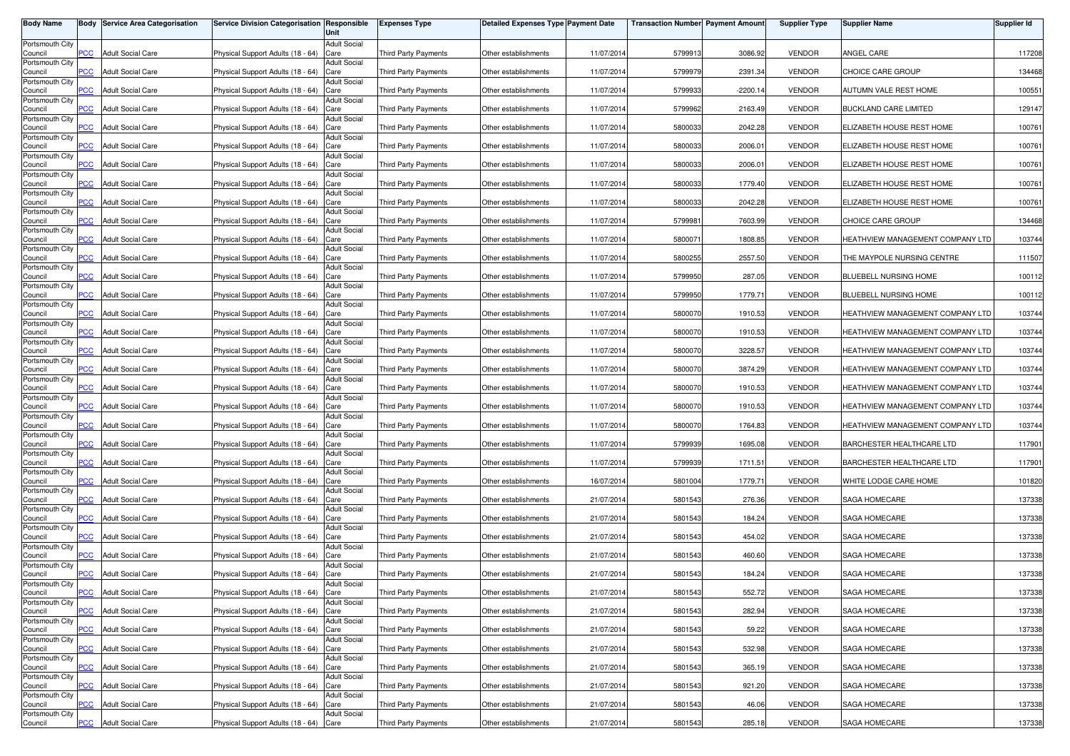| Body Name | Body | Service Area Categorisation | Service Division Categorisation | Responsible Unit | Expenses Type | Detailed Expenses Type | Payment Date | Transaction Number | Payment Amount | Supplier Type | Supplier Name | Supplier Id |
|---|---|---|---|---|---|---|---|---|---|---|---|---|
| Portsmouth City Council | PCC | Adult Social Care | Physical Support Adults (18 - 64) | Adult Social Care | Third Party Payments | Other establishments | 11/07/2014 | 5799913 | 3086.92 | VENDOR | ANGEL CARE | 117208 |
| Portsmouth City Council | PCC | Adult Social Care | Physical Support Adults (18 - 64) | Adult Social Care | Third Party Payments | Other establishments | 11/07/2014 | 5799979 | 2391.34 | VENDOR | CHOICE CARE GROUP | 134468 |
| Portsmouth City Council | PCC | Adult Social Care | Physical Support Adults (18 - 64) | Adult Social Care | Third Party Payments | Other establishments | 11/07/2014 | 5799933 | -2200.14 | VENDOR | AUTUMN VALE REST HOME | 100551 |
| Portsmouth City Council | PCC | Adult Social Care | Physical Support Adults (18 - 64) | Adult Social Care | Third Party Payments | Other establishments | 11/07/2014 | 5799962 | 2163.49 | VENDOR | BUCKLAND CARE LIMITED | 129147 |
| Portsmouth City Council | PCC | Adult Social Care | Physical Support Adults (18 - 64) | Adult Social Care | Third Party Payments | Other establishments | 11/07/2014 | 5800033 | 2042.28 | VENDOR | ELIZABETH HOUSE REST HOME | 100761 |
| Portsmouth City Council | PCC | Adult Social Care | Physical Support Adults (18 - 64) | Adult Social Care | Third Party Payments | Other establishments | 11/07/2014 | 5800033 | 2006.01 | VENDOR | ELIZABETH HOUSE REST HOME | 100761 |
| Portsmouth City Council | PCC | Adult Social Care | Physical Support Adults (18 - 64) | Adult Social Care | Third Party Payments | Other establishments | 11/07/2014 | 5800033 | 2006.01 | VENDOR | ELIZABETH HOUSE REST HOME | 100761 |
| Portsmouth City Council | PCC | Adult Social Care | Physical Support Adults (18 - 64) | Adult Social Care | Third Party Payments | Other establishments | 11/07/2014 | 5800033 | 1779.40 | VENDOR | ELIZABETH HOUSE REST HOME | 100761 |
| Portsmouth City Council | PCC | Adult Social Care | Physical Support Adults (18 - 64) | Adult Social Care | Third Party Payments | Other establishments | 11/07/2014 | 5800033 | 2042.28 | VENDOR | ELIZABETH HOUSE REST HOME | 100761 |
| Portsmouth City Council | PCC | Adult Social Care | Physical Support Adults (18 - 64) | Adult Social Care | Third Party Payments | Other establishments | 11/07/2014 | 5799981 | 7603.99 | VENDOR | CHOICE CARE GROUP | 134468 |
| Portsmouth City Council | PCC | Adult Social Care | Physical Support Adults (18 - 64) | Adult Social Care | Third Party Payments | Other establishments | 11/07/2014 | 5800071 | 1808.85 | VENDOR | HEATHVIEW MANAGEMENT COMPANY LTD | 103744 |
| Portsmouth City Council | PCC | Adult Social Care | Physical Support Adults (18 - 64) | Adult Social Care | Third Party Payments | Other establishments | 11/07/2014 | 5800255 | 2557.50 | VENDOR | THE MAYPOLE NURSING CENTRE | 111507 |
| Portsmouth City Council | PCC | Adult Social Care | Physical Support Adults (18 - 64) | Adult Social Care | Third Party Payments | Other establishments | 11/07/2014 | 5799950 | 287.05 | VENDOR | BLUEBELL NURSING HOME | 100112 |
| Portsmouth City Council | PCC | Adult Social Care | Physical Support Adults (18 - 64) | Adult Social Care | Third Party Payments | Other establishments | 11/07/2014 | 5799950 | 1779.71 | VENDOR | BLUEBELL NURSING HOME | 100112 |
| Portsmouth City Council | PCC | Adult Social Care | Physical Support Adults (18 - 64) | Adult Social Care | Third Party Payments | Other establishments | 11/07/2014 | 5800070 | 1910.53 | VENDOR | HEATHVIEW MANAGEMENT COMPANY LTD | 103744 |
| Portsmouth City Council | PCC | Adult Social Care | Physical Support Adults (18 - 64) | Adult Social Care | Third Party Payments | Other establishments | 11/07/2014 | 5800070 | 1910.53 | VENDOR | HEATHVIEW MANAGEMENT COMPANY LTD | 103744 |
| Portsmouth City Council | PCC | Adult Social Care | Physical Support Adults (18 - 64) | Adult Social Care | Third Party Payments | Other establishments | 11/07/2014 | 5800070 | 3228.57 | VENDOR | HEATHVIEW MANAGEMENT COMPANY LTD | 103744 |
| Portsmouth City Council | PCC | Adult Social Care | Physical Support Adults (18 - 64) | Adult Social Care | Third Party Payments | Other establishments | 11/07/2014 | 5800070 | 3874.29 | VENDOR | HEATHVIEW MANAGEMENT COMPANY LTD | 103744 |
| Portsmouth City Council | PCC | Adult Social Care | Physical Support Adults (18 - 64) | Adult Social Care | Third Party Payments | Other establishments | 11/07/2014 | 5800070 | 1910.53 | VENDOR | HEATHVIEW MANAGEMENT COMPANY LTD | 103744 |
| Portsmouth City Council | PCC | Adult Social Care | Physical Support Adults (18 - 64) | Adult Social Care | Third Party Payments | Other establishments | 11/07/2014 | 5800070 | 1910.53 | VENDOR | HEATHVIEW MANAGEMENT COMPANY LTD | 103744 |
| Portsmouth City Council | PCC | Adult Social Care | Physical Support Adults (18 - 64) | Adult Social Care | Third Party Payments | Other establishments | 11/07/2014 | 5800070 | 1764.83 | VENDOR | HEATHVIEW MANAGEMENT COMPANY LTD | 103744 |
| Portsmouth City Council | PCC | Adult Social Care | Physical Support Adults (18 - 64) | Adult Social Care | Third Party Payments | Other establishments | 11/07/2014 | 5799939 | 1695.08 | VENDOR | BARCHESTER HEALTHCARE LTD | 117901 |
| Portsmouth City Council | PCC | Adult Social Care | Physical Support Adults (18 - 64) | Adult Social Care | Third Party Payments | Other establishments | 11/07/2014 | 5799939 | 1711.51 | VENDOR | BARCHESTER HEALTHCARE LTD | 117901 |
| Portsmouth City Council | PCC | Adult Social Care | Physical Support Adults (18 - 64) | Adult Social Care | Third Party Payments | Other establishments | 16/07/2014 | 5801004 | 1779.71 | VENDOR | WHITE LODGE CARE HOME | 101820 |
| Portsmouth City Council | PCC | Adult Social Care | Physical Support Adults (18 - 64) | Adult Social Care | Third Party Payments | Other establishments | 21/07/2014 | 5801543 | 276.36 | VENDOR | SAGA HOMECARE | 137338 |
| Portsmouth City Council | PCC | Adult Social Care | Physical Support Adults (18 - 64) | Adult Social Care | Third Party Payments | Other establishments | 21/07/2014 | 5801543 | 184.24 | VENDOR | SAGA HOMECARE | 137338 |
| Portsmouth City Council | PCC | Adult Social Care | Physical Support Adults (18 - 64) | Adult Social Care | Third Party Payments | Other establishments | 21/07/2014 | 5801543 | 454.02 | VENDOR | SAGA HOMECARE | 137338 |
| Portsmouth City Council | PCC | Adult Social Care | Physical Support Adults (18 - 64) | Adult Social Care | Third Party Payments | Other establishments | 21/07/2014 | 5801543 | 460.60 | VENDOR | SAGA HOMECARE | 137338 |
| Portsmouth City Council | PCC | Adult Social Care | Physical Support Adults (18 - 64) | Adult Social Care | Third Party Payments | Other establishments | 21/07/2014 | 5801543 | 184.24 | VENDOR | SAGA HOMECARE | 137338 |
| Portsmouth City Council | PCC | Adult Social Care | Physical Support Adults (18 - 64) | Adult Social Care | Third Party Payments | Other establishments | 21/07/2014 | 5801543 | 552.72 | VENDOR | SAGA HOMECARE | 137338 |
| Portsmouth City Council | PCC | Adult Social Care | Physical Support Adults (18 - 64) | Adult Social Care | Third Party Payments | Other establishments | 21/07/2014 | 5801543 | 282.94 | VENDOR | SAGA HOMECARE | 137338 |
| Portsmouth City Council | PCC | Adult Social Care | Physical Support Adults (18 - 64) | Adult Social Care | Third Party Payments | Other establishments | 21/07/2014 | 5801543 | 59.22 | VENDOR | SAGA HOMECARE | 137338 |
| Portsmouth City Council | PCC | Adult Social Care | Physical Support Adults (18 - 64) | Adult Social Care | Third Party Payments | Other establishments | 21/07/2014 | 5801543 | 532.98 | VENDOR | SAGA HOMECARE | 137338 |
| Portsmouth City Council | PCC | Adult Social Care | Physical Support Adults (18 - 64) | Adult Social Care | Third Party Payments | Other establishments | 21/07/2014 | 5801543 | 365.19 | VENDOR | SAGA HOMECARE | 137338 |
| Portsmouth City Council | PCC | Adult Social Care | Physical Support Adults (18 - 64) | Adult Social Care | Third Party Payments | Other establishments | 21/07/2014 | 5801543 | 921.20 | VENDOR | SAGA HOMECARE | 137338 |
| Portsmouth City Council | PCC | Adult Social Care | Physical Support Adults (18 - 64) | Adult Social Care | Third Party Payments | Other establishments | 21/07/2014 | 5801543 | 46.06 | VENDOR | SAGA HOMECARE | 137338 |
| Portsmouth City Council | PCC | Adult Social Care | Physical Support Adults (18 - 64) | Adult Social Care | Third Party Payments | Other establishments | 21/07/2014 | 5801543 | 285.18 | VENDOR | SAGA HOMECARE | 137338 |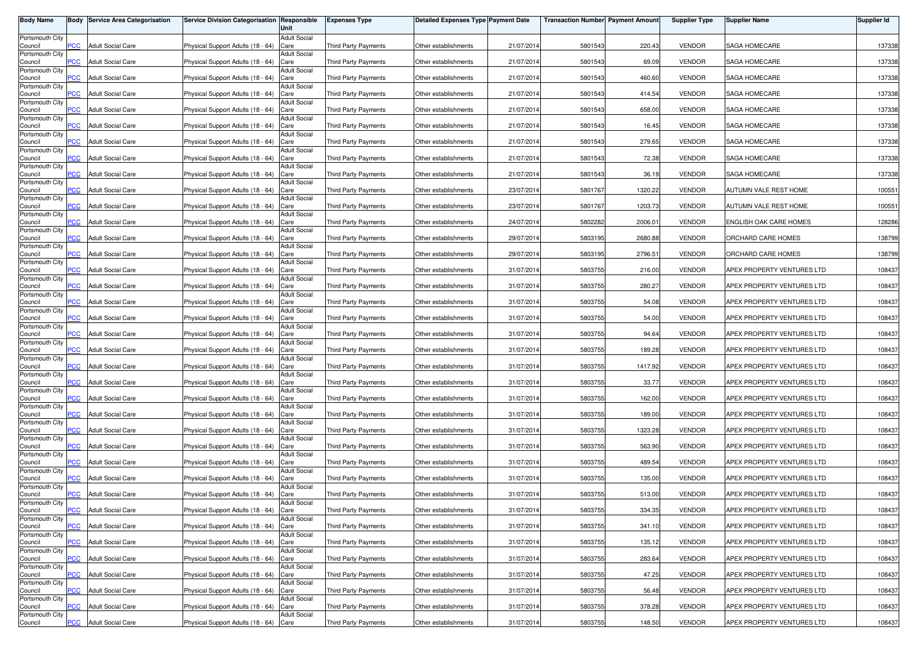| Body Name | Body | Service Area Categorisation | Service Division Categorisation | Responsible Unit | Expenses Type | Detailed Expenses Type | Payment Date | Transaction Number | Payment Amount | Supplier Type | Supplier Name | Supplier Id |
|---|---|---|---|---|---|---|---|---|---|---|---|---|
| Portsmouth City Council | PCC | Adult Social Care | Physical Support Adults (18 - 64) | Adult Social Care | Third Party Payments | Other establishments | 21/07/2014 | 5801543 | 220.43 | VENDOR | SAGA HOMECARE | 137338 |
| Portsmouth City Council | PCC | Adult Social Care | Physical Support Adults (18 - 64) | Adult Social Care | Third Party Payments | Other establishments | 21/07/2014 | 5801543 | 69.09 | VENDOR | SAGA HOMECARE | 137338 |
| Portsmouth City Council | PCC | Adult Social Care | Physical Support Adults (18 - 64) | Adult Social Care | Third Party Payments | Other establishments | 21/07/2014 | 5801543 | 460.60 | VENDOR | SAGA HOMECARE | 137338 |
| Portsmouth City Council | PCC | Adult Social Care | Physical Support Adults (18 - 64) | Adult Social Care | Third Party Payments | Other establishments | 21/07/2014 | 5801543 | 414.54 | VENDOR | SAGA HOMECARE | 137338 |
| Portsmouth City Council | PCC | Adult Social Care | Physical Support Adults (18 - 64) | Adult Social Care | Third Party Payments | Other establishments | 21/07/2014 | 5801543 | 658.00 | VENDOR | SAGA HOMECARE | 137338 |
| Portsmouth City Council | PCC | Adult Social Care | Physical Support Adults (18 - 64) | Adult Social Care | Third Party Payments | Other establishments | 21/07/2014 | 5801543 | 16.45 | VENDOR | SAGA HOMECARE | 137338 |
| Portsmouth City Council | PCC | Adult Social Care | Physical Support Adults (18 - 64) | Adult Social Care | Third Party Payments | Other establishments | 21/07/2014 | 5801543 | 279.65 | VENDOR | SAGA HOMECARE | 137338 |
| Portsmouth City Council | PCC | Adult Social Care | Physical Support Adults (18 - 64) | Adult Social Care | Third Party Payments | Other establishments | 21/07/2014 | 5801543 | 72.38 | VENDOR | SAGA HOMECARE | 137338 |
| Portsmouth City Council | PCC | Adult Social Care | Physical Support Adults (18 - 64) | Adult Social Care | Third Party Payments | Other establishments | 21/07/2014 | 5801543 | 36.19 | VENDOR | SAGA HOMECARE | 137338 |
| Portsmouth City Council | PCC | Adult Social Care | Physical Support Adults (18 - 64) | Adult Social Care | Third Party Payments | Other establishments | 23/07/2014 | 5801767 | 1320.22 | VENDOR | AUTUMN VALE REST HOME | 100551 |
| Portsmouth City Council | PCC | Adult Social Care | Physical Support Adults (18 - 64) | Adult Social Care | Third Party Payments | Other establishments | 23/07/2014 | 5801767 | 1203.73 | VENDOR | AUTUMN VALE REST HOME | 100551 |
| Portsmouth City Council | PCC | Adult Social Care | Physical Support Adults (18 - 64) | Adult Social Care | Third Party Payments | Other establishments | 24/07/2014 | 5802282 | 2006.01 | VENDOR | ENGLISH OAK CARE HOMES | 128286 |
| Portsmouth City Council | PCC | Adult Social Care | Physical Support Adults (18 - 64) | Adult Social Care | Third Party Payments | Other establishments | 29/07/2014 | 5803195 | 2680.88 | VENDOR | ORCHARD CARE HOMES | 138799 |
| Portsmouth City Council | PCC | Adult Social Care | Physical Support Adults (18 - 64) | Adult Social Care | Third Party Payments | Other establishments | 29/07/2014 | 5803195 | 2796.51 | VENDOR | ORCHARD CARE HOMES | 138799 |
| Portsmouth City Council | PCC | Adult Social Care | Physical Support Adults (18 - 64) | Adult Social Care | Third Party Payments | Other establishments | 31/07/2014 | 5803755 | 216.00 | VENDOR | APEX PROPERTY VENTURES LTD | 108437 |
| Portsmouth City Council | PCC | Adult Social Care | Physical Support Adults (18 - 64) | Adult Social Care | Third Party Payments | Other establishments | 31/07/2014 | 5803755 | 280.27 | VENDOR | APEX PROPERTY VENTURES LTD | 108437 |
| Portsmouth City Council | PCC | Adult Social Care | Physical Support Adults (18 - 64) | Adult Social Care | Third Party Payments | Other establishments | 31/07/2014 | 5803755 | 54.08 | VENDOR | APEX PROPERTY VENTURES LTD | 108437 |
| Portsmouth City Council | PCC | Adult Social Care | Physical Support Adults (18 - 64) | Adult Social Care | Third Party Payments | Other establishments | 31/07/2014 | 5803755 | 54.00 | VENDOR | APEX PROPERTY VENTURES LTD | 108437 |
| Portsmouth City Council | PCC | Adult Social Care | Physical Support Adults (18 - 64) | Adult Social Care | Third Party Payments | Other establishments | 31/07/2014 | 5803755 | 94.64 | VENDOR | APEX PROPERTY VENTURES LTD | 108437 |
| Portsmouth City Council | PCC | Adult Social Care | Physical Support Adults (18 - 64) | Adult Social Care | Third Party Payments | Other establishments | 31/07/2014 | 5803755 | 189.28 | VENDOR | APEX PROPERTY VENTURES LTD | 108437 |
| Portsmouth City Council | PCC | Adult Social Care | Physical Support Adults (18 - 64) | Adult Social Care | Third Party Payments | Other establishments | 31/07/2014 | 5803755 | 1417.92 | VENDOR | APEX PROPERTY VENTURES LTD | 108437 |
| Portsmouth City Council | PCC | Adult Social Care | Physical Support Adults (18 - 64) | Adult Social Care | Third Party Payments | Other establishments | 31/07/2014 | 5803755 | 33.77 | VENDOR | APEX PROPERTY VENTURES LTD | 108437 |
| Portsmouth City Council | PCC | Adult Social Care | Physical Support Adults (18 - 64) | Adult Social Care | Third Party Payments | Other establishments | 31/07/2014 | 5803755 | 162.00 | VENDOR | APEX PROPERTY VENTURES LTD | 108437 |
| Portsmouth City Council | PCC | Adult Social Care | Physical Support Adults (18 - 64) | Adult Social Care | Third Party Payments | Other establishments | 31/07/2014 | 5803755 | 189.00 | VENDOR | APEX PROPERTY VENTURES LTD | 108437 |
| Portsmouth City Council | PCC | Adult Social Care | Physical Support Adults (18 - 64) | Adult Social Care | Third Party Payments | Other establishments | 31/07/2014 | 5803755 | 1323.28 | VENDOR | APEX PROPERTY VENTURES LTD | 108437 |
| Portsmouth City Council | PCC | Adult Social Care | Physical Support Adults (18 - 64) | Adult Social Care | Third Party Payments | Other establishments | 31/07/2014 | 5803755 | 563.90 | VENDOR | APEX PROPERTY VENTURES LTD | 108437 |
| Portsmouth City Council | PCC | Adult Social Care | Physical Support Adults (18 - 64) | Adult Social Care | Third Party Payments | Other establishments | 31/07/2014 | 5803755 | 489.54 | VENDOR | APEX PROPERTY VENTURES LTD | 108437 |
| Portsmouth City Council | PCC | Adult Social Care | Physical Support Adults (18 - 64) | Adult Social Care | Third Party Payments | Other establishments | 31/07/2014 | 5803755 | 135.00 | VENDOR | APEX PROPERTY VENTURES LTD | 108437 |
| Portsmouth City Council | PCC | Adult Social Care | Physical Support Adults (18 - 64) | Adult Social Care | Third Party Payments | Other establishments | 31/07/2014 | 5803755 | 513.00 | VENDOR | APEX PROPERTY VENTURES LTD | 108437 |
| Portsmouth City Council | PCC | Adult Social Care | Physical Support Adults (18 - 64) | Adult Social Care | Third Party Payments | Other establishments | 31/07/2014 | 5803755 | 334.35 | VENDOR | APEX PROPERTY VENTURES LTD | 108437 |
| Portsmouth City Council | PCC | Adult Social Care | Physical Support Adults (18 - 64) | Adult Social Care | Third Party Payments | Other establishments | 31/07/2014 | 5803755 | 341.10 | VENDOR | APEX PROPERTY VENTURES LTD | 108437 |
| Portsmouth City Council | PCC | Adult Social Care | Physical Support Adults (18 - 64) | Adult Social Care | Third Party Payments | Other establishments | 31/07/2014 | 5803755 | 135.12 | VENDOR | APEX PROPERTY VENTURES LTD | 108437 |
| Portsmouth City Council | PCC | Adult Social Care | Physical Support Adults (18 - 64) | Adult Social Care | Third Party Payments | Other establishments | 31/07/2014 | 5803755 | 283.64 | VENDOR | APEX PROPERTY VENTURES LTD | 108437 |
| Portsmouth City Council | PCC | Adult Social Care | Physical Support Adults (18 - 64) | Adult Social Care | Third Party Payments | Other establishments | 31/07/2014 | 5803755 | 47.25 | VENDOR | APEX PROPERTY VENTURES LTD | 108437 |
| Portsmouth City Council | PCC | Adult Social Care | Physical Support Adults (18 - 64) | Adult Social Care | Third Party Payments | Other establishments | 31/07/2014 | 5803755 | 56.48 | VENDOR | APEX PROPERTY VENTURES LTD | 108437 |
| Portsmouth City Council | PCC | Adult Social Care | Physical Support Adults (18 - 64) | Adult Social Care | Third Party Payments | Other establishments | 31/07/2014 | 5803755 | 378.28 | VENDOR | APEX PROPERTY VENTURES LTD | 108437 |
| Portsmouth City Council | PCC | Adult Social Care | Physical Support Adults (18 - 64) | Adult Social Care | Third Party Payments | Other establishments | 31/07/2014 | 5803755 | 148.50 | VENDOR | APEX PROPERTY VENTURES LTD | 108437 |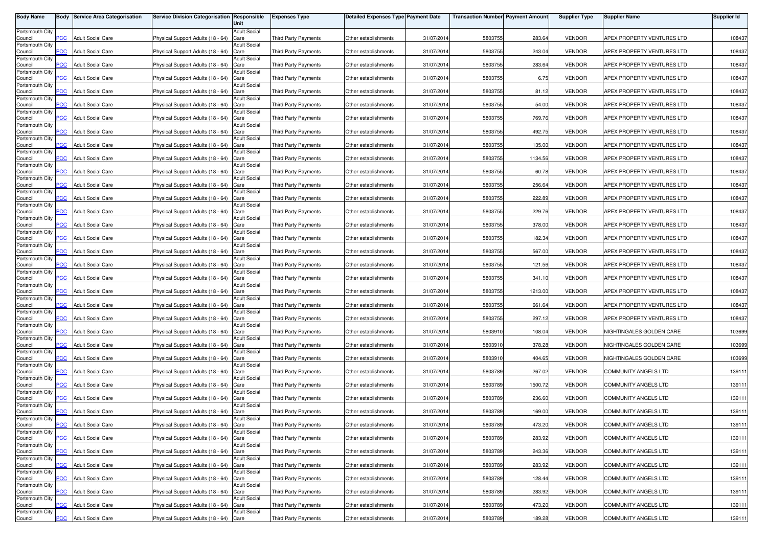| Body Name | Body | Service Area Categorisation | Service Division Categorisation | Responsible Unit | Expenses Type | Detailed Expenses Type | Payment Date | Transaction Number | Payment Amount | Supplier Type | Supplier Name | Supplier Id |
|---|---|---|---|---|---|---|---|---|---|---|---|---|
| Portsmouth City Council | PCC | Adult Social Care | Physical Support Adults (18 - 64) | Adult Social Care | Third Party Payments | Other establishments | 31/07/2014 | 5803755 | 283.64 | VENDOR | APEX PROPERTY VENTURES LTD | 108437 |
| Portsmouth City Council | PCC | Adult Social Care | Physical Support Adults (18 - 64) | Adult Social Care | Third Party Payments | Other establishments | 31/07/2014 | 5803755 | 243.04 | VENDOR | APEX PROPERTY VENTURES LTD | 108437 |
| Portsmouth City Council | PCC | Adult Social Care | Physical Support Adults (18 - 64) | Adult Social Care | Third Party Payments | Other establishments | 31/07/2014 | 5803755 | 283.64 | VENDOR | APEX PROPERTY VENTURES LTD | 108437 |
| Portsmouth City Council | PCC | Adult Social Care | Physical Support Adults (18 - 64) | Adult Social Care | Third Party Payments | Other establishments | 31/07/2014 | 5803755 | 6.75 | VENDOR | APEX PROPERTY VENTURES LTD | 108437 |
| Portsmouth City Council | PCC | Adult Social Care | Physical Support Adults (18 - 64) | Adult Social Care | Third Party Payments | Other establishments | 31/07/2014 | 5803755 | 81.12 | VENDOR | APEX PROPERTY VENTURES LTD | 108437 |
| Portsmouth City Council | PCC | Adult Social Care | Physical Support Adults (18 - 64) | Adult Social Care | Third Party Payments | Other establishments | 31/07/2014 | 5803755 | 54.00 | VENDOR | APEX PROPERTY VENTURES LTD | 108437 |
| Portsmouth City Council | PCC | Adult Social Care | Physical Support Adults (18 - 64) | Adult Social Care | Third Party Payments | Other establishments | 31/07/2014 | 5803755 | 769.76 | VENDOR | APEX PROPERTY VENTURES LTD | 108437 |
| Portsmouth City Council | PCC | Adult Social Care | Physical Support Adults (18 - 64) | Adult Social Care | Third Party Payments | Other establishments | 31/07/2014 | 5803755 | 492.75 | VENDOR | APEX PROPERTY VENTURES LTD | 108437 |
| Portsmouth City Council | PCC | Adult Social Care | Physical Support Adults (18 - 64) | Adult Social Care | Third Party Payments | Other establishments | 31/07/2014 | 5803755 | 135.00 | VENDOR | APEX PROPERTY VENTURES LTD | 108437 |
| Portsmouth City Council | PCC | Adult Social Care | Physical Support Adults (18 - 64) | Adult Social Care | Third Party Payments | Other establishments | 31/07/2014 | 5803755 | 1134.56 | VENDOR | APEX PROPERTY VENTURES LTD | 108437 |
| Portsmouth City Council | PCC | Adult Social Care | Physical Support Adults (18 - 64) | Adult Social Care | Third Party Payments | Other establishments | 31/07/2014 | 5803755 | 60.78 | VENDOR | APEX PROPERTY VENTURES LTD | 108437 |
| Portsmouth City Council | PCC | Adult Social Care | Physical Support Adults (18 - 64) | Adult Social Care | Third Party Payments | Other establishments | 31/07/2014 | 5803755 | 256.64 | VENDOR | APEX PROPERTY VENTURES LTD | 108437 |
| Portsmouth City Council | PCC | Adult Social Care | Physical Support Adults (18 - 64) | Adult Social Care | Third Party Payments | Other establishments | 31/07/2014 | 5803755 | 222.89 | VENDOR | APEX PROPERTY VENTURES LTD | 108437 |
| Portsmouth City Council | PCC | Adult Social Care | Physical Support Adults (18 - 64) | Adult Social Care | Third Party Payments | Other establishments | 31/07/2014 | 5803755 | 229.76 | VENDOR | APEX PROPERTY VENTURES LTD | 108437 |
| Portsmouth City Council | PCC | Adult Social Care | Physical Support Adults (18 - 64) | Adult Social Care | Third Party Payments | Other establishments | 31/07/2014 | 5803755 | 378.00 | VENDOR | APEX PROPERTY VENTURES LTD | 108437 |
| Portsmouth City Council | PCC | Adult Social Care | Physical Support Adults (18 - 64) | Adult Social Care | Third Party Payments | Other establishments | 31/07/2014 | 5803755 | 182.34 | VENDOR | APEX PROPERTY VENTURES LTD | 108437 |
| Portsmouth City Council | PCC | Adult Social Care | Physical Support Adults (18 - 64) | Adult Social Care | Third Party Payments | Other establishments | 31/07/2014 | 5803755 | 567.00 | VENDOR | APEX PROPERTY VENTURES LTD | 108437 |
| Portsmouth City Council | PCC | Adult Social Care | Physical Support Adults (18 - 64) | Adult Social Care | Third Party Payments | Other establishments | 31/07/2014 | 5803755 | 121.56 | VENDOR | APEX PROPERTY VENTURES LTD | 108437 |
| Portsmouth City Council | PCC | Adult Social Care | Physical Support Adults (18 - 64) | Adult Social Care | Third Party Payments | Other establishments | 31/07/2014 | 5803755 | 341.10 | VENDOR | APEX PROPERTY VENTURES LTD | 108437 |
| Portsmouth City Council | PCC | Adult Social Care | Physical Support Adults (18 - 64) | Adult Social Care | Third Party Payments | Other establishments | 31/07/2014 | 5803755 | 1213.00 | VENDOR | APEX PROPERTY VENTURES LTD | 108437 |
| Portsmouth City Council | PCC | Adult Social Care | Physical Support Adults (18 - 64) | Adult Social Care | Third Party Payments | Other establishments | 31/07/2014 | 5803755 | 661.64 | VENDOR | APEX PROPERTY VENTURES LTD | 108437 |
| Portsmouth City Council | PCC | Adult Social Care | Physical Support Adults (18 - 64) | Adult Social Care | Third Party Payments | Other establishments | 31/07/2014 | 5803755 | 297.12 | VENDOR | APEX PROPERTY VENTURES LTD | 108437 |
| Portsmouth City Council | PCC | Adult Social Care | Physical Support Adults (18 - 64) | Adult Social Care | Third Party Payments | Other establishments | 31/07/2014 | 5803910 | 108.04 | VENDOR | NIGHTINGALES GOLDEN CARE | 103699 |
| Portsmouth City Council | PCC | Adult Social Care | Physical Support Adults (18 - 64) | Adult Social Care | Third Party Payments | Other establishments | 31/07/2014 | 5803910 | 378.28 | VENDOR | NIGHTINGALES GOLDEN CARE | 103699 |
| Portsmouth City Council | PCC | Adult Social Care | Physical Support Adults (18 - 64) | Adult Social Care | Third Party Payments | Other establishments | 31/07/2014 | 5803910 | 404.65 | VENDOR | NIGHTINGALES GOLDEN CARE | 103699 |
| Portsmouth City Council | PCC | Adult Social Care | Physical Support Adults (18 - 64) | Adult Social Care | Third Party Payments | Other establishments | 31/07/2014 | 5803789 | 267.02 | VENDOR | COMMUNITY ANGELS LTD | 139111 |
| Portsmouth City Council | PCC | Adult Social Care | Physical Support Adults (18 - 64) | Adult Social Care | Third Party Payments | Other establishments | 31/07/2014 | 5803789 | 1500.72 | VENDOR | COMMUNITY ANGELS LTD | 139111 |
| Portsmouth City Council | PCC | Adult Social Care | Physical Support Adults (18 - 64) | Adult Social Care | Third Party Payments | Other establishments | 31/07/2014 | 5803789 | 236.60 | VENDOR | COMMUNITY ANGELS LTD | 139111 |
| Portsmouth City Council | PCC | Adult Social Care | Physical Support Adults (18 - 64) | Adult Social Care | Third Party Payments | Other establishments | 31/07/2014 | 5803789 | 169.00 | VENDOR | COMMUNITY ANGELS LTD | 139111 |
| Portsmouth City Council | PCC | Adult Social Care | Physical Support Adults (18 - 64) | Adult Social Care | Third Party Payments | Other establishments | 31/07/2014 | 5803789 | 473.20 | VENDOR | COMMUNITY ANGELS LTD | 139111 |
| Portsmouth City Council | PCC | Adult Social Care | Physical Support Adults (18 - 64) | Adult Social Care | Third Party Payments | Other establishments | 31/07/2014 | 5803789 | 283.92 | VENDOR | COMMUNITY ANGELS LTD | 139111 |
| Portsmouth City Council | PCC | Adult Social Care | Physical Support Adults (18 - 64) | Adult Social Care | Third Party Payments | Other establishments | 31/07/2014 | 5803789 | 243.36 | VENDOR | COMMUNITY ANGELS LTD | 139111 |
| Portsmouth City Council | PCC | Adult Social Care | Physical Support Adults (18 - 64) | Adult Social Care | Third Party Payments | Other establishments | 31/07/2014 | 5803789 | 283.92 | VENDOR | COMMUNITY ANGELS LTD | 139111 |
| Portsmouth City Council | PCC | Adult Social Care | Physical Support Adults (18 - 64) | Adult Social Care | Third Party Payments | Other establishments | 31/07/2014 | 5803789 | 128.44 | VENDOR | COMMUNITY ANGELS LTD | 139111 |
| Portsmouth City Council | PCC | Adult Social Care | Physical Support Adults (18 - 64) | Adult Social Care | Third Party Payments | Other establishments | 31/07/2014 | 5803789 | 283.92 | VENDOR | COMMUNITY ANGELS LTD | 139111 |
| Portsmouth City Council | PCC | Adult Social Care | Physical Support Adults (18 - 64) | Adult Social Care | Third Party Payments | Other establishments | 31/07/2014 | 5803789 | 473.20 | VENDOR | COMMUNITY ANGELS LTD | 139111 |
| Portsmouth City Council | PCC | Adult Social Care | Physical Support Adults (18 - 64) | Adult Social Care | Third Party Payments | Other establishments | 31/07/2014 | 5803789 | 189.28 | VENDOR | COMMUNITY ANGELS LTD | 139111 |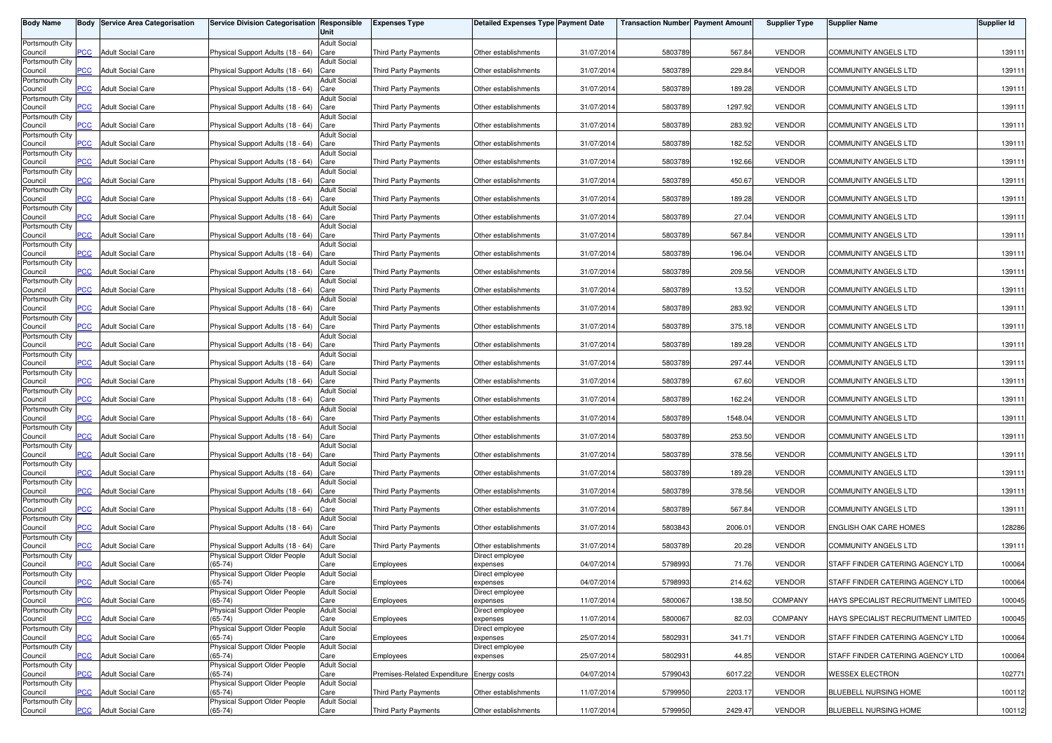| Body Name | Body | Service Area Categorisation | Service Division Categorisation | Responsible Unit | Expenses Type | Detailed Expenses Type | Payment Date | Transaction Number | Payment Amount | Supplier Type | Supplier Name | Supplier Id |
|---|---|---|---|---|---|---|---|---|---|---|---|---|
| Portsmouth City Council | PCC | Adult Social Care | Physical Support Adults (18 - 64) | Adult Social Care | Third Party Payments | Other establishments | 31/07/2014 | 5803789 | 567.84 | VENDOR | COMMUNITY ANGELS LTD | 139111 |
| Portsmouth City Council | PCC | Adult Social Care | Physical Support Adults (18 - 64) | Adult Social Care | Third Party Payments | Other establishments | 31/07/2014 | 5803789 | 229.84 | VENDOR | COMMUNITY ANGELS LTD | 139111 |
| Portsmouth City Council | PCC | Adult Social Care | Physical Support Adults (18 - 64) | Adult Social Care | Third Party Payments | Other establishments | 31/07/2014 | 5803789 | 189.28 | VENDOR | COMMUNITY ANGELS LTD | 139111 |
| Portsmouth City Council | PCC | Adult Social Care | Physical Support Adults (18 - 64) | Adult Social Care | Third Party Payments | Other establishments | 31/07/2014 | 5803789 | 1297.92 | VENDOR | COMMUNITY ANGELS LTD | 139111 |
| Portsmouth City Council | PCC | Adult Social Care | Physical Support Adults (18 - 64) | Adult Social Care | Third Party Payments | Other establishments | 31/07/2014 | 5803789 | 283.92 | VENDOR | COMMUNITY ANGELS LTD | 139111 |
| Portsmouth City Council | PCC | Adult Social Care | Physical Support Adults (18 - 64) | Adult Social Care | Third Party Payments | Other establishments | 31/07/2014 | 5803789 | 182.52 | VENDOR | COMMUNITY ANGELS LTD | 139111 |
| Portsmouth City Council | PCC | Adult Social Care | Physical Support Adults (18 - 64) | Adult Social Care | Third Party Payments | Other establishments | 31/07/2014 | 5803789 | 192.66 | VENDOR | COMMUNITY ANGELS LTD | 139111 |
| Portsmouth City Council | PCC | Adult Social Care | Physical Support Adults (18 - 64) | Adult Social Care | Third Party Payments | Other establishments | 31/07/2014 | 5803789 | 450.67 | VENDOR | COMMUNITY ANGELS LTD | 139111 |
| Portsmouth City Council | PCC | Adult Social Care | Physical Support Adults (18 - 64) | Adult Social Care | Third Party Payments | Other establishments | 31/07/2014 | 5803789 | 189.28 | VENDOR | COMMUNITY ANGELS LTD | 139111 |
| Portsmouth City Council | PCC | Adult Social Care | Physical Support Adults (18 - 64) | Adult Social Care | Third Party Payments | Other establishments | 31/07/2014 | 5803789 | 27.04 | VENDOR | COMMUNITY ANGELS LTD | 139111 |
| Portsmouth City Council | PCC | Adult Social Care | Physical Support Adults (18 - 64) | Adult Social Care | Third Party Payments | Other establishments | 31/07/2014 | 5803789 | 567.84 | VENDOR | COMMUNITY ANGELS LTD | 139111 |
| Portsmouth City Council | PCC | Adult Social Care | Physical Support Adults (18 - 64) | Adult Social Care | Third Party Payments | Other establishments | 31/07/2014 | 5803789 | 196.04 | VENDOR | COMMUNITY ANGELS LTD | 139111 |
| Portsmouth City Council | PCC | Adult Social Care | Physical Support Adults (18 - 64) | Adult Social Care | Third Party Payments | Other establishments | 31/07/2014 | 5803789 | 209.56 | VENDOR | COMMUNITY ANGELS LTD | 139111 |
| Portsmouth City Council | PCC | Adult Social Care | Physical Support Adults (18 - 64) | Adult Social Care | Third Party Payments | Other establishments | 31/07/2014 | 5803789 | 13.52 | VENDOR | COMMUNITY ANGELS LTD | 139111 |
| Portsmouth City Council | PCC | Adult Social Care | Physical Support Adults (18 - 64) | Adult Social Care | Third Party Payments | Other establishments | 31/07/2014 | 5803789 | 283.92 | VENDOR | COMMUNITY ANGELS LTD | 139111 |
| Portsmouth City Council | PCC | Adult Social Care | Physical Support Adults (18 - 64) | Adult Social Care | Third Party Payments | Other establishments | 31/07/2014 | 5803789 | 375.18 | VENDOR | COMMUNITY ANGELS LTD | 139111 |
| Portsmouth City Council | PCC | Adult Social Care | Physical Support Adults (18 - 64) | Adult Social Care | Third Party Payments | Other establishments | 31/07/2014 | 5803789 | 189.28 | VENDOR | COMMUNITY ANGELS LTD | 139111 |
| Portsmouth City Council | PCC | Adult Social Care | Physical Support Adults (18 - 64) | Adult Social Care | Third Party Payments | Other establishments | 31/07/2014 | 5803789 | 297.44 | VENDOR | COMMUNITY ANGELS LTD | 139111 |
| Portsmouth City Council | PCC | Adult Social Care | Physical Support Adults (18 - 64) | Adult Social Care | Third Party Payments | Other establishments | 31/07/2014 | 5803789 | 67.60 | VENDOR | COMMUNITY ANGELS LTD | 139111 |
| Portsmouth City Council | PCC | Adult Social Care | Physical Support Adults (18 - 64) | Adult Social Care | Third Party Payments | Other establishments | 31/07/2014 | 5803789 | 162.24 | VENDOR | COMMUNITY ANGELS LTD | 139111 |
| Portsmouth City Council | PCC | Adult Social Care | Physical Support Adults (18 - 64) | Adult Social Care | Third Party Payments | Other establishments | 31/07/2014 | 5803789 | 1548.04 | VENDOR | COMMUNITY ANGELS LTD | 139111 |
| Portsmouth City Council | PCC | Adult Social Care | Physical Support Adults (18 - 64) | Adult Social Care | Third Party Payments | Other establishments | 31/07/2014 | 5803789 | 253.50 | VENDOR | COMMUNITY ANGELS LTD | 139111 |
| Portsmouth City Council | PCC | Adult Social Care | Physical Support Adults (18 - 64) | Adult Social Care | Third Party Payments | Other establishments | 31/07/2014 | 5803789 | 378.56 | VENDOR | COMMUNITY ANGELS LTD | 139111 |
| Portsmouth City Council | PCC | Adult Social Care | Physical Support Adults (18 - 64) | Adult Social Care | Third Party Payments | Other establishments | 31/07/2014 | 5803789 | 189.28 | VENDOR | COMMUNITY ANGELS LTD | 139111 |
| Portsmouth City Council | PCC | Adult Social Care | Physical Support Adults (18 - 64) | Adult Social Care | Third Party Payments | Other establishments | 31/07/2014 | 5803789 | 378.56 | VENDOR | COMMUNITY ANGELS LTD | 139111 |
| Portsmouth City Council | PCC | Adult Social Care | Physical Support Adults (18 - 64) | Adult Social Care | Third Party Payments | Other establishments | 31/07/2014 | 5803789 | 567.84 | VENDOR | COMMUNITY ANGELS LTD | 139111 |
| Portsmouth City Council | PCC | Adult Social Care | Physical Support Adults (18 - 64) | Adult Social Care | Third Party Payments | Other establishments | 31/07/2014 | 5803843 | 2006.01 | VENDOR | ENGLISH OAK CARE HOMES | 128286 |
| Portsmouth City Council | PCC | Adult Social Care | Physical Support Adults (18 - 64) | Adult Social Care | Third Party Payments | Other establishments | 31/07/2014 | 5803789 | 20.28 | VENDOR | COMMUNITY ANGELS LTD | 139111 |
| Portsmouth City Council | PCC | Adult Social Care | Physical Support Older People (65-74) | Adult Social Care | Employees | Direct employee expenses | 04/07/2014 | 5798993 | 71.76 | VENDOR | STAFF FINDER CATERING AGENCY LTD | 100064 |
| Portsmouth City Council | PCC | Adult Social Care | Physical Support Older People (65-74) | Adult Social Care | Employees | Direct employee expenses | 04/07/2014 | 5798993 | 214.62 | VENDOR | STAFF FINDER CATERING AGENCY LTD | 100064 |
| Portsmouth City Council | PCC | Adult Social Care | Physical Support Older People (65-74) | Adult Social Care | Employees | Direct employee expenses | 11/07/2014 | 5800067 | 138.50 | COMPANY | HAYS SPECIALIST RECRUITMENT LIMITED | 100045 |
| Portsmouth City Council | PCC | Adult Social Care | Physical Support Older People (65-74) | Adult Social Care | Employees | Direct employee expenses | 11/07/2014 | 5800067 | 82.03 | COMPANY | HAYS SPECIALIST RECRUITMENT LIMITED | 100045 |
| Portsmouth City Council | PCC | Adult Social Care | Physical Support Older People (65-74) | Adult Social Care | Employees | Direct employee expenses | 25/07/2014 | 5802931 | 341.71 | VENDOR | STAFF FINDER CATERING AGENCY LTD | 100064 |
| Portsmouth City Council | PCC | Adult Social Care | Physical Support Older People (65-74) | Adult Social Care | Employees | Direct employee expenses | 25/07/2014 | 5802931 | 44.85 | VENDOR | STAFF FINDER CATERING AGENCY LTD | 100064 |
| Portsmouth City Council | PCC | Adult Social Care | Physical Support Older People (65-74) | Adult Social Care | Premises-Related Expenditure | Energy costs | 04/07/2014 | 5799043 | 6017.22 | VENDOR | WESSEX ELECTRON | 102771 |
| Portsmouth City Council | PCC | Adult Social Care | Physical Support Older People (65-74) | Adult Social Care | Third Party Payments | Other establishments | 11/07/2014 | 5799950 | 2203.17 | VENDOR | BLUEBELL NURSING HOME | 100112 |
| Portsmouth City Council | PCC | Adult Social Care | Physical Support Older People (65-74) | Adult Social Care | Third Party Payments | Other establishments | 11/07/2014 | 5799950 | 2429.47 | VENDOR | BLUEBELL NURSING HOME | 100112 |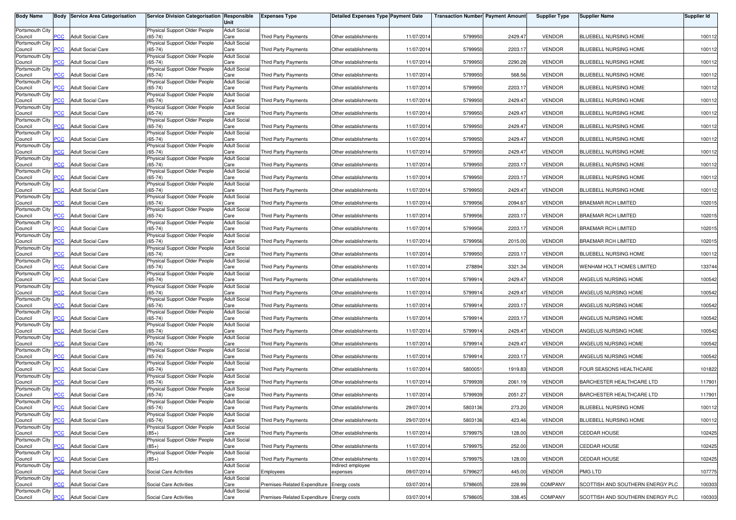| Body Name | Body | Service Area Categorisation | Service Division Categorisation | Responsible Unit | Expenses Type | Detailed Expenses Type | Payment Date | Transaction Number | Payment Amount | Supplier Type | Supplier Name | Supplier Id |
|---|---|---|---|---|---|---|---|---|---|---|---|---|
| Portsmouth City Council | PCC | Adult Social Care | Physical Support Older People (65-74) | Adult Social Care | Third Party Payments | Other establishments | 11/07/2014 | 5799950 | 2429.47 | VENDOR | BLUEBELL NURSING HOME | 100112 |
| Portsmouth City Council | PCC | Adult Social Care | Physical Support Older People (65-74) | Adult Social Care | Third Party Payments | Other establishments | 11/07/2014 | 5799950 | 2203.17 | VENDOR | BLUEBELL NURSING HOME | 100112 |
| Portsmouth City Council | PCC | Adult Social Care | Physical Support Older People (65-74) | Adult Social Care | Third Party Payments | Other establishments | 11/07/2014 | 5799950 | 2290.28 | VENDOR | BLUEBELL NURSING HOME | 100112 |
| Portsmouth City Council | PCC | Adult Social Care | Physical Support Older People (65-74) | Adult Social Care | Third Party Payments | Other establishments | 11/07/2014 | 5799950 | 568.56 | VENDOR | BLUEBELL NURSING HOME | 100112 |
| Portsmouth City Council | PCC | Adult Social Care | Physical Support Older People (65-74) | Adult Social Care | Third Party Payments | Other establishments | 11/07/2014 | 5799950 | 2203.17 | VENDOR | BLUEBELL NURSING HOME | 100112 |
| Portsmouth City Council | PCC | Adult Social Care | Physical Support Older People (65-74) | Adult Social Care | Third Party Payments | Other establishments | 11/07/2014 | 5799950 | 2429.47 | VENDOR | BLUEBELL NURSING HOME | 100112 |
| Portsmouth City Council | PCC | Adult Social Care | Physical Support Older People (65-74) | Adult Social Care | Third Party Payments | Other establishments | 11/07/2014 | 5799950 | 2429.47 | VENDOR | BLUEBELL NURSING HOME | 100112 |
| Portsmouth City Council | PCC | Adult Social Care | Physical Support Older People (65-74) | Adult Social Care | Third Party Payments | Other establishments | 11/07/2014 | 5799950 | 2429.47 | VENDOR | BLUEBELL NURSING HOME | 100112 |
| Portsmouth City Council | PCC | Adult Social Care | Physical Support Older People (65-74) | Adult Social Care | Third Party Payments | Other establishments | 11/07/2014 | 5799950 | 2429.47 | VENDOR | BLUEBELL NURSING HOME | 100112 |
| Portsmouth City Council | PCC | Adult Social Care | Physical Support Older People (65-74) | Adult Social Care | Third Party Payments | Other establishments | 11/07/2014 | 5799950 | 2429.47 | VENDOR | BLUEBELL NURSING HOME | 100112 |
| Portsmouth City Council | PCC | Adult Social Care | Physical Support Older People (65-74) | Adult Social Care | Third Party Payments | Other establishments | 11/07/2014 | 5799950 | 2203.17 | VENDOR | BLUEBELL NURSING HOME | 100112 |
| Portsmouth City Council | PCC | Adult Social Care | Physical Support Older People (65-74) | Adult Social Care | Third Party Payments | Other establishments | 11/07/2014 | 5799950 | 2203.17 | VENDOR | BLUEBELL NURSING HOME | 100112 |
| Portsmouth City Council | PCC | Adult Social Care | Physical Support Older People (65-74) | Adult Social Care | Third Party Payments | Other establishments | 11/07/2014 | 5799950 | 2429.47 | VENDOR | BLUEBELL NURSING HOME | 100112 |
| Portsmouth City Council | PCC | Adult Social Care | Physical Support Older People (65-74) | Adult Social Care | Third Party Payments | Other establishments | 11/07/2014 | 5799956 | 2094.67 | VENDOR | BRAEMAR RCH LIMITED | 102015 |
| Portsmouth City Council | PCC | Adult Social Care | Physical Support Older People (65-74) | Adult Social Care | Third Party Payments | Other establishments | 11/07/2014 | 5799956 | 2203.17 | VENDOR | BRAEMAR RCH LIMITED | 102015 |
| Portsmouth City Council | PCC | Adult Social Care | Physical Support Older People (65-74) | Adult Social Care | Third Party Payments | Other establishments | 11/07/2014 | 5799956 | 2203.17 | VENDOR | BRAEMAR RCH LIMITED | 102015 |
| Portsmouth City Council | PCC | Adult Social Care | Physical Support Older People (65-74) | Adult Social Care | Third Party Payments | Other establishments | 11/07/2014 | 5799956 | 2015.00 | VENDOR | BRAEMAR RCH LIMITED | 102015 |
| Portsmouth City Council | PCC | Adult Social Care | Physical Support Older People (65-74) | Adult Social Care | Third Party Payments | Other establishments | 11/07/2014 | 5799950 | 2203.17 | VENDOR | BLUEBELL NURSING HOME | 100112 |
| Portsmouth City Council | PCC | Adult Social Care | Physical Support Older People (65-74) | Adult Social Care | Third Party Payments | Other establishments | 11/07/2014 | 278894 | 3321.34 | VENDOR | WENHAM HOLT HOMES LIMITED | 133744 |
| Portsmouth City Council | PCC | Adult Social Care | Physical Support Older People (65-74) | Adult Social Care | Third Party Payments | Other establishments | 11/07/2014 | 5799914 | 2429.47 | VENDOR | ANGELUS NURSING HOME | 100542 |
| Portsmouth City Council | PCC | Adult Social Care | Physical Support Older People (65-74) | Adult Social Care | Third Party Payments | Other establishments | 11/07/2014 | 5799914 | 2429.47 | VENDOR | ANGELUS NURSING HOME | 100542 |
| Portsmouth City Council | PCC | Adult Social Care | Physical Support Older People (65-74) | Adult Social Care | Third Party Payments | Other establishments | 11/07/2014 | 5799914 | 2203.17 | VENDOR | ANGELUS NURSING HOME | 100542 |
| Portsmouth City Council | PCC | Adult Social Care | Physical Support Older People (65-74) | Adult Social Care | Third Party Payments | Other establishments | 11/07/2014 | 5799914 | 2203.17 | VENDOR | ANGELUS NURSING HOME | 100542 |
| Portsmouth City Council | PCC | Adult Social Care | Physical Support Older People (65-74) | Adult Social Care | Third Party Payments | Other establishments | 11/07/2014 | 5799914 | 2429.47 | VENDOR | ANGELUS NURSING HOME | 100542 |
| Portsmouth City Council | PCC | Adult Social Care | Physical Support Older People (65-74) | Adult Social Care | Third Party Payments | Other establishments | 11/07/2014 | 5799914 | 2429.47 | VENDOR | ANGELUS NURSING HOME | 100542 |
| Portsmouth City Council | PCC | Adult Social Care | Physical Support Older People (65-74) | Adult Social Care | Third Party Payments | Other establishments | 11/07/2014 | 5799914 | 2203.17 | VENDOR | ANGELUS NURSING HOME | 100542 |
| Portsmouth City Council | PCC | Adult Social Care | Physical Support Older People (65-74) | Adult Social Care | Third Party Payments | Other establishments | 11/07/2014 | 5800051 | 1919.83 | VENDOR | FOUR SEASONS HEALTHCARE | 101822 |
| Portsmouth City Council | PCC | Adult Social Care | Physical Support Older People (65-74) | Adult Social Care | Third Party Payments | Other establishments | 11/07/2014 | 5799939 | 2061.19 | VENDOR | BARCHESTER HEALTHCARE LTD | 117901 |
| Portsmouth City Council | PCC | Adult Social Care | Physical Support Older People (65-74) | Adult Social Care | Third Party Payments | Other establishments | 11/07/2014 | 5799939 | 2051.27 | VENDOR | BARCHESTER HEALTHCARE LTD | 117901 |
| Portsmouth City Council | PCC | Adult Social Care | Physical Support Older People (65-74) | Adult Social Care | Third Party Payments | Other establishments | 29/07/2014 | 5803136 | 273.20 | VENDOR | BLUEBELL NURSING HOME | 100112 |
| Portsmouth City Council | PCC | Adult Social Care | Physical Support Older People (65-74) | Adult Social Care | Third Party Payments | Other establishments | 29/07/2014 | 5803136 | 423.46 | VENDOR | BLUEBELL NURSING HOME | 100112 |
| Portsmouth City Council | PCC | Adult Social Care | Physical Support Older People (85+) | Adult Social Care | Third Party Payments | Other establishments | 11/07/2014 | 5799975 | 128.00 | VENDOR | CEDDAR HOUSE | 102425 |
| Portsmouth City Council | PCC | Adult Social Care | Physical Support Older People (85+) | Adult Social Care | Third Party Payments | Other establishments | 11/07/2014 | 5799975 | 252.00 | VENDOR | CEDDAR HOUSE | 102425 |
| Portsmouth City Council | PCC | Adult Social Care | Physical Support Older People (85+) | Adult Social Care | Third Party Payments | Other establishments | 11/07/2014 | 5799975 | 128.00 | VENDOR | CEDDAR HOUSE | 102425 |
| Portsmouth City Council | PCC | Adult Social Care | Social Care Activities | Adult Social Care | Employees | Indirect employee expenses | 09/07/2014 | 5799627 | 445.00 | VENDOR | PMG LTD | 107775 |
| Portsmouth City Council | PCC | Adult Social Care | Social Care Activities | Adult Social Care | Premises-Related Expenditure | Energy costs | 03/07/2014 | 5798605 | 228.99 | COMPANY | SCOTTISH AND SOUTHERN ENERGY PLC | 100303 |
| Portsmouth City Council | PCC | Adult Social Care | Social Care Activities | Adult Social Care | Premises-Related Expenditure | Energy costs | 03/07/2014 | 5798605 | 338.45 | COMPANY | SCOTTISH AND SOUTHERN ENERGY PLC | 100303 |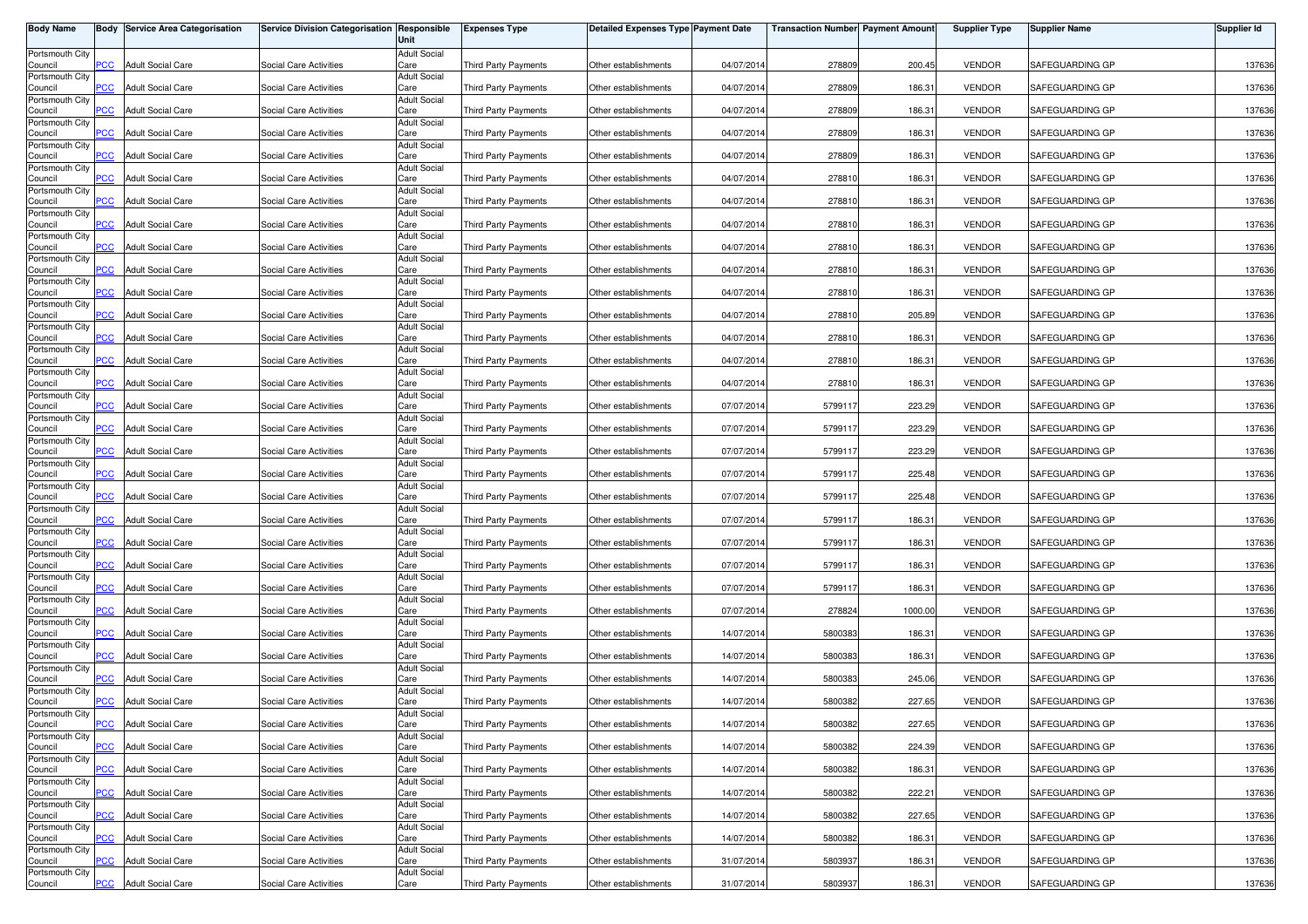| Body Name | Body | Service Area Categorisation | Service Division Categorisation | Responsible Unit | Expenses Type | Detailed Expenses Type | Payment Date | Transaction Number | Payment Amount | Supplier Type | Supplier Name | Supplier Id |
|---|---|---|---|---|---|---|---|---|---|---|---|---|
| Portsmouth City Council | PCC | Adult Social Care | Social Care Activities | Adult Social Care | Third Party Payments | Other establishments | 04/07/2014 | 278809 | 200.45 | VENDOR | SAFEGUARDING GP | 137636 |
| Portsmouth City Council | PCC | Adult Social Care | Social Care Activities | Adult Social Care | Third Party Payments | Other establishments | 04/07/2014 | 278809 | 186.31 | VENDOR | SAFEGUARDING GP | 137636 |
| Portsmouth City Council | PCC | Adult Social Care | Social Care Activities | Adult Social Care | Third Party Payments | Other establishments | 04/07/2014 | 278809 | 186.31 | VENDOR | SAFEGUARDING GP | 137636 |
| Portsmouth City Council | PCC | Adult Social Care | Social Care Activities | Adult Social Care | Third Party Payments | Other establishments | 04/07/2014 | 278809 | 186.31 | VENDOR | SAFEGUARDING GP | 137636 |
| Portsmouth City Council | PCC | Adult Social Care | Social Care Activities | Adult Social Care | Third Party Payments | Other establishments | 04/07/2014 | 278809 | 186.31 | VENDOR | SAFEGUARDING GP | 137636 |
| Portsmouth City Council | PCC | Adult Social Care | Social Care Activities | Adult Social Care | Third Party Payments | Other establishments | 04/07/2014 | 278810 | 186.31 | VENDOR | SAFEGUARDING GP | 137636 |
| Portsmouth City Council | PCC | Adult Social Care | Social Care Activities | Adult Social Care | Third Party Payments | Other establishments | 04/07/2014 | 278810 | 186.31 | VENDOR | SAFEGUARDING GP | 137636 |
| Portsmouth City Council | PCC | Adult Social Care | Social Care Activities | Adult Social Care | Third Party Payments | Other establishments | 04/07/2014 | 278810 | 186.31 | VENDOR | SAFEGUARDING GP | 137636 |
| Portsmouth City Council | PCC | Adult Social Care | Social Care Activities | Adult Social Care | Third Party Payments | Other establishments | 04/07/2014 | 278810 | 186.31 | VENDOR | SAFEGUARDING GP | 137636 |
| Portsmouth City Council | PCC | Adult Social Care | Social Care Activities | Adult Social Care | Third Party Payments | Other establishments | 04/07/2014 | 278810 | 186.31 | VENDOR | SAFEGUARDING GP | 137636 |
| Portsmouth City Council | PCC | Adult Social Care | Social Care Activities | Adult Social Care | Third Party Payments | Other establishments | 04/07/2014 | 278810 | 186.31 | VENDOR | SAFEGUARDING GP | 137636 |
| Portsmouth City Council | PCC | Adult Social Care | Social Care Activities | Adult Social Care | Third Party Payments | Other establishments | 04/07/2014 | 278810 | 205.89 | VENDOR | SAFEGUARDING GP | 137636 |
| Portsmouth City Council | PCC | Adult Social Care | Social Care Activities | Adult Social Care | Third Party Payments | Other establishments | 04/07/2014 | 278810 | 186.31 | VENDOR | SAFEGUARDING GP | 137636 |
| Portsmouth City Council | PCC | Adult Social Care | Social Care Activities | Adult Social Care | Third Party Payments | Other establishments | 04/07/2014 | 278810 | 186.31 | VENDOR | SAFEGUARDING GP | 137636 |
| Portsmouth City Council | PCC | Adult Social Care | Social Care Activities | Adult Social Care | Third Party Payments | Other establishments | 04/07/2014 | 278810 | 186.31 | VENDOR | SAFEGUARDING GP | 137636 |
| Portsmouth City Council | PCC | Adult Social Care | Social Care Activities | Adult Social Care | Third Party Payments | Other establishments | 07/07/2014 | 5799117 | 223.29 | VENDOR | SAFEGUARDING GP | 137636 |
| Portsmouth City Council | PCC | Adult Social Care | Social Care Activities | Adult Social Care | Third Party Payments | Other establishments | 07/07/2014 | 5799117 | 223.29 | VENDOR | SAFEGUARDING GP | 137636 |
| Portsmouth City Council | PCC | Adult Social Care | Social Care Activities | Adult Social Care | Third Party Payments | Other establishments | 07/07/2014 | 5799117 | 223.29 | VENDOR | SAFEGUARDING GP | 137636 |
| Portsmouth City Council | PCC | Adult Social Care | Social Care Activities | Adult Social Care | Third Party Payments | Other establishments | 07/07/2014 | 5799117 | 225.48 | VENDOR | SAFEGUARDING GP | 137636 |
| Portsmouth City Council | PCC | Adult Social Care | Social Care Activities | Adult Social Care | Third Party Payments | Other establishments | 07/07/2014 | 5799117 | 225.48 | VENDOR | SAFEGUARDING GP | 137636 |
| Portsmouth City Council | PCC | Adult Social Care | Social Care Activities | Adult Social Care | Third Party Payments | Other establishments | 07/07/2014 | 5799117 | 186.31 | VENDOR | SAFEGUARDING GP | 137636 |
| Portsmouth City Council | PCC | Adult Social Care | Social Care Activities | Adult Social Care | Third Party Payments | Other establishments | 07/07/2014 | 5799117 | 186.31 | VENDOR | SAFEGUARDING GP | 137636 |
| Portsmouth City Council | PCC | Adult Social Care | Social Care Activities | Adult Social Care | Third Party Payments | Other establishments | 07/07/2014 | 5799117 | 186.31 | VENDOR | SAFEGUARDING GP | 137636 |
| Portsmouth City Council | PCC | Adult Social Care | Social Care Activities | Adult Social Care | Third Party Payments | Other establishments | 07/07/2014 | 5799117 | 186.31 | VENDOR | SAFEGUARDING GP | 137636 |
| Portsmouth City Council | PCC | Adult Social Care | Social Care Activities | Adult Social Care | Third Party Payments | Other establishments | 07/07/2014 | 278824 | 1000.00 | VENDOR | SAFEGUARDING GP | 137636 |
| Portsmouth City Council | PCC | Adult Social Care | Social Care Activities | Adult Social Care | Third Party Payments | Other establishments | 14/07/2014 | 5800383 | 186.31 | VENDOR | SAFEGUARDING GP | 137636 |
| Portsmouth City Council | PCC | Adult Social Care | Social Care Activities | Adult Social Care | Third Party Payments | Other establishments | 14/07/2014 | 5800383 | 186.31 | VENDOR | SAFEGUARDING GP | 137636 |
| Portsmouth City Council | PCC | Adult Social Care | Social Care Activities | Adult Social Care | Third Party Payments | Other establishments | 14/07/2014 | 5800383 | 245.06 | VENDOR | SAFEGUARDING GP | 137636 |
| Portsmouth City Council | PCC | Adult Social Care | Social Care Activities | Adult Social Care | Third Party Payments | Other establishments | 14/07/2014 | 5800382 | 227.65 | VENDOR | SAFEGUARDING GP | 137636 |
| Portsmouth City Council | PCC | Adult Social Care | Social Care Activities | Adult Social Care | Third Party Payments | Other establishments | 14/07/2014 | 5800382 | 227.65 | VENDOR | SAFEGUARDING GP | 137636 |
| Portsmouth City Council | PCC | Adult Social Care | Social Care Activities | Adult Social Care | Third Party Payments | Other establishments | 14/07/2014 | 5800382 | 224.39 | VENDOR | SAFEGUARDING GP | 137636 |
| Portsmouth City Council | PCC | Adult Social Care | Social Care Activities | Adult Social Care | Third Party Payments | Other establishments | 14/07/2014 | 5800382 | 186.31 | VENDOR | SAFEGUARDING GP | 137636 |
| Portsmouth City Council | PCC | Adult Social Care | Social Care Activities | Adult Social Care | Third Party Payments | Other establishments | 14/07/2014 | 5800382 | 222.21 | VENDOR | SAFEGUARDING GP | 137636 |
| Portsmouth City Council | PCC | Adult Social Care | Social Care Activities | Adult Social Care | Third Party Payments | Other establishments | 14/07/2014 | 5800382 | 227.65 | VENDOR | SAFEGUARDING GP | 137636 |
| Portsmouth City Council | PCC | Adult Social Care | Social Care Activities | Adult Social Care | Third Party Payments | Other establishments | 14/07/2014 | 5800382 | 186.31 | VENDOR | SAFEGUARDING GP | 137636 |
| Portsmouth City Council | PCC | Adult Social Care | Social Care Activities | Adult Social Care | Third Party Payments | Other establishments | 31/07/2014 | 5803937 | 186.31 | VENDOR | SAFEGUARDING GP | 137636 |
| Portsmouth City Council | PCC | Adult Social Care | Social Care Activities | Adult Social Care | Third Party Payments | Other establishments | 31/07/2014 | 5803937 | 186.31 | VENDOR | SAFEGUARDING GP | 137636 |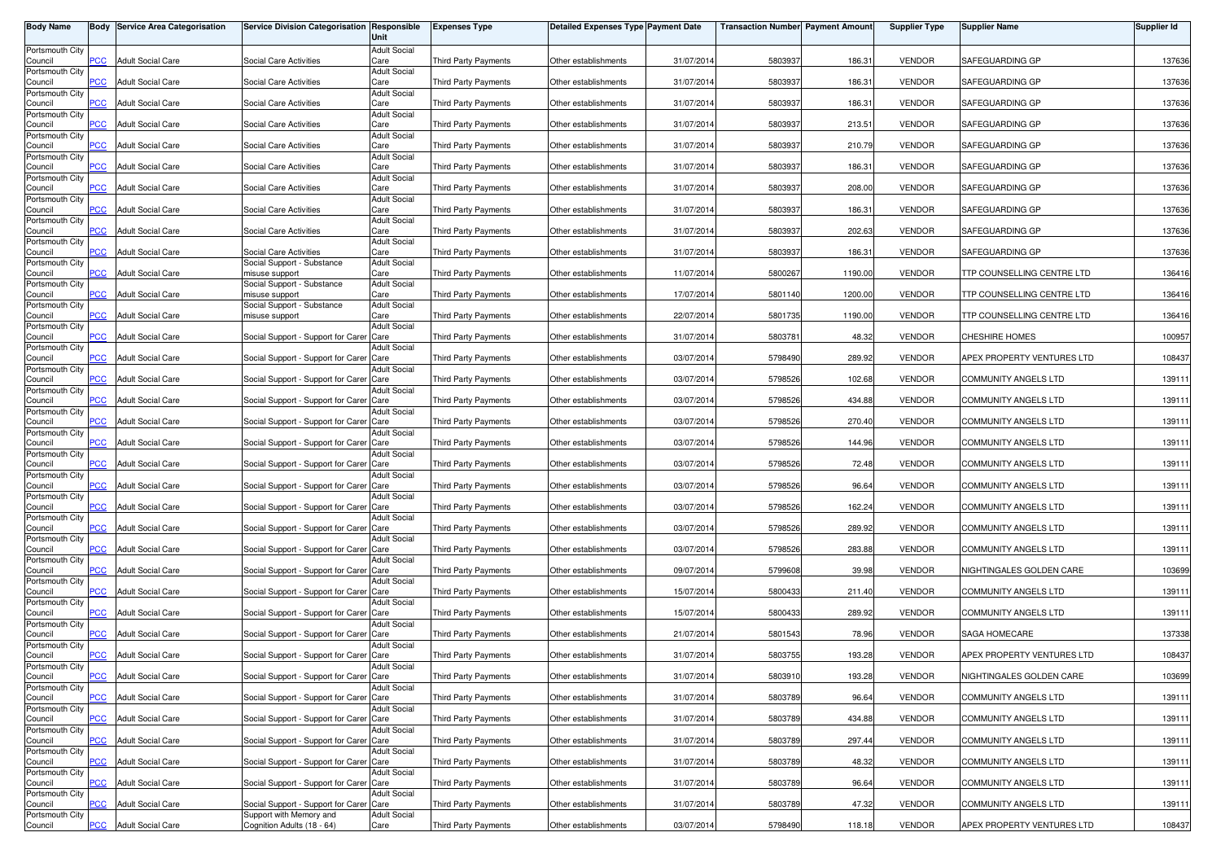| Body Name | Body | Service Area Categorisation | Service Division Categorisation | Responsible Unit | Expenses Type | Detailed Expenses Type | Payment Date | Transaction Number | Payment Amount | Supplier Type | Supplier Name | Supplier Id |
|---|---|---|---|---|---|---|---|---|---|---|---|---|
| Portsmouth City Council | PCC | Adult Social Care | Social Care Activities | Adult Social Care | Third Party Payments | Other establishments | 31/07/2014 | 5803937 | 186.31 | VENDOR | SAFEGUARDING GP | 137636 |
| Portsmouth City Council | PCC | Adult Social Care | Social Care Activities | Adult Social Care | Third Party Payments | Other establishments | 31/07/2014 | 5803937 | 186.31 | VENDOR | SAFEGUARDING GP | 137636 |
| Portsmouth City Council | PCC | Adult Social Care | Social Care Activities | Adult Social Care | Third Party Payments | Other establishments | 31/07/2014 | 5803937 | 186.31 | VENDOR | SAFEGUARDING GP | 137636 |
| Portsmouth City Council | PCC | Adult Social Care | Social Care Activities | Adult Social Care | Third Party Payments | Other establishments | 31/07/2014 | 5803937 | 213.51 | VENDOR | SAFEGUARDING GP | 137636 |
| Portsmouth City Council | PCC | Adult Social Care | Social Care Activities | Adult Social Care | Third Party Payments | Other establishments | 31/07/2014 | 5803937 | 210.79 | VENDOR | SAFEGUARDING GP | 137636 |
| Portsmouth City Council | PCC | Adult Social Care | Social Care Activities | Adult Social Care | Third Party Payments | Other establishments | 31/07/2014 | 5803937 | 186.31 | VENDOR | SAFEGUARDING GP | 137636 |
| Portsmouth City Council | PCC | Adult Social Care | Social Care Activities | Adult Social Care | Third Party Payments | Other establishments | 31/07/2014 | 5803937 | 208.00 | VENDOR | SAFEGUARDING GP | 137636 |
| Portsmouth City Council | PCC | Adult Social Care | Social Care Activities | Adult Social Care | Third Party Payments | Other establishments | 31/07/2014 | 5803937 | 186.31 | VENDOR | SAFEGUARDING GP | 137636 |
| Portsmouth City Council | PCC | Adult Social Care | Social Care Activities | Adult Social Care | Third Party Payments | Other establishments | 31/07/2014 | 5803937 | 202.63 | VENDOR | SAFEGUARDING GP | 137636 |
| Portsmouth City Council | PCC | Adult Social Care | Social Care Activities | Adult Social Care | Third Party Payments | Other establishments | 31/07/2014 | 5803937 | 186.31 | VENDOR | SAFEGUARDING GP | 137636 |
| Portsmouth City Council | PCC | Adult Social Care | Social Support - Substance misuse support | Adult Social Care | Third Party Payments | Other establishments | 11/07/2014 | 5800267 | 1190.00 | VENDOR | TTP COUNSELLING CENTRE LTD | 136416 |
| Portsmouth City Council | PCC | Adult Social Care | Social Support - Substance misuse support | Adult Social Care | Third Party Payments | Other establishments | 17/07/2014 | 5801140 | 1200.00 | VENDOR | TTP COUNSELLING CENTRE LTD | 136416 |
| Portsmouth City Council | PCC | Adult Social Care | Social Support - Substance misuse support | Adult Social Care | Third Party Payments | Other establishments | 22/07/2014 | 5801735 | 1190.00 | VENDOR | TTP COUNSELLING CENTRE LTD | 136416 |
| Portsmouth City Council | PCC | Adult Social Care | Social Support - Support for Carer | Adult Social Care | Third Party Payments | Other establishments | 31/07/2014 | 5803781 | 48.32 | VENDOR | CHESHIRE HOMES | 100957 |
| Portsmouth City Council | PCC | Adult Social Care | Social Support - Support for Carer | Adult Social Care | Third Party Payments | Other establishments | 03/07/2014 | 5798490 | 289.92 | VENDOR | APEX PROPERTY VENTURES LTD | 108437 |
| Portsmouth City Council | PCC | Adult Social Care | Social Support - Support for Carer | Adult Social Care | Third Party Payments | Other establishments | 03/07/2014 | 5798526 | 102.68 | VENDOR | COMMUNITY ANGELS LTD | 139111 |
| Portsmouth City Council | PCC | Adult Social Care | Social Support - Support for Carer | Adult Social Care | Third Party Payments | Other establishments | 03/07/2014 | 5798526 | 434.88 | VENDOR | COMMUNITY ANGELS LTD | 139111 |
| Portsmouth City Council | PCC | Adult Social Care | Social Support - Support for Carer | Adult Social Care | Third Party Payments | Other establishments | 03/07/2014 | 5798526 | 270.40 | VENDOR | COMMUNITY ANGELS LTD | 139111 |
| Portsmouth City Council | PCC | Adult Social Care | Social Support - Support for Carer | Adult Social Care | Third Party Payments | Other establishments | 03/07/2014 | 5798526 | 144.96 | VENDOR | COMMUNITY ANGELS LTD | 139111 |
| Portsmouth City Council | PCC | Adult Social Care | Social Support - Support for Carer | Adult Social Care | Third Party Payments | Other establishments | 03/07/2014 | 5798526 | 72.48 | VENDOR | COMMUNITY ANGELS LTD | 139111 |
| Portsmouth City Council | PCC | Adult Social Care | Social Support - Support for Carer | Adult Social Care | Third Party Payments | Other establishments | 03/07/2014 | 5798526 | 96.64 | VENDOR | COMMUNITY ANGELS LTD | 139111 |
| Portsmouth City Council | PCC | Adult Social Care | Social Support - Support for Carer | Adult Social Care | Third Party Payments | Other establishments | 03/07/2014 | 5798526 | 162.24 | VENDOR | COMMUNITY ANGELS LTD | 139111 |
| Portsmouth City Council | PCC | Adult Social Care | Social Support - Support for Carer | Adult Social Care | Third Party Payments | Other establishments | 03/07/2014 | 5798526 | 289.92 | VENDOR | COMMUNITY ANGELS LTD | 139111 |
| Portsmouth City Council | PCC | Adult Social Care | Social Support - Support for Carer | Adult Social Care | Third Party Payments | Other establishments | 03/07/2014 | 5798526 | 283.88 | VENDOR | COMMUNITY ANGELS LTD | 139111 |
| Portsmouth City Council | PCC | Adult Social Care | Social Support - Support for Carer | Adult Social Care | Third Party Payments | Other establishments | 09/07/2014 | 5799608 | 39.98 | VENDOR | NIGHTINGALES GOLDEN CARE | 103699 |
| Portsmouth City Council | PCC | Adult Social Care | Social Support - Support for Carer | Adult Social Care | Third Party Payments | Other establishments | 15/07/2014 | 5800433 | 211.40 | VENDOR | COMMUNITY ANGELS LTD | 139111 |
| Portsmouth City Council | PCC | Adult Social Care | Social Support - Support for Carer | Adult Social Care | Third Party Payments | Other establishments | 15/07/2014 | 5800433 | 289.92 | VENDOR | COMMUNITY ANGELS LTD | 139111 |
| Portsmouth City Council | PCC | Adult Social Care | Social Support - Support for Carer | Adult Social Care | Third Party Payments | Other establishments | 21/07/2014 | 5801543 | 78.96 | VENDOR | SAGA HOMECARE | 137338 |
| Portsmouth City Council | PCC | Adult Social Care | Social Support - Support for Carer | Adult Social Care | Third Party Payments | Other establishments | 31/07/2014 | 5803755 | 193.28 | VENDOR | APEX PROPERTY VENTURES LTD | 108437 |
| Portsmouth City Council | PCC | Adult Social Care | Social Support - Support for Carer | Adult Social Care | Third Party Payments | Other establishments | 31/07/2014 | 5803910 | 193.28 | VENDOR | NIGHTINGALES GOLDEN CARE | 103699 |
| Portsmouth City Council | PCC | Adult Social Care | Social Support - Support for Carer | Adult Social Care | Third Party Payments | Other establishments | 31/07/2014 | 5803789 | 96.64 | VENDOR | COMMUNITY ANGELS LTD | 139111 |
| Portsmouth City Council | PCC | Adult Social Care | Social Support - Support for Carer | Adult Social Care | Third Party Payments | Other establishments | 31/07/2014 | 5803789 | 434.88 | VENDOR | COMMUNITY ANGELS LTD | 139111 |
| Portsmouth City Council | PCC | Adult Social Care | Social Support - Support for Carer | Adult Social Care | Third Party Payments | Other establishments | 31/07/2014 | 5803789 | 297.44 | VENDOR | COMMUNITY ANGELS LTD | 139111 |
| Portsmouth City Council | PCC | Adult Social Care | Social Support - Support for Carer | Adult Social Care | Third Party Payments | Other establishments | 31/07/2014 | 5803789 | 48.32 | VENDOR | COMMUNITY ANGELS LTD | 139111 |
| Portsmouth City Council | PCC | Adult Social Care | Social Support - Support for Carer | Adult Social Care | Third Party Payments | Other establishments | 31/07/2014 | 5803789 | 96.64 | VENDOR | COMMUNITY ANGELS LTD | 139111 |
| Portsmouth City Council | PCC | Adult Social Care | Social Support - Support for Carer | Adult Social Care | Third Party Payments | Other establishments | 31/07/2014 | 5803789 | 47.32 | VENDOR | COMMUNITY ANGELS LTD | 139111 |
| Portsmouth City Council | PCC | Adult Social Care | Support with Memory and Cognition Adults (18 - 64) | Adult Social Care | Third Party Payments | Other establishments | 03/07/2014 | 5798490 | 118.18 | VENDOR | APEX PROPERTY VENTURES LTD | 108437 |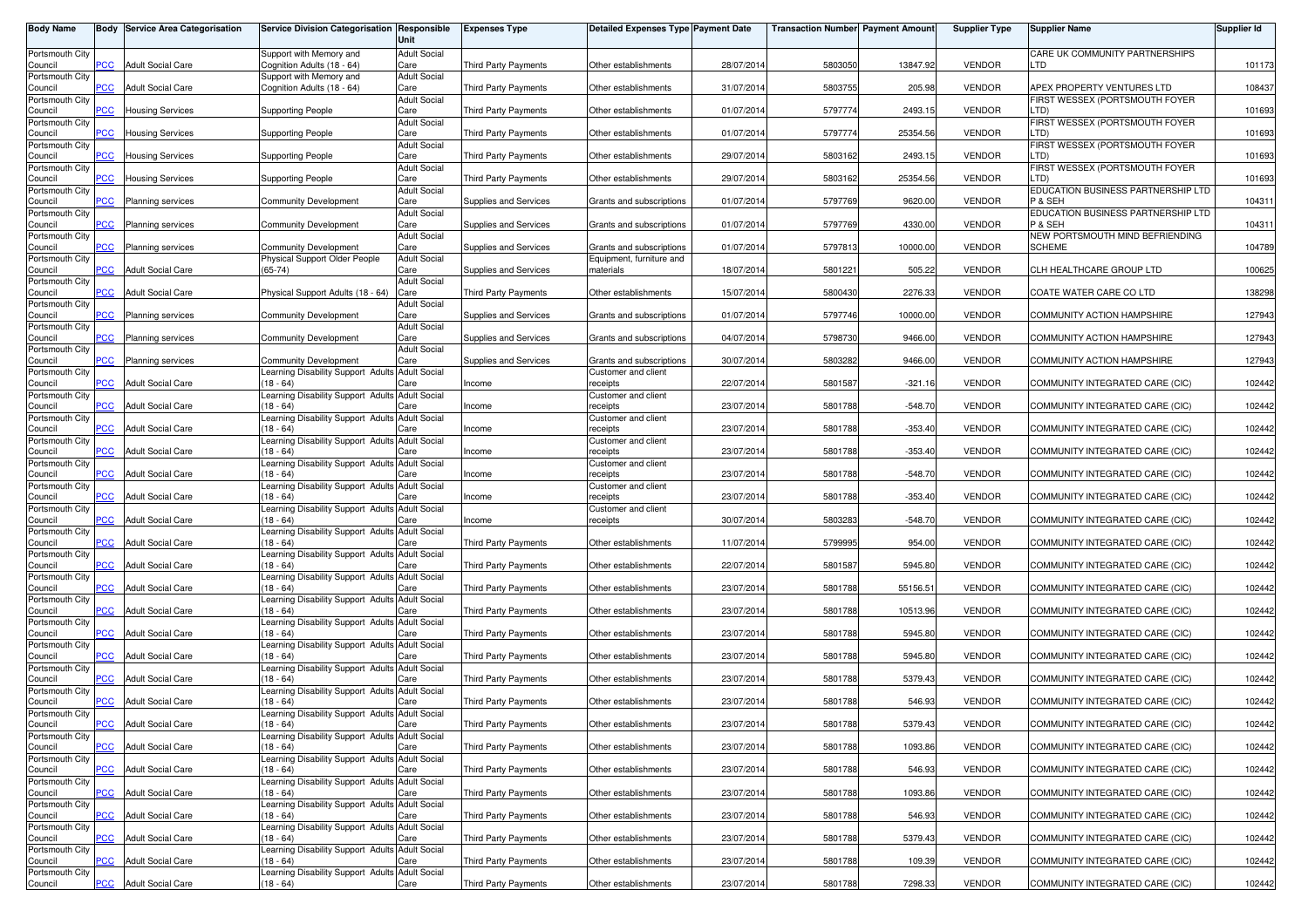| Body Name | Body | Service Area Categorisation | Service Division Categorisation | Responsible Unit | Expenses Type | Detailed Expenses Type | Payment Date | Transaction Number | Payment Amount | Supplier Type | Supplier Name | Supplier Id |
|---|---|---|---|---|---|---|---|---|---|---|---|---|
| Portsmouth City Council | PCC | Adult Social Care | Support with Memory and Cognition Adults (18 - 64) | Adult Social Care | Third Party Payments | Other establishments | 28/07/2014 | 5803050 | 13847.92 | VENDOR | CARE UK COMMUNITY PARTNERSHIPS LTD | 101173 |
| Portsmouth City Council | PCC | Adult Social Care | Support with Memory and Cognition Adults (18 - 64) | Adult Social Care | Third Party Payments | Other establishments | 31/07/2014 | 5803755 | 205.98 | VENDOR | APEX PROPERTY VENTURES LTD | 108437 |
| Portsmouth City Council | PCC | Housing Services | Supporting People | Adult Social Care | Third Party Payments | Other establishments | 01/07/2014 | 5797774 | 2493.15 | VENDOR | FIRST WESSEX (PORTSMOUTH FOYER LTD) | 101693 |
| Portsmouth City Council | PCC | Housing Services | Supporting People | Adult Social Care | Third Party Payments | Other establishments | 01/07/2014 | 5797774 | 25354.56 | VENDOR | FIRST WESSEX (PORTSMOUTH FOYER LTD) | 101693 |
| Portsmouth City Council | PCC | Housing Services | Supporting People | Adult Social Care | Third Party Payments | Other establishments | 29/07/2014 | 5803162 | 2493.15 | VENDOR | FIRST WESSEX (PORTSMOUTH FOYER LTD) | 101693 |
| Portsmouth City Council | PCC | Housing Services | Supporting People | Adult Social Care | Third Party Payments | Other establishments | 29/07/2014 | 5803162 | 25354.56 | VENDOR | FIRST WESSEX (PORTSMOUTH FOYER LTD) | 101693 |
| Portsmouth City Council | PCC | Planning services | Community Development | Adult Social Care | Supplies and Services | Grants and subscriptions | 01/07/2014 | 5797769 | 9620.00 | VENDOR | EDUCATION BUSINESS PARTNERSHIP LTD P & SEH | 104311 |
| Portsmouth City Council | PCC | Planning services | Community Development | Adult Social Care | Supplies and Services | Grants and subscriptions | 01/07/2014 | 5797769 | 4330.00 | VENDOR | EDUCATION BUSINESS PARTNERSHIP LTD P & SEH | 104311 |
| Portsmouth City Council | PCC | Planning services | Community Development | Adult Social Care | Supplies and Services | Grants and subscriptions | 01/07/2014 | 5797813 | 10000.00 | VENDOR | NEW PORTSMOUTH MIND BEFRIENDING SCHEME | 104789 |
| Portsmouth City Council | PCC | Adult Social Care | Physical Support Older People (65-74) | Adult Social Care | Supplies and Services | Equipment, furniture and materials | 18/07/2014 | 5801221 | 505.22 | VENDOR | CLH HEALTHCARE GROUP LTD | 100625 |
| Portsmouth City Council | PCC | Adult Social Care | Physical Support Adults (18 - 64) | Adult Social Care | Third Party Payments | Other establishments | 15/07/2014 | 5800430 | 2276.33 | VENDOR | COATE WATER CARE CO LTD | 138298 |
| Portsmouth City Council | PCC | Planning services | Community Development | Adult Social Care | Supplies and Services | Grants and subscriptions | 01/07/2014 | 5797746 | 10000.00 | VENDOR | COMMUNITY ACTION HAMPSHIRE | 127943 |
| Portsmouth City Council | PCC | Planning services | Community Development | Adult Social Care | Supplies and Services | Grants and subscriptions | 04/07/2014 | 5798730 | 9466.00 | VENDOR | COMMUNITY ACTION HAMPSHIRE | 127943 |
| Portsmouth City Council | PCC | Planning services | Community Development | Adult Social Care | Supplies and Services | Grants and subscriptions | 30/07/2014 | 5803282 | 9466.00 | VENDOR | COMMUNITY ACTION HAMPSHIRE | 127943 |
| Portsmouth City Council | PCC | Adult Social Care | Learning Disability Support Adults (18 - 64) | Adult Social Care | Income | Customer and client receipts | 22/07/2014 | 5801587 | -321.16 | VENDOR | COMMUNITY INTEGRATED CARE (CIC) | 102442 |
| Portsmouth City Council | PCC | Adult Social Care | Learning Disability Support Adults (18 - 64) | Adult Social Care | Income | Customer and client receipts | 23/07/2014 | 5801788 | -548.70 | VENDOR | COMMUNITY INTEGRATED CARE (CIC) | 102442 |
| Portsmouth City Council | PCC | Adult Social Care | Learning Disability Support Adults (18 - 64) | Adult Social Care | Income | Customer and client receipts | 23/07/2014 | 5801788 | -353.40 | VENDOR | COMMUNITY INTEGRATED CARE (CIC) | 102442 |
| Portsmouth City Council | PCC | Adult Social Care | Learning Disability Support Adults (18 - 64) | Adult Social Care | Income | Customer and client receipts | 23/07/2014 | 5801788 | -353.40 | VENDOR | COMMUNITY INTEGRATED CARE (CIC) | 102442 |
| Portsmouth City Council | PCC | Adult Social Care | Learning Disability Support Adults (18 - 64) | Adult Social Care | Income | Customer and client receipts | 23/07/2014 | 5801788 | -548.70 | VENDOR | COMMUNITY INTEGRATED CARE (CIC) | 102442 |
| Portsmouth City Council | PCC | Adult Social Care | Learning Disability Support Adults (18 - 64) | Adult Social Care | Income | Customer and client receipts | 23/07/2014 | 5801788 | -353.40 | VENDOR | COMMUNITY INTEGRATED CARE (CIC) | 102442 |
| Portsmouth City Council | PCC | Adult Social Care | Learning Disability Support Adults (18 - 64) | Adult Social Care | Income | Customer and client receipts | 30/07/2014 | 5803283 | -548.70 | VENDOR | COMMUNITY INTEGRATED CARE (CIC) | 102442 |
| Portsmouth City Council | PCC | Adult Social Care | Learning Disability Support Adults (18 - 64) | Adult Social Care | Third Party Payments | Other establishments | 11/07/2014 | 5799995 | 954.00 | VENDOR | COMMUNITY INTEGRATED CARE (CIC) | 102442 |
| Portsmouth City Council | PCC | Adult Social Care | Learning Disability Support Adults (18 - 64) | Adult Social Care | Third Party Payments | Other establishments | 22/07/2014 | 5801587 | 5945.80 | VENDOR | COMMUNITY INTEGRATED CARE (CIC) | 102442 |
| Portsmouth City Council | PCC | Adult Social Care | Learning Disability Support Adults (18 - 64) | Adult Social Care | Third Party Payments | Other establishments | 23/07/2014 | 5801788 | 55156.51 | VENDOR | COMMUNITY INTEGRATED CARE (CIC) | 102442 |
| Portsmouth City Council | PCC | Adult Social Care | Learning Disability Support Adults (18 - 64) | Adult Social Care | Third Party Payments | Other establishments | 23/07/2014 | 5801788 | 10513.96 | VENDOR | COMMUNITY INTEGRATED CARE (CIC) | 102442 |
| Portsmouth City Council | PCC | Adult Social Care | Learning Disability Support Adults (18 - 64) | Adult Social Care | Third Party Payments | Other establishments | 23/07/2014 | 5801788 | 5945.80 | VENDOR | COMMUNITY INTEGRATED CARE (CIC) | 102442 |
| Portsmouth City Council | PCC | Adult Social Care | Learning Disability Support Adults (18 - 64) | Adult Social Care | Third Party Payments | Other establishments | 23/07/2014 | 5801788 | 5945.80 | VENDOR | COMMUNITY INTEGRATED CARE (CIC) | 102442 |
| Portsmouth City Council | PCC | Adult Social Care | Learning Disability Support Adults (18 - 64) | Adult Social Care | Third Party Payments | Other establishments | 23/07/2014 | 5801788 | 5379.43 | VENDOR | COMMUNITY INTEGRATED CARE (CIC) | 102442 |
| Portsmouth City Council | PCC | Adult Social Care | Learning Disability Support Adults (18 - 64) | Adult Social Care | Third Party Payments | Other establishments | 23/07/2014 | 5801788 | 546.93 | VENDOR | COMMUNITY INTEGRATED CARE (CIC) | 102442 |
| Portsmouth City Council | PCC | Adult Social Care | Learning Disability Support Adults (18 - 64) | Adult Social Care | Third Party Payments | Other establishments | 23/07/2014 | 5801788 | 5379.43 | VENDOR | COMMUNITY INTEGRATED CARE (CIC) | 102442 |
| Portsmouth City Council | PCC | Adult Social Care | Learning Disability Support Adults (18 - 64) | Adult Social Care | Third Party Payments | Other establishments | 23/07/2014 | 5801788 | 1093.86 | VENDOR | COMMUNITY INTEGRATED CARE (CIC) | 102442 |
| Portsmouth City Council | PCC | Adult Social Care | Learning Disability Support Adults (18 - 64) | Adult Social Care | Third Party Payments | Other establishments | 23/07/2014 | 5801788 | 546.93 | VENDOR | COMMUNITY INTEGRATED CARE (CIC) | 102442 |
| Portsmouth City Council | PCC | Adult Social Care | Learning Disability Support Adults (18 - 64) | Adult Social Care | Third Party Payments | Other establishments | 23/07/2014 | 5801788 | 1093.86 | VENDOR | COMMUNITY INTEGRATED CARE (CIC) | 102442 |
| Portsmouth City Council | PCC | Adult Social Care | Learning Disability Support Adults (18 - 64) | Adult Social Care | Third Party Payments | Other establishments | 23/07/2014 | 5801788 | 546.93 | VENDOR | COMMUNITY INTEGRATED CARE (CIC) | 102442 |
| Portsmouth City Council | PCC | Adult Social Care | Learning Disability Support Adults (18 - 64) | Adult Social Care | Third Party Payments | Other establishments | 23/07/2014 | 5801788 | 5379.43 | VENDOR | COMMUNITY INTEGRATED CARE (CIC) | 102442 |
| Portsmouth City Council | PCC | Adult Social Care | Learning Disability Support Adults (18 - 64) | Adult Social Care | Third Party Payments | Other establishments | 23/07/2014 | 5801788 | 109.39 | VENDOR | COMMUNITY INTEGRATED CARE (CIC) | 102442 |
| Portsmouth City Council | PCC | Adult Social Care | Learning Disability Support Adults (18 - 64) | Adult Social Care | Third Party Payments | Other establishments | 23/07/2014 | 5801788 | 7298.33 | VENDOR | COMMUNITY INTEGRATED CARE (CIC) | 102442 |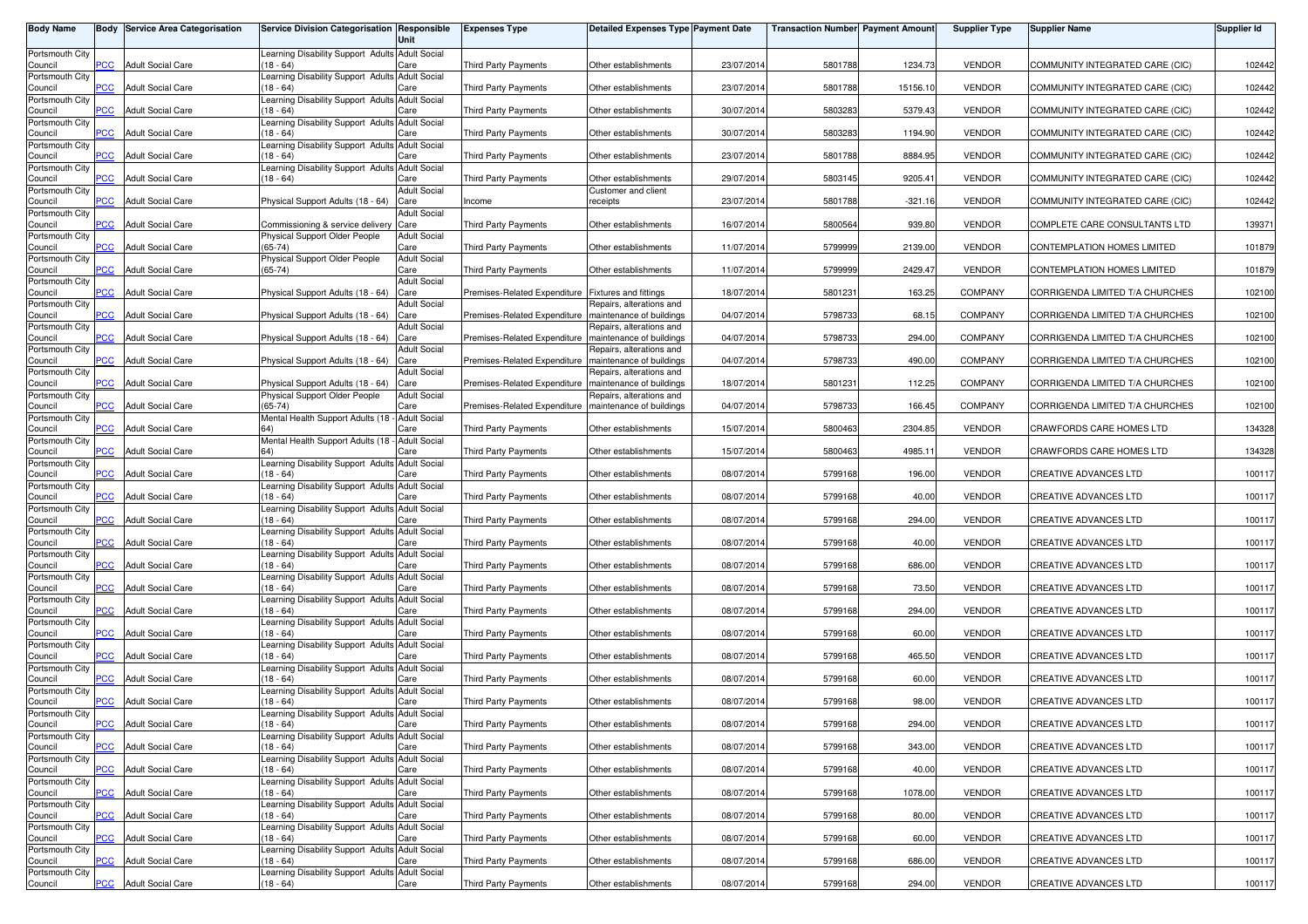| Body Name | Body | Service Area Categorisation | Service Division Categorisation | Responsible Unit | Expenses Type | Detailed Expenses Type | Payment Date | Transaction Number | Payment Amount | Supplier Type | Supplier Name | Supplier Id |
|---|---|---|---|---|---|---|---|---|---|---|---|---|
| Portsmouth City Council | PCC | Adult Social Care | Learning Disability Support Adults (18 - 64) | Adult Social Care | Third Party Payments | Other establishments | 23/07/2014 | 5801788 | 1234.73 | VENDOR | COMMUNITY INTEGRATED CARE (CIC) | 102442 |
| Portsmouth City Council | PCC | Adult Social Care | Learning Disability Support Adults (18 - 64) | Adult Social Care | Third Party Payments | Other establishments | 23/07/2014 | 5801788 | 15156.10 | VENDOR | COMMUNITY INTEGRATED CARE (CIC) | 102442 |
| Portsmouth City Council | PCC | Adult Social Care | Learning Disability Support Adults (18 - 64) | Adult Social Care | Third Party Payments | Other establishments | 30/07/2014 | 5803283 | 5379.43 | VENDOR | COMMUNITY INTEGRATED CARE (CIC) | 102442 |
| Portsmouth City Council | PCC | Adult Social Care | Learning Disability Support Adults (18 - 64) | Adult Social Care | Third Party Payments | Other establishments | 30/07/2014 | 5803283 | 1194.90 | VENDOR | COMMUNITY INTEGRATED CARE (CIC) | 102442 |
| Portsmouth City Council | PCC | Adult Social Care | Learning Disability Support Adults (18 - 64) | Adult Social Care | Third Party Payments | Other establishments | 23/07/2014 | 5801788 | 8884.95 | VENDOR | COMMUNITY INTEGRATED CARE (CIC) | 102442 |
| Portsmouth City Council | PCC | Adult Social Care | Learning Disability Support Adults (18 - 64) | Adult Social Care | Third Party Payments | Other establishments | 29/07/2014 | 5803145 | 9205.41 | VENDOR | COMMUNITY INTEGRATED CARE (CIC) | 102442 |
| Portsmouth City Council | PCC | Adult Social Care | Physical Support Adults (18 - 64) | Adult Social Care | Income | Customer and client receipts | 23/07/2014 | 5801788 | -321.16 | VENDOR | COMMUNITY INTEGRATED CARE (CIC) | 102442 |
| Portsmouth City Council | PCC | Adult Social Care | Commissioning & service delivery | Adult Social Care | Third Party Payments | Other establishments | 16/07/2014 | 5800564 | 939.80 | VENDOR | COMPLETE CARE CONSULTANTS LTD | 139371 |
| Portsmouth City Council | PCC | Adult Social Care | Physical Support Older People (65-74) | Adult Social Care | Third Party Payments | Other establishments | 11/07/2014 | 5799999 | 2139.00 | VENDOR | CONTEMPLATION HOMES LIMITED | 101879 |
| Portsmouth City Council | PCC | Adult Social Care | Physical Support Older People (65-74) | Adult Social Care | Third Party Payments | Other establishments | 11/07/2014 | 5799999 | 2429.47 | VENDOR | CONTEMPLATION HOMES LIMITED | 101879 |
| Portsmouth City Council | PCC | Adult Social Care | Physical Support Adults (18 - 64) | Adult Social Care | Premises-Related Expenditure | Fixtures and fittings | 18/07/2014 | 5801231 | 163.25 | COMPANY | CORRIGENDA LIMITED T/A CHURCHES | 102100 |
| Portsmouth City Council | PCC | Adult Social Care | Physical Support Adults (18 - 64) | Adult Social Care | Premises-Related Expenditure | Repairs, alterations and maintenance of buildings | 04/07/2014 | 5798733 | 68.15 | COMPANY | CORRIGENDA LIMITED T/A CHURCHES | 102100 |
| Portsmouth City Council | PCC | Adult Social Care | Physical Support Adults (18 - 64) | Adult Social Care | Premises-Related Expenditure | Repairs, alterations and maintenance of buildings | 04/07/2014 | 5798733 | 294.00 | COMPANY | CORRIGENDA LIMITED T/A CHURCHES | 102100 |
| Portsmouth City Council | PCC | Adult Social Care | Physical Support Adults (18 - 64) | Adult Social Care | Premises-Related Expenditure | Repairs, alterations and maintenance of buildings | 04/07/2014 | 5798733 | 490.00 | COMPANY | CORRIGENDA LIMITED T/A CHURCHES | 102100 |
| Portsmouth City Council | PCC | Adult Social Care | Physical Support Adults (18 - 64) | Adult Social Care | Premises-Related Expenditure | Repairs, alterations and maintenance of buildings | 18/07/2014 | 5801231 | 112.25 | COMPANY | CORRIGENDA LIMITED T/A CHURCHES | 102100 |
| Portsmouth City Council | PCC | Adult Social Care | Physical Support Older People (65-74) | Adult Social Care | Premises-Related Expenditure | Repairs, alterations and maintenance of buildings | 04/07/2014 | 5798733 | 166.45 | COMPANY | CORRIGENDA LIMITED T/A CHURCHES | 102100 |
| Portsmouth City Council | PCC | Adult Social Care | Mental Health Support Adults (18 - 64) | Adult Social Care | Third Party Payments | Other establishments | 15/07/2014 | 5800463 | 2304.85 | VENDOR | CRAWFORDS CARE HOMES LTD | 134328 |
| Portsmouth City Council | PCC | Adult Social Care | Mental Health Support Adults (18 - 64) | Adult Social Care | Third Party Payments | Other establishments | 15/07/2014 | 5800463 | 4985.11 | VENDOR | CRAWFORDS CARE HOMES LTD | 134328 |
| Portsmouth City Council | PCC | Adult Social Care | Learning Disability Support Adults (18 - 64) | Adult Social Care | Third Party Payments | Other establishments | 08/07/2014 | 5799168 | 196.00 | VENDOR | CREATIVE ADVANCES LTD | 100117 |
| Portsmouth City Council | PCC | Adult Social Care | Learning Disability Support Adults (18 - 64) | Adult Social Care | Third Party Payments | Other establishments | 08/07/2014 | 5799168 | 40.00 | VENDOR | CREATIVE ADVANCES LTD | 100117 |
| Portsmouth City Council | PCC | Adult Social Care | Learning Disability Support Adults (18 - 64) | Adult Social Care | Third Party Payments | Other establishments | 08/07/2014 | 5799168 | 294.00 | VENDOR | CREATIVE ADVANCES LTD | 100117 |
| Portsmouth City Council | PCC | Adult Social Care | Learning Disability Support Adults (18 - 64) | Adult Social Care | Third Party Payments | Other establishments | 08/07/2014 | 5799168 | 40.00 | VENDOR | CREATIVE ADVANCES LTD | 100117 |
| Portsmouth City Council | PCC | Adult Social Care | Learning Disability Support Adults (18 - 64) | Adult Social Care | Third Party Payments | Other establishments | 08/07/2014 | 5799168 | 686.00 | VENDOR | CREATIVE ADVANCES LTD | 100117 |
| Portsmouth City Council | PCC | Adult Social Care | Learning Disability Support Adults (18 - 64) | Adult Social Care | Third Party Payments | Other establishments | 08/07/2014 | 5799168 | 73.50 | VENDOR | CREATIVE ADVANCES LTD | 100117 |
| Portsmouth City Council | PCC | Adult Social Care | Learning Disability Support Adults (18 - 64) | Adult Social Care | Third Party Payments | Other establishments | 08/07/2014 | 5799168 | 294.00 | VENDOR | CREATIVE ADVANCES LTD | 100117 |
| Portsmouth City Council | PCC | Adult Social Care | Learning Disability Support Adults (18 - 64) | Adult Social Care | Third Party Payments | Other establishments | 08/07/2014 | 5799168 | 60.00 | VENDOR | CREATIVE ADVANCES LTD | 100117 |
| Portsmouth City Council | PCC | Adult Social Care | Learning Disability Support Adults (18 - 64) | Adult Social Care | Third Party Payments | Other establishments | 08/07/2014 | 5799168 | 465.50 | VENDOR | CREATIVE ADVANCES LTD | 100117 |
| Portsmouth City Council | PCC | Adult Social Care | Learning Disability Support Adults (18 - 64) | Adult Social Care | Third Party Payments | Other establishments | 08/07/2014 | 5799168 | 60.00 | VENDOR | CREATIVE ADVANCES LTD | 100117 |
| Portsmouth City Council | PCC | Adult Social Care | Learning Disability Support Adults (18 - 64) | Adult Social Care | Third Party Payments | Other establishments | 08/07/2014 | 5799168 | 98.00 | VENDOR | CREATIVE ADVANCES LTD | 100117 |
| Portsmouth City Council | PCC | Adult Social Care | Learning Disability Support Adults (18 - 64) | Adult Social Care | Third Party Payments | Other establishments | 08/07/2014 | 5799168 | 294.00 | VENDOR | CREATIVE ADVANCES LTD | 100117 |
| Portsmouth City Council | PCC | Adult Social Care | Learning Disability Support Adults (18 - 64) | Adult Social Care | Third Party Payments | Other establishments | 08/07/2014 | 5799168 | 343.00 | VENDOR | CREATIVE ADVANCES LTD | 100117 |
| Portsmouth City Council | PCC | Adult Social Care | Learning Disability Support Adults (18 - 64) | Adult Social Care | Third Party Payments | Other establishments | 08/07/2014 | 5799168 | 40.00 | VENDOR | CREATIVE ADVANCES LTD | 100117 |
| Portsmouth City Council | PCC | Adult Social Care | Learning Disability Support Adults (18 - 64) | Adult Social Care | Third Party Payments | Other establishments | 08/07/2014 | 5799168 | 1078.00 | VENDOR | CREATIVE ADVANCES LTD | 100117 |
| Portsmouth City Council | PCC | Adult Social Care | Learning Disability Support Adults (18 - 64) | Adult Social Care | Third Party Payments | Other establishments | 08/07/2014 | 5799168 | 80.00 | VENDOR | CREATIVE ADVANCES LTD | 100117 |
| Portsmouth City Council | PCC | Adult Social Care | Learning Disability Support Adults (18 - 64) | Adult Social Care | Third Party Payments | Other establishments | 08/07/2014 | 5799168 | 60.00 | VENDOR | CREATIVE ADVANCES LTD | 100117 |
| Portsmouth City Council | PCC | Adult Social Care | Learning Disability Support Adults (18 - 64) | Adult Social Care | Third Party Payments | Other establishments | 08/07/2014 | 5799168 | 686.00 | VENDOR | CREATIVE ADVANCES LTD | 100117 |
| Portsmouth City Council | PCC | Adult Social Care | Learning Disability Support Adults (18 - 64) | Adult Social Care | Third Party Payments | Other establishments | 08/07/2014 | 5799168 | 294.00 | VENDOR | CREATIVE ADVANCES LTD | 100117 |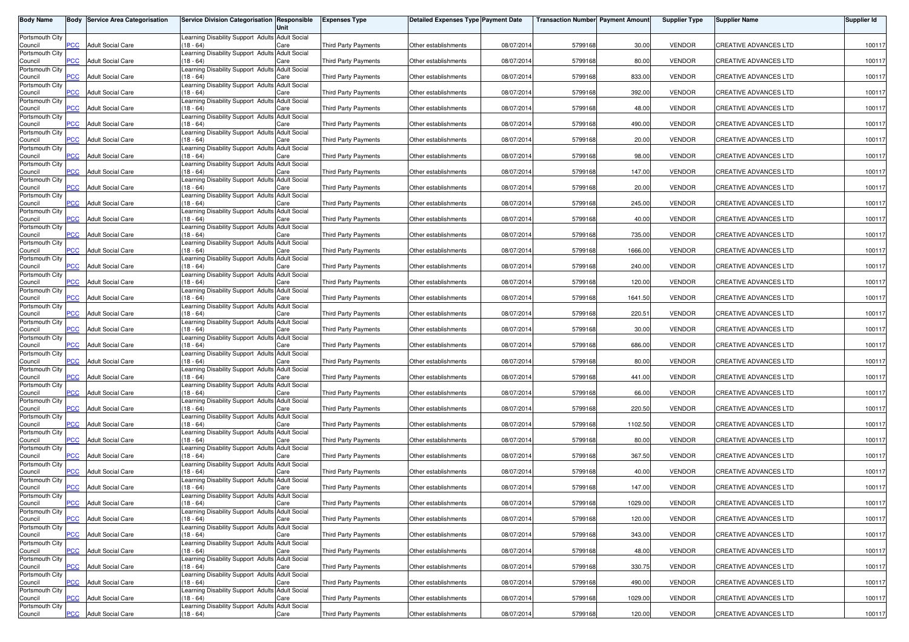| Body Name | Body | Service Area Categorisation | Service Division Categorisation | Responsible Unit | Expenses Type | Detailed Expenses Type | Payment Date | Transaction Number | Payment Amount | Supplier Type | Supplier Name | Supplier Id |
|---|---|---|---|---|---|---|---|---|---|---|---|---|
| Portsmouth City Council | PCC | Adult Social Care | Learning Disability Support Adults (18 - 64) | Adult Social Care | Third Party Payments | Other establishments | 08/07/2014 | 5799168 | 30.00 | VENDOR | CREATIVE ADVANCES LTD | 100117 |
| Portsmouth City Council | PCC | Adult Social Care | Learning Disability Support Adults (18 - 64) | Adult Social Care | Third Party Payments | Other establishments | 08/07/2014 | 5799168 | 80.00 | VENDOR | CREATIVE ADVANCES LTD | 100117 |
| Portsmouth City Council | PCC | Adult Social Care | Learning Disability Support Adults (18 - 64) | Adult Social Care | Third Party Payments | Other establishments | 08/07/2014 | 5799168 | 833.00 | VENDOR | CREATIVE ADVANCES LTD | 100117 |
| Portsmouth City Council | PCC | Adult Social Care | Learning Disability Support Adults (18 - 64) | Adult Social Care | Third Party Payments | Other establishments | 08/07/2014 | 5799168 | 392.00 | VENDOR | CREATIVE ADVANCES LTD | 100117 |
| Portsmouth City Council | PCC | Adult Social Care | Learning Disability Support Adults (18 - 64) | Adult Social Care | Third Party Payments | Other establishments | 08/07/2014 | 5799168 | 48.00 | VENDOR | CREATIVE ADVANCES LTD | 100117 |
| Portsmouth City Council | PCC | Adult Social Care | Learning Disability Support Adults (18 - 64) | Adult Social Care | Third Party Payments | Other establishments | 08/07/2014 | 5799168 | 490.00 | VENDOR | CREATIVE ADVANCES LTD | 100117 |
| Portsmouth City Council | PCC | Adult Social Care | Learning Disability Support Adults (18 - 64) | Adult Social Care | Third Party Payments | Other establishments | 08/07/2014 | 5799168 | 20.00 | VENDOR | CREATIVE ADVANCES LTD | 100117 |
| Portsmouth City Council | PCC | Adult Social Care | Learning Disability Support Adults (18 - 64) | Adult Social Care | Third Party Payments | Other establishments | 08/07/2014 | 5799168 | 98.00 | VENDOR | CREATIVE ADVANCES LTD | 100117 |
| Portsmouth City Council | PCC | Adult Social Care | Learning Disability Support Adults (18 - 64) | Adult Social Care | Third Party Payments | Other establishments | 08/07/2014 | 5799168 | 147.00 | VENDOR | CREATIVE ADVANCES LTD | 100117 |
| Portsmouth City Council | PCC | Adult Social Care | Learning Disability Support Adults (18 - 64) | Adult Social Care | Third Party Payments | Other establishments | 08/07/2014 | 5799168 | 20.00 | VENDOR | CREATIVE ADVANCES LTD | 100117 |
| Portsmouth City Council | PCC | Adult Social Care | Learning Disability Support Adults (18 - 64) | Adult Social Care | Third Party Payments | Other establishments | 08/07/2014 | 5799168 | 245.00 | VENDOR | CREATIVE ADVANCES LTD | 100117 |
| Portsmouth City Council | PCC | Adult Social Care | Learning Disability Support Adults (18 - 64) | Adult Social Care | Third Party Payments | Other establishments | 08/07/2014 | 5799168 | 40.00 | VENDOR | CREATIVE ADVANCES LTD | 100117 |
| Portsmouth City Council | PCC | Adult Social Care | Learning Disability Support Adults (18 - 64) | Adult Social Care | Third Party Payments | Other establishments | 08/07/2014 | 5799168 | 735.00 | VENDOR | CREATIVE ADVANCES LTD | 100117 |
| Portsmouth City Council | PCC | Adult Social Care | Learning Disability Support Adults (18 - 64) | Adult Social Care | Third Party Payments | Other establishments | 08/07/2014 | 5799168 | 1666.00 | VENDOR | CREATIVE ADVANCES LTD | 100117 |
| Portsmouth City Council | PCC | Adult Social Care | Learning Disability Support Adults (18 - 64) | Adult Social Care | Third Party Payments | Other establishments | 08/07/2014 | 5799168 | 240.00 | VENDOR | CREATIVE ADVANCES LTD | 100117 |
| Portsmouth City Council | PCC | Adult Social Care | Learning Disability Support Adults (18 - 64) | Adult Social Care | Third Party Payments | Other establishments | 08/07/2014 | 5799168 | 120.00 | VENDOR | CREATIVE ADVANCES LTD | 100117 |
| Portsmouth City Council | PCC | Adult Social Care | Learning Disability Support Adults (18 - 64) | Adult Social Care | Third Party Payments | Other establishments | 08/07/2014 | 5799168 | 1641.50 | VENDOR | CREATIVE ADVANCES LTD | 100117 |
| Portsmouth City Council | PCC | Adult Social Care | Learning Disability Support Adults (18 - 64) | Adult Social Care | Third Party Payments | Other establishments | 08/07/2014 | 5799168 | 220.51 | VENDOR | CREATIVE ADVANCES LTD | 100117 |
| Portsmouth City Council | PCC | Adult Social Care | Learning Disability Support Adults (18 - 64) | Adult Social Care | Third Party Payments | Other establishments | 08/07/2014 | 5799168 | 30.00 | VENDOR | CREATIVE ADVANCES LTD | 100117 |
| Portsmouth City Council | PCC | Adult Social Care | Learning Disability Support Adults (18 - 64) | Adult Social Care | Third Party Payments | Other establishments | 08/07/2014 | 5799168 | 686.00 | VENDOR | CREATIVE ADVANCES LTD | 100117 |
| Portsmouth City Council | PCC | Adult Social Care | Learning Disability Support Adults (18 - 64) | Adult Social Care | Third Party Payments | Other establishments | 08/07/2014 | 5799168 | 80.00 | VENDOR | CREATIVE ADVANCES LTD | 100117 |
| Portsmouth City Council | PCC | Adult Social Care | Learning Disability Support Adults (18 - 64) | Adult Social Care | Third Party Payments | Other establishments | 08/07/2014 | 5799168 | 441.00 | VENDOR | CREATIVE ADVANCES LTD | 100117 |
| Portsmouth City Council | PCC | Adult Social Care | Learning Disability Support Adults (18 - 64) | Adult Social Care | Third Party Payments | Other establishments | 08/07/2014 | 5799168 | 66.00 | VENDOR | CREATIVE ADVANCES LTD | 100117 |
| Portsmouth City Council | PCC | Adult Social Care | Learning Disability Support Adults (18 - 64) | Adult Social Care | Third Party Payments | Other establishments | 08/07/2014 | 5799168 | 220.50 | VENDOR | CREATIVE ADVANCES LTD | 100117 |
| Portsmouth City Council | PCC | Adult Social Care | Learning Disability Support Adults (18 - 64) | Adult Social Care | Third Party Payments | Other establishments | 08/07/2014 | 5799168 | 1102.50 | VENDOR | CREATIVE ADVANCES LTD | 100117 |
| Portsmouth City Council | PCC | Adult Social Care | Learning Disability Support Adults (18 - 64) | Adult Social Care | Third Party Payments | Other establishments | 08/07/2014 | 5799168 | 80.00 | VENDOR | CREATIVE ADVANCES LTD | 100117 |
| Portsmouth City Council | PCC | Adult Social Care | Learning Disability Support Adults (18 - 64) | Adult Social Care | Third Party Payments | Other establishments | 08/07/2014 | 5799168 | 367.50 | VENDOR | CREATIVE ADVANCES LTD | 100117 |
| Portsmouth City Council | PCC | Adult Social Care | Learning Disability Support Adults (18 - 64) | Adult Social Care | Third Party Payments | Other establishments | 08/07/2014 | 5799168 | 40.00 | VENDOR | CREATIVE ADVANCES LTD | 100117 |
| Portsmouth City Council | PCC | Adult Social Care | Learning Disability Support Adults (18 - 64) | Adult Social Care | Third Party Payments | Other establishments | 08/07/2014 | 5799168 | 147.00 | VENDOR | CREATIVE ADVANCES LTD | 100117 |
| Portsmouth City Council | PCC | Adult Social Care | Learning Disability Support Adults (18 - 64) | Adult Social Care | Third Party Payments | Other establishments | 08/07/2014 | 5799168 | 1029.00 | VENDOR | CREATIVE ADVANCES LTD | 100117 |
| Portsmouth City Council | PCC | Adult Social Care | Learning Disability Support Adults (18 - 64) | Adult Social Care | Third Party Payments | Other establishments | 08/07/2014 | 5799168 | 120.00 | VENDOR | CREATIVE ADVANCES LTD | 100117 |
| Portsmouth City Council | PCC | Adult Social Care | Learning Disability Support Adults (18 - 64) | Adult Social Care | Third Party Payments | Other establishments | 08/07/2014 | 5799168 | 343.00 | VENDOR | CREATIVE ADVANCES LTD | 100117 |
| Portsmouth City Council | PCC | Adult Social Care | Learning Disability Support Adults (18 - 64) | Adult Social Care | Third Party Payments | Other establishments | 08/07/2014 | 5799168 | 48.00 | VENDOR | CREATIVE ADVANCES LTD | 100117 |
| Portsmouth City Council | PCC | Adult Social Care | Learning Disability Support Adults (18 - 64) | Adult Social Care | Third Party Payments | Other establishments | 08/07/2014 | 5799168 | 330.75 | VENDOR | CREATIVE ADVANCES LTD | 100117 |
| Portsmouth City Council | PCC | Adult Social Care | Learning Disability Support Adults (18 - 64) | Adult Social Care | Third Party Payments | Other establishments | 08/07/2014 | 5799168 | 490.00 | VENDOR | CREATIVE ADVANCES LTD | 100117 |
| Portsmouth City Council | PCC | Adult Social Care | Learning Disability Support Adults (18 - 64) | Adult Social Care | Third Party Payments | Other establishments | 08/07/2014 | 5799168 | 1029.00 | VENDOR | CREATIVE ADVANCES LTD | 100117 |
| Portsmouth City Council | PCC | Adult Social Care | Learning Disability Support Adults (18 - 64) | Adult Social Care | Third Party Payments | Other establishments | 08/07/2014 | 5799168 | 120.00 | VENDOR | CREATIVE ADVANCES LTD | 100117 |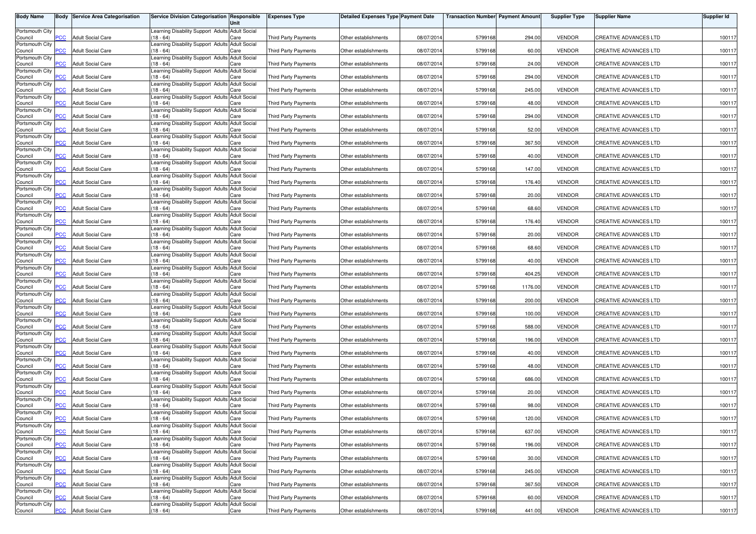| Body Name | Body | Service Area Categorisation | Service Division Categorisation | Responsible Unit | Expenses Type | Detailed Expenses Type | Payment Date | Transaction Number | Payment Amount | Supplier Type | Supplier Name | Supplier Id |
|---|---|---|---|---|---|---|---|---|---|---|---|---|
| Portsmouth City Council | PCC | Adult Social Care | Learning Disability Support Adults (18 - 64) | Adult Social Care | Third Party Payments | Other establishments | 08/07/2014 | 5799168 | 294.00 | VENDOR | CREATIVE ADVANCES LTD | 100117 |
| Portsmouth City Council | PCC | Adult Social Care | Learning Disability Support Adults (18 - 64) | Adult Social Care | Third Party Payments | Other establishments | 08/07/2014 | 5799168 | 60.00 | VENDOR | CREATIVE ADVANCES LTD | 100117 |
| Portsmouth City Council | PCC | Adult Social Care | Learning Disability Support Adults (18 - 64) | Adult Social Care | Third Party Payments | Other establishments | 08/07/2014 | 5799168 | 24.00 | VENDOR | CREATIVE ADVANCES LTD | 100117 |
| Portsmouth City Council | PCC | Adult Social Care | Learning Disability Support Adults (18 - 64) | Adult Social Care | Third Party Payments | Other establishments | 08/07/2014 | 5799168 | 294.00 | VENDOR | CREATIVE ADVANCES LTD | 100117 |
| Portsmouth City Council | PCC | Adult Social Care | Learning Disability Support Adults (18 - 64) | Adult Social Care | Third Party Payments | Other establishments | 08/07/2014 | 5799168 | 245.00 | VENDOR | CREATIVE ADVANCES LTD | 100117 |
| Portsmouth City Council | PCC | Adult Social Care | Learning Disability Support Adults (18 - 64) | Adult Social Care | Third Party Payments | Other establishments | 08/07/2014 | 5799168 | 48.00 | VENDOR | CREATIVE ADVANCES LTD | 100117 |
| Portsmouth City Council | PCC | Adult Social Care | Learning Disability Support Adults (18 - 64) | Adult Social Care | Third Party Payments | Other establishments | 08/07/2014 | 5799168 | 294.00 | VENDOR | CREATIVE ADVANCES LTD | 100117 |
| Portsmouth City Council | PCC | Adult Social Care | Learning Disability Support Adults (18 - 64) | Adult Social Care | Third Party Payments | Other establishments | 08/07/2014 | 5799168 | 52.00 | VENDOR | CREATIVE ADVANCES LTD | 100117 |
| Portsmouth City Council | PCC | Adult Social Care | Learning Disability Support Adults (18 - 64) | Adult Social Care | Third Party Payments | Other establishments | 08/07/2014 | 5799168 | 367.50 | VENDOR | CREATIVE ADVANCES LTD | 100117 |
| Portsmouth City Council | PCC | Adult Social Care | Learning Disability Support Adults (18 - 64) | Adult Social Care | Third Party Payments | Other establishments | 08/07/2014 | 5799168 | 40.00 | VENDOR | CREATIVE ADVANCES LTD | 100117 |
| Portsmouth City Council | PCC | Adult Social Care | Learning Disability Support Adults (18 - 64) | Adult Social Care | Third Party Payments | Other establishments | 08/07/2014 | 5799168 | 147.00 | VENDOR | CREATIVE ADVANCES LTD | 100117 |
| Portsmouth City Council | PCC | Adult Social Care | Learning Disability Support Adults (18 - 64) | Adult Social Care | Third Party Payments | Other establishments | 08/07/2014 | 5799168 | 176.40 | VENDOR | CREATIVE ADVANCES LTD | 100117 |
| Portsmouth City Council | PCC | Adult Social Care | Learning Disability Support Adults (18 - 64) | Adult Social Care | Third Party Payments | Other establishments | 08/07/2014 | 5799168 | 20.00 | VENDOR | CREATIVE ADVANCES LTD | 100117 |
| Portsmouth City Council | PCC | Adult Social Care | Learning Disability Support Adults (18 - 64) | Adult Social Care | Third Party Payments | Other establishments | 08/07/2014 | 5799168 | 68.60 | VENDOR | CREATIVE ADVANCES LTD | 100117 |
| Portsmouth City Council | PCC | Adult Social Care | Learning Disability Support Adults (18 - 64) | Adult Social Care | Third Party Payments | Other establishments | 08/07/2014 | 5799168 | 176.40 | VENDOR | CREATIVE ADVANCES LTD | 100117 |
| Portsmouth City Council | PCC | Adult Social Care | Learning Disability Support Adults (18 - 64) | Adult Social Care | Third Party Payments | Other establishments | 08/07/2014 | 5799168 | 20.00 | VENDOR | CREATIVE ADVANCES LTD | 100117 |
| Portsmouth City Council | PCC | Adult Social Care | Learning Disability Support Adults (18 - 64) | Adult Social Care | Third Party Payments | Other establishments | 08/07/2014 | 5799168 | 68.60 | VENDOR | CREATIVE ADVANCES LTD | 100117 |
| Portsmouth City Council | PCC | Adult Social Care | Learning Disability Support Adults (18 - 64) | Adult Social Care | Third Party Payments | Other establishments | 08/07/2014 | 5799168 | 40.00 | VENDOR | CREATIVE ADVANCES LTD | 100117 |
| Portsmouth City Council | PCC | Adult Social Care | Learning Disability Support Adults (18 - 64) | Adult Social Care | Third Party Payments | Other establishments | 08/07/2014 | 5799168 | 404.25 | VENDOR | CREATIVE ADVANCES LTD | 100117 |
| Portsmouth City Council | PCC | Adult Social Care | Learning Disability Support Adults (18 - 64) | Adult Social Care | Third Party Payments | Other establishments | 08/07/2014 | 5799168 | 1176.00 | VENDOR | CREATIVE ADVANCES LTD | 100117 |
| Portsmouth City Council | PCC | Adult Social Care | Learning Disability Support Adults (18 - 64) | Adult Social Care | Third Party Payments | Other establishments | 08/07/2014 | 5799168 | 200.00 | VENDOR | CREATIVE ADVANCES LTD | 100117 |
| Portsmouth City Council | PCC | Adult Social Care | Learning Disability Support Adults (18 - 64) | Adult Social Care | Third Party Payments | Other establishments | 08/07/2014 | 5799168 | 100.00 | VENDOR | CREATIVE ADVANCES LTD | 100117 |
| Portsmouth City Council | PCC | Adult Social Care | Learning Disability Support Adults (18 - 64) | Adult Social Care | Third Party Payments | Other establishments | 08/07/2014 | 5799168 | 588.00 | VENDOR | CREATIVE ADVANCES LTD | 100117 |
| Portsmouth City Council | PCC | Adult Social Care | Learning Disability Support Adults (18 - 64) | Adult Social Care | Third Party Payments | Other establishments | 08/07/2014 | 5799168 | 196.00 | VENDOR | CREATIVE ADVANCES LTD | 100117 |
| Portsmouth City Council | PCC | Adult Social Care | Learning Disability Support Adults (18 - 64) | Adult Social Care | Third Party Payments | Other establishments | 08/07/2014 | 5799168 | 40.00 | VENDOR | CREATIVE ADVANCES LTD | 100117 |
| Portsmouth City Council | PCC | Adult Social Care | Learning Disability Support Adults (18 - 64) | Adult Social Care | Third Party Payments | Other establishments | 08/07/2014 | 5799168 | 48.00 | VENDOR | CREATIVE ADVANCES LTD | 100117 |
| Portsmouth City Council | PCC | Adult Social Care | Learning Disability Support Adults (18 - 64) | Adult Social Care | Third Party Payments | Other establishments | 08/07/2014 | 5799168 | 686.00 | VENDOR | CREATIVE ADVANCES LTD | 100117 |
| Portsmouth City Council | PCC | Adult Social Care | Learning Disability Support Adults (18 - 64) | Adult Social Care | Third Party Payments | Other establishments | 08/07/2014 | 5799168 | 20.00 | VENDOR | CREATIVE ADVANCES LTD | 100117 |
| Portsmouth City Council | PCC | Adult Social Care | Learning Disability Support Adults (18 - 64) | Adult Social Care | Third Party Payments | Other establishments | 08/07/2014 | 5799168 | 98.00 | VENDOR | CREATIVE ADVANCES LTD | 100117 |
| Portsmouth City Council | PCC | Adult Social Care | Learning Disability Support Adults (18 - 64) | Adult Social Care | Third Party Payments | Other establishments | 08/07/2014 | 5799168 | 120.00 | VENDOR | CREATIVE ADVANCES LTD | 100117 |
| Portsmouth City Council | PCC | Adult Social Care | Learning Disability Support Adults (18 - 64) | Adult Social Care | Third Party Payments | Other establishments | 08/07/2014 | 5799168 | 637.00 | VENDOR | CREATIVE ADVANCES LTD | 100117 |
| Portsmouth City Council | PCC | Adult Social Care | Learning Disability Support Adults (18 - 64) | Adult Social Care | Third Party Payments | Other establishments | 08/07/2014 | 5799168 | 196.00 | VENDOR | CREATIVE ADVANCES LTD | 100117 |
| Portsmouth City Council | PCC | Adult Social Care | Learning Disability Support Adults (18 - 64) | Adult Social Care | Third Party Payments | Other establishments | 08/07/2014 | 5799168 | 30.00 | VENDOR | CREATIVE ADVANCES LTD | 100117 |
| Portsmouth City Council | PCC | Adult Social Care | Learning Disability Support Adults (18 - 64) | Adult Social Care | Third Party Payments | Other establishments | 08/07/2014 | 5799168 | 245.00 | VENDOR | CREATIVE ADVANCES LTD | 100117 |
| Portsmouth City Council | PCC | Adult Social Care | Learning Disability Support Adults (18 - 64) | Adult Social Care | Third Party Payments | Other establishments | 08/07/2014 | 5799168 | 367.50 | VENDOR | CREATIVE ADVANCES LTD | 100117 |
| Portsmouth City Council | PCC | Adult Social Care | Learning Disability Support Adults (18 - 64) | Adult Social Care | Third Party Payments | Other establishments | 08/07/2014 | 5799168 | 60.00 | VENDOR | CREATIVE ADVANCES LTD | 100117 |
| Portsmouth City Council | PCC | Adult Social Care | Learning Disability Support Adults (18 - 64) | Adult Social Care | Third Party Payments | Other establishments | 08/07/2014 | 5799168 | 441.00 | VENDOR | CREATIVE ADVANCES LTD | 100117 |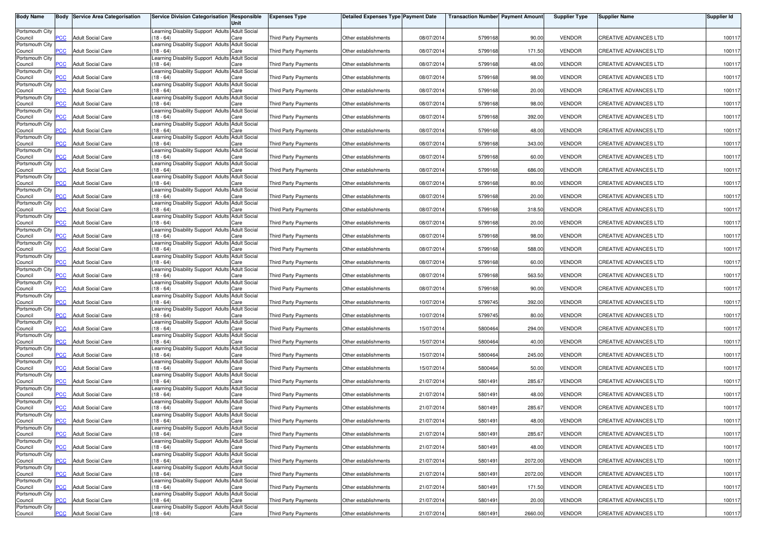| Body Name | Body | Service Area Categorisation | Service Division Categorisation | Responsible Unit | Expenses Type | Detailed Expenses Type | Payment Date | Transaction Number | Payment Amount | Supplier Type | Supplier Name | Supplier Id |
|---|---|---|---|---|---|---|---|---|---|---|---|---|
| Portsmouth City Council | PCC | Adult Social Care | Learning Disability Support Adults (18 - 64) | Adult Social Care | Third Party Payments | Other establishments | 08/07/2014 | 5799168 | 90.00 | VENDOR | CREATIVE ADVANCES LTD | 100117 |
| Portsmouth City Council | PCC | Adult Social Care | Learning Disability Support Adults (18 - 64) | Adult Social Care | Third Party Payments | Other establishments | 08/07/2014 | 5799168 | 171.50 | VENDOR | CREATIVE ADVANCES LTD | 100117 |
| Portsmouth City Council | PCC | Adult Social Care | Learning Disability Support Adults (18 - 64) | Adult Social Care | Third Party Payments | Other establishments | 08/07/2014 | 5799168 | 48.00 | VENDOR | CREATIVE ADVANCES LTD | 100117 |
| Portsmouth City Council | PCC | Adult Social Care | Learning Disability Support Adults (18 - 64) | Adult Social Care | Third Party Payments | Other establishments | 08/07/2014 | 5799168 | 98.00 | VENDOR | CREATIVE ADVANCES LTD | 100117 |
| Portsmouth City Council | PCC | Adult Social Care | Learning Disability Support Adults (18 - 64) | Adult Social Care | Third Party Payments | Other establishments | 08/07/2014 | 5799168 | 20.00 | VENDOR | CREATIVE ADVANCES LTD | 100117 |
| Portsmouth City Council | PCC | Adult Social Care | Learning Disability Support Adults (18 - 64) | Adult Social Care | Third Party Payments | Other establishments | 08/07/2014 | 5799168 | 98.00 | VENDOR | CREATIVE ADVANCES LTD | 100117 |
| Portsmouth City Council | PCC | Adult Social Care | Learning Disability Support Adults (18 - 64) | Adult Social Care | Third Party Payments | Other establishments | 08/07/2014 | 5799168 | 392.00 | VENDOR | CREATIVE ADVANCES LTD | 100117 |
| Portsmouth City Council | PCC | Adult Social Care | Learning Disability Support Adults (18 - 64) | Adult Social Care | Third Party Payments | Other establishments | 08/07/2014 | 5799168 | 48.00 | VENDOR | CREATIVE ADVANCES LTD | 100117 |
| Portsmouth City Council | PCC | Adult Social Care | Learning Disability Support Adults (18 - 64) | Adult Social Care | Third Party Payments | Other establishments | 08/07/2014 | 5799168 | 343.00 | VENDOR | CREATIVE ADVANCES LTD | 100117 |
| Portsmouth City Council | PCC | Adult Social Care | Learning Disability Support Adults (18 - 64) | Adult Social Care | Third Party Payments | Other establishments | 08/07/2014 | 5799168 | 60.00 | VENDOR | CREATIVE ADVANCES LTD | 100117 |
| Portsmouth City Council | PCC | Adult Social Care | Learning Disability Support Adults (18 - 64) | Adult Social Care | Third Party Payments | Other establishments | 08/07/2014 | 5799168 | 686.00 | VENDOR | CREATIVE ADVANCES LTD | 100117 |
| Portsmouth City Council | PCC | Adult Social Care | Learning Disability Support Adults (18 - 64) | Adult Social Care | Third Party Payments | Other establishments | 08/07/2014 | 5799168 | 80.00 | VENDOR | CREATIVE ADVANCES LTD | 100117 |
| Portsmouth City Council | PCC | Adult Social Care | Learning Disability Support Adults (18 - 64) | Adult Social Care | Third Party Payments | Other establishments | 08/07/2014 | 5799168 | 20.00 | VENDOR | CREATIVE ADVANCES LTD | 100117 |
| Portsmouth City Council | PCC | Adult Social Care | Learning Disability Support Adults (18 - 64) | Adult Social Care | Third Party Payments | Other establishments | 08/07/2014 | 5799168 | 318.50 | VENDOR | CREATIVE ADVANCES LTD | 100117 |
| Portsmouth City Council | PCC | Adult Social Care | Learning Disability Support Adults (18 - 64) | Adult Social Care | Third Party Payments | Other establishments | 08/07/2014 | 5799168 | 20.00 | VENDOR | CREATIVE ADVANCES LTD | 100117 |
| Portsmouth City Council | PCC | Adult Social Care | Learning Disability Support Adults (18 - 64) | Adult Social Care | Third Party Payments | Other establishments | 08/07/2014 | 5799168 | 98.00 | VENDOR | CREATIVE ADVANCES LTD | 100117 |
| Portsmouth City Council | PCC | Adult Social Care | Learning Disability Support Adults (18 - 64) | Adult Social Care | Third Party Payments | Other establishments | 08/07/2014 | 5799168 | 588.00 | VENDOR | CREATIVE ADVANCES LTD | 100117 |
| Portsmouth City Council | PCC | Adult Social Care | Learning Disability Support Adults (18 - 64) | Adult Social Care | Third Party Payments | Other establishments | 08/07/2014 | 5799168 | 60.00 | VENDOR | CREATIVE ADVANCES LTD | 100117 |
| Portsmouth City Council | PCC | Adult Social Care | Learning Disability Support Adults (18 - 64) | Adult Social Care | Third Party Payments | Other establishments | 08/07/2014 | 5799168 | 563.50 | VENDOR | CREATIVE ADVANCES LTD | 100117 |
| Portsmouth City Council | PCC | Adult Social Care | Learning Disability Support Adults (18 - 64) | Adult Social Care | Third Party Payments | Other establishments | 08/07/2014 | 5799168 | 90.00 | VENDOR | CREATIVE ADVANCES LTD | 100117 |
| Portsmouth City Council | PCC | Adult Social Care | Learning Disability Support Adults (18 - 64) | Adult Social Care | Third Party Payments | Other establishments | 10/07/2014 | 5799745 | 392.00 | VENDOR | CREATIVE ADVANCES LTD | 100117 |
| Portsmouth City Council | PCC | Adult Social Care | Learning Disability Support Adults (18 - 64) | Adult Social Care | Third Party Payments | Other establishments | 10/07/2014 | 5799745 | 80.00 | VENDOR | CREATIVE ADVANCES LTD | 100117 |
| Portsmouth City Council | PCC | Adult Social Care | Learning Disability Support Adults (18 - 64) | Adult Social Care | Third Party Payments | Other establishments | 15/07/2014 | 5800464 | 294.00 | VENDOR | CREATIVE ADVANCES LTD | 100117 |
| Portsmouth City Council | PCC | Adult Social Care | Learning Disability Support Adults (18 - 64) | Adult Social Care | Third Party Payments | Other establishments | 15/07/2014 | 5800464 | 40.00 | VENDOR | CREATIVE ADVANCES LTD | 100117 |
| Portsmouth City Council | PCC | Adult Social Care | Learning Disability Support Adults (18 - 64) | Adult Social Care | Third Party Payments | Other establishments | 15/07/2014 | 5800464 | 245.00 | VENDOR | CREATIVE ADVANCES LTD | 100117 |
| Portsmouth City Council | PCC | Adult Social Care | Learning Disability Support Adults (18 - 64) | Adult Social Care | Third Party Payments | Other establishments | 15/07/2014 | 5800464 | 50.00 | VENDOR | CREATIVE ADVANCES LTD | 100117 |
| Portsmouth City Council | PCC | Adult Social Care | Learning Disability Support Adults (18 - 64) | Adult Social Care | Third Party Payments | Other establishments | 21/07/2014 | 5801491 | 285.67 | VENDOR | CREATIVE ADVANCES LTD | 100117 |
| Portsmouth City Council | PCC | Adult Social Care | Learning Disability Support Adults (18 - 64) | Adult Social Care | Third Party Payments | Other establishments | 21/07/2014 | 5801491 | 48.00 | VENDOR | CREATIVE ADVANCES LTD | 100117 |
| Portsmouth City Council | PCC | Adult Social Care | Learning Disability Support Adults (18 - 64) | Adult Social Care | Third Party Payments | Other establishments | 21/07/2014 | 5801491 | 285.67 | VENDOR | CREATIVE ADVANCES LTD | 100117 |
| Portsmouth City Council | PCC | Adult Social Care | Learning Disability Support Adults (18 - 64) | Adult Social Care | Third Party Payments | Other establishments | 21/07/2014 | 5801491 | 48.00 | VENDOR | CREATIVE ADVANCES LTD | 100117 |
| Portsmouth City Council | PCC | Adult Social Care | Learning Disability Support Adults (18 - 64) | Adult Social Care | Third Party Payments | Other establishments | 21/07/2014 | 5801491 | 285.67 | VENDOR | CREATIVE ADVANCES LTD | 100117 |
| Portsmouth City Council | PCC | Adult Social Care | Learning Disability Support Adults (18 - 64) | Adult Social Care | Third Party Payments | Other establishments | 21/07/2014 | 5801491 | 48.00 | VENDOR | CREATIVE ADVANCES LTD | 100117 |
| Portsmouth City Council | PCC | Adult Social Care | Learning Disability Support Adults (18 - 64) | Adult Social Care | Third Party Payments | Other establishments | 21/07/2014 | 5801491 | 2072.00 | VENDOR | CREATIVE ADVANCES LTD | 100117 |
| Portsmouth City Council | PCC | Adult Social Care | Learning Disability Support Adults (18 - 64) | Adult Social Care | Third Party Payments | Other establishments | 21/07/2014 | 5801491 | 2072.00 | VENDOR | CREATIVE ADVANCES LTD | 100117 |
| Portsmouth City Council | PCC | Adult Social Care | Learning Disability Support Adults (18 - 64) | Adult Social Care | Third Party Payments | Other establishments | 21/07/2014 | 5801491 | 171.50 | VENDOR | CREATIVE ADVANCES LTD | 100117 |
| Portsmouth City Council | PCC | Adult Social Care | Learning Disability Support Adults (18 - 64) | Adult Social Care | Third Party Payments | Other establishments | 21/07/2014 | 5801491 | 20.00 | VENDOR | CREATIVE ADVANCES LTD | 100117 |
| Portsmouth City Council | PCC | Adult Social Care | Learning Disability Support Adults (18 - 64) | Adult Social Care | Third Party Payments | Other establishments | 21/07/2014 | 5801491 | 2660.00 | VENDOR | CREATIVE ADVANCES LTD | 100117 |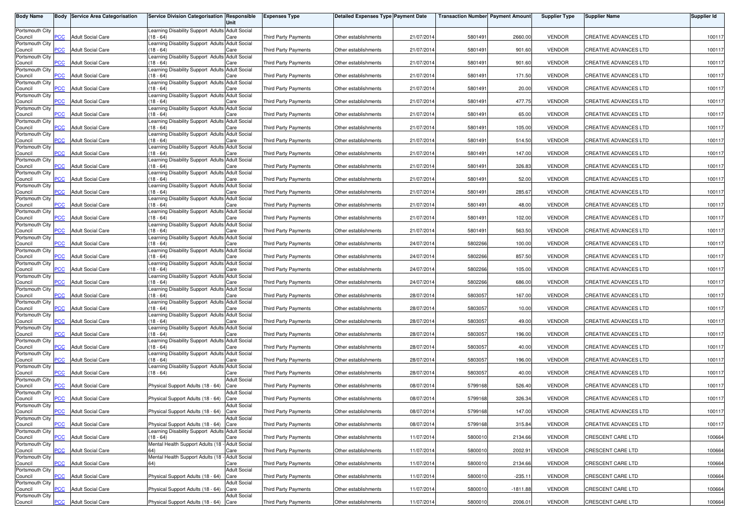| Body Name | Body | Service Area Categorisation | Service Division Categorisation | Responsible Unit | Expenses Type | Detailed Expenses Type | Payment Date | Transaction Number | Payment Amount | Supplier Type | Supplier Name | Supplier Id |
|---|---|---|---|---|---|---|---|---|---|---|---|---|
| Portsmouth City Council | PCC | Adult Social Care | Learning Disability Support Adults (18 - 64) | Adult Social Care | Third Party Payments | Other establishments | 21/07/2014 | 5801491 | 2660.00 | VENDOR | CREATIVE ADVANCES LTD | 100117 |
| Portsmouth City Council | PCC | Adult Social Care | Learning Disability Support Adults (18 - 64) | Adult Social Care | Third Party Payments | Other establishments | 21/07/2014 | 5801491 | 901.60 | VENDOR | CREATIVE ADVANCES LTD | 100117 |
| Portsmouth City Council | PCC | Adult Social Care | Learning Disability Support Adults (18 - 64) | Adult Social Care | Third Party Payments | Other establishments | 21/07/2014 | 5801491 | 901.60 | VENDOR | CREATIVE ADVANCES LTD | 100117 |
| Portsmouth City Council | PCC | Adult Social Care | Learning Disability Support Adults (18 - 64) | Adult Social Care | Third Party Payments | Other establishments | 21/07/2014 | 5801491 | 171.50 | VENDOR | CREATIVE ADVANCES LTD | 100117 |
| Portsmouth City Council | PCC | Adult Social Care | Learning Disability Support Adults (18 - 64) | Adult Social Care | Third Party Payments | Other establishments | 21/07/2014 | 5801491 | 20.00 | VENDOR | CREATIVE ADVANCES LTD | 100117 |
| Portsmouth City Council | PCC | Adult Social Care | Learning Disability Support Adults (18 - 64) | Adult Social Care | Third Party Payments | Other establishments | 21/07/2014 | 5801491 | 477.75 | VENDOR | CREATIVE ADVANCES LTD | 100117 |
| Portsmouth City Council | PCC | Adult Social Care | Learning Disability Support Adults (18 - 64) | Adult Social Care | Third Party Payments | Other establishments | 21/07/2014 | 5801491 | 65.00 | VENDOR | CREATIVE ADVANCES LTD | 100117 |
| Portsmouth City Council | PCC | Adult Social Care | Learning Disability Support Adults (18 - 64) | Adult Social Care | Third Party Payments | Other establishments | 21/07/2014 | 5801491 | 105.00 | VENDOR | CREATIVE ADVANCES LTD | 100117 |
| Portsmouth City Council | PCC | Adult Social Care | Learning Disability Support Adults (18 - 64) | Adult Social Care | Third Party Payments | Other establishments | 21/07/2014 | 5801491 | 514.50 | VENDOR | CREATIVE ADVANCES LTD | 100117 |
| Portsmouth City Council | PCC | Adult Social Care | Learning Disability Support Adults (18 - 64) | Adult Social Care | Third Party Payments | Other establishments | 21/07/2014 | 5801491 | 147.00 | VENDOR | CREATIVE ADVANCES LTD | 100117 |
| Portsmouth City Council | PCC | Adult Social Care | Learning Disability Support Adults (18 - 64) | Adult Social Care | Third Party Payments | Other establishments | 21/07/2014 | 5801491 | 326.83 | VENDOR | CREATIVE ADVANCES LTD | 100117 |
| Portsmouth City Council | PCC | Adult Social Care | Learning Disability Support Adults (18 - 64) | Adult Social Care | Third Party Payments | Other establishments | 21/07/2014 | 5801491 | 52.00 | VENDOR | CREATIVE ADVANCES LTD | 100117 |
| Portsmouth City Council | PCC | Adult Social Care | Learning Disability Support Adults (18 - 64) | Adult Social Care | Third Party Payments | Other establishments | 21/07/2014 | 5801491 | 285.67 | VENDOR | CREATIVE ADVANCES LTD | 100117 |
| Portsmouth City Council | PCC | Adult Social Care | Learning Disability Support Adults (18 - 64) | Adult Social Care | Third Party Payments | Other establishments | 21/07/2014 | 5801491 | 48.00 | VENDOR | CREATIVE ADVANCES LTD | 100117 |
| Portsmouth City Council | PCC | Adult Social Care | Learning Disability Support Adults (18 - 64) | Adult Social Care | Third Party Payments | Other establishments | 21/07/2014 | 5801491 | 102.00 | VENDOR | CREATIVE ADVANCES LTD | 100117 |
| Portsmouth City Council | PCC | Adult Social Care | Learning Disability Support Adults (18 - 64) | Adult Social Care | Third Party Payments | Other establishments | 21/07/2014 | 5801491 | 563.50 | VENDOR | CREATIVE ADVANCES LTD | 100117 |
| Portsmouth City Council | PCC | Adult Social Care | Learning Disability Support Adults (18 - 64) | Adult Social Care | Third Party Payments | Other establishments | 24/07/2014 | 5802266 | 100.00 | VENDOR | CREATIVE ADVANCES LTD | 100117 |
| Portsmouth City Council | PCC | Adult Social Care | Learning Disability Support Adults (18 - 64) | Adult Social Care | Third Party Payments | Other establishments | 24/07/2014 | 5802266 | 857.50 | VENDOR | CREATIVE ADVANCES LTD | 100117 |
| Portsmouth City Council | PCC | Adult Social Care | Learning Disability Support Adults (18 - 64) | Adult Social Care | Third Party Payments | Other establishments | 24/07/2014 | 5802266 | 105.00 | VENDOR | CREATIVE ADVANCES LTD | 100117 |
| Portsmouth City Council | PCC | Adult Social Care | Learning Disability Support Adults (18 - 64) | Adult Social Care | Third Party Payments | Other establishments | 24/07/2014 | 5802266 | 686.00 | VENDOR | CREATIVE ADVANCES LTD | 100117 |
| Portsmouth City Council | PCC | Adult Social Care | Learning Disability Support Adults (18 - 64) | Adult Social Care | Third Party Payments | Other establishments | 28/07/2014 | 5803057 | 167.00 | VENDOR | CREATIVE ADVANCES LTD | 100117 |
| Portsmouth City Council | PCC | Adult Social Care | Learning Disability Support Adults (18 - 64) | Adult Social Care | Third Party Payments | Other establishments | 28/07/2014 | 5803057 | 10.00 | VENDOR | CREATIVE ADVANCES LTD | 100117 |
| Portsmouth City Council | PCC | Adult Social Care | Learning Disability Support Adults (18 - 64) | Adult Social Care | Third Party Payments | Other establishments | 28/07/2014 | 5803057 | 49.00 | VENDOR | CREATIVE ADVANCES LTD | 100117 |
| Portsmouth City Council | PCC | Adult Social Care | Learning Disability Support Adults (18 - 64) | Adult Social Care | Third Party Payments | Other establishments | 28/07/2014 | 5803057 | 196.00 | VENDOR | CREATIVE ADVANCES LTD | 100117 |
| Portsmouth City Council | PCC | Adult Social Care | Learning Disability Support Adults (18 - 64) | Adult Social Care | Third Party Payments | Other establishments | 28/07/2014 | 5803057 | 40.00 | VENDOR | CREATIVE ADVANCES LTD | 100117 |
| Portsmouth City Council | PCC | Adult Social Care | Learning Disability Support Adults (18 - 64) | Adult Social Care | Third Party Payments | Other establishments | 28/07/2014 | 5803057 | 196.00 | VENDOR | CREATIVE ADVANCES LTD | 100117 |
| Portsmouth City Council | PCC | Adult Social Care | Learning Disability Support Adults (18 - 64) | Adult Social Care | Third Party Payments | Other establishments | 28/07/2014 | 5803057 | 40.00 | VENDOR | CREATIVE ADVANCES LTD | 100117 |
| Portsmouth City Council | PCC | Adult Social Care | Physical Support Adults (18 - 64) | Adult Social Care | Third Party Payments | Other establishments | 08/07/2014 | 5799168 | 526.40 | VENDOR | CREATIVE ADVANCES LTD | 100117 |
| Portsmouth City Council | PCC | Adult Social Care | Physical Support Adults (18 - 64) | Adult Social Care | Third Party Payments | Other establishments | 08/07/2014 | 5799168 | 326.34 | VENDOR | CREATIVE ADVANCES LTD | 100117 |
| Portsmouth City Council | PCC | Adult Social Care | Physical Support Adults (18 - 64) | Adult Social Care | Third Party Payments | Other establishments | 08/07/2014 | 5799168 | 147.00 | VENDOR | CREATIVE ADVANCES LTD | 100117 |
| Portsmouth City Council | PCC | Adult Social Care | Physical Support Adults (18 - 64) | Adult Social Care | Third Party Payments | Other establishments | 08/07/2014 | 5799168 | 315.84 | VENDOR | CREATIVE ADVANCES LTD | 100117 |
| Portsmouth City Council | PCC | Adult Social Care | Learning Disability Support Adults (18 - 64) | Adult Social Care | Third Party Payments | Other establishments | 11/07/2014 | 5800010 | 2134.66 | VENDOR | CRESCENT CARE LTD | 100664 |
| Portsmouth City Council | PCC | Adult Social Care | Mental Health Support Adults (18 - 64) | Adult Social Care | Third Party Payments | Other establishments | 11/07/2014 | 5800010 | 2002.91 | VENDOR | CRESCENT CARE LTD | 100664 |
| Portsmouth City Council | PCC | Adult Social Care | Mental Health Support Adults (18 - 64) | Adult Social Care | Third Party Payments | Other establishments | 11/07/2014 | 5800010 | 2134.66 | VENDOR | CRESCENT CARE LTD | 100664 |
| Portsmouth City Council | PCC | Adult Social Care | Physical Support Adults (18 - 64) | Adult Social Care | Third Party Payments | Other establishments | 11/07/2014 | 5800010 | -235.11 | VENDOR | CRESCENT CARE LTD | 100664 |
| Portsmouth City Council | PCC | Adult Social Care | Physical Support Adults (18 - 64) | Adult Social Care | Third Party Payments | Other establishments | 11/07/2014 | 5800010 | -1811.88 | VENDOR | CRESCENT CARE LTD | 100664 |
| Portsmouth City Council | PCC | Adult Social Care | Physical Support Adults (18 - 64) | Adult Social Care | Third Party Payments | Other establishments | 11/07/2014 | 5800010 | 2006.01 | VENDOR | CRESCENT CARE LTD | 100664 |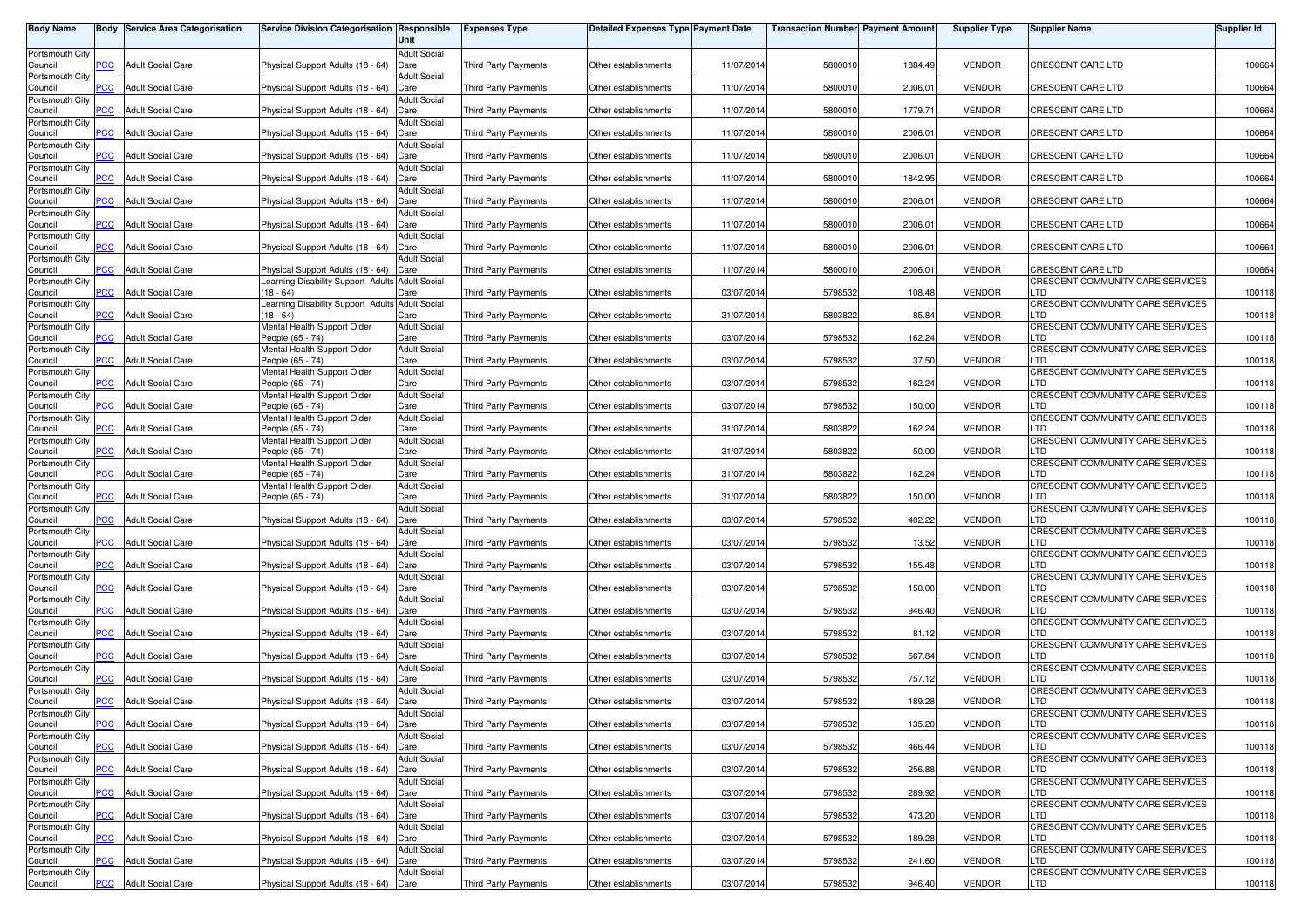| Body Name | Body | Service Area Categorisation | Service Division Categorisation | Responsible Unit | Expenses Type | Detailed Expenses Type | Payment Date | Transaction Number | Payment Amount | Supplier Type | Supplier Name | Supplier Id |
|---|---|---|---|---|---|---|---|---|---|---|---|---|
| Portsmouth City Council | PCC | Adult Social Care | Physical Support Adults (18 - 64) | Adult Social Care | Third Party Payments | Other establishments | 11/07/2014 | 5800010 | 1884.49 | VENDOR | CRESCENT CARE LTD | 100664 |
| Portsmouth City Council | PCC | Adult Social Care | Physical Support Adults (18 - 64) | Adult Social Care | Third Party Payments | Other establishments | 11/07/2014 | 5800010 | 2006.01 | VENDOR | CRESCENT CARE LTD | 100664 |
| Portsmouth City Council | PCC | Adult Social Care | Physical Support Adults (18 - 64) | Adult Social Care | Third Party Payments | Other establishments | 11/07/2014 | 5800010 | 1779.71 | VENDOR | CRESCENT CARE LTD | 100664 |
| Portsmouth City Council | PCC | Adult Social Care | Physical Support Adults (18 - 64) | Adult Social Care | Third Party Payments | Other establishments | 11/07/2014 | 5800010 | 2006.01 | VENDOR | CRESCENT CARE LTD | 100664 |
| Portsmouth City Council | PCC | Adult Social Care | Physical Support Adults (18 - 64) | Adult Social Care | Third Party Payments | Other establishments | 11/07/2014 | 5800010 | 2006.01 | VENDOR | CRESCENT CARE LTD | 100664 |
| Portsmouth City Council | PCC | Adult Social Care | Physical Support Adults (18 - 64) | Adult Social Care | Third Party Payments | Other establishments | 11/07/2014 | 5800010 | 1842.95 | VENDOR | CRESCENT CARE LTD | 100664 |
| Portsmouth City Council | PCC | Adult Social Care | Physical Support Adults (18 - 64) | Adult Social Care | Third Party Payments | Other establishments | 11/07/2014 | 5800010 | 2006.01 | VENDOR | CRESCENT CARE LTD | 100664 |
| Portsmouth City Council | PCC | Adult Social Care | Physical Support Adults (18 - 64) | Adult Social Care | Third Party Payments | Other establishments | 11/07/2014 | 5800010 | 2006.01 | VENDOR | CRESCENT CARE LTD | 100664 |
| Portsmouth City Council | PCC | Adult Social Care | Physical Support Adults (18 - 64) | Adult Social Care | Third Party Payments | Other establishments | 11/07/2014 | 5800010 | 2006.01 | VENDOR | CRESCENT CARE LTD | 100664 |
| Portsmouth City Council | PCC | Adult Social Care | Physical Support Adults (18 - 64) | Adult Social Care | Third Party Payments | Other establishments | 11/07/2014 | 5800010 | 2006.01 | VENDOR | CRESCENT CARE LTD | 100664 |
| Portsmouth City Council | PCC | Adult Social Care | Learning Disability Support Adults (18 - 64) | Adult Social Care | Third Party Payments | Other establishments | 03/07/2014 | 5798532 | 108.48 | VENDOR | CRESCENT COMMUNITY CARE SERVICES LTD | 100118 |
| Portsmouth City Council | PCC | Adult Social Care | Learning Disability Support Adults (18 - 64) | Adult Social Care | Third Party Payments | Other establishments | 31/07/2014 | 5803822 | 85.84 | VENDOR | CRESCENT COMMUNITY CARE SERVICES LTD | 100118 |
| Portsmouth City Council | PCC | Adult Social Care | Mental Health Support Older People (65 - 74) | Adult Social Care | Third Party Payments | Other establishments | 03/07/2014 | 5798532 | 162.24 | VENDOR | CRESCENT COMMUNITY CARE SERVICES LTD | 100118 |
| Portsmouth City Council | PCC | Adult Social Care | Mental Health Support Older People (65 - 74) | Adult Social Care | Third Party Payments | Other establishments | 03/07/2014 | 5798532 | 37.50 | VENDOR | CRESCENT COMMUNITY CARE SERVICES LTD | 100118 |
| Portsmouth City Council | PCC | Adult Social Care | Mental Health Support Older People (65 - 74) | Adult Social Care | Third Party Payments | Other establishments | 03/07/2014 | 5798532 | 162.24 | VENDOR | CRESCENT COMMUNITY CARE SERVICES LTD | 100118 |
| Portsmouth City Council | PCC | Adult Social Care | Mental Health Support Older People (65 - 74) | Adult Social Care | Third Party Payments | Other establishments | 03/07/2014 | 5798532 | 150.00 | VENDOR | CRESCENT COMMUNITY CARE SERVICES LTD | 100118 |
| Portsmouth City Council | PCC | Adult Social Care | Mental Health Support Older People (65 - 74) | Adult Social Care | Third Party Payments | Other establishments | 31/07/2014 | 5803822 | 162.24 | VENDOR | CRESCENT COMMUNITY CARE SERVICES LTD | 100118 |
| Portsmouth City Council | PCC | Adult Social Care | Mental Health Support Older People (65 - 74) | Adult Social Care | Third Party Payments | Other establishments | 31/07/2014 | 5803822 | 50.00 | VENDOR | CRESCENT COMMUNITY CARE SERVICES LTD | 100118 |
| Portsmouth City Council | PCC | Adult Social Care | Mental Health Support Older People (65 - 74) | Adult Social Care | Third Party Payments | Other establishments | 31/07/2014 | 5803822 | 162.24 | VENDOR | CRESCENT COMMUNITY CARE SERVICES LTD | 100118 |
| Portsmouth City Council | PCC | Adult Social Care | Mental Health Support Older People (65 - 74) | Adult Social Care | Third Party Payments | Other establishments | 31/07/2014 | 5803822 | 150.00 | VENDOR | CRESCENT COMMUNITY CARE SERVICES LTD | 100118 |
| Portsmouth City Council | PCC | Adult Social Care | Physical Support Adults (18 - 64) | Adult Social Care | Third Party Payments | Other establishments | 03/07/2014 | 5798532 | 402.22 | VENDOR | CRESCENT COMMUNITY CARE SERVICES LTD | 100118 |
| Portsmouth City Council | PCC | Adult Social Care | Physical Support Adults (18 - 64) | Adult Social Care | Third Party Payments | Other establishments | 03/07/2014 | 5798532 | 13.52 | VENDOR | CRESCENT COMMUNITY CARE SERVICES LTD | 100118 |
| Portsmouth City Council | PCC | Adult Social Care | Physical Support Adults (18 - 64) | Adult Social Care | Third Party Payments | Other establishments | 03/07/2014 | 5798532 | 155.48 | VENDOR | CRESCENT COMMUNITY CARE SERVICES LTD | 100118 |
| Portsmouth City Council | PCC | Adult Social Care | Physical Support Adults (18 - 64) | Adult Social Care | Third Party Payments | Other establishments | 03/07/2014 | 5798532 | 150.00 | VENDOR | CRESCENT COMMUNITY CARE SERVICES LTD | 100118 |
| Portsmouth City Council | PCC | Adult Social Care | Physical Support Adults (18 - 64) | Adult Social Care | Third Party Payments | Other establishments | 03/07/2014 | 5798532 | 946.40 | VENDOR | CRESCENT COMMUNITY CARE SERVICES LTD | 100118 |
| Portsmouth City Council | PCC | Adult Social Care | Physical Support Adults (18 - 64) | Adult Social Care | Third Party Payments | Other establishments | 03/07/2014 | 5798532 | 81.12 | VENDOR | CRESCENT COMMUNITY CARE SERVICES LTD | 100118 |
| Portsmouth City Council | PCC | Adult Social Care | Physical Support Adults (18 - 64) | Adult Social Care | Third Party Payments | Other establishments | 03/07/2014 | 5798532 | 567.84 | VENDOR | CRESCENT COMMUNITY CARE SERVICES LTD | 100118 |
| Portsmouth City Council | PCC | Adult Social Care | Physical Support Adults (18 - 64) | Adult Social Care | Third Party Payments | Other establishments | 03/07/2014 | 5798532 | 757.12 | VENDOR | CRESCENT COMMUNITY CARE SERVICES LTD | 100118 |
| Portsmouth City Council | PCC | Adult Social Care | Physical Support Adults (18 - 64) | Adult Social Care | Third Party Payments | Other establishments | 03/07/2014 | 5798532 | 189.28 | VENDOR | CRESCENT COMMUNITY CARE SERVICES LTD | 100118 |
| Portsmouth City Council | PCC | Adult Social Care | Physical Support Adults (18 - 64) | Adult Social Care | Third Party Payments | Other establishments | 03/07/2014 | 5798532 | 135.20 | VENDOR | CRESCENT COMMUNITY CARE SERVICES LTD | 100118 |
| Portsmouth City Council | PCC | Adult Social Care | Physical Support Adults (18 - 64) | Adult Social Care | Third Party Payments | Other establishments | 03/07/2014 | 5798532 | 466.44 | VENDOR | CRESCENT COMMUNITY CARE SERVICES LTD | 100118 |
| Portsmouth City Council | PCC | Adult Social Care | Physical Support Adults (18 - 64) | Adult Social Care | Third Party Payments | Other establishments | 03/07/2014 | 5798532 | 256.88 | VENDOR | CRESCENT COMMUNITY CARE SERVICES LTD | 100118 |
| Portsmouth City Council | PCC | Adult Social Care | Physical Support Adults (18 - 64) | Adult Social Care | Third Party Payments | Other establishments | 03/07/2014 | 5798532 | 289.92 | VENDOR | CRESCENT COMMUNITY CARE SERVICES LTD | 100118 |
| Portsmouth City Council | PCC | Adult Social Care | Physical Support Adults (18 - 64) | Adult Social Care | Third Party Payments | Other establishments | 03/07/2014 | 5798532 | 473.20 | VENDOR | CRESCENT COMMUNITY CARE SERVICES LTD | 100118 |
| Portsmouth City Council | PCC | Adult Social Care | Physical Support Adults (18 - 64) | Adult Social Care | Third Party Payments | Other establishments | 03/07/2014 | 5798532 | 189.28 | VENDOR | CRESCENT COMMUNITY CARE SERVICES LTD | 100118 |
| Portsmouth City Council | PCC | Adult Social Care | Physical Support Adults (18 - 64) | Adult Social Care | Third Party Payments | Other establishments | 03/07/2014 | 5798532 | 241.60 | VENDOR | CRESCENT COMMUNITY CARE SERVICES LTD | 100118 |
| Portsmouth City Council | PCC | Adult Social Care | Physical Support Adults (18 - 64) | Adult Social Care | Third Party Payments | Other establishments | 03/07/2014 | 5798532 | 946.40 | VENDOR | CRESCENT COMMUNITY CARE SERVICES LTD | 100118 |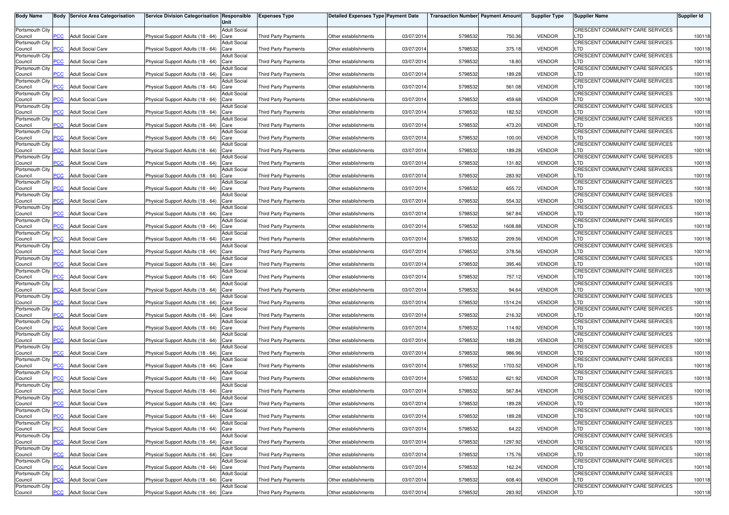| Body Name | Body | Service Area Categorisation | Service Division Categorisation | Responsible Unit | Expenses Type | Detailed Expenses Type | Payment Date | Transaction Number | Payment Amount | Supplier Type | Supplier Name | Supplier Id |
|---|---|---|---|---|---|---|---|---|---|---|---|---|
| Portsmouth City Council | PCC | Adult Social Care | Physical Support Adults (18 - 64) | Adult Social Care | Third Party Payments | Other establishments | 03/07/2014 | 5798532 | 750.36 | VENDOR | CRESCENT COMMUNITY CARE SERVICES LTD | 100118 |
| Portsmouth City Council | PCC | Adult Social Care | Physical Support Adults (18 - 64) | Adult Social Care | Third Party Payments | Other establishments | 03/07/2014 | 5798532 | 375.18 | VENDOR | CRESCENT COMMUNITY CARE SERVICES LTD | 100118 |
| Portsmouth City Council | PCC | Adult Social Care | Physical Support Adults (18 - 64) | Adult Social Care | Third Party Payments | Other establishments | 03/07/2014 | 5798532 | 18.80 | VENDOR | CRESCENT COMMUNITY CARE SERVICES LTD | 100118 |
| Portsmouth City Council | PCC | Adult Social Care | Physical Support Adults (18 - 64) | Adult Social Care | Third Party Payments | Other establishments | 03/07/2014 | 5798532 | 189.28 | VENDOR | CRESCENT COMMUNITY CARE SERVICES LTD | 100118 |
| Portsmouth City Council | PCC | Adult Social Care | Physical Support Adults (18 - 64) | Adult Social Care | Third Party Payments | Other establishments | 03/07/2014 | 5798532 | 561.08 | VENDOR | CRESCENT COMMUNITY CARE SERVICES LTD | 100118 |
| Portsmouth City Council | PCC | Adult Social Care | Physical Support Adults (18 - 64) | Adult Social Care | Third Party Payments | Other establishments | 03/07/2014 | 5798532 | 459.68 | VENDOR | CRESCENT COMMUNITY CARE SERVICES LTD | 100118 |
| Portsmouth City Council | PCC | Adult Social Care | Physical Support Adults (18 - 64) | Adult Social Care | Third Party Payments | Other establishments | 03/07/2014 | 5798532 | 182.52 | VENDOR | CRESCENT COMMUNITY CARE SERVICES LTD | 100118 |
| Portsmouth City Council | PCC | Adult Social Care | Physical Support Adults (18 - 64) | Adult Social Care | Third Party Payments | Other establishments | 03/07/2014 | 5798532 | 473.20 | VENDOR | CRESCENT COMMUNITY CARE SERVICES LTD | 100118 |
| Portsmouth City Council | PCC | Adult Social Care | Physical Support Adults (18 - 64) | Adult Social Care | Third Party Payments | Other establishments | 03/07/2014 | 5798532 | 100.00 | VENDOR | CRESCENT COMMUNITY CARE SERVICES LTD | 100118 |
| Portsmouth City Council | PCC | Adult Social Care | Physical Support Adults (18 - 64) | Adult Social Care | Third Party Payments | Other establishments | 03/07/2014 | 5798532 | 189.28 | VENDOR | CRESCENT COMMUNITY CARE SERVICES LTD | 100118 |
| Portsmouth City Council | PCC | Adult Social Care | Physical Support Adults (18 - 64) | Adult Social Care | Third Party Payments | Other establishments | 03/07/2014 | 5798532 | 131.82 | VENDOR | CRESCENT COMMUNITY CARE SERVICES LTD | 100118 |
| Portsmouth City Council | PCC | Adult Social Care | Physical Support Adults (18 - 64) | Adult Social Care | Third Party Payments | Other establishments | 03/07/2014 | 5798532 | 283.92 | VENDOR | CRESCENT COMMUNITY CARE SERVICES LTD | 100118 |
| Portsmouth City Council | PCC | Adult Social Care | Physical Support Adults (18 - 64) | Adult Social Care | Third Party Payments | Other establishments | 03/07/2014 | 5798532 | 655.72 | VENDOR | CRESCENT COMMUNITY CARE SERVICES LTD | 100118 |
| Portsmouth City Council | PCC | Adult Social Care | Physical Support Adults (18 - 64) | Adult Social Care | Third Party Payments | Other establishments | 03/07/2014 | 5798532 | 554.32 | VENDOR | CRESCENT COMMUNITY CARE SERVICES LTD | 100118 |
| Portsmouth City Council | PCC | Adult Social Care | Physical Support Adults (18 - 64) | Adult Social Care | Third Party Payments | Other establishments | 03/07/2014 | 5798532 | 567.84 | VENDOR | CRESCENT COMMUNITY CARE SERVICES LTD | 100118 |
| Portsmouth City Council | PCC | Adult Social Care | Physical Support Adults (18 - 64) | Adult Social Care | Third Party Payments | Other establishments | 03/07/2014 | 5798532 | 1608.88 | VENDOR | CRESCENT COMMUNITY CARE SERVICES LTD | 100118 |
| Portsmouth City Council | PCC | Adult Social Care | Physical Support Adults (18 - 64) | Adult Social Care | Third Party Payments | Other establishments | 03/07/2014 | 5798532 | 209.56 | VENDOR | CRESCENT COMMUNITY CARE SERVICES LTD | 100118 |
| Portsmouth City Council | PCC | Adult Social Care | Physical Support Adults (18 - 64) | Adult Social Care | Third Party Payments | Other establishments | 03/07/2014 | 5798532 | 378.56 | VENDOR | CRESCENT COMMUNITY CARE SERVICES LTD | 100118 |
| Portsmouth City Council | PCC | Adult Social Care | Physical Support Adults (18 - 64) | Adult Social Care | Third Party Payments | Other establishments | 03/07/2014 | 5798532 | 395.46 | VENDOR | CRESCENT COMMUNITY CARE SERVICES LTD | 100118 |
| Portsmouth City Council | PCC | Adult Social Care | Physical Support Adults (18 - 64) | Adult Social Care | Third Party Payments | Other establishments | 03/07/2014 | 5798532 | 757.12 | VENDOR | CRESCENT COMMUNITY CARE SERVICES LTD | 100118 |
| Portsmouth City Council | PCC | Adult Social Care | Physical Support Adults (18 - 64) | Adult Social Care | Third Party Payments | Other establishments | 03/07/2014 | 5798532 | 94.64 | VENDOR | CRESCENT COMMUNITY CARE SERVICES LTD | 100118 |
| Portsmouth City Council | PCC | Adult Social Care | Physical Support Adults (18 - 64) | Adult Social Care | Third Party Payments | Other establishments | 03/07/2014 | 5798532 | 1514.24 | VENDOR | CRESCENT COMMUNITY CARE SERVICES LTD | 100118 |
| Portsmouth City Council | PCC | Adult Social Care | Physical Support Adults (18 - 64) | Adult Social Care | Third Party Payments | Other establishments | 03/07/2014 | 5798532 | 216.32 | VENDOR | CRESCENT COMMUNITY CARE SERVICES LTD | 100118 |
| Portsmouth City Council | PCC | Adult Social Care | Physical Support Adults (18 - 64) | Adult Social Care | Third Party Payments | Other establishments | 03/07/2014 | 5798532 | 114.92 | VENDOR | CRESCENT COMMUNITY CARE SERVICES LTD | 100118 |
| Portsmouth City Council | PCC | Adult Social Care | Physical Support Adults (18 - 64) | Adult Social Care | Third Party Payments | Other establishments | 03/07/2014 | 5798532 | 189.28 | VENDOR | CRESCENT COMMUNITY CARE SERVICES LTD | 100118 |
| Portsmouth City Council | PCC | Adult Social Care | Physical Support Adults (18 - 64) | Adult Social Care | Third Party Payments | Other establishments | 03/07/2014 | 5798532 | 986.96 | VENDOR | CRESCENT COMMUNITY CARE SERVICES LTD | 100118 |
| Portsmouth City Council | PCC | Adult Social Care | Physical Support Adults (18 - 64) | Adult Social Care | Third Party Payments | Other establishments | 03/07/2014 | 5798532 | 1703.52 | VENDOR | CRESCENT COMMUNITY CARE SERVICES LTD | 100118 |
| Portsmouth City Council | PCC | Adult Social Care | Physical Support Adults (18 - 64) | Adult Social Care | Third Party Payments | Other establishments | 03/07/2014 | 5798532 | 621.92 | VENDOR | CRESCENT COMMUNITY CARE SERVICES LTD | 100118 |
| Portsmouth City Council | PCC | Adult Social Care | Physical Support Adults (18 - 64) | Adult Social Care | Third Party Payments | Other establishments | 03/07/2014 | 5798532 | 567.84 | VENDOR | CRESCENT COMMUNITY CARE SERVICES LTD | 100118 |
| Portsmouth City Council | PCC | Adult Social Care | Physical Support Adults (18 - 64) | Adult Social Care | Third Party Payments | Other establishments | 03/07/2014 | 5798532 | 189.28 | VENDOR | CRESCENT COMMUNITY CARE SERVICES LTD | 100118 |
| Portsmouth City Council | PCC | Adult Social Care | Physical Support Adults (18 - 64) | Adult Social Care | Third Party Payments | Other establishments | 03/07/2014 | 5798532 | 189.28 | VENDOR | CRESCENT COMMUNITY CARE SERVICES LTD | 100118 |
| Portsmouth City Council | PCC | Adult Social Care | Physical Support Adults (18 - 64) | Adult Social Care | Third Party Payments | Other establishments | 03/07/2014 | 5798532 | 64.22 | VENDOR | CRESCENT COMMUNITY CARE SERVICES LTD | 100118 |
| Portsmouth City Council | PCC | Adult Social Care | Physical Support Adults (18 - 64) | Adult Social Care | Third Party Payments | Other establishments | 03/07/2014 | 5798532 | 1297.92 | VENDOR | CRESCENT COMMUNITY CARE SERVICES LTD | 100118 |
| Portsmouth City Council | PCC | Adult Social Care | Physical Support Adults (18 - 64) | Adult Social Care | Third Party Payments | Other establishments | 03/07/2014 | 5798532 | 175.76 | VENDOR | CRESCENT COMMUNITY CARE SERVICES LTD | 100118 |
| Portsmouth City Council | PCC | Adult Social Care | Physical Support Adults (18 - 64) | Adult Social Care | Third Party Payments | Other establishments | 03/07/2014 | 5798532 | 162.24 | VENDOR | CRESCENT COMMUNITY CARE SERVICES LTD | 100118 |
| Portsmouth City Council | PCC | Adult Social Care | Physical Support Adults (18 - 64) | Adult Social Care | Third Party Payments | Other establishments | 03/07/2014 | 5798532 | 608.40 | VENDOR | CRESCENT COMMUNITY CARE SERVICES LTD | 100118 |
| Portsmouth City Council | PCC | Adult Social Care | Physical Support Adults (18 - 64) | Adult Social Care | Third Party Payments | Other establishments | 03/07/2014 | 5798532 | 283.92 | VENDOR | CRESCENT COMMUNITY CARE SERVICES LTD | 100118 |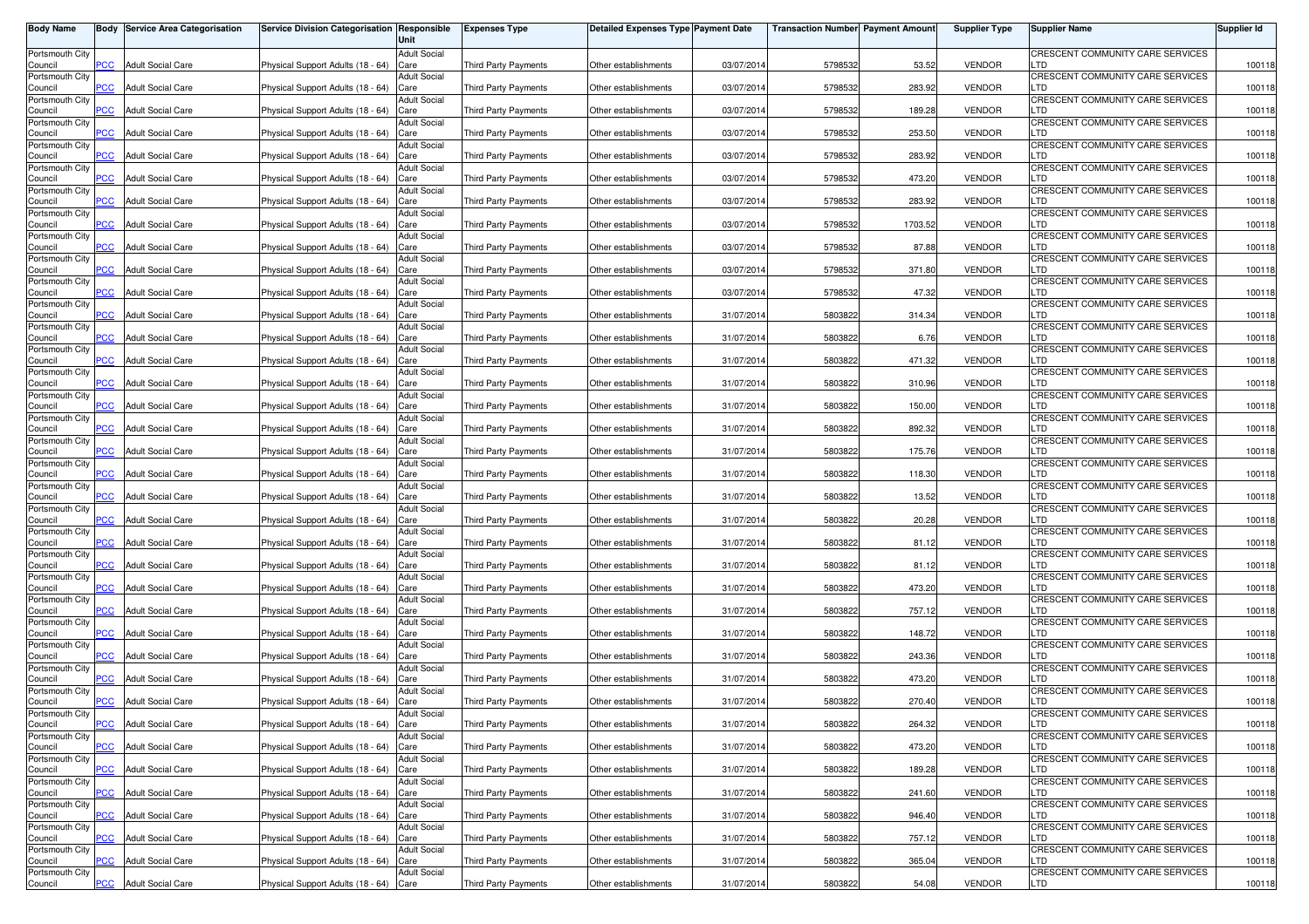| Body Name | Body | Service Area Categorisation | Service Division Categorisation | Responsible Unit | Expenses Type | Detailed Expenses Type | Payment Date | Transaction Number | Payment Amount | Supplier Type | Supplier Name | Supplier Id |
|---|---|---|---|---|---|---|---|---|---|---|---|---|
| Portsmouth City Council | PCC | Adult Social Care | Physical Support Adults (18 - 64) | Adult Social Care | Third Party Payments | Other establishments | 03/07/2014 | 5798532 | 53.52 | VENDOR | CRESCENT COMMUNITY CARE SERVICES LTD | 100118 |
| Portsmouth City Council | PCC | Adult Social Care | Physical Support Adults (18 - 64) | Adult Social Care | Third Party Payments | Other establishments | 03/07/2014 | 5798532 | 283.92 | VENDOR | CRESCENT COMMUNITY CARE SERVICES LTD | 100118 |
| Portsmouth City Council | PCC | Adult Social Care | Physical Support Adults (18 - 64) | Adult Social Care | Third Party Payments | Other establishments | 03/07/2014 | 5798532 | 189.28 | VENDOR | CRESCENT COMMUNITY CARE SERVICES LTD | 100118 |
| Portsmouth City Council | PCC | Adult Social Care | Physical Support Adults (18 - 64) | Adult Social Care | Third Party Payments | Other establishments | 03/07/2014 | 5798532 | 253.50 | VENDOR | CRESCENT COMMUNITY CARE SERVICES LTD | 100118 |
| Portsmouth City Council | PCC | Adult Social Care | Physical Support Adults (18 - 64) | Adult Social Care | Third Party Payments | Other establishments | 03/07/2014 | 5798532 | 283.92 | VENDOR | CRESCENT COMMUNITY CARE SERVICES LTD | 100118 |
| Portsmouth City Council | PCC | Adult Social Care | Physical Support Adults (18 - 64) | Adult Social Care | Third Party Payments | Other establishments | 03/07/2014 | 5798532 | 473.20 | VENDOR | CRESCENT COMMUNITY CARE SERVICES LTD | 100118 |
| Portsmouth City Council | PCC | Adult Social Care | Physical Support Adults (18 - 64) | Adult Social Care | Third Party Payments | Other establishments | 03/07/2014 | 5798532 | 283.92 | VENDOR | CRESCENT COMMUNITY CARE SERVICES LTD | 100118 |
| Portsmouth City Council | PCC | Adult Social Care | Physical Support Adults (18 - 64) | Adult Social Care | Third Party Payments | Other establishments | 03/07/2014 | 5798532 | 1703.52 | VENDOR | CRESCENT COMMUNITY CARE SERVICES LTD | 100118 |
| Portsmouth City Council | PCC | Adult Social Care | Physical Support Adults (18 - 64) | Adult Social Care | Third Party Payments | Other establishments | 03/07/2014 | 5798532 | 87.88 | VENDOR | CRESCENT COMMUNITY CARE SERVICES LTD | 100118 |
| Portsmouth City Council | PCC | Adult Social Care | Physical Support Adults (18 - 64) | Adult Social Care | Third Party Payments | Other establishments | 03/07/2014 | 5798532 | 371.80 | VENDOR | CRESCENT COMMUNITY CARE SERVICES LTD | 100118 |
| Portsmouth City Council | PCC | Adult Social Care | Physical Support Adults (18 - 64) | Adult Social Care | Third Party Payments | Other establishments | 03/07/2014 | 5798532 | 47.32 | VENDOR | CRESCENT COMMUNITY CARE SERVICES LTD | 100118 |
| Portsmouth City Council | PCC | Adult Social Care | Physical Support Adults (18 - 64) | Adult Social Care | Third Party Payments | Other establishments | 31/07/2014 | 5803822 | 314.34 | VENDOR | CRESCENT COMMUNITY CARE SERVICES LTD | 100118 |
| Portsmouth City Council | PCC | Adult Social Care | Physical Support Adults (18 - 64) | Adult Social Care | Third Party Payments | Other establishments | 31/07/2014 | 5803822 | 6.76 | VENDOR | CRESCENT COMMUNITY CARE SERVICES LTD | 100118 |
| Portsmouth City Council | PCC | Adult Social Care | Physical Support Adults (18 - 64) | Adult Social Care | Third Party Payments | Other establishments | 31/07/2014 | 5803822 | 471.32 | VENDOR | CRESCENT COMMUNITY CARE SERVICES LTD | 100118 |
| Portsmouth City Council | PCC | Adult Social Care | Physical Support Adults (18 - 64) | Adult Social Care | Third Party Payments | Other establishments | 31/07/2014 | 5803822 | 310.96 | VENDOR | CRESCENT COMMUNITY CARE SERVICES LTD | 100118 |
| Portsmouth City Council | PCC | Adult Social Care | Physical Support Adults (18 - 64) | Adult Social Care | Third Party Payments | Other establishments | 31/07/2014 | 5803822 | 150.00 | VENDOR | CRESCENT COMMUNITY CARE SERVICES LTD | 100118 |
| Portsmouth City Council | PCC | Adult Social Care | Physical Support Adults (18 - 64) | Adult Social Care | Third Party Payments | Other establishments | 31/07/2014 | 5803822 | 892.32 | VENDOR | CRESCENT COMMUNITY CARE SERVICES LTD | 100118 |
| Portsmouth City Council | PCC | Adult Social Care | Physical Support Adults (18 - 64) | Adult Social Care | Third Party Payments | Other establishments | 31/07/2014 | 5803822 | 175.76 | VENDOR | CRESCENT COMMUNITY CARE SERVICES LTD | 100118 |
| Portsmouth City Council | PCC | Adult Social Care | Physical Support Adults (18 - 64) | Adult Social Care | Third Party Payments | Other establishments | 31/07/2014 | 5803822 | 118.30 | VENDOR | CRESCENT COMMUNITY CARE SERVICES LTD | 100118 |
| Portsmouth City Council | PCC | Adult Social Care | Physical Support Adults (18 - 64) | Adult Social Care | Third Party Payments | Other establishments | 31/07/2014 | 5803822 | 13.52 | VENDOR | CRESCENT COMMUNITY CARE SERVICES LTD | 100118 |
| Portsmouth City Council | PCC | Adult Social Care | Physical Support Adults (18 - 64) | Adult Social Care | Third Party Payments | Other establishments | 31/07/2014 | 5803822 | 20.28 | VENDOR | CRESCENT COMMUNITY CARE SERVICES LTD | 100118 |
| Portsmouth City Council | PCC | Adult Social Care | Physical Support Adults (18 - 64) | Adult Social Care | Third Party Payments | Other establishments | 31/07/2014 | 5803822 | 81.12 | VENDOR | CRESCENT COMMUNITY CARE SERVICES LTD | 100118 |
| Portsmouth City Council | PCC | Adult Social Care | Physical Support Adults (18 - 64) | Adult Social Care | Third Party Payments | Other establishments | 31/07/2014 | 5803822 | 81.12 | VENDOR | CRESCENT COMMUNITY CARE SERVICES LTD | 100118 |
| Portsmouth City Council | PCC | Adult Social Care | Physical Support Adults (18 - 64) | Adult Social Care | Third Party Payments | Other establishments | 31/07/2014 | 5803822 | 473.20 | VENDOR | CRESCENT COMMUNITY CARE SERVICES LTD | 100118 |
| Portsmouth City Council | PCC | Adult Social Care | Physical Support Adults (18 - 64) | Adult Social Care | Third Party Payments | Other establishments | 31/07/2014 | 5803822 | 757.12 | VENDOR | CRESCENT COMMUNITY CARE SERVICES LTD | 100118 |
| Portsmouth City Council | PCC | Adult Social Care | Physical Support Adults (18 - 64) | Adult Social Care | Third Party Payments | Other establishments | 31/07/2014 | 5803822 | 148.72 | VENDOR | CRESCENT COMMUNITY CARE SERVICES LTD | 100118 |
| Portsmouth City Council | PCC | Adult Social Care | Physical Support Adults (18 - 64) | Adult Social Care | Third Party Payments | Other establishments | 31/07/2014 | 5803822 | 243.36 | VENDOR | CRESCENT COMMUNITY CARE SERVICES LTD | 100118 |
| Portsmouth City Council | PCC | Adult Social Care | Physical Support Adults (18 - 64) | Adult Social Care | Third Party Payments | Other establishments | 31/07/2014 | 5803822 | 473.20 | VENDOR | CRESCENT COMMUNITY CARE SERVICES LTD | 100118 |
| Portsmouth City Council | PCC | Adult Social Care | Physical Support Adults (18 - 64) | Adult Social Care | Third Party Payments | Other establishments | 31/07/2014 | 5803822 | 270.40 | VENDOR | CRESCENT COMMUNITY CARE SERVICES LTD | 100118 |
| Portsmouth City Council | PCC | Adult Social Care | Physical Support Adults (18 - 64) | Adult Social Care | Third Party Payments | Other establishments | 31/07/2014 | 5803822 | 264.32 | VENDOR | CRESCENT COMMUNITY CARE SERVICES LTD | 100118 |
| Portsmouth City Council | PCC | Adult Social Care | Physical Support Adults (18 - 64) | Adult Social Care | Third Party Payments | Other establishments | 31/07/2014 | 5803822 | 473.20 | VENDOR | CRESCENT COMMUNITY CARE SERVICES LTD | 100118 |
| Portsmouth City Council | PCC | Adult Social Care | Physical Support Adults (18 - 64) | Adult Social Care | Third Party Payments | Other establishments | 31/07/2014 | 5803822 | 189.28 | VENDOR | CRESCENT COMMUNITY CARE SERVICES LTD | 100118 |
| Portsmouth City Council | PCC | Adult Social Care | Physical Support Adults (18 - 64) | Adult Social Care | Third Party Payments | Other establishments | 31/07/2014 | 5803822 | 241.60 | VENDOR | CRESCENT COMMUNITY CARE SERVICES LTD | 100118 |
| Portsmouth City Council | PCC | Adult Social Care | Physical Support Adults (18 - 64) | Adult Social Care | Third Party Payments | Other establishments | 31/07/2014 | 5803822 | 946.40 | VENDOR | CRESCENT COMMUNITY CARE SERVICES LTD | 100118 |
| Portsmouth City Council | PCC | Adult Social Care | Physical Support Adults (18 - 64) | Adult Social Care | Third Party Payments | Other establishments | 31/07/2014 | 5803822 | 757.12 | VENDOR | CRESCENT COMMUNITY CARE SERVICES LTD | 100118 |
| Portsmouth City Council | PCC | Adult Social Care | Physical Support Adults (18 - 64) | Adult Social Care | Third Party Payments | Other establishments | 31/07/2014 | 5803822 | 365.04 | VENDOR | CRESCENT COMMUNITY CARE SERVICES LTD | 100118 |
| Portsmouth City Council | PCC | Adult Social Care | Physical Support Adults (18 - 64) | Adult Social Care | Third Party Payments | Other establishments | 31/07/2014 | 5803822 | 54.08 | VENDOR | CRESCENT COMMUNITY CARE SERVICES LTD | 100118 |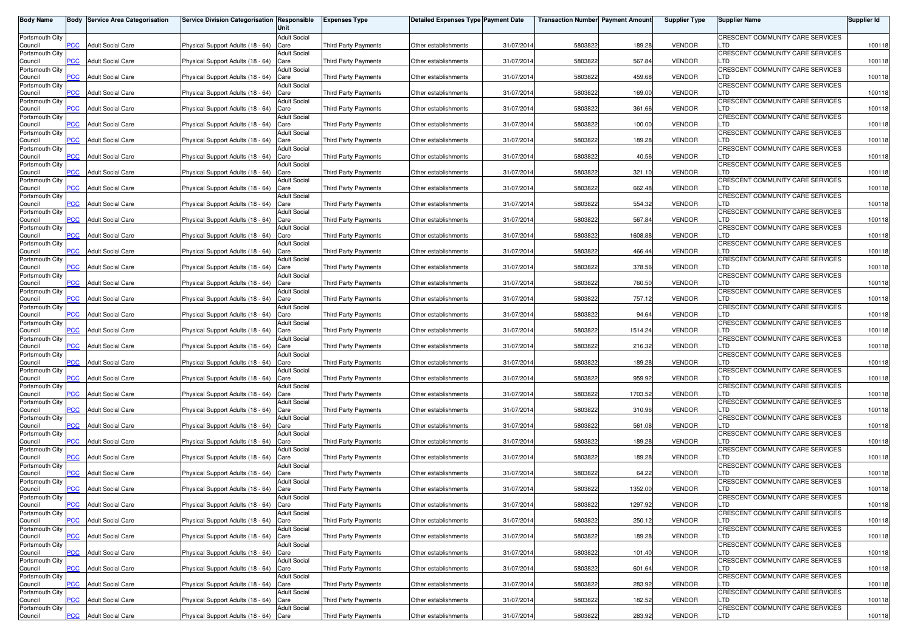| Body Name | Body | Service Area Categorisation | Service Division Categorisation | Responsible Unit | Expenses Type | Detailed Expenses Type | Payment Date | Transaction Number | Payment Amount | Supplier Type | Supplier Name | Supplier Id |
|---|---|---|---|---|---|---|---|---|---|---|---|---|
| Portsmouth City Council | PCC | Adult Social Care | Physical Support Adults (18 - 64) | Adult Social Care | Third Party Payments | Other establishments | 31/07/2014 | 5803822 | 189.28 | VENDOR | CRESCENT COMMUNITY CARE SERVICES LTD | 100118 |
| Portsmouth City Council | PCC | Adult Social Care | Physical Support Adults (18 - 64) | Adult Social Care | Third Party Payments | Other establishments | 31/07/2014 | 5803822 | 567.84 | VENDOR | CRESCENT COMMUNITY CARE SERVICES LTD | 100118 |
| Portsmouth City Council | PCC | Adult Social Care | Physical Support Adults (18 - 64) | Adult Social Care | Third Party Payments | Other establishments | 31/07/2014 | 5803822 | 459.68 | VENDOR | CRESCENT COMMUNITY CARE SERVICES LTD | 100118 |
| Portsmouth City Council | PCC | Adult Social Care | Physical Support Adults (18 - 64) | Adult Social Care | Third Party Payments | Other establishments | 31/07/2014 | 5803822 | 169.00 | VENDOR | CRESCENT COMMUNITY CARE SERVICES LTD | 100118 |
| Portsmouth City Council | PCC | Adult Social Care | Physical Support Adults (18 - 64) | Adult Social Care | Third Party Payments | Other establishments | 31/07/2014 | 5803822 | 361.66 | VENDOR | CRESCENT COMMUNITY CARE SERVICES LTD | 100118 |
| Portsmouth City Council | PCC | Adult Social Care | Physical Support Adults (18 - 64) | Adult Social Care | Third Party Payments | Other establishments | 31/07/2014 | 5803822 | 100.00 | VENDOR | CRESCENT COMMUNITY CARE SERVICES LTD | 100118 |
| Portsmouth City Council | PCC | Adult Social Care | Physical Support Adults (18 - 64) | Adult Social Care | Third Party Payments | Other establishments | 31/07/2014 | 5803822 | 189.28 | VENDOR | CRESCENT COMMUNITY CARE SERVICES LTD | 100118 |
| Portsmouth City Council | PCC | Adult Social Care | Physical Support Adults (18 - 64) | Adult Social Care | Third Party Payments | Other establishments | 31/07/2014 | 5803822 | 40.56 | VENDOR | CRESCENT COMMUNITY CARE SERVICES LTD | 100118 |
| Portsmouth City Council | PCC | Adult Social Care | Physical Support Adults (18 - 64) | Adult Social Care | Third Party Payments | Other establishments | 31/07/2014 | 5803822 | 321.10 | VENDOR | CRESCENT COMMUNITY CARE SERVICES LTD | 100118 |
| Portsmouth City Council | PCC | Adult Social Care | Physical Support Adults (18 - 64) | Adult Social Care | Third Party Payments | Other establishments | 31/07/2014 | 5803822 | 662.48 | VENDOR | CRESCENT COMMUNITY CARE SERVICES LTD | 100118 |
| Portsmouth City Council | PCC | Adult Social Care | Physical Support Adults (18 - 64) | Adult Social Care | Third Party Payments | Other establishments | 31/07/2014 | 5803822 | 554.32 | VENDOR | CRESCENT COMMUNITY CARE SERVICES LTD | 100118 |
| Portsmouth City Council | PCC | Adult Social Care | Physical Support Adults (18 - 64) | Adult Social Care | Third Party Payments | Other establishments | 31/07/2014 | 5803822 | 567.84 | VENDOR | CRESCENT COMMUNITY CARE SERVICES LTD | 100118 |
| Portsmouth City Council | PCC | Adult Social Care | Physical Support Adults (18 - 64) | Adult Social Care | Third Party Payments | Other establishments | 31/07/2014 | 5803822 | 1608.88 | VENDOR | CRESCENT COMMUNITY CARE SERVICES LTD | 100118 |
| Portsmouth City Council | PCC | Adult Social Care | Physical Support Adults (18 - 64) | Adult Social Care | Third Party Payments | Other establishments | 31/07/2014 | 5803822 | 466.44 | VENDOR | CRESCENT COMMUNITY CARE SERVICES LTD | 100118 |
| Portsmouth City Council | PCC | Adult Social Care | Physical Support Adults (18 - 64) | Adult Social Care | Third Party Payments | Other establishments | 31/07/2014 | 5803822 | 378.56 | VENDOR | CRESCENT COMMUNITY CARE SERVICES LTD | 100118 |
| Portsmouth City Council | PCC | Adult Social Care | Physical Support Adults (18 - 64) | Adult Social Care | Third Party Payments | Other establishments | 31/07/2014 | 5803822 | 760.50 | VENDOR | CRESCENT COMMUNITY CARE SERVICES LTD | 100118 |
| Portsmouth City Council | PCC | Adult Social Care | Physical Support Adults (18 - 64) | Adult Social Care | Third Party Payments | Other establishments | 31/07/2014 | 5803822 | 757.12 | VENDOR | CRESCENT COMMUNITY CARE SERVICES LTD | 100118 |
| Portsmouth City Council | PCC | Adult Social Care | Physical Support Adults (18 - 64) | Adult Social Care | Third Party Payments | Other establishments | 31/07/2014 | 5803822 | 94.64 | VENDOR | CRESCENT COMMUNITY CARE SERVICES LTD | 100118 |
| Portsmouth City Council | PCC | Adult Social Care | Physical Support Adults (18 - 64) | Adult Social Care | Third Party Payments | Other establishments | 31/07/2014 | 5803822 | 1514.24 | VENDOR | CRESCENT COMMUNITY CARE SERVICES LTD | 100118 |
| Portsmouth City Council | PCC | Adult Social Care | Physical Support Adults (18 - 64) | Adult Social Care | Third Party Payments | Other establishments | 31/07/2014 | 5803822 | 216.32 | VENDOR | CRESCENT COMMUNITY CARE SERVICES LTD | 100118 |
| Portsmouth City Council | PCC | Adult Social Care | Physical Support Adults (18 - 64) | Adult Social Care | Third Party Payments | Other establishments | 31/07/2014 | 5803822 | 189.28 | VENDOR | CRESCENT COMMUNITY CARE SERVICES LTD | 100118 |
| Portsmouth City Council | PCC | Adult Social Care | Physical Support Adults (18 - 64) | Adult Social Care | Third Party Payments | Other establishments | 31/07/2014 | 5803822 | 959.92 | VENDOR | CRESCENT COMMUNITY CARE SERVICES LTD | 100118 |
| Portsmouth City Council | PCC | Adult Social Care | Physical Support Adults (18 - 64) | Adult Social Care | Third Party Payments | Other establishments | 31/07/2014 | 5803822 | 1703.52 | VENDOR | CRESCENT COMMUNITY CARE SERVICES LTD | 100118 |
| Portsmouth City Council | PCC | Adult Social Care | Physical Support Adults (18 - 64) | Adult Social Care | Third Party Payments | Other establishments | 31/07/2014 | 5803822 | 310.96 | VENDOR | CRESCENT COMMUNITY CARE SERVICES LTD | 100118 |
| Portsmouth City Council | PCC | Adult Social Care | Physical Support Adults (18 - 64) | Adult Social Care | Third Party Payments | Other establishments | 31/07/2014 | 5803822 | 561.08 | VENDOR | CRESCENT COMMUNITY CARE SERVICES LTD | 100118 |
| Portsmouth City Council | PCC | Adult Social Care | Physical Support Adults (18 - 64) | Adult Social Care | Third Party Payments | Other establishments | 31/07/2014 | 5803822 | 189.28 | VENDOR | CRESCENT COMMUNITY CARE SERVICES LTD | 100118 |
| Portsmouth City Council | PCC | Adult Social Care | Physical Support Adults (18 - 64) | Adult Social Care | Third Party Payments | Other establishments | 31/07/2014 | 5803822 | 189.28 | VENDOR | CRESCENT COMMUNITY CARE SERVICES LTD | 100118 |
| Portsmouth City Council | PCC | Adult Social Care | Physical Support Adults (18 - 64) | Adult Social Care | Third Party Payments | Other establishments | 31/07/2014 | 5803822 | 64.22 | VENDOR | CRESCENT COMMUNITY CARE SERVICES LTD | 100118 |
| Portsmouth City Council | PCC | Adult Social Care | Physical Support Adults (18 - 64) | Adult Social Care | Third Party Payments | Other establishments | 31/07/2014 | 5803822 | 1352.00 | VENDOR | CRESCENT COMMUNITY CARE SERVICES LTD | 100118 |
| Portsmouth City Council | PCC | Adult Social Care | Physical Support Adults (18 - 64) | Adult Social Care | Third Party Payments | Other establishments | 31/07/2014 | 5803822 | 1297.92 | VENDOR | CRESCENT COMMUNITY CARE SERVICES LTD | 100118 |
| Portsmouth City Council | PCC | Adult Social Care | Physical Support Adults (18 - 64) | Adult Social Care | Third Party Payments | Other establishments | 31/07/2014 | 5803822 | 250.12 | VENDOR | CRESCENT COMMUNITY CARE SERVICES LTD | 100118 |
| Portsmouth City Council | PCC | Adult Social Care | Physical Support Adults (18 - 64) | Adult Social Care | Third Party Payments | Other establishments | 31/07/2014 | 5803822 | 189.28 | VENDOR | CRESCENT COMMUNITY CARE SERVICES LTD | 100118 |
| Portsmouth City Council | PCC | Adult Social Care | Physical Support Adults (18 - 64) | Adult Social Care | Third Party Payments | Other establishments | 31/07/2014 | 5803822 | 101.40 | VENDOR | CRESCENT COMMUNITY CARE SERVICES LTD | 100118 |
| Portsmouth City Council | PCC | Adult Social Care | Physical Support Adults (18 - 64) | Adult Social Care | Third Party Payments | Other establishments | 31/07/2014 | 5803822 | 601.64 | VENDOR | CRESCENT COMMUNITY CARE SERVICES LTD | 100118 |
| Portsmouth City Council | PCC | Adult Social Care | Physical Support Adults (18 - 64) | Adult Social Care | Third Party Payments | Other establishments | 31/07/2014 | 5803822 | 283.92 | VENDOR | CRESCENT COMMUNITY CARE SERVICES LTD | 100118 |
| Portsmouth City Council | PCC | Adult Social Care | Physical Support Adults (18 - 64) | Adult Social Care | Third Party Payments | Other establishments | 31/07/2014 | 5803822 | 182.52 | VENDOR | CRESCENT COMMUNITY CARE SERVICES LTD | 100118 |
| Portsmouth City Council | PCC | Adult Social Care | Physical Support Adults (18 - 64) | Adult Social Care | Third Party Payments | Other establishments | 31/07/2014 | 5803822 | 283.92 | VENDOR | CRESCENT COMMUNITY CARE SERVICES LTD | 100118 |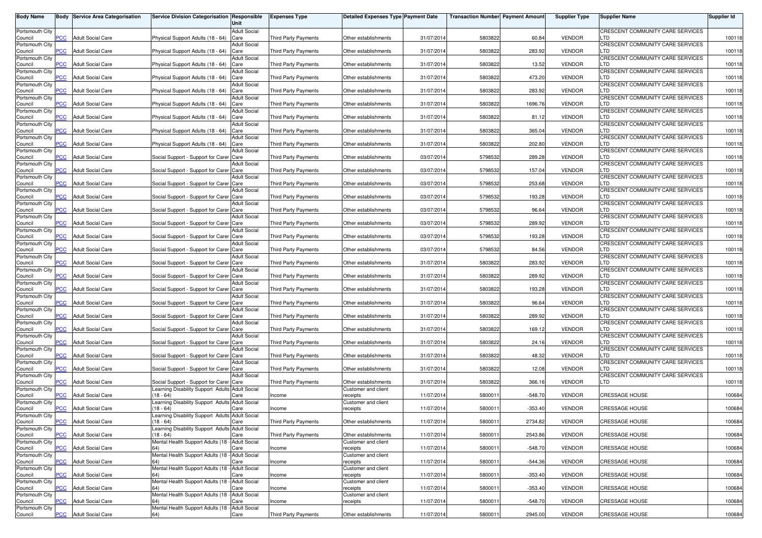| Body Name | Body | Service Area Categorisation | Service Division Categorisation | Responsible Unit | Expenses Type | Detailed Expenses Type | Payment Date | Transaction Number | Payment Amount | Supplier Type | Supplier Name | Supplier Id |
|---|---|---|---|---|---|---|---|---|---|---|---|---|
| Portsmouth City Council | PCC | Adult Social Care | Physical Support Adults (18 - 64) | Adult Social Care | Third Party Payments | Other establishments | 31/07/2014 | 5803822 | 60.84 | VENDOR | CRESCENT COMMUNITY CARE SERVICES LTD | 100118 |
| Portsmouth City Council | PCC | Adult Social Care | Physical Support Adults (18 - 64) | Adult Social Care | Third Party Payments | Other establishments | 31/07/2014 | 5803822 | 283.92 | VENDOR | CRESCENT COMMUNITY CARE SERVICES LTD | 100118 |
| Portsmouth City Council | PCC | Adult Social Care | Physical Support Adults (18 - 64) | Adult Social Care | Third Party Payments | Other establishments | 31/07/2014 | 5803822 | 13.52 | VENDOR | CRESCENT COMMUNITY CARE SERVICES LTD | 100118 |
| Portsmouth City Council | PCC | Adult Social Care | Physical Support Adults (18 - 64) | Adult Social Care | Third Party Payments | Other establishments | 31/07/2014 | 5803822 | 473.20 | VENDOR | CRESCENT COMMUNITY CARE SERVICES LTD | 100118 |
| Portsmouth City Council | PCC | Adult Social Care | Physical Support Adults (18 - 64) | Adult Social Care | Third Party Payments | Other establishments | 31/07/2014 | 5803822 | 283.92 | VENDOR | CRESCENT COMMUNITY CARE SERVICES LTD | 100118 |
| Portsmouth City Council | PCC | Adult Social Care | Physical Support Adults (18 - 64) | Adult Social Care | Third Party Payments | Other establishments | 31/07/2014 | 5803822 | 1696.76 | VENDOR | CRESCENT COMMUNITY CARE SERVICES LTD | 100118 |
| Portsmouth City Council | PCC | Adult Social Care | Physical Support Adults (18 - 64) | Adult Social Care | Third Party Payments | Other establishments | 31/07/2014 | 5803822 | 81.12 | VENDOR | CRESCENT COMMUNITY CARE SERVICES LTD | 100118 |
| Portsmouth City Council | PCC | Adult Social Care | Physical Support Adults (18 - 64) | Adult Social Care | Third Party Payments | Other establishments | 31/07/2014 | 5803822 | 365.04 | VENDOR | CRESCENT COMMUNITY CARE SERVICES LTD | 100118 |
| Portsmouth City Council | PCC | Adult Social Care | Physical Support Adults (18 - 64) | Adult Social Care | Third Party Payments | Other establishments | 31/07/2014 | 5803822 | 202.80 | VENDOR | CRESCENT COMMUNITY CARE SERVICES LTD | 100118 |
| Portsmouth City Council | PCC | Adult Social Care | Social Support - Support for Carer | Adult Social Care | Third Party Payments | Other establishments | 03/07/2014 | 5798532 | 289.28 | VENDOR | CRESCENT COMMUNITY CARE SERVICES LTD | 100118 |
| Portsmouth City Council | PCC | Adult Social Care | Social Support - Support for Carer | Adult Social Care | Third Party Payments | Other establishments | 03/07/2014 | 5798532 | 157.04 | VENDOR | CRESCENT COMMUNITY CARE SERVICES LTD | 100118 |
| Portsmouth City Council | PCC | Adult Social Care | Social Support - Support for Carer | Adult Social Care | Third Party Payments | Other establishments | 03/07/2014 | 5798532 | 253.68 | VENDOR | CRESCENT COMMUNITY CARE SERVICES LTD | 100118 |
| Portsmouth City Council | PCC | Adult Social Care | Social Support - Support for Carer | Adult Social Care | Third Party Payments | Other establishments | 03/07/2014 | 5798532 | 193.28 | VENDOR | CRESCENT COMMUNITY CARE SERVICES LTD | 100118 |
| Portsmouth City Council | PCC | Adult Social Care | Social Support - Support for Carer | Adult Social Care | Third Party Payments | Other establishments | 03/07/2014 | 5798532 | 96.64 | VENDOR | CRESCENT COMMUNITY CARE SERVICES LTD | 100118 |
| Portsmouth City Council | PCC | Adult Social Care | Social Support - Support for Carer | Adult Social Care | Third Party Payments | Other establishments | 03/07/2014 | 5798532 | 289.92 | VENDOR | CRESCENT COMMUNITY CARE SERVICES LTD | 100118 |
| Portsmouth City Council | PCC | Adult Social Care | Social Support - Support for Carer | Adult Social Care | Third Party Payments | Other establishments | 03/07/2014 | 5798532 | 193.28 | VENDOR | CRESCENT COMMUNITY CARE SERVICES LTD | 100118 |
| Portsmouth City Council | PCC | Adult Social Care | Social Support - Support for Carer | Adult Social Care | Third Party Payments | Other establishments | 03/07/2014 | 5798532 | 84.56 | VENDOR | CRESCENT COMMUNITY CARE SERVICES LTD | 100118 |
| Portsmouth City Council | PCC | Adult Social Care | Social Support - Support for Carer | Adult Social Care | Third Party Payments | Other establishments | 31/07/2014 | 5803822 | 283.92 | VENDOR | CRESCENT COMMUNITY CARE SERVICES LTD | 100118 |
| Portsmouth City Council | PCC | Adult Social Care | Social Support - Support for Carer | Adult Social Care | Third Party Payments | Other establishments | 31/07/2014 | 5803822 | 289.92 | VENDOR | CRESCENT COMMUNITY CARE SERVICES LTD | 100118 |
| Portsmouth City Council | PCC | Adult Social Care | Social Support - Support for Carer | Adult Social Care | Third Party Payments | Other establishments | 31/07/2014 | 5803822 | 193.28 | VENDOR | CRESCENT COMMUNITY CARE SERVICES LTD | 100118 |
| Portsmouth City Council | PCC | Adult Social Care | Social Support - Support for Carer | Adult Social Care | Third Party Payments | Other establishments | 31/07/2014 | 5803822 | 96.64 | VENDOR | CRESCENT COMMUNITY CARE SERVICES LTD | 100118 |
| Portsmouth City Council | PCC | Adult Social Care | Social Support - Support for Carer | Adult Social Care | Third Party Payments | Other establishments | 31/07/2014 | 5803822 | 289.92 | VENDOR | CRESCENT COMMUNITY CARE SERVICES LTD | 100118 |
| Portsmouth City Council | PCC | Adult Social Care | Social Support - Support for Carer | Adult Social Care | Third Party Payments | Other establishments | 31/07/2014 | 5803822 | 169.12 | VENDOR | CRESCENT COMMUNITY CARE SERVICES LTD | 100118 |
| Portsmouth City Council | PCC | Adult Social Care | Social Support - Support for Carer | Adult Social Care | Third Party Payments | Other establishments | 31/07/2014 | 5803822 | 24.16 | VENDOR | CRESCENT COMMUNITY CARE SERVICES LTD | 100118 |
| Portsmouth City Council | PCC | Adult Social Care | Social Support - Support for Carer | Adult Social Care | Third Party Payments | Other establishments | 31/07/2014 | 5803822 | 48.32 | VENDOR | CRESCENT COMMUNITY CARE SERVICES LTD | 100118 |
| Portsmouth City Council | PCC | Adult Social Care | Social Support - Support for Carer | Adult Social Care | Third Party Payments | Other establishments | 31/07/2014 | 5803822 | 12.08 | VENDOR | CRESCENT COMMUNITY CARE SERVICES LTD | 100118 |
| Portsmouth City Council | PCC | Adult Social Care | Social Support - Support for Carer | Adult Social Care | Third Party Payments | Other establishments | 31/07/2014 | 5803822 | 366.16 | VENDOR | CRESCENT COMMUNITY CARE SERVICES LTD | 100118 |
| Portsmouth City Council | PCC | Adult Social Care | Learning Disability Support Adults (18 - 64) | Adult Social Care | Income | Customer and client receipts | 11/07/2014 | 5800011 | -548.70 | VENDOR | CRESSAGE HOUSE | 100684 |
| Portsmouth City Council | PCC | Adult Social Care | Learning Disability Support Adults (18 - 64) | Adult Social Care | Income | Customer and client receipts | 11/07/2014 | 5800011 | -353.40 | VENDOR | CRESSAGE HOUSE | 100684 |
| Portsmouth City Council | PCC | Adult Social Care | Learning Disability Support Adults (18 - 64) | Adult Social Care | Third Party Payments | Other establishments | 11/07/2014 | 5800011 | 2734.82 | VENDOR | CRESSAGE HOUSE | 100684 |
| Portsmouth City Council | PCC | Adult Social Care | Learning Disability Support Adults (18 - 64) | Adult Social Care | Third Party Payments | Other establishments | 11/07/2014 | 5800011 | 2543.86 | VENDOR | CRESSAGE HOUSE | 100684 |
| Portsmouth City Council | PCC | Adult Social Care | Mental Health Support Adults (18 - 64) | Adult Social Care | Income | Customer and client receipts | 11/07/2014 | 5800011 | -548.70 | VENDOR | CRESSAGE HOUSE | 100684 |
| Portsmouth City Council | PCC | Adult Social Care | Mental Health Support Adults (18 - 64) | Adult Social Care | Income | Customer and client receipts | 11/07/2014 | 5800011 | -544.36 | VENDOR | CRESSAGE HOUSE | 100684 |
| Portsmouth City Council | PCC | Adult Social Care | Mental Health Support Adults (18 - 64) | Adult Social Care | Income | Customer and client receipts | 11/07/2014 | 5800011 | -353.40 | VENDOR | CRESSAGE HOUSE | 100684 |
| Portsmouth City Council | PCC | Adult Social Care | Mental Health Support Adults (18 - 64) | Adult Social Care | Income | Customer and client receipts | 11/07/2014 | 5800011 | -353.40 | VENDOR | CRESSAGE HOUSE | 100684 |
| Portsmouth City Council | PCC | Adult Social Care | Mental Health Support Adults (18 - 64) | Adult Social Care | Income | Customer and client receipts | 11/07/2014 | 5800011 | -548.70 | VENDOR | CRESSAGE HOUSE | 100684 |
| Portsmouth City Council | PCC | Adult Social Care | Mental Health Support Adults (18 - 64) | Adult Social Care | Third Party Payments | Other establishments | 11/07/2014 | 5800011 | 2945.00 | VENDOR | CRESSAGE HOUSE | 100684 |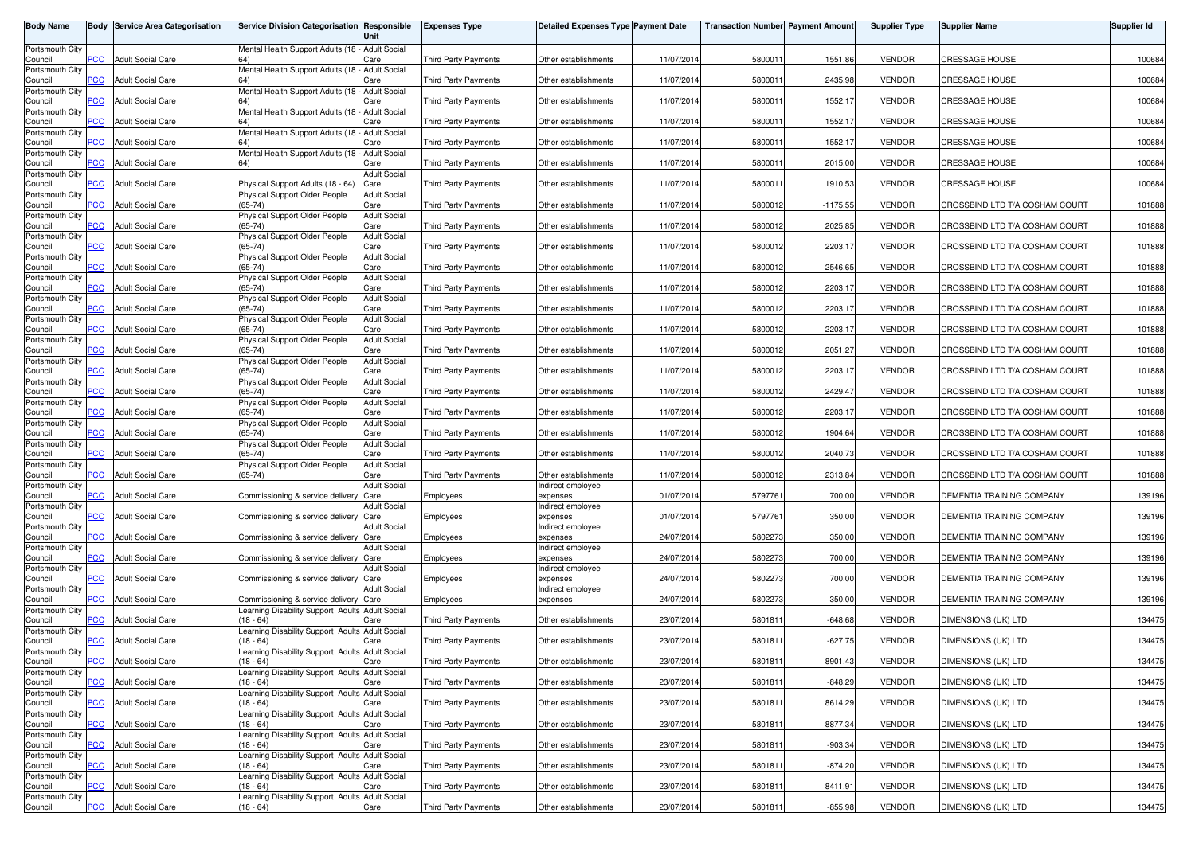| Body Name | Body | Service Area Categorisation | Service Division Categorisation | Responsible Unit | Expenses Type | Detailed Expenses Type | Payment Date | Transaction Number | Payment Amount | Supplier Type | Supplier Name | Supplier Id |
|---|---|---|---|---|---|---|---|---|---|---|---|---|
| Portsmouth City Council | PCC | Adult Social Care | Mental Health Support Adults (18 - 64) | Adult Social Care | Third Party Payments | Other establishments | 11/07/2014 | 5800011 | 1551.86 | VENDOR | CRESSAGE HOUSE | 100684 |
| Portsmouth City Council | PCC | Adult Social Care | Mental Health Support Adults (18 - 64) | Adult Social Care | Third Party Payments | Other establishments | 11/07/2014 | 5800011 | 2435.98 | VENDOR | CRESSAGE HOUSE | 100684 |
| Portsmouth City Council | PCC | Adult Social Care | Mental Health Support Adults (18 - 64) | Adult Social Care | Third Party Payments | Other establishments | 11/07/2014 | 5800011 | 1552.17 | VENDOR | CRESSAGE HOUSE | 100684 |
| Portsmouth City Council | PCC | Adult Social Care | Mental Health Support Adults (18 - 64) | Adult Social Care | Third Party Payments | Other establishments | 11/07/2014 | 5800011 | 1552.17 | VENDOR | CRESSAGE HOUSE | 100684 |
| Portsmouth City Council | PCC | Adult Social Care | Mental Health Support Adults (18 - 64) | Adult Social Care | Third Party Payments | Other establishments | 11/07/2014 | 5800011 | 1552.17 | VENDOR | CRESSAGE HOUSE | 100684 |
| Portsmouth City Council | PCC | Adult Social Care | Mental Health Support Adults (18 - 64) | Adult Social Care | Third Party Payments | Other establishments | 11/07/2014 | 5800011 | 2015.00 | VENDOR | CRESSAGE HOUSE | 100684 |
| Portsmouth City Council | PCC | Adult Social Care | Physical Support Adults (18 - 64) | Adult Social Care | Third Party Payments | Other establishments | 11/07/2014 | 5800011 | 1910.53 | VENDOR | CRESSAGE HOUSE | 100684 |
| Portsmouth City Council | PCC | Adult Social Care | Physical Support Older People (65-74) | Adult Social Care | Third Party Payments | Other establishments | 11/07/2014 | 5800012 | -1175.55 | VENDOR | CROSSBIND LTD T/A COSHAM COURT | 101888 |
| Portsmouth City Council | PCC | Adult Social Care | Physical Support Older People (65-74) | Adult Social Care | Third Party Payments | Other establishments | 11/07/2014 | 5800012 | 2025.85 | VENDOR | CROSSBIND LTD T/A COSHAM COURT | 101888 |
| Portsmouth City Council | PCC | Adult Social Care | Physical Support Older People (65-74) | Adult Social Care | Third Party Payments | Other establishments | 11/07/2014 | 5800012 | 2203.17 | VENDOR | CROSSBIND LTD T/A COSHAM COURT | 101888 |
| Portsmouth City Council | PCC | Adult Social Care | Physical Support Older People (65-74) | Adult Social Care | Third Party Payments | Other establishments | 11/07/2014 | 5800012 | 2546.65 | VENDOR | CROSSBIND LTD T/A COSHAM COURT | 101888 |
| Portsmouth City Council | PCC | Adult Social Care | Physical Support Older People (65-74) | Adult Social Care | Third Party Payments | Other establishments | 11/07/2014 | 5800012 | 2203.17 | VENDOR | CROSSBIND LTD T/A COSHAM COURT | 101888 |
| Portsmouth City Council | PCC | Adult Social Care | Physical Support Older People (65-74) | Adult Social Care | Third Party Payments | Other establishments | 11/07/2014 | 5800012 | 2203.17 | VENDOR | CROSSBIND LTD T/A COSHAM COURT | 101888 |
| Portsmouth City Council | PCC | Adult Social Care | Physical Support Older People (65-74) | Adult Social Care | Third Party Payments | Other establishments | 11/07/2014 | 5800012 | 2203.17 | VENDOR | CROSSBIND LTD T/A COSHAM COURT | 101888 |
| Portsmouth City Council | PCC | Adult Social Care | Physical Support Older People (65-74) | Adult Social Care | Third Party Payments | Other establishments | 11/07/2014 | 5800012 | 2051.27 | VENDOR | CROSSBIND LTD T/A COSHAM COURT | 101888 |
| Portsmouth City Council | PCC | Adult Social Care | Physical Support Older People (65-74) | Adult Social Care | Third Party Payments | Other establishments | 11/07/2014 | 5800012 | 2203.17 | VENDOR | CROSSBIND LTD T/A COSHAM COURT | 101888 |
| Portsmouth City Council | PCC | Adult Social Care | Physical Support Older People (65-74) | Adult Social Care | Third Party Payments | Other establishments | 11/07/2014 | 5800012 | 2429.47 | VENDOR | CROSSBIND LTD T/A COSHAM COURT | 101888 |
| Portsmouth City Council | PCC | Adult Social Care | Physical Support Older People (65-74) | Adult Social Care | Third Party Payments | Other establishments | 11/07/2014 | 5800012 | 2203.17 | VENDOR | CROSSBIND LTD T/A COSHAM COURT | 101888 |
| Portsmouth City Council | PCC | Adult Social Care | Physical Support Older People (65-74) | Adult Social Care | Third Party Payments | Other establishments | 11/07/2014 | 5800012 | 1904.64 | VENDOR | CROSSBIND LTD T/A COSHAM COURT | 101888 |
| Portsmouth City Council | PCC | Adult Social Care | Physical Support Older People (65-74) | Adult Social Care | Third Party Payments | Other establishments | 11/07/2014 | 5800012 | 2040.73 | VENDOR | CROSSBIND LTD T/A COSHAM COURT | 101888 |
| Portsmouth City Council | PCC | Adult Social Care | Physical Support Older People (65-74) | Adult Social Care | Third Party Payments | Other establishments | 11/07/2014 | 5800012 | 2313.84 | VENDOR | CROSSBIND LTD T/A COSHAM COURT | 101888 |
| Portsmouth City Council | PCC | Adult Social Care | Commissioning & service delivery | Adult Social Care | Employees | Indirect employee expenses | 01/07/2014 | 5797761 | 700.00 | VENDOR | DEMENTIA TRAINING COMPANY | 139196 |
| Portsmouth City Council | PCC | Adult Social Care | Commissioning & service delivery | Adult Social Care | Employees | Indirect employee expenses | 01/07/2014 | 5797761 | 350.00 | VENDOR | DEMENTIA TRAINING COMPANY | 139196 |
| Portsmouth City Council | PCC | Adult Social Care | Commissioning & service delivery | Adult Social Care | Employees | Indirect employee expenses | 24/07/2014 | 5802273 | 350.00 | VENDOR | DEMENTIA TRAINING COMPANY | 139196 |
| Portsmouth City Council | PCC | Adult Social Care | Commissioning & service delivery | Adult Social Care | Employees | Indirect employee expenses | 24/07/2014 | 5802273 | 700.00 | VENDOR | DEMENTIA TRAINING COMPANY | 139196 |
| Portsmouth City Council | PCC | Adult Social Care | Commissioning & service delivery | Adult Social Care | Employees | Indirect employee expenses | 24/07/2014 | 5802273 | 700.00 | VENDOR | DEMENTIA TRAINING COMPANY | 139196 |
| Portsmouth City Council | PCC | Adult Social Care | Commissioning & service delivery | Adult Social Care | Employees | Indirect employee expenses | 24/07/2014 | 5802273 | 350.00 | VENDOR | DEMENTIA TRAINING COMPANY | 139196 |
| Portsmouth City Council | PCC | Adult Social Care | Learning Disability Support Adults (18 - 64) | Adult Social Care | Third Party Payments | Other establishments | 23/07/2014 | 5801811 | -648.68 | VENDOR | DIMENSIONS (UK) LTD | 134475 |
| Portsmouth City Council | PCC | Adult Social Care | Learning Disability Support Adults (18 - 64) | Adult Social Care | Third Party Payments | Other establishments | 23/07/2014 | 5801811 | -627.75 | VENDOR | DIMENSIONS (UK) LTD | 134475 |
| Portsmouth City Council | PCC | Adult Social Care | Learning Disability Support Adults (18 - 64) | Adult Social Care | Third Party Payments | Other establishments | 23/07/2014 | 5801811 | 8901.43 | VENDOR | DIMENSIONS (UK) LTD | 134475 |
| Portsmouth City Council | PCC | Adult Social Care | Learning Disability Support Adults (18 - 64) | Adult Social Care | Third Party Payments | Other establishments | 23/07/2014 | 5801811 | -848.29 | VENDOR | DIMENSIONS (UK) LTD | 134475 |
| Portsmouth City Council | PCC | Adult Social Care | Learning Disability Support Adults (18 - 64) | Adult Social Care | Third Party Payments | Other establishments | 23/07/2014 | 5801811 | 8614.29 | VENDOR | DIMENSIONS (UK) LTD | 134475 |
| Portsmouth City Council | PCC | Adult Social Care | Learning Disability Support Adults (18 - 64) | Adult Social Care | Third Party Payments | Other establishments | 23/07/2014 | 5801811 | 8877.34 | VENDOR | DIMENSIONS (UK) LTD | 134475 |
| Portsmouth City Council | PCC | Adult Social Care | Learning Disability Support Adults (18 - 64) | Adult Social Care | Third Party Payments | Other establishments | 23/07/2014 | 5801811 | -903.34 | VENDOR | DIMENSIONS (UK) LTD | 134475 |
| Portsmouth City Council | PCC | Adult Social Care | Learning Disability Support Adults (18 - 64) | Adult Social Care | Third Party Payments | Other establishments | 23/07/2014 | 5801811 | -874.20 | VENDOR | DIMENSIONS (UK) LTD | 134475 |
| Portsmouth City Council | PCC | Adult Social Care | Learning Disability Support Adults (18 - 64) | Adult Social Care | Third Party Payments | Other establishments | 23/07/2014 | 5801811 | 8411.91 | VENDOR | DIMENSIONS (UK) LTD | 134475 |
| Portsmouth City Council | PCC | Adult Social Care | Learning Disability Support Adults (18 - 64) | Adult Social Care | Third Party Payments | Other establishments | 23/07/2014 | 5801811 | -855.98 | VENDOR | DIMENSIONS (UK) LTD | 134475 |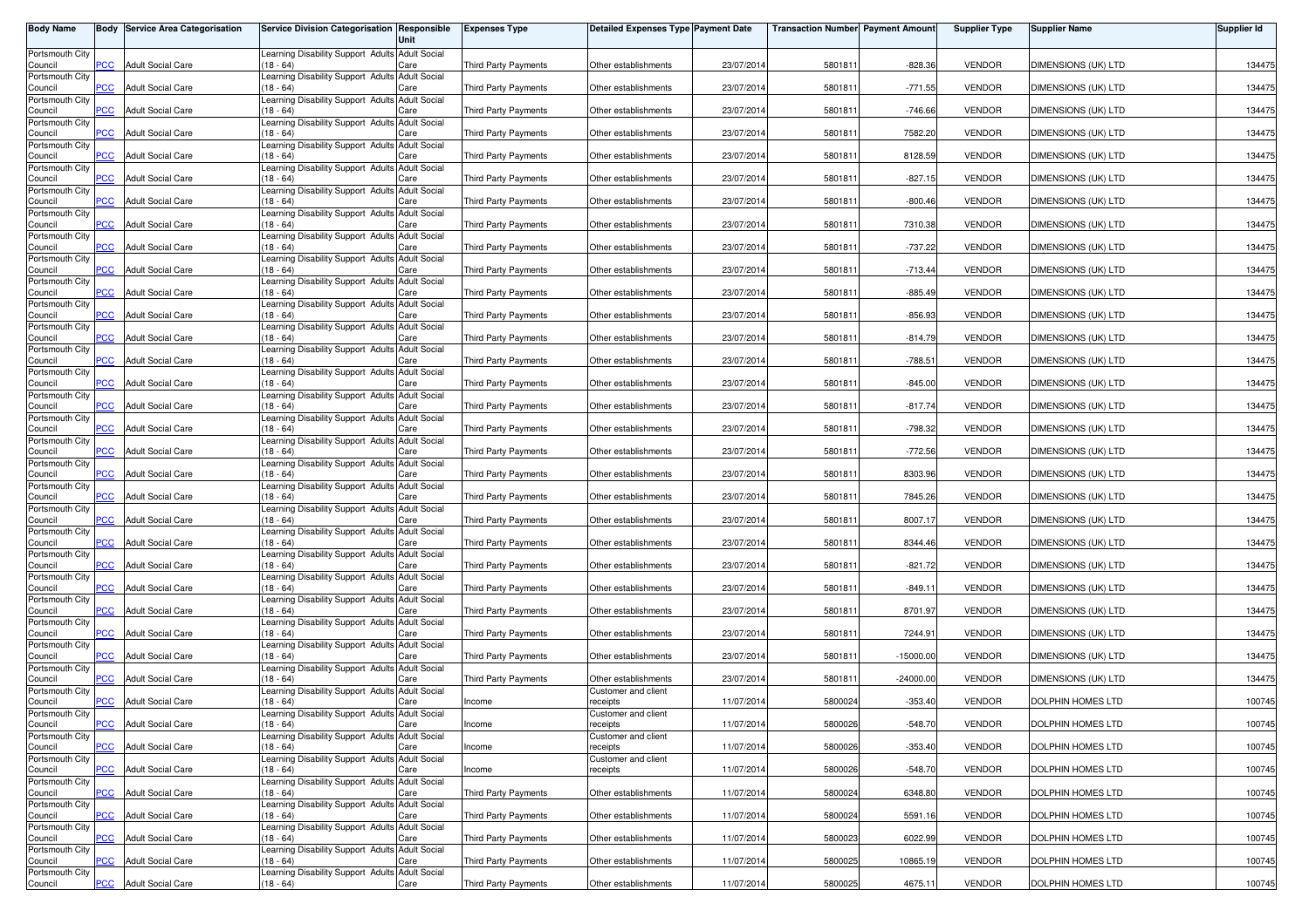| Body Name | Body | Service Area Categorisation | Service Division Categorisation | Responsible Unit | Expenses Type | Detailed Expenses Type | Payment Date | Transaction Number | Payment Amount | Supplier Type | Supplier Name | Supplier Id |
|---|---|---|---|---|---|---|---|---|---|---|---|---|
| Portsmouth City Council | PCC | Adult Social Care | Learning Disability Support Adults (18 - 64) | Adult Social Care | Third Party Payments | Other establishments | 23/07/2014 | 5801811 | -828.36 | VENDOR | DIMENSIONS (UK) LTD | 134475 |
| Portsmouth City Council | PCC | Adult Social Care | Learning Disability Support Adults (18 - 64) | Adult Social Care | Third Party Payments | Other establishments | 23/07/2014 | 5801811 | -771.55 | VENDOR | DIMENSIONS (UK) LTD | 134475 |
| Portsmouth City Council | PCC | Adult Social Care | Learning Disability Support Adults (18 - 64) | Adult Social Care | Third Party Payments | Other establishments | 23/07/2014 | 5801811 | -746.66 | VENDOR | DIMENSIONS (UK) LTD | 134475 |
| Portsmouth City Council | PCC | Adult Social Care | Learning Disability Support Adults (18 - 64) | Adult Social Care | Third Party Payments | Other establishments | 23/07/2014 | 5801811 | 7582.20 | VENDOR | DIMENSIONS (UK) LTD | 134475 |
| Portsmouth City Council | PCC | Adult Social Care | Learning Disability Support Adults (18 - 64) | Adult Social Care | Third Party Payments | Other establishments | 23/07/2014 | 5801811 | 8128.59 | VENDOR | DIMENSIONS (UK) LTD | 134475 |
| Portsmouth City Council | PCC | Adult Social Care | Learning Disability Support Adults (18 - 64) | Adult Social Care | Third Party Payments | Other establishments | 23/07/2014 | 5801811 | -827.15 | VENDOR | DIMENSIONS (UK) LTD | 134475 |
| Portsmouth City Council | PCC | Adult Social Care | Learning Disability Support Adults (18 - 64) | Adult Social Care | Third Party Payments | Other establishments | 23/07/2014 | 5801811 | -800.46 | VENDOR | DIMENSIONS (UK) LTD | 134475 |
| Portsmouth City Council | PCC | Adult Social Care | Learning Disability Support Adults (18 - 64) | Adult Social Care | Third Party Payments | Other establishments | 23/07/2014 | 5801811 | 7310.38 | VENDOR | DIMENSIONS (UK) LTD | 134475 |
| Portsmouth City Council | PCC | Adult Social Care | Learning Disability Support Adults (18 - 64) | Adult Social Care | Third Party Payments | Other establishments | 23/07/2014 | 5801811 | -737.22 | VENDOR | DIMENSIONS (UK) LTD | 134475 |
| Portsmouth City Council | PCC | Adult Social Care | Learning Disability Support Adults (18 - 64) | Adult Social Care | Third Party Payments | Other establishments | 23/07/2014 | 5801811 | -713.44 | VENDOR | DIMENSIONS (UK) LTD | 134475 |
| Portsmouth City Council | PCC | Adult Social Care | Learning Disability Support Adults (18 - 64) | Adult Social Care | Third Party Payments | Other establishments | 23/07/2014 | 5801811 | -885.49 | VENDOR | DIMENSIONS (UK) LTD | 134475 |
| Portsmouth City Council | PCC | Adult Social Care | Learning Disability Support Adults (18 - 64) | Adult Social Care | Third Party Payments | Other establishments | 23/07/2014 | 5801811 | -856.93 | VENDOR | DIMENSIONS (UK) LTD | 134475 |
| Portsmouth City Council | PCC | Adult Social Care | Learning Disability Support Adults (18 - 64) | Adult Social Care | Third Party Payments | Other establishments | 23/07/2014 | 5801811 | -814.79 | VENDOR | DIMENSIONS (UK) LTD | 134475 |
| Portsmouth City Council | PCC | Adult Social Care | Learning Disability Support Adults (18 - 64) | Adult Social Care | Third Party Payments | Other establishments | 23/07/2014 | 5801811 | -788.51 | VENDOR | DIMENSIONS (UK) LTD | 134475 |
| Portsmouth City Council | PCC | Adult Social Care | Learning Disability Support Adults (18 - 64) | Adult Social Care | Third Party Payments | Other establishments | 23/07/2014 | 5801811 | -845.00 | VENDOR | DIMENSIONS (UK) LTD | 134475 |
| Portsmouth City Council | PCC | Adult Social Care | Learning Disability Support Adults (18 - 64) | Adult Social Care | Third Party Payments | Other establishments | 23/07/2014 | 5801811 | -817.74 | VENDOR | DIMENSIONS (UK) LTD | 134475 |
| Portsmouth City Council | PCC | Adult Social Care | Learning Disability Support Adults (18 - 64) | Adult Social Care | Third Party Payments | Other establishments | 23/07/2014 | 5801811 | -798.32 | VENDOR | DIMENSIONS (UK) LTD | 134475 |
| Portsmouth City Council | PCC | Adult Social Care | Learning Disability Support Adults (18 - 64) | Adult Social Care | Third Party Payments | Other establishments | 23/07/2014 | 5801811 | -772.56 | VENDOR | DIMENSIONS (UK) LTD | 134475 |
| Portsmouth City Council | PCC | Adult Social Care | Learning Disability Support Adults (18 - 64) | Adult Social Care | Third Party Payments | Other establishments | 23/07/2014 | 5801811 | 8303.96 | VENDOR | DIMENSIONS (UK) LTD | 134475 |
| Portsmouth City Council | PCC | Adult Social Care | Learning Disability Support Adults (18 - 64) | Adult Social Care | Third Party Payments | Other establishments | 23/07/2014 | 5801811 | 7845.26 | VENDOR | DIMENSIONS (UK) LTD | 134475 |
| Portsmouth City Council | PCC | Adult Social Care | Learning Disability Support Adults (18 - 64) | Adult Social Care | Third Party Payments | Other establishments | 23/07/2014 | 5801811 | 8007.17 | VENDOR | DIMENSIONS (UK) LTD | 134475 |
| Portsmouth City Council | PCC | Adult Social Care | Learning Disability Support Adults (18 - 64) | Adult Social Care | Third Party Payments | Other establishments | 23/07/2014 | 5801811 | 8344.46 | VENDOR | DIMENSIONS (UK) LTD | 134475 |
| Portsmouth City Council | PCC | Adult Social Care | Learning Disability Support Adults (18 - 64) | Adult Social Care | Third Party Payments | Other establishments | 23/07/2014 | 5801811 | -821.72 | VENDOR | DIMENSIONS (UK) LTD | 134475 |
| Portsmouth City Council | PCC | Adult Social Care | Learning Disability Support Adults (18 - 64) | Adult Social Care | Third Party Payments | Other establishments | 23/07/2014 | 5801811 | -849.11 | VENDOR | DIMENSIONS (UK) LTD | 134475 |
| Portsmouth City Council | PCC | Adult Social Care | Learning Disability Support Adults (18 - 64) | Adult Social Care | Third Party Payments | Other establishments | 23/07/2014 | 5801811 | 8701.97 | VENDOR | DIMENSIONS (UK) LTD | 134475 |
| Portsmouth City Council | PCC | Adult Social Care | Learning Disability Support Adults (18 - 64) | Adult Social Care | Third Party Payments | Other establishments | 23/07/2014 | 5801811 | 7244.91 | VENDOR | DIMENSIONS (UK) LTD | 134475 |
| Portsmouth City Council | PCC | Adult Social Care | Learning Disability Support Adults (18 - 64) | Adult Social Care | Third Party Payments | Other establishments | 23/07/2014 | 5801811 | -15000.00 | VENDOR | DIMENSIONS (UK) LTD | 134475 |
| Portsmouth City Council | PCC | Adult Social Care | Learning Disability Support Adults (18 - 64) | Adult Social Care | Third Party Payments | Other establishments | 23/07/2014 | 5801811 | -24000.00 | VENDOR | DIMENSIONS (UK) LTD | 134475 |
| Portsmouth City Council | PCC | Adult Social Care | Learning Disability Support Adults (18 - 64) | Adult Social Care | Income | Customer and client receipts | 11/07/2014 | 5800024 | -353.40 | VENDOR | DOLPHIN HOMES LTD | 100745 |
| Portsmouth City Council | PCC | Adult Social Care | Learning Disability Support Adults (18 - 64) | Adult Social Care | Income | Customer and client receipts | 11/07/2014 | 5800026 | -548.70 | VENDOR | DOLPHIN HOMES LTD | 100745 |
| Portsmouth City Council | PCC | Adult Social Care | Learning Disability Support Adults (18 - 64) | Adult Social Care | Income | Customer and client receipts | 11/07/2014 | 5800026 | -353.40 | VENDOR | DOLPHIN HOMES LTD | 100745 |
| Portsmouth City Council | PCC | Adult Social Care | Learning Disability Support Adults (18 - 64) | Adult Social Care | Income | Customer and client receipts | 11/07/2014 | 5800026 | -548.70 | VENDOR | DOLPHIN HOMES LTD | 100745 |
| Portsmouth City Council | PCC | Adult Social Care | Learning Disability Support Adults (18 - 64) | Adult Social Care | Third Party Payments | Other establishments | 11/07/2014 | 5800024 | 6348.80 | VENDOR | DOLPHIN HOMES LTD | 100745 |
| Portsmouth City Council | PCC | Adult Social Care | Learning Disability Support Adults (18 - 64) | Adult Social Care | Third Party Payments | Other establishments | 11/07/2014 | 5800024 | 5591.16 | VENDOR | DOLPHIN HOMES LTD | 100745 |
| Portsmouth City Council | PCC | Adult Social Care | Learning Disability Support Adults (18 - 64) | Adult Social Care | Third Party Payments | Other establishments | 11/07/2014 | 5800023 | 6022.99 | VENDOR | DOLPHIN HOMES LTD | 100745 |
| Portsmouth City Council | PCC | Adult Social Care | Learning Disability Support Adults (18 - 64) | Adult Social Care | Third Party Payments | Other establishments | 11/07/2014 | 5800025 | 10865.19 | VENDOR | DOLPHIN HOMES LTD | 100745 |
| Portsmouth City Council | PCC | Adult Social Care | Learning Disability Support Adults (18 - 64) | Adult Social Care | Third Party Payments | Other establishments | 11/07/2014 | 5800025 | 4675.11 | VENDOR | DOLPHIN HOMES LTD | 100745 |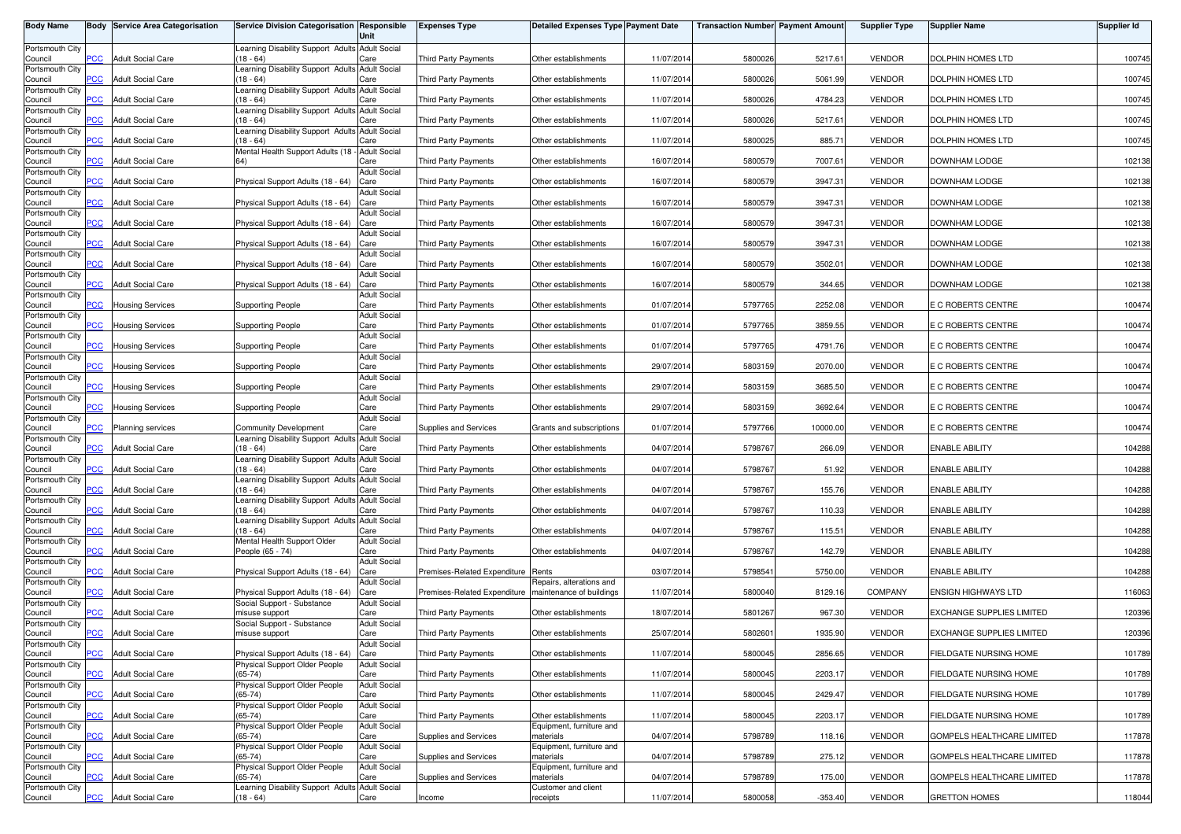| Body Name | Body | Service Area Categorisation | Service Division Categorisation | Responsible Unit | Expenses Type | Detailed Expenses Type | Payment Date | Transaction Number | Payment Amount | Supplier Type | Supplier Name | Supplier Id |
|---|---|---|---|---|---|---|---|---|---|---|---|---|
| Portsmouth City Council | PCC | Adult Social Care | Learning Disability Support Adults (18 - 64) | Adult Social Care | Third Party Payments | Other establishments | 11/07/2014 | 5800026 | 5217.61 | VENDOR | DOLPHIN HOMES LTD | 100745 |
| Portsmouth City Council | PCC | Adult Social Care | Learning Disability Support Adults (18 - 64) | Adult Social Care | Third Party Payments | Other establishments | 11/07/2014 | 5800026 | 5061.99 | VENDOR | DOLPHIN HOMES LTD | 100745 |
| Portsmouth City Council | PCC | Adult Social Care | Learning Disability Support Adults (18 - 64) | Adult Social Care | Third Party Payments | Other establishments | 11/07/2014 | 5800026 | 4784.23 | VENDOR | DOLPHIN HOMES LTD | 100745 |
| Portsmouth City Council | PCC | Adult Social Care | Learning Disability Support Adults (18 - 64) | Adult Social Care | Third Party Payments | Other establishments | 11/07/2014 | 5800026 | 5217.61 | VENDOR | DOLPHIN HOMES LTD | 100745 |
| Portsmouth City Council | PCC | Adult Social Care | Learning Disability Support Adults (18 - 64) | Adult Social Care | Third Party Payments | Other establishments | 11/07/2014 | 5800025 | 885.71 | VENDOR | DOLPHIN HOMES LTD | 100745 |
| Portsmouth City Council | PCC | Adult Social Care | Mental Health Support Adults (18 - 64) | Adult Social Care | Third Party Payments | Other establishments | 16/07/2014 | 5800579 | 7007.61 | VENDOR | DOWNHAM LODGE | 102138 |
| Portsmouth City Council | PCC | Adult Social Care | Physical Support Adults (18 - 64) | Adult Social Care | Third Party Payments | Other establishments | 16/07/2014 | 5800579 | 3947.31 | VENDOR | DOWNHAM LODGE | 102138 |
| Portsmouth City Council | PCC | Adult Social Care | Physical Support Adults (18 - 64) | Adult Social Care | Third Party Payments | Other establishments | 16/07/2014 | 5800579 | 3947.31 | VENDOR | DOWNHAM LODGE | 102138 |
| Portsmouth City Council | PCC | Adult Social Care | Physical Support Adults (18 - 64) | Adult Social Care | Third Party Payments | Other establishments | 16/07/2014 | 5800579 | 3947.31 | VENDOR | DOWNHAM LODGE | 102138 |
| Portsmouth City Council | PCC | Adult Social Care | Physical Support Adults (18 - 64) | Adult Social Care | Third Party Payments | Other establishments | 16/07/2014 | 5800579 | 3947.31 | VENDOR | DOWNHAM LODGE | 102138 |
| Portsmouth City Council | PCC | Adult Social Care | Physical Support Adults (18 - 64) | Adult Social Care | Third Party Payments | Other establishments | 16/07/2014 | 5800579 | 3502.01 | VENDOR | DOWNHAM LODGE | 102138 |
| Portsmouth City Council | PCC | Adult Social Care | Physical Support Adults (18 - 64) | Adult Social Care | Third Party Payments | Other establishments | 16/07/2014 | 5800579 | 344.65 | VENDOR | DOWNHAM LODGE | 102138 |
| Portsmouth City Council | PCC | Housing Services | Supporting People | Adult Social Care | Third Party Payments | Other establishments | 01/07/2014 | 5797765 | 2252.08 | VENDOR | E C ROBERTS CENTRE | 100474 |
| Portsmouth City Council | PCC | Housing Services | Supporting People | Adult Social Care | Third Party Payments | Other establishments | 01/07/2014 | 5797765 | 3859.55 | VENDOR | E C ROBERTS CENTRE | 100474 |
| Portsmouth City Council | PCC | Housing Services | Supporting People | Adult Social Care | Third Party Payments | Other establishments | 01/07/2014 | 5797765 | 4791.76 | VENDOR | E C ROBERTS CENTRE | 100474 |
| Portsmouth City Council | PCC | Housing Services | Supporting People | Adult Social Care | Third Party Payments | Other establishments | 29/07/2014 | 5803159 | 2070.00 | VENDOR | E C ROBERTS CENTRE | 100474 |
| Portsmouth City Council | PCC | Housing Services | Supporting People | Adult Social Care | Third Party Payments | Other establishments | 29/07/2014 | 5803159 | 3685.50 | VENDOR | E C ROBERTS CENTRE | 100474 |
| Portsmouth City Council | PCC | Housing Services | Supporting People | Adult Social Care | Third Party Payments | Other establishments | 29/07/2014 | 5803159 | 3692.64 | VENDOR | E C ROBERTS CENTRE | 100474 |
| Portsmouth City Council | PCC | Planning services | Community Development | Adult Social Care | Supplies and Services | Grants and subscriptions | 01/07/2014 | 5797766 | 10000.00 | VENDOR | E C ROBERTS CENTRE | 100474 |
| Portsmouth City Council | PCC | Adult Social Care | Learning Disability Support Adults (18 - 64) | Adult Social Care | Third Party Payments | Other establishments | 04/07/2014 | 5798767 | 266.09 | VENDOR | ENABLE ABILITY | 104288 |
| Portsmouth City Council | PCC | Adult Social Care | Learning Disability Support Adults (18 - 64) | Adult Social Care | Third Party Payments | Other establishments | 04/07/2014 | 5798767 | 51.92 | VENDOR | ENABLE ABILITY | 104288 |
| Portsmouth City Council | PCC | Adult Social Care | Learning Disability Support Adults (18 - 64) | Adult Social Care | Third Party Payments | Other establishments | 04/07/2014 | 5798767 | 155.76 | VENDOR | ENABLE ABILITY | 104288 |
| Portsmouth City Council | PCC | Adult Social Care | Learning Disability Support Adults (18 - 64) | Adult Social Care | Third Party Payments | Other establishments | 04/07/2014 | 5798767 | 110.33 | VENDOR | ENABLE ABILITY | 104288 |
| Portsmouth City Council | PCC | Adult Social Care | Learning Disability Support Adults (18 - 64) | Adult Social Care | Third Party Payments | Other establishments | 04/07/2014 | 5798767 | 115.51 | VENDOR | ENABLE ABILITY | 104288 |
| Portsmouth City Council | PCC | Adult Social Care | Mental Health Support Older People (65 - 74) | Adult Social Care | Third Party Payments | Other establishments | 04/07/2014 | 5798767 | 142.79 | VENDOR | ENABLE ABILITY | 104288 |
| Portsmouth City Council | PCC | Adult Social Care | Physical Support Adults (18 - 64) | Adult Social Care | Premises-Related Expenditure | Rents | 03/07/2014 | 5798541 | 5750.00 | VENDOR | ENABLE ABILITY | 104288 |
| Portsmouth City Council | PCC | Adult Social Care | Physical Support Adults (18 - 64) | Adult Social Care | Premises-Related Expenditure | Repairs, alterations and maintenance of buildings | 11/07/2014 | 5800040 | 8129.16 | COMPANY | ENSIGN HIGHWAYS LTD | 116063 |
| Portsmouth City Council | PCC | Adult Social Care | Social Support - Substance misuse support | Adult Social Care | Third Party Payments | Other establishments | 18/07/2014 | 5801267 | 967.30 | VENDOR | EXCHANGE SUPPLIES LIMITED | 120396 |
| Portsmouth City Council | PCC | Adult Social Care | Social Support - Substance misuse support | Adult Social Care | Third Party Payments | Other establishments | 25/07/2014 | 5802601 | 1935.90 | VENDOR | EXCHANGE SUPPLIES LIMITED | 120396 |
| Portsmouth City Council | PCC | Adult Social Care | Physical Support Adults (18 - 64) | Adult Social Care | Third Party Payments | Other establishments | 11/07/2014 | 5800045 | 2856.65 | VENDOR | FIELDGATE NURSING HOME | 101789 |
| Portsmouth City Council | PCC | Adult Social Care | Physical Support Older People (65-74) | Adult Social Care | Third Party Payments | Other establishments | 11/07/2014 | 5800045 | 2203.17 | VENDOR | FIELDGATE NURSING HOME | 101789 |
| Portsmouth City Council | PCC | Adult Social Care | Physical Support Older People (65-74) | Adult Social Care | Third Party Payments | Other establishments | 11/07/2014 | 5800045 | 2429.47 | VENDOR | FIELDGATE NURSING HOME | 101789 |
| Portsmouth City Council | PCC | Adult Social Care | Physical Support Older People (65-74) | Adult Social Care | Third Party Payments | Other establishments | 11/07/2014 | 5800045 | 2203.17 | VENDOR | FIELDGATE NURSING HOME | 101789 |
| Portsmouth City Council | PCC | Adult Social Care | Physical Support Older People (65-74) | Adult Social Care | Supplies and Services | Equipment, furniture and materials | 04/07/2014 | 5798789 | 118.16 | VENDOR | GOMPELS HEALTHCARE LIMITED | 117878 |
| Portsmouth City Council | PCC | Adult Social Care | Physical Support Older People (65-74) | Adult Social Care | Supplies and Services | Equipment, furniture and materials | 04/07/2014 | 5798789 | 275.12 | VENDOR | GOMPELS HEALTHCARE LIMITED | 117878 |
| Portsmouth City Council | PCC | Adult Social Care | Physical Support Older People (65-74) | Adult Social Care | Supplies and Services | Equipment, furniture and materials | 04/07/2014 | 5798789 | 175.00 | VENDOR | GOMPELS HEALTHCARE LIMITED | 117878 |
| Portsmouth City Council | PCC | Adult Social Care | Learning Disability Support Adults (18 - 64) | Adult Social Care | Income | Customer and client receipts | 11/07/2014 | 5800058 | -353.40 | VENDOR | GRETTON HOMES | 118044 |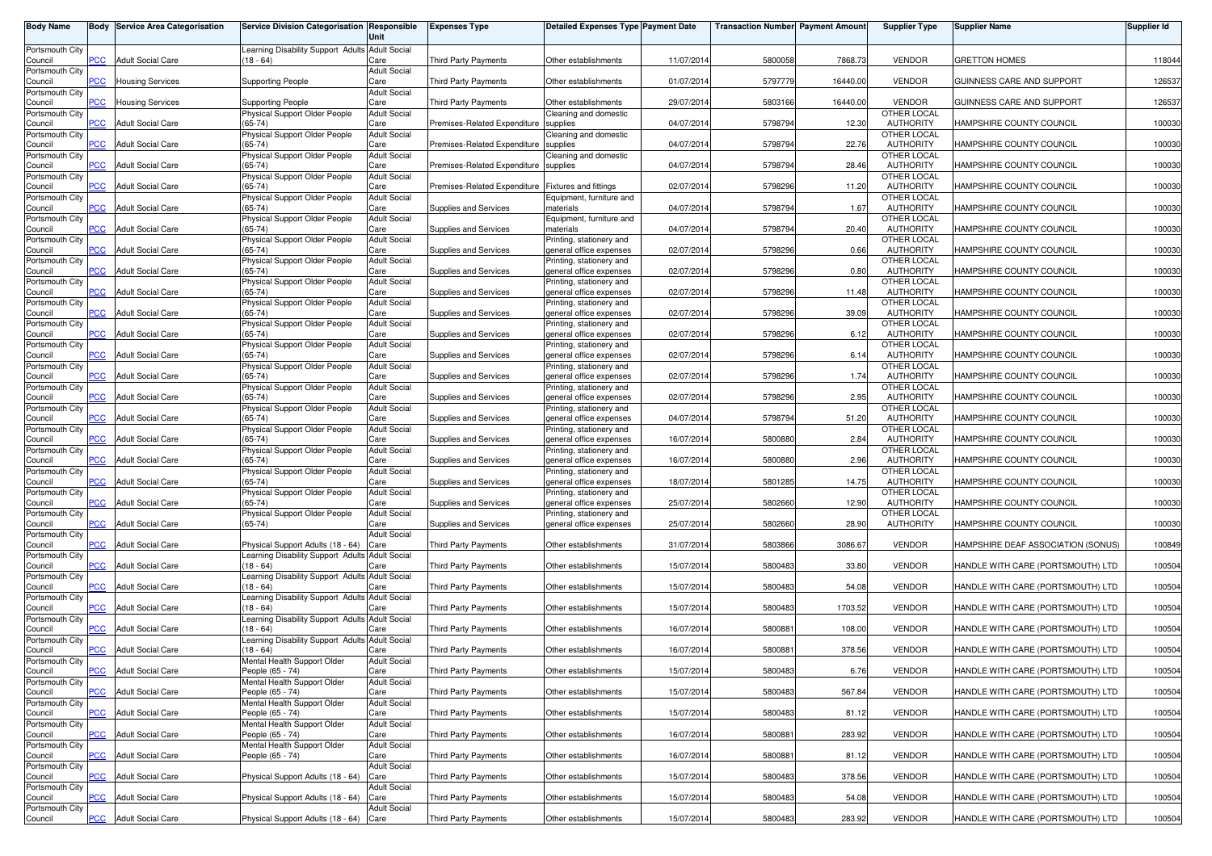| Body Name | Body | Service Area Categorisation | Service Division Categorisation | Responsible Unit | Expenses Type | Detailed Expenses Type | Payment Date | Transaction Number | Payment Amount | Supplier Type | Supplier Name | Supplier Id |
|---|---|---|---|---|---|---|---|---|---|---|---|---|
| Portsmouth City Council | PCC | Adult Social Care | Learning Disability Support Adults (18 - 64) | Adult Social Care | Third Party Payments | Other establishments | 11/07/2014 | 5800058 | 7868.73 | VENDOR | GRETTON HOMES | 118044 |
| Portsmouth City Council | PCC | Housing Services | Supporting People | Adult Social Care | Third Party Payments | Other establishments | 01/07/2014 | 5797779 | 16440.00 | VENDOR | GUINNESS CARE AND SUPPORT | 126537 |
| Portsmouth City Council | PCC | Housing Services | Supporting People | Adult Social Care | Third Party Payments | Other establishments | 29/07/2014 | 5803166 | 16440.00 | VENDOR | GUINNESS CARE AND SUPPORT | 126537 |
| Portsmouth City Council | PCC | Adult Social Care | Physical Support Older People (65-74) | Adult Social Care | Premises-Related Expenditure | Cleaning and domestic supplies | 04/07/2014 | 5798794 | 12.30 | OTHER LOCAL AUTHORITY | HAMPSHIRE COUNTY COUNCIL | 100030 |
| Portsmouth City Council | PCC | Adult Social Care | Physical Support Older People (65-74) | Adult Social Care | Premises-Related Expenditure | Cleaning and domestic supplies | 04/07/2014 | 5798794 | 22.76 | OTHER LOCAL AUTHORITY | HAMPSHIRE COUNTY COUNCIL | 100030 |
| Portsmouth City Council | PCC | Adult Social Care | Physical Support Older People (65-74) | Adult Social Care | Premises-Related Expenditure | Cleaning and domestic supplies | 04/07/2014 | 5798794 | 28.46 | OTHER LOCAL AUTHORITY | HAMPSHIRE COUNTY COUNCIL | 100030 |
| Portsmouth City Council | PCC | Adult Social Care | Physical Support Older People (65-74) | Adult Social Care | Premises-Related Expenditure | Fixtures and fittings | 02/07/2014 | 5798296 | 11.20 | OTHER LOCAL AUTHORITY | HAMPSHIRE COUNTY COUNCIL | 100030 |
| Portsmouth City Council | PCC | Adult Social Care | Physical Support Older People (65-74) | Adult Social Care | Supplies and Services | Equipment, furniture and materials | 04/07/2014 | 5798794 | 1.67 | OTHER LOCAL AUTHORITY | HAMPSHIRE COUNTY COUNCIL | 100030 |
| Portsmouth City Council | PCC | Adult Social Care | Physical Support Older People (65-74) | Adult Social Care | Supplies and Services | Equipment, furniture and materials | 04/07/2014 | 5798794 | 20.40 | OTHER LOCAL AUTHORITY | HAMPSHIRE COUNTY COUNCIL | 100030 |
| Portsmouth City Council | PCC | Adult Social Care | Physical Support Older People (65-74) | Adult Social Care | Supplies and Services | Printing, stationery and general office expenses | 02/07/2014 | 5798296 | 0.66 | OTHER LOCAL AUTHORITY | HAMPSHIRE COUNTY COUNCIL | 100030 |
| Portsmouth City Council | PCC | Adult Social Care | Physical Support Older People (65-74) | Adult Social Care | Supplies and Services | Printing, stationery and general office expenses | 02/07/2014 | 5798296 | 0.80 | OTHER LOCAL AUTHORITY | HAMPSHIRE COUNTY COUNCIL | 100030 |
| Portsmouth City Council | PCC | Adult Social Care | Physical Support Older People (65-74) | Adult Social Care | Supplies and Services | Printing, stationery and general office expenses | 02/07/2014 | 5798296 | 11.48 | OTHER LOCAL AUTHORITY | HAMPSHIRE COUNTY COUNCIL | 100030 |
| Portsmouth City Council | PCC | Adult Social Care | Physical Support Older People (65-74) | Adult Social Care | Supplies and Services | Printing, stationery and general office expenses | 02/07/2014 | 5798296 | 39.09 | OTHER LOCAL AUTHORITY | HAMPSHIRE COUNTY COUNCIL | 100030 |
| Portsmouth City Council | PCC | Adult Social Care | Physical Support Older People (65-74) | Adult Social Care | Supplies and Services | Printing, stationery and general office expenses | 02/07/2014 | 5798296 | 6.12 | OTHER LOCAL AUTHORITY | HAMPSHIRE COUNTY COUNCIL | 100030 |
| Portsmouth City Council | PCC | Adult Social Care | Physical Support Older People (65-74) | Adult Social Care | Supplies and Services | Printing, stationery and general office expenses | 02/07/2014 | 5798296 | 6.14 | OTHER LOCAL AUTHORITY | HAMPSHIRE COUNTY COUNCIL | 100030 |
| Portsmouth City Council | PCC | Adult Social Care | Physical Support Older People (65-74) | Adult Social Care | Supplies and Services | Printing, stationery and general office expenses | 02/07/2014 | 5798296 | 1.74 | OTHER LOCAL AUTHORITY | HAMPSHIRE COUNTY COUNCIL | 100030 |
| Portsmouth City Council | PCC | Adult Social Care | Physical Support Older People (65-74) | Adult Social Care | Supplies and Services | Printing, stationery and general office expenses | 02/07/2014 | 5798296 | 2.95 | OTHER LOCAL AUTHORITY | HAMPSHIRE COUNTY COUNCIL | 100030 |
| Portsmouth City Council | PCC | Adult Social Care | Physical Support Older People (65-74) | Adult Social Care | Supplies and Services | Printing, stationery and general office expenses | 04/07/2014 | 5798794 | 51.20 | OTHER LOCAL AUTHORITY | HAMPSHIRE COUNTY COUNCIL | 100030 |
| Portsmouth City Council | PCC | Adult Social Care | Physical Support Older People (65-74) | Adult Social Care | Supplies and Services | Printing, stationery and general office expenses | 16/07/2014 | 5800880 | 2.84 | OTHER LOCAL AUTHORITY | HAMPSHIRE COUNTY COUNCIL | 100030 |
| Portsmouth City Council | PCC | Adult Social Care | Physical Support Older People (65-74) | Adult Social Care | Supplies and Services | Printing, stationery and general office expenses | 16/07/2014 | 5800880 | 2.96 | OTHER LOCAL AUTHORITY | HAMPSHIRE COUNTY COUNCIL | 100030 |
| Portsmouth City Council | PCC | Adult Social Care | Physical Support Older People (65-74) | Adult Social Care | Supplies and Services | Printing, stationery and general office expenses | 18/07/2014 | 5801285 | 14.75 | OTHER LOCAL AUTHORITY | HAMPSHIRE COUNTY COUNCIL | 100030 |
| Portsmouth City Council | PCC | Adult Social Care | Physical Support Older People (65-74) | Adult Social Care | Supplies and Services | Printing, stationery and general office expenses | 25/07/2014 | 5802660 | 12.90 | OTHER LOCAL AUTHORITY | HAMPSHIRE COUNTY COUNCIL | 100030 |
| Portsmouth City Council | PCC | Adult Social Care | Physical Support Older People (65-74) | Adult Social Care | Supplies and Services | Printing, stationery and general office expenses | 25/07/2014 | 5802660 | 28.90 | OTHER LOCAL AUTHORITY | HAMPSHIRE COUNTY COUNCIL | 100030 |
| Portsmouth City Council | PCC | Adult Social Care | Physical Support Adults (18 - 64) | Adult Social Care | Third Party Payments | Other establishments | 31/07/2014 | 5803866 | 3086.67 | VENDOR | HAMPSHIRE DEAF ASSOCIATION (SONUS) | 100849 |
| Portsmouth City Council | PCC | Adult Social Care | Learning Disability Support Adults (18 - 64) | Adult Social Care | Third Party Payments | Other establishments | 15/07/2014 | 5800483 | 33.80 | VENDOR | HANDLE WITH CARE (PORTSMOUTH) LTD | 100504 |
| Portsmouth City Council | PCC | Adult Social Care | Learning Disability Support Adults (18 - 64) | Adult Social Care | Third Party Payments | Other establishments | 15/07/2014 | 5800483 | 54.08 | VENDOR | HANDLE WITH CARE (PORTSMOUTH) LTD | 100504 |
| Portsmouth City Council | PCC | Adult Social Care | Learning Disability Support Adults (18 - 64) | Adult Social Care | Third Party Payments | Other establishments | 15/07/2014 | 5800483 | 1703.52 | VENDOR | HANDLE WITH CARE (PORTSMOUTH) LTD | 100504 |
| Portsmouth City Council | PCC | Adult Social Care | Learning Disability Support Adults (18 - 64) | Adult Social Care | Third Party Payments | Other establishments | 16/07/2014 | 5800881 | 108.00 | VENDOR | HANDLE WITH CARE (PORTSMOUTH) LTD | 100504 |
| Portsmouth City Council | PCC | Adult Social Care | Learning Disability Support Adults (18 - 64) | Adult Social Care | Third Party Payments | Other establishments | 16/07/2014 | 5800881 | 378.56 | VENDOR | HANDLE WITH CARE (PORTSMOUTH) LTD | 100504 |
| Portsmouth City Council | PCC | Adult Social Care | Mental Health Support Older People (65 - 74) | Adult Social Care | Third Party Payments | Other establishments | 15/07/2014 | 5800483 | 6.76 | VENDOR | HANDLE WITH CARE (PORTSMOUTH) LTD | 100504 |
| Portsmouth City Council | PCC | Adult Social Care | Mental Health Support Older People (65 - 74) | Adult Social Care | Third Party Payments | Other establishments | 15/07/2014 | 5800483 | 567.84 | VENDOR | HANDLE WITH CARE (PORTSMOUTH) LTD | 100504 |
| Portsmouth City Council | PCC | Adult Social Care | Mental Health Support Older People (65 - 74) | Adult Social Care | Third Party Payments | Other establishments | 15/07/2014 | 5800483 | 81.12 | VENDOR | HANDLE WITH CARE (PORTSMOUTH) LTD | 100504 |
| Portsmouth City Council | PCC | Adult Social Care | Mental Health Support Older People (65 - 74) | Adult Social Care | Third Party Payments | Other establishments | 16/07/2014 | 5800881 | 283.92 | VENDOR | HANDLE WITH CARE (PORTSMOUTH) LTD | 100504 |
| Portsmouth City Council | PCC | Adult Social Care | Mental Health Support Older People (65 - 74) | Adult Social Care | Third Party Payments | Other establishments | 16/07/2014 | 5800881 | 81.12 | VENDOR | HANDLE WITH CARE (PORTSMOUTH) LTD | 100504 |
| Portsmouth City Council | PCC | Adult Social Care | Physical Support Adults (18 - 64) | Adult Social Care | Third Party Payments | Other establishments | 15/07/2014 | 5800483 | 378.56 | VENDOR | HANDLE WITH CARE (PORTSMOUTH) LTD | 100504 |
| Portsmouth City Council | PCC | Adult Social Care | Physical Support Adults (18 - 64) | Adult Social Care | Third Party Payments | Other establishments | 15/07/2014 | 5800483 | 54.08 | VENDOR | HANDLE WITH CARE (PORTSMOUTH) LTD | 100504 |
| Portsmouth City Council | PCC | Adult Social Care | Physical Support Adults (18 - 64) | Adult Social Care | Third Party Payments | Other establishments | 15/07/2014 | 5800483 | 283.92 | VENDOR | HANDLE WITH CARE (PORTSMOUTH) LTD | 100504 |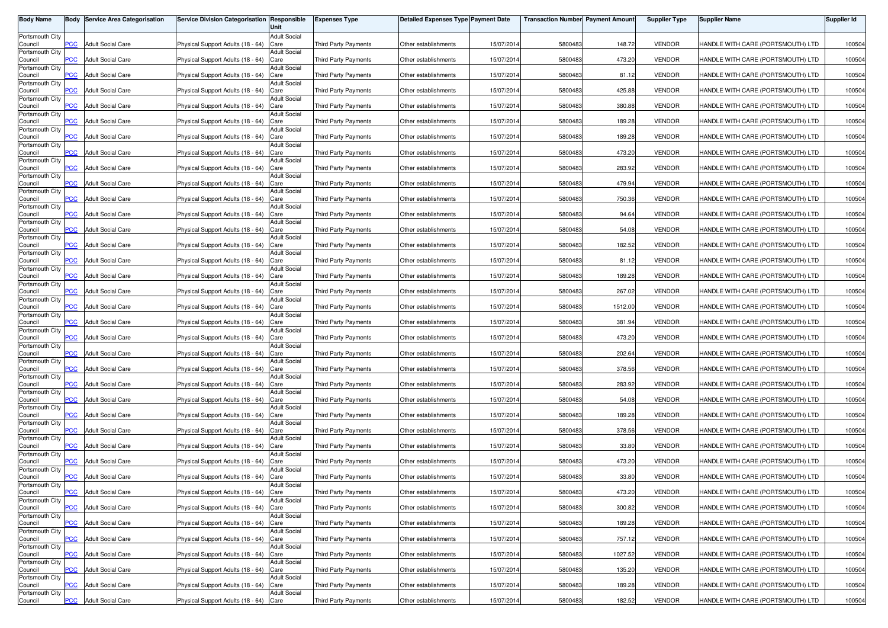| Body Name | Body | Service Area Categorisation | Service Division Categorisation | Responsible Unit | Expenses Type | Detailed Expenses Type | Payment Date | Transaction Number | Payment Amount | Supplier Type | Supplier Name | Supplier Id |
|---|---|---|---|---|---|---|---|---|---|---|---|---|
| Portsmouth City Council | PCC | Adult Social Care | Physical Support Adults (18 - 64) | Adult Social Care | Third Party Payments | Other establishments | 15/07/2014 | 5800483 | 148.72 | VENDOR | HANDLE WITH CARE (PORTSMOUTH) LTD | 100504 |
| Portsmouth City Council | PCC | Adult Social Care | Physical Support Adults (18 - 64) | Adult Social Care | Third Party Payments | Other establishments | 15/07/2014 | 5800483 | 473.20 | VENDOR | HANDLE WITH CARE (PORTSMOUTH) LTD | 100504 |
| Portsmouth City Council | PCC | Adult Social Care | Physical Support Adults (18 - 64) | Adult Social Care | Third Party Payments | Other establishments | 15/07/2014 | 5800483 | 81.12 | VENDOR | HANDLE WITH CARE (PORTSMOUTH) LTD | 100504 |
| Portsmouth City Council | PCC | Adult Social Care | Physical Support Adults (18 - 64) | Adult Social Care | Third Party Payments | Other establishments | 15/07/2014 | 5800483 | 425.88 | VENDOR | HANDLE WITH CARE (PORTSMOUTH) LTD | 100504 |
| Portsmouth City Council | PCC | Adult Social Care | Physical Support Adults (18 - 64) | Adult Social Care | Third Party Payments | Other establishments | 15/07/2014 | 5800483 | 380.88 | VENDOR | HANDLE WITH CARE (PORTSMOUTH) LTD | 100504 |
| Portsmouth City Council | PCC | Adult Social Care | Physical Support Adults (18 - 64) | Adult Social Care | Third Party Payments | Other establishments | 15/07/2014 | 5800483 | 189.28 | VENDOR | HANDLE WITH CARE (PORTSMOUTH) LTD | 100504 |
| Portsmouth City Council | PCC | Adult Social Care | Physical Support Adults (18 - 64) | Adult Social Care | Third Party Payments | Other establishments | 15/07/2014 | 5800483 | 189.28 | VENDOR | HANDLE WITH CARE (PORTSMOUTH) LTD | 100504 |
| Portsmouth City Council | PCC | Adult Social Care | Physical Support Adults (18 - 64) | Adult Social Care | Third Party Payments | Other establishments | 15/07/2014 | 5800483 | 473.20 | VENDOR | HANDLE WITH CARE (PORTSMOUTH) LTD | 100504 |
| Portsmouth City Council | PCC | Adult Social Care | Physical Support Adults (18 - 64) | Adult Social Care | Third Party Payments | Other establishments | 15/07/2014 | 5800483 | 283.92 | VENDOR | HANDLE WITH CARE (PORTSMOUTH) LTD | 100504 |
| Portsmouth City Council | PCC | Adult Social Care | Physical Support Adults (18 - 64) | Adult Social Care | Third Party Payments | Other establishments | 15/07/2014 | 5800483 | 479.94 | VENDOR | HANDLE WITH CARE (PORTSMOUTH) LTD | 100504 |
| Portsmouth City Council | PCC | Adult Social Care | Physical Support Adults (18 - 64) | Adult Social Care | Third Party Payments | Other establishments | 15/07/2014 | 5800483 | 750.36 | VENDOR | HANDLE WITH CARE (PORTSMOUTH) LTD | 100504 |
| Portsmouth City Council | PCC | Adult Social Care | Physical Support Adults (18 - 64) | Adult Social Care | Third Party Payments | Other establishments | 15/07/2014 | 5800483 | 94.64 | VENDOR | HANDLE WITH CARE (PORTSMOUTH) LTD | 100504 |
| Portsmouth City Council | PCC | Adult Social Care | Physical Support Adults (18 - 64) | Adult Social Care | Third Party Payments | Other establishments | 15/07/2014 | 5800483 | 54.08 | VENDOR | HANDLE WITH CARE (PORTSMOUTH) LTD | 100504 |
| Portsmouth City Council | PCC | Adult Social Care | Physical Support Adults (18 - 64) | Adult Social Care | Third Party Payments | Other establishments | 15/07/2014 | 5800483 | 182.52 | VENDOR | HANDLE WITH CARE (PORTSMOUTH) LTD | 100504 |
| Portsmouth City Council | PCC | Adult Social Care | Physical Support Adults (18 - 64) | Adult Social Care | Third Party Payments | Other establishments | 15/07/2014 | 5800483 | 81.12 | VENDOR | HANDLE WITH CARE (PORTSMOUTH) LTD | 100504 |
| Portsmouth City Council | PCC | Adult Social Care | Physical Support Adults (18 - 64) | Adult Social Care | Third Party Payments | Other establishments | 15/07/2014 | 5800483 | 189.28 | VENDOR | HANDLE WITH CARE (PORTSMOUTH) LTD | 100504 |
| Portsmouth City Council | PCC | Adult Social Care | Physical Support Adults (18 - 64) | Adult Social Care | Third Party Payments | Other establishments | 15/07/2014 | 5800483 | 267.02 | VENDOR | HANDLE WITH CARE (PORTSMOUTH) LTD | 100504 |
| Portsmouth City Council | PCC | Adult Social Care | Physical Support Adults (18 - 64) | Adult Social Care | Third Party Payments | Other establishments | 15/07/2014 | 5800483 | 1512.00 | VENDOR | HANDLE WITH CARE (PORTSMOUTH) LTD | 100504 |
| Portsmouth City Council | PCC | Adult Social Care | Physical Support Adults (18 - 64) | Adult Social Care | Third Party Payments | Other establishments | 15/07/2014 | 5800483 | 381.94 | VENDOR | HANDLE WITH CARE (PORTSMOUTH) LTD | 100504 |
| Portsmouth City Council | PCC | Adult Social Care | Physical Support Adults (18 - 64) | Adult Social Care | Third Party Payments | Other establishments | 15/07/2014 | 5800483 | 473.20 | VENDOR | HANDLE WITH CARE (PORTSMOUTH) LTD | 100504 |
| Portsmouth City Council | PCC | Adult Social Care | Physical Support Adults (18 - 64) | Adult Social Care | Third Party Payments | Other establishments | 15/07/2014 | 5800483 | 202.64 | VENDOR | HANDLE WITH CARE (PORTSMOUTH) LTD | 100504 |
| Portsmouth City Council | PCC | Adult Social Care | Physical Support Adults (18 - 64) | Adult Social Care | Third Party Payments | Other establishments | 15/07/2014 | 5800483 | 378.56 | VENDOR | HANDLE WITH CARE (PORTSMOUTH) LTD | 100504 |
| Portsmouth City Council | PCC | Adult Social Care | Physical Support Adults (18 - 64) | Adult Social Care | Third Party Payments | Other establishments | 15/07/2014 | 5800483 | 283.92 | VENDOR | HANDLE WITH CARE (PORTSMOUTH) LTD | 100504 |
| Portsmouth City Council | PCC | Adult Social Care | Physical Support Adults (18 - 64) | Adult Social Care | Third Party Payments | Other establishments | 15/07/2014 | 5800483 | 54.08 | VENDOR | HANDLE WITH CARE (PORTSMOUTH) LTD | 100504 |
| Portsmouth City Council | PCC | Adult Social Care | Physical Support Adults (18 - 64) | Adult Social Care | Third Party Payments | Other establishments | 15/07/2014 | 5800483 | 189.28 | VENDOR | HANDLE WITH CARE (PORTSMOUTH) LTD | 100504 |
| Portsmouth City Council | PCC | Adult Social Care | Physical Support Adults (18 - 64) | Adult Social Care | Third Party Payments | Other establishments | 15/07/2014 | 5800483 | 378.56 | VENDOR | HANDLE WITH CARE (PORTSMOUTH) LTD | 100504 |
| Portsmouth City Council | PCC | Adult Social Care | Physical Support Adults (18 - 64) | Adult Social Care | Third Party Payments | Other establishments | 15/07/2014 | 5800483 | 33.80 | VENDOR | HANDLE WITH CARE (PORTSMOUTH) LTD | 100504 |
| Portsmouth City Council | PCC | Adult Social Care | Physical Support Adults (18 - 64) | Adult Social Care | Third Party Payments | Other establishments | 15/07/2014 | 5800483 | 473.20 | VENDOR | HANDLE WITH CARE (PORTSMOUTH) LTD | 100504 |
| Portsmouth City Council | PCC | Adult Social Care | Physical Support Adults (18 - 64) | Adult Social Care | Third Party Payments | Other establishments | 15/07/2014 | 5800483 | 33.80 | VENDOR | HANDLE WITH CARE (PORTSMOUTH) LTD | 100504 |
| Portsmouth City Council | PCC | Adult Social Care | Physical Support Adults (18 - 64) | Adult Social Care | Third Party Payments | Other establishments | 15/07/2014 | 5800483 | 473.20 | VENDOR | HANDLE WITH CARE (PORTSMOUTH) LTD | 100504 |
| Portsmouth City Council | PCC | Adult Social Care | Physical Support Adults (18 - 64) | Adult Social Care | Third Party Payments | Other establishments | 15/07/2014 | 5800483 | 300.82 | VENDOR | HANDLE WITH CARE (PORTSMOUTH) LTD | 100504 |
| Portsmouth City Council | PCC | Adult Social Care | Physical Support Adults (18 - 64) | Adult Social Care | Third Party Payments | Other establishments | 15/07/2014 | 5800483 | 189.28 | VENDOR | HANDLE WITH CARE (PORTSMOUTH) LTD | 100504 |
| Portsmouth City Council | PCC | Adult Social Care | Physical Support Adults (18 - 64) | Adult Social Care | Third Party Payments | Other establishments | 15/07/2014 | 5800483 | 757.12 | VENDOR | HANDLE WITH CARE (PORTSMOUTH) LTD | 100504 |
| Portsmouth City Council | PCC | Adult Social Care | Physical Support Adults (18 - 64) | Adult Social Care | Third Party Payments | Other establishments | 15/07/2014 | 5800483 | 1027.52 | VENDOR | HANDLE WITH CARE (PORTSMOUTH) LTD | 100504 |
| Portsmouth City Council | PCC | Adult Social Care | Physical Support Adults (18 - 64) | Adult Social Care | Third Party Payments | Other establishments | 15/07/2014 | 5800483 | 135.20 | VENDOR | HANDLE WITH CARE (PORTSMOUTH) LTD | 100504 |
| Portsmouth City Council | PCC | Adult Social Care | Physical Support Adults (18 - 64) | Adult Social Care | Third Party Payments | Other establishments | 15/07/2014 | 5800483 | 189.28 | VENDOR | HANDLE WITH CARE (PORTSMOUTH) LTD | 100504 |
| Portsmouth City Council | PCC | Adult Social Care | Physical Support Adults (18 - 64) | Adult Social Care | Third Party Payments | Other establishments | 15/07/2014 | 5800483 | 182.52 | VENDOR | HANDLE WITH CARE (PORTSMOUTH) LTD | 100504 |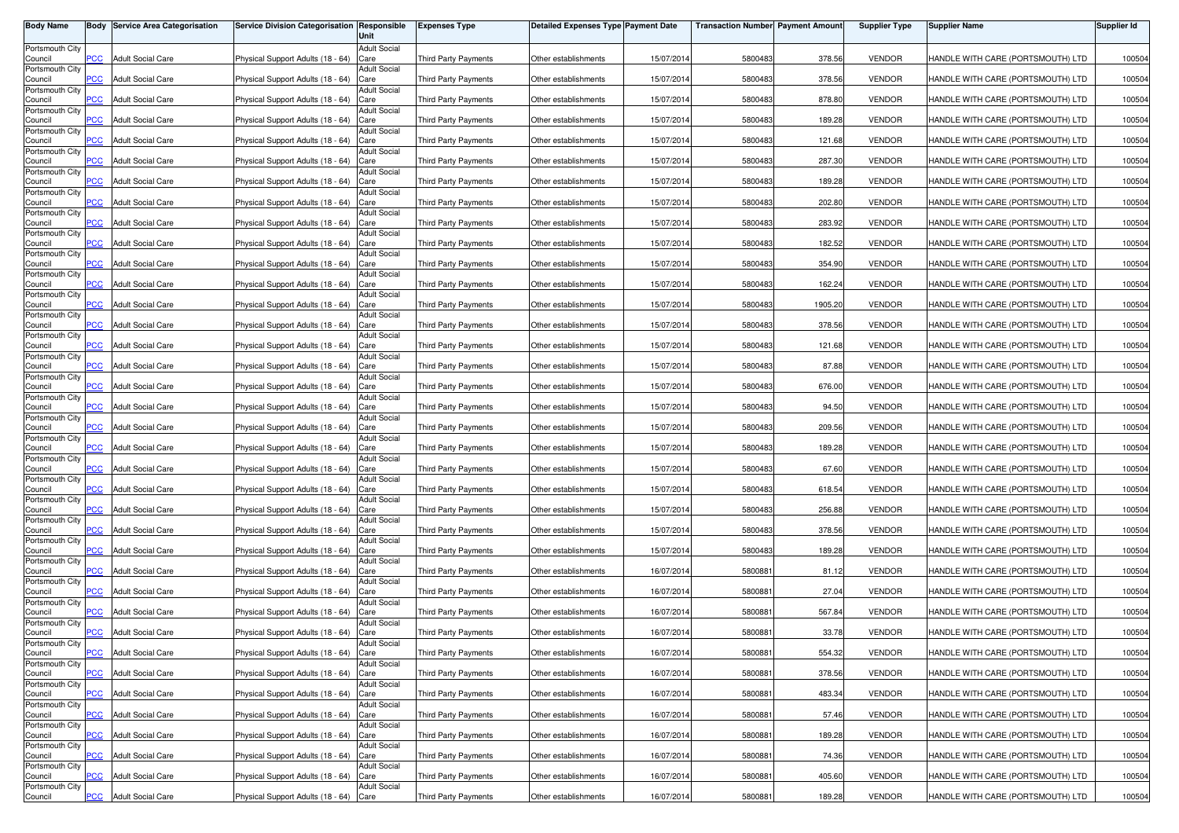| Body Name | Body | Service Area Categorisation | Service Division Categorisation | Responsible Unit | Expenses Type | Detailed Expenses Type | Payment Date | Transaction Number | Payment Amount | Supplier Type | Supplier Name | Supplier Id |
|---|---|---|---|---|---|---|---|---|---|---|---|---|
| Portsmouth City Council | PCC | Adult Social Care | Physical Support Adults (18 - 64) | Adult Social Care | Third Party Payments | Other establishments | 15/07/2014 | 5800483 | 378.56 | VENDOR | HANDLE WITH CARE (PORTSMOUTH) LTD | 100504 |
| Portsmouth City Council | PCC | Adult Social Care | Physical Support Adults (18 - 64) | Adult Social Care | Third Party Payments | Other establishments | 15/07/2014 | 5800483 | 378.56 | VENDOR | HANDLE WITH CARE (PORTSMOUTH) LTD | 100504 |
| Portsmouth City Council | PCC | Adult Social Care | Physical Support Adults (18 - 64) | Adult Social Care | Third Party Payments | Other establishments | 15/07/2014 | 5800483 | 878.80 | VENDOR | HANDLE WITH CARE (PORTSMOUTH) LTD | 100504 |
| Portsmouth City Council | PCC | Adult Social Care | Physical Support Adults (18 - 64) | Adult Social Care | Third Party Payments | Other establishments | 15/07/2014 | 5800483 | 189.28 | VENDOR | HANDLE WITH CARE (PORTSMOUTH) LTD | 100504 |
| Portsmouth City Council | PCC | Adult Social Care | Physical Support Adults (18 - 64) | Adult Social Care | Third Party Payments | Other establishments | 15/07/2014 | 5800483 | 121.68 | VENDOR | HANDLE WITH CARE (PORTSMOUTH) LTD | 100504 |
| Portsmouth City Council | PCC | Adult Social Care | Physical Support Adults (18 - 64) | Adult Social Care | Third Party Payments | Other establishments | 15/07/2014 | 5800483 | 287.30 | VENDOR | HANDLE WITH CARE (PORTSMOUTH) LTD | 100504 |
| Portsmouth City Council | PCC | Adult Social Care | Physical Support Adults (18 - 64) | Adult Social Care | Third Party Payments | Other establishments | 15/07/2014 | 5800483 | 189.28 | VENDOR | HANDLE WITH CARE (PORTSMOUTH) LTD | 100504 |
| Portsmouth City Council | PCC | Adult Social Care | Physical Support Adults (18 - 64) | Adult Social Care | Third Party Payments | Other establishments | 15/07/2014 | 5800483 | 202.80 | VENDOR | HANDLE WITH CARE (PORTSMOUTH) LTD | 100504 |
| Portsmouth City Council | PCC | Adult Social Care | Physical Support Adults (18 - 64) | Adult Social Care | Third Party Payments | Other establishments | 15/07/2014 | 5800483 | 283.92 | VENDOR | HANDLE WITH CARE (PORTSMOUTH) LTD | 100504 |
| Portsmouth City Council | PCC | Adult Social Care | Physical Support Adults (18 - 64) | Adult Social Care | Third Party Payments | Other establishments | 15/07/2014 | 5800483 | 182.52 | VENDOR | HANDLE WITH CARE (PORTSMOUTH) LTD | 100504 |
| Portsmouth City Council | PCC | Adult Social Care | Physical Support Adults (18 - 64) | Adult Social Care | Third Party Payments | Other establishments | 15/07/2014 | 5800483 | 354.90 | VENDOR | HANDLE WITH CARE (PORTSMOUTH) LTD | 100504 |
| Portsmouth City Council | PCC | Adult Social Care | Physical Support Adults (18 - 64) | Adult Social Care | Third Party Payments | Other establishments | 15/07/2014 | 5800483 | 162.24 | VENDOR | HANDLE WITH CARE (PORTSMOUTH) LTD | 100504 |
| Portsmouth City Council | PCC | Adult Social Care | Physical Support Adults (18 - 64) | Adult Social Care | Third Party Payments | Other establishments | 15/07/2014 | 5800483 | 1905.20 | VENDOR | HANDLE WITH CARE (PORTSMOUTH) LTD | 100504 |
| Portsmouth City Council | PCC | Adult Social Care | Physical Support Adults (18 - 64) | Adult Social Care | Third Party Payments | Other establishments | 15/07/2014 | 5800483 | 378.56 | VENDOR | HANDLE WITH CARE (PORTSMOUTH) LTD | 100504 |
| Portsmouth City Council | PCC | Adult Social Care | Physical Support Adults (18 - 64) | Adult Social Care | Third Party Payments | Other establishments | 15/07/2014 | 5800483 | 121.68 | VENDOR | HANDLE WITH CARE (PORTSMOUTH) LTD | 100504 |
| Portsmouth City Council | PCC | Adult Social Care | Physical Support Adults (18 - 64) | Adult Social Care | Third Party Payments | Other establishments | 15/07/2014 | 5800483 | 87.88 | VENDOR | HANDLE WITH CARE (PORTSMOUTH) LTD | 100504 |
| Portsmouth City Council | PCC | Adult Social Care | Physical Support Adults (18 - 64) | Adult Social Care | Third Party Payments | Other establishments | 15/07/2014 | 5800483 | 676.00 | VENDOR | HANDLE WITH CARE (PORTSMOUTH) LTD | 100504 |
| Portsmouth City Council | PCC | Adult Social Care | Physical Support Adults (18 - 64) | Adult Social Care | Third Party Payments | Other establishments | 15/07/2014 | 5800483 | 94.50 | VENDOR | HANDLE WITH CARE (PORTSMOUTH) LTD | 100504 |
| Portsmouth City Council | PCC | Adult Social Care | Physical Support Adults (18 - 64) | Adult Social Care | Third Party Payments | Other establishments | 15/07/2014 | 5800483 | 209.56 | VENDOR | HANDLE WITH CARE (PORTSMOUTH) LTD | 100504 |
| Portsmouth City Council | PCC | Adult Social Care | Physical Support Adults (18 - 64) | Adult Social Care | Third Party Payments | Other establishments | 15/07/2014 | 5800483 | 189.28 | VENDOR | HANDLE WITH CARE (PORTSMOUTH) LTD | 100504 |
| Portsmouth City Council | PCC | Adult Social Care | Physical Support Adults (18 - 64) | Adult Social Care | Third Party Payments | Other establishments | 15/07/2014 | 5800483 | 67.60 | VENDOR | HANDLE WITH CARE (PORTSMOUTH) LTD | 100504 |
| Portsmouth City Council | PCC | Adult Social Care | Physical Support Adults (18 - 64) | Adult Social Care | Third Party Payments | Other establishments | 15/07/2014 | 5800483 | 618.54 | VENDOR | HANDLE WITH CARE (PORTSMOUTH) LTD | 100504 |
| Portsmouth City Council | PCC | Adult Social Care | Physical Support Adults (18 - 64) | Adult Social Care | Third Party Payments | Other establishments | 15/07/2014 | 5800483 | 256.88 | VENDOR | HANDLE WITH CARE (PORTSMOUTH) LTD | 100504 |
| Portsmouth City Council | PCC | Adult Social Care | Physical Support Adults (18 - 64) | Adult Social Care | Third Party Payments | Other establishments | 15/07/2014 | 5800483 | 378.56 | VENDOR | HANDLE WITH CARE (PORTSMOUTH) LTD | 100504 |
| Portsmouth City Council | PCC | Adult Social Care | Physical Support Adults (18 - 64) | Adult Social Care | Third Party Payments | Other establishments | 15/07/2014 | 5800483 | 189.28 | VENDOR | HANDLE WITH CARE (PORTSMOUTH) LTD | 100504 |
| Portsmouth City Council | PCC | Adult Social Care | Physical Support Adults (18 - 64) | Adult Social Care | Third Party Payments | Other establishments | 16/07/2014 | 5800881 | 81.12 | VENDOR | HANDLE WITH CARE (PORTSMOUTH) LTD | 100504 |
| Portsmouth City Council | PCC | Adult Social Care | Physical Support Adults (18 - 64) | Adult Social Care | Third Party Payments | Other establishments | 16/07/2014 | 5800881 | 27.04 | VENDOR | HANDLE WITH CARE (PORTSMOUTH) LTD | 100504 |
| Portsmouth City Council | PCC | Adult Social Care | Physical Support Adults (18 - 64) | Adult Social Care | Third Party Payments | Other establishments | 16/07/2014 | 5800881 | 567.84 | VENDOR | HANDLE WITH CARE (PORTSMOUTH) LTD | 100504 |
| Portsmouth City Council | PCC | Adult Social Care | Physical Support Adults (18 - 64) | Adult Social Care | Third Party Payments | Other establishments | 16/07/2014 | 5800881 | 33.78 | VENDOR | HANDLE WITH CARE (PORTSMOUTH) LTD | 100504 |
| Portsmouth City Council | PCC | Adult Social Care | Physical Support Adults (18 - 64) | Adult Social Care | Third Party Payments | Other establishments | 16/07/2014 | 5800881 | 554.32 | VENDOR | HANDLE WITH CARE (PORTSMOUTH) LTD | 100504 |
| Portsmouth City Council | PCC | Adult Social Care | Physical Support Adults (18 - 64) | Adult Social Care | Third Party Payments | Other establishments | 16/07/2014 | 5800881 | 378.56 | VENDOR | HANDLE WITH CARE (PORTSMOUTH) LTD | 100504 |
| Portsmouth City Council | PCC | Adult Social Care | Physical Support Adults (18 - 64) | Adult Social Care | Third Party Payments | Other establishments | 16/07/2014 | 5800881 | 483.34 | VENDOR | HANDLE WITH CARE (PORTSMOUTH) LTD | 100504 |
| Portsmouth City Council | PCC | Adult Social Care | Physical Support Adults (18 - 64) | Adult Social Care | Third Party Payments | Other establishments | 16/07/2014 | 5800881 | 57.46 | VENDOR | HANDLE WITH CARE (PORTSMOUTH) LTD | 100504 |
| Portsmouth City Council | PCC | Adult Social Care | Physical Support Adults (18 - 64) | Adult Social Care | Third Party Payments | Other establishments | 16/07/2014 | 5800881 | 189.28 | VENDOR | HANDLE WITH CARE (PORTSMOUTH) LTD | 100504 |
| Portsmouth City Council | PCC | Adult Social Care | Physical Support Adults (18 - 64) | Adult Social Care | Third Party Payments | Other establishments | 16/07/2014 | 5800881 | 74.36 | VENDOR | HANDLE WITH CARE (PORTSMOUTH) LTD | 100504 |
| Portsmouth City Council | PCC | Adult Social Care | Physical Support Adults (18 - 64) | Adult Social Care | Third Party Payments | Other establishments | 16/07/2014 | 5800881 | 405.60 | VENDOR | HANDLE WITH CARE (PORTSMOUTH) LTD | 100504 |
| Portsmouth City Council | PCC | Adult Social Care | Physical Support Adults (18 - 64) | Adult Social Care | Third Party Payments | Other establishments | 16/07/2014 | 5800881 | 189.28 | VENDOR | HANDLE WITH CARE (PORTSMOUTH) LTD | 100504 |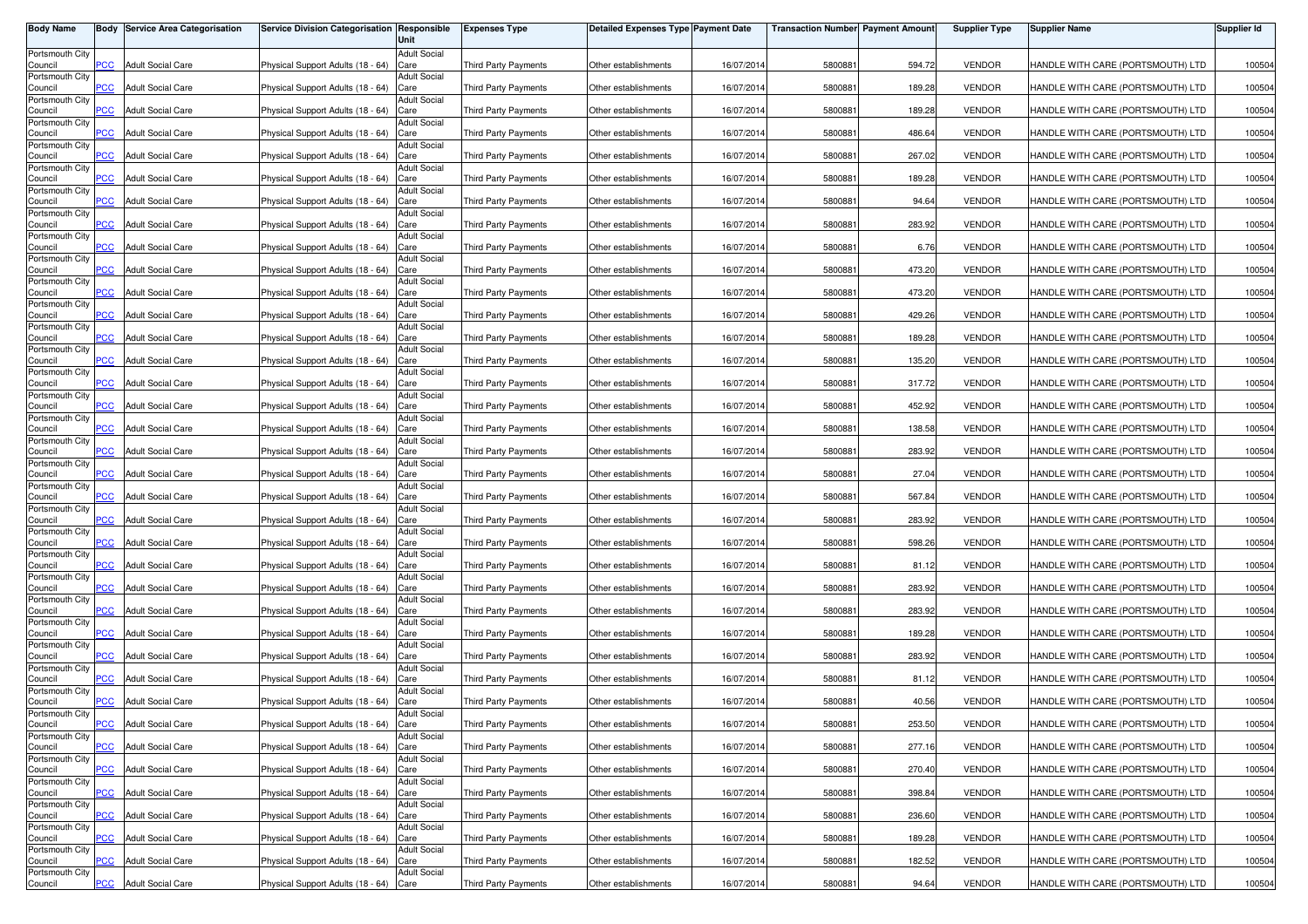| Body Name | Body | Service Area Categorisation | Service Division Categorisation | Responsible Unit | Expenses Type | Detailed Expenses Type | Payment Date | Transaction Number | Payment Amount | Supplier Type | Supplier Name | Supplier Id |
|---|---|---|---|---|---|---|---|---|---|---|---|---|
| Portsmouth City Council | PCC | Adult Social Care | Physical Support Adults (18 - 64) | Adult Social Care | Third Party Payments | Other establishments | 16/07/2014 | 5800881 | 594.72 | VENDOR | HANDLE WITH CARE (PORTSMOUTH) LTD | 100504 |
| Portsmouth City Council | PCC | Adult Social Care | Physical Support Adults (18 - 64) | Adult Social Care | Third Party Payments | Other establishments | 16/07/2014 | 5800881 | 189.28 | VENDOR | HANDLE WITH CARE (PORTSMOUTH) LTD | 100504 |
| Portsmouth City Council | PCC | Adult Social Care | Physical Support Adults (18 - 64) | Adult Social Care | Third Party Payments | Other establishments | 16/07/2014 | 5800881 | 189.28 | VENDOR | HANDLE WITH CARE (PORTSMOUTH) LTD | 100504 |
| Portsmouth City Council | PCC | Adult Social Care | Physical Support Adults (18 - 64) | Adult Social Care | Third Party Payments | Other establishments | 16/07/2014 | 5800881 | 486.64 | VENDOR | HANDLE WITH CARE (PORTSMOUTH) LTD | 100504 |
| Portsmouth City Council | PCC | Adult Social Care | Physical Support Adults (18 - 64) | Adult Social Care | Third Party Payments | Other establishments | 16/07/2014 | 5800881 | 267.02 | VENDOR | HANDLE WITH CARE (PORTSMOUTH) LTD | 100504 |
| Portsmouth City Council | PCC | Adult Social Care | Physical Support Adults (18 - 64) | Adult Social Care | Third Party Payments | Other establishments | 16/07/2014 | 5800881 | 189.28 | VENDOR | HANDLE WITH CARE (PORTSMOUTH) LTD | 100504 |
| Portsmouth City Council | PCC | Adult Social Care | Physical Support Adults (18 - 64) | Adult Social Care | Third Party Payments | Other establishments | 16/07/2014 | 5800881 | 94.64 | VENDOR | HANDLE WITH CARE (PORTSMOUTH) LTD | 100504 |
| Portsmouth City Council | PCC | Adult Social Care | Physical Support Adults (18 - 64) | Adult Social Care | Third Party Payments | Other establishments | 16/07/2014 | 5800881 | 283.92 | VENDOR | HANDLE WITH CARE (PORTSMOUTH) LTD | 100504 |
| Portsmouth City Council | PCC | Adult Social Care | Physical Support Adults (18 - 64) | Adult Social Care | Third Party Payments | Other establishments | 16/07/2014 | 5800881 | 6.76 | VENDOR | HANDLE WITH CARE (PORTSMOUTH) LTD | 100504 |
| Portsmouth City Council | PCC | Adult Social Care | Physical Support Adults (18 - 64) | Adult Social Care | Third Party Payments | Other establishments | 16/07/2014 | 5800881 | 473.20 | VENDOR | HANDLE WITH CARE (PORTSMOUTH) LTD | 100504 |
| Portsmouth City Council | PCC | Adult Social Care | Physical Support Adults (18 - 64) | Adult Social Care | Third Party Payments | Other establishments | 16/07/2014 | 5800881 | 473.20 | VENDOR | HANDLE WITH CARE (PORTSMOUTH) LTD | 100504 |
| Portsmouth City Council | PCC | Adult Social Care | Physical Support Adults (18 - 64) | Adult Social Care | Third Party Payments | Other establishments | 16/07/2014 | 5800881 | 429.26 | VENDOR | HANDLE WITH CARE (PORTSMOUTH) LTD | 100504 |
| Portsmouth City Council | PCC | Adult Social Care | Physical Support Adults (18 - 64) | Adult Social Care | Third Party Payments | Other establishments | 16/07/2014 | 5800881 | 189.28 | VENDOR | HANDLE WITH CARE (PORTSMOUTH) LTD | 100504 |
| Portsmouth City Council | PCC | Adult Social Care | Physical Support Adults (18 - 64) | Adult Social Care | Third Party Payments | Other establishments | 16/07/2014 | 5800881 | 135.20 | VENDOR | HANDLE WITH CARE (PORTSMOUTH) LTD | 100504 |
| Portsmouth City Council | PCC | Adult Social Care | Physical Support Adults (18 - 64) | Adult Social Care | Third Party Payments | Other establishments | 16/07/2014 | 5800881 | 317.72 | VENDOR | HANDLE WITH CARE (PORTSMOUTH) LTD | 100504 |
| Portsmouth City Council | PCC | Adult Social Care | Physical Support Adults (18 - 64) | Adult Social Care | Third Party Payments | Other establishments | 16/07/2014 | 5800881 | 452.92 | VENDOR | HANDLE WITH CARE (PORTSMOUTH) LTD | 100504 |
| Portsmouth City Council | PCC | Adult Social Care | Physical Support Adults (18 - 64) | Adult Social Care | Third Party Payments | Other establishments | 16/07/2014 | 5800881 | 138.58 | VENDOR | HANDLE WITH CARE (PORTSMOUTH) LTD | 100504 |
| Portsmouth City Council | PCC | Adult Social Care | Physical Support Adults (18 - 64) | Adult Social Care | Third Party Payments | Other establishments | 16/07/2014 | 5800881 | 283.92 | VENDOR | HANDLE WITH CARE (PORTSMOUTH) LTD | 100504 |
| Portsmouth City Council | PCC | Adult Social Care | Physical Support Adults (18 - 64) | Adult Social Care | Third Party Payments | Other establishments | 16/07/2014 | 5800881 | 27.04 | VENDOR | HANDLE WITH CARE (PORTSMOUTH) LTD | 100504 |
| Portsmouth City Council | PCC | Adult Social Care | Physical Support Adults (18 - 64) | Adult Social Care | Third Party Payments | Other establishments | 16/07/2014 | 5800881 | 567.84 | VENDOR | HANDLE WITH CARE (PORTSMOUTH) LTD | 100504 |
| Portsmouth City Council | PCC | Adult Social Care | Physical Support Adults (18 - 64) | Adult Social Care | Third Party Payments | Other establishments | 16/07/2014 | 5800881 | 283.92 | VENDOR | HANDLE WITH CARE (PORTSMOUTH) LTD | 100504 |
| Portsmouth City Council | PCC | Adult Social Care | Physical Support Adults (18 - 64) | Adult Social Care | Third Party Payments | Other establishments | 16/07/2014 | 5800881 | 598.26 | VENDOR | HANDLE WITH CARE (PORTSMOUTH) LTD | 100504 |
| Portsmouth City Council | PCC | Adult Social Care | Physical Support Adults (18 - 64) | Adult Social Care | Third Party Payments | Other establishments | 16/07/2014 | 5800881 | 81.12 | VENDOR | HANDLE WITH CARE (PORTSMOUTH) LTD | 100504 |
| Portsmouth City Council | PCC | Adult Social Care | Physical Support Adults (18 - 64) | Adult Social Care | Third Party Payments | Other establishments | 16/07/2014 | 5800881 | 283.92 | VENDOR | HANDLE WITH CARE (PORTSMOUTH) LTD | 100504 |
| Portsmouth City Council | PCC | Adult Social Care | Physical Support Adults (18 - 64) | Adult Social Care | Third Party Payments | Other establishments | 16/07/2014 | 5800881 | 283.92 | VENDOR | HANDLE WITH CARE (PORTSMOUTH) LTD | 100504 |
| Portsmouth City Council | PCC | Adult Social Care | Physical Support Adults (18 - 64) | Adult Social Care | Third Party Payments | Other establishments | 16/07/2014 | 5800881 | 189.28 | VENDOR | HANDLE WITH CARE (PORTSMOUTH) LTD | 100504 |
| Portsmouth City Council | PCC | Adult Social Care | Physical Support Adults (18 - 64) | Adult Social Care | Third Party Payments | Other establishments | 16/07/2014 | 5800881 | 283.92 | VENDOR | HANDLE WITH CARE (PORTSMOUTH) LTD | 100504 |
| Portsmouth City Council | PCC | Adult Social Care | Physical Support Adults (18 - 64) | Adult Social Care | Third Party Payments | Other establishments | 16/07/2014 | 5800881 | 81.12 | VENDOR | HANDLE WITH CARE (PORTSMOUTH) LTD | 100504 |
| Portsmouth City Council | PCC | Adult Social Care | Physical Support Adults (18 - 64) | Adult Social Care | Third Party Payments | Other establishments | 16/07/2014 | 5800881 | 40.56 | VENDOR | HANDLE WITH CARE (PORTSMOUTH) LTD | 100504 |
| Portsmouth City Council | PCC | Adult Social Care | Physical Support Adults (18 - 64) | Adult Social Care | Third Party Payments | Other establishments | 16/07/2014 | 5800881 | 253.50 | VENDOR | HANDLE WITH CARE (PORTSMOUTH) LTD | 100504 |
| Portsmouth City Council | PCC | Adult Social Care | Physical Support Adults (18 - 64) | Adult Social Care | Third Party Payments | Other establishments | 16/07/2014 | 5800881 | 277.16 | VENDOR | HANDLE WITH CARE (PORTSMOUTH) LTD | 100504 |
| Portsmouth City Council | PCC | Adult Social Care | Physical Support Adults (18 - 64) | Adult Social Care | Third Party Payments | Other establishments | 16/07/2014 | 5800881 | 270.40 | VENDOR | HANDLE WITH CARE (PORTSMOUTH) LTD | 100504 |
| Portsmouth City Council | PCC | Adult Social Care | Physical Support Adults (18 - 64) | Adult Social Care | Third Party Payments | Other establishments | 16/07/2014 | 5800881 | 398.84 | VENDOR | HANDLE WITH CARE (PORTSMOUTH) LTD | 100504 |
| Portsmouth City Council | PCC | Adult Social Care | Physical Support Adults (18 - 64) | Adult Social Care | Third Party Payments | Other establishments | 16/07/2014 | 5800881 | 236.60 | VENDOR | HANDLE WITH CARE (PORTSMOUTH) LTD | 100504 |
| Portsmouth City Council | PCC | Adult Social Care | Physical Support Adults (18 - 64) | Adult Social Care | Third Party Payments | Other establishments | 16/07/2014 | 5800881 | 189.28 | VENDOR | HANDLE WITH CARE (PORTSMOUTH) LTD | 100504 |
| Portsmouth City Council | PCC | Adult Social Care | Physical Support Adults (18 - 64) | Adult Social Care | Third Party Payments | Other establishments | 16/07/2014 | 5800881 | 182.52 | VENDOR | HANDLE WITH CARE (PORTSMOUTH) LTD | 100504 |
| Portsmouth City Council | PCC | Adult Social Care | Physical Support Adults (18 - 64) | Adult Social Care | Third Party Payments | Other establishments | 16/07/2014 | 5800881 | 94.64 | VENDOR | HANDLE WITH CARE (PORTSMOUTH) LTD | 100504 |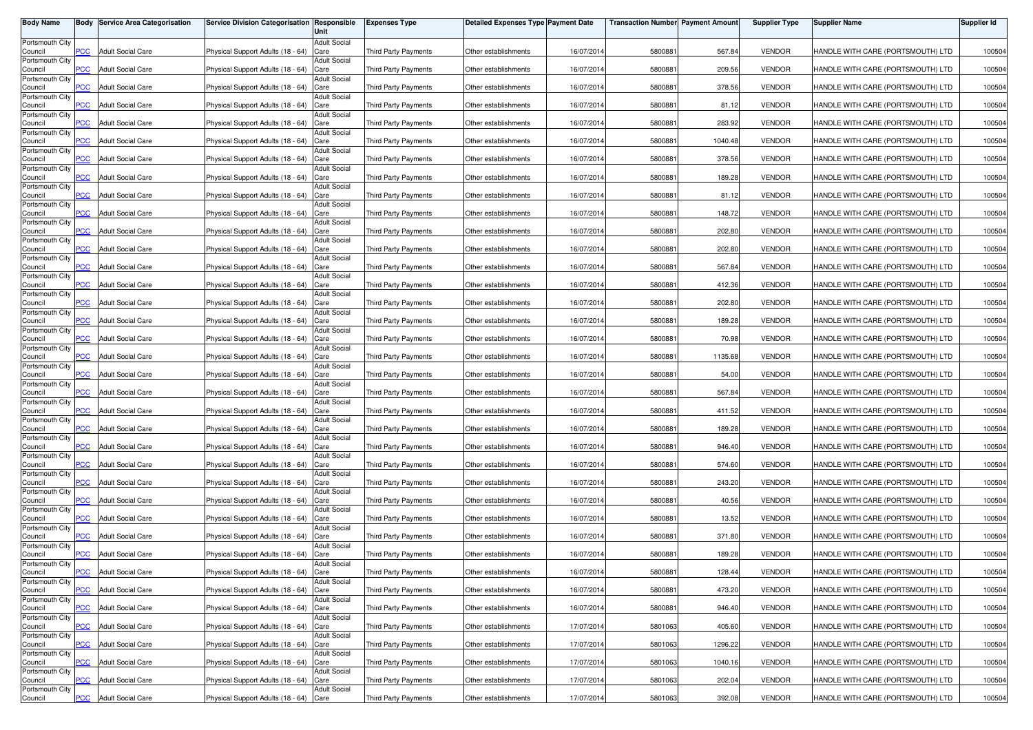| Body Name | Body | Service Area Categorisation | Service Division Categorisation | Responsible Unit | Expenses Type | Detailed Expenses Type | Payment Date | Transaction Number | Payment Amount | Supplier Type | Supplier Name | Supplier Id |
|---|---|---|---|---|---|---|---|---|---|---|---|---|
| Portsmouth City Council | PCC | Adult Social Care | Physical Support Adults (18 - 64) | Adult Social Care | Third Party Payments | Other establishments | 16/07/2014 | 5800881 | 567.84 | VENDOR | HANDLE WITH CARE (PORTSMOUTH) LTD | 100504 |
| Portsmouth City Council | PCC | Adult Social Care | Physical Support Adults (18 - 64) | Adult Social Care | Third Party Payments | Other establishments | 16/07/2014 | 5800881 | 209.56 | VENDOR | HANDLE WITH CARE (PORTSMOUTH) LTD | 100504 |
| Portsmouth City Council | PCC | Adult Social Care | Physical Support Adults (18 - 64) | Adult Social Care | Third Party Payments | Other establishments | 16/07/2014 | 5800881 | 378.56 | VENDOR | HANDLE WITH CARE (PORTSMOUTH) LTD | 100504 |
| Portsmouth City Council | PCC | Adult Social Care | Physical Support Adults (18 - 64) | Adult Social Care | Third Party Payments | Other establishments | 16/07/2014 | 5800881 | 81.12 | VENDOR | HANDLE WITH CARE (PORTSMOUTH) LTD | 100504 |
| Portsmouth City Council | PCC | Adult Social Care | Physical Support Adults (18 - 64) | Adult Social Care | Third Party Payments | Other establishments | 16/07/2014 | 5800881 | 283.92 | VENDOR | HANDLE WITH CARE (PORTSMOUTH) LTD | 100504 |
| Portsmouth City Council | PCC | Adult Social Care | Physical Support Adults (18 - 64) | Adult Social Care | Third Party Payments | Other establishments | 16/07/2014 | 5800881 | 1040.48 | VENDOR | HANDLE WITH CARE (PORTSMOUTH) LTD | 100504 |
| Portsmouth City Council | PCC | Adult Social Care | Physical Support Adults (18 - 64) | Adult Social Care | Third Party Payments | Other establishments | 16/07/2014 | 5800881 | 378.56 | VENDOR | HANDLE WITH CARE (PORTSMOUTH) LTD | 100504 |
| Portsmouth City Council | PCC | Adult Social Care | Physical Support Adults (18 - 64) | Adult Social Care | Third Party Payments | Other establishments | 16/07/2014 | 5800881 | 189.28 | VENDOR | HANDLE WITH CARE (PORTSMOUTH) LTD | 100504 |
| Portsmouth City Council | PCC | Adult Social Care | Physical Support Adults (18 - 64) | Adult Social Care | Third Party Payments | Other establishments | 16/07/2014 | 5800881 | 81.12 | VENDOR | HANDLE WITH CARE (PORTSMOUTH) LTD | 100504 |
| Portsmouth City Council | PCC | Adult Social Care | Physical Support Adults (18 - 64) | Adult Social Care | Third Party Payments | Other establishments | 16/07/2014 | 5800881 | 148.72 | VENDOR | HANDLE WITH CARE (PORTSMOUTH) LTD | 100504 |
| Portsmouth City Council | PCC | Adult Social Care | Physical Support Adults (18 - 64) | Adult Social Care | Third Party Payments | Other establishments | 16/07/2014 | 5800881 | 202.80 | VENDOR | HANDLE WITH CARE (PORTSMOUTH) LTD | 100504 |
| Portsmouth City Council | PCC | Adult Social Care | Physical Support Adults (18 - 64) | Adult Social Care | Third Party Payments | Other establishments | 16/07/2014 | 5800881 | 202.80 | VENDOR | HANDLE WITH CARE (PORTSMOUTH) LTD | 100504 |
| Portsmouth City Council | PCC | Adult Social Care | Physical Support Adults (18 - 64) | Adult Social Care | Third Party Payments | Other establishments | 16/07/2014 | 5800881 | 567.84 | VENDOR | HANDLE WITH CARE (PORTSMOUTH) LTD | 100504 |
| Portsmouth City Council | PCC | Adult Social Care | Physical Support Adults (18 - 64) | Adult Social Care | Third Party Payments | Other establishments | 16/07/2014 | 5800881 | 412.36 | VENDOR | HANDLE WITH CARE (PORTSMOUTH) LTD | 100504 |
| Portsmouth City Council | PCC | Adult Social Care | Physical Support Adults (18 - 64) | Adult Social Care | Third Party Payments | Other establishments | 16/07/2014 | 5800881 | 202.80 | VENDOR | HANDLE WITH CARE (PORTSMOUTH) LTD | 100504 |
| Portsmouth City Council | PCC | Adult Social Care | Physical Support Adults (18 - 64) | Adult Social Care | Third Party Payments | Other establishments | 16/07/2014 | 5800881 | 189.28 | VENDOR | HANDLE WITH CARE (PORTSMOUTH) LTD | 100504 |
| Portsmouth City Council | PCC | Adult Social Care | Physical Support Adults (18 - 64) | Adult Social Care | Third Party Payments | Other establishments | 16/07/2014 | 5800881 | 70.98 | VENDOR | HANDLE WITH CARE (PORTSMOUTH) LTD | 100504 |
| Portsmouth City Council | PCC | Adult Social Care | Physical Support Adults (18 - 64) | Adult Social Care | Third Party Payments | Other establishments | 16/07/2014 | 5800881 | 1135.68 | VENDOR | HANDLE WITH CARE (PORTSMOUTH) LTD | 100504 |
| Portsmouth City Council | PCC | Adult Social Care | Physical Support Adults (18 - 64) | Adult Social Care | Third Party Payments | Other establishments | 16/07/2014 | 5800881 | 54.00 | VENDOR | HANDLE WITH CARE (PORTSMOUTH) LTD | 100504 |
| Portsmouth City Council | PCC | Adult Social Care | Physical Support Adults (18 - 64) | Adult Social Care | Third Party Payments | Other establishments | 16/07/2014 | 5800881 | 567.84 | VENDOR | HANDLE WITH CARE (PORTSMOUTH) LTD | 100504 |
| Portsmouth City Council | PCC | Adult Social Care | Physical Support Adults (18 - 64) | Adult Social Care | Third Party Payments | Other establishments | 16/07/2014 | 5800881 | 411.52 | VENDOR | HANDLE WITH CARE (PORTSMOUTH) LTD | 100504 |
| Portsmouth City Council | PCC | Adult Social Care | Physical Support Adults (18 - 64) | Adult Social Care | Third Party Payments | Other establishments | 16/07/2014 | 5800881 | 189.28 | VENDOR | HANDLE WITH CARE (PORTSMOUTH) LTD | 100504 |
| Portsmouth City Council | PCC | Adult Social Care | Physical Support Adults (18 - 64) | Adult Social Care | Third Party Payments | Other establishments | 16/07/2014 | 5800881 | 946.40 | VENDOR | HANDLE WITH CARE (PORTSMOUTH) LTD | 100504 |
| Portsmouth City Council | PCC | Adult Social Care | Physical Support Adults (18 - 64) | Adult Social Care | Third Party Payments | Other establishments | 16/07/2014 | 5800881 | 574.60 | VENDOR | HANDLE WITH CARE (PORTSMOUTH) LTD | 100504 |
| Portsmouth City Council | PCC | Adult Social Care | Physical Support Adults (18 - 64) | Adult Social Care | Third Party Payments | Other establishments | 16/07/2014 | 5800881 | 243.20 | VENDOR | HANDLE WITH CARE (PORTSMOUTH) LTD | 100504 |
| Portsmouth City Council | PCC | Adult Social Care | Physical Support Adults (18 - 64) | Adult Social Care | Third Party Payments | Other establishments | 16/07/2014 | 5800881 | 40.56 | VENDOR | HANDLE WITH CARE (PORTSMOUTH) LTD | 100504 |
| Portsmouth City Council | PCC | Adult Social Care | Physical Support Adults (18 - 64) | Adult Social Care | Third Party Payments | Other establishments | 16/07/2014 | 5800881 | 13.52 | VENDOR | HANDLE WITH CARE (PORTSMOUTH) LTD | 100504 |
| Portsmouth City Council | PCC | Adult Social Care | Physical Support Adults (18 - 64) | Adult Social Care | Third Party Payments | Other establishments | 16/07/2014 | 5800881 | 371.80 | VENDOR | HANDLE WITH CARE (PORTSMOUTH) LTD | 100504 |
| Portsmouth City Council | PCC | Adult Social Care | Physical Support Adults (18 - 64) | Adult Social Care | Third Party Payments | Other establishments | 16/07/2014 | 5800881 | 189.28 | VENDOR | HANDLE WITH CARE (PORTSMOUTH) LTD | 100504 |
| Portsmouth City Council | PCC | Adult Social Care | Physical Support Adults (18 - 64) | Adult Social Care | Third Party Payments | Other establishments | 16/07/2014 | 5800881 | 128.44 | VENDOR | HANDLE WITH CARE (PORTSMOUTH) LTD | 100504 |
| Portsmouth City Council | PCC | Adult Social Care | Physical Support Adults (18 - 64) | Adult Social Care | Third Party Payments | Other establishments | 16/07/2014 | 5800881 | 473.20 | VENDOR | HANDLE WITH CARE (PORTSMOUTH) LTD | 100504 |
| Portsmouth City Council | PCC | Adult Social Care | Physical Support Adults (18 - 64) | Adult Social Care | Third Party Payments | Other establishments | 16/07/2014 | 5800881 | 946.40 | VENDOR | HANDLE WITH CARE (PORTSMOUTH) LTD | 100504 |
| Portsmouth City Council | PCC | Adult Social Care | Physical Support Adults (18 - 64) | Adult Social Care | Third Party Payments | Other establishments | 17/07/2014 | 5801063 | 405.60 | VENDOR | HANDLE WITH CARE (PORTSMOUTH) LTD | 100504 |
| Portsmouth City Council | PCC | Adult Social Care | Physical Support Adults (18 - 64) | Adult Social Care | Third Party Payments | Other establishments | 17/07/2014 | 5801063 | 1296.22 | VENDOR | HANDLE WITH CARE (PORTSMOUTH) LTD | 100504 |
| Portsmouth City Council | PCC | Adult Social Care | Physical Support Adults (18 - 64) | Adult Social Care | Third Party Payments | Other establishments | 17/07/2014 | 5801063 | 1040.16 | VENDOR | HANDLE WITH CARE (PORTSMOUTH) LTD | 100504 |
| Portsmouth City Council | PCC | Adult Social Care | Physical Support Adults (18 - 64) | Adult Social Care | Third Party Payments | Other establishments | 17/07/2014 | 5801063 | 202.04 | VENDOR | HANDLE WITH CARE (PORTSMOUTH) LTD | 100504 |
| Portsmouth City Council | PCC | Adult Social Care | Physical Support Adults (18 - 64) | Adult Social Care | Third Party Payments | Other establishments | 17/07/2014 | 5801063 | 392.08 | VENDOR | HANDLE WITH CARE (PORTSMOUTH) LTD | 100504 |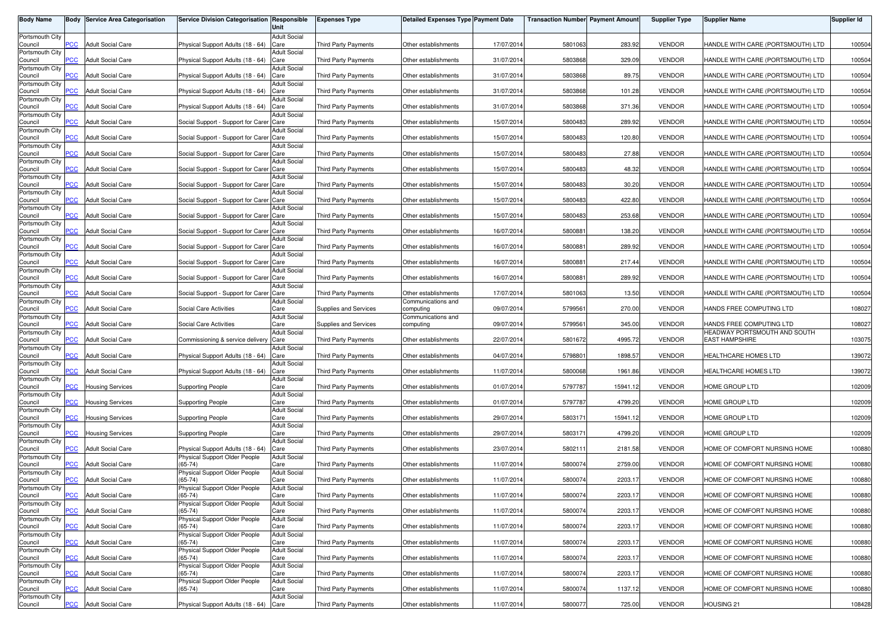| Body Name | Body | Service Area Categorisation | Service Division Categorisation | Responsible Unit | Expenses Type | Detailed Expenses Type | Payment Date | Transaction Number | Payment Amount | Supplier Type | Supplier Name | Supplier Id |
|---|---|---|---|---|---|---|---|---|---|---|---|---|
| Portsmouth City Council | PCC | Adult Social Care | Physical Support Adults (18 - 64) | Adult Social Care | Third Party Payments | Other establishments | 17/07/2014 | 5801063 | 283.92 | VENDOR | HANDLE WITH CARE (PORTSMOUTH) LTD | 100504 |
| Portsmouth City Council | PCC | Adult Social Care | Physical Support Adults (18 - 64) | Adult Social Care | Third Party Payments | Other establishments | 31/07/2014 | 5803868 | 329.09 | VENDOR | HANDLE WITH CARE (PORTSMOUTH) LTD | 100504 |
| Portsmouth City Council | PCC | Adult Social Care | Physical Support Adults (18 - 64) | Adult Social Care | Third Party Payments | Other establishments | 31/07/2014 | 5803868 | 89.75 | VENDOR | HANDLE WITH CARE (PORTSMOUTH) LTD | 100504 |
| Portsmouth City Council | PCC | Adult Social Care | Physical Support Adults (18 - 64) | Adult Social Care | Third Party Payments | Other establishments | 31/07/2014 | 5803868 | 101.28 | VENDOR | HANDLE WITH CARE (PORTSMOUTH) LTD | 100504 |
| Portsmouth City Council | PCC | Adult Social Care | Physical Support Adults (18 - 64) | Adult Social Care | Third Party Payments | Other establishments | 31/07/2014 | 5803868 | 371.36 | VENDOR | HANDLE WITH CARE (PORTSMOUTH) LTD | 100504 |
| Portsmouth City Council | PCC | Adult Social Care | Social Support - Support for Carer | Adult Social Care | Third Party Payments | Other establishments | 15/07/2014 | 5800483 | 289.92 | VENDOR | HANDLE WITH CARE (PORTSMOUTH) LTD | 100504 |
| Portsmouth City Council | PCC | Adult Social Care | Social Support - Support for Carer | Adult Social Care | Third Party Payments | Other establishments | 15/07/2014 | 5800483 | 120.80 | VENDOR | HANDLE WITH CARE (PORTSMOUTH) LTD | 100504 |
| Portsmouth City Council | PCC | Adult Social Care | Social Support - Support for Carer | Adult Social Care | Third Party Payments | Other establishments | 15/07/2014 | 5800483 | 27.88 | VENDOR | HANDLE WITH CARE (PORTSMOUTH) LTD | 100504 |
| Portsmouth City Council | PCC | Adult Social Care | Social Support - Support for Carer | Adult Social Care | Third Party Payments | Other establishments | 15/07/2014 | 5800483 | 48.32 | VENDOR | HANDLE WITH CARE (PORTSMOUTH) LTD | 100504 |
| Portsmouth City Council | PCC | Adult Social Care | Social Support - Support for Carer | Adult Social Care | Third Party Payments | Other establishments | 15/07/2014 | 5800483 | 30.20 | VENDOR | HANDLE WITH CARE (PORTSMOUTH) LTD | 100504 |
| Portsmouth City Council | PCC | Adult Social Care | Social Support - Support for Carer | Adult Social Care | Third Party Payments | Other establishments | 15/07/2014 | 5800483 | 422.80 | VENDOR | HANDLE WITH CARE (PORTSMOUTH) LTD | 100504 |
| Portsmouth City Council | PCC | Adult Social Care | Social Support - Support for Carer | Adult Social Care | Third Party Payments | Other establishments | 15/07/2014 | 5800483 | 253.68 | VENDOR | HANDLE WITH CARE (PORTSMOUTH) LTD | 100504 |
| Portsmouth City Council | PCC | Adult Social Care | Social Support - Support for Carer | Adult Social Care | Third Party Payments | Other establishments | 16/07/2014 | 5800881 | 138.20 | VENDOR | HANDLE WITH CARE (PORTSMOUTH) LTD | 100504 |
| Portsmouth City Council | PCC | Adult Social Care | Social Support - Support for Carer | Adult Social Care | Third Party Payments | Other establishments | 16/07/2014 | 5800881 | 289.92 | VENDOR | HANDLE WITH CARE (PORTSMOUTH) LTD | 100504 |
| Portsmouth City Council | PCC | Adult Social Care | Social Support - Support for Carer | Adult Social Care | Third Party Payments | Other establishments | 16/07/2014 | 5800881 | 217.44 | VENDOR | HANDLE WITH CARE (PORTSMOUTH) LTD | 100504 |
| Portsmouth City Council | PCC | Adult Social Care | Social Support - Support for Carer | Adult Social Care | Third Party Payments | Other establishments | 16/07/2014 | 5800881 | 289.92 | VENDOR | HANDLE WITH CARE (PORTSMOUTH) LTD | 100504 |
| Portsmouth City Council | PCC | Adult Social Care | Social Support - Support for Carer | Adult Social Care | Third Party Payments | Other establishments | 17/07/2014 | 5801063 | 13.50 | VENDOR | HANDLE WITH CARE (PORTSMOUTH) LTD | 100504 |
| Portsmouth City Council | PCC | Adult Social Care | Social Care Activities | Adult Social Care | Supplies and Services | Communications and computing | 09/07/2014 | 5799561 | 270.00 | VENDOR | HANDS FREE COMPUTING LTD | 108027 |
| Portsmouth City Council | PCC | Adult Social Care | Social Care Activities | Adult Social Care | Supplies and Services | Communications and computing | 09/07/2014 | 5799561 | 345.00 | VENDOR | HANDS FREE COMPUTING LTD | 108027 |
| Portsmouth City Council | PCC | Adult Social Care | Commissioning & service delivery | Adult Social Care | Third Party Payments | Other establishments | 22/07/2014 | 5801672 | 4995.72 | VENDOR | HEADWAY PORTSMOUTH AND SOUTH EAST HAMPSHIRE | 103075 |
| Portsmouth City Council | PCC | Adult Social Care | Physical Support Adults (18 - 64) | Adult Social Care | Third Party Payments | Other establishments | 04/07/2014 | 5798801 | 1898.57 | VENDOR | HEALTHCARE HOMES LTD | 139072 |
| Portsmouth City Council | PCC | Adult Social Care | Physical Support Adults (18 - 64) | Adult Social Care | Third Party Payments | Other establishments | 11/07/2014 | 5800068 | 1961.86 | VENDOR | HEALTHCARE HOMES LTD | 139072 |
| Portsmouth City Council | PCC | Housing Services | Supporting People | Adult Social Care | Third Party Payments | Other establishments | 01/07/2014 | 5797787 | 15941.12 | VENDOR | HOME GROUP LTD | 102009 |
| Portsmouth City Council | PCC | Housing Services | Supporting People | Adult Social Care | Third Party Payments | Other establishments | 01/07/2014 | 5797787 | 4799.20 | VENDOR | HOME GROUP LTD | 102009 |
| Portsmouth City Council | PCC | Housing Services | Supporting People | Adult Social Care | Third Party Payments | Other establishments | 29/07/2014 | 5803171 | 15941.12 | VENDOR | HOME GROUP LTD | 102009 |
| Portsmouth City Council | PCC | Housing Services | Supporting People | Adult Social Care | Third Party Payments | Other establishments | 29/07/2014 | 5803171 | 4799.20 | VENDOR | HOME GROUP LTD | 102009 |
| Portsmouth City Council | PCC | Adult Social Care | Physical Support Adults (18 - 64) | Adult Social Care | Third Party Payments | Other establishments | 23/07/2014 | 5802111 | 2181.58 | VENDOR | HOME OF COMFORT NURSING HOME | 100880 |
| Portsmouth City Council | PCC | Adult Social Care | Physical Support Older People (65-74) | Adult Social Care | Third Party Payments | Other establishments | 11/07/2014 | 5800074 | 2759.00 | VENDOR | HOME OF COMFORT NURSING HOME | 100880 |
| Portsmouth City Council | PCC | Adult Social Care | Physical Support Older People (65-74) | Adult Social Care | Third Party Payments | Other establishments | 11/07/2014 | 5800074 | 2203.17 | VENDOR | HOME OF COMFORT NURSING HOME | 100880 |
| Portsmouth City Council | PCC | Adult Social Care | Physical Support Older People (65-74) | Adult Social Care | Third Party Payments | Other establishments | 11/07/2014 | 5800074 | 2203.17 | VENDOR | HOME OF COMFORT NURSING HOME | 100880 |
| Portsmouth City Council | PCC | Adult Social Care | Physical Support Older People (65-74) | Adult Social Care | Third Party Payments | Other establishments | 11/07/2014 | 5800074 | 2203.17 | VENDOR | HOME OF COMFORT NURSING HOME | 100880 |
| Portsmouth City Council | PCC | Adult Social Care | Physical Support Older People (65-74) | Adult Social Care | Third Party Payments | Other establishments | 11/07/2014 | 5800074 | 2203.17 | VENDOR | HOME OF COMFORT NURSING HOME | 100880 |
| Portsmouth City Council | PCC | Adult Social Care | Physical Support Older People (65-74) | Adult Social Care | Third Party Payments | Other establishments | 11/07/2014 | 5800074 | 2203.17 | VENDOR | HOME OF COMFORT NURSING HOME | 100880 |
| Portsmouth City Council | PCC | Adult Social Care | Physical Support Older People (65-74) | Adult Social Care | Third Party Payments | Other establishments | 11/07/2014 | 5800074 | 2203.17 | VENDOR | HOME OF COMFORT NURSING HOME | 100880 |
| Portsmouth City Council | PCC | Adult Social Care | Physical Support Older People (65-74) | Adult Social Care | Third Party Payments | Other establishments | 11/07/2014 | 5800074 | 2203.17 | VENDOR | HOME OF COMFORT NURSING HOME | 100880 |
| Portsmouth City Council | PCC | Adult Social Care | Physical Support Older People (65-74) | Adult Social Care | Third Party Payments | Other establishments | 11/07/2014 | 5800074 | 1137.12 | VENDOR | HOME OF COMFORT NURSING HOME | 100880 |
| Portsmouth City Council | PCC | Adult Social Care | Physical Support Adults (18 - 64) | Adult Social Care | Third Party Payments | Other establishments | 11/07/2014 | 5800077 | 725.00 | VENDOR | HOUSING 21 | 108428 |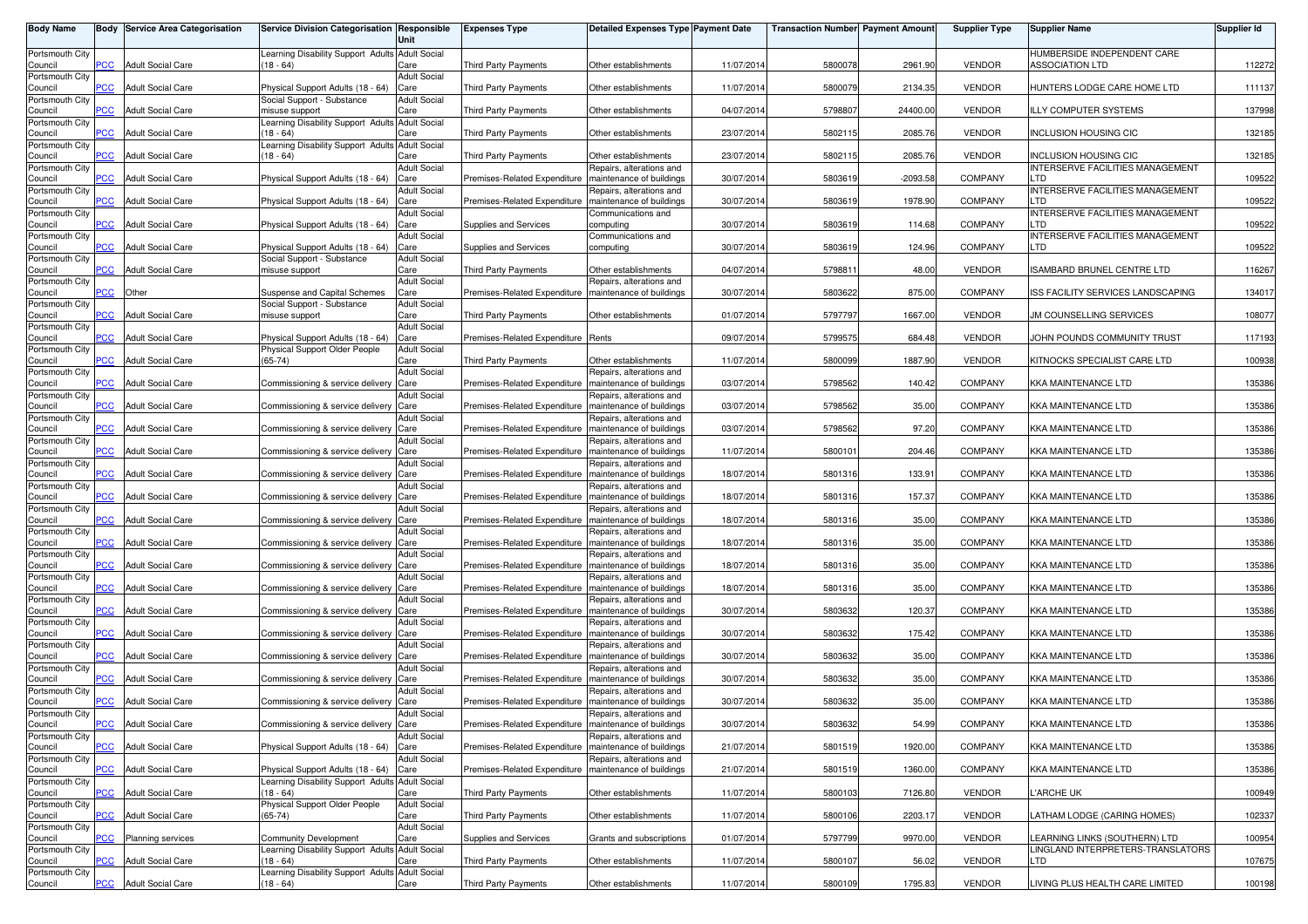| Body Name | Body | Service Area Categorisation | Service Division Categorisation | Responsible Unit | Expenses Type | Detailed Expenses Type | Payment Date | Transaction Number | Payment Amount | Supplier Type | Supplier Name | Supplier Id |
|---|---|---|---|---|---|---|---|---|---|---|---|---|
| Portsmouth City Council | PCC | Adult Social Care | Learning Disability Support Adults (18 - 64) | Adult Social Care | Third Party Payments | Other establishments | 11/07/2014 | 5800078 | 2961.90 | VENDOR | HUMBERSIDE INDEPENDENT CARE ASSOCIATION LTD | 112272 |
| Portsmouth City Council | PCC | Adult Social Care | Physical Support Adults (18 - 64) | Adult Social Care | Third Party Payments | Other establishments | 11/07/2014 | 5800079 | 2134.35 | VENDOR | HUNTERS LODGE CARE HOME LTD | 111137 |
| Portsmouth City Council | PCC | Adult Social Care | Social Support - Substance misuse support | Adult Social Care | Third Party Payments | Other establishments | 04/07/2014 | 5798807 | 24400.00 | VENDOR | ILLY COMPUTER SYSTEMS | 137998 |
| Portsmouth City Council | PCC | Adult Social Care | Learning Disability Support Adults (18 - 64) | Adult Social Care | Third Party Payments | Other establishments | 23/07/2014 | 5802115 | 2085.76 | VENDOR | INCLUSION HOUSING CIC | 132185 |
| Portsmouth City Council | PCC | Adult Social Care | Learning Disability Support Adults (18 - 64) | Adult Social Care | Third Party Payments | Other establishments | 23/07/2014 | 5802115 | 2085.76 | VENDOR | INCLUSION HOUSING CIC | 132185 |
| Portsmouth City Council | PCC | Adult Social Care | Physical Support Adults (18 - 64) | Adult Social Care | Premises-Related Expenditure | Repairs, alterations and maintenance of buildings | 30/07/2014 | 5803619 | -2093.58 | COMPANY | INTERSERVE FACILITIES MANAGEMENT LTD | 109522 |
| Portsmouth City Council | PCC | Adult Social Care | Physical Support Adults (18 - 64) | Adult Social Care | Premises-Related Expenditure | Repairs, alterations and maintenance of buildings | 30/07/2014 | 5803619 | 1978.90 | COMPANY | INTERSERVE FACILITIES MANAGEMENT LTD | 109522 |
| Portsmouth City Council | PCC | Adult Social Care | Physical Support Adults (18 - 64) | Adult Social Care | Supplies and Services | Communications and computing | 30/07/2014 | 5803619 | 114.68 | COMPANY | INTERSERVE FACILITIES MANAGEMENT LTD | 109522 |
| Portsmouth City Council | PCC | Adult Social Care | Physical Support Adults (18 - 64) | Adult Social Care | Supplies and Services | Communications and computing | 30/07/2014 | 5803619 | 124.96 | COMPANY | INTERSERVE FACILITIES MANAGEMENT LTD | 109522 |
| Portsmouth City Council | PCC | Adult Social Care | Social Support - Substance misuse support | Adult Social Care | Third Party Payments | Other establishments | 04/07/2014 | 5798811 | 48.00 | VENDOR | ISAMBARD BRUNEL CENTRE LTD | 116267 |
| Portsmouth City Council | PCC | Other | Suspense and Capital Schemes | Adult Social Care | Premises-Related Expenditure | Repairs, alterations and maintenance of buildings | 30/07/2014 | 5803622 | 875.00 | COMPANY | ISS FACILITY SERVICES LANDSCAPING | 134017 |
| Portsmouth City Council | PCC | Adult Social Care | Social Support - Substance misuse support | Adult Social Care | Third Party Payments | Other establishments | 01/07/2014 | 5797797 | 1667.00 | VENDOR | JM COUNSELLING SERVICES | 108077 |
| Portsmouth City Council | PCC | Adult Social Care | Physical Support Adults (18 - 64) | Adult Social Care | Premises-Related Expenditure | Rents | 09/07/2014 | 5799575 | 684.48 | VENDOR | JOHN POUNDS COMMUNITY TRUST | 117193 |
| Portsmouth City Council | PCC | Adult Social Care | Physical Support Older People (65-74) | Adult Social Care | Third Party Payments | Other establishments | 11/07/2014 | 5800099 | 1887.90 | VENDOR | KITNOCKS SPECIALIST CARE LTD | 100938 |
| Portsmouth City Council | PCC | Adult Social Care | Commissioning & service delivery | Adult Social Care | Premises-Related Expenditure | Repairs, alterations and maintenance of buildings | 03/07/2014 | 5798562 | 140.42 | COMPANY | KKA MAINTENANCE LTD | 135386 |
| Portsmouth City Council | PCC | Adult Social Care | Commissioning & service delivery | Adult Social Care | Premises-Related Expenditure | Repairs, alterations and maintenance of buildings | 03/07/2014 | 5798562 | 35.00 | COMPANY | KKA MAINTENANCE LTD | 135386 |
| Portsmouth City Council | PCC | Adult Social Care | Commissioning & service delivery | Adult Social Care | Premises-Related Expenditure | Repairs, alterations and maintenance of buildings | 03/07/2014 | 5798562 | 97.20 | COMPANY | KKA MAINTENANCE LTD | 135386 |
| Portsmouth City Council | PCC | Adult Social Care | Commissioning & service delivery | Adult Social Care | Premises-Related Expenditure | Repairs, alterations and maintenance of buildings | 11/07/2014 | 5800101 | 204.46 | COMPANY | KKA MAINTENANCE LTD | 135386 |
| Portsmouth City Council | PCC | Adult Social Care | Commissioning & service delivery | Adult Social Care | Premises-Related Expenditure | Repairs, alterations and maintenance of buildings | 18/07/2014 | 5801316 | 133.91 | COMPANY | KKA MAINTENANCE LTD | 135386 |
| Portsmouth City Council | PCC | Adult Social Care | Commissioning & service delivery | Adult Social Care | Premises-Related Expenditure | Repairs, alterations and maintenance of buildings | 18/07/2014 | 5801316 | 157.37 | COMPANY | KKA MAINTENANCE LTD | 135386 |
| Portsmouth City Council | PCC | Adult Social Care | Commissioning & service delivery | Adult Social Care | Premises-Related Expenditure | Repairs, alterations and maintenance of buildings | 18/07/2014 | 5801316 | 35.00 | COMPANY | KKA MAINTENANCE LTD | 135386 |
| Portsmouth City Council | PCC | Adult Social Care | Commissioning & service delivery | Adult Social Care | Premises-Related Expenditure | Repairs, alterations and maintenance of buildings | 18/07/2014 | 5801316 | 35.00 | COMPANY | KKA MAINTENANCE LTD | 135386 |
| Portsmouth City Council | PCC | Adult Social Care | Commissioning & service delivery | Adult Social Care | Premises-Related Expenditure | Repairs, alterations and maintenance of buildings | 18/07/2014 | 5801316 | 35.00 | COMPANY | KKA MAINTENANCE LTD | 135386 |
| Portsmouth City Council | PCC | Adult Social Care | Commissioning & service delivery | Adult Social Care | Premises-Related Expenditure | Repairs, alterations and maintenance of buildings | 18/07/2014 | 5801316 | 35.00 | COMPANY | KKA MAINTENANCE LTD | 135386 |
| Portsmouth City Council | PCC | Adult Social Care | Commissioning & service delivery | Adult Social Care | Premises-Related Expenditure | Repairs, alterations and maintenance of buildings | 30/07/2014 | 5803632 | 120.37 | COMPANY | KKA MAINTENANCE LTD | 135386 |
| Portsmouth City Council | PCC | Adult Social Care | Commissioning & service delivery | Adult Social Care | Premises-Related Expenditure | Repairs, alterations and maintenance of buildings | 30/07/2014 | 5803632 | 175.42 | COMPANY | KKA MAINTENANCE LTD | 135386 |
| Portsmouth City Council | PCC | Adult Social Care | Commissioning & service delivery | Adult Social Care | Premises-Related Expenditure | Repairs, alterations and maintenance of buildings | 30/07/2014 | 5803632 | 35.00 | COMPANY | KKA MAINTENANCE LTD | 135386 |
| Portsmouth City Council | PCC | Adult Social Care | Commissioning & service delivery | Adult Social Care | Premises-Related Expenditure | Repairs, alterations and maintenance of buildings | 30/07/2014 | 5803632 | 35.00 | COMPANY | KKA MAINTENANCE LTD | 135386 |
| Portsmouth City Council | PCC | Adult Social Care | Commissioning & service delivery | Adult Social Care | Premises-Related Expenditure | Repairs, alterations and maintenance of buildings | 30/07/2014 | 5803632 | 35.00 | COMPANY | KKA MAINTENANCE LTD | 135386 |
| Portsmouth City Council | PCC | Adult Social Care | Commissioning & service delivery | Adult Social Care | Premises-Related Expenditure | Repairs, alterations and maintenance of buildings | 30/07/2014 | 5803632 | 54.99 | COMPANY | KKA MAINTENANCE LTD | 135386 |
| Portsmouth City Council | PCC | Adult Social Care | Physical Support Adults (18 - 64) | Adult Social Care | Premises-Related Expenditure | Repairs, alterations and maintenance of buildings | 21/07/2014 | 5801519 | 1920.00 | COMPANY | KKA MAINTENANCE LTD | 135386 |
| Portsmouth City Council | PCC | Adult Social Care | Physical Support Adults (18 - 64) | Adult Social Care | Premises-Related Expenditure | Repairs, alterations and maintenance of buildings | 21/07/2014 | 5801519 | 1360.00 | COMPANY | KKA MAINTENANCE LTD | 135386 |
| Portsmouth City Council | PCC | Adult Social Care | Learning Disability Support Adults (18 - 64) | Adult Social Care | Third Party Payments | Other establishments | 11/07/2014 | 5800103 | 7126.80 | VENDOR | L'ARCHE UK | 100949 |
| Portsmouth City Council | PCC | Adult Social Care | Physical Support Older People (65-74) | Adult Social Care | Third Party Payments | Other establishments | 11/07/2014 | 5800106 | 2203.17 | VENDOR | LATHAM LODGE (CARING HOMES) | 102337 |
| Portsmouth City Council | PCC | Planning services | Community Development | Adult Social Care | Supplies and Services | Grants and subscriptions | 01/07/2014 | 5797799 | 9970.00 | VENDOR | LEARNING LINKS (SOUTHERN) LTD | 100954 |
| Portsmouth City Council | PCC | Adult Social Care | Learning Disability Support Adults (18 - 64) | Adult Social Care | Third Party Payments | Other establishments | 11/07/2014 | 5800107 | 56.02 | VENDOR | LINGLAND INTERPRETERS-TRANSLATORS LTD | 107675 |
| Portsmouth City Council | PCC | Adult Social Care | Learning Disability Support Adults (18 - 64) | Adult Social Care | Third Party Payments | Other establishments | 11/07/2014 | 5800109 | 1795.83 | VENDOR | LIVING PLUS HEALTH CARE LIMITED | 100198 |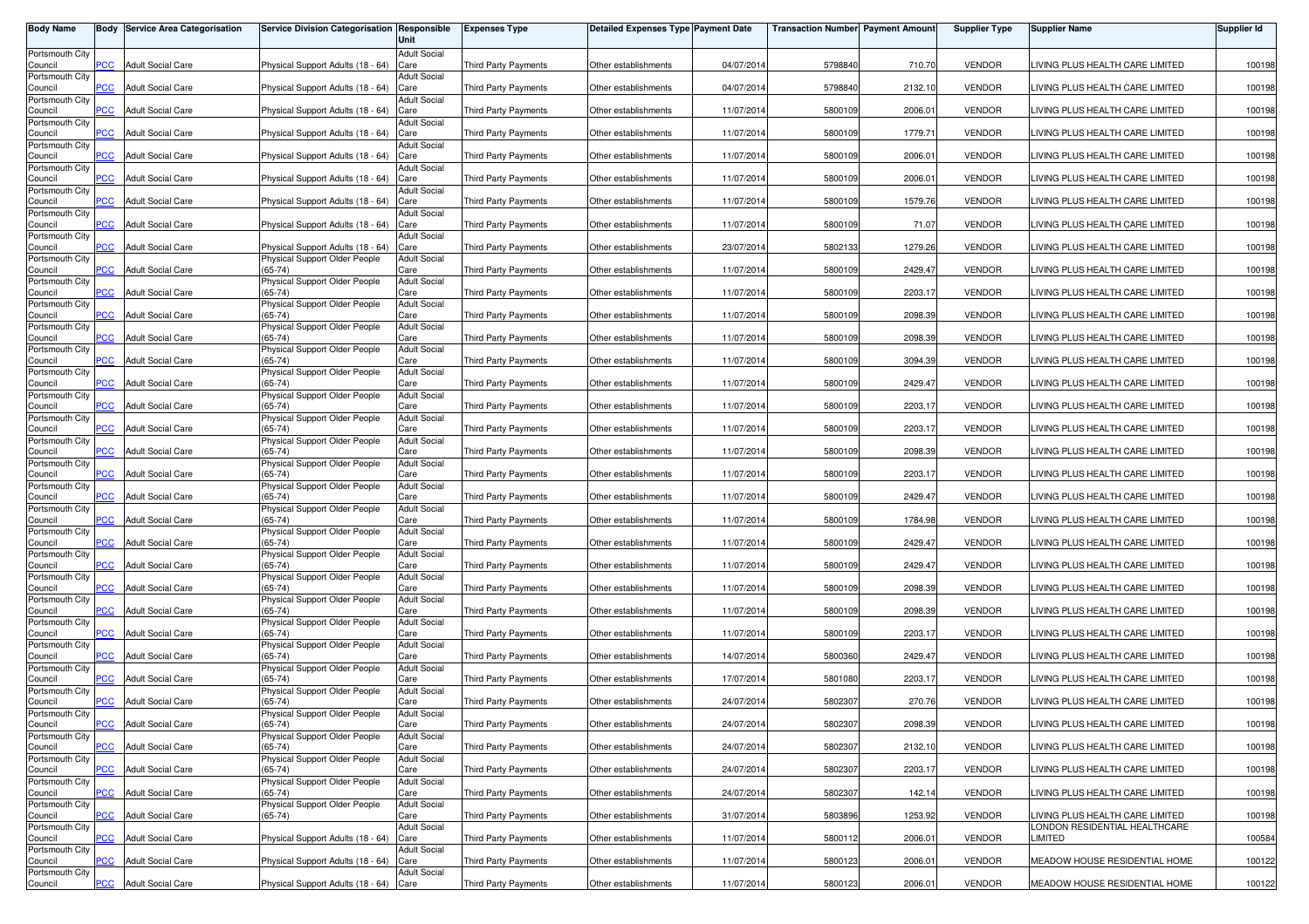| Body Name | Body | Service Area Categorisation | Service Division Categorisation | Responsible Unit | Expenses Type | Detailed Expenses Type | Payment Date | Transaction Number | Payment Amount | Supplier Type | Supplier Name | Supplier Id |
|---|---|---|---|---|---|---|---|---|---|---|---|---|
| Portsmouth City Council | PCC | Adult Social Care | Physical Support Adults (18 - 64) | Adult Social Care | Third Party Payments | Other establishments | 04/07/2014 | 5798840 | 710.70 | VENDOR | LIVING PLUS HEALTH CARE LIMITED | 100198 |
| Portsmouth City Council | PCC | Adult Social Care | Physical Support Adults (18 - 64) | Adult Social Care | Third Party Payments | Other establishments | 04/07/2014 | 5798840 | 2132.10 | VENDOR | LIVING PLUS HEALTH CARE LIMITED | 100198 |
| Portsmouth City Council | PCC | Adult Social Care | Physical Support Adults (18 - 64) | Adult Social Care | Third Party Payments | Other establishments | 11/07/2014 | 5800109 | 2006.01 | VENDOR | LIVING PLUS HEALTH CARE LIMITED | 100198 |
| Portsmouth City Council | PCC | Adult Social Care | Physical Support Adults (18 - 64) | Adult Social Care | Third Party Payments | Other establishments | 11/07/2014 | 5800109 | 1779.71 | VENDOR | LIVING PLUS HEALTH CARE LIMITED | 100198 |
| Portsmouth City Council | PCC | Adult Social Care | Physical Support Adults (18 - 64) | Adult Social Care | Third Party Payments | Other establishments | 11/07/2014 | 5800109 | 2006.01 | VENDOR | LIVING PLUS HEALTH CARE LIMITED | 100198 |
| Portsmouth City Council | PCC | Adult Social Care | Physical Support Adults (18 - 64) | Adult Social Care | Third Party Payments | Other establishments | 11/07/2014 | 5800109 | 2006.01 | VENDOR | LIVING PLUS HEALTH CARE LIMITED | 100198 |
| Portsmouth City Council | PCC | Adult Social Care | Physical Support Adults (18 - 64) | Adult Social Care | Third Party Payments | Other establishments | 11/07/2014 | 5800109 | 1579.76 | VENDOR | LIVING PLUS HEALTH CARE LIMITED | 100198 |
| Portsmouth City Council | PCC | Adult Social Care | Physical Support Adults (18 - 64) | Adult Social Care | Third Party Payments | Other establishments | 11/07/2014 | 5800109 | 71.07 | VENDOR | LIVING PLUS HEALTH CARE LIMITED | 100198 |
| Portsmouth City Council | PCC | Adult Social Care | Physical Support Adults (18 - 64) | Adult Social Care | Third Party Payments | Other establishments | 23/07/2014 | 5802133 | 1279.26 | VENDOR | LIVING PLUS HEALTH CARE LIMITED | 100198 |
| Portsmouth City Council | PCC | Adult Social Care | Physical Support Older People (65-74) | Adult Social Care | Third Party Payments | Other establishments | 11/07/2014 | 5800109 | 2429.47 | VENDOR | LIVING PLUS HEALTH CARE LIMITED | 100198 |
| Portsmouth City Council | PCC | Adult Social Care | Physical Support Older People (65-74) | Adult Social Care | Third Party Payments | Other establishments | 11/07/2014 | 5800109 | 2203.17 | VENDOR | LIVING PLUS HEALTH CARE LIMITED | 100198 |
| Portsmouth City Council | PCC | Adult Social Care | Physical Support Older People (65-74) | Adult Social Care | Third Party Payments | Other establishments | 11/07/2014 | 5800109 | 2098.39 | VENDOR | LIVING PLUS HEALTH CARE LIMITED | 100198 |
| Portsmouth City Council | PCC | Adult Social Care | Physical Support Older People (65-74) | Adult Social Care | Third Party Payments | Other establishments | 11/07/2014 | 5800109 | 2098.39 | VENDOR | LIVING PLUS HEALTH CARE LIMITED | 100198 |
| Portsmouth City Council | PCC | Adult Social Care | Physical Support Older People (65-74) | Adult Social Care | Third Party Payments | Other establishments | 11/07/2014 | 5800109 | 3094.39 | VENDOR | LIVING PLUS HEALTH CARE LIMITED | 100198 |
| Portsmouth City Council | PCC | Adult Social Care | Physical Support Older People (65-74) | Adult Social Care | Third Party Payments | Other establishments | 11/07/2014 | 5800109 | 2429.47 | VENDOR | LIVING PLUS HEALTH CARE LIMITED | 100198 |
| Portsmouth City Council | PCC | Adult Social Care | Physical Support Older People (65-74) | Adult Social Care | Third Party Payments | Other establishments | 11/07/2014 | 5800109 | 2203.17 | VENDOR | LIVING PLUS HEALTH CARE LIMITED | 100198 |
| Portsmouth City Council | PCC | Adult Social Care | Physical Support Older People (65-74) | Adult Social Care | Third Party Payments | Other establishments | 11/07/2014 | 5800109 | 2203.17 | VENDOR | LIVING PLUS HEALTH CARE LIMITED | 100198 |
| Portsmouth City Council | PCC | Adult Social Care | Physical Support Older People (65-74) | Adult Social Care | Third Party Payments | Other establishments | 11/07/2014 | 5800109 | 2098.39 | VENDOR | LIVING PLUS HEALTH CARE LIMITED | 100198 |
| Portsmouth City Council | PCC | Adult Social Care | Physical Support Older People (65-74) | Adult Social Care | Third Party Payments | Other establishments | 11/07/2014 | 5800109 | 2203.17 | VENDOR | LIVING PLUS HEALTH CARE LIMITED | 100198 |
| Portsmouth City Council | PCC | Adult Social Care | Physical Support Older People (65-74) | Adult Social Care | Third Party Payments | Other establishments | 11/07/2014 | 5800109 | 2429.47 | VENDOR | LIVING PLUS HEALTH CARE LIMITED | 100198 |
| Portsmouth City Council | PCC | Adult Social Care | Physical Support Older People (65-74) | Adult Social Care | Third Party Payments | Other establishments | 11/07/2014 | 5800109 | 1784.98 | VENDOR | LIVING PLUS HEALTH CARE LIMITED | 100198 |
| Portsmouth City Council | PCC | Adult Social Care | Physical Support Older People (65-74) | Adult Social Care | Third Party Payments | Other establishments | 11/07/2014 | 5800109 | 2429.47 | VENDOR | LIVING PLUS HEALTH CARE LIMITED | 100198 |
| Portsmouth City Council | PCC | Adult Social Care | Physical Support Older People (65-74) | Adult Social Care | Third Party Payments | Other establishments | 11/07/2014 | 5800109 | 2429.47 | VENDOR | LIVING PLUS HEALTH CARE LIMITED | 100198 |
| Portsmouth City Council | PCC | Adult Social Care | Physical Support Older People (65-74) | Adult Social Care | Third Party Payments | Other establishments | 11/07/2014 | 5800109 | 2098.39 | VENDOR | LIVING PLUS HEALTH CARE LIMITED | 100198 |
| Portsmouth City Council | PCC | Adult Social Care | Physical Support Older People (65-74) | Adult Social Care | Third Party Payments | Other establishments | 11/07/2014 | 5800109 | 2098.39 | VENDOR | LIVING PLUS HEALTH CARE LIMITED | 100198 |
| Portsmouth City Council | PCC | Adult Social Care | Physical Support Older People (65-74) | Adult Social Care | Third Party Payments | Other establishments | 11/07/2014 | 5800109 | 2203.17 | VENDOR | LIVING PLUS HEALTH CARE LIMITED | 100198 |
| Portsmouth City Council | PCC | Adult Social Care | Physical Support Older People (65-74) | Adult Social Care | Third Party Payments | Other establishments | 14/07/2014 | 5800360 | 2429.47 | VENDOR | LIVING PLUS HEALTH CARE LIMITED | 100198 |
| Portsmouth City Council | PCC | Adult Social Care | Physical Support Older People (65-74) | Adult Social Care | Third Party Payments | Other establishments | 17/07/2014 | 5801080 | 2203.17 | VENDOR | LIVING PLUS HEALTH CARE LIMITED | 100198 |
| Portsmouth City Council | PCC | Adult Social Care | Physical Support Older People (65-74) | Adult Social Care | Third Party Payments | Other establishments | 24/07/2014 | 5802307 | 270.76 | VENDOR | LIVING PLUS HEALTH CARE LIMITED | 100198 |
| Portsmouth City Council | PCC | Adult Social Care | Physical Support Older People (65-74) | Adult Social Care | Third Party Payments | Other establishments | 24/07/2014 | 5802307 | 2098.39 | VENDOR | LIVING PLUS HEALTH CARE LIMITED | 100198 |
| Portsmouth City Council | PCC | Adult Social Care | Physical Support Older People (65-74) | Adult Social Care | Third Party Payments | Other establishments | 24/07/2014 | 5802307 | 2132.10 | VENDOR | LIVING PLUS HEALTH CARE LIMITED | 100198 |
| Portsmouth City Council | PCC | Adult Social Care | Physical Support Older People (65-74) | Adult Social Care | Third Party Payments | Other establishments | 24/07/2014 | 5802307 | 2203.17 | VENDOR | LIVING PLUS HEALTH CARE LIMITED | 100198 |
| Portsmouth City Council | PCC | Adult Social Care | Physical Support Older People (65-74) | Adult Social Care | Third Party Payments | Other establishments | 24/07/2014 | 5802307 | 142.14 | VENDOR | LIVING PLUS HEALTH CARE LIMITED | 100198 |
| Portsmouth City Council | PCC | Adult Social Care | Physical Support Older People (65-74) | Adult Social Care | Third Party Payments | Other establishments | 31/07/2014 | 5803896 | 1253.92 | VENDOR | LIVING PLUS HEALTH CARE LIMITED | 100198 |
| Portsmouth City Council | PCC | Adult Social Care | Physical Support Adults (18 - 64) | Adult Social Care | Third Party Payments | Other establishments | 11/07/2014 | 5800112 | 2006.01 | VENDOR | LONDON RESIDENTIAL HEALTHCARE LIMITED | 100584 |
| Portsmouth City Council | PCC | Adult Social Care | Physical Support Adults (18 - 64) | Adult Social Care | Third Party Payments | Other establishments | 11/07/2014 | 5800123 | 2006.01 | VENDOR | MEADOW HOUSE RESIDENTIAL HOME | 100122 |
| Portsmouth City Council | PCC | Adult Social Care | Physical Support Adults (18 - 64) | Adult Social Care | Third Party Payments | Other establishments | 11/07/2014 | 5800123 | 2006.01 | VENDOR | MEADOW HOUSE RESIDENTIAL HOME | 100122 |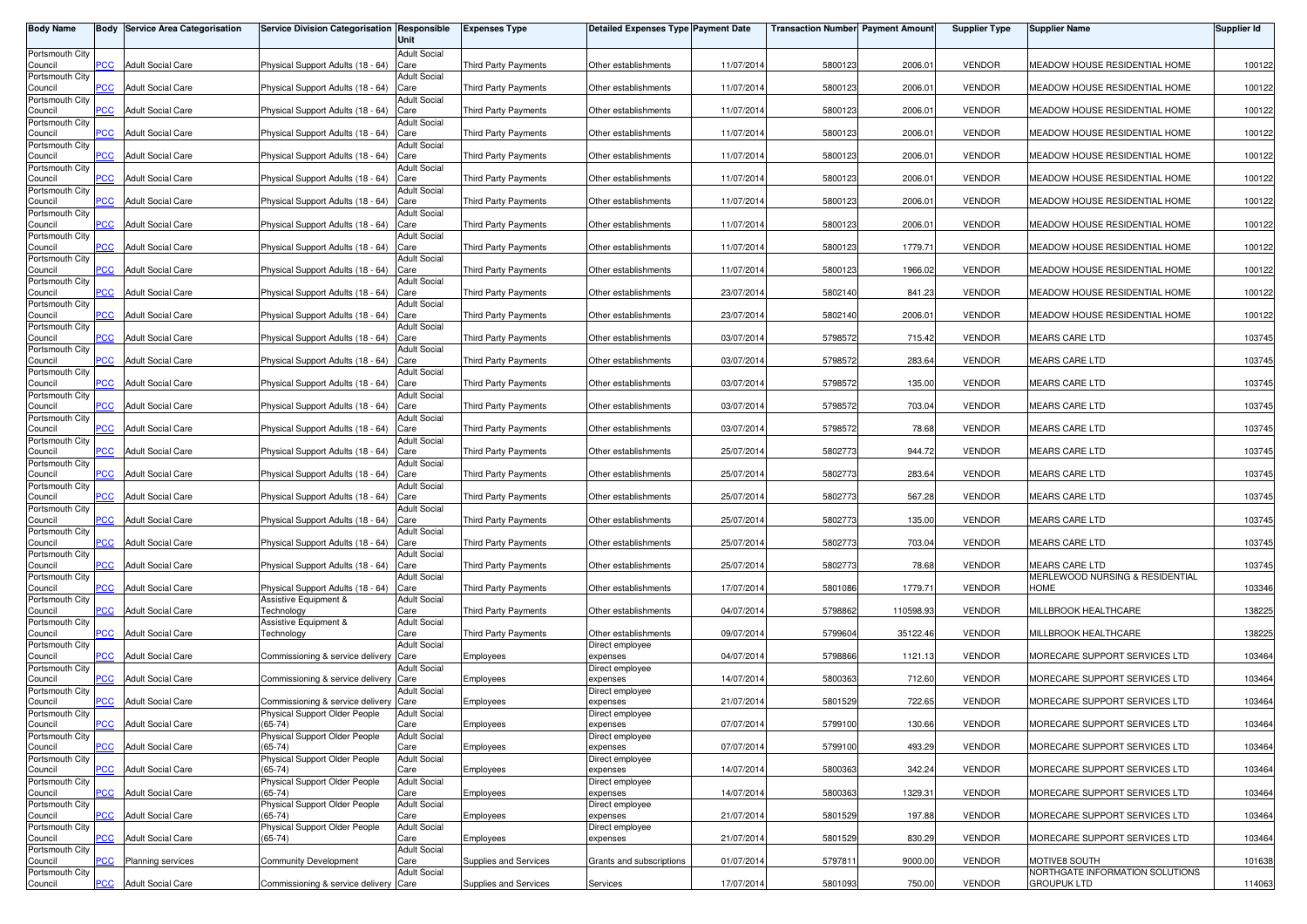| Body Name | Body | Service Area Categorisation | Service Division Categorisation | Responsible Unit | Expenses Type | Detailed Expenses Type | Payment Date | Transaction Number | Payment Amount | Supplier Type | Supplier Name | Supplier Id |
|---|---|---|---|---|---|---|---|---|---|---|---|---|
| Portsmouth City Council | PCC | Adult Social Care | Physical Support Adults (18 - 64) | Adult Social Care | Third Party Payments | Other establishments | 11/07/2014 | 5800123 | 2006.01 | VENDOR | MEADOW HOUSE RESIDENTIAL HOME | 100122 |
| Portsmouth City Council | PCC | Adult Social Care | Physical Support Adults (18 - 64) | Adult Social Care | Third Party Payments | Other establishments | 11/07/2014 | 5800123 | 2006.01 | VENDOR | MEADOW HOUSE RESIDENTIAL HOME | 100122 |
| Portsmouth City Council | PCC | Adult Social Care | Physical Support Adults (18 - 64) | Adult Social Care | Third Party Payments | Other establishments | 11/07/2014 | 5800123 | 2006.01 | VENDOR | MEADOW HOUSE RESIDENTIAL HOME | 100122 |
| Portsmouth City Council | PCC | Adult Social Care | Physical Support Adults (18 - 64) | Adult Social Care | Third Party Payments | Other establishments | 11/07/2014 | 5800123 | 2006.01 | VENDOR | MEADOW HOUSE RESIDENTIAL HOME | 100122 |
| Portsmouth City Council | PCC | Adult Social Care | Physical Support Adults (18 - 64) | Adult Social Care | Third Party Payments | Other establishments | 11/07/2014 | 5800123 | 2006.01 | VENDOR | MEADOW HOUSE RESIDENTIAL HOME | 100122 |
| Portsmouth City Council | PCC | Adult Social Care | Physical Support Adults (18 - 64) | Adult Social Care | Third Party Payments | Other establishments | 11/07/2014 | 5800123 | 2006.01 | VENDOR | MEADOW HOUSE RESIDENTIAL HOME | 100122 |
| Portsmouth City Council | PCC | Adult Social Care | Physical Support Adults (18 - 64) | Adult Social Care | Third Party Payments | Other establishments | 11/07/2014 | 5800123 | 2006.01 | VENDOR | MEADOW HOUSE RESIDENTIAL HOME | 100122 |
| Portsmouth City Council | PCC | Adult Social Care | Physical Support Adults (18 - 64) | Adult Social Care | Third Party Payments | Other establishments | 11/07/2014 | 5800123 | 2006.01 | VENDOR | MEADOW HOUSE RESIDENTIAL HOME | 100122 |
| Portsmouth City Council | PCC | Adult Social Care | Physical Support Adults (18 - 64) | Adult Social Care | Third Party Payments | Other establishments | 11/07/2014 | 5800123 | 1779.71 | VENDOR | MEADOW HOUSE RESIDENTIAL HOME | 100122 |
| Portsmouth City Council | PCC | Adult Social Care | Physical Support Adults (18 - 64) | Adult Social Care | Third Party Payments | Other establishments | 11/07/2014 | 5800123 | 1966.02 | VENDOR | MEADOW HOUSE RESIDENTIAL HOME | 100122 |
| Portsmouth City Council | PCC | Adult Social Care | Physical Support Adults (18 - 64) | Adult Social Care | Third Party Payments | Other establishments | 23/07/2014 | 5802140 | 841.23 | VENDOR | MEADOW HOUSE RESIDENTIAL HOME | 100122 |
| Portsmouth City Council | PCC | Adult Social Care | Physical Support Adults (18 - 64) | Adult Social Care | Third Party Payments | Other establishments | 23/07/2014 | 5802140 | 2006.01 | VENDOR | MEADOW HOUSE RESIDENTIAL HOME | 100122 |
| Portsmouth City Council | PCC | Adult Social Care | Physical Support Adults (18 - 64) | Adult Social Care | Third Party Payments | Other establishments | 03/07/2014 | 5798572 | 715.42 | VENDOR | MEARS CARE LTD | 103745 |
| Portsmouth City Council | PCC | Adult Social Care | Physical Support Adults (18 - 64) | Adult Social Care | Third Party Payments | Other establishments | 03/07/2014 | 5798572 | 283.64 | VENDOR | MEARS CARE LTD | 103745 |
| Portsmouth City Council | PCC | Adult Social Care | Physical Support Adults (18 - 64) | Adult Social Care | Third Party Payments | Other establishments | 03/07/2014 | 5798572 | 135.00 | VENDOR | MEARS CARE LTD | 103745 |
| Portsmouth City Council | PCC | Adult Social Care | Physical Support Adults (18 - 64) | Adult Social Care | Third Party Payments | Other establishments | 03/07/2014 | 5798572 | 703.04 | VENDOR | MEARS CARE LTD | 103745 |
| Portsmouth City Council | PCC | Adult Social Care | Physical Support Adults (18 - 64) | Adult Social Care | Third Party Payments | Other establishments | 03/07/2014 | 5798572 | 78.68 | VENDOR | MEARS CARE LTD | 103745 |
| Portsmouth City Council | PCC | Adult Social Care | Physical Support Adults (18 - 64) | Adult Social Care | Third Party Payments | Other establishments | 25/07/2014 | 5802773 | 944.72 | VENDOR | MEARS CARE LTD | 103745 |
| Portsmouth City Council | PCC | Adult Social Care | Physical Support Adults (18 - 64) | Adult Social Care | Third Party Payments | Other establishments | 25/07/2014 | 5802773 | 283.64 | VENDOR | MEARS CARE LTD | 103745 |
| Portsmouth City Council | PCC | Adult Social Care | Physical Support Adults (18 - 64) | Adult Social Care | Third Party Payments | Other establishments | 25/07/2014 | 5802773 | 567.28 | VENDOR | MEARS CARE LTD | 103745 |
| Portsmouth City Council | PCC | Adult Social Care | Physical Support Adults (18 - 64) | Adult Social Care | Third Party Payments | Other establishments | 25/07/2014 | 5802773 | 135.00 | VENDOR | MEARS CARE LTD | 103745 |
| Portsmouth City Council | PCC | Adult Social Care | Physical Support Adults (18 - 64) | Adult Social Care | Third Party Payments | Other establishments | 25/07/2014 | 5802773 | 703.04 | VENDOR | MEARS CARE LTD | 103745 |
| Portsmouth City Council | PCC | Adult Social Care | Physical Support Adults (18 - 64) | Adult Social Care | Third Party Payments | Other establishments | 25/07/2014 | 5802773 | 78.68 | VENDOR | MEARS CARE LTD | 103745 |
| Portsmouth City Council | PCC | Adult Social Care | Physical Support Adults (18 - 64) | Adult Social Care | Third Party Payments | Other establishments | 17/07/2014 | 5801086 | 1779.71 | VENDOR | MERLEWOOD NURSING & RESIDENTIAL HOME | 103346 |
| Portsmouth City Council | PCC | Adult Social Care | Assistive Equipment & Technology | Adult Social Care | Third Party Payments | Other establishments | 04/07/2014 | 5798862 | 110598.93 | VENDOR | MILLBROOK HEALTHCARE | 138225 |
| Portsmouth City Council | PCC | Adult Social Care | Assistive Equipment & Technology | Adult Social Care | Third Party Payments | Other establishments | 09/07/2014 | 5799604 | 35122.46 | VENDOR | MILLBROOK HEALTHCARE | 138225 |
| Portsmouth City Council | PCC | Adult Social Care | Commissioning & service delivery | Adult Social Care | Employees | Direct employee expenses | 04/07/2014 | 5798866 | 1121.13 | VENDOR | MORECARE SUPPORT SERVICES LTD | 103464 |
| Portsmouth City Council | PCC | Adult Social Care | Commissioning & service delivery | Adult Social Care | Employees | Direct employee expenses | 14/07/2014 | 5800363 | 712.60 | VENDOR | MORECARE SUPPORT SERVICES LTD | 103464 |
| Portsmouth City Council | PCC | Adult Social Care | Commissioning & service delivery | Adult Social Care | Employees | Direct employee expenses | 21/07/2014 | 5801529 | 722.65 | VENDOR | MORECARE SUPPORT SERVICES LTD | 103464 |
| Portsmouth City Council | PCC | Adult Social Care | Physical Support Older People (65-74) | Adult Social Care | Employees | Direct employee expenses | 07/07/2014 | 5799100 | 130.66 | VENDOR | MORECARE SUPPORT SERVICES LTD | 103464 |
| Portsmouth City Council | PCC | Adult Social Care | Physical Support Older People (65-74) | Adult Social Care | Employees | Direct employee expenses | 07/07/2014 | 5799100 | 493.29 | VENDOR | MORECARE SUPPORT SERVICES LTD | 103464 |
| Portsmouth City Council | PCC | Adult Social Care | Physical Support Older People (65-74) | Adult Social Care | Employees | Direct employee expenses | 14/07/2014 | 5800363 | 342.24 | VENDOR | MORECARE SUPPORT SERVICES LTD | 103464 |
| Portsmouth City Council | PCC | Adult Social Care | Physical Support Older People (65-74) | Adult Social Care | Employees | Direct employee expenses | 14/07/2014 | 5800363 | 1329.31 | VENDOR | MORECARE SUPPORT SERVICES LTD | 103464 |
| Portsmouth City Council | PCC | Adult Social Care | Physical Support Older People (65-74) | Adult Social Care | Employees | Direct employee expenses | 21/07/2014 | 5801529 | 197.88 | VENDOR | MORECARE SUPPORT SERVICES LTD | 103464 |
| Portsmouth City Council | PCC | Adult Social Care | Physical Support Older People (65-74) | Adult Social Care | Employees | Direct employee expenses | 21/07/2014 | 5801529 | 830.29 | VENDOR | MORECARE SUPPORT SERVICES LTD | 103464 |
| Portsmouth City Council | PCC | Planning services | Community Development | Adult Social Care | Supplies and Services | Grants and subscriptions | 01/07/2014 | 5797811 | 9000.00 | VENDOR | MOTIVE8 SOUTH | 101638 |
| Portsmouth City Council | PCC | Adult Social Care | Commissioning & service delivery | Adult Social Care | Supplies and Services | Services | 17/07/2014 | 5801093 | 750.00 | VENDOR | NORTHGATE INFORMATION SOLUTIONS GROUPUK LTD | 114063 |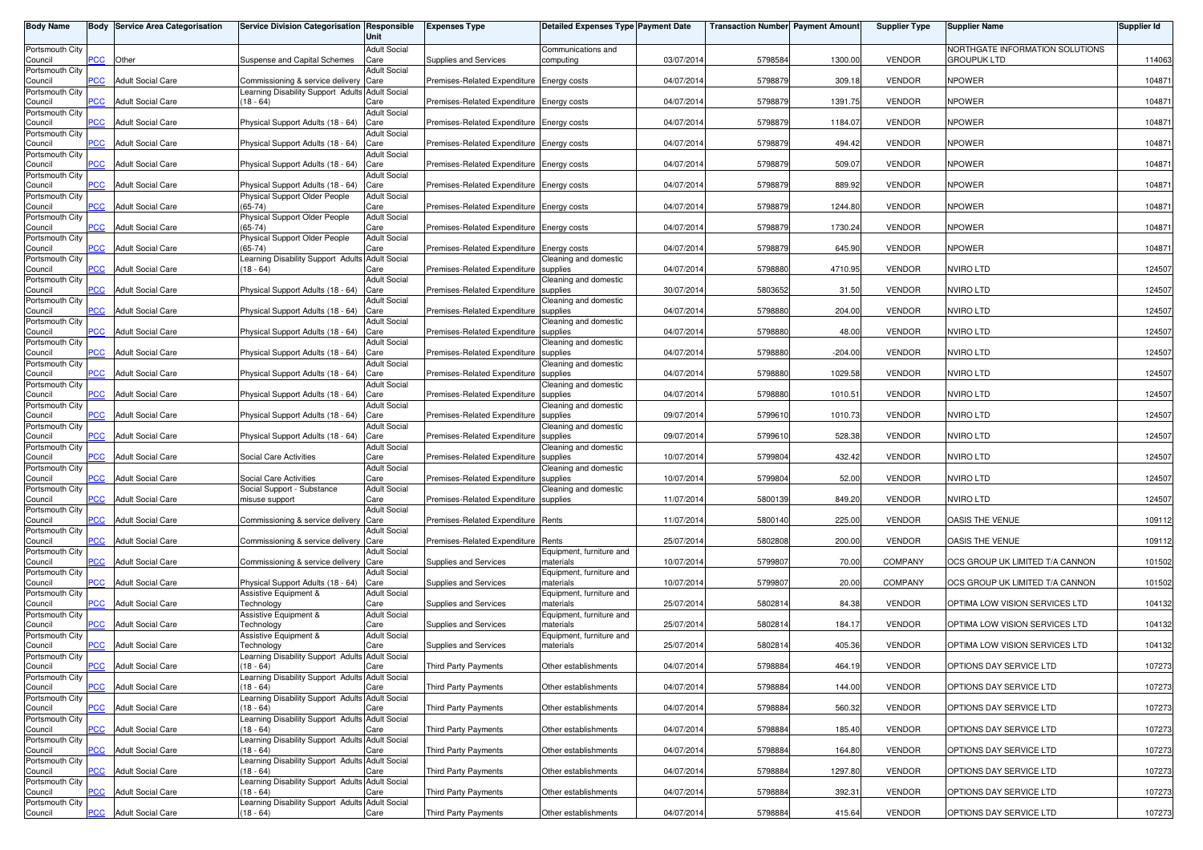| Body Name | Body | Service Area Categorisation | Service Division Categorisation | Responsible Unit | Expenses Type | Detailed Expenses Type | Payment Date | Transaction Number | Payment Amount | Supplier Type | Supplier Name | Supplier Id |
|---|---|---|---|---|---|---|---|---|---|---|---|---|
| Portsmouth City Council | PCC | Other | Suspense and Capital Schemes | Adult Social Care | Supplies and Services | Communications and computing | 03/07/2014 | 5798584 | 1300.00 | VENDOR | NORTHGATE INFORMATION SOLUTIONS GROUPUK LTD | 114063 |
| Portsmouth City Council | PCC | Adult Social Care | Commissioning & service delivery | Adult Social Care | Premises-Related Expenditure | Energy costs | 04/07/2014 | 5798879 | 309.18 | VENDOR | NPOWER | 104871 |
| Portsmouth City Council | PCC | Adult Social Care | Learning Disability Support Adults (18 - 64) | Adult Social Care | Premises-Related Expenditure | Energy costs | 04/07/2014 | 5798879 | 1391.75 | VENDOR | NPOWER | 104871 |
| Portsmouth City Council | PCC | Adult Social Care | Physical Support Adults (18 - 64) | Adult Social Care | Premises-Related Expenditure | Energy costs | 04/07/2014 | 5798879 | 1184.07 | VENDOR | NPOWER | 104871 |
| Portsmouth City Council | PCC | Adult Social Care | Physical Support Adults (18 - 64) | Adult Social Care | Premises-Related Expenditure | Energy costs | 04/07/2014 | 5798879 | 494.42 | VENDOR | NPOWER | 104871 |
| Portsmouth City Council | PCC | Adult Social Care | Physical Support Adults (18 - 64) | Adult Social Care | Premises-Related Expenditure | Energy costs | 04/07/2014 | 5798879 | 509.07 | VENDOR | NPOWER | 104871 |
| Portsmouth City Council | PCC | Adult Social Care | Physical Support Adults (18 - 64) | Adult Social Care | Premises-Related Expenditure | Energy costs | 04/07/2014 | 5798879 | 889.92 | VENDOR | NPOWER | 104871 |
| Portsmouth City Council | PCC | Adult Social Care | Physical Support Older People (65-74) | Adult Social Care | Premises-Related Expenditure | Energy costs | 04/07/2014 | 5798879 | 1244.80 | VENDOR | NPOWER | 104871 |
| Portsmouth City Council | PCC | Adult Social Care | Physical Support Older People (65-74) | Adult Social Care | Premises-Related Expenditure | Energy costs | 04/07/2014 | 5798879 | 1730.24 | VENDOR | NPOWER | 104871 |
| Portsmouth City Council | PCC | Adult Social Care | Physical Support Older People (65-74) | Adult Social Care | Premises-Related Expenditure | Energy costs | 04/07/2014 | 5798879 | 645.90 | VENDOR | NPOWER | 104871 |
| Portsmouth City Council | PCC | Adult Social Care | Learning Disability Support Adults (18 - 64) | Adult Social Care | Premises-Related Expenditure | Cleaning and domestic supplies | 04/07/2014 | 5798880 | 4710.95 | VENDOR | NVIRO LTD | 124507 |
| Portsmouth City Council | PCC | Adult Social Care | Physical Support Adults (18 - 64) | Adult Social Care | Premises-Related Expenditure | Cleaning and domestic supplies | 30/07/2014 | 5803652 | 31.50 | VENDOR | NVIRO LTD | 124507 |
| Portsmouth City Council | PCC | Adult Social Care | Physical Support Adults (18 - 64) | Adult Social Care | Premises-Related Expenditure | Cleaning and domestic supplies | 04/07/2014 | 5798880 | 204.00 | VENDOR | NVIRO LTD | 124507 |
| Portsmouth City Council | PCC | Adult Social Care | Physical Support Adults (18 - 64) | Adult Social Care | Premises-Related Expenditure | Cleaning and domestic supplies | 04/07/2014 | 5798880 | 48.00 | VENDOR | NVIRO LTD | 124507 |
| Portsmouth City Council | PCC | Adult Social Care | Physical Support Adults (18 - 64) | Adult Social Care | Premises-Related Expenditure | Cleaning and domestic supplies | 04/07/2014 | 5798880 | -204.00 | VENDOR | NVIRO LTD | 124507 |
| Portsmouth City Council | PCC | Adult Social Care | Physical Support Adults (18 - 64) | Adult Social Care | Premises-Related Expenditure | Cleaning and domestic supplies | 04/07/2014 | 5798880 | 1029.58 | VENDOR | NVIRO LTD | 124507 |
| Portsmouth City Council | PCC | Adult Social Care | Physical Support Adults (18 - 64) | Adult Social Care | Premises-Related Expenditure | Cleaning and domestic supplies | 04/07/2014 | 5798880 | 1010.51 | VENDOR | NVIRO LTD | 124507 |
| Portsmouth City Council | PCC | Adult Social Care | Physical Support Adults (18 - 64) | Adult Social Care | Premises-Related Expenditure | Cleaning and domestic supplies | 09/07/2014 | 5799610 | 1010.73 | VENDOR | NVIRO LTD | 124507 |
| Portsmouth City Council | PCC | Adult Social Care | Physical Support Adults (18 - 64) | Adult Social Care | Premises-Related Expenditure | Cleaning and domestic supplies | 09/07/2014 | 5799610 | 528.38 | VENDOR | NVIRO LTD | 124507 |
| Portsmouth City Council | PCC | Adult Social Care | Social Care Activities | Adult Social Care | Premises-Related Expenditure | Cleaning and domestic supplies | 10/07/2014 | 5799804 | 432.42 | VENDOR | NVIRO LTD | 124507 |
| Portsmouth City Council | PCC | Adult Social Care | Social Care Activities | Adult Social Care | Premises-Related Expenditure | Cleaning and domestic supplies | 10/07/2014 | 5799804 | 52.00 | VENDOR | NVIRO LTD | 124507 |
| Portsmouth City Council | PCC | Adult Social Care | Social Support - Substance misuse support | Adult Social Care | Premises-Related Expenditure | Cleaning and domestic supplies | 11/07/2014 | 5800139 | 849.20 | VENDOR | NVIRO LTD | 124507 |
| Portsmouth City Council | PCC | Adult Social Care | Commissioning & service delivery | Adult Social Care | Premises-Related Expenditure | Rents | 11/07/2014 | 5800140 | 225.00 | VENDOR | OASIS THE VENUE | 109112 |
| Portsmouth City Council | PCC | Adult Social Care | Commissioning & service delivery | Adult Social Care | Premises-Related Expenditure | Rents | 25/07/2014 | 5802808 | 200.00 | VENDOR | OASIS THE VENUE | 109112 |
| Portsmouth City Council | PCC | Adult Social Care | Commissioning & service delivery | Adult Social Care | Supplies and Services | Equipment, furniture and materials | 10/07/2014 | 5799807 | 70.00 | COMPANY | OCS GROUP UK LIMITED T/A CANNON | 101502 |
| Portsmouth City Council | PCC | Adult Social Care | Physical Support Adults (18 - 64) | Adult Social Care | Supplies and Services | Equipment, furniture and materials | 10/07/2014 | 5799807 | 20.00 | COMPANY | OCS GROUP UK LIMITED T/A CANNON | 101502 |
| Portsmouth City Council | PCC | Adult Social Care | Assistive Equipment & Technology | Adult Social Care | Supplies and Services | Equipment, furniture and materials | 25/07/2014 | 5802814 | 84.38 | VENDOR | OPTIMA LOW VISION SERVICES LTD | 104132 |
| Portsmouth City Council | PCC | Adult Social Care | Assistive Equipment & Technology | Adult Social Care | Supplies and Services | Equipment, furniture and materials | 25/07/2014 | 5802814 | 184.17 | VENDOR | OPTIMA LOW VISION SERVICES LTD | 104132 |
| Portsmouth City Council | PCC | Adult Social Care | Assistive Equipment & Technology | Adult Social Care | Supplies and Services | Equipment, furniture and materials | 25/07/2014 | 5802814 | 405.36 | VENDOR | OPTIMA LOW VISION SERVICES LTD | 104132 |
| Portsmouth City Council | PCC | Adult Social Care | Learning Disability Support Adults (18 - 64) | Adult Social Care | Third Party Payments | Other establishments | 04/07/2014 | 5798884 | 464.19 | VENDOR | OPTIONS DAY SERVICE LTD | 107273 |
| Portsmouth City Council | PCC | Adult Social Care | Learning Disability Support Adults (18 - 64) | Adult Social Care | Third Party Payments | Other establishments | 04/07/2014 | 5798884 | 144.00 | VENDOR | OPTIONS DAY SERVICE LTD | 107273 |
| Portsmouth City Council | PCC | Adult Social Care | Learning Disability Support Adults (18 - 64) | Adult Social Care | Third Party Payments | Other establishments | 04/07/2014 | 5798884 | 560.32 | VENDOR | OPTIONS DAY SERVICE LTD | 107273 |
| Portsmouth City Council | PCC | Adult Social Care | Learning Disability Support Adults (18 - 64) | Adult Social Care | Third Party Payments | Other establishments | 04/07/2014 | 5798884 | 185.40 | VENDOR | OPTIONS DAY SERVICE LTD | 107273 |
| Portsmouth City Council | PCC | Adult Social Care | Learning Disability Support Adults (18 - 64) | Adult Social Care | Third Party Payments | Other establishments | 04/07/2014 | 5798884 | 164.80 | VENDOR | OPTIONS DAY SERVICE LTD | 107273 |
| Portsmouth City Council | PCC | Adult Social Care | Learning Disability Support Adults (18 - 64) | Adult Social Care | Third Party Payments | Other establishments | 04/07/2014 | 5798884 | 1297.80 | VENDOR | OPTIONS DAY SERVICE LTD | 107273 |
| Portsmouth City Council | PCC | Adult Social Care | Learning Disability Support Adults (18 - 64) | Adult Social Care | Third Party Payments | Other establishments | 04/07/2014 | 5798884 | 392.31 | VENDOR | OPTIONS DAY SERVICE LTD | 107273 |
| Portsmouth City Council | PCC | Adult Social Care | Learning Disability Support Adults (18 - 64) | Adult Social Care | Third Party Payments | Other establishments | 04/07/2014 | 5798884 | 415.64 | VENDOR | OPTIONS DAY SERVICE LTD | 107273 |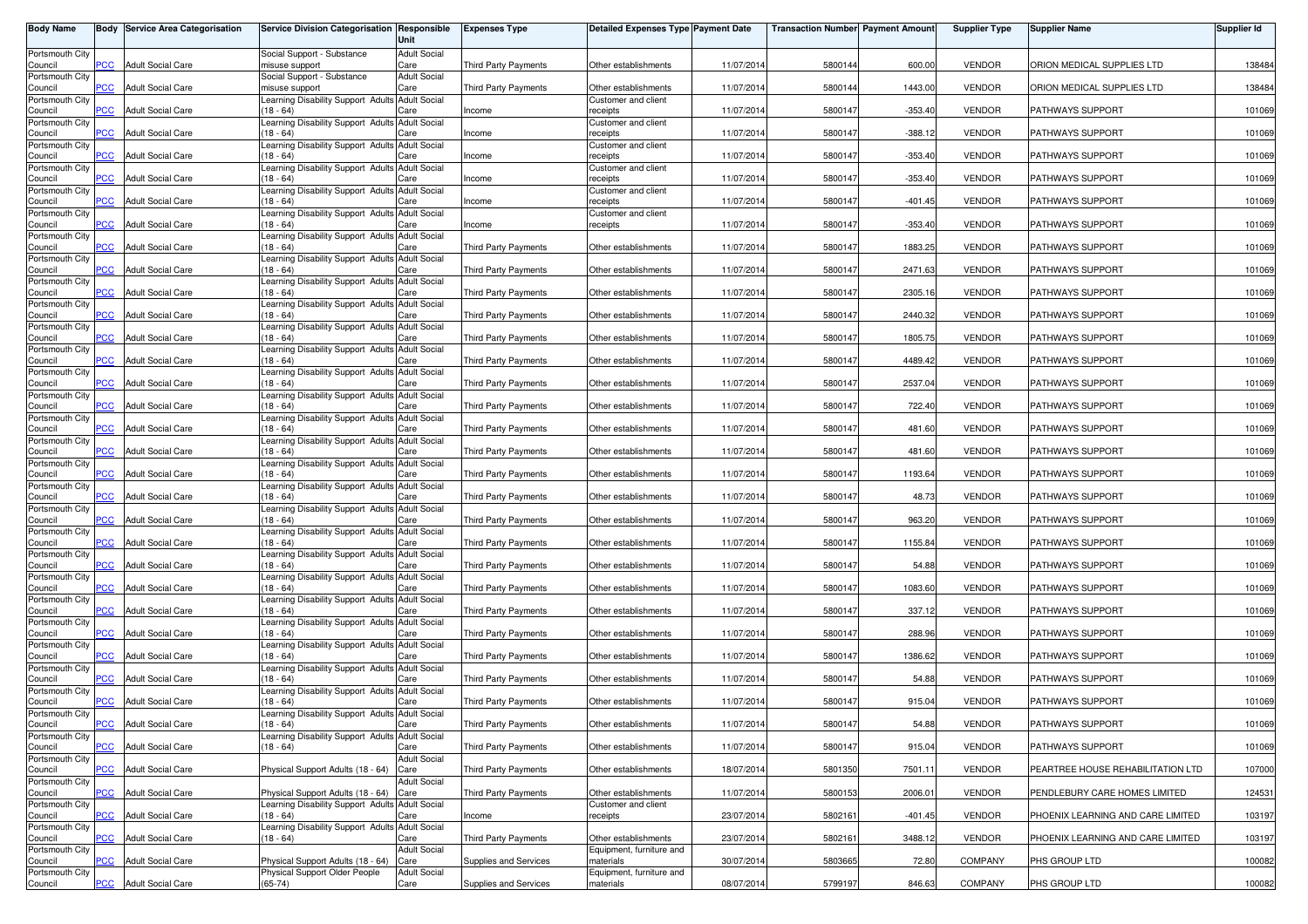| Body Name | Body | Service Area Categorisation | Service Division Categorisation | Responsible Unit | Expenses Type | Detailed Expenses Type | Payment Date | Transaction Number | Payment Amount | Supplier Type | Supplier Name | Supplier Id |
|---|---|---|---|---|---|---|---|---|---|---|---|---|
| Portsmouth City Council | PCC | Adult Social Care | Social Support - Substance misuse support | Adult Social Care | Third Party Payments | Other establishments | 11/07/2014 | 5800144 | 600.00 | VENDOR | ORION MEDICAL SUPPLIES LTD | 138484 |
| Portsmouth City Council | PCC | Adult Social Care | Social Support - Substance misuse support | Adult Social Care | Third Party Payments | Other establishments | 11/07/2014 | 5800144 | 1443.00 | VENDOR | ORION MEDICAL SUPPLIES LTD | 138484 |
| Portsmouth City Council | PCC | Adult Social Care | Learning Disability Support Adults (18 - 64) | Adult Social Care | Income | Customer and client receipts | 11/07/2014 | 5800147 | -353.40 | VENDOR | PATHWAYS SUPPORT | 101069 |
| Portsmouth City Council | PCC | Adult Social Care | Learning Disability Support Adults (18 - 64) | Adult Social Care | Income | Customer and client receipts | 11/07/2014 | 5800147 | -388.12 | VENDOR | PATHWAYS SUPPORT | 101069 |
| Portsmouth City Council | PCC | Adult Social Care | Learning Disability Support Adults (18 - 64) | Adult Social Care | Income | Customer and client receipts | 11/07/2014 | 5800147 | -353.40 | VENDOR | PATHWAYS SUPPORT | 101069 |
| Portsmouth City Council | PCC | Adult Social Care | Learning Disability Support Adults (18 - 64) | Adult Social Care | Income | Customer and client receipts | 11/07/2014 | 5800147 | -353.40 | VENDOR | PATHWAYS SUPPORT | 101069 |
| Portsmouth City Council | PCC | Adult Social Care | Learning Disability Support Adults (18 - 64) | Adult Social Care | Income | Customer and client receipts | 11/07/2014 | 5800147 | -401.45 | VENDOR | PATHWAYS SUPPORT | 101069 |
| Portsmouth City Council | PCC | Adult Social Care | Learning Disability Support Adults (18 - 64) | Adult Social Care | Income | Customer and client receipts | 11/07/2014 | 5800147 | -353.40 | VENDOR | PATHWAYS SUPPORT | 101069 |
| Portsmouth City Council | PCC | Adult Social Care | Learning Disability Support Adults (18 - 64) | Adult Social Care | Third Party Payments | Other establishments | 11/07/2014 | 5800147 | 1883.25 | VENDOR | PATHWAYS SUPPORT | 101069 |
| Portsmouth City Council | PCC | Adult Social Care | Learning Disability Support Adults (18 - 64) | Adult Social Care | Third Party Payments | Other establishments | 11/07/2014 | 5800147 | 2471.63 | VENDOR | PATHWAYS SUPPORT | 101069 |
| Portsmouth City Council | PCC | Adult Social Care | Learning Disability Support Adults (18 - 64) | Adult Social Care | Third Party Payments | Other establishments | 11/07/2014 | 5800147 | 2305.16 | VENDOR | PATHWAYS SUPPORT | 101069 |
| Portsmouth City Council | PCC | Adult Social Care | Learning Disability Support Adults (18 - 64) | Adult Social Care | Third Party Payments | Other establishments | 11/07/2014 | 5800147 | 2440.32 | VENDOR | PATHWAYS SUPPORT | 101069 |
| Portsmouth City Council | PCC | Adult Social Care | Learning Disability Support Adults (18 - 64) | Adult Social Care | Third Party Payments | Other establishments | 11/07/2014 | 5800147 | 1805.75 | VENDOR | PATHWAYS SUPPORT | 101069 |
| Portsmouth City Council | PCC | Adult Social Care | Learning Disability Support Adults (18 - 64) | Adult Social Care | Third Party Payments | Other establishments | 11/07/2014 | 5800147 | 4489.42 | VENDOR | PATHWAYS SUPPORT | 101069 |
| Portsmouth City Council | PCC | Adult Social Care | Learning Disability Support Adults (18 - 64) | Adult Social Care | Third Party Payments | Other establishments | 11/07/2014 | 5800147 | 2537.04 | VENDOR | PATHWAYS SUPPORT | 101069 |
| Portsmouth City Council | PCC | Adult Social Care | Learning Disability Support Adults (18 - 64) | Adult Social Care | Third Party Payments | Other establishments | 11/07/2014 | 5800147 | 722.40 | VENDOR | PATHWAYS SUPPORT | 101069 |
| Portsmouth City Council | PCC | Adult Social Care | Learning Disability Support Adults (18 - 64) | Adult Social Care | Third Party Payments | Other establishments | 11/07/2014 | 5800147 | 481.60 | VENDOR | PATHWAYS SUPPORT | 101069 |
| Portsmouth City Council | PCC | Adult Social Care | Learning Disability Support Adults (18 - 64) | Adult Social Care | Third Party Payments | Other establishments | 11/07/2014 | 5800147 | 481.60 | VENDOR | PATHWAYS SUPPORT | 101069 |
| Portsmouth City Council | PCC | Adult Social Care | Learning Disability Support Adults (18 - 64) | Adult Social Care | Third Party Payments | Other establishments | 11/07/2014 | 5800147 | 1193.64 | VENDOR | PATHWAYS SUPPORT | 101069 |
| Portsmouth City Council | PCC | Adult Social Care | Learning Disability Support Adults (18 - 64) | Adult Social Care | Third Party Payments | Other establishments | 11/07/2014 | 5800147 | 48.73 | VENDOR | PATHWAYS SUPPORT | 101069 |
| Portsmouth City Council | PCC | Adult Social Care | Learning Disability Support Adults (18 - 64) | Adult Social Care | Third Party Payments | Other establishments | 11/07/2014 | 5800147 | 963.20 | VENDOR | PATHWAYS SUPPORT | 101069 |
| Portsmouth City Council | PCC | Adult Social Care | Learning Disability Support Adults (18 - 64) | Adult Social Care | Third Party Payments | Other establishments | 11/07/2014 | 5800147 | 1155.84 | VENDOR | PATHWAYS SUPPORT | 101069 |
| Portsmouth City Council | PCC | Adult Social Care | Learning Disability Support Adults (18 - 64) | Adult Social Care | Third Party Payments | Other establishments | 11/07/2014 | 5800147 | 54.88 | VENDOR | PATHWAYS SUPPORT | 101069 |
| Portsmouth City Council | PCC | Adult Social Care | Learning Disability Support Adults (18 - 64) | Adult Social Care | Third Party Payments | Other establishments | 11/07/2014 | 5800147 | 1083.60 | VENDOR | PATHWAYS SUPPORT | 101069 |
| Portsmouth City Council | PCC | Adult Social Care | Learning Disability Support Adults (18 - 64) | Adult Social Care | Third Party Payments | Other establishments | 11/07/2014 | 5800147 | 337.12 | VENDOR | PATHWAYS SUPPORT | 101069 |
| Portsmouth City Council | PCC | Adult Social Care | Learning Disability Support Adults (18 - 64) | Adult Social Care | Third Party Payments | Other establishments | 11/07/2014 | 5800147 | 288.96 | VENDOR | PATHWAYS SUPPORT | 101069 |
| Portsmouth City Council | PCC | Adult Social Care | Learning Disability Support Adults (18 - 64) | Adult Social Care | Third Party Payments | Other establishments | 11/07/2014 | 5800147 | 1386.62 | VENDOR | PATHWAYS SUPPORT | 101069 |
| Portsmouth City Council | PCC | Adult Social Care | Learning Disability Support Adults (18 - 64) | Adult Social Care | Third Party Payments | Other establishments | 11/07/2014 | 5800147 | 54.88 | VENDOR | PATHWAYS SUPPORT | 101069 |
| Portsmouth City Council | PCC | Adult Social Care | Learning Disability Support Adults (18 - 64) | Adult Social Care | Third Party Payments | Other establishments | 11/07/2014 | 5800147 | 915.04 | VENDOR | PATHWAYS SUPPORT | 101069 |
| Portsmouth City Council | PCC | Adult Social Care | Learning Disability Support Adults (18 - 64) | Adult Social Care | Third Party Payments | Other establishments | 11/07/2014 | 5800147 | 54.88 | VENDOR | PATHWAYS SUPPORT | 101069 |
| Portsmouth City Council | PCC | Adult Social Care | Learning Disability Support Adults (18 - 64) | Adult Social Care | Third Party Payments | Other establishments | 11/07/2014 | 5800147 | 915.04 | VENDOR | PATHWAYS SUPPORT | 101069 |
| Portsmouth City Council | PCC | Adult Social Care | Physical Support Adults (18 - 64) | Adult Social Care | Third Party Payments | Other establishments | 18/07/2014 | 5801350 | 7501.11 | VENDOR | PEARTREE HOUSE REHABILITATION LTD | 107000 |
| Portsmouth City Council | PCC | Adult Social Care | Physical Support Adults (18 - 64) | Adult Social Care | Third Party Payments | Other establishments | 11/07/2014 | 5800153 | 2006.01 | VENDOR | PENDLEBURY CARE HOMES LIMITED | 124531 |
| Portsmouth City Council | PCC | Adult Social Care | Learning Disability Support Adults (18 - 64) | Adult Social Care | Income | Customer and client receipts | 23/07/2014 | 5802161 | -401.45 | VENDOR | PHOENIX LEARNING AND CARE LIMITED | 103197 |
| Portsmouth City Council | PCC | Adult Social Care | Learning Disability Support Adults (18 - 64) | Adult Social Care | Third Party Payments | Other establishments | 23/07/2014 | 5802161 | 3488.12 | VENDOR | PHOENIX LEARNING AND CARE LIMITED | 103197 |
| Portsmouth City Council | PCC | Adult Social Care | Physical Support Adults (18 - 64) | Adult Social Care | Supplies and Services | Equipment, furniture and materials | 30/07/2014 | 5803665 | 72.80 | COMPANY | PHS GROUP LTD | 100082 |
| Portsmouth City Council | PCC | Adult Social Care | Physical Support Older People (65-74) | Adult Social Care | Supplies and Services | Equipment, furniture and materials | 08/07/2014 | 5799197 | 846.63 | COMPANY | PHS GROUP LTD | 100082 |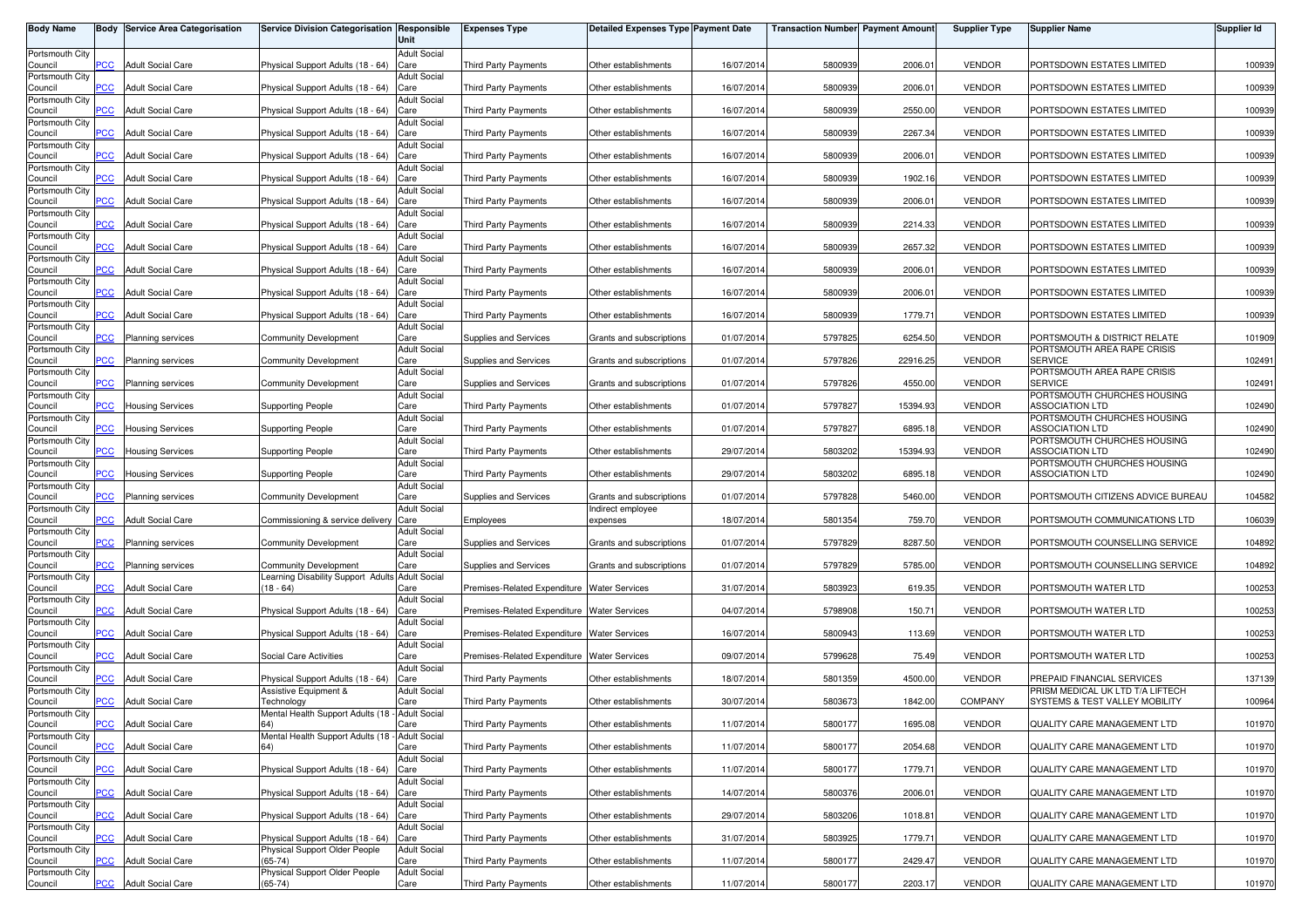| Body Name | Body | Service Area Categorisation | Service Division Categorisation | Responsible Unit | Expenses Type | Detailed Expenses Type | Payment Date | Transaction Number | Payment Amount | Supplier Type | Supplier Name | Supplier Id |
|---|---|---|---|---|---|---|---|---|---|---|---|---|
| Portsmouth City Council | PCC | Adult Social Care | Physical Support Adults (18 - 64) | Adult Social Care | Third Party Payments | Other establishments | 16/07/2014 | 5800939 | 2006.01 | VENDOR | PORTSDOWN ESTATES LIMITED | 100939 |
| Portsmouth City Council | PCC | Adult Social Care | Physical Support Adults (18 - 64) | Adult Social Care | Third Party Payments | Other establishments | 16/07/2014 | 5800939 | 2006.01 | VENDOR | PORTSDOWN ESTATES LIMITED | 100939 |
| Portsmouth City Council | PCC | Adult Social Care | Physical Support Adults (18 - 64) | Adult Social Care | Third Party Payments | Other establishments | 16/07/2014 | 5800939 | 2550.00 | VENDOR | PORTSDOWN ESTATES LIMITED | 100939 |
| Portsmouth City Council | PCC | Adult Social Care | Physical Support Adults (18 - 64) | Adult Social Care | Third Party Payments | Other establishments | 16/07/2014 | 5800939 | 2267.34 | VENDOR | PORTSDOWN ESTATES LIMITED | 100939 |
| Portsmouth City Council | PCC | Adult Social Care | Physical Support Adults (18 - 64) | Adult Social Care | Third Party Payments | Other establishments | 16/07/2014 | 5800939 | 2006.01 | VENDOR | PORTSDOWN ESTATES LIMITED | 100939 |
| Portsmouth City Council | PCC | Adult Social Care | Physical Support Adults (18 - 64) | Adult Social Care | Third Party Payments | Other establishments | 16/07/2014 | 5800939 | 1902.16 | VENDOR | PORTSDOWN ESTATES LIMITED | 100939 |
| Portsmouth City Council | PCC | Adult Social Care | Physical Support Adults (18 - 64) | Adult Social Care | Third Party Payments | Other establishments | 16/07/2014 | 5800939 | 2006.01 | VENDOR | PORTSDOWN ESTATES LIMITED | 100939 |
| Portsmouth City Council | PCC | Adult Social Care | Physical Support Adults (18 - 64) | Adult Social Care | Third Party Payments | Other establishments | 16/07/2014 | 5800939 | 2214.33 | VENDOR | PORTSDOWN ESTATES LIMITED | 100939 |
| Portsmouth City Council | PCC | Adult Social Care | Physical Support Adults (18 - 64) | Adult Social Care | Third Party Payments | Other establishments | 16/07/2014 | 5800939 | 2657.32 | VENDOR | PORTSDOWN ESTATES LIMITED | 100939 |
| Portsmouth City Council | PCC | Adult Social Care | Physical Support Adults (18 - 64) | Adult Social Care | Third Party Payments | Other establishments | 16/07/2014 | 5800939 | 2006.01 | VENDOR | PORTSDOWN ESTATES LIMITED | 100939 |
| Portsmouth City Council | PCC | Adult Social Care | Physical Support Adults (18 - 64) | Adult Social Care | Third Party Payments | Other establishments | 16/07/2014 | 5800939 | 2006.01 | VENDOR | PORTSDOWN ESTATES LIMITED | 100939 |
| Portsmouth City Council | PCC | Adult Social Care | Physical Support Adults (18 - 64) | Adult Social Care | Third Party Payments | Other establishments | 16/07/2014 | 5800939 | 1779.71 | VENDOR | PORTSDOWN ESTATES LIMITED | 100939 |
| Portsmouth City Council | PCC | Planning services | Community Development | Adult Social Care | Supplies and Services | Grants and subscriptions | 01/07/2014 | 5797825 | 6254.50 | VENDOR | PORTSMOUTH & DISTRICT RELATE | 101909 |
| Portsmouth City Council | PCC | Planning services | Community Development | Adult Social Care | Supplies and Services | Grants and subscriptions | 01/07/2014 | 5797826 | 22916.25 | VENDOR | PORTSMOUTH AREA RAPE CRISIS SERVICE | 102491 |
| Portsmouth City Council | PCC | Planning services | Community Development | Adult Social Care | Supplies and Services | Grants and subscriptions | 01/07/2014 | 5797826 | 4550.00 | VENDOR | PORTSMOUTH AREA RAPE CRISIS SERVICE | 102491 |
| Portsmouth City Council | PCC | Housing Services | Supporting People | Adult Social Care | Third Party Payments | Other establishments | 01/07/2014 | 5797827 | 15394.93 | VENDOR | PORTSMOUTH CHURCHES HOUSING ASSOCIATION LTD | 102490 |
| Portsmouth City Council | PCC | Housing Services | Supporting People | Adult Social Care | Third Party Payments | Other establishments | 01/07/2014 | 5797827 | 6895.18 | VENDOR | PORTSMOUTH CHURCHES HOUSING ASSOCIATION LTD | 102490 |
| Portsmouth City Council | PCC | Housing Services | Supporting People | Adult Social Care | Third Party Payments | Other establishments | 29/07/2014 | 5803202 | 15394.93 | VENDOR | PORTSMOUTH CHURCHES HOUSING ASSOCIATION LTD | 102490 |
| Portsmouth City Council | PCC | Housing Services | Supporting People | Adult Social Care | Third Party Payments | Other establishments | 29/07/2014 | 5803202 | 6895.18 | VENDOR | PORTSMOUTH CHURCHES HOUSING ASSOCIATION LTD | 102490 |
| Portsmouth City Council | PCC | Planning services | Community Development | Adult Social Care | Supplies and Services | Grants and subscriptions | 01/07/2014 | 5797828 | 5460.00 | VENDOR | PORTSMOUTH CITIZENS ADVICE BUREAU | 104582 |
| Portsmouth City Council | PCC | Adult Social Care | Commissioning & service delivery | Adult Social Care | Employees | Indirect employee expenses | 18/07/2014 | 5801354 | 759.70 | VENDOR | PORTSMOUTH COMMUNICATIONS LTD | 106039 |
| Portsmouth City Council | PCC | Planning services | Community Development | Adult Social Care | Supplies and Services | Grants and subscriptions | 01/07/2014 | 5797829 | 8287.50 | VENDOR | PORTSMOUTH COUNSELLING SERVICE | 104892 |
| Portsmouth City Council | PCC | Planning services | Community Development | Adult Social Care | Supplies and Services | Grants and subscriptions | 01/07/2014 | 5797829 | 5785.00 | VENDOR | PORTSMOUTH COUNSELLING SERVICE | 104892 |
| Portsmouth City Council | PCC | Adult Social Care | Learning Disability Support Adults (18 - 64) | Adult Social Care | Premises-Related Expenditure | Water Services | 31/07/2014 | 5803923 | 619.35 | VENDOR | PORTSMOUTH WATER LTD | 100253 |
| Portsmouth City Council | PCC | Adult Social Care | Physical Support Adults (18 - 64) | Adult Social Care | Premises-Related Expenditure | Water Services | 04/07/2014 | 5798908 | 150.71 | VENDOR | PORTSMOUTH WATER LTD | 100253 |
| Portsmouth City Council | PCC | Adult Social Care | Physical Support Adults (18 - 64) | Adult Social Care | Premises-Related Expenditure | Water Services | 16/07/2014 | 5800943 | 113.69 | VENDOR | PORTSMOUTH WATER LTD | 100253 |
| Portsmouth City Council | PCC | Adult Social Care | Social Care Activities | Adult Social Care | Premises-Related Expenditure | Water Services | 09/07/2014 | 5799628 | 75.49 | VENDOR | PORTSMOUTH WATER LTD | 100253 |
| Portsmouth City Council | PCC | Adult Social Care | Physical Support Adults (18 - 64) | Adult Social Care | Third Party Payments | Other establishments | 18/07/2014 | 5801359 | 4500.00 | VENDOR | PREPAID FINANCIAL SERVICES | 137139 |
| Portsmouth City Council | PCC | Adult Social Care | Assistive Equipment & Technology | Adult Social Care | Third Party Payments | Other establishments | 30/07/2014 | 5803673 | 1842.00 | COMPANY | PRISM MEDICAL UK LTD T/A LIFTECH SYSTEMS & TEST VALLEY MOBILITY | 100964 |
| Portsmouth City Council | PCC | Adult Social Care | Mental Health Support Adults (18 - 64) | Adult Social Care | Third Party Payments | Other establishments | 11/07/2014 | 5800177 | 1695.08 | VENDOR | QUALITY CARE MANAGEMENT LTD | 101970 |
| Portsmouth City Council | PCC | Adult Social Care | Mental Health Support Adults (18 - 64) | Adult Social Care | Third Party Payments | Other establishments | 11/07/2014 | 5800177 | 2054.68 | VENDOR | QUALITY CARE MANAGEMENT LTD | 101970 |
| Portsmouth City Council | PCC | Adult Social Care | Physical Support Adults (18 - 64) | Adult Social Care | Third Party Payments | Other establishments | 11/07/2014 | 5800177 | 1779.71 | VENDOR | QUALITY CARE MANAGEMENT LTD | 101970 |
| Portsmouth City Council | PCC | Adult Social Care | Physical Support Adults (18 - 64) | Adult Social Care | Third Party Payments | Other establishments | 14/07/2014 | 5800376 | 2006.01 | VENDOR | QUALITY CARE MANAGEMENT LTD | 101970 |
| Portsmouth City Council | PCC | Adult Social Care | Physical Support Adults (18 - 64) | Adult Social Care | Third Party Payments | Other establishments | 29/07/2014 | 5803206 | 1018.81 | VENDOR | QUALITY CARE MANAGEMENT LTD | 101970 |
| Portsmouth City Council | PCC | Adult Social Care | Physical Support Adults (18 - 64) | Adult Social Care | Third Party Payments | Other establishments | 31/07/2014 | 5803925 | 1779.71 | VENDOR | QUALITY CARE MANAGEMENT LTD | 101970 |
| Portsmouth City Council | PCC | Adult Social Care | Physical Support Older People (65-74) | Adult Social Care | Third Party Payments | Other establishments | 11/07/2014 | 5800177 | 2429.47 | VENDOR | QUALITY CARE MANAGEMENT LTD | 101970 |
| Portsmouth City Council | PCC | Adult Social Care | Physical Support Older People (65-74) | Adult Social Care | Third Party Payments | Other establishments | 11/07/2014 | 5800177 | 2203.17 | VENDOR | QUALITY CARE MANAGEMENT LTD | 101970 |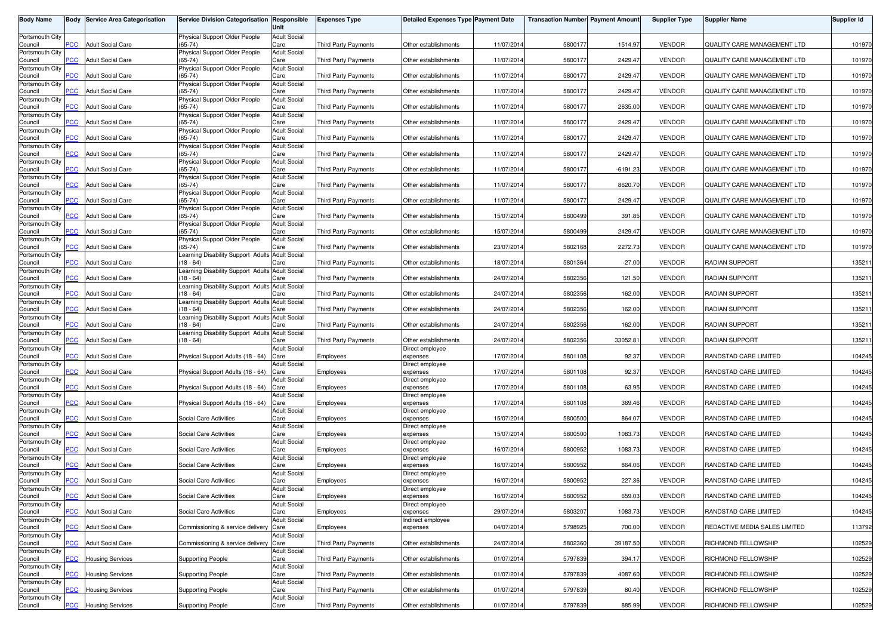| Body Name | Body | Service Area Categorisation | Service Division Categorisation | Responsible Unit | Expenses Type | Detailed Expenses Type | Payment Date | Transaction Number | Payment Amount | Supplier Type | Supplier Name | Supplier Id |
|---|---|---|---|---|---|---|---|---|---|---|---|---|
| Portsmouth City Council | PCC | Adult Social Care | Physical Support Older People (65-74) | Adult Social Care | Third Party Payments | Other establishments | 11/07/2014 | 5800177 | 1514.97 | VENDOR | QUALITY CARE MANAGEMENT LTD | 101970 |
| Portsmouth City Council | PCC | Adult Social Care | Physical Support Older People (65-74) | Adult Social Care | Third Party Payments | Other establishments | 11/07/2014 | 5800177 | 2429.47 | VENDOR | QUALITY CARE MANAGEMENT LTD | 101970 |
| Portsmouth City Council | PCC | Adult Social Care | Physical Support Older People (65-74) | Adult Social Care | Third Party Payments | Other establishments | 11/07/2014 | 5800177 | 2429.47 | VENDOR | QUALITY CARE MANAGEMENT LTD | 101970 |
| Portsmouth City Council | PCC | Adult Social Care | Physical Support Older People (65-74) | Adult Social Care | Third Party Payments | Other establishments | 11/07/2014 | 5800177 | 2429.47 | VENDOR | QUALITY CARE MANAGEMENT LTD | 101970 |
| Portsmouth City Council | PCC | Adult Social Care | Physical Support Older People (65-74) | Adult Social Care | Third Party Payments | Other establishments | 11/07/2014 | 5800177 | 2635.00 | VENDOR | QUALITY CARE MANAGEMENT LTD | 101970 |
| Portsmouth City Council | PCC | Adult Social Care | Physical Support Older People (65-74) | Adult Social Care | Third Party Payments | Other establishments | 11/07/2014 | 5800177 | 2429.47 | VENDOR | QUALITY CARE MANAGEMENT LTD | 101970 |
| Portsmouth City Council | PCC | Adult Social Care | Physical Support Older People (65-74) | Adult Social Care | Third Party Payments | Other establishments | 11/07/2014 | 5800177 | 2429.47 | VENDOR | QUALITY CARE MANAGEMENT LTD | 101970 |
| Portsmouth City Council | PCC | Adult Social Care | Physical Support Older People (65-74) | Adult Social Care | Third Party Payments | Other establishments | 11/07/2014 | 5800177 | 2429.47 | VENDOR | QUALITY CARE MANAGEMENT LTD | 101970 |
| Portsmouth City Council | PCC | Adult Social Care | Physical Support Older People (65-74) | Adult Social Care | Third Party Payments | Other establishments | 11/07/2014 | 5800177 | -6191.23 | VENDOR | QUALITY CARE MANAGEMENT LTD | 101970 |
| Portsmouth City Council | PCC | Adult Social Care | Physical Support Older People (65-74) | Adult Social Care | Third Party Payments | Other establishments | 11/07/2014 | 5800177 | 8620.70 | VENDOR | QUALITY CARE MANAGEMENT LTD | 101970 |
| Portsmouth City Council | PCC | Adult Social Care | Physical Support Older People (65-74) | Adult Social Care | Third Party Payments | Other establishments | 11/07/2014 | 5800177 | 2429.47 | VENDOR | QUALITY CARE MANAGEMENT LTD | 101970 |
| Portsmouth City Council | PCC | Adult Social Care | Physical Support Older People (65-74) | Adult Social Care | Third Party Payments | Other establishments | 15/07/2014 | 5800499 | 391.85 | VENDOR | QUALITY CARE MANAGEMENT LTD | 101970 |
| Portsmouth City Council | PCC | Adult Social Care | Physical Support Older People (65-74) | Adult Social Care | Third Party Payments | Other establishments | 15/07/2014 | 5800499 | 2429.47 | VENDOR | QUALITY CARE MANAGEMENT LTD | 101970 |
| Portsmouth City Council | PCC | Adult Social Care | Physical Support Older People (65-74) | Adult Social Care | Third Party Payments | Other establishments | 23/07/2014 | 5802168 | 2272.73 | VENDOR | QUALITY CARE MANAGEMENT LTD | 101970 |
| Portsmouth City Council | PCC | Adult Social Care | Learning Disability Support Adults (18 - 64) | Adult Social Care | Third Party Payments | Other establishments | 18/07/2014 | 5801364 | -27.00 | VENDOR | RADIAN SUPPORT | 135211 |
| Portsmouth City Council | PCC | Adult Social Care | Learning Disability Support Adults (18 - 64) | Adult Social Care | Third Party Payments | Other establishments | 24/07/2014 | 5802356 | 121.50 | VENDOR | RADIAN SUPPORT | 135211 |
| Portsmouth City Council | PCC | Adult Social Care | Learning Disability Support Adults (18 - 64) | Adult Social Care | Third Party Payments | Other establishments | 24/07/2014 | 5802356 | 162.00 | VENDOR | RADIAN SUPPORT | 135211 |
| Portsmouth City Council | PCC | Adult Social Care | Learning Disability Support Adults (18 - 64) | Adult Social Care | Third Party Payments | Other establishments | 24/07/2014 | 5802356 | 162.00 | VENDOR | RADIAN SUPPORT | 135211 |
| Portsmouth City Council | PCC | Adult Social Care | Learning Disability Support Adults (18 - 64) | Adult Social Care | Third Party Payments | Other establishments | 24/07/2014 | 5802356 | 162.00 | VENDOR | RADIAN SUPPORT | 135211 |
| Portsmouth City Council | PCC | Adult Social Care | Learning Disability Support Adults (18 - 64) | Adult Social Care | Third Party Payments | Other establishments | 24/07/2014 | 5802356 | 33052.81 | VENDOR | RADIAN SUPPORT | 135211 |
| Portsmouth City Council | PCC | Adult Social Care | Physical Support Adults (18 - 64) | Adult Social Care | Employees | Direct employee expenses | 17/07/2014 | 5801108 | 92.37 | VENDOR | RANDSTAD CARE LIMITED | 104245 |
| Portsmouth City Council | PCC | Adult Social Care | Physical Support Adults (18 - 64) | Adult Social Care | Employees | Direct employee expenses | 17/07/2014 | 5801108 | 92.37 | VENDOR | RANDSTAD CARE LIMITED | 104245 |
| Portsmouth City Council | PCC | Adult Social Care | Physical Support Adults (18 - 64) | Adult Social Care | Employees | Direct employee expenses | 17/07/2014 | 5801108 | 63.95 | VENDOR | RANDSTAD CARE LIMITED | 104245 |
| Portsmouth City Council | PCC | Adult Social Care | Physical Support Adults (18 - 64) | Adult Social Care | Employees | Direct employee expenses | 17/07/2014 | 5801108 | 369.46 | VENDOR | RANDSTAD CARE LIMITED | 104245 |
| Portsmouth City Council | PCC | Adult Social Care | Social Care Activities | Adult Social Care | Employees | Direct employee expenses | 15/07/2014 | 5800500 | 864.07 | VENDOR | RANDSTAD CARE LIMITED | 104245 |
| Portsmouth City Council | PCC | Adult Social Care | Social Care Activities | Adult Social Care | Employees | Direct employee expenses | 15/07/2014 | 5800500 | 1083.73 | VENDOR | RANDSTAD CARE LIMITED | 104245 |
| Portsmouth City Council | PCC | Adult Social Care | Social Care Activities | Adult Social Care | Employees | Direct employee expenses | 16/07/2014 | 5800952 | 1083.73 | VENDOR | RANDSTAD CARE LIMITED | 104245 |
| Portsmouth City Council | PCC | Adult Social Care | Social Care Activities | Adult Social Care | Employees | Direct employee expenses | 16/07/2014 | 5800952 | 864.06 | VENDOR | RANDSTAD CARE LIMITED | 104245 |
| Portsmouth City Council | PCC | Adult Social Care | Social Care Activities | Adult Social Care | Employees | Direct employee expenses | 16/07/2014 | 5800952 | 227.36 | VENDOR | RANDSTAD CARE LIMITED | 104245 |
| Portsmouth City Council | PCC | Adult Social Care | Social Care Activities | Adult Social Care | Employees | Direct employee expenses | 16/07/2014 | 5800952 | 659.03 | VENDOR | RANDSTAD CARE LIMITED | 104245 |
| Portsmouth City Council | PCC | Adult Social Care | Social Care Activities | Adult Social Care | Employees | Direct employee expenses | 29/07/2014 | 5803207 | 1083.73 | VENDOR | RANDSTAD CARE LIMITED | 104245 |
| Portsmouth City Council | PCC | Adult Social Care | Commissioning & service delivery | Adult Social Care | Employees | Indirect employee expenses | 04/07/2014 | 5798925 | 700.00 | VENDOR | REDACTIVE MEDIA SALES LIMITED | 113792 |
| Portsmouth City Council | PCC | Adult Social Care | Commissioning & service delivery | Adult Social Care | Third Party Payments | Other establishments | 24/07/2014 | 5802360 | 39187.50 | VENDOR | RICHMOND FELLOWSHIP | 102529 |
| Portsmouth City Council | PCC | Housing Services | Supporting People | Adult Social Care | Third Party Payments | Other establishments | 01/07/2014 | 5797839 | 394.17 | VENDOR | RICHMOND FELLOWSHIP | 102529 |
| Portsmouth City Council | PCC | Housing Services | Supporting People | Adult Social Care | Third Party Payments | Other establishments | 01/07/2014 | 5797839 | 4087.60 | VENDOR | RICHMOND FELLOWSHIP | 102529 |
| Portsmouth City Council | PCC | Housing Services | Supporting People | Adult Social Care | Third Party Payments | Other establishments | 01/07/2014 | 5797839 | 80.40 | VENDOR | RICHMOND FELLOWSHIP | 102529 |
| Portsmouth City Council | PCC | Housing Services | Supporting People | Adult Social Care | Third Party Payments | Other establishments | 01/07/2014 | 5797839 | 885.99 | VENDOR | RICHMOND FELLOWSHIP | 102529 |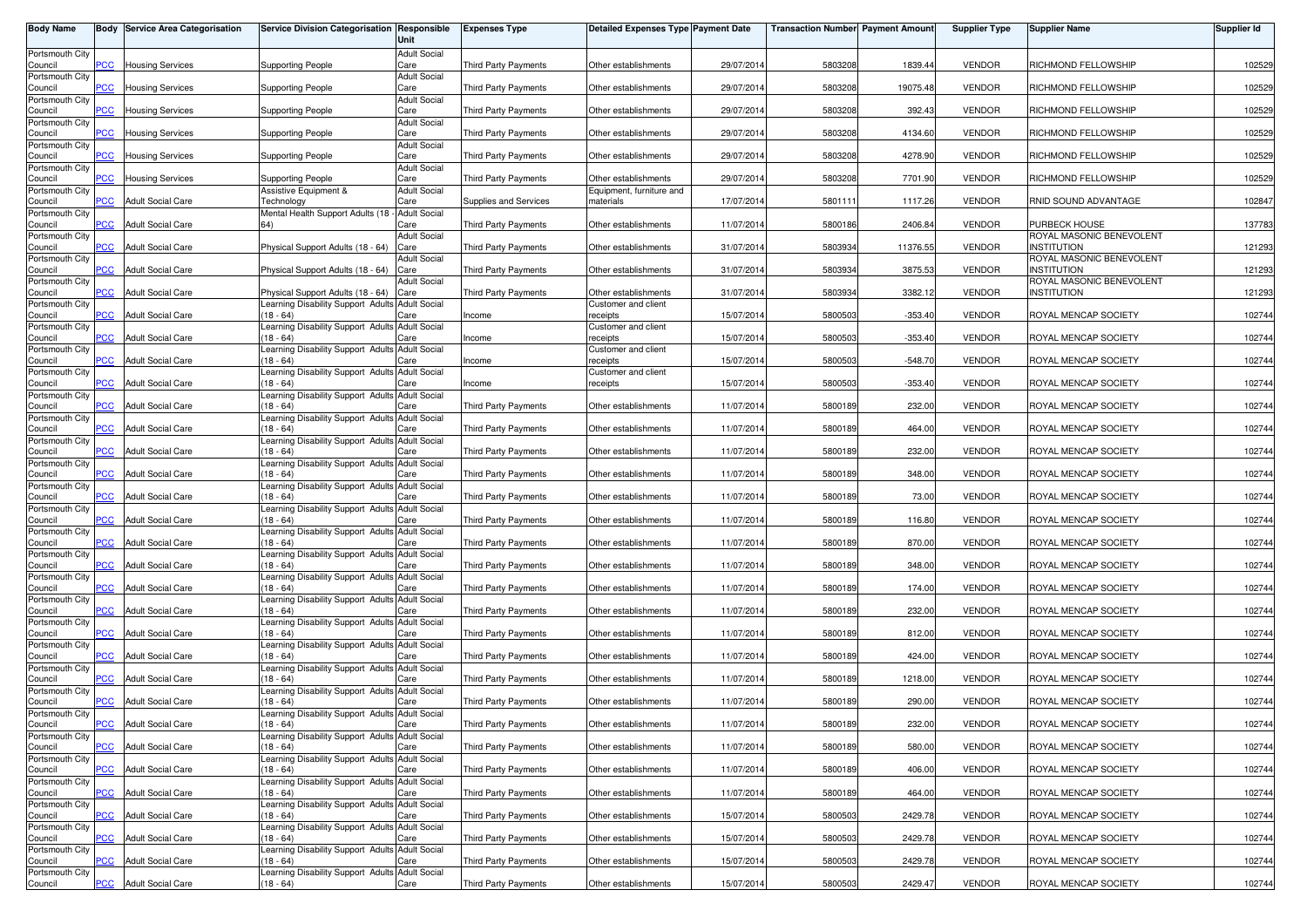| Body Name | Body | Service Area Categorisation | Service Division Categorisation | Responsible Unit | Expenses Type | Detailed Expenses Type | Payment Date | Transaction Number | Payment Amount | Supplier Type | Supplier Name | Supplier Id |
|---|---|---|---|---|---|---|---|---|---|---|---|---|
| Portsmouth City Council | PCC | Housing Services | Supporting People | Adult Social Care | Third Party Payments | Other establishments | 29/07/2014 | 5803208 | 1839.44 | VENDOR | RICHMOND FELLOWSHIP | 102529 |
| Portsmouth City Council | PCC | Housing Services | Supporting People | Adult Social Care | Third Party Payments | Other establishments | 29/07/2014 | 5803208 | 19075.48 | VENDOR | RICHMOND FELLOWSHIP | 102529 |
| Portsmouth City Council | PCC | Housing Services | Supporting People | Adult Social Care | Third Party Payments | Other establishments | 29/07/2014 | 5803208 | 392.43 | VENDOR | RICHMOND FELLOWSHIP | 102529 |
| Portsmouth City Council | PCC | Housing Services | Supporting People | Adult Social Care | Third Party Payments | Other establishments | 29/07/2014 | 5803208 | 4134.60 | VENDOR | RICHMOND FELLOWSHIP | 102529 |
| Portsmouth City Council | PCC | Housing Services | Supporting People | Adult Social Care | Third Party Payments | Other establishments | 29/07/2014 | 5803208 | 4278.90 | VENDOR | RICHMOND FELLOWSHIP | 102529 |
| Portsmouth City Council | PCC | Housing Services | Supporting People | Adult Social Care | Third Party Payments | Other establishments | 29/07/2014 | 5803208 | 7701.90 | VENDOR | RICHMOND FELLOWSHIP | 102529 |
| Portsmouth City Council | PCC | Adult Social Care | Assistive Equipment & Technology | Adult Social Care | Supplies and Services | Equipment, furniture and materials | 17/07/2014 | 5801111 | 1117.26 | VENDOR | RNID SOUND ADVANTAGE | 102847 |
| Portsmouth City Council | PCC | Adult Social Care | Mental Health Support Adults (18 - 64) | Adult Social Care | Third Party Payments | Other establishments | 11/07/2014 | 5800186 | 2406.84 | VENDOR | PURBECK HOUSE | 137783 |
| Portsmouth City Council | PCC | Adult Social Care | Physical Support Adults (18 - 64) | Adult Social Care | Third Party Payments | Other establishments | 31/07/2014 | 5803934 | 11376.55 | VENDOR | ROYAL MASONIC BENEVOLENT INSTITUTION | 121293 |
| Portsmouth City Council | PCC | Adult Social Care | Physical Support Adults (18 - 64) | Adult Social Care | Third Party Payments | Other establishments | 31/07/2014 | 5803934 | 3875.53 | VENDOR | ROYAL MASONIC BENEVOLENT INSTITUTION | 121293 |
| Portsmouth City Council | PCC | Adult Social Care | Physical Support Adults (18 - 64) | Adult Social Care | Third Party Payments | Other establishments | 31/07/2014 | 5803934 | 3382.12 | VENDOR | ROYAL MASONIC BENEVOLENT INSTITUTION | 121293 |
| Portsmouth City Council | PCC | Adult Social Care | Learning Disability Support Adults (18 - 64) | Adult Social Care | Income | Customer and client receipts | 15/07/2014 | 5800503 | -353.40 | VENDOR | ROYAL MENCAP SOCIETY | 102744 |
| Portsmouth City Council | PCC | Adult Social Care | Learning Disability Support Adults (18 - 64) | Adult Social Care | Income | Customer and client receipts | 15/07/2014 | 5800503 | -353.40 | VENDOR | ROYAL MENCAP SOCIETY | 102744 |
| Portsmouth City Council | PCC | Adult Social Care | Learning Disability Support Adults (18 - 64) | Adult Social Care | Income | Customer and client receipts | 15/07/2014 | 5800503 | -548.70 | VENDOR | ROYAL MENCAP SOCIETY | 102744 |
| Portsmouth City Council | PCC | Adult Social Care | Learning Disability Support Adults (18 - 64) | Adult Social Care | Income | Customer and client receipts | 15/07/2014 | 5800503 | -353.40 | VENDOR | ROYAL MENCAP SOCIETY | 102744 |
| Portsmouth City Council | PCC | Adult Social Care | Learning Disability Support Adults (18 - 64) | Adult Social Care | Third Party Payments | Other establishments | 11/07/2014 | 5800189 | 232.00 | VENDOR | ROYAL MENCAP SOCIETY | 102744 |
| Portsmouth City Council | PCC | Adult Social Care | Learning Disability Support Adults (18 - 64) | Adult Social Care | Third Party Payments | Other establishments | 11/07/2014 | 5800189 | 464.00 | VENDOR | ROYAL MENCAP SOCIETY | 102744 |
| Portsmouth City Council | PCC | Adult Social Care | Learning Disability Support Adults (18 - 64) | Adult Social Care | Third Party Payments | Other establishments | 11/07/2014 | 5800189 | 232.00 | VENDOR | ROYAL MENCAP SOCIETY | 102744 |
| Portsmouth City Council | PCC | Adult Social Care | Learning Disability Support Adults (18 - 64) | Adult Social Care | Third Party Payments | Other establishments | 11/07/2014 | 5800189 | 348.00 | VENDOR | ROYAL MENCAP SOCIETY | 102744 |
| Portsmouth City Council | PCC | Adult Social Care | Learning Disability Support Adults (18 - 64) | Adult Social Care | Third Party Payments | Other establishments | 11/07/2014 | 5800189 | 73.00 | VENDOR | ROYAL MENCAP SOCIETY | 102744 |
| Portsmouth City Council | PCC | Adult Social Care | Learning Disability Support Adults (18 - 64) | Adult Social Care | Third Party Payments | Other establishments | 11/07/2014 | 5800189 | 116.80 | VENDOR | ROYAL MENCAP SOCIETY | 102744 |
| Portsmouth City Council | PCC | Adult Social Care | Learning Disability Support Adults (18 - 64) | Adult Social Care | Third Party Payments | Other establishments | 11/07/2014 | 5800189 | 870.00 | VENDOR | ROYAL MENCAP SOCIETY | 102744 |
| Portsmouth City Council | PCC | Adult Social Care | Learning Disability Support Adults (18 - 64) | Adult Social Care | Third Party Payments | Other establishments | 11/07/2014 | 5800189 | 348.00 | VENDOR | ROYAL MENCAP SOCIETY | 102744 |
| Portsmouth City Council | PCC | Adult Social Care | Learning Disability Support Adults (18 - 64) | Adult Social Care | Third Party Payments | Other establishments | 11/07/2014 | 5800189 | 174.00 | VENDOR | ROYAL MENCAP SOCIETY | 102744 |
| Portsmouth City Council | PCC | Adult Social Care | Learning Disability Support Adults (18 - 64) | Adult Social Care | Third Party Payments | Other establishments | 11/07/2014 | 5800189 | 232.00 | VENDOR | ROYAL MENCAP SOCIETY | 102744 |
| Portsmouth City Council | PCC | Adult Social Care | Learning Disability Support Adults (18 - 64) | Adult Social Care | Third Party Payments | Other establishments | 11/07/2014 | 5800189 | 812.00 | VENDOR | ROYAL MENCAP SOCIETY | 102744 |
| Portsmouth City Council | PCC | Adult Social Care | Learning Disability Support Adults (18 - 64) | Adult Social Care | Third Party Payments | Other establishments | 11/07/2014 | 5800189 | 424.00 | VENDOR | ROYAL MENCAP SOCIETY | 102744 |
| Portsmouth City Council | PCC | Adult Social Care | Learning Disability Support Adults (18 - 64) | Adult Social Care | Third Party Payments | Other establishments | 11/07/2014 | 5800189 | 1218.00 | VENDOR | ROYAL MENCAP SOCIETY | 102744 |
| Portsmouth City Council | PCC | Adult Social Care | Learning Disability Support Adults (18 - 64) | Adult Social Care | Third Party Payments | Other establishments | 11/07/2014 | 5800189 | 290.00 | VENDOR | ROYAL MENCAP SOCIETY | 102744 |
| Portsmouth City Council | PCC | Adult Social Care | Learning Disability Support Adults (18 - 64) | Adult Social Care | Third Party Payments | Other establishments | 11/07/2014 | 5800189 | 232.00 | VENDOR | ROYAL MENCAP SOCIETY | 102744 |
| Portsmouth City Council | PCC | Adult Social Care | Learning Disability Support Adults (18 - 64) | Adult Social Care | Third Party Payments | Other establishments | 11/07/2014 | 5800189 | 580.00 | VENDOR | ROYAL MENCAP SOCIETY | 102744 |
| Portsmouth City Council | PCC | Adult Social Care | Learning Disability Support Adults (18 - 64) | Adult Social Care | Third Party Payments | Other establishments | 11/07/2014 | 5800189 | 406.00 | VENDOR | ROYAL MENCAP SOCIETY | 102744 |
| Portsmouth City Council | PCC | Adult Social Care | Learning Disability Support Adults (18 - 64) | Adult Social Care | Third Party Payments | Other establishments | 11/07/2014 | 5800189 | 464.00 | VENDOR | ROYAL MENCAP SOCIETY | 102744 |
| Portsmouth City Council | PCC | Adult Social Care | Learning Disability Support Adults (18 - 64) | Adult Social Care | Third Party Payments | Other establishments | 15/07/2014 | 5800503 | 2429.78 | VENDOR | ROYAL MENCAP SOCIETY | 102744 |
| Portsmouth City Council | PCC | Adult Social Care | Learning Disability Support Adults (18 - 64) | Adult Social Care | Third Party Payments | Other establishments | 15/07/2014 | 5800503 | 2429.78 | VENDOR | ROYAL MENCAP SOCIETY | 102744 |
| Portsmouth City Council | PCC | Adult Social Care | Learning Disability Support Adults (18 - 64) | Adult Social Care | Third Party Payments | Other establishments | 15/07/2014 | 5800503 | 2429.78 | VENDOR | ROYAL MENCAP SOCIETY | 102744 |
| Portsmouth City Council | PCC | Adult Social Care | Learning Disability Support Adults (18 - 64) | Adult Social Care | Third Party Payments | Other establishments | 15/07/2014 | 5800503 | 2429.47 | VENDOR | ROYAL MENCAP SOCIETY | 102744 |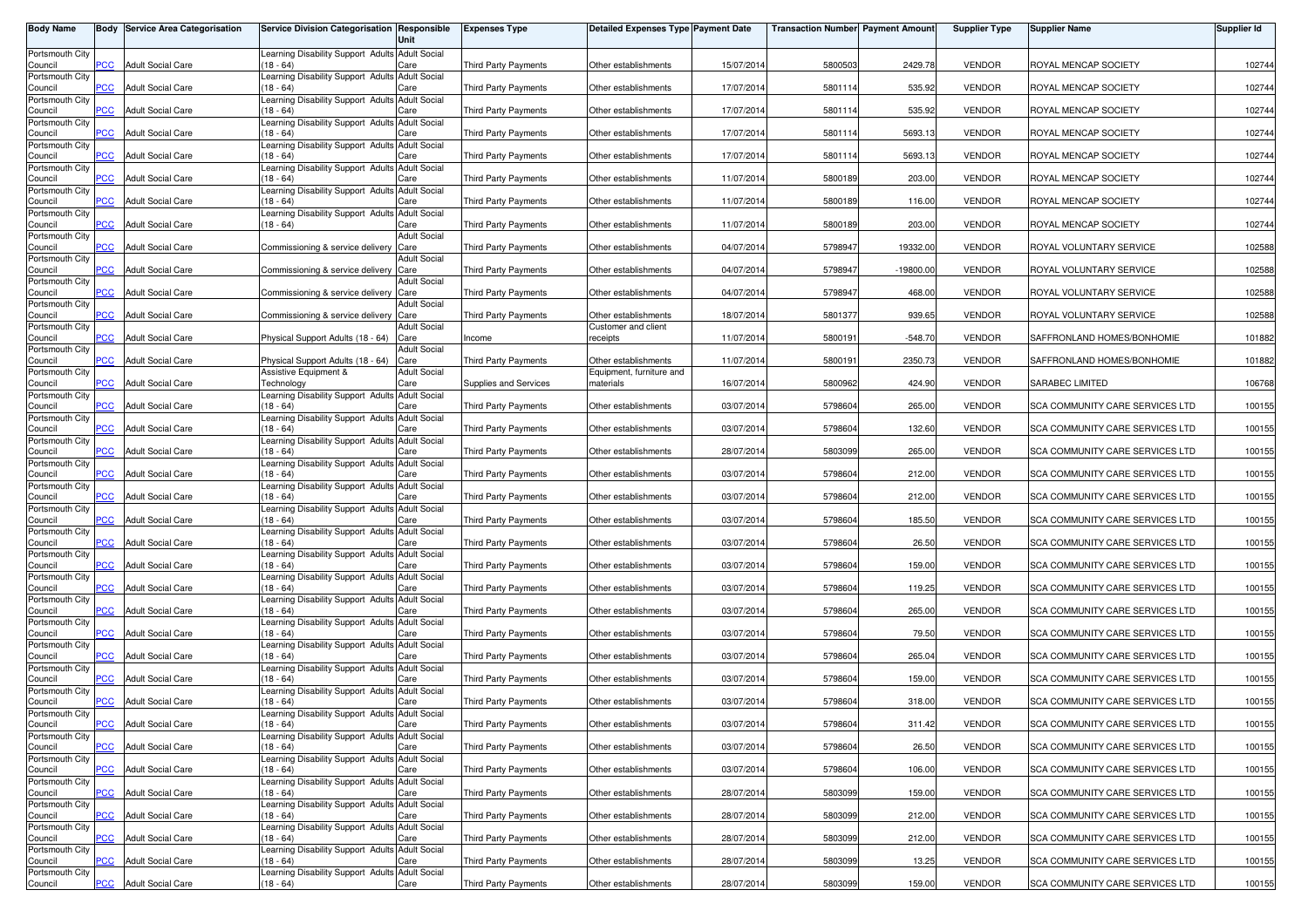| Body Name | Body | Service Area Categorisation | Service Division Categorisation | Responsible Unit | Expenses Type | Detailed Expenses Type | Payment Date | Transaction Number | Payment Amount | Supplier Type | Supplier Name | Supplier Id |
|---|---|---|---|---|---|---|---|---|---|---|---|---|
| Portsmouth City Council | PCC | Adult Social Care | Learning Disability Support Adults (18 - 64) | Adult Social Care | Third Party Payments | Other establishments | 15/07/2014 | 5800503 | 2429.78 | VENDOR | ROYAL MENCAP SOCIETY | 102744 |
| Portsmouth City Council | PCC | Adult Social Care | Learning Disability Support Adults (18 - 64) | Adult Social Care | Third Party Payments | Other establishments | 17/07/2014 | 5801114 | 535.92 | VENDOR | ROYAL MENCAP SOCIETY | 102744 |
| Portsmouth City Council | PCC | Adult Social Care | Learning Disability Support Adults (18 - 64) | Adult Social Care | Third Party Payments | Other establishments | 17/07/2014 | 5801114 | 535.92 | VENDOR | ROYAL MENCAP SOCIETY | 102744 |
| Portsmouth City Council | PCC | Adult Social Care | Learning Disability Support Adults (18 - 64) | Adult Social Care | Third Party Payments | Other establishments | 17/07/2014 | 5801114 | 5693.13 | VENDOR | ROYAL MENCAP SOCIETY | 102744 |
| Portsmouth City Council | PCC | Adult Social Care | Learning Disability Support Adults (18 - 64) | Adult Social Care | Third Party Payments | Other establishments | 17/07/2014 | 5801114 | 5693.13 | VENDOR | ROYAL MENCAP SOCIETY | 102744 |
| Portsmouth City Council | PCC | Adult Social Care | Learning Disability Support Adults (18 - 64) | Adult Social Care | Third Party Payments | Other establishments | 11/07/2014 | 5800189 | 203.00 | VENDOR | ROYAL MENCAP SOCIETY | 102744 |
| Portsmouth City Council | PCC | Adult Social Care | Learning Disability Support Adults (18 - 64) | Adult Social Care | Third Party Payments | Other establishments | 11/07/2014 | 5800189 | 116.00 | VENDOR | ROYAL MENCAP SOCIETY | 102744 |
| Portsmouth City Council | PCC | Adult Social Care | Learning Disability Support Adults (18 - 64) | Adult Social Care | Third Party Payments | Other establishments | 11/07/2014 | 5800189 | 203.00 | VENDOR | ROYAL MENCAP SOCIETY | 102744 |
| Portsmouth City Council | PCC | Adult Social Care | Commissioning & service delivery | Adult Social Care | Third Party Payments | Other establishments | 04/07/2014 | 5798947 | 19332.00 | VENDOR | ROYAL VOLUNTARY SERVICE | 102588 |
| Portsmouth City Council | PCC | Adult Social Care | Commissioning & service delivery | Adult Social Care | Third Party Payments | Other establishments | 04/07/2014 | 5798947 | -19800.00 | VENDOR | ROYAL VOLUNTARY SERVICE | 102588 |
| Portsmouth City Council | PCC | Adult Social Care | Commissioning & service delivery | Adult Social Care | Third Party Payments | Other establishments | 04/07/2014 | 5798947 | 468.00 | VENDOR | ROYAL VOLUNTARY SERVICE | 102588 |
| Portsmouth City Council | PCC | Adult Social Care | Commissioning & service delivery | Adult Social Care | Third Party Payments | Other establishments | 18/07/2014 | 5801377 | 939.65 | VENDOR | ROYAL VOLUNTARY SERVICE | 102588 |
| Portsmouth City Council | PCC | Adult Social Care | Physical Support Adults (18 - 64) | Adult Social Care | Income | Customer and client receipts | 11/07/2014 | 5800191 | -548.70 | VENDOR | SAFFRONLAND HOMES/BONHOMIE | 101882 |
| Portsmouth City Council | PCC | Adult Social Care | Physical Support Adults (18 - 64) | Adult Social Care | Third Party Payments | Other establishments | 11/07/2014 | 5800191 | 2350.73 | VENDOR | SAFFRONLAND HOMES/BONHOMIE | 101882 |
| Portsmouth City Council | PCC | Adult Social Care | Assistive Equipment & Technology | Adult Social Care | Supplies and Services | Equipment, furniture and materials | 16/07/2014 | 5800962 | 424.90 | VENDOR | SARABEC LIMITED | 106768 |
| Portsmouth City Council | PCC | Adult Social Care | Learning Disability Support Adults (18 - 64) | Adult Social Care | Third Party Payments | Other establishments | 03/07/2014 | 5798604 | 265.00 | VENDOR | SCA COMMUNITY CARE SERVICES LTD | 100155 |
| Portsmouth City Council | PCC | Adult Social Care | Learning Disability Support Adults (18 - 64) | Adult Social Care | Third Party Payments | Other establishments | 03/07/2014 | 5798604 | 132.60 | VENDOR | SCA COMMUNITY CARE SERVICES LTD | 100155 |
| Portsmouth City Council | PCC | Adult Social Care | Learning Disability Support Adults (18 - 64) | Adult Social Care | Third Party Payments | Other establishments | 28/07/2014 | 5803099 | 265.00 | VENDOR | SCA COMMUNITY CARE SERVICES LTD | 100155 |
| Portsmouth City Council | PCC | Adult Social Care | Learning Disability Support Adults (18 - 64) | Adult Social Care | Third Party Payments | Other establishments | 03/07/2014 | 5798604 | 212.00 | VENDOR | SCA COMMUNITY CARE SERVICES LTD | 100155 |
| Portsmouth City Council | PCC | Adult Social Care | Learning Disability Support Adults (18 - 64) | Adult Social Care | Third Party Payments | Other establishments | 03/07/2014 | 5798604 | 212.00 | VENDOR | SCA COMMUNITY CARE SERVICES LTD | 100155 |
| Portsmouth City Council | PCC | Adult Social Care | Learning Disability Support Adults (18 - 64) | Adult Social Care | Third Party Payments | Other establishments | 03/07/2014 | 5798604 | 185.50 | VENDOR | SCA COMMUNITY CARE SERVICES LTD | 100155 |
| Portsmouth City Council | PCC | Adult Social Care | Learning Disability Support Adults (18 - 64) | Adult Social Care | Third Party Payments | Other establishments | 03/07/2014 | 5798604 | 26.50 | VENDOR | SCA COMMUNITY CARE SERVICES LTD | 100155 |
| Portsmouth City Council | PCC | Adult Social Care | Learning Disability Support Adults (18 - 64) | Adult Social Care | Third Party Payments | Other establishments | 03/07/2014 | 5798604 | 159.00 | VENDOR | SCA COMMUNITY CARE SERVICES LTD | 100155 |
| Portsmouth City Council | PCC | Adult Social Care | Learning Disability Support Adults (18 - 64) | Adult Social Care | Third Party Payments | Other establishments | 03/07/2014 | 5798604 | 119.25 | VENDOR | SCA COMMUNITY CARE SERVICES LTD | 100155 |
| Portsmouth City Council | PCC | Adult Social Care | Learning Disability Support Adults (18 - 64) | Adult Social Care | Third Party Payments | Other establishments | 03/07/2014 | 5798604 | 265.00 | VENDOR | SCA COMMUNITY CARE SERVICES LTD | 100155 |
| Portsmouth City Council | PCC | Adult Social Care | Learning Disability Support Adults (18 - 64) | Adult Social Care | Third Party Payments | Other establishments | 03/07/2014 | 5798604 | 79.50 | VENDOR | SCA COMMUNITY CARE SERVICES LTD | 100155 |
| Portsmouth City Council | PCC | Adult Social Care | Learning Disability Support Adults (18 - 64) | Adult Social Care | Third Party Payments | Other establishments | 03/07/2014 | 5798604 | 265.04 | VENDOR | SCA COMMUNITY CARE SERVICES LTD | 100155 |
| Portsmouth City Council | PCC | Adult Social Care | Learning Disability Support Adults (18 - 64) | Adult Social Care | Third Party Payments | Other establishments | 03/07/2014 | 5798604 | 159.00 | VENDOR | SCA COMMUNITY CARE SERVICES LTD | 100155 |
| Portsmouth City Council | PCC | Adult Social Care | Learning Disability Support Adults (18 - 64) | Adult Social Care | Third Party Payments | Other establishments | 03/07/2014 | 5798604 | 318.00 | VENDOR | SCA COMMUNITY CARE SERVICES LTD | 100155 |
| Portsmouth City Council | PCC | Adult Social Care | Learning Disability Support Adults (18 - 64) | Adult Social Care | Third Party Payments | Other establishments | 03/07/2014 | 5798604 | 311.42 | VENDOR | SCA COMMUNITY CARE SERVICES LTD | 100155 |
| Portsmouth City Council | PCC | Adult Social Care | Learning Disability Support Adults (18 - 64) | Adult Social Care | Third Party Payments | Other establishments | 03/07/2014 | 5798604 | 26.50 | VENDOR | SCA COMMUNITY CARE SERVICES LTD | 100155 |
| Portsmouth City Council | PCC | Adult Social Care | Learning Disability Support Adults (18 - 64) | Adult Social Care | Third Party Payments | Other establishments | 03/07/2014 | 5798604 | 106.00 | VENDOR | SCA COMMUNITY CARE SERVICES LTD | 100155 |
| Portsmouth City Council | PCC | Adult Social Care | Learning Disability Support Adults (18 - 64) | Adult Social Care | Third Party Payments | Other establishments | 28/07/2014 | 5803099 | 159.00 | VENDOR | SCA COMMUNITY CARE SERVICES LTD | 100155 |
| Portsmouth City Council | PCC | Adult Social Care | Learning Disability Support Adults (18 - 64) | Adult Social Care | Third Party Payments | Other establishments | 28/07/2014 | 5803099 | 212.00 | VENDOR | SCA COMMUNITY CARE SERVICES LTD | 100155 |
| Portsmouth City Council | PCC | Adult Social Care | Learning Disability Support Adults (18 - 64) | Adult Social Care | Third Party Payments | Other establishments | 28/07/2014 | 5803099 | 212.00 | VENDOR | SCA COMMUNITY CARE SERVICES LTD | 100155 |
| Portsmouth City Council | PCC | Adult Social Care | Learning Disability Support Adults (18 - 64) | Adult Social Care | Third Party Payments | Other establishments | 28/07/2014 | 5803099 | 13.25 | VENDOR | SCA COMMUNITY CARE SERVICES LTD | 100155 |
| Portsmouth City Council | PCC | Adult Social Care | Learning Disability Support Adults (18 - 64) | Adult Social Care | Third Party Payments | Other establishments | 28/07/2014 | 5803099 | 159.00 | VENDOR | SCA COMMUNITY CARE SERVICES LTD | 100155 |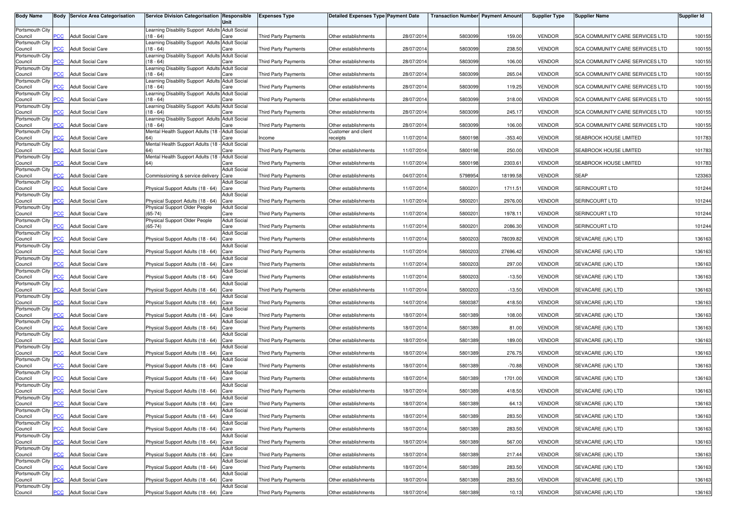| Body Name | Body | Service Area Categorisation | Service Division Categorisation | Responsible Unit | Expenses Type | Detailed Expenses Type | Payment Date | Transaction Number | Payment Amount | Supplier Type | Supplier Name | Supplier Id |
|---|---|---|---|---|---|---|---|---|---|---|---|---|
| Portsmouth City Council | PCC | Adult Social Care | Learning Disability Support Adults (18 - 64) | Adult Social Care | Third Party Payments | Other establishments | 28/07/2014 | 5803099 | 159.00 | VENDOR | SCA COMMUNITY CARE SERVICES LTD | 100155 |
| Portsmouth City Council | PCC | Adult Social Care | Learning Disability Support Adults (18 - 64) | Adult Social Care | Third Party Payments | Other establishments | 28/07/2014 | 5803099 | 238.50 | VENDOR | SCA COMMUNITY CARE SERVICES LTD | 100155 |
| Portsmouth City Council | PCC | Adult Social Care | Learning Disability Support Adults (18 - 64) | Adult Social Care | Third Party Payments | Other establishments | 28/07/2014 | 5803099 | 106.00 | VENDOR | SCA COMMUNITY CARE SERVICES LTD | 100155 |
| Portsmouth City Council | PCC | Adult Social Care | Learning Disability Support Adults (18 - 64) | Adult Social Care | Third Party Payments | Other establishments | 28/07/2014 | 5803099 | 265.04 | VENDOR | SCA COMMUNITY CARE SERVICES LTD | 100155 |
| Portsmouth City Council | PCC | Adult Social Care | Learning Disability Support Adults (18 - 64) | Adult Social Care | Third Party Payments | Other establishments | 28/07/2014 | 5803099 | 119.25 | VENDOR | SCA COMMUNITY CARE SERVICES LTD | 100155 |
| Portsmouth City Council | PCC | Adult Social Care | Learning Disability Support Adults (18 - 64) | Adult Social Care | Third Party Payments | Other establishments | 28/07/2014 | 5803099 | 318.00 | VENDOR | SCA COMMUNITY CARE SERVICES LTD | 100155 |
| Portsmouth City Council | PCC | Adult Social Care | Learning Disability Support Adults (18 - 64) | Adult Social Care | Third Party Payments | Other establishments | 28/07/2014 | 5803099 | 245.17 | VENDOR | SCA COMMUNITY CARE SERVICES LTD | 100155 |
| Portsmouth City Council | PCC | Adult Social Care | Learning Disability Support Adults (18 - 64) | Adult Social Care | Third Party Payments | Other establishments | 28/07/2014 | 5803099 | 106.00 | VENDOR | SCA COMMUNITY CARE SERVICES LTD | 100155 |
| Portsmouth City Council | PCC | Adult Social Care | Mental Health Support Adults (18 - 64) | Adult Social Care | Income | Customer and client receipts | 11/07/2014 | 5800198 | -353.40 | VENDOR | SEABROOK HOUSE LIMITED | 101783 |
| Portsmouth City Council | PCC | Adult Social Care | Mental Health Support Adults (18 - 64) | Adult Social Care | Third Party Payments | Other establishments | 11/07/2014 | 5800198 | 250.00 | VENDOR | SEABROOK HOUSE LIMITED | 101783 |
| Portsmouth City Council | PCC | Adult Social Care | Mental Health Support Adults (18 - 64) | Adult Social Care | Third Party Payments | Other establishments | 11/07/2014 | 5800198 | 2303.61 | VENDOR | SEABROOK HOUSE LIMITED | 101783 |
| Portsmouth City Council | PCC | Adult Social Care | Commissioning & service delivery | Adult Social Care | Third Party Payments | Other establishments | 04/07/2014 | 5798954 | 18199.58 | VENDOR | SEAP | 123363 |
| Portsmouth City Council | PCC | Adult Social Care | Physical Support Adults (18 - 64) | Adult Social Care | Third Party Payments | Other establishments | 11/07/2014 | 5800201 | 1711.51 | VENDOR | SERINCOURT LTD | 101244 |
| Portsmouth City Council | PCC | Adult Social Care | Physical Support Adults (18 - 64) | Adult Social Care | Third Party Payments | Other establishments | 11/07/2014 | 5800201 | 2976.00 | VENDOR | SERINCOURT LTD | 101244 |
| Portsmouth City Council | PCC | Adult Social Care | Physical Support Older People (65-74) | Adult Social Care | Third Party Payments | Other establishments | 11/07/2014 | 5800201 | 1978.11 | VENDOR | SERINCOURT LTD | 101244 |
| Portsmouth City Council | PCC | Adult Social Care | Physical Support Older People (65-74) | Adult Social Care | Third Party Payments | Other establishments | 11/07/2014 | 5800201 | 2086.30 | VENDOR | SERINCOURT LTD | 101244 |
| Portsmouth City Council | PCC | Adult Social Care | Physical Support Adults (18 - 64) | Adult Social Care | Third Party Payments | Other establishments | 11/07/2014 | 5800203 | 78039.82 | VENDOR | SEVACARE (UK) LTD | 136163 |
| Portsmouth City Council | PCC | Adult Social Care | Physical Support Adults (18 - 64) | Adult Social Care | Third Party Payments | Other establishments | 11/07/2014 | 5800203 | 27696.42 | VENDOR | SEVACARE (UK) LTD | 136163 |
| Portsmouth City Council | PCC | Adult Social Care | Physical Support Adults (18 - 64) | Adult Social Care | Third Party Payments | Other establishments | 11/07/2014 | 5800203 | 297.00 | VENDOR | SEVACARE (UK) LTD | 136163 |
| Portsmouth City Council | PCC | Adult Social Care | Physical Support Adults (18 - 64) | Adult Social Care | Third Party Payments | Other establishments | 11/07/2014 | 5800203 | -13.50 | VENDOR | SEVACARE (UK) LTD | 136163 |
| Portsmouth City Council | PCC | Adult Social Care | Physical Support Adults (18 - 64) | Adult Social Care | Third Party Payments | Other establishments | 11/07/2014 | 5800203 | -13.50 | VENDOR | SEVACARE (UK) LTD | 136163 |
| Portsmouth City Council | PCC | Adult Social Care | Physical Support Adults (18 - 64) | Adult Social Care | Third Party Payments | Other establishments | 14/07/2014 | 5800387 | 418.50 | VENDOR | SEVACARE (UK) LTD | 136163 |
| Portsmouth City Council | PCC | Adult Social Care | Physical Support Adults (18 - 64) | Adult Social Care | Third Party Payments | Other establishments | 18/07/2014 | 5801389 | 108.00 | VENDOR | SEVACARE (UK) LTD | 136163 |
| Portsmouth City Council | PCC | Adult Social Care | Physical Support Adults (18 - 64) | Adult Social Care | Third Party Payments | Other establishments | 18/07/2014 | 5801389 | 81.00 | VENDOR | SEVACARE (UK) LTD | 136163 |
| Portsmouth City Council | PCC | Adult Social Care | Physical Support Adults (18 - 64) | Adult Social Care | Third Party Payments | Other establishments | 18/07/2014 | 5801389 | 189.00 | VENDOR | SEVACARE (UK) LTD | 136163 |
| Portsmouth City Council | PCC | Adult Social Care | Physical Support Adults (18 - 64) | Adult Social Care | Third Party Payments | Other establishments | 18/07/2014 | 5801389 | 276.75 | VENDOR | SEVACARE (UK) LTD | 136163 |
| Portsmouth City Council | PCC | Adult Social Care | Physical Support Adults (18 - 64) | Adult Social Care | Third Party Payments | Other establishments | 18/07/2014 | 5801389 | -70.88 | VENDOR | SEVACARE (UK) LTD | 136163 |
| Portsmouth City Council | PCC | Adult Social Care | Physical Support Adults (18 - 64) | Adult Social Care | Third Party Payments | Other establishments | 18/07/2014 | 5801389 | 1701.00 | VENDOR | SEVACARE (UK) LTD | 136163 |
| Portsmouth City Council | PCC | Adult Social Care | Physical Support Adults (18 - 64) | Adult Social Care | Third Party Payments | Other establishments | 18/07/2014 | 5801389 | 418.50 | VENDOR | SEVACARE (UK) LTD | 136163 |
| Portsmouth City Council | PCC | Adult Social Care | Physical Support Adults (18 - 64) | Adult Social Care | Third Party Payments | Other establishments | 18/07/2014 | 5801389 | 64.13 | VENDOR | SEVACARE (UK) LTD | 136163 |
| Portsmouth City Council | PCC | Adult Social Care | Physical Support Adults (18 - 64) | Adult Social Care | Third Party Payments | Other establishments | 18/07/2014 | 5801389 | 283.50 | VENDOR | SEVACARE (UK) LTD | 136163 |
| Portsmouth City Council | PCC | Adult Social Care | Physical Support Adults (18 - 64) | Adult Social Care | Third Party Payments | Other establishments | 18/07/2014 | 5801389 | 283.50 | VENDOR | SEVACARE (UK) LTD | 136163 |
| Portsmouth City Council | PCC | Adult Social Care | Physical Support Adults (18 - 64) | Adult Social Care | Third Party Payments | Other establishments | 18/07/2014 | 5801389 | 567.00 | VENDOR | SEVACARE (UK) LTD | 136163 |
| Portsmouth City Council | PCC | Adult Social Care | Physical Support Adults (18 - 64) | Adult Social Care | Third Party Payments | Other establishments | 18/07/2014 | 5801389 | 217.44 | VENDOR | SEVACARE (UK) LTD | 136163 |
| Portsmouth City Council | PCC | Adult Social Care | Physical Support Adults (18 - 64) | Adult Social Care | Third Party Payments | Other establishments | 18/07/2014 | 5801389 | 283.50 | VENDOR | SEVACARE (UK) LTD | 136163 |
| Portsmouth City Council | PCC | Adult Social Care | Physical Support Adults (18 - 64) | Adult Social Care | Third Party Payments | Other establishments | 18/07/2014 | 5801389 | 283.50 | VENDOR | SEVACARE (UK) LTD | 136163 |
| Portsmouth City Council | PCC | Adult Social Care | Physical Support Adults (18 - 64) | Adult Social Care | Third Party Payments | Other establishments | 18/07/2014 | 5801389 | 10.13 | VENDOR | SEVACARE (UK) LTD | 136163 |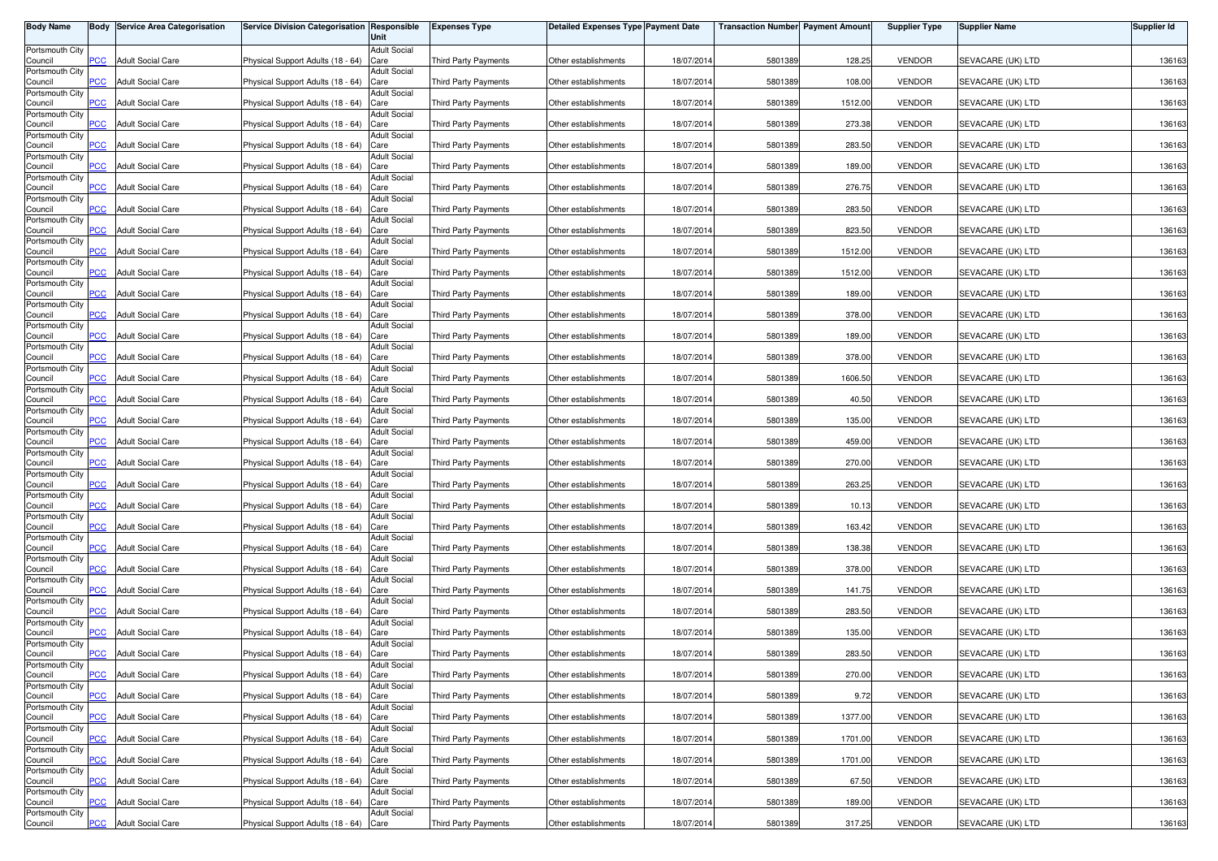| Body Name | Body | Service Area Categorisation | Service Division Categorisation | Responsible Unit | Expenses Type | Detailed Expenses Type | Payment Date | Transaction Number | Payment Amount | Supplier Type | Supplier Name | Supplier Id |
|---|---|---|---|---|---|---|---|---|---|---|---|---|
| Portsmouth City Council | PCC | Adult Social Care | Physical Support Adults (18 - 64) | Adult Social Care | Third Party Payments | Other establishments | 18/07/2014 | 5801389 | 128.25 | VENDOR | SEVACARE (UK) LTD | 136163 |
| Portsmouth City Council | PCC | Adult Social Care | Physical Support Adults (18 - 64) | Adult Social Care | Third Party Payments | Other establishments | 18/07/2014 | 5801389 | 108.00 | VENDOR | SEVACARE (UK) LTD | 136163 |
| Portsmouth City Council | PCC | Adult Social Care | Physical Support Adults (18 - 64) | Adult Social Care | Third Party Payments | Other establishments | 18/07/2014 | 5801389 | 1512.00 | VENDOR | SEVACARE (UK) LTD | 136163 |
| Portsmouth City Council | PCC | Adult Social Care | Physical Support Adults (18 - 64) | Adult Social Care | Third Party Payments | Other establishments | 18/07/2014 | 5801389 | 273.38 | VENDOR | SEVACARE (UK) LTD | 136163 |
| Portsmouth City Council | PCC | Adult Social Care | Physical Support Adults (18 - 64) | Adult Social Care | Third Party Payments | Other establishments | 18/07/2014 | 5801389 | 283.50 | VENDOR | SEVACARE (UK) LTD | 136163 |
| Portsmouth City Council | PCC | Adult Social Care | Physical Support Adults (18 - 64) | Adult Social Care | Third Party Payments | Other establishments | 18/07/2014 | 5801389 | 189.00 | VENDOR | SEVACARE (UK) LTD | 136163 |
| Portsmouth City Council | PCC | Adult Social Care | Physical Support Adults (18 - 64) | Adult Social Care | Third Party Payments | Other establishments | 18/07/2014 | 5801389 | 276.75 | VENDOR | SEVACARE (UK) LTD | 136163 |
| Portsmouth City Council | PCC | Adult Social Care | Physical Support Adults (18 - 64) | Adult Social Care | Third Party Payments | Other establishments | 18/07/2014 | 5801389 | 283.50 | VENDOR | SEVACARE (UK) LTD | 136163 |
| Portsmouth City Council | PCC | Adult Social Care | Physical Support Adults (18 - 64) | Adult Social Care | Third Party Payments | Other establishments | 18/07/2014 | 5801389 | 823.50 | VENDOR | SEVACARE (UK) LTD | 136163 |
| Portsmouth City Council | PCC | Adult Social Care | Physical Support Adults (18 - 64) | Adult Social Care | Third Party Payments | Other establishments | 18/07/2014 | 5801389 | 1512.00 | VENDOR | SEVACARE (UK) LTD | 136163 |
| Portsmouth City Council | PCC | Adult Social Care | Physical Support Adults (18 - 64) | Adult Social Care | Third Party Payments | Other establishments | 18/07/2014 | 5801389 | 1512.00 | VENDOR | SEVACARE (UK) LTD | 136163 |
| Portsmouth City Council | PCC | Adult Social Care | Physical Support Adults (18 - 64) | Adult Social Care | Third Party Payments | Other establishments | 18/07/2014 | 5801389 | 189.00 | VENDOR | SEVACARE (UK) LTD | 136163 |
| Portsmouth City Council | PCC | Adult Social Care | Physical Support Adults (18 - 64) | Adult Social Care | Third Party Payments | Other establishments | 18/07/2014 | 5801389 | 378.00 | VENDOR | SEVACARE (UK) LTD | 136163 |
| Portsmouth City Council | PCC | Adult Social Care | Physical Support Adults (18 - 64) | Adult Social Care | Third Party Payments | Other establishments | 18/07/2014 | 5801389 | 189.00 | VENDOR | SEVACARE (UK) LTD | 136163 |
| Portsmouth City Council | PCC | Adult Social Care | Physical Support Adults (18 - 64) | Adult Social Care | Third Party Payments | Other establishments | 18/07/2014 | 5801389 | 378.00 | VENDOR | SEVACARE (UK) LTD | 136163 |
| Portsmouth City Council | PCC | Adult Social Care | Physical Support Adults (18 - 64) | Adult Social Care | Third Party Payments | Other establishments | 18/07/2014 | 5801389 | 1606.50 | VENDOR | SEVACARE (UK) LTD | 136163 |
| Portsmouth City Council | PCC | Adult Social Care | Physical Support Adults (18 - 64) | Adult Social Care | Third Party Payments | Other establishments | 18/07/2014 | 5801389 | 40.50 | VENDOR | SEVACARE (UK) LTD | 136163 |
| Portsmouth City Council | PCC | Adult Social Care | Physical Support Adults (18 - 64) | Adult Social Care | Third Party Payments | Other establishments | 18/07/2014 | 5801389 | 135.00 | VENDOR | SEVACARE (UK) LTD | 136163 |
| Portsmouth City Council | PCC | Adult Social Care | Physical Support Adults (18 - 64) | Adult Social Care | Third Party Payments | Other establishments | 18/07/2014 | 5801389 | 459.00 | VENDOR | SEVACARE (UK) LTD | 136163 |
| Portsmouth City Council | PCC | Adult Social Care | Physical Support Adults (18 - 64) | Adult Social Care | Third Party Payments | Other establishments | 18/07/2014 | 5801389 | 270.00 | VENDOR | SEVACARE (UK) LTD | 136163 |
| Portsmouth City Council | PCC | Adult Social Care | Physical Support Adults (18 - 64) | Adult Social Care | Third Party Payments | Other establishments | 18/07/2014 | 5801389 | 263.25 | VENDOR | SEVACARE (UK) LTD | 136163 |
| Portsmouth City Council | PCC | Adult Social Care | Physical Support Adults (18 - 64) | Adult Social Care | Third Party Payments | Other establishments | 18/07/2014 | 5801389 | 10.13 | VENDOR | SEVACARE (UK) LTD | 136163 |
| Portsmouth City Council | PCC | Adult Social Care | Physical Support Adults (18 - 64) | Adult Social Care | Third Party Payments | Other establishments | 18/07/2014 | 5801389 | 163.42 | VENDOR | SEVACARE (UK) LTD | 136163 |
| Portsmouth City Council | PCC | Adult Social Care | Physical Support Adults (18 - 64) | Adult Social Care | Third Party Payments | Other establishments | 18/07/2014 | 5801389 | 138.38 | VENDOR | SEVACARE (UK) LTD | 136163 |
| Portsmouth City Council | PCC | Adult Social Care | Physical Support Adults (18 - 64) | Adult Social Care | Third Party Payments | Other establishments | 18/07/2014 | 5801389 | 378.00 | VENDOR | SEVACARE (UK) LTD | 136163 |
| Portsmouth City Council | PCC | Adult Social Care | Physical Support Adults (18 - 64) | Adult Social Care | Third Party Payments | Other establishments | 18/07/2014 | 5801389 | 141.75 | VENDOR | SEVACARE (UK) LTD | 136163 |
| Portsmouth City Council | PCC | Adult Social Care | Physical Support Adults (18 - 64) | Adult Social Care | Third Party Payments | Other establishments | 18/07/2014 | 5801389 | 283.50 | VENDOR | SEVACARE (UK) LTD | 136163 |
| Portsmouth City Council | PCC | Adult Social Care | Physical Support Adults (18 - 64) | Adult Social Care | Third Party Payments | Other establishments | 18/07/2014 | 5801389 | 135.00 | VENDOR | SEVACARE (UK) LTD | 136163 |
| Portsmouth City Council | PCC | Adult Social Care | Physical Support Adults (18 - 64) | Adult Social Care | Third Party Payments | Other establishments | 18/07/2014 | 5801389 | 283.50 | VENDOR | SEVACARE (UK) LTD | 136163 |
| Portsmouth City Council | PCC | Adult Social Care | Physical Support Adults (18 - 64) | Adult Social Care | Third Party Payments | Other establishments | 18/07/2014 | 5801389 | 270.00 | VENDOR | SEVACARE (UK) LTD | 136163 |
| Portsmouth City Council | PCC | Adult Social Care | Physical Support Adults (18 - 64) | Adult Social Care | Third Party Payments | Other establishments | 18/07/2014 | 5801389 | 9.72 | VENDOR | SEVACARE (UK) LTD | 136163 |
| Portsmouth City Council | PCC | Adult Social Care | Physical Support Adults (18 - 64) | Adult Social Care | Third Party Payments | Other establishments | 18/07/2014 | 5801389 | 1377.00 | VENDOR | SEVACARE (UK) LTD | 136163 |
| Portsmouth City Council | PCC | Adult Social Care | Physical Support Adults (18 - 64) | Adult Social Care | Third Party Payments | Other establishments | 18/07/2014 | 5801389 | 1701.00 | VENDOR | SEVACARE (UK) LTD | 136163 |
| Portsmouth City Council | PCC | Adult Social Care | Physical Support Adults (18 - 64) | Adult Social Care | Third Party Payments | Other establishments | 18/07/2014 | 5801389 | 1701.00 | VENDOR | SEVACARE (UK) LTD | 136163 |
| Portsmouth City Council | PCC | Adult Social Care | Physical Support Adults (18 - 64) | Adult Social Care | Third Party Payments | Other establishments | 18/07/2014 | 5801389 | 67.50 | VENDOR | SEVACARE (UK) LTD | 136163 |
| Portsmouth City Council | PCC | Adult Social Care | Physical Support Adults (18 - 64) | Adult Social Care | Third Party Payments | Other establishments | 18/07/2014 | 5801389 | 189.00 | VENDOR | SEVACARE (UK) LTD | 136163 |
| Portsmouth City Council | PCC | Adult Social Care | Physical Support Adults (18 - 64) | Adult Social Care | Third Party Payments | Other establishments | 18/07/2014 | 5801389 | 317.25 | VENDOR | SEVACARE (UK) LTD | 136163 |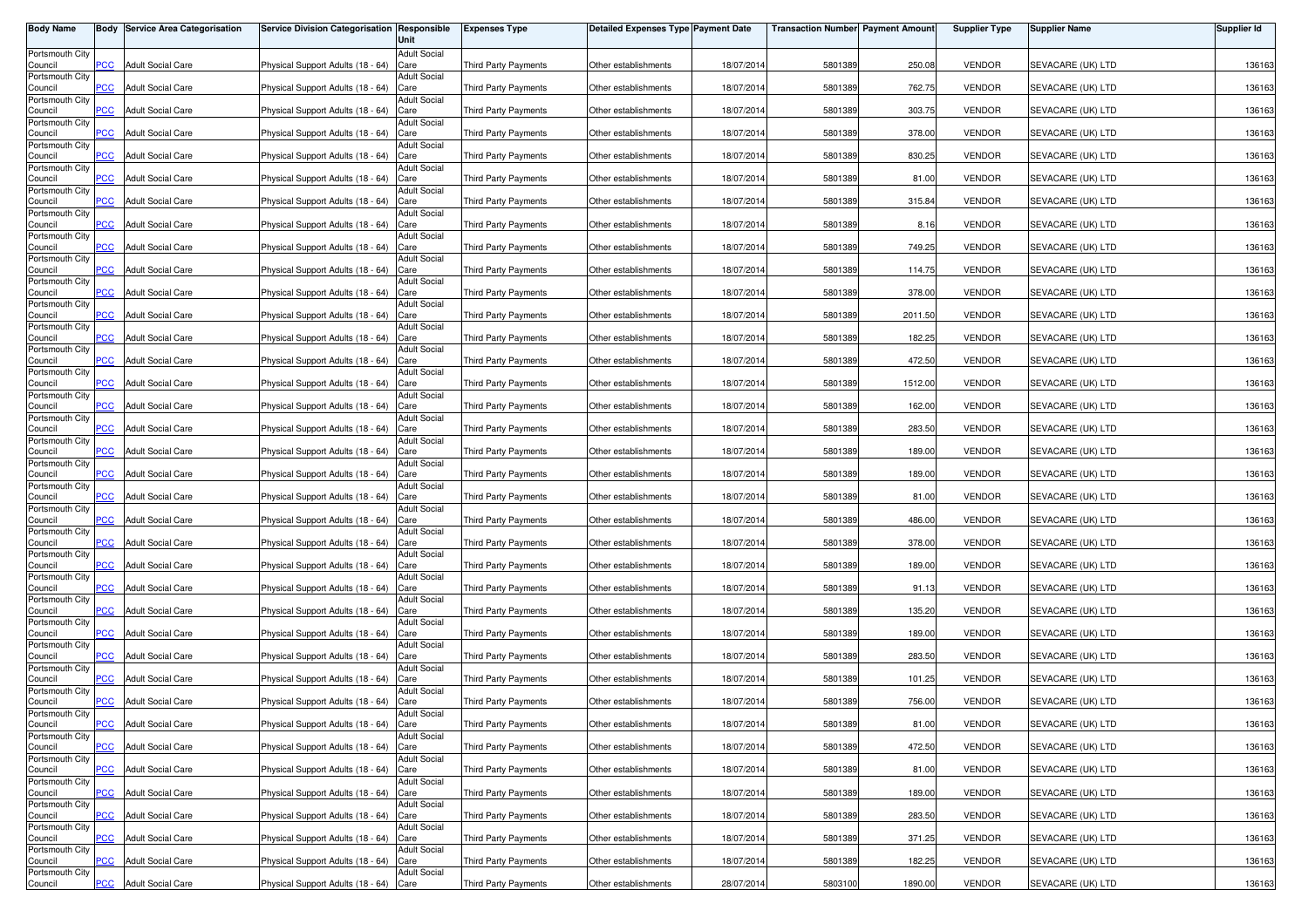| Body Name | Body | Service Area Categorisation | Service Division Categorisation | Responsible Unit | Expenses Type | Detailed Expenses Type | Payment Date | Transaction Number | Payment Amount | Supplier Type | Supplier Name | Supplier Id |
|---|---|---|---|---|---|---|---|---|---|---|---|---|
| Portsmouth City Council | PCC | Adult Social Care | Physical Support Adults (18 - 64) | Adult Social Care | Third Party Payments | Other establishments | 18/07/2014 | 5801389 | 250.08 | VENDOR | SEVACARE (UK) LTD | 136163 |
| Portsmouth City Council | PCC | Adult Social Care | Physical Support Adults (18 - 64) | Adult Social Care | Third Party Payments | Other establishments | 18/07/2014 | 5801389 | 762.75 | VENDOR | SEVACARE (UK) LTD | 136163 |
| Portsmouth City Council | PCC | Adult Social Care | Physical Support Adults (18 - 64) | Adult Social Care | Third Party Payments | Other establishments | 18/07/2014 | 5801389 | 303.75 | VENDOR | SEVACARE (UK) LTD | 136163 |
| Portsmouth City Council | PCC | Adult Social Care | Physical Support Adults (18 - 64) | Adult Social Care | Third Party Payments | Other establishments | 18/07/2014 | 5801389 | 378.00 | VENDOR | SEVACARE (UK) LTD | 136163 |
| Portsmouth City Council | PCC | Adult Social Care | Physical Support Adults (18 - 64) | Adult Social Care | Third Party Payments | Other establishments | 18/07/2014 | 5801389 | 830.25 | VENDOR | SEVACARE (UK) LTD | 136163 |
| Portsmouth City Council | PCC | Adult Social Care | Physical Support Adults (18 - 64) | Adult Social Care | Third Party Payments | Other establishments | 18/07/2014 | 5801389 | 81.00 | VENDOR | SEVACARE (UK) LTD | 136163 |
| Portsmouth City Council | PCC | Adult Social Care | Physical Support Adults (18 - 64) | Adult Social Care | Third Party Payments | Other establishments | 18/07/2014 | 5801389 | 315.84 | VENDOR | SEVACARE (UK) LTD | 136163 |
| Portsmouth City Council | PCC | Adult Social Care | Physical Support Adults (18 - 64) | Adult Social Care | Third Party Payments | Other establishments | 18/07/2014 | 5801389 | 8.16 | VENDOR | SEVACARE (UK) LTD | 136163 |
| Portsmouth City Council | PCC | Adult Social Care | Physical Support Adults (18 - 64) | Adult Social Care | Third Party Payments | Other establishments | 18/07/2014 | 5801389 | 749.25 | VENDOR | SEVACARE (UK) LTD | 136163 |
| Portsmouth City Council | PCC | Adult Social Care | Physical Support Adults (18 - 64) | Adult Social Care | Third Party Payments | Other establishments | 18/07/2014 | 5801389 | 114.75 | VENDOR | SEVACARE (UK) LTD | 136163 |
| Portsmouth City Council | PCC | Adult Social Care | Physical Support Adults (18 - 64) | Adult Social Care | Third Party Payments | Other establishments | 18/07/2014 | 5801389 | 378.00 | VENDOR | SEVACARE (UK) LTD | 136163 |
| Portsmouth City Council | PCC | Adult Social Care | Physical Support Adults (18 - 64) | Adult Social Care | Third Party Payments | Other establishments | 18/07/2014 | 5801389 | 2011.50 | VENDOR | SEVACARE (UK) LTD | 136163 |
| Portsmouth City Council | PCC | Adult Social Care | Physical Support Adults (18 - 64) | Adult Social Care | Third Party Payments | Other establishments | 18/07/2014 | 5801389 | 182.25 | VENDOR | SEVACARE (UK) LTD | 136163 |
| Portsmouth City Council | PCC | Adult Social Care | Physical Support Adults (18 - 64) | Adult Social Care | Third Party Payments | Other establishments | 18/07/2014 | 5801389 | 472.50 | VENDOR | SEVACARE (UK) LTD | 136163 |
| Portsmouth City Council | PCC | Adult Social Care | Physical Support Adults (18 - 64) | Adult Social Care | Third Party Payments | Other establishments | 18/07/2014 | 5801389 | 1512.00 | VENDOR | SEVACARE (UK) LTD | 136163 |
| Portsmouth City Council | PCC | Adult Social Care | Physical Support Adults (18 - 64) | Adult Social Care | Third Party Payments | Other establishments | 18/07/2014 | 5801389 | 162.00 | VENDOR | SEVACARE (UK) LTD | 136163 |
| Portsmouth City Council | PCC | Adult Social Care | Physical Support Adults (18 - 64) | Adult Social Care | Third Party Payments | Other establishments | 18/07/2014 | 5801389 | 283.50 | VENDOR | SEVACARE (UK) LTD | 136163 |
| Portsmouth City Council | PCC | Adult Social Care | Physical Support Adults (18 - 64) | Adult Social Care | Third Party Payments | Other establishments | 18/07/2014 | 5801389 | 189.00 | VENDOR | SEVACARE (UK) LTD | 136163 |
| Portsmouth City Council | PCC | Adult Social Care | Physical Support Adults (18 - 64) | Adult Social Care | Third Party Payments | Other establishments | 18/07/2014 | 5801389 | 189.00 | VENDOR | SEVACARE (UK) LTD | 136163 |
| Portsmouth City Council | PCC | Adult Social Care | Physical Support Adults (18 - 64) | Adult Social Care | Third Party Payments | Other establishments | 18/07/2014 | 5801389 | 81.00 | VENDOR | SEVACARE (UK) LTD | 136163 |
| Portsmouth City Council | PCC | Adult Social Care | Physical Support Adults (18 - 64) | Adult Social Care | Third Party Payments | Other establishments | 18/07/2014 | 5801389 | 486.00 | VENDOR | SEVACARE (UK) LTD | 136163 |
| Portsmouth City Council | PCC | Adult Social Care | Physical Support Adults (18 - 64) | Adult Social Care | Third Party Payments | Other establishments | 18/07/2014 | 5801389 | 378.00 | VENDOR | SEVACARE (UK) LTD | 136163 |
| Portsmouth City Council | PCC | Adult Social Care | Physical Support Adults (18 - 64) | Adult Social Care | Third Party Payments | Other establishments | 18/07/2014 | 5801389 | 189.00 | VENDOR | SEVACARE (UK) LTD | 136163 |
| Portsmouth City Council | PCC | Adult Social Care | Physical Support Adults (18 - 64) | Adult Social Care | Third Party Payments | Other establishments | 18/07/2014 | 5801389 | 91.13 | VENDOR | SEVACARE (UK) LTD | 136163 |
| Portsmouth City Council | PCC | Adult Social Care | Physical Support Adults (18 - 64) | Adult Social Care | Third Party Payments | Other establishments | 18/07/2014 | 5801389 | 135.20 | VENDOR | SEVACARE (UK) LTD | 136163 |
| Portsmouth City Council | PCC | Adult Social Care | Physical Support Adults (18 - 64) | Adult Social Care | Third Party Payments | Other establishments | 18/07/2014 | 5801389 | 189.00 | VENDOR | SEVACARE (UK) LTD | 136163 |
| Portsmouth City Council | PCC | Adult Social Care | Physical Support Adults (18 - 64) | Adult Social Care | Third Party Payments | Other establishments | 18/07/2014 | 5801389 | 283.50 | VENDOR | SEVACARE (UK) LTD | 136163 |
| Portsmouth City Council | PCC | Adult Social Care | Physical Support Adults (18 - 64) | Adult Social Care | Third Party Payments | Other establishments | 18/07/2014 | 5801389 | 101.25 | VENDOR | SEVACARE (UK) LTD | 136163 |
| Portsmouth City Council | PCC | Adult Social Care | Physical Support Adults (18 - 64) | Adult Social Care | Third Party Payments | Other establishments | 18/07/2014 | 5801389 | 756.00 | VENDOR | SEVACARE (UK) LTD | 136163 |
| Portsmouth City Council | PCC | Adult Social Care | Physical Support Adults (18 - 64) | Adult Social Care | Third Party Payments | Other establishments | 18/07/2014 | 5801389 | 81.00 | VENDOR | SEVACARE (UK) LTD | 136163 |
| Portsmouth City Council | PCC | Adult Social Care | Physical Support Adults (18 - 64) | Adult Social Care | Third Party Payments | Other establishments | 18/07/2014 | 5801389 | 472.50 | VENDOR | SEVACARE (UK) LTD | 136163 |
| Portsmouth City Council | PCC | Adult Social Care | Physical Support Adults (18 - 64) | Adult Social Care | Third Party Payments | Other establishments | 18/07/2014 | 5801389 | 81.00 | VENDOR | SEVACARE (UK) LTD | 136163 |
| Portsmouth City Council | PCC | Adult Social Care | Physical Support Adults (18 - 64) | Adult Social Care | Third Party Payments | Other establishments | 18/07/2014 | 5801389 | 189.00 | VENDOR | SEVACARE (UK) LTD | 136163 |
| Portsmouth City Council | PCC | Adult Social Care | Physical Support Adults (18 - 64) | Adult Social Care | Third Party Payments | Other establishments | 18/07/2014 | 5801389 | 283.50 | VENDOR | SEVACARE (UK) LTD | 136163 |
| Portsmouth City Council | PCC | Adult Social Care | Physical Support Adults (18 - 64) | Adult Social Care | Third Party Payments | Other establishments | 18/07/2014 | 5801389 | 371.25 | VENDOR | SEVACARE (UK) LTD | 136163 |
| Portsmouth City Council | PCC | Adult Social Care | Physical Support Adults (18 - 64) | Adult Social Care | Third Party Payments | Other establishments | 18/07/2014 | 5801389 | 182.25 | VENDOR | SEVACARE (UK) LTD | 136163 |
| Portsmouth City Council | PCC | Adult Social Care | Physical Support Adults (18 - 64) | Adult Social Care | Third Party Payments | Other establishments | 28/07/2014 | 5803100 | 1890.00 | VENDOR | SEVACARE (UK) LTD | 136163 |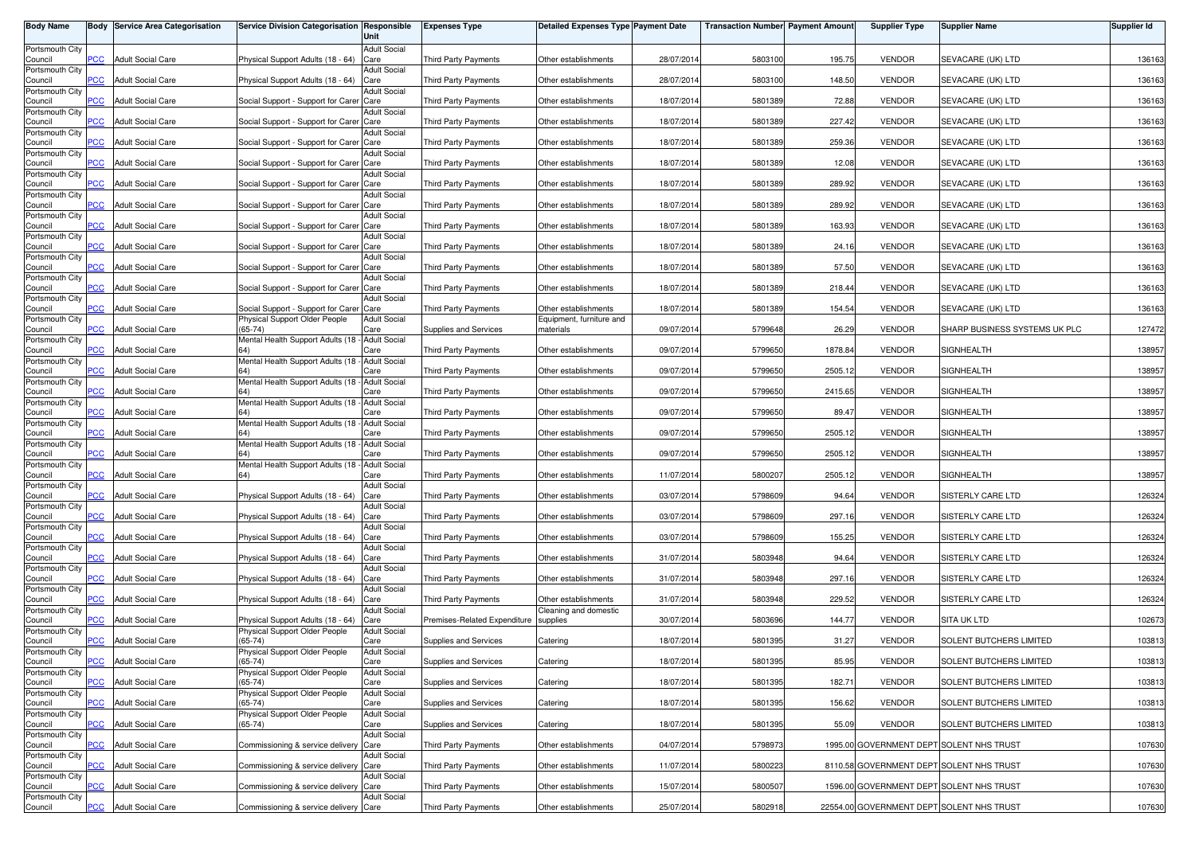| Body Name | Body | Service Area Categorisation | Service Division Categorisation | Responsible Unit | Expenses Type | Detailed Expenses Type | Payment Date | Transaction Number | Payment Amount | Supplier Type | Supplier Name | Supplier Id |
|---|---|---|---|---|---|---|---|---|---|---|---|---|
| Portsmouth City Council | PCC | Adult Social Care | Physical Support Adults (18 - 64) | Adult Social Care | Third Party Payments | Other establishments | 28/07/2014 | 5803100 | 195.75 | VENDOR | SEVACARE (UK) LTD | 136163 |
| Portsmouth City Council | PCC | Adult Social Care | Physical Support Adults (18 - 64) | Adult Social Care | Third Party Payments | Other establishments | 28/07/2014 | 5803100 | 148.50 | VENDOR | SEVACARE (UK) LTD | 136163 |
| Portsmouth City Council | PCC | Adult Social Care | Social Support - Support for Carer | Adult Social Care | Third Party Payments | Other establishments | 18/07/2014 | 5801389 | 72.88 | VENDOR | SEVACARE (UK) LTD | 136163 |
| Portsmouth City Council | PCC | Adult Social Care | Social Support - Support for Carer | Adult Social Care | Third Party Payments | Other establishments | 18/07/2014 | 5801389 | 227.42 | VENDOR | SEVACARE (UK) LTD | 136163 |
| Portsmouth City Council | PCC | Adult Social Care | Social Support - Support for Carer | Adult Social Care | Third Party Payments | Other establishments | 18/07/2014 | 5801389 | 259.36 | VENDOR | SEVACARE (UK) LTD | 136163 |
| Portsmouth City Council | PCC | Adult Social Care | Social Support - Support for Carer | Adult Social Care | Third Party Payments | Other establishments | 18/07/2014 | 5801389 | 12.08 | VENDOR | SEVACARE (UK) LTD | 136163 |
| Portsmouth City Council | PCC | Adult Social Care | Social Support - Support for Carer | Adult Social Care | Third Party Payments | Other establishments | 18/07/2014 | 5801389 | 289.92 | VENDOR | SEVACARE (UK) LTD | 136163 |
| Portsmouth City Council | PCC | Adult Social Care | Social Support - Support for Carer | Adult Social Care | Third Party Payments | Other establishments | 18/07/2014 | 5801389 | 289.92 | VENDOR | SEVACARE (UK) LTD | 136163 |
| Portsmouth City Council | PCC | Adult Social Care | Social Support - Support for Carer | Adult Social Care | Third Party Payments | Other establishments | 18/07/2014 | 5801389 | 163.93 | VENDOR | SEVACARE (UK) LTD | 136163 |
| Portsmouth City Council | PCC | Adult Social Care | Social Support - Support for Carer | Adult Social Care | Third Party Payments | Other establishments | 18/07/2014 | 5801389 | 24.16 | VENDOR | SEVACARE (UK) LTD | 136163 |
| Portsmouth City Council | PCC | Adult Social Care | Social Support - Support for Carer | Adult Social Care | Third Party Payments | Other establishments | 18/07/2014 | 5801389 | 57.50 | VENDOR | SEVACARE (UK) LTD | 136163 |
| Portsmouth City Council | PCC | Adult Social Care | Social Support - Support for Carer | Adult Social Care | Third Party Payments | Other establishments | 18/07/2014 | 5801389 | 218.44 | VENDOR | SEVACARE (UK) LTD | 136163 |
| Portsmouth City Council | PCC | Adult Social Care | Social Support - Support for Carer | Adult Social Care | Third Party Payments | Other establishments | 18/07/2014 | 5801389 | 154.54 | VENDOR | SEVACARE (UK) LTD | 136163 |
| Portsmouth City Council | PCC | Adult Social Care | Physical Support Older People (65-74) | Adult Social Care | Supplies and Services | Equipment, furniture and materials | 09/07/2014 | 5799648 | 26.29 | VENDOR | SHARP BUSINESS SYSTEMS UK PLC | 127472 |
| Portsmouth City Council | PCC | Adult Social Care | Mental Health Support Adults (18 - 64) | Adult Social Care | Third Party Payments | Other establishments | 09/07/2014 | 5799650 | 1878.84 | VENDOR | SIGNHEALTH | 138957 |
| Portsmouth City Council | PCC | Adult Social Care | Mental Health Support Adults (18 - 64) | Adult Social Care | Third Party Payments | Other establishments | 09/07/2014 | 5799650 | 2505.12 | VENDOR | SIGNHEALTH | 138957 |
| Portsmouth City Council | PCC | Adult Social Care | Mental Health Support Adults (18 - 64) | Adult Social Care | Third Party Payments | Other establishments | 09/07/2014 | 5799650 | 2415.65 | VENDOR | SIGNHEALTH | 138957 |
| Portsmouth City Council | PCC | Adult Social Care | Mental Health Support Adults (18 - 64) | Adult Social Care | Third Party Payments | Other establishments | 09/07/2014 | 5799650 | 89.47 | VENDOR | SIGNHEALTH | 138957 |
| Portsmouth City Council | PCC | Adult Social Care | Mental Health Support Adults (18 - 64) | Adult Social Care | Third Party Payments | Other establishments | 09/07/2014 | 5799650 | 2505.12 | VENDOR | SIGNHEALTH | 138957 |
| Portsmouth City Council | PCC | Adult Social Care | Mental Health Support Adults (18 - 64) | Adult Social Care | Third Party Payments | Other establishments | 09/07/2014 | 5799650 | 2505.12 | VENDOR | SIGNHEALTH | 138957 |
| Portsmouth City Council | PCC | Adult Social Care | Mental Health Support Adults (18 - 64) | Adult Social Care | Third Party Payments | Other establishments | 11/07/2014 | 5800207 | 2505.12 | VENDOR | SIGNHEALTH | 138957 |
| Portsmouth City Council | PCC | Adult Social Care | Physical Support Adults (18 - 64) | Adult Social Care | Third Party Payments | Other establishments | 03/07/2014 | 5798609 | 94.64 | VENDOR | SISTERLY CARE LTD | 126324 |
| Portsmouth City Council | PCC | Adult Social Care | Physical Support Adults (18 - 64) | Adult Social Care | Third Party Payments | Other establishments | 03/07/2014 | 5798609 | 297.16 | VENDOR | SISTERLY CARE LTD | 126324 |
| Portsmouth City Council | PCC | Adult Social Care | Physical Support Adults (18 - 64) | Adult Social Care | Third Party Payments | Other establishments | 03/07/2014 | 5798609 | 155.25 | VENDOR | SISTERLY CARE LTD | 126324 |
| Portsmouth City Council | PCC | Adult Social Care | Physical Support Adults (18 - 64) | Adult Social Care | Third Party Payments | Other establishments | 31/07/2014 | 5803948 | 94.64 | VENDOR | SISTERLY CARE LTD | 126324 |
| Portsmouth City Council | PCC | Adult Social Care | Physical Support Adults (18 - 64) | Adult Social Care | Third Party Payments | Other establishments | 31/07/2014 | 5803948 | 297.16 | VENDOR | SISTERLY CARE LTD | 126324 |
| Portsmouth City Council | PCC | Adult Social Care | Physical Support Adults (18 - 64) | Adult Social Care | Third Party Payments | Other establishments | 31/07/2014 | 5803948 | 229.52 | VENDOR | SISTERLY CARE LTD | 126324 |
| Portsmouth City Council | PCC | Adult Social Care | Physical Support Adults (18 - 64) | Adult Social Care | Premises-Related Expenditure | Cleaning and domestic supplies | 30/07/2014 | 5803696 | 144.77 | VENDOR | SITA UK LTD | 102673 |
| Portsmouth City Council | PCC | Adult Social Care | Physical Support Older People (65-74) | Adult Social Care | Supplies and Services | Catering | 18/07/2014 | 5801395 | 31.27 | VENDOR | SOLENT BUTCHERS LIMITED | 103813 |
| Portsmouth City Council | PCC | Adult Social Care | Physical Support Older People (65-74) | Adult Social Care | Supplies and Services | Catering | 18/07/2014 | 5801395 | 85.95 | VENDOR | SOLENT BUTCHERS LIMITED | 103813 |
| Portsmouth City Council | PCC | Adult Social Care | Physical Support Older People (65-74) | Adult Social Care | Supplies and Services | Catering | 18/07/2014 | 5801395 | 182.71 | VENDOR | SOLENT BUTCHERS LIMITED | 103813 |
| Portsmouth City Council | PCC | Adult Social Care | Physical Support Older People (65-74) | Adult Social Care | Supplies and Services | Catering | 18/07/2014 | 5801395 | 156.62 | VENDOR | SOLENT BUTCHERS LIMITED | 103813 |
| Portsmouth City Council | PCC | Adult Social Care | Physical Support Older People (65-74) | Adult Social Care | Supplies and Services | Catering | 18/07/2014 | 5801395 | 55.09 | VENDOR | SOLENT BUTCHERS LIMITED | 103813 |
| Portsmouth City Council | PCC | Adult Social Care | Commissioning & service delivery | Adult Social Care | Third Party Payments | Other establishments | 04/07/2014 | 5798973 | 1995.00 | GOVERNMENT DEPT | SOLENT NHS TRUST | 107630 |
| Portsmouth City Council | PCC | Adult Social Care | Commissioning & service delivery | Adult Social Care | Third Party Payments | Other establishments | 11/07/2014 | 5800223 | 8110.58 | GOVERNMENT DEPT | SOLENT NHS TRUST | 107630 |
| Portsmouth City Council | PCC | Adult Social Care | Commissioning & service delivery | Adult Social Care | Third Party Payments | Other establishments | 15/07/2014 | 5800507 | 1596.00 | GOVERNMENT DEPT | SOLENT NHS TRUST | 107630 |
| Portsmouth City Council | PCC | Adult Social Care | Commissioning & service delivery | Adult Social Care | Third Party Payments | Other establishments | 25/07/2014 | 5802918 | 22554.00 | GOVERNMENT DEPT | SOLENT NHS TRUST | 107630 |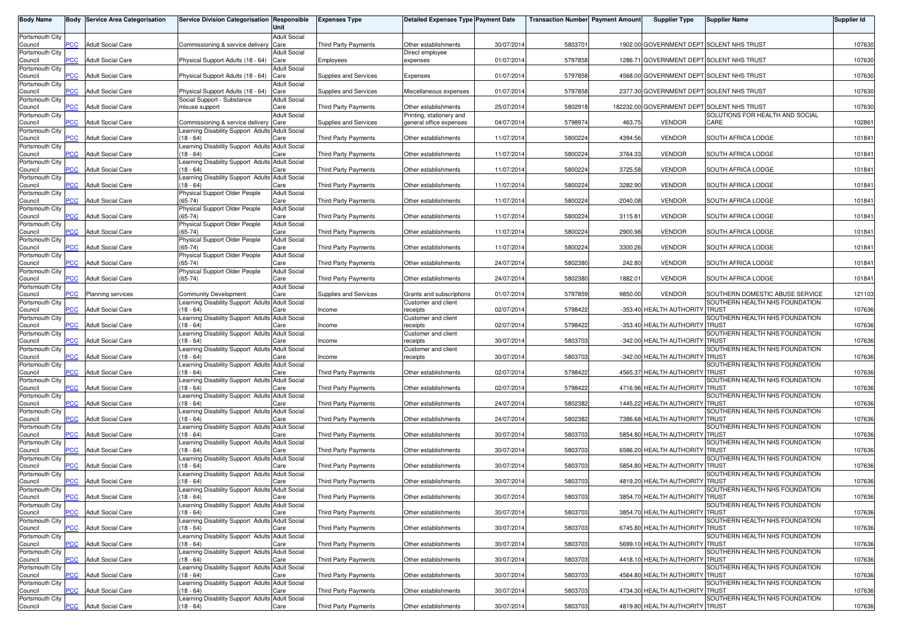| Body Name | Body | Service Area Categorisation | Service Division Categorisation | Responsible Unit | Expenses Type | Detailed Expenses Type | Payment Date | Transaction Number | Payment Amount | Supplier Type | Supplier Name | Supplier Id |
|---|---|---|---|---|---|---|---|---|---|---|---|---|
| Portsmouth City Council | PCC | Adult Social Care | Commissioning & service delivery | Adult Social Care | Third Party Payments | Other establishments | 30/07/2014 | 5803701 | 1902.00 | GOVERNMENT DEPT | SOLENT NHS TRUST | 107630 |
| Portsmouth City Council | PCC | Adult Social Care | Physical Support Adults (18 - 64) | Adult Social Care | Employees | Direct employee expenses | 01/07/2014 | 5797858 | 1286.71 | GOVERNMENT DEPT | SOLENT NHS TRUST | 107630 |
| Portsmouth City Council | PCC | Adult Social Care | Physical Support Adults (18 - 64) | Adult Social Care | Supplies and Services | Expenses | 01/07/2014 | 5797858 | 4568.00 | GOVERNMENT DEPT | SOLENT NHS TRUST | 107630 |
| Portsmouth City Council | PCC | Adult Social Care | Physical Support Adults (18 - 64) | Adult Social Care | Supplies and Services | Miscellaneous expenses | 01/07/2014 | 5797858 | 2377.30 | GOVERNMENT DEPT | SOLENT NHS TRUST | 107630 |
| Portsmouth City Council | PCC | Adult Social Care | Social Support - Substance misuse support | Adult Social Care | Third Party Payments | Other establishments | 25/07/2014 | 5802918 | 182232.00 | GOVERNMENT DEPT | SOLENT NHS TRUST | 107630 |
| Portsmouth City Council | PCC | Adult Social Care | Commissioning & service delivery | Adult Social Care | Supplies and Services | Printing, stationery and general office expenses | 04/07/2014 | 5798974 | 463.75 | VENDOR | SOLUTIONS FOR HEALTH AND SOCIAL CARE | 102861 |
| Portsmouth City Council | PCC | Adult Social Care | Learning Disability Support Adults (18 - 64) | Adult Social Care | Third Party Payments | Other establishments | 11/07/2014 | 5800224 | 4394.56 | VENDOR | SOUTH AFRICA LODGE | 101841 |
| Portsmouth City Council | PCC | Adult Social Care | Learning Disability Support Adults (18 - 64) | Adult Social Care | Third Party Payments | Other establishments | 11/07/2014 | 5800224 | 3764.33 | VENDOR | SOUTH AFRICA LODGE | 101841 |
| Portsmouth City Council | PCC | Adult Social Care | Learning Disability Support Adults (18 - 64) | Adult Social Care | Third Party Payments | Other establishments | 11/07/2014 | 5800224 | 3725.58 | VENDOR | SOUTH AFRICA LODGE | 101841 |
| Portsmouth City Council | PCC | Adult Social Care | Learning Disability Support Adults (18 - 64) | Adult Social Care | Third Party Payments | Other establishments | 11/07/2014 | 5800224 | 3282.90 | VENDOR | SOUTH AFRICA LODGE | 101841 |
| Portsmouth City Council | PCC | Adult Social Care | Physical Support Older People (65-74) | Adult Social Care | Third Party Payments | Other establishments | 11/07/2014 | 5800224 | -2040.08 | VENDOR | SOUTH AFRICA LODGE | 101841 |
| Portsmouth City Council | PCC | Adult Social Care | Physical Support Older People (65-74) | Adult Social Care | Third Party Payments | Other establishments | 11/07/2014 | 5800224 | 3115.81 | VENDOR | SOUTH AFRICA LODGE | 101841 |
| Portsmouth City Council | PCC | Adult Social Care | Physical Support Older People (65-74) | Adult Social Care | Third Party Payments | Other establishments | 11/07/2014 | 5800224 | 2900.98 | VENDOR | SOUTH AFRICA LODGE | 101841 |
| Portsmouth City Council | PCC | Adult Social Care | Physical Support Older People (65-74) | Adult Social Care | Third Party Payments | Other establishments | 11/07/2014 | 5800224 | 3300.26 | VENDOR | SOUTH AFRICA LODGE | 101841 |
| Portsmouth City Council | PCC | Adult Social Care | Physical Support Older People (65-74) | Adult Social Care | Third Party Payments | Other establishments | 24/07/2014 | 5802380 | 242.80 | VENDOR | SOUTH AFRICA LODGE | 101841 |
| Portsmouth City Council | PCC | Adult Social Care | Physical Support Older People (65-74) | Adult Social Care | Third Party Payments | Other establishments | 24/07/2014 | 5802380 | 1882.01 | VENDOR | SOUTH AFRICA LODGE | 101841 |
| Portsmouth City Council | PCC | Planning services | Community Development | Adult Social Care | Supplies and Services | Grants and subscriptions | 01/07/2014 | 5797859 | 9850.00 | VENDOR | SOUTHERN DOMESTIC ABUSE SERVICE | 121103 |
| Portsmouth City Council | PCC | Adult Social Care | Learning Disability Support Adults (18 - 64) | Adult Social Care | Income | Customer and client receipts | 02/07/2014 | 5798422 | -353.40 | HEALTH AUTHORITY | SOUTHERN HEALTH NHS FOUNDATION TRUST | 107636 |
| Portsmouth City Council | PCC | Adult Social Care | Learning Disability Support Adults (18 - 64) | Adult Social Care | Income | Customer and client receipts | 02/07/2014 | 5798422 | -353.40 | HEALTH AUTHORITY | SOUTHERN HEALTH NHS FOUNDATION TRUST | 107636 |
| Portsmouth City Council | PCC | Adult Social Care | Learning Disability Support Adults (18 - 64) | Adult Social Care | Income | Customer and client receipts | 30/07/2014 | 5803703 | -342.00 | HEALTH AUTHORITY | SOUTHERN HEALTH NHS FOUNDATION TRUST | 107636 |
| Portsmouth City Council | PCC | Adult Social Care | Learning Disability Support Adults (18 - 64) | Adult Social Care | Income | Customer and client receipts | 30/07/2014 | 5803703 | -342.00 | HEALTH AUTHORITY | SOUTHERN HEALTH NHS FOUNDATION TRUST | 107636 |
| Portsmouth City Council | PCC | Adult Social Care | Learning Disability Support Adults (18 - 64) | Adult Social Care | Third Party Payments | Other establishments | 02/07/2014 | 5798422 | 4565.37 | HEALTH AUTHORITY | SOUTHERN HEALTH NHS FOUNDATION TRUST | 107636 |
| Portsmouth City Council | PCC | Adult Social Care | Learning Disability Support Adults (18 - 64) | Adult Social Care | Third Party Payments | Other establishments | 02/07/2014 | 5798422 | 4716.96 | HEALTH AUTHORITY | SOUTHERN HEALTH NHS FOUNDATION TRUST | 107636 |
| Portsmouth City Council | PCC | Adult Social Care | Learning Disability Support Adults (18 - 64) | Adult Social Care | Third Party Payments | Other establishments | 24/07/2014 | 5802382 | 1445.22 | HEALTH AUTHORITY | SOUTHERN HEALTH NHS FOUNDATION TRUST | 107636 |
| Portsmouth City Council | PCC | Adult Social Care | Learning Disability Support Adults (18 - 64) | Adult Social Care | Third Party Payments | Other establishments | 24/07/2014 | 5802382 | 7386.68 | HEALTH AUTHORITY | SOUTHERN HEALTH NHS FOUNDATION TRUST | 107636 |
| Portsmouth City Council | PCC | Adult Social Care | Learning Disability Support Adults (18 - 64) | Adult Social Care | Third Party Payments | Other establishments | 30/07/2014 | 5803703 | 5854.80 | HEALTH AUTHORITY | SOUTHERN HEALTH NHS FOUNDATION TRUST | 107636 |
| Portsmouth City Council | PCC | Adult Social Care | Learning Disability Support Adults (18 - 64) | Adult Social Care | Third Party Payments | Other establishments | 30/07/2014 | 5803703 | 6586.20 | HEALTH AUTHORITY | SOUTHERN HEALTH NHS FOUNDATION TRUST | 107636 |
| Portsmouth City Council | PCC | Adult Social Care | Learning Disability Support Adults (18 - 64) | Adult Social Care | Third Party Payments | Other establishments | 30/07/2014 | 5803703 | 5854.80 | HEALTH AUTHORITY | SOUTHERN HEALTH NHS FOUNDATION TRUST | 107636 |
| Portsmouth City Council | PCC | Adult Social Care | Learning Disability Support Adults (18 - 64) | Adult Social Care | Third Party Payments | Other establishments | 30/07/2014 | 5803703 | 4819.20 | HEALTH AUTHORITY | SOUTHERN HEALTH NHS FOUNDATION TRUST | 107636 |
| Portsmouth City Council | PCC | Adult Social Care | Learning Disability Support Adults (18 - 64) | Adult Social Care | Third Party Payments | Other establishments | 30/07/2014 | 5803703 | 3854.70 | HEALTH AUTHORITY | SOUTHERN HEALTH NHS FOUNDATION TRUST | 107636 |
| Portsmouth City Council | PCC | Adult Social Care | Learning Disability Support Adults (18 - 64) | Adult Social Care | Third Party Payments | Other establishments | 30/07/2014 | 5803703 | 3854.70 | HEALTH AUTHORITY | SOUTHERN HEALTH NHS FOUNDATION TRUST | 107636 |
| Portsmouth City Council | PCC | Adult Social Care | Learning Disability Support Adults (18 - 64) | Adult Social Care | Third Party Payments | Other establishments | 30/07/2014 | 5803703 | 6745.80 | HEALTH AUTHORITY | SOUTHERN HEALTH NHS FOUNDATION TRUST | 107636 |
| Portsmouth City Council | PCC | Adult Social Care | Learning Disability Support Adults (18 - 64) | Adult Social Care | Third Party Payments | Other establishments | 30/07/2014 | 5803703 | 5699.10 | HEALTH AUTHORITY | SOUTHERN HEALTH NHS FOUNDATION TRUST | 107636 |
| Portsmouth City Council | PCC | Adult Social Care | Learning Disability Support Adults (18 - 64) | Adult Social Care | Third Party Payments | Other establishments | 30/07/2014 | 5803703 | 4418.10 | HEALTH AUTHORITY | SOUTHERN HEALTH NHS FOUNDATION TRUST | 107636 |
| Portsmouth City Council | PCC | Adult Social Care | Learning Disability Support Adults (18 - 64) | Adult Social Care | Third Party Payments | Other establishments | 30/07/2014 | 5803703 | 4564.80 | HEALTH AUTHORITY | SOUTHERN HEALTH NHS FOUNDATION TRUST | 107636 |
| Portsmouth City Council | PCC | Adult Social Care | Learning Disability Support Adults (18 - 64) | Adult Social Care | Third Party Payments | Other establishments | 30/07/2014 | 5803703 | 4734.30 | HEALTH AUTHORITY | SOUTHERN HEALTH NHS FOUNDATION TRUST | 107636 |
| Portsmouth City Council | PCC | Adult Social Care | Learning Disability Support Adults (18 - 64) | Adult Social Care | Third Party Payments | Other establishments | 30/07/2014 | 5803703 | 4819.80 | HEALTH AUTHORITY | SOUTHERN HEALTH NHS FOUNDATION TRUST | 107636 |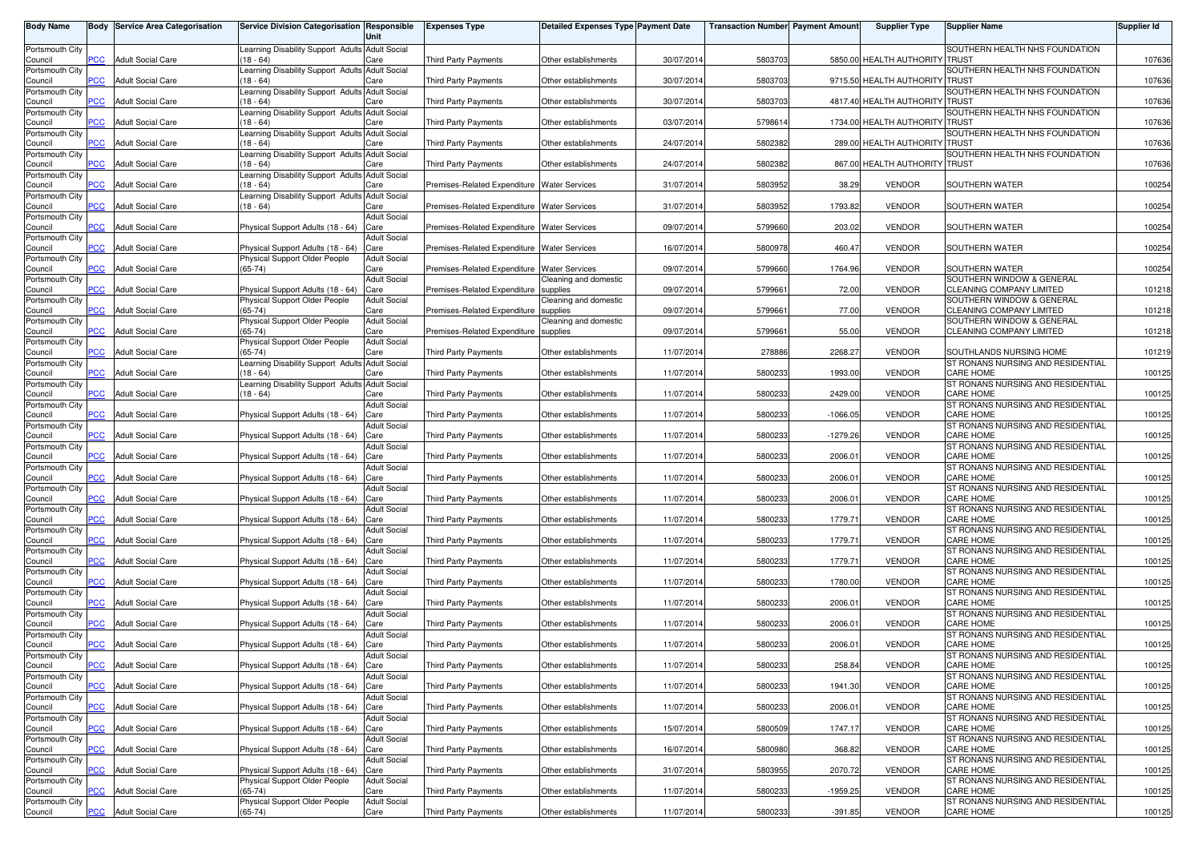| Body Name | Body | Service Area Categorisation | Service Division Categorisation | Responsible Unit | Expenses Type | Detailed Expenses Type | Payment Date | Transaction Number | Payment Amount | Supplier Type | Supplier Name | Supplier Id |
|---|---|---|---|---|---|---|---|---|---|---|---|---|
| Portsmouth City Council | PCC | Adult Social Care | Learning Disability Support Adults (18 - 64) | Adult Social Care | Third Party Payments | Other establishments | 30/07/2014 | 5803703 | 5850.00 | HEALTH AUTHORITY | SOUTHERN HEALTH NHS FOUNDATION TRUST | 107636 |
| Portsmouth City Council | PCC | Adult Social Care | Learning Disability Support Adults (18 - 64) | Adult Social Care | Third Party Payments | Other establishments | 30/07/2014 | 5803703 | 9715.50 | HEALTH AUTHORITY | SOUTHERN HEALTH NHS FOUNDATION TRUST | 107636 |
| Portsmouth City Council | PCC | Adult Social Care | Learning Disability Support Adults (18 - 64) | Adult Social Care | Third Party Payments | Other establishments | 30/07/2014 | 5803703 | 4817.40 | HEALTH AUTHORITY | SOUTHERN HEALTH NHS FOUNDATION TRUST | 107636 |
| Portsmouth City Council | PCC | Adult Social Care | Learning Disability Support Adults (18 - 64) | Adult Social Care | Third Party Payments | Other establishments | 03/07/2014 | 5798614 | 1734.00 | HEALTH AUTHORITY | SOUTHERN HEALTH NHS FOUNDATION TRUST | 107636 |
| Portsmouth City Council | PCC | Adult Social Care | Learning Disability Support Adults (18 - 64) | Adult Social Care | Third Party Payments | Other establishments | 24/07/2014 | 5802382 | 289.00 | HEALTH AUTHORITY | SOUTHERN HEALTH NHS FOUNDATION TRUST | 107636 |
| Portsmouth City Council | PCC | Adult Social Care | Learning Disability Support Adults (18 - 64) | Adult Social Care | Third Party Payments | Other establishments | 24/07/2014 | 5802382 | 867.00 | HEALTH AUTHORITY | SOUTHERN HEALTH NHS FOUNDATION TRUST | 107636 |
| Portsmouth City Council | PCC | Adult Social Care | Learning Disability Support Adults (18 - 64) | Adult Social Care | Premises-Related Expenditure | Water Services | 31/07/2014 | 5803952 | 38.29 | VENDOR | SOUTHERN WATER | 100254 |
| Portsmouth City Council | PCC | Adult Social Care | Learning Disability Support Adults (18 - 64) | Adult Social Care | Premises-Related Expenditure | Water Services | 31/07/2014 | 5803952 | 1793.82 | VENDOR | SOUTHERN WATER | 100254 |
| Portsmouth City Council | PCC | Adult Social Care | Physical Support Adults (18 - 64) | Adult Social Care | Premises-Related Expenditure | Water Services | 09/07/2014 | 5799660 | 203.02 | VENDOR | SOUTHERN WATER | 100254 |
| Portsmouth City Council | PCC | Adult Social Care | Physical Support Adults (18 - 64) | Adult Social Care | Premises-Related Expenditure | Water Services | 16/07/2014 | 5800978 | 460.47 | VENDOR | SOUTHERN WATER | 100254 |
| Portsmouth City Council | PCC | Adult Social Care | Physical Support Older People (65-74) | Adult Social Care | Premises-Related Expenditure | Water Services | 09/07/2014 | 5799660 | 1764.96 | VENDOR | SOUTHERN WATER | 100254 |
| Portsmouth City Council | PCC | Adult Social Care | Physical Support Adults (18 - 64) | Adult Social Care | Premises-Related Expenditure | Cleaning and domestic supplies | 09/07/2014 | 5799661 | 72.00 | VENDOR | SOUTHERN WINDOW & GENERAL CLEANING COMPANY LIMITED | 101218 |
| Portsmouth City Council | PCC | Adult Social Care | Physical Support Older People (65-74) | Adult Social Care | Premises-Related Expenditure | Cleaning and domestic supplies | 09/07/2014 | 5799661 | 77.00 | VENDOR | SOUTHERN WINDOW & GENERAL CLEANING COMPANY LIMITED | 101218 |
| Portsmouth City Council | PCC | Adult Social Care | Physical Support Older People (65-74) | Adult Social Care | Premises-Related Expenditure | Cleaning and domestic supplies | 09/07/2014 | 5799661 | 55.00 | VENDOR | SOUTHERN WINDOW & GENERAL CLEANING COMPANY LIMITED | 101218 |
| Portsmouth City Council | PCC | Adult Social Care | Physical Support Older People (65-74) | Adult Social Care | Third Party Payments | Other establishments | 11/07/2014 | 278886 | 2268.27 | VENDOR | SOUTHLANDS NURSING HOME | 101219 |
| Portsmouth City Council | PCC | Adult Social Care | Learning Disability Support Adults (18 - 64) | Adult Social Care | Third Party Payments | Other establishments | 11/07/2014 | 5800233 | 1993.00 | VENDOR | ST RONANS NURSING AND RESIDENTIAL CARE HOME | 100125 |
| Portsmouth City Council | PCC | Adult Social Care | Learning Disability Support Adults (18 - 64) | Adult Social Care | Third Party Payments | Other establishments | 11/07/2014 | 5800233 | 2429.00 | VENDOR | ST RONANS NURSING AND RESIDENTIAL CARE HOME | 100125 |
| Portsmouth City Council | PCC | Adult Social Care | Physical Support Adults (18 - 64) | Adult Social Care | Third Party Payments | Other establishments | 11/07/2014 | 5800233 | -1066.05 | VENDOR | ST RONANS NURSING AND RESIDENTIAL CARE HOME | 100125 |
| Portsmouth City Council | PCC | Adult Social Care | Physical Support Adults (18 - 64) | Adult Social Care | Third Party Payments | Other establishments | 11/07/2014 | 5800233 | -1279.26 | VENDOR | ST RONANS NURSING AND RESIDENTIAL CARE HOME | 100125 |
| Portsmouth City Council | PCC | Adult Social Care | Physical Support Adults (18 - 64) | Adult Social Care | Third Party Payments | Other establishments | 11/07/2014 | 5800233 | 2006.01 | VENDOR | ST RONANS NURSING AND RESIDENTIAL CARE HOME | 100125 |
| Portsmouth City Council | PCC | Adult Social Care | Physical Support Adults (18 - 64) | Adult Social Care | Third Party Payments | Other establishments | 11/07/2014 | 5800233 | 2006.01 | VENDOR | ST RONANS NURSING AND RESIDENTIAL CARE HOME | 100125 |
| Portsmouth City Council | PCC | Adult Social Care | Physical Support Adults (18 - 64) | Adult Social Care | Third Party Payments | Other establishments | 11/07/2014 | 5800233 | 2006.01 | VENDOR | ST RONANS NURSING AND RESIDENTIAL CARE HOME | 100125 |
| Portsmouth City Council | PCC | Adult Social Care | Physical Support Adults (18 - 64) | Adult Social Care | Third Party Payments | Other establishments | 11/07/2014 | 5800233 | 1779.71 | VENDOR | ST RONANS NURSING AND RESIDENTIAL CARE HOME | 100125 |
| Portsmouth City Council | PCC | Adult Social Care | Physical Support Adults (18 - 64) | Adult Social Care | Third Party Payments | Other establishments | 11/07/2014 | 5800233 | 1779.71 | VENDOR | ST RONANS NURSING AND RESIDENTIAL CARE HOME | 100125 |
| Portsmouth City Council | PCC | Adult Social Care | Physical Support Adults (18 - 64) | Adult Social Care | Third Party Payments | Other establishments | 11/07/2014 | 5800233 | 1779.71 | VENDOR | ST RONANS NURSING AND RESIDENTIAL CARE HOME | 100125 |
| Portsmouth City Council | PCC | Adult Social Care | Physical Support Adults (18 - 64) | Adult Social Care | Third Party Payments | Other establishments | 11/07/2014 | 5800233 | 1780.00 | VENDOR | ST RONANS NURSING AND RESIDENTIAL CARE HOME | 100125 |
| Portsmouth City Council | PCC | Adult Social Care | Physical Support Adults (18 - 64) | Adult Social Care | Third Party Payments | Other establishments | 11/07/2014 | 5800233 | 2006.01 | VENDOR | ST RONANS NURSING AND RESIDENTIAL CARE HOME | 100125 |
| Portsmouth City Council | PCC | Adult Social Care | Physical Support Adults (18 - 64) | Adult Social Care | Third Party Payments | Other establishments | 11/07/2014 | 5800233 | 2006.01 | VENDOR | ST RONANS NURSING AND RESIDENTIAL CARE HOME | 100125 |
| Portsmouth City Council | PCC | Adult Social Care | Physical Support Adults (18 - 64) | Adult Social Care | Third Party Payments | Other establishments | 11/07/2014 | 5800233 | 2006.01 | VENDOR | ST RONANS NURSING AND RESIDENTIAL CARE HOME | 100125 |
| Portsmouth City Council | PCC | Adult Social Care | Physical Support Adults (18 - 64) | Adult Social Care | Third Party Payments | Other establishments | 11/07/2014 | 5800233 | 258.84 | VENDOR | ST RONANS NURSING AND RESIDENTIAL CARE HOME | 100125 |
| Portsmouth City Council | PCC | Adult Social Care | Physical Support Adults (18 - 64) | Adult Social Care | Third Party Payments | Other establishments | 11/07/2014 | 5800233 | 1941.30 | VENDOR | ST RONANS NURSING AND RESIDENTIAL CARE HOME | 100125 |
| Portsmouth City Council | PCC | Adult Social Care | Physical Support Adults (18 - 64) | Adult Social Care | Third Party Payments | Other establishments | 11/07/2014 | 5800233 | 2006.01 | VENDOR | ST RONANS NURSING AND RESIDENTIAL CARE HOME | 100125 |
| Portsmouth City Council | PCC | Adult Social Care | Physical Support Adults (18 - 64) | Adult Social Care | Third Party Payments | Other establishments | 15/07/2014 | 5800509 | 1747.17 | VENDOR | ST RONANS NURSING AND RESIDENTIAL CARE HOME | 100125 |
| Portsmouth City Council | PCC | Adult Social Care | Physical Support Adults (18 - 64) | Adult Social Care | Third Party Payments | Other establishments | 16/07/2014 | 5800980 | 368.82 | VENDOR | ST RONANS NURSING AND RESIDENTIAL CARE HOME | 100125 |
| Portsmouth City Council | PCC | Adult Social Care | Physical Support Adults (18 - 64) | Adult Social Care | Third Party Payments | Other establishments | 31/07/2014 | 5803955 | 2070.72 | VENDOR | ST RONANS NURSING AND RESIDENTIAL CARE HOME | 100125 |
| Portsmouth City Council | PCC | Adult Social Care | Physical Support Older People (65-74) | Adult Social Care | Third Party Payments | Other establishments | 11/07/2014 | 5800233 | -1959.25 | VENDOR | ST RONANS NURSING AND RESIDENTIAL CARE HOME | 100125 |
| Portsmouth City Council | PCC | Adult Social Care | Physical Support Older People (65-74) | Adult Social Care | Third Party Payments | Other establishments | 11/07/2014 | 5800233 | -391.85 | VENDOR | ST RONANS NURSING AND RESIDENTIAL CARE HOME | 100125 |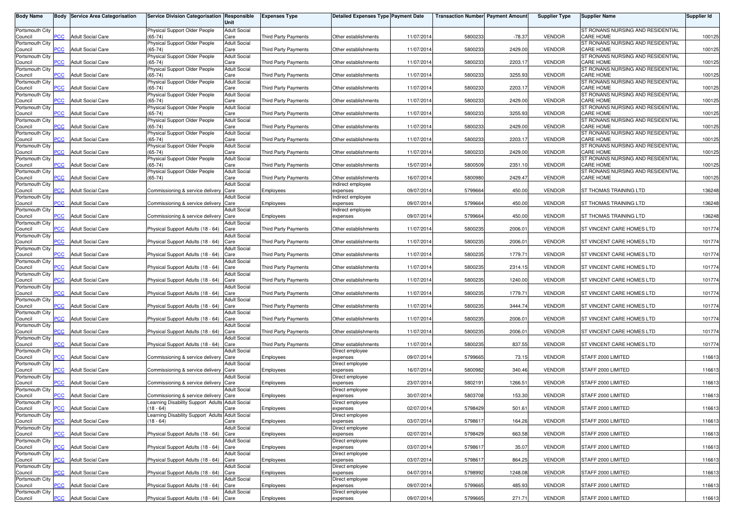| Body Name | Body | Service Area Categorisation | Service Division Categorisation | Responsible Unit | Expenses Type | Detailed Expenses Type | Payment Date | Transaction Number | Payment Amount | Supplier Type | Supplier Name | Supplier Id |
|---|---|---|---|---|---|---|---|---|---|---|---|---|
| Portsmouth City Council | PCC | Adult Social Care | Physical Support Older People (65-74) | Adult Social Care | Third Party Payments | Other establishments | 11/07/2014 | 5800233 | -78.37 | VENDOR | ST RONANS NURSING AND RESIDENTIAL CARE HOME | 100125 |
| Portsmouth City Council | PCC | Adult Social Care | Physical Support Older People (65-74) | Adult Social Care | Third Party Payments | Other establishments | 11/07/2014 | 5800233 | 2429.00 | VENDOR | ST RONANS NURSING AND RESIDENTIAL CARE HOME | 100125 |
| Portsmouth City Council | PCC | Adult Social Care | Physical Support Older People (65-74) | Adult Social Care | Third Party Payments | Other establishments | 11/07/2014 | 5800233 | 2203.17 | VENDOR | ST RONANS NURSING AND RESIDENTIAL CARE HOME | 100125 |
| Portsmouth City Council | PCC | Adult Social Care | Physical Support Older People (65-74) | Adult Social Care | Third Party Payments | Other establishments | 11/07/2014 | 5800233 | 3255.93 | VENDOR | ST RONANS NURSING AND RESIDENTIAL CARE HOME | 100125 |
| Portsmouth City Council | PCC | Adult Social Care | Physical Support Older People (65-74) | Adult Social Care | Third Party Payments | Other establishments | 11/07/2014 | 5800233 | 2203.17 | VENDOR | ST RONANS NURSING AND RESIDENTIAL CARE HOME | 100125 |
| Portsmouth City Council | PCC | Adult Social Care | Physical Support Older People (65-74) | Adult Social Care | Third Party Payments | Other establishments | 11/07/2014 | 5800233 | 2429.00 | VENDOR | ST RONANS NURSING AND RESIDENTIAL CARE HOME | 100125 |
| Portsmouth City Council | PCC | Adult Social Care | Physical Support Older People (65-74) | Adult Social Care | Third Party Payments | Other establishments | 11/07/2014 | 5800233 | 3255.93 | VENDOR | ST RONANS NURSING AND RESIDENTIAL CARE HOME | 100125 |
| Portsmouth City Council | PCC | Adult Social Care | Physical Support Older People (65-74) | Adult Social Care | Third Party Payments | Other establishments | 11/07/2014 | 5800233 | 2429.00 | VENDOR | ST RONANS NURSING AND RESIDENTIAL CARE HOME | 100125 |
| Portsmouth City Council | PCC | Adult Social Care | Physical Support Older People (65-74) | Adult Social Care | Third Party Payments | Other establishments | 11/07/2014 | 5800233 | 2203.17 | VENDOR | ST RONANS NURSING AND RESIDENTIAL CARE HOME | 100125 |
| Portsmouth City Council | PCC | Adult Social Care | Physical Support Older People (65-74) | Adult Social Care | Third Party Payments | Other establishments | 11/07/2014 | 5800233 | 2429.00 | VENDOR | ST RONANS NURSING AND RESIDENTIAL CARE HOME | 100125 |
| Portsmouth City Council | PCC | Adult Social Care | Physical Support Older People (65-74) | Adult Social Care | Third Party Payments | Other establishments | 15/07/2014 | 5800509 | 2351.10 | VENDOR | ST RONANS NURSING AND RESIDENTIAL CARE HOME | 100125 |
| Portsmouth City Council | PCC | Adult Social Care | Physical Support Older People (65-74) | Adult Social Care | Third Party Payments | Other establishments | 16/07/2014 | 5800980 | 2429.47 | VENDOR | ST RONANS NURSING AND RESIDENTIAL CARE HOME | 100125 |
| Portsmouth City Council | PCC | Adult Social Care | Commissioning & service delivery | Adult Social Care | Employees | Indirect employee expenses | 09/07/2014 | 5799664 | 450.00 | VENDOR | ST THOMAS TRAINING LTD | 136248 |
| Portsmouth City Council | PCC | Adult Social Care | Commissioning & service delivery | Adult Social Care | Employees | Indirect employee expenses | 09/07/2014 | 5799664 | 450.00 | VENDOR | ST THOMAS TRAINING LTD | 136248 |
| Portsmouth City Council | PCC | Adult Social Care | Commissioning & service delivery | Adult Social Care | Employees | Indirect employee expenses | 09/07/2014 | 5799664 | 450.00 | VENDOR | ST THOMAS TRAINING LTD | 136248 |
| Portsmouth City Council | PCC | Adult Social Care | Physical Support Adults (18 - 64) | Adult Social Care | Third Party Payments | Other establishments | 11/07/2014 | 5800235 | 2006.01 | VENDOR | ST VINCENT CARE HOMES LTD | 101774 |
| Portsmouth City Council | PCC | Adult Social Care | Physical Support Adults (18 - 64) | Adult Social Care | Third Party Payments | Other establishments | 11/07/2014 | 5800235 | 2006.01 | VENDOR | ST VINCENT CARE HOMES LTD | 101774 |
| Portsmouth City Council | PCC | Adult Social Care | Physical Support Adults (18 - 64) | Adult Social Care | Third Party Payments | Other establishments | 11/07/2014 | 5800235 | 1779.71 | VENDOR | ST VINCENT CARE HOMES LTD | 101774 |
| Portsmouth City Council | PCC | Adult Social Care | Physical Support Adults (18 - 64) | Adult Social Care | Third Party Payments | Other establishments | 11/07/2014 | 5800235 | 2314.15 | VENDOR | ST VINCENT CARE HOMES LTD | 101774 |
| Portsmouth City Council | PCC | Adult Social Care | Physical Support Adults (18 - 64) | Adult Social Care | Third Party Payments | Other establishments | 11/07/2014 | 5800235 | 1240.00 | VENDOR | ST VINCENT CARE HOMES LTD | 101774 |
| Portsmouth City Council | PCC | Adult Social Care | Physical Support Adults (18 - 64) | Adult Social Care | Third Party Payments | Other establishments | 11/07/2014 | 5800235 | 1779.71 | VENDOR | ST VINCENT CARE HOMES LTD | 101774 |
| Portsmouth City Council | PCC | Adult Social Care | Physical Support Adults (18 - 64) | Adult Social Care | Third Party Payments | Other establishments | 11/07/2014 | 5800235 | 3444.74 | VENDOR | ST VINCENT CARE HOMES LTD | 101774 |
| Portsmouth City Council | PCC | Adult Social Care | Physical Support Adults (18 - 64) | Adult Social Care | Third Party Payments | Other establishments | 11/07/2014 | 5800235 | 2006.01 | VENDOR | ST VINCENT CARE HOMES LTD | 101774 |
| Portsmouth City Council | PCC | Adult Social Care | Physical Support Adults (18 - 64) | Adult Social Care | Third Party Payments | Other establishments | 11/07/2014 | 5800235 | 2006.01 | VENDOR | ST VINCENT CARE HOMES LTD | 101774 |
| Portsmouth City Council | PCC | Adult Social Care | Physical Support Adults (18 - 64) | Adult Social Care | Third Party Payments | Other establishments | 11/07/2014 | 5800235 | 837.55 | VENDOR | ST VINCENT CARE HOMES LTD | 101774 |
| Portsmouth City Council | PCC | Adult Social Care | Commissioning & service delivery | Adult Social Care | Employees | Direct employee expenses | 09/07/2014 | 5799665 | 73.15 | VENDOR | STAFF 2000 LIMITED | 116613 |
| Portsmouth City Council | PCC | Adult Social Care | Commissioning & service delivery | Adult Social Care | Employees | Direct employee expenses | 16/07/2014 | 5800982 | 340.46 | VENDOR | STAFF 2000 LIMITED | 116613 |
| Portsmouth City Council | PCC | Adult Social Care | Commissioning & service delivery | Adult Social Care | Employees | Direct employee expenses | 23/07/2014 | 5802191 | 1266.51 | VENDOR | STAFF 2000 LIMITED | 116613 |
| Portsmouth City Council | PCC | Adult Social Care | Commissioning & service delivery | Adult Social Care | Employees | Direct employee expenses | 30/07/2014 | 5803708 | 153.30 | VENDOR | STAFF 2000 LIMITED | 116613 |
| Portsmouth City Council | PCC | Adult Social Care | Learning Disability Support Adults (18 - 64) | Adult Social Care | Employees | Direct employee expenses | 02/07/2014 | 5798429 | 501.61 | VENDOR | STAFF 2000 LIMITED | 116613 |
| Portsmouth City Council | PCC | Adult Social Care | Learning Disability Support Adults (18 - 64) | Adult Social Care | Employees | Direct employee expenses | 03/07/2014 | 5798617 | 164.26 | VENDOR | STAFF 2000 LIMITED | 116613 |
| Portsmouth City Council | PCC | Adult Social Care | Physical Support Adults (18 - 64) | Adult Social Care | Employees | Direct employee expenses | 02/07/2014 | 5798429 | 663.58 | VENDOR | STAFF 2000 LIMITED | 116613 |
| Portsmouth City Council | PCC | Adult Social Care | Physical Support Adults (18 - 64) | Adult Social Care | Employees | Direct employee expenses | 03/07/2014 | 5798617 | 35.07 | VENDOR | STAFF 2000 LIMITED | 116613 |
| Portsmouth City Council | PCC | Adult Social Care | Physical Support Adults (18 - 64) | Adult Social Care | Employees | Direct employee expenses | 03/07/2014 | 5798617 | 864.25 | VENDOR | STAFF 2000 LIMITED | 116613 |
| Portsmouth City Council | PCC | Adult Social Care | Physical Support Adults (18 - 64) | Adult Social Care | Employees | Direct employee expenses | 04/07/2014 | 5798992 | 1248.08 | VENDOR | STAFF 2000 LIMITED | 116613 |
| Portsmouth City Council | PCC | Adult Social Care | Physical Support Adults (18 - 64) | Adult Social Care | Employees | Direct employee expenses | 09/07/2014 | 5799665 | 485.93 | VENDOR | STAFF 2000 LIMITED | 116613 |
| Portsmouth City Council | PCC | Adult Social Care | Physical Support Adults (18 - 64) | Adult Social Care | Employees | Direct employee expenses | 09/07/2014 | 5799665 | 271.71 | VENDOR | STAFF 2000 LIMITED | 116613 |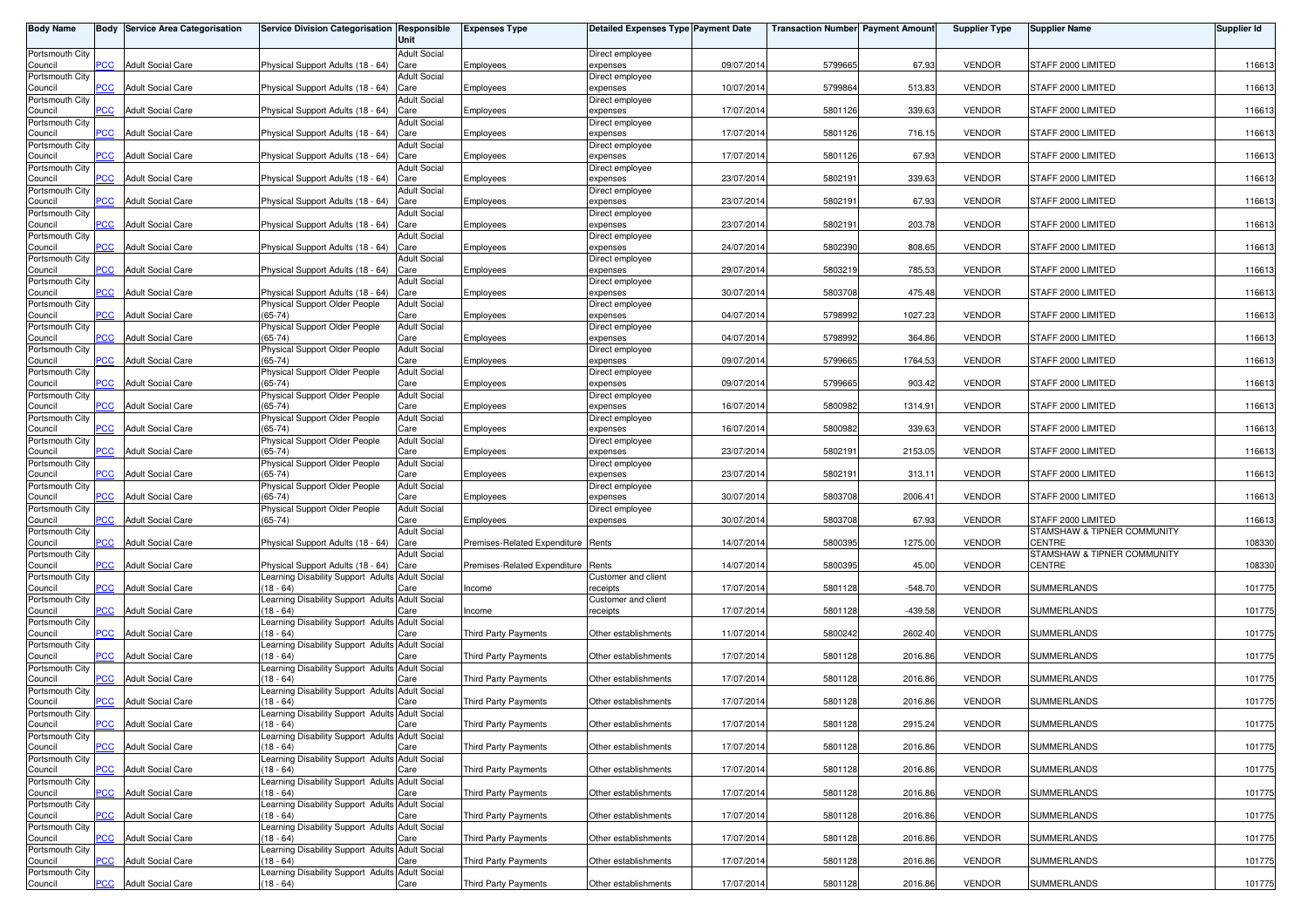| Body Name | Body | Service Area Categorisation | Service Division Categorisation | Responsible Unit | Expenses Type | Detailed Expenses Type | Payment Date | Transaction Number | Payment Amount | Supplier Type | Supplier Name | Supplier Id |
|---|---|---|---|---|---|---|---|---|---|---|---|---|
| Portsmouth City Council | PCC | Adult Social Care | Physical Support Adults (18 - 64) | Adult Social Care | Employees | Direct employee expenses | 09/07/2014 | 5799665 | 67.93 | VENDOR | STAFF 2000 LIMITED | 116613 |
| Portsmouth City Council | PCC | Adult Social Care | Physical Support Adults (18 - 64) | Adult Social Care | Employees | Direct employee expenses | 10/07/2014 | 5799864 | 513.83 | VENDOR | STAFF 2000 LIMITED | 116613 |
| Portsmouth City Council | PCC | Adult Social Care | Physical Support Adults (18 - 64) | Adult Social Care | Employees | Direct employee expenses | 17/07/2014 | 5801126 | 339.63 | VENDOR | STAFF 2000 LIMITED | 116613 |
| Portsmouth City Council | PCC | Adult Social Care | Physical Support Adults (18 - 64) | Adult Social Care | Employees | Direct employee expenses | 17/07/2014 | 5801126 | 716.15 | VENDOR | STAFF 2000 LIMITED | 116613 |
| Portsmouth City Council | PCC | Adult Social Care | Physical Support Adults (18 - 64) | Adult Social Care | Employees | Direct employee expenses | 17/07/2014 | 5801126 | 67.93 | VENDOR | STAFF 2000 LIMITED | 116613 |
| Portsmouth City Council | PCC | Adult Social Care | Physical Support Adults (18 - 64) | Adult Social Care | Employees | Direct employee expenses | 23/07/2014 | 5802191 | 339.63 | VENDOR | STAFF 2000 LIMITED | 116613 |
| Portsmouth City Council | PCC | Adult Social Care | Physical Support Adults (18 - 64) | Adult Social Care | Employees | Direct employee expenses | 23/07/2014 | 5802191 | 67.93 | VENDOR | STAFF 2000 LIMITED | 116613 |
| Portsmouth City Council | PCC | Adult Social Care | Physical Support Adults (18 - 64) | Adult Social Care | Employees | Direct employee expenses | 23/07/2014 | 5802191 | 203.78 | VENDOR | STAFF 2000 LIMITED | 116613 |
| Portsmouth City Council | PCC | Adult Social Care | Physical Support Adults (18 - 64) | Adult Social Care | Employees | Direct employee expenses | 24/07/2014 | 5802390 | 808.65 | VENDOR | STAFF 2000 LIMITED | 116613 |
| Portsmouth City Council | PCC | Adult Social Care | Physical Support Adults (18 - 64) | Adult Social Care | Employees | Direct employee expenses | 29/07/2014 | 5803219 | 785.53 | VENDOR | STAFF 2000 LIMITED | 116613 |
| Portsmouth City Council | PCC | Adult Social Care | Physical Support Adults (18 - 64) | Adult Social Care | Employees | Direct employee expenses | 30/07/2014 | 5803708 | 475.48 | VENDOR | STAFF 2000 LIMITED | 116613 |
| Portsmouth City Council | PCC | Adult Social Care | Physical Support Older People (65-74) | Adult Social Care | Employees | Direct employee expenses | 04/07/2014 | 5798992 | 1027.23 | VENDOR | STAFF 2000 LIMITED | 116613 |
| Portsmouth City Council | PCC | Adult Social Care | Physical Support Older People (65-74) | Adult Social Care | Employees | Direct employee expenses | 04/07/2014 | 5798992 | 364.86 | VENDOR | STAFF 2000 LIMITED | 116613 |
| Portsmouth City Council | PCC | Adult Social Care | Physical Support Older People (65-74) | Adult Social Care | Employees | Direct employee expenses | 09/07/2014 | 5799665 | 1764.53 | VENDOR | STAFF 2000 LIMITED | 116613 |
| Portsmouth City Council | PCC | Adult Social Care | Physical Support Older People (65-74) | Adult Social Care | Employees | Direct employee expenses | 09/07/2014 | 5799665 | 903.42 | VENDOR | STAFF 2000 LIMITED | 116613 |
| Portsmouth City Council | PCC | Adult Social Care | Physical Support Older People (65-74) | Adult Social Care | Employees | Direct employee expenses | 16/07/2014 | 5800982 | 1314.91 | VENDOR | STAFF 2000 LIMITED | 116613 |
| Portsmouth City Council | PCC | Adult Social Care | Physical Support Older People (65-74) | Adult Social Care | Employees | Direct employee expenses | 16/07/2014 | 5800982 | 339.63 | VENDOR | STAFF 2000 LIMITED | 116613 |
| Portsmouth City Council | PCC | Adult Social Care | Physical Support Older People (65-74) | Adult Social Care | Employees | Direct employee expenses | 23/07/2014 | 5802191 | 2153.05 | VENDOR | STAFF 2000 LIMITED | 116613 |
| Portsmouth City Council | PCC | Adult Social Care | Physical Support Older People (65-74) | Adult Social Care | Employees | Direct employee expenses | 23/07/2014 | 5802191 | 313.11 | VENDOR | STAFF 2000 LIMITED | 116613 |
| Portsmouth City Council | PCC | Adult Social Care | Physical Support Older People (65-74) | Adult Social Care | Employees | Direct employee expenses | 30/07/2014 | 5803708 | 2006.41 | VENDOR | STAFF 2000 LIMITED | 116613 |
| Portsmouth City Council | PCC | Adult Social Care | Physical Support Older People (65-74) | Adult Social Care | Employees | Direct employee expenses | 30/07/2014 | 5803708 | 67.93 | VENDOR | STAFF 2000 LIMITED | 116613 |
| Portsmouth City Council | PCC | Adult Social Care | Physical Support Adults (18 - 64) | Adult Social Care | Premises-Related Expenditure | Rents | 14/07/2014 | 5800395 | 1275.00 | VENDOR | STAMSHAW & TIPNER COMMUNITY CENTRE | 108330 |
| Portsmouth City Council | PCC | Adult Social Care | Physical Support Adults (18 - 64) | Adult Social Care | Premises-Related Expenditure | Rents | 14/07/2014 | 5800395 | 45.00 | VENDOR | STAMSHAW & TIPNER COMMUNITY CENTRE | 108330 |
| Portsmouth City Council | PCC | Adult Social Care | Learning Disability Support Adults (18 - 64) | Adult Social Care | Income | Customer and client receipts | 17/07/2014 | 5801128 | -548.70 | VENDOR | SUMMERLANDS | 101775 |
| Portsmouth City Council | PCC | Adult Social Care | Learning Disability Support Adults (18 - 64) | Adult Social Care | Income | Customer and client receipts | 17/07/2014 | 5801128 | -439.58 | VENDOR | SUMMERLANDS | 101775 |
| Portsmouth City Council | PCC | Adult Social Care | Learning Disability Support Adults (18 - 64) | Adult Social Care | Third Party Payments | Other establishments | 11/07/2014 | 5800242 | 2602.40 | VENDOR | SUMMERLANDS | 101775 |
| Portsmouth City Council | PCC | Adult Social Care | Learning Disability Support Adults (18 - 64) | Adult Social Care | Third Party Payments | Other establishments | 17/07/2014 | 5801128 | 2016.86 | VENDOR | SUMMERLANDS | 101775 |
| Portsmouth City Council | PCC | Adult Social Care | Learning Disability Support Adults (18 - 64) | Adult Social Care | Third Party Payments | Other establishments | 17/07/2014 | 5801128 | 2016.86 | VENDOR | SUMMERLANDS | 101775 |
| Portsmouth City Council | PCC | Adult Social Care | Learning Disability Support Adults (18 - 64) | Adult Social Care | Third Party Payments | Other establishments | 17/07/2014 | 5801128 | 2016.86 | VENDOR | SUMMERLANDS | 101775 |
| Portsmouth City Council | PCC | Adult Social Care | Learning Disability Support Adults (18 - 64) | Adult Social Care | Third Party Payments | Other establishments | 17/07/2014 | 5801128 | 2915.24 | VENDOR | SUMMERLANDS | 101775 |
| Portsmouth City Council | PCC | Adult Social Care | Learning Disability Support Adults (18 - 64) | Adult Social Care | Third Party Payments | Other establishments | 17/07/2014 | 5801128 | 2016.86 | VENDOR | SUMMERLANDS | 101775 |
| Portsmouth City Council | PCC | Adult Social Care | Learning Disability Support Adults (18 - 64) | Adult Social Care | Third Party Payments | Other establishments | 17/07/2014 | 5801128 | 2016.86 | VENDOR | SUMMERLANDS | 101775 |
| Portsmouth City Council | PCC | Adult Social Care | Learning Disability Support Adults (18 - 64) | Adult Social Care | Third Party Payments | Other establishments | 17/07/2014 | 5801128 | 2016.86 | VENDOR | SUMMERLANDS | 101775 |
| Portsmouth City Council | PCC | Adult Social Care | Learning Disability Support Adults (18 - 64) | Adult Social Care | Third Party Payments | Other establishments | 17/07/2014 | 5801128 | 2016.86 | VENDOR | SUMMERLANDS | 101775 |
| Portsmouth City Council | PCC | Adult Social Care | Learning Disability Support Adults (18 - 64) | Adult Social Care | Third Party Payments | Other establishments | 17/07/2014 | 5801128 | 2016.86 | VENDOR | SUMMERLANDS | 101775 |
| Portsmouth City Council | PCC | Adult Social Care | Learning Disability Support Adults (18 - 64) | Adult Social Care | Third Party Payments | Other establishments | 17/07/2014 | 5801128 | 2016.86 | VENDOR | SUMMERLANDS | 101775 |
| Portsmouth City Council | PCC | Adult Social Care | Learning Disability Support Adults (18 - 64) | Adult Social Care | Third Party Payments | Other establishments | 17/07/2014 | 5801128 | 2016.86 | VENDOR | SUMMERLANDS | 101775 |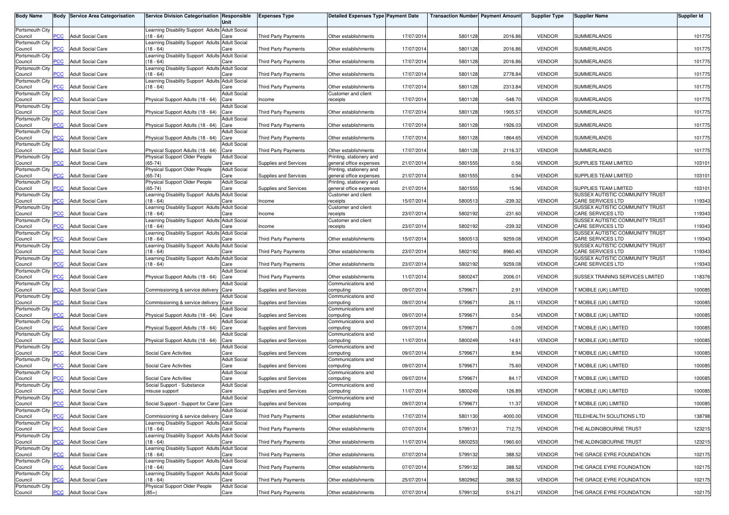| Body Name | Body | Service Area Categorisation | Service Division Categorisation | Responsible Unit | Expenses Type | Detailed Expenses Type | Payment Date | Transaction Number | Payment Amount | Supplier Type | Supplier Name | Supplier Id |
|---|---|---|---|---|---|---|---|---|---|---|---|---|
| Portsmouth City Council | PCC | Adult Social Care | Learning Disability Support Adults (18 - 64) | Adult Social Care | Third Party Payments | Other establishments | 17/07/2014 | 5801128 | 2016.86 | VENDOR | SUMMERLANDS | 101775 |
| Portsmouth City Council | PCC | Adult Social Care | Learning Disability Support Adults (18 - 64) | Adult Social Care | Third Party Payments | Other establishments | 17/07/2014 | 5801128 | 2016.86 | VENDOR | SUMMERLANDS | 101775 |
| Portsmouth City Council | PCC | Adult Social Care | Learning Disability Support Adults (18 - 64) | Adult Social Care | Third Party Payments | Other establishments | 17/07/2014 | 5801128 | 2016.86 | VENDOR | SUMMERLANDS | 101775 |
| Portsmouth City Council | PCC | Adult Social Care | Learning Disability Support Adults (18 - 64) | Adult Social Care | Third Party Payments | Other establishments | 17/07/2014 | 5801128 | 2778.84 | VENDOR | SUMMERLANDS | 101775 |
| Portsmouth City Council | PCC | Adult Social Care | Learning Disability Support Adults (18 - 64) | Adult Social Care | Third Party Payments | Other establishments | 17/07/2014 | 5801128 | 2313.84 | VENDOR | SUMMERLANDS | 101775 |
| Portsmouth City Council | PCC | Adult Social Care | Physical Support Adults (18 - 64) | Adult Social Care | Income | Customer and client receipts | 17/07/2014 | 5801128 | -548.70 | VENDOR | SUMMERLANDS | 101775 |
| Portsmouth City Council | PCC | Adult Social Care | Physical Support Adults (18 - 64) | Adult Social Care | Third Party Payments | Other establishments | 17/07/2014 | 5801128 | 1905.57 | VENDOR | SUMMERLANDS | 101775 |
| Portsmouth City Council | PCC | Adult Social Care | Physical Support Adults (18 - 64) | Adult Social Care | Third Party Payments | Other establishments | 17/07/2014 | 5801128 | 1926.03 | VENDOR | SUMMERLANDS | 101775 |
| Portsmouth City Council | PCC | Adult Social Care | Physical Support Adults (18 - 64) | Adult Social Care | Third Party Payments | Other establishments | 17/07/2014 | 5801128 | 1864.65 | VENDOR | SUMMERLANDS | 101775 |
| Portsmouth City Council | PCC | Adult Social Care | Physical Support Adults (18 - 64) | Adult Social Care | Third Party Payments | Other establishments | 17/07/2014 | 5801128 | 2116.37 | VENDOR | SUMMERLANDS | 101775 |
| Portsmouth City Council | PCC | Adult Social Care | Physical Support Older People (65-74) | Adult Social Care | Supplies and Services | Printing, stationery and general office expenses | 21/07/2014 | 5801555 | 0.56 | VENDOR | SUPPLIES TEAM LIMITED | 103101 |
| Portsmouth City Council | PCC | Adult Social Care | Physical Support Older People (65-74) | Adult Social Care | Supplies and Services | Printing, stationery and general office expenses | 21/07/2014 | 5801555 | 0.94 | VENDOR | SUPPLIES TEAM LIMITED | 103101 |
| Portsmouth City Council | PCC | Adult Social Care | Physical Support Older People (65-74) | Adult Social Care | Supplies and Services | Printing, stationery and general office expenses | 21/07/2014 | 5801555 | 15.96 | VENDOR | SUPPLIES TEAM LIMITED | 103101 |
| Portsmouth City Council | PCC | Adult Social Care | Learning Disability Support Adults (18 - 64) | Adult Social Care | Income | Customer and client receipts | 15/07/2014 | 5800513 | -239.32 | VENDOR | SUSSEX AUTISTIC COMMUNITY TRUST CARE SERVICES LTD | 119343 |
| Portsmouth City Council | PCC | Adult Social Care | Learning Disability Support Adults (18 - 64) | Adult Social Care | Income | Customer and client receipts | 23/07/2014 | 5802192 | -231.60 | VENDOR | SUSSEX AUTISTIC COMMUNITY TRUST CARE SERVICES LTD | 119343 |
| Portsmouth City Council | PCC | Adult Social Care | Learning Disability Support Adults (18 - 64) | Adult Social Care | Income | Customer and client receipts | 23/07/2014 | 5802192 | -239.32 | VENDOR | SUSSEX AUTISTIC COMMUNITY TRUST CARE SERVICES LTD | 119343 |
| Portsmouth City Council | PCC | Adult Social Care | Learning Disability Support Adults (18 - 64) | Adult Social Care | Third Party Payments | Other establishments | 15/07/2014 | 5800513 | 9259.08 | VENDOR | SUSSEX AUTISTIC COMMUNITY TRUST CARE SERVICES LTD | 119343 |
| Portsmouth City Council | PCC | Adult Social Care | Learning Disability Support Adults (18 - 64) | Adult Social Care | Third Party Payments | Other establishments | 23/07/2014 | 5802192 | 8960.40 | VENDOR | SUSSEX AUTISTIC COMMUNITY TRUST CARE SERVICES LTD | 119343 |
| Portsmouth City Council | PCC | Adult Social Care | Learning Disability Support Adults (18 - 64) | Adult Social Care | Third Party Payments | Other establishments | 23/07/2014 | 5802192 | 9259.08 | VENDOR | SUSSEX AUTISTIC COMMUNITY TRUST CARE SERVICES LTD | 119343 |
| Portsmouth City Council | PCC | Adult Social Care | Physical Support Adults (18 - 64) | Adult Social Care | Third Party Payments | Other establishments | 11/07/2014 | 5800247 | 2006.01 | VENDOR | SUSSEX TRAINING SERVICES LIMITED | 118376 |
| Portsmouth City Council | PCC | Adult Social Care | Commissioning & service delivery | Adult Social Care | Supplies and Services | Communications and computing | 09/07/2014 | 5799671 | 2.91 | VENDOR | T MOBILE (UK) LIMITED | 100085 |
| Portsmouth City Council | PCC | Adult Social Care | Commissioning & service delivery | Adult Social Care | Supplies and Services | Communications and computing | 09/07/2014 | 5799671 | 26.11 | VENDOR | T MOBILE (UK) LIMITED | 100085 |
| Portsmouth City Council | PCC | Adult Social Care | Physical Support Adults (18 - 64) | Adult Social Care | Supplies and Services | Communications and computing | 09/07/2014 | 5799671 | 0.54 | VENDOR | T MOBILE (UK) LIMITED | 100085 |
| Portsmouth City Council | PCC | Adult Social Care | Physical Support Adults (18 - 64) | Adult Social Care | Supplies and Services | Communications and computing | 09/07/2014 | 5799671 | 0.09 | VENDOR | T MOBILE (UK) LIMITED | 100085 |
| Portsmouth City Council | PCC | Adult Social Care | Physical Support Adults (18 - 64) | Adult Social Care | Supplies and Services | Communications and computing | 11/07/2014 | 5800249 | 14.61 | VENDOR | T MOBILE (UK) LIMITED | 100085 |
| Portsmouth City Council | PCC | Adult Social Care | Social Care Activities | Adult Social Care | Supplies and Services | Communications and computing | 09/07/2014 | 5799671 | 8.94 | VENDOR | T MOBILE (UK) LIMITED | 100085 |
| Portsmouth City Council | PCC | Adult Social Care | Social Care Activities | Adult Social Care | Supplies and Services | Communications and computing | 09/07/2014 | 5799671 | 75.60 | VENDOR | T MOBILE (UK) LIMITED | 100085 |
| Portsmouth City Council | PCC | Adult Social Care | Social Care Activities | Adult Social Care | Supplies and Services | Communications and computing | 09/07/2014 | 5799671 | 84.17 | VENDOR | T MOBILE (UK) LIMITED | 100085 |
| Portsmouth City Council | PCC | Adult Social Care | Social Support - Substance misuse support | Adult Social Care | Supplies and Services | Communications and computing | 11/07/2014 | 5800249 | 126.89 | VENDOR | T MOBILE (UK) LIMITED | 100085 |
| Portsmouth City Council | PCC | Adult Social Care | Social Support - Support for Carer | Adult Social Care | Supplies and Services | Communications and computing | 09/07/2014 | 5799671 | 11.37 | VENDOR | T MOBILE (UK) LIMITED | 100085 |
| Portsmouth City Council | PCC | Adult Social Care | Commissioning & service delivery | Adult Social Care | Third Party Payments | Other establishments | 17/07/2014 | 5801130 | 4000.00 | VENDOR | TELEHEALTH SOLUTIONS LTD | 138798 |
| Portsmouth City Council | PCC | Adult Social Care | Learning Disability Support Adults (18 - 64) | Adult Social Care | Third Party Payments | Other establishments | 07/07/2014 | 5799131 | 712.75 | VENDOR | THE ALDINGBOURNE TRUST | 123215 |
| Portsmouth City Council | PCC | Adult Social Care | Learning Disability Support Adults (18 - 64) | Adult Social Care | Third Party Payments | Other establishments | 11/07/2014 | 5800253 | 1960.60 | VENDOR | THE ALDINGBOURNE TRUST | 123215 |
| Portsmouth City Council | PCC | Adult Social Care | Learning Disability Support Adults (18 - 64) | Adult Social Care | Third Party Payments | Other establishments | 07/07/2014 | 5799132 | 388.52 | VENDOR | THE GRACE EYRE FOUNDATION | 102175 |
| Portsmouth City Council | PCC | Adult Social Care | Learning Disability Support Adults (18 - 64) | Adult Social Care | Third Party Payments | Other establishments | 07/07/2014 | 5799132 | 388.52 | VENDOR | THE GRACE EYRE FOUNDATION | 102175 |
| Portsmouth City Council | PCC | Adult Social Care | Learning Disability Support Adults (18 - 64) | Adult Social Care | Third Party Payments | Other establishments | 25/07/2014 | 5802962 | 388.52 | VENDOR | THE GRACE EYRE FOUNDATION | 102175 |
| Portsmouth City Council | PCC | Adult Social Care | Physical Support Older People (85+) | Adult Social Care | Third Party Payments | Other establishments | 07/07/2014 | 5799132 | 516.21 | VENDOR | THE GRACE EYRE FOUNDATION | 102175 |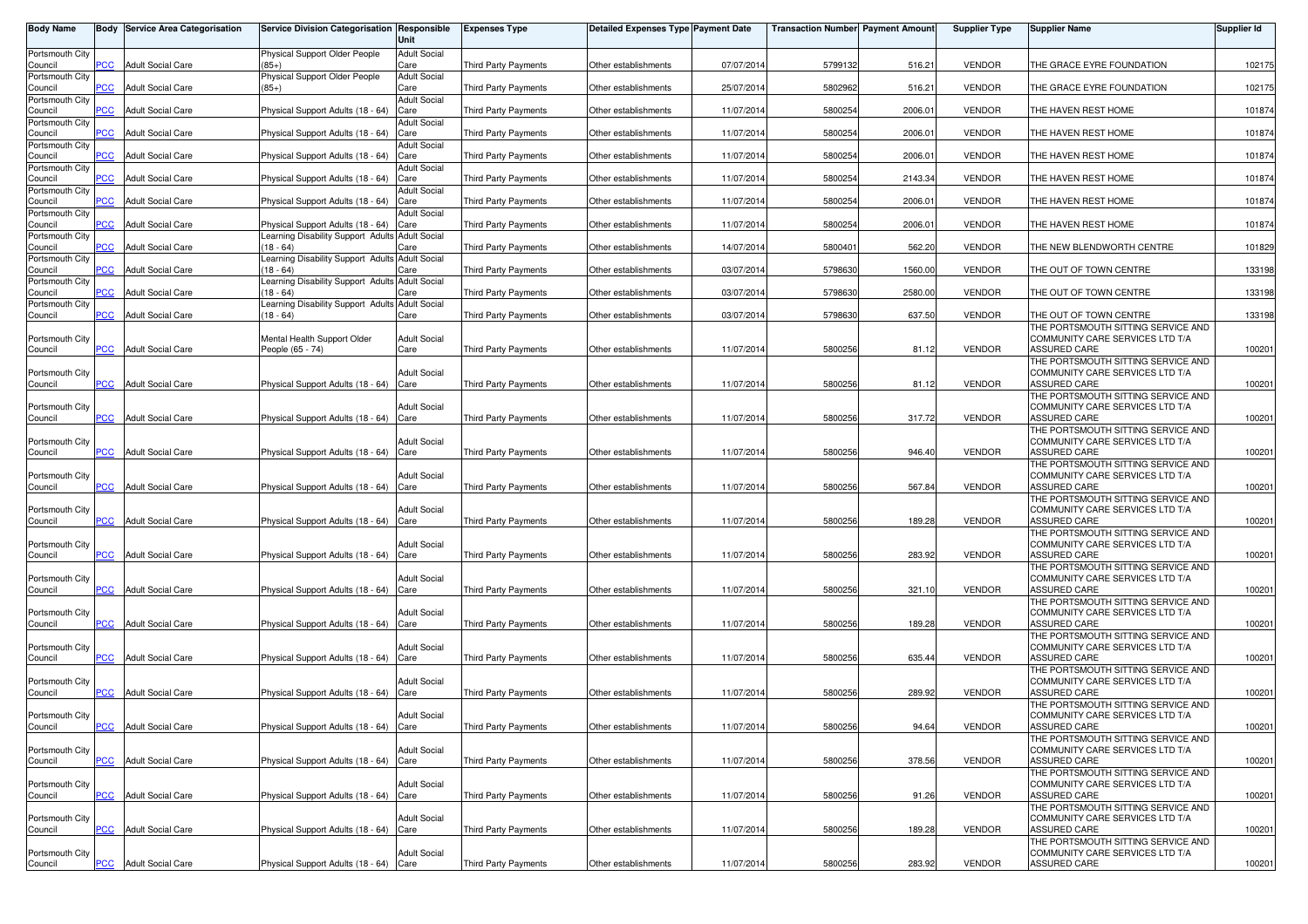| Body Name | Body | Service Area Categorisation | Service Division Categorisation | Responsible Unit | Expenses Type | Detailed Expenses Type | Payment Date | Transaction Number | Payment Amount | Supplier Type | Supplier Name | Supplier Id |
|---|---|---|---|---|---|---|---|---|---|---|---|---|
| Portsmouth City Council | PCC | Adult Social Care | Physical Support Older People (85+) | Adult Social Care | Third Party Payments | Other establishments | 07/07/2014 | 5799132 | 516.21 | VENDOR | THE GRACE EYRE FOUNDATION | 102175 |
| Portsmouth City Council | PCC | Adult Social Care | Physical Support Older People (85+) | Adult Social Care | Third Party Payments | Other establishments | 25/07/2014 | 5802962 | 516.21 | VENDOR | THE GRACE EYRE FOUNDATION | 102175 |
| Portsmouth City Council | PCC | Adult Social Care | Physical Support Adults (18 - 64) | Adult Social Care | Third Party Payments | Other establishments | 11/07/2014 | 5800254 | 2006.01 | VENDOR | THE HAVEN REST HOME | 101874 |
| Portsmouth City Council | PCC | Adult Social Care | Physical Support Adults (18 - 64) | Adult Social Care | Third Party Payments | Other establishments | 11/07/2014 | 5800254 | 2006.01 | VENDOR | THE HAVEN REST HOME | 101874 |
| Portsmouth City Council | PCC | Adult Social Care | Physical Support Adults (18 - 64) | Adult Social Care | Third Party Payments | Other establishments | 11/07/2014 | 5800254 | 2006.01 | VENDOR | THE HAVEN REST HOME | 101874 |
| Portsmouth City Council | PCC | Adult Social Care | Physical Support Adults (18 - 64) | Adult Social Care | Third Party Payments | Other establishments | 11/07/2014 | 5800254 | 2143.34 | VENDOR | THE HAVEN REST HOME | 101874 |
| Portsmouth City Council | PCC | Adult Social Care | Physical Support Adults (18 - 64) | Adult Social Care | Third Party Payments | Other establishments | 11/07/2014 | 5800254 | 2006.01 | VENDOR | THE HAVEN REST HOME | 101874 |
| Portsmouth City Council | PCC | Adult Social Care | Physical Support Adults (18 - 64) | Adult Social Care | Third Party Payments | Other establishments | 11/07/2014 | 5800254 | 2006.01 | VENDOR | THE HAVEN REST HOME | 101874 |
| Portsmouth City Council | PCC | Adult Social Care | Learning Disability Support Adults (18 - 64) | Adult Social Care | Third Party Payments | Other establishments | 14/07/2014 | 5800401 | 562.20 | VENDOR | THE NEW BLENDWORTH CENTRE | 101829 |
| Portsmouth City Council | PCC | Adult Social Care | Learning Disability Support Adults (18 - 64) | Adult Social Care | Third Party Payments | Other establishments | 03/07/2014 | 5798630 | 1560.00 | VENDOR | THE OUT OF TOWN CENTRE | 133198 |
| Portsmouth City Council | PCC | Adult Social Care | Learning Disability Support Adults (18 - 64) | Adult Social Care | Third Party Payments | Other establishments | 03/07/2014 | 5798630 | 2580.00 | VENDOR | THE OUT OF TOWN CENTRE | 133198 |
| Portsmouth City Council | PCC | Adult Social Care | Learning Disability Support Adults (18 - 64) | Adult Social Care | Third Party Payments | Other establishments | 03/07/2014 | 5798630 | 637.50 | VENDOR | THE OUT OF TOWN CENTRE | 133198 |
| Portsmouth City Council | PCC | Adult Social Care | Mental Health Support Older People (65 - 74) | Adult Social Care | Third Party Payments | Other establishments | 11/07/2014 | 5800256 | 81.12 | VENDOR | THE PORTSMOUTH SITTING SERVICE AND COMMUNITY CARE SERVICES LTD T/A ASSURED CARE | 100201 |
| Portsmouth City Council | PCC | Adult Social Care | Physical Support Adults (18 - 64) | Adult Social Care | Third Party Payments | Other establishments | 11/07/2014 | 5800256 | 81.12 | VENDOR | THE PORTSMOUTH SITTING SERVICE AND COMMUNITY CARE SERVICES LTD T/A ASSURED CARE | 100201 |
| Portsmouth City Council | PCC | Adult Social Care | Physical Support Adults (18 - 64) | Adult Social Care | Third Party Payments | Other establishments | 11/07/2014 | 5800256 | 317.72 | VENDOR | THE PORTSMOUTH SITTING SERVICE AND COMMUNITY CARE SERVICES LTD T/A ASSURED CARE | 100201 |
| Portsmouth City Council | PCC | Adult Social Care | Physical Support Adults (18 - 64) | Adult Social Care | Third Party Payments | Other establishments | 11/07/2014 | 5800256 | 946.40 | VENDOR | THE PORTSMOUTH SITTING SERVICE AND COMMUNITY CARE SERVICES LTD T/A ASSURED CARE | 100201 |
| Portsmouth City Council | PCC | Adult Social Care | Physical Support Adults (18 - 64) | Adult Social Care | Third Party Payments | Other establishments | 11/07/2014 | 5800256 | 567.84 | VENDOR | THE PORTSMOUTH SITTING SERVICE AND COMMUNITY CARE SERVICES LTD T/A ASSURED CARE | 100201 |
| Portsmouth City Council | PCC | Adult Social Care | Physical Support Adults (18 - 64) | Adult Social Care | Third Party Payments | Other establishments | 11/07/2014 | 5800256 | 189.28 | VENDOR | THE PORTSMOUTH SITTING SERVICE AND COMMUNITY CARE SERVICES LTD T/A ASSURED CARE | 100201 |
| Portsmouth City Council | PCC | Adult Social Care | Physical Support Adults (18 - 64) | Adult Social Care | Third Party Payments | Other establishments | 11/07/2014 | 5800256 | 283.92 | VENDOR | THE PORTSMOUTH SITTING SERVICE AND COMMUNITY CARE SERVICES LTD T/A ASSURED CARE | 100201 |
| Portsmouth City Council | PCC | Adult Social Care | Physical Support Adults (18 - 64) | Adult Social Care | Third Party Payments | Other establishments | 11/07/2014 | 5800256 | 321.10 | VENDOR | THE PORTSMOUTH SITTING SERVICE AND COMMUNITY CARE SERVICES LTD T/A ASSURED CARE | 100201 |
| Portsmouth City Council | PCC | Adult Social Care | Physical Support Adults (18 - 64) | Adult Social Care | Third Party Payments | Other establishments | 11/07/2014 | 5800256 | 189.28 | VENDOR | THE PORTSMOUTH SITTING SERVICE AND COMMUNITY CARE SERVICES LTD T/A ASSURED CARE | 100201 |
| Portsmouth City Council | PCC | Adult Social Care | Physical Support Adults (18 - 64) | Adult Social Care | Third Party Payments | Other establishments | 11/07/2014 | 5800256 | 635.44 | VENDOR | THE PORTSMOUTH SITTING SERVICE AND COMMUNITY CARE SERVICES LTD T/A ASSURED CARE | 100201 |
| Portsmouth City Council | PCC | Adult Social Care | Physical Support Adults (18 - 64) | Adult Social Care | Third Party Payments | Other establishments | 11/07/2014 | 5800256 | 289.92 | VENDOR | THE PORTSMOUTH SITTING SERVICE AND COMMUNITY CARE SERVICES LTD T/A ASSURED CARE | 100201 |
| Portsmouth City Council | PCC | Adult Social Care | Physical Support Adults (18 - 64) | Adult Social Care | Third Party Payments | Other establishments | 11/07/2014 | 5800256 | 94.64 | VENDOR | THE PORTSMOUTH SITTING SERVICE AND COMMUNITY CARE SERVICES LTD T/A ASSURED CARE | 100201 |
| Portsmouth City Council | PCC | Adult Social Care | Physical Support Adults (18 - 64) | Adult Social Care | Third Party Payments | Other establishments | 11/07/2014 | 5800256 | 378.56 | VENDOR | THE PORTSMOUTH SITTING SERVICE AND COMMUNITY CARE SERVICES LTD T/A ASSURED CARE | 100201 |
| Portsmouth City Council | PCC | Adult Social Care | Physical Support Adults (18 - 64) | Adult Social Care | Third Party Payments | Other establishments | 11/07/2014 | 5800256 | 91.26 | VENDOR | THE PORTSMOUTH SITTING SERVICE AND COMMUNITY CARE SERVICES LTD T/A ASSURED CARE | 100201 |
| Portsmouth City Council | PCC | Adult Social Care | Physical Support Adults (18 - 64) | Adult Social Care | Third Party Payments | Other establishments | 11/07/2014 | 5800256 | 189.28 | VENDOR | THE PORTSMOUTH SITTING SERVICE AND COMMUNITY CARE SERVICES LTD T/A ASSURED CARE | 100201 |
| Portsmouth City Council | PCC | Adult Social Care | Physical Support Adults (18 - 64) | Adult Social Care | Third Party Payments | Other establishments | 11/07/2014 | 5800256 | 283.92 | VENDOR | THE PORTSMOUTH SITTING SERVICE AND COMMUNITY CARE SERVICES LTD T/A ASSURED CARE | 100201 |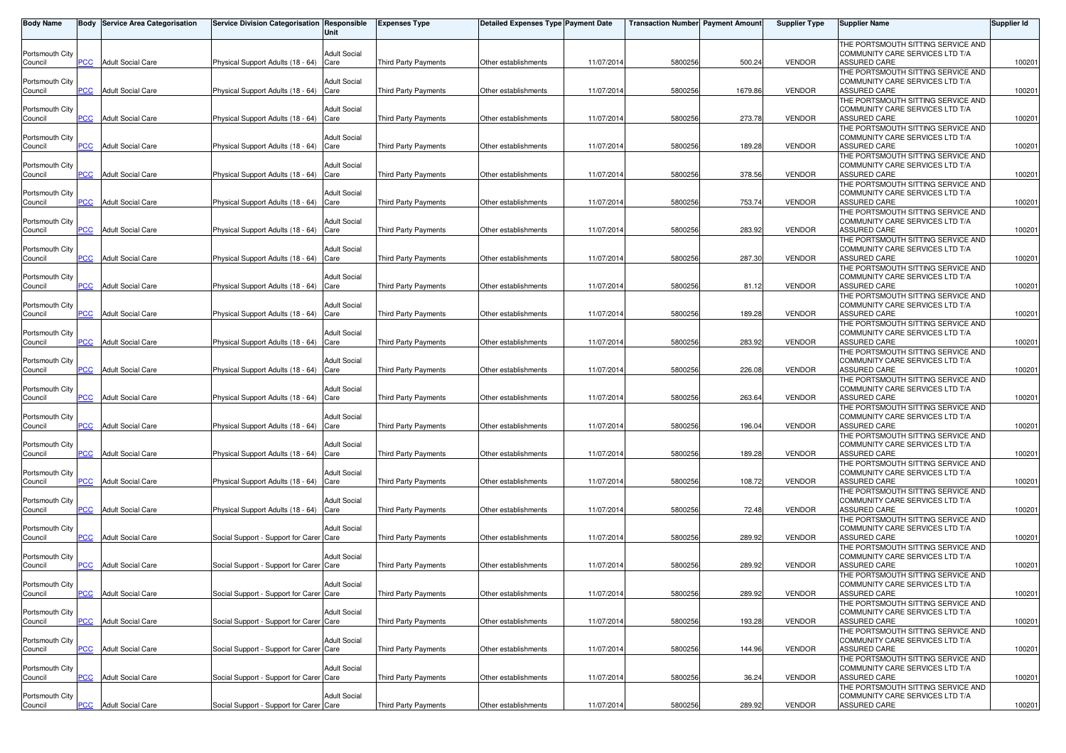| Body Name | Body | Service Area Categorisation | Service Division Categorisation | Responsible Unit | Expenses Type | Detailed Expenses Type | Payment Date | Transaction Number | Payment Amount | Supplier Type | Supplier Name | Supplier Id |
|---|---|---|---|---|---|---|---|---|---|---|---|---|
| Portsmouth City Council | PCC | Adult Social Care | Physical Support Adults (18 - 64) | Adult Social Care | Third Party Payments | Other establishments | 11/07/2014 | 5800256 | 500.24 | VENDOR | THE PORTSMOUTH SITTING SERVICE AND COMMUNITY CARE SERVICES LTD T/A ASSURED CARE | 100201 |
| Portsmouth City Council | PCC | Adult Social Care | Physical Support Adults (18 - 64) | Adult Social Care | Third Party Payments | Other establishments | 11/07/2014 | 5800256 | 1679.86 | VENDOR | THE PORTSMOUTH SITTING SERVICE AND COMMUNITY CARE SERVICES LTD T/A ASSURED CARE | 100201 |
| Portsmouth City Council | PCC | Adult Social Care | Physical Support Adults (18 - 64) | Adult Social Care | Third Party Payments | Other establishments | 11/07/2014 | 5800256 | 273.78 | VENDOR | THE PORTSMOUTH SITTING SERVICE AND COMMUNITY CARE SERVICES LTD T/A ASSURED CARE | 100201 |
| Portsmouth City Council | PCC | Adult Social Care | Physical Support Adults (18 - 64) | Adult Social Care | Third Party Payments | Other establishments | 11/07/2014 | 5800256 | 189.28 | VENDOR | THE PORTSMOUTH SITTING SERVICE AND COMMUNITY CARE SERVICES LTD T/A ASSURED CARE | 100201 |
| Portsmouth City Council | PCC | Adult Social Care | Physical Support Adults (18 - 64) | Adult Social Care | Third Party Payments | Other establishments | 11/07/2014 | 5800256 | 378.56 | VENDOR | THE PORTSMOUTH SITTING SERVICE AND COMMUNITY CARE SERVICES LTD T/A ASSURED CARE | 100201 |
| Portsmouth City Council | PCC | Adult Social Care | Physical Support Adults (18 - 64) | Adult Social Care | Third Party Payments | Other establishments | 11/07/2014 | 5800256 | 753.74 | VENDOR | THE PORTSMOUTH SITTING SERVICE AND COMMUNITY CARE SERVICES LTD T/A ASSURED CARE | 100201 |
| Portsmouth City Council | PCC | Adult Social Care | Physical Support Adults (18 - 64) | Adult Social Care | Third Party Payments | Other establishments | 11/07/2014 | 5800256 | 283.92 | VENDOR | THE PORTSMOUTH SITTING SERVICE AND COMMUNITY CARE SERVICES LTD T/A ASSURED CARE | 100201 |
| Portsmouth City Council | PCC | Adult Social Care | Physical Support Adults (18 - 64) | Adult Social Care | Third Party Payments | Other establishments | 11/07/2014 | 5800256 | 287.30 | VENDOR | THE PORTSMOUTH SITTING SERVICE AND COMMUNITY CARE SERVICES LTD T/A ASSURED CARE | 100201 |
| Portsmouth City Council | PCC | Adult Social Care | Physical Support Adults (18 - 64) | Adult Social Care | Third Party Payments | Other establishments | 11/07/2014 | 5800256 | 81.12 | VENDOR | THE PORTSMOUTH SITTING SERVICE AND COMMUNITY CARE SERVICES LTD T/A ASSURED CARE | 100201 |
| Portsmouth City Council | PCC | Adult Social Care | Physical Support Adults (18 - 64) | Adult Social Care | Third Party Payments | Other establishments | 11/07/2014 | 5800256 | 189.28 | VENDOR | THE PORTSMOUTH SITTING SERVICE AND COMMUNITY CARE SERVICES LTD T/A ASSURED CARE | 100201 |
| Portsmouth City Council | PCC | Adult Social Care | Physical Support Adults (18 - 64) | Adult Social Care | Third Party Payments | Other establishments | 11/07/2014 | 5800256 | 283.92 | VENDOR | THE PORTSMOUTH SITTING SERVICE AND COMMUNITY CARE SERVICES LTD T/A ASSURED CARE | 100201 |
| Portsmouth City Council | PCC | Adult Social Care | Physical Support Adults (18 - 64) | Adult Social Care | Third Party Payments | Other establishments | 11/07/2014 | 5800256 | 226.08 | VENDOR | THE PORTSMOUTH SITTING SERVICE AND COMMUNITY CARE SERVICES LTD T/A ASSURED CARE | 100201 |
| Portsmouth City Council | PCC | Adult Social Care | Physical Support Adults (18 - 64) | Adult Social Care | Third Party Payments | Other establishments | 11/07/2014 | 5800256 | 263.64 | VENDOR | THE PORTSMOUTH SITTING SERVICE AND COMMUNITY CARE SERVICES LTD T/A ASSURED CARE | 100201 |
| Portsmouth City Council | PCC | Adult Social Care | Physical Support Adults (18 - 64) | Adult Social Care | Third Party Payments | Other establishments | 11/07/2014 | 5800256 | 196.04 | VENDOR | THE PORTSMOUTH SITTING SERVICE AND COMMUNITY CARE SERVICES LTD T/A ASSURED CARE | 100201 |
| Portsmouth City Council | PCC | Adult Social Care | Physical Support Adults (18 - 64) | Adult Social Care | Third Party Payments | Other establishments | 11/07/2014 | 5800256 | 189.28 | VENDOR | THE PORTSMOUTH SITTING SERVICE AND COMMUNITY CARE SERVICES LTD T/A ASSURED CARE | 100201 |
| Portsmouth City Council | PCC | Adult Social Care | Physical Support Adults (18 - 64) | Adult Social Care | Third Party Payments | Other establishments | 11/07/2014 | 5800256 | 108.72 | VENDOR | THE PORTSMOUTH SITTING SERVICE AND COMMUNITY CARE SERVICES LTD T/A ASSURED CARE | 100201 |
| Portsmouth City Council | PCC | Adult Social Care | Physical Support Adults (18 - 64) | Adult Social Care | Third Party Payments | Other establishments | 11/07/2014 | 5800256 | 72.48 | VENDOR | THE PORTSMOUTH SITTING SERVICE AND COMMUNITY CARE SERVICES LTD T/A ASSURED CARE | 100201 |
| Portsmouth City Council | PCC | Adult Social Care | Social Support - Support for Carer | Adult Social Care | Third Party Payments | Other establishments | 11/07/2014 | 5800256 | 289.92 | VENDOR | THE PORTSMOUTH SITTING SERVICE AND COMMUNITY CARE SERVICES LTD T/A ASSURED CARE | 100201 |
| Portsmouth City Council | PCC | Adult Social Care | Social Support - Support for Carer | Adult Social Care | Third Party Payments | Other establishments | 11/07/2014 | 5800256 | 289.92 | VENDOR | THE PORTSMOUTH SITTING SERVICE AND COMMUNITY CARE SERVICES LTD T/A ASSURED CARE | 100201 |
| Portsmouth City Council | PCC | Adult Social Care | Social Support - Support for Carer | Adult Social Care | Third Party Payments | Other establishments | 11/07/2014 | 5800256 | 289.92 | VENDOR | THE PORTSMOUTH SITTING SERVICE AND COMMUNITY CARE SERVICES LTD T/A ASSURED CARE | 100201 |
| Portsmouth City Council | PCC | Adult Social Care | Social Support - Support for Carer | Adult Social Care | Third Party Payments | Other establishments | 11/07/2014 | 5800256 | 193.28 | VENDOR | THE PORTSMOUTH SITTING SERVICE AND COMMUNITY CARE SERVICES LTD T/A ASSURED CARE | 100201 |
| Portsmouth City Council | PCC | Adult Social Care | Social Support - Support for Carer | Adult Social Care | Third Party Payments | Other establishments | 11/07/2014 | 5800256 | 144.96 | VENDOR | THE PORTSMOUTH SITTING SERVICE AND COMMUNITY CARE SERVICES LTD T/A ASSURED CARE | 100201 |
| Portsmouth City Council | PCC | Adult Social Care | Social Support - Support for Carer | Adult Social Care | Third Party Payments | Other establishments | 11/07/2014 | 5800256 | 36.24 | VENDOR | THE PORTSMOUTH SITTING SERVICE AND COMMUNITY CARE SERVICES LTD T/A ASSURED CARE | 100201 |
| Portsmouth City Council | PCC | Adult Social Care | Social Support - Support for Carer | Adult Social Care | Third Party Payments | Other establishments | 11/07/2014 | 5800256 | 289.92 | VENDOR | THE PORTSMOUTH SITTING SERVICE AND COMMUNITY CARE SERVICES LTD T/A ASSURED CARE | 100201 |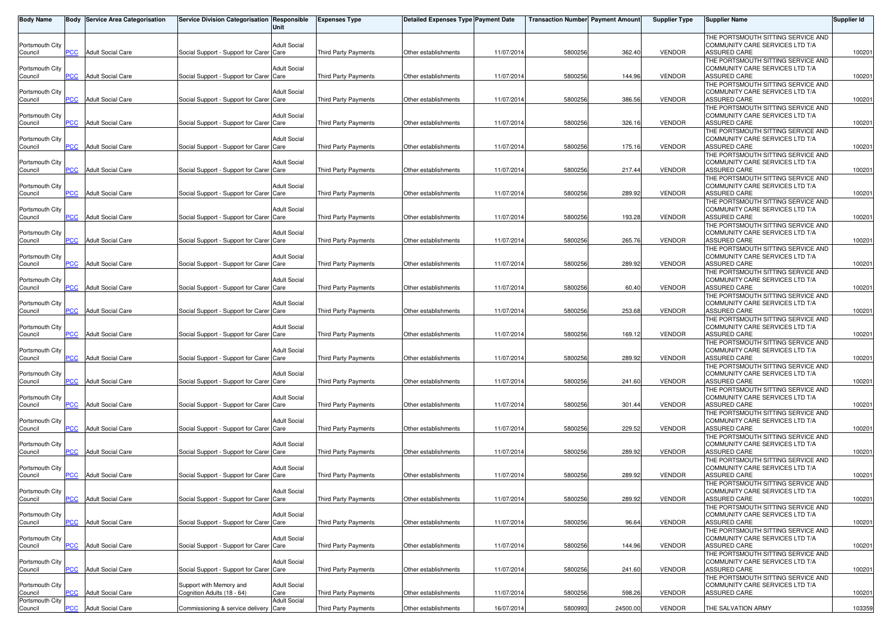| Body Name | Body | Service Area Categorisation | Service Division Categorisation | Responsible Unit | Expenses Type | Detailed Expenses Type | Payment Date | Transaction Number | Payment Amount | Supplier Type | Supplier Name | Supplier Id |
|---|---|---|---|---|---|---|---|---|---|---|---|---|
| Portsmouth City Council | PCC | Adult Social Care | Social Support - Support for Carer | Adult Social Care | Third Party Payments | Other establishments | 11/07/2014 | 5800256 | 362.40 | VENDOR | THE PORTSMOUTH SITTING SERVICE AND COMMUNITY CARE SERVICES LTD T/A ASSURED CARE | 100201 |
| Portsmouth City Council | PCC | Adult Social Care | Social Support - Support for Carer | Adult Social Care | Third Party Payments | Other establishments | 11/07/2014 | 5800256 | 144.96 | VENDOR | THE PORTSMOUTH SITTING SERVICE AND COMMUNITY CARE SERVICES LTD T/A ASSURED CARE | 100201 |
| Portsmouth City Council | PCC | Adult Social Care | Social Support - Support for Carer | Adult Social Care | Third Party Payments | Other establishments | 11/07/2014 | 5800256 | 386.56 | VENDOR | THE PORTSMOUTH SITTING SERVICE AND COMMUNITY CARE SERVICES LTD T/A ASSURED CARE | 100201 |
| Portsmouth City Council | PCC | Adult Social Care | Social Support - Support for Carer | Adult Social Care | Third Party Payments | Other establishments | 11/07/2014 | 5800256 | 326.16 | VENDOR | THE PORTSMOUTH SITTING SERVICE AND COMMUNITY CARE SERVICES LTD T/A ASSURED CARE | 100201 |
| Portsmouth City Council | PCC | Adult Social Care | Social Support - Support for Carer | Adult Social Care | Third Party Payments | Other establishments | 11/07/2014 | 5800256 | 175.16 | VENDOR | THE PORTSMOUTH SITTING SERVICE AND COMMUNITY CARE SERVICES LTD T/A ASSURED CARE | 100201 |
| Portsmouth City Council | PCC | Adult Social Care | Social Support - Support for Carer | Adult Social Care | Third Party Payments | Other establishments | 11/07/2014 | 5800256 | 217.44 | VENDOR | THE PORTSMOUTH SITTING SERVICE AND COMMUNITY CARE SERVICES LTD T/A ASSURED CARE | 100201 |
| Portsmouth City Council | PCC | Adult Social Care | Social Support - Support for Carer | Adult Social Care | Third Party Payments | Other establishments | 11/07/2014 | 5800256 | 289.92 | VENDOR | THE PORTSMOUTH SITTING SERVICE AND COMMUNITY CARE SERVICES LTD T/A ASSURED CARE | 100201 |
| Portsmouth City Council | PCC | Adult Social Care | Social Support - Support for Carer | Adult Social Care | Third Party Payments | Other establishments | 11/07/2014 | 5800256 | 193.28 | VENDOR | THE PORTSMOUTH SITTING SERVICE AND COMMUNITY CARE SERVICES LTD T/A ASSURED CARE | 100201 |
| Portsmouth City Council | PCC | Adult Social Care | Social Support - Support for Carer | Adult Social Care | Third Party Payments | Other establishments | 11/07/2014 | 5800256 | 265.76 | VENDOR | THE PORTSMOUTH SITTING SERVICE AND COMMUNITY CARE SERVICES LTD T/A ASSURED CARE | 100201 |
| Portsmouth City Council | PCC | Adult Social Care | Social Support - Support for Carer | Adult Social Care | Third Party Payments | Other establishments | 11/07/2014 | 5800256 | 289.92 | VENDOR | THE PORTSMOUTH SITTING SERVICE AND COMMUNITY CARE SERVICES LTD T/A ASSURED CARE | 100201 |
| Portsmouth City Council | PCC | Adult Social Care | Social Support - Support for Carer | Adult Social Care | Third Party Payments | Other establishments | 11/07/2014 | 5800256 | 60.40 | VENDOR | THE PORTSMOUTH SITTING SERVICE AND COMMUNITY CARE SERVICES LTD T/A ASSURED CARE | 100201 |
| Portsmouth City Council | PCC | Adult Social Care | Social Support - Support for Carer | Adult Social Care | Third Party Payments | Other establishments | 11/07/2014 | 5800256 | 253.68 | VENDOR | THE PORTSMOUTH SITTING SERVICE AND COMMUNITY CARE SERVICES LTD T/A ASSURED CARE | 100201 |
| Portsmouth City Council | PCC | Adult Social Care | Social Support - Support for Carer | Adult Social Care | Third Party Payments | Other establishments | 11/07/2014 | 5800256 | 169.12 | VENDOR | THE PORTSMOUTH SITTING SERVICE AND COMMUNITY CARE SERVICES LTD T/A ASSURED CARE | 100201 |
| Portsmouth City Council | PCC | Adult Social Care | Social Support - Support for Carer | Adult Social Care | Third Party Payments | Other establishments | 11/07/2014 | 5800256 | 289.92 | VENDOR | THE PORTSMOUTH SITTING SERVICE AND COMMUNITY CARE SERVICES LTD T/A ASSURED CARE | 100201 |
| Portsmouth City Council | PCC | Adult Social Care | Social Support - Support for Carer | Adult Social Care | Third Party Payments | Other establishments | 11/07/2014 | 5800256 | 241.60 | VENDOR | THE PORTSMOUTH SITTING SERVICE AND COMMUNITY CARE SERVICES LTD T/A ASSURED CARE | 100201 |
| Portsmouth City Council | PCC | Adult Social Care | Social Support - Support for Carer | Adult Social Care | Third Party Payments | Other establishments | 11/07/2014 | 5800256 | 301.44 | VENDOR | THE PORTSMOUTH SITTING SERVICE AND COMMUNITY CARE SERVICES LTD T/A ASSURED CARE | 100201 |
| Portsmouth City Council | PCC | Adult Social Care | Social Support - Support for Carer | Adult Social Care | Third Party Payments | Other establishments | 11/07/2014 | 5800256 | 229.52 | VENDOR | THE PORTSMOUTH SITTING SERVICE AND COMMUNITY CARE SERVICES LTD T/A ASSURED CARE | 100201 |
| Portsmouth City Council | PCC | Adult Social Care | Social Support - Support for Carer | Adult Social Care | Third Party Payments | Other establishments | 11/07/2014 | 5800256 | 289.92 | VENDOR | THE PORTSMOUTH SITTING SERVICE AND COMMUNITY CARE SERVICES LTD T/A ASSURED CARE | 100201 |
| Portsmouth City Council | PCC | Adult Social Care | Social Support - Support for Carer | Adult Social Care | Third Party Payments | Other establishments | 11/07/2014 | 5800256 | 289.92 | VENDOR | THE PORTSMOUTH SITTING SERVICE AND COMMUNITY CARE SERVICES LTD T/A ASSURED CARE | 100201 |
| Portsmouth City Council | PCC | Adult Social Care | Social Support - Support for Carer | Adult Social Care | Third Party Payments | Other establishments | 11/07/2014 | 5800256 | 289.92 | VENDOR | THE PORTSMOUTH SITTING SERVICE AND COMMUNITY CARE SERVICES LTD T/A ASSURED CARE | 100201 |
| Portsmouth City Council | PCC | Adult Social Care | Social Support - Support for Carer | Adult Social Care | Third Party Payments | Other establishments | 11/07/2014 | 5800256 | 96.64 | VENDOR | THE PORTSMOUTH SITTING SERVICE AND COMMUNITY CARE SERVICES LTD T/A ASSURED CARE | 100201 |
| Portsmouth City Council | PCC | Adult Social Care | Social Support - Support for Carer | Adult Social Care | Third Party Payments | Other establishments | 11/07/2014 | 5800256 | 144.96 | VENDOR | THE PORTSMOUTH SITTING SERVICE AND COMMUNITY CARE SERVICES LTD T/A ASSURED CARE | 100201 |
| Portsmouth City Council | PCC | Adult Social Care | Social Support - Support for Carer | Adult Social Care | Third Party Payments | Other establishments | 11/07/2014 | 5800256 | 241.60 | VENDOR | THE PORTSMOUTH SITTING SERVICE AND COMMUNITY CARE SERVICES LTD T/A ASSURED CARE | 100201 |
| Portsmouth City Council | PCC | Adult Social Care | Support with Memory and Cognition Adults (18 - 64) | Adult Social Care | Third Party Payments | Other establishments | 11/07/2014 | 5800256 | 598.26 | VENDOR | THE PORTSMOUTH SITTING SERVICE AND COMMUNITY CARE SERVICES LTD T/A ASSURED CARE | 100201 |
| Portsmouth City Council | PCC | Adult Social Care | Commissioning & service delivery | Adult Social Care | Third Party Payments | Other establishments | 16/07/2014 | 5800993 | 24500.00 | VENDOR | THE SALVATION ARMY | 103359 |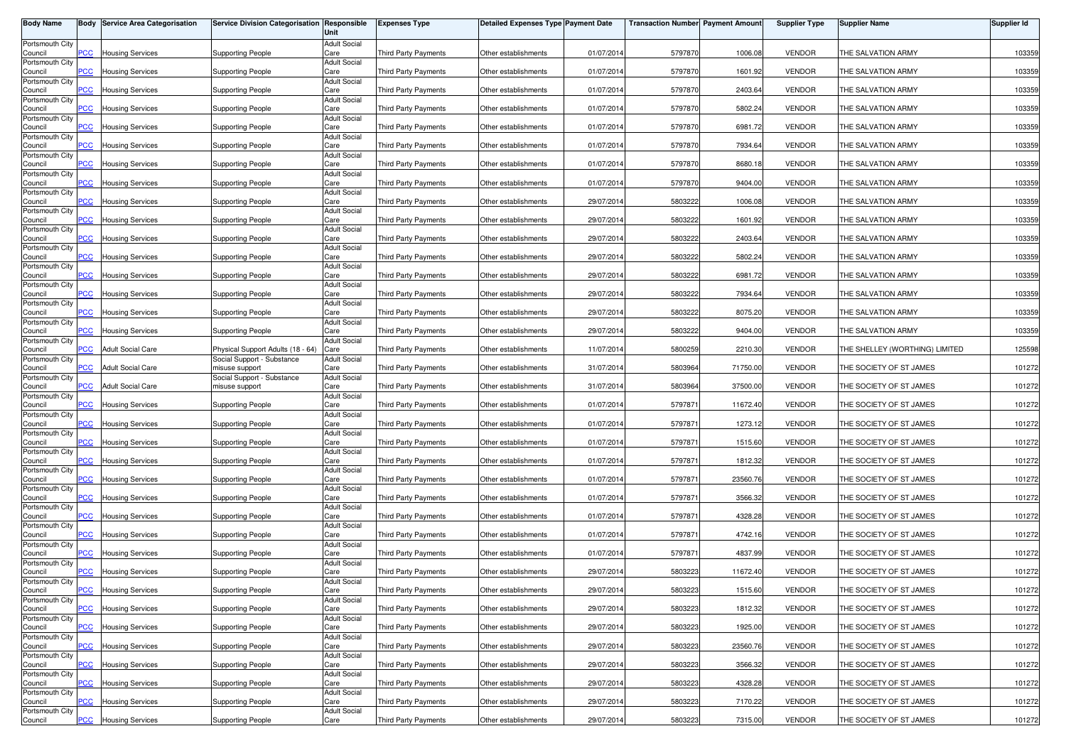| Body Name | Body | Service Area Categorisation | Service Division Categorisation | Responsible Unit | Expenses Type | Detailed Expenses Type | Payment Date | Transaction Number | Payment Amount | Supplier Type | Supplier Name | Supplier Id |
|---|---|---|---|---|---|---|---|---|---|---|---|---|
| Portsmouth City Council | PCC | Housing Services | Supporting People | Adult Social Care | Third Party Payments | Other establishments | 01/07/2014 | 5797870 | 1006.08 | VENDOR | THE SALVATION ARMY | 103359 |
| Portsmouth City Council | PCC | Housing Services | Supporting People | Adult Social Care | Third Party Payments | Other establishments | 01/07/2014 | 5797870 | 1601.92 | VENDOR | THE SALVATION ARMY | 103359 |
| Portsmouth City Council | PCC | Housing Services | Supporting People | Adult Social Care | Third Party Payments | Other establishments | 01/07/2014 | 5797870 | 2403.64 | VENDOR | THE SALVATION ARMY | 103359 |
| Portsmouth City Council | PCC | Housing Services | Supporting People | Adult Social Care | Third Party Payments | Other establishments | 01/07/2014 | 5797870 | 5802.24 | VENDOR | THE SALVATION ARMY | 103359 |
| Portsmouth City Council | PCC | Housing Services | Supporting People | Adult Social Care | Third Party Payments | Other establishments | 01/07/2014 | 5797870 | 6981.72 | VENDOR | THE SALVATION ARMY | 103359 |
| Portsmouth City Council | PCC | Housing Services | Supporting People | Adult Social Care | Third Party Payments | Other establishments | 01/07/2014 | 5797870 | 7934.64 | VENDOR | THE SALVATION ARMY | 103359 |
| Portsmouth City Council | PCC | Housing Services | Supporting People | Adult Social Care | Third Party Payments | Other establishments | 01/07/2014 | 5797870 | 8680.18 | VENDOR | THE SALVATION ARMY | 103359 |
| Portsmouth City Council | PCC | Housing Services | Supporting People | Adult Social Care | Third Party Payments | Other establishments | 01/07/2014 | 5797870 | 9404.00 | VENDOR | THE SALVATION ARMY | 103359 |
| Portsmouth City Council | PCC | Housing Services | Supporting People | Adult Social Care | Third Party Payments | Other establishments | 29/07/2014 | 5803222 | 1006.08 | VENDOR | THE SALVATION ARMY | 103359 |
| Portsmouth City Council | PCC | Housing Services | Supporting People | Adult Social Care | Third Party Payments | Other establishments | 29/07/2014 | 5803222 | 1601.92 | VENDOR | THE SALVATION ARMY | 103359 |
| Portsmouth City Council | PCC | Housing Services | Supporting People | Adult Social Care | Third Party Payments | Other establishments | 29/07/2014 | 5803222 | 2403.64 | VENDOR | THE SALVATION ARMY | 103359 |
| Portsmouth City Council | PCC | Housing Services | Supporting People | Adult Social Care | Third Party Payments | Other establishments | 29/07/2014 | 5803222 | 5802.24 | VENDOR | THE SALVATION ARMY | 103359 |
| Portsmouth City Council | PCC | Housing Services | Supporting People | Adult Social Care | Third Party Payments | Other establishments | 29/07/2014 | 5803222 | 6981.72 | VENDOR | THE SALVATION ARMY | 103359 |
| Portsmouth City Council | PCC | Housing Services | Supporting People | Adult Social Care | Third Party Payments | Other establishments | 29/07/2014 | 5803222 | 7934.64 | VENDOR | THE SALVATION ARMY | 103359 |
| Portsmouth City Council | PCC | Housing Services | Supporting People | Adult Social Care | Third Party Payments | Other establishments | 29/07/2014 | 5803222 | 8075.20 | VENDOR | THE SALVATION ARMY | 103359 |
| Portsmouth City Council | PCC | Housing Services | Supporting People | Adult Social Care | Third Party Payments | Other establishments | 29/07/2014 | 5803222 | 9404.00 | VENDOR | THE SALVATION ARMY | 103359 |
| Portsmouth City Council | PCC | Adult Social Care | Physical Support Adults (18 - 64) | Adult Social Care | Third Party Payments | Other establishments | 11/07/2014 | 5800259 | 2210.30 | VENDOR | THE SHELLEY (WORTHING) LIMITED | 125598 |
| Portsmouth City Council | PCC | Adult Social Care | Social Support - Substance misuse support | Adult Social Care | Third Party Payments | Other establishments | 31/07/2014 | 5803964 | 71750.00 | VENDOR | THE SOCIETY OF ST JAMES | 101272 |
| Portsmouth City Council | PCC | Adult Social Care | Social Support - Substance misuse support | Adult Social Care | Third Party Payments | Other establishments | 31/07/2014 | 5803964 | 37500.00 | VENDOR | THE SOCIETY OF ST JAMES | 101272 |
| Portsmouth City Council | PCC | Housing Services | Supporting People | Adult Social Care | Third Party Payments | Other establishments | 01/07/2014 | 5797871 | 11672.40 | VENDOR | THE SOCIETY OF ST JAMES | 101272 |
| Portsmouth City Council | PCC | Housing Services | Supporting People | Adult Social Care | Third Party Payments | Other establishments | 01/07/2014 | 5797871 | 1273.12 | VENDOR | THE SOCIETY OF ST JAMES | 101272 |
| Portsmouth City Council | PCC | Housing Services | Supporting People | Adult Social Care | Third Party Payments | Other establishments | 01/07/2014 | 5797871 | 1515.60 | VENDOR | THE SOCIETY OF ST JAMES | 101272 |
| Portsmouth City Council | PCC | Housing Services | Supporting People | Adult Social Care | Third Party Payments | Other establishments | 01/07/2014 | 5797871 | 1812.32 | VENDOR | THE SOCIETY OF ST JAMES | 101272 |
| Portsmouth City Council | PCC | Housing Services | Supporting People | Adult Social Care | Third Party Payments | Other establishments | 01/07/2014 | 5797871 | 23560.76 | VENDOR | THE SOCIETY OF ST JAMES | 101272 |
| Portsmouth City Council | PCC | Housing Services | Supporting People | Adult Social Care | Third Party Payments | Other establishments | 01/07/2014 | 5797871 | 3566.32 | VENDOR | THE SOCIETY OF ST JAMES | 101272 |
| Portsmouth City Council | PCC | Housing Services | Supporting People | Adult Social Care | Third Party Payments | Other establishments | 01/07/2014 | 5797871 | 4328.28 | VENDOR | THE SOCIETY OF ST JAMES | 101272 |
| Portsmouth City Council | PCC | Housing Services | Supporting People | Adult Social Care | Third Party Payments | Other establishments | 01/07/2014 | 5797871 | 4742.16 | VENDOR | THE SOCIETY OF ST JAMES | 101272 |
| Portsmouth City Council | PCC | Housing Services | Supporting People | Adult Social Care | Third Party Payments | Other establishments | 01/07/2014 | 5797871 | 4837.99 | VENDOR | THE SOCIETY OF ST JAMES | 101272 |
| Portsmouth City Council | PCC | Housing Services | Supporting People | Adult Social Care | Third Party Payments | Other establishments | 29/07/2014 | 5803223 | 11672.40 | VENDOR | THE SOCIETY OF ST JAMES | 101272 |
| Portsmouth City Council | PCC | Housing Services | Supporting People | Adult Social Care | Third Party Payments | Other establishments | 29/07/2014 | 5803223 | 1515.60 | VENDOR | THE SOCIETY OF ST JAMES | 101272 |
| Portsmouth City Council | PCC | Housing Services | Supporting People | Adult Social Care | Third Party Payments | Other establishments | 29/07/2014 | 5803223 | 1812.32 | VENDOR | THE SOCIETY OF ST JAMES | 101272 |
| Portsmouth City Council | PCC | Housing Services | Supporting People | Adult Social Care | Third Party Payments | Other establishments | 29/07/2014 | 5803223 | 1925.00 | VENDOR | THE SOCIETY OF ST JAMES | 101272 |
| Portsmouth City Council | PCC | Housing Services | Supporting People | Adult Social Care | Third Party Payments | Other establishments | 29/07/2014 | 5803223 | 23560.76 | VENDOR | THE SOCIETY OF ST JAMES | 101272 |
| Portsmouth City Council | PCC | Housing Services | Supporting People | Adult Social Care | Third Party Payments | Other establishments | 29/07/2014 | 5803223 | 3566.32 | VENDOR | THE SOCIETY OF ST JAMES | 101272 |
| Portsmouth City Council | PCC | Housing Services | Supporting People | Adult Social Care | Third Party Payments | Other establishments | 29/07/2014 | 5803223 | 4328.28 | VENDOR | THE SOCIETY OF ST JAMES | 101272 |
| Portsmouth City Council | PCC | Housing Services | Supporting People | Adult Social Care | Third Party Payments | Other establishments | 29/07/2014 | 5803223 | 7170.22 | VENDOR | THE SOCIETY OF ST JAMES | 101272 |
| Portsmouth City Council | PCC | Housing Services | Supporting People | Adult Social Care | Third Party Payments | Other establishments | 29/07/2014 | 5803223 | 7315.00 | VENDOR | THE SOCIETY OF ST JAMES | 101272 |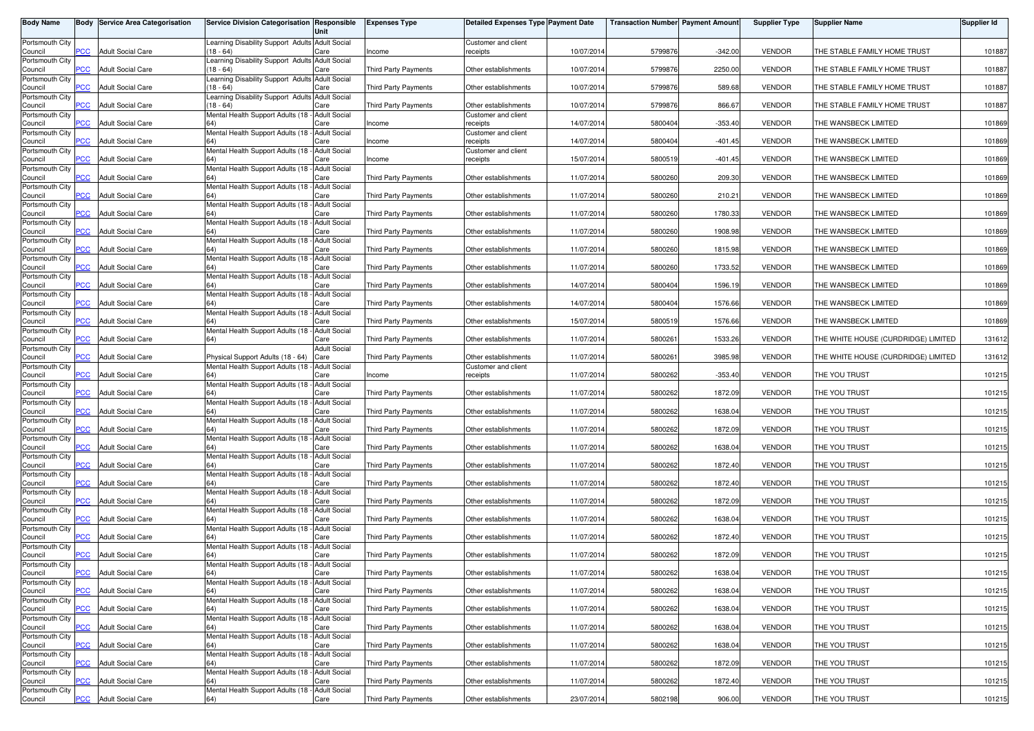| Body Name | Body | Service Area Categorisation | Service Division Categorisation | Responsible Unit | Expenses Type | Detailed Expenses Type | Payment Date | Transaction Number | Payment Amount | Supplier Type | Supplier Name | Supplier Id |
|---|---|---|---|---|---|---|---|---|---|---|---|---|
| Portsmouth City Council | PCC | Adult Social Care | Learning Disability Support Adults (18 - 64) | Adult Social Care | Income | Customer and client receipts | 10/07/2014 | 5799876 | -342.00 | VENDOR | THE STABLE FAMILY HOME TRUST | 101887 |
| Portsmouth City Council | PCC | Adult Social Care | Learning Disability Support Adults (18 - 64) | Adult Social Care | Third Party Payments | Other establishments | 10/07/2014 | 5799876 | 2250.00 | VENDOR | THE STABLE FAMILY HOME TRUST | 101887 |
| Portsmouth City Council | PCC | Adult Social Care | Learning Disability Support Adults (18 - 64) | Adult Social Care | Third Party Payments | Other establishments | 10/07/2014 | 5799876 | 589.68 | VENDOR | THE STABLE FAMILY HOME TRUST | 101887 |
| Portsmouth City Council | PCC | Adult Social Care | Learning Disability Support Adults (18 - 64) | Adult Social Care | Third Party Payments | Other establishments | 10/07/2014 | 5799876 | 866.67 | VENDOR | THE STABLE FAMILY HOME TRUST | 101887 |
| Portsmouth City Council | PCC | Adult Social Care | Mental Health Support Adults (18 - 64) | Adult Social Care | Income | Customer and client receipts | 14/07/2014 | 5800404 | -353.40 | VENDOR | THE WANSBECK LIMITED | 101869 |
| Portsmouth City Council | PCC | Adult Social Care | Mental Health Support Adults (18 - 64) | Adult Social Care | Income | Customer and client receipts | 14/07/2014 | 5800404 | -401.45 | VENDOR | THE WANSBECK LIMITED | 101869 |
| Portsmouth City Council | PCC | Adult Social Care | Mental Health Support Adults (18 - 64) | Adult Social Care | Income | Customer and client receipts | 15/07/2014 | 5800519 | -401.45 | VENDOR | THE WANSBECK LIMITED | 101869 |
| Portsmouth City Council | PCC | Adult Social Care | Mental Health Support Adults (18 - 64) | Adult Social Care | Third Party Payments | Other establishments | 11/07/2014 | 5800260 | 209.30 | VENDOR | THE WANSBECK LIMITED | 101869 |
| Portsmouth City Council | PCC | Adult Social Care | Mental Health Support Adults (18 - 64) | Adult Social Care | Third Party Payments | Other establishments | 11/07/2014 | 5800260 | 210.21 | VENDOR | THE WANSBECK LIMITED | 101869 |
| Portsmouth City Council | PCC | Adult Social Care | Mental Health Support Adults (18 - 64) | Adult Social Care | Third Party Payments | Other establishments | 11/07/2014 | 5800260 | 1780.33 | VENDOR | THE WANSBECK LIMITED | 101869 |
| Portsmouth City Council | PCC | Adult Social Care | Mental Health Support Adults (18 - 64) | Adult Social Care | Third Party Payments | Other establishments | 11/07/2014 | 5800260 | 1908.98 | VENDOR | THE WANSBECK LIMITED | 101869 |
| Portsmouth City Council | PCC | Adult Social Care | Mental Health Support Adults (18 - 64) | Adult Social Care | Third Party Payments | Other establishments | 11/07/2014 | 5800260 | 1815.98 | VENDOR | THE WANSBECK LIMITED | 101869 |
| Portsmouth City Council | PCC | Adult Social Care | Mental Health Support Adults (18 - 64) | Adult Social Care | Third Party Payments | Other establishments | 11/07/2014 | 5800260 | 1733.52 | VENDOR | THE WANSBECK LIMITED | 101869 |
| Portsmouth City Council | PCC | Adult Social Care | Mental Health Support Adults (18 - 64) | Adult Social Care | Third Party Payments | Other establishments | 14/07/2014 | 5800404 | 1596.19 | VENDOR | THE WANSBECK LIMITED | 101869 |
| Portsmouth City Council | PCC | Adult Social Care | Mental Health Support Adults (18 - 64) | Adult Social Care | Third Party Payments | Other establishments | 14/07/2014 | 5800404 | 1576.66 | VENDOR | THE WANSBECK LIMITED | 101869 |
| Portsmouth City Council | PCC | Adult Social Care | Mental Health Support Adults (18 - 64) | Adult Social Care | Third Party Payments | Other establishments | 15/07/2014 | 5800519 | 1576.66 | VENDOR | THE WANSBECK LIMITED | 101869 |
| Portsmouth City Council | PCC | Adult Social Care | Mental Health Support Adults (18 - 64) | Adult Social Care | Third Party Payments | Other establishments | 11/07/2014 | 5800261 | 1533.26 | VENDOR | THE WHITE HOUSE (CURDRIDGE) LIMITED | 131612 |
| Portsmouth City Council | PCC | Adult Social Care | Physical Support Adults (18 - 64) | Adult Social Care | Third Party Payments | Other establishments | 11/07/2014 | 5800261 | 3985.98 | VENDOR | THE WHITE HOUSE (CURDRIDGE) LIMITED | 131612 |
| Portsmouth City Council | PCC | Adult Social Care | Mental Health Support Adults (18 - 64) | Adult Social Care | Income | Customer and client receipts | 11/07/2014 | 5800262 | -353.40 | VENDOR | THE YOU TRUST | 101215 |
| Portsmouth City Council | PCC | Adult Social Care | Mental Health Support Adults (18 - 64) | Adult Social Care | Third Party Payments | Other establishments | 11/07/2014 | 5800262 | 1872.09 | VENDOR | THE YOU TRUST | 101215 |
| Portsmouth City Council | PCC | Adult Social Care | Mental Health Support Adults (18 - 64) | Adult Social Care | Third Party Payments | Other establishments | 11/07/2014 | 5800262 | 1638.04 | VENDOR | THE YOU TRUST | 101215 |
| Portsmouth City Council | PCC | Adult Social Care | Mental Health Support Adults (18 - 64) | Adult Social Care | Third Party Payments | Other establishments | 11/07/2014 | 5800262 | 1872.09 | VENDOR | THE YOU TRUST | 101215 |
| Portsmouth City Council | PCC | Adult Social Care | Mental Health Support Adults (18 - 64) | Adult Social Care | Third Party Payments | Other establishments | 11/07/2014 | 5800262 | 1638.04 | VENDOR | THE YOU TRUST | 101215 |
| Portsmouth City Council | PCC | Adult Social Care | Mental Health Support Adults (18 - 64) | Adult Social Care | Third Party Payments | Other establishments | 11/07/2014 | 5800262 | 1872.40 | VENDOR | THE YOU TRUST | 101215 |
| Portsmouth City Council | PCC | Adult Social Care | Mental Health Support Adults (18 - 64) | Adult Social Care | Third Party Payments | Other establishments | 11/07/2014 | 5800262 | 1872.40 | VENDOR | THE YOU TRUST | 101215 |
| Portsmouth City Council | PCC | Adult Social Care | Mental Health Support Adults (18 - 64) | Adult Social Care | Third Party Payments | Other establishments | 11/07/2014 | 5800262 | 1872.09 | VENDOR | THE YOU TRUST | 101215 |
| Portsmouth City Council | PCC | Adult Social Care | Mental Health Support Adults (18 - 64) | Adult Social Care | Third Party Payments | Other establishments | 11/07/2014 | 5800262 | 1638.04 | VENDOR | THE YOU TRUST | 101215 |
| Portsmouth City Council | PCC | Adult Social Care | Mental Health Support Adults (18 - 64) | Adult Social Care | Third Party Payments | Other establishments | 11/07/2014 | 5800262 | 1872.40 | VENDOR | THE YOU TRUST | 101215 |
| Portsmouth City Council | PCC | Adult Social Care | Mental Health Support Adults (18 - 64) | Adult Social Care | Third Party Payments | Other establishments | 11/07/2014 | 5800262 | 1872.09 | VENDOR | THE YOU TRUST | 101215 |
| Portsmouth City Council | PCC | Adult Social Care | Mental Health Support Adults (18 - 64) | Adult Social Care | Third Party Payments | Other establishments | 11/07/2014 | 5800262 | 1638.04 | VENDOR | THE YOU TRUST | 101215 |
| Portsmouth City Council | PCC | Adult Social Care | Mental Health Support Adults (18 - 64) | Adult Social Care | Third Party Payments | Other establishments | 11/07/2014 | 5800262 | 1638.04 | VENDOR | THE YOU TRUST | 101215 |
| Portsmouth City Council | PCC | Adult Social Care | Mental Health Support Adults (18 - 64) | Adult Social Care | Third Party Payments | Other establishments | 11/07/2014 | 5800262 | 1638.04 | VENDOR | THE YOU TRUST | 101215 |
| Portsmouth City Council | PCC | Adult Social Care | Mental Health Support Adults (18 - 64) | Adult Social Care | Third Party Payments | Other establishments | 11/07/2014 | 5800262 | 1638.04 | VENDOR | THE YOU TRUST | 101215 |
| Portsmouth City Council | PCC | Adult Social Care | Mental Health Support Adults (18 - 64) | Adult Social Care | Third Party Payments | Other establishments | 11/07/2014 | 5800262 | 1638.04 | VENDOR | THE YOU TRUST | 101215 |
| Portsmouth City Council | PCC | Adult Social Care | Mental Health Support Adults (18 - 64) | Adult Social Care | Third Party Payments | Other establishments | 11/07/2014 | 5800262 | 1872.09 | VENDOR | THE YOU TRUST | 101215 |
| Portsmouth City Council | PCC | Adult Social Care | Mental Health Support Adults (18 - 64) | Adult Social Care | Third Party Payments | Other establishments | 11/07/2014 | 5800262 | 1872.40 | VENDOR | THE YOU TRUST | 101215 |
| Portsmouth City Council | PCC | Adult Social Care | Mental Health Support Adults (18 - 64) | Adult Social Care | Third Party Payments | Other establishments | 23/07/2014 | 5802198 | 906.00 | VENDOR | THE YOU TRUST | 101215 |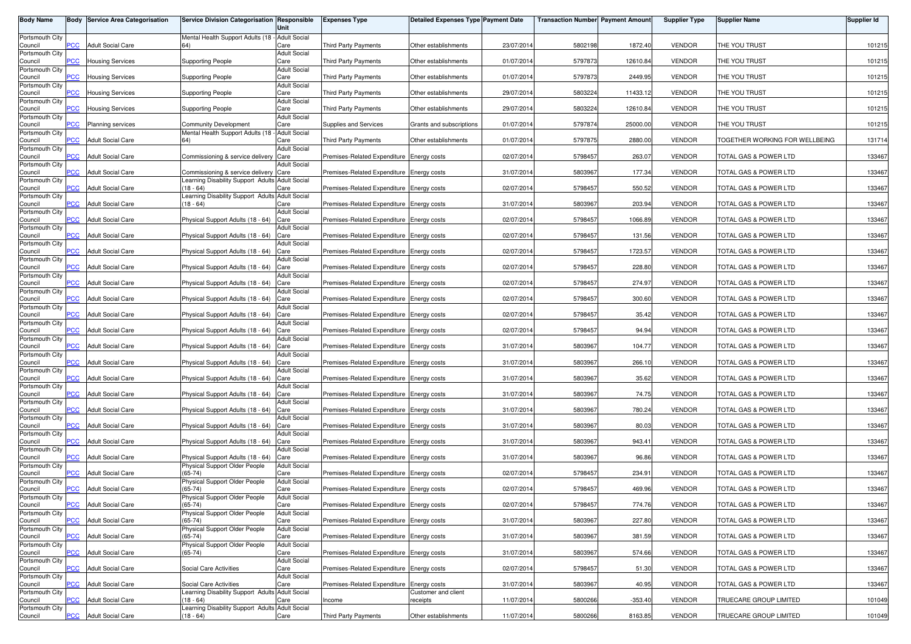| Body Name | Body | Service Area Categorisation | Service Division Categorisation | Responsible Unit | Expenses Type | Detailed Expenses Type | Payment Date | Transaction Number | Payment Amount | Supplier Type | Supplier Name | Supplier Id |
|---|---|---|---|---|---|---|---|---|---|---|---|---|
| Portsmouth City Council | PCC | Adult Social Care | Mental Health Support Adults (18 - 64) | Adult Social Care | Third Party Payments | Other establishments | 23/07/2014 | 5802198 | 1872.40 | VENDOR | THE YOU TRUST | 101215 |
| Portsmouth City Council | PCC | Housing Services | Supporting People | Adult Social Care | Third Party Payments | Other establishments | 01/07/2014 | 5797873 | 12610.84 | VENDOR | THE YOU TRUST | 101215 |
| Portsmouth City Council | PCC | Housing Services | Supporting People | Adult Social Care | Third Party Payments | Other establishments | 01/07/2014 | 5797873 | 2449.95 | VENDOR | THE YOU TRUST | 101215 |
| Portsmouth City Council | PCC | Housing Services | Supporting People | Adult Social Care | Third Party Payments | Other establishments | 29/07/2014 | 5803224 | 11433.12 | VENDOR | THE YOU TRUST | 101215 |
| Portsmouth City Council | PCC | Housing Services | Supporting People | Adult Social Care | Third Party Payments | Other establishments | 29/07/2014 | 5803224 | 12610.84 | VENDOR | THE YOU TRUST | 101215 |
| Portsmouth City Council | PCC | Planning services | Community Development | Adult Social Care | Supplies and Services | Grants and subscriptions | 01/07/2014 | 5797874 | 25000.00 | VENDOR | THE YOU TRUST | 101215 |
| Portsmouth City Council | PCC | Adult Social Care | Mental Health Support Adults (18 - 64) | Adult Social Care | Third Party Payments | Other establishments | 01/07/2014 | 5797875 | 2880.00 | VENDOR | TOGETHER WORKING FOR WELLBEING | 131714 |
| Portsmouth City Council | PCC | Adult Social Care | Commissioning & service delivery | Adult Social Care | Premises-Related Expenditure | Energy costs | 02/07/2014 | 5798457 | 263.07 | VENDOR | TOTAL GAS & POWER LTD | 133467 |
| Portsmouth City Council | PCC | Adult Social Care | Commissioning & service delivery | Adult Social Care | Premises-Related Expenditure | Energy costs | 31/07/2014 | 5803967 | 177.34 | VENDOR | TOTAL GAS & POWER LTD | 133467 |
| Portsmouth City Council | PCC | Adult Social Care | Learning Disability Support Adults (18 - 64) | Adult Social Care | Premises-Related Expenditure | Energy costs | 02/07/2014 | 5798457 | 550.52 | VENDOR | TOTAL GAS & POWER LTD | 133467 |
| Portsmouth City Council | PCC | Adult Social Care | Learning Disability Support Adults (18 - 64) | Adult Social Care | Premises-Related Expenditure | Energy costs | 31/07/2014 | 5803967 | 203.94 | VENDOR | TOTAL GAS & POWER LTD | 133467 |
| Portsmouth City Council | PCC | Adult Social Care | Physical Support Adults (18 - 64) | Adult Social Care | Premises-Related Expenditure | Energy costs | 02/07/2014 | 5798457 | 1066.89 | VENDOR | TOTAL GAS & POWER LTD | 133467 |
| Portsmouth City Council | PCC | Adult Social Care | Physical Support Adults (18 - 64) | Adult Social Care | Premises-Related Expenditure | Energy costs | 02/07/2014 | 5798457 | 131.56 | VENDOR | TOTAL GAS & POWER LTD | 133467 |
| Portsmouth City Council | PCC | Adult Social Care | Physical Support Adults (18 - 64) | Adult Social Care | Premises-Related Expenditure | Energy costs | 02/07/2014 | 5798457 | 1723.57 | VENDOR | TOTAL GAS & POWER LTD | 133467 |
| Portsmouth City Council | PCC | Adult Social Care | Physical Support Adults (18 - 64) | Adult Social Care | Premises-Related Expenditure | Energy costs | 02/07/2014 | 5798457 | 228.80 | VENDOR | TOTAL GAS & POWER LTD | 133467 |
| Portsmouth City Council | PCC | Adult Social Care | Physical Support Adults (18 - 64) | Adult Social Care | Premises-Related Expenditure | Energy costs | 02/07/2014 | 5798457 | 274.97 | VENDOR | TOTAL GAS & POWER LTD | 133467 |
| Portsmouth City Council | PCC | Adult Social Care | Physical Support Adults (18 - 64) | Adult Social Care | Premises-Related Expenditure | Energy costs | 02/07/2014 | 5798457 | 300.60 | VENDOR | TOTAL GAS & POWER LTD | 133467 |
| Portsmouth City Council | PCC | Adult Social Care | Physical Support Adults (18 - 64) | Adult Social Care | Premises-Related Expenditure | Energy costs | 02/07/2014 | 5798457 | 35.42 | VENDOR | TOTAL GAS & POWER LTD | 133467 |
| Portsmouth City Council | PCC | Adult Social Care | Physical Support Adults (18 - 64) | Adult Social Care | Premises-Related Expenditure | Energy costs | 02/07/2014 | 5798457 | 94.94 | VENDOR | TOTAL GAS & POWER LTD | 133467 |
| Portsmouth City Council | PCC | Adult Social Care | Physical Support Adults (18 - 64) | Adult Social Care | Premises-Related Expenditure | Energy costs | 31/07/2014 | 5803967 | 104.77 | VENDOR | TOTAL GAS & POWER LTD | 133467 |
| Portsmouth City Council | PCC | Adult Social Care | Physical Support Adults (18 - 64) | Adult Social Care | Premises-Related Expenditure | Energy costs | 31/07/2014 | 5803967 | 266.10 | VENDOR | TOTAL GAS & POWER LTD | 133467 |
| Portsmouth City Council | PCC | Adult Social Care | Physical Support Adults (18 - 64) | Adult Social Care | Premises-Related Expenditure | Energy costs | 31/07/2014 | 5803967 | 35.62 | VENDOR | TOTAL GAS & POWER LTD | 133467 |
| Portsmouth City Council | PCC | Adult Social Care | Physical Support Adults (18 - 64) | Adult Social Care | Premises-Related Expenditure | Energy costs | 31/07/2014 | 5803967 | 74.75 | VENDOR | TOTAL GAS & POWER LTD | 133467 |
| Portsmouth City Council | PCC | Adult Social Care | Physical Support Adults (18 - 64) | Adult Social Care | Premises-Related Expenditure | Energy costs | 31/07/2014 | 5803967 | 780.24 | VENDOR | TOTAL GAS & POWER LTD | 133467 |
| Portsmouth City Council | PCC | Adult Social Care | Physical Support Adults (18 - 64) | Adult Social Care | Premises-Related Expenditure | Energy costs | 31/07/2014 | 5803967 | 80.03 | VENDOR | TOTAL GAS & POWER LTD | 133467 |
| Portsmouth City Council | PCC | Adult Social Care | Physical Support Adults (18 - 64) | Adult Social Care | Premises-Related Expenditure | Energy costs | 31/07/2014 | 5803967 | 943.41 | VENDOR | TOTAL GAS & POWER LTD | 133467 |
| Portsmouth City Council | PCC | Adult Social Care | Physical Support Adults (18 - 64) | Adult Social Care | Premises-Related Expenditure | Energy costs | 31/07/2014 | 5803967 | 96.86 | VENDOR | TOTAL GAS & POWER LTD | 133467 |
| Portsmouth City Council | PCC | Adult Social Care | Physical Support Older People (65-74) | Adult Social Care | Premises-Related Expenditure | Energy costs | 02/07/2014 | 5798457 | 234.91 | VENDOR | TOTAL GAS & POWER LTD | 133467 |
| Portsmouth City Council | PCC | Adult Social Care | Physical Support Older People (65-74) | Adult Social Care | Premises-Related Expenditure | Energy costs | 02/07/2014 | 5798457 | 469.96 | VENDOR | TOTAL GAS & POWER LTD | 133467 |
| Portsmouth City Council | PCC | Adult Social Care | Physical Support Older People (65-74) | Adult Social Care | Premises-Related Expenditure | Energy costs | 02/07/2014 | 5798457 | 774.76 | VENDOR | TOTAL GAS & POWER LTD | 133467 |
| Portsmouth City Council | PCC | Adult Social Care | Physical Support Older People (65-74) | Adult Social Care | Premises-Related Expenditure | Energy costs | 31/07/2014 | 5803967 | 227.80 | VENDOR | TOTAL GAS & POWER LTD | 133467 |
| Portsmouth City Council | PCC | Adult Social Care | Physical Support Older People (65-74) | Adult Social Care | Premises-Related Expenditure | Energy costs | 31/07/2014 | 5803967 | 381.59 | VENDOR | TOTAL GAS & POWER LTD | 133467 |
| Portsmouth City Council | PCC | Adult Social Care | Physical Support Older People (65-74) | Adult Social Care | Premises-Related Expenditure | Energy costs | 31/07/2014 | 5803967 | 574.66 | VENDOR | TOTAL GAS & POWER LTD | 133467 |
| Portsmouth City Council | PCC | Adult Social Care | Social Care Activities | Adult Social Care | Premises-Related Expenditure | Energy costs | 02/07/2014 | 5798457 | 51.30 | VENDOR | TOTAL GAS & POWER LTD | 133467 |
| Portsmouth City Council | PCC | Adult Social Care | Social Care Activities | Adult Social Care | Premises-Related Expenditure | Energy costs | 31/07/2014 | 5803967 | 40.95 | VENDOR | TOTAL GAS & POWER LTD | 133467 |
| Portsmouth City Council | PCC | Adult Social Care | Learning Disability Support Adults (18 - 64) | Adult Social Care | Income | Customer and client receipts | 11/07/2014 | 5800266 | -353.40 | VENDOR | TRUECARE GROUP LIMITED | 101049 |
| Portsmouth City Council | PCC | Adult Social Care | Learning Disability Support Adults (18 - 64) | Adult Social Care | Third Party Payments | Other establishments | 11/07/2014 | 5800266 | 8163.85 | VENDOR | TRUECARE GROUP LIMITED | 101049 |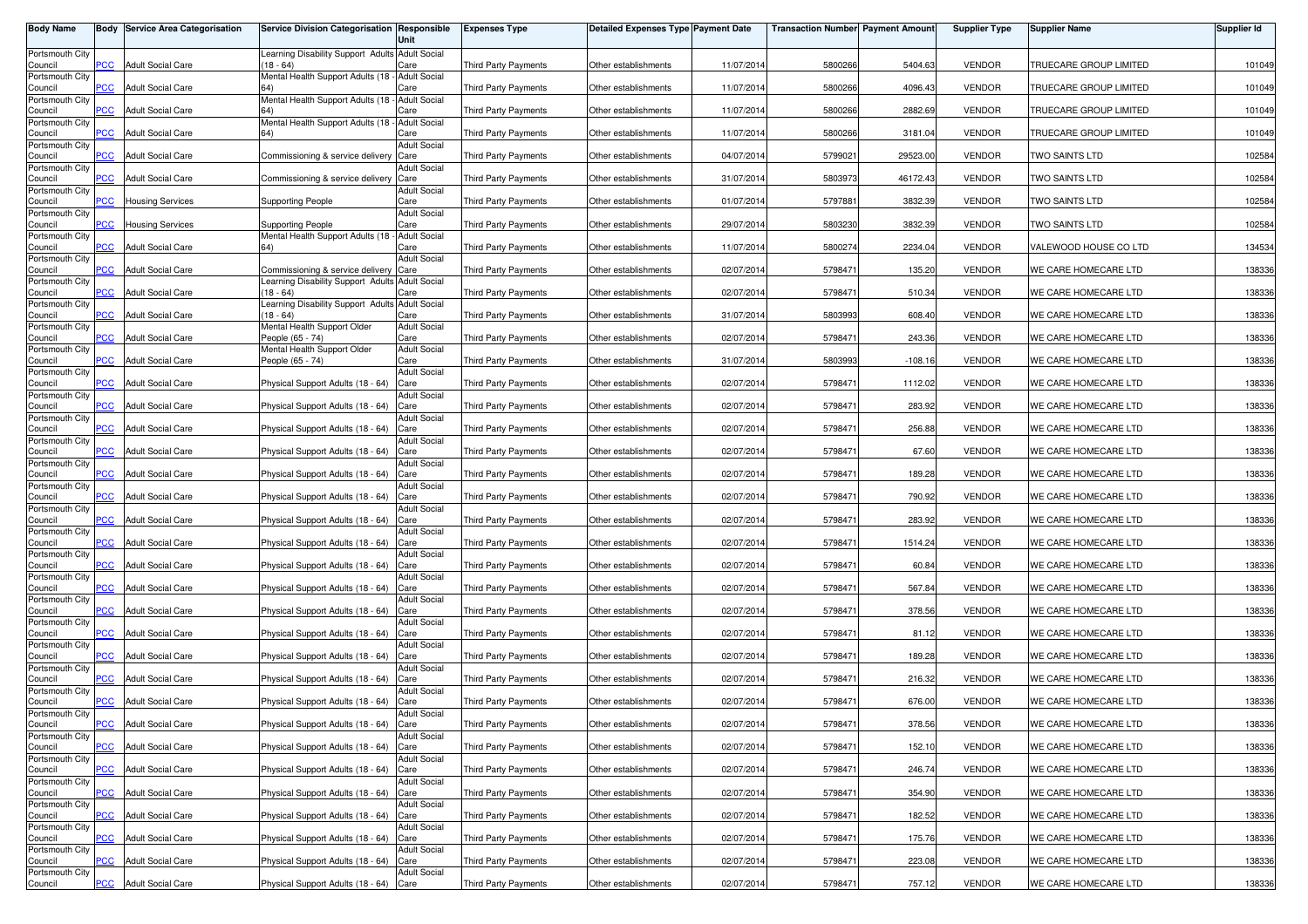| Body Name | Body | Service Area Categorisation | Service Division Categorisation | Responsible Unit | Expenses Type | Detailed Expenses Type | Payment Date | Transaction Number | Payment Amount | Supplier Type | Supplier Name | Supplier Id |
|---|---|---|---|---|---|---|---|---|---|---|---|---|
| Portsmouth City Council | PCC | Adult Social Care | Learning Disability Support Adults (18 - 64) | Adult Social Care | Third Party Payments | Other establishments | 11/07/2014 | 5800266 | 5404.63 | VENDOR | TRUECARE GROUP LIMITED | 101049 |
| Portsmouth City Council | PCC | Adult Social Care | Mental Health Support Adults (18 - 64) | Adult Social Care | Third Party Payments | Other establishments | 11/07/2014 | 5800266 | 4096.43 | VENDOR | TRUECARE GROUP LIMITED | 101049 |
| Portsmouth City Council | PCC | Adult Social Care | Mental Health Support Adults (18 - 64) | Adult Social Care | Third Party Payments | Other establishments | 11/07/2014 | 5800266 | 2882.69 | VENDOR | TRUECARE GROUP LIMITED | 101049 |
| Portsmouth City Council | PCC | Adult Social Care | Mental Health Support Adults (18 - 64) | Adult Social Care | Third Party Payments | Other establishments | 11/07/2014 | 5800266 | 3181.04 | VENDOR | TRUECARE GROUP LIMITED | 101049 |
| Portsmouth City Council | PCC | Adult Social Care | Commissioning & service delivery | Adult Social Care | Third Party Payments | Other establishments | 04/07/2014 | 5799021 | 29523.00 | VENDOR | TWO SAINTS LTD | 102584 |
| Portsmouth City Council | PCC | Adult Social Care | Commissioning & service delivery | Adult Social Care | Third Party Payments | Other establishments | 31/07/2014 | 5803973 | 46172.43 | VENDOR | TWO SAINTS LTD | 102584 |
| Portsmouth City Council | PCC | Housing Services | Supporting People | Adult Social Care | Third Party Payments | Other establishments | 01/07/2014 | 5797881 | 3832.39 | VENDOR | TWO SAINTS LTD | 102584 |
| Portsmouth City Council | PCC | Housing Services | Supporting People | Adult Social Care | Third Party Payments | Other establishments | 29/07/2014 | 5803230 | 3832.39 | VENDOR | TWO SAINTS LTD | 102584 |
| Portsmouth City Council | PCC | Adult Social Care | Mental Health Support Adults (18 - 64) | Adult Social Care | Third Party Payments | Other establishments | 11/07/2014 | 5800274 | 2234.04 | VENDOR | VALEWOOD HOUSE CO LTD | 134534 |
| Portsmouth City Council | PCC | Adult Social Care | Commissioning & service delivery | Adult Social Care | Third Party Payments | Other establishments | 02/07/2014 | 5798471 | 135.20 | VENDOR | WE CARE HOMECARE LTD | 138336 |
| Portsmouth City Council | PCC | Adult Social Care | Learning Disability Support Adults (18 - 64) | Adult Social Care | Third Party Payments | Other establishments | 02/07/2014 | 5798471 | 510.34 | VENDOR | WE CARE HOMECARE LTD | 138336 |
| Portsmouth City Council | PCC | Adult Social Care | Learning Disability Support Adults (18 - 64) | Adult Social Care | Third Party Payments | Other establishments | 31/07/2014 | 5803993 | 608.40 | VENDOR | WE CARE HOMECARE LTD | 138336 |
| Portsmouth City Council | PCC | Adult Social Care | Mental Health Support Older People (65 - 74) | Adult Social Care | Third Party Payments | Other establishments | 02/07/2014 | 5798471 | 243.36 | VENDOR | WE CARE HOMECARE LTD | 138336 |
| Portsmouth City Council | PCC | Adult Social Care | Mental Health Support Older People (65 - 74) | Adult Social Care | Third Party Payments | Other establishments | 31/07/2014 | 5803993 | -108.16 | VENDOR | WE CARE HOMECARE LTD | 138336 |
| Portsmouth City Council | PCC | Adult Social Care | Physical Support Adults (18 - 64) | Adult Social Care | Third Party Payments | Other establishments | 02/07/2014 | 5798471 | 1112.02 | VENDOR | WE CARE HOMECARE LTD | 138336 |
| Portsmouth City Council | PCC | Adult Social Care | Physical Support Adults (18 - 64) | Adult Social Care | Third Party Payments | Other establishments | 02/07/2014 | 5798471 | 283.92 | VENDOR | WE CARE HOMECARE LTD | 138336 |
| Portsmouth City Council | PCC | Adult Social Care | Physical Support Adults (18 - 64) | Adult Social Care | Third Party Payments | Other establishments | 02/07/2014 | 5798471 | 256.88 | VENDOR | WE CARE HOMECARE LTD | 138336 |
| Portsmouth City Council | PCC | Adult Social Care | Physical Support Adults (18 - 64) | Adult Social Care | Third Party Payments | Other establishments | 02/07/2014 | 5798471 | 67.60 | VENDOR | WE CARE HOMECARE LTD | 138336 |
| Portsmouth City Council | PCC | Adult Social Care | Physical Support Adults (18 - 64) | Adult Social Care | Third Party Payments | Other establishments | 02/07/2014 | 5798471 | 189.28 | VENDOR | WE CARE HOMECARE LTD | 138336 |
| Portsmouth City Council | PCC | Adult Social Care | Physical Support Adults (18 - 64) | Adult Social Care | Third Party Payments | Other establishments | 02/07/2014 | 5798471 | 790.92 | VENDOR | WE CARE HOMECARE LTD | 138336 |
| Portsmouth City Council | PCC | Adult Social Care | Physical Support Adults (18 - 64) | Adult Social Care | Third Party Payments | Other establishments | 02/07/2014 | 5798471 | 283.92 | VENDOR | WE CARE HOMECARE LTD | 138336 |
| Portsmouth City Council | PCC | Adult Social Care | Physical Support Adults (18 - 64) | Adult Social Care | Third Party Payments | Other establishments | 02/07/2014 | 5798471 | 1514.24 | VENDOR | WE CARE HOMECARE LTD | 138336 |
| Portsmouth City Council | PCC | Adult Social Care | Physical Support Adults (18 - 64) | Adult Social Care | Third Party Payments | Other establishments | 02/07/2014 | 5798471 | 60.84 | VENDOR | WE CARE HOMECARE LTD | 138336 |
| Portsmouth City Council | PCC | Adult Social Care | Physical Support Adults (18 - 64) | Adult Social Care | Third Party Payments | Other establishments | 02/07/2014 | 5798471 | 567.84 | VENDOR | WE CARE HOMECARE LTD | 138336 |
| Portsmouth City Council | PCC | Adult Social Care | Physical Support Adults (18 - 64) | Adult Social Care | Third Party Payments | Other establishments | 02/07/2014 | 5798471 | 378.56 | VENDOR | WE CARE HOMECARE LTD | 138336 |
| Portsmouth City Council | PCC | Adult Social Care | Physical Support Adults (18 - 64) | Adult Social Care | Third Party Payments | Other establishments | 02/07/2014 | 5798471 | 81.12 | VENDOR | WE CARE HOMECARE LTD | 138336 |
| Portsmouth City Council | PCC | Adult Social Care | Physical Support Adults (18 - 64) | Adult Social Care | Third Party Payments | Other establishments | 02/07/2014 | 5798471 | 189.28 | VENDOR | WE CARE HOMECARE LTD | 138336 |
| Portsmouth City Council | PCC | Adult Social Care | Physical Support Adults (18 - 64) | Adult Social Care | Third Party Payments | Other establishments | 02/07/2014 | 5798471 | 216.32 | VENDOR | WE CARE HOMECARE LTD | 138336 |
| Portsmouth City Council | PCC | Adult Social Care | Physical Support Adults (18 - 64) | Adult Social Care | Third Party Payments | Other establishments | 02/07/2014 | 5798471 | 676.00 | VENDOR | WE CARE HOMECARE LTD | 138336 |
| Portsmouth City Council | PCC | Adult Social Care | Physical Support Adults (18 - 64) | Adult Social Care | Third Party Payments | Other establishments | 02/07/2014 | 5798471 | 378.56 | VENDOR | WE CARE HOMECARE LTD | 138336 |
| Portsmouth City Council | PCC | Adult Social Care | Physical Support Adults (18 - 64) | Adult Social Care | Third Party Payments | Other establishments | 02/07/2014 | 5798471 | 152.10 | VENDOR | WE CARE HOMECARE LTD | 138336 |
| Portsmouth City Council | PCC | Adult Social Care | Physical Support Adults (18 - 64) | Adult Social Care | Third Party Payments | Other establishments | 02/07/2014 | 5798471 | 246.74 | VENDOR | WE CARE HOMECARE LTD | 138336 |
| Portsmouth City Council | PCC | Adult Social Care | Physical Support Adults (18 - 64) | Adult Social Care | Third Party Payments | Other establishments | 02/07/2014 | 5798471 | 354.90 | VENDOR | WE CARE HOMECARE LTD | 138336 |
| Portsmouth City Council | PCC | Adult Social Care | Physical Support Adults (18 - 64) | Adult Social Care | Third Party Payments | Other establishments | 02/07/2014 | 5798471 | 182.52 | VENDOR | WE CARE HOMECARE LTD | 138336 |
| Portsmouth City Council | PCC | Adult Social Care | Physical Support Adults (18 - 64) | Adult Social Care | Third Party Payments | Other establishments | 02/07/2014 | 5798471 | 175.76 | VENDOR | WE CARE HOMECARE LTD | 138336 |
| Portsmouth City Council | PCC | Adult Social Care | Physical Support Adults (18 - 64) | Adult Social Care | Third Party Payments | Other establishments | 02/07/2014 | 5798471 | 223.08 | VENDOR | WE CARE HOMECARE LTD | 138336 |
| Portsmouth City Council | PCC | Adult Social Care | Physical Support Adults (18 - 64) | Adult Social Care | Third Party Payments | Other establishments | 02/07/2014 | 5798471 | 757.12 | VENDOR | WE CARE HOMECARE LTD | 138336 |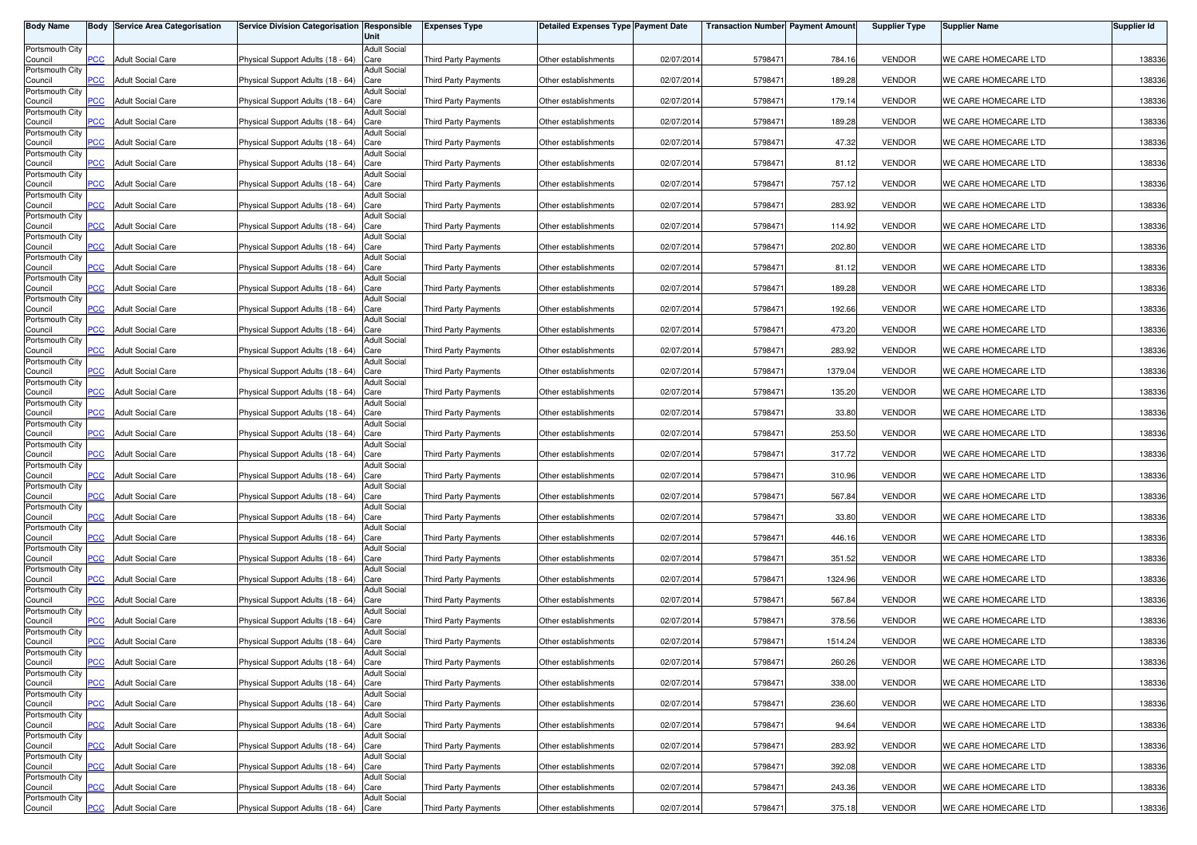| Body Name | Body | Service Area Categorisation | Service Division Categorisation | Responsible Unit | Expenses Type | Detailed Expenses Type | Payment Date | Transaction Number | Payment Amount | Supplier Type | Supplier Name | Supplier Id |
|---|---|---|---|---|---|---|---|---|---|---|---|---|
| Portsmouth City Council | PCC | Adult Social Care | Physical Support Adults (18 - 64) | Adult Social Care | Third Party Payments | Other establishments | 02/07/2014 | 5798471 | 784.16 | VENDOR | WE CARE HOMECARE LTD | 138336 |
| Portsmouth City Council | PCC | Adult Social Care | Physical Support Adults (18 - 64) | Adult Social Care | Third Party Payments | Other establishments | 02/07/2014 | 5798471 | 189.28 | VENDOR | WE CARE HOMECARE LTD | 138336 |
| Portsmouth City Council | PCC | Adult Social Care | Physical Support Adults (18 - 64) | Adult Social Care | Third Party Payments | Other establishments | 02/07/2014 | 5798471 | 179.14 | VENDOR | WE CARE HOMECARE LTD | 138336 |
| Portsmouth City Council | PCC | Adult Social Care | Physical Support Adults (18 - 64) | Adult Social Care | Third Party Payments | Other establishments | 02/07/2014 | 5798471 | 189.28 | VENDOR | WE CARE HOMECARE LTD | 138336 |
| Portsmouth City Council | PCC | Adult Social Care | Physical Support Adults (18 - 64) | Adult Social Care | Third Party Payments | Other establishments | 02/07/2014 | 5798471 | 47.32 | VENDOR | WE CARE HOMECARE LTD | 138336 |
| Portsmouth City Council | PCC | Adult Social Care | Physical Support Adults (18 - 64) | Adult Social Care | Third Party Payments | Other establishments | 02/07/2014 | 5798471 | 81.12 | VENDOR | WE CARE HOMECARE LTD | 138336 |
| Portsmouth City Council | PCC | Adult Social Care | Physical Support Adults (18 - 64) | Adult Social Care | Third Party Payments | Other establishments | 02/07/2014 | 5798471 | 757.12 | VENDOR | WE CARE HOMECARE LTD | 138336 |
| Portsmouth City Council | PCC | Adult Social Care | Physical Support Adults (18 - 64) | Adult Social Care | Third Party Payments | Other establishments | 02/07/2014 | 5798471 | 283.92 | VENDOR | WE CARE HOMECARE LTD | 138336 |
| Portsmouth City Council | PCC | Adult Social Care | Physical Support Adults (18 - 64) | Adult Social Care | Third Party Payments | Other establishments | 02/07/2014 | 5798471 | 114.92 | VENDOR | WE CARE HOMECARE LTD | 138336 |
| Portsmouth City Council | PCC | Adult Social Care | Physical Support Adults (18 - 64) | Adult Social Care | Third Party Payments | Other establishments | 02/07/2014 | 5798471 | 202.80 | VENDOR | WE CARE HOMECARE LTD | 138336 |
| Portsmouth City Council | PCC | Adult Social Care | Physical Support Adults (18 - 64) | Adult Social Care | Third Party Payments | Other establishments | 02/07/2014 | 5798471 | 81.12 | VENDOR | WE CARE HOMECARE LTD | 138336 |
| Portsmouth City Council | PCC | Adult Social Care | Physical Support Adults (18 - 64) | Adult Social Care | Third Party Payments | Other establishments | 02/07/2014 | 5798471 | 189.28 | VENDOR | WE CARE HOMECARE LTD | 138336 |
| Portsmouth City Council | PCC | Adult Social Care | Physical Support Adults (18 - 64) | Adult Social Care | Third Party Payments | Other establishments | 02/07/2014 | 5798471 | 192.66 | VENDOR | WE CARE HOMECARE LTD | 138336 |
| Portsmouth City Council | PCC | Adult Social Care | Physical Support Adults (18 - 64) | Adult Social Care | Third Party Payments | Other establishments | 02/07/2014 | 5798471 | 473.20 | VENDOR | WE CARE HOMECARE LTD | 138336 |
| Portsmouth City Council | PCC | Adult Social Care | Physical Support Adults (18 - 64) | Adult Social Care | Third Party Payments | Other establishments | 02/07/2014 | 5798471 | 283.92 | VENDOR | WE CARE HOMECARE LTD | 138336 |
| Portsmouth City Council | PCC | Adult Social Care | Physical Support Adults (18 - 64) | Adult Social Care | Third Party Payments | Other establishments | 02/07/2014 | 5798471 | 1379.04 | VENDOR | WE CARE HOMECARE LTD | 138336 |
| Portsmouth City Council | PCC | Adult Social Care | Physical Support Adults (18 - 64) | Adult Social Care | Third Party Payments | Other establishments | 02/07/2014 | 5798471 | 135.20 | VENDOR | WE CARE HOMECARE LTD | 138336 |
| Portsmouth City Council | PCC | Adult Social Care | Physical Support Adults (18 - 64) | Adult Social Care | Third Party Payments | Other establishments | 02/07/2014 | 5798471 | 33.80 | VENDOR | WE CARE HOMECARE LTD | 138336 |
| Portsmouth City Council | PCC | Adult Social Care | Physical Support Adults (18 - 64) | Adult Social Care | Third Party Payments | Other establishments | 02/07/2014 | 5798471 | 253.50 | VENDOR | WE CARE HOMECARE LTD | 138336 |
| Portsmouth City Council | PCC | Adult Social Care | Physical Support Adults (18 - 64) | Adult Social Care | Third Party Payments | Other establishments | 02/07/2014 | 5798471 | 317.72 | VENDOR | WE CARE HOMECARE LTD | 138336 |
| Portsmouth City Council | PCC | Adult Social Care | Physical Support Adults (18 - 64) | Adult Social Care | Third Party Payments | Other establishments | 02/07/2014 | 5798471 | 310.96 | VENDOR | WE CARE HOMECARE LTD | 138336 |
| Portsmouth City Council | PCC | Adult Social Care | Physical Support Adults (18 - 64) | Adult Social Care | Third Party Payments | Other establishments | 02/07/2014 | 5798471 | 567.84 | VENDOR | WE CARE HOMECARE LTD | 138336 |
| Portsmouth City Council | PCC | Adult Social Care | Physical Support Adults (18 - 64) | Adult Social Care | Third Party Payments | Other establishments | 02/07/2014 | 5798471 | 33.80 | VENDOR | WE CARE HOMECARE LTD | 138336 |
| Portsmouth City Council | PCC | Adult Social Care | Physical Support Adults (18 - 64) | Adult Social Care | Third Party Payments | Other establishments | 02/07/2014 | 5798471 | 446.16 | VENDOR | WE CARE HOMECARE LTD | 138336 |
| Portsmouth City Council | PCC | Adult Social Care | Physical Support Adults (18 - 64) | Adult Social Care | Third Party Payments | Other establishments | 02/07/2014 | 5798471 | 351.52 | VENDOR | WE CARE HOMECARE LTD | 138336 |
| Portsmouth City Council | PCC | Adult Social Care | Physical Support Adults (18 - 64) | Adult Social Care | Third Party Payments | Other establishments | 02/07/2014 | 5798471 | 1324.96 | VENDOR | WE CARE HOMECARE LTD | 138336 |
| Portsmouth City Council | PCC | Adult Social Care | Physical Support Adults (18 - 64) | Adult Social Care | Third Party Payments | Other establishments | 02/07/2014 | 5798471 | 567.84 | VENDOR | WE CARE HOMECARE LTD | 138336 |
| Portsmouth City Council | PCC | Adult Social Care | Physical Support Adults (18 - 64) | Adult Social Care | Third Party Payments | Other establishments | 02/07/2014 | 5798471 | 378.56 | VENDOR | WE CARE HOMECARE LTD | 138336 |
| Portsmouth City Council | PCC | Adult Social Care | Physical Support Adults (18 - 64) | Adult Social Care | Third Party Payments | Other establishments | 02/07/2014 | 5798471 | 1514.24 | VENDOR | WE CARE HOMECARE LTD | 138336 |
| Portsmouth City Council | PCC | Adult Social Care | Physical Support Adults (18 - 64) | Adult Social Care | Third Party Payments | Other establishments | 02/07/2014 | 5798471 | 260.26 | VENDOR | WE CARE HOMECARE LTD | 138336 |
| Portsmouth City Council | PCC | Adult Social Care | Physical Support Adults (18 - 64) | Adult Social Care | Third Party Payments | Other establishments | 02/07/2014 | 5798471 | 338.00 | VENDOR | WE CARE HOMECARE LTD | 138336 |
| Portsmouth City Council | PCC | Adult Social Care | Physical Support Adults (18 - 64) | Adult Social Care | Third Party Payments | Other establishments | 02/07/2014 | 5798471 | 236.60 | VENDOR | WE CARE HOMECARE LTD | 138336 |
| Portsmouth City Council | PCC | Adult Social Care | Physical Support Adults (18 - 64) | Adult Social Care | Third Party Payments | Other establishments | 02/07/2014 | 5798471 | 94.64 | VENDOR | WE CARE HOMECARE LTD | 138336 |
| Portsmouth City Council | PCC | Adult Social Care | Physical Support Adults (18 - 64) | Adult Social Care | Third Party Payments | Other establishments | 02/07/2014 | 5798471 | 283.92 | VENDOR | WE CARE HOMECARE LTD | 138336 |
| Portsmouth City Council | PCC | Adult Social Care | Physical Support Adults (18 - 64) | Adult Social Care | Third Party Payments | Other establishments | 02/07/2014 | 5798471 | 392.08 | VENDOR | WE CARE HOMECARE LTD | 138336 |
| Portsmouth City Council | PCC | Adult Social Care | Physical Support Adults (18 - 64) | Adult Social Care | Third Party Payments | Other establishments | 02/07/2014 | 5798471 | 243.36 | VENDOR | WE CARE HOMECARE LTD | 138336 |
| Portsmouth City Council | PCC | Adult Social Care | Physical Support Adults (18 - 64) | Adult Social Care | Third Party Payments | Other establishments | 02/07/2014 | 5798471 | 375.18 | VENDOR | WE CARE HOMECARE LTD | 138336 |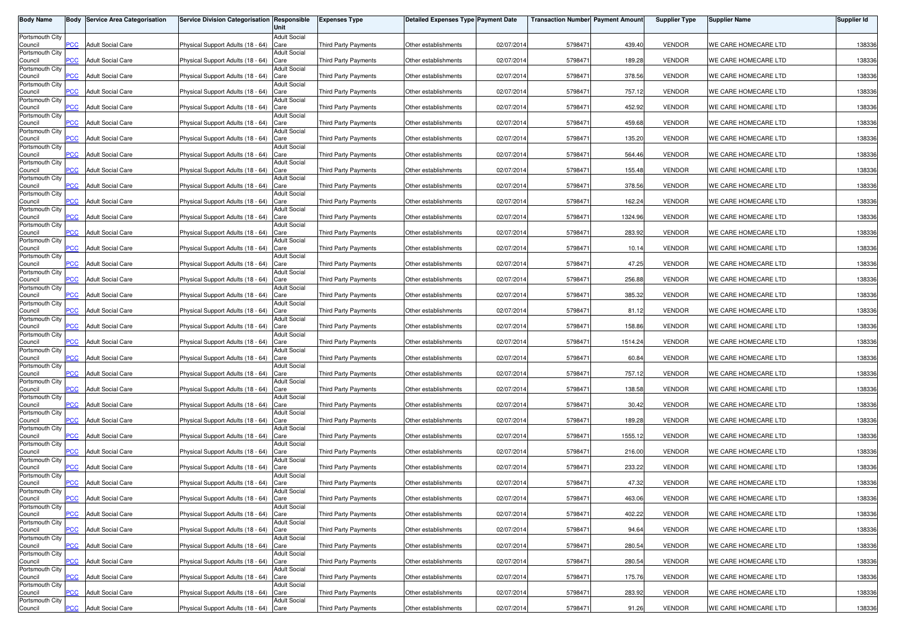| Body Name | Body | Service Area Categorisation | Service Division Categorisation | Responsible Unit | Expenses Type | Detailed Expenses Type | Payment Date | Transaction Number | Payment Amount | Supplier Type | Supplier Name | Supplier Id |
|---|---|---|---|---|---|---|---|---|---|---|---|---|
| Portsmouth City Council | PCC | Adult Social Care | Physical Support Adults (18 - 64) | Adult Social Care | Third Party Payments | Other establishments | 02/07/2014 | 5798471 | 439.40 | VENDOR | WE CARE HOMECARE LTD | 138336 |
| Portsmouth City Council | PCC | Adult Social Care | Physical Support Adults (18 - 64) | Adult Social Care | Third Party Payments | Other establishments | 02/07/2014 | 5798471 | 189.28 | VENDOR | WE CARE HOMECARE LTD | 138336 |
| Portsmouth City Council | PCC | Adult Social Care | Physical Support Adults (18 - 64) | Adult Social Care | Third Party Payments | Other establishments | 02/07/2014 | 5798471 | 378.56 | VENDOR | WE CARE HOMECARE LTD | 138336 |
| Portsmouth City Council | PCC | Adult Social Care | Physical Support Adults (18 - 64) | Adult Social Care | Third Party Payments | Other establishments | 02/07/2014 | 5798471 | 757.12 | VENDOR | WE CARE HOMECARE LTD | 138336 |
| Portsmouth City Council | PCC | Adult Social Care | Physical Support Adults (18 - 64) | Adult Social Care | Third Party Payments | Other establishments | 02/07/2014 | 5798471 | 452.92 | VENDOR | WE CARE HOMECARE LTD | 138336 |
| Portsmouth City Council | PCC | Adult Social Care | Physical Support Adults (18 - 64) | Adult Social Care | Third Party Payments | Other establishments | 02/07/2014 | 5798471 | 459.68 | VENDOR | WE CARE HOMECARE LTD | 138336 |
| Portsmouth City Council | PCC | Adult Social Care | Physical Support Adults (18 - 64) | Adult Social Care | Third Party Payments | Other establishments | 02/07/2014 | 5798471 | 135.20 | VENDOR | WE CARE HOMECARE LTD | 138336 |
| Portsmouth City Council | PCC | Adult Social Care | Physical Support Adults (18 - 64) | Adult Social Care | Third Party Payments | Other establishments | 02/07/2014 | 5798471 | 564.46 | VENDOR | WE CARE HOMECARE LTD | 138336 |
| Portsmouth City Council | PCC | Adult Social Care | Physical Support Adults (18 - 64) | Adult Social Care | Third Party Payments | Other establishments | 02/07/2014 | 5798471 | 155.48 | VENDOR | WE CARE HOMECARE LTD | 138336 |
| Portsmouth City Council | PCC | Adult Social Care | Physical Support Adults (18 - 64) | Adult Social Care | Third Party Payments | Other establishments | 02/07/2014 | 5798471 | 378.56 | VENDOR | WE CARE HOMECARE LTD | 138336 |
| Portsmouth City Council | PCC | Adult Social Care | Physical Support Adults (18 - 64) | Adult Social Care | Third Party Payments | Other establishments | 02/07/2014 | 5798471 | 162.24 | VENDOR | WE CARE HOMECARE LTD | 138336 |
| Portsmouth City Council | PCC | Adult Social Care | Physical Support Adults (18 - 64) | Adult Social Care | Third Party Payments | Other establishments | 02/07/2014 | 5798471 | 1324.96 | VENDOR | WE CARE HOMECARE LTD | 138336 |
| Portsmouth City Council | PCC | Adult Social Care | Physical Support Adults (18 - 64) | Adult Social Care | Third Party Payments | Other establishments | 02/07/2014 | 5798471 | 283.92 | VENDOR | WE CARE HOMECARE LTD | 138336 |
| Portsmouth City Council | PCC | Adult Social Care | Physical Support Adults (18 - 64) | Adult Social Care | Third Party Payments | Other establishments | 02/07/2014 | 5798471 | 10.14 | VENDOR | WE CARE HOMECARE LTD | 138336 |
| Portsmouth City Council | PCC | Adult Social Care | Physical Support Adults (18 - 64) | Adult Social Care | Third Party Payments | Other establishments | 02/07/2014 | 5798471 | 47.25 | VENDOR | WE CARE HOMECARE LTD | 138336 |
| Portsmouth City Council | PCC | Adult Social Care | Physical Support Adults (18 - 64) | Adult Social Care | Third Party Payments | Other establishments | 02/07/2014 | 5798471 | 256.88 | VENDOR | WE CARE HOMECARE LTD | 138336 |
| Portsmouth City Council | PCC | Adult Social Care | Physical Support Adults (18 - 64) | Adult Social Care | Third Party Payments | Other establishments | 02/07/2014 | 5798471 | 385.32 | VENDOR | WE CARE HOMECARE LTD | 138336 |
| Portsmouth City Council | PCC | Adult Social Care | Physical Support Adults (18 - 64) | Adult Social Care | Third Party Payments | Other establishments | 02/07/2014 | 5798471 | 81.12 | VENDOR | WE CARE HOMECARE LTD | 138336 |
| Portsmouth City Council | PCC | Adult Social Care | Physical Support Adults (18 - 64) | Adult Social Care | Third Party Payments | Other establishments | 02/07/2014 | 5798471 | 158.86 | VENDOR | WE CARE HOMECARE LTD | 138336 |
| Portsmouth City Council | PCC | Adult Social Care | Physical Support Adults (18 - 64) | Adult Social Care | Third Party Payments | Other establishments | 02/07/2014 | 5798471 | 1514.24 | VENDOR | WE CARE HOMECARE LTD | 138336 |
| Portsmouth City Council | PCC | Adult Social Care | Physical Support Adults (18 - 64) | Adult Social Care | Third Party Payments | Other establishments | 02/07/2014 | 5798471 | 60.84 | VENDOR | WE CARE HOMECARE LTD | 138336 |
| Portsmouth City Council | PCC | Adult Social Care | Physical Support Adults (18 - 64) | Adult Social Care | Third Party Payments | Other establishments | 02/07/2014 | 5798471 | 757.12 | VENDOR | WE CARE HOMECARE LTD | 138336 |
| Portsmouth City Council | PCC | Adult Social Care | Physical Support Adults (18 - 64) | Adult Social Care | Third Party Payments | Other establishments | 02/07/2014 | 5798471 | 138.58 | VENDOR | WE CARE HOMECARE LTD | 138336 |
| Portsmouth City Council | PCC | Adult Social Care | Physical Support Adults (18 - 64) | Adult Social Care | Third Party Payments | Other establishments | 02/07/2014 | 5798471 | 30.42 | VENDOR | WE CARE HOMECARE LTD | 138336 |
| Portsmouth City Council | PCC | Adult Social Care | Physical Support Adults (18 - 64) | Adult Social Care | Third Party Payments | Other establishments | 02/07/2014 | 5798471 | 189.28 | VENDOR | WE CARE HOMECARE LTD | 138336 |
| Portsmouth City Council | PCC | Adult Social Care | Physical Support Adults (18 - 64) | Adult Social Care | Third Party Payments | Other establishments | 02/07/2014 | 5798471 | 1555.12 | VENDOR | WE CARE HOMECARE LTD | 138336 |
| Portsmouth City Council | PCC | Adult Social Care | Physical Support Adults (18 - 64) | Adult Social Care | Third Party Payments | Other establishments | 02/07/2014 | 5798471 | 216.00 | VENDOR | WE CARE HOMECARE LTD | 138336 |
| Portsmouth City Council | PCC | Adult Social Care | Physical Support Adults (18 - 64) | Adult Social Care | Third Party Payments | Other establishments | 02/07/2014 | 5798471 | 233.22 | VENDOR | WE CARE HOMECARE LTD | 138336 |
| Portsmouth City Council | PCC | Adult Social Care | Physical Support Adults (18 - 64) | Adult Social Care | Third Party Payments | Other establishments | 02/07/2014 | 5798471 | 47.32 | VENDOR | WE CARE HOMECARE LTD | 138336 |
| Portsmouth City Council | PCC | Adult Social Care | Physical Support Adults (18 - 64) | Adult Social Care | Third Party Payments | Other establishments | 02/07/2014 | 5798471 | 463.06 | VENDOR | WE CARE HOMECARE LTD | 138336 |
| Portsmouth City Council | PCC | Adult Social Care | Physical Support Adults (18 - 64) | Adult Social Care | Third Party Payments | Other establishments | 02/07/2014 | 5798471 | 402.22 | VENDOR | WE CARE HOMECARE LTD | 138336 |
| Portsmouth City Council | PCC | Adult Social Care | Physical Support Adults (18 - 64) | Adult Social Care | Third Party Payments | Other establishments | 02/07/2014 | 5798471 | 94.64 | VENDOR | WE CARE HOMECARE LTD | 138336 |
| Portsmouth City Council | PCC | Adult Social Care | Physical Support Adults (18 - 64) | Adult Social Care | Third Party Payments | Other establishments | 02/07/2014 | 5798471 | 280.54 | VENDOR | WE CARE HOMECARE LTD | 138336 |
| Portsmouth City Council | PCC | Adult Social Care | Physical Support Adults (18 - 64) | Adult Social Care | Third Party Payments | Other establishments | 02/07/2014 | 5798471 | 280.54 | VENDOR | WE CARE HOMECARE LTD | 138336 |
| Portsmouth City Council | PCC | Adult Social Care | Physical Support Adults (18 - 64) | Adult Social Care | Third Party Payments | Other establishments | 02/07/2014 | 5798471 | 175.76 | VENDOR | WE CARE HOMECARE LTD | 138336 |
| Portsmouth City Council | PCC | Adult Social Care | Physical Support Adults (18 - 64) | Adult Social Care | Third Party Payments | Other establishments | 02/07/2014 | 5798471 | 283.92 | VENDOR | WE CARE HOMECARE LTD | 138336 |
| Portsmouth City Council | PCC | Adult Social Care | Physical Support Adults (18 - 64) | Adult Social Care | Third Party Payments | Other establishments | 02/07/2014 | 5798471 | 91.26 | VENDOR | WE CARE HOMECARE LTD | 138336 |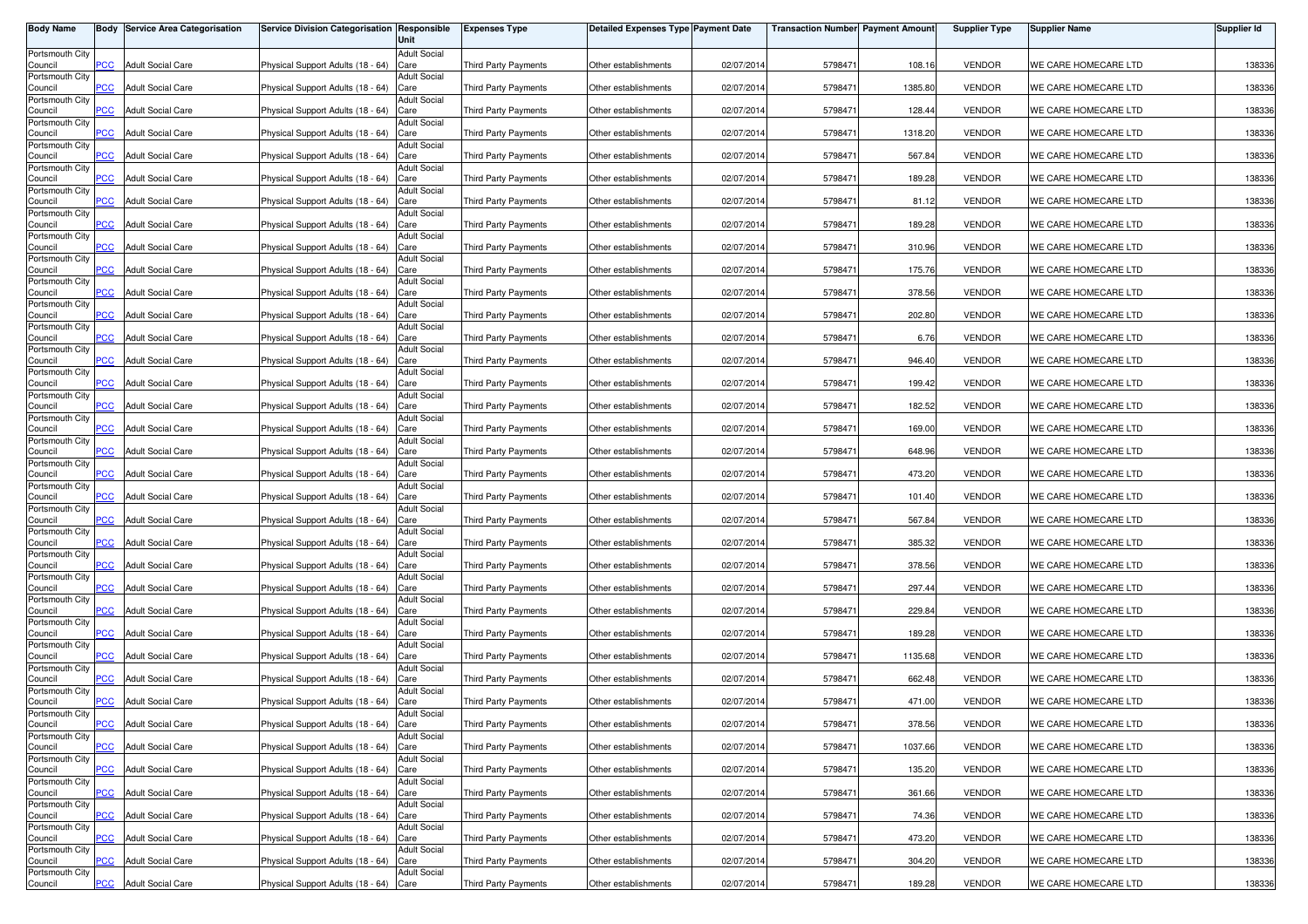| Body Name | Body | Service Area Categorisation | Service Division Categorisation | Responsible Unit | Expenses Type | Detailed Expenses Type | Payment Date | Transaction Number | Payment Amount | Supplier Type | Supplier Name | Supplier Id |
|---|---|---|---|---|---|---|---|---|---|---|---|---|
| Portsmouth City Council | PCC | Adult Social Care | Physical Support Adults (18 - 64) | Adult Social Care | Third Party Payments | Other establishments | 02/07/2014 | 5798471 | 108.16 | VENDOR | WE CARE HOMECARE LTD | 138336 |
| Portsmouth City Council | PCC | Adult Social Care | Physical Support Adults (18 - 64) | Adult Social Care | Third Party Payments | Other establishments | 02/07/2014 | 5798471 | 1385.80 | VENDOR | WE CARE HOMECARE LTD | 138336 |
| Portsmouth City Council | PCC | Adult Social Care | Physical Support Adults (18 - 64) | Adult Social Care | Third Party Payments | Other establishments | 02/07/2014 | 5798471 | 128.44 | VENDOR | WE CARE HOMECARE LTD | 138336 |
| Portsmouth City Council | PCC | Adult Social Care | Physical Support Adults (18 - 64) | Adult Social Care | Third Party Payments | Other establishments | 02/07/2014 | 5798471 | 1318.20 | VENDOR | WE CARE HOMECARE LTD | 138336 |
| Portsmouth City Council | PCC | Adult Social Care | Physical Support Adults (18 - 64) | Adult Social Care | Third Party Payments | Other establishments | 02/07/2014 | 5798471 | 567.84 | VENDOR | WE CARE HOMECARE LTD | 138336 |
| Portsmouth City Council | PCC | Adult Social Care | Physical Support Adults (18 - 64) | Adult Social Care | Third Party Payments | Other establishments | 02/07/2014 | 5798471 | 189.28 | VENDOR | WE CARE HOMECARE LTD | 138336 |
| Portsmouth City Council | PCC | Adult Social Care | Physical Support Adults (18 - 64) | Adult Social Care | Third Party Payments | Other establishments | 02/07/2014 | 5798471 | 81.12 | VENDOR | WE CARE HOMECARE LTD | 138336 |
| Portsmouth City Council | PCC | Adult Social Care | Physical Support Adults (18 - 64) | Adult Social Care | Third Party Payments | Other establishments | 02/07/2014 | 5798471 | 189.28 | VENDOR | WE CARE HOMECARE LTD | 138336 |
| Portsmouth City Council | PCC | Adult Social Care | Physical Support Adults (18 - 64) | Adult Social Care | Third Party Payments | Other establishments | 02/07/2014 | 5798471 | 310.96 | VENDOR | WE CARE HOMECARE LTD | 138336 |
| Portsmouth City Council | PCC | Adult Social Care | Physical Support Adults (18 - 64) | Adult Social Care | Third Party Payments | Other establishments | 02/07/2014 | 5798471 | 175.76 | VENDOR | WE CARE HOMECARE LTD | 138336 |
| Portsmouth City Council | PCC | Adult Social Care | Physical Support Adults (18 - 64) | Adult Social Care | Third Party Payments | Other establishments | 02/07/2014 | 5798471 | 378.56 | VENDOR | WE CARE HOMECARE LTD | 138336 |
| Portsmouth City Council | PCC | Adult Social Care | Physical Support Adults (18 - 64) | Adult Social Care | Third Party Payments | Other establishments | 02/07/2014 | 5798471 | 202.80 | VENDOR | WE CARE HOMECARE LTD | 138336 |
| Portsmouth City Council | PCC | Adult Social Care | Physical Support Adults (18 - 64) | Adult Social Care | Third Party Payments | Other establishments | 02/07/2014 | 5798471 | 6.76 | VENDOR | WE CARE HOMECARE LTD | 138336 |
| Portsmouth City Council | PCC | Adult Social Care | Physical Support Adults (18 - 64) | Adult Social Care | Third Party Payments | Other establishments | 02/07/2014 | 5798471 | 946.40 | VENDOR | WE CARE HOMECARE LTD | 138336 |
| Portsmouth City Council | PCC | Adult Social Care | Physical Support Adults (18 - 64) | Adult Social Care | Third Party Payments | Other establishments | 02/07/2014 | 5798471 | 199.42 | VENDOR | WE CARE HOMECARE LTD | 138336 |
| Portsmouth City Council | PCC | Adult Social Care | Physical Support Adults (18 - 64) | Adult Social Care | Third Party Payments | Other establishments | 02/07/2014 | 5798471 | 182.52 | VENDOR | WE CARE HOMECARE LTD | 138336 |
| Portsmouth City Council | PCC | Adult Social Care | Physical Support Adults (18 - 64) | Adult Social Care | Third Party Payments | Other establishments | 02/07/2014 | 5798471 | 169.00 | VENDOR | WE CARE HOMECARE LTD | 138336 |
| Portsmouth City Council | PCC | Adult Social Care | Physical Support Adults (18 - 64) | Adult Social Care | Third Party Payments | Other establishments | 02/07/2014 | 5798471 | 648.96 | VENDOR | WE CARE HOMECARE LTD | 138336 |
| Portsmouth City Council | PCC | Adult Social Care | Physical Support Adults (18 - 64) | Adult Social Care | Third Party Payments | Other establishments | 02/07/2014 | 5798471 | 473.20 | VENDOR | WE CARE HOMECARE LTD | 138336 |
| Portsmouth City Council | PCC | Adult Social Care | Physical Support Adults (18 - 64) | Adult Social Care | Third Party Payments | Other establishments | 02/07/2014 | 5798471 | 101.40 | VENDOR | WE CARE HOMECARE LTD | 138336 |
| Portsmouth City Council | PCC | Adult Social Care | Physical Support Adults (18 - 64) | Adult Social Care | Third Party Payments | Other establishments | 02/07/2014 | 5798471 | 567.84 | VENDOR | WE CARE HOMECARE LTD | 138336 |
| Portsmouth City Council | PCC | Adult Social Care | Physical Support Adults (18 - 64) | Adult Social Care | Third Party Payments | Other establishments | 02/07/2014 | 5798471 | 385.32 | VENDOR | WE CARE HOMECARE LTD | 138336 |
| Portsmouth City Council | PCC | Adult Social Care | Physical Support Adults (18 - 64) | Adult Social Care | Third Party Payments | Other establishments | 02/07/2014 | 5798471 | 378.56 | VENDOR | WE CARE HOMECARE LTD | 138336 |
| Portsmouth City Council | PCC | Adult Social Care | Physical Support Adults (18 - 64) | Adult Social Care | Third Party Payments | Other establishments | 02/07/2014 | 5798471 | 297.44 | VENDOR | WE CARE HOMECARE LTD | 138336 |
| Portsmouth City Council | PCC | Adult Social Care | Physical Support Adults (18 - 64) | Adult Social Care | Third Party Payments | Other establishments | 02/07/2014 | 5798471 | 229.84 | VENDOR | WE CARE HOMECARE LTD | 138336 |
| Portsmouth City Council | PCC | Adult Social Care | Physical Support Adults (18 - 64) | Adult Social Care | Third Party Payments | Other establishments | 02/07/2014 | 5798471 | 189.28 | VENDOR | WE CARE HOMECARE LTD | 138336 |
| Portsmouth City Council | PCC | Adult Social Care | Physical Support Adults (18 - 64) | Adult Social Care | Third Party Payments | Other establishments | 02/07/2014 | 5798471 | 1135.68 | VENDOR | WE CARE HOMECARE LTD | 138336 |
| Portsmouth City Council | PCC | Adult Social Care | Physical Support Adults (18 - 64) | Adult Social Care | Third Party Payments | Other establishments | 02/07/2014 | 5798471 | 662.48 | VENDOR | WE CARE HOMECARE LTD | 138336 |
| Portsmouth City Council | PCC | Adult Social Care | Physical Support Adults (18 - 64) | Adult Social Care | Third Party Payments | Other establishments | 02/07/2014 | 5798471 | 471.00 | VENDOR | WE CARE HOMECARE LTD | 138336 |
| Portsmouth City Council | PCC | Adult Social Care | Physical Support Adults (18 - 64) | Adult Social Care | Third Party Payments | Other establishments | 02/07/2014 | 5798471 | 378.56 | VENDOR | WE CARE HOMECARE LTD | 138336 |
| Portsmouth City Council | PCC | Adult Social Care | Physical Support Adults (18 - 64) | Adult Social Care | Third Party Payments | Other establishments | 02/07/2014 | 5798471 | 1037.66 | VENDOR | WE CARE HOMECARE LTD | 138336 |
| Portsmouth City Council | PCC | Adult Social Care | Physical Support Adults (18 - 64) | Adult Social Care | Third Party Payments | Other establishments | 02/07/2014 | 5798471 | 135.20 | VENDOR | WE CARE HOMECARE LTD | 138336 |
| Portsmouth City Council | PCC | Adult Social Care | Physical Support Adults (18 - 64) | Adult Social Care | Third Party Payments | Other establishments | 02/07/2014 | 5798471 | 361.66 | VENDOR | WE CARE HOMECARE LTD | 138336 |
| Portsmouth City Council | PCC | Adult Social Care | Physical Support Adults (18 - 64) | Adult Social Care | Third Party Payments | Other establishments | 02/07/2014 | 5798471 | 74.36 | VENDOR | WE CARE HOMECARE LTD | 138336 |
| Portsmouth City Council | PCC | Adult Social Care | Physical Support Adults (18 - 64) | Adult Social Care | Third Party Payments | Other establishments | 02/07/2014 | 5798471 | 473.20 | VENDOR | WE CARE HOMECARE LTD | 138336 |
| Portsmouth City Council | PCC | Adult Social Care | Physical Support Adults (18 - 64) | Adult Social Care | Third Party Payments | Other establishments | 02/07/2014 | 5798471 | 304.20 | VENDOR | WE CARE HOMECARE LTD | 138336 |
| Portsmouth City Council | PCC | Adult Social Care | Physical Support Adults (18 - 64) | Adult Social Care | Third Party Payments | Other establishments | 02/07/2014 | 5798471 | 189.28 | VENDOR | WE CARE HOMECARE LTD | 138336 |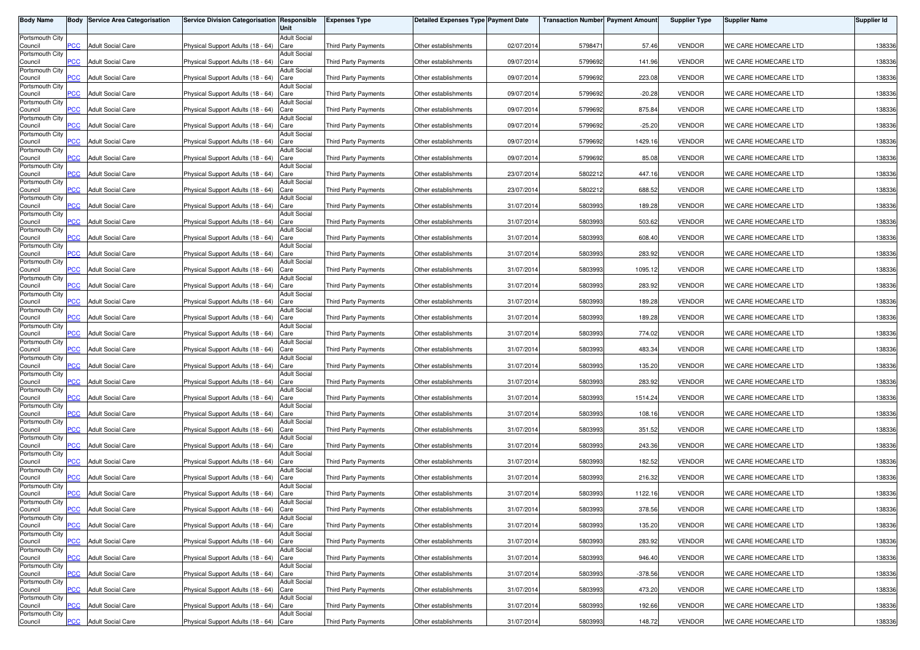| Body Name | Body | Service Area Categorisation | Service Division Categorisation | Responsible Unit | Expenses Type | Detailed Expenses Type | Payment Date | Transaction Number | Payment Amount | Supplier Type | Supplier Name | Supplier Id |
|---|---|---|---|---|---|---|---|---|---|---|---|---|
| Portsmouth City Council | PCC | Adult Social Care | Physical Support Adults (18 - 64) | Adult Social Care | Third Party Payments | Other establishments | 02/07/2014 | 5798471 | 57.46 | VENDOR | WE CARE HOMECARE LTD | 138336 |
| Portsmouth City Council | PCC | Adult Social Care | Physical Support Adults (18 - 64) | Adult Social Care | Third Party Payments | Other establishments | 09/07/2014 | 5799692 | 141.96 | VENDOR | WE CARE HOMECARE LTD | 138336 |
| Portsmouth City Council | PCC | Adult Social Care | Physical Support Adults (18 - 64) | Adult Social Care | Third Party Payments | Other establishments | 09/07/2014 | 5799692 | 223.08 | VENDOR | WE CARE HOMECARE LTD | 138336 |
| Portsmouth City Council | PCC | Adult Social Care | Physical Support Adults (18 - 64) | Adult Social Care | Third Party Payments | Other establishments | 09/07/2014 | 5799692 | -20.28 | VENDOR | WE CARE HOMECARE LTD | 138336 |
| Portsmouth City Council | PCC | Adult Social Care | Physical Support Adults (18 - 64) | Adult Social Care | Third Party Payments | Other establishments | 09/07/2014 | 5799692 | 875.84 | VENDOR | WE CARE HOMECARE LTD | 138336 |
| Portsmouth City Council | PCC | Adult Social Care | Physical Support Adults (18 - 64) | Adult Social Care | Third Party Payments | Other establishments | 09/07/2014 | 5799692 | -25.20 | VENDOR | WE CARE HOMECARE LTD | 138336 |
| Portsmouth City Council | PCC | Adult Social Care | Physical Support Adults (18 - 64) | Adult Social Care | Third Party Payments | Other establishments | 09/07/2014 | 5799692 | 1429.16 | VENDOR | WE CARE HOMECARE LTD | 138336 |
| Portsmouth City Council | PCC | Adult Social Care | Physical Support Adults (18 - 64) | Adult Social Care | Third Party Payments | Other establishments | 09/07/2014 | 5799692 | 85.08 | VENDOR | WE CARE HOMECARE LTD | 138336 |
| Portsmouth City Council | PCC | Adult Social Care | Physical Support Adults (18 - 64) | Adult Social Care | Third Party Payments | Other establishments | 23/07/2014 | 5802212 | 447.16 | VENDOR | WE CARE HOMECARE LTD | 138336 |
| Portsmouth City Council | PCC | Adult Social Care | Physical Support Adults (18 - 64) | Adult Social Care | Third Party Payments | Other establishments | 23/07/2014 | 5802212 | 688.52 | VENDOR | WE CARE HOMECARE LTD | 138336 |
| Portsmouth City Council | PCC | Adult Social Care | Physical Support Adults (18 - 64) | Adult Social Care | Third Party Payments | Other establishments | 31/07/2014 | 5803993 | 189.28 | VENDOR | WE CARE HOMECARE LTD | 138336 |
| Portsmouth City Council | PCC | Adult Social Care | Physical Support Adults (18 - 64) | Adult Social Care | Third Party Payments | Other establishments | 31/07/2014 | 5803993 | 503.62 | VENDOR | WE CARE HOMECARE LTD | 138336 |
| Portsmouth City Council | PCC | Adult Social Care | Physical Support Adults (18 - 64) | Adult Social Care | Third Party Payments | Other establishments | 31/07/2014 | 5803993 | 608.40 | VENDOR | WE CARE HOMECARE LTD | 138336 |
| Portsmouth City Council | PCC | Adult Social Care | Physical Support Adults (18 - 64) | Adult Social Care | Third Party Payments | Other establishments | 31/07/2014 | 5803993 | 283.92 | VENDOR | WE CARE HOMECARE LTD | 138336 |
| Portsmouth City Council | PCC | Adult Social Care | Physical Support Adults (18 - 64) | Adult Social Care | Third Party Payments | Other establishments | 31/07/2014 | 5803993 | 1095.12 | VENDOR | WE CARE HOMECARE LTD | 138336 |
| Portsmouth City Council | PCC | Adult Social Care | Physical Support Adults (18 - 64) | Adult Social Care | Third Party Payments | Other establishments | 31/07/2014 | 5803993 | 283.92 | VENDOR | WE CARE HOMECARE LTD | 138336 |
| Portsmouth City Council | PCC | Adult Social Care | Physical Support Adults (18 - 64) | Adult Social Care | Third Party Payments | Other establishments | 31/07/2014 | 5803993 | 189.28 | VENDOR | WE CARE HOMECARE LTD | 138336 |
| Portsmouth City Council | PCC | Adult Social Care | Physical Support Adults (18 - 64) | Adult Social Care | Third Party Payments | Other establishments | 31/07/2014 | 5803993 | 189.28 | VENDOR | WE CARE HOMECARE LTD | 138336 |
| Portsmouth City Council | PCC | Adult Social Care | Physical Support Adults (18 - 64) | Adult Social Care | Third Party Payments | Other establishments | 31/07/2014 | 5803993 | 774.02 | VENDOR | WE CARE HOMECARE LTD | 138336 |
| Portsmouth City Council | PCC | Adult Social Care | Physical Support Adults (18 - 64) | Adult Social Care | Third Party Payments | Other establishments | 31/07/2014 | 5803993 | 483.34 | VENDOR | WE CARE HOMECARE LTD | 138336 |
| Portsmouth City Council | PCC | Adult Social Care | Physical Support Adults (18 - 64) | Adult Social Care | Third Party Payments | Other establishments | 31/07/2014 | 5803993 | 135.20 | VENDOR | WE CARE HOMECARE LTD | 138336 |
| Portsmouth City Council | PCC | Adult Social Care | Physical Support Adults (18 - 64) | Adult Social Care | Third Party Payments | Other establishments | 31/07/2014 | 5803993 | 283.92 | VENDOR | WE CARE HOMECARE LTD | 138336 |
| Portsmouth City Council | PCC | Adult Social Care | Physical Support Adults (18 - 64) | Adult Social Care | Third Party Payments | Other establishments | 31/07/2014 | 5803993 | 1514.24 | VENDOR | WE CARE HOMECARE LTD | 138336 |
| Portsmouth City Council | PCC | Adult Social Care | Physical Support Adults (18 - 64) | Adult Social Care | Third Party Payments | Other establishments | 31/07/2014 | 5803993 | 108.16 | VENDOR | WE CARE HOMECARE LTD | 138336 |
| Portsmouth City Council | PCC | Adult Social Care | Physical Support Adults (18 - 64) | Adult Social Care | Third Party Payments | Other establishments | 31/07/2014 | 5803993 | 351.52 | VENDOR | WE CARE HOMECARE LTD | 138336 |
| Portsmouth City Council | PCC | Adult Social Care | Physical Support Adults (18 - 64) | Adult Social Care | Third Party Payments | Other establishments | 31/07/2014 | 5803993 | 243.36 | VENDOR | WE CARE HOMECARE LTD | 138336 |
| Portsmouth City Council | PCC | Adult Social Care | Physical Support Adults (18 - 64) | Adult Social Care | Third Party Payments | Other establishments | 31/07/2014 | 5803993 | 182.52 | VENDOR | WE CARE HOMECARE LTD | 138336 |
| Portsmouth City Council | PCC | Adult Social Care | Physical Support Adults (18 - 64) | Adult Social Care | Third Party Payments | Other establishments | 31/07/2014 | 5803993 | 216.32 | VENDOR | WE CARE HOMECARE LTD | 138336 |
| Portsmouth City Council | PCC | Adult Social Care | Physical Support Adults (18 - 64) | Adult Social Care | Third Party Payments | Other establishments | 31/07/2014 | 5803993 | 1122.16 | VENDOR | WE CARE HOMECARE LTD | 138336 |
| Portsmouth City Council | PCC | Adult Social Care | Physical Support Adults (18 - 64) | Adult Social Care | Third Party Payments | Other establishments | 31/07/2014 | 5803993 | 378.56 | VENDOR | WE CARE HOMECARE LTD | 138336 |
| Portsmouth City Council | PCC | Adult Social Care | Physical Support Adults (18 - 64) | Adult Social Care | Third Party Payments | Other establishments | 31/07/2014 | 5803993 | 135.20 | VENDOR | WE CARE HOMECARE LTD | 138336 |
| Portsmouth City Council | PCC | Adult Social Care | Physical Support Adults (18 - 64) | Adult Social Care | Third Party Payments | Other establishments | 31/07/2014 | 5803993 | 283.92 | VENDOR | WE CARE HOMECARE LTD | 138336 |
| Portsmouth City Council | PCC | Adult Social Care | Physical Support Adults (18 - 64) | Adult Social Care | Third Party Payments | Other establishments | 31/07/2014 | 5803993 | 946.40 | VENDOR | WE CARE HOMECARE LTD | 138336 |
| Portsmouth City Council | PCC | Adult Social Care | Physical Support Adults (18 - 64) | Adult Social Care | Third Party Payments | Other establishments | 31/07/2014 | 5803993 | -378.56 | VENDOR | WE CARE HOMECARE LTD | 138336 |
| Portsmouth City Council | PCC | Adult Social Care | Physical Support Adults (18 - 64) | Adult Social Care | Third Party Payments | Other establishments | 31/07/2014 | 5803993 | 473.20 | VENDOR | WE CARE HOMECARE LTD | 138336 |
| Portsmouth City Council | PCC | Adult Social Care | Physical Support Adults (18 - 64) | Adult Social Care | Third Party Payments | Other establishments | 31/07/2014 | 5803993 | 192.66 | VENDOR | WE CARE HOMECARE LTD | 138336 |
| Portsmouth City Council | PCC | Adult Social Care | Physical Support Adults (18 - 64) | Adult Social Care | Third Party Payments | Other establishments | 31/07/2014 | 5803993 | 148.72 | VENDOR | WE CARE HOMECARE LTD | 138336 |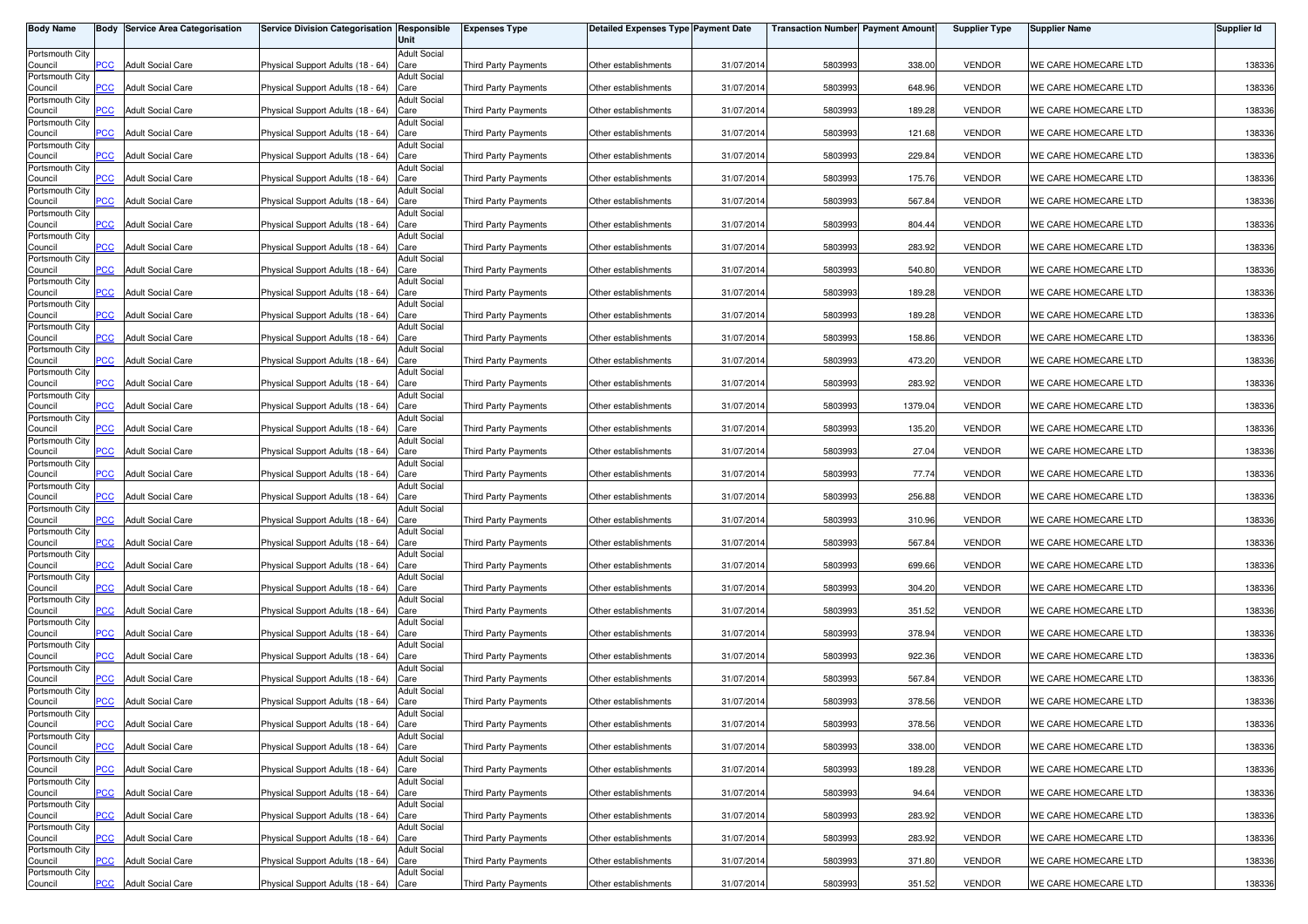| Body Name | Body | Service Area Categorisation | Service Division Categorisation | Responsible Unit | Expenses Type | Detailed Expenses Type | Payment Date | Transaction Number | Payment Amount | Supplier Type | Supplier Name | Supplier Id |
|---|---|---|---|---|---|---|---|---|---|---|---|---|
| Portsmouth City Council | PCC | Adult Social Care | Physical Support Adults (18 - 64) | Adult Social Care | Third Party Payments | Other establishments | 31/07/2014 | 5803993 | 338.00 | VENDOR | WE CARE HOMECARE LTD | 138336 |
| Portsmouth City Council | PCC | Adult Social Care | Physical Support Adults (18 - 64) | Adult Social Care | Third Party Payments | Other establishments | 31/07/2014 | 5803993 | 648.96 | VENDOR | WE CARE HOMECARE LTD | 138336 |
| Portsmouth City Council | PCC | Adult Social Care | Physical Support Adults (18 - 64) | Adult Social Care | Third Party Payments | Other establishments | 31/07/2014 | 5803993 | 189.28 | VENDOR | WE CARE HOMECARE LTD | 138336 |
| Portsmouth City Council | PCC | Adult Social Care | Physical Support Adults (18 - 64) | Adult Social Care | Third Party Payments | Other establishments | 31/07/2014 | 5803993 | 121.68 | VENDOR | WE CARE HOMECARE LTD | 138336 |
| Portsmouth City Council | PCC | Adult Social Care | Physical Support Adults (18 - 64) | Adult Social Care | Third Party Payments | Other establishments | 31/07/2014 | 5803993 | 229.84 | VENDOR | WE CARE HOMECARE LTD | 138336 |
| Portsmouth City Council | PCC | Adult Social Care | Physical Support Adults (18 - 64) | Adult Social Care | Third Party Payments | Other establishments | 31/07/2014 | 5803993 | 175.76 | VENDOR | WE CARE HOMECARE LTD | 138336 |
| Portsmouth City Council | PCC | Adult Social Care | Physical Support Adults (18 - 64) | Adult Social Care | Third Party Payments | Other establishments | 31/07/2014 | 5803993 | 567.84 | VENDOR | WE CARE HOMECARE LTD | 138336 |
| Portsmouth City Council | PCC | Adult Social Care | Physical Support Adults (18 - 64) | Adult Social Care | Third Party Payments | Other establishments | 31/07/2014 | 5803993 | 804.44 | VENDOR | WE CARE HOMECARE LTD | 138336 |
| Portsmouth City Council | PCC | Adult Social Care | Physical Support Adults (18 - 64) | Adult Social Care | Third Party Payments | Other establishments | 31/07/2014 | 5803993 | 283.92 | VENDOR | WE CARE HOMECARE LTD | 138336 |
| Portsmouth City Council | PCC | Adult Social Care | Physical Support Adults (18 - 64) | Adult Social Care | Third Party Payments | Other establishments | 31/07/2014 | 5803993 | 540.80 | VENDOR | WE CARE HOMECARE LTD | 138336 |
| Portsmouth City Council | PCC | Adult Social Care | Physical Support Adults (18 - 64) | Adult Social Care | Third Party Payments | Other establishments | 31/07/2014 | 5803993 | 189.28 | VENDOR | WE CARE HOMECARE LTD | 138336 |
| Portsmouth City Council | PCC | Adult Social Care | Physical Support Adults (18 - 64) | Adult Social Care | Third Party Payments | Other establishments | 31/07/2014 | 5803993 | 189.28 | VENDOR | WE CARE HOMECARE LTD | 138336 |
| Portsmouth City Council | PCC | Adult Social Care | Physical Support Adults (18 - 64) | Adult Social Care | Third Party Payments | Other establishments | 31/07/2014 | 5803993 | 158.86 | VENDOR | WE CARE HOMECARE LTD | 138336 |
| Portsmouth City Council | PCC | Adult Social Care | Physical Support Adults (18 - 64) | Adult Social Care | Third Party Payments | Other establishments | 31/07/2014 | 5803993 | 473.20 | VENDOR | WE CARE HOMECARE LTD | 138336 |
| Portsmouth City Council | PCC | Adult Social Care | Physical Support Adults (18 - 64) | Adult Social Care | Third Party Payments | Other establishments | 31/07/2014 | 5803993 | 283.92 | VENDOR | WE CARE HOMECARE LTD | 138336 |
| Portsmouth City Council | PCC | Adult Social Care | Physical Support Adults (18 - 64) | Adult Social Care | Third Party Payments | Other establishments | 31/07/2014 | 5803993 | 1379.04 | VENDOR | WE CARE HOMECARE LTD | 138336 |
| Portsmouth City Council | PCC | Adult Social Care | Physical Support Adults (18 - 64) | Adult Social Care | Third Party Payments | Other establishments | 31/07/2014 | 5803993 | 135.20 | VENDOR | WE CARE HOMECARE LTD | 138336 |
| Portsmouth City Council | PCC | Adult Social Care | Physical Support Adults (18 - 64) | Adult Social Care | Third Party Payments | Other establishments | 31/07/2014 | 5803993 | 27.04 | VENDOR | WE CARE HOMECARE LTD | 138336 |
| Portsmouth City Council | PCC | Adult Social Care | Physical Support Adults (18 - 64) | Adult Social Care | Third Party Payments | Other establishments | 31/07/2014 | 5803993 | 77.74 | VENDOR | WE CARE HOMECARE LTD | 138336 |
| Portsmouth City Council | PCC | Adult Social Care | Physical Support Adults (18 - 64) | Adult Social Care | Third Party Payments | Other establishments | 31/07/2014 | 5803993 | 256.88 | VENDOR | WE CARE HOMECARE LTD | 138336 |
| Portsmouth City Council | PCC | Adult Social Care | Physical Support Adults (18 - 64) | Adult Social Care | Third Party Payments | Other establishments | 31/07/2014 | 5803993 | 310.96 | VENDOR | WE CARE HOMECARE LTD | 138336 |
| Portsmouth City Council | PCC | Adult Social Care | Physical Support Adults (18 - 64) | Adult Social Care | Third Party Payments | Other establishments | 31/07/2014 | 5803993 | 567.84 | VENDOR | WE CARE HOMECARE LTD | 138336 |
| Portsmouth City Council | PCC | Adult Social Care | Physical Support Adults (18 - 64) | Adult Social Care | Third Party Payments | Other establishments | 31/07/2014 | 5803993 | 699.66 | VENDOR | WE CARE HOMECARE LTD | 138336 |
| Portsmouth City Council | PCC | Adult Social Care | Physical Support Adults (18 - 64) | Adult Social Care | Third Party Payments | Other establishments | 31/07/2014 | 5803993 | 304.20 | VENDOR | WE CARE HOMECARE LTD | 138336 |
| Portsmouth City Council | PCC | Adult Social Care | Physical Support Adults (18 - 64) | Adult Social Care | Third Party Payments | Other establishments | 31/07/2014 | 5803993 | 351.52 | VENDOR | WE CARE HOMECARE LTD | 138336 |
| Portsmouth City Council | PCC | Adult Social Care | Physical Support Adults (18 - 64) | Adult Social Care | Third Party Payments | Other establishments | 31/07/2014 | 5803993 | 378.94 | VENDOR | WE CARE HOMECARE LTD | 138336 |
| Portsmouth City Council | PCC | Adult Social Care | Physical Support Adults (18 - 64) | Adult Social Care | Third Party Payments | Other establishments | 31/07/2014 | 5803993 | 922.36 | VENDOR | WE CARE HOMECARE LTD | 138336 |
| Portsmouth City Council | PCC | Adult Social Care | Physical Support Adults (18 - 64) | Adult Social Care | Third Party Payments | Other establishments | 31/07/2014 | 5803993 | 567.84 | VENDOR | WE CARE HOMECARE LTD | 138336 |
| Portsmouth City Council | PCC | Adult Social Care | Physical Support Adults (18 - 64) | Adult Social Care | Third Party Payments | Other establishments | 31/07/2014 | 5803993 | 378.56 | VENDOR | WE CARE HOMECARE LTD | 138336 |
| Portsmouth City Council | PCC | Adult Social Care | Physical Support Adults (18 - 64) | Adult Social Care | Third Party Payments | Other establishments | 31/07/2014 | 5803993 | 378.56 | VENDOR | WE CARE HOMECARE LTD | 138336 |
| Portsmouth City Council | PCC | Adult Social Care | Physical Support Adults (18 - 64) | Adult Social Care | Third Party Payments | Other establishments | 31/07/2014 | 5803993 | 338.00 | VENDOR | WE CARE HOMECARE LTD | 138336 |
| Portsmouth City Council | PCC | Adult Social Care | Physical Support Adults (18 - 64) | Adult Social Care | Third Party Payments | Other establishments | 31/07/2014 | 5803993 | 189.28 | VENDOR | WE CARE HOMECARE LTD | 138336 |
| Portsmouth City Council | PCC | Adult Social Care | Physical Support Adults (18 - 64) | Adult Social Care | Third Party Payments | Other establishments | 31/07/2014 | 5803993 | 94.64 | VENDOR | WE CARE HOMECARE LTD | 138336 |
| Portsmouth City Council | PCC | Adult Social Care | Physical Support Adults (18 - 64) | Adult Social Care | Third Party Payments | Other establishments | 31/07/2014 | 5803993 | 283.92 | VENDOR | WE CARE HOMECARE LTD | 138336 |
| Portsmouth City Council | PCC | Adult Social Care | Physical Support Adults (18 - 64) | Adult Social Care | Third Party Payments | Other establishments | 31/07/2014 | 5803993 | 283.92 | VENDOR | WE CARE HOMECARE LTD | 138336 |
| Portsmouth City Council | PCC | Adult Social Care | Physical Support Adults (18 - 64) | Adult Social Care | Third Party Payments | Other establishments | 31/07/2014 | 5803993 | 371.80 | VENDOR | WE CARE HOMECARE LTD | 138336 |
| Portsmouth City Council | PCC | Adult Social Care | Physical Support Adults (18 - 64) | Adult Social Care | Third Party Payments | Other establishments | 31/07/2014 | 5803993 | 351.52 | VENDOR | WE CARE HOMECARE LTD | 138336 |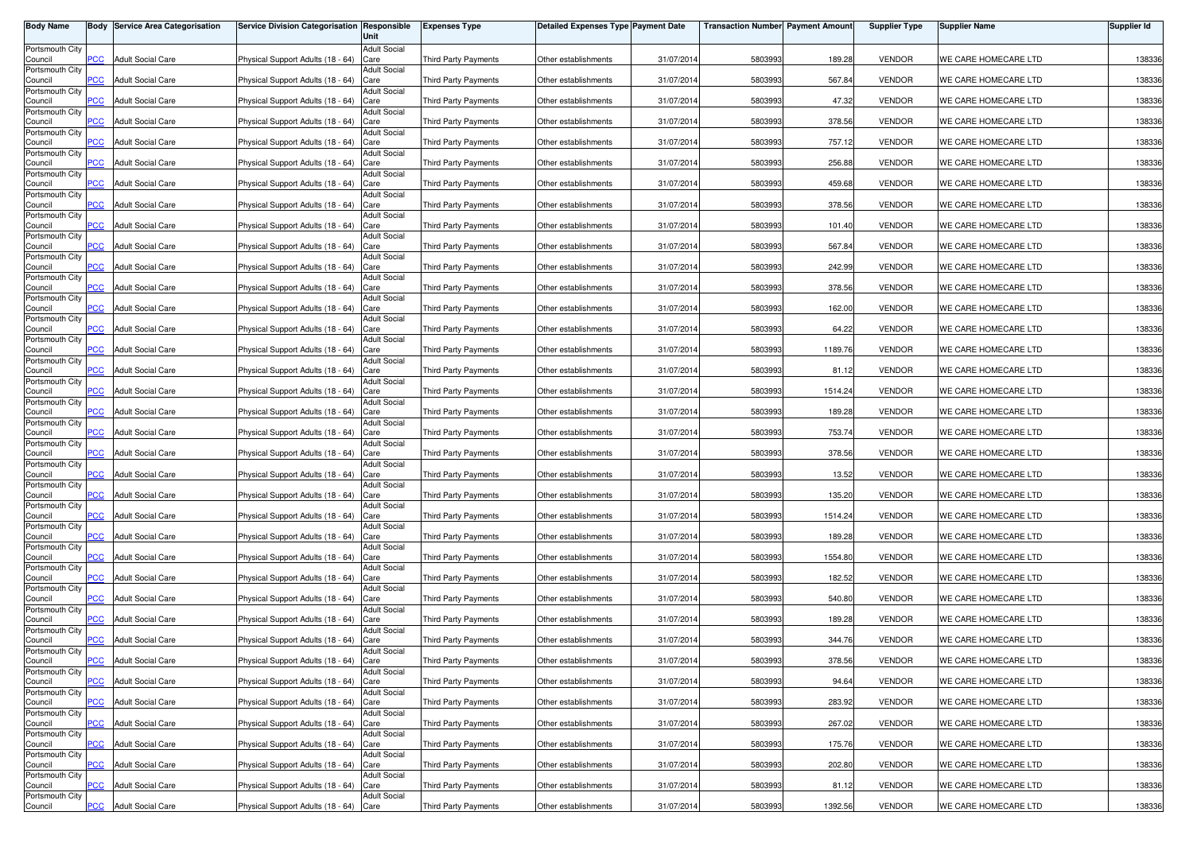| Body Name | Body | Service Area Categorisation | Service Division Categorisation | Responsible Unit | Expenses Type | Detailed Expenses Type | Payment Date | Transaction Number | Payment Amount | Supplier Type | Supplier Name | Supplier Id |
|---|---|---|---|---|---|---|---|---|---|---|---|---|
| Portsmouth City Council | PCC | Adult Social Care | Physical Support Adults (18 - 64) | Adult Social Care | Third Party Payments | Other establishments | 31/07/2014 | 5803993 | 189.28 | VENDOR | WE CARE HOMECARE LTD | 138336 |
| Portsmouth City Council | PCC | Adult Social Care | Physical Support Adults (18 - 64) | Adult Social Care | Third Party Payments | Other establishments | 31/07/2014 | 5803993 | 567.84 | VENDOR | WE CARE HOMECARE LTD | 138336 |
| Portsmouth City Council | PCC | Adult Social Care | Physical Support Adults (18 - 64) | Adult Social Care | Third Party Payments | Other establishments | 31/07/2014 | 5803993 | 47.32 | VENDOR | WE CARE HOMECARE LTD | 138336 |
| Portsmouth City Council | PCC | Adult Social Care | Physical Support Adults (18 - 64) | Adult Social Care | Third Party Payments | Other establishments | 31/07/2014 | 5803993 | 378.56 | VENDOR | WE CARE HOMECARE LTD | 138336 |
| Portsmouth City Council | PCC | Adult Social Care | Physical Support Adults (18 - 64) | Adult Social Care | Third Party Payments | Other establishments | 31/07/2014 | 5803993 | 757.12 | VENDOR | WE CARE HOMECARE LTD | 138336 |
| Portsmouth City Council | PCC | Adult Social Care | Physical Support Adults (18 - 64) | Adult Social Care | Third Party Payments | Other establishments | 31/07/2014 | 5803993 | 256.88 | VENDOR | WE CARE HOMECARE LTD | 138336 |
| Portsmouth City Council | PCC | Adult Social Care | Physical Support Adults (18 - 64) | Adult Social Care | Third Party Payments | Other establishments | 31/07/2014 | 5803993 | 459.68 | VENDOR | WE CARE HOMECARE LTD | 138336 |
| Portsmouth City Council | PCC | Adult Social Care | Physical Support Adults (18 - 64) | Adult Social Care | Third Party Payments | Other establishments | 31/07/2014 | 5803993 | 378.56 | VENDOR | WE CARE HOMECARE LTD | 138336 |
| Portsmouth City Council | PCC | Adult Social Care | Physical Support Adults (18 - 64) | Adult Social Care | Third Party Payments | Other establishments | 31/07/2014 | 5803993 | 101.40 | VENDOR | WE CARE HOMECARE LTD | 138336 |
| Portsmouth City Council | PCC | Adult Social Care | Physical Support Adults (18 - 64) | Adult Social Care | Third Party Payments | Other establishments | 31/07/2014 | 5803993 | 567.84 | VENDOR | WE CARE HOMECARE LTD | 138336 |
| Portsmouth City Council | PCC | Adult Social Care | Physical Support Adults (18 - 64) | Adult Social Care | Third Party Payments | Other establishments | 31/07/2014 | 5803993 | 242.99 | VENDOR | WE CARE HOMECARE LTD | 138336 |
| Portsmouth City Council | PCC | Adult Social Care | Physical Support Adults (18 - 64) | Adult Social Care | Third Party Payments | Other establishments | 31/07/2014 | 5803993 | 378.56 | VENDOR | WE CARE HOMECARE LTD | 138336 |
| Portsmouth City Council | PCC | Adult Social Care | Physical Support Adults (18 - 64) | Adult Social Care | Third Party Payments | Other establishments | 31/07/2014 | 5803993 | 162.00 | VENDOR | WE CARE HOMECARE LTD | 138336 |
| Portsmouth City Council | PCC | Adult Social Care | Physical Support Adults (18 - 64) | Adult Social Care | Third Party Payments | Other establishments | 31/07/2014 | 5803993 | 64.22 | VENDOR | WE CARE HOMECARE LTD | 138336 |
| Portsmouth City Council | PCC | Adult Social Care | Physical Support Adults (18 - 64) | Adult Social Care | Third Party Payments | Other establishments | 31/07/2014 | 5803993 | 1189.76 | VENDOR | WE CARE HOMECARE LTD | 138336 |
| Portsmouth City Council | PCC | Adult Social Care | Physical Support Adults (18 - 64) | Adult Social Care | Third Party Payments | Other establishments | 31/07/2014 | 5803993 | 81.12 | VENDOR | WE CARE HOMECARE LTD | 138336 |
| Portsmouth City Council | PCC | Adult Social Care | Physical Support Adults (18 - 64) | Adult Social Care | Third Party Payments | Other establishments | 31/07/2014 | 5803993 | 1514.24 | VENDOR | WE CARE HOMECARE LTD | 138336 |
| Portsmouth City Council | PCC | Adult Social Care | Physical Support Adults (18 - 64) | Adult Social Care | Third Party Payments | Other establishments | 31/07/2014 | 5803993 | 189.28 | VENDOR | WE CARE HOMECARE LTD | 138336 |
| Portsmouth City Council | PCC | Adult Social Care | Physical Support Adults (18 - 64) | Adult Social Care | Third Party Payments | Other establishments | 31/07/2014 | 5803993 | 753.74 | VENDOR | WE CARE HOMECARE LTD | 138336 |
| Portsmouth City Council | PCC | Adult Social Care | Physical Support Adults (18 - 64) | Adult Social Care | Third Party Payments | Other establishments | 31/07/2014 | 5803993 | 378.56 | VENDOR | WE CARE HOMECARE LTD | 138336 |
| Portsmouth City Council | PCC | Adult Social Care | Physical Support Adults (18 - 64) | Adult Social Care | Third Party Payments | Other establishments | 31/07/2014 | 5803993 | 13.52 | VENDOR | WE CARE HOMECARE LTD | 138336 |
| Portsmouth City Council | PCC | Adult Social Care | Physical Support Adults (18 - 64) | Adult Social Care | Third Party Payments | Other establishments | 31/07/2014 | 5803993 | 135.20 | VENDOR | WE CARE HOMECARE LTD | 138336 |
| Portsmouth City Council | PCC | Adult Social Care | Physical Support Adults (18 - 64) | Adult Social Care | Third Party Payments | Other establishments | 31/07/2014 | 5803993 | 1514.24 | VENDOR | WE CARE HOMECARE LTD | 138336 |
| Portsmouth City Council | PCC | Adult Social Care | Physical Support Adults (18 - 64) | Adult Social Care | Third Party Payments | Other establishments | 31/07/2014 | 5803993 | 189.28 | VENDOR | WE CARE HOMECARE LTD | 138336 |
| Portsmouth City Council | PCC | Adult Social Care | Physical Support Adults (18 - 64) | Adult Social Care | Third Party Payments | Other establishments | 31/07/2014 | 5803993 | 1554.80 | VENDOR | WE CARE HOMECARE LTD | 138336 |
| Portsmouth City Council | PCC | Adult Social Care | Physical Support Adults (18 - 64) | Adult Social Care | Third Party Payments | Other establishments | 31/07/2014 | 5803993 | 182.52 | VENDOR | WE CARE HOMECARE LTD | 138336 |
| Portsmouth City Council | PCC | Adult Social Care | Physical Support Adults (18 - 64) | Adult Social Care | Third Party Payments | Other establishments | 31/07/2014 | 5803993 | 540.80 | VENDOR | WE CARE HOMECARE LTD | 138336 |
| Portsmouth City Council | PCC | Adult Social Care | Physical Support Adults (18 - 64) | Adult Social Care | Third Party Payments | Other establishments | 31/07/2014 | 5803993 | 189.28 | VENDOR | WE CARE HOMECARE LTD | 138336 |
| Portsmouth City Council | PCC | Adult Social Care | Physical Support Adults (18 - 64) | Adult Social Care | Third Party Payments | Other establishments | 31/07/2014 | 5803993 | 344.76 | VENDOR | WE CARE HOMECARE LTD | 138336 |
| Portsmouth City Council | PCC | Adult Social Care | Physical Support Adults (18 - 64) | Adult Social Care | Third Party Payments | Other establishments | 31/07/2014 | 5803993 | 378.56 | VENDOR | WE CARE HOMECARE LTD | 138336 |
| Portsmouth City Council | PCC | Adult Social Care | Physical Support Adults (18 - 64) | Adult Social Care | Third Party Payments | Other establishments | 31/07/2014 | 5803993 | 94.64 | VENDOR | WE CARE HOMECARE LTD | 138336 |
| Portsmouth City Council | PCC | Adult Social Care | Physical Support Adults (18 - 64) | Adult Social Care | Third Party Payments | Other establishments | 31/07/2014 | 5803993 | 283.92 | VENDOR | WE CARE HOMECARE LTD | 138336 |
| Portsmouth City Council | PCC | Adult Social Care | Physical Support Adults (18 - 64) | Adult Social Care | Third Party Payments | Other establishments | 31/07/2014 | 5803993 | 267.02 | VENDOR | WE CARE HOMECARE LTD | 138336 |
| Portsmouth City Council | PCC | Adult Social Care | Physical Support Adults (18 - 64) | Adult Social Care | Third Party Payments | Other establishments | 31/07/2014 | 5803993 | 175.76 | VENDOR | WE CARE HOMECARE LTD | 138336 |
| Portsmouth City Council | PCC | Adult Social Care | Physical Support Adults (18 - 64) | Adult Social Care | Third Party Payments | Other establishments | 31/07/2014 | 5803993 | 202.80 | VENDOR | WE CARE HOMECARE LTD | 138336 |
| Portsmouth City Council | PCC | Adult Social Care | Physical Support Adults (18 - 64) | Adult Social Care | Third Party Payments | Other establishments | 31/07/2014 | 5803993 | 81.12 | VENDOR | WE CARE HOMECARE LTD | 138336 |
| Portsmouth City Council | PCC | Adult Social Care | Physical Support Adults (18 - 64) | Adult Social Care | Third Party Payments | Other establishments | 31/07/2014 | 5803993 | 1392.56 | VENDOR | WE CARE HOMECARE LTD | 138336 |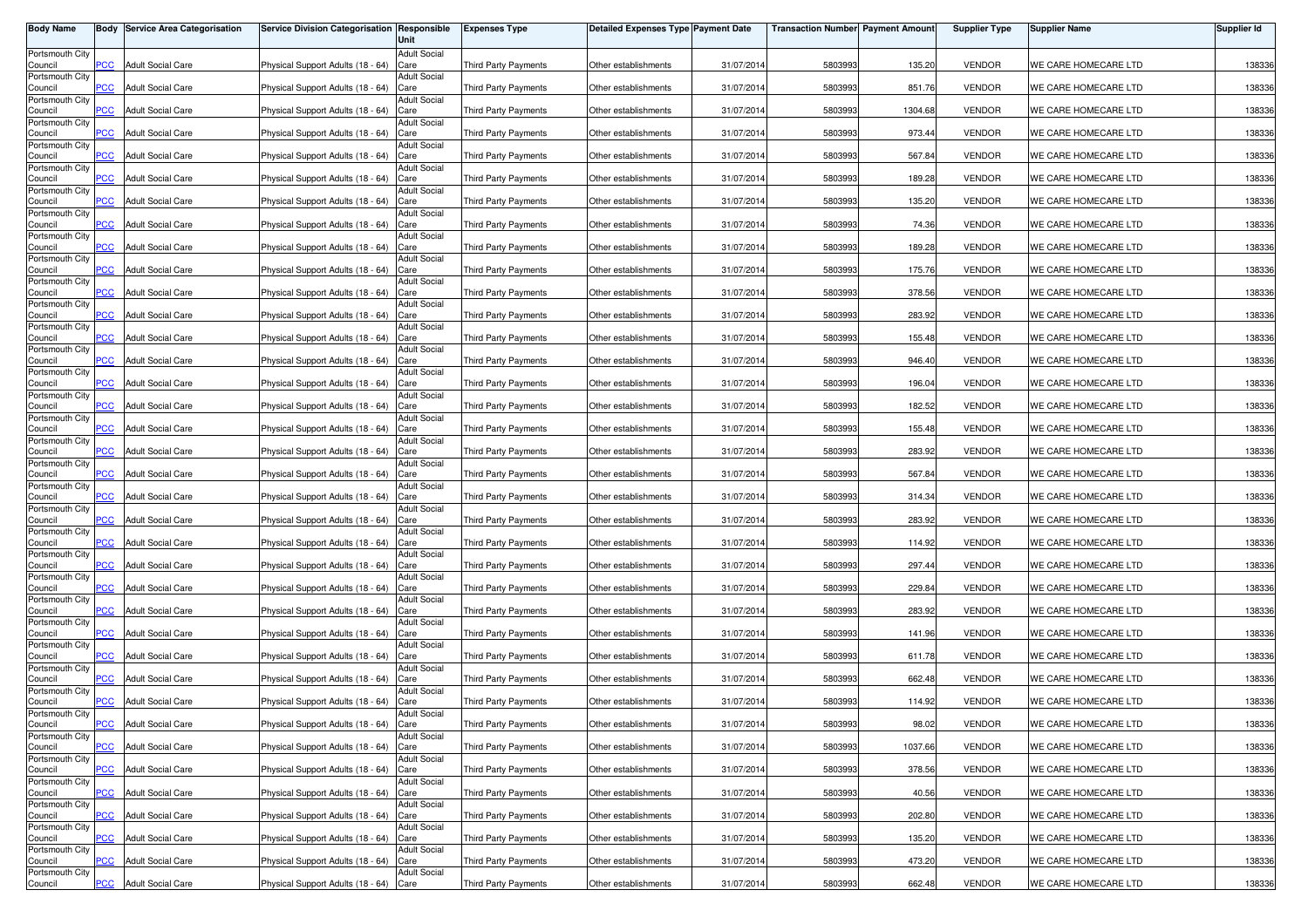| Body Name | Body | Service Area Categorisation | Service Division Categorisation | Responsible Unit | Expenses Type | Detailed Expenses Type | Payment Date | Transaction Number | Payment Amount | Supplier Type | Supplier Name | Supplier Id |
|---|---|---|---|---|---|---|---|---|---|---|---|---|
| Portsmouth City Council | PCC | Adult Social Care | Physical Support Adults (18 - 64) | Adult Social Care | Third Party Payments | Other establishments | 31/07/2014 | 5803993 | 135.20 | VENDOR | WE CARE HOMECARE LTD | 138336 |
| Portsmouth City Council | PCC | Adult Social Care | Physical Support Adults (18 - 64) | Adult Social Care | Third Party Payments | Other establishments | 31/07/2014 | 5803993 | 851.76 | VENDOR | WE CARE HOMECARE LTD | 138336 |
| Portsmouth City Council | PCC | Adult Social Care | Physical Support Adults (18 - 64) | Adult Social Care | Third Party Payments | Other establishments | 31/07/2014 | 5803993 | 1304.68 | VENDOR | WE CARE HOMECARE LTD | 138336 |
| Portsmouth City Council | PCC | Adult Social Care | Physical Support Adults (18 - 64) | Adult Social Care | Third Party Payments | Other establishments | 31/07/2014 | 5803993 | 973.44 | VENDOR | WE CARE HOMECARE LTD | 138336 |
| Portsmouth City Council | PCC | Adult Social Care | Physical Support Adults (18 - 64) | Adult Social Care | Third Party Payments | Other establishments | 31/07/2014 | 5803993 | 567.84 | VENDOR | WE CARE HOMECARE LTD | 138336 |
| Portsmouth City Council | PCC | Adult Social Care | Physical Support Adults (18 - 64) | Adult Social Care | Third Party Payments | Other establishments | 31/07/2014 | 5803993 | 189.28 | VENDOR | WE CARE HOMECARE LTD | 138336 |
| Portsmouth City Council | PCC | Adult Social Care | Physical Support Adults (18 - 64) | Adult Social Care | Third Party Payments | Other establishments | 31/07/2014 | 5803993 | 135.20 | VENDOR | WE CARE HOMECARE LTD | 138336 |
| Portsmouth City Council | PCC | Adult Social Care | Physical Support Adults (18 - 64) | Adult Social Care | Third Party Payments | Other establishments | 31/07/2014 | 5803993 | 74.36 | VENDOR | WE CARE HOMECARE LTD | 138336 |
| Portsmouth City Council | PCC | Adult Social Care | Physical Support Adults (18 - 64) | Adult Social Care | Third Party Payments | Other establishments | 31/07/2014 | 5803993 | 189.28 | VENDOR | WE CARE HOMECARE LTD | 138336 |
| Portsmouth City Council | PCC | Adult Social Care | Physical Support Adults (18 - 64) | Adult Social Care | Third Party Payments | Other establishments | 31/07/2014 | 5803993 | 175.76 | VENDOR | WE CARE HOMECARE LTD | 138336 |
| Portsmouth City Council | PCC | Adult Social Care | Physical Support Adults (18 - 64) | Adult Social Care | Third Party Payments | Other establishments | 31/07/2014 | 5803993 | 378.56 | VENDOR | WE CARE HOMECARE LTD | 138336 |
| Portsmouth City Council | PCC | Adult Social Care | Physical Support Adults (18 - 64) | Adult Social Care | Third Party Payments | Other establishments | 31/07/2014 | 5803993 | 283.92 | VENDOR | WE CARE HOMECARE LTD | 138336 |
| Portsmouth City Council | PCC | Adult Social Care | Physical Support Adults (18 - 64) | Adult Social Care | Third Party Payments | Other establishments | 31/07/2014 | 5803993 | 155.48 | VENDOR | WE CARE HOMECARE LTD | 138336 |
| Portsmouth City Council | PCC | Adult Social Care | Physical Support Adults (18 - 64) | Adult Social Care | Third Party Payments | Other establishments | 31/07/2014 | 5803993 | 946.40 | VENDOR | WE CARE HOMECARE LTD | 138336 |
| Portsmouth City Council | PCC | Adult Social Care | Physical Support Adults (18 - 64) | Adult Social Care | Third Party Payments | Other establishments | 31/07/2014 | 5803993 | 196.04 | VENDOR | WE CARE HOMECARE LTD | 138336 |
| Portsmouth City Council | PCC | Adult Social Care | Physical Support Adults (18 - 64) | Adult Social Care | Third Party Payments | Other establishments | 31/07/2014 | 5803993 | 182.52 | VENDOR | WE CARE HOMECARE LTD | 138336 |
| Portsmouth City Council | PCC | Adult Social Care | Physical Support Adults (18 - 64) | Adult Social Care | Third Party Payments | Other establishments | 31/07/2014 | 5803993 | 155.48 | VENDOR | WE CARE HOMECARE LTD | 138336 |
| Portsmouth City Council | PCC | Adult Social Care | Physical Support Adults (18 - 64) | Adult Social Care | Third Party Payments | Other establishments | 31/07/2014 | 5803993 | 283.92 | VENDOR | WE CARE HOMECARE LTD | 138336 |
| Portsmouth City Council | PCC | Adult Social Care | Physical Support Adults (18 - 64) | Adult Social Care | Third Party Payments | Other establishments | 31/07/2014 | 5803993 | 567.84 | VENDOR | WE CARE HOMECARE LTD | 138336 |
| Portsmouth City Council | PCC | Adult Social Care | Physical Support Adults (18 - 64) | Adult Social Care | Third Party Payments | Other establishments | 31/07/2014 | 5803993 | 314.34 | VENDOR | WE CARE HOMECARE LTD | 138336 |
| Portsmouth City Council | PCC | Adult Social Care | Physical Support Adults (18 - 64) | Adult Social Care | Third Party Payments | Other establishments | 31/07/2014 | 5803993 | 283.92 | VENDOR | WE CARE HOMECARE LTD | 138336 |
| Portsmouth City Council | PCC | Adult Social Care | Physical Support Adults (18 - 64) | Adult Social Care | Third Party Payments | Other establishments | 31/07/2014 | 5803993 | 114.92 | VENDOR | WE CARE HOMECARE LTD | 138336 |
| Portsmouth City Council | PCC | Adult Social Care | Physical Support Adults (18 - 64) | Adult Social Care | Third Party Payments | Other establishments | 31/07/2014 | 5803993 | 297.44 | VENDOR | WE CARE HOMECARE LTD | 138336 |
| Portsmouth City Council | PCC | Adult Social Care | Physical Support Adults (18 - 64) | Adult Social Care | Third Party Payments | Other establishments | 31/07/2014 | 5803993 | 229.84 | VENDOR | WE CARE HOMECARE LTD | 138336 |
| Portsmouth City Council | PCC | Adult Social Care | Physical Support Adults (18 - 64) | Adult Social Care | Third Party Payments | Other establishments | 31/07/2014 | 5803993 | 283.92 | VENDOR | WE CARE HOMECARE LTD | 138336 |
| Portsmouth City Council | PCC | Adult Social Care | Physical Support Adults (18 - 64) | Adult Social Care | Third Party Payments | Other establishments | 31/07/2014 | 5803993 | 141.96 | VENDOR | WE CARE HOMECARE LTD | 138336 |
| Portsmouth City Council | PCC | Adult Social Care | Physical Support Adults (18 - 64) | Adult Social Care | Third Party Payments | Other establishments | 31/07/2014 | 5803993 | 611.78 | VENDOR | WE CARE HOMECARE LTD | 138336 |
| Portsmouth City Council | PCC | Adult Social Care | Physical Support Adults (18 - 64) | Adult Social Care | Third Party Payments | Other establishments | 31/07/2014 | 5803993 | 662.48 | VENDOR | WE CARE HOMECARE LTD | 138336 |
| Portsmouth City Council | PCC | Adult Social Care | Physical Support Adults (18 - 64) | Adult Social Care | Third Party Payments | Other establishments | 31/07/2014 | 5803993 | 114.92 | VENDOR | WE CARE HOMECARE LTD | 138336 |
| Portsmouth City Council | PCC | Adult Social Care | Physical Support Adults (18 - 64) | Adult Social Care | Third Party Payments | Other establishments | 31/07/2014 | 5803993 | 98.02 | VENDOR | WE CARE HOMECARE LTD | 138336 |
| Portsmouth City Council | PCC | Adult Social Care | Physical Support Adults (18 - 64) | Adult Social Care | Third Party Payments | Other establishments | 31/07/2014 | 5803993 | 1037.66 | VENDOR | WE CARE HOMECARE LTD | 138336 |
| Portsmouth City Council | PCC | Adult Social Care | Physical Support Adults (18 - 64) | Adult Social Care | Third Party Payments | Other establishments | 31/07/2014 | 5803993 | 378.56 | VENDOR | WE CARE HOMECARE LTD | 138336 |
| Portsmouth City Council | PCC | Adult Social Care | Physical Support Adults (18 - 64) | Adult Social Care | Third Party Payments | Other establishments | 31/07/2014 | 5803993 | 40.56 | VENDOR | WE CARE HOMECARE LTD | 138336 |
| Portsmouth City Council | PCC | Adult Social Care | Physical Support Adults (18 - 64) | Adult Social Care | Third Party Payments | Other establishments | 31/07/2014 | 5803993 | 202.80 | VENDOR | WE CARE HOMECARE LTD | 138336 |
| Portsmouth City Council | PCC | Adult Social Care | Physical Support Adults (18 - 64) | Adult Social Care | Third Party Payments | Other establishments | 31/07/2014 | 5803993 | 135.20 | VENDOR | WE CARE HOMECARE LTD | 138336 |
| Portsmouth City Council | PCC | Adult Social Care | Physical Support Adults (18 - 64) | Adult Social Care | Third Party Payments | Other establishments | 31/07/2014 | 5803993 | 473.20 | VENDOR | WE CARE HOMECARE LTD | 138336 |
| Portsmouth City Council | PCC | Adult Social Care | Physical Support Adults (18 - 64) | Adult Social Care | Third Party Payments | Other establishments | 31/07/2014 | 5803993 | 662.48 | VENDOR | WE CARE HOMECARE LTD | 138336 |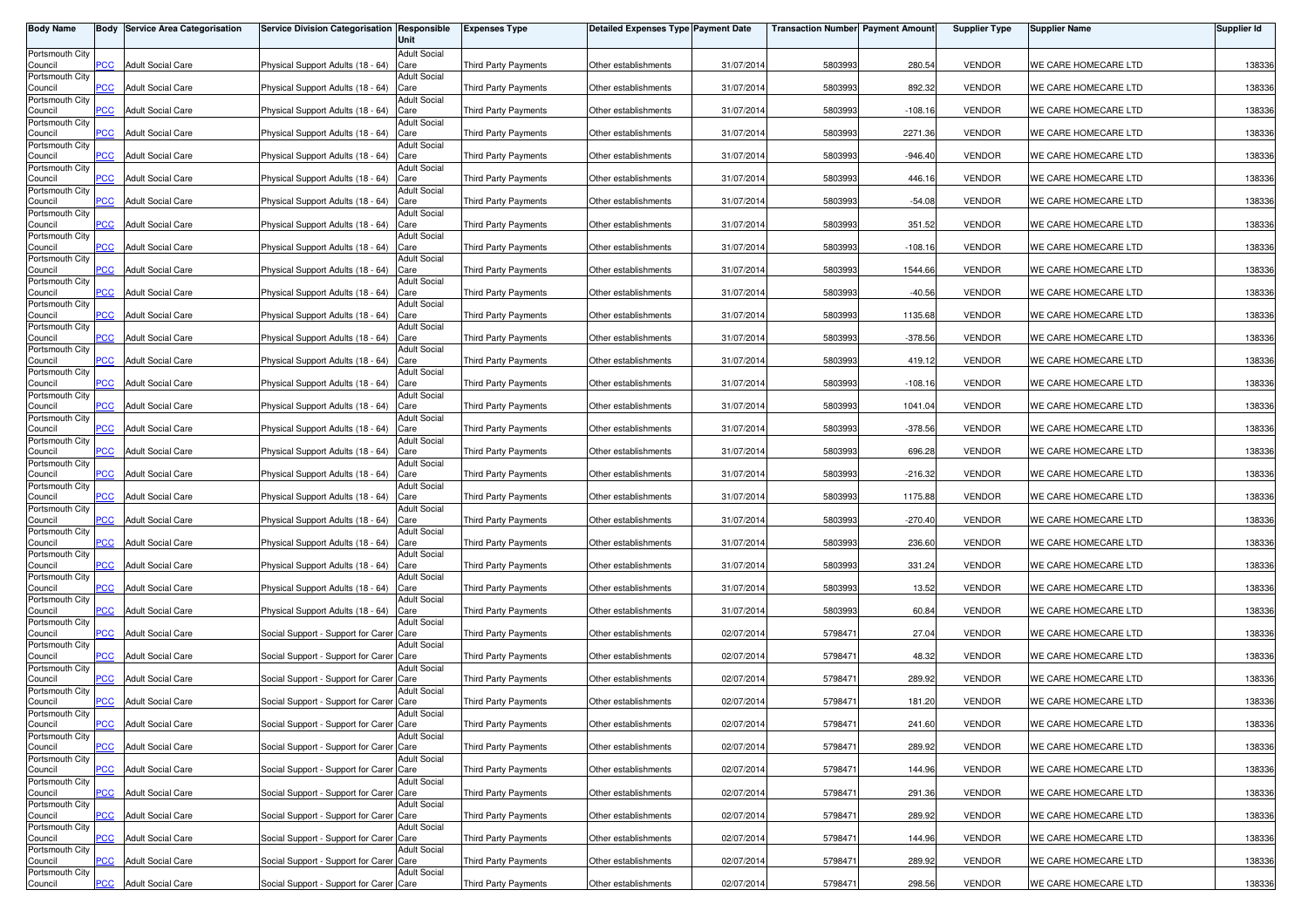| Body Name | Body | Service Area Categorisation | Service Division Categorisation | Responsible Unit | Expenses Type | Detailed Expenses Type | Payment Date | Transaction Number | Payment Amount | Supplier Type | Supplier Name | Supplier Id |
|---|---|---|---|---|---|---|---|---|---|---|---|---|
| Portsmouth City Council | PCC | Adult Social Care | Physical Support Adults (18 - 64) | Adult Social Care | Third Party Payments | Other establishments | 31/07/2014 | 5803993 | 280.54 | VENDOR | WE CARE HOMECARE LTD | 138336 |
| Portsmouth City Council | PCC | Adult Social Care | Physical Support Adults (18 - 64) | Adult Social Care | Third Party Payments | Other establishments | 31/07/2014 | 5803993 | 892.32 | VENDOR | WE CARE HOMECARE LTD | 138336 |
| Portsmouth City Council | PCC | Adult Social Care | Physical Support Adults (18 - 64) | Adult Social Care | Third Party Payments | Other establishments | 31/07/2014 | 5803993 | -108.16 | VENDOR | WE CARE HOMECARE LTD | 138336 |
| Portsmouth City Council | PCC | Adult Social Care | Physical Support Adults (18 - 64) | Adult Social Care | Third Party Payments | Other establishments | 31/07/2014 | 5803993 | 2271.36 | VENDOR | WE CARE HOMECARE LTD | 138336 |
| Portsmouth City Council | PCC | Adult Social Care | Physical Support Adults (18 - 64) | Adult Social Care | Third Party Payments | Other establishments | 31/07/2014 | 5803993 | -946.40 | VENDOR | WE CARE HOMECARE LTD | 138336 |
| Portsmouth City Council | PCC | Adult Social Care | Physical Support Adults (18 - 64) | Adult Social Care | Third Party Payments | Other establishments | 31/07/2014 | 5803993 | 446.16 | VENDOR | WE CARE HOMECARE LTD | 138336 |
| Portsmouth City Council | PCC | Adult Social Care | Physical Support Adults (18 - 64) | Adult Social Care | Third Party Payments | Other establishments | 31/07/2014 | 5803993 | -54.08 | VENDOR | WE CARE HOMECARE LTD | 138336 |
| Portsmouth City Council | PCC | Adult Social Care | Physical Support Adults (18 - 64) | Adult Social Care | Third Party Payments | Other establishments | 31/07/2014 | 5803993 | 351.52 | VENDOR | WE CARE HOMECARE LTD | 138336 |
| Portsmouth City Council | PCC | Adult Social Care | Physical Support Adults (18 - 64) | Adult Social Care | Third Party Payments | Other establishments | 31/07/2014 | 5803993 | -108.16 | VENDOR | WE CARE HOMECARE LTD | 138336 |
| Portsmouth City Council | PCC | Adult Social Care | Physical Support Adults (18 - 64) | Adult Social Care | Third Party Payments | Other establishments | 31/07/2014 | 5803993 | 1544.66 | VENDOR | WE CARE HOMECARE LTD | 138336 |
| Portsmouth City Council | PCC | Adult Social Care | Physical Support Adults (18 - 64) | Adult Social Care | Third Party Payments | Other establishments | 31/07/2014 | 5803993 | -40.56 | VENDOR | WE CARE HOMECARE LTD | 138336 |
| Portsmouth City Council | PCC | Adult Social Care | Physical Support Adults (18 - 64) | Adult Social Care | Third Party Payments | Other establishments | 31/07/2014 | 5803993 | 1135.68 | VENDOR | WE CARE HOMECARE LTD | 138336 |
| Portsmouth City Council | PCC | Adult Social Care | Physical Support Adults (18 - 64) | Adult Social Care | Third Party Payments | Other establishments | 31/07/2014 | 5803993 | -378.56 | VENDOR | WE CARE HOMECARE LTD | 138336 |
| Portsmouth City Council | PCC | Adult Social Care | Physical Support Adults (18 - 64) | Adult Social Care | Third Party Payments | Other establishments | 31/07/2014 | 5803993 | 419.12 | VENDOR | WE CARE HOMECARE LTD | 138336 |
| Portsmouth City Council | PCC | Adult Social Care | Physical Support Adults (18 - 64) | Adult Social Care | Third Party Payments | Other establishments | 31/07/2014 | 5803993 | -108.16 | VENDOR | WE CARE HOMECARE LTD | 138336 |
| Portsmouth City Council | PCC | Adult Social Care | Physical Support Adults (18 - 64) | Adult Social Care | Third Party Payments | Other establishments | 31/07/2014 | 5803993 | 1041.04 | VENDOR | WE CARE HOMECARE LTD | 138336 |
| Portsmouth City Council | PCC | Adult Social Care | Physical Support Adults (18 - 64) | Adult Social Care | Third Party Payments | Other establishments | 31/07/2014 | 5803993 | -378.56 | VENDOR | WE CARE HOMECARE LTD | 138336 |
| Portsmouth City Council | PCC | Adult Social Care | Physical Support Adults (18 - 64) | Adult Social Care | Third Party Payments | Other establishments | 31/07/2014 | 5803993 | 696.28 | VENDOR | WE CARE HOMECARE LTD | 138336 |
| Portsmouth City Council | PCC | Adult Social Care | Physical Support Adults (18 - 64) | Adult Social Care | Third Party Payments | Other establishments | 31/07/2014 | 5803993 | -216.32 | VENDOR | WE CARE HOMECARE LTD | 138336 |
| Portsmouth City Council | PCC | Adult Social Care | Physical Support Adults (18 - 64) | Adult Social Care | Third Party Payments | Other establishments | 31/07/2014 | 5803993 | 1175.88 | VENDOR | WE CARE HOMECARE LTD | 138336 |
| Portsmouth City Council | PCC | Adult Social Care | Physical Support Adults (18 - 64) | Adult Social Care | Third Party Payments | Other establishments | 31/07/2014 | 5803993 | -270.40 | VENDOR | WE CARE HOMECARE LTD | 138336 |
| Portsmouth City Council | PCC | Adult Social Care | Physical Support Adults (18 - 64) | Adult Social Care | Third Party Payments | Other establishments | 31/07/2014 | 5803993 | 236.60 | VENDOR | WE CARE HOMECARE LTD | 138336 |
| Portsmouth City Council | PCC | Adult Social Care | Physical Support Adults (18 - 64) | Adult Social Care | Third Party Payments | Other establishments | 31/07/2014 | 5803993 | 331.24 | VENDOR | WE CARE HOMECARE LTD | 138336 |
| Portsmouth City Council | PCC | Adult Social Care | Physical Support Adults (18 - 64) | Adult Social Care | Third Party Payments | Other establishments | 31/07/2014 | 5803993 | 13.52 | VENDOR | WE CARE HOMECARE LTD | 138336 |
| Portsmouth City Council | PCC | Adult Social Care | Physical Support Adults (18 - 64) | Adult Social Care | Third Party Payments | Other establishments | 31/07/2014 | 5803993 | 60.84 | VENDOR | WE CARE HOMECARE LTD | 138336 |
| Portsmouth City Council | PCC | Adult Social Care | Social Support - Support for Carer | Adult Social Care | Third Party Payments | Other establishments | 02/07/2014 | 5798471 | 27.04 | VENDOR | WE CARE HOMECARE LTD | 138336 |
| Portsmouth City Council | PCC | Adult Social Care | Social Support - Support for Carer | Adult Social Care | Third Party Payments | Other establishments | 02/07/2014 | 5798471 | 48.32 | VENDOR | WE CARE HOMECARE LTD | 138336 |
| Portsmouth City Council | PCC | Adult Social Care | Social Support - Support for Carer | Adult Social Care | Third Party Payments | Other establishments | 02/07/2014 | 5798471 | 289.92 | VENDOR | WE CARE HOMECARE LTD | 138336 |
| Portsmouth City Council | PCC | Adult Social Care | Social Support - Support for Carer | Adult Social Care | Third Party Payments | Other establishments | 02/07/2014 | 5798471 | 181.20 | VENDOR | WE CARE HOMECARE LTD | 138336 |
| Portsmouth City Council | PCC | Adult Social Care | Social Support - Support for Carer | Adult Social Care | Third Party Payments | Other establishments | 02/07/2014 | 5798471 | 241.60 | VENDOR | WE CARE HOMECARE LTD | 138336 |
| Portsmouth City Council | PCC | Adult Social Care | Social Support - Support for Carer | Adult Social Care | Third Party Payments | Other establishments | 02/07/2014 | 5798471 | 289.92 | VENDOR | WE CARE HOMECARE LTD | 138336 |
| Portsmouth City Council | PCC | Adult Social Care | Social Support - Support for Carer | Adult Social Care | Third Party Payments | Other establishments | 02/07/2014 | 5798471 | 144.96 | VENDOR | WE CARE HOMECARE LTD | 138336 |
| Portsmouth City Council | PCC | Adult Social Care | Social Support - Support for Carer | Adult Social Care | Third Party Payments | Other establishments | 02/07/2014 | 5798471 | 291.36 | VENDOR | WE CARE HOMECARE LTD | 138336 |
| Portsmouth City Council | PCC | Adult Social Care | Social Support - Support for Carer | Adult Social Care | Third Party Payments | Other establishments | 02/07/2014 | 5798471 | 289.92 | VENDOR | WE CARE HOMECARE LTD | 138336 |
| Portsmouth City Council | PCC | Adult Social Care | Social Support - Support for Carer | Adult Social Care | Third Party Payments | Other establishments | 02/07/2014 | 5798471 | 144.96 | VENDOR | WE CARE HOMECARE LTD | 138336 |
| Portsmouth City Council | PCC | Adult Social Care | Social Support - Support for Carer | Adult Social Care | Third Party Payments | Other establishments | 02/07/2014 | 5798471 | 289.92 | VENDOR | WE CARE HOMECARE LTD | 138336 |
| Portsmouth City Council | PCC | Adult Social Care | Social Support - Support for Carer | Adult Social Care | Third Party Payments | Other establishments | 02/07/2014 | 5798471 | 298.56 | VENDOR | WE CARE HOMECARE LTD | 138336 |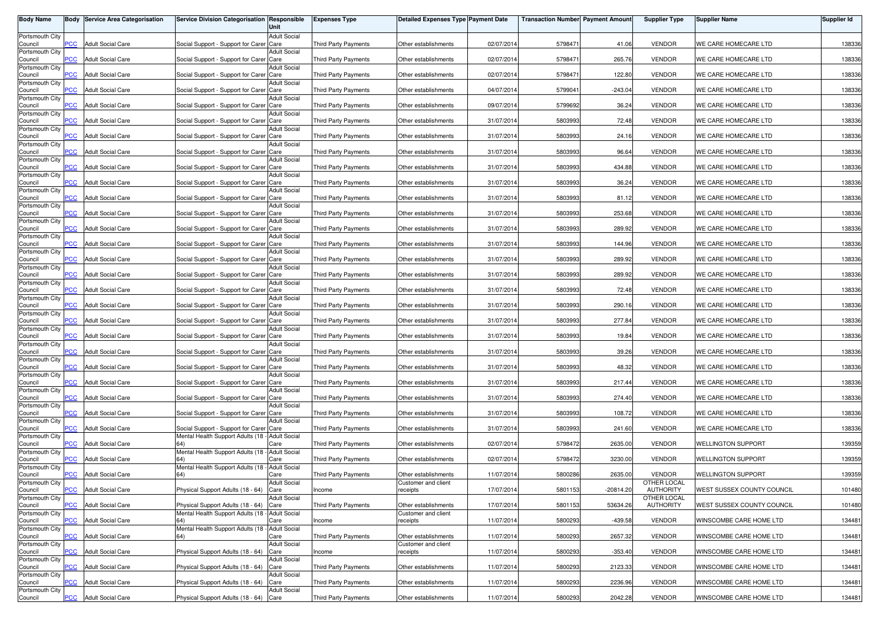| Body Name | Body | Service Area Categorisation | Service Division Categorisation | Responsible Unit | Expenses Type | Detailed Expenses Type | Payment Date | Transaction Number | Payment Amount | Supplier Type | Supplier Name | Supplier Id |
|---|---|---|---|---|---|---|---|---|---|---|---|---|
| Portsmouth City Council | PCC | Adult Social Care | Social Support - Support for Carer | Adult Social Care | Third Party Payments | Other establishments | 02/07/2014 | 5798471 | 41.06 | VENDOR | WE CARE HOMECARE LTD | 138336 |
| Portsmouth City Council | PCC | Adult Social Care | Social Support - Support for Carer | Adult Social Care | Third Party Payments | Other establishments | 02/07/2014 | 5798471 | 265.76 | VENDOR | WE CARE HOMECARE LTD | 138336 |
| Portsmouth City Council | PCC | Adult Social Care | Social Support - Support for Carer | Adult Social Care | Third Party Payments | Other establishments | 02/07/2014 | 5798471 | 122.80 | VENDOR | WE CARE HOMECARE LTD | 138336 |
| Portsmouth City Council | PCC | Adult Social Care | Social Support - Support for Carer | Adult Social Care | Third Party Payments | Other establishments | 04/07/2014 | 5799041 | -243.04 | VENDOR | WE CARE HOMECARE LTD | 138336 |
| Portsmouth City Council | PCC | Adult Social Care | Social Support - Support for Carer | Adult Social Care | Third Party Payments | Other establishments | 09/07/2014 | 5799692 | 36.24 | VENDOR | WE CARE HOMECARE LTD | 138336 |
| Portsmouth City Council | PCC | Adult Social Care | Social Support - Support for Carer | Adult Social Care | Third Party Payments | Other establishments | 31/07/2014 | 5803993 | 72.48 | VENDOR | WE CARE HOMECARE LTD | 138336 |
| Portsmouth City Council | PCC | Adult Social Care | Social Support - Support for Carer | Adult Social Care | Third Party Payments | Other establishments | 31/07/2014 | 5803993 | 24.16 | VENDOR | WE CARE HOMECARE LTD | 138336 |
| Portsmouth City Council | PCC | Adult Social Care | Social Support - Support for Carer | Adult Social Care | Third Party Payments | Other establishments | 31/07/2014 | 5803993 | 96.64 | VENDOR | WE CARE HOMECARE LTD | 138336 |
| Portsmouth City Council | PCC | Adult Social Care | Social Support - Support for Carer | Adult Social Care | Third Party Payments | Other establishments | 31/07/2014 | 5803993 | 434.88 | VENDOR | WE CARE HOMECARE LTD | 138336 |
| Portsmouth City Council | PCC | Adult Social Care | Social Support - Support for Carer | Adult Social Care | Third Party Payments | Other establishments | 31/07/2014 | 5803993 | 36.24 | VENDOR | WE CARE HOMECARE LTD | 138336 |
| Portsmouth City Council | PCC | Adult Social Care | Social Support - Support for Carer | Adult Social Care | Third Party Payments | Other establishments | 31/07/2014 | 5803993 | 81.12 | VENDOR | WE CARE HOMECARE LTD | 138336 |
| Portsmouth City Council | PCC | Adult Social Care | Social Support - Support for Carer | Adult Social Care | Third Party Payments | Other establishments | 31/07/2014 | 5803993 | 253.68 | VENDOR | WE CARE HOMECARE LTD | 138336 |
| Portsmouth City Council | PCC | Adult Social Care | Social Support - Support for Carer | Adult Social Care | Third Party Payments | Other establishments | 31/07/2014 | 5803993 | 289.92 | VENDOR | WE CARE HOMECARE LTD | 138336 |
| Portsmouth City Council | PCC | Adult Social Care | Social Support - Support for Carer | Adult Social Care | Third Party Payments | Other establishments | 31/07/2014 | 5803993 | 144.96 | VENDOR | WE CARE HOMECARE LTD | 138336 |
| Portsmouth City Council | PCC | Adult Social Care | Social Support - Support for Carer | Adult Social Care | Third Party Payments | Other establishments | 31/07/2014 | 5803993 | 289.92 | VENDOR | WE CARE HOMECARE LTD | 138336 |
| Portsmouth City Council | PCC | Adult Social Care | Social Support - Support for Carer | Adult Social Care | Third Party Payments | Other establishments | 31/07/2014 | 5803993 | 289.92 | VENDOR | WE CARE HOMECARE LTD | 138336 |
| Portsmouth City Council | PCC | Adult Social Care | Social Support - Support for Carer | Adult Social Care | Third Party Payments | Other establishments | 31/07/2014 | 5803993 | 72.48 | VENDOR | WE CARE HOMECARE LTD | 138336 |
| Portsmouth City Council | PCC | Adult Social Care | Social Support - Support for Carer | Adult Social Care | Third Party Payments | Other establishments | 31/07/2014 | 5803993 | 290.16 | VENDOR | WE CARE HOMECARE LTD | 138336 |
| Portsmouth City Council | PCC | Adult Social Care | Social Support - Support for Carer | Adult Social Care | Third Party Payments | Other establishments | 31/07/2014 | 5803993 | 277.84 | VENDOR | WE CARE HOMECARE LTD | 138336 |
| Portsmouth City Council | PCC | Adult Social Care | Social Support - Support for Carer | Adult Social Care | Third Party Payments | Other establishments | 31/07/2014 | 5803993 | 19.84 | VENDOR | WE CARE HOMECARE LTD | 138336 |
| Portsmouth City Council | PCC | Adult Social Care | Social Support - Support for Carer | Adult Social Care | Third Party Payments | Other establishments | 31/07/2014 | 5803993 | 39.26 | VENDOR | WE CARE HOMECARE LTD | 138336 |
| Portsmouth City Council | PCC | Adult Social Care | Social Support - Support for Carer | Adult Social Care | Third Party Payments | Other establishments | 31/07/2014 | 5803993 | 48.32 | VENDOR | WE CARE HOMECARE LTD | 138336 |
| Portsmouth City Council | PCC | Adult Social Care | Social Support - Support for Carer | Adult Social Care | Third Party Payments | Other establishments | 31/07/2014 | 5803993 | 217.44 | VENDOR | WE CARE HOMECARE LTD | 138336 |
| Portsmouth City Council | PCC | Adult Social Care | Social Support - Support for Carer | Adult Social Care | Third Party Payments | Other establishments | 31/07/2014 | 5803993 | 274.40 | VENDOR | WE CARE HOMECARE LTD | 138336 |
| Portsmouth City Council | PCC | Adult Social Care | Social Support - Support for Carer | Adult Social Care | Third Party Payments | Other establishments | 31/07/2014 | 5803993 | 108.72 | VENDOR | WE CARE HOMECARE LTD | 138336 |
| Portsmouth City Council | PCC | Adult Social Care | Social Support - Support for Carer | Adult Social Care | Third Party Payments | Other establishments | 31/07/2014 | 5803993 | 241.60 | VENDOR | WE CARE HOMECARE LTD | 138336 |
| Portsmouth City Council | PCC | Adult Social Care | Mental Health Support Adults (18 - 64) | Adult Social Care | Third Party Payments | Other establishments | 02/07/2014 | 5798472 | 2635.00 | VENDOR | WELLINGTON SUPPORT | 139359 |
| Portsmouth City Council | PCC | Adult Social Care | Mental Health Support Adults (18 - 64) | Adult Social Care | Third Party Payments | Other establishments | 02/07/2014 | 5798472 | 3230.00 | VENDOR | WELLINGTON SUPPORT | 139359 |
| Portsmouth City Council | PCC | Adult Social Care | Mental Health Support Adults (18 - 64) | Adult Social Care | Third Party Payments | Other establishments | 11/07/2014 | 5800286 | 2635.00 | VENDOR | WELLINGTON SUPPORT | 139359 |
| Portsmouth City Council | PCC | Adult Social Care | Physical Support Adults (18 - 64) | Adult Social Care | Income | Customer and client receipts | 17/07/2014 | 5801153 | -20814.20 | OTHER LOCAL AUTHORITY | WEST SUSSEX COUNTY COUNCIL | 101480 |
| Portsmouth City Council | PCC | Adult Social Care | Physical Support Adults (18 - 64) | Adult Social Care | Third Party Payments | Other establishments | 17/07/2014 | 5801153 | 53634.26 | OTHER LOCAL AUTHORITY | WEST SUSSEX COUNTY COUNCIL | 101480 |
| Portsmouth City Council | PCC | Adult Social Care | Mental Health Support Adults (18 - 64) | Adult Social Care | Income | Customer and client receipts | 11/07/2014 | 5800293 | -439.58 | VENDOR | WINSCOMBE CARE HOME LTD | 134481 |
| Portsmouth City Council | PCC | Adult Social Care | Mental Health Support Adults (18 - 64) | Adult Social Care | Third Party Payments | Other establishments | 11/07/2014 | 5800293 | 2657.32 | VENDOR | WINSCOMBE CARE HOME LTD | 134481 |
| Portsmouth City Council | PCC | Adult Social Care | Physical Support Adults (18 - 64) | Adult Social Care | Income | Customer and client receipts | 11/07/2014 | 5800293 | -353.40 | VENDOR | WINSCOMBE CARE HOME LTD | 134481 |
| Portsmouth City Council | PCC | Adult Social Care | Physical Support Adults (18 - 64) | Adult Social Care | Third Party Payments | Other establishments | 11/07/2014 | 5800293 | 2123.33 | VENDOR | WINSCOMBE CARE HOME LTD | 134481 |
| Portsmouth City Council | PCC | Adult Social Care | Physical Support Adults (18 - 64) | Adult Social Care | Third Party Payments | Other establishments | 11/07/2014 | 5800293 | 2236.96 | VENDOR | WINSCOMBE CARE HOME LTD | 134481 |
| Portsmouth City Council | PCC | Adult Social Care | Physical Support Adults (18 - 64) | Adult Social Care | Third Party Payments | Other establishments | 11/07/2014 | 5800293 | 2042.28 | VENDOR | WINSCOMBE CARE HOME LTD | 134481 |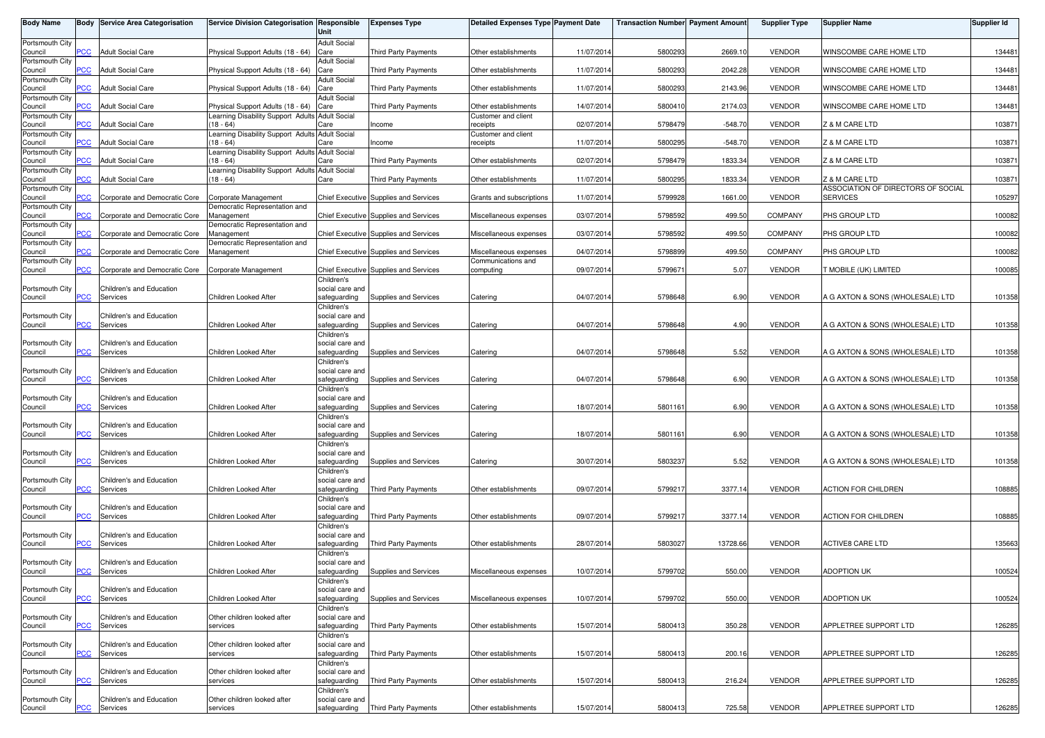| Body Name | Body | Service Area Categorisation | Service Division Categorisation | Responsible Unit | Expenses Type | Detailed Expenses Type | Payment Date | Transaction Number | Payment Amount | Supplier Type | Supplier Name | Supplier Id |
|---|---|---|---|---|---|---|---|---|---|---|---|---|
| Portsmouth City Council | PCC | Adult Social Care | Physical Support Adults (18 - 64) | Adult Social Care | Third Party Payments | Other establishments | 11/07/2014 | 5800293 | 2669.10 | VENDOR | WINSCOMBE CARE HOME LTD | 134481 |
| Portsmouth City Council | PCC | Adult Social Care | Physical Support Adults (18 - 64) | Adult Social Care | Third Party Payments | Other establishments | 11/07/2014 | 5800293 | 2042.28 | VENDOR | WINSCOMBE CARE HOME LTD | 134481 |
| Portsmouth City Council | PCC | Adult Social Care | Physical Support Adults (18 - 64) | Adult Social Care | Third Party Payments | Other establishments | 11/07/2014 | 5800293 | 2143.96 | VENDOR | WINSCOMBE CARE HOME LTD | 134481 |
| Portsmouth City Council | PCC | Adult Social Care | Physical Support Adults (18 - 64) | Adult Social Care | Third Party Payments | Other establishments | 14/07/2014 | 5800410 | 2174.03 | VENDOR | WINSCOMBE CARE HOME LTD | 134481 |
| Portsmouth City Council | PCC | Adult Social Care | Learning Disability Support Adults (18 - 64) | Adult Social Care | Income | Customer and client receipts | 02/07/2014 | 5798479 | -548.70 | VENDOR | Z & M CARE LTD | 103871 |
| Portsmouth City Council | PCC | Adult Social Care | Learning Disability Support Adults (18 - 64) | Adult Social Care | Income | Customer and client receipts | 11/07/2014 | 5800295 | -548.70 | VENDOR | Z & M CARE LTD | 103871 |
| Portsmouth City Council | PCC | Adult Social Care | Learning Disability Support Adults (18 - 64) | Adult Social Care | Third Party Payments | Other establishments | 02/07/2014 | 5798479 | 1833.34 | VENDOR | Z & M CARE LTD | 103871 |
| Portsmouth City Council | PCC | Adult Social Care | Learning Disability Support Adults (18 - 64) | Adult Social Care | Third Party Payments | Other establishments | 11/07/2014 | 5800295 | 1833.34 | VENDOR | Z & M CARE LTD | 103871 |
| Portsmouth City Council | PCC | Corporate and Democratic Core | Corporate Management | Chief Executive | Supplies and Services | Grants and subscriptions | 11/07/2014 | 5799928 | 1661.00 | VENDOR | ASSOCIATION OF DIRECTORS OF SOCIAL SERVICES | 105297 |
| Portsmouth City Council | PCC | Corporate and Democratic Core | Democratic Representation and Management | Chief Executive | Supplies and Services | Miscellaneous expenses | 03/07/2014 | 5798592 | 499.50 | COMPANY | PHS GROUP LTD | 100082 |
| Portsmouth City Council | PCC | Corporate and Democratic Core | Democratic Representation and Management | Chief Executive | Supplies and Services | Miscellaneous expenses | 03/07/2014 | 5798592 | 499.50 | COMPANY | PHS GROUP LTD | 100082 |
| Portsmouth City Council | PCC | Corporate and Democratic Core | Democratic Representation and Management | Chief Executive | Supplies and Services | Miscellaneous expenses | 04/07/2014 | 5798899 | 499.50 | COMPANY | PHS GROUP LTD | 100082 |
| Portsmouth City Council | PCC | Corporate and Democratic Core | Corporate Management | Chief Executive | Supplies and Services | Communications and computing | 09/07/2014 | 5799671 | 5.07 | VENDOR | T MOBILE (UK) LIMITED | 100085 |
| Portsmouth City Council | PCC | Children's and Education Services | Children Looked After | Children's social care and safeguarding | Supplies and Services | Catering | 04/07/2014 | 5798648 | 6.90 | VENDOR | A G AXTON & SONS (WHOLESALE) LTD | 101358 |
| Portsmouth City Council | PCC | Children's and Education Services | Children Looked After | Children's social care and safeguarding | Supplies and Services | Catering | 04/07/2014 | 5798648 | 4.90 | VENDOR | A G AXTON & SONS (WHOLESALE) LTD | 101358 |
| Portsmouth City Council | PCC | Children's and Education Services | Children Looked After | Children's social care and safeguarding | Supplies and Services | Catering | 04/07/2014 | 5798648 | 5.52 | VENDOR | A G AXTON & SONS (WHOLESALE) LTD | 101358 |
| Portsmouth City Council | PCC | Children's and Education Services | Children Looked After | Children's social care and safeguarding | Supplies and Services | Catering | 04/07/2014 | 5798648 | 6.90 | VENDOR | A G AXTON & SONS (WHOLESALE) LTD | 101358 |
| Portsmouth City Council | PCC | Children's and Education Services | Children Looked After | Children's social care and safeguarding | Supplies and Services | Catering | 18/07/2014 | 5801161 | 6.90 | VENDOR | A G AXTON & SONS (WHOLESALE) LTD | 101358 |
| Portsmouth City Council | PCC | Children's and Education Services | Children Looked After | Children's social care and safeguarding | Supplies and Services | Catering | 18/07/2014 | 5801161 | 6.90 | VENDOR | A G AXTON & SONS (WHOLESALE) LTD | 101358 |
| Portsmouth City Council | PCC | Children's and Education Services | Children Looked After | Children's social care and safeguarding | Supplies and Services | Catering | 30/07/2014 | 5803237 | 5.52 | VENDOR | A G AXTON & SONS (WHOLESALE) LTD | 101358 |
| Portsmouth City Council | PCC | Children's and Education Services | Children Looked After | Children's social care and safeguarding | Third Party Payments | Other establishments | 09/07/2014 | 5799217 | 3377.14 | VENDOR | ACTION FOR CHILDREN | 108885 |
| Portsmouth City Council | PCC | Children's and Education Services | Children Looked After | Children's social care and safeguarding | Third Party Payments | Other establishments | 09/07/2014 | 5799217 | 3377.14 | VENDOR | ACTION FOR CHILDREN | 108885 |
| Portsmouth City Council | PCC | Children's and Education Services | Children Looked After | Children's social care and safeguarding | Third Party Payments | Other establishments | 28/07/2014 | 5803027 | 13728.66 | VENDOR | ACTIVE8 CARE LTD | 135663 |
| Portsmouth City Council | PCC | Children's and Education Services | Children Looked After | Children's social care and safeguarding | Supplies and Services | Miscellaneous expenses | 10/07/2014 | 5799702 | 550.00 | VENDOR | ADOPTION UK | 100524 |
| Portsmouth City Council | PCC | Children's and Education Services | Children Looked After | Children's social care and safeguarding | Supplies and Services | Miscellaneous expenses | 10/07/2014 | 5799702 | 550.00 | VENDOR | ADOPTION UK | 100524 |
| Portsmouth City Council | PCC | Children's and Education Services | Other children looked after services | Children's social care and safeguarding | Third Party Payments | Other establishments | 15/07/2014 | 5800413 | 350.28 | VENDOR | APPLETREE SUPPORT LTD | 126285 |
| Portsmouth City Council | PCC | Children's and Education Services | Other children looked after services | Children's social care and safeguarding | Third Party Payments | Other establishments | 15/07/2014 | 5800413 | 200.16 | VENDOR | APPLETREE SUPPORT LTD | 126285 |
| Portsmouth City Council | PCC | Children's and Education Services | Other children looked after services | Children's social care and safeguarding | Third Party Payments | Other establishments | 15/07/2014 | 5800413 | 216.24 | VENDOR | APPLETREE SUPPORT LTD | 126285 |
| Portsmouth City Council | PCC | Children's and Education Services | Other children looked after services | Children's social care and safeguarding | Third Party Payments | Other establishments | 15/07/2014 | 5800413 | 725.58 | VENDOR | APPLETREE SUPPORT LTD | 126285 |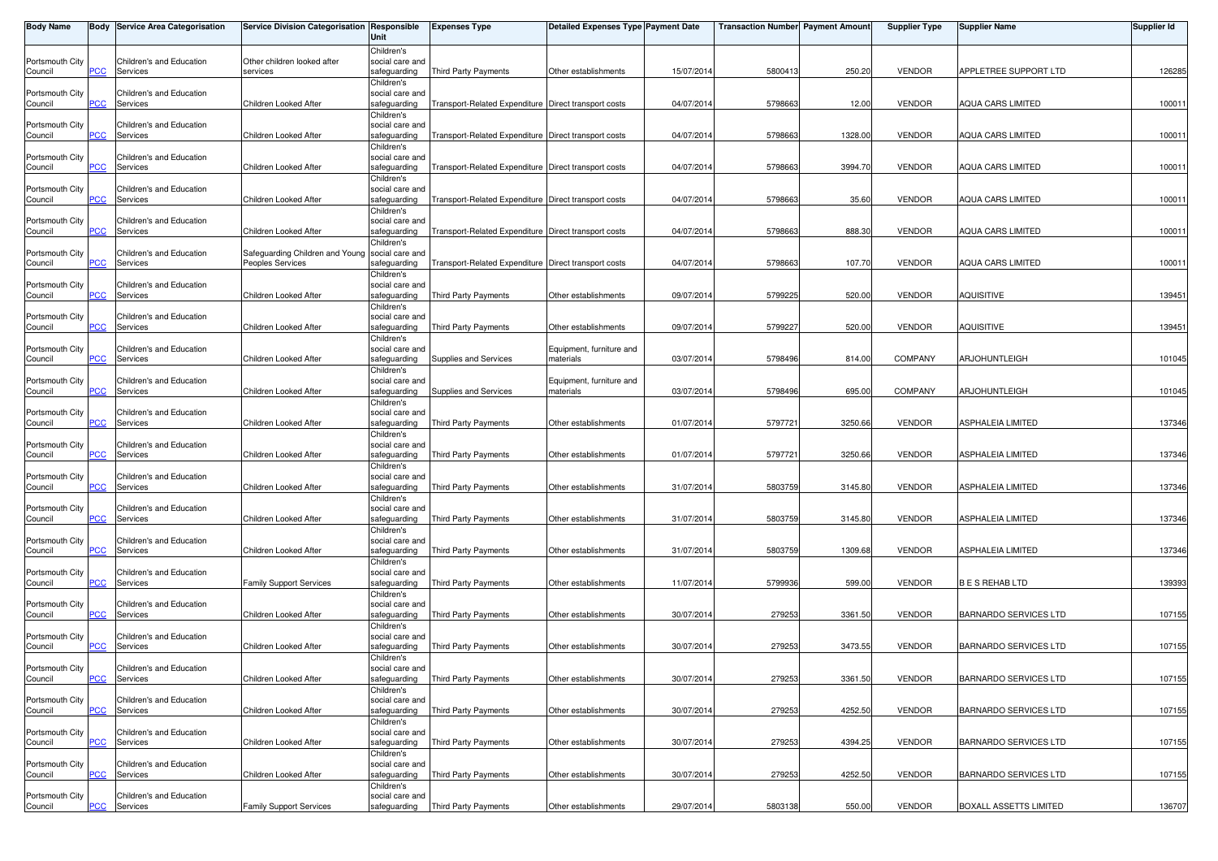| Body Name | Body | Service Area Categorisation | Service Division Categorisation | Responsible Unit | Expenses Type | Detailed Expenses Type | Payment Date | Transaction Number | Payment Amount | Supplier Type | Supplier Name | Supplier Id |
|---|---|---|---|---|---|---|---|---|---|---|---|---|
| Portsmouth City Council | PCC | Children's and Education Services | Other children looked after services | Children's social care and safeguarding | Third Party Payments | Other establishments | 15/07/2014 | 5800413 | 250.20 | VENDOR | APPLETREE SUPPORT LTD | 126285 |
| Portsmouth City Council | PCC | Children's and Education Services | Children Looked After | Children's social care and safeguarding | Transport-Related Expenditure | Direct transport costs | 04/07/2014 | 5798663 | 12.00 | VENDOR | AQUA CARS LIMITED | 100011 |
| Portsmouth City Council | PCC | Children's and Education Services | Children Looked After | Children's social care and safeguarding | Transport-Related Expenditure | Direct transport costs | 04/07/2014 | 5798663 | 1328.00 | VENDOR | AQUA CARS LIMITED | 100011 |
| Portsmouth City Council | PCC | Children's and Education Services | Children Looked After | Children's social care and safeguarding | Transport-Related Expenditure | Direct transport costs | 04/07/2014 | 5798663 | 3994.70 | VENDOR | AQUA CARS LIMITED | 100011 |
| Portsmouth City Council | PCC | Children's and Education Services | Children Looked After | Children's social care and safeguarding | Transport-Related Expenditure | Direct transport costs | 04/07/2014 | 5798663 | 35.60 | VENDOR | AQUA CARS LIMITED | 100011 |
| Portsmouth City Council | PCC | Children's and Education Services | Children Looked After | Children's social care and safeguarding | Transport-Related Expenditure | Direct transport costs | 04/07/2014 | 5798663 | 888.30 | VENDOR | AQUA CARS LIMITED | 100011 |
| Portsmouth City Council | PCC | Children's and Education Services | Safeguarding Children and Young Peoples Services | Children's social care and safeguarding | Transport-Related Expenditure | Direct transport costs | 04/07/2014 | 5798663 | 107.70 | VENDOR | AQUA CARS LIMITED | 100011 |
| Portsmouth City Council | PCC | Children's and Education Services | Children Looked After | Children's social care and safeguarding | Third Party Payments | Other establishments | 09/07/2014 | 5799225 | 520.00 | VENDOR | AQUISITIVE | 139451 |
| Portsmouth City Council | PCC | Children's and Education Services | Children Looked After | Children's social care and safeguarding | Third Party Payments | Other establishments | 09/07/2014 | 5799227 | 520.00 | VENDOR | AQUISITIVE | 139451 |
| Portsmouth City Council | PCC | Children's and Education Services | Children Looked After | Children's social care and safeguarding | Supplies and Services | Equipment, furniture and materials | 03/07/2014 | 5798496 | 814.00 | COMPANY | ARJOHUNTLEIGH | 101045 |
| Portsmouth City Council | PCC | Children's and Education Services | Children Looked After | Children's social care and safeguarding | Supplies and Services | Equipment, furniture and materials | 03/07/2014 | 5798496 | 695.00 | COMPANY | ARJOHUNTLEIGH | 101045 |
| Portsmouth City Council | PCC | Children's and Education Services | Children Looked After | Children's social care and safeguarding | Third Party Payments | Other establishments | 01/07/2014 | 5797721 | 3250.66 | VENDOR | ASPHALEIA LIMITED | 137346 |
| Portsmouth City Council | PCC | Children's and Education Services | Children Looked After | Children's social care and safeguarding | Third Party Payments | Other establishments | 01/07/2014 | 5797721 | 3250.66 | VENDOR | ASPHALEIA LIMITED | 137346 |
| Portsmouth City Council | PCC | Children's and Education Services | Children Looked After | Children's social care and safeguarding | Third Party Payments | Other establishments | 31/07/2014 | 5803759 | 3145.80 | VENDOR | ASPHALEIA LIMITED | 137346 |
| Portsmouth City Council | PCC | Children's and Education Services | Children Looked After | Children's social care and safeguarding | Third Party Payments | Other establishments | 31/07/2014 | 5803759 | 3145.80 | VENDOR | ASPHALEIA LIMITED | 137346 |
| Portsmouth City Council | PCC | Children's and Education Services | Children Looked After | Children's social care and safeguarding | Third Party Payments | Other establishments | 31/07/2014 | 5803759 | 1309.68 | VENDOR | ASPHALEIA LIMITED | 137346 |
| Portsmouth City Council | PCC | Children's and Education Services | Family Support Services | Children's social care and safeguarding | Third Party Payments | Other establishments | 11/07/2014 | 5799936 | 599.00 | VENDOR | B E S REHAB LTD | 139393 |
| Portsmouth City Council | PCC | Children's and Education Services | Children Looked After | Children's social care and safeguarding | Third Party Payments | Other establishments | 30/07/2014 | 279253 | 3361.50 | VENDOR | BARNARDO SERVICES LTD | 107155 |
| Portsmouth City Council | PCC | Children's and Education Services | Children Looked After | Children's social care and safeguarding | Third Party Payments | Other establishments | 30/07/2014 | 279253 | 3473.55 | VENDOR | BARNARDO SERVICES LTD | 107155 |
| Portsmouth City Council | PCC | Children's and Education Services | Children Looked After | Children's social care and safeguarding | Third Party Payments | Other establishments | 30/07/2014 | 279253 | 3361.50 | VENDOR | BARNARDO SERVICES LTD | 107155 |
| Portsmouth City Council | PCC | Children's and Education Services | Children Looked After | Children's social care and safeguarding | Third Party Payments | Other establishments | 30/07/2014 | 279253 | 4252.50 | VENDOR | BARNARDO SERVICES LTD | 107155 |
| Portsmouth City Council | PCC | Children's and Education Services | Children Looked After | Children's social care and safeguarding | Third Party Payments | Other establishments | 30/07/2014 | 279253 | 4394.25 | VENDOR | BARNARDO SERVICES LTD | 107155 |
| Portsmouth City Council | PCC | Children's and Education Services | Children Looked After | Children's social care and safeguarding | Third Party Payments | Other establishments | 30/07/2014 | 279253 | 4252.50 | VENDOR | BARNARDO SERVICES LTD | 107155 |
| Portsmouth City Council | PCC | Children's and Education Services | Family Support Services | Children's social care and safeguarding | Third Party Payments | Other establishments | 29/07/2014 | 5803138 | 550.00 | VENDOR | BOXALL ASSETTS LIMITED | 136707 |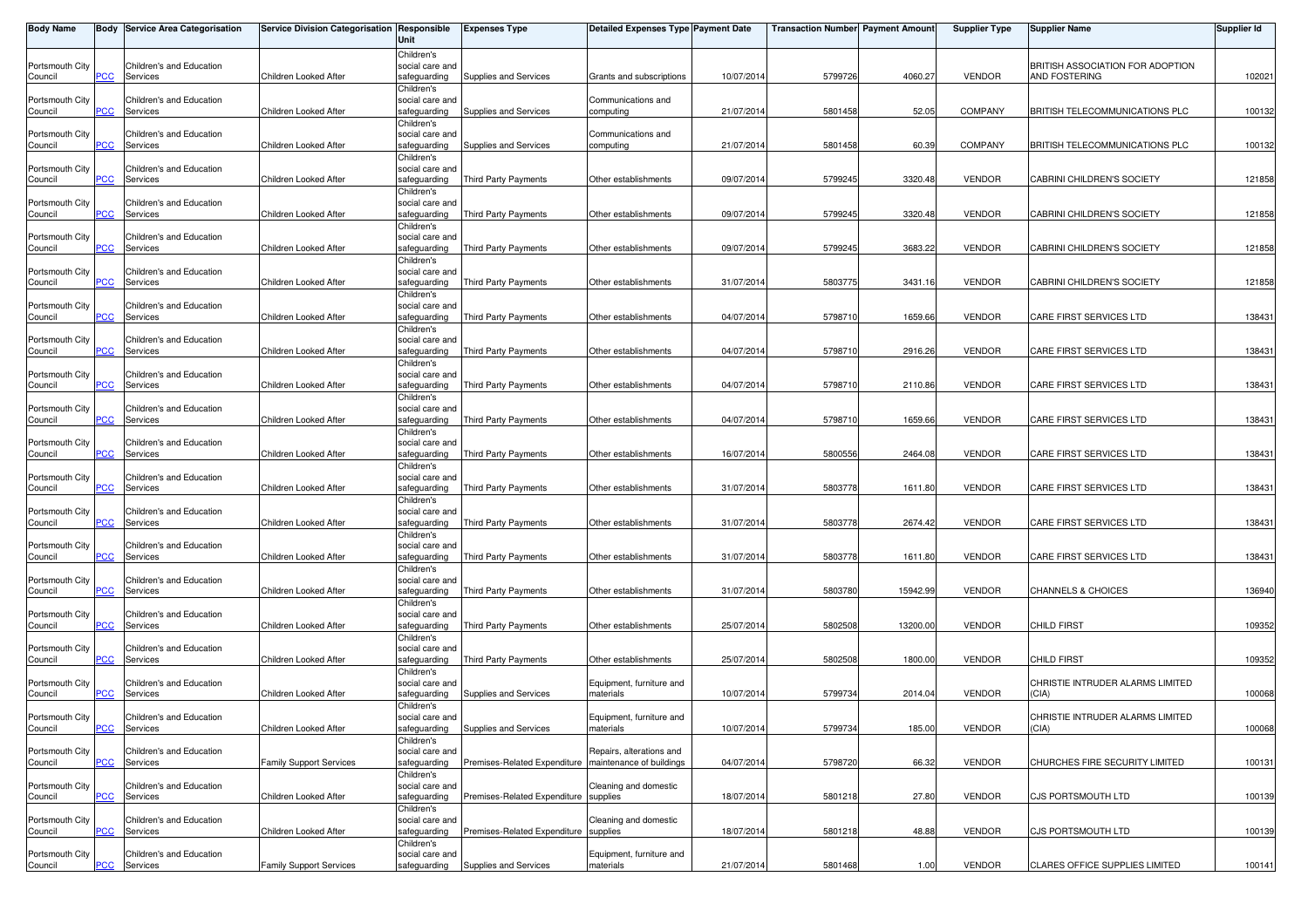| Body Name | Body | Service Area Categorisation | Service Division Categorisation | Responsible Unit | Expenses Type | Detailed Expenses Type | Payment Date | Transaction Number | Payment Amount | Supplier Type | Supplier Name | Supplier Id |
|---|---|---|---|---|---|---|---|---|---|---|---|---|
| Portsmouth City Council | PCC | Children's and Education Services | Children Looked After | Children's social care and safeguarding | Supplies and Services | Grants and subscriptions | 10/07/2014 | 5799726 | 4060.27 | VENDOR | BRITISH ASSOCIATION FOR ADOPTION AND FOSTERING | 102021 |
| Portsmouth City Council | PCC | Children's and Education Services | Children Looked After | Children's social care and safeguarding | Supplies and Services | Communications and computing | 21/07/2014 | 5801458 | 52.05 | COMPANY | BRITISH TELECOMMUNICATIONS PLC | 100132 |
| Portsmouth City Council | PCC | Children's and Education Services | Children Looked After | Children's social care and safeguarding | Supplies and Services | Communications and computing | 21/07/2014 | 5801458 | 60.39 | COMPANY | BRITISH TELECOMMUNICATIONS PLC | 100132 |
| Portsmouth City Council | PCC | Children's and Education Services | Children Looked After | Children's social care and safeguarding | Third Party Payments | Other establishments | 09/07/2014 | 5799245 | 3320.48 | VENDOR | CABRINI CHILDREN'S SOCIETY | 121858 |
| Portsmouth City Council | PCC | Children's and Education Services | Children Looked After | Children's social care and safeguarding | Third Party Payments | Other establishments | 09/07/2014 | 5799245 | 3320.48 | VENDOR | CABRINI CHILDREN'S SOCIETY | 121858 |
| Portsmouth City Council | PCC | Children's and Education Services | Children Looked After | Children's social care and safeguarding | Third Party Payments | Other establishments | 09/07/2014 | 5799245 | 3683.22 | VENDOR | CABRINI CHILDREN'S SOCIETY | 121858 |
| Portsmouth City Council | PCC | Children's and Education Services | Children Looked After | Children's social care and safeguarding | Third Party Payments | Other establishments | 31/07/2014 | 5803775 | 3431.16 | VENDOR | CABRINI CHILDREN'S SOCIETY | 121858 |
| Portsmouth City Council | PCC | Children's and Education Services | Children Looked After | Children's social care and safeguarding | Third Party Payments | Other establishments | 04/07/2014 | 5798710 | 1659.66 | VENDOR | CARE FIRST SERVICES LTD | 138431 |
| Portsmouth City Council | PCC | Children's and Education Services | Children Looked After | Children's social care and safeguarding | Third Party Payments | Other establishments | 04/07/2014 | 5798710 | 2916.26 | VENDOR | CARE FIRST SERVICES LTD | 138431 |
| Portsmouth City Council | PCC | Children's and Education Services | Children Looked After | Children's social care and safeguarding | Third Party Payments | Other establishments | 04/07/2014 | 5798710 | 2110.86 | VENDOR | CARE FIRST SERVICES LTD | 138431 |
| Portsmouth City Council | PCC | Children's and Education Services | Children Looked After | Children's social care and safeguarding | Third Party Payments | Other establishments | 04/07/2014 | 5798710 | 1659.66 | VENDOR | CARE FIRST SERVICES LTD | 138431 |
| Portsmouth City Council | PCC | Children's and Education Services | Children Looked After | Children's social care and safeguarding | Third Party Payments | Other establishments | 16/07/2014 | 5800556 | 2464.08 | VENDOR | CARE FIRST SERVICES LTD | 138431 |
| Portsmouth City Council | PCC | Children's and Education Services | Children Looked After | Children's social care and safeguarding | Third Party Payments | Other establishments | 31/07/2014 | 5803778 | 1611.80 | VENDOR | CARE FIRST SERVICES LTD | 138431 |
| Portsmouth City Council | PCC | Children's and Education Services | Children Looked After | Children's social care and safeguarding | Third Party Payments | Other establishments | 31/07/2014 | 5803778 | 2674.42 | VENDOR | CARE FIRST SERVICES LTD | 138431 |
| Portsmouth City Council | PCC | Children's and Education Services | Children Looked After | Children's social care and safeguarding | Third Party Payments | Other establishments | 31/07/2014 | 5803778 | 1611.80 | VENDOR | CARE FIRST SERVICES LTD | 138431 |
| Portsmouth City Council | PCC | Children's and Education Services | Children Looked After | Children's social care and safeguarding | Third Party Payments | Other establishments | 31/07/2014 | 5803780 | 15942.99 | VENDOR | CHANNELS & CHOICES | 136940 |
| Portsmouth City Council | PCC | Children's and Education Services | Children Looked After | Children's social care and safeguarding | Third Party Payments | Other establishments | 25/07/2014 | 5802508 | 13200.00 | VENDOR | CHILD FIRST | 109352 |
| Portsmouth City Council | PCC | Children's and Education Services | Children Looked After | Children's social care and safeguarding | Third Party Payments | Other establishments | 25/07/2014 | 5802508 | 1800.00 | VENDOR | CHILD FIRST | 109352 |
| Portsmouth City Council | PCC | Children's and Education Services | Children Looked After | Children's social care and safeguarding | Supplies and Services | Equipment, furniture and materials | 10/07/2014 | 5799734 | 2014.04 | VENDOR | CHRISTIE INTRUDER ALARMS LIMITED (CIA) | 100068 |
| Portsmouth City Council | PCC | Children's and Education Services | Children Looked After | Children's social care and safeguarding | Supplies and Services | Equipment, furniture and materials | 10/07/2014 | 5799734 | 185.00 | VENDOR | CHRISTIE INTRUDER ALARMS LIMITED (CIA) | 100068 |
| Portsmouth City Council | PCC | Children's and Education Services | Family Support Services | Children's social care and safeguarding | Premises-Related Expenditure | Repairs, alterations and maintenance of buildings | 04/07/2014 | 5798720 | 66.32 | VENDOR | CHURCHES FIRE SECURITY LIMITED | 100131 |
| Portsmouth City Council | PCC | Children's and Education Services | Children Looked After | Children's social care and safeguarding | Premises-Related Expenditure | Cleaning and domestic supplies | 18/07/2014 | 5801218 | 27.80 | VENDOR | CJS PORTSMOUTH LTD | 100139 |
| Portsmouth City Council | PCC | Children's and Education Services | Children Looked After | Children's social care and safeguarding | Premises-Related Expenditure | Cleaning and domestic supplies | 18/07/2014 | 5801218 | 48.88 | VENDOR | CJS PORTSMOUTH LTD | 100139 |
| Portsmouth City Council | PCC | Children's and Education Services | Family Support Services | Children's social care and safeguarding | Supplies and Services | Equipment, furniture and materials | 21/07/2014 | 5801468 | 1.00 | VENDOR | CLARES OFFICE SUPPLIES LIMITED | 100141 |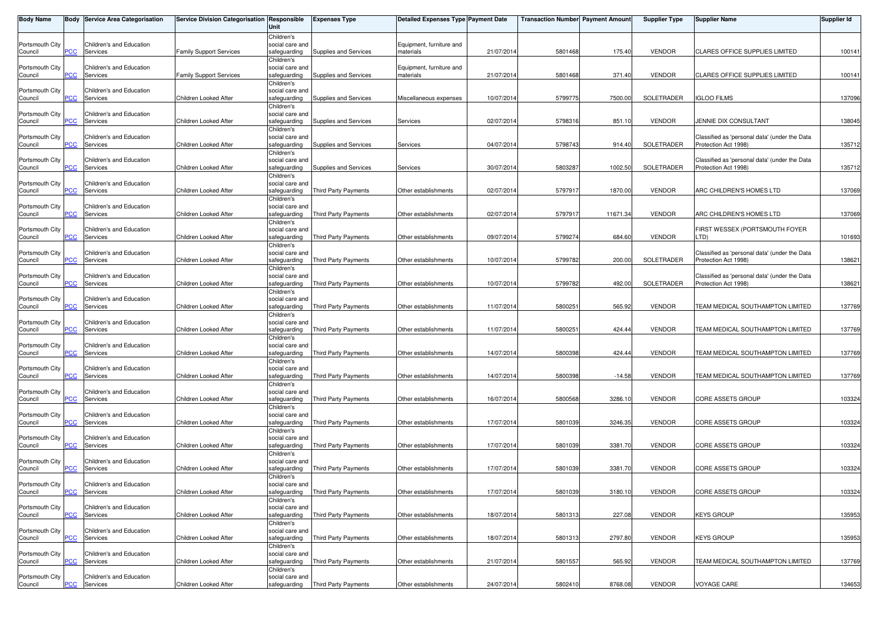| Body Name | Body | Service Area Categorisation | Service Division Categorisation | Responsible Unit | Expenses Type | Detailed Expenses Type | Payment Date | Transaction Number | Payment Amount | Supplier Type | Supplier Name | Supplier Id |
|---|---|---|---|---|---|---|---|---|---|---|---|---|
| Portsmouth City Council | PCC | Children's and Education Services | Family Support Services | Children's social care and safeguarding | Supplies and Services | Equipment, furniture and materials | 21/07/2014 | 5801468 | 175.40 | VENDOR | CLARES OFFICE SUPPLIES LIMITED | 100141 |
| Portsmouth City Council | PCC | Children's and Education Services | Family Support Services | Children's social care and safeguarding | Supplies and Services | Equipment, furniture and materials | 21/07/2014 | 5801468 | 371.40 | VENDOR | CLARES OFFICE SUPPLIES LIMITED | 100141 |
| Portsmouth City Council | PCC | Children's and Education Services | Children Looked After | Children's social care and safeguarding | Supplies and Services | Miscellaneous expenses | 10/07/2014 | 5799775 | 7500.00 | SOLETRADER | IGLOO FILMS | 137096 |
| Portsmouth City Council | PCC | Children's and Education Services | Children Looked After | Children's social care and safeguarding | Supplies and Services | Services | 02/07/2014 | 5798316 | 851.10 | VENDOR | JENNIE DIX CONSULTANT | 138045 |
| Portsmouth City Council | PCC | Children's and Education Services | Children Looked After | Children's social care and safeguarding | Supplies and Services | Services | 04/07/2014 | 5798743 | 914.40 | SOLETRADER | Classified as 'personal data' (under the Data Protection Act 1998) | 135712 |
| Portsmouth City Council | PCC | Children's and Education Services | Children Looked After | Children's social care and safeguarding | Supplies and Services | Services | 30/07/2014 | 5803287 | 1002.50 | SOLETRADER | Classified as 'personal data' (under the Data Protection Act 1998) | 135712 |
| Portsmouth City Council | PCC | Children's and Education Services | Children Looked After | Children's social care and safeguarding | Third Party Payments | Other establishments | 02/07/2014 | 5797917 | 1870.00 | VENDOR | ARC CHILDREN'S HOMES LTD | 137069 |
| Portsmouth City Council | PCC | Children's and Education Services | Children Looked After | Children's social care and safeguarding | Third Party Payments | Other establishments | 02/07/2014 | 5797917 | 11671.34 | VENDOR | ARC CHILDREN'S HOMES LTD | 137069 |
| Portsmouth City Council | PCC | Children's and Education Services | Children Looked After | Children's social care and safeguarding | Third Party Payments | Other establishments | 09/07/2014 | 5799274 | 684.60 | VENDOR | FIRST WESSEX (PORTSMOUTH FOYER LTD) | 101693 |
| Portsmouth City Council | PCC | Children's and Education Services | Children Looked After | Children's social care and safeguarding | Third Party Payments | Other establishments | 10/07/2014 | 5799782 | 200.00 | SOLETRADER | Classified as 'personal data' (under the Data Protection Act 1998) | 138621 |
| Portsmouth City Council | PCC | Children's and Education Services | Children Looked After | Children's social care and safeguarding | Third Party Payments | Other establishments | 10/07/2014 | 5799782 | 492.00 | SOLETRADER | Classified as 'personal data' (under the Data Protection Act 1998) | 138621 |
| Portsmouth City Council | PCC | Children's and Education Services | Children Looked After | Children's social care and safeguarding | Third Party Payments | Other establishments | 11/07/2014 | 5800251 | 565.92 | VENDOR | TEAM MEDICAL SOUTHAMPTON LIMITED | 137769 |
| Portsmouth City Council | PCC | Children's and Education Services | Children Looked After | Children's social care and safeguarding | Third Party Payments | Other establishments | 11/07/2014 | 5800251 | 424.44 | VENDOR | TEAM MEDICAL SOUTHAMPTON LIMITED | 137769 |
| Portsmouth City Council | PCC | Children's and Education Services | Children Looked After | Children's social care and safeguarding | Third Party Payments | Other establishments | 14/07/2014 | 5800398 | 424.44 | VENDOR | TEAM MEDICAL SOUTHAMPTON LIMITED | 137769 |
| Portsmouth City Council | PCC | Children's and Education Services | Children Looked After | Children's social care and safeguarding | Third Party Payments | Other establishments | 14/07/2014 | 5800398 | -14.58 | VENDOR | TEAM MEDICAL SOUTHAMPTON LIMITED | 137769 |
| Portsmouth City Council | PCC | Children's and Education Services | Children Looked After | Children's social care and safeguarding | Third Party Payments | Other establishments | 16/07/2014 | 5800568 | 3286.10 | VENDOR | CORE ASSETS GROUP | 103324 |
| Portsmouth City Council | PCC | Children's and Education Services | Children Looked After | Children's social care and safeguarding | Third Party Payments | Other establishments | 17/07/2014 | 5801039 | 3246.35 | VENDOR | CORE ASSETS GROUP | 103324 |
| Portsmouth City Council | PCC | Children's and Education Services | Children Looked After | Children's social care and safeguarding | Third Party Payments | Other establishments | 17/07/2014 | 5801039 | 3381.70 | VENDOR | CORE ASSETS GROUP | 103324 |
| Portsmouth City Council | PCC | Children's and Education Services | Children Looked After | Children's social care and safeguarding | Third Party Payments | Other establishments | 17/07/2014 | 5801039 | 3381.70 | VENDOR | CORE ASSETS GROUP | 103324 |
| Portsmouth City Council | PCC | Children's and Education Services | Children Looked After | Children's social care and safeguarding | Third Party Payments | Other establishments | 17/07/2014 | 5801039 | 3180.10 | VENDOR | CORE ASSETS GROUP | 103324 |
| Portsmouth City Council | PCC | Children's and Education Services | Children Looked After | Children's social care and safeguarding | Third Party Payments | Other establishments | 18/07/2014 | 5801313 | 227.08 | VENDOR | KEYS GROUP | 135953 |
| Portsmouth City Council | PCC | Children's and Education Services | Children Looked After | Children's social care and safeguarding | Third Party Payments | Other establishments | 18/07/2014 | 5801313 | 2797.80 | VENDOR | KEYS GROUP | 135953 |
| Portsmouth City Council | PCC | Children's and Education Services | Children Looked After | Children's social care and safeguarding | Third Party Payments | Other establishments | 21/07/2014 | 5801557 | 565.92 | VENDOR | TEAM MEDICAL SOUTHAMPTON LIMITED | 137769 |
| Portsmouth City Council | PCC | Children's and Education Services | Children Looked After | Children's social care and safeguarding | Third Party Payments | Other establishments | 24/07/2014 | 5802410 | 8768.08 | VENDOR | VOYAGE CARE | 134653 |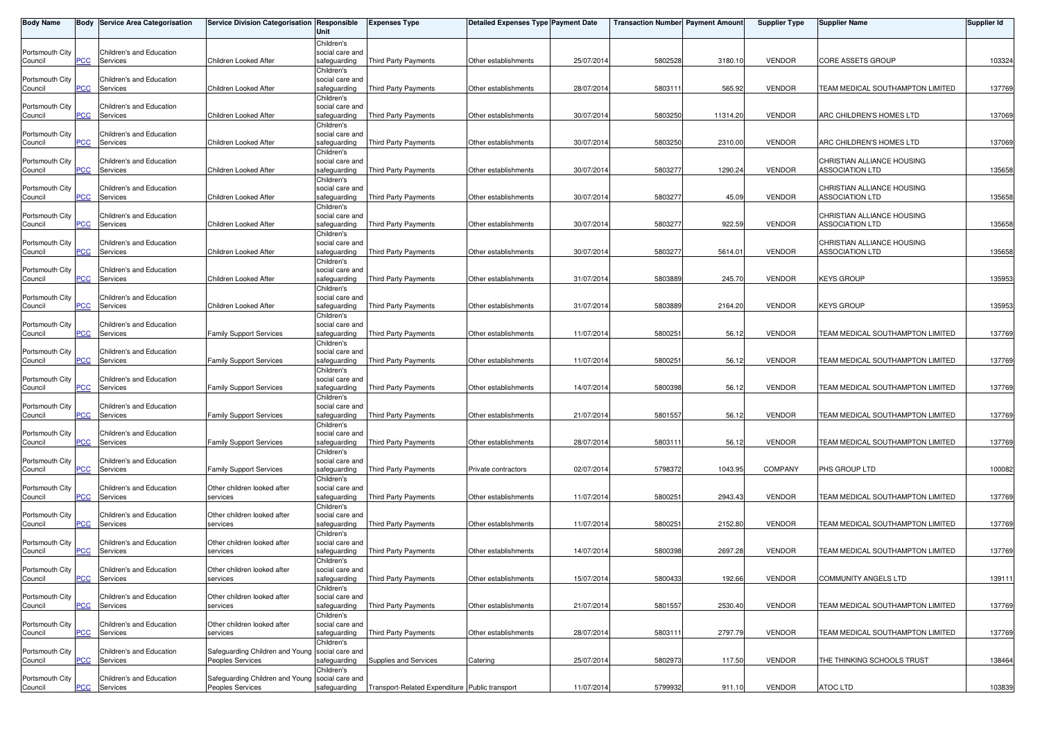| Body Name | Body | Service Area Categorisation | Service Division Categorisation | Responsible Unit | Expenses Type | Detailed Expenses Type | Payment Date | Transaction Number | Payment Amount | Supplier Type | Supplier Name | Supplier Id |
|---|---|---|---|---|---|---|---|---|---|---|---|---|
| Portsmouth City Council | PCC | Children's and Education Services | Children Looked After | Children's social care and safeguarding | Third Party Payments | Other establishments | 25/07/2014 | 5802528 | 3180.10 | VENDOR | CORE ASSETS GROUP | 103324 |
| Portsmouth City Council | PCC | Children's and Education Services | Children Looked After | Children's social care and safeguarding | Third Party Payments | Other establishments | 28/07/2014 | 5803111 | 565.92 | VENDOR | TEAM MEDICAL SOUTHAMPTON LIMITED | 137769 |
| Portsmouth City Council | PCC | Children's and Education Services | Children Looked After | Children's social care and safeguarding | Third Party Payments | Other establishments | 30/07/2014 | 5803250 | 11314.20 | VENDOR | ARC CHILDREN'S HOMES LTD | 137069 |
| Portsmouth City Council | PCC | Children's and Education Services | Children Looked After | Children's social care and safeguarding | Third Party Payments | Other establishments | 30/07/2014 | 5803250 | 2310.00 | VENDOR | ARC CHILDREN'S HOMES LTD | 137069 |
| Portsmouth City Council | PCC | Children's and Education Services | Children Looked After | Children's social care and safeguarding | Third Party Payments | Other establishments | 30/07/2014 | 5803277 | 1290.24 | VENDOR | CHRISTIAN ALLIANCE HOUSING ASSOCIATION LTD | 135658 |
| Portsmouth City Council | PCC | Children's and Education Services | Children Looked After | Children's social care and safeguarding | Third Party Payments | Other establishments | 30/07/2014 | 5803277 | 45.09 | VENDOR | CHRISTIAN ALLIANCE HOUSING ASSOCIATION LTD | 135658 |
| Portsmouth City Council | PCC | Children's and Education Services | Children Looked After | Children's social care and safeguarding | Third Party Payments | Other establishments | 30/07/2014 | 5803277 | 922.59 | VENDOR | CHRISTIAN ALLIANCE HOUSING ASSOCIATION LTD | 135658 |
| Portsmouth City Council | PCC | Children's and Education Services | Children Looked After | Children's social care and safeguarding | Third Party Payments | Other establishments | 30/07/2014 | 5803277 | 5614.01 | VENDOR | CHRISTIAN ALLIANCE HOUSING ASSOCIATION LTD | 135658 |
| Portsmouth City Council | PCC | Children's and Education Services | Children Looked After | Children's social care and safeguarding | Third Party Payments | Other establishments | 31/07/2014 | 5803889 | 245.70 | VENDOR | KEYS GROUP | 135953 |
| Portsmouth City Council | PCC | Children's and Education Services | Children Looked After | Children's social care and safeguarding | Third Party Payments | Other establishments | 31/07/2014 | 5803889 | 2164.20 | VENDOR | KEYS GROUP | 135953 |
| Portsmouth City Council | PCC | Children's and Education Services | Family Support Services | Children's social care and safeguarding | Third Party Payments | Other establishments | 11/07/2014 | 5800251 | 56.12 | VENDOR | TEAM MEDICAL SOUTHAMPTON LIMITED | 137769 |
| Portsmouth City Council | PCC | Children's and Education Services | Family Support Services | Children's social care and safeguarding | Third Party Payments | Other establishments | 11/07/2014 | 5800251 | 56.12 | VENDOR | TEAM MEDICAL SOUTHAMPTON LIMITED | 137769 |
| Portsmouth City Council | PCC | Children's and Education Services | Family Support Services | Children's social care and safeguarding | Third Party Payments | Other establishments | 14/07/2014 | 5800398 | 56.12 | VENDOR | TEAM MEDICAL SOUTHAMPTON LIMITED | 137769 |
| Portsmouth City Council | PCC | Children's and Education Services | Family Support Services | Children's social care and safeguarding | Third Party Payments | Other establishments | 21/07/2014 | 5801557 | 56.12 | VENDOR | TEAM MEDICAL SOUTHAMPTON LIMITED | 137769 |
| Portsmouth City Council | PCC | Children's and Education Services | Family Support Services | Children's social care and safeguarding | Third Party Payments | Other establishments | 28/07/2014 | 5803111 | 56.12 | VENDOR | TEAM MEDICAL SOUTHAMPTON LIMITED | 137769 |
| Portsmouth City Council | PCC | Children's and Education Services | Family Support Services | Children's social care and safeguarding | Third Party Payments | Private contractors | 02/07/2014 | 5798372 | 1043.95 | COMPANY | PHS GROUP LTD | 100082 |
| Portsmouth City Council | PCC | Children's and Education Services | Other children looked after services | Children's social care and safeguarding | Third Party Payments | Other establishments | 11/07/2014 | 5800251 | 2943.43 | VENDOR | TEAM MEDICAL SOUTHAMPTON LIMITED | 137769 |
| Portsmouth City Council | PCC | Children's and Education Services | Other children looked after services | Children's social care and safeguarding | Third Party Payments | Other establishments | 11/07/2014 | 5800251 | 2152.80 | VENDOR | TEAM MEDICAL SOUTHAMPTON LIMITED | 137769 |
| Portsmouth City Council | PCC | Children's and Education Services | Other children looked after services | Children's social care and safeguarding | Third Party Payments | Other establishments | 14/07/2014 | 5800398 | 2697.28 | VENDOR | TEAM MEDICAL SOUTHAMPTON LIMITED | 137769 |
| Portsmouth City Council | PCC | Children's and Education Services | Other children looked after services | Children's social care and safeguarding | Third Party Payments | Other establishments | 15/07/2014 | 5800433 | 192.66 | VENDOR | COMMUNITY ANGELS LTD | 139111 |
| Portsmouth City Council | PCC | Children's and Education Services | Other children looked after services | Children's social care and safeguarding | Third Party Payments | Other establishments | 21/07/2014 | 5801557 | 2530.40 | VENDOR | TEAM MEDICAL SOUTHAMPTON LIMITED | 137769 |
| Portsmouth City Council | PCC | Children's and Education Services | Other children looked after services | Children's social care and safeguarding | Third Party Payments | Other establishments | 28/07/2014 | 5803111 | 2797.79 | VENDOR | TEAM MEDICAL SOUTHAMPTON LIMITED | 137769 |
| Portsmouth City Council | PCC | Children's and Education Services | Safeguarding Children and Young Peoples Services | Children's social care and safeguarding | Supplies and Services | Catering | 25/07/2014 | 5802973 | 117.50 | VENDOR | THE THINKING SCHOOLS TRUST | 138464 |
| Portsmouth City Council | PCC | Children's and Education Services | Safeguarding Children and Young Peoples Services | Children's social care and safeguarding | Transport-Related Expenditure | Public transport | 11/07/2014 | 5799932 | 911.10 | VENDOR | ATOC LTD | 103839 |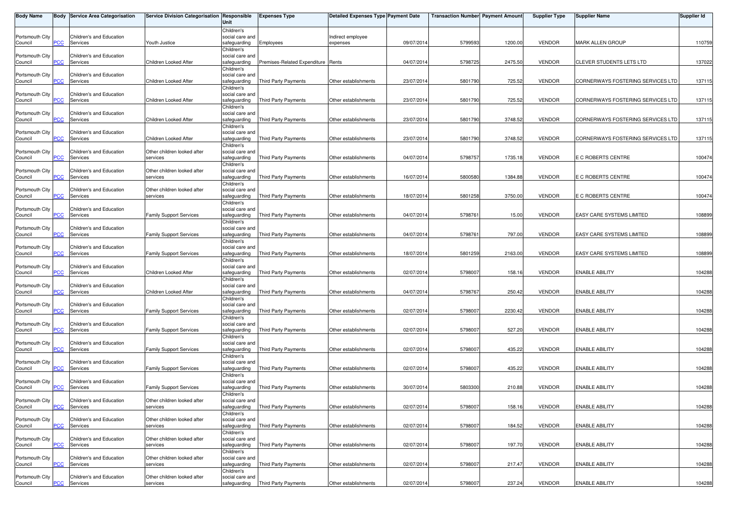| Body Name | Body | Service Area Categorisation | Service Division Categorisation | Responsible Unit | Expenses Type | Detailed Expenses Type | Payment Date | Transaction Number | Payment Amount | Supplier Type | Supplier Name | Supplier Id |
|---|---|---|---|---|---|---|---|---|---|---|---|---|
| Portsmouth City Council | PCC | Children's and Education Services | Youth Justice | Children's social care and safeguarding | Employees | Indirect employee expenses | 09/07/2014 | 5799593 | 1200.00 | VENDOR | MARK ALLEN GROUP | 110759 |
| Portsmouth City Council | PCC | Children's and Education Services | Children Looked After | Children's social care and safeguarding | Premises-Related Expenditure | Rents | 04/07/2014 | 5798725 | 2475.50 | VENDOR | CLEVER STUDENTS LETS LTD | 137022 |
| Portsmouth City Council | PCC | Children's and Education Services | Children Looked After | Children's social care and safeguarding | Third Party Payments | Other establishments | 23/07/2014 | 5801790 | 725.52 | VENDOR | CORNERWAYS FOSTERING SERVICES LTD | 137115 |
| Portsmouth City Council | PCC | Children's and Education Services | Children Looked After | Children's social care and safeguarding | Third Party Payments | Other establishments | 23/07/2014 | 5801790 | 725.52 | VENDOR | CORNERWAYS FOSTERING SERVICES LTD | 137115 |
| Portsmouth City Council | PCC | Children's and Education Services | Children Looked After | Children's social care and safeguarding | Third Party Payments | Other establishments | 23/07/2014 | 5801790 | 3748.52 | VENDOR | CORNERWAYS FOSTERING SERVICES LTD | 137115 |
| Portsmouth City Council | PCC | Children's and Education Services | Children Looked After | Children's social care and safeguarding | Third Party Payments | Other establishments | 23/07/2014 | 5801790 | 3748.52 | VENDOR | CORNERWAYS FOSTERING SERVICES LTD | 137115 |
| Portsmouth City Council | PCC | Children's and Education Services | Other children looked after services | Children's social care and safeguarding | Third Party Payments | Other establishments | 04/07/2014 | 5798757 | 1735.18 | VENDOR | E C ROBERTS CENTRE | 100474 |
| Portsmouth City Council | PCC | Children's and Education Services | Other children looked after services | Children's social care and safeguarding | Third Party Payments | Other establishments | 16/07/2014 | 5800580 | 1384.88 | VENDOR | E C ROBERTS CENTRE | 100474 |
| Portsmouth City Council | PCC | Children's and Education Services | Other children looked after services | Children's social care and safeguarding | Third Party Payments | Other establishments | 18/07/2014 | 5801258 | 3750.00 | VENDOR | E C ROBERTS CENTRE | 100474 |
| Portsmouth City Council | PCC | Children's and Education Services | Family Support Services | Children's social care and safeguarding | Third Party Payments | Other establishments | 04/07/2014 | 5798761 | 15.00 | VENDOR | EASY CARE SYSTEMS LIMITED | 108899 |
| Portsmouth City Council | PCC | Children's and Education Services | Family Support Services | Children's social care and safeguarding | Third Party Payments | Other establishments | 04/07/2014 | 5798761 | 797.00 | VENDOR | EASY CARE SYSTEMS LIMITED | 108899 |
| Portsmouth City Council | PCC | Children's and Education Services | Family Support Services | Children's social care and safeguarding | Third Party Payments | Other establishments | 18/07/2014 | 5801259 | 2163.00 | VENDOR | EASY CARE SYSTEMS LIMITED | 108899 |
| Portsmouth City Council | PCC | Children's and Education Services | Children Looked After | Children's social care and safeguarding | Third Party Payments | Other establishments | 02/07/2014 | 5798007 | 158.16 | VENDOR | ENABLE ABILITY | 104288 |
| Portsmouth City Council | PCC | Children's and Education Services | Children Looked After | Children's social care and safeguarding | Third Party Payments | Other establishments | 04/07/2014 | 5798767 | 250.42 | VENDOR | ENABLE ABILITY | 104288 |
| Portsmouth City Council | PCC | Children's and Education Services | Family Support Services | Children's social care and safeguarding | Third Party Payments | Other establishments | 02/07/2014 | 5798007 | 2230.42 | VENDOR | ENABLE ABILITY | 104288 |
| Portsmouth City Council | PCC | Children's and Education Services | Family Support Services | Children's social care and safeguarding | Third Party Payments | Other establishments | 02/07/2014 | 5798007 | 527.20 | VENDOR | ENABLE ABILITY | 104288 |
| Portsmouth City Council | PCC | Children's and Education Services | Family Support Services | Children's social care and safeguarding | Third Party Payments | Other establishments | 02/07/2014 | 5798007 | 435.22 | VENDOR | ENABLE ABILITY | 104288 |
| Portsmouth City Council | PCC | Children's and Education Services | Family Support Services | Children's social care and safeguarding | Third Party Payments | Other establishments | 02/07/2014 | 5798007 | 435.22 | VENDOR | ENABLE ABILITY | 104288 |
| Portsmouth City Council | PCC | Children's and Education Services | Family Support Services | Children's social care and safeguarding | Third Party Payments | Other establishments | 30/07/2014 | 5803300 | 210.88 | VENDOR | ENABLE ABILITY | 104288 |
| Portsmouth City Council | PCC | Children's and Education Services | Other children looked after services | Children's social care and safeguarding | Third Party Payments | Other establishments | 02/07/2014 | 5798007 | 158.16 | VENDOR | ENABLE ABILITY | 104288 |
| Portsmouth City Council | PCC | Children's and Education Services | Other children looked after services | Children's social care and safeguarding | Third Party Payments | Other establishments | 02/07/2014 | 5798007 | 184.52 | VENDOR | ENABLE ABILITY | 104288 |
| Portsmouth City Council | PCC | Children's and Education Services | Other children looked after services | Children's social care and safeguarding | Third Party Payments | Other establishments | 02/07/2014 | 5798007 | 197.70 | VENDOR | ENABLE ABILITY | 104288 |
| Portsmouth City Council | PCC | Children's and Education Services | Other children looked after services | Children's social care and safeguarding | Third Party Payments | Other establishments | 02/07/2014 | 5798007 | 217.47 | VENDOR | ENABLE ABILITY | 104288 |
| Portsmouth City Council | PCC | Children's and Education Services | Other children looked after services | Children's social care and safeguarding | Third Party Payments | Other establishments | 02/07/2014 | 5798007 | 237.24 | VENDOR | ENABLE ABILITY | 104288 |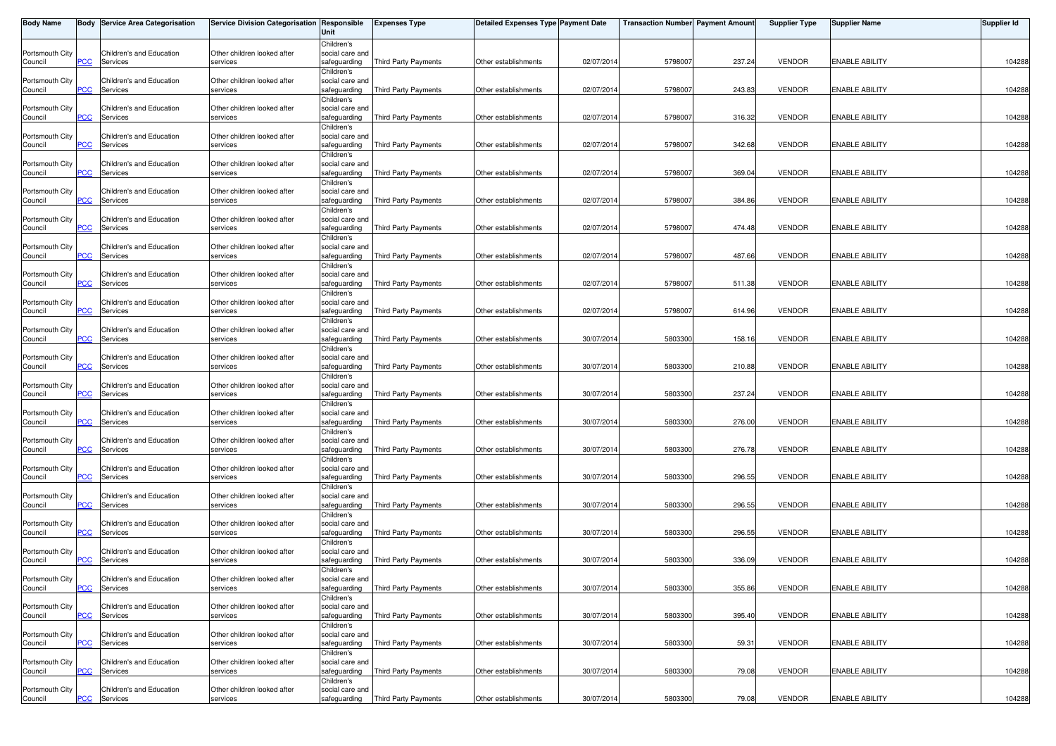| Body Name | Body | Service Area Categorisation | Service Division Categorisation | Responsible Unit | Expenses Type | Detailed Expenses Type | Payment Date | Transaction Number | Payment Amount | Supplier Type | Supplier Name | Supplier Id |
|---|---|---|---|---|---|---|---|---|---|---|---|---|
| Portsmouth City Council | PCC | Children's and Education Services | Other children looked after services | Children's social care and safeguarding | Third Party Payments | Other establishments | 02/07/2014 | 5798007 | 237.24 | VENDOR | ENABLE ABILITY | 104288 |
| Portsmouth City Council | PCC | Children's and Education Services | Other children looked after services | Children's social care and safeguarding | Third Party Payments | Other establishments | 02/07/2014 | 5798007 | 243.83 | VENDOR | ENABLE ABILITY | 104288 |
| Portsmouth City Council | PCC | Children's and Education Services | Other children looked after services | Children's social care and safeguarding | Third Party Payments | Other establishments | 02/07/2014 | 5798007 | 316.32 | VENDOR | ENABLE ABILITY | 104288 |
| Portsmouth City Council | PCC | Children's and Education Services | Other children looked after services | Children's social care and safeguarding | Third Party Payments | Other establishments | 02/07/2014 | 5798007 | 342.68 | VENDOR | ENABLE ABILITY | 104288 |
| Portsmouth City Council | PCC | Children's and Education Services | Other children looked after services | Children's social care and safeguarding | Third Party Payments | Other establishments | 02/07/2014 | 5798007 | 369.04 | VENDOR | ENABLE ABILITY | 104288 |
| Portsmouth City Council | PCC | Children's and Education Services | Other children looked after services | Children's social care and safeguarding | Third Party Payments | Other establishments | 02/07/2014 | 5798007 | 384.86 | VENDOR | ENABLE ABILITY | 104288 |
| Portsmouth City Council | PCC | Children's and Education Services | Other children looked after services | Children's social care and safeguarding | Third Party Payments | Other establishments | 02/07/2014 | 5798007 | 474.48 | VENDOR | ENABLE ABILITY | 104288 |
| Portsmouth City Council | PCC | Children's and Education Services | Other children looked after services | Children's social care and safeguarding | Third Party Payments | Other establishments | 02/07/2014 | 5798007 | 487.66 | VENDOR | ENABLE ABILITY | 104288 |
| Portsmouth City Council | PCC | Children's and Education Services | Other children looked after services | Children's social care and safeguarding | Third Party Payments | Other establishments | 02/07/2014 | 5798007 | 511.38 | VENDOR | ENABLE ABILITY | 104288 |
| Portsmouth City Council | PCC | Children's and Education Services | Other children looked after services | Children's social care and safeguarding | Third Party Payments | Other establishments | 02/07/2014 | 5798007 | 614.96 | VENDOR | ENABLE ABILITY | 104288 |
| Portsmouth City Council | PCC | Children's and Education Services | Other children looked after services | Children's social care and safeguarding | Third Party Payments | Other establishments | 30/07/2014 | 5803300 | 158.16 | VENDOR | ENABLE ABILITY | 104288 |
| Portsmouth City Council | PCC | Children's and Education Services | Other children looked after services | Children's social care and safeguarding | Third Party Payments | Other establishments | 30/07/2014 | 5803300 | 210.88 | VENDOR | ENABLE ABILITY | 104288 |
| Portsmouth City Council | PCC | Children's and Education Services | Other children looked after services | Children's social care and safeguarding | Third Party Payments | Other establishments | 30/07/2014 | 5803300 | 237.24 | VENDOR | ENABLE ABILITY | 104288 |
| Portsmouth City Council | PCC | Children's and Education Services | Other children looked after services | Children's social care and safeguarding | Third Party Payments | Other establishments | 30/07/2014 | 5803300 | 276.00 | VENDOR | ENABLE ABILITY | 104288 |
| Portsmouth City Council | PCC | Children's and Education Services | Other children looked after services | Children's social care and safeguarding | Third Party Payments | Other establishments | 30/07/2014 | 5803300 | 276.78 | VENDOR | ENABLE ABILITY | 104288 |
| Portsmouth City Council | PCC | Children's and Education Services | Other children looked after services | Children's social care and safeguarding | Third Party Payments | Other establishments | 30/07/2014 | 5803300 | 296.55 | VENDOR | ENABLE ABILITY | 104288 |
| Portsmouth City Council | PCC | Children's and Education Services | Other children looked after services | Children's social care and safeguarding | Third Party Payments | Other establishments | 30/07/2014 | 5803300 | 296.55 | VENDOR | ENABLE ABILITY | 104288 |
| Portsmouth City Council | PCC | Children's and Education Services | Other children looked after services | Children's social care and safeguarding | Third Party Payments | Other establishments | 30/07/2014 | 5803300 | 296.55 | VENDOR | ENABLE ABILITY | 104288 |
| Portsmouth City Council | PCC | Children's and Education Services | Other children looked after services | Children's social care and safeguarding | Third Party Payments | Other establishments | 30/07/2014 | 5803300 | 336.09 | VENDOR | ENABLE ABILITY | 104288 |
| Portsmouth City Council | PCC | Children's and Education Services | Other children looked after services | Children's social care and safeguarding | Third Party Payments | Other establishments | 30/07/2014 | 5803300 | 355.86 | VENDOR | ENABLE ABILITY | 104288 |
| Portsmouth City Council | PCC | Children's and Education Services | Other children looked after services | Children's social care and safeguarding | Third Party Payments | Other establishments | 30/07/2014 | 5803300 | 395.40 | VENDOR | ENABLE ABILITY | 104288 |
| Portsmouth City Council | PCC | Children's and Education Services | Other children looked after services | Children's social care and safeguarding | Third Party Payments | Other establishments | 30/07/2014 | 5803300 | 59.31 | VENDOR | ENABLE ABILITY | 104288 |
| Portsmouth City Council | PCC | Children's and Education Services | Other children looked after services | Children's social care and safeguarding | Third Party Payments | Other establishments | 30/07/2014 | 5803300 | 79.08 | VENDOR | ENABLE ABILITY | 104288 |
| Portsmouth City Council | PCC | Children's and Education Services | Other children looked after services | Children's social care and safeguarding | Third Party Payments | Other establishments | 30/07/2014 | 5803300 | 79.08 | VENDOR | ENABLE ABILITY | 104288 |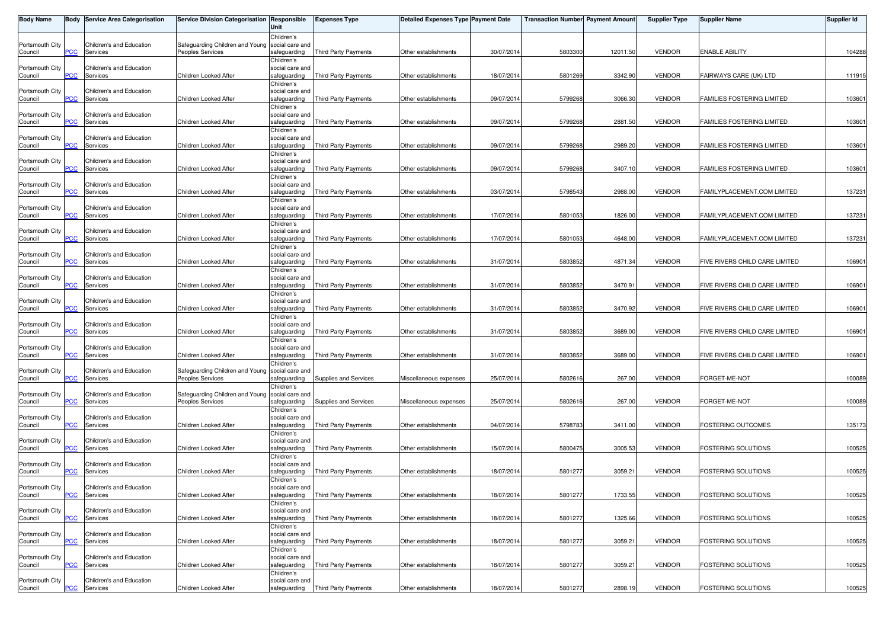| Body Name | Body | Service Area Categorisation | Service Division Categorisation | Responsible Unit | Expenses Type | Detailed Expenses Type | Payment Date | Transaction Number | Payment Amount | Supplier Type | Supplier Name | Supplier Id |
|---|---|---|---|---|---|---|---|---|---|---|---|---|
| Portsmouth City Council | PCC | Children's and Education Services | Safeguarding Children and Young Peoples Services | Children's social care and safeguarding | Third Party Payments | Other establishments | 30/07/2014 | 5803300 | 12011.50 | VENDOR | ENABLE ABILITY | 104288 |
| Portsmouth City Council | PCC | Children's and Education Services | Children Looked After | Children's social care and safeguarding | Third Party Payments | Other establishments | 18/07/2014 | 5801269 | 3342.90 | VENDOR | FAIRWAYS CARE (UK) LTD | 111915 |
| Portsmouth City Council | PCC | Children's and Education Services | Children Looked After | Children's social care and safeguarding | Third Party Payments | Other establishments | 09/07/2014 | 5799268 | 3066.30 | VENDOR | FAMILIES FOSTERING LIMITED | 103601 |
| Portsmouth City Council | PCC | Children's and Education Services | Children Looked After | Children's social care and safeguarding | Third Party Payments | Other establishments | 09/07/2014 | 5799268 | 2881.50 | VENDOR | FAMILIES FOSTERING LIMITED | 103601 |
| Portsmouth City Council | PCC | Children's and Education Services | Children Looked After | Children's social care and safeguarding | Third Party Payments | Other establishments | 09/07/2014 | 5799268 | 2989.20 | VENDOR | FAMILIES FOSTERING LIMITED | 103601 |
| Portsmouth City Council | PCC | Children's and Education Services | Children Looked After | Children's social care and safeguarding | Third Party Payments | Other establishments | 09/07/2014 | 5799268 | 3407.10 | VENDOR | FAMILIES FOSTERING LIMITED | 103601 |
| Portsmouth City Council | PCC | Children's and Education Services | Children Looked After | Children's social care and safeguarding | Third Party Payments | Other establishments | 03/07/2014 | 5798543 | 2988.00 | VENDOR | FAMILYPLACEMENT.COM LIMITED | 137231 |
| Portsmouth City Council | PCC | Children's and Education Services | Children Looked After | Children's social care and safeguarding | Third Party Payments | Other establishments | 17/07/2014 | 5801053 | 1826.00 | VENDOR | FAMILYPLACEMENT.COM LIMITED | 137231 |
| Portsmouth City Council | PCC | Children's and Education Services | Children Looked After | Children's social care and safeguarding | Third Party Payments | Other establishments | 17/07/2014 | 5801053 | 4648.00 | VENDOR | FAMILYPLACEMENT.COM LIMITED | 137231 |
| Portsmouth City Council | PCC | Children's and Education Services | Children Looked After | Children's social care and safeguarding | Third Party Payments | Other establishments | 31/07/2014 | 5803852 | 4871.34 | VENDOR | FIVE RIVERS CHILD CARE LIMITED | 106901 |
| Portsmouth City Council | PCC | Children's and Education Services | Children Looked After | Children's social care and safeguarding | Third Party Payments | Other establishments | 31/07/2014 | 5803852 | 3470.91 | VENDOR | FIVE RIVERS CHILD CARE LIMITED | 106901 |
| Portsmouth City Council | PCC | Children's and Education Services | Children Looked After | Children's social care and safeguarding | Third Party Payments | Other establishments | 31/07/2014 | 5803852 | 3470.92 | VENDOR | FIVE RIVERS CHILD CARE LIMITED | 106901 |
| Portsmouth City Council | PCC | Children's and Education Services | Children Looked After | Children's social care and safeguarding | Third Party Payments | Other establishments | 31/07/2014 | 5803852 | 3689.00 | VENDOR | FIVE RIVERS CHILD CARE LIMITED | 106901 |
| Portsmouth City Council | PCC | Children's and Education Services | Children Looked After | Children's social care and safeguarding | Third Party Payments | Other establishments | 31/07/2014 | 5803852 | 3689.00 | VENDOR | FIVE RIVERS CHILD CARE LIMITED | 106901 |
| Portsmouth City Council | PCC | Children's and Education Services | Safeguarding Children and Young Peoples Services | Children's social care and safeguarding | Supplies and Services | Miscellaneous expenses | 25/07/2014 | 5802616 | 267.00 | VENDOR | FORGET-ME-NOT | 100089 |
| Portsmouth City Council | PCC | Children's and Education Services | Safeguarding Children and Young Peoples Services | Children's social care and safeguarding | Supplies and Services | Miscellaneous expenses | 25/07/2014 | 5802616 | 267.00 | VENDOR | FORGET-ME-NOT | 100089 |
| Portsmouth City Council | PCC | Children's and Education Services | Children Looked After | Children's social care and safeguarding | Third Party Payments | Other establishments | 04/07/2014 | 5798783 | 3411.00 | VENDOR | FOSTERING OUTCOMES | 135173 |
| Portsmouth City Council | PCC | Children's and Education Services | Children Looked After | Children's social care and safeguarding | Third Party Payments | Other establishments | 15/07/2014 | 5800475 | 3005.53 | VENDOR | FOSTERING SOLUTIONS | 100525 |
| Portsmouth City Council | PCC | Children's and Education Services | Children Looked After | Children's social care and safeguarding | Third Party Payments | Other establishments | 18/07/2014 | 5801277 | 3059.21 | VENDOR | FOSTERING SOLUTIONS | 100525 |
| Portsmouth City Council | PCC | Children's and Education Services | Children Looked After | Children's social care and safeguarding | Third Party Payments | Other establishments | 18/07/2014 | 5801277 | 1733.55 | VENDOR | FOSTERING SOLUTIONS | 100525 |
| Portsmouth City Council | PCC | Children's and Education Services | Children Looked After | Children's social care and safeguarding | Third Party Payments | Other establishments | 18/07/2014 | 5801277 | 1325.66 | VENDOR | FOSTERING SOLUTIONS | 100525 |
| Portsmouth City Council | PCC | Children's and Education Services | Children Looked After | Children's social care and safeguarding | Third Party Payments | Other establishments | 18/07/2014 | 5801277 | 3059.21 | VENDOR | FOSTERING SOLUTIONS | 100525 |
| Portsmouth City Council | PCC | Children's and Education Services | Children Looked After | Children's social care and safeguarding | Third Party Payments | Other establishments | 18/07/2014 | 5801277 | 3059.21 | VENDOR | FOSTERING SOLUTIONS | 100525 |
| Portsmouth City Council | PCC | Children's and Education Services | Children Looked After | Children's social care and safeguarding | Third Party Payments | Other establishments | 18/07/2014 | 5801277 | 2898.19 | VENDOR | FOSTERING SOLUTIONS | 100525 |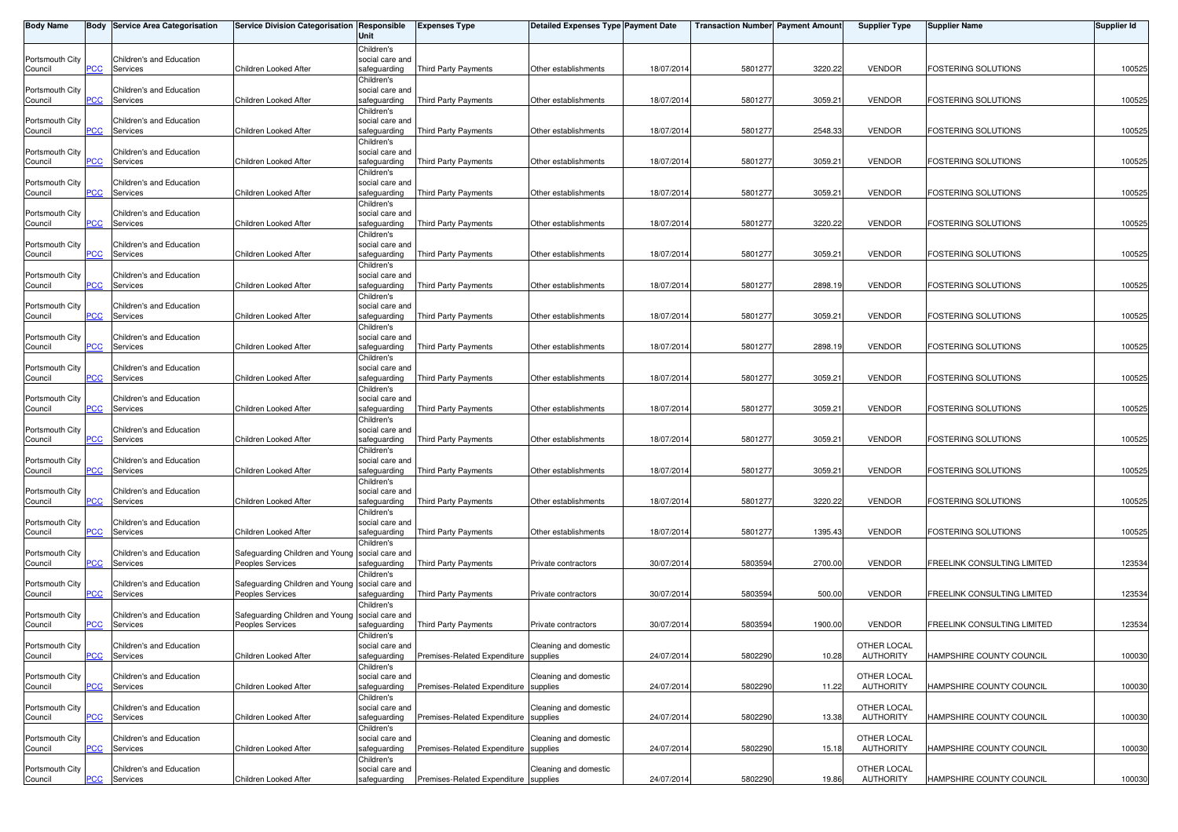| Body Name | Body | Service Area Categorisation | Service Division Categorisation | Responsible Unit | Expenses Type | Detailed Expenses Type | Payment Date | Transaction Number | Payment Amount | Supplier Type | Supplier Name | Supplier Id |
|---|---|---|---|---|---|---|---|---|---|---|---|---|
| Portsmouth City Council | PCC | Children's and Education Services | Children Looked After | Children's social care and safeguarding | Third Party Payments | Other establishments | 18/07/2014 | 5801277 | 3220.22 | VENDOR | FOSTERING SOLUTIONS | 100525 |
| Portsmouth City Council | PCC | Children's and Education Services | Children Looked After | Children's social care and safeguarding | Third Party Payments | Other establishments | 18/07/2014 | 5801277 | 3059.21 | VENDOR | FOSTERING SOLUTIONS | 100525 |
| Portsmouth City Council | PCC | Children's and Education Services | Children Looked After | Children's social care and safeguarding | Third Party Payments | Other establishments | 18/07/2014 | 5801277 | 2548.33 | VENDOR | FOSTERING SOLUTIONS | 100525 |
| Portsmouth City Council | PCC | Children's and Education Services | Children Looked After | Children's social care and safeguarding | Third Party Payments | Other establishments | 18/07/2014 | 5801277 | 3059.21 | VENDOR | FOSTERING SOLUTIONS | 100525 |
| Portsmouth City Council | PCC | Children's and Education Services | Children Looked After | Children's social care and safeguarding | Third Party Payments | Other establishments | 18/07/2014 | 5801277 | 3059.21 | VENDOR | FOSTERING SOLUTIONS | 100525 |
| Portsmouth City Council | PCC | Children's and Education Services | Children Looked After | Children's social care and safeguarding | Third Party Payments | Other establishments | 18/07/2014 | 5801277 | 3220.22 | VENDOR | FOSTERING SOLUTIONS | 100525 |
| Portsmouth City Council | PCC | Children's and Education Services | Children Looked After | Children's social care and safeguarding | Third Party Payments | Other establishments | 18/07/2014 | 5801277 | 3059.21 | VENDOR | FOSTERING SOLUTIONS | 100525 |
| Portsmouth City Council | PCC | Children's and Education Services | Children Looked After | Children's social care and safeguarding | Third Party Payments | Other establishments | 18/07/2014 | 5801277 | 2898.19 | VENDOR | FOSTERING SOLUTIONS | 100525 |
| Portsmouth City Council | PCC | Children's and Education Services | Children Looked After | Children's social care and safeguarding | Third Party Payments | Other establishments | 18/07/2014 | 5801277 | 3059.21 | VENDOR | FOSTERING SOLUTIONS | 100525 |
| Portsmouth City Council | PCC | Children's and Education Services | Children Looked After | Children's social care and safeguarding | Third Party Payments | Other establishments | 18/07/2014 | 5801277 | 2898.19 | VENDOR | FOSTERING SOLUTIONS | 100525 |
| Portsmouth City Council | PCC | Children's and Education Services | Children Looked After | Children's social care and safeguarding | Third Party Payments | Other establishments | 18/07/2014 | 5801277 | 3059.21 | VENDOR | FOSTERING SOLUTIONS | 100525 |
| Portsmouth City Council | PCC | Children's and Education Services | Children Looked After | Children's social care and safeguarding | Third Party Payments | Other establishments | 18/07/2014 | 5801277 | 3059.21 | VENDOR | FOSTERING SOLUTIONS | 100525 |
| Portsmouth City Council | PCC | Children's and Education Services | Children Looked After | Children's social care and safeguarding | Third Party Payments | Other establishments | 18/07/2014 | 5801277 | 3059.21 | VENDOR | FOSTERING SOLUTIONS | 100525 |
| Portsmouth City Council | PCC | Children's and Education Services | Children Looked After | Children's social care and safeguarding | Third Party Payments | Other establishments | 18/07/2014 | 5801277 | 3059.21 | VENDOR | FOSTERING SOLUTIONS | 100525 |
| Portsmouth City Council | PCC | Children's and Education Services | Children Looked After | Children's social care and safeguarding | Third Party Payments | Other establishments | 18/07/2014 | 5801277 | 3220.22 | VENDOR | FOSTERING SOLUTIONS | 100525 |
| Portsmouth City Council | PCC | Children's and Education Services | Children Looked After | Children's social care and safeguarding | Third Party Payments | Other establishments | 18/07/2014 | 5801277 | 1395.43 | VENDOR | FOSTERING SOLUTIONS | 100525 |
| Portsmouth City Council | PCC | Children's and Education Services | Safeguarding Children and Young Peoples Services | Children's social care and safeguarding | Third Party Payments | Private contractors | 30/07/2014 | 5803594 | 2700.00 | VENDOR | FREELINK CONSULTING LIMITED | 123534 |
| Portsmouth City Council | PCC | Children's and Education Services | Safeguarding Children and Young Peoples Services | Children's social care and safeguarding | Third Party Payments | Private contractors | 30/07/2014 | 5803594 | 500.00 | VENDOR | FREELINK CONSULTING LIMITED | 123534 |
| Portsmouth City Council | PCC | Children's and Education Services | Safeguarding Children and Young Peoples Services | Children's social care and safeguarding | Third Party Payments | Private contractors | 30/07/2014 | 5803594 | 1900.00 | VENDOR | FREELINK CONSULTING LIMITED | 123534 |
| Portsmouth City Council | PCC | Children's and Education Services | Children Looked After | Children's social care and safeguarding | Premises-Related Expenditure | Cleaning and domestic supplies | 24/07/2014 | 5802290 | 10.28 | OTHER LOCAL AUTHORITY | HAMPSHIRE COUNTY COUNCIL | 100030 |
| Portsmouth City Council | PCC | Children's and Education Services | Children Looked After | Children's social care and safeguarding | Premises-Related Expenditure | Cleaning and domestic supplies | 24/07/2014 | 5802290 | 11.22 | OTHER LOCAL AUTHORITY | HAMPSHIRE COUNTY COUNCIL | 100030 |
| Portsmouth City Council | PCC | Children's and Education Services | Children Looked After | Children's social care and safeguarding | Premises-Related Expenditure | Cleaning and domestic supplies | 24/07/2014 | 5802290 | 13.38 | OTHER LOCAL AUTHORITY | HAMPSHIRE COUNTY COUNCIL | 100030 |
| Portsmouth City Council | PCC | Children's and Education Services | Children Looked After | Children's social care and safeguarding | Premises-Related Expenditure | Cleaning and domestic supplies | 24/07/2014 | 5802290 | 15.18 | OTHER LOCAL AUTHORITY | HAMPSHIRE COUNTY COUNCIL | 100030 |
| Portsmouth City Council | PCC | Children's and Education Services | Children Looked After | Children's social care and safeguarding | Premises-Related Expenditure | Cleaning and domestic supplies | 24/07/2014 | 5802290 | 19.86 | OTHER LOCAL AUTHORITY | HAMPSHIRE COUNTY COUNCIL | 100030 |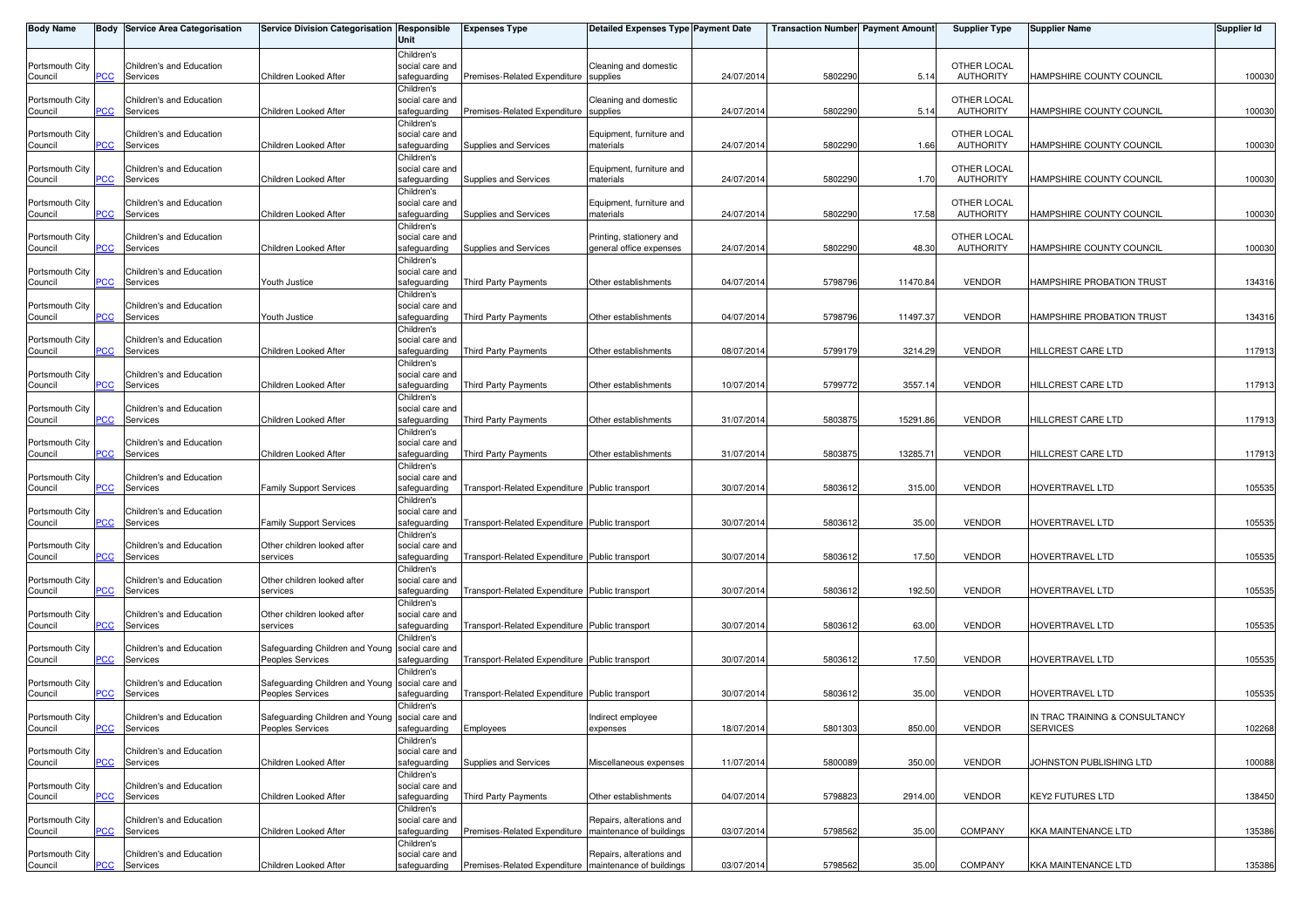| Body Name | Body | Service Area Categorisation | Service Division Categorisation | Responsible Unit | Expenses Type | Detailed Expenses Type | Payment Date | Transaction Number | Payment Amount | Supplier Type | Supplier Name | Supplier Id |
|---|---|---|---|---|---|---|---|---|---|---|---|---|
| Portsmouth City Council | PCC | Children's and Education Services | Children Looked After | Children's social care and safeguarding | Premises-Related Expenditure | Cleaning and domestic supplies | 24/07/2014 | 5802290 | 5.14 | OTHER LOCAL AUTHORITY | HAMPSHIRE COUNTY COUNCIL | 100030 |
| Portsmouth City Council | PCC | Children's and Education Services | Children Looked After | Children's social care and safeguarding | Premises-Related Expenditure | Cleaning and domestic supplies | 24/07/2014 | 5802290 | 5.14 | OTHER LOCAL AUTHORITY | HAMPSHIRE COUNTY COUNCIL | 100030 |
| Portsmouth City Council | PCC | Children's and Education Services | Children Looked After | Children's social care and safeguarding | Supplies and Services | Equipment, furniture and materials | 24/07/2014 | 5802290 | 1.66 | OTHER LOCAL AUTHORITY | HAMPSHIRE COUNTY COUNCIL | 100030 |
| Portsmouth City Council | PCC | Children's and Education Services | Children Looked After | Children's social care and safeguarding | Supplies and Services | Equipment, furniture and materials | 24/07/2014 | 5802290 | 1.70 | OTHER LOCAL AUTHORITY | HAMPSHIRE COUNTY COUNCIL | 100030 |
| Portsmouth City Council | PCC | Children's and Education Services | Children Looked After | Children's social care and safeguarding | Supplies and Services | Equipment, furniture and materials | 24/07/2014 | 5802290 | 17.58 | OTHER LOCAL AUTHORITY | HAMPSHIRE COUNTY COUNCIL | 100030 |
| Portsmouth City Council | PCC | Children's and Education Services | Children Looked After | Children's social care and safeguarding | Supplies and Services | Printing, stationery and general office expenses | 24/07/2014 | 5802290 | 48.30 | OTHER LOCAL AUTHORITY | HAMPSHIRE COUNTY COUNCIL | 100030 |
| Portsmouth City Council | PCC | Children's and Education Services | Youth Justice | Children's social care and safeguarding | Third Party Payments | Other establishments | 04/07/2014 | 5798796 | 11470.84 | VENDOR | HAMPSHIRE PROBATION TRUST | 134316 |
| Portsmouth City Council | PCC | Children's and Education Services | Youth Justice | Children's social care and safeguarding | Third Party Payments | Other establishments | 04/07/2014 | 5798796 | 11497.37 | VENDOR | HAMPSHIRE PROBATION TRUST | 134316 |
| Portsmouth City Council | PCC | Children's and Education Services | Children Looked After | Children's social care and safeguarding | Third Party Payments | Other establishments | 08/07/2014 | 5799179 | 3214.29 | VENDOR | HILLCREST CARE LTD | 117913 |
| Portsmouth City Council | PCC | Children's and Education Services | Children Looked After | Children's social care and safeguarding | Third Party Payments | Other establishments | 10/07/2014 | 5799772 | 3557.14 | VENDOR | HILLCREST CARE LTD | 117913 |
| Portsmouth City Council | PCC | Children's and Education Services | Children Looked After | Children's social care and safeguarding | Third Party Payments | Other establishments | 31/07/2014 | 5803875 | 15291.86 | VENDOR | HILLCREST CARE LTD | 117913 |
| Portsmouth City Council | PCC | Children's and Education Services | Children Looked After | Children's social care and safeguarding | Third Party Payments | Other establishments | 31/07/2014 | 5803875 | 13285.71 | VENDOR | HILLCREST CARE LTD | 117913 |
| Portsmouth City Council | PCC | Children's and Education Services | Family Support Services | Children's social care and safeguarding | Transport-Related Expenditure | Public transport | 30/07/2014 | 5803612 | 315.00 | VENDOR | HOVERTRAVEL LTD | 105535 |
| Portsmouth City Council | PCC | Children's and Education Services | Family Support Services | Children's social care and safeguarding | Transport-Related Expenditure | Public transport | 30/07/2014 | 5803612 | 35.00 | VENDOR | HOVERTRAVEL LTD | 105535 |
| Portsmouth City Council | PCC | Children's and Education Services | Other children looked after services | Children's social care and safeguarding | Transport-Related Expenditure | Public transport | 30/07/2014 | 5803612 | 17.50 | VENDOR | HOVERTRAVEL LTD | 105535 |
| Portsmouth City Council | PCC | Children's and Education Services | Other children looked after services | Children's social care and safeguarding | Transport-Related Expenditure | Public transport | 30/07/2014 | 5803612 | 192.50 | VENDOR | HOVERTRAVEL LTD | 105535 |
| Portsmouth City Council | PCC | Children's and Education Services | Other children looked after services | Children's social care and safeguarding | Transport-Related Expenditure | Public transport | 30/07/2014 | 5803612 | 63.00 | VENDOR | HOVERTRAVEL LTD | 105535 |
| Portsmouth City Council | PCC | Children's and Education Services | Safeguarding Children and Young Peoples Services | Children's social care and safeguarding | Transport-Related Expenditure | Public transport | 30/07/2014 | 5803612 | 17.50 | VENDOR | HOVERTRAVEL LTD | 105535 |
| Portsmouth City Council | PCC | Children's and Education Services | Safeguarding Children and Young Peoples Services | Children's social care and safeguarding | Transport-Related Expenditure | Public transport | 30/07/2014 | 5803612 | 35.00 | VENDOR | HOVERTRAVEL LTD | 105535 |
| Portsmouth City Council | PCC | Children's and Education Services | Safeguarding Children and Young Peoples Services | Children's social care and safeguarding | Employees | Indirect employee expenses | 18/07/2014 | 5801303 | 850.00 | VENDOR | IN TRAC TRAINING & CONSULTANCY SERVICES | 102268 |
| Portsmouth City Council | PCC | Children's and Education Services | Children Looked After | Children's social care and safeguarding | Supplies and Services | Miscellaneous expenses | 11/07/2014 | 5800089 | 350.00 | VENDOR | JOHNSTON PUBLISHING LTD | 100088 |
| Portsmouth City Council | PCC | Children's and Education Services | Children Looked After | Children's social care and safeguarding | Third Party Payments | Other establishments | 04/07/2014 | 5798823 | 2914.00 | VENDOR | KEY2 FUTURES LTD | 138450 |
| Portsmouth City Council | PCC | Children's and Education Services | Children Looked After | Children's social care and safeguarding | Premises-Related Expenditure | Repairs, alterations and maintenance of buildings | 03/07/2014 | 5798562 | 35.00 | COMPANY | KKA MAINTENANCE LTD | 135386 |
| Portsmouth City Council | PCC | Children's and Education Services | Children Looked After | Children's social care and safeguarding | Premises-Related Expenditure | Repairs, alterations and maintenance of buildings | 03/07/2014 | 5798562 | 35.00 | COMPANY | KKA MAINTENANCE LTD | 135386 |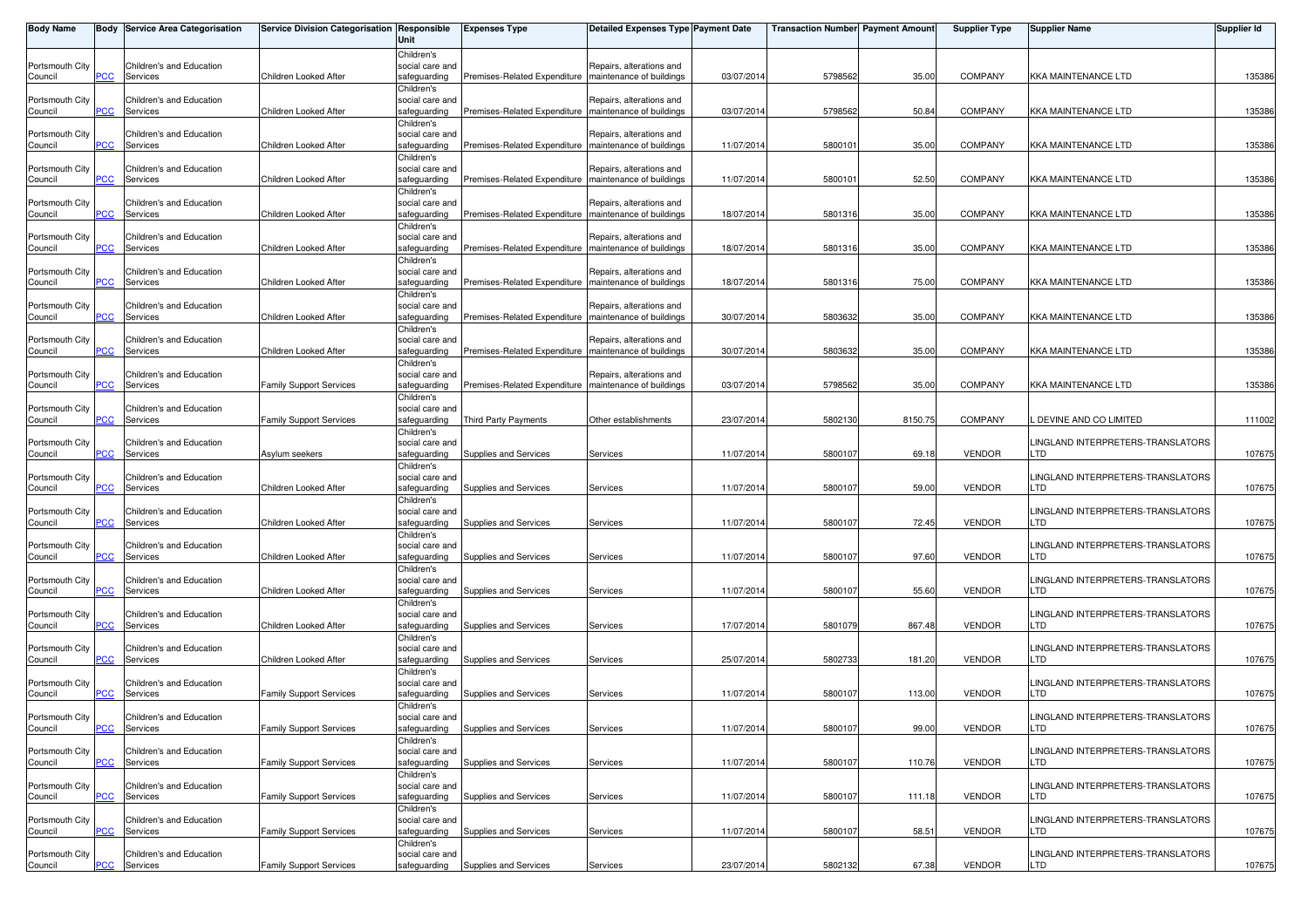| Body Name | Body | Service Area Categorisation | Service Division Categorisation | Responsible Unit | Expenses Type | Detailed Expenses Type | Payment Date | Transaction Number | Payment Amount | Supplier Type | Supplier Name | Supplier Id |
|---|---|---|---|---|---|---|---|---|---|---|---|---|
| Portsmouth City Council | PCC | Children's and Education Services | Children Looked After | Children's social care and safeguarding | Premises-Related Expenditure | Repairs, alterations and maintenance of buildings | 03/07/2014 | 5798562 | 35.00 | COMPANY | KKA MAINTENANCE LTD | 135386 |
| Portsmouth City Council | PCC | Children's and Education Services | Children Looked After | Children's social care and safeguarding | Premises-Related Expenditure | Repairs, alterations and maintenance of buildings | 03/07/2014 | 5798562 | 50.84 | COMPANY | KKA MAINTENANCE LTD | 135386 |
| Portsmouth City Council | PCC | Children's and Education Services | Children Looked After | Children's social care and safeguarding | Premises-Related Expenditure | Repairs, alterations and maintenance of buildings | 11/07/2014 | 5800101 | 35.00 | COMPANY | KKA MAINTENANCE LTD | 135386 |
| Portsmouth City Council | PCC | Children's and Education Services | Children Looked After | Children's social care and safeguarding | Premises-Related Expenditure | Repairs, alterations and maintenance of buildings | 11/07/2014 | 5800101 | 52.50 | COMPANY | KKA MAINTENANCE LTD | 135386 |
| Portsmouth City Council | PCC | Children's and Education Services | Children Looked After | Children's social care and safeguarding | Premises-Related Expenditure | Repairs, alterations and maintenance of buildings | 18/07/2014 | 5801316 | 35.00 | COMPANY | KKA MAINTENANCE LTD | 135386 |
| Portsmouth City Council | PCC | Children's and Education Services | Children Looked After | Children's social care and safeguarding | Premises-Related Expenditure | Repairs, alterations and maintenance of buildings | 18/07/2014 | 5801316 | 35.00 | COMPANY | KKA MAINTENANCE LTD | 135386 |
| Portsmouth City Council | PCC | Children's and Education Services | Children Looked After | Children's social care and safeguarding | Premises-Related Expenditure | Repairs, alterations and maintenance of buildings | 18/07/2014 | 5801316 | 75.00 | COMPANY | KKA MAINTENANCE LTD | 135386 |
| Portsmouth City Council | PCC | Children's and Education Services | Children Looked After | Children's social care and safeguarding | Premises-Related Expenditure | Repairs, alterations and maintenance of buildings | 30/07/2014 | 5803632 | 35.00 | COMPANY | KKA MAINTENANCE LTD | 135386 |
| Portsmouth City Council | PCC | Children's and Education Services | Children Looked After | Children's social care and safeguarding | Premises-Related Expenditure | Repairs, alterations and maintenance of buildings | 30/07/2014 | 5803632 | 35.00 | COMPANY | KKA MAINTENANCE LTD | 135386 |
| Portsmouth City Council | PCC | Children's and Education Services | Family Support Services | Children's social care and safeguarding | Premises-Related Expenditure | Repairs, alterations and maintenance of buildings | 03/07/2014 | 5798562 | 35.00 | COMPANY | KKA MAINTENANCE LTD | 135386 |
| Portsmouth City Council | PCC | Children's and Education Services | Family Support Services | Children's social care and safeguarding | Third Party Payments | Other establishments | 23/07/2014 | 5802130 | 8150.75 | COMPANY | L DEVINE AND CO LIMITED | 111002 |
| Portsmouth City Council | PCC | Children's and Education Services | Asylum seekers | Children's social care and safeguarding | Supplies and Services | Services | 11/07/2014 | 5800107 | 69.18 | VENDOR | LINGLAND INTERPRETERS-TRANSLATORS LTD | 107675 |
| Portsmouth City Council | PCC | Children's and Education Services | Children Looked After | Children's social care and safeguarding | Supplies and Services | Services | 11/07/2014 | 5800107 | 59.00 | VENDOR | LINGLAND INTERPRETERS-TRANSLATORS LTD | 107675 |
| Portsmouth City Council | PCC | Children's and Education Services | Children Looked After | Children's social care and safeguarding | Supplies and Services | Services | 11/07/2014 | 5800107 | 72.45 | VENDOR | LINGLAND INTERPRETERS-TRANSLATORS LTD | 107675 |
| Portsmouth City Council | PCC | Children's and Education Services | Children Looked After | Children's social care and safeguarding | Supplies and Services | Services | 11/07/2014 | 5800107 | 97.60 | VENDOR | LINGLAND INTERPRETERS-TRANSLATORS LTD | 107675 |
| Portsmouth City Council | PCC | Children's and Education Services | Children Looked After | Children's social care and safeguarding | Supplies and Services | Services | 11/07/2014 | 5800107 | 55.60 | VENDOR | LINGLAND INTERPRETERS-TRANSLATORS LTD | 107675 |
| Portsmouth City Council | PCC | Children's and Education Services | Children Looked After | Children's social care and safeguarding | Supplies and Services | Services | 17/07/2014 | 5801079 | 867.48 | VENDOR | LINGLAND INTERPRETERS-TRANSLATORS LTD | 107675 |
| Portsmouth City Council | PCC | Children's and Education Services | Children Looked After | Children's social care and safeguarding | Supplies and Services | Services | 25/07/2014 | 5802733 | 181.20 | VENDOR | LINGLAND INTERPRETERS-TRANSLATORS LTD | 107675 |
| Portsmouth City Council | PCC | Children's and Education Services | Family Support Services | Children's social care and safeguarding | Supplies and Services | Services | 11/07/2014 | 5800107 | 113.00 | VENDOR | LINGLAND INTERPRETERS-TRANSLATORS LTD | 107675 |
| Portsmouth City Council | PCC | Children's and Education Services | Family Support Services | Children's social care and safeguarding | Supplies and Services | Services | 11/07/2014 | 5800107 | 99.00 | VENDOR | LINGLAND INTERPRETERS-TRANSLATORS LTD | 107675 |
| Portsmouth City Council | PCC | Children's and Education Services | Family Support Services | Children's social care and safeguarding | Supplies and Services | Services | 11/07/2014 | 5800107 | 110.76 | VENDOR | LINGLAND INTERPRETERS-TRANSLATORS LTD | 107675 |
| Portsmouth City Council | PCC | Children's and Education Services | Family Support Services | Children's social care and safeguarding | Supplies and Services | Services | 11/07/2014 | 5800107 | 111.18 | VENDOR | LINGLAND INTERPRETERS-TRANSLATORS LTD | 107675 |
| Portsmouth City Council | PCC | Children's and Education Services | Family Support Services | Children's social care and safeguarding | Supplies and Services | Services | 11/07/2014 | 5800107 | 58.51 | VENDOR | LINGLAND INTERPRETERS-TRANSLATORS LTD | 107675 |
| Portsmouth City Council | PCC | Children's and Education Services | Family Support Services | Children's social care and safeguarding | Supplies and Services | Services | 23/07/2014 | 5802132 | 67.38 | VENDOR | LINGLAND INTERPRETERS-TRANSLATORS LTD | 107675 |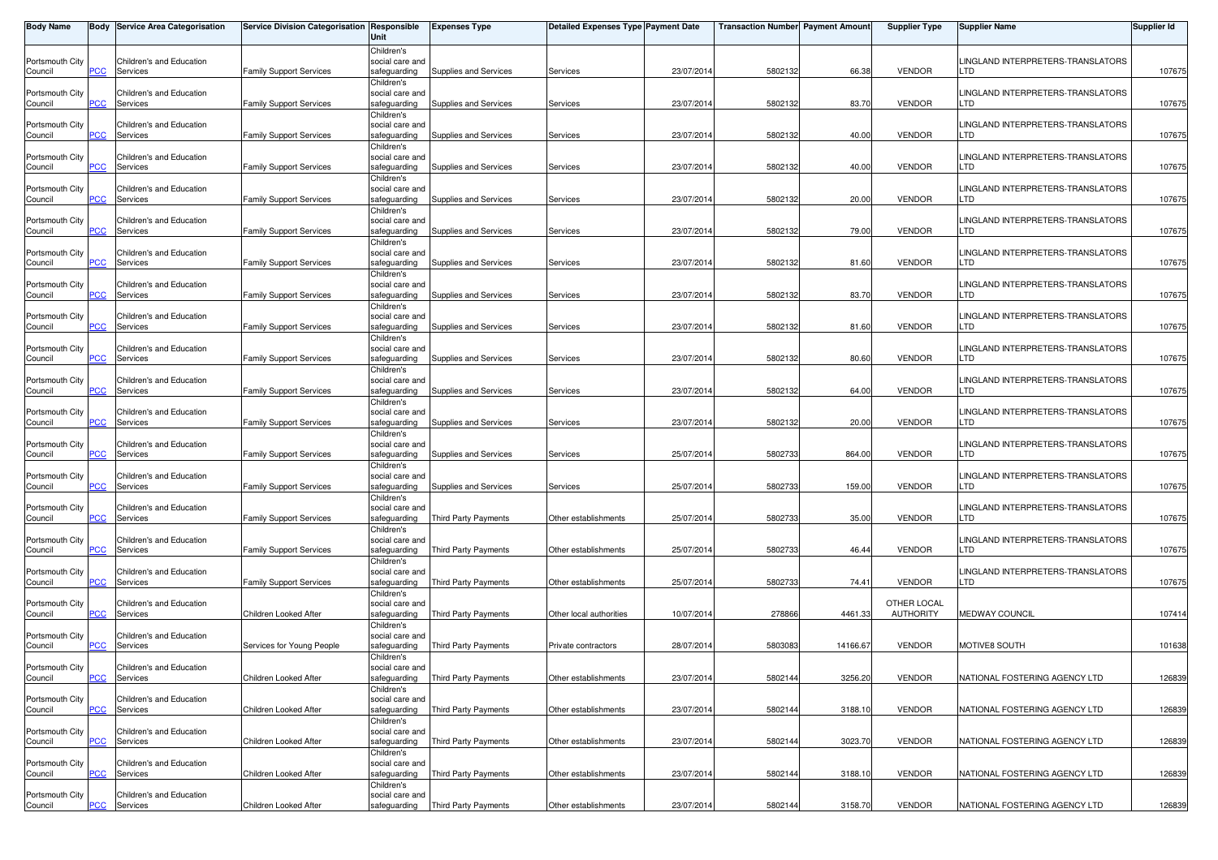| Body Name | Body | Service Area Categorisation | Service Division Categorisation | Responsible Unit | Expenses Type | Detailed Expenses Type | Payment Date | Transaction Number | Payment Amount | Supplier Type | Supplier Name | Supplier Id |
|---|---|---|---|---|---|---|---|---|---|---|---|---|
| Portsmouth City Council | PCC | Children's and Education Services | Family Support Services | Children's social care and safeguarding | Supplies and Services | Services | 23/07/2014 | 5802132 | 66.38 | VENDOR | LINGLAND INTERPRETERS-TRANSLATORS LTD | 107675 |
| Portsmouth City Council | PCC | Children's and Education Services | Family Support Services | Children's social care and safeguarding | Supplies and Services | Services | 23/07/2014 | 5802132 | 83.70 | VENDOR | LINGLAND INTERPRETERS-TRANSLATORS LTD | 107675 |
| Portsmouth City Council | PCC | Children's and Education Services | Family Support Services | Children's social care and safeguarding | Supplies and Services | Services | 23/07/2014 | 5802132 | 40.00 | VENDOR | LINGLAND INTERPRETERS-TRANSLATORS LTD | 107675 |
| Portsmouth City Council | PCC | Children's and Education Services | Family Support Services | Children's social care and safeguarding | Supplies and Services | Services | 23/07/2014 | 5802132 | 40.00 | VENDOR | LINGLAND INTERPRETERS-TRANSLATORS LTD | 107675 |
| Portsmouth City Council | PCC | Children's and Education Services | Family Support Services | Children's social care and safeguarding | Supplies and Services | Services | 23/07/2014 | 5802132 | 20.00 | VENDOR | LINGLAND INTERPRETERS-TRANSLATORS LTD | 107675 |
| Portsmouth City Council | PCC | Children's and Education Services | Family Support Services | Children's social care and safeguarding | Supplies and Services | Services | 23/07/2014 | 5802132 | 79.00 | VENDOR | LINGLAND INTERPRETERS-TRANSLATORS LTD | 107675 |
| Portsmouth City Council | PCC | Children's and Education Services | Family Support Services | Children's social care and safeguarding | Supplies and Services | Services | 23/07/2014 | 5802132 | 81.60 | VENDOR | LINGLAND INTERPRETERS-TRANSLATORS LTD | 107675 |
| Portsmouth City Council | PCC | Children's and Education Services | Family Support Services | Children's social care and safeguarding | Supplies and Services | Services | 23/07/2014 | 5802132 | 83.70 | VENDOR | LINGLAND INTERPRETERS-TRANSLATORS LTD | 107675 |
| Portsmouth City Council | PCC | Children's and Education Services | Family Support Services | Children's social care and safeguarding | Supplies and Services | Services | 23/07/2014 | 5802132 | 81.60 | VENDOR | LINGLAND INTERPRETERS-TRANSLATORS LTD | 107675 |
| Portsmouth City Council | PCC | Children's and Education Services | Family Support Services | Children's social care and safeguarding | Supplies and Services | Services | 23/07/2014 | 5802132 | 80.60 | VENDOR | LINGLAND INTERPRETERS-TRANSLATORS LTD | 107675 |
| Portsmouth City Council | PCC | Children's and Education Services | Family Support Services | Children's social care and safeguarding | Supplies and Services | Services | 23/07/2014 | 5802132 | 64.00 | VENDOR | LINGLAND INTERPRETERS-TRANSLATORS LTD | 107675 |
| Portsmouth City Council | PCC | Children's and Education Services | Family Support Services | Children's social care and safeguarding | Supplies and Services | Services | 23/07/2014 | 5802132 | 20.00 | VENDOR | LINGLAND INTERPRETERS-TRANSLATORS LTD | 107675 |
| Portsmouth City Council | PCC | Children's and Education Services | Family Support Services | Children's social care and safeguarding | Supplies and Services | Services | 25/07/2014 | 5802733 | 864.00 | VENDOR | LINGLAND INTERPRETERS-TRANSLATORS LTD | 107675 |
| Portsmouth City Council | PCC | Children's and Education Services | Family Support Services | Children's social care and safeguarding | Supplies and Services | Services | 25/07/2014 | 5802733 | 159.00 | VENDOR | LINGLAND INTERPRETERS-TRANSLATORS LTD | 107675 |
| Portsmouth City Council | PCC | Children's and Education Services | Family Support Services | Children's social care and safeguarding | Third Party Payments | Other establishments | 25/07/2014 | 5802733 | 35.00 | VENDOR | LINGLAND INTERPRETERS-TRANSLATORS LTD | 107675 |
| Portsmouth City Council | PCC | Children's and Education Services | Family Support Services | Children's social care and safeguarding | Third Party Payments | Other establishments | 25/07/2014 | 5802733 | 46.44 | VENDOR | LINGLAND INTERPRETERS-TRANSLATORS LTD | 107675 |
| Portsmouth City Council | PCC | Children's and Education Services | Family Support Services | Children's social care and safeguarding | Third Party Payments | Other establishments | 25/07/2014 | 5802733 | 74.41 | VENDOR | LINGLAND INTERPRETERS-TRANSLATORS LTD | 107675 |
| Portsmouth City Council | PCC | Children's and Education Services | Children Looked After | Children's social care and safeguarding | Third Party Payments | Other local authorities | 10/07/2014 | 278866 | 4461.33 | OTHER LOCAL AUTHORITY | MEDWAY COUNCIL | 107414 |
| Portsmouth City Council | PCC | Children's and Education Services | Services for Young People | Children's social care and safeguarding | Third Party Payments | Private contractors | 28/07/2014 | 5803083 | 14166.67 | VENDOR | MOTIVE8 SOUTH | 101638 |
| Portsmouth City Council | PCC | Children's and Education Services | Children Looked After | Children's social care and safeguarding | Third Party Payments | Other establishments | 23/07/2014 | 5802144 | 3256.20 | VENDOR | NATIONAL FOSTERING AGENCY LTD | 126839 |
| Portsmouth City Council | PCC | Children's and Education Services | Children Looked After | Children's social care and safeguarding | Third Party Payments | Other establishments | 23/07/2014 | 5802144 | 3188.10 | VENDOR | NATIONAL FOSTERING AGENCY LTD | 126839 |
| Portsmouth City Council | PCC | Children's and Education Services | Children Looked After | Children's social care and safeguarding | Third Party Payments | Other establishments | 23/07/2014 | 5802144 | 3023.70 | VENDOR | NATIONAL FOSTERING AGENCY LTD | 126839 |
| Portsmouth City Council | PCC | Children's and Education Services | Children Looked After | Children's social care and safeguarding | Third Party Payments | Other establishments | 23/07/2014 | 5802144 | 3188.10 | VENDOR | NATIONAL FOSTERING AGENCY LTD | 126839 |
| Portsmouth City Council | PCC | Children's and Education Services | Children Looked After | Children's social care and safeguarding | Third Party Payments | Other establishments | 23/07/2014 | 5802144 | 3158.70 | VENDOR | NATIONAL FOSTERING AGENCY LTD | 126839 |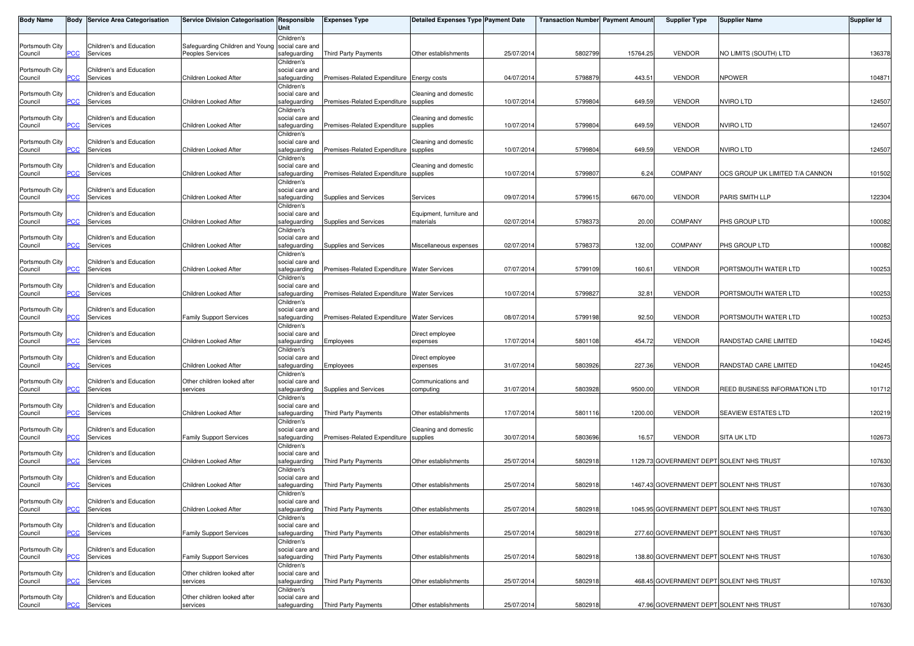| Body Name | Body | Service Area Categorisation | Service Division Categorisation | Responsible Unit | Expenses Type | Detailed Expenses Type | Payment Date | Transaction Number | Payment Amount | Supplier Type | Supplier Name | Supplier Id |
|---|---|---|---|---|---|---|---|---|---|---|---|---|
| Portsmouth City Council | PCC | Children's and Education Services | Safeguarding Children and Young Peoples Services | Children's social care and safeguarding | Third Party Payments | Other establishments | 25/07/2014 | 5802799 | 15764.25 | VENDOR | NO LIMITS (SOUTH) LTD | 136378 |
| Portsmouth City Council | PCC | Children's and Education Services | Children Looked After | Children's social care and safeguarding | Premises-Related Expenditure | Energy costs | 04/07/2014 | 5798879 | 443.51 | VENDOR | NPOWER | 104871 |
| Portsmouth City Council | PCC | Children's and Education Services | Children Looked After | Children's social care and safeguarding | Premises-Related Expenditure | Cleaning and domestic supplies | 10/07/2014 | 5799804 | 649.59 | VENDOR | NVIRO LTD | 124507 |
| Portsmouth City Council | PCC | Children's and Education Services | Children Looked After | Children's social care and safeguarding | Premises-Related Expenditure | Cleaning and domestic supplies | 10/07/2014 | 5799804 | 649.59 | VENDOR | NVIRO LTD | 124507 |
| Portsmouth City Council | PCC | Children's and Education Services | Children Looked After | Children's social care and safeguarding | Premises-Related Expenditure | Cleaning and domestic supplies | 10/07/2014 | 5799804 | 649.59 | VENDOR | NVIRO LTD | 124507 |
| Portsmouth City Council | PCC | Children's and Education Services | Children Looked After | Children's social care and safeguarding | Premises-Related Expenditure | Cleaning and domestic supplies | 10/07/2014 | 5799807 | 6.24 | COMPANY | OCS GROUP UK LIMITED T/A CANNON | 101502 |
| Portsmouth City Council | PCC | Children's and Education Services | Children Looked After | Children's social care and safeguarding | Supplies and Services | Services | 09/07/2014 | 5799615 | 6670.00 | VENDOR | PARIS SMITH LLP | 122304 |
| Portsmouth City Council | PCC | Children's and Education Services | Children Looked After | Children's social care and safeguarding | Supplies and Services | Equipment, furniture and materials | 02/07/2014 | 5798373 | 20.00 | COMPANY | PHS GROUP LTD | 100082 |
| Portsmouth City Council | PCC | Children's and Education Services | Children Looked After | Children's social care and safeguarding | Supplies and Services | Miscellaneous expenses | 02/07/2014 | 5798373 | 132.00 | COMPANY | PHS GROUP LTD | 100082 |
| Portsmouth City Council | PCC | Children's and Education Services | Children Looked After | Children's social care and safeguarding | Premises-Related Expenditure | Water Services | 07/07/2014 | 5799109 | 160.61 | VENDOR | PORTSMOUTH WATER LTD | 100253 |
| Portsmouth City Council | PCC | Children's and Education Services | Children Looked After | Children's social care and safeguarding | Premises-Related Expenditure | Water Services | 10/07/2014 | 5799827 | 32.81 | VENDOR | PORTSMOUTH WATER LTD | 100253 |
| Portsmouth City Council | PCC | Children's and Education Services | Family Support Services | Children's social care and safeguarding | Premises-Related Expenditure | Water Services | 08/07/2014 | 5799198 | 92.50 | VENDOR | PORTSMOUTH WATER LTD | 100253 |
| Portsmouth City Council | PCC | Children's and Education Services | Children Looked After | Children's social care and safeguarding | Employees | Direct employee expenses | 17/07/2014 | 5801108 | 454.72 | VENDOR | RANDSTAD CARE LIMITED | 104245 |
| Portsmouth City Council | PCC | Children's and Education Services | Children Looked After | Children's social care and safeguarding | Employees | Direct employee expenses | 31/07/2014 | 5803926 | 227.36 | VENDOR | RANDSTAD CARE LIMITED | 104245 |
| Portsmouth City Council | PCC | Children's and Education Services | Other children looked after services | Children's social care and safeguarding | Supplies and Services | Communications and computing | 31/07/2014 | 5803928 | 9500.00 | VENDOR | REED BUSINESS INFORMATION LTD | 101712 |
| Portsmouth City Council | PCC | Children's and Education Services | Children Looked After | Children's social care and safeguarding | Third Party Payments | Other establishments | 17/07/2014 | 5801116 | 1200.00 | VENDOR | SEAVIEW ESTATES LTD | 120219 |
| Portsmouth City Council | PCC | Children's and Education Services | Family Support Services | Children's social care and safeguarding | Premises-Related Expenditure | Cleaning and domestic supplies | 30/07/2014 | 5803696 | 16.57 | VENDOR | SITA UK LTD | 102673 |
| Portsmouth City Council | PCC | Children's and Education Services | Children Looked After | Children's social care and safeguarding | Third Party Payments | Other establishments | 25/07/2014 | 5802918 | 1129.73 | GOVERNMENT DEPT | SOLENT NHS TRUST | 107630 |
| Portsmouth City Council | PCC | Children's and Education Services | Children Looked After | Children's social care and safeguarding | Third Party Payments | Other establishments | 25/07/2014 | 5802918 | 1467.43 | GOVERNMENT DEPT | SOLENT NHS TRUST | 107630 |
| Portsmouth City Council | PCC | Children's and Education Services | Children Looked After | Children's social care and safeguarding | Third Party Payments | Other establishments | 25/07/2014 | 5802918 | 1045.95 | GOVERNMENT DEPT | SOLENT NHS TRUST | 107630 |
| Portsmouth City Council | PCC | Children's and Education Services | Family Support Services | Children's social care and safeguarding | Third Party Payments | Other establishments | 25/07/2014 | 5802918 | 277.60 | GOVERNMENT DEPT | SOLENT NHS TRUST | 107630 |
| Portsmouth City Council | PCC | Children's and Education Services | Family Support Services | Children's social care and safeguarding | Third Party Payments | Other establishments | 25/07/2014 | 5802918 | 138.80 | GOVERNMENT DEPT | SOLENT NHS TRUST | 107630 |
| Portsmouth City Council | PCC | Children's and Education Services | Other children looked after services | Children's social care and safeguarding | Third Party Payments | Other establishments | 25/07/2014 | 5802918 | 468.45 | GOVERNMENT DEPT | SOLENT NHS TRUST | 107630 |
| Portsmouth City Council | PCC | Children's and Education Services | Other children looked after services | Children's social care and safeguarding | Third Party Payments | Other establishments | 25/07/2014 | 5802918 | 47.96 | GOVERNMENT DEPT | SOLENT NHS TRUST | 107630 |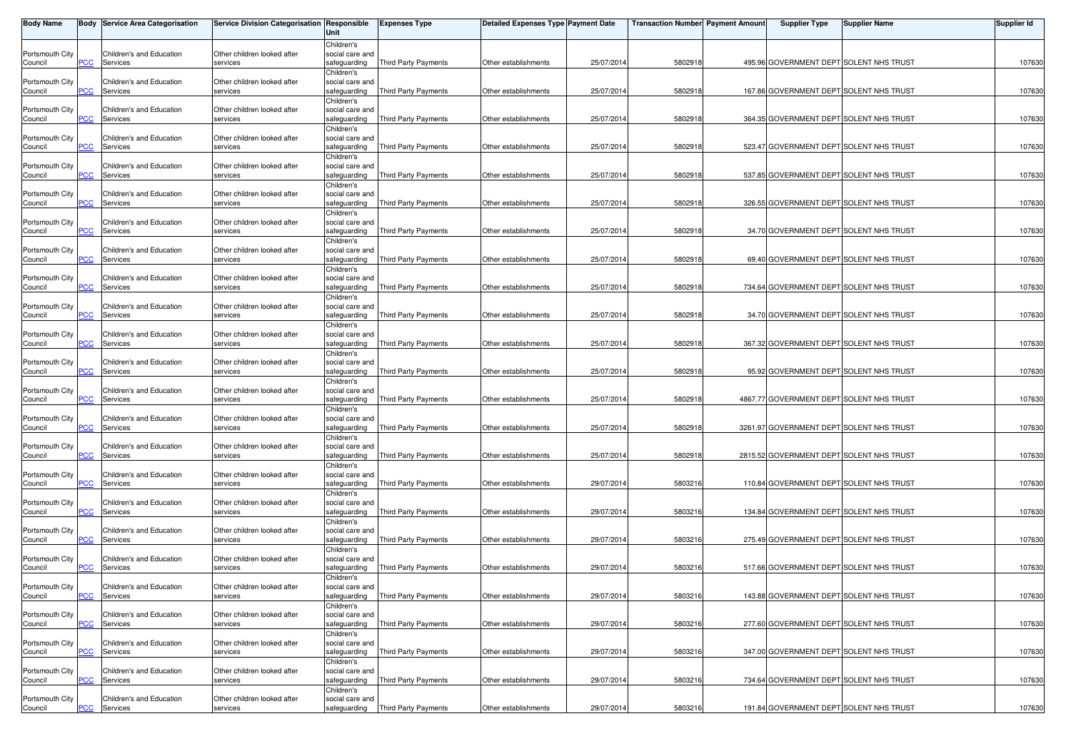| Body Name | Body | Service Area Categorisation | Service Division Categorisation | Responsible Unit | Expenses Type | Detailed Expenses Type | Payment Date | Transaction Number | Payment Amount | Supplier Type | Supplier Name | Supplier Id |
|---|---|---|---|---|---|---|---|---|---|---|---|---|
| Portsmouth City Council | PCC | Children's and Education Services | Other children looked after services | Children's social care and safeguarding | Third Party Payments | Other establishments | 25/07/2014 | 5802918 | 495.96 | GOVERNMENT DEPT | SOLENT NHS TRUST | 107630 |
| Portsmouth City Council | PCC | Children's and Education Services | Other children looked after services | Children's social care and safeguarding | Third Party Payments | Other establishments | 25/07/2014 | 5802918 | 167.86 | GOVERNMENT DEPT | SOLENT NHS TRUST | 107630 |
| Portsmouth City Council | PCC | Children's and Education Services | Other children looked after services | Children's social care and safeguarding | Third Party Payments | Other establishments | 25/07/2014 | 5802918 | 364.35 | GOVERNMENT DEPT | SOLENT NHS TRUST | 107630 |
| Portsmouth City Council | PCC | Children's and Education Services | Other children looked after services | Children's social care and safeguarding | Third Party Payments | Other establishments | 25/07/2014 | 5802918 | 523.47 | GOVERNMENT DEPT | SOLENT NHS TRUST | 107630 |
| Portsmouth City Council | PCC | Children's and Education Services | Other children looked after services | Children's social care and safeguarding | Third Party Payments | Other establishments | 25/07/2014 | 5802918 | 537.85 | GOVERNMENT DEPT | SOLENT NHS TRUST | 107630 |
| Portsmouth City Council | PCC | Children's and Education Services | Other children looked after services | Children's social care and safeguarding | Third Party Payments | Other establishments | 25/07/2014 | 5802918 | 326.55 | GOVERNMENT DEPT | SOLENT NHS TRUST | 107630 |
| Portsmouth City Council | PCC | Children's and Education Services | Other children looked after services | Children's social care and safeguarding | Third Party Payments | Other establishments | 25/07/2014 | 5802918 | 34.70 | GOVERNMENT DEPT | SOLENT NHS TRUST | 107630 |
| Portsmouth City Council | PCC | Children's and Education Services | Other children looked after services | Children's social care and safeguarding | Third Party Payments | Other establishments | 25/07/2014 | 5802918 | 69.40 | GOVERNMENT DEPT | SOLENT NHS TRUST | 107630 |
| Portsmouth City Council | PCC | Children's and Education Services | Other children looked after services | Children's social care and safeguarding | Third Party Payments | Other establishments | 25/07/2014 | 5802918 | 734.64 | GOVERNMENT DEPT | SOLENT NHS TRUST | 107630 |
| Portsmouth City Council | PCC | Children's and Education Services | Other children looked after services | Children's social care and safeguarding | Third Party Payments | Other establishments | 25/07/2014 | 5802918 | 34.70 | GOVERNMENT DEPT | SOLENT NHS TRUST | 107630 |
| Portsmouth City Council | PCC | Children's and Education Services | Other children looked after services | Children's social care and safeguarding | Third Party Payments | Other establishments | 25/07/2014 | 5802918 | 367.32 | GOVERNMENT DEPT | SOLENT NHS TRUST | 107630 |
| Portsmouth City Council | PCC | Children's and Education Services | Other children looked after services | Children's social care and safeguarding | Third Party Payments | Other establishments | 25/07/2014 | 5802918 | 95.92 | GOVERNMENT DEPT | SOLENT NHS TRUST | 107630 |
| Portsmouth City Council | PCC | Children's and Education Services | Other children looked after services | Children's social care and safeguarding | Third Party Payments | Other establishments | 25/07/2014 | 5802918 | 4867.77 | GOVERNMENT DEPT | SOLENT NHS TRUST | 107630 |
| Portsmouth City Council | PCC | Children's and Education Services | Other children looked after services | Children's social care and safeguarding | Third Party Payments | Other establishments | 25/07/2014 | 5802918 | 3261.97 | GOVERNMENT DEPT | SOLENT NHS TRUST | 107630 |
| Portsmouth City Council | PCC | Children's and Education Services | Other children looked after services | Children's social care and safeguarding | Third Party Payments | Other establishments | 25/07/2014 | 5802918 | 2815.52 | GOVERNMENT DEPT | SOLENT NHS TRUST | 107630 |
| Portsmouth City Council | PCC | Children's and Education Services | Other children looked after services | Children's social care and safeguarding | Third Party Payments | Other establishments | 29/07/2014 | 5803216 | 110.84 | GOVERNMENT DEPT | SOLENT NHS TRUST | 107630 |
| Portsmouth City Council | PCC | Children's and Education Services | Other children looked after services | Children's social care and safeguarding | Third Party Payments | Other establishments | 29/07/2014 | 5803216 | 134.84 | GOVERNMENT DEPT | SOLENT NHS TRUST | 107630 |
| Portsmouth City Council | PCC | Children's and Education Services | Other children looked after services | Children's social care and safeguarding | Third Party Payments | Other establishments | 29/07/2014 | 5803216 | 275.49 | GOVERNMENT DEPT | SOLENT NHS TRUST | 107630 |
| Portsmouth City Council | PCC | Children's and Education Services | Other children looked after services | Children's social care and safeguarding | Third Party Payments | Other establishments | 29/07/2014 | 5803216 | 517.66 | GOVERNMENT DEPT | SOLENT NHS TRUST | 107630 |
| Portsmouth City Council | PCC | Children's and Education Services | Other children looked after services | Children's social care and safeguarding | Third Party Payments | Other establishments | 29/07/2014 | 5803216 | 143.88 | GOVERNMENT DEPT | SOLENT NHS TRUST | 107630 |
| Portsmouth City Council | PCC | Children's and Education Services | Other children looked after services | Children's social care and safeguarding | Third Party Payments | Other establishments | 29/07/2014 | 5803216 | 277.60 | GOVERNMENT DEPT | SOLENT NHS TRUST | 107630 |
| Portsmouth City Council | PCC | Children's and Education Services | Other children looked after services | Children's social care and safeguarding | Third Party Payments | Other establishments | 29/07/2014 | 5803216 | 347.00 | GOVERNMENT DEPT | SOLENT NHS TRUST | 107630 |
| Portsmouth City Council | PCC | Children's and Education Services | Other children looked after services | Children's social care and safeguarding | Third Party Payments | Other establishments | 29/07/2014 | 5803216 | 734.64 | GOVERNMENT DEPT | SOLENT NHS TRUST | 107630 |
| Portsmouth City Council | PCC | Children's and Education Services | Other children looked after services | Children's social care and safeguarding | Third Party Payments | Other establishments | 29/07/2014 | 5803216 | 191.84 | GOVERNMENT DEPT | SOLENT NHS TRUST | 107630 |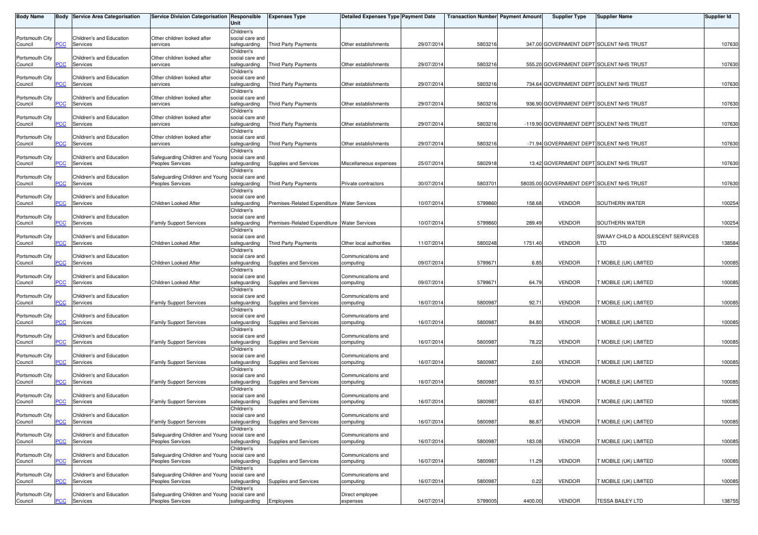| Body Name | Body | Service Area Categorisation | Service Division Categorisation | Responsible Unit | Expenses Type | Detailed Expenses Type | Payment Date | Transaction Number | Payment Amount | Supplier Type | Supplier Name | Supplier Id |
|---|---|---|---|---|---|---|---|---|---|---|---|---|
| Portsmouth City Council | PCC | Children's and Education Services | Other children looked after services | Children's social care and safeguarding | Third Party Payments | Other establishments | 29/07/2014 | 5803216 | 347.00 | GOVERNMENT DEPT | SOLENT NHS TRUST | 107630 |
| Portsmouth City Council | PCC | Children's and Education Services | Other children looked after services | Children's social care and safeguarding | Third Party Payments | Other establishments | 29/07/2014 | 5803216 | 555.20 | GOVERNMENT DEPT | SOLENT NHS TRUST | 107630 |
| Portsmouth City Council | PCC | Children's and Education Services | Other children looked after services | Children's social care and safeguarding | Third Party Payments | Other establishments | 29/07/2014 | 5803216 | 734.64 | GOVERNMENT DEPT | SOLENT NHS TRUST | 107630 |
| Portsmouth City Council | PCC | Children's and Education Services | Other children looked after services | Children's social care and safeguarding | Third Party Payments | Other establishments | 29/07/2014 | 5803216 | 936.90 | GOVERNMENT DEPT | SOLENT NHS TRUST | 107630 |
| Portsmouth City Council | PCC | Children's and Education Services | Other children looked after services | Children's social care and safeguarding | Third Party Payments | Other establishments | 29/07/2014 | 5803216 | -119.90 | GOVERNMENT DEPT | SOLENT NHS TRUST | 107630 |
| Portsmouth City Council | PCC | Children's and Education Services | Other children looked after services | Children's social care and safeguarding | Third Party Payments | Other establishments | 29/07/2014 | 5803216 | -71.94 | GOVERNMENT DEPT | SOLENT NHS TRUST | 107630 |
| Portsmouth City Council | PCC | Children's and Education Services | Safeguarding Children and Young Peoples Services | Children's social care and safeguarding | Supplies and Services | Miscellaneous expenses | 25/07/2014 | 5802918 | 13.42 | GOVERNMENT DEPT | SOLENT NHS TRUST | 107630 |
| Portsmouth City Council | PCC | Children's and Education Services | Safeguarding Children and Young Peoples Services | Children's social care and safeguarding | Third Party Payments | Private contractors | 30/07/2014 | 5803701 | 58035.00 | GOVERNMENT DEPT | SOLENT NHS TRUST | 107630 |
| Portsmouth City Council | PCC | Children's and Education Services | Children Looked After | Children's social care and safeguarding | Premises-Related Expenditure | Water Services | 10/07/2014 | 5799860 | 158.68 | VENDOR | SOUTHERN WATER | 100254 |
| Portsmouth City Council | PCC | Children's and Education Services | Family Support Services | Children's social care and safeguarding | Premises-Related Expenditure | Water Services | 10/07/2014 | 5799860 | 289.49 | VENDOR | SOUTHERN WATER | 100254 |
| Portsmouth City Council | PCC | Children's and Education Services | Children Looked After | Children's social care and safeguarding | Third Party Payments | Other local authorities | 11/07/2014 | 5800248 | 1751.40 | VENDOR | SWAAY CHILD & ADOLESCENT SERVICES LTD | 138584 |
| Portsmouth City Council | PCC | Children's and Education Services | Children Looked After | Children's social care and safeguarding | Supplies and Services | Communications and computing | 09/07/2014 | 5799671 | 6.85 | VENDOR | T MOBILE (UK) LIMITED | 100085 |
| Portsmouth City Council | PCC | Children's and Education Services | Children Looked After | Children's social care and safeguarding | Supplies and Services | Communications and computing | 09/07/2014 | 5799671 | 64.79 | VENDOR | T MOBILE (UK) LIMITED | 100085 |
| Portsmouth City Council | PCC | Children's and Education Services | Family Support Services | Children's social care and safeguarding | Supplies and Services | Communications and computing | 16/07/2014 | 5800987 | 92.71 | VENDOR | T MOBILE (UK) LIMITED | 100085 |
| Portsmouth City Council | PCC | Children's and Education Services | Family Support Services | Children's social care and safeguarding | Supplies and Services | Communications and computing | 16/07/2014 | 5800987 | 84.80 | VENDOR | T MOBILE (UK) LIMITED | 100085 |
| Portsmouth City Council | PCC | Children's and Education Services | Family Support Services | Children's social care and safeguarding | Supplies and Services | Communications and computing | 16/07/2014 | 5800987 | 78.22 | VENDOR | T MOBILE (UK) LIMITED | 100085 |
| Portsmouth City Council | PCC | Children's and Education Services | Family Support Services | Children's social care and safeguarding | Supplies and Services | Communications and computing | 16/07/2014 | 5800987 | 2.60 | VENDOR | T MOBILE (UK) LIMITED | 100085 |
| Portsmouth City Council | PCC | Children's and Education Services | Family Support Services | Children's social care and safeguarding | Supplies and Services | Communications and computing | 16/07/2014 | 5800987 | 93.57 | VENDOR | T MOBILE (UK) LIMITED | 100085 |
| Portsmouth City Council | PCC | Children's and Education Services | Family Support Services | Children's social care and safeguarding | Supplies and Services | Communications and computing | 16/07/2014 | 5800987 | 63.87 | VENDOR | T MOBILE (UK) LIMITED | 100085 |
| Portsmouth City Council | PCC | Children's and Education Services | Family Support Services | Children's social care and safeguarding | Supplies and Services | Communications and computing | 16/07/2014 | 5800987 | 86.87 | VENDOR | T MOBILE (UK) LIMITED | 100085 |
| Portsmouth City Council | PCC | Children's and Education Services | Safeguarding Children and Young Peoples Services | Children's social care and safeguarding | Supplies and Services | Communications and computing | 16/07/2014 | 5800987 | 183.08 | VENDOR | T MOBILE (UK) LIMITED | 100085 |
| Portsmouth City Council | PCC | Children's and Education Services | Safeguarding Children and Young Peoples Services | Children's social care and safeguarding | Supplies and Services | Communications and computing | 16/07/2014 | 5800987 | 11.29 | VENDOR | T MOBILE (UK) LIMITED | 100085 |
| Portsmouth City Council | PCC | Children's and Education Services | Safeguarding Children and Young Peoples Services | Children's social care and safeguarding | Supplies and Services | Communications and computing | 16/07/2014 | 5800987 | 0.22 | VENDOR | T MOBILE (UK) LIMITED | 100085 |
| Portsmouth City Council | PCC | Children's and Education Services | Safeguarding Children and Young Peoples Services | Children's social care and safeguarding | Employees | Direct employee expenses | 04/07/2014 | 5799005 | 4400.00 | VENDOR | TESSA BAILEY LTD | 138755 |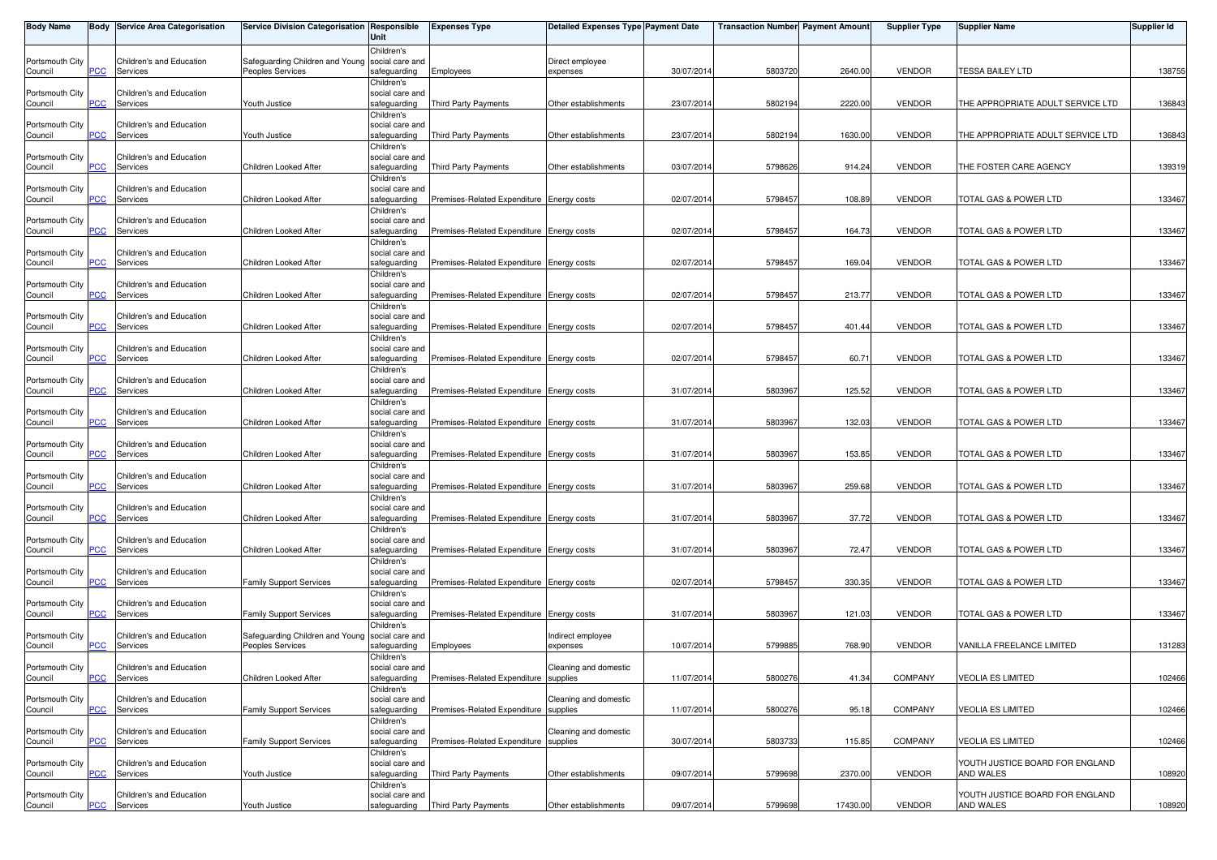| Body Name | Body | Service Area Categorisation | Service Division Categorisation | Responsible Unit | Expenses Type | Detailed Expenses Type | Payment Date | Transaction Number | Payment Amount | Supplier Type | Supplier Name | Supplier Id |
|---|---|---|---|---|---|---|---|---|---|---|---|---|
| Portsmouth City Council | PCC | Children's and Education Services | Safeguarding Children and Young Peoples Services | Children's social care and safeguarding | Employees | Direct employee expenses | 30/07/2014 | 5803720 | 2640.00 | VENDOR | TESSA BAILEY LTD | 138755 |
| Portsmouth City Council | PCC | Children's and Education Services | Youth Justice | Children's social care and safeguarding | Third Party Payments | Other establishments | 23/07/2014 | 5802194 | 2220.00 | VENDOR | THE APPROPRIATE ADULT SERVICE LTD | 136843 |
| Portsmouth City Council | PCC | Children's and Education Services | Youth Justice | Children's social care and safeguarding | Third Party Payments | Other establishments | 23/07/2014 | 5802194 | 1630.00 | VENDOR | THE APPROPRIATE ADULT SERVICE LTD | 136843 |
| Portsmouth City Council | PCC | Children's and Education Services | Children Looked After | Children's social care and safeguarding | Third Party Payments | Other establishments | 03/07/2014 | 5798626 | 914.24 | VENDOR | THE FOSTER CARE AGENCY | 139319 |
| Portsmouth City Council | PCC | Children's and Education Services | Children Looked After | Children's social care and safeguarding | Premises-Related Expenditure | Energy costs | 02/07/2014 | 5798457 | 108.89 | VENDOR | TOTAL GAS & POWER LTD | 133467 |
| Portsmouth City Council | PCC | Children's and Education Services | Children Looked After | Children's social care and safeguarding | Premises-Related Expenditure | Energy costs | 02/07/2014 | 5798457 | 164.73 | VENDOR | TOTAL GAS & POWER LTD | 133467 |
| Portsmouth City Council | PCC | Children's and Education Services | Children Looked After | Children's social care and safeguarding | Premises-Related Expenditure | Energy costs | 02/07/2014 | 5798457 | 169.04 | VENDOR | TOTAL GAS & POWER LTD | 133467 |
| Portsmouth City Council | PCC | Children's and Education Services | Children Looked After | Children's social care and safeguarding | Premises-Related Expenditure | Energy costs | 02/07/2014 | 5798457 | 213.77 | VENDOR | TOTAL GAS & POWER LTD | 133467 |
| Portsmouth City Council | PCC | Children's and Education Services | Children Looked After | Children's social care and safeguarding | Premises-Related Expenditure | Energy costs | 02/07/2014 | 5798457 | 401.44 | VENDOR | TOTAL GAS & POWER LTD | 133467 |
| Portsmouth City Council | PCC | Children's and Education Services | Children Looked After | Children's social care and safeguarding | Premises-Related Expenditure | Energy costs | 02/07/2014 | 5798457 | 60.71 | VENDOR | TOTAL GAS & POWER LTD | 133467 |
| Portsmouth City Council | PCC | Children's and Education Services | Children Looked After | Children's social care and safeguarding | Premises-Related Expenditure | Energy costs | 31/07/2014 | 5803967 | 125.52 | VENDOR | TOTAL GAS & POWER LTD | 133467 |
| Portsmouth City Council | PCC | Children's and Education Services | Children Looked After | Children's social care and safeguarding | Premises-Related Expenditure | Energy costs | 31/07/2014 | 5803967 | 132.03 | VENDOR | TOTAL GAS & POWER LTD | 133467 |
| Portsmouth City Council | PCC | Children's and Education Services | Children Looked After | Children's social care and safeguarding | Premises-Related Expenditure | Energy costs | 31/07/2014 | 5803967 | 153.85 | VENDOR | TOTAL GAS & POWER LTD | 133467 |
| Portsmouth City Council | PCC | Children's and Education Services | Children Looked After | Children's social care and safeguarding | Premises-Related Expenditure | Energy costs | 31/07/2014 | 5803967 | 259.68 | VENDOR | TOTAL GAS & POWER LTD | 133467 |
| Portsmouth City Council | PCC | Children's and Education Services | Children Looked After | Children's social care and safeguarding | Premises-Related Expenditure | Energy costs | 31/07/2014 | 5803967 | 37.72 | VENDOR | TOTAL GAS & POWER LTD | 133467 |
| Portsmouth City Council | PCC | Children's and Education Services | Children Looked After | Children's social care and safeguarding | Premises-Related Expenditure | Energy costs | 31/07/2014 | 5803967 | 72.47 | VENDOR | TOTAL GAS & POWER LTD | 133467 |
| Portsmouth City Council | PCC | Children's and Education Services | Family Support Services | Children's social care and safeguarding | Premises-Related Expenditure | Energy costs | 02/07/2014 | 5798457 | 330.35 | VENDOR | TOTAL GAS & POWER LTD | 133467 |
| Portsmouth City Council | PCC | Children's and Education Services | Family Support Services | Children's social care and safeguarding | Premises-Related Expenditure | Energy costs | 31/07/2014 | 5803967 | 121.03 | VENDOR | TOTAL GAS & POWER LTD | 133467 |
| Portsmouth City Council | PCC | Children's and Education Services | Safeguarding Children and Young Peoples Services | Children's social care and safeguarding | Employees | Indirect employee expenses | 10/07/2014 | 5799885 | 768.90 | VENDOR | VANILLA FREELANCE LIMITED | 131283 |
| Portsmouth City Council | PCC | Children's and Education Services | Children Looked After | Children's social care and safeguarding | Premises-Related Expenditure | Cleaning and domestic supplies | 11/07/2014 | 5800276 | 41.34 | COMPANY | VEOLIA ES LIMITED | 102466 |
| Portsmouth City Council | PCC | Children's and Education Services | Family Support Services | Children's social care and safeguarding | Premises-Related Expenditure | Cleaning and domestic supplies | 11/07/2014 | 5800276 | 95.18 | COMPANY | VEOLIA ES LIMITED | 102466 |
| Portsmouth City Council | PCC | Children's and Education Services | Family Support Services | Children's social care and safeguarding | Premises-Related Expenditure | Cleaning and domestic supplies | 30/07/2014 | 5803733 | 115.85 | COMPANY | VEOLIA ES LIMITED | 102466 |
| Portsmouth City Council | PCC | Children's and Education Services | Youth Justice | Children's social care and safeguarding | Third Party Payments | Other establishments | 09/07/2014 | 5799698 | 2370.00 | VENDOR | YOUTH JUSTICE BOARD FOR ENGLAND AND WALES | 108920 |
| Portsmouth City Council | PCC | Children's and Education Services | Youth Justice | Children's social care and safeguarding | Third Party Payments | Other establishments | 09/07/2014 | 5799698 | 17430.00 | VENDOR | YOUTH JUSTICE BOARD FOR ENGLAND AND WALES | 108920 |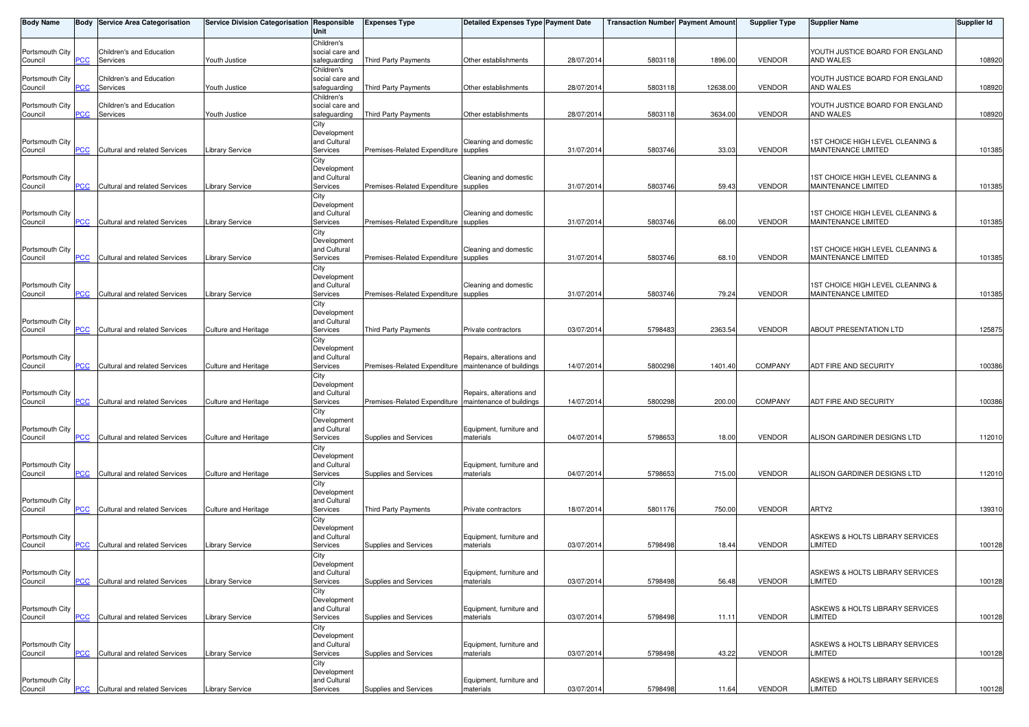| Body Name | Body | Service Area Categorisation | Service Division Categorisation | Responsible Unit | Expenses Type | Detailed Expenses Type | Payment Date | Transaction Number | Payment Amount | Supplier Type | Supplier Name | Supplier Id |
|---|---|---|---|---|---|---|---|---|---|---|---|---|
| Portsmouth City Council | PCC | Children's and Education Services | Youth Justice | Children's social care and safeguarding | Third Party Payments | Other establishments | 28/07/2014 | 5803118 | 1896.00 | VENDOR | YOUTH JUSTICE BOARD FOR ENGLAND AND WALES | 108920 |
| Portsmouth City Council | PCC | Children's and Education Services | Youth Justice | Children's social care and safeguarding | Third Party Payments | Other establishments | 28/07/2014 | 5803118 | 12638.00 | VENDOR | YOUTH JUSTICE BOARD FOR ENGLAND AND WALES | 108920 |
| Portsmouth City Council | PCC | Children's and Education Services | Youth Justice | Children's social care and safeguarding | Third Party Payments | Other establishments | 28/07/2014 | 5803118 | 3634.00 | VENDOR | YOUTH JUSTICE BOARD FOR ENGLAND AND WALES | 108920 |
| Portsmouth City Council | PCC | Cultural and related Services | Library Service | City Development and Cultural Services | Premises-Related Expenditure | Cleaning and domestic supplies | 31/07/2014 | 5803746 | 33.03 | VENDOR | 1ST CHOICE HIGH LEVEL CLEANING & MAINTENANCE LIMITED | 101385 |
| Portsmouth City Council | PCC | Cultural and related Services | Library Service | City Development and Cultural Services | Premises-Related Expenditure | Cleaning and domestic supplies | 31/07/2014 | 5803746 | 59.43 | VENDOR | 1ST CHOICE HIGH LEVEL CLEANING & MAINTENANCE LIMITED | 101385 |
| Portsmouth City Council | PCC | Cultural and related Services | Library Service | City Development and Cultural Services | Premises-Related Expenditure | Cleaning and domestic supplies | 31/07/2014 | 5803746 | 66.00 | VENDOR | 1ST CHOICE HIGH LEVEL CLEANING & MAINTENANCE LIMITED | 101385 |
| Portsmouth City Council | PCC | Cultural and related Services | Library Service | City Development and Cultural Services | Premises-Related Expenditure | Cleaning and domestic supplies | 31/07/2014 | 5803746 | 68.10 | VENDOR | 1ST CHOICE HIGH LEVEL CLEANING & MAINTENANCE LIMITED | 101385 |
| Portsmouth City Council | PCC | Cultural and related Services | Library Service | City Development and Cultural Services | Premises-Related Expenditure | Cleaning and domestic supplies | 31/07/2014 | 5803746 | 79.24 | VENDOR | 1ST CHOICE HIGH LEVEL CLEANING & MAINTENANCE LIMITED | 101385 |
| Portsmouth City Council | PCC | Cultural and related Services | Culture and Heritage | City Development and Cultural Services | Third Party Payments | Private contractors | 03/07/2014 | 5798483 | 2363.54 | VENDOR | ABOUT PRESENTATION LTD | 125875 |
| Portsmouth City Council | PCC | Cultural and related Services | Culture and Heritage | City Development and Cultural Services | Premises-Related Expenditure | Repairs, alterations and maintenance of buildings | 14/07/2014 | 5800298 | 1401.40 | COMPANY | ADT FIRE AND SECURITY | 100386 |
| Portsmouth City Council | PCC | Cultural and related Services | Culture and Heritage | City Development and Cultural Services | Premises-Related Expenditure | Repairs, alterations and maintenance of buildings | 14/07/2014 | 5800298 | 200.00 | COMPANY | ADT FIRE AND SECURITY | 100386 |
| Portsmouth City Council | PCC | Cultural and related Services | Culture and Heritage | City Development and Cultural Services | Supplies and Services | Equipment, furniture and materials | 04/07/2014 | 5798653 | 18.00 | VENDOR | ALISON GARDINER DESIGNS LTD | 112010 |
| Portsmouth City Council | PCC | Cultural and related Services | Culture and Heritage | City Development and Cultural Services | Supplies and Services | Equipment, furniture and materials | 04/07/2014 | 5798653 | 715.00 | VENDOR | ALISON GARDINER DESIGNS LTD | 112010 |
| Portsmouth City Council | PCC | Cultural and related Services | Culture and Heritage | City Development and Cultural Services | Third Party Payments | Private contractors | 18/07/2014 | 5801176 | 750.00 | VENDOR | ARTY2 | 139310 |
| Portsmouth City Council | PCC | Cultural and related Services | Library Service | City Development and Cultural Services | Supplies and Services | Equipment, furniture and materials | 03/07/2014 | 5798498 | 18.44 | VENDOR | ASKEWS & HOLTS LIBRARY SERVICES LIMITED | 100128 |
| Portsmouth City Council | PCC | Cultural and related Services | Library Service | City Development and Cultural Services | Supplies and Services | Equipment, furniture and materials | 03/07/2014 | 5798498 | 56.48 | VENDOR | ASKEWS & HOLTS LIBRARY SERVICES LIMITED | 100128 |
| Portsmouth City Council | PCC | Cultural and related Services | Library Service | City Development and Cultural Services | Supplies and Services | Equipment, furniture and materials | 03/07/2014 | 5798498 | 11.11 | VENDOR | ASKEWS & HOLTS LIBRARY SERVICES LIMITED | 100128 |
| Portsmouth City Council | PCC | Cultural and related Services | Library Service | City Development and Cultural Services | Supplies and Services | Equipment, furniture and materials | 03/07/2014 | 5798498 | 43.22 | VENDOR | ASKEWS & HOLTS LIBRARY SERVICES LIMITED | 100128 |
| Portsmouth City Council | PCC | Cultural and related Services | Library Service | City Development and Cultural Services | Supplies and Services | Equipment, furniture and materials | 03/07/2014 | 5798498 | 11.64 | VENDOR | ASKEWS & HOLTS LIBRARY SERVICES LIMITED | 100128 |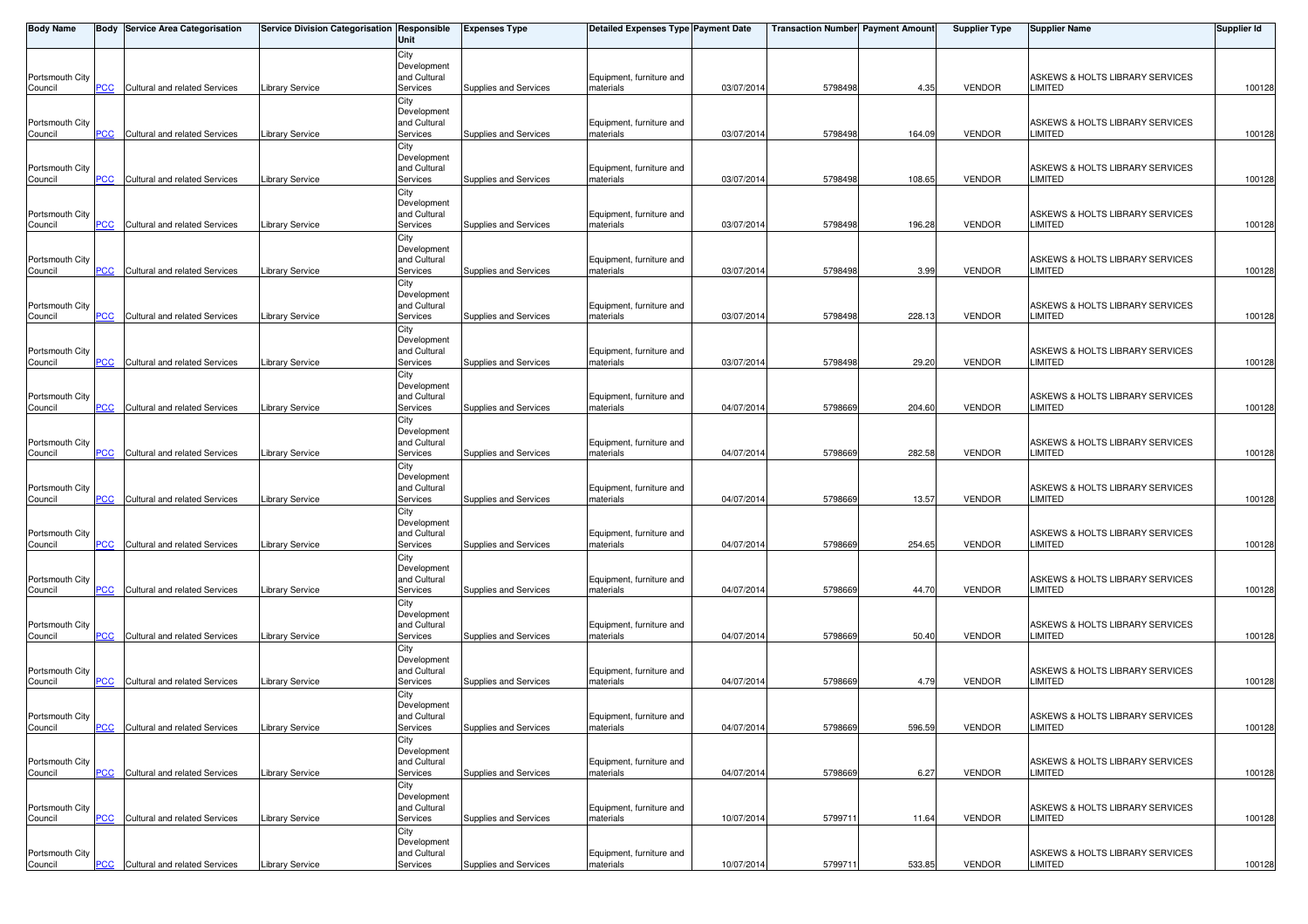| Body Name | Body | Service Area Categorisation | Service Division Categorisation | Responsible Unit | Expenses Type | Detailed Expenses Type | Payment Date | Transaction Number | Payment Amount | Supplier Type | Supplier Name | Supplier Id |
|---|---|---|---|---|---|---|---|---|---|---|---|---|
| Portsmouth City Council | PCC | Cultural and related Services | Library Service | City Development and Cultural Services | Supplies and Services | Equipment, furniture and materials | 03/07/2014 | 5798498 | 4.35 | VENDOR | ASKEWS & HOLTS LIBRARY SERVICES LIMITED | 100128 |
| Portsmouth City Council | PCC | Cultural and related Services | Library Service | City Development and Cultural Services | Supplies and Services | Equipment, furniture and materials | 03/07/2014 | 5798498 | 164.09 | VENDOR | ASKEWS & HOLTS LIBRARY SERVICES LIMITED | 100128 |
| Portsmouth City Council | PCC | Cultural and related Services | Library Service | City Development and Cultural Services | Supplies and Services | Equipment, furniture and materials | 03/07/2014 | 5798498 | 108.65 | VENDOR | ASKEWS & HOLTS LIBRARY SERVICES LIMITED | 100128 |
| Portsmouth City Council | PCC | Cultural and related Services | Library Service | City Development and Cultural Services | Supplies and Services | Equipment, furniture and materials | 03/07/2014 | 5798498 | 196.28 | VENDOR | ASKEWS & HOLTS LIBRARY SERVICES LIMITED | 100128 |
| Portsmouth City Council | PCC | Cultural and related Services | Library Service | City Development and Cultural Services | Supplies and Services | Equipment, furniture and materials | 03/07/2014 | 5798498 | 3.99 | VENDOR | ASKEWS & HOLTS LIBRARY SERVICES LIMITED | 100128 |
| Portsmouth City Council | PCC | Cultural and related Services | Library Service | City Development and Cultural Services | Supplies and Services | Equipment, furniture and materials | 03/07/2014 | 5798498 | 228.13 | VENDOR | ASKEWS & HOLTS LIBRARY SERVICES LIMITED | 100128 |
| Portsmouth City Council | PCC | Cultural and related Services | Library Service | City Development and Cultural Services | Supplies and Services | Equipment, furniture and materials | 03/07/2014 | 5798498 | 29.20 | VENDOR | ASKEWS & HOLTS LIBRARY SERVICES LIMITED | 100128 |
| Portsmouth City Council | PCC | Cultural and related Services | Library Service | City Development and Cultural Services | Supplies and Services | Equipment, furniture and materials | 04/07/2014 | 5798669 | 204.60 | VENDOR | ASKEWS & HOLTS LIBRARY SERVICES LIMITED | 100128 |
| Portsmouth City Council | PCC | Cultural and related Services | Library Service | City Development and Cultural Services | Supplies and Services | Equipment, furniture and materials | 04/07/2014 | 5798669 | 282.58 | VENDOR | ASKEWS & HOLTS LIBRARY SERVICES LIMITED | 100128 |
| Portsmouth City Council | PCC | Cultural and related Services | Library Service | City Development and Cultural Services | Supplies and Services | Equipment, furniture and materials | 04/07/2014 | 5798669 | 13.57 | VENDOR | ASKEWS & HOLTS LIBRARY SERVICES LIMITED | 100128 |
| Portsmouth City Council | PCC | Cultural and related Services | Library Service | City Development and Cultural Services | Supplies and Services | Equipment, furniture and materials | 04/07/2014 | 5798669 | 254.65 | VENDOR | ASKEWS & HOLTS LIBRARY SERVICES LIMITED | 100128 |
| Portsmouth City Council | PCC | Cultural and related Services | Library Service | City Development and Cultural Services | Supplies and Services | Equipment, furniture and materials | 04/07/2014 | 5798669 | 44.70 | VENDOR | ASKEWS & HOLTS LIBRARY SERVICES LIMITED | 100128 |
| Portsmouth City Council | PCC | Cultural and related Services | Library Service | City Development and Cultural Services | Supplies and Services | Equipment, furniture and materials | 04/07/2014 | 5798669 | 50.40 | VENDOR | ASKEWS & HOLTS LIBRARY SERVICES LIMITED | 100128 |
| Portsmouth City Council | PCC | Cultural and related Services | Library Service | City Development and Cultural Services | Supplies and Services | Equipment, furniture and materials | 04/07/2014 | 5798669 | 4.79 | VENDOR | ASKEWS & HOLTS LIBRARY SERVICES LIMITED | 100128 |
| Portsmouth City Council | PCC | Cultural and related Services | Library Service | City Development and Cultural Services | Supplies and Services | Equipment, furniture and materials | 04/07/2014 | 5798669 | 596.59 | VENDOR | ASKEWS & HOLTS LIBRARY SERVICES LIMITED | 100128 |
| Portsmouth City Council | PCC | Cultural and related Services | Library Service | City Development and Cultural Services | Supplies and Services | Equipment, furniture and materials | 04/07/2014 | 5798669 | 6.27 | VENDOR | ASKEWS & HOLTS LIBRARY SERVICES LIMITED | 100128 |
| Portsmouth City Council | PCC | Cultural and related Services | Library Service | City Development and Cultural Services | Supplies and Services | Equipment, furniture and materials | 10/07/2014 | 5799711 | 11.64 | VENDOR | ASKEWS & HOLTS LIBRARY SERVICES LIMITED | 100128 |
| Portsmouth City Council | PCC | Cultural and related Services | Library Service | City Development and Cultural Services | Supplies and Services | Equipment, furniture and materials | 10/07/2014 | 5799711 | 533.85 | VENDOR | ASKEWS & HOLTS LIBRARY SERVICES LIMITED | 100128 |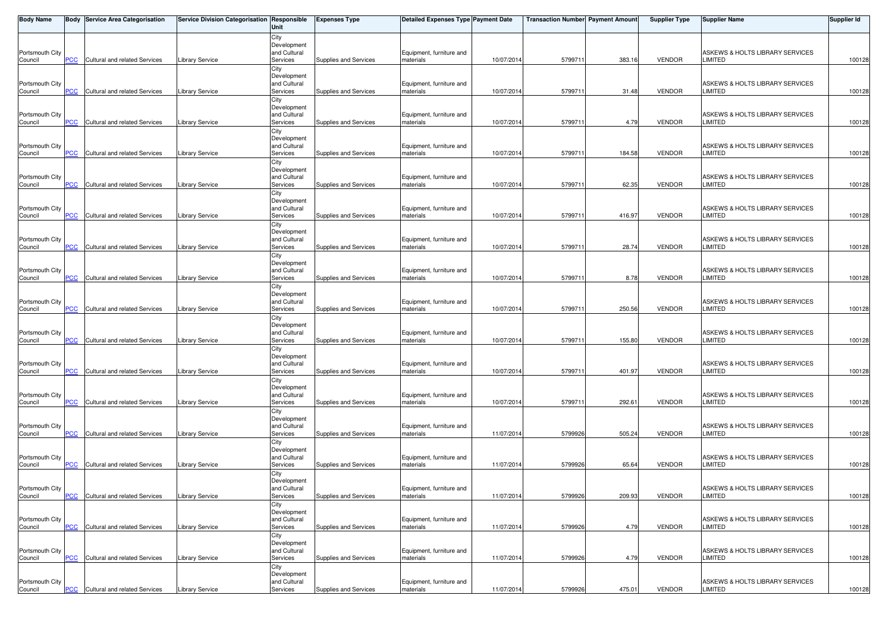| Body Name | Body | Service Area Categorisation | Service Division Categorisation | Responsible Unit | Expenses Type | Detailed Expenses Type | Payment Date | Transaction Number | Payment Amount | Supplier Type | Supplier Name | Supplier Id |
|---|---|---|---|---|---|---|---|---|---|---|---|---|
| Portsmouth City Council | PCC | Cultural and related Services | Library Service | City Development and Cultural Services | Supplies and Services | Equipment, furniture and materials | 10/07/2014 | 5799711 | 383.16 | VENDOR | ASKEWS & HOLTS LIBRARY SERVICES LIMITED | 100128 |
| Portsmouth City Council | PCC | Cultural and related Services | Library Service | City Development and Cultural Services | Supplies and Services | Equipment, furniture and materials | 10/07/2014 | 5799711 | 31.48 | VENDOR | ASKEWS & HOLTS LIBRARY SERVICES LIMITED | 100128 |
| Portsmouth City Council | PCC | Cultural and related Services | Library Service | City Development and Cultural Services | Supplies and Services | Equipment, furniture and materials | 10/07/2014 | 5799711 | 4.79 | VENDOR | ASKEWS & HOLTS LIBRARY SERVICES LIMITED | 100128 |
| Portsmouth City Council | PCC | Cultural and related Services | Library Service | City Development and Cultural Services | Supplies and Services | Equipment, furniture and materials | 10/07/2014 | 5799711 | 184.58 | VENDOR | ASKEWS & HOLTS LIBRARY SERVICES LIMITED | 100128 |
| Portsmouth City Council | PCC | Cultural and related Services | Library Service | City Development and Cultural Services | Supplies and Services | Equipment, furniture and materials | 10/07/2014 | 5799711 | 62.35 | VENDOR | ASKEWS & HOLTS LIBRARY SERVICES LIMITED | 100128 |
| Portsmouth City Council | PCC | Cultural and related Services | Library Service | City Development and Cultural Services | Supplies and Services | Equipment, furniture and materials | 10/07/2014 | 5799711 | 416.97 | VENDOR | ASKEWS & HOLTS LIBRARY SERVICES LIMITED | 100128 |
| Portsmouth City Council | PCC | Cultural and related Services | Library Service | City Development and Cultural Services | Supplies and Services | Equipment, furniture and materials | 10/07/2014 | 5799711 | 28.74 | VENDOR | ASKEWS & HOLTS LIBRARY SERVICES LIMITED | 100128 |
| Portsmouth City Council | PCC | Cultural and related Services | Library Service | City Development and Cultural Services | Supplies and Services | Equipment, furniture and materials | 10/07/2014 | 5799711 | 8.78 | VENDOR | ASKEWS & HOLTS LIBRARY SERVICES LIMITED | 100128 |
| Portsmouth City Council | PCC | Cultural and related Services | Library Service | City Development and Cultural Services | Supplies and Services | Equipment, furniture and materials | 10/07/2014 | 5799711 | 250.56 | VENDOR | ASKEWS & HOLTS LIBRARY SERVICES LIMITED | 100128 |
| Portsmouth City Council | PCC | Cultural and related Services | Library Service | City Development and Cultural Services | Supplies and Services | Equipment, furniture and materials | 10/07/2014 | 5799711 | 155.80 | VENDOR | ASKEWS & HOLTS LIBRARY SERVICES LIMITED | 100128 |
| Portsmouth City Council | PCC | Cultural and related Services | Library Service | City Development and Cultural Services | Supplies and Services | Equipment, furniture and materials | 10/07/2014 | 5799711 | 401.97 | VENDOR | ASKEWS & HOLTS LIBRARY SERVICES LIMITED | 100128 |
| Portsmouth City Council | PCC | Cultural and related Services | Library Service | City Development and Cultural Services | Supplies and Services | Equipment, furniture and materials | 10/07/2014 | 5799711 | 292.61 | VENDOR | ASKEWS & HOLTS LIBRARY SERVICES LIMITED | 100128 |
| Portsmouth City Council | PCC | Cultural and related Services | Library Service | City Development and Cultural Services | Supplies and Services | Equipment, furniture and materials | 11/07/2014 | 5799926 | 505.24 | VENDOR | ASKEWS & HOLTS LIBRARY SERVICES LIMITED | 100128 |
| Portsmouth City Council | PCC | Cultural and related Services | Library Service | City Development and Cultural Services | Supplies and Services | Equipment, furniture and materials | 11/07/2014 | 5799926 | 65.64 | VENDOR | ASKEWS & HOLTS LIBRARY SERVICES LIMITED | 100128 |
| Portsmouth City Council | PCC | Cultural and related Services | Library Service | City Development and Cultural Services | Supplies and Services | Equipment, furniture and materials | 11/07/2014 | 5799926 | 209.93 | VENDOR | ASKEWS & HOLTS LIBRARY SERVICES LIMITED | 100128 |
| Portsmouth City Council | PCC | Cultural and related Services | Library Service | City Development and Cultural Services | Supplies and Services | Equipment, furniture and materials | 11/07/2014 | 5799926 | 4.79 | VENDOR | ASKEWS & HOLTS LIBRARY SERVICES LIMITED | 100128 |
| Portsmouth City Council | PCC | Cultural and related Services | Library Service | City Development and Cultural Services | Supplies and Services | Equipment, furniture and materials | 11/07/2014 | 5799926 | 4.79 | VENDOR | ASKEWS & HOLTS LIBRARY SERVICES LIMITED | 100128 |
| Portsmouth City Council | PCC | Cultural and related Services | Library Service | City Development and Cultural Services | Supplies and Services | Equipment, furniture and materials | 11/07/2014 | 5799926 | 475.01 | VENDOR | ASKEWS & HOLTS LIBRARY SERVICES LIMITED | 100128 |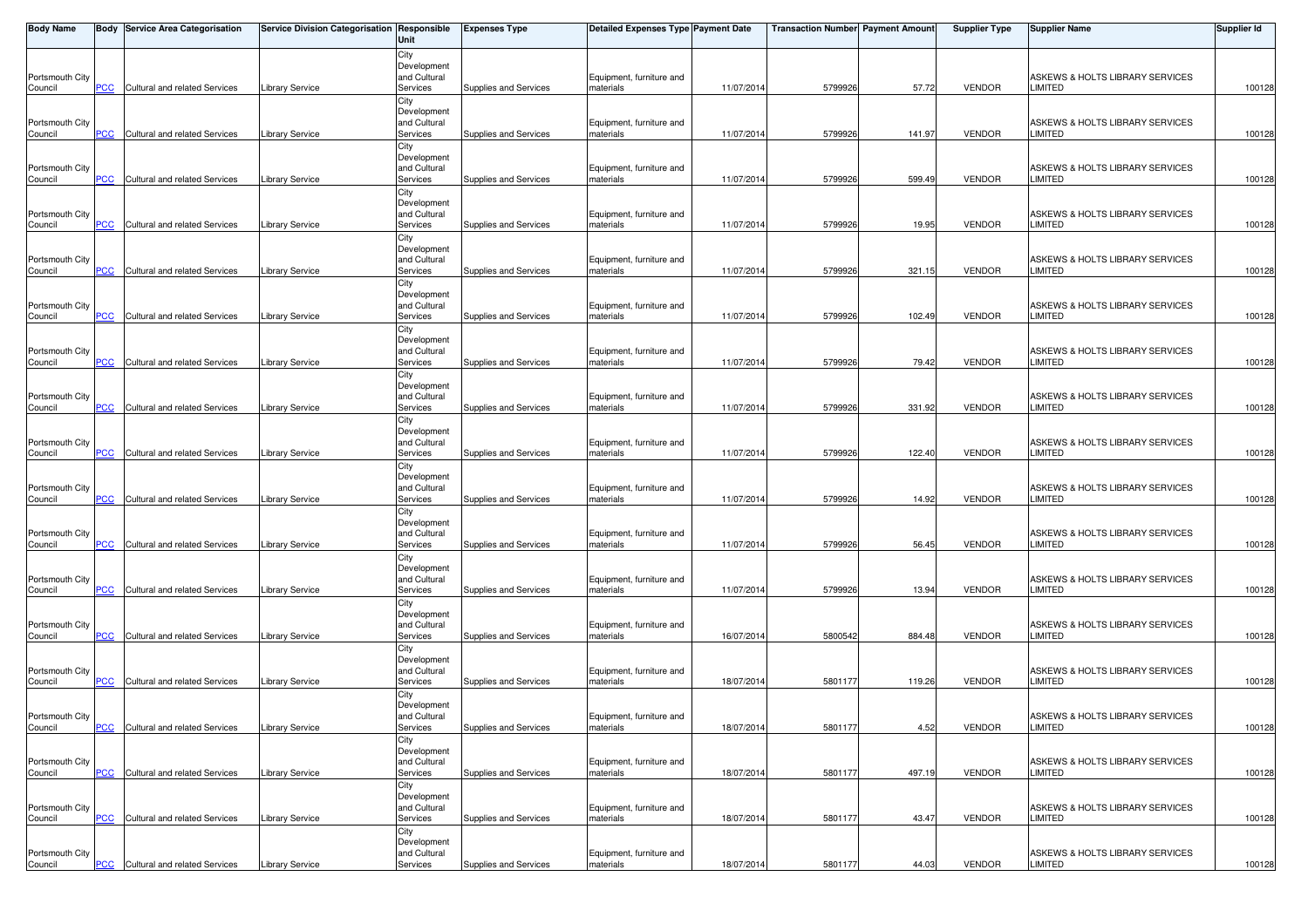| Body Name | Body | Service Area Categorisation | Service Division Categorisation | Responsible Unit | Expenses Type | Detailed Expenses Type | Payment Date | Transaction Number | Payment Amount | Supplier Type | Supplier Name | Supplier Id |
|---|---|---|---|---|---|---|---|---|---|---|---|---|
| Portsmouth City Council | PCC | Cultural and related Services | Library Service | City Development and Cultural Services | Supplies and Services | Equipment, furniture and materials | 11/07/2014 | 5799926 | 57.72 | VENDOR | ASKEWS & HOLTS LIBRARY SERVICES LIMITED | 100128 |
| Portsmouth City Council | PCC | Cultural and related Services | Library Service | City Development and Cultural Services | Supplies and Services | Equipment, furniture and materials | 11/07/2014 | 5799926 | 141.97 | VENDOR | ASKEWS & HOLTS LIBRARY SERVICES LIMITED | 100128 |
| Portsmouth City Council | PCC | Cultural and related Services | Library Service | City Development and Cultural Services | Supplies and Services | Equipment, furniture and materials | 11/07/2014 | 5799926 | 599.49 | VENDOR | ASKEWS & HOLTS LIBRARY SERVICES LIMITED | 100128 |
| Portsmouth City Council | PCC | Cultural and related Services | Library Service | City Development and Cultural Services | Supplies and Services | Equipment, furniture and materials | 11/07/2014 | 5799926 | 19.95 | VENDOR | ASKEWS & HOLTS LIBRARY SERVICES LIMITED | 100128 |
| Portsmouth City Council | PCC | Cultural and related Services | Library Service | City Development and Cultural Services | Supplies and Services | Equipment, furniture and materials | 11/07/2014 | 5799926 | 321.15 | VENDOR | ASKEWS & HOLTS LIBRARY SERVICES LIMITED | 100128 |
| Portsmouth City Council | PCC | Cultural and related Services | Library Service | City Development and Cultural Services | Supplies and Services | Equipment, furniture and materials | 11/07/2014 | 5799926 | 102.49 | VENDOR | ASKEWS & HOLTS LIBRARY SERVICES LIMITED | 100128 |
| Portsmouth City Council | PCC | Cultural and related Services | Library Service | City Development and Cultural Services | Supplies and Services | Equipment, furniture and materials | 11/07/2014 | 5799926 | 79.42 | VENDOR | ASKEWS & HOLTS LIBRARY SERVICES LIMITED | 100128 |
| Portsmouth City Council | PCC | Cultural and related Services | Library Service | City Development and Cultural Services | Supplies and Services | Equipment, furniture and materials | 11/07/2014 | 5799926 | 331.92 | VENDOR | ASKEWS & HOLTS LIBRARY SERVICES LIMITED | 100128 |
| Portsmouth City Council | PCC | Cultural and related Services | Library Service | City Development and Cultural Services | Supplies and Services | Equipment, furniture and materials | 11/07/2014 | 5799926 | 122.40 | VENDOR | ASKEWS & HOLTS LIBRARY SERVICES LIMITED | 100128 |
| Portsmouth City Council | PCC | Cultural and related Services | Library Service | City Development and Cultural Services | Supplies and Services | Equipment, furniture and materials | 11/07/2014 | 5799926 | 14.92 | VENDOR | ASKEWS & HOLTS LIBRARY SERVICES LIMITED | 100128 |
| Portsmouth City Council | PCC | Cultural and related Services | Library Service | City Development and Cultural Services | Supplies and Services | Equipment, furniture and materials | 11/07/2014 | 5799926 | 56.45 | VENDOR | ASKEWS & HOLTS LIBRARY SERVICES LIMITED | 100128 |
| Portsmouth City Council | PCC | Cultural and related Services | Library Service | City Development and Cultural Services | Supplies and Services | Equipment, furniture and materials | 11/07/2014 | 5799926 | 13.94 | VENDOR | ASKEWS & HOLTS LIBRARY SERVICES LIMITED | 100128 |
| Portsmouth City Council | PCC | Cultural and related Services | Library Service | City Development and Cultural Services | Supplies and Services | Equipment, furniture and materials | 16/07/2014 | 5800542 | 884.48 | VENDOR | ASKEWS & HOLTS LIBRARY SERVICES LIMITED | 100128 |
| Portsmouth City Council | PCC | Cultural and related Services | Library Service | City Development and Cultural Services | Supplies and Services | Equipment, furniture and materials | 18/07/2014 | 5801177 | 119.26 | VENDOR | ASKEWS & HOLTS LIBRARY SERVICES LIMITED | 100128 |
| Portsmouth City Council | PCC | Cultural and related Services | Library Service | City Development and Cultural Services | Supplies and Services | Equipment, furniture and materials | 18/07/2014 | 5801177 | 4.52 | VENDOR | ASKEWS & HOLTS LIBRARY SERVICES LIMITED | 100128 |
| Portsmouth City Council | PCC | Cultural and related Services | Library Service | City Development and Cultural Services | Supplies and Services | Equipment, furniture and materials | 18/07/2014 | 5801177 | 497.19 | VENDOR | ASKEWS & HOLTS LIBRARY SERVICES LIMITED | 100128 |
| Portsmouth City Council | PCC | Cultural and related Services | Library Service | City Development and Cultural Services | Supplies and Services | Equipment, furniture and materials | 18/07/2014 | 5801177 | 43.47 | VENDOR | ASKEWS & HOLTS LIBRARY SERVICES LIMITED | 100128 |
| Portsmouth City Council | PCC | Cultural and related Services | Library Service | City Development and Cultural Services | Supplies and Services | Equipment, furniture and materials | 18/07/2014 | 5801177 | 44.03 | VENDOR | ASKEWS & HOLTS LIBRARY SERVICES LIMITED | 100128 |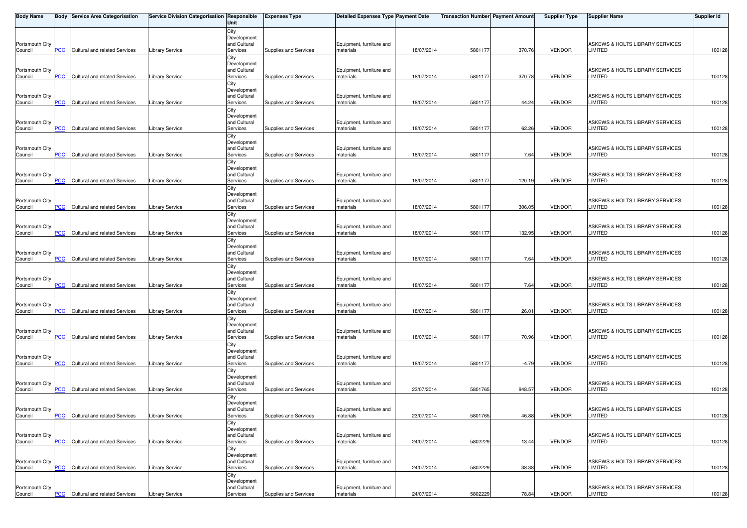| Body Name | Body | Service Area Categorisation | Service Division Categorisation | Responsible Unit | Expenses Type | Detailed Expenses Type | Payment Date | Transaction Number | Payment Amount | Supplier Type | Supplier Name | Supplier Id |
|---|---|---|---|---|---|---|---|---|---|---|---|---|
| Portsmouth City Council | PCC | Cultural and related Services | Library Service | City Development and Cultural Services | Supplies and Services | Equipment, furniture and materials | 18/07/2014 | 5801177 | 370.76 | VENDOR | ASKEWS & HOLTS LIBRARY SERVICES LIMITED | 100128 |
| Portsmouth City Council | PCC | Cultural and related Services | Library Service | City Development and Cultural Services | Supplies and Services | Equipment, furniture and materials | 18/07/2014 | 5801177 | 370.78 | VENDOR | ASKEWS & HOLTS LIBRARY SERVICES LIMITED | 100128 |
| Portsmouth City Council | PCC | Cultural and related Services | Library Service | City Development and Cultural Services | Supplies and Services | Equipment, furniture and materials | 18/07/2014 | 5801177 | 44.24 | VENDOR | ASKEWS & HOLTS LIBRARY SERVICES LIMITED | 100128 |
| Portsmouth City Council | PCC | Cultural and related Services | Library Service | City Development and Cultural Services | Supplies and Services | Equipment, furniture and materials | 18/07/2014 | 5801177 | 62.26 | VENDOR | ASKEWS & HOLTS LIBRARY SERVICES LIMITED | 100128 |
| Portsmouth City Council | PCC | Cultural and related Services | Library Service | City Development and Cultural Services | Supplies and Services | Equipment, furniture and materials | 18/07/2014 | 5801177 | 7.64 | VENDOR | ASKEWS & HOLTS LIBRARY SERVICES LIMITED | 100128 |
| Portsmouth City Council | PCC | Cultural and related Services | Library Service | City Development and Cultural Services | Supplies and Services | Equipment, furniture and materials | 18/07/2014 | 5801177 | 120.19 | VENDOR | ASKEWS & HOLTS LIBRARY SERVICES LIMITED | 100128 |
| Portsmouth City Council | PCC | Cultural and related Services | Library Service | City Development and Cultural Services | Supplies and Services | Equipment, furniture and materials | 18/07/2014 | 5801177 | 306.05 | VENDOR | ASKEWS & HOLTS LIBRARY SERVICES LIMITED | 100128 |
| Portsmouth City Council | PCC | Cultural and related Services | Library Service | City Development and Cultural Services | Supplies and Services | Equipment, furniture and materials | 18/07/2014 | 5801177 | 132.95 | VENDOR | ASKEWS & HOLTS LIBRARY SERVICES LIMITED | 100128 |
| Portsmouth City Council | PCC | Cultural and related Services | Library Service | City Development and Cultural Services | Supplies and Services | Equipment, furniture and materials | 18/07/2014 | 5801177 | 7.64 | VENDOR | ASKEWS & HOLTS LIBRARY SERVICES LIMITED | 100128 |
| Portsmouth City Council | PCC | Cultural and related Services | Library Service | City Development and Cultural Services | Supplies and Services | Equipment, furniture and materials | 18/07/2014 | 5801177 | 7.64 | VENDOR | ASKEWS & HOLTS LIBRARY SERVICES LIMITED | 100128 |
| Portsmouth City Council | PCC | Cultural and related Services | Library Service | City Development and Cultural Services | Supplies and Services | Equipment, furniture and materials | 18/07/2014 | 5801177 | 26.01 | VENDOR | ASKEWS & HOLTS LIBRARY SERVICES LIMITED | 100128 |
| Portsmouth City Council | PCC | Cultural and related Services | Library Service | City Development and Cultural Services | Supplies and Services | Equipment, furniture and materials | 18/07/2014 | 5801177 | 70.96 | VENDOR | ASKEWS & HOLTS LIBRARY SERVICES LIMITED | 100128 |
| Portsmouth City Council | PCC | Cultural and related Services | Library Service | City Development and Cultural Services | Supplies and Services | Equipment, furniture and materials | 18/07/2014 | 5801177 | -4.79 | VENDOR | ASKEWS & HOLTS LIBRARY SERVICES LIMITED | 100128 |
| Portsmouth City Council | PCC | Cultural and related Services | Library Service | City Development and Cultural Services | Supplies and Services | Equipment, furniture and materials | 23/07/2014 | 5801765 | 948.57 | VENDOR | ASKEWS & HOLTS LIBRARY SERVICES LIMITED | 100128 |
| Portsmouth City Council | PCC | Cultural and related Services | Library Service | City Development and Cultural Services | Supplies and Services | Equipment, furniture and materials | 23/07/2014 | 5801765 | 46.88 | VENDOR | ASKEWS & HOLTS LIBRARY SERVICES LIMITED | 100128 |
| Portsmouth City Council | PCC | Cultural and related Services | Library Service | City Development and Cultural Services | Supplies and Services | Equipment, furniture and materials | 24/07/2014 | 5802229 | 13.44 | VENDOR | ASKEWS & HOLTS LIBRARY SERVICES LIMITED | 100128 |
| Portsmouth City Council | PCC | Cultural and related Services | Library Service | City Development and Cultural Services | Supplies and Services | Equipment, furniture and materials | 24/07/2014 | 5802229 | 38.38 | VENDOR | ASKEWS & HOLTS LIBRARY SERVICES LIMITED | 100128 |
| Portsmouth City Council | PCC | Cultural and related Services | Library Service | City Development and Cultural Services | Supplies and Services | Equipment, furniture and materials | 24/07/2014 | 5802229 | 78.84 | VENDOR | ASKEWS & HOLTS LIBRARY SERVICES LIMITED | 100128 |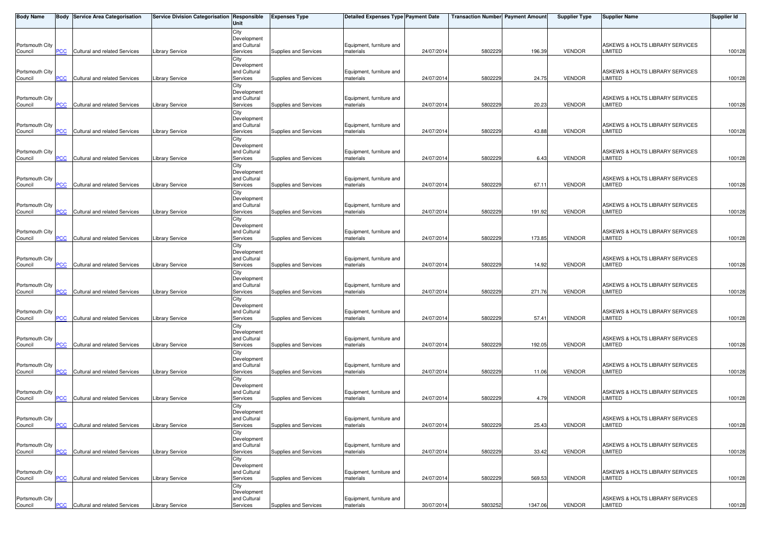| Body Name | Body | Service Area Categorisation | Service Division Categorisation | Responsible Unit | Expenses Type | Detailed Expenses Type | Payment Date | Transaction Number | Payment Amount | Supplier Type | Supplier Name | Supplier Id |
|---|---|---|---|---|---|---|---|---|---|---|---|---|
| Portsmouth City Council | PCC | Cultural and related Services | Library Service | City Development and Cultural Services | Supplies and Services | Equipment, furniture and materials | 24/07/2014 | 5802229 | 196.39 | VENDOR | ASKEWS & HOLTS LIBRARY SERVICES LIMITED | 100128 |
| Portsmouth City Council | PCC | Cultural and related Services | Library Service | City Development and Cultural Services | Supplies and Services | Equipment, furniture and materials | 24/07/2014 | 5802229 | 24.75 | VENDOR | ASKEWS & HOLTS LIBRARY SERVICES LIMITED | 100128 |
| Portsmouth City Council | PCC | Cultural and related Services | Library Service | City Development and Cultural Services | Supplies and Services | Equipment, furniture and materials | 24/07/2014 | 5802229 | 20.23 | VENDOR | ASKEWS & HOLTS LIBRARY SERVICES LIMITED | 100128 |
| Portsmouth City Council | PCC | Cultural and related Services | Library Service | City Development and Cultural Services | Supplies and Services | Equipment, furniture and materials | 24/07/2014 | 5802229 | 43.88 | VENDOR | ASKEWS & HOLTS LIBRARY SERVICES LIMITED | 100128 |
| Portsmouth City Council | PCC | Cultural and related Services | Library Service | City Development and Cultural Services | Supplies and Services | Equipment, furniture and materials | 24/07/2014 | 5802229 | 6.43 | VENDOR | ASKEWS & HOLTS LIBRARY SERVICES LIMITED | 100128 |
| Portsmouth City Council | PCC | Cultural and related Services | Library Service | City Development and Cultural Services | Supplies and Services | Equipment, furniture and materials | 24/07/2014 | 5802229 | 67.11 | VENDOR | ASKEWS & HOLTS LIBRARY SERVICES LIMITED | 100128 |
| Portsmouth City Council | PCC | Cultural and related Services | Library Service | City Development and Cultural Services | Supplies and Services | Equipment, furniture and materials | 24/07/2014 | 5802229 | 191.92 | VENDOR | ASKEWS & HOLTS LIBRARY SERVICES LIMITED | 100128 |
| Portsmouth City Council | PCC | Cultural and related Services | Library Service | City Development and Cultural Services | Supplies and Services | Equipment, furniture and materials | 24/07/2014 | 5802229 | 173.85 | VENDOR | ASKEWS & HOLTS LIBRARY SERVICES LIMITED | 100128 |
| Portsmouth City Council | PCC | Cultural and related Services | Library Service | City Development and Cultural Services | Supplies and Services | Equipment, furniture and materials | 24/07/2014 | 5802229 | 14.92 | VENDOR | ASKEWS & HOLTS LIBRARY SERVICES LIMITED | 100128 |
| Portsmouth City Council | PCC | Cultural and related Services | Library Service | City Development and Cultural Services | Supplies and Services | Equipment, furniture and materials | 24/07/2014 | 5802229 | 271.76 | VENDOR | ASKEWS & HOLTS LIBRARY SERVICES LIMITED | 100128 |
| Portsmouth City Council | PCC | Cultural and related Services | Library Service | City Development and Cultural Services | Supplies and Services | Equipment, furniture and materials | 24/07/2014 | 5802229 | 57.41 | VENDOR | ASKEWS & HOLTS LIBRARY SERVICES LIMITED | 100128 |
| Portsmouth City Council | PCC | Cultural and related Services | Library Service | City Development and Cultural Services | Supplies and Services | Equipment, furniture and materials | 24/07/2014 | 5802229 | 192.05 | VENDOR | ASKEWS & HOLTS LIBRARY SERVICES LIMITED | 100128 |
| Portsmouth City Council | PCC | Cultural and related Services | Library Service | City Development and Cultural Services | Supplies and Services | Equipment, furniture and materials | 24/07/2014 | 5802229 | 11.06 | VENDOR | ASKEWS & HOLTS LIBRARY SERVICES LIMITED | 100128 |
| Portsmouth City Council | PCC | Cultural and related Services | Library Service | City Development and Cultural Services | Supplies and Services | Equipment, furniture and materials | 24/07/2014 | 5802229 | 4.79 | VENDOR | ASKEWS & HOLTS LIBRARY SERVICES LIMITED | 100128 |
| Portsmouth City Council | PCC | Cultural and related Services | Library Service | City Development and Cultural Services | Supplies and Services | Equipment, furniture and materials | 24/07/2014 | 5802229 | 25.43 | VENDOR | ASKEWS & HOLTS LIBRARY SERVICES LIMITED | 100128 |
| Portsmouth City Council | PCC | Cultural and related Services | Library Service | City Development and Cultural Services | Supplies and Services | Equipment, furniture and materials | 24/07/2014 | 5802229 | 33.42 | VENDOR | ASKEWS & HOLTS LIBRARY SERVICES LIMITED | 100128 |
| Portsmouth City Council | PCC | Cultural and related Services | Library Service | City Development and Cultural Services | Supplies and Services | Equipment, furniture and materials | 24/07/2014 | 5802229 | 569.53 | VENDOR | ASKEWS & HOLTS LIBRARY SERVICES LIMITED | 100128 |
| Portsmouth City Council | PCC | Cultural and related Services | Library Service | City Development and Cultural Services | Supplies and Services | Equipment, furniture and materials | 30/07/2014 | 5803252 | 1347.06 | VENDOR | ASKEWS & HOLTS LIBRARY SERVICES LIMITED | 100128 |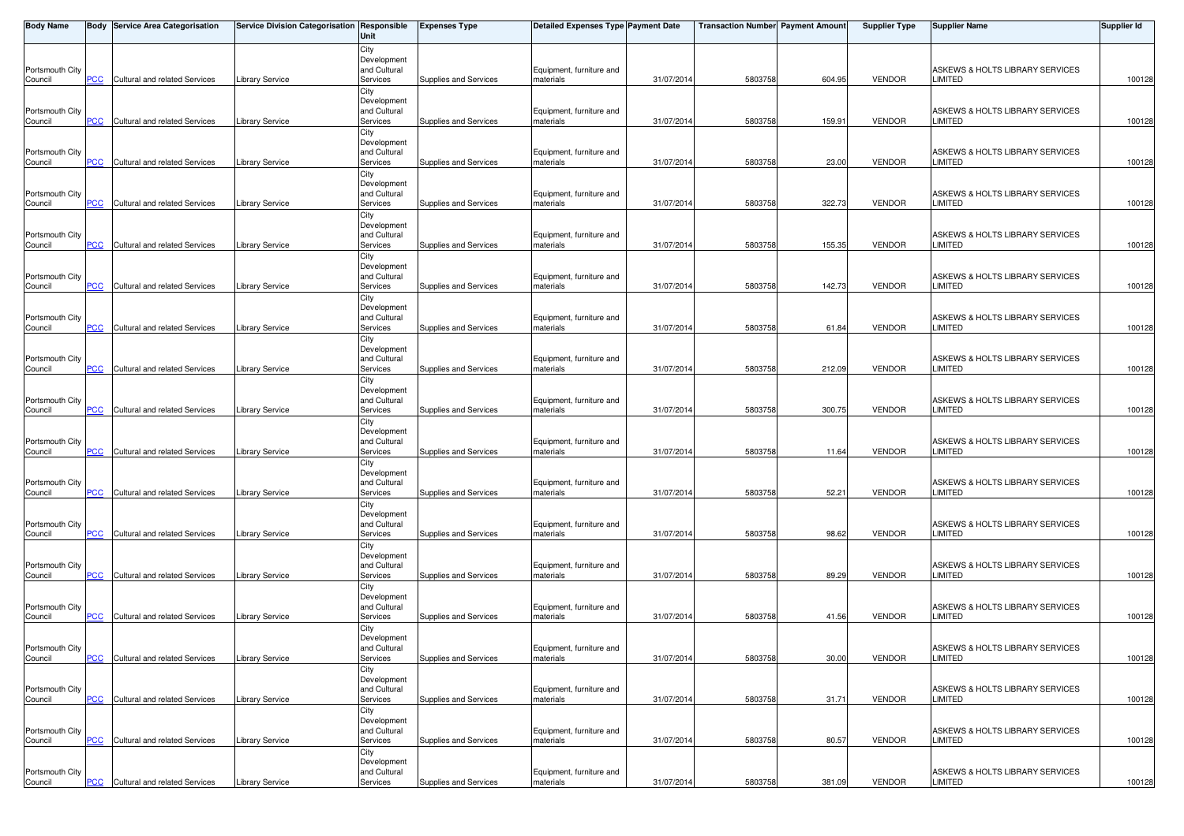| Body Name | Body | Service Area Categorisation | Service Division Categorisation | Responsible Unit | Expenses Type | Detailed Expenses Type | Payment Date | Transaction Number | Payment Amount | Supplier Type | Supplier Name | Supplier Id |
|---|---|---|---|---|---|---|---|---|---|---|---|---|
| Portsmouth City Council | PCC | Cultural and related Services | Library Service | City Development and Cultural Services | Supplies and Services | Equipment, furniture and materials | 31/07/2014 | 5803758 | 604.95 | VENDOR | ASKEWS & HOLTS LIBRARY SERVICES LIMITED | 100128 |
| Portsmouth City Council | PCC | Cultural and related Services | Library Service | City Development and Cultural Services | Supplies and Services | Equipment, furniture and materials | 31/07/2014 | 5803758 | 159.91 | VENDOR | ASKEWS & HOLTS LIBRARY SERVICES LIMITED | 100128 |
| Portsmouth City Council | PCC | Cultural and related Services | Library Service | City Development and Cultural Services | Supplies and Services | Equipment, furniture and materials | 31/07/2014 | 5803758 | 23.00 | VENDOR | ASKEWS & HOLTS LIBRARY SERVICES LIMITED | 100128 |
| Portsmouth City Council | PCC | Cultural and related Services | Library Service | City Development and Cultural Services | Supplies and Services | Equipment, furniture and materials | 31/07/2014 | 5803758 | 322.73 | VENDOR | ASKEWS & HOLTS LIBRARY SERVICES LIMITED | 100128 |
| Portsmouth City Council | PCC | Cultural and related Services | Library Service | City Development and Cultural Services | Supplies and Services | Equipment, furniture and materials | 31/07/2014 | 5803758 | 155.35 | VENDOR | ASKEWS & HOLTS LIBRARY SERVICES LIMITED | 100128 |
| Portsmouth City Council | PCC | Cultural and related Services | Library Service | City Development and Cultural Services | Supplies and Services | Equipment, furniture and materials | 31/07/2014 | 5803758 | 142.73 | VENDOR | ASKEWS & HOLTS LIBRARY SERVICES LIMITED | 100128 |
| Portsmouth City Council | PCC | Cultural and related Services | Library Service | City Development and Cultural Services | Supplies and Services | Equipment, furniture and materials | 31/07/2014 | 5803758 | 61.84 | VENDOR | ASKEWS & HOLTS LIBRARY SERVICES LIMITED | 100128 |
| Portsmouth City Council | PCC | Cultural and related Services | Library Service | City Development and Cultural Services | Supplies and Services | Equipment, furniture and materials | 31/07/2014 | 5803758 | 212.09 | VENDOR | ASKEWS & HOLTS LIBRARY SERVICES LIMITED | 100128 |
| Portsmouth City Council | PCC | Cultural and related Services | Library Service | City Development and Cultural Services | Supplies and Services | Equipment, furniture and materials | 31/07/2014 | 5803758 | 300.75 | VENDOR | ASKEWS & HOLTS LIBRARY SERVICES LIMITED | 100128 |
| Portsmouth City Council | PCC | Cultural and related Services | Library Service | City Development and Cultural Services | Supplies and Services | Equipment, furniture and materials | 31/07/2014 | 5803758 | 11.64 | VENDOR | ASKEWS & HOLTS LIBRARY SERVICES LIMITED | 100128 |
| Portsmouth City Council | PCC | Cultural and related Services | Library Service | City Development and Cultural Services | Supplies and Services | Equipment, furniture and materials | 31/07/2014 | 5803758 | 52.21 | VENDOR | ASKEWS & HOLTS LIBRARY SERVICES LIMITED | 100128 |
| Portsmouth City Council | PCC | Cultural and related Services | Library Service | City Development and Cultural Services | Supplies and Services | Equipment, furniture and materials | 31/07/2014 | 5803758 | 98.62 | VENDOR | ASKEWS & HOLTS LIBRARY SERVICES LIMITED | 100128 |
| Portsmouth City Council | PCC | Cultural and related Services | Library Service | City Development and Cultural Services | Supplies and Services | Equipment, furniture and materials | 31/07/2014 | 5803758 | 89.29 | VENDOR | ASKEWS & HOLTS LIBRARY SERVICES LIMITED | 100128 |
| Portsmouth City Council | PCC | Cultural and related Services | Library Service | City Development and Cultural Services | Supplies and Services | Equipment, furniture and materials | 31/07/2014 | 5803758 | 41.56 | VENDOR | ASKEWS & HOLTS LIBRARY SERVICES LIMITED | 100128 |
| Portsmouth City Council | PCC | Cultural and related Services | Library Service | City Development and Cultural Services | Supplies and Services | Equipment, furniture and materials | 31/07/2014 | 5803758 | 30.00 | VENDOR | ASKEWS & HOLTS LIBRARY SERVICES LIMITED | 100128 |
| Portsmouth City Council | PCC | Cultural and related Services | Library Service | City Development and Cultural Services | Supplies and Services | Equipment, furniture and materials | 31/07/2014 | 5803758 | 31.71 | VENDOR | ASKEWS & HOLTS LIBRARY SERVICES LIMITED | 100128 |
| Portsmouth City Council | PCC | Cultural and related Services | Library Service | City Development and Cultural Services | Supplies and Services | Equipment, furniture and materials | 31/07/2014 | 5803758 | 80.57 | VENDOR | ASKEWS & HOLTS LIBRARY SERVICES LIMITED | 100128 |
| Portsmouth City Council | PCC | Cultural and related Services | Library Service | City Development and Cultural Services | Supplies and Services | Equipment, furniture and materials | 31/07/2014 | 5803758 | 381.09 | VENDOR | ASKEWS & HOLTS LIBRARY SERVICES LIMITED | 100128 |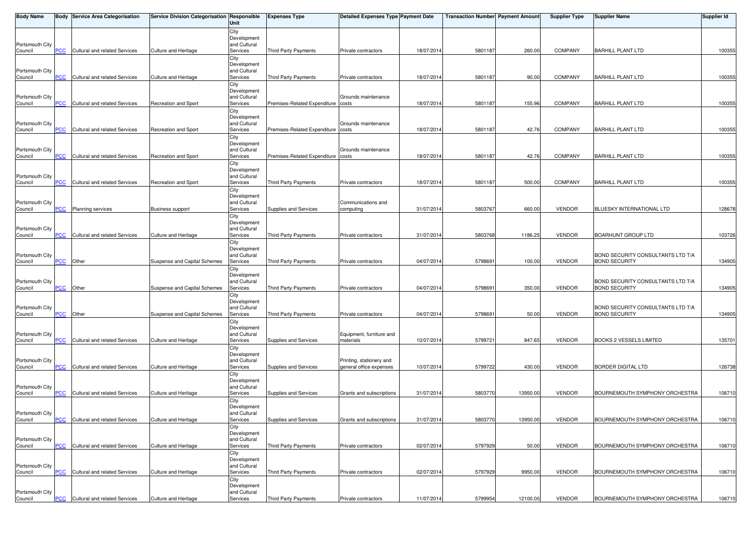| Body Name | Body | Service Area Categorisation | Service Division Categorisation | Responsible Unit | Expenses Type | Detailed Expenses Type | Payment Date | Transaction Number | Payment Amount | Supplier Type | Supplier Name | Supplier Id |
|---|---|---|---|---|---|---|---|---|---|---|---|---|
| Portsmouth City Council | PCC | Cultural and related Services | Culture and Heritage | City Development and Cultural Services | Third Party Payments | Private contractors | 18/07/2014 | 5801187 | 260.00 | COMPANY | BARHILL PLANT LTD | 100355 |
| Portsmouth City Council | PCC | Cultural and related Services | Culture and Heritage | City Development and Cultural Services | Third Party Payments | Private contractors | 18/07/2014 | 5801187 | 90.00 | COMPANY | BARHILL PLANT LTD | 100355 |
| Portsmouth City Council | PCC | Cultural and related Services | Recreation and Sport | City Development and Cultural Services | Premises-Related Expenditure | Grounds maintenance costs | 18/07/2014 | 5801187 | 155.96 | COMPANY | BARHILL PLANT LTD | 100355 |
| Portsmouth City Council | PCC | Cultural and related Services | Recreation and Sport | City Development and Cultural Services | Premises-Related Expenditure | Grounds maintenance costs | 18/07/2014 | 5801187 | 42.76 | COMPANY | BARHILL PLANT LTD | 100355 |
| Portsmouth City Council | PCC | Cultural and related Services | Recreation and Sport | City Development and Cultural Services | Premises-Related Expenditure | Grounds maintenance costs | 18/07/2014 | 5801187 | 42.76 | COMPANY | BARHILL PLANT LTD | 100355 |
| Portsmouth City Council | PCC | Cultural and related Services | Recreation and Sport | City Development and Cultural Services | Third Party Payments | Private contractors | 18/07/2014 | 5801187 | 500.00 | COMPANY | BARHILL PLANT LTD | 100355 |
| Portsmouth City Council | PCC | Planning services | Business support | City Development and Cultural Services | Supplies and Services | Communications and computing | 31/07/2014 | 5803767 | 660.00 | VENDOR | BLUESKY INTERNATIONAL LTD | 128678 |
| Portsmouth City Council | PCC | Cultural and related Services | Culture and Heritage | City Development and Cultural Services | Third Party Payments | Private contractors | 31/07/2014 | 5803768 | 1186.25 | VENDOR | BOARHUNT GROUP LTD | 103726 |
| Portsmouth City Council | PCC | Other | Suspense and Capital Schemes | City Development and Cultural Services | Third Party Payments | Private contractors | 04/07/2014 | 5798691 | 100.00 | VENDOR | BOND SECURITY CONSULTANTS LTD T/A BOND SECURITY | 134905 |
| Portsmouth City Council | PCC | Other | Suspense and Capital Schemes | City Development and Cultural Services | Third Party Payments | Private contractors | 04/07/2014 | 5798691 | 350.00 | VENDOR | BOND SECURITY CONSULTANTS LTD T/A BOND SECURITY | 134905 |
| Portsmouth City Council | PCC | Other | Suspense and Capital Schemes | City Development and Cultural Services | Third Party Payments | Private contractors | 04/07/2014 | 5798691 | 50.00 | VENDOR | BOND SECURITY CONSULTANTS LTD T/A BOND SECURITY | 134905 |
| Portsmouth City Council | PCC | Cultural and related Services | Culture and Heritage | City Development and Cultural Services | Supplies and Services | Equipment, furniture and materials | 10/07/2014 | 5799721 | 847.65 | VENDOR | BOOKS 2 VESSELS LIMITED | 135701 |
| Portsmouth City Council | PCC | Cultural and related Services | Culture and Heritage | City Development and Cultural Services | Supplies and Services | Printing, stationery and general office expenses | 10/07/2014 | 5799722 | 430.00 | VENDOR | BORDER DIGITAL LTD | 126738 |
| Portsmouth City Council | PCC | Cultural and related Services | Culture and Heritage | City Development and Cultural Services | Supplies and Services | Grants and subscriptions | 31/07/2014 | 5803770 | 13950.00 | VENDOR | BOURNEMOUTH SYMPHONY ORCHESTRA | 106710 |
| Portsmouth City Council | PCC | Cultural and related Services | Culture and Heritage | City Development and Cultural Services | Supplies and Services | Grants and subscriptions | 31/07/2014 | 5803770 | 13950.00 | VENDOR | BOURNEMOUTH SYMPHONY ORCHESTRA | 106710 |
| Portsmouth City Council | PCC | Cultural and related Services | Culture and Heritage | City Development and Cultural Services | Third Party Payments | Private contractors | 02/07/2014 | 5797929 | 50.00 | VENDOR | BOURNEMOUTH SYMPHONY ORCHESTRA | 106710 |
| Portsmouth City Council | PCC | Cultural and related Services | Culture and Heritage | City Development and Cultural Services | Third Party Payments | Private contractors | 02/07/2014 | 5797929 | 9950.00 | VENDOR | BOURNEMOUTH SYMPHONY ORCHESTRA | 106710 |
| Portsmouth City Council | PCC | Cultural and related Services | Culture and Heritage | City Development and Cultural Services | Third Party Payments | Private contractors | 11/07/2014 | 5799954 | 12100.00 | VENDOR | BOURNEMOUTH SYMPHONY ORCHESTRA | 106710 |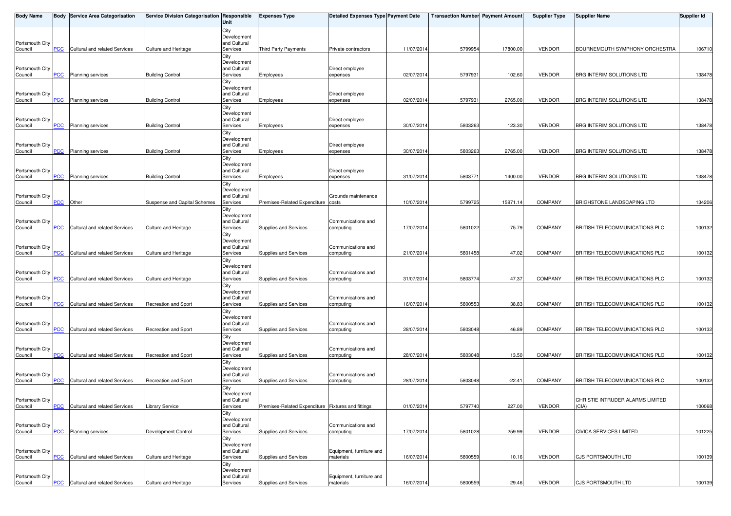| Body Name | Body | Service Area Categorisation | Service Division Categorisation | Responsible Unit | Expenses Type | Detailed Expenses Type | Payment Date | Transaction Number | Payment Amount | Supplier Type | Supplier Name | Supplier Id |
|---|---|---|---|---|---|---|---|---|---|---|---|---|
| Portsmouth City Council | PCC | Cultural and related Services | Culture and Heritage | City Development and Cultural Services | Third Party Payments | Private contractors | 11/07/2014 | 5799954 | 17800.00 | VENDOR | BOURNEMOUTH SYMPHONY ORCHESTRA | 106710 |
| Portsmouth City Council | PCC | Planning services | Building Control | City Development and Cultural Services | Employees | Direct employee expenses | 02/07/2014 | 5797931 | 102.60 | VENDOR | BRG INTERIM SOLUTIONS LTD | 138478 |
| Portsmouth City Council | PCC | Planning services | Building Control | City Development and Cultural Services | Employees | Direct employee expenses | 02/07/2014 | 5797931 | 2765.00 | VENDOR | BRG INTERIM SOLUTIONS LTD | 138478 |
| Portsmouth City Council | PCC | Planning services | Building Control | City Development and Cultural Services | Employees | Direct employee expenses | 30/07/2014 | 5803263 | 123.30 | VENDOR | BRG INTERIM SOLUTIONS LTD | 138478 |
| Portsmouth City Council | PCC | Planning services | Building Control | City Development and Cultural Services | Employees | Direct employee expenses | 30/07/2014 | 5803263 | 2765.00 | VENDOR | BRG INTERIM SOLUTIONS LTD | 138478 |
| Portsmouth City Council | PCC | Planning services | Building Control | City Development and Cultural Services | Employees | Direct employee expenses | 31/07/2014 | 5803771 | 1400.00 | VENDOR | BRG INTERIM SOLUTIONS LTD | 138478 |
| Portsmouth City Council | PCC | Other | Suspense and Capital Schemes | City Development and Cultural Services | Premises-Related Expenditure | Grounds maintenance costs | 10/07/2014 | 5799725 | 15971.14 | COMPANY | BRIGHSTONE LANDSCAPING LTD | 134206 |
| Portsmouth City Council | PCC | Cultural and related Services | Culture and Heritage | City Development and Cultural Services | Supplies and Services | Communications and computing | 17/07/2014 | 5801022 | 75.79 | COMPANY | BRITISH TELECOMMUNICATIONS PLC | 100132 |
| Portsmouth City Council | PCC | Cultural and related Services | Culture and Heritage | City Development and Cultural Services | Supplies and Services | Communications and computing | 21/07/2014 | 5801458 | 47.02 | COMPANY | BRITISH TELECOMMUNICATIONS PLC | 100132 |
| Portsmouth City Council | PCC | Cultural and related Services | Culture and Heritage | City Development and Cultural Services | Supplies and Services | Communications and computing | 31/07/2014 | 5803774 | 47.37 | COMPANY | BRITISH TELECOMMUNICATIONS PLC | 100132 |
| Portsmouth City Council | PCC | Cultural and related Services | Recreation and Sport | City Development and Cultural Services | Supplies and Services | Communications and computing | 16/07/2014 | 5800553 | 38.83 | COMPANY | BRITISH TELECOMMUNICATIONS PLC | 100132 |
| Portsmouth City Council | PCC | Cultural and related Services | Recreation and Sport | City Development and Cultural Services | Supplies and Services | Communications and computing | 28/07/2014 | 5803048 | 46.89 | COMPANY | BRITISH TELECOMMUNICATIONS PLC | 100132 |
| Portsmouth City Council | PCC | Cultural and related Services | Recreation and Sport | City Development and Cultural Services | Supplies and Services | Communications and computing | 28/07/2014 | 5803048 | 13.50 | COMPANY | BRITISH TELECOMMUNICATIONS PLC | 100132 |
| Portsmouth City Council | PCC | Cultural and related Services | Recreation and Sport | City Development and Cultural Services | Supplies and Services | Communications and computing | 28/07/2014 | 5803048 | -22.41 | COMPANY | BRITISH TELECOMMUNICATIONS PLC | 100132 |
| Portsmouth City Council | PCC | Cultural and related Services | Library Service | City Development and Cultural Services | Premises-Related Expenditure | Fixtures and fittings | 01/07/2014 | 5797740 | 227.00 | VENDOR | CHRISTIE INTRUDER ALARMS LIMITED (CIA) | 100068 |
| Portsmouth City Council | PCC | Planning services | Development Control | City Development and Cultural Services | Supplies and Services | Communications and computing | 17/07/2014 | 5801028 | 259.99 | VENDOR | CIVICA SERVICES LIMITED | 101225 |
| Portsmouth City Council | PCC | Cultural and related Services | Culture and Heritage | City Development and Cultural Services | Supplies and Services | Equipment, furniture and materials | 16/07/2014 | 5800559 | 10.16 | VENDOR | CJS PORTSMOUTH LTD | 100139 |
| Portsmouth City Council | PCC | Cultural and related Services | Culture and Heritage | City Development and Cultural Services | Supplies and Services | Equipment, furniture and materials | 16/07/2014 | 5800559 | 29.46 | VENDOR | CJS PORTSMOUTH LTD | 100139 |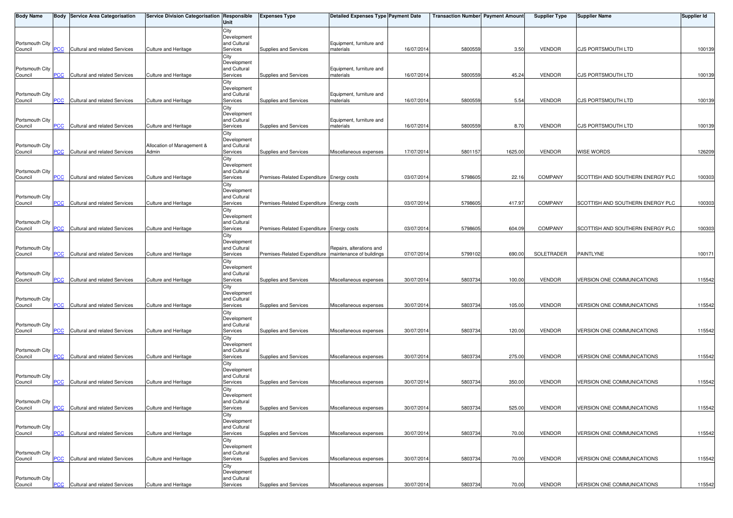| Body Name | Body | Service Area Categorisation | Service Division Categorisation | Responsible Unit | Expenses Type | Detailed Expenses Type | Payment Date | Transaction Number | Payment Amount | Supplier Type | Supplier Name | Supplier Id |
|---|---|---|---|---|---|---|---|---|---|---|---|---|
| Portsmouth City Council | PCC | Cultural and related Services | Culture and Heritage | City Development and Cultural Services | Supplies and Services | Equipment, furniture and materials | 16/07/2014 | 5800559 | 3.50 | VENDOR | CJS PORTSMOUTH LTD | 100139 |
| Portsmouth City Council | PCC | Cultural and related Services | Culture and Heritage | City Development and Cultural Services | Supplies and Services | Equipment, furniture and materials | 16/07/2014 | 5800559 | 45.24 | VENDOR | CJS PORTSMOUTH LTD | 100139 |
| Portsmouth City Council | PCC | Cultural and related Services | Culture and Heritage | City Development and Cultural Services | Supplies and Services | Equipment, furniture and materials | 16/07/2014 | 5800559 | 5.54 | VENDOR | CJS PORTSMOUTH LTD | 100139 |
| Portsmouth City Council | PCC | Cultural and related Services | Culture and Heritage | City Development and Cultural Services | Supplies and Services | Equipment, furniture and materials | 16/07/2014 | 5800559 | 8.70 | VENDOR | CJS PORTSMOUTH LTD | 100139 |
| Portsmouth City Council | PCC | Cultural and related Services | Allocation of Management & Admin | City Development and Cultural Services | Supplies and Services | Miscellaneous expenses | 17/07/2014 | 5801157 | 1625.00 | VENDOR | WISE WORDS | 126209 |
| Portsmouth City Council | PCC | Cultural and related Services | Culture and Heritage | City Development and Cultural Services | Premises-Related Expenditure | Energy costs | 03/07/2014 | 5798605 | 22.16 | COMPANY | SCOTTISH AND SOUTHERN ENERGY PLC | 100303 |
| Portsmouth City Council | PCC | Cultural and related Services | Culture and Heritage | City Development and Cultural Services | Premises-Related Expenditure | Energy costs | 03/07/2014 | 5798605 | 417.97 | COMPANY | SCOTTISH AND SOUTHERN ENERGY PLC | 100303 |
| Portsmouth City Council | PCC | Cultural and related Services | Culture and Heritage | City Development and Cultural Services | Premises-Related Expenditure | Energy costs | 03/07/2014 | 5798605 | 604.09 | COMPANY | SCOTTISH AND SOUTHERN ENERGY PLC | 100303 |
| Portsmouth City Council | PCC | Cultural and related Services | Culture and Heritage | City Development and Cultural Services | Premises-Related Expenditure | Repairs, alterations and maintenance of buildings | 07/07/2014 | 5799102 | 690.00 | SOLETRADER | PAINTLYNE | 100171 |
| Portsmouth City Council | PCC | Cultural and related Services | Culture and Heritage | City Development and Cultural Services | Supplies and Services | Miscellaneous expenses | 30/07/2014 | 5803734 | 100.00 | VENDOR | VERSION ONE COMMUNICATIONS | 115542 |
| Portsmouth City Council | PCC | Cultural and related Services | Culture and Heritage | City Development and Cultural Services | Supplies and Services | Miscellaneous expenses | 30/07/2014 | 5803734 | 105.00 | VENDOR | VERSION ONE COMMUNICATIONS | 115542 |
| Portsmouth City Council | PCC | Cultural and related Services | Culture and Heritage | City Development and Cultural Services | Supplies and Services | Miscellaneous expenses | 30/07/2014 | 5803734 | 120.00 | VENDOR | VERSION ONE COMMUNICATIONS | 115542 |
| Portsmouth City Council | PCC | Cultural and related Services | Culture and Heritage | City Development and Cultural Services | Supplies and Services | Miscellaneous expenses | 30/07/2014 | 5803734 | 275.00 | VENDOR | VERSION ONE COMMUNICATIONS | 115542 |
| Portsmouth City Council | PCC | Cultural and related Services | Culture and Heritage | City Development and Cultural Services | Supplies and Services | Miscellaneous expenses | 30/07/2014 | 5803734 | 350.00 | VENDOR | VERSION ONE COMMUNICATIONS | 115542 |
| Portsmouth City Council | PCC | Cultural and related Services | Culture and Heritage | City Development and Cultural Services | Supplies and Services | Miscellaneous expenses | 30/07/2014 | 5803734 | 525.00 | VENDOR | VERSION ONE COMMUNICATIONS | 115542 |
| Portsmouth City Council | PCC | Cultural and related Services | Culture and Heritage | City Development and Cultural Services | Supplies and Services | Miscellaneous expenses | 30/07/2014 | 5803734 | 70.00 | VENDOR | VERSION ONE COMMUNICATIONS | 115542 |
| Portsmouth City Council | PCC | Cultural and related Services | Culture and Heritage | City Development and Cultural Services | Supplies and Services | Miscellaneous expenses | 30/07/2014 | 5803734 | 70.00 | VENDOR | VERSION ONE COMMUNICATIONS | 115542 |
| Portsmouth City Council | PCC | Cultural and related Services | Culture and Heritage | City Development and Cultural Services | Supplies and Services | Miscellaneous expenses | 30/07/2014 | 5803734 | 70.00 | VENDOR | VERSION ONE COMMUNICATIONS | 115542 |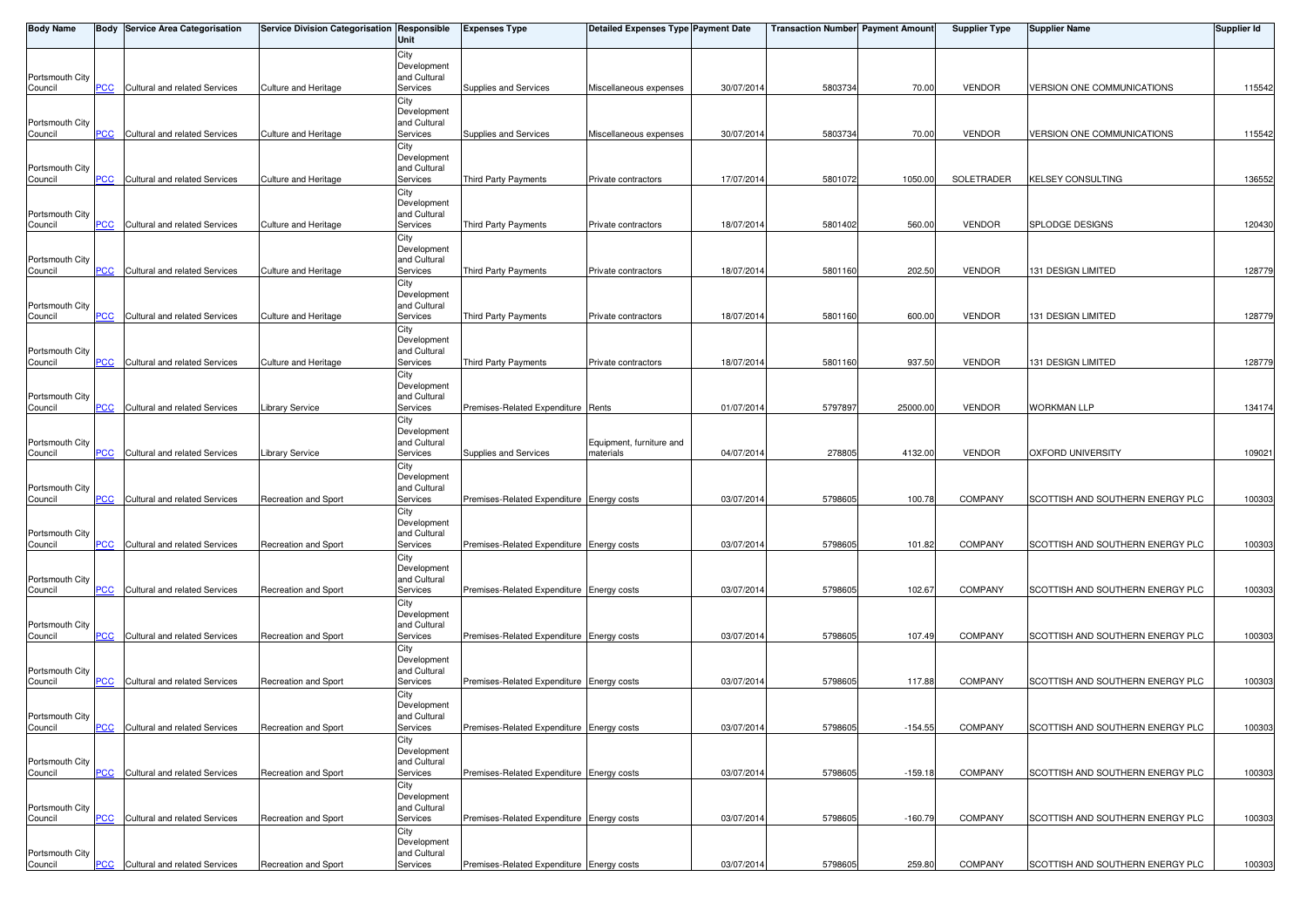| Body Name | Body | Service Area Categorisation | Service Division Categorisation | Responsible Unit | Expenses Type | Detailed Expenses Type | Payment Date | Transaction Number | Payment Amount | Supplier Type | Supplier Name | Supplier Id |
|---|---|---|---|---|---|---|---|---|---|---|---|---|
| Portsmouth City Council | PCC | Cultural and related Services | Culture and Heritage | City Development and Cultural Services | Supplies and Services | Miscellaneous expenses | 30/07/2014 | 5803734 | 70.00 | VENDOR | VERSION ONE COMMUNICATIONS | 115542 |
| Portsmouth City Council | PCC | Cultural and related Services | Culture and Heritage | City Development and Cultural Services | Supplies and Services | Miscellaneous expenses | 30/07/2014 | 5803734 | 70.00 | VENDOR | VERSION ONE COMMUNICATIONS | 115542 |
| Portsmouth City Council | PCC | Cultural and related Services | Culture and Heritage | City Development and Cultural Services | Third Party Payments | Private contractors | 17/07/2014 | 5801072 | 1050.00 | SOLETRADER | KELSEY CONSULTING | 136552 |
| Portsmouth City Council | PCC | Cultural and related Services | Culture and Heritage | City Development and Cultural Services | Third Party Payments | Private contractors | 18/07/2014 | 5801402 | 560.00 | VENDOR | SPLODGE DESIGNS | 120430 |
| Portsmouth City Council | PCC | Cultural and related Services | Culture and Heritage | City Development and Cultural Services | Third Party Payments | Private contractors | 18/07/2014 | 5801160 | 202.50 | VENDOR | 131 DESIGN LIMITED | 128779 |
| Portsmouth City Council | PCC | Cultural and related Services | Culture and Heritage | City Development and Cultural Services | Third Party Payments | Private contractors | 18/07/2014 | 5801160 | 600.00 | VENDOR | 131 DESIGN LIMITED | 128779 |
| Portsmouth City Council | PCC | Cultural and related Services | Culture and Heritage | City Development and Cultural Services | Third Party Payments | Private contractors | 18/07/2014 | 5801160 | 937.50 | VENDOR | 131 DESIGN LIMITED | 128779 |
| Portsmouth City Council | PCC | Cultural and related Services | Library Service | City Development and Cultural Services | Premises-Related Expenditure | Rents | 01/07/2014 | 5797897 | 25000.00 | VENDOR | WORKMAN LLP | 134174 |
| Portsmouth City Council | PCC | Cultural and related Services | Library Service | City Development and Cultural Services | Supplies and Services | Equipment, furniture and materials | 04/07/2014 | 278805 | 4132.00 | VENDOR | OXFORD UNIVERSITY | 109021 |
| Portsmouth City Council | PCC | Cultural and related Services | Recreation and Sport | City Development and Cultural Services | Premises-Related Expenditure | Energy costs | 03/07/2014 | 5798605 | 100.78 | COMPANY | SCOTTISH AND SOUTHERN ENERGY PLC | 100303 |
| Portsmouth City Council | PCC | Cultural and related Services | Recreation and Sport | City Development and Cultural Services | Premises-Related Expenditure | Energy costs | 03/07/2014 | 5798605 | 101.82 | COMPANY | SCOTTISH AND SOUTHERN ENERGY PLC | 100303 |
| Portsmouth City Council | PCC | Cultural and related Services | Recreation and Sport | City Development and Cultural Services | Premises-Related Expenditure | Energy costs | 03/07/2014 | 5798605 | 102.67 | COMPANY | SCOTTISH AND SOUTHERN ENERGY PLC | 100303 |
| Portsmouth City Council | PCC | Cultural and related Services | Recreation and Sport | City Development and Cultural Services | Premises-Related Expenditure | Energy costs | 03/07/2014 | 5798605 | 107.49 | COMPANY | SCOTTISH AND SOUTHERN ENERGY PLC | 100303 |
| Portsmouth City Council | PCC | Cultural and related Services | Recreation and Sport | City Development and Cultural Services | Premises-Related Expenditure | Energy costs | 03/07/2014 | 5798605 | 117.88 | COMPANY | SCOTTISH AND SOUTHERN ENERGY PLC | 100303 |
| Portsmouth City Council | PCC | Cultural and related Services | Recreation and Sport | City Development and Cultural Services | Premises-Related Expenditure | Energy costs | 03/07/2014 | 5798605 | -154.55 | COMPANY | SCOTTISH AND SOUTHERN ENERGY PLC | 100303 |
| Portsmouth City Council | PCC | Cultural and related Services | Recreation and Sport | City Development and Cultural Services | Premises-Related Expenditure | Energy costs | 03/07/2014 | 5798605 | -159.18 | COMPANY | SCOTTISH AND SOUTHERN ENERGY PLC | 100303 |
| Portsmouth City Council | PCC | Cultural and related Services | Recreation and Sport | City Development and Cultural Services | Premises-Related Expenditure | Energy costs | 03/07/2014 | 5798605 | -160.79 | COMPANY | SCOTTISH AND SOUTHERN ENERGY PLC | 100303 |
| Portsmouth City Council | PCC | Cultural and related Services | Recreation and Sport | City Development and Cultural Services | Premises-Related Expenditure | Energy costs | 03/07/2014 | 5798605 | 259.80 | COMPANY | SCOTTISH AND SOUTHERN ENERGY PLC | 100303 |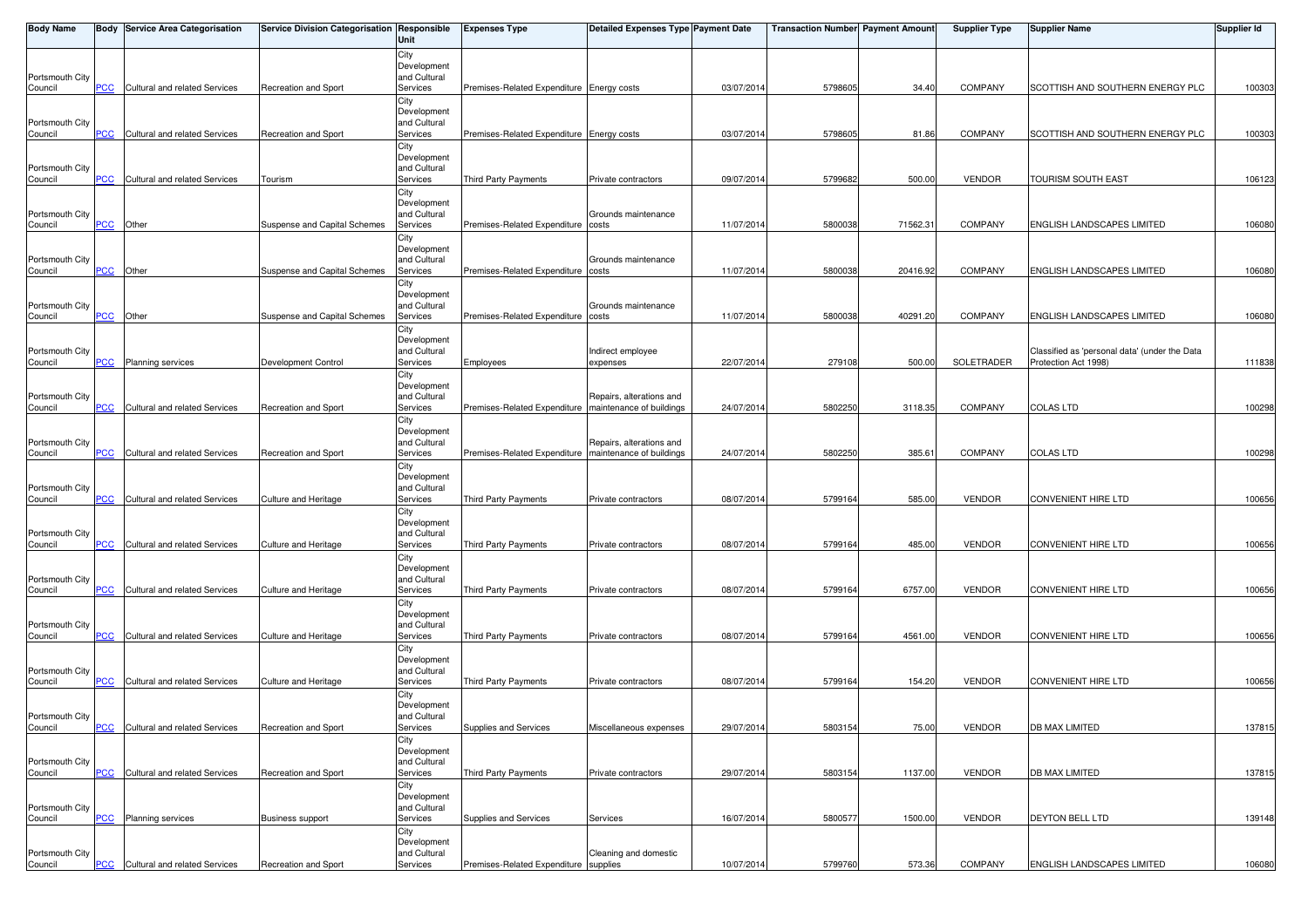| Body Name | Body | Service Area Categorisation | Service Division Categorisation | Responsible Unit | Expenses Type | Detailed Expenses Type | Payment Date | Transaction Number | Payment Amount | Supplier Type | Supplier Name | Supplier Id |
|---|---|---|---|---|---|---|---|---|---|---|---|---|
| Portsmouth City Council | PCC | Cultural and related Services | Recreation and Sport | City Development and Cultural Services | Premises-Related Expenditure | Energy costs | 03/07/2014 | 5798605 | 34.40 | COMPANY | SCOTTISH AND SOUTHERN ENERGY PLC | 100303 |
| Portsmouth City Council | PCC | Cultural and related Services | Recreation and Sport | City Development and Cultural Services | Premises-Related Expenditure | Energy costs | 03/07/2014 | 5798605 | 81.86 | COMPANY | SCOTTISH AND SOUTHERN ENERGY PLC | 100303 |
| Portsmouth City Council | PCC | Cultural and related Services | Tourism | City Development and Cultural Services | Third Party Payments | Private contractors | 09/07/2014 | 5799682 | 500.00 | VENDOR | TOURISM SOUTH EAST | 106123 |
| Portsmouth City Council | PCC | Other | Suspense and Capital Schemes | City Development and Cultural Services | Premises-Related Expenditure | Grounds maintenance costs | 11/07/2014 | 5800038 | 71562.31 | COMPANY | ENGLISH LANDSCAPES LIMITED | 106080 |
| Portsmouth City Council | PCC | Other | Suspense and Capital Schemes | City Development and Cultural Services | Premises-Related Expenditure | Grounds maintenance costs | 11/07/2014 | 5800038 | 20416.92 | COMPANY | ENGLISH LANDSCAPES LIMITED | 106080 |
| Portsmouth City Council | PCC | Other | Suspense and Capital Schemes | City Development and Cultural Services | Premises-Related Expenditure | Grounds maintenance costs | 11/07/2014 | 5800038 | 40291.20 | COMPANY | ENGLISH LANDSCAPES LIMITED | 106080 |
| Portsmouth City Council | PCC | Planning services | Development Control | City Development and Cultural Services | Employees | Indirect employee expenses | 22/07/2014 | 279108 | 500.00 | SOLETRADER | Classified as 'personal data' (under the Data Protection Act 1998) | 111838 |
| Portsmouth City Council | PCC | Cultural and related Services | Recreation and Sport | City Development and Cultural Services | Premises-Related Expenditure | Repairs, alterations and maintenance of buildings | 24/07/2014 | 5802250 | 3118.35 | COMPANY | COLAS LTD | 100298 |
| Portsmouth City Council | PCC | Cultural and related Services | Recreation and Sport | City Development and Cultural Services | Premises-Related Expenditure | Repairs, alterations and maintenance of buildings | 24/07/2014 | 5802250 | 385.61 | COMPANY | COLAS LTD | 100298 |
| Portsmouth City Council | PCC | Cultural and related Services | Culture and Heritage | City Development and Cultural Services | Third Party Payments | Private contractors | 08/07/2014 | 5799164 | 585.00 | VENDOR | CONVENIENT HIRE LTD | 100656 |
| Portsmouth City Council | PCC | Cultural and related Services | Culture and Heritage | City Development and Cultural Services | Third Party Payments | Private contractors | 08/07/2014 | 5799164 | 485.00 | VENDOR | CONVENIENT HIRE LTD | 100656 |
| Portsmouth City Council | PCC | Cultural and related Services | Culture and Heritage | City Development and Cultural Services | Third Party Payments | Private contractors | 08/07/2014 | 5799164 | 6757.00 | VENDOR | CONVENIENT HIRE LTD | 100656 |
| Portsmouth City Council | PCC | Cultural and related Services | Culture and Heritage | City Development and Cultural Services | Third Party Payments | Private contractors | 08/07/2014 | 5799164 | 4561.00 | VENDOR | CONVENIENT HIRE LTD | 100656 |
| Portsmouth City Council | PCC | Cultural and related Services | Culture and Heritage | City Development and Cultural Services | Third Party Payments | Private contractors | 08/07/2014 | 5799164 | 154.20 | VENDOR | CONVENIENT HIRE LTD | 100656 |
| Portsmouth City Council | PCC | Cultural and related Services | Recreation and Sport | City Development and Cultural Services | Supplies and Services | Miscellaneous expenses | 29/07/2014 | 5803154 | 75.00 | VENDOR | DB MAX LIMITED | 137815 |
| Portsmouth City Council | PCC | Cultural and related Services | Recreation and Sport | City Development and Cultural Services | Third Party Payments | Private contractors | 29/07/2014 | 5803154 | 1137.00 | VENDOR | DB MAX LIMITED | 137815 |
| Portsmouth City Council | PCC | Planning services | Business support | City Development and Cultural Services | Supplies and Services | Services | 16/07/2014 | 5800577 | 1500.00 | VENDOR | DEYTON BELL LTD | 139148 |
| Portsmouth City Council | PCC | Cultural and related Services | Recreation and Sport | City Development and Cultural Services | Premises-Related Expenditure | Cleaning and domestic supplies | 10/07/2014 | 5799760 | 573.36 | COMPANY | ENGLISH LANDSCAPES LIMITED | 106080 |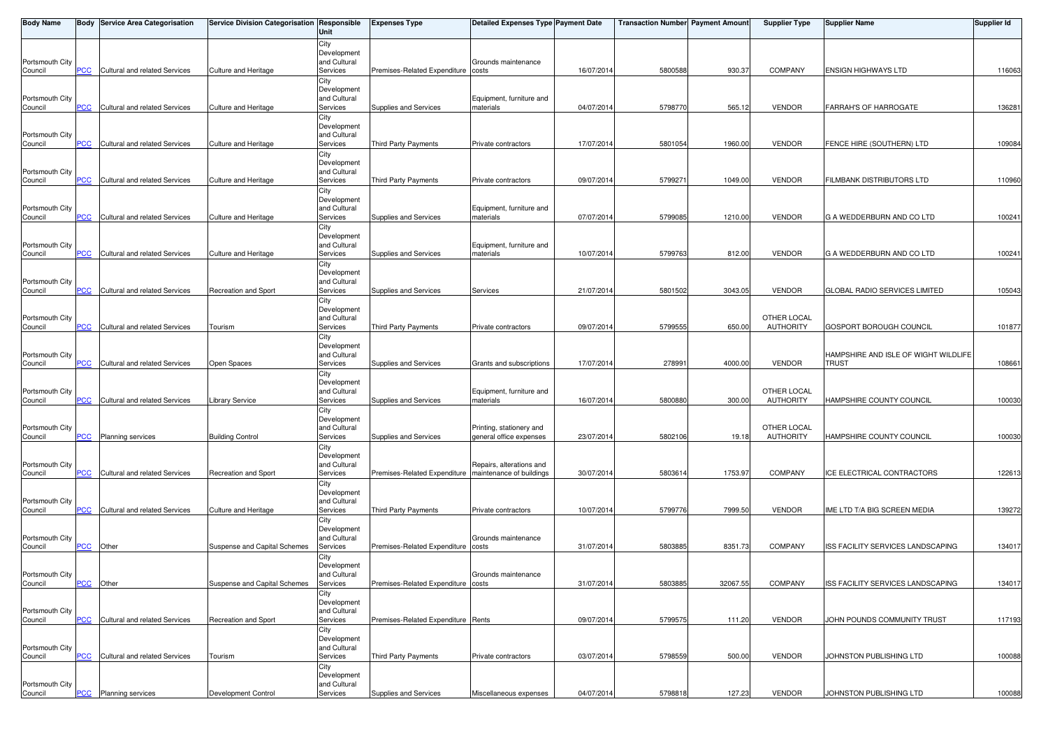| Body Name | Body | Service Area Categorisation | Service Division Categorisation | Responsible Unit | Expenses Type | Detailed Expenses Type | Payment Date | Transaction Number | Payment Amount | Supplier Type | Supplier Name | Supplier Id |
|---|---|---|---|---|---|---|---|---|---|---|---|---|
| Portsmouth City Council | PCC | Cultural and related Services | Culture and Heritage | City Development and Cultural Services | Premises-Related Expenditure | Grounds maintenance costs | 16/07/2014 | 5800588 | 930.37 | COMPANY | ENSIGN HIGHWAYS LTD | 116063 |
| Portsmouth City Council | PCC | Cultural and related Services | Culture and Heritage | City Development and Cultural Services | Supplies and Services | Equipment, furniture and materials | 04/07/2014 | 5798770 | 565.12 | VENDOR | FARRAH'S OF HARROGATE | 136281 |
| Portsmouth City Council | PCC | Cultural and related Services | Culture and Heritage | City Development and Cultural Services | Third Party Payments | Private contractors | 17/07/2014 | 5801054 | 1960.00 | VENDOR | FENCE HIRE (SOUTHERN) LTD | 109084 |
| Portsmouth City Council | PCC | Cultural and related Services | Culture and Heritage | City Development and Cultural Services | Third Party Payments | Private contractors | 09/07/2014 | 5799271 | 1049.00 | VENDOR | FILMBANK DISTRIBUTORS LTD | 110960 |
| Portsmouth City Council | PCC | Cultural and related Services | Culture and Heritage | City Development and Cultural Services | Supplies and Services | Equipment, furniture and materials | 07/07/2014 | 5799085 | 1210.00 | VENDOR | G A WEDDERBURN AND CO LTD | 100241 |
| Portsmouth City Council | PCC | Cultural and related Services | Culture and Heritage | City Development and Cultural Services | Supplies and Services | Equipment, furniture and materials | 10/07/2014 | 5799763 | 812.00 | VENDOR | G A WEDDERBURN AND CO LTD | 100241 |
| Portsmouth City Council | PCC | Cultural and related Services | Recreation and Sport | City Development and Cultural Services | Supplies and Services | Services | 21/07/2014 | 5801502 | 3043.05 | VENDOR | GLOBAL RADIO SERVICES LIMITED | 105043 |
| Portsmouth City Council | PCC | Cultural and related Services | Tourism | City Development and Cultural Services | Third Party Payments | Private contractors | 09/07/2014 | 5799555 | 650.00 | OTHER LOCAL AUTHORITY | GOSPORT BOROUGH COUNCIL | 101877 |
| Portsmouth City Council | PCC | Cultural and related Services | Open Spaces | City Development and Cultural Services | Supplies and Services | Grants and subscriptions | 17/07/2014 | 278991 | 4000.00 | VENDOR | HAMPSHIRE AND ISLE OF WIGHT WILDLIFE TRUST | 108661 |
| Portsmouth City Council | PCC | Cultural and related Services | Library Service | City Development and Cultural Services | Supplies and Services | Equipment, furniture and materials | 16/07/2014 | 5800880 | 300.00 | OTHER LOCAL AUTHORITY | HAMPSHIRE COUNTY COUNCIL | 100030 |
| Portsmouth City Council | PCC | Planning services | Building Control | City Development and Cultural Services | Supplies and Services | Printing, stationery and general office expenses | 23/07/2014 | 5802106 | 19.18 | OTHER LOCAL AUTHORITY | HAMPSHIRE COUNTY COUNCIL | 100030 |
| Portsmouth City Council | PCC | Cultural and related Services | Recreation and Sport | City Development and Cultural Services | Premises-Related Expenditure | Repairs, alterations and maintenance of buildings | 30/07/2014 | 5803614 | 1753.97 | COMPANY | ICE ELECTRICAL CONTRACTORS | 122613 |
| Portsmouth City Council | PCC | Cultural and related Services | Culture and Heritage | City Development and Cultural Services | Third Party Payments | Private contractors | 10/07/2014 | 5799776 | 7999.50 | VENDOR | IME LTD T/A BIG SCREEN MEDIA | 139272 |
| Portsmouth City Council | PCC | Other | Suspense and Capital Schemes | City Development and Cultural Services | Premises-Related Expenditure | Grounds maintenance costs | 31/07/2014 | 5803885 | 8351.73 | COMPANY | ISS FACILITY SERVICES LANDSCAPING | 134017 |
| Portsmouth City Council | PCC | Other | Suspense and Capital Schemes | City Development and Cultural Services | Premises-Related Expenditure | Grounds maintenance costs | 31/07/2014 | 5803885 | 32067.55 | COMPANY | ISS FACILITY SERVICES LANDSCAPING | 134017 |
| Portsmouth City Council | PCC | Cultural and related Services | Recreation and Sport | City Development and Cultural Services | Premises-Related Expenditure | Rents | 09/07/2014 | 5799575 | 111.20 | VENDOR | JOHN POUNDS COMMUNITY TRUST | 117193 |
| Portsmouth City Council | PCC | Cultural and related Services | Tourism | City Development and Cultural Services | Third Party Payments | Private contractors | 03/07/2014 | 5798559 | 500.00 | VENDOR | JOHNSTON PUBLISHING LTD | 100088 |
| Portsmouth City Council | PCC | Planning services | Development Control | City Development and Cultural Services | Supplies and Services | Miscellaneous expenses | 04/07/2014 | 5798818 | 127.23 | VENDOR | JOHNSTON PUBLISHING LTD | 100088 |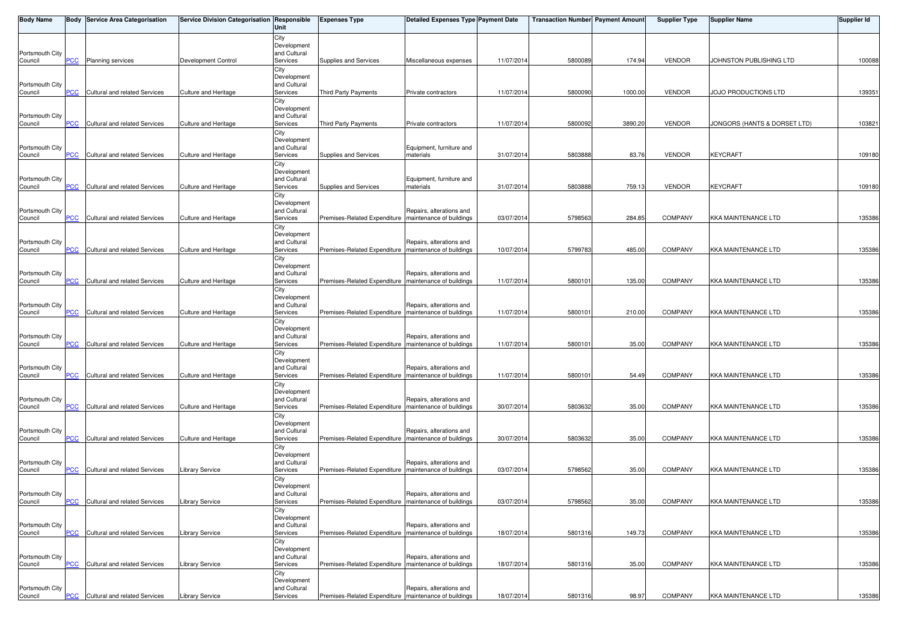| Body Name | Body | Service Area Categorisation | Service Division Categorisation | Responsible Unit | Expenses Type | Detailed Expenses Type | Payment Date | Transaction Number | Payment Amount | Supplier Type | Supplier Name | Supplier Id |
|---|---|---|---|---|---|---|---|---|---|---|---|---|
| Portsmouth City Council | PCC | Planning services | Development Control | City Development and Cultural Services | Supplies and Services | Miscellaneous expenses | 11/07/2014 | 5800089 | 174.94 | VENDOR | JOHNSTON PUBLISHING LTD | 100088 |
| Portsmouth City Council | PCC | Cultural and related Services | Culture and Heritage | City Development and Cultural Services | Third Party Payments | Private contractors | 11/07/2014 | 5800090 | 1000.00 | VENDOR | JOJO PRODUCTIONS LTD | 139351 |
| Portsmouth City Council | PCC | Cultural and related Services | Culture and Heritage | City Development and Cultural Services | Third Party Payments | Private contractors | 11/07/2014 | 5800092 | 3890.20 | VENDOR | JONGORS (HANTS & DORSET LTD) | 103821 |
| Portsmouth City Council | PCC | Cultural and related Services | Culture and Heritage | City Development and Cultural Services | Supplies and Services | Equipment, furniture and materials | 31/07/2014 | 5803888 | 83.76 | VENDOR | KEYCRAFT | 109180 |
| Portsmouth City Council | PCC | Cultural and related Services | Culture and Heritage | City Development and Cultural Services | Supplies and Services | Equipment, furniture and materials | 31/07/2014 | 5803888 | 759.13 | VENDOR | KEYCRAFT | 109180 |
| Portsmouth City Council | PCC | Cultural and related Services | Culture and Heritage | City Development and Cultural Services | Premises-Related Expenditure | Repairs, alterations and maintenance of buildings | 03/07/2014 | 5798563 | 284.85 | COMPANY | KKA MAINTENANCE LTD | 135386 |
| Portsmouth City Council | PCC | Cultural and related Services | Culture and Heritage | City Development and Cultural Services | Premises-Related Expenditure | Repairs, alterations and maintenance of buildings | 10/07/2014 | 5799783 | 485.00 | COMPANY | KKA MAINTENANCE LTD | 135386 |
| Portsmouth City Council | PCC | Cultural and related Services | Culture and Heritage | City Development and Cultural Services | Premises-Related Expenditure | Repairs, alterations and maintenance of buildings | 11/07/2014 | 5800101 | 135.00 | COMPANY | KKA MAINTENANCE LTD | 135386 |
| Portsmouth City Council | PCC | Cultural and related Services | Culture and Heritage | City Development and Cultural Services | Premises-Related Expenditure | Repairs, alterations and maintenance of buildings | 11/07/2014 | 5800101 | 210.00 | COMPANY | KKA MAINTENANCE LTD | 135386 |
| Portsmouth City Council | PCC | Cultural and related Services | Culture and Heritage | City Development and Cultural Services | Premises-Related Expenditure | Repairs, alterations and maintenance of buildings | 11/07/2014 | 5800101 | 35.00 | COMPANY | KKA MAINTENANCE LTD | 135386 |
| Portsmouth City Council | PCC | Cultural and related Services | Culture and Heritage | City Development and Cultural Services | Premises-Related Expenditure | Repairs, alterations and maintenance of buildings | 11/07/2014 | 5800101 | 54.49 | COMPANY | KKA MAINTENANCE LTD | 135386 |
| Portsmouth City Council | PCC | Cultural and related Services | Culture and Heritage | City Development and Cultural Services | Premises-Related Expenditure | Repairs, alterations and maintenance of buildings | 30/07/2014 | 5803632 | 35.00 | COMPANY | KKA MAINTENANCE LTD | 135386 |
| Portsmouth City Council | PCC | Cultural and related Services | Culture and Heritage | City Development and Cultural Services | Premises-Related Expenditure | Repairs, alterations and maintenance of buildings | 30/07/2014 | 5803632 | 35.00 | COMPANY | KKA MAINTENANCE LTD | 135386 |
| Portsmouth City Council | PCC | Cultural and related Services | Library Service | City Development and Cultural Services | Premises-Related Expenditure | Repairs, alterations and maintenance of buildings | 03/07/2014 | 5798562 | 35.00 | COMPANY | KKA MAINTENANCE LTD | 135386 |
| Portsmouth City Council | PCC | Cultural and related Services | Library Service | City Development and Cultural Services | Premises-Related Expenditure | Repairs, alterations and maintenance of buildings | 03/07/2014 | 5798562 | 35.00 | COMPANY | KKA MAINTENANCE LTD | 135386 |
| Portsmouth City Council | PCC | Cultural and related Services | Library Service | City Development and Cultural Services | Premises-Related Expenditure | Repairs, alterations and maintenance of buildings | 18/07/2014 | 5801316 | 149.73 | COMPANY | KKA MAINTENANCE LTD | 135386 |
| Portsmouth City Council | PCC | Cultural and related Services | Library Service | City Development and Cultural Services | Premises-Related Expenditure | Repairs, alterations and maintenance of buildings | 18/07/2014 | 5801316 | 35.00 | COMPANY | KKA MAINTENANCE LTD | 135386 |
| Portsmouth City Council | PCC | Cultural and related Services | Library Service | City Development and Cultural Services | Premises-Related Expenditure | Repairs, alterations and maintenance of buildings | 18/07/2014 | 5801316 | 98.97 | COMPANY | KKA MAINTENANCE LTD | 135386 |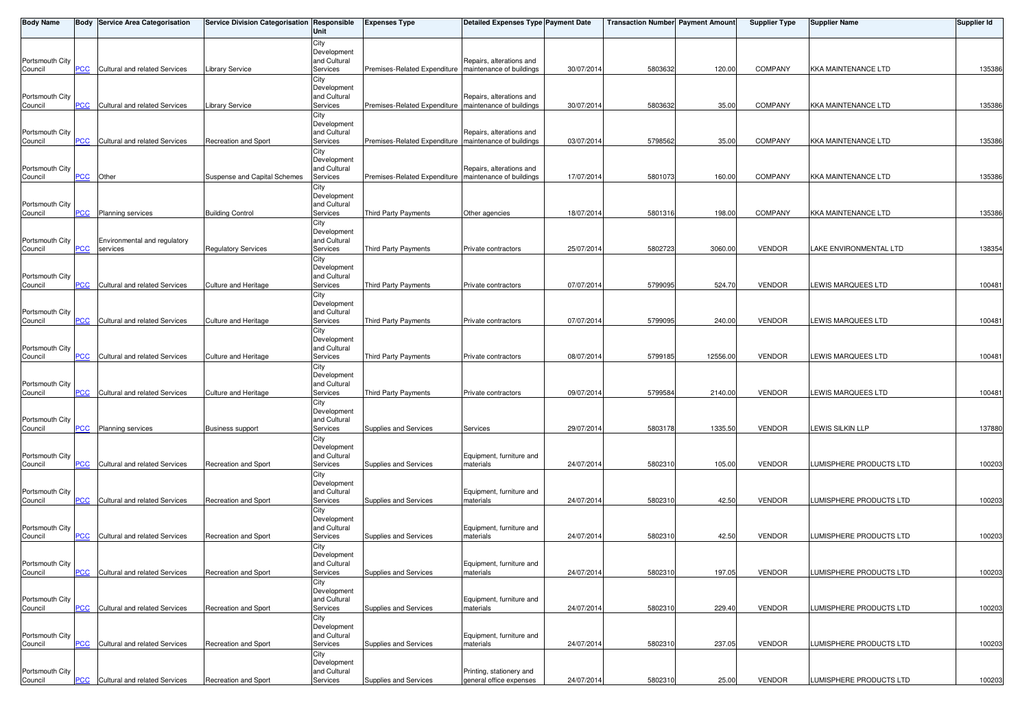| Body Name | Body | Service Area Categorisation | Service Division Categorisation | Responsible Unit | Expenses Type | Detailed Expenses Type | Payment Date | Transaction Number | Payment Amount | Supplier Type | Supplier Name | Supplier Id |
|---|---|---|---|---|---|---|---|---|---|---|---|---|
| Portsmouth City Council | PCC | Cultural and related Services | Library Service | City Development and Cultural Services | Premises-Related Expenditure | Repairs, alterations and maintenance of buildings | 30/07/2014 | 5803632 | 120.00 | COMPANY | KKA MAINTENANCE LTD | 135386 |
| Portsmouth City Council | PCC | Cultural and related Services | Library Service | City Development and Cultural Services | Premises-Related Expenditure | Repairs, alterations and maintenance of buildings | 30/07/2014 | 5803632 | 35.00 | COMPANY | KKA MAINTENANCE LTD | 135386 |
| Portsmouth City Council | PCC | Cultural and related Services | Recreation and Sport | City Development and Cultural Services | Premises-Related Expenditure | Repairs, alterations and maintenance of buildings | 03/07/2014 | 5798562 | 35.00 | COMPANY | KKA MAINTENANCE LTD | 135386 |
| Portsmouth City Council | PCC | Other | Suspense and Capital Schemes | City Development and Cultural Services | Premises-Related Expenditure | Repairs, alterations and maintenance of buildings | 17/07/2014 | 5801073 | 160.00 | COMPANY | KKA MAINTENANCE LTD | 135386 |
| Portsmouth City Council | PCC | Planning services | Building Control | City Development and Cultural Services | Third Party Payments | Other agencies | 18/07/2014 | 5801316 | 198.00 | COMPANY | KKA MAINTENANCE LTD | 135386 |
| Portsmouth City Council | PCC | Environmental and regulatory services | Regulatory Services | City Development and Cultural Services | Third Party Payments | Private contractors | 25/07/2014 | 5802723 | 3060.00 | VENDOR | LAKE ENVIRONMENTAL LTD | 138354 |
| Portsmouth City Council | PCC | Cultural and related Services | Culture and Heritage | City Development and Cultural Services | Third Party Payments | Private contractors | 07/07/2014 | 5799095 | 524.70 | VENDOR | LEWIS MARQUEES LTD | 100481 |
| Portsmouth City Council | PCC | Cultural and related Services | Culture and Heritage | City Development and Cultural Services | Third Party Payments | Private contractors | 07/07/2014 | 5799095 | 240.00 | VENDOR | LEWIS MARQUEES LTD | 100481 |
| Portsmouth City Council | PCC | Cultural and related Services | Culture and Heritage | City Development and Cultural Services | Third Party Payments | Private contractors | 08/07/2014 | 5799185 | 12556.00 | VENDOR | LEWIS MARQUEES LTD | 100481 |
| Portsmouth City Council | PCC | Cultural and related Services | Culture and Heritage | City Development and Cultural Services | Third Party Payments | Private contractors | 09/07/2014 | 5799584 | 2140.00 | VENDOR | LEWIS MARQUEES LTD | 100481 |
| Portsmouth City Council | PCC | Planning services | Business support | City Development and Cultural Services | Supplies and Services | Services | 29/07/2014 | 5803178 | 1335.50 | VENDOR | LEWIS SILKIN LLP | 137880 |
| Portsmouth City Council | PCC | Cultural and related Services | Recreation and Sport | City Development and Cultural Services | Supplies and Services | Equipment, furniture and materials | 24/07/2014 | 5802310 | 105.00 | VENDOR | LUMISPHERE PRODUCTS LTD | 100203 |
| Portsmouth City Council | PCC | Cultural and related Services | Recreation and Sport | City Development and Cultural Services | Supplies and Services | Equipment, furniture and materials | 24/07/2014 | 5802310 | 42.50 | VENDOR | LUMISPHERE PRODUCTS LTD | 100203 |
| Portsmouth City Council | PCC | Cultural and related Services | Recreation and Sport | City Development and Cultural Services | Supplies and Services | Equipment, furniture and materials | 24/07/2014 | 5802310 | 42.50 | VENDOR | LUMISPHERE PRODUCTS LTD | 100203 |
| Portsmouth City Council | PCC | Cultural and related Services | Recreation and Sport | City Development and Cultural Services | Supplies and Services | Equipment, furniture and materials | 24/07/2014 | 5802310 | 197.05 | VENDOR | LUMISPHERE PRODUCTS LTD | 100203 |
| Portsmouth City Council | PCC | Cultural and related Services | Recreation and Sport | City Development and Cultural Services | Supplies and Services | Equipment, furniture and materials | 24/07/2014 | 5802310 | 229.40 | VENDOR | LUMISPHERE PRODUCTS LTD | 100203 |
| Portsmouth City Council | PCC | Cultural and related Services | Recreation and Sport | City Development and Cultural Services | Supplies and Services | Equipment, furniture and materials | 24/07/2014 | 5802310 | 237.05 | VENDOR | LUMISPHERE PRODUCTS LTD | 100203 |
| Portsmouth City Council | PCC | Cultural and related Services | Recreation and Sport | City Development and Cultural Services | Supplies and Services | Printing, stationery and general office expenses | 24/07/2014 | 5802310 | 25.00 | VENDOR | LUMISPHERE PRODUCTS LTD | 100203 |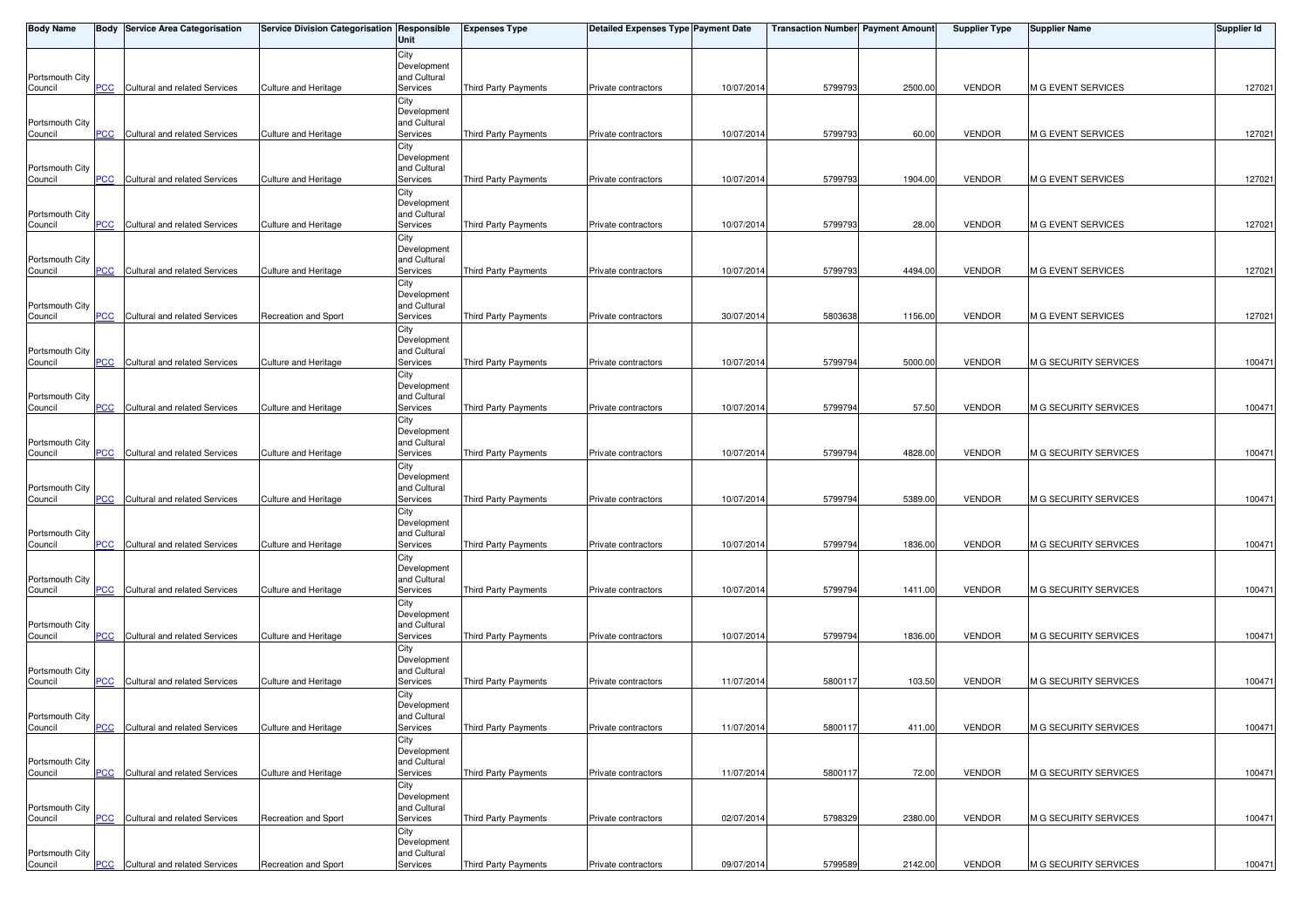| Body Name | Body | Service Area Categorisation | Service Division Categorisation | Responsible Unit | Expenses Type | Detailed Expenses Type | Payment Date | Transaction Number | Payment Amount | Supplier Type | Supplier Name | Supplier Id |
|---|---|---|---|---|---|---|---|---|---|---|---|---|
| Portsmouth City Council | PCC | Cultural and related Services | Culture and Heritage | City Development and Cultural Services | Third Party Payments | Private contractors | 10/07/2014 | 5799793 | 2500.00 | VENDOR | M G EVENT SERVICES | 127021 |
| Portsmouth City Council | PCC | Cultural and related Services | Culture and Heritage | City Development and Cultural Services | Third Party Payments | Private contractors | 10/07/2014 | 5799793 | 60.00 | VENDOR | M G EVENT SERVICES | 127021 |
| Portsmouth City Council | PCC | Cultural and related Services | Culture and Heritage | City Development and Cultural Services | Third Party Payments | Private contractors | 10/07/2014 | 5799793 | 1904.00 | VENDOR | M G EVENT SERVICES | 127021 |
| Portsmouth City Council | PCC | Cultural and related Services | Culture and Heritage | City Development and Cultural Services | Third Party Payments | Private contractors | 10/07/2014 | 5799793 | 28.00 | VENDOR | M G EVENT SERVICES | 127021 |
| Portsmouth City Council | PCC | Cultural and related Services | Culture and Heritage | City Development and Cultural Services | Third Party Payments | Private contractors | 10/07/2014 | 5799793 | 4494.00 | VENDOR | M G EVENT SERVICES | 127021 |
| Portsmouth City Council | PCC | Cultural and related Services | Recreation and Sport | City Development and Cultural Services | Third Party Payments | Private contractors | 30/07/2014 | 5803638 | 1156.00 | VENDOR | M G EVENT SERVICES | 127021 |
| Portsmouth City Council | PCC | Cultural and related Services | Culture and Heritage | City Development and Cultural Services | Third Party Payments | Private contractors | 10/07/2014 | 5799794 | 5000.00 | VENDOR | M G SECURITY SERVICES | 100471 |
| Portsmouth City Council | PCC | Cultural and related Services | Culture and Heritage | City Development and Cultural Services | Third Party Payments | Private contractors | 10/07/2014 | 5799794 | 57.50 | VENDOR | M G SECURITY SERVICES | 100471 |
| Portsmouth City Council | PCC | Cultural and related Services | Culture and Heritage | City Development and Cultural Services | Third Party Payments | Private contractors | 10/07/2014 | 5799794 | 4828.00 | VENDOR | M G SECURITY SERVICES | 100471 |
| Portsmouth City Council | PCC | Cultural and related Services | Culture and Heritage | City Development and Cultural Services | Third Party Payments | Private contractors | 10/07/2014 | 5799794 | 5389.00 | VENDOR | M G SECURITY SERVICES | 100471 |
| Portsmouth City Council | PCC | Cultural and related Services | Culture and Heritage | City Development and Cultural Services | Third Party Payments | Private contractors | 10/07/2014 | 5799794 | 1836.00 | VENDOR | M G SECURITY SERVICES | 100471 |
| Portsmouth City Council | PCC | Cultural and related Services | Culture and Heritage | City Development and Cultural Services | Third Party Payments | Private contractors | 10/07/2014 | 5799794 | 1411.00 | VENDOR | M G SECURITY SERVICES | 100471 |
| Portsmouth City Council | PCC | Cultural and related Services | Culture and Heritage | City Development and Cultural Services | Third Party Payments | Private contractors | 10/07/2014 | 5799794 | 1836.00 | VENDOR | M G SECURITY SERVICES | 100471 |
| Portsmouth City Council | PCC | Cultural and related Services | Culture and Heritage | City Development and Cultural Services | Third Party Payments | Private contractors | 11/07/2014 | 5800117 | 103.50 | VENDOR | M G SECURITY SERVICES | 100471 |
| Portsmouth City Council | PCC | Cultural and related Services | Culture and Heritage | City Development and Cultural Services | Third Party Payments | Private contractors | 11/07/2014 | 5800117 | 411.00 | VENDOR | M G SECURITY SERVICES | 100471 |
| Portsmouth City Council | PCC | Cultural and related Services | Culture and Heritage | City Development and Cultural Services | Third Party Payments | Private contractors | 11/07/2014 | 5800117 | 72.00 | VENDOR | M G SECURITY SERVICES | 100471 |
| Portsmouth City Council | PCC | Cultural and related Services | Recreation and Sport | City Development and Cultural Services | Third Party Payments | Private contractors | 02/07/2014 | 5798329 | 2380.00 | VENDOR | M G SECURITY SERVICES | 100471 |
| Portsmouth City Council | PCC | Cultural and related Services | Recreation and Sport | City Development and Cultural Services | Third Party Payments | Private contractors | 09/07/2014 | 5799589 | 2142.00 | VENDOR | M G SECURITY SERVICES | 100471 |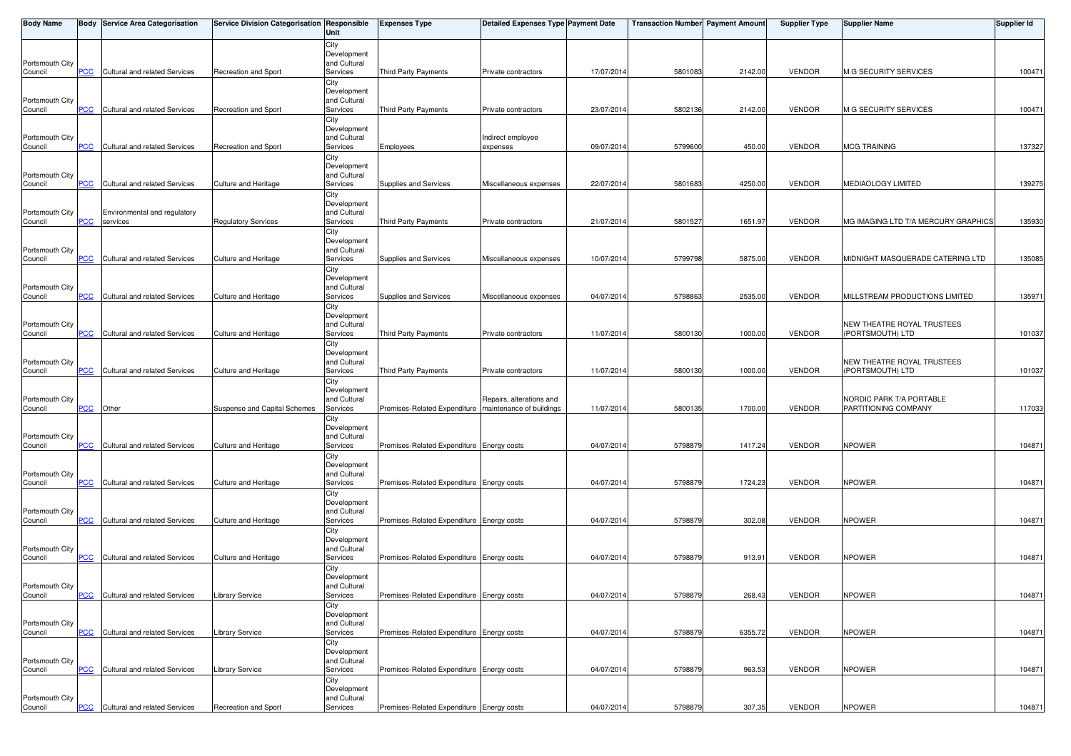| Body Name | Body | Service Area Categorisation | Service Division Categorisation | Responsible Unit | Expenses Type | Detailed Expenses Type | Payment Date | Transaction Number | Payment Amount | Supplier Type | Supplier Name | Supplier Id |
|---|---|---|---|---|---|---|---|---|---|---|---|---|
| Portsmouth City Council | PCC | Cultural and related Services | Recreation and Sport | City Development and Cultural Services | Third Party Payments | Private contractors | 17/07/2014 | 5801083 | 2142.00 | VENDOR | M G SECURITY SERVICES | 100471 |
| Portsmouth City Council | PCC | Cultural and related Services | Recreation and Sport | City Development and Cultural Services | Third Party Payments | Private contractors | 23/07/2014 | 5802136 | 2142.00 | VENDOR | M G SECURITY SERVICES | 100471 |
| Portsmouth City Council | PCC | Cultural and related Services | Recreation and Sport | City Development and Cultural Services | Employees | Indirect employee expenses | 09/07/2014 | 5799600 | 450.00 | VENDOR | MCG TRAINING | 137327 |
| Portsmouth City Council | PCC | Cultural and related Services | Culture and Heritage | City Development and Cultural Services | Supplies and Services | Miscellaneous expenses | 22/07/2014 | 5801683 | 4250.00 | VENDOR | MEDIAOLOGY LIMITED | 139275 |
| Portsmouth City Council | PCC | Environmental and regulatory services | Regulatory Services | City Development and Cultural Services | Third Party Payments | Private contractors | 21/07/2014 | 5801527 | 1651.97 | VENDOR | MG IMAGING LTD T/A MERCURY GRAPHICS | 135930 |
| Portsmouth City Council | PCC | Cultural and related Services | Culture and Heritage | City Development and Cultural Services | Supplies and Services | Miscellaneous expenses | 10/07/2014 | 5799798 | 5875.00 | VENDOR | MIDNIGHT MASQUERADE CATERING LTD | 135085 |
| Portsmouth City Council | PCC | Cultural and related Services | Culture and Heritage | City Development and Cultural Services | Supplies and Services | Miscellaneous expenses | 04/07/2014 | 5798863 | 2535.00 | VENDOR | MILLSTREAM PRODUCTIONS LIMITED | 135971 |
| Portsmouth City Council | PCC | Cultural and related Services | Culture and Heritage | City Development and Cultural Services | Third Party Payments | Private contractors | 11/07/2014 | 5800130 | 1000.00 | VENDOR | NEW THEATRE ROYAL TRUSTEES (PORTSMOUTH) LTD | 101037 |
| Portsmouth City Council | PCC | Cultural and related Services | Culture and Heritage | City Development and Cultural Services | Third Party Payments | Private contractors | 11/07/2014 | 5800130 | 1000.00 | VENDOR | NEW THEATRE ROYAL TRUSTEES (PORTSMOUTH) LTD | 101037 |
| Portsmouth City Council | PCC | Other | Suspense and Capital Schemes | City Development and Cultural Services | Premises-Related Expenditure | Repairs, alterations and maintenance of buildings | 11/07/2014 | 5800135 | 1700.00 | VENDOR | NORDIC PARK T/A PORTABLE PARTITIONING COMPANY | 117033 |
| Portsmouth City Council | PCC | Cultural and related Services | Culture and Heritage | City Development and Cultural Services | Premises-Related Expenditure | Energy costs | 04/07/2014 | 5798879 | 1417.24 | VENDOR | NPOWER | 104871 |
| Portsmouth City Council | PCC | Cultural and related Services | Culture and Heritage | City Development and Cultural Services | Premises-Related Expenditure | Energy costs | 04/07/2014 | 5798879 | 1724.23 | VENDOR | NPOWER | 104871 |
| Portsmouth City Council | PCC | Cultural and related Services | Culture and Heritage | City Development and Cultural Services | Premises-Related Expenditure | Energy costs | 04/07/2014 | 5798879 | 302.08 | VENDOR | NPOWER | 104871 |
| Portsmouth City Council | PCC | Cultural and related Services | Culture and Heritage | City Development and Cultural Services | Premises-Related Expenditure | Energy costs | 04/07/2014 | 5798879 | 913.91 | VENDOR | NPOWER | 104871 |
| Portsmouth City Council | PCC | Cultural and related Services | Library Service | City Development and Cultural Services | Premises-Related Expenditure | Energy costs | 04/07/2014 | 5798879 | 268.43 | VENDOR | NPOWER | 104871 |
| Portsmouth City Council | PCC | Cultural and related Services | Library Service | City Development and Cultural Services | Premises-Related Expenditure | Energy costs | 04/07/2014 | 5798879 | 6355.72 | VENDOR | NPOWER | 104871 |
| Portsmouth City Council | PCC | Cultural and related Services | Library Service | City Development and Cultural Services | Premises-Related Expenditure | Energy costs | 04/07/2014 | 5798879 | 963.53 | VENDOR | NPOWER | 104871 |
| Portsmouth City Council | PCC | Cultural and related Services | Recreation and Sport | City Development and Cultural Services | Premises-Related Expenditure | Energy costs | 04/07/2014 | 5798879 | 307.35 | VENDOR | NPOWER | 104871 |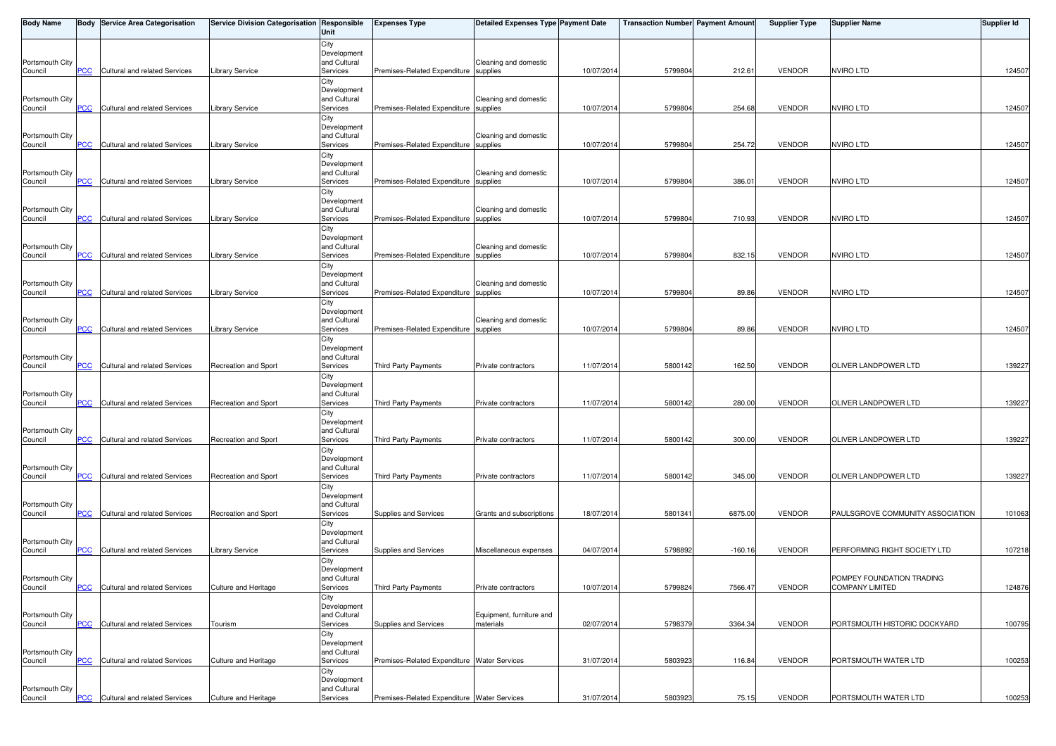| Body Name | Body | Service Area Categorisation | Service Division Categorisation | Responsible Unit | Expenses Type | Detailed Expenses Type | Payment Date | Transaction Number | Payment Amount | Supplier Type | Supplier Name | Supplier Id |
|---|---|---|---|---|---|---|---|---|---|---|---|---|
| Portsmouth City Council | PCC | Cultural and related Services | Library Service | City Development and Cultural Services | Premises-Related Expenditure | Cleaning and domestic supplies | 10/07/2014 | 5799804 | 212.61 | VENDOR | NVIRO LTD | 124507 |
| Portsmouth City Council | PCC | Cultural and related Services | Library Service | City Development and Cultural Services | Premises-Related Expenditure | Cleaning and domestic supplies | 10/07/2014 | 5799804 | 254.68 | VENDOR | NVIRO LTD | 124507 |
| Portsmouth City Council | PCC | Cultural and related Services | Library Service | City Development and Cultural Services | Premises-Related Expenditure | Cleaning and domestic supplies | 10/07/2014 | 5799804 | 254.72 | VENDOR | NVIRO LTD | 124507 |
| Portsmouth City Council | PCC | Cultural and related Services | Library Service | City Development and Cultural Services | Premises-Related Expenditure | Cleaning and domestic supplies | 10/07/2014 | 5799804 | 386.01 | VENDOR | NVIRO LTD | 124507 |
| Portsmouth City Council | PCC | Cultural and related Services | Library Service | City Development and Cultural Services | Premises-Related Expenditure | Cleaning and domestic supplies | 10/07/2014 | 5799804 | 710.93 | VENDOR | NVIRO LTD | 124507 |
| Portsmouth City Council | PCC | Cultural and related Services | Library Service | City Development and Cultural Services | Premises-Related Expenditure | Cleaning and domestic supplies | 10/07/2014 | 5799804 | 832.15 | VENDOR | NVIRO LTD | 124507 |
| Portsmouth City Council | PCC | Cultural and related Services | Library Service | City Development and Cultural Services | Premises-Related Expenditure | Cleaning and domestic supplies | 10/07/2014 | 5799804 | 89.86 | VENDOR | NVIRO LTD | 124507 |
| Portsmouth City Council | PCC | Cultural and related Services | Library Service | City Development and Cultural Services | Premises-Related Expenditure | Cleaning and domestic supplies | 10/07/2014 | 5799804 | 89.86 | VENDOR | NVIRO LTD | 124507 |
| Portsmouth City Council | PCC | Cultural and related Services | Recreation and Sport | City Development and Cultural Services | Third Party Payments | Private contractors | 11/07/2014 | 5800142 | 162.50 | VENDOR | OLIVER LANDPOWER LTD | 139227 |
| Portsmouth City Council | PCC | Cultural and related Services | Recreation and Sport | City Development and Cultural Services | Third Party Payments | Private contractors | 11/07/2014 | 5800142 | 280.00 | VENDOR | OLIVER LANDPOWER LTD | 139227 |
| Portsmouth City Council | PCC | Cultural and related Services | Recreation and Sport | City Development and Cultural Services | Third Party Payments | Private contractors | 11/07/2014 | 5800142 | 300.00 | VENDOR | OLIVER LANDPOWER LTD | 139227 |
| Portsmouth City Council | PCC | Cultural and related Services | Recreation and Sport | City Development and Cultural Services | Third Party Payments | Private contractors | 11/07/2014 | 5800142 | 345.00 | VENDOR | OLIVER LANDPOWER LTD | 139227 |
| Portsmouth City Council | PCC | Cultural and related Services | Recreation and Sport | City Development and Cultural Services | Supplies and Services | Grants and subscriptions | 18/07/2014 | 5801341 | 6875.00 | VENDOR | PAULSGROVE COMMUNITY ASSOCIATION | 101063 |
| Portsmouth City Council | PCC | Cultural and related Services | Library Service | City Development and Cultural Services | Supplies and Services | Miscellaneous expenses | 04/07/2014 | 5798892 | -160.16 | VENDOR | PERFORMING RIGHT SOCIETY LTD | 107218 |
| Portsmouth City Council | PCC | Cultural and related Services | Culture and Heritage | City Development and Cultural Services | Third Party Payments | Private contractors | 10/07/2014 | 5799824 | 7566.47 | VENDOR | POMPEY FOUNDATION TRADING COMPANY LIMITED | 124876 |
| Portsmouth City Council | PCC | Cultural and related Services | Tourism | City Development and Cultural Services | Supplies and Services | Equipment, furniture and materials | 02/07/2014 | 5798379 | 3364.34 | VENDOR | PORTSMOUTH HISTORIC DOCKYARD | 100795 |
| Portsmouth City Council | PCC | Cultural and related Services | Culture and Heritage | City Development and Cultural Services | Premises-Related Expenditure | Water Services | 31/07/2014 | 5803923 | 116.84 | VENDOR | PORTSMOUTH WATER LTD | 100253 |
| Portsmouth City Council | PCC | Cultural and related Services | Culture and Heritage | City Development and Cultural Services | Premises-Related Expenditure | Water Services | 31/07/2014 | 5803923 | 75.15 | VENDOR | PORTSMOUTH WATER LTD | 100253 |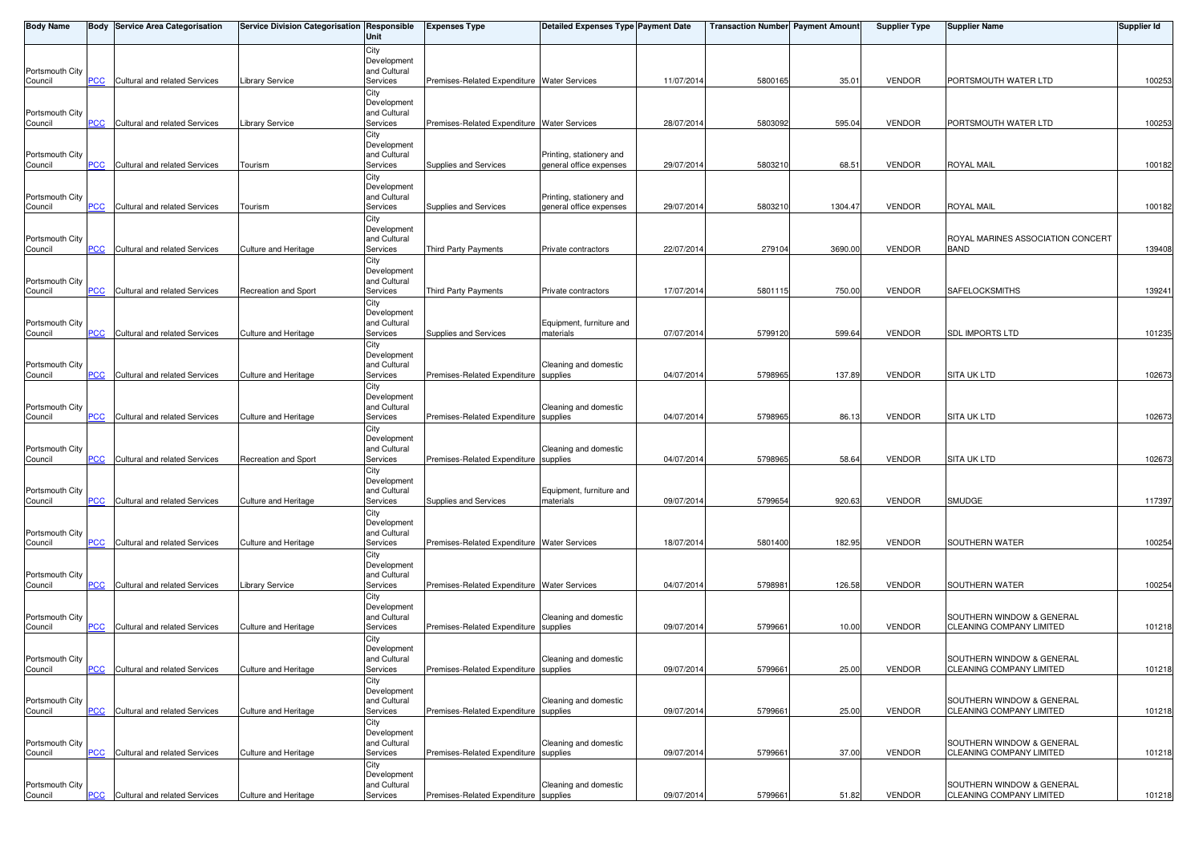| Body Name | Body | Service Area Categorisation | Service Division Categorisation | Responsible Unit | Expenses Type | Detailed Expenses Type | Payment Date | Transaction Number | Payment Amount | Supplier Type | Supplier Name | Supplier Id |
|---|---|---|---|---|---|---|---|---|---|---|---|---|
| Portsmouth City Council | PCC | Cultural and related Services | Library Service | City Development and Cultural Services | Premises-Related Expenditure | Water Services | 11/07/2014 | 5800165 | 35.01 | VENDOR | PORTSMOUTH WATER LTD | 100253 |
| Portsmouth City Council | PCC | Cultural and related Services | Library Service | City Development and Cultural Services | Premises-Related Expenditure | Water Services | 28/07/2014 | 5803092 | 595.04 | VENDOR | PORTSMOUTH WATER LTD | 100253 |
| Portsmouth City Council | PCC | Cultural and related Services | Tourism | City Development and Cultural Services | Supplies and Services | Printing, stationery and general office expenses | 29/07/2014 | 5803210 | 68.51 | VENDOR | ROYAL MAIL | 100182 |
| Portsmouth City Council | PCC | Cultural and related Services | Tourism | City Development and Cultural Services | Supplies and Services | Printing, stationery and general office expenses | 29/07/2014 | 5803210 | 1304.47 | VENDOR | ROYAL MAIL | 100182 |
| Portsmouth City Council | PCC | Cultural and related Services | Culture and Heritage | City Development and Cultural Services | Third Party Payments | Private contractors | 22/07/2014 | 279104 | 3690.00 | VENDOR | ROYAL MARINES ASSOCIATION CONCERT BAND | 139408 |
| Portsmouth City Council | PCC | Cultural and related Services | Recreation and Sport | City Development and Cultural Services | Third Party Payments | Private contractors | 17/07/2014 | 5801115 | 750.00 | VENDOR | SAFELOCKSMITHS | 139241 |
| Portsmouth City Council | PCC | Cultural and related Services | Culture and Heritage | City Development and Cultural Services | Supplies and Services | Equipment, furniture and materials | 07/07/2014 | 5799120 | 599.64 | VENDOR | SDL IMPORTS LTD | 101235 |
| Portsmouth City Council | PCC | Cultural and related Services | Culture and Heritage | City Development and Cultural Services | Premises-Related Expenditure | Cleaning and domestic supplies | 04/07/2014 | 5798965 | 137.89 | VENDOR | SITA UK LTD | 102673 |
| Portsmouth City Council | PCC | Cultural and related Services | Culture and Heritage | City Development and Cultural Services | Premises-Related Expenditure | Cleaning and domestic supplies | 04/07/2014 | 5798965 | 86.13 | VENDOR | SITA UK LTD | 102673 |
| Portsmouth City Council | PCC | Cultural and related Services | Recreation and Sport | City Development and Cultural Services | Premises-Related Expenditure | Cleaning and domestic supplies | 04/07/2014 | 5798965 | 58.64 | VENDOR | SITA UK LTD | 102673 |
| Portsmouth City Council | PCC | Cultural and related Services | Culture and Heritage | City Development and Cultural Services | Supplies and Services | Equipment, furniture and materials | 09/07/2014 | 5799654 | 920.63 | VENDOR | SMUDGE | 117397 |
| Portsmouth City Council | PCC | Cultural and related Services | Culture and Heritage | City Development and Cultural Services | Premises-Related Expenditure | Water Services | 18/07/2014 | 5801400 | 182.95 | VENDOR | SOUTHERN WATER | 100254 |
| Portsmouth City Council | PCC | Cultural and related Services | Library Service | City Development and Cultural Services | Premises-Related Expenditure | Water Services | 04/07/2014 | 5798981 | 126.58 | VENDOR | SOUTHERN WATER | 100254 |
| Portsmouth City Council | PCC | Cultural and related Services | Culture and Heritage | City Development and Cultural Services | Premises-Related Expenditure | Cleaning and domestic supplies | 09/07/2014 | 5799661 | 10.00 | VENDOR | SOUTHERN WINDOW & GENERAL CLEANING COMPANY LIMITED | 101218 |
| Portsmouth City Council | PCC | Cultural and related Services | Culture and Heritage | City Development and Cultural Services | Premises-Related Expenditure | Cleaning and domestic supplies | 09/07/2014 | 5799661 | 25.00 | VENDOR | SOUTHERN WINDOW & GENERAL CLEANING COMPANY LIMITED | 101218 |
| Portsmouth City Council | PCC | Cultural and related Services | Culture and Heritage | City Development and Cultural Services | Premises-Related Expenditure | Cleaning and domestic supplies | 09/07/2014 | 5799661 | 25.00 | VENDOR | SOUTHERN WINDOW & GENERAL CLEANING COMPANY LIMITED | 101218 |
| Portsmouth City Council | PCC | Cultural and related Services | Culture and Heritage | City Development and Cultural Services | Premises-Related Expenditure | Cleaning and domestic supplies | 09/07/2014 | 5799661 | 37.00 | VENDOR | SOUTHERN WINDOW & GENERAL CLEANING COMPANY LIMITED | 101218 |
| Portsmouth City Council | PCC | Cultural and related Services | Culture and Heritage | City Development and Cultural Services | Premises-Related Expenditure | Cleaning and domestic supplies | 09/07/2014 | 5799661 | 51.82 | VENDOR | SOUTHERN WINDOW & GENERAL CLEANING COMPANY LIMITED | 101218 |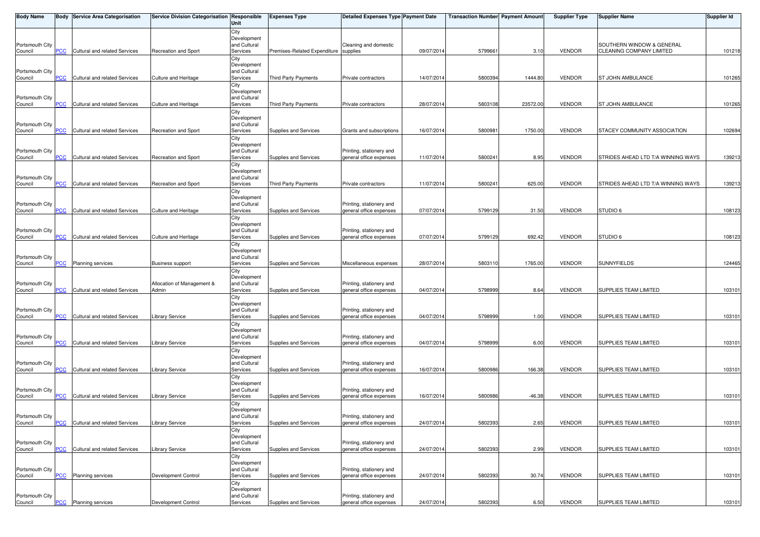| Body Name | Body | Service Area Categorisation | Service Division Categorisation | Responsible Unit | Expenses Type | Detailed Expenses Type | Payment Date | Transaction Number | Payment Amount | Supplier Type | Supplier Name | Supplier Id |
|---|---|---|---|---|---|---|---|---|---|---|---|---|
| Portsmouth City Council | PCC | Cultural and related Services | Recreation and Sport | City Development and Cultural Services | Premises-Related Expenditure | Cleaning and domestic supplies | 09/07/2014 | 5799661 | 3.10 | VENDOR | SOUTHERN WINDOW & GENERAL CLEANING COMPANY LIMITED | 101218 |
| Portsmouth City Council | PCC | Cultural and related Services | Culture and Heritage | City Development and Cultural Services | Third Party Payments | Private contractors | 14/07/2014 | 5800394 | 1444.80 | VENDOR | ST JOHN AMBULANCE | 101265 |
| Portsmouth City Council | PCC | Cultural and related Services | Culture and Heritage | City Development and Cultural Services | Third Party Payments | Private contractors | 28/07/2014 | 5803108 | 23572.00 | VENDOR | ST JOHN AMBULANCE | 101265 |
| Portsmouth City Council | PCC | Cultural and related Services | Recreation and Sport | City Development and Cultural Services | Supplies and Services | Grants and subscriptions | 16/07/2014 | 5800981 | 1750.00 | VENDOR | STACEY COMMUNITY ASSOCIATION | 102694 |
| Portsmouth City Council | PCC | Cultural and related Services | Recreation and Sport | City Development and Cultural Services | Supplies and Services | Printing, stationery and general office expenses | 11/07/2014 | 5800241 | 8.95 | VENDOR | STRIDES AHEAD LTD T/A WINNING WAYS | 139213 |
| Portsmouth City Council | PCC | Cultural and related Services | Recreation and Sport | City Development and Cultural Services | Third Party Payments | Private contractors | 11/07/2014 | 5800241 | 625.00 | VENDOR | STRIDES AHEAD LTD T/A WINNING WAYS | 139213 |
| Portsmouth City Council | PCC | Cultural and related Services | Culture and Heritage | City Development and Cultural Services | Supplies and Services | Printing, stationery and general office expenses | 07/07/2014 | 5799129 | 31.50 | VENDOR | STUDIO 6 | 108123 |
| Portsmouth City Council | PCC | Cultural and related Services | Culture and Heritage | City Development and Cultural Services | Supplies and Services | Printing, stationery and general office expenses | 07/07/2014 | 5799129 | 692.42 | VENDOR | STUDIO 6 | 108123 |
| Portsmouth City Council | PCC | Planning services | Business support | City Development and Cultural Services | Supplies and Services | Miscellaneous expenses | 28/07/2014 | 5803110 | 1765.00 | VENDOR | SUNNYFIELDS | 124465 |
| Portsmouth City Council | PCC | Cultural and related Services | Allocation of Management & Admin | City Development and Cultural Services | Supplies and Services | Printing, stationery and general office expenses | 04/07/2014 | 5798999 | 8.64 | VENDOR | SUPPLIES TEAM LIMITED | 103101 |
| Portsmouth City Council | PCC | Cultural and related Services | Library Service | City Development and Cultural Services | Supplies and Services | Printing, stationery and general office expenses | 04/07/2014 | 5798999 | 1.00 | VENDOR | SUPPLIES TEAM LIMITED | 103101 |
| Portsmouth City Council | PCC | Cultural and related Services | Library Service | City Development and Cultural Services | Supplies and Services | Printing, stationery and general office expenses | 04/07/2014 | 5798999 | 6.00 | VENDOR | SUPPLIES TEAM LIMITED | 103101 |
| Portsmouth City Council | PCC | Cultural and related Services | Library Service | City Development and Cultural Services | Supplies and Services | Printing, stationery and general office expenses | 16/07/2014 | 5800986 | 166.38 | VENDOR | SUPPLIES TEAM LIMITED | 103101 |
| Portsmouth City Council | PCC | Cultural and related Services | Library Service | City Development and Cultural Services | Supplies and Services | Printing, stationery and general office expenses | 16/07/2014 | 5800986 | -46.38 | VENDOR | SUPPLIES TEAM LIMITED | 103101 |
| Portsmouth City Council | PCC | Cultural and related Services | Library Service | City Development and Cultural Services | Supplies and Services | Printing, stationery and general office expenses | 24/07/2014 | 5802393 | 2.65 | VENDOR | SUPPLIES TEAM LIMITED | 103101 |
| Portsmouth City Council | PCC | Cultural and related Services | Library Service | City Development and Cultural Services | Supplies and Services | Printing, stationery and general office expenses | 24/07/2014 | 5802393 | 2.99 | VENDOR | SUPPLIES TEAM LIMITED | 103101 |
| Portsmouth City Council | PCC | Planning services | Development Control | City Development and Cultural Services | Supplies and Services | Printing, stationery and general office expenses | 24/07/2014 | 5802393 | 30.74 | VENDOR | SUPPLIES TEAM LIMITED | 103101 |
| Portsmouth City Council | PCC | Planning services | Development Control | City Development and Cultural Services | Supplies and Services | Printing, stationery and general office expenses | 24/07/2014 | 5802393 | 6.50 | VENDOR | SUPPLIES TEAM LIMITED | 103101 |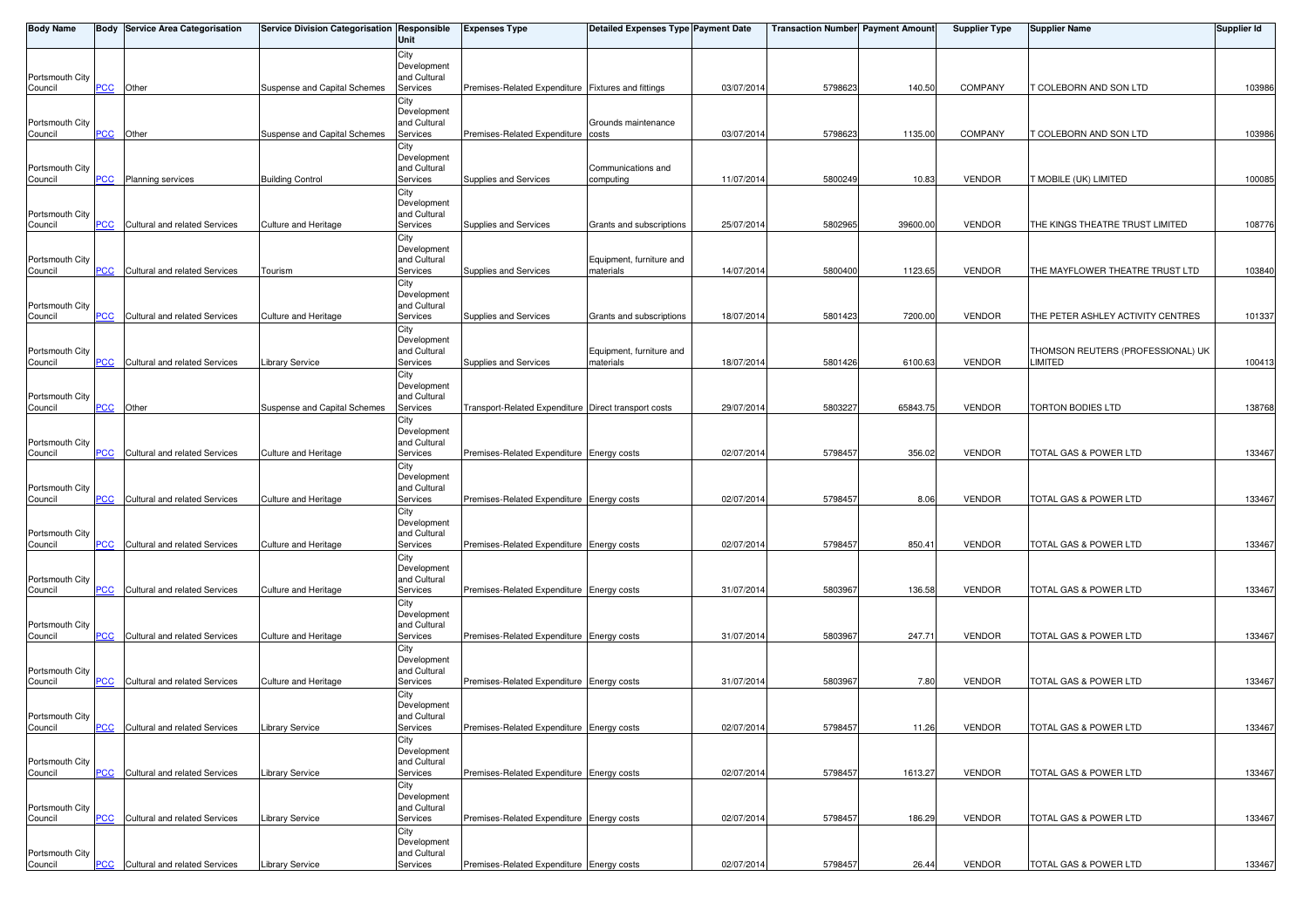| Body Name | Body | Service Area Categorisation | Service Division Categorisation | Responsible Unit | Expenses Type | Detailed Expenses Type | Payment Date | Transaction Number | Payment Amount | Supplier Type | Supplier Name | Supplier Id |
|---|---|---|---|---|---|---|---|---|---|---|---|---|
| Portsmouth City Council | PCC | Other | Suspense and Capital Schemes | City Development and Cultural Services | Premises-Related Expenditure | Fixtures and fittings | 03/07/2014 | 5798623 | 140.50 | COMPANY | T COLEBORN AND SON LTD | 103986 |
| Portsmouth City Council | PCC | Other | Suspense and Capital Schemes | City Development and Cultural Services | Premises-Related Expenditure | Grounds maintenance costs | 03/07/2014 | 5798623 | 1135.00 | COMPANY | T COLEBORN AND SON LTD | 103986 |
| Portsmouth City Council | PCC | Planning services | Building Control | City Development and Cultural Services | Supplies and Services | Communications and computing | 11/07/2014 | 5800249 | 10.83 | VENDOR | T MOBILE (UK) LIMITED | 100085 |
| Portsmouth City Council | PCC | Cultural and related Services | Culture and Heritage | City Development and Cultural Services | Supplies and Services | Grants and subscriptions | 25/07/2014 | 5802965 | 39600.00 | VENDOR | THE KINGS THEATRE TRUST LIMITED | 108776 |
| Portsmouth City Council | PCC | Cultural and related Services | Tourism | City Development and Cultural Services | Supplies and Services | Equipment, furniture and materials | 14/07/2014 | 5800400 | 1123.65 | VENDOR | THE MAYFLOWER THEATRE TRUST LTD | 103840 |
| Portsmouth City Council | PCC | Cultural and related Services | Culture and Heritage | City Development and Cultural Services | Supplies and Services | Grants and subscriptions | 18/07/2014 | 5801423 | 7200.00 | VENDOR | THE PETER ASHLEY ACTIVITY CENTRES | 101337 |
| Portsmouth City Council | PCC | Cultural and related Services | Library Service | City Development and Cultural Services | Supplies and Services | Equipment, furniture and materials | 18/07/2014 | 5801426 | 6100.63 | VENDOR | THOMSON REUTERS (PROFESSIONAL) UK LIMITED | 100413 |
| Portsmouth City Council | PCC | Other | Suspense and Capital Schemes | City Development and Cultural Services | Transport-Related Expenditure | Direct transport costs | 29/07/2014 | 5803227 | 65843.75 | VENDOR | TORTON BODIES LTD | 138768 |
| Portsmouth City Council | PCC | Cultural and related Services | Culture and Heritage | City Development and Cultural Services | Premises-Related Expenditure | Energy costs | 02/07/2014 | 5798457 | 356.02 | VENDOR | TOTAL GAS & POWER LTD | 133467 |
| Portsmouth City Council | PCC | Cultural and related Services | Culture and Heritage | City Development and Cultural Services | Premises-Related Expenditure | Energy costs | 02/07/2014 | 5798457 | 8.06 | VENDOR | TOTAL GAS & POWER LTD | 133467 |
| Portsmouth City Council | PCC | Cultural and related Services | Culture and Heritage | City Development and Cultural Services | Premises-Related Expenditure | Energy costs | 02/07/2014 | 5798457 | 850.41 | VENDOR | TOTAL GAS & POWER LTD | 133467 |
| Portsmouth City Council | PCC | Cultural and related Services | Culture and Heritage | City Development and Cultural Services | Premises-Related Expenditure | Energy costs | 31/07/2014 | 5803967 | 136.58 | VENDOR | TOTAL GAS & POWER LTD | 133467 |
| Portsmouth City Council | PCC | Cultural and related Services | Culture and Heritage | City Development and Cultural Services | Premises-Related Expenditure | Energy costs | 31/07/2014 | 5803967 | 247.71 | VENDOR | TOTAL GAS & POWER LTD | 133467 |
| Portsmouth City Council | PCC | Cultural and related Services | Culture and Heritage | City Development and Cultural Services | Premises-Related Expenditure | Energy costs | 31/07/2014 | 5803967 | 7.80 | VENDOR | TOTAL GAS & POWER LTD | 133467 |
| Portsmouth City Council | PCC | Cultural and related Services | Library Service | City Development and Cultural Services | Premises-Related Expenditure | Energy costs | 02/07/2014 | 5798457 | 11.26 | VENDOR | TOTAL GAS & POWER LTD | 133467 |
| Portsmouth City Council | PCC | Cultural and related Services | Library Service | City Development and Cultural Services | Premises-Related Expenditure | Energy costs | 02/07/2014 | 5798457 | 1613.27 | VENDOR | TOTAL GAS & POWER LTD | 133467 |
| Portsmouth City Council | PCC | Cultural and related Services | Library Service | City Development and Cultural Services | Premises-Related Expenditure | Energy costs | 02/07/2014 | 5798457 | 186.29 | VENDOR | TOTAL GAS & POWER LTD | 133467 |
| Portsmouth City Council | PCC | Cultural and related Services | Library Service | City Development and Cultural Services | Premises-Related Expenditure | Energy costs | 02/07/2014 | 5798457 | 26.44 | VENDOR | TOTAL GAS & POWER LTD | 133467 |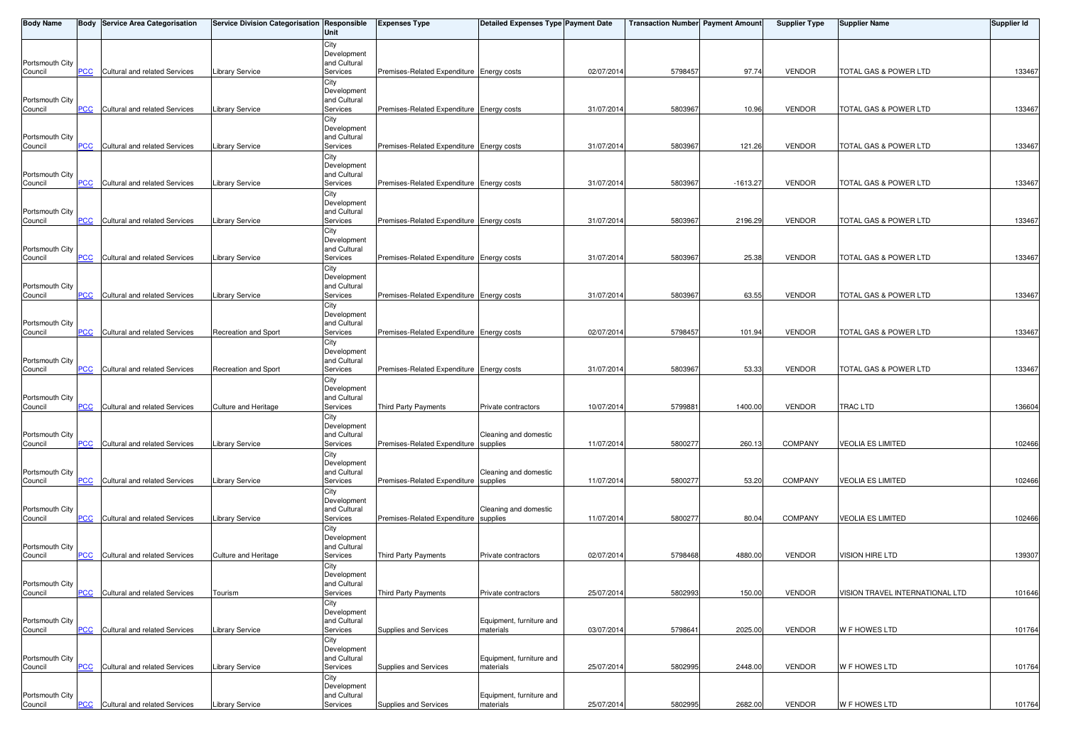| Body Name | Body | Service Area Categorisation | Service Division Categorisation | Responsible Unit | Expenses Type | Detailed Expenses Type | Payment Date | Transaction Number | Payment Amount | Supplier Type | Supplier Name | Supplier Id |
|---|---|---|---|---|---|---|---|---|---|---|---|---|
| Portsmouth City Council | PCC | Cultural and related Services | Library Service | City Development and Cultural Services | Premises-Related Expenditure | Energy costs | 02/07/2014 | 5798457 | 97.74 | VENDOR | TOTAL GAS & POWER LTD | 133467 |
| Portsmouth City Council | PCC | Cultural and related Services | Library Service | City Development and Cultural Services | Premises-Related Expenditure | Energy costs | 31/07/2014 | 5803967 | 10.96 | VENDOR | TOTAL GAS & POWER LTD | 133467 |
| Portsmouth City Council | PCC | Cultural and related Services | Library Service | City Development and Cultural Services | Premises-Related Expenditure | Energy costs | 31/07/2014 | 5803967 | 121.26 | VENDOR | TOTAL GAS & POWER LTD | 133467 |
| Portsmouth City Council | PCC | Cultural and related Services | Library Service | City Development and Cultural Services | Premises-Related Expenditure | Energy costs | 31/07/2014 | 5803967 | -1613.27 | VENDOR | TOTAL GAS & POWER LTD | 133467 |
| Portsmouth City Council | PCC | Cultural and related Services | Library Service | City Development and Cultural Services | Premises-Related Expenditure | Energy costs | 31/07/2014 | 5803967 | 2196.29 | VENDOR | TOTAL GAS & POWER LTD | 133467 |
| Portsmouth City Council | PCC | Cultural and related Services | Library Service | City Development and Cultural Services | Premises-Related Expenditure | Energy costs | 31/07/2014 | 5803967 | 25.38 | VENDOR | TOTAL GAS & POWER LTD | 133467 |
| Portsmouth City Council | PCC | Cultural and related Services | Library Service | City Development and Cultural Services | Premises-Related Expenditure | Energy costs | 31/07/2014 | 5803967 | 63.55 | VENDOR | TOTAL GAS & POWER LTD | 133467 |
| Portsmouth City Council | PCC | Cultural and related Services | Recreation and Sport | City Development and Cultural Services | Premises-Related Expenditure | Energy costs | 02/07/2014 | 5798457 | 101.94 | VENDOR | TOTAL GAS & POWER LTD | 133467 |
| Portsmouth City Council | PCC | Cultural and related Services | Recreation and Sport | City Development and Cultural Services | Premises-Related Expenditure | Energy costs | 31/07/2014 | 5803967 | 53.33 | VENDOR | TOTAL GAS & POWER LTD | 133467 |
| Portsmouth City Council | PCC | Cultural and related Services | Culture and Heritage | City Development and Cultural Services | Third Party Payments | Private contractors | 10/07/2014 | 5799881 | 1400.00 | VENDOR | TRAC LTD | 136604 |
| Portsmouth City Council | PCC | Cultural and related Services | Library Service | City Development and Cultural Services | Premises-Related Expenditure | Cleaning and domestic supplies | 11/07/2014 | 5800277 | 260.13 | COMPANY | VEOLIA ES LIMITED | 102466 |
| Portsmouth City Council | PCC | Cultural and related Services | Library Service | City Development and Cultural Services | Premises-Related Expenditure | Cleaning and domestic supplies | 11/07/2014 | 5800277 | 53.20 | COMPANY | VEOLIA ES LIMITED | 102466 |
| Portsmouth City Council | PCC | Cultural and related Services | Library Service | City Development and Cultural Services | Premises-Related Expenditure | Cleaning and domestic supplies | 11/07/2014 | 5800277 | 80.04 | COMPANY | VEOLIA ES LIMITED | 102466 |
| Portsmouth City Council | PCC | Cultural and related Services | Culture and Heritage | City Development and Cultural Services | Third Party Payments | Private contractors | 02/07/2014 | 5798468 | 4880.00 | VENDOR | VISION HIRE LTD | 139307 |
| Portsmouth City Council | PCC | Cultural and related Services | Tourism | City Development and Cultural Services | Third Party Payments | Private contractors | 25/07/2014 | 5802993 | 150.00 | VENDOR | VISION TRAVEL INTERNATIONAL LTD | 101646 |
| Portsmouth City Council | PCC | Cultural and related Services | Library Service | City Development and Cultural Services | Supplies and Services | Equipment, furniture and materials | 03/07/2014 | 5798641 | 2025.00 | VENDOR | W F HOWES LTD | 101764 |
| Portsmouth City Council | PCC | Cultural and related Services | Library Service | City Development and Cultural Services | Supplies and Services | Equipment, furniture and materials | 25/07/2014 | 5802995 | 2448.00 | VENDOR | W F HOWES LTD | 101764 |
| Portsmouth City Council | PCC | Cultural and related Services | Library Service | City Development and Cultural Services | Supplies and Services | Equipment, furniture and materials | 25/07/2014 | 5802995 | 2682.00 | VENDOR | W F HOWES LTD | 101764 |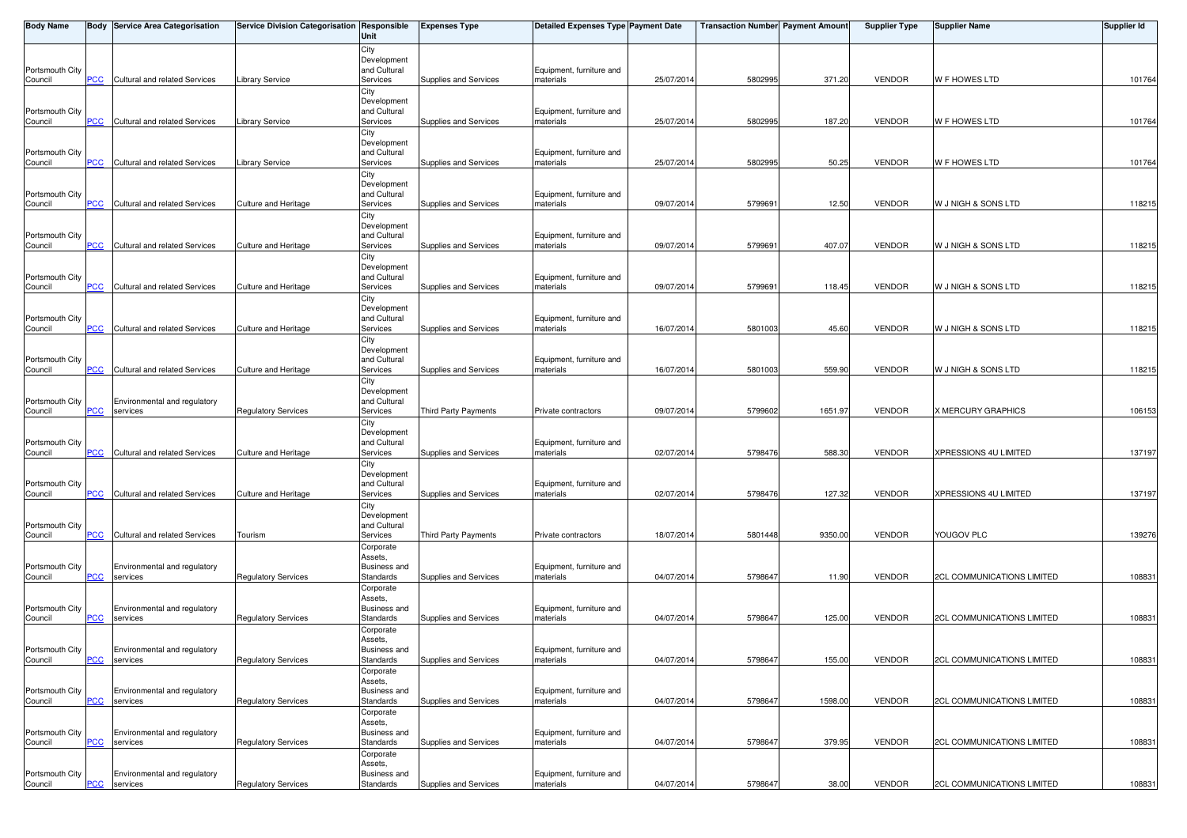| Body Name | Body | Service Area Categorisation | Service Division Categorisation | Responsible Unit | Expenses Type | Detailed Expenses Type | Payment Date | Transaction Number | Payment Amount | Supplier Type | Supplier Name | Supplier Id |
|---|---|---|---|---|---|---|---|---|---|---|---|---|
| Portsmouth City Council | PCC | Cultural and related Services | Library Service | City Development and Cultural Services | Supplies and Services | Equipment, furniture and materials | 25/07/2014 | 5802995 | 371.20 | VENDOR | W F HOWES LTD | 101764 |
| Portsmouth City Council | PCC | Cultural and related Services | Library Service | City Development and Cultural Services | Supplies and Services | Equipment, furniture and materials | 25/07/2014 | 5802995 | 187.20 | VENDOR | W F HOWES LTD | 101764 |
| Portsmouth City Council | PCC | Cultural and related Services | Library Service | City Development and Cultural Services | Supplies and Services | Equipment, furniture and materials | 25/07/2014 | 5802995 | 50.25 | VENDOR | W F HOWES LTD | 101764 |
| Portsmouth City Council | PCC | Cultural and related Services | Culture and Heritage | City Development and Cultural Services | Supplies and Services | Equipment, furniture and materials | 09/07/2014 | 5799691 | 12.50 | VENDOR | W J NIGH & SONS LTD | 118215 |
| Portsmouth City Council | PCC | Cultural and related Services | Culture and Heritage | City Development and Cultural Services | Supplies and Services | Equipment, furniture and materials | 09/07/2014 | 5799691 | 407.07 | VENDOR | W J NIGH & SONS LTD | 118215 |
| Portsmouth City Council | PCC | Cultural and related Services | Culture and Heritage | City Development and Cultural Services | Supplies and Services | Equipment, furniture and materials | 09/07/2014 | 5799691 | 118.45 | VENDOR | W J NIGH & SONS LTD | 118215 |
| Portsmouth City Council | PCC | Cultural and related Services | Culture and Heritage | City Development and Cultural Services | Supplies and Services | Equipment, furniture and materials | 16/07/2014 | 5801003 | 45.60 | VENDOR | W J NIGH & SONS LTD | 118215 |
| Portsmouth City Council | PCC | Cultural and related Services | Culture and Heritage | City Development and Cultural Services | Supplies and Services | Equipment, furniture and materials | 16/07/2014 | 5801003 | 559.90 | VENDOR | W J NIGH & SONS LTD | 118215 |
| Portsmouth City Council | PCC | Environmental and regulatory services | Regulatory Services | City Development and Cultural Services | Third Party Payments | Private contractors | 09/07/2014 | 5799602 | 1651.97 | VENDOR | X MERCURY GRAPHICS | 106153 |
| Portsmouth City Council | PCC | Cultural and related Services | Culture and Heritage | City Development and Cultural Services | Supplies and Services | Equipment, furniture and materials | 02/07/2014 | 5798476 | 588.30 | VENDOR | XPRESSIONS 4U LIMITED | 137197 |
| Portsmouth City Council | PCC | Cultural and related Services | Culture and Heritage | City Development and Cultural Services | Supplies and Services | Equipment, furniture and materials | 02/07/2014 | 5798476 | 127.32 | VENDOR | XPRESSIONS 4U LIMITED | 137197 |
| Portsmouth City Council | PCC | Cultural and related Services | Tourism | City Development and Cultural Services | Third Party Payments | Private contractors | 18/07/2014 | 5801448 | 9350.00 | VENDOR | YOUGOV PLC | 139276 |
| Portsmouth City Council | PCC | Environmental and regulatory services | Regulatory Services | Corporate Assets, Business and Standards | Supplies and Services | Equipment, furniture and materials | 04/07/2014 | 5798647 | 11.90 | VENDOR | 2CL COMMUNICATIONS LIMITED | 108831 |
| Portsmouth City Council | PCC | Environmental and regulatory services | Regulatory Services | Corporate Assets, Business and Standards | Supplies and Services | Equipment, furniture and materials | 04/07/2014 | 5798647 | 125.00 | VENDOR | 2CL COMMUNICATIONS LIMITED | 108831 |
| Portsmouth City Council | PCC | Environmental and regulatory services | Regulatory Services | Corporate Assets, Business and Standards | Supplies and Services | Equipment, furniture and materials | 04/07/2014 | 5798647 | 155.00 | VENDOR | 2CL COMMUNICATIONS LIMITED | 108831 |
| Portsmouth City Council | PCC | Environmental and regulatory services | Regulatory Services | Corporate Assets, Business and Standards | Supplies and Services | Equipment, furniture and materials | 04/07/2014 | 5798647 | 1598.00 | VENDOR | 2CL COMMUNICATIONS LIMITED | 108831 |
| Portsmouth City Council | PCC | Environmental and regulatory services | Regulatory Services | Corporate Assets, Business and Standards | Supplies and Services | Equipment, furniture and materials | 04/07/2014 | 5798647 | 379.95 | VENDOR | 2CL COMMUNICATIONS LIMITED | 108831 |
| Portsmouth City Council | PCC | Environmental and regulatory services | Regulatory Services | Corporate Assets, Business and Standards | Supplies and Services | Equipment, furniture and materials | 04/07/2014 | 5798647 | 38.00 | VENDOR | 2CL COMMUNICATIONS LIMITED | 108831 |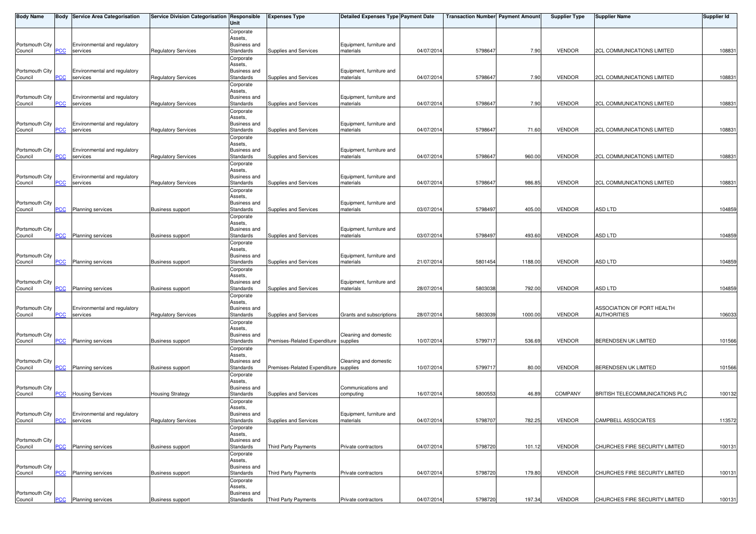| Body Name | Body | Service Area Categorisation | Service Division Categorisation | Responsible Unit | Expenses Type | Detailed Expenses Type | Payment Date | Transaction Number | Payment Amount | Supplier Type | Supplier Name | Supplier Id |
|---|---|---|---|---|---|---|---|---|---|---|---|---|
| Portsmouth City Council | PCC | Environmental and regulatory services | Regulatory Services | Corporate Assets, Business and Standards | Supplies and Services | Equipment, furniture and materials | 04/07/2014 | 5798647 | 7.90 | VENDOR | 2CL COMMUNICATIONS LIMITED | 108831 |
| Portsmouth City Council | PCC | Environmental and regulatory services | Regulatory Services | Corporate Assets, Business and Standards | Supplies and Services | Equipment, furniture and materials | 04/07/2014 | 5798647 | 7.90 | VENDOR | 2CL COMMUNICATIONS LIMITED | 108831 |
| Portsmouth City Council | PCC | Environmental and regulatory services | Regulatory Services | Corporate Assets, Business and Standards | Supplies and Services | Equipment, furniture and materials | 04/07/2014 | 5798647 | 7.90 | VENDOR | 2CL COMMUNICATIONS LIMITED | 108831 |
| Portsmouth City Council | PCC | Environmental and regulatory services | Regulatory Services | Corporate Assets, Business and Standards | Supplies and Services | Equipment, furniture and materials | 04/07/2014 | 5798647 | 71.60 | VENDOR | 2CL COMMUNICATIONS LIMITED | 108831 |
| Portsmouth City Council | PCC | Environmental and regulatory services | Regulatory Services | Corporate Assets, Business and Standards | Supplies and Services | Equipment, furniture and materials | 04/07/2014 | 5798647 | 960.00 | VENDOR | 2CL COMMUNICATIONS LIMITED | 108831 |
| Portsmouth City Council | PCC | Environmental and regulatory services | Regulatory Services | Corporate Assets, Business and Standards | Supplies and Services | Equipment, furniture and materials | 04/07/2014 | 5798647 | 986.85 | VENDOR | 2CL COMMUNICATIONS LIMITED | 108831 |
| Portsmouth City Council | PCC | Planning services | Business support | Corporate Assets, Business and Standards | Supplies and Services | Equipment, furniture and materials | 03/07/2014 | 5798497 | 405.00 | VENDOR | ASD LTD | 104859 |
| Portsmouth City Council | PCC | Planning services | Business support | Corporate Assets, Business and Standards | Supplies and Services | Equipment, furniture and materials | 03/07/2014 | 5798497 | 493.60 | VENDOR | ASD LTD | 104859 |
| Portsmouth City Council | PCC | Planning services | Business support | Corporate Assets, Business and Standards | Supplies and Services | Equipment, furniture and materials | 21/07/2014 | 5801454 | 1188.00 | VENDOR | ASD LTD | 104859 |
| Portsmouth City Council | PCC | Planning services | Business support | Corporate Assets, Business and Standards | Supplies and Services | Equipment, furniture and materials | 28/07/2014 | 5803038 | 792.00 | VENDOR | ASD LTD | 104859 |
| Portsmouth City Council | PCC | Environmental and regulatory services | Regulatory Services | Corporate Assets, Business and Standards | Supplies and Services | Grants and subscriptions | 28/07/2014 | 5803039 | 1000.00 | VENDOR | ASSOCIATION OF PORT HEALTH AUTHORITIES | 106033 |
| Portsmouth City Council | PCC | Planning services | Business support | Corporate Assets, Business and Standards | Premises-Related Expenditure | Cleaning and domestic supplies | 10/07/2014 | 5799717 | 536.69 | VENDOR | BERENDSEN UK LIMITED | 101566 |
| Portsmouth City Council | PCC | Planning services | Business support | Corporate Assets, Business and Standards | Premises-Related Expenditure | Cleaning and domestic supplies | 10/07/2014 | 5799717 | 80.00 | VENDOR | BERENDSEN UK LIMITED | 101566 |
| Portsmouth City Council | PCC | Housing Services | Housing Strategy | Corporate Assets, Business and Standards | Supplies and Services | Communications and computing | 16/07/2014 | 5800553 | 46.89 | COMPANY | BRITISH TELECOMMUNICATIONS PLC | 100132 |
| Portsmouth City Council | PCC | Environmental and regulatory services | Regulatory Services | Corporate Assets, Business and Standards | Supplies and Services | Equipment, furniture and materials | 04/07/2014 | 5798707 | 782.25 | VENDOR | CAMPBELL ASSOCIATES | 113572 |
| Portsmouth City Council | PCC | Planning services | Business support | Corporate Assets, Business and Standards | Third Party Payments | Private contractors | 04/07/2014 | 5798720 | 101.12 | VENDOR | CHURCHES FIRE SECURITY LIMITED | 100131 |
| Portsmouth City Council | PCC | Planning services | Business support | Corporate Assets, Business and Standards | Third Party Payments | Private contractors | 04/07/2014 | 5798720 | 179.80 | VENDOR | CHURCHES FIRE SECURITY LIMITED | 100131 |
| Portsmouth City Council | PCC | Planning services | Business support | Corporate Assets, Business and Standards | Third Party Payments | Private contractors | 04/07/2014 | 5798720 | 197.34 | VENDOR | CHURCHES FIRE SECURITY LIMITED | 100131 |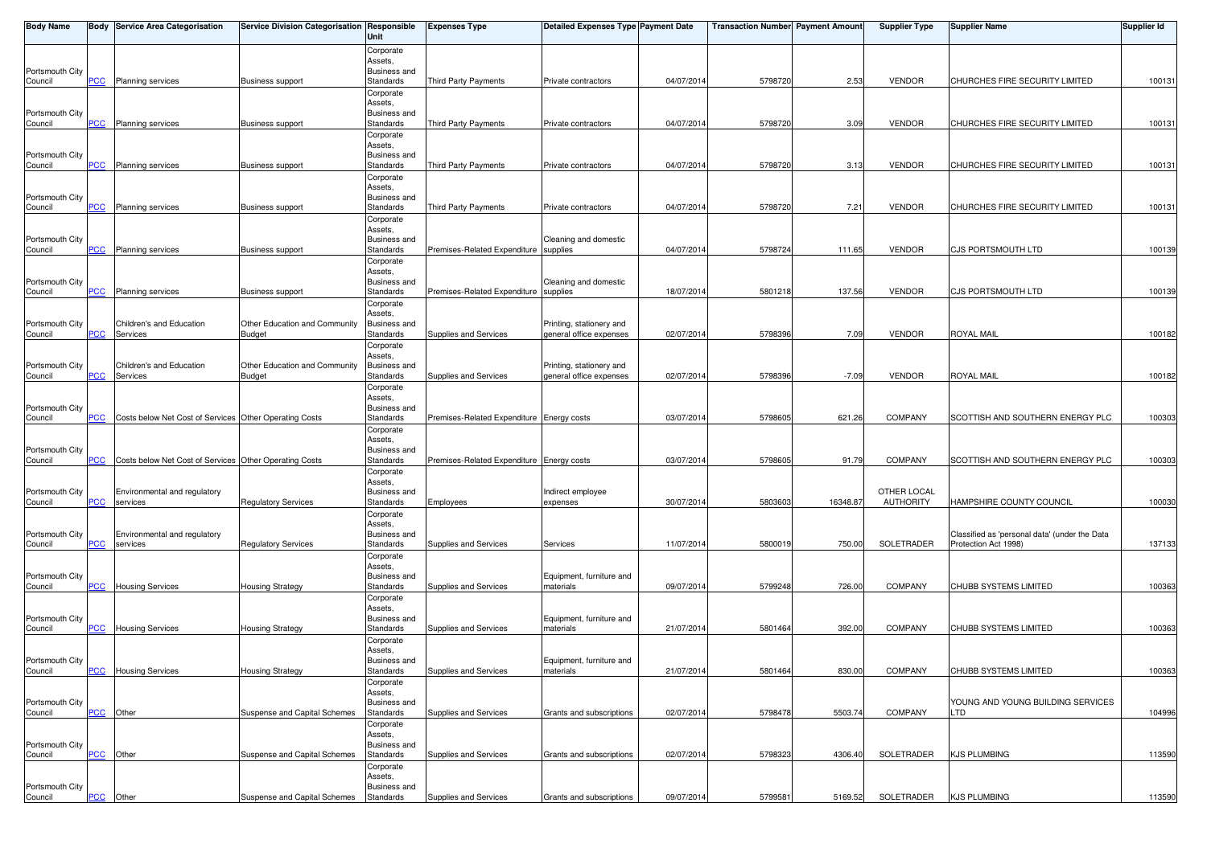| Body Name | Body | Service Area Categorisation | Service Division Categorisation | Responsible Unit | Expenses Type | Detailed Expenses Type | Payment Date | Transaction Number | Payment Amount | Supplier Type | Supplier Name | Supplier Id |
|---|---|---|---|---|---|---|---|---|---|---|---|---|
| Portsmouth City Council | PCC | Planning services | Business support | Corporate Assets, Business and Standards | Third Party Payments | Private contractors | 04/07/2014 | 5798720 | 2.53 | VENDOR | CHURCHES FIRE SECURITY LIMITED | 100131 |
| Portsmouth City Council | PCC | Planning services | Business support | Corporate Assets, Business and Standards | Third Party Payments | Private contractors | 04/07/2014 | 5798720 | 3.09 | VENDOR | CHURCHES FIRE SECURITY LIMITED | 100131 |
| Portsmouth City Council | PCC | Planning services | Business support | Corporate Assets, Business and Standards | Third Party Payments | Private contractors | 04/07/2014 | 5798720 | 3.13 | VENDOR | CHURCHES FIRE SECURITY LIMITED | 100131 |
| Portsmouth City Council | PCC | Planning services | Business support | Corporate Assets, Business and Standards | Third Party Payments | Private contractors | 04/07/2014 | 5798720 | 7.21 | VENDOR | CHURCHES FIRE SECURITY LIMITED | 100131 |
| Portsmouth City Council | PCC | Planning services | Business support | Corporate Assets, Business and Standards | Premises-Related Expenditure | Cleaning and domestic supplies | 04/07/2014 | 5798724 | 111.65 | VENDOR | CJS PORTSMOUTH LTD | 100139 |
| Portsmouth City Council | PCC | Planning services | Business support | Corporate Assets, Business and Standards | Premises-Related Expenditure | Cleaning and domestic supplies | 18/07/2014 | 5801218 | 137.56 | VENDOR | CJS PORTSMOUTH LTD | 100139 |
| Portsmouth City Council | PCC | Children's and Education Services | Other Education and Community Budget | Corporate Assets, Business and Standards | Supplies and Services | Printing, stationery and general office expenses | 02/07/2014 | 5798396 | 7.09 | VENDOR | ROYAL MAIL | 100182 |
| Portsmouth City Council | PCC | Children's and Education Services | Other Education and Community Budget | Corporate Assets, Business and Standards | Supplies and Services | Printing, stationery and general office expenses | 02/07/2014 | 5798396 | -7.09 | VENDOR | ROYAL MAIL | 100182 |
| Portsmouth City Council | PCC | Costs below Net Cost of Services | Other Operating Costs | Corporate Assets, Business and Standards | Premises-Related Expenditure | Energy costs | 03/07/2014 | 5798605 | 621.26 | COMPANY | SCOTTISH AND SOUTHERN ENERGY PLC | 100303 |
| Portsmouth City Council | PCC | Costs below Net Cost of Services | Other Operating Costs | Corporate Assets, Business and Standards | Premises-Related Expenditure | Energy costs | 03/07/2014 | 5798605 | 91.79 | COMPANY | SCOTTISH AND SOUTHERN ENERGY PLC | 100303 |
| Portsmouth City Council | PCC | Environmental and regulatory services | Regulatory Services | Corporate Assets, Business and Standards | Employees | Indirect employee expenses | 30/07/2014 | 5803603 | 16348.87 | OTHER LOCAL AUTHORITY | HAMPSHIRE COUNTY COUNCIL | 100030 |
| Portsmouth City Council | PCC | Environmental and regulatory services | Regulatory Services | Corporate Assets, Business and Standards | Supplies and Services | Services | 11/07/2014 | 5800019 | 750.00 | SOLETRADER | Classified as 'personal data' (under the Data Protection Act 1998) | 137133 |
| Portsmouth City Council | PCC | Housing Services | Housing Strategy | Corporate Assets, Business and Standards | Supplies and Services | Equipment, furniture and materials | 09/07/2014 | 5799248 | 726.00 | COMPANY | CHUBB SYSTEMS LIMITED | 100363 |
| Portsmouth City Council | PCC | Housing Services | Housing Strategy | Corporate Assets, Business and Standards | Supplies and Services | Equipment, furniture and materials | 21/07/2014 | 5801464 | 392.00 | COMPANY | CHUBB SYSTEMS LIMITED | 100363 |
| Portsmouth City Council | PCC | Housing Services | Housing Strategy | Corporate Assets, Business and Standards | Supplies and Services | Equipment, furniture and materials | 21/07/2014 | 5801464 | 830.00 | COMPANY | CHUBB SYSTEMS LIMITED | 100363 |
| Portsmouth City Council | PCC | Other | Suspense and Capital Schemes | Corporate Assets, Business and Standards | Supplies and Services | Grants and subscriptions | 02/07/2014 | 5798478 | 5503.74 | COMPANY | YOUNG AND YOUNG BUILDING SERVICES LTD | 104996 |
| Portsmouth City Council | PCC | Other | Suspense and Capital Schemes | Corporate Assets, Business and Standards | Supplies and Services | Grants and subscriptions | 02/07/2014 | 5798323 | 4306.40 | SOLETRADER | KJS PLUMBING | 113590 |
| Portsmouth City Council | PCC | Other | Suspense and Capital Schemes | Corporate Assets, Business and Standards | Supplies and Services | Grants and subscriptions | 09/07/2014 | 5799581 | 5169.52 | SOLETRADER | KJS PLUMBING | 113590 |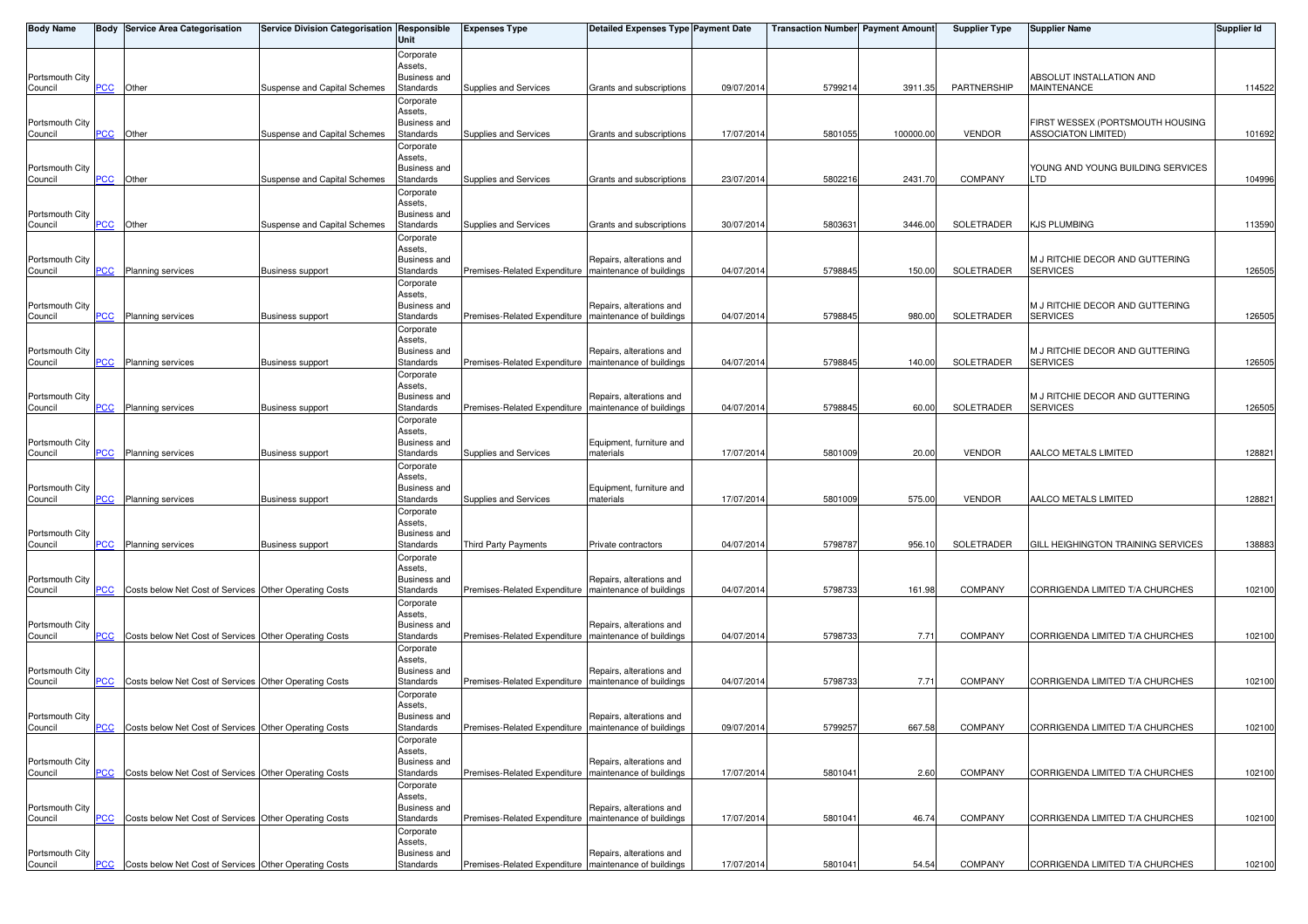| Body Name | Body | Service Area Categorisation | Service Division Categorisation | Responsible Unit | Expenses Type | Detailed Expenses Type | Payment Date | Transaction Number | Payment Amount | Supplier Type | Supplier Name | Supplier Id |
|---|---|---|---|---|---|---|---|---|---|---|---|---|
| Portsmouth City Council | PCC | Other | Suspense and Capital Schemes | Corporate Assets, Business and Standards | Supplies and Services | Grants and subscriptions | 09/07/2014 | 5799214 | 3911.35 | PARTNERSHIP | ABSOLUT INSTALLATION AND MAINTENANCE | 114522 |
| Portsmouth City Council | PCC | Other | Suspense and Capital Schemes | Corporate Assets, Business and Standards | Supplies and Services | Grants and subscriptions | 17/07/2014 | 5801055 | 100000.00 | VENDOR | FIRST WESSEX (PORTSMOUTH HOUSING ASSOCIATON LIMITED) | 101692 |
| Portsmouth City Council | PCC | Other | Suspense and Capital Schemes | Corporate Assets, Business and Standards | Supplies and Services | Grants and subscriptions | 23/07/2014 | 5802216 | 2431.70 | COMPANY | YOUNG AND YOUNG BUILDING SERVICES LTD | 104996 |
| Portsmouth City Council | PCC | Other | Suspense and Capital Schemes | Corporate Assets, Business and Standards | Supplies and Services | Grants and subscriptions | 30/07/2014 | 5803631 | 3446.00 | SOLETRADER | KJS PLUMBING | 113590 |
| Portsmouth City Council | PCC | Planning services | Business support | Corporate Assets, Business and Standards | Premises-Related Expenditure | Repairs, alterations and maintenance of buildings | 04/07/2014 | 5798845 | 150.00 | SOLETRADER | M J RITCHIE DECOR AND GUTTERING SERVICES | 126505 |
| Portsmouth City Council | PCC | Planning services | Business support | Corporate Assets, Business and Standards | Premises-Related Expenditure | Repairs, alterations and maintenance of buildings | 04/07/2014 | 5798845 | 980.00 | SOLETRADER | M J RITCHIE DECOR AND GUTTERING SERVICES | 126505 |
| Portsmouth City Council | PCC | Planning services | Business support | Corporate Assets, Business and Standards | Premises-Related Expenditure | Repairs, alterations and maintenance of buildings | 04/07/2014 | 5798845 | 140.00 | SOLETRADER | M J RITCHIE DECOR AND GUTTERING SERVICES | 126505 |
| Portsmouth City Council | PCC | Planning services | Business support | Corporate Assets, Business and Standards | Premises-Related Expenditure | Repairs, alterations and maintenance of buildings | 04/07/2014 | 5798845 | 60.00 | SOLETRADER | M J RITCHIE DECOR AND GUTTERING SERVICES | 126505 |
| Portsmouth City Council | PCC | Planning services | Business support | Corporate Assets, Business and Standards | Supplies and Services | Equipment, furniture and materials | 17/07/2014 | 5801009 | 20.00 | VENDOR | AALCO METALS LIMITED | 128821 |
| Portsmouth City Council | PCC | Planning services | Business support | Corporate Assets, Business and Standards | Supplies and Services | Equipment, furniture and materials | 17/07/2014 | 5801009 | 575.00 | VENDOR | AALCO METALS LIMITED | 128821 |
| Portsmouth City Council | PCC | Planning services | Business support | Corporate Assets, Business and Standards | Third Party Payments | Private contractors | 04/07/2014 | 5798787 | 956.10 | SOLETRADER | GILL HEIGHINGTON TRAINING SERVICES | 138883 |
| Portsmouth City Council | PCC | Costs below Net Cost of Services | Other Operating Costs | Corporate Assets, Business and Standards | Premises-Related Expenditure | Repairs, alterations and maintenance of buildings | 04/07/2014 | 5798733 | 161.98 | COMPANY | CORRIGENDA LIMITED T/A CHURCHES | 102100 |
| Portsmouth City Council | PCC | Costs below Net Cost of Services | Other Operating Costs | Corporate Assets, Business and Standards | Premises-Related Expenditure | Repairs, alterations and maintenance of buildings | 04/07/2014 | 5798733 | 7.71 | COMPANY | CORRIGENDA LIMITED T/A CHURCHES | 102100 |
| Portsmouth City Council | PCC | Costs below Net Cost of Services | Other Operating Costs | Corporate Assets, Business and Standards | Premises-Related Expenditure | Repairs, alterations and maintenance of buildings | 04/07/2014 | 5798733 | 7.71 | COMPANY | CORRIGENDA LIMITED T/A CHURCHES | 102100 |
| Portsmouth City Council | PCC | Costs below Net Cost of Services | Other Operating Costs | Corporate Assets, Business and Standards | Premises-Related Expenditure | Repairs, alterations and maintenance of buildings | 09/07/2014 | 5799257 | 667.58 | COMPANY | CORRIGENDA LIMITED T/A CHURCHES | 102100 |
| Portsmouth City Council | PCC | Costs below Net Cost of Services | Other Operating Costs | Corporate Assets, Business and Standards | Premises-Related Expenditure | Repairs, alterations and maintenance of buildings | 17/07/2014 | 5801041 | 2.60 | COMPANY | CORRIGENDA LIMITED T/A CHURCHES | 102100 |
| Portsmouth City Council | PCC | Costs below Net Cost of Services | Other Operating Costs | Corporate Assets, Business and Standards | Premises-Related Expenditure | Repairs, alterations and maintenance of buildings | 17/07/2014 | 5801041 | 46.74 | COMPANY | CORRIGENDA LIMITED T/A CHURCHES | 102100 |
| Portsmouth City Council | PCC | Costs below Net Cost of Services | Other Operating Costs | Corporate Assets, Business and Standards | Premises-Related Expenditure | Repairs, alterations and maintenance of buildings | 17/07/2014 | 5801041 | 54.54 | COMPANY | CORRIGENDA LIMITED T/A CHURCHES | 102100 |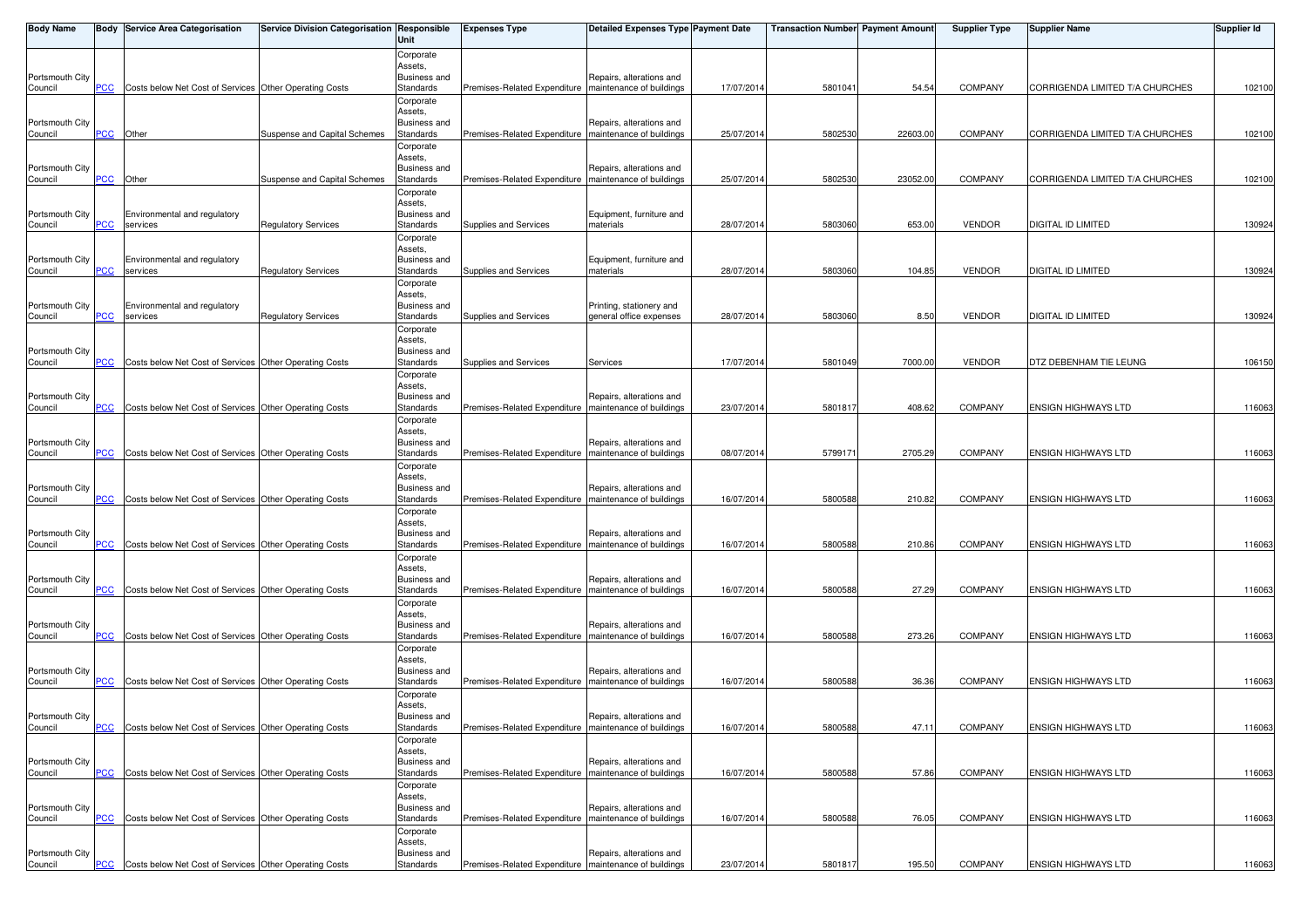| Body Name | Body | Service Area Categorisation | Service Division Categorisation | Responsible Unit | Expenses Type | Detailed Expenses Type | Payment Date | Transaction Number | Payment Amount | Supplier Type | Supplier Name | Supplier Id |
|---|---|---|---|---|---|---|---|---|---|---|---|---|
| Portsmouth City Council | PCC | Costs below Net Cost of Services | Other Operating Costs | Corporate Assets, Business and Standards | Premises-Related Expenditure | Repairs, alterations and maintenance of buildings | 17/07/2014 | 5801041 | 54.54 | COMPANY | CORRIGENDA LIMITED T/A CHURCHES | 102100 |
| Portsmouth City Council | PCC | Other | Suspense and Capital Schemes | Corporate Assets, Business and Standards | Premises-Related Expenditure | Repairs, alterations and maintenance of buildings | 25/07/2014 | 5802530 | 22603.00 | COMPANY | CORRIGENDA LIMITED T/A CHURCHES | 102100 |
| Portsmouth City Council | PCC | Other | Suspense and Capital Schemes | Corporate Assets, Business and Standards | Premises-Related Expenditure | Repairs, alterations and maintenance of buildings | 25/07/2014 | 5802530 | 23052.00 | COMPANY | CORRIGENDA LIMITED T/A CHURCHES | 102100 |
| Portsmouth City Council | PCC | Environmental and regulatory services | Regulatory Services | Corporate Assets, Business and Standards | Supplies and Services | Equipment, furniture and materials | 28/07/2014 | 5803060 | 653.00 | VENDOR | DIGITAL ID LIMITED | 130924 |
| Portsmouth City Council | PCC | Environmental and regulatory services | Regulatory Services | Corporate Assets, Business and Standards | Supplies and Services | Equipment, furniture and materials | 28/07/2014 | 5803060 | 104.85 | VENDOR | DIGITAL ID LIMITED | 130924 |
| Portsmouth City Council | PCC | Environmental and regulatory services | Regulatory Services | Corporate Assets, Business and Standards | Supplies and Services | Printing, stationery and general office expenses | 28/07/2014 | 5803060 | 8.50 | VENDOR | DIGITAL ID LIMITED | 130924 |
| Portsmouth City Council | PCC | Costs below Net Cost of Services | Other Operating Costs | Corporate Assets, Business and Standards | Supplies and Services | Services | 17/07/2014 | 5801049 | 7000.00 | VENDOR | DTZ DEBENHAM TIE LEUNG | 106150 |
| Portsmouth City Council | PCC | Costs below Net Cost of Services | Other Operating Costs | Corporate Assets, Business and Standards | Premises-Related Expenditure | Repairs, alterations and maintenance of buildings | 23/07/2014 | 5801817 | 408.62 | COMPANY | ENSIGN HIGHWAYS LTD | 116063 |
| Portsmouth City Council | PCC | Costs below Net Cost of Services | Other Operating Costs | Corporate Assets, Business and Standards | Premises-Related Expenditure | Repairs, alterations and maintenance of buildings | 08/07/2014 | 5799171 | 2705.29 | COMPANY | ENSIGN HIGHWAYS LTD | 116063 |
| Portsmouth City Council | PCC | Costs below Net Cost of Services | Other Operating Costs | Corporate Assets, Business and Standards | Premises-Related Expenditure | Repairs, alterations and maintenance of buildings | 16/07/2014 | 5800588 | 210.82 | COMPANY | ENSIGN HIGHWAYS LTD | 116063 |
| Portsmouth City Council | PCC | Costs below Net Cost of Services | Other Operating Costs | Corporate Assets, Business and Standards | Premises-Related Expenditure | Repairs, alterations and maintenance of buildings | 16/07/2014 | 5800588 | 210.86 | COMPANY | ENSIGN HIGHWAYS LTD | 116063 |
| Portsmouth City Council | PCC | Costs below Net Cost of Services | Other Operating Costs | Corporate Assets, Business and Standards | Premises-Related Expenditure | Repairs, alterations and maintenance of buildings | 16/07/2014 | 5800588 | 27.29 | COMPANY | ENSIGN HIGHWAYS LTD | 116063 |
| Portsmouth City Council | PCC | Costs below Net Cost of Services | Other Operating Costs | Corporate Assets, Business and Standards | Premises-Related Expenditure | Repairs, alterations and maintenance of buildings | 16/07/2014 | 5800588 | 273.26 | COMPANY | ENSIGN HIGHWAYS LTD | 116063 |
| Portsmouth City Council | PCC | Costs below Net Cost of Services | Other Operating Costs | Corporate Assets, Business and Standards | Premises-Related Expenditure | Repairs, alterations and maintenance of buildings | 16/07/2014 | 5800588 | 36.36 | COMPANY | ENSIGN HIGHWAYS LTD | 116063 |
| Portsmouth City Council | PCC | Costs below Net Cost of Services | Other Operating Costs | Corporate Assets, Business and Standards | Premises-Related Expenditure | Repairs, alterations and maintenance of buildings | 16/07/2014 | 5800588 | 47.11 | COMPANY | ENSIGN HIGHWAYS LTD | 116063 |
| Portsmouth City Council | PCC | Costs below Net Cost of Services | Other Operating Costs | Corporate Assets, Business and Standards | Premises-Related Expenditure | Repairs, alterations and maintenance of buildings | 16/07/2014 | 5800588 | 57.86 | COMPANY | ENSIGN HIGHWAYS LTD | 116063 |
| Portsmouth City Council | PCC | Costs below Net Cost of Services | Other Operating Costs | Corporate Assets, Business and Standards | Premises-Related Expenditure | Repairs, alterations and maintenance of buildings | 16/07/2014 | 5800588 | 76.05 | COMPANY | ENSIGN HIGHWAYS LTD | 116063 |
| Portsmouth City Council | PCC | Costs below Net Cost of Services | Other Operating Costs | Corporate Assets, Business and Standards | Premises-Related Expenditure | Repairs, alterations and maintenance of buildings | 23/07/2014 | 5801817 | 195.50 | COMPANY | ENSIGN HIGHWAYS LTD | 116063 |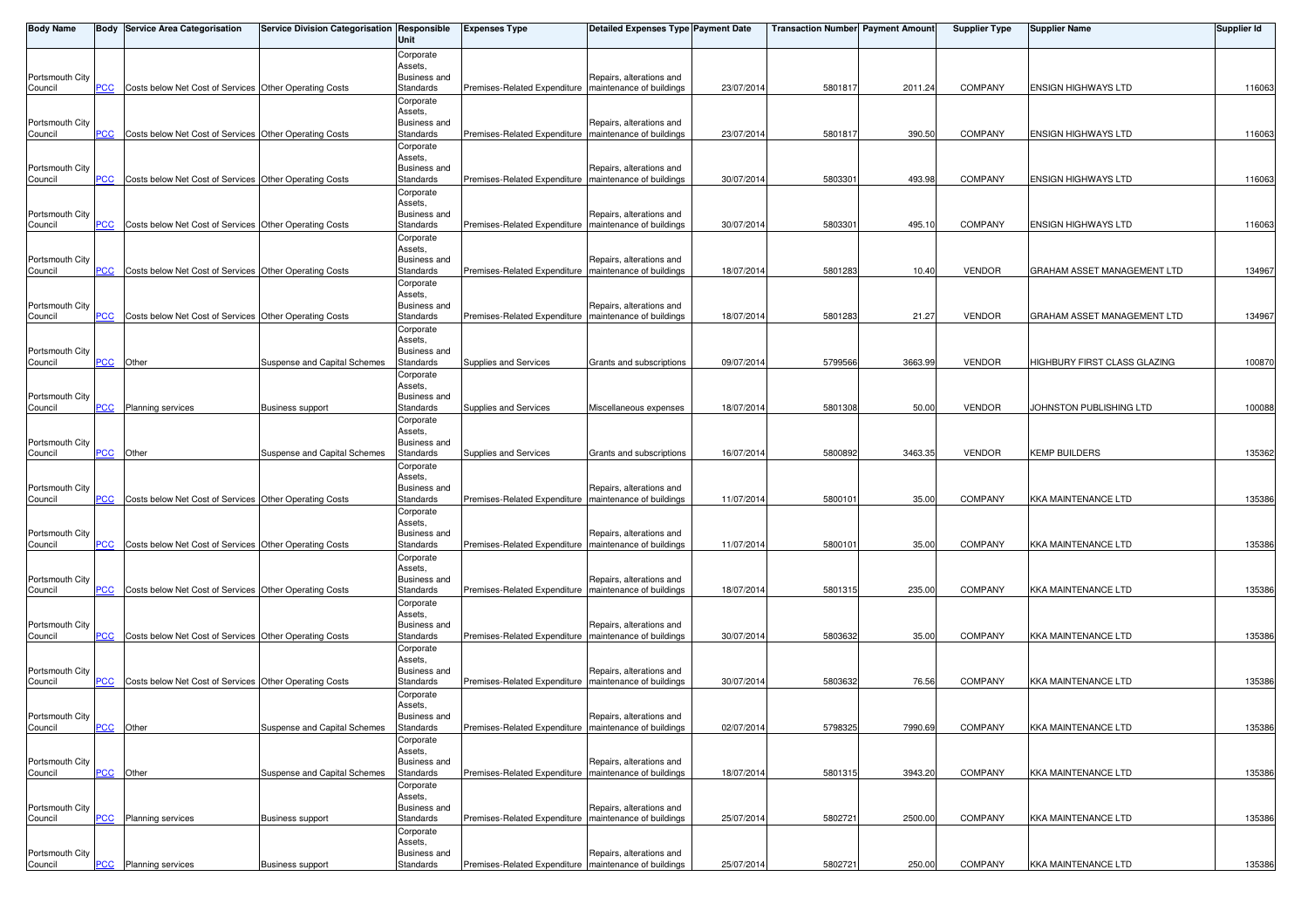| Body Name | Body | Service Area Categorisation | Service Division Categorisation | Responsible Unit | Expenses Type | Detailed Expenses Type | Payment Date | Transaction Number | Payment Amount | Supplier Type | Supplier Name | Supplier Id |
|---|---|---|---|---|---|---|---|---|---|---|---|---|
| Portsmouth City Council | PCC | Costs below Net Cost of Services | Other Operating Costs | Corporate Assets, Business and Standards | Premises-Related Expenditure | Repairs, alterations and maintenance of buildings | 23/07/2014 | 5801817 | 2011.24 | COMPANY | ENSIGN HIGHWAYS LTD | 116063 |
| Portsmouth City Council | PCC | Costs below Net Cost of Services | Other Operating Costs | Corporate Assets, Business and Standards | Premises-Related Expenditure | Repairs, alterations and maintenance of buildings | 23/07/2014 | 5801817 | 390.50 | COMPANY | ENSIGN HIGHWAYS LTD | 116063 |
| Portsmouth City Council | PCC | Costs below Net Cost of Services | Other Operating Costs | Corporate Assets, Business and Standards | Premises-Related Expenditure | Repairs, alterations and maintenance of buildings | 30/07/2014 | 5803301 | 493.98 | COMPANY | ENSIGN HIGHWAYS LTD | 116063 |
| Portsmouth City Council | PCC | Costs below Net Cost of Services | Other Operating Costs | Corporate Assets, Business and Standards | Premises-Related Expenditure | Repairs, alterations and maintenance of buildings | 30/07/2014 | 5803301 | 495.10 | COMPANY | ENSIGN HIGHWAYS LTD | 116063 |
| Portsmouth City Council | PCC | Costs below Net Cost of Services | Other Operating Costs | Corporate Assets, Business and Standards | Premises-Related Expenditure | Repairs, alterations and maintenance of buildings | 18/07/2014 | 5801283 | 10.40 | VENDOR | GRAHAM ASSET MANAGEMENT LTD | 134967 |
| Portsmouth City Council | PCC | Costs below Net Cost of Services | Other Operating Costs | Corporate Assets, Business and Standards | Premises-Related Expenditure | Repairs, alterations and maintenance of buildings | 18/07/2014 | 5801283 | 21.27 | VENDOR | GRAHAM ASSET MANAGEMENT LTD | 134967 |
| Portsmouth City Council | PCC | Other | Suspense and Capital Schemes | Corporate Assets, Business and Standards | Supplies and Services | Grants and subscriptions | 09/07/2014 | 5799566 | 3663.99 | VENDOR | HIGHBURY FIRST CLASS GLAZING | 100870 |
| Portsmouth City Council | PCC | Planning services | Business support | Corporate Assets, Business and Standards | Supplies and Services | Miscellaneous expenses | 18/07/2014 | 5801308 | 50.00 | VENDOR | JOHNSTON PUBLISHING LTD | 100088 |
| Portsmouth City Council | PCC | Other | Suspense and Capital Schemes | Corporate Assets, Business and Standards | Supplies and Services | Grants and subscriptions | 16/07/2014 | 5800892 | 3463.35 | VENDOR | KEMP BUILDERS | 135362 |
| Portsmouth City Council | PCC | Costs below Net Cost of Services | Other Operating Costs | Corporate Assets, Business and Standards | Premises-Related Expenditure | Repairs, alterations and maintenance of buildings | 11/07/2014 | 5800101 | 35.00 | COMPANY | KKA MAINTENANCE LTD | 135386 |
| Portsmouth City Council | PCC | Costs below Net Cost of Services | Other Operating Costs | Corporate Assets, Business and Standards | Premises-Related Expenditure | Repairs, alterations and maintenance of buildings | 11/07/2014 | 5800101 | 35.00 | COMPANY | KKA MAINTENANCE LTD | 135386 |
| Portsmouth City Council | PCC | Costs below Net Cost of Services | Other Operating Costs | Corporate Assets, Business and Standards | Premises-Related Expenditure | Repairs, alterations and maintenance of buildings | 18/07/2014 | 5801315 | 235.00 | COMPANY | KKA MAINTENANCE LTD | 135386 |
| Portsmouth City Council | PCC | Costs below Net Cost of Services | Other Operating Costs | Corporate Assets, Business and Standards | Premises-Related Expenditure | Repairs, alterations and maintenance of buildings | 30/07/2014 | 5803632 | 35.00 | COMPANY | KKA MAINTENANCE LTD | 135386 |
| Portsmouth City Council | PCC | Costs below Net Cost of Services | Other Operating Costs | Corporate Assets, Business and Standards | Premises-Related Expenditure | Repairs, alterations and maintenance of buildings | 30/07/2014 | 5803632 | 76.56 | COMPANY | KKA MAINTENANCE LTD | 135386 |
| Portsmouth City Council | PCC | Other | Suspense and Capital Schemes | Corporate Assets, Business and Standards | Premises-Related Expenditure | Repairs, alterations and maintenance of buildings | 02/07/2014 | 5798325 | 7990.69 | COMPANY | KKA MAINTENANCE LTD | 135386 |
| Portsmouth City Council | PCC | Other | Suspense and Capital Schemes | Corporate Assets, Business and Standards | Premises-Related Expenditure | Repairs, alterations and maintenance of buildings | 18/07/2014 | 5801315 | 3943.20 | COMPANY | KKA MAINTENANCE LTD | 135386 |
| Portsmouth City Council | PCC | Planning services | Business support | Corporate Assets, Business and Standards | Premises-Related Expenditure | Repairs, alterations and maintenance of buildings | 25/07/2014 | 5802721 | 2500.00 | COMPANY | KKA MAINTENANCE LTD | 135386 |
| Portsmouth City Council | PCC | Planning services | Business support | Corporate Assets, Business and Standards | Premises-Related Expenditure | Repairs, alterations and maintenance of buildings | 25/07/2014 | 5802721 | 250.00 | COMPANY | KKA MAINTENANCE LTD | 135386 |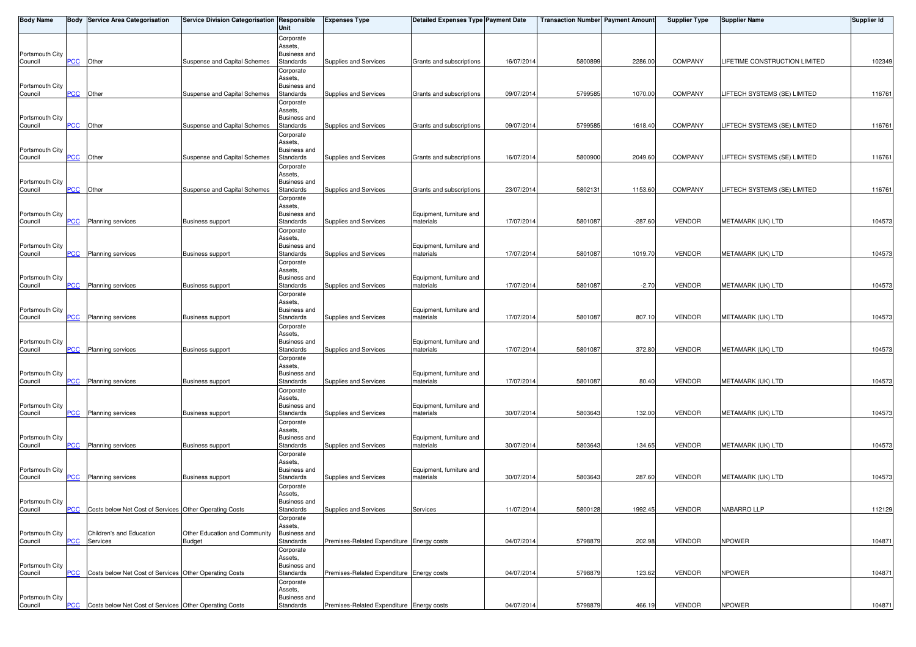| Body Name | Body | Service Area Categorisation | Service Division Categorisation | Responsible Unit | Expenses Type | Detailed Expenses Type | Payment Date | Transaction Number | Payment Amount | Supplier Type | Supplier Name | Supplier Id |
|---|---|---|---|---|---|---|---|---|---|---|---|---|
| Portsmouth City Council | PCC | Other | Suspense and Capital Schemes | Corporate Assets, Business and Standards | Supplies and Services | Grants and subscriptions | 16/07/2014 | 5800899 | 2286.00 | COMPANY | LIFETIME CONSTRUCTION LIMITED | 102349 |
| Portsmouth City Council | PCC | Other | Suspense and Capital Schemes | Corporate Assets, Business and Standards | Supplies and Services | Grants and subscriptions | 09/07/2014 | 5799585 | 1070.00 | COMPANY | LIFTECH SYSTEMS (SE) LIMITED | 116761 |
| Portsmouth City Council | PCC | Other | Suspense and Capital Schemes | Corporate Assets, Business and Standards | Supplies and Services | Grants and subscriptions | 09/07/2014 | 5799585 | 1618.40 | COMPANY | LIFTECH SYSTEMS (SE) LIMITED | 116761 |
| Portsmouth City Council | PCC | Other | Suspense and Capital Schemes | Corporate Assets, Business and Standards | Supplies and Services | Grants and subscriptions | 16/07/2014 | 5800900 | 2049.60 | COMPANY | LIFTECH SYSTEMS (SE) LIMITED | 116761 |
| Portsmouth City Council | PCC | Other | Suspense and Capital Schemes | Corporate Assets, Business and Standards | Supplies and Services | Grants and subscriptions | 23/07/2014 | 5802131 | 1153.60 | COMPANY | LIFTECH SYSTEMS (SE) LIMITED | 116761 |
| Portsmouth City Council | PCC | Planning services | Business support | Corporate Assets, Business and Standards | Supplies and Services | Equipment, furniture and materials | 17/07/2014 | 5801087 | -287.60 | VENDOR | METAMARK (UK) LTD | 104573 |
| Portsmouth City Council | PCC | Planning services | Business support | Corporate Assets, Business and Standards | Supplies and Services | Equipment, furniture and materials | 17/07/2014 | 5801087 | 1019.70 | VENDOR | METAMARK (UK) LTD | 104573 |
| Portsmouth City Council | PCC | Planning services | Business support | Corporate Assets, Business and Standards | Supplies and Services | Equipment, furniture and materials | 17/07/2014 | 5801087 | -2.70 | VENDOR | METAMARK (UK) LTD | 104573 |
| Portsmouth City Council | PCC | Planning services | Business support | Corporate Assets, Business and Standards | Supplies and Services | Equipment, furniture and materials | 17/07/2014 | 5801087 | 807.10 | VENDOR | METAMARK (UK) LTD | 104573 |
| Portsmouth City Council | PCC | Planning services | Business support | Corporate Assets, Business and Standards | Supplies and Services | Equipment, furniture and materials | 17/07/2014 | 5801087 | 372.80 | VENDOR | METAMARK (UK) LTD | 104573 |
| Portsmouth City Council | PCC | Planning services | Business support | Corporate Assets, Business and Standards | Supplies and Services | Equipment, furniture and materials | 17/07/2014 | 5801087 | 80.40 | VENDOR | METAMARK (UK) LTD | 104573 |
| Portsmouth City Council | PCC | Planning services | Business support | Corporate Assets, Business and Standards | Supplies and Services | Equipment, furniture and materials | 30/07/2014 | 5803643 | 132.00 | VENDOR | METAMARK (UK) LTD | 104573 |
| Portsmouth City Council | PCC | Planning services | Business support | Corporate Assets, Business and Standards | Supplies and Services | Equipment, furniture and materials | 30/07/2014 | 5803643 | 134.65 | VENDOR | METAMARK (UK) LTD | 104573 |
| Portsmouth City Council | PCC | Planning services | Business support | Corporate Assets, Business and Standards | Supplies and Services | Equipment, furniture and materials | 30/07/2014 | 5803643 | 287.60 | VENDOR | METAMARK (UK) LTD | 104573 |
| Portsmouth City Council | PCC | Costs below Net Cost of Services | Other Operating Costs | Corporate Assets, Business and Standards | Supplies and Services | Services | 11/07/2014 | 5800128 | 1992.45 | VENDOR | NABARRO LLP | 112129 |
| Portsmouth City Council | PCC | Children's and Education Services | Other Education and Community Budget | Corporate Assets, Business and Standards | Premises-Related Expenditure | Energy costs | 04/07/2014 | 5798879 | 202.98 | VENDOR | NPOWER | 104871 |
| Portsmouth City Council | PCC | Costs below Net Cost of Services | Other Operating Costs | Corporate Assets, Business and Standards | Premises-Related Expenditure | Energy costs | 04/07/2014 | 5798879 | 123.62 | VENDOR | NPOWER | 104871 |
| Portsmouth City Council | PCC | Costs below Net Cost of Services | Other Operating Costs | Corporate Assets, Business and Standards | Premises-Related Expenditure | Energy costs | 04/07/2014 | 5798879 | 466.19 | VENDOR | NPOWER | 104871 |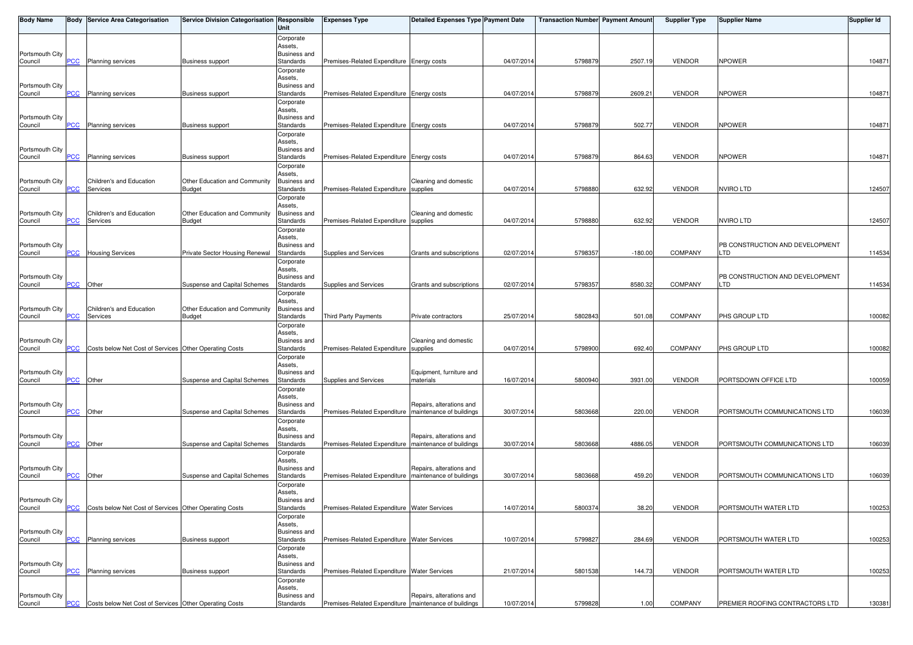| Body Name | Body | Service Area Categorisation | Service Division Categorisation | Responsible Unit | Expenses Type | Detailed Expenses Type | Payment Date | Transaction Number | Payment Amount | Supplier Type | Supplier Name | Supplier Id |
|---|---|---|---|---|---|---|---|---|---|---|---|---|
| Portsmouth City Council | PCC | Planning services | Business support | Corporate Assets, Business and Standards | Premises-Related Expenditure | Energy costs | 04/07/2014 | 5798879 | 2507.19 | VENDOR | NPOWER | 104871 |
| Portsmouth City Council | PCC | Planning services | Business support | Corporate Assets, Business and Standards | Premises-Related Expenditure | Energy costs | 04/07/2014 | 5798879 | 2609.21 | VENDOR | NPOWER | 104871 |
| Portsmouth City Council | PCC | Planning services | Business support | Corporate Assets, Business and Standards | Premises-Related Expenditure | Energy costs | 04/07/2014 | 5798879 | 502.77 | VENDOR | NPOWER | 104871 |
| Portsmouth City Council | PCC | Planning services | Business support | Corporate Assets, Business and Standards | Premises-Related Expenditure | Energy costs | 04/07/2014 | 5798879 | 864.63 | VENDOR | NPOWER | 104871 |
| Portsmouth City Council | PCC | Children's and Education Services | Other Education and Community Budget | Corporate Assets, Business and Standards | Premises-Related Expenditure | Cleaning and domestic supplies | 04/07/2014 | 5798880 | 632.92 | VENDOR | NVIRO LTD | 124507 |
| Portsmouth City Council | PCC | Children's and Education Services | Other Education and Community Budget | Corporate Assets, Business and Standards | Premises-Related Expenditure | Cleaning and domestic supplies | 04/07/2014 | 5798880 | 632.92 | VENDOR | NVIRO LTD | 124507 |
| Portsmouth City Council | PCC | Housing Services | Private Sector Housing Renewal | Corporate Assets, Business and Standards | Supplies and Services | Grants and subscriptions | 02/07/2014 | 5798357 | -180.00 | COMPANY | PB CONSTRUCTION AND DEVELOPMENT LTD | 114534 |
| Portsmouth City Council | PCC | Other | Suspense and Capital Schemes | Corporate Assets, Business and Standards | Supplies and Services | Grants and subscriptions | 02/07/2014 | 5798357 | 8580.32 | COMPANY | PB CONSTRUCTION AND DEVELOPMENT LTD | 114534 |
| Portsmouth City Council | PCC | Children's and Education Services | Other Education and Community Budget | Corporate Assets, Business and Standards | Third Party Payments | Private contractors | 25/07/2014 | 5802843 | 501.08 | COMPANY | PHS GROUP LTD | 100082 |
| Portsmouth City Council | PCC | Costs below Net Cost of Services | Other Operating Costs | Corporate Assets, Business and Standards | Premises-Related Expenditure | Cleaning and domestic supplies | 04/07/2014 | 5798900 | 692.40 | COMPANY | PHS GROUP LTD | 100082 |
| Portsmouth City Council | PCC | Other | Suspense and Capital Schemes | Corporate Assets, Business and Standards | Supplies and Services | Equipment, furniture and materials | 16/07/2014 | 5800940 | 3931.00 | VENDOR | PORTSDOWN OFFICE LTD | 100059 |
| Portsmouth City Council | PCC | Other | Suspense and Capital Schemes | Corporate Assets, Business and Standards | Premises-Related Expenditure | Repairs, alterations and maintenance of buildings | 30/07/2014 | 5803668 | 220.00 | VENDOR | PORTSMOUTH COMMUNICATIONS LTD | 106039 |
| Portsmouth City Council | PCC | Other | Suspense and Capital Schemes | Corporate Assets, Business and Standards | Premises-Related Expenditure | Repairs, alterations and maintenance of buildings | 30/07/2014 | 5803668 | 4886.05 | VENDOR | PORTSMOUTH COMMUNICATIONS LTD | 106039 |
| Portsmouth City Council | PCC | Other | Suspense and Capital Schemes | Corporate Assets, Business and Standards | Premises-Related Expenditure | Repairs, alterations and maintenance of buildings | 30/07/2014 | 5803668 | 459.20 | VENDOR | PORTSMOUTH COMMUNICATIONS LTD | 106039 |
| Portsmouth City Council | PCC | Costs below Net Cost of Services | Other Operating Costs | Corporate Assets, Business and Standards | Premises-Related Expenditure | Water Services | 14/07/2014 | 5800374 | 38.20 | VENDOR | PORTSMOUTH WATER LTD | 100253 |
| Portsmouth City Council | PCC | Planning services | Business support | Corporate Assets, Business and Standards | Premises-Related Expenditure | Water Services | 10/07/2014 | 5799827 | 284.69 | VENDOR | PORTSMOUTH WATER LTD | 100253 |
| Portsmouth City Council | PCC | Planning services | Business support | Corporate Assets, Business and Standards | Premises-Related Expenditure | Water Services | 21/07/2014 | 5801538 | 144.73 | VENDOR | PORTSMOUTH WATER LTD | 100253 |
| Portsmouth City Council | PCC | Costs below Net Cost of Services | Other Operating Costs | Corporate Assets, Business and Standards | Premises-Related Expenditure | Repairs, alterations and maintenance of buildings | 10/07/2014 | 5799828 | 1.00 | COMPANY | PREMIER ROOFING CONTRACTORS LTD | 130381 |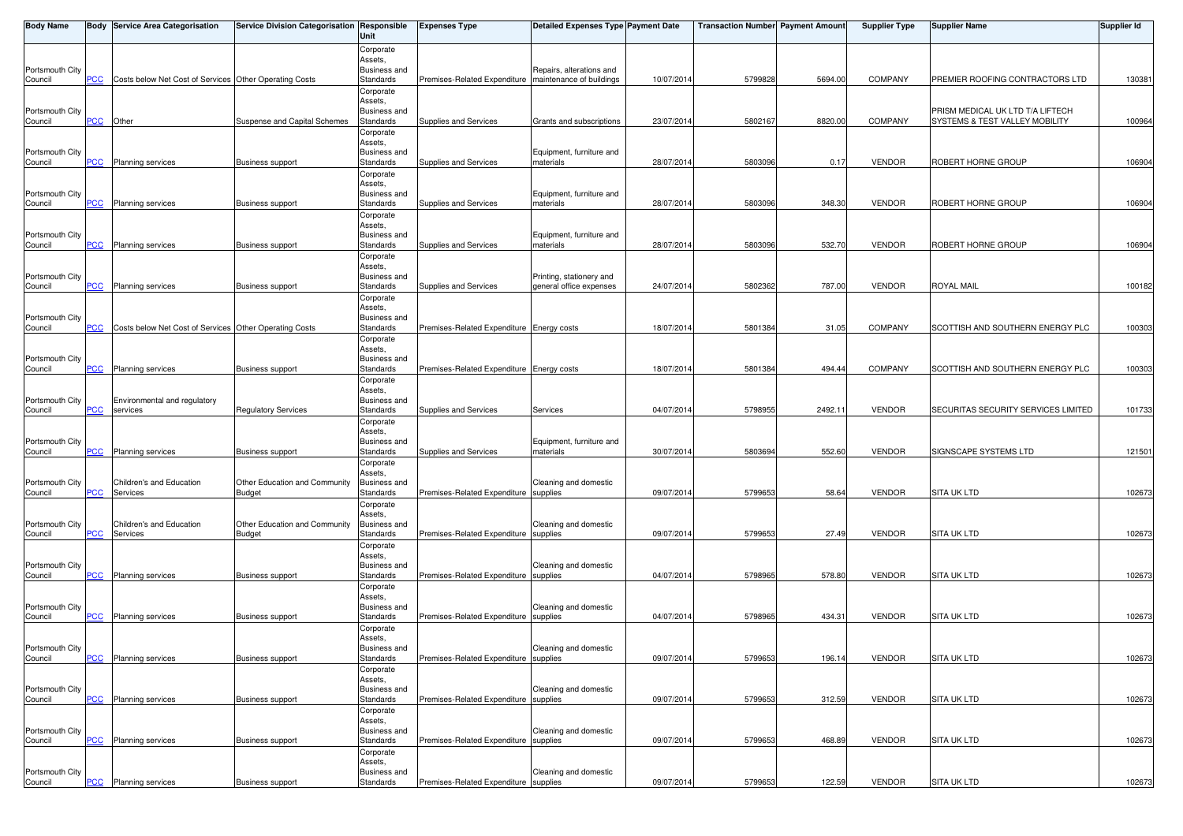| Body Name | Body | Service Area Categorisation | Service Division Categorisation | Responsible Unit | Expenses Type | Detailed Expenses Type | Payment Date | Transaction Number | Payment Amount | Supplier Type | Supplier Name | Supplier Id |
|---|---|---|---|---|---|---|---|---|---|---|---|---|
| Portsmouth City Council | PCC | Costs below Net Cost of Services | Other Operating Costs | Corporate Assets, Business and Standards | Premises-Related Expenditure | Repairs, alterations and maintenance of buildings | 10/07/2014 | 5799828 | 5694.00 | COMPANY | PREMIER ROOFING CONTRACTORS LTD | 130381 |
| Portsmouth City Council | PCC | Other | Suspense and Capital Schemes | Corporate Assets, Business and Standards | Supplies and Services | Grants and subscriptions | 23/07/2014 | 5802167 | 8820.00 | COMPANY | PRISM MEDICAL UK LTD T/A LIFTECH SYSTEMS & TEST VALLEY MOBILITY | 100964 |
| Portsmouth City Council | PCC | Planning services | Business support | Corporate Assets, Business and Standards | Supplies and Services | Equipment, furniture and materials | 28/07/2014 | 5803096 | 0.17 | VENDOR | ROBERT HORNE GROUP | 106904 |
| Portsmouth City Council | PCC | Planning services | Business support | Corporate Assets, Business and Standards | Supplies and Services | Equipment, furniture and materials | 28/07/2014 | 5803096 | 348.30 | VENDOR | ROBERT HORNE GROUP | 106904 |
| Portsmouth City Council | PCC | Planning services | Business support | Corporate Assets, Business and Standards | Supplies and Services | Equipment, furniture and materials | 28/07/2014 | 5803096 | 532.70 | VENDOR | ROBERT HORNE GROUP | 106904 |
| Portsmouth City Council | PCC | Planning services | Business support | Corporate Assets, Business and Standards | Supplies and Services | Printing, stationery and general office expenses | 24/07/2014 | 5802362 | 787.00 | VENDOR | ROYAL MAIL | 100182 |
| Portsmouth City Council | PCC | Costs below Net Cost of Services | Other Operating Costs | Corporate Assets, Business and Standards | Premises-Related Expenditure | Energy costs | 18/07/2014 | 5801384 | 31.05 | COMPANY | SCOTTISH AND SOUTHERN ENERGY PLC | 100303 |
| Portsmouth City Council | PCC | Planning services | Business support | Corporate Assets, Business and Standards | Premises-Related Expenditure | Energy costs | 18/07/2014 | 5801384 | 494.44 | COMPANY | SCOTTISH AND SOUTHERN ENERGY PLC | 100303 |
| Portsmouth City Council | PCC | Environmental and regulatory services | Regulatory Services | Corporate Assets, Business and Standards | Supplies and Services | Services | 04/07/2014 | 5798955 | 2492.11 | VENDOR | SECURITAS SECURITY SERVICES LIMITED | 101733 |
| Portsmouth City Council | PCC | Planning services | Business support | Corporate Assets, Business and Standards | Supplies and Services | Equipment, furniture and materials | 30/07/2014 | 5803694 | 552.60 | VENDOR | SIGNSCAPE SYSTEMS LTD | 121501 |
| Portsmouth City Council | PCC | Children's and Education Services | Other Education and Community Budget | Corporate Assets, Business and Standards | Premises-Related Expenditure | Cleaning and domestic supplies | 09/07/2014 | 5799653 | 58.64 | VENDOR | SITA UK LTD | 102673 |
| Portsmouth City Council | PCC | Children's and Education Services | Other Education and Community Budget | Corporate Assets, Business and Standards | Premises-Related Expenditure | Cleaning and domestic supplies | 09/07/2014 | 5799653 | 27.49 | VENDOR | SITA UK LTD | 102673 |
| Portsmouth City Council | PCC | Planning services | Business support | Corporate Assets, Business and Standards | Premises-Related Expenditure | Cleaning and domestic supplies | 04/07/2014 | 5798965 | 578.80 | VENDOR | SITA UK LTD | 102673 |
| Portsmouth City Council | PCC | Planning services | Business support | Corporate Assets, Business and Standards | Premises-Related Expenditure | Cleaning and domestic supplies | 04/07/2014 | 5798965 | 434.31 | VENDOR | SITA UK LTD | 102673 |
| Portsmouth City Council | PCC | Planning services | Business support | Corporate Assets, Business and Standards | Premises-Related Expenditure | Cleaning and domestic supplies | 09/07/2014 | 5799653 | 196.14 | VENDOR | SITA UK LTD | 102673 |
| Portsmouth City Council | PCC | Planning services | Business support | Corporate Assets, Business and Standards | Premises-Related Expenditure | Cleaning and domestic supplies | 09/07/2014 | 5799653 | 312.59 | VENDOR | SITA UK LTD | 102673 |
| Portsmouth City Council | PCC | Planning services | Business support | Corporate Assets, Business and Standards | Premises-Related Expenditure | Cleaning and domestic supplies | 09/07/2014 | 5799653 | 468.89 | VENDOR | SITA UK LTD | 102673 |
| Portsmouth City Council | PCC | Planning services | Business support | Corporate Assets, Business and Standards | Premises-Related Expenditure | Cleaning and domestic supplies | 09/07/2014 | 5799653 | 122.59 | VENDOR | SITA UK LTD | 102673 |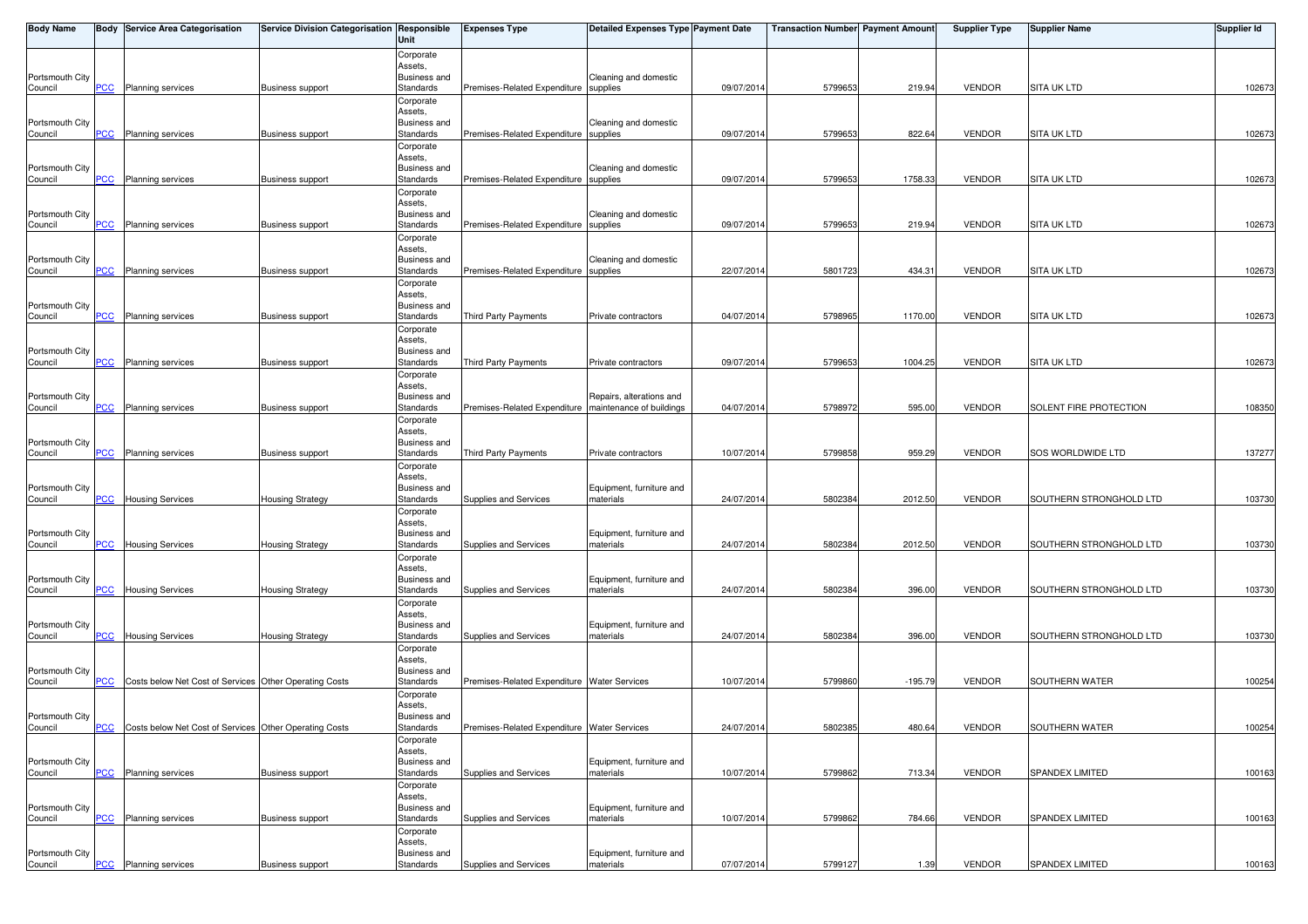| Body Name | Body | Service Area Categorisation | Service Division Categorisation | Responsible Unit | Expenses Type | Detailed Expenses Type | Payment Date | Transaction Number | Payment Amount | Supplier Type | Supplier Name | Supplier Id |
|---|---|---|---|---|---|---|---|---|---|---|---|---|
| Portsmouth City Council | PCC | Planning services | Business support | Corporate Assets, Business and Standards | Premises-Related Expenditure | Cleaning and domestic supplies | 09/07/2014 | 5799653 | 219.94 | VENDOR | SITA UK LTD | 102673 |
| Portsmouth City Council | PCC | Planning services | Business support | Corporate Assets, Business and Standards | Premises-Related Expenditure | Cleaning and domestic supplies | 09/07/2014 | 5799653 | 822.64 | VENDOR | SITA UK LTD | 102673 |
| Portsmouth City Council | PCC | Planning services | Business support | Corporate Assets, Business and Standards | Premises-Related Expenditure | Cleaning and domestic supplies | 09/07/2014 | 5799653 | 1758.33 | VENDOR | SITA UK LTD | 102673 |
| Portsmouth City Council | PCC | Planning services | Business support | Corporate Assets, Business and Standards | Premises-Related Expenditure | Cleaning and domestic supplies | 09/07/2014 | 5799653 | 219.94 | VENDOR | SITA UK LTD | 102673 |
| Portsmouth City Council | PCC | Planning services | Business support | Corporate Assets, Business and Standards | Premises-Related Expenditure | Cleaning and domestic supplies | 22/07/2014 | 5801723 | 434.31 | VENDOR | SITA UK LTD | 102673 |
| Portsmouth City Council | PCC | Planning services | Business support | Corporate Assets, Business and Standards | Third Party Payments | Private contractors | 04/07/2014 | 5798965 | 1170.00 | VENDOR | SITA UK LTD | 102673 |
| Portsmouth City Council | PCC | Planning services | Business support | Corporate Assets, Business and Standards | Third Party Payments | Private contractors | 09/07/2014 | 5799653 | 1004.25 | VENDOR | SITA UK LTD | 102673 |
| Portsmouth City Council | PCC | Planning services | Business support | Corporate Assets, Business and Standards | Premises-Related Expenditure | Repairs, alterations and maintenance of buildings | 04/07/2014 | 5798972 | 595.00 | VENDOR | SOLENT FIRE PROTECTION | 108350 |
| Portsmouth City Council | PCC | Planning services | Business support | Corporate Assets, Business and Standards | Third Party Payments | Private contractors | 10/07/2014 | 5799858 | 959.29 | VENDOR | SOS WORLDWIDE LTD | 137277 |
| Portsmouth City Council | PCC | Housing Services | Housing Strategy | Corporate Assets, Business and Standards | Supplies and Services | Equipment, furniture and materials | 24/07/2014 | 5802384 | 2012.50 | VENDOR | SOUTHERN STRONGHOLD LTD | 103730 |
| Portsmouth City Council | PCC | Housing Services | Housing Strategy | Corporate Assets, Business and Standards | Supplies and Services | Equipment, furniture and materials | 24/07/2014 | 5802384 | 2012.50 | VENDOR | SOUTHERN STRONGHOLD LTD | 103730 |
| Portsmouth City Council | PCC | Housing Services | Housing Strategy | Corporate Assets, Business and Standards | Supplies and Services | Equipment, furniture and materials | 24/07/2014 | 5802384 | 396.00 | VENDOR | SOUTHERN STRONGHOLD LTD | 103730 |
| Portsmouth City Council | PCC | Housing Services | Housing Strategy | Corporate Assets, Business and Standards | Supplies and Services | Equipment, furniture and materials | 24/07/2014 | 5802384 | 396.00 | VENDOR | SOUTHERN STRONGHOLD LTD | 103730 |
| Portsmouth City Council | PCC | Costs below Net Cost of Services | Other Operating Costs | Corporate Assets, Business and Standards | Premises-Related Expenditure | Water Services | 10/07/2014 | 5799860 | -195.79 | VENDOR | SOUTHERN WATER | 100254 |
| Portsmouth City Council | PCC | Costs below Net Cost of Services | Other Operating Costs | Corporate Assets, Business and Standards | Premises-Related Expenditure | Water Services | 24/07/2014 | 5802385 | 480.64 | VENDOR | SOUTHERN WATER | 100254 |
| Portsmouth City Council | PCC | Planning services | Business support | Corporate Assets, Business and Standards | Supplies and Services | Equipment, furniture and materials | 10/07/2014 | 5799862 | 713.34 | VENDOR | SPANDEX LIMITED | 100163 |
| Portsmouth City Council | PCC | Planning services | Business support | Corporate Assets, Business and Standards | Supplies and Services | Equipment, furniture and materials | 10/07/2014 | 5799862 | 784.66 | VENDOR | SPANDEX LIMITED | 100163 |
| Portsmouth City Council | PCC | Planning services | Business support | Corporate Assets, Business and Standards | Supplies and Services | Equipment, furniture and materials | 07/07/2014 | 5799127 | 1.39 | VENDOR | SPANDEX LIMITED | 100163 |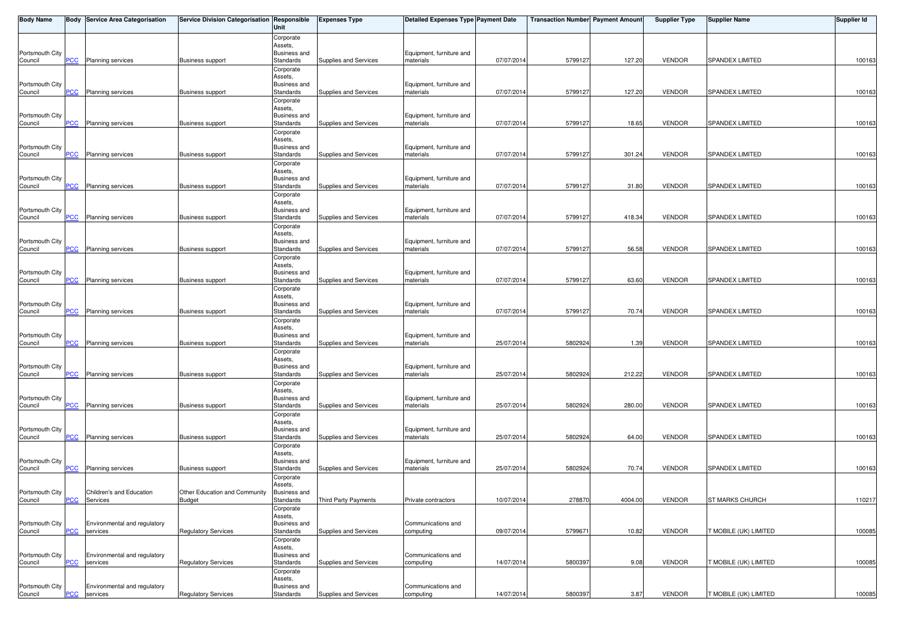| Body Name | Body | Service Area Categorisation | Service Division Categorisation | Responsible Unit | Expenses Type | Detailed Expenses Type | Payment Date | Transaction Number | Payment Amount | Supplier Type | Supplier Name | Supplier Id |
|---|---|---|---|---|---|---|---|---|---|---|---|---|
| Portsmouth City Council | PCC | Planning services | Business support | Corporate Assets, Business and Standards | Supplies and Services | Equipment, furniture and materials | 07/07/2014 | 5799127 | 127.20 | VENDOR | SPANDEX LIMITED | 100163 |
| Portsmouth City Council | PCC | Planning services | Business support | Corporate Assets, Business and Standards | Supplies and Services | Equipment, furniture and materials | 07/07/2014 | 5799127 | 127.20 | VENDOR | SPANDEX LIMITED | 100163 |
| Portsmouth City Council | PCC | Planning services | Business support | Corporate Assets, Business and Standards | Supplies and Services | Equipment, furniture and materials | 07/07/2014 | 5799127 | 18.65 | VENDOR | SPANDEX LIMITED | 100163 |
| Portsmouth City Council | PCC | Planning services | Business support | Corporate Assets, Business and Standards | Supplies and Services | Equipment, furniture and materials | 07/07/2014 | 5799127 | 301.24 | VENDOR | SPANDEX LIMITED | 100163 |
| Portsmouth City Council | PCC | Planning services | Business support | Corporate Assets, Business and Standards | Supplies and Services | Equipment, furniture and materials | 07/07/2014 | 5799127 | 31.80 | VENDOR | SPANDEX LIMITED | 100163 |
| Portsmouth City Council | PCC | Planning services | Business support | Corporate Assets, Business and Standards | Supplies and Services | Equipment, furniture and materials | 07/07/2014 | 5799127 | 418.34 | VENDOR | SPANDEX LIMITED | 100163 |
| Portsmouth City Council | PCC | Planning services | Business support | Corporate Assets, Business and Standards | Supplies and Services | Equipment, furniture and materials | 07/07/2014 | 5799127 | 56.58 | VENDOR | SPANDEX LIMITED | 100163 |
| Portsmouth City Council | PCC | Planning services | Business support | Corporate Assets, Business and Standards | Supplies and Services | Equipment, furniture and materials | 07/07/2014 | 5799127 | 63.60 | VENDOR | SPANDEX LIMITED | 100163 |
| Portsmouth City Council | PCC | Planning services | Business support | Corporate Assets, Business and Standards | Supplies and Services | Equipment, furniture and materials | 07/07/2014 | 5799127 | 70.74 | VENDOR | SPANDEX LIMITED | 100163 |
| Portsmouth City Council | PCC | Planning services | Business support | Corporate Assets, Business and Standards | Supplies and Services | Equipment, furniture and materials | 25/07/2014 | 5802924 | 1.39 | VENDOR | SPANDEX LIMITED | 100163 |
| Portsmouth City Council | PCC | Planning services | Business support | Corporate Assets, Business and Standards | Supplies and Services | Equipment, furniture and materials | 25/07/2014 | 5802924 | 212.22 | VENDOR | SPANDEX LIMITED | 100163 |
| Portsmouth City Council | PCC | Planning services | Business support | Corporate Assets, Business and Standards | Supplies and Services | Equipment, furniture and materials | 25/07/2014 | 5802924 | 280.00 | VENDOR | SPANDEX LIMITED | 100163 |
| Portsmouth City Council | PCC | Planning services | Business support | Corporate Assets, Business and Standards | Supplies and Services | Equipment, furniture and materials | 25/07/2014 | 5802924 | 64.00 | VENDOR | SPANDEX LIMITED | 100163 |
| Portsmouth City Council | PCC | Planning services | Business support | Corporate Assets, Business and Standards | Supplies and Services | Equipment, furniture and materials | 25/07/2014 | 5802924 | 70.74 | VENDOR | SPANDEX LIMITED | 100163 |
| Portsmouth City Council | PCC | Children's and Education Services | Other Education and Community Budget | Corporate Assets, Business and Standards | Third Party Payments | Private contractors | 10/07/2014 | 278870 | 4004.00 | VENDOR | ST MARKS CHURCH | 110217 |
| Portsmouth City Council | PCC | Environmental and regulatory services | Regulatory Services | Corporate Assets, Business and Standards | Supplies and Services | Communications and computing | 09/07/2014 | 5799671 | 10.82 | VENDOR | T MOBILE (UK) LIMITED | 100085 |
| Portsmouth City Council | PCC | Environmental and regulatory services | Regulatory Services | Corporate Assets, Business and Standards | Supplies and Services | Communications and computing | 14/07/2014 | 5800397 | 9.08 | VENDOR | T MOBILE (UK) LIMITED | 100085 |
| Portsmouth City Council | PCC | Environmental and regulatory services | Regulatory Services | Corporate Assets, Business and Standards | Supplies and Services | Communications and computing | 14/07/2014 | 5800397 | 3.87 | VENDOR | T MOBILE (UK) LIMITED | 100085 |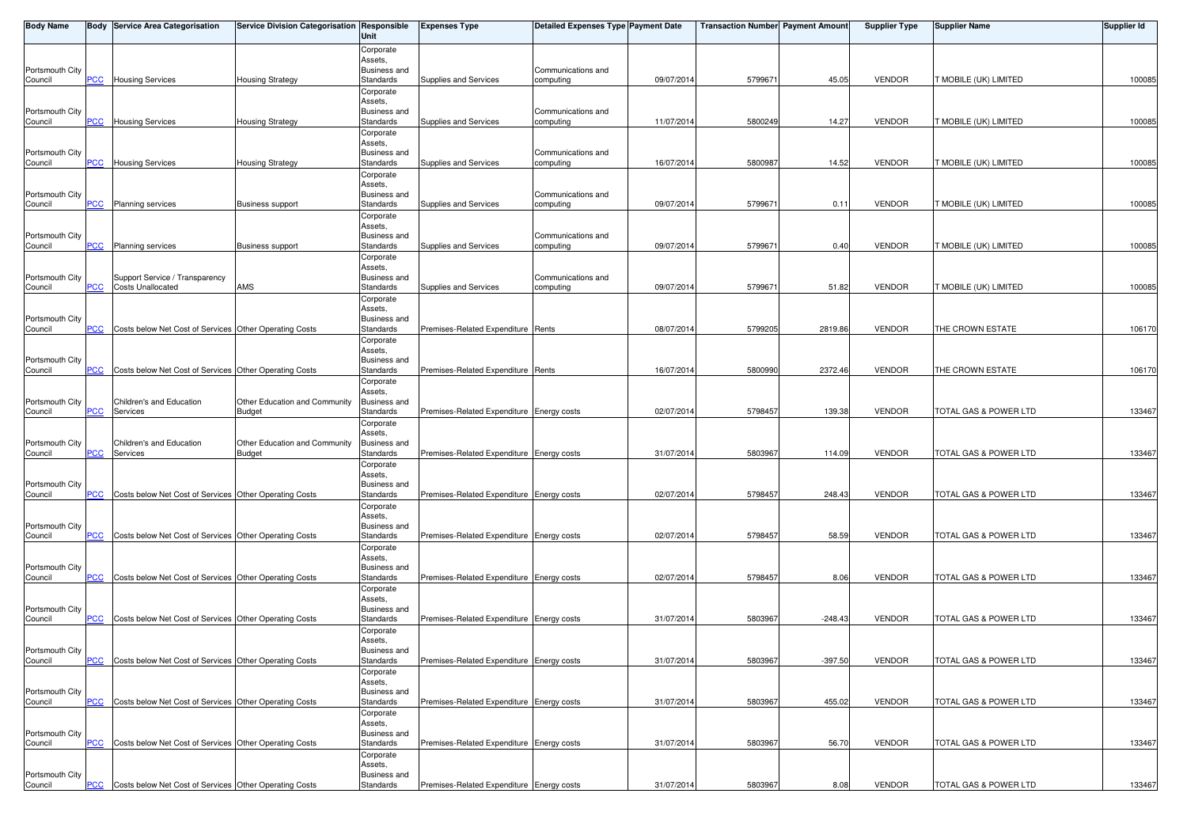| Body Name | Body | Service Area Categorisation | Service Division Categorisation | Responsible Unit | Expenses Type | Detailed Expenses Type | Payment Date | Transaction Number | Payment Amount | Supplier Type | Supplier Name | Supplier Id |
|---|---|---|---|---|---|---|---|---|---|---|---|---|
| Portsmouth City Council | PCC | Housing Services | Housing Strategy | Corporate Assets, Business and Standards | Supplies and Services | Communications and computing | 09/07/2014 | 5799671 | 45.05 | VENDOR | T MOBILE (UK) LIMITED | 100085 |
| Portsmouth City Council | PCC | Housing Services | Housing Strategy | Corporate Assets, Business and Standards | Supplies and Services | Communications and computing | 11/07/2014 | 5800249 | 14.27 | VENDOR | T MOBILE (UK) LIMITED | 100085 |
| Portsmouth City Council | PCC | Housing Services | Housing Strategy | Corporate Assets, Business and Standards | Supplies and Services | Communications and computing | 16/07/2014 | 5800987 | 14.52 | VENDOR | T MOBILE (UK) LIMITED | 100085 |
| Portsmouth City Council | PCC | Planning services | Business support | Corporate Assets, Business and Standards | Supplies and Services | Communications and computing | 09/07/2014 | 5799671 | 0.11 | VENDOR | T MOBILE (UK) LIMITED | 100085 |
| Portsmouth City Council | PCC | Planning services | Business support | Corporate Assets, Business and Standards | Supplies and Services | Communications and computing | 09/07/2014 | 5799671 | 0.40 | VENDOR | T MOBILE (UK) LIMITED | 100085 |
| Portsmouth City Council | PCC | Support Service / Transparency Costs Unallocated | AMS | Corporate Assets, Business and Standards | Supplies and Services | Communications and computing | 09/07/2014 | 5799671 | 51.82 | VENDOR | T MOBILE (UK) LIMITED | 100085 |
| Portsmouth City Council | PCC | Costs below Net Cost of Services | Other Operating Costs | Corporate Assets, Business and Standards | Premises-Related Expenditure | Rents | 08/07/2014 | 5799205 | 2819.86 | VENDOR | THE CROWN ESTATE | 106170 |
| Portsmouth City Council | PCC | Costs below Net Cost of Services | Other Operating Costs | Corporate Assets, Business and Standards | Premises-Related Expenditure | Rents | 16/07/2014 | 5800990 | 2372.46 | VENDOR | THE CROWN ESTATE | 106170 |
| Portsmouth City Council | PCC | Children's and Education Services | Other Education and Community Budget | Corporate Assets, Business and Standards | Premises-Related Expenditure | Energy costs | 02/07/2014 | 5798457 | 139.38 | VENDOR | TOTAL GAS & POWER LTD | 133467 |
| Portsmouth City Council | PCC | Children's and Education Services | Other Education and Community Budget | Corporate Assets, Business and Standards | Premises-Related Expenditure | Energy costs | 31/07/2014 | 5803967 | 114.09 | VENDOR | TOTAL GAS & POWER LTD | 133467 |
| Portsmouth City Council | PCC | Costs below Net Cost of Services | Other Operating Costs | Corporate Assets, Business and Standards | Premises-Related Expenditure | Energy costs | 02/07/2014 | 5798457 | 248.43 | VENDOR | TOTAL GAS & POWER LTD | 133467 |
| Portsmouth City Council | PCC | Costs below Net Cost of Services | Other Operating Costs | Corporate Assets, Business and Standards | Premises-Related Expenditure | Energy costs | 02/07/2014 | 5798457 | 58.59 | VENDOR | TOTAL GAS & POWER LTD | 133467 |
| Portsmouth City Council | PCC | Costs below Net Cost of Services | Other Operating Costs | Corporate Assets, Business and Standards | Premises-Related Expenditure | Energy costs | 02/07/2014 | 5798457 | 8.06 | VENDOR | TOTAL GAS & POWER LTD | 133467 |
| Portsmouth City Council | PCC | Costs below Net Cost of Services | Other Operating Costs | Corporate Assets, Business and Standards | Premises-Related Expenditure | Energy costs | 31/07/2014 | 5803967 | -248.43 | VENDOR | TOTAL GAS & POWER LTD | 133467 |
| Portsmouth City Council | PCC | Costs below Net Cost of Services | Other Operating Costs | Corporate Assets, Business and Standards | Premises-Related Expenditure | Energy costs | 31/07/2014 | 5803967 | -397.50 | VENDOR | TOTAL GAS & POWER LTD | 133467 |
| Portsmouth City Council | PCC | Costs below Net Cost of Services | Other Operating Costs | Corporate Assets, Business and Standards | Premises-Related Expenditure | Energy costs | 31/07/2014 | 5803967 | 455.02 | VENDOR | TOTAL GAS & POWER LTD | 133467 |
| Portsmouth City Council | PCC | Costs below Net Cost of Services | Other Operating Costs | Corporate Assets, Business and Standards | Premises-Related Expenditure | Energy costs | 31/07/2014 | 5803967 | 56.70 | VENDOR | TOTAL GAS & POWER LTD | 133467 |
| Portsmouth City Council | PCC | Costs below Net Cost of Services | Other Operating Costs | Corporate Assets, Business and Standards | Premises-Related Expenditure | Energy costs | 31/07/2014 | 5803967 | 8.08 | VENDOR | TOTAL GAS & POWER LTD | 133467 |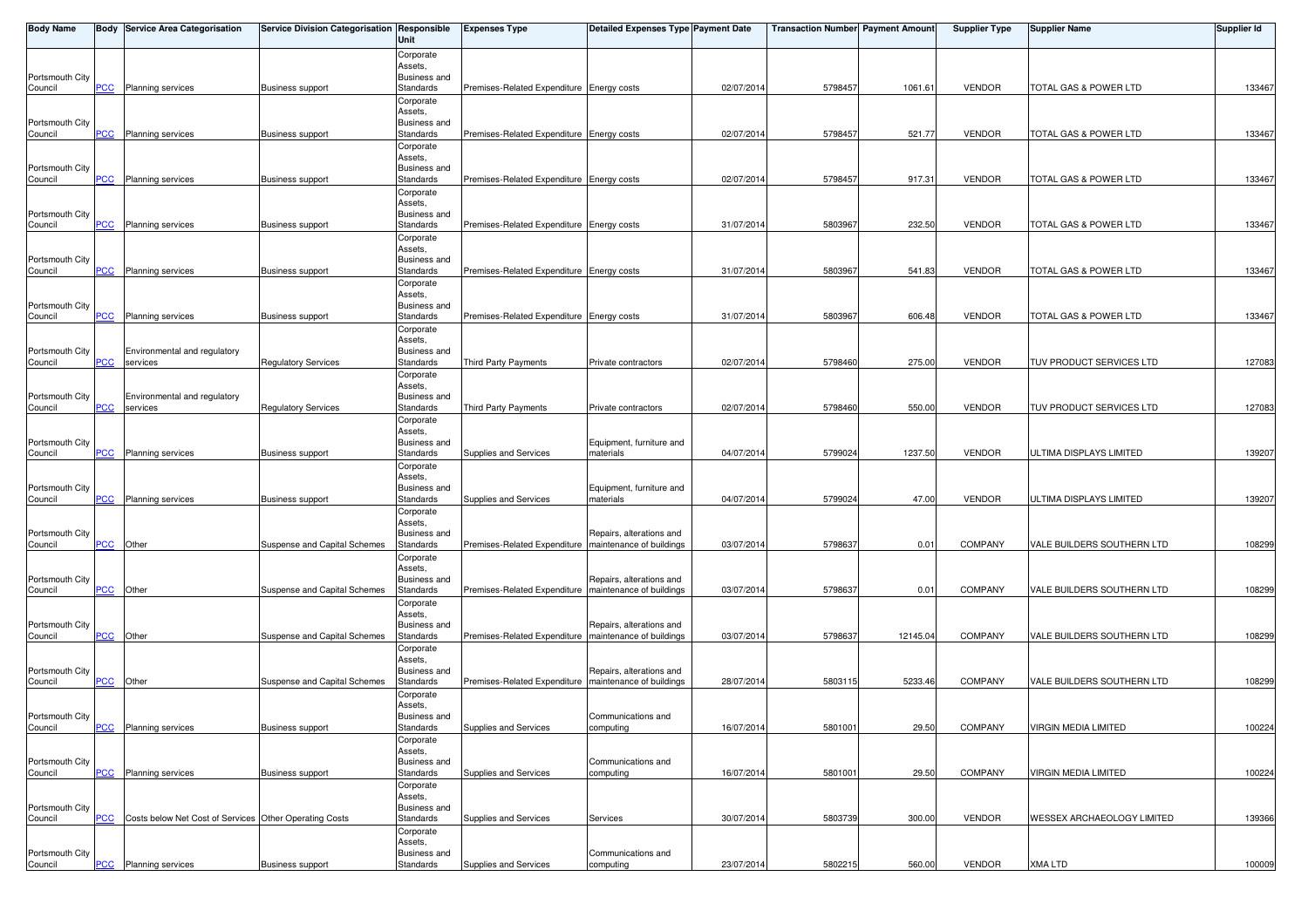| Body Name | Body | Service Area Categorisation | Service Division Categorisation | Responsible Unit | Expenses Type | Detailed Expenses Type | Payment Date | Transaction Number | Payment Amount | Supplier Type | Supplier Name | Supplier Id |
|---|---|---|---|---|---|---|---|---|---|---|---|---|
| Portsmouth City Council | PCC | Planning services | Business support | Corporate Assets, Business and Standards | Premises-Related Expenditure | Energy costs | 02/07/2014 | 5798457 | 1061.61 | VENDOR | TOTAL GAS & POWER LTD | 133467 |
| Portsmouth City Council | PCC | Planning services | Business support | Corporate Assets, Business and Standards | Premises-Related Expenditure | Energy costs | 02/07/2014 | 5798457 | 521.77 | VENDOR | TOTAL GAS & POWER LTD | 133467 |
| Portsmouth City Council | PCC | Planning services | Business support | Corporate Assets, Business and Standards | Premises-Related Expenditure | Energy costs | 02/07/2014 | 5798457 | 917.31 | VENDOR | TOTAL GAS & POWER LTD | 133467 |
| Portsmouth City Council | PCC | Planning services | Business support | Corporate Assets, Business and Standards | Premises-Related Expenditure | Energy costs | 31/07/2014 | 5803967 | 232.50 | VENDOR | TOTAL GAS & POWER LTD | 133467 |
| Portsmouth City Council | PCC | Planning services | Business support | Corporate Assets, Business and Standards | Premises-Related Expenditure | Energy costs | 31/07/2014 | 5803967 | 541.83 | VENDOR | TOTAL GAS & POWER LTD | 133467 |
| Portsmouth City Council | PCC | Planning services | Business support | Corporate Assets, Business and Standards | Premises-Related Expenditure | Energy costs | 31/07/2014 | 5803967 | 606.48 | VENDOR | TOTAL GAS & POWER LTD | 133467 |
| Portsmouth City Council | PCC | Environmental and regulatory services | Regulatory Services | Corporate Assets, Business and Standards | Third Party Payments | Private contractors | 02/07/2014 | 5798460 | 275.00 | VENDOR | TUV PRODUCT SERVICES LTD | 127083 |
| Portsmouth City Council | PCC | Environmental and regulatory services | Regulatory Services | Corporate Assets, Business and Standards | Third Party Payments | Private contractors | 02/07/2014 | 5798460 | 550.00 | VENDOR | TUV PRODUCT SERVICES LTD | 127083 |
| Portsmouth City Council | PCC | Planning services | Business support | Corporate Assets, Business and Standards | Supplies and Services | Equipment, furniture and materials | 04/07/2014 | 5799024 | 1237.50 | VENDOR | ULTIMA DISPLAYS LIMITED | 139207 |
| Portsmouth City Council | PCC | Planning services | Business support | Corporate Assets, Business and Standards | Supplies and Services | Equipment, furniture and materials | 04/07/2014 | 5799024 | 47.00 | VENDOR | ULTIMA DISPLAYS LIMITED | 139207 |
| Portsmouth City Council | PCC | Other | Suspense and Capital Schemes | Corporate Assets, Business and Standards | Premises-Related Expenditure | Repairs, alterations and maintenance of buildings | 03/07/2014 | 5798637 | 0.01 | COMPANY | VALE BUILDERS SOUTHERN LTD | 108299 |
| Portsmouth City Council | PCC | Other | Suspense and Capital Schemes | Corporate Assets, Business and Standards | Premises-Related Expenditure | Repairs, alterations and maintenance of buildings | 03/07/2014 | 5798637 | 0.01 | COMPANY | VALE BUILDERS SOUTHERN LTD | 108299 |
| Portsmouth City Council | PCC | Other | Suspense and Capital Schemes | Corporate Assets, Business and Standards | Premises-Related Expenditure | Repairs, alterations and maintenance of buildings | 03/07/2014 | 5798637 | 12145.04 | COMPANY | VALE BUILDERS SOUTHERN LTD | 108299 |
| Portsmouth City Council | PCC | Other | Suspense and Capital Schemes | Corporate Assets, Business and Standards | Premises-Related Expenditure | Repairs, alterations and maintenance of buildings | 28/07/2014 | 5803115 | 5233.46 | COMPANY | VALE BUILDERS SOUTHERN LTD | 108299 |
| Portsmouth City Council | PCC | Planning services | Business support | Corporate Assets, Business and Standards | Supplies and Services | Communications and computing | 16/07/2014 | 5801001 | 29.50 | COMPANY | VIRGIN MEDIA LIMITED | 100224 |
| Portsmouth City Council | PCC | Planning services | Business support | Corporate Assets, Business and Standards | Supplies and Services | Communications and computing | 16/07/2014 | 5801001 | 29.50 | COMPANY | VIRGIN MEDIA LIMITED | 100224 |
| Portsmouth City Council | PCC | Costs below Net Cost of Services | Other Operating Costs | Corporate Assets, Business and Standards | Supplies and Services | Services | 30/07/2014 | 5803739 | 300.00 | VENDOR | WESSEX ARCHAEOLOGY LIMITED | 139366 |
| Portsmouth City Council | PCC | Planning services | Business support | Corporate Assets, Business and Standards | Supplies and Services | Communications and computing | 23/07/2014 | 5802215 | 560.00 | VENDOR | XMA LTD | 100009 |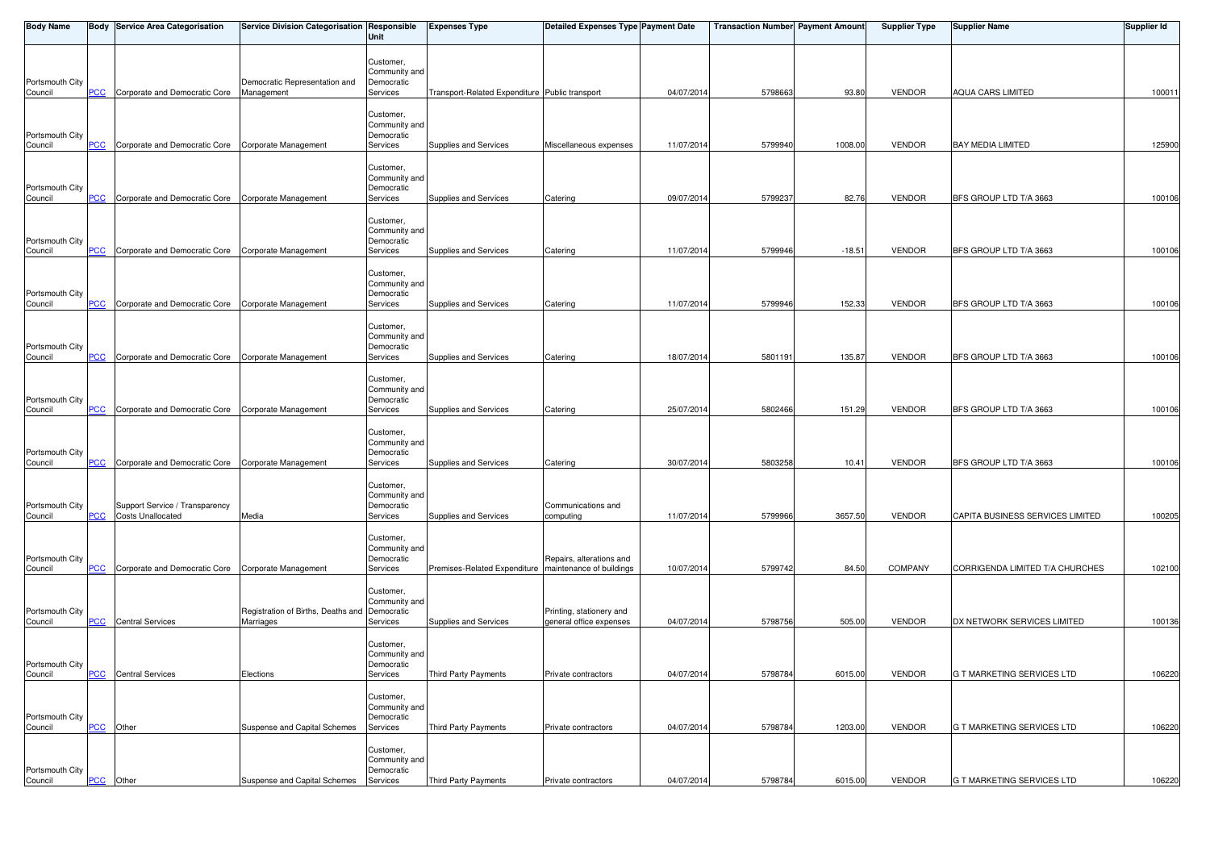| Body Name | Body | Service Area Categorisation | Service Division Categorisation | Responsible Unit | Expenses Type | Detailed Expenses Type | Payment Date | Transaction Number | Payment Amount | Supplier Type | Supplier Name | Supplier Id |
|---|---|---|---|---|---|---|---|---|---|---|---|---|
| Portsmouth City Council | PCC | Corporate and Democratic Core | Democratic Representation and Management | Customer, Community and Democratic Services | Transport-Related Expenditure | Public transport | 04/07/2014 | 5798663 | 93.80 | VENDOR | AQUA CARS LIMITED | 100011 |
| Portsmouth City Council | PCC | Corporate and Democratic Core | Corporate Management | Customer, Community and Democratic Services | Supplies and Services | Miscellaneous expenses | 11/07/2014 | 5799940 | 1008.00 | VENDOR | BAY MEDIA LIMITED | 125900 |
| Portsmouth City Council | PCC | Corporate and Democratic Core | Corporate Management | Customer, Community and Democratic Services | Supplies and Services | Catering | 09/07/2014 | 5799237 | 82.76 | VENDOR | BFS GROUP LTD T/A 3663 | 100106 |
| Portsmouth City Council | PCC | Corporate and Democratic Core | Corporate Management | Customer, Community and Democratic Services | Supplies and Services | Catering | 11/07/2014 | 5799946 | -18.51 | VENDOR | BFS GROUP LTD T/A 3663 | 100106 |
| Portsmouth City Council | PCC | Corporate and Democratic Core | Corporate Management | Customer, Community and Democratic Services | Supplies and Services | Catering | 11/07/2014 | 5799946 | 152.33 | VENDOR | BFS GROUP LTD T/A 3663 | 100106 |
| Portsmouth City Council | PCC | Corporate and Democratic Core | Corporate Management | Customer, Community and Democratic Services | Supplies and Services | Catering | 18/07/2014 | 5801191 | 135.87 | VENDOR | BFS GROUP LTD T/A 3663 | 100106 |
| Portsmouth City Council | PCC | Corporate and Democratic Core | Corporate Management | Customer, Community and Democratic Services | Supplies and Services | Catering | 25/07/2014 | 5802466 | 151.29 | VENDOR | BFS GROUP LTD T/A 3663 | 100106 |
| Portsmouth City Council | PCC | Corporate and Democratic Core | Corporate Management | Customer, Community and Democratic Services | Supplies and Services | Catering | 30/07/2014 | 5803258 | 10.41 | VENDOR | BFS GROUP LTD T/A 3663 | 100106 |
| Portsmouth City Council | PCC | Support Service / Transparency Costs Unallocated | Media | Customer, Community and Democratic Services | Supplies and Services | Communications and computing | 11/07/2014 | 5799966 | 3657.50 | VENDOR | CAPITA BUSINESS SERVICES LIMITED | 100205 |
| Portsmouth City Council | PCC | Corporate and Democratic Core | Corporate Management | Customer, Community and Democratic Services | Premises-Related Expenditure | Repairs, alterations and maintenance of buildings | 10/07/2014 | 5799742 | 84.50 | COMPANY | CORRIGENDA LIMITED T/A CHURCHES | 102100 |
| Portsmouth City Council | PCC | Central Services | Registration of Births, Deaths and Marriages | Customer, Community and Democratic Services | Supplies and Services | Printing, stationery and general office expenses | 04/07/2014 | 5798756 | 505.00 | VENDOR | DX NETWORK SERVICES LIMITED | 100136 |
| Portsmouth City Council | PCC | Central Services | Elections | Customer, Community and Democratic Services | Third Party Payments | Private contractors | 04/07/2014 | 5798784 | 6015.00 | VENDOR | G T MARKETING SERVICES LTD | 106220 |
| Portsmouth City Council | PCC | Other | Suspense and Capital Schemes | Customer, Community and Democratic Services | Third Party Payments | Private contractors | 04/07/2014 | 5798784 | 1203.00 | VENDOR | G T MARKETING SERVICES LTD | 106220 |
| Portsmouth City Council | PCC | Other | Suspense and Capital Schemes | Customer, Community and Democratic Services | Third Party Payments | Private contractors | 04/07/2014 | 5798784 | 6015.00 | VENDOR | G T MARKETING SERVICES LTD | 106220 |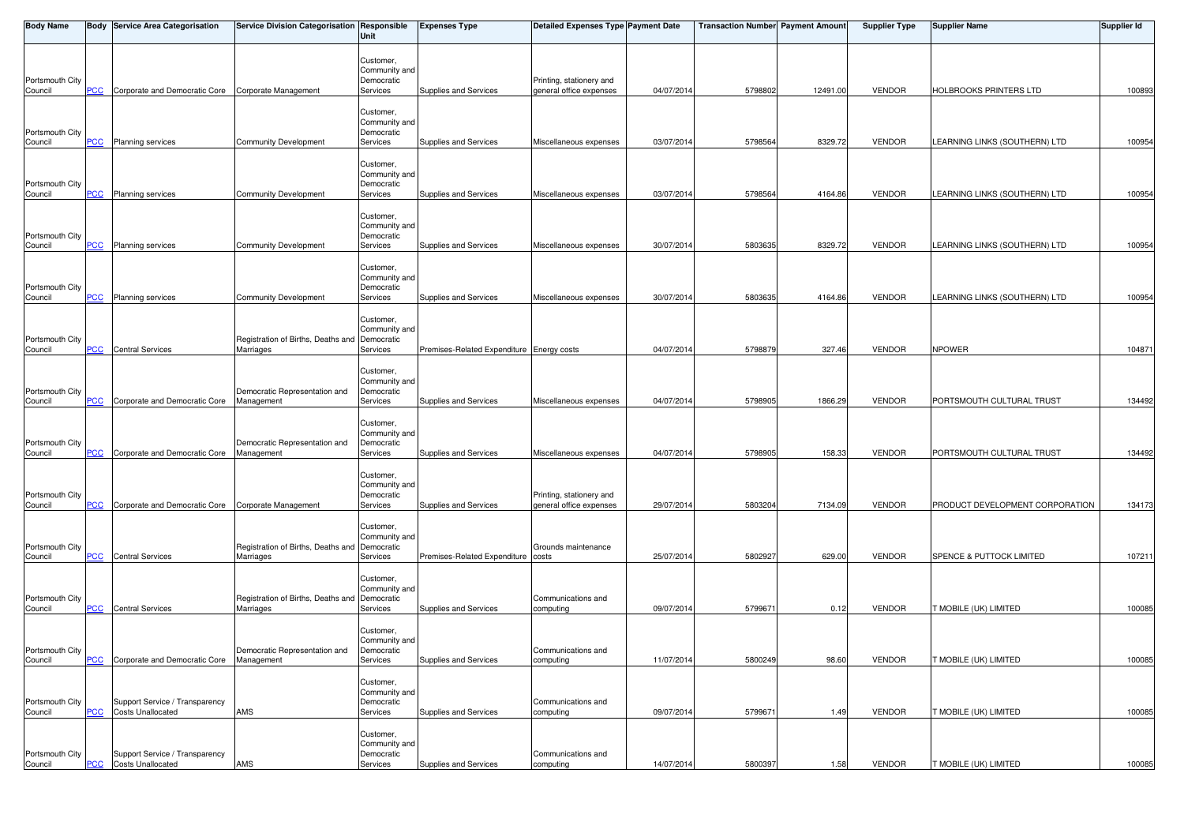| Body Name | Body | Service Area Categorisation | Service Division Categorisation | Responsible Unit | Expenses Type | Detailed Expenses Type | Payment Date | Transaction Number | Payment Amount | Supplier Type | Supplier Name | Supplier Id |
|---|---|---|---|---|---|---|---|---|---|---|---|---|
| Portsmouth City Council | PCC | Corporate and Democratic Core | Corporate Management | Customer, Community and Democratic Services | Supplies and Services | Printing, stationery and general office expenses | 04/07/2014 | 5798802 | 12491.00 | VENDOR | HOLBROOKS PRINTERS LTD | 100893 |
| Portsmouth City Council | PCC | Planning services | Community Development | Customer, Community and Democratic Services | Supplies and Services | Miscellaneous expenses | 03/07/2014 | 5798564 | 8329.72 | VENDOR | LEARNING LINKS (SOUTHERN) LTD | 100954 |
| Portsmouth City Council | PCC | Planning services | Community Development | Customer, Community and Democratic Services | Supplies and Services | Miscellaneous expenses | 03/07/2014 | 5798564 | 4164.86 | VENDOR | LEARNING LINKS (SOUTHERN) LTD | 100954 |
| Portsmouth City Council | PCC | Planning services | Community Development | Customer, Community and Democratic Services | Supplies and Services | Miscellaneous expenses | 30/07/2014 | 5803635 | 8329.72 | VENDOR | LEARNING LINKS (SOUTHERN) LTD | 100954 |
| Portsmouth City Council | PCC | Planning services | Community Development | Customer, Community and Democratic Services | Supplies and Services | Miscellaneous expenses | 30/07/2014 | 5803635 | 4164.86 | VENDOR | LEARNING LINKS (SOUTHERN) LTD | 100954 |
| Portsmouth City Council | PCC | Central Services | Registration of Births, Deaths and Marriages | Customer, Community and Democratic Services | Premises-Related Expenditure | Energy costs | 04/07/2014 | 5798879 | 327.46 | VENDOR | NPOWER | 104871 |
| Portsmouth City Council | PCC | Corporate and Democratic Core | Democratic Representation and Management | Customer, Community and Democratic Services | Supplies and Services | Miscellaneous expenses | 04/07/2014 | 5798905 | 1866.29 | VENDOR | PORTSMOUTH CULTURAL TRUST | 134492 |
| Portsmouth City Council | PCC | Corporate and Democratic Core | Democratic Representation and Management | Customer, Community and Democratic Services | Supplies and Services | Miscellaneous expenses | 04/07/2014 | 5798905 | 158.33 | VENDOR | PORTSMOUTH CULTURAL TRUST | 134492 |
| Portsmouth City Council | PCC | Corporate and Democratic Core | Corporate Management | Customer, Community and Democratic Services | Supplies and Services | Printing, stationery and general office expenses | 29/07/2014 | 5803204 | 7134.09 | VENDOR | PRODUCT DEVELOPMENT CORPORATION | 134173 |
| Portsmouth City Council | PCC | Central Services | Registration of Births, Deaths and Marriages | Customer, Community and Democratic Services | Premises-Related Expenditure | Grounds maintenance costs | 25/07/2014 | 5802927 | 629.00 | VENDOR | SPENCE & PUTTOCK LIMITED | 107211 |
| Portsmouth City Council | PCC | Central Services | Registration of Births, Deaths and Marriages | Customer, Community and Democratic Services | Supplies and Services | Communications and computing | 09/07/2014 | 5799671 | 0.12 | VENDOR | T MOBILE (UK) LIMITED | 100085 |
| Portsmouth City Council | PCC | Corporate and Democratic Core | Democratic Representation and Management | Customer, Community and Democratic Services | Supplies and Services | Communications and computing | 11/07/2014 | 5800249 | 98.60 | VENDOR | T MOBILE (UK) LIMITED | 100085 |
| Portsmouth City Council | PCC | Support Service / Transparency Costs Unallocated | AMS | Customer, Community and Democratic Services | Supplies and Services | Communications and computing | 09/07/2014 | 5799671 | 1.49 | VENDOR | T MOBILE (UK) LIMITED | 100085 |
| Portsmouth City Council | PCC | Support Service / Transparency Costs Unallocated | AMS | Customer, Community and Democratic Services | Supplies and Services | Communications and computing | 14/07/2014 | 5800397 | 1.58 | VENDOR | T MOBILE (UK) LIMITED | 100085 |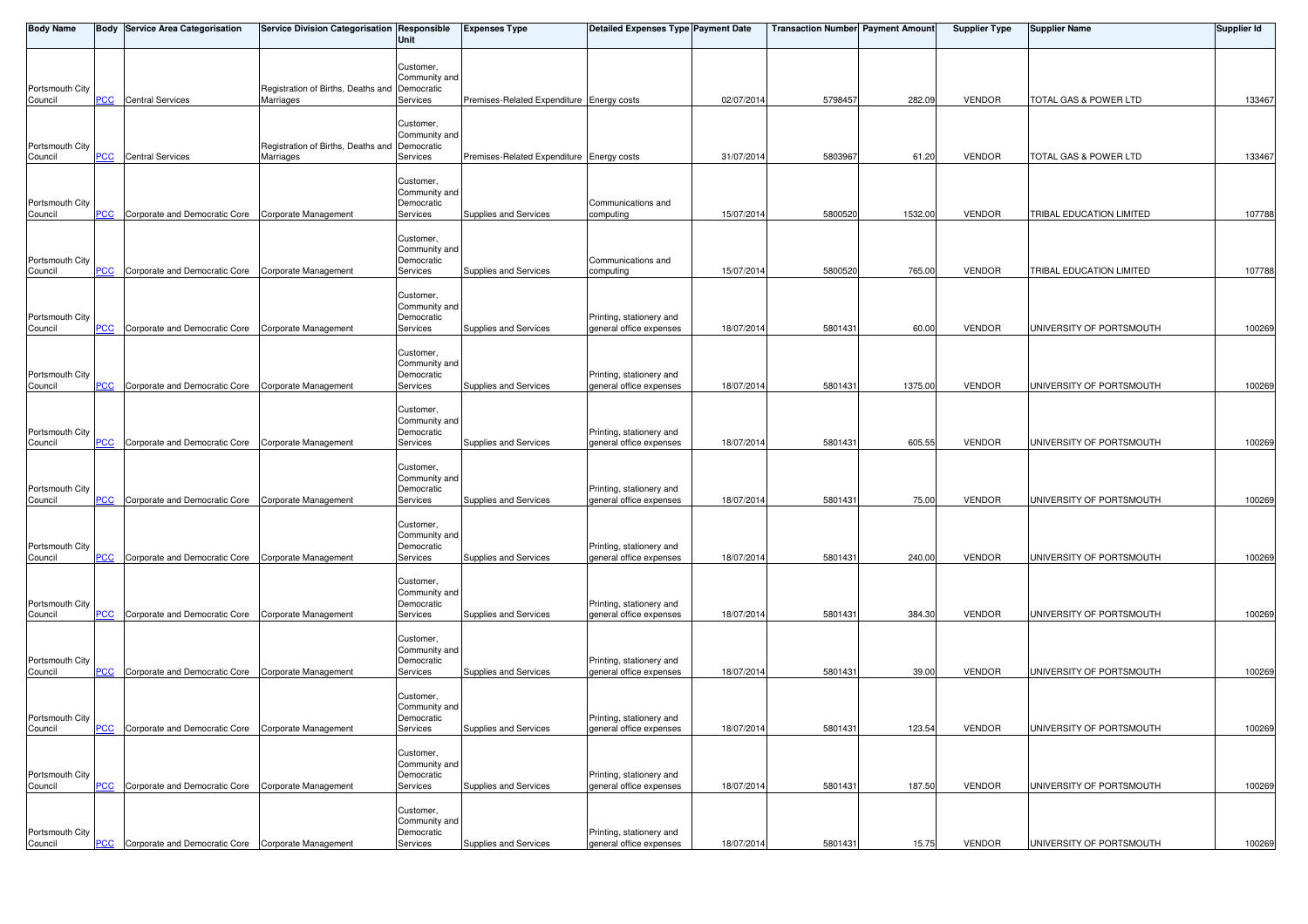| Body Name | Body | Service Area Categorisation | Service Division Categorisation | Responsible Unit | Expenses Type | Detailed Expenses Type | Payment Date | Transaction Number | Payment Amount | Supplier Type | Supplier Name | Supplier Id |
|---|---|---|---|---|---|---|---|---|---|---|---|---|
| Portsmouth City Council | PCC | Central Services | Registration of Births, Deaths and Marriages | Customer, Community and Democratic Services | Premises-Related Expenditure | Energy costs | 02/07/2014 | 5798457 | 282.09 | VENDOR | TOTAL GAS & POWER LTD | 133467 |
| Portsmouth City Council | PCC | Central Services | Registration of Births, Deaths and Marriages | Customer, Community and Democratic Services | Premises-Related Expenditure | Energy costs | 31/07/2014 | 5803967 | 61.20 | VENDOR | TOTAL GAS & POWER LTD | 133467 |
| Portsmouth City Council | PCC | Corporate and Democratic Core | Corporate Management | Customer, Community and Democratic Services | Supplies and Services | Communications and computing | 15/07/2014 | 5800520 | 1532.00 | VENDOR | TRIBAL EDUCATION LIMITED | 107788 |
| Portsmouth City Council | PCC | Corporate and Democratic Core | Corporate Management | Customer, Community and Democratic Services | Supplies and Services | Communications and computing | 15/07/2014 | 5800520 | 765.00 | VENDOR | TRIBAL EDUCATION LIMITED | 107788 |
| Portsmouth City Council | PCC | Corporate and Democratic Core | Corporate Management | Customer, Community and Democratic Services | Supplies and Services | Printing, stationery and general office expenses | 18/07/2014 | 5801431 | 60.00 | VENDOR | UNIVERSITY OF PORTSMOUTH | 100269 |
| Portsmouth City Council | PCC | Corporate and Democratic Core | Corporate Management | Customer, Community and Democratic Services | Supplies and Services | Printing, stationery and general office expenses | 18/07/2014 | 5801431 | 1375.00 | VENDOR | UNIVERSITY OF PORTSMOUTH | 100269 |
| Portsmouth City Council | PCC | Corporate and Democratic Core | Corporate Management | Customer, Community and Democratic Services | Supplies and Services | Printing, stationery and general office expenses | 18/07/2014 | 5801431 | 605.55 | VENDOR | UNIVERSITY OF PORTSMOUTH | 100269 |
| Portsmouth City Council | PCC | Corporate and Democratic Core | Corporate Management | Customer, Community and Democratic Services | Supplies and Services | Printing, stationery and general office expenses | 18/07/2014 | 5801431 | 75.00 | VENDOR | UNIVERSITY OF PORTSMOUTH | 100269 |
| Portsmouth City Council | PCC | Corporate and Democratic Core | Corporate Management | Customer, Community and Democratic Services | Supplies and Services | Printing, stationery and general office expenses | 18/07/2014 | 5801431 | 240.00 | VENDOR | UNIVERSITY OF PORTSMOUTH | 100269 |
| Portsmouth City Council | PCC | Corporate and Democratic Core | Corporate Management | Customer, Community and Democratic Services | Supplies and Services | Printing, stationery and general office expenses | 18/07/2014 | 5801431 | 384.30 | VENDOR | UNIVERSITY OF PORTSMOUTH | 100269 |
| Portsmouth City Council | PCC | Corporate and Democratic Core | Corporate Management | Customer, Community and Democratic Services | Supplies and Services | Printing, stationery and general office expenses | 18/07/2014 | 5801431 | 39.00 | VENDOR | UNIVERSITY OF PORTSMOUTH | 100269 |
| Portsmouth City Council | PCC | Corporate and Democratic Core | Corporate Management | Customer, Community and Democratic Services | Supplies and Services | Printing, stationery and general office expenses | 18/07/2014 | 5801431 | 123.54 | VENDOR | UNIVERSITY OF PORTSMOUTH | 100269 |
| Portsmouth City Council | PCC | Corporate and Democratic Core | Corporate Management | Customer, Community and Democratic Services | Supplies and Services | Printing, stationery and general office expenses | 18/07/2014 | 5801431 | 187.50 | VENDOR | UNIVERSITY OF PORTSMOUTH | 100269 |
| Portsmouth City Council | PCC | Corporate and Democratic Core | Corporate Management | Customer, Community and Democratic Services | Supplies and Services | Printing, stationery and general office expenses | 18/07/2014 | 5801431 | 15.75 | VENDOR | UNIVERSITY OF PORTSMOUTH | 100269 |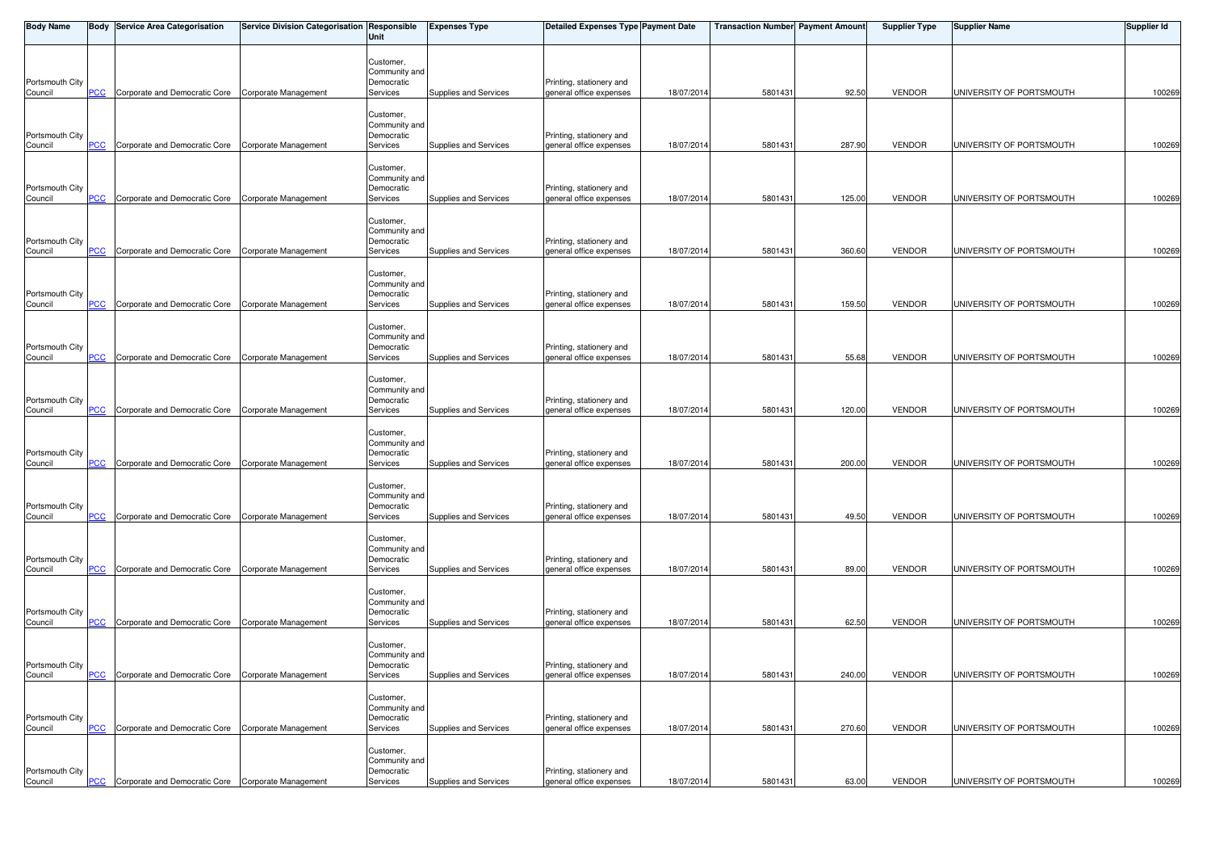| Body Name | Body | Service Area Categorisation | Service Division Categorisation | Responsible Unit | Expenses Type | Detailed Expenses Type | Payment Date | Transaction Number | Payment Amount | Supplier Type | Supplier Name | Supplier Id |
|---|---|---|---|---|---|---|---|---|---|---|---|---|
| Portsmouth City Council | PCC | Corporate and Democratic Core | Corporate Management | Customer, Community and Democratic Services | Supplies and Services | Printing, stationery and general office expenses | 18/07/2014 | 5801431 | 92.50 | VENDOR | UNIVERSITY OF PORTSMOUTH | 100269 |
| Portsmouth City Council | PCC | Corporate and Democratic Core | Corporate Management | Customer, Community and Democratic Services | Supplies and Services | Printing, stationery and general office expenses | 18/07/2014 | 5801431 | 287.90 | VENDOR | UNIVERSITY OF PORTSMOUTH | 100269 |
| Portsmouth City Council | PCC | Corporate and Democratic Core | Corporate Management | Customer, Community and Democratic Services | Supplies and Services | Printing, stationery and general office expenses | 18/07/2014 | 5801431 | 125.00 | VENDOR | UNIVERSITY OF PORTSMOUTH | 100269 |
| Portsmouth City Council | PCC | Corporate and Democratic Core | Corporate Management | Customer, Community and Democratic Services | Supplies and Services | Printing, stationery and general office expenses | 18/07/2014 | 5801431 | 360.60 | VENDOR | UNIVERSITY OF PORTSMOUTH | 100269 |
| Portsmouth City Council | PCC | Corporate and Democratic Core | Corporate Management | Customer, Community and Democratic Services | Supplies and Services | Printing, stationery and general office expenses | 18/07/2014 | 5801431 | 159.50 | VENDOR | UNIVERSITY OF PORTSMOUTH | 100269 |
| Portsmouth City Council | PCC | Corporate and Democratic Core | Corporate Management | Customer, Community and Democratic Services | Supplies and Services | Printing, stationery and general office expenses | 18/07/2014 | 5801431 | 55.68 | VENDOR | UNIVERSITY OF PORTSMOUTH | 100269 |
| Portsmouth City Council | PCC | Corporate and Democratic Core | Corporate Management | Customer, Community and Democratic Services | Supplies and Services | Printing, stationery and general office expenses | 18/07/2014 | 5801431 | 120.00 | VENDOR | UNIVERSITY OF PORTSMOUTH | 100269 |
| Portsmouth City Council | PCC | Corporate and Democratic Core | Corporate Management | Customer, Community and Democratic Services | Supplies and Services | Printing, stationery and general office expenses | 18/07/2014 | 5801431 | 200.00 | VENDOR | UNIVERSITY OF PORTSMOUTH | 100269 |
| Portsmouth City Council | PCC | Corporate and Democratic Core | Corporate Management | Customer, Community and Democratic Services | Supplies and Services | Printing, stationery and general office expenses | 18/07/2014 | 5801431 | 49.50 | VENDOR | UNIVERSITY OF PORTSMOUTH | 100269 |
| Portsmouth City Council | PCC | Corporate and Democratic Core | Corporate Management | Customer, Community and Democratic Services | Supplies and Services | Printing, stationery and general office expenses | 18/07/2014 | 5801431 | 89.00 | VENDOR | UNIVERSITY OF PORTSMOUTH | 100269 |
| Portsmouth City Council | PCC | Corporate and Democratic Core | Corporate Management | Customer, Community and Democratic Services | Supplies and Services | Printing, stationery and general office expenses | 18/07/2014 | 5801431 | 62.50 | VENDOR | UNIVERSITY OF PORTSMOUTH | 100269 |
| Portsmouth City Council | PCC | Corporate and Democratic Core | Corporate Management | Customer, Community and Democratic Services | Supplies and Services | Printing, stationery and general office expenses | 18/07/2014 | 5801431 | 240.00 | VENDOR | UNIVERSITY OF PORTSMOUTH | 100269 |
| Portsmouth City Council | PCC | Corporate and Democratic Core | Corporate Management | Customer, Community and Democratic Services | Supplies and Services | Printing, stationery and general office expenses | 18/07/2014 | 5801431 | 270.60 | VENDOR | UNIVERSITY OF PORTSMOUTH | 100269 |
| Portsmouth City Council | PCC | Corporate and Democratic Core | Corporate Management | Customer, Community and Democratic Services | Supplies and Services | Printing, stationery and general office expenses | 18/07/2014 | 5801431 | 63.00 | VENDOR | UNIVERSITY OF PORTSMOUTH | 100269 |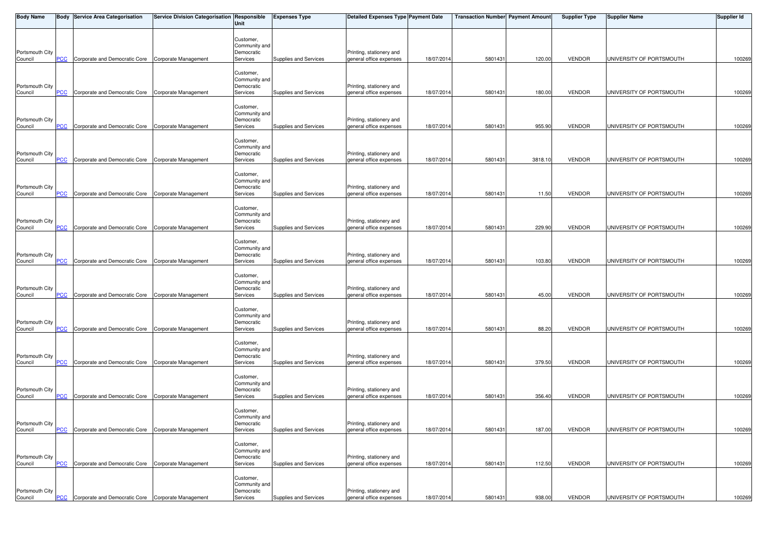| Body Name | Body | Service Area Categorisation | Service Division Categorisation | Responsible Unit | Expenses Type | Detailed Expenses Type | Payment Date | Transaction Number | Payment Amount | Supplier Type | Supplier Name | Supplier Id |
|---|---|---|---|---|---|---|---|---|---|---|---|---|
| Portsmouth City Council | PCC | Corporate and Democratic Core | Corporate Management | Customer, Community and Democratic Services | Supplies and Services | Printing, stationery and general office expenses | 18/07/2014 | 5801431 | 120.00 | VENDOR | UNIVERSITY OF PORTSMOUTH | 100269 |
| Portsmouth City Council | PCC | Corporate and Democratic Core | Corporate Management | Customer, Community and Democratic Services | Supplies and Services | Printing, stationery and general office expenses | 18/07/2014 | 5801431 | 180.00 | VENDOR | UNIVERSITY OF PORTSMOUTH | 100269 |
| Portsmouth City Council | PCC | Corporate and Democratic Core | Corporate Management | Customer, Community and Democratic Services | Supplies and Services | Printing, stationery and general office expenses | 18/07/2014 | 5801431 | 955.90 | VENDOR | UNIVERSITY OF PORTSMOUTH | 100269 |
| Portsmouth City Council | PCC | Corporate and Democratic Core | Corporate Management | Customer, Community and Democratic Services | Supplies and Services | Printing, stationery and general office expenses | 18/07/2014 | 5801431 | 3818.10 | VENDOR | UNIVERSITY OF PORTSMOUTH | 100269 |
| Portsmouth City Council | PCC | Corporate and Democratic Core | Corporate Management | Customer, Community and Democratic Services | Supplies and Services | Printing, stationery and general office expenses | 18/07/2014 | 5801431 | 11.50 | VENDOR | UNIVERSITY OF PORTSMOUTH | 100269 |
| Portsmouth City Council | PCC | Corporate and Democratic Core | Corporate Management | Customer, Community and Democratic Services | Supplies and Services | Printing, stationery and general office expenses | 18/07/2014 | 5801431 | 229.90 | VENDOR | UNIVERSITY OF PORTSMOUTH | 100269 |
| Portsmouth City Council | PCC | Corporate and Democratic Core | Corporate Management | Customer, Community and Democratic Services | Supplies and Services | Printing, stationery and general office expenses | 18/07/2014 | 5801431 | 103.80 | VENDOR | UNIVERSITY OF PORTSMOUTH | 100269 |
| Portsmouth City Council | PCC | Corporate and Democratic Core | Corporate Management | Customer, Community and Democratic Services | Supplies and Services | Printing, stationery and general office expenses | 18/07/2014 | 5801431 | 45.00 | VENDOR | UNIVERSITY OF PORTSMOUTH | 100269 |
| Portsmouth City Council | PCC | Corporate and Democratic Core | Corporate Management | Customer, Community and Democratic Services | Supplies and Services | Printing, stationery and general office expenses | 18/07/2014 | 5801431 | 88.20 | VENDOR | UNIVERSITY OF PORTSMOUTH | 100269 |
| Portsmouth City Council | PCC | Corporate and Democratic Core | Corporate Management | Customer, Community and Democratic Services | Supplies and Services | Printing, stationery and general office expenses | 18/07/2014 | 5801431 | 379.50 | VENDOR | UNIVERSITY OF PORTSMOUTH | 100269 |
| Portsmouth City Council | PCC | Corporate and Democratic Core | Corporate Management | Customer, Community and Democratic Services | Supplies and Services | Printing, stationery and general office expenses | 18/07/2014 | 5801431 | 356.40 | VENDOR | UNIVERSITY OF PORTSMOUTH | 100269 |
| Portsmouth City Council | PCC | Corporate and Democratic Core | Corporate Management | Customer, Community and Democratic Services | Supplies and Services | Printing, stationery and general office expenses | 18/07/2014 | 5801431 | 187.00 | VENDOR | UNIVERSITY OF PORTSMOUTH | 100269 |
| Portsmouth City Council | PCC | Corporate and Democratic Core | Corporate Management | Customer, Community and Democratic Services | Supplies and Services | Printing, stationery and general office expenses | 18/07/2014 | 5801431 | 112.50 | VENDOR | UNIVERSITY OF PORTSMOUTH | 100269 |
| Portsmouth City Council | PCC | Corporate and Democratic Core | Corporate Management | Customer, Community and Democratic Services | Supplies and Services | Printing, stationery and general office expenses | 18/07/2014 | 5801431 | 938.00 | VENDOR | UNIVERSITY OF PORTSMOUTH | 100269 |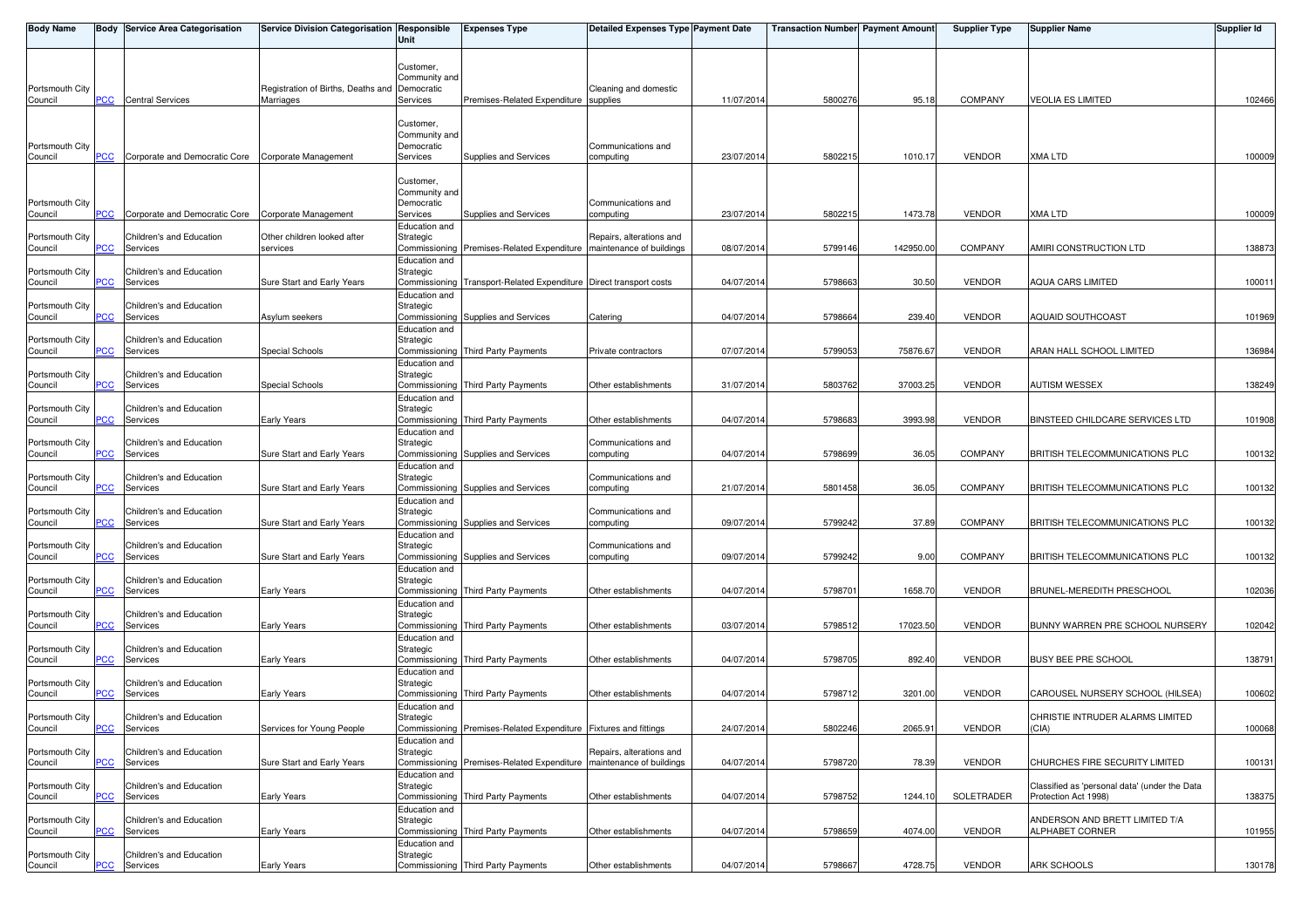| Body Name | Body | Service Area Categorisation | Service Division Categorisation | Responsible Unit | Expenses Type | Detailed Expenses Type | Payment Date | Transaction Number | Payment Amount | Supplier Type | Supplier Name | Supplier Id |
|---|---|---|---|---|---|---|---|---|---|---|---|---|
| Portsmouth City Council | PCC | Central Services | Registration of Births, Deaths and Marriages | Customer, Community and Democratic Services | Premises-Related Expenditure | Cleaning and domestic supplies | 11/07/2014 | 5800276 | 95.18 | COMPANY | VEOLIA ES LIMITED | 102466 |
| Portsmouth City Council | PCC | Corporate and Democratic Core | Corporate Management | Customer, Community and Democratic Services | Supplies and Services | Communications and computing | 23/07/2014 | 5802215 | 1010.17 | VENDOR | XMA LTD | 100009 |
| Portsmouth City Council | PCC | Corporate and Democratic Core | Corporate Management | Customer, Community and Democratic Services | Supplies and Services | Communications and computing | 23/07/2014 | 5802215 | 1473.78 | VENDOR | XMA LTD | 100009 |
| Portsmouth City Council | PCC | Children's and Education Services | Other children looked after services | Education and Strategic Commissioning | Premises-Related Expenditure | Repairs, alterations and maintenance of buildings | 08/07/2014 | 5799146 | 142950.00 | COMPANY | AMIRI CONSTRUCTION LTD | 138873 |
| Portsmouth City Council | PCC | Children's and Education Services | Sure Start and Early Years | Education and Strategic Commissioning | Transport-Related Expenditure | Direct transport costs | 04/07/2014 | 5798663 | 30.50 | VENDOR | AQUA CARS LIMITED | 100011 |
| Portsmouth City Council | PCC | Children's and Education Services | Asylum seekers | Education and Strategic Commissioning | Supplies and Services | Catering | 04/07/2014 | 5798664 | 239.40 | VENDOR | AQUAID SOUTHCOAST | 101969 |
| Portsmouth City Council | PCC | Children's and Education Services | Special Schools | Education and Strategic Commissioning | Third Party Payments | Private contractors | 07/07/2014 | 5799053 | 75876.67 | VENDOR | ARAN HALL SCHOOL LIMITED | 136984 |
| Portsmouth City Council | PCC | Children's and Education Services | Special Schools | Education and Strategic Commissioning | Third Party Payments | Other establishments | 31/07/2014 | 5803762 | 37003.25 | VENDOR | AUTISM WESSEX | 138249 |
| Portsmouth City Council | PCC | Children's and Education Services | Early Years | Education and Strategic Commissioning | Third Party Payments | Other establishments | 04/07/2014 | 5798683 | 3993.98 | VENDOR | BINSTEED CHILDCARE SERVICES LTD | 101908 |
| Portsmouth City Council | PCC | Children's and Education Services | Sure Start and Early Years | Education and Strategic Commissioning | Supplies and Services | Communications and computing | 04/07/2014 | 5798699 | 36.05 | COMPANY | BRITISH TELECOMMUNICATIONS PLC | 100132 |
| Portsmouth City Council | PCC | Children's and Education Services | Sure Start and Early Years | Education and Strategic Commissioning | Supplies and Services | Communications and computing | 21/07/2014 | 5801458 | 36.05 | COMPANY | BRITISH TELECOMMUNICATIONS PLC | 100132 |
| Portsmouth City Council | PCC | Children's and Education Services | Sure Start and Early Years | Education and Strategic Commissioning | Supplies and Services | Communications and computing | 09/07/2014 | 5799242 | 37.89 | COMPANY | BRITISH TELECOMMUNICATIONS PLC | 100132 |
| Portsmouth City Council | PCC | Children's and Education Services | Sure Start and Early Years | Education and Strategic Commissioning | Supplies and Services | Communications and computing | 09/07/2014 | 5799242 | 9.00 | COMPANY | BRITISH TELECOMMUNICATIONS PLC | 100132 |
| Portsmouth City Council | PCC | Children's and Education Services | Early Years | Education and Strategic Commissioning | Third Party Payments | Other establishments | 04/07/2014 | 5798701 | 1658.70 | VENDOR | BRUNEL-MEREDITH PRESCHOOL | 102036 |
| Portsmouth City Council | PCC | Children's and Education Services | Early Years | Education and Strategic Commissioning | Third Party Payments | Other establishments | 03/07/2014 | 5798512 | 17023.50 | VENDOR | BUNNY WARREN PRE SCHOOL NURSERY | 102042 |
| Portsmouth City Council | PCC | Children's and Education Services | Early Years | Education and Strategic Commissioning | Third Party Payments | Other establishments | 04/07/2014 | 5798705 | 892.40 | VENDOR | BUSY BEE PRE SCHOOL | 138791 |
| Portsmouth City Council | PCC | Children's and Education Services | Early Years | Education and Strategic Commissioning | Third Party Payments | Other establishments | 04/07/2014 | 5798712 | 3201.00 | VENDOR | CAROUSEL NURSERY SCHOOL (HILSEA) | 100602 |
| Portsmouth City Council | PCC | Children's and Education Services | Services for Young People | Education and Strategic Commissioning | Premises-Related Expenditure | Fixtures and fittings | 24/07/2014 | 5802246 | 2065.91 | VENDOR | CHRISTIE INTRUDER ALARMS LIMITED (CIA) | 100068 |
| Portsmouth City Council | PCC | Children's and Education Services | Sure Start and Early Years | Education and Strategic Commissioning | Premises-Related Expenditure | Repairs, alterations and maintenance of buildings | 04/07/2014 | 5798720 | 78.39 | VENDOR | CHURCHES FIRE SECURITY LIMITED | 100131 |
| Portsmouth City Council | PCC | Children's and Education Services | Early Years | Education and Strategic Commissioning | Third Party Payments | Other establishments | 04/07/2014 | 5798752 | 1244.10 | SOLETRADER | Classified as 'personal data' (under the Data Protection Act 1998) | 138375 |
| Portsmouth City Council | PCC | Children's and Education Services | Early Years | Education and Strategic Commissioning | Third Party Payments | Other establishments | 04/07/2014 | 5798659 | 4074.00 | VENDOR | ANDERSON AND BRETT LIMITED T/A ALPHABET CORNER | 101955 |
| Portsmouth City Council | PCC | Children's and Education Services | Early Years | Education and Strategic Commissioning | Third Party Payments | Other establishments | 04/07/2014 | 5798667 | 4728.75 | VENDOR | ARK SCHOOLS | 130178 |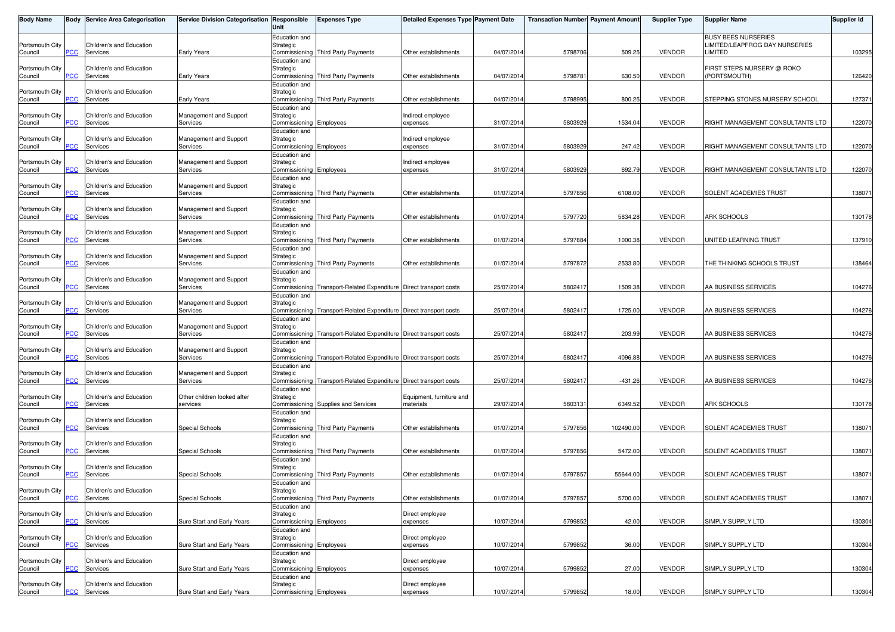| Body Name | Body | Service Area Categorisation | Service Division Categorisation | Responsible Unit | Expenses Type | Detailed Expenses Type | Payment Date | Transaction Number | Payment Amount | Supplier Type | Supplier Name | Supplier Id |
|---|---|---|---|---|---|---|---|---|---|---|---|---|
| Portsmouth City Council | PCC | Children's and Education Services | Early Years | Education and Strategic Commissioning | Third Party Payments | Other establishments | 04/07/2014 | 5798706 | 509.25 | VENDOR | BUSY BEES NURSERIES LIMITED/LEAPFROG DAY NURSERIES LIMITED | 103295 |
| Portsmouth City Council | PCC | Children's and Education Services | Early Years | Education and Strategic Commissioning | Third Party Payments | Other establishments | 04/07/2014 | 5798781 | 630.50 | VENDOR | FIRST STEPS NURSERY @ ROKO (PORTSMOUTH) | 126420 |
| Portsmouth City Council | PCC | Children's and Education Services | Early Years | Education and Strategic Commissioning | Third Party Payments | Other establishments | 04/07/2014 | 5798995 | 800.25 | VENDOR | STEPPING STONES NURSERY SCHOOL | 127371 |
| Portsmouth City Council | PCC | Children's and Education Services | Management and Support Services | Education and Strategic Commissioning | Employees | Indirect employee expenses | 31/07/2014 | 5803929 | 1534.04 | VENDOR | RIGHT MANAGEMENT CONSULTANTS LTD | 122070 |
| Portsmouth City Council | PCC | Children's and Education Services | Management and Support Services | Education and Strategic Commissioning | Employees | Indirect employee expenses | 31/07/2014 | 5803929 | 247.42 | VENDOR | RIGHT MANAGEMENT CONSULTANTS LTD | 122070 |
| Portsmouth City Council | PCC | Children's and Education Services | Management and Support Services | Education and Strategic Commissioning | Employees | Indirect employee expenses | 31/07/2014 | 5803929 | 692.79 | VENDOR | RIGHT MANAGEMENT CONSULTANTS LTD | 122070 |
| Portsmouth City Council | PCC | Children's and Education Services | Management and Support Services | Education and Strategic Commissioning | Third Party Payments | Other establishments | 01/07/2014 | 5797856 | 6108.00 | VENDOR | SOLENT ACADEMIES TRUST | 138071 |
| Portsmouth City Council | PCC | Children's and Education Services | Management and Support Services | Education and Strategic Commissioning | Third Party Payments | Other establishments | 01/07/2014 | 5797720 | 5834.28 | VENDOR | ARK SCHOOLS | 130178 |
| Portsmouth City Council | PCC | Children's and Education Services | Management and Support Services | Education and Strategic Commissioning | Third Party Payments | Other establishments | 01/07/2014 | 5797884 | 1000.38 | VENDOR | UNITED LEARNING TRUST | 137910 |
| Portsmouth City Council | PCC | Children's and Education Services | Management and Support Services | Education and Strategic Commissioning | Third Party Payments | Other establishments | 01/07/2014 | 5797872 | 2533.80 | VENDOR | THE THINKING SCHOOLS TRUST | 138464 |
| Portsmouth City Council | PCC | Children's and Education Services | Management and Support Services | Education and Strategic Commissioning | Transport-Related Expenditure | Direct transport costs | 25/07/2014 | 5802417 | 1509.38 | VENDOR | AA BUSINESS SERVICES | 104276 |
| Portsmouth City Council | PCC | Children's and Education Services | Management and Support Services | Education and Strategic Commissioning | Transport-Related Expenditure | Direct transport costs | 25/07/2014 | 5802417 | 1725.00 | VENDOR | AA BUSINESS SERVICES | 104276 |
| Portsmouth City Council | PCC | Children's and Education Services | Management and Support Services | Education and Strategic Commissioning | Transport-Related Expenditure | Direct transport costs | 25/07/2014 | 5802417 | 203.99 | VENDOR | AA BUSINESS SERVICES | 104276 |
| Portsmouth City Council | PCC | Children's and Education Services | Management and Support Services | Education and Strategic Commissioning | Transport-Related Expenditure | Direct transport costs | 25/07/2014 | 5802417 | 4096.88 | VENDOR | AA BUSINESS SERVICES | 104276 |
| Portsmouth City Council | PCC | Children's and Education Services | Management and Support Services | Education and Strategic Commissioning | Transport-Related Expenditure | Direct transport costs | 25/07/2014 | 5802417 | -431.26 | VENDOR | AA BUSINESS SERVICES | 104276 |
| Portsmouth City Council | PCC | Children's and Education Services | Other children looked after services | Education and Strategic Commissioning | Supplies and Services | Equipment, furniture and materials | 29/07/2014 | 5803131 | 6349.52 | VENDOR | ARK SCHOOLS | 130178 |
| Portsmouth City Council | PCC | Children's and Education Services | Special Schools | Education and Strategic Commissioning | Third Party Payments | Other establishments | 01/07/2014 | 5797856 | 102490.00 | VENDOR | SOLENT ACADEMIES TRUST | 138071 |
| Portsmouth City Council | PCC | Children's and Education Services | Special Schools | Education and Strategic Commissioning | Third Party Payments | Other establishments | 01/07/2014 | 5797856 | 5472.00 | VENDOR | SOLENT ACADEMIES TRUST | 138071 |
| Portsmouth City Council | PCC | Children's and Education Services | Special Schools | Education and Strategic Commissioning | Third Party Payments | Other establishments | 01/07/2014 | 5797857 | 55644.00 | VENDOR | SOLENT ACADEMIES TRUST | 138071 |
| Portsmouth City Council | PCC | Children's and Education Services | Special Schools | Education and Strategic Commissioning | Third Party Payments | Other establishments | 01/07/2014 | 5797857 | 5700.00 | VENDOR | SOLENT ACADEMIES TRUST | 138071 |
| Portsmouth City Council | PCC | Children's and Education Services | Sure Start and Early Years | Education and Strategic Commissioning | Employees | Direct employee expenses | 10/07/2014 | 5799852 | 42.00 | VENDOR | SIMPLY SUPPLY LTD | 130304 |
| Portsmouth City Council | PCC | Children's and Education Services | Sure Start and Early Years | Education and Strategic Commissioning | Employees | Direct employee expenses | 10/07/2014 | 5799852 | 36.00 | VENDOR | SIMPLY SUPPLY LTD | 130304 |
| Portsmouth City Council | PCC | Children's and Education Services | Sure Start and Early Years | Education and Strategic Commissioning | Employees | Direct employee expenses | 10/07/2014 | 5799852 | 27.00 | VENDOR | SIMPLY SUPPLY LTD | 130304 |
| Portsmouth City Council | PCC | Children's and Education Services | Sure Start and Early Years | Education and Strategic Commissioning | Employees | Direct employee expenses | 10/07/2014 | 5799852 | 18.00 | VENDOR | SIMPLY SUPPLY LTD | 130304 |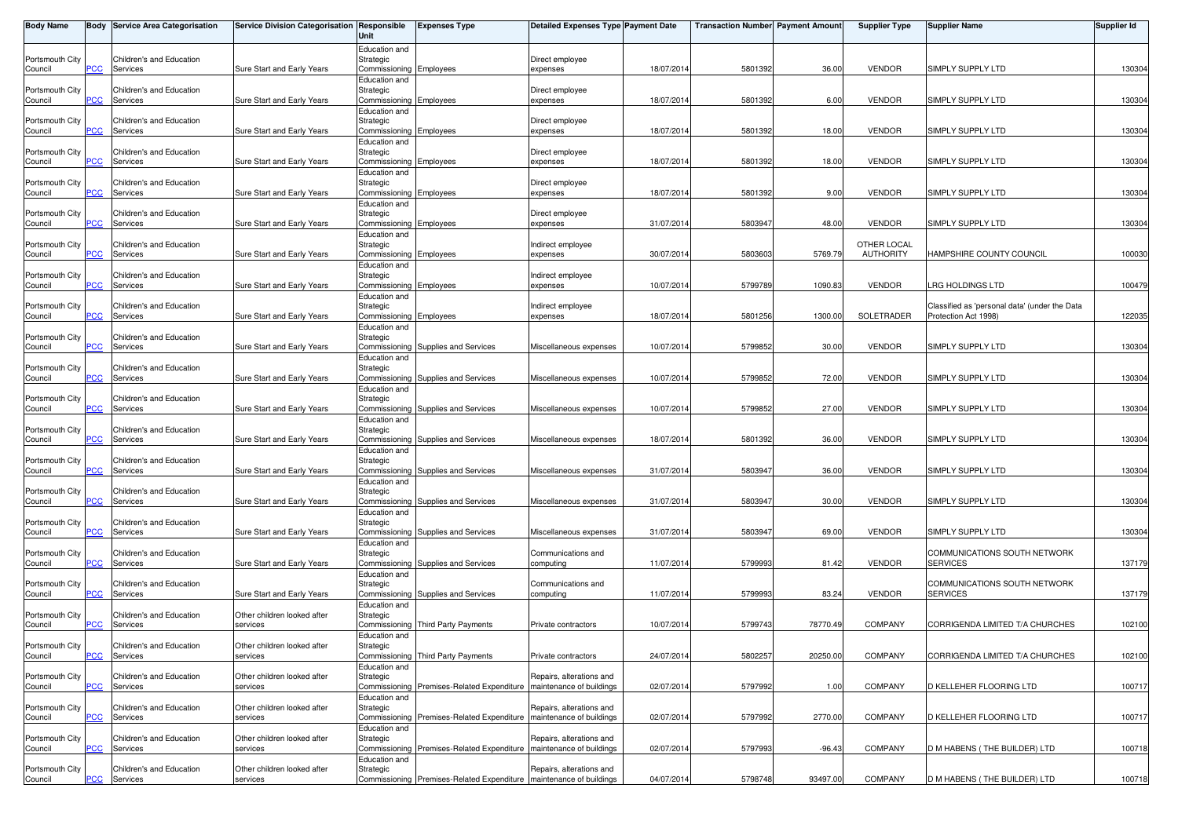| Body Name | Body | Service Area Categorisation | Service Division Categorisation | Responsible Unit | Expenses Type | Detailed Expenses Type | Payment Date | Transaction Number | Payment Amount | Supplier Type | Supplier Name | Supplier Id |
|---|---|---|---|---|---|---|---|---|---|---|---|---|
| Portsmouth City Council | PCC | Children's and Education Services | Sure Start and Early Years | Education and Strategic Commissioning | Employees | Direct employee expenses | 18/07/2014 | 5801392 | 36.00 | VENDOR | SIMPLY SUPPLY LTD | 130304 |
| Portsmouth City Council | PCC | Children's and Education Services | Sure Start and Early Years | Education and Strategic Commissioning | Employees | Direct employee expenses | 18/07/2014 | 5801392 | 6.00 | VENDOR | SIMPLY SUPPLY LTD | 130304 |
| Portsmouth City Council | PCC | Children's and Education Services | Sure Start and Early Years | Education and Strategic Commissioning | Employees | Direct employee expenses | 18/07/2014 | 5801392 | 18.00 | VENDOR | SIMPLY SUPPLY LTD | 130304 |
| Portsmouth City Council | PCC | Children's and Education Services | Sure Start and Early Years | Education and Strategic Commissioning | Employees | Direct employee expenses | 18/07/2014 | 5801392 | 18.00 | VENDOR | SIMPLY SUPPLY LTD | 130304 |
| Portsmouth City Council | PCC | Children's and Education Services | Sure Start and Early Years | Education and Strategic Commissioning | Employees | Direct employee expenses | 18/07/2014 | 5801392 | 9.00 | VENDOR | SIMPLY SUPPLY LTD | 130304 |
| Portsmouth City Council | PCC | Children's and Education Services | Sure Start and Early Years | Education and Strategic Commissioning | Employees | Direct employee expenses | 31/07/2014 | 5803947 | 48.00 | VENDOR | SIMPLY SUPPLY LTD | 130304 |
| Portsmouth City Council | PCC | Children's and Education Services | Sure Start and Early Years | Education and Strategic Commissioning | Employees | Indirect employee expenses | 30/07/2014 | 5803603 | 5769.79 | OTHER LOCAL AUTHORITY | HAMPSHIRE COUNTY COUNCIL | 100030 |
| Portsmouth City Council | PCC | Children's and Education Services | Sure Start and Early Years | Education and Strategic Commissioning | Employees | Indirect employee expenses | 10/07/2014 | 5799789 | 1090.83 | VENDOR | LRG HOLDINGS LTD | 100479 |
| Portsmouth City Council | PCC | Children's and Education Services | Sure Start and Early Years | Education and Strategic Commissioning | Employees | Indirect employee expenses | 18/07/2014 | 5801256 | 1300.00 | SOLETRADER | Classified as 'personal data' (under the Data Protection Act 1998) | 122035 |
| Portsmouth City Council | PCC | Children's and Education Services | Sure Start and Early Years | Education and Strategic Commissioning | Supplies and Services | Miscellaneous expenses | 10/07/2014 | 5799852 | 30.00 | VENDOR | SIMPLY SUPPLY LTD | 130304 |
| Portsmouth City Council | PCC | Children's and Education Services | Sure Start and Early Years | Education and Strategic Commissioning | Supplies and Services | Miscellaneous expenses | 10/07/2014 | 5799852 | 72.00 | VENDOR | SIMPLY SUPPLY LTD | 130304 |
| Portsmouth City Council | PCC | Children's and Education Services | Sure Start and Early Years | Education and Strategic Commissioning | Supplies and Services | Miscellaneous expenses | 10/07/2014 | 5799852 | 27.00 | VENDOR | SIMPLY SUPPLY LTD | 130304 |
| Portsmouth City Council | PCC | Children's and Education Services | Sure Start and Early Years | Education and Strategic Commissioning | Supplies and Services | Miscellaneous expenses | 18/07/2014 | 5801392 | 36.00 | VENDOR | SIMPLY SUPPLY LTD | 130304 |
| Portsmouth City Council | PCC | Children's and Education Services | Sure Start and Early Years | Education and Strategic Commissioning | Supplies and Services | Miscellaneous expenses | 31/07/2014 | 5803947 | 36.00 | VENDOR | SIMPLY SUPPLY LTD | 130304 |
| Portsmouth City Council | PCC | Children's and Education Services | Sure Start and Early Years | Education and Strategic Commissioning | Supplies and Services | Miscellaneous expenses | 31/07/2014 | 5803947 | 30.00 | VENDOR | SIMPLY SUPPLY LTD | 130304 |
| Portsmouth City Council | PCC | Children's and Education Services | Sure Start and Early Years | Education and Strategic Commissioning | Supplies and Services | Miscellaneous expenses | 31/07/2014 | 5803947 | 69.00 | VENDOR | SIMPLY SUPPLY LTD | 130304 |
| Portsmouth City Council | PCC | Children's and Education Services | Sure Start and Early Years | Education and Strategic Commissioning | Supplies and Services | Communications and computing | 11/07/2014 | 5799993 | 81.42 | VENDOR | COMMUNICATIONS SOUTH NETWORK SERVICES | 137179 |
| Portsmouth City Council | PCC | Children's and Education Services | Sure Start and Early Years | Education and Strategic Commissioning | Supplies and Services | Communications and computing | 11/07/2014 | 5799993 | 83.24 | VENDOR | COMMUNICATIONS SOUTH NETWORK SERVICES | 137179 |
| Portsmouth City Council | PCC | Children's and Education Services | Other children looked after services | Education and Strategic Commissioning | Third Party Payments | Private contractors | 10/07/2014 | 5799743 | 78770.49 | COMPANY | CORRIGENDA LIMITED T/A CHURCHES | 102100 |
| Portsmouth City Council | PCC | Children's and Education Services | Other children looked after services | Education and Strategic Commissioning | Third Party Payments | Private contractors | 24/07/2014 | 5802257 | 20250.00 | COMPANY | CORRIGENDA LIMITED T/A CHURCHES | 102100 |
| Portsmouth City Council | PCC | Children's and Education Services | Other children looked after services | Education and Strategic Commissioning | Premises-Related Expenditure | Repairs, alterations and maintenance of buildings | 02/07/2014 | 5797992 | 1.00 | COMPANY | D KELLEHER FLOORING LTD | 100717 |
| Portsmouth City Council | PCC | Children's and Education Services | Other children looked after services | Education and Strategic Commissioning | Premises-Related Expenditure | Repairs, alterations and maintenance of buildings | 02/07/2014 | 5797992 | 2770.00 | COMPANY | D KELLEHER FLOORING LTD | 100717 |
| Portsmouth City Council | PCC | Children's and Education Services | Other children looked after services | Education and Strategic Commissioning | Premises-Related Expenditure | Repairs, alterations and maintenance of buildings | 02/07/2014 | 5797993 | -96.43 | COMPANY | D M HABENS ( THE BUILDER) LTD | 100718 |
| Portsmouth City Council | PCC | Children's and Education Services | Other children looked after services | Education and Strategic Commissioning | Premises-Related Expenditure | Repairs, alterations and maintenance of buildings | 04/07/2014 | 5798748 | 93497.00 | COMPANY | D M HABENS ( THE BUILDER) LTD | 100718 |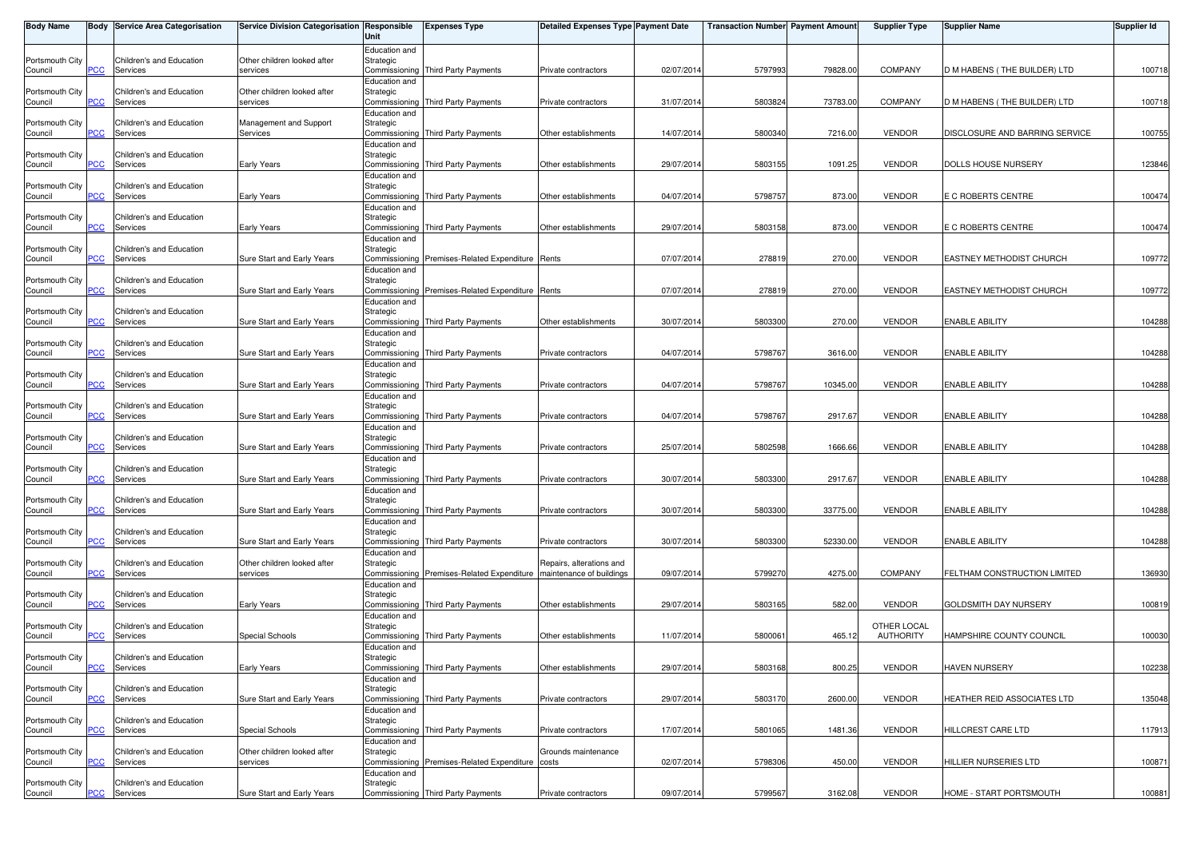| Body Name | Body | Service Area Categorisation | Service Division Categorisation | Responsible Unit | Expenses Type | Detailed Expenses Type | Payment Date | Transaction Number | Payment Amount | Supplier Type | Supplier Name | Supplier Id |
|---|---|---|---|---|---|---|---|---|---|---|---|---|
| Portsmouth City Council | PCC | Children's and Education Services | Other children looked after services | Education and Strategic Commissioning | Third Party Payments | Private contractors | 02/07/2014 | 5797993 | 79828.00 | COMPANY | D M HABENS ( THE BUILDER) LTD | 100718 |
| Portsmouth City Council | PCC | Children's and Education Services | Other children looked after services | Education and Strategic Commissioning | Third Party Payments | Private contractors | 31/07/2014 | 5803824 | 73783.00 | COMPANY | D M HABENS ( THE BUILDER) LTD | 100718 |
| Portsmouth City Council | PCC | Children's and Education Services | Management and Support Services | Education and Strategic Commissioning | Third Party Payments | Other establishments | 14/07/2014 | 5800340 | 7216.00 | VENDOR | DISCLOSURE AND BARRING SERVICE | 100755 |
| Portsmouth City Council | PCC | Children's and Education Services | Early Years | Education and Strategic Commissioning | Third Party Payments | Other establishments | 29/07/2014 | 5803155 | 1091.25 | VENDOR | DOLLS HOUSE NURSERY | 123846 |
| Portsmouth City Council | PCC | Children's and Education Services | Early Years | Education and Strategic Commissioning | Third Party Payments | Other establishments | 04/07/2014 | 5798757 | 873.00 | VENDOR | E C ROBERTS CENTRE | 100474 |
| Portsmouth City Council | PCC | Children's and Education Services | Early Years | Education and Strategic Commissioning | Third Party Payments | Other establishments | 29/07/2014 | 5803158 | 873.00 | VENDOR | E C ROBERTS CENTRE | 100474 |
| Portsmouth City Council | PCC | Children's and Education Services | Sure Start and Early Years | Education and Strategic Commissioning | Premises-Related Expenditure | Rents | 07/07/2014 | 278819 | 270.00 | VENDOR | EASTNEY METHODIST CHURCH | 109772 |
| Portsmouth City Council | PCC | Children's and Education Services | Sure Start and Early Years | Education and Strategic Commissioning | Premises-Related Expenditure | Rents | 07/07/2014 | 278819 | 270.00 | VENDOR | EASTNEY METHODIST CHURCH | 109772 |
| Portsmouth City Council | PCC | Children's and Education Services | Sure Start and Early Years | Education and Strategic Commissioning | Third Party Payments | Other establishments | 30/07/2014 | 5803300 | 270.00 | VENDOR | ENABLE ABILITY | 104288 |
| Portsmouth City Council | PCC | Children's and Education Services | Sure Start and Early Years | Education and Strategic Commissioning | Third Party Payments | Private contractors | 04/07/2014 | 5798767 | 3616.00 | VENDOR | ENABLE ABILITY | 104288 |
| Portsmouth City Council | PCC | Children's and Education Services | Sure Start and Early Years | Education and Strategic Commissioning | Third Party Payments | Private contractors | 04/07/2014 | 5798767 | 10345.00 | VENDOR | ENABLE ABILITY | 104288 |
| Portsmouth City Council | PCC | Children's and Education Services | Sure Start and Early Years | Education and Strategic Commissioning | Third Party Payments | Private contractors | 04/07/2014 | 5798767 | 2917.67 | VENDOR | ENABLE ABILITY | 104288 |
| Portsmouth City Council | PCC | Children's and Education Services | Sure Start and Early Years | Education and Strategic Commissioning | Third Party Payments | Private contractors | 25/07/2014 | 5802598 | 1666.66 | VENDOR | ENABLE ABILITY | 104288 |
| Portsmouth City Council | PCC | Children's and Education Services | Sure Start and Early Years | Education and Strategic Commissioning | Third Party Payments | Private contractors | 30/07/2014 | 5803300 | 2917.67 | VENDOR | ENABLE ABILITY | 104288 |
| Portsmouth City Council | PCC | Children's and Education Services | Sure Start and Early Years | Education and Strategic Commissioning | Third Party Payments | Private contractors | 30/07/2014 | 5803300 | 33775.00 | VENDOR | ENABLE ABILITY | 104288 |
| Portsmouth City Council | PCC | Children's and Education Services | Sure Start and Early Years | Education and Strategic Commissioning | Third Party Payments | Private contractors | 30/07/2014 | 5803300 | 52330.00 | VENDOR | ENABLE ABILITY | 104288 |
| Portsmouth City Council | PCC | Children's and Education Services | Other children looked after services | Education and Strategic Commissioning | Premises-Related Expenditure | Repairs, alterations and maintenance of buildings | 09/07/2014 | 5799270 | 4275.00 | COMPANY | FELTHAM CONSTRUCTION LIMITED | 136930 |
| Portsmouth City Council | PCC | Children's and Education Services | Early Years | Education and Strategic Commissioning | Third Party Payments | Other establishments | 29/07/2014 | 5803165 | 582.00 | VENDOR | GOLDSMITH DAY NURSERY | 100819 |
| Portsmouth City Council | PCC | Children's and Education Services | Special Schools | Education and Strategic Commissioning | Third Party Payments | Other establishments | 11/07/2014 | 5800061 | 465.12 | OTHER LOCAL AUTHORITY | HAMPSHIRE COUNTY COUNCIL | 100030 |
| Portsmouth City Council | PCC | Children's and Education Services | Early Years | Education and Strategic Commissioning | Third Party Payments | Other establishments | 29/07/2014 | 5803168 | 800.25 | VENDOR | HAVEN NURSERY | 102238 |
| Portsmouth City Council | PCC | Children's and Education Services | Sure Start and Early Years | Education and Strategic Commissioning | Third Party Payments | Private contractors | 29/07/2014 | 5803170 | 2600.00 | VENDOR | HEATHER REID ASSOCIATES LTD | 135048 |
| Portsmouth City Council | PCC | Children's and Education Services | Special Schools | Education and Strategic Commissioning | Third Party Payments | Private contractors | 17/07/2014 | 5801065 | 1481.36 | VENDOR | HILLCREST CARE LTD | 117913 |
| Portsmouth City Council | PCC | Children's and Education Services | Other children looked after services | Education and Strategic Commissioning | Premises-Related Expenditure | Grounds maintenance costs | 02/07/2014 | 5798306 | 450.00 | VENDOR | HILLIER NURSERIES LTD | 100871 |
| Portsmouth City Council | PCC | Children's and Education Services | Sure Start and Early Years | Education and Strategic Commissioning | Third Party Payments | Private contractors | 09/07/2014 | 5799567 | 3162.08 | VENDOR | HOME - START PORTSMOUTH | 100881 |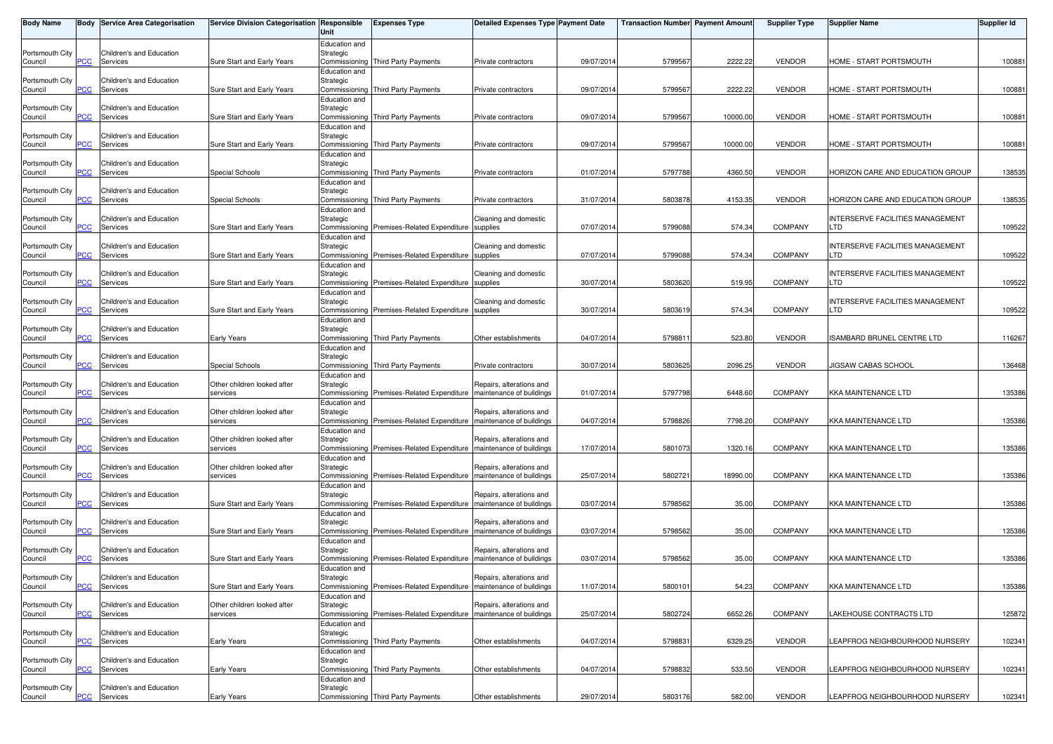| Body Name | Body | Service Area Categorisation | Service Division Categorisation | Responsible Unit | Expenses Type | Detailed Expenses Type | Payment Date | Transaction Number | Payment Amount | Supplier Type | Supplier Name | Supplier Id |
|---|---|---|---|---|---|---|---|---|---|---|---|---|
| Portsmouth City Council | PCC | Children's and Education Services | Sure Start and Early Years | Education and Strategic Commissioning | Third Party Payments | Private contractors | 09/07/2014 | 5799567 | 2222.22 | VENDOR | HOME - START PORTSMOUTH | 100881 |
| Portsmouth City Council | PCC | Children's and Education Services | Sure Start and Early Years | Education and Strategic Commissioning | Third Party Payments | Private contractors | 09/07/2014 | 5799567 | 2222.22 | VENDOR | HOME - START PORTSMOUTH | 100881 |
| Portsmouth City Council | PCC | Children's and Education Services | Sure Start and Early Years | Education and Strategic Commissioning | Third Party Payments | Private contractors | 09/07/2014 | 5799567 | 10000.00 | VENDOR | HOME - START PORTSMOUTH | 100881 |
| Portsmouth City Council | PCC | Children's and Education Services | Sure Start and Early Years | Education and Strategic Commissioning | Third Party Payments | Private contractors | 09/07/2014 | 5799567 | 10000.00 | VENDOR | HOME - START PORTSMOUTH | 100881 |
| Portsmouth City Council | PCC | Children's and Education Services | Special Schools | Education and Strategic Commissioning | Third Party Payments | Private contractors | 01/07/2014 | 5797788 | 4360.50 | VENDOR | HORIZON CARE AND EDUCATION GROUP | 138535 |
| Portsmouth City Council | PCC | Children's and Education Services | Special Schools | Education and Strategic Commissioning | Third Party Payments | Private contractors | 31/07/2014 | 5803878 | 4153.35 | VENDOR | HORIZON CARE AND EDUCATION GROUP | 138535 |
| Portsmouth City Council | PCC | Children's and Education Services | Sure Start and Early Years | Education and Strategic Commissioning | Premises-Related Expenditure | Cleaning and domestic supplies | 07/07/2014 | 5799088 | 574.34 | COMPANY | INTERSERVE FACILITIES MANAGEMENT LTD | 109522 |
| Portsmouth City Council | PCC | Children's and Education Services | Sure Start and Early Years | Education and Strategic Commissioning | Premises-Related Expenditure | Cleaning and domestic supplies | 07/07/2014 | 5799088 | 574.34 | COMPANY | INTERSERVE FACILITIES MANAGEMENT LTD | 109522 |
| Portsmouth City Council | PCC | Children's and Education Services | Sure Start and Early Years | Education and Strategic Commissioning | Premises-Related Expenditure | Cleaning and domestic supplies | 30/07/2014 | 5803620 | 519.95 | COMPANY | INTERSERVE FACILITIES MANAGEMENT LTD | 109522 |
| Portsmouth City Council | PCC | Children's and Education Services | Sure Start and Early Years | Education and Strategic Commissioning | Premises-Related Expenditure | Cleaning and domestic supplies | 30/07/2014 | 5803619 | 574.34 | COMPANY | INTERSERVE FACILITIES MANAGEMENT LTD | 109522 |
| Portsmouth City Council | PCC | Children's and Education Services | Early Years | Education and Strategic Commissioning | Third Party Payments | Other establishments | 04/07/2014 | 5798811 | 523.80 | VENDOR | ISAMBARD BRUNEL CENTRE LTD | 116267 |
| Portsmouth City Council | PCC | Children's and Education Services | Special Schools | Education and Strategic Commissioning | Third Party Payments | Private contractors | 30/07/2014 | 5803625 | 2096.25 | VENDOR | JIGSAW CABAS SCHOOL | 136468 |
| Portsmouth City Council | PCC | Children's and Education Services | Other children looked after services | Education and Strategic Commissioning | Premises-Related Expenditure | Repairs, alterations and maintenance of buildings | 01/07/2014 | 5797798 | 6448.60 | COMPANY | KKA MAINTENANCE LTD | 135386 |
| Portsmouth City Council | PCC | Children's and Education Services | Other children looked after services | Education and Strategic Commissioning | Premises-Related Expenditure | Repairs, alterations and maintenance of buildings | 04/07/2014 | 5798826 | 7798.20 | COMPANY | KKA MAINTENANCE LTD | 135386 |
| Portsmouth City Council | PCC | Children's and Education Services | Other children looked after services | Education and Strategic Commissioning | Premises-Related Expenditure | Repairs, alterations and maintenance of buildings | 17/07/2014 | 5801073 | 1320.16 | COMPANY | KKA MAINTENANCE LTD | 135386 |
| Portsmouth City Council | PCC | Children's and Education Services | Other children looked after services | Education and Strategic Commissioning | Premises-Related Expenditure | Repairs, alterations and maintenance of buildings | 25/07/2014 | 5802721 | 18990.00 | COMPANY | KKA MAINTENANCE LTD | 135386 |
| Portsmouth City Council | PCC | Children's and Education Services | Sure Start and Early Years | Education and Strategic Commissioning | Premises-Related Expenditure | Repairs, alterations and maintenance of buildings | 03/07/2014 | 5798562 | 35.00 | COMPANY | KKA MAINTENANCE LTD | 135386 |
| Portsmouth City Council | PCC | Children's and Education Services | Sure Start and Early Years | Education and Strategic Commissioning | Premises-Related Expenditure | Repairs, alterations and maintenance of buildings | 03/07/2014 | 5798562 | 35.00 | COMPANY | KKA MAINTENANCE LTD | 135386 |
| Portsmouth City Council | PCC | Children's and Education Services | Sure Start and Early Years | Education and Strategic Commissioning | Premises-Related Expenditure | Repairs, alterations and maintenance of buildings | 03/07/2014 | 5798562 | 35.00 | COMPANY | KKA MAINTENANCE LTD | 135386 |
| Portsmouth City Council | PCC | Children's and Education Services | Sure Start and Early Years | Education and Strategic Commissioning | Premises-Related Expenditure | Repairs, alterations and maintenance of buildings | 11/07/2014 | 5800101 | 54.23 | COMPANY | KKA MAINTENANCE LTD | 135386 |
| Portsmouth City Council | PCC | Children's and Education Services | Other children looked after services | Education and Strategic Commissioning | Premises-Related Expenditure | Repairs, alterations and maintenance of buildings | 25/07/2014 | 5802724 | 6652.26 | COMPANY | LAKEHOUSE CONTRACTS LTD | 125872 |
| Portsmouth City Council | PCC | Children's and Education Services | Early Years | Education and Strategic Commissioning | Third Party Payments | Other establishments | 04/07/2014 | 5798831 | 6329.25 | VENDOR | LEAPFROG NEIGHBOURHOOD NURSERY | 102341 |
| Portsmouth City Council | PCC | Children's and Education Services | Early Years | Education and Strategic Commissioning | Third Party Payments | Other establishments | 04/07/2014 | 5798832 | 533.50 | VENDOR | LEAPFROG NEIGHBOURHOOD NURSERY | 102341 |
| Portsmouth City Council | PCC | Children's and Education Services | Early Years | Education and Strategic Commissioning | Third Party Payments | Other establishments | 29/07/2014 | 5803176 | 582.00 | VENDOR | LEAPFROG NEIGHBOURHOOD NURSERY | 102341 |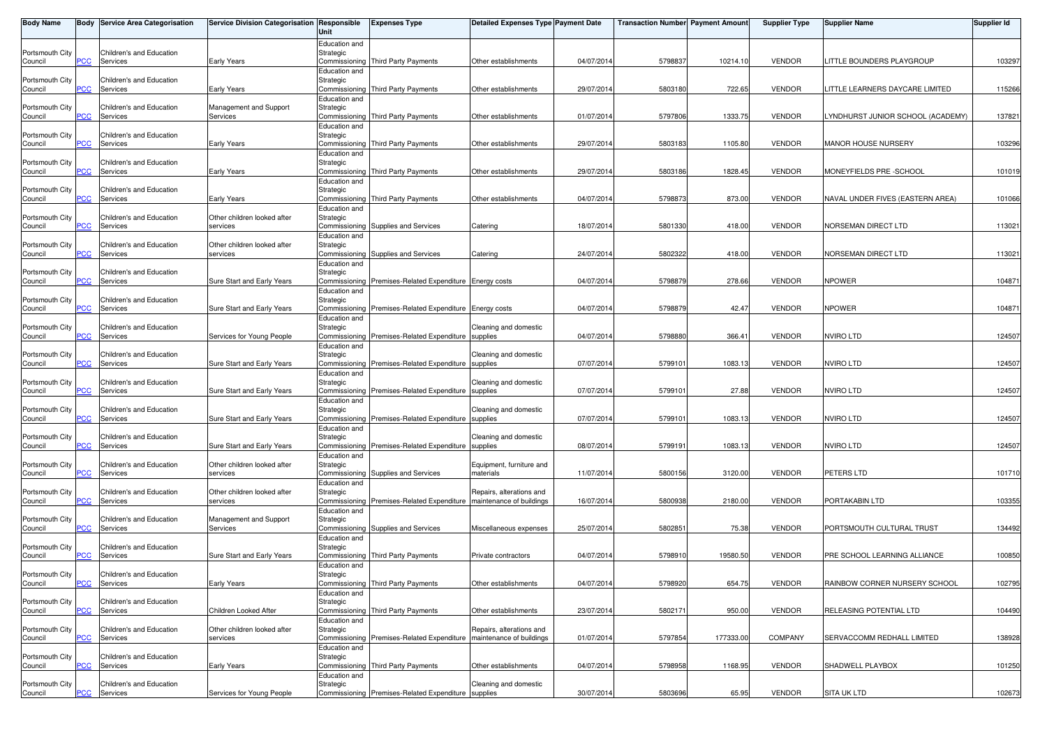| Body Name | Body | Service Area Categorisation | Service Division Categorisation | Responsible Unit | Expenses Type | Detailed Expenses Type | Payment Date | Transaction Number | Payment Amount | Supplier Type | Supplier Name | Supplier Id |
|---|---|---|---|---|---|---|---|---|---|---|---|---|
| Portsmouth City Council | PCC | Children's and Education Services | Early Years | Education and Strategic Commissioning | Third Party Payments | Other establishments | 04/07/2014 | 5798837 | 10214.10 | VENDOR | LITTLE BOUNDERS PLAYGROUP | 103297 |
| Portsmouth City Council | PCC | Children's and Education Services | Early Years | Education and Strategic Commissioning | Third Party Payments | Other establishments | 29/07/2014 | 5803180 | 722.65 | VENDOR | LITTLE LEARNERS DAYCARE LIMITED | 115266 |
| Portsmouth City Council | PCC | Children's and Education Services | Management and Support Services | Education and Strategic Commissioning | Third Party Payments | Other establishments | 01/07/2014 | 5797806 | 1333.75 | VENDOR | LYNDHURST JUNIOR SCHOOL (ACADEMY) | 137821 |
| Portsmouth City Council | PCC | Children's and Education Services | Early Years | Education and Strategic Commissioning | Third Party Payments | Other establishments | 29/07/2014 | 5803183 | 1105.80 | VENDOR | MANOR HOUSE NURSERY | 103296 |
| Portsmouth City Council | PCC | Children's and Education Services | Early Years | Education and Strategic Commissioning | Third Party Payments | Other establishments | 29/07/2014 | 5803186 | 1828.45 | VENDOR | MONEYFIELDS PRE -SCHOOL | 101019 |
| Portsmouth City Council | PCC | Children's and Education Services | Early Years | Education and Strategic Commissioning | Third Party Payments | Other establishments | 04/07/2014 | 5798873 | 873.00 | VENDOR | NAVAL UNDER FIVES (EASTERN AREA) | 101066 |
| Portsmouth City Council | PCC | Children's and Education Services | Other children looked after services | Education and Strategic Commissioning | Supplies and Services | Catering | 18/07/2014 | 5801330 | 418.00 | VENDOR | NORSEMAN DIRECT LTD | 113021 |
| Portsmouth City Council | PCC | Children's and Education Services | Other children looked after services | Education and Strategic Commissioning | Supplies and Services | Catering | 24/07/2014 | 5802322 | 418.00 | VENDOR | NORSEMAN DIRECT LTD | 113021 |
| Portsmouth City Council | PCC | Children's and Education Services | Sure Start and Early Years | Education and Strategic Commissioning | Premises-Related Expenditure | Energy costs | 04/07/2014 | 5798879 | 278.66 | VENDOR | NPOWER | 104871 |
| Portsmouth City Council | PCC | Children's and Education Services | Sure Start and Early Years | Education and Strategic Commissioning | Premises-Related Expenditure | Energy costs | 04/07/2014 | 5798879 | 42.47 | VENDOR | NPOWER | 104871 |
| Portsmouth City Council | PCC | Children's and Education Services | Services for Young People | Education and Strategic Commissioning | Premises-Related Expenditure | Cleaning and domestic supplies | 04/07/2014 | 5798880 | 366.41 | VENDOR | NVIRO LTD | 124507 |
| Portsmouth City Council | PCC | Children's and Education Services | Sure Start and Early Years | Education and Strategic Commissioning | Premises-Related Expenditure | Cleaning and domestic supplies | 07/07/2014 | 5799101 | 1083.13 | VENDOR | NVIRO LTD | 124507 |
| Portsmouth City Council | PCC | Children's and Education Services | Sure Start and Early Years | Education and Strategic Commissioning | Premises-Related Expenditure | Cleaning and domestic supplies | 07/07/2014 | 5799101 | 27.88 | VENDOR | NVIRO LTD | 124507 |
| Portsmouth City Council | PCC | Children's and Education Services | Sure Start and Early Years | Education and Strategic Commissioning | Premises-Related Expenditure | Cleaning and domestic supplies | 07/07/2014 | 5799101 | 1083.13 | VENDOR | NVIRO LTD | 124507 |
| Portsmouth City Council | PCC | Children's and Education Services | Sure Start and Early Years | Education and Strategic Commissioning | Premises-Related Expenditure | Cleaning and domestic supplies | 08/07/2014 | 5799191 | 1083.13 | VENDOR | NVIRO LTD | 124507 |
| Portsmouth City Council | PCC | Children's and Education Services | Other children looked after services | Education and Strategic Commissioning | Supplies and Services | Equipment, furniture and materials | 11/07/2014 | 5800156 | 3120.00 | VENDOR | PETERS LTD | 101710 |
| Portsmouth City Council | PCC | Children's and Education Services | Other children looked after services | Education and Strategic Commissioning | Premises-Related Expenditure | Repairs, alterations and maintenance of buildings | 16/07/2014 | 5800938 | 2180.00 | VENDOR | PORTAKABIN LTD | 103355 |
| Portsmouth City Council | PCC | Children's and Education Services | Management and Support Services | Education and Strategic Commissioning | Supplies and Services | Miscellaneous expenses | 25/07/2014 | 5802851 | 75.38 | VENDOR | PORTSMOUTH CULTURAL TRUST | 134492 |
| Portsmouth City Council | PCC | Children's and Education Services | Sure Start and Early Years | Education and Strategic Commissioning | Third Party Payments | Private contractors | 04/07/2014 | 5798910 | 19580.50 | VENDOR | PRE SCHOOL LEARNING ALLIANCE | 100850 |
| Portsmouth City Council | PCC | Children's and Education Services | Early Years | Education and Strategic Commissioning | Third Party Payments | Other establishments | 04/07/2014 | 5798920 | 654.75 | VENDOR | RAINBOW CORNER NURSERY SCHOOL | 102795 |
| Portsmouth City Council | PCC | Children's and Education Services | Children Looked After | Education and Strategic Commissioning | Third Party Payments | Other establishments | 23/07/2014 | 5802171 | 950.00 | VENDOR | RELEASING POTENTIAL LTD | 104490 |
| Portsmouth City Council | PCC | Children's and Education Services | Other children looked after services | Education and Strategic Commissioning | Premises-Related Expenditure | Repairs, alterations and maintenance of buildings | 01/07/2014 | 5797854 | 177333.00 | COMPANY | SERVACCOMM REDHALL LIMITED | 138928 |
| Portsmouth City Council | PCC | Children's and Education Services | Early Years | Education and Strategic Commissioning | Third Party Payments | Other establishments | 04/07/2014 | 5798958 | 1168.95 | VENDOR | SHADWELL PLAYBOX | 101250 |
| Portsmouth City Council | PCC | Children's and Education Services | Services for Young People | Education and Strategic Commissioning | Premises-Related Expenditure | Cleaning and domestic supplies | 30/07/2014 | 5803696 | 65.95 | VENDOR | SITA UK LTD | 102673 |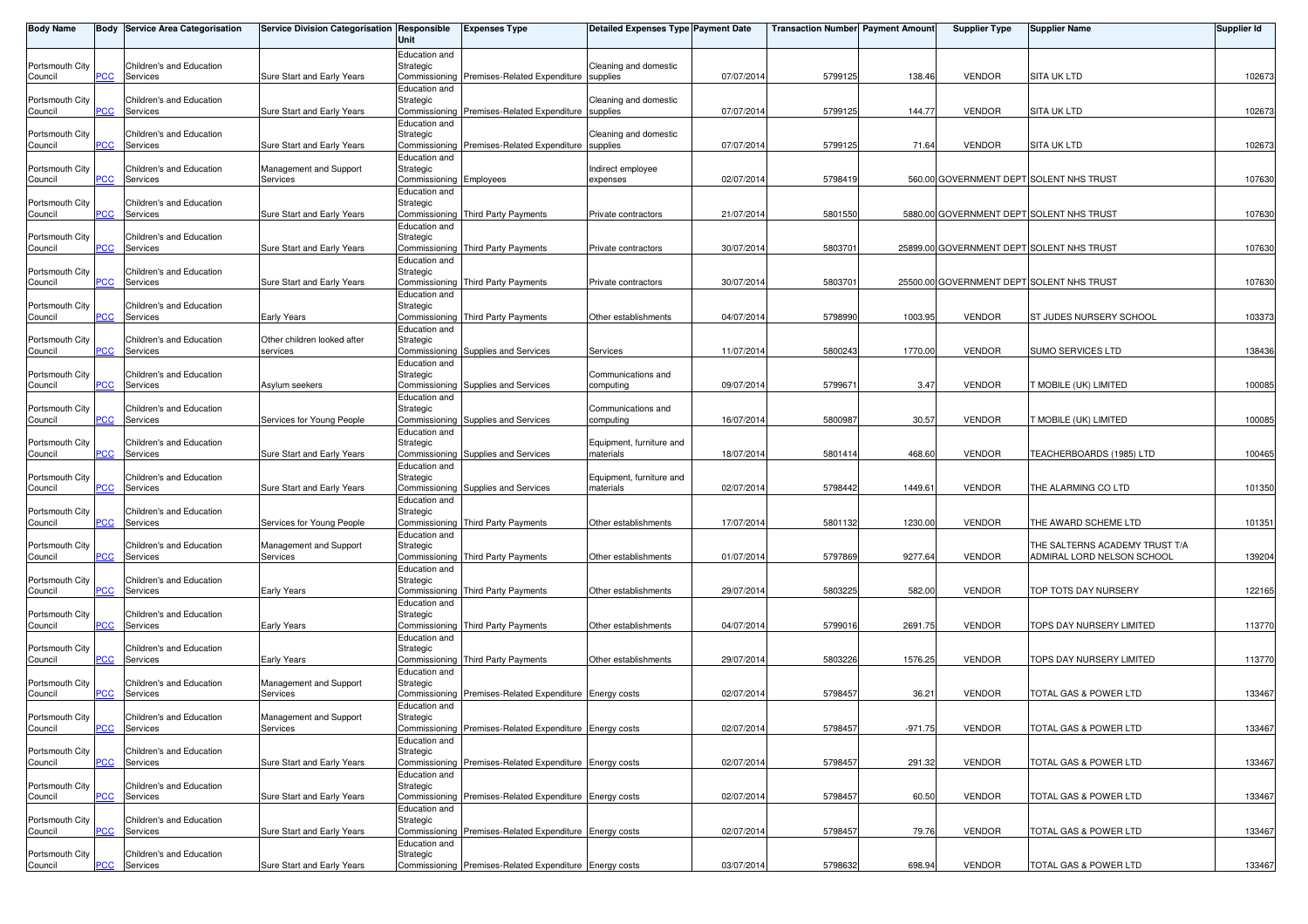| Body Name | Body | Service Area Categorisation | Service Division Categorisation | Responsible Unit | Expenses Type | Detailed Expenses Type | Payment Date | Transaction Number | Payment Amount | Supplier Type | Supplier Name | Supplier Id |
|---|---|---|---|---|---|---|---|---|---|---|---|---|
| Portsmouth City Council | PCC | Children's and Education Services | Sure Start and Early Years | Education and Strategic Commissioning | Premises-Related Expenditure | Cleaning and domestic supplies | 07/07/2014 | 5799125 | 138.46 | VENDOR | SITA UK LTD | 102673 |
| Portsmouth City Council | PCC | Children's and Education Services | Sure Start and Early Years | Education and Strategic Commissioning | Premises-Related Expenditure | Cleaning and domestic supplies | 07/07/2014 | 5799125 | 144.77 | VENDOR | SITA UK LTD | 102673 |
| Portsmouth City Council | PCC | Children's and Education Services | Sure Start and Early Years | Education and Strategic Commissioning | Premises-Related Expenditure | Cleaning and domestic supplies | 07/07/2014 | 5799125 | 71.64 | VENDOR | SITA UK LTD | 102673 |
| Portsmouth City Council | PCC | Children's and Education Services | Management and Support Services | Education and Strategic Commissioning | Employees | Indirect employee expenses | 02/07/2014 | 5798419 | 560.00 | GOVERNMENT DEPT | SOLENT NHS TRUST | 107630 |
| Portsmouth City Council | PCC | Children's and Education Services | Sure Start and Early Years | Education and Strategic Commissioning | Third Party Payments | Private contractors | 21/07/2014 | 5801550 | 5880.00 | GOVERNMENT DEPT | SOLENT NHS TRUST | 107630 |
| Portsmouth City Council | PCC | Children's and Education Services | Sure Start and Early Years | Education and Strategic Commissioning | Third Party Payments | Private contractors | 30/07/2014 | 5803701 | 25899.00 | GOVERNMENT DEPT | SOLENT NHS TRUST | 107630 |
| Portsmouth City Council | PCC | Children's and Education Services | Sure Start and Early Years | Education and Strategic Commissioning | Third Party Payments | Private contractors | 30/07/2014 | 5803701 | 25500.00 | GOVERNMENT DEPT | SOLENT NHS TRUST | 107630 |
| Portsmouth City Council | PCC | Children's and Education Services | Early Years | Education and Strategic Commissioning | Third Party Payments | Other establishments | 04/07/2014 | 5798990 | 1003.95 | VENDOR | ST JUDES NURSERY SCHOOL | 103373 |
| Portsmouth City Council | PCC | Children's and Education Services | Other children looked after services | Education and Strategic Commissioning | Supplies and Services | Services | 11/07/2014 | 5800243 | 1770.00 | VENDOR | SUMO SERVICES LTD | 138436 |
| Portsmouth City Council | PCC | Children's and Education Services | Asylum seekers | Education and Strategic Commissioning | Supplies and Services | Communications and computing | 09/07/2014 | 5799671 | 3.47 | VENDOR | T MOBILE (UK) LIMITED | 100085 |
| Portsmouth City Council | PCC | Children's and Education Services | Services for Young People | Education and Strategic Commissioning | Supplies and Services | Communications and computing | 16/07/2014 | 5800987 | 30.57 | VENDOR | T MOBILE (UK) LIMITED | 100085 |
| Portsmouth City Council | PCC | Children's and Education Services | Sure Start and Early Years | Education and Strategic Commissioning | Supplies and Services | Equipment, furniture and materials | 18/07/2014 | 5801414 | 468.60 | VENDOR | TEACHERBOARDS (1985) LTD | 100465 |
| Portsmouth City Council | PCC | Children's and Education Services | Sure Start and Early Years | Education and Strategic Commissioning | Supplies and Services | Equipment, furniture and materials | 02/07/2014 | 5798442 | 1449.61 | VENDOR | THE ALARMING CO LTD | 101350 |
| Portsmouth City Council | PCC | Children's and Education Services | Services for Young People | Education and Strategic Commissioning | Third Party Payments | Other establishments | 17/07/2014 | 5801132 | 1230.00 | VENDOR | THE AWARD SCHEME LTD | 101351 |
| Portsmouth City Council | PCC | Children's and Education Services | Management and Support Services | Education and Strategic Commissioning | Third Party Payments | Other establishments | 01/07/2014 | 5797869 | 9277.64 | VENDOR | THE SALTERNS ACADEMY TRUST T/A ADMIRAL LORD NELSON SCHOOL | 139204 |
| Portsmouth City Council | PCC | Children's and Education Services | Early Years | Education and Strategic Commissioning | Third Party Payments | Other establishments | 29/07/2014 | 5803225 | 582.00 | VENDOR | TOP TOTS DAY NURSERY | 122165 |
| Portsmouth City Council | PCC | Children's and Education Services | Early Years | Education and Strategic Commissioning | Third Party Payments | Other establishments | 04/07/2014 | 5799016 | 2691.75 | VENDOR | TOPS DAY NURSERY LIMITED | 113770 |
| Portsmouth City Council | PCC | Children's and Education Services | Early Years | Education and Strategic Commissioning | Third Party Payments | Other establishments | 29/07/2014 | 5803226 | 1576.25 | VENDOR | TOPS DAY NURSERY LIMITED | 113770 |
| Portsmouth City Council | PCC | Children's and Education Services | Management and Support Services | Education and Strategic Commissioning | Premises-Related Expenditure | Energy costs | 02/07/2014 | 5798457 | 36.21 | VENDOR | TOTAL GAS & POWER LTD | 133467 |
| Portsmouth City Council | PCC | Children's and Education Services | Management and Support Services | Education and Strategic Commissioning | Premises-Related Expenditure | Energy costs | 02/07/2014 | 5798457 | -971.75 | VENDOR | TOTAL GAS & POWER LTD | 133467 |
| Portsmouth City Council | PCC | Children's and Education Services | Sure Start and Early Years | Education and Strategic Commissioning | Premises-Related Expenditure | Energy costs | 02/07/2014 | 5798457 | 291.32 | VENDOR | TOTAL GAS & POWER LTD | 133467 |
| Portsmouth City Council | PCC | Children's and Education Services | Sure Start and Early Years | Education and Strategic Commissioning | Premises-Related Expenditure | Energy costs | 02/07/2014 | 5798457 | 60.50 | VENDOR | TOTAL GAS & POWER LTD | 133467 |
| Portsmouth City Council | PCC | Children's and Education Services | Sure Start and Early Years | Education and Strategic Commissioning | Premises-Related Expenditure | Energy costs | 02/07/2014 | 5798457 | 79.76 | VENDOR | TOTAL GAS & POWER LTD | 133467 |
| Portsmouth City Council | PCC | Children's and Education Services | Sure Start and Early Years | Education and Strategic Commissioning | Premises-Related Expenditure | Energy costs | 03/07/2014 | 5798632 | 698.94 | VENDOR | TOTAL GAS & POWER LTD | 133467 |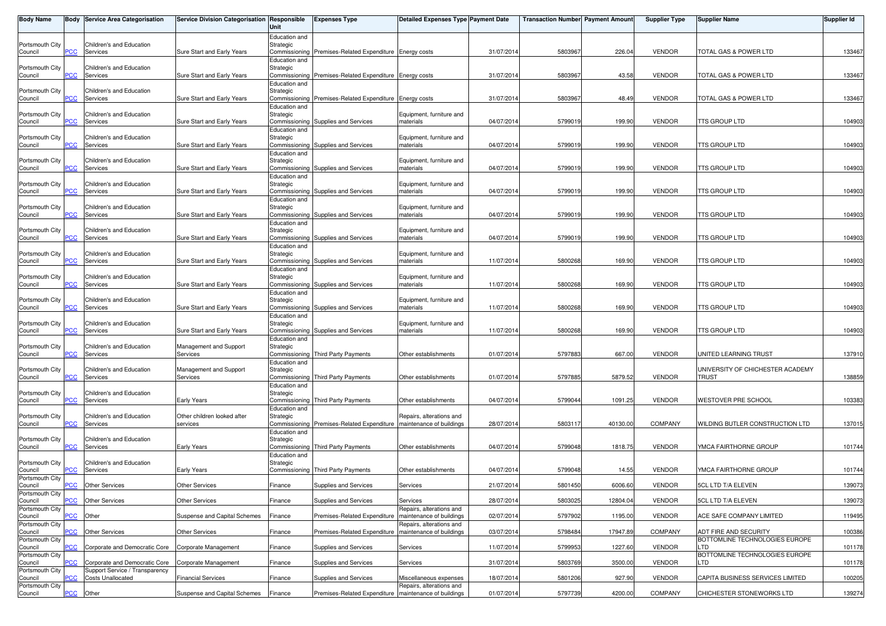| Body Name | Body | Service Area Categorisation | Service Division Categorisation | Responsible Unit | Expenses Type | Detailed Expenses Type | Payment Date | Transaction Number | Payment Amount | Supplier Type | Supplier Name | Supplier Id |
|---|---|---|---|---|---|---|---|---|---|---|---|---|
| Portsmouth City Council | PCC | Children's and Education Services | Sure Start and Early Years | Education and Strategic Commissioning | Premises-Related Expenditure | Energy costs | 31/07/2014 | 5803967 | 226.04 | VENDOR | TOTAL GAS & POWER LTD | 133467 |
| Portsmouth City Council | PCC | Children's and Education Services | Sure Start and Early Years | Education and Strategic Commissioning | Premises-Related Expenditure | Energy costs | 31/07/2014 | 5803967 | 43.58 | VENDOR | TOTAL GAS & POWER LTD | 133467 |
| Portsmouth City Council | PCC | Children's and Education Services | Sure Start and Early Years | Education and Strategic Commissioning | Premises-Related Expenditure | Energy costs | 31/07/2014 | 5803967 | 48.49 | VENDOR | TOTAL GAS & POWER LTD | 133467 |
| Portsmouth City Council | PCC | Children's and Education Services | Sure Start and Early Years | Education and Strategic Commissioning | Supplies and Services | Equipment, furniture and materials | 04/07/2014 | 5799019 | 199.90 | VENDOR | TTS GROUP LTD | 104903 |
| Portsmouth City Council | PCC | Children's and Education Services | Sure Start and Early Years | Education and Strategic Commissioning | Supplies and Services | Equipment, furniture and materials | 04/07/2014 | 5799019 | 199.90 | VENDOR | TTS GROUP LTD | 104903 |
| Portsmouth City Council | PCC | Children's and Education Services | Sure Start and Early Years | Education and Strategic Commissioning | Supplies and Services | Equipment, furniture and materials | 04/07/2014 | 5799019 | 199.90 | VENDOR | TTS GROUP LTD | 104903 |
| Portsmouth City Council | PCC | Children's and Education Services | Sure Start and Early Years | Education and Strategic Commissioning | Supplies and Services | Equipment, furniture and materials | 04/07/2014 | 5799019 | 199.90 | VENDOR | TTS GROUP LTD | 104903 |
| Portsmouth City Council | PCC | Children's and Education Services | Sure Start and Early Years | Education and Strategic Commissioning | Supplies and Services | Equipment, furniture and materials | 04/07/2014 | 5799019 | 199.90 | VENDOR | TTS GROUP LTD | 104903 |
| Portsmouth City Council | PCC | Children's and Education Services | Sure Start and Early Years | Education and Strategic Commissioning | Supplies and Services | Equipment, furniture and materials | 04/07/2014 | 5799019 | 199.90 | VENDOR | TTS GROUP LTD | 104903 |
| Portsmouth City Council | PCC | Children's and Education Services | Sure Start and Early Years | Education and Strategic Commissioning | Supplies and Services | Equipment, furniture and materials | 11/07/2014 | 5800268 | 169.90 | VENDOR | TTS GROUP LTD | 104903 |
| Portsmouth City Council | PCC | Children's and Education Services | Sure Start and Early Years | Education and Strategic Commissioning | Supplies and Services | Equipment, furniture and materials | 11/07/2014 | 5800268 | 169.90 | VENDOR | TTS GROUP LTD | 104903 |
| Portsmouth City Council | PCC | Children's and Education Services | Sure Start and Early Years | Education and Strategic Commissioning | Supplies and Services | Equipment, furniture and materials | 11/07/2014 | 5800268 | 169.90 | VENDOR | TTS GROUP LTD | 104903 |
| Portsmouth City Council | PCC | Children's and Education Services | Sure Start and Early Years | Education and Strategic Commissioning | Supplies and Services | Equipment, furniture and materials | 11/07/2014 | 5800268 | 169.90 | VENDOR | TTS GROUP LTD | 104903 |
| Portsmouth City Council | PCC | Children's and Education Services | Management and Support Services | Education and Strategic Commissioning | Third Party Payments | Other establishments | 01/07/2014 | 5797883 | 667.00 | VENDOR | UNITED LEARNING TRUST | 137910 |
| Portsmouth City Council | PCC | Children's and Education Services | Management and Support Services | Education and Strategic Commissioning | Third Party Payments | Other establishments | 01/07/2014 | 5797885 | 5879.52 | VENDOR | UNIVERSITY OF CHICHESTER ACADEMY TRUST | 138859 |
| Portsmouth City Council | PCC | Children's and Education Services | Early Years | Education and Strategic Commissioning | Third Party Payments | Other establishments | 04/07/2014 | 5799044 | 1091.25 | VENDOR | WESTOVER PRE SCHOOL | 103383 |
| Portsmouth City Council | PCC | Children's and Education Services | Other children looked after services | Education and Strategic Commissioning | Premises-Related Expenditure | Repairs, alterations and maintenance of buildings | 28/07/2014 | 5803117 | 40130.00 | COMPANY | WILDING BUTLER CONSTRUCTION LTD | 137015 |
| Portsmouth City Council | PCC | Children's and Education Services | Early Years | Education and Strategic Commissioning | Third Party Payments | Other establishments | 04/07/2014 | 5799048 | 1818.75 | VENDOR | YMCA FAIRTHORNE GROUP | 101744 |
| Portsmouth City Council | PCC | Children's and Education Services | Early Years | Education and Strategic Commissioning | Third Party Payments | Other establishments | 04/07/2014 | 5799048 | 14.55 | VENDOR | YMCA FAIRTHORNE GROUP | 101744 |
| Portsmouth City Council | PCC | Other Services | Other Services | Finance | Supplies and Services | Services | 21/07/2014 | 5801450 | 6006.60 | VENDOR | 5CL LTD T/A ELEVEN | 139073 |
| Portsmouth City Council | PCC | Other Services | Other Services | Finance | Supplies and Services | Services | 28/07/2014 | 5803025 | 12804.04 | VENDOR | 5CL LTD T/A ELEVEN | 139073 |
| Portsmouth City Council | PCC | Other | Suspense and Capital Schemes | Finance | Premises-Related Expenditure | Repairs, alterations and maintenance of buildings | 02/07/2014 | 5797902 | 1195.00 | VENDOR | ACE SAFE COMPANY LIMITED | 119495 |
| Portsmouth City Council | PCC | Other Services | Other Services | Finance | Premises-Related Expenditure | Repairs, alterations and maintenance of buildings | 03/07/2014 | 5798484 | 17947.89 | COMPANY | ADT FIRE AND SECURITY | 100386 |
| Portsmouth City Council | PCC | Corporate and Democratic Core | Corporate Management | Finance | Supplies and Services | Services | 11/07/2014 | 5799953 | 1227.60 | VENDOR | BOTTOMLINE TECHNOLOGIES EUROPE LTD | 101178 |
| Portsmouth City Council | PCC | Corporate and Democratic Core | Corporate Management | Finance | Supplies and Services | Services | 31/07/2014 | 5803769 | 3500.00 | VENDOR | BOTTOMLINE TECHNOLOGIES EUROPE LTD | 101178 |
| Portsmouth City Council | PCC | Support Service / Transparency Costs Unallocated | Financial Services | Finance | Supplies and Services | Miscellaneous expenses | 18/07/2014 | 5801206 | 927.90 | VENDOR | CAPITA BUSINESS SERVICES LIMITED | 100205 |
| Portsmouth City Council | PCC | Other | Suspense and Capital Schemes | Finance | Premises-Related Expenditure | Repairs, alterations and maintenance of buildings | 01/07/2014 | 5797739 | 4200.00 | COMPANY | CHICHESTER STONEWORKS LTD | 139274 |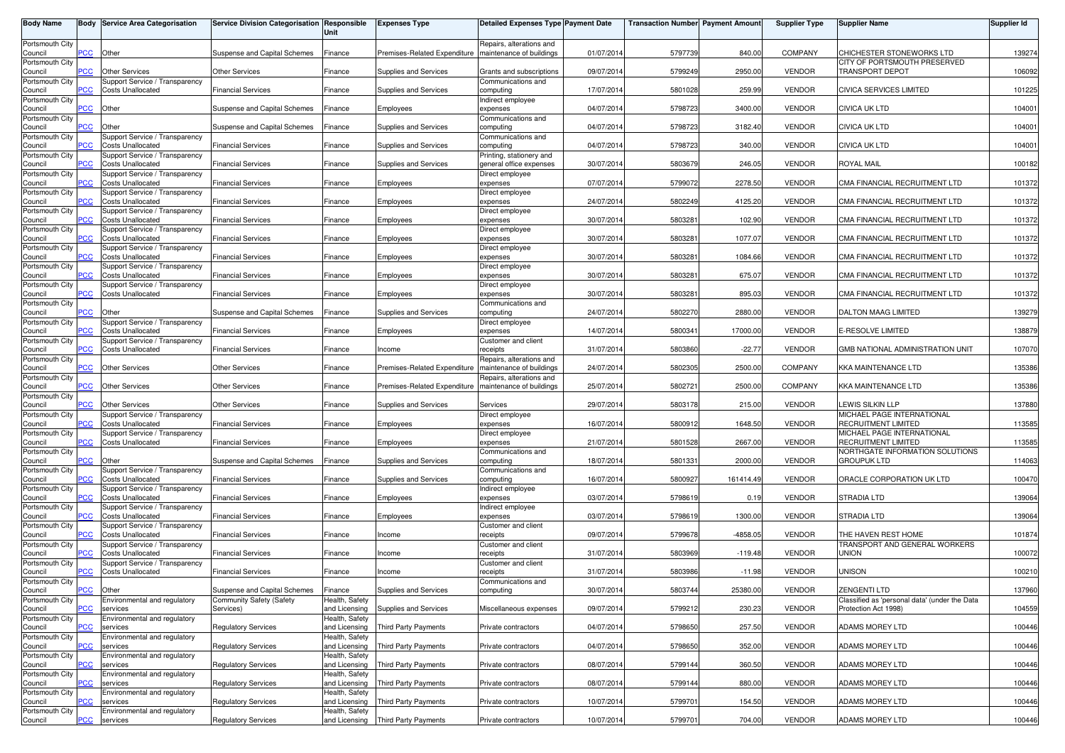| Body Name | Body | Service Area Categorisation | Service Division Categorisation | Responsible Unit | Expenses Type | Detailed Expenses Type | Payment Date | Transaction Number | Payment Amount | Supplier Type | Supplier Name | Supplier Id |
|---|---|---|---|---|---|---|---|---|---|---|---|---|
| Portsmouth City Council | PCC | Other | Suspense and Capital Schemes | Finance | Premises-Related Expenditure | Repairs, alterations and maintenance of buildings | 01/07/2014 | 5797739 | 840.00 | COMPANY | CHICHESTER STONEWORKS LTD | 139274 |
| Portsmouth City Council | PCC | Other Services | Other Services | Finance | Supplies and Services | Grants and subscriptions | 09/07/2014 | 5799249 | 2950.00 | VENDOR | CITY OF PORTSMOUTH PRESERVED TRANSPORT DEPOT | 106092 |
| Portsmouth City Council | PCC | Support Service / Transparency Costs Unallocated | Financial Services | Finance | Supplies and Services | Communications and computing | 17/07/2014 | 5801028 | 259.99 | VENDOR | CIVICA SERVICES LIMITED | 101225 |
| Portsmouth City Council | PCC | Other | Suspense and Capital Schemes | Finance | Employees | Indirect employee expenses | 04/07/2014 | 5798723 | 3400.00 | VENDOR | CIVICA UK LTD | 104001 |
| Portsmouth City Council | PCC | Other | Suspense and Capital Schemes | Finance | Supplies and Services | Communications and computing | 04/07/2014 | 5798723 | 3182.40 | VENDOR | CIVICA UK LTD | 104001 |
| Portsmouth City Council | PCC | Support Service / Transparency Costs Unallocated | Financial Services | Finance | Supplies and Services | Communications and computing | 04/07/2014 | 5798723 | 340.00 | VENDOR | CIVICA UK LTD | 104001 |
| Portsmouth City Council | PCC | Support Service / Transparency Costs Unallocated | Financial Services | Finance | Supplies and Services | Printing, stationery and general office expenses | 30/07/2014 | 5803679 | 246.05 | VENDOR | ROYAL MAIL | 100182 |
| Portsmouth City Council | PCC | Support Service / Transparency Costs Unallocated | Financial Services | Finance | Employees | Direct employee expenses | 07/07/2014 | 5799072 | 2278.50 | VENDOR | CMA FINANCIAL RECRUITMENT LTD | 101372 |
| Portsmouth City Council | PCC | Support Service / Transparency Costs Unallocated | Financial Services | Finance | Employees | Direct employee expenses | 24/07/2014 | 5802249 | 4125.20 | VENDOR | CMA FINANCIAL RECRUITMENT LTD | 101372 |
| Portsmouth City Council | PCC | Support Service / Transparency Costs Unallocated | Financial Services | Finance | Employees | Direct employee expenses | 30/07/2014 | 5803281 | 102.90 | VENDOR | CMA FINANCIAL RECRUITMENT LTD | 101372 |
| Portsmouth City Council | PCC | Support Service / Transparency Costs Unallocated | Financial Services | Finance | Employees | Direct employee expenses | 30/07/2014 | 5803281 | 1077.07 | VENDOR | CMA FINANCIAL RECRUITMENT LTD | 101372 |
| Portsmouth City Council | PCC | Support Service / Transparency Costs Unallocated | Financial Services | Finance | Employees | Direct employee expenses | 30/07/2014 | 5803281 | 1084.66 | VENDOR | CMA FINANCIAL RECRUITMENT LTD | 101372 |
| Portsmouth City Council | PCC | Support Service / Transparency Costs Unallocated | Financial Services | Finance | Employees | Direct employee expenses | 30/07/2014 | 5803281 | 675.07 | VENDOR | CMA FINANCIAL RECRUITMENT LTD | 101372 |
| Portsmouth City Council | PCC | Support Service / Transparency Costs Unallocated | Financial Services | Finance | Employees | Direct employee expenses | 30/07/2014 | 5803281 | 895.03 | VENDOR | CMA FINANCIAL RECRUITMENT LTD | 101372 |
| Portsmouth City Council | PCC | Other | Suspense and Capital Schemes | Finance | Supplies and Services | Communications and computing | 24/07/2014 | 5802270 | 2880.00 | VENDOR | DALTON MAAG LIMITED | 139279 |
| Portsmouth City Council | PCC | Support Service / Transparency Costs Unallocated | Financial Services | Finance | Employees | Direct employee expenses | 14/07/2014 | 5800341 | 17000.00 | VENDOR | E-RESOLVE LIMITED | 138879 |
| Portsmouth City Council | PCC | Support Service / Transparency Costs Unallocated | Financial Services | Finance | Income | Customer and client receipts | 31/07/2014 | 5803860 | -22.77 | VENDOR | GMB NATIONAL ADMINISTRATION UNIT | 107070 |
| Portsmouth City Council | PCC | Other Services | Other Services | Finance | Premises-Related Expenditure | Repairs, alterations and maintenance of buildings | 24/07/2014 | 5802305 | 2500.00 | COMPANY | KKA MAINTENANCE LTD | 135386 |
| Portsmouth City Council | PCC | Other Services | Other Services | Finance | Premises-Related Expenditure | Repairs, alterations and maintenance of buildings | 25/07/2014 | 5802721 | 2500.00 | COMPANY | KKA MAINTENANCE LTD | 135386 |
| Portsmouth City Council | PCC | Other Services | Other Services | Finance | Supplies and Services | Services | 29/07/2014 | 5803178 | 215.00 | VENDOR | LEWIS SILKIN LLP | 137880 |
| Portsmouth City Council | PCC | Support Service / Transparency Costs Unallocated | Financial Services | Finance | Employees | Direct employee expenses | 16/07/2014 | 5800912 | 1648.50 | VENDOR | MICHAEL PAGE INTERNATIONAL RECRUITMENT LIMITED | 113585 |
| Portsmouth City Council | PCC | Support Service / Transparency Costs Unallocated | Financial Services | Finance | Employees | Direct employee expenses | 21/07/2014 | 5801528 | 2667.00 | VENDOR | MICHAEL PAGE INTERNATIONAL RECRUITMENT LIMITED | 113585 |
| Portsmouth City Council | PCC | Other | Suspense and Capital Schemes | Finance | Supplies and Services | Communications and computing | 18/07/2014 | 5801331 | 2000.00 | VENDOR | NORTHGATE INFORMATION SOLUTIONS GROUPUK LTD | 114063 |
| Portsmouth City Council | PCC | Support Service / Transparency Costs Unallocated | Financial Services | Finance | Supplies and Services | Communications and computing | 16/07/2014 | 5800927 | 161414.49 | VENDOR | ORACLE CORPORATION UK LTD | 100470 |
| Portsmouth City Council | PCC | Support Service / Transparency Costs Unallocated | Financial Services | Finance | Employees | Indirect employee expenses | 03/07/2014 | 5798619 | 0.19 | VENDOR | STRADIA LTD | 139064 |
| Portsmouth City Council | PCC | Support Service / Transparency Costs Unallocated | Financial Services | Finance | Employees | Indirect employee expenses | 03/07/2014 | 5798619 | 1300.00 | VENDOR | STRADIA LTD | 139064 |
| Portsmouth City Council | PCC | Support Service / Transparency Costs Unallocated | Financial Services | Finance | Income | Customer and client receipts | 09/07/2014 | 5799678 | -4858.05 | VENDOR | THE HAVEN REST HOME | 101874 |
| Portsmouth City Council | PCC | Support Service / Transparency Costs Unallocated | Financial Services | Finance | Income | Customer and client receipts | 31/07/2014 | 5803969 | -119.48 | VENDOR | TRANSPORT AND GENERAL WORKERS UNION | 100072 |
| Portsmouth City Council | PCC | Support Service / Transparency Costs Unallocated | Financial Services | Finance | Income | Customer and client receipts | 31/07/2014 | 5803986 | -11.98 | VENDOR | UNISON | 100210 |
| Portsmouth City Council | PCC | Other | Suspense and Capital Schemes | Finance | Supplies and Services | Communications and computing | 30/07/2014 | 5803744 | 25380.00 | VENDOR | ZENGENTI LTD | 137960 |
| Portsmouth City Council | PCC | Environmental and regulatory services | Community Safety (Safety Services) | Health, Safety and Licensing | Supplies and Services | Miscellaneous expenses | 09/07/2014 | 5799212 | 230.23 | VENDOR | Classified as 'personal data' (under the Data Protection Act 1998) | 104559 |
| Portsmouth City Council | PCC | Environmental and regulatory services | Regulatory Services | Health, Safety and Licensing | Third Party Payments | Private contractors | 04/07/2014 | 5798650 | 257.50 | VENDOR | ADAMS MOREY LTD | 100446 |
| Portsmouth City Council | PCC | Environmental and regulatory services | Regulatory Services | Health, Safety and Licensing | Third Party Payments | Private contractors | 04/07/2014 | 5798650 | 352.00 | VENDOR | ADAMS MOREY LTD | 100446 |
| Portsmouth City Council | PCC | Environmental and regulatory services | Regulatory Services | Health, Safety and Licensing | Third Party Payments | Private contractors | 08/07/2014 | 5799144 | 360.50 | VENDOR | ADAMS MOREY LTD | 100446 |
| Portsmouth City Council | PCC | Environmental and regulatory services | Regulatory Services | Health, Safety and Licensing | Third Party Payments | Private contractors | 08/07/2014 | 5799144 | 880.00 | VENDOR | ADAMS MOREY LTD | 100446 |
| Portsmouth City Council | PCC | Environmental and regulatory services | Regulatory Services | Health, Safety and Licensing | Third Party Payments | Private contractors | 10/07/2014 | 5799701 | 154.50 | VENDOR | ADAMS MOREY LTD | 100446 |
| Portsmouth City Council | PCC | Environmental and regulatory services | Regulatory Services | Health, Safety and Licensing | Third Party Payments | Private contractors | 10/07/2014 | 5799701 | 704.00 | VENDOR | ADAMS MOREY LTD | 100446 |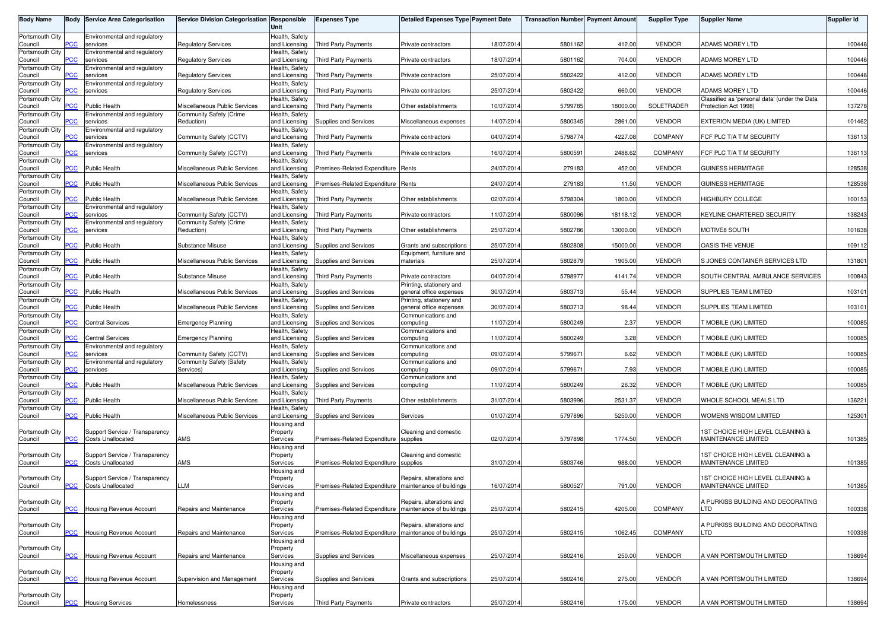| Body Name | Body | Service Area Categorisation | Service Division Categorisation | Responsible Unit | Expenses Type | Detailed Expenses Type | Payment Date | Transaction Number | Payment Amount | Supplier Type | Supplier Name | Supplier Id |
|---|---|---|---|---|---|---|---|---|---|---|---|---|
| Portsmouth City Council | PCC | Environmental and regulatory services | Regulatory Services | Health, Safety and Licensing | Third Party Payments | Private contractors | 18/07/2014 | 5801162 | 412.00 | VENDOR | ADAMS MOREY LTD | 100446 |
| Portsmouth City Council | PCC | Environmental and regulatory services | Regulatory Services | Health, Safety and Licensing | Third Party Payments | Private contractors | 18/07/2014 | 5801162 | 704.00 | VENDOR | ADAMS MOREY LTD | 100446 |
| Portsmouth City Council | PCC | Environmental and regulatory services | Regulatory Services | Health, Safety and Licensing | Third Party Payments | Private contractors | 25/07/2014 | 5802422 | 412.00 | VENDOR | ADAMS MOREY LTD | 100446 |
| Portsmouth City Council | PCC | Environmental and regulatory services | Regulatory Services | Health, Safety and Licensing | Third Party Payments | Private contractors | 25/07/2014 | 5802422 | 660.00 | VENDOR | ADAMS MOREY LTD | 100446 |
| Portsmouth City Council | PCC | Public Health | Miscellaneous Public Services | Health, Safety and Licensing | Third Party Payments | Other establishments | 10/07/2014 | 5799785 | 18000.00 | SOLETRADER | Classified as 'personal data' (under the Data Protection Act 1998) | 137278 |
| Portsmouth City Council | PCC | Environmental and regulatory services | Community Safety (Crime Reduction) | Health, Safety and Licensing | Supplies and Services | Miscellaneous expenses | 14/07/2014 | 5800345 | 2861.00 | VENDOR | EXTERION MEDIA (UK) LIMITED | 101462 |
| Portsmouth City Council | PCC | Environmental and regulatory services | Community Safety (CCTV) | Health, Safety and Licensing | Third Party Payments | Private contractors | 04/07/2014 | 5798774 | 4227.08 | COMPANY | FCF PLC T/A T M SECURITY | 136113 |
| Portsmouth City Council | PCC | Environmental and regulatory services | Community Safety (CCTV) | Health, Safety and Licensing | Third Party Payments | Private contractors | 16/07/2014 | 5800591 | 2488.62 | COMPANY | FCF PLC T/A T M SECURITY | 136113 |
| Portsmouth City Council | PCC | Public Health | Miscellaneous Public Services | Health, Safety and Licensing | Premises-Related Expenditure | Rents | 24/07/2014 | 279183 | 452.00 | VENDOR | GUINESS HERMITAGE | 128538 |
| Portsmouth City Council | PCC | Public Health | Miscellaneous Public Services | Health, Safety and Licensing | Premises-Related Expenditure | Rents | 24/07/2014 | 279183 | 11.50 | VENDOR | GUINESS HERMITAGE | 128538 |
| Portsmouth City Council | PCC | Public Health | Miscellaneous Public Services | Health, Safety and Licensing | Third Party Payments | Other establishments | 02/07/2014 | 5798304 | 1800.00 | VENDOR | HIGHBURY COLLEGE | 100153 |
| Portsmouth City Council | PCC | Environmental and regulatory services | Community Safety (CCTV) | Health, Safety and Licensing | Third Party Payments | Private contractors | 11/07/2014 | 5800096 | 18118.12 | VENDOR | KEYLINE CHARTERED SECURITY | 138243 |
| Portsmouth City Council | PCC | Environmental and regulatory services | Community Safety (Crime Reduction) | Health, Safety and Licensing | Third Party Payments | Other establishments | 25/07/2014 | 5802786 | 13000.00 | VENDOR | MOTIVE8 SOUTH | 101638 |
| Portsmouth City Council | PCC | Public Health | Substance Misuse | Health, Safety and Licensing | Supplies and Services | Grants and subscriptions | 25/07/2014 | 5802808 | 15000.00 | VENDOR | OASIS THE VENUE | 109112 |
| Portsmouth City Council | PCC | Public Health | Miscellaneous Public Services | Health, Safety and Licensing | Supplies and Services | Equipment, furniture and materials | 25/07/2014 | 5802879 | 1905.00 | VENDOR | S JONES CONTAINER SERVICES LTD | 131801 |
| Portsmouth City Council | PCC | Public Health | Substance Misuse | Health, Safety and Licensing | Third Party Payments | Private contractors | 04/07/2014 | 5798977 | 4141.74 | VENDOR | SOUTH CENTRAL AMBULANCE SERVICES | 100843 |
| Portsmouth City Council | PCC | Public Health | Miscellaneous Public Services | Health, Safety and Licensing | Supplies and Services | Printing, stationery and general office expenses | 30/07/2014 | 5803713 | 55.44 | VENDOR | SUPPLIES TEAM LIMITED | 103101 |
| Portsmouth City Council | PCC | Public Health | Miscellaneous Public Services | Health, Safety and Licensing | Supplies and Services | Printing, stationery and general office expenses | 30/07/2014 | 5803713 | 98.44 | VENDOR | SUPPLIES TEAM LIMITED | 103101 |
| Portsmouth City Council | PCC | Central Services | Emergency Planning | Health, Safety and Licensing | Supplies and Services | Communications and computing | 11/07/2014 | 5800249 | 2.37 | VENDOR | T MOBILE (UK) LIMITED | 100085 |
| Portsmouth City Council | PCC | Central Services | Emergency Planning | Health, Safety and Licensing | Supplies and Services | Communications and computing | 11/07/2014 | 5800249 | 3.28 | VENDOR | T MOBILE (UK) LIMITED | 100085 |
| Portsmouth City Council | PCC | Environmental and regulatory services | Community Safety (CCTV) | Health, Safety and Licensing | Supplies and Services | Communications and computing | 09/07/2014 | 5799671 | 6.62 | VENDOR | T MOBILE (UK) LIMITED | 100085 |
| Portsmouth City Council | PCC | Environmental and regulatory services | Community Safety (Safety Services) | Health, Safety and Licensing | Supplies and Services | Communications and computing | 09/07/2014 | 5799671 | 7.93 | VENDOR | T MOBILE (UK) LIMITED | 100085 |
| Portsmouth City Council | PCC | Public Health | Miscellaneous Public Services | Health, Safety and Licensing | Supplies and Services | Communications and computing | 11/07/2014 | 5800249 | 26.32 | VENDOR | T MOBILE (UK) LIMITED | 100085 |
| Portsmouth City Council | PCC | Public Health | Miscellaneous Public Services | Health, Safety and Licensing | Third Party Payments | Other establishments | 31/07/2014 | 5803996 | 2531.37 | VENDOR | WHOLE SCHOOL MEALS LTD | 136221 |
| Portsmouth City Council | PCC | Public Health | Miscellaneous Public Services | Health, Safety and Licensing | Supplies and Services | Services | 01/07/2014 | 5797896 | 5250.00 | VENDOR | WOMENS WISDOM LIMITED | 125301 |
| Portsmouth City Council | PCC | Support Service / Transparency Costs Unallocated | AMS | Housing and Property Services | Premises-Related Expenditure | Cleaning and domestic supplies | 02/07/2014 | 5797898 | 1774.50 | VENDOR | 1ST CHOICE HIGH LEVEL CLEANING & MAINTENANCE LIMITED | 101385 |
| Portsmouth City Council | PCC | Support Service / Transparency Costs Unallocated | AMS | Housing and Property Services | Premises-Related Expenditure | Cleaning and domestic supplies | 31/07/2014 | 5803746 | 988.00 | VENDOR | 1ST CHOICE HIGH LEVEL CLEANING & MAINTENANCE LIMITED | 101385 |
| Portsmouth City Council | PCC | Support Service / Transparency Costs Unallocated | LLM | Housing and Property Services | Premises-Related Expenditure | Repairs, alterations and maintenance of buildings | 16/07/2014 | 5800527 | 791.00 | VENDOR | 1ST CHOICE HIGH LEVEL CLEANING & MAINTENANCE LIMITED | 101385 |
| Portsmouth City Council | PCC | Housing Revenue Account | Repairs and Maintenance | Housing and Property Services | Premises-Related Expenditure | Repairs, alterations and maintenance of buildings | 25/07/2014 | 5802415 | 4205.00 | COMPANY | A PURKISS BUILDING AND DECORATING LTD | 100338 |
| Portsmouth City Council | PCC | Housing Revenue Account | Repairs and Maintenance | Housing and Property Services | Premises-Related Expenditure | Repairs, alterations and maintenance of buildings | 25/07/2014 | 5802415 | 1062.45 | COMPANY | A PURKISS BUILDING AND DECORATING LTD | 100338 |
| Portsmouth City Council | PCC | Housing Revenue Account | Repairs and Maintenance | Housing and Property Services | Supplies and Services | Miscellaneous expenses | 25/07/2014 | 5802416 | 250.00 | VENDOR | A VAN PORTSMOUTH LIMITED | 138694 |
| Portsmouth City Council | PCC | Housing Revenue Account | Supervision and Management | Housing and Property Services | Supplies and Services | Grants and subscriptions | 25/07/2014 | 5802416 | 275.00 | VENDOR | A VAN PORTSMOUTH LIMITED | 138694 |
| Portsmouth City Council | PCC | Housing Services | Homelessness | Housing and Property Services | Third Party Payments | Private contractors | 25/07/2014 | 5802416 | 175.00 | VENDOR | A VAN PORTSMOUTH LIMITED | 138694 |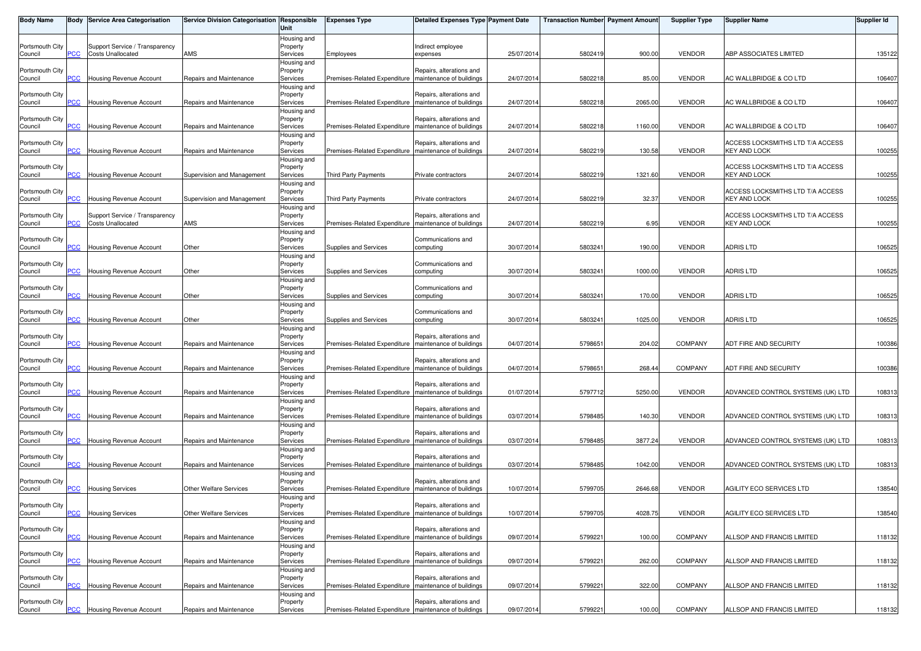| Body Name | Body | Service Area Categorisation | Service Division Categorisation | Responsible Unit | Expenses Type | Detailed Expenses Type | Payment Date | Transaction Number | Payment Amount | Supplier Type | Supplier Name | Supplier Id |
|---|---|---|---|---|---|---|---|---|---|---|---|---|
| Portsmouth City Council | PCC | Support Service / Transparency Costs Unallocated | AMS | Housing and Property Services | Employees | Indirect employee expenses | 25/07/2014 | 5802419 | 900.00 | VENDOR | ABP ASSOCIATES LIMITED | 135122 |
| Portsmouth City Council | PCC | Housing Revenue Account | Repairs and Maintenance | Housing and Property Services | Premises-Related Expenditure | Repairs, alterations and maintenance of buildings | 24/07/2014 | 5802218 | 85.00 | VENDOR | AC WALLBRIDGE & CO LTD | 106407 |
| Portsmouth City Council | PCC | Housing Revenue Account | Repairs and Maintenance | Housing and Property Services | Premises-Related Expenditure | Repairs, alterations and maintenance of buildings | 24/07/2014 | 5802218 | 2065.00 | VENDOR | AC WALLBRIDGE & CO LTD | 106407 |
| Portsmouth City Council | PCC | Housing Revenue Account | Repairs and Maintenance | Housing and Property Services | Premises-Related Expenditure | Repairs, alterations and maintenance of buildings | 24/07/2014 | 5802218 | 1160.00 | VENDOR | AC WALLBRIDGE & CO LTD | 106407 |
| Portsmouth City Council | PCC | Housing Revenue Account | Repairs and Maintenance | Housing and Property Services | Premises-Related Expenditure | Repairs, alterations and maintenance of buildings | 24/07/2014 | 5802219 | 130.58 | VENDOR | ACCESS LOCKSMITHS LTD T/A ACCESS KEY AND LOCK | 100255 |
| Portsmouth City Council | PCC | Housing Revenue Account | Supervision and Management | Housing and Property Services | Third Party Payments | Private contractors | 24/07/2014 | 5802219 | 1321.60 | VENDOR | ACCESS LOCKSMITHS LTD T/A ACCESS KEY AND LOCK | 100255 |
| Portsmouth City Council | PCC | Housing Revenue Account | Supervision and Management | Housing and Property Services | Third Party Payments | Private contractors | 24/07/2014 | 5802219 | 32.37 | VENDOR | ACCESS LOCKSMITHS LTD T/A ACCESS KEY AND LOCK | 100255 |
| Portsmouth City Council | PCC | Support Service / Transparency Costs Unallocated | AMS | Housing and Property Services | Premises-Related Expenditure | Repairs, alterations and maintenance of buildings | 24/07/2014 | 5802219 | 6.95 | VENDOR | ACCESS LOCKSMITHS LTD T/A ACCESS KEY AND LOCK | 100255 |
| Portsmouth City Council | PCC | Housing Revenue Account | Other | Housing and Property Services | Supplies and Services | Communications and computing | 30/07/2014 | 5803241 | 190.00 | VENDOR | ADRIS LTD | 106525 |
| Portsmouth City Council | PCC | Housing Revenue Account | Other | Housing and Property Services | Supplies and Services | Communications and computing | 30/07/2014 | 5803241 | 1000.00 | VENDOR | ADRIS LTD | 106525 |
| Portsmouth City Council | PCC | Housing Revenue Account | Other | Housing and Property Services | Supplies and Services | Communications and computing | 30/07/2014 | 5803241 | 170.00 | VENDOR | ADRIS LTD | 106525 |
| Portsmouth City Council | PCC | Housing Revenue Account | Other | Housing and Property Services | Supplies and Services | Communications and computing | 30/07/2014 | 5803241 | 1025.00 | VENDOR | ADRIS LTD | 106525 |
| Portsmouth City Council | PCC | Housing Revenue Account | Repairs and Maintenance | Housing and Property Services | Premises-Related Expenditure | Repairs, alterations and maintenance of buildings | 04/07/2014 | 5798651 | 204.02 | COMPANY | ADT FIRE AND SECURITY | 100386 |
| Portsmouth City Council | PCC | Housing Revenue Account | Repairs and Maintenance | Housing and Property Services | Premises-Related Expenditure | Repairs, alterations and maintenance of buildings | 04/07/2014 | 5798651 | 268.44 | COMPANY | ADT FIRE AND SECURITY | 100386 |
| Portsmouth City Council | PCC | Housing Revenue Account | Repairs and Maintenance | Housing and Property Services | Premises-Related Expenditure | Repairs, alterations and maintenance of buildings | 01/07/2014 | 5797712 | 5250.00 | VENDOR | ADVANCED CONTROL SYSTEMS (UK) LTD | 108313 |
| Portsmouth City Council | PCC | Housing Revenue Account | Repairs and Maintenance | Housing and Property Services | Premises-Related Expenditure | Repairs, alterations and maintenance of buildings | 03/07/2014 | 5798485 | 140.30 | VENDOR | ADVANCED CONTROL SYSTEMS (UK) LTD | 108313 |
| Portsmouth City Council | PCC | Housing Revenue Account | Repairs and Maintenance | Housing and Property Services | Premises-Related Expenditure | Repairs, alterations and maintenance of buildings | 03/07/2014 | 5798485 | 3877.24 | VENDOR | ADVANCED CONTROL SYSTEMS (UK) LTD | 108313 |
| Portsmouth City Council | PCC | Housing Revenue Account | Repairs and Maintenance | Housing and Property Services | Premises-Related Expenditure | Repairs, alterations and maintenance of buildings | 03/07/2014 | 5798485 | 1042.00 | VENDOR | ADVANCED CONTROL SYSTEMS (UK) LTD | 108313 |
| Portsmouth City Council | PCC | Housing Services | Other Welfare Services | Housing and Property Services | Premises-Related Expenditure | Repairs, alterations and maintenance of buildings | 10/07/2014 | 5799705 | 2646.68 | VENDOR | AGILITY ECO SERVICES LTD | 138540 |
| Portsmouth City Council | PCC | Housing Services | Other Welfare Services | Housing and Property Services | Premises-Related Expenditure | Repairs, alterations and maintenance of buildings | 10/07/2014 | 5799705 | 4028.75 | VENDOR | AGILITY ECO SERVICES LTD | 138540 |
| Portsmouth City Council | PCC | Housing Revenue Account | Repairs and Maintenance | Housing and Property Services | Premises-Related Expenditure | Repairs, alterations and maintenance of buildings | 09/07/2014 | 5799221 | 100.00 | COMPANY | ALLSOP AND FRANCIS LIMITED | 118132 |
| Portsmouth City Council | PCC | Housing Revenue Account | Repairs and Maintenance | Housing and Property Services | Premises-Related Expenditure | Repairs, alterations and maintenance of buildings | 09/07/2014 | 5799221 | 262.00 | COMPANY | ALLSOP AND FRANCIS LIMITED | 118132 |
| Portsmouth City Council | PCC | Housing Revenue Account | Repairs and Maintenance | Housing and Property Services | Premises-Related Expenditure | Repairs, alterations and maintenance of buildings | 09/07/2014 | 5799221 | 322.00 | COMPANY | ALLSOP AND FRANCIS LIMITED | 118132 |
| Portsmouth City Council | PCC | Housing Revenue Account | Repairs and Maintenance | Housing and Property Services | Premises-Related Expenditure | Repairs, alterations and maintenance of buildings | 09/07/2014 | 5799221 | 100.00 | COMPANY | ALLSOP AND FRANCIS LIMITED | 118132 |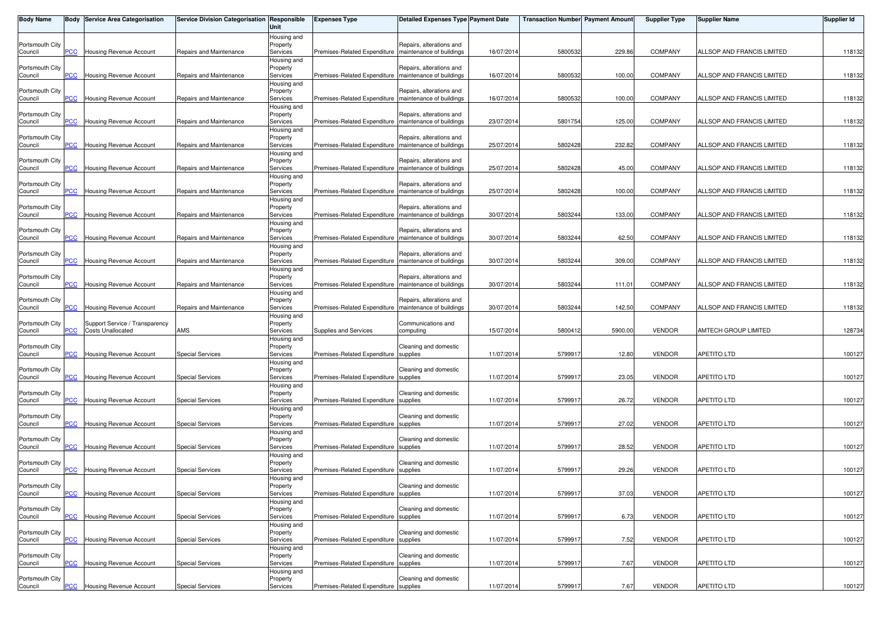| Body Name | Body | Service Area Categorisation | Service Division Categorisation | Responsible Unit | Expenses Type | Detailed Expenses Type | Payment Date | Transaction Number | Payment Amount | Supplier Type | Supplier Name | Supplier Id |
|---|---|---|---|---|---|---|---|---|---|---|---|---|
| Portsmouth City Council | PCC | Housing Revenue Account | Repairs and Maintenance | Housing and Property Services | Premises-Related Expenditure | Repairs, alterations and maintenance of buildings | 16/07/2014 | 5800532 | 229.86 | COMPANY | ALLSOP AND FRANCIS LIMITED | 118132 |
| Portsmouth City Council | PCC | Housing Revenue Account | Repairs and Maintenance | Housing and Property Services | Premises-Related Expenditure | Repairs, alterations and maintenance of buildings | 16/07/2014 | 5800532 | 100.00 | COMPANY | ALLSOP AND FRANCIS LIMITED | 118132 |
| Portsmouth City Council | PCC | Housing Revenue Account | Repairs and Maintenance | Housing and Property Services | Premises-Related Expenditure | Repairs, alterations and maintenance of buildings | 16/07/2014 | 5800532 | 100.00 | COMPANY | ALLSOP AND FRANCIS LIMITED | 118132 |
| Portsmouth City Council | PCC | Housing Revenue Account | Repairs and Maintenance | Housing and Property Services | Premises-Related Expenditure | Repairs, alterations and maintenance of buildings | 23/07/2014 | 5801754 | 125.00 | COMPANY | ALLSOP AND FRANCIS LIMITED | 118132 |
| Portsmouth City Council | PCC | Housing Revenue Account | Repairs and Maintenance | Housing and Property Services | Premises-Related Expenditure | Repairs, alterations and maintenance of buildings | 25/07/2014 | 5802428 | 232.82 | COMPANY | ALLSOP AND FRANCIS LIMITED | 118132 |
| Portsmouth City Council | PCC | Housing Revenue Account | Repairs and Maintenance | Housing and Property Services | Premises-Related Expenditure | Repairs, alterations and maintenance of buildings | 25/07/2014 | 5802428 | 45.00 | COMPANY | ALLSOP AND FRANCIS LIMITED | 118132 |
| Portsmouth City Council | PCC | Housing Revenue Account | Repairs and Maintenance | Housing and Property Services | Premises-Related Expenditure | Repairs, alterations and maintenance of buildings | 25/07/2014 | 5802428 | 100.00 | COMPANY | ALLSOP AND FRANCIS LIMITED | 118132 |
| Portsmouth City Council | PCC | Housing Revenue Account | Repairs and Maintenance | Housing and Property Services | Premises-Related Expenditure | Repairs, alterations and maintenance of buildings | 30/07/2014 | 5803244 | 133.00 | COMPANY | ALLSOP AND FRANCIS LIMITED | 118132 |
| Portsmouth City Council | PCC | Housing Revenue Account | Repairs and Maintenance | Housing and Property Services | Premises-Related Expenditure | Repairs, alterations and maintenance of buildings | 30/07/2014 | 5803244 | 62.50 | COMPANY | ALLSOP AND FRANCIS LIMITED | 118132 |
| Portsmouth City Council | PCC | Housing Revenue Account | Repairs and Maintenance | Housing and Property Services | Premises-Related Expenditure | Repairs, alterations and maintenance of buildings | 30/07/2014 | 5803244 | 309.00 | COMPANY | ALLSOP AND FRANCIS LIMITED | 118132 |
| Portsmouth City Council | PCC | Housing Revenue Account | Repairs and Maintenance | Housing and Property Services | Premises-Related Expenditure | Repairs, alterations and maintenance of buildings | 30/07/2014 | 5803244 | 111.01 | COMPANY | ALLSOP AND FRANCIS LIMITED | 118132 |
| Portsmouth City Council | PCC | Housing Revenue Account | Repairs and Maintenance | Housing and Property Services | Premises-Related Expenditure | Repairs, alterations and maintenance of buildings | 30/07/2014 | 5803244 | 142.50 | COMPANY | ALLSOP AND FRANCIS LIMITED | 118132 |
| Portsmouth City Council | PCC | Support Service / Transparency Costs Unallocated | AMS | Housing and Property Services | Supplies and Services | Communications and computing | 15/07/2014 | 5800412 | 5900.00 | VENDOR | AMTECH GROUP LIMITED | 128734 |
| Portsmouth City Council | PCC | Housing Revenue Account | Special Services | Housing and Property Services | Premises-Related Expenditure | Cleaning and domestic supplies | 11/07/2014 | 5799917 | 12.80 | VENDOR | APETITO LTD | 100127 |
| Portsmouth City Council | PCC | Housing Revenue Account | Special Services | Housing and Property Services | Premises-Related Expenditure | Cleaning and domestic supplies | 11/07/2014 | 5799917 | 23.05 | VENDOR | APETITO LTD | 100127 |
| Portsmouth City Council | PCC | Housing Revenue Account | Special Services | Housing and Property Services | Premises-Related Expenditure | Cleaning and domestic supplies | 11/07/2014 | 5799917 | 26.72 | VENDOR | APETITO LTD | 100127 |
| Portsmouth City Council | PCC | Housing Revenue Account | Special Services | Housing and Property Services | Premises-Related Expenditure | Cleaning and domestic supplies | 11/07/2014 | 5799917 | 27.02 | VENDOR | APETITO LTD | 100127 |
| Portsmouth City Council | PCC | Housing Revenue Account | Special Services | Housing and Property Services | Premises-Related Expenditure | Cleaning and domestic supplies | 11/07/2014 | 5799917 | 28.52 | VENDOR | APETITO LTD | 100127 |
| Portsmouth City Council | PCC | Housing Revenue Account | Special Services | Housing and Property Services | Premises-Related Expenditure | Cleaning and domestic supplies | 11/07/2014 | 5799917 | 29.26 | VENDOR | APETITO LTD | 100127 |
| Portsmouth City Council | PCC | Housing Revenue Account | Special Services | Housing and Property Services | Premises-Related Expenditure | Cleaning and domestic supplies | 11/07/2014 | 5799917 | 37.03 | VENDOR | APETITO LTD | 100127 |
| Portsmouth City Council | PCC | Housing Revenue Account | Special Services | Housing and Property Services | Premises-Related Expenditure | Cleaning and domestic supplies | 11/07/2014 | 5799917 | 6.73 | VENDOR | APETITO LTD | 100127 |
| Portsmouth City Council | PCC | Housing Revenue Account | Special Services | Housing and Property Services | Premises-Related Expenditure | Cleaning and domestic supplies | 11/07/2014 | 5799917 | 7.52 | VENDOR | APETITO LTD | 100127 |
| Portsmouth City Council | PCC | Housing Revenue Account | Special Services | Housing and Property Services | Premises-Related Expenditure | Cleaning and domestic supplies | 11/07/2014 | 5799917 | 7.67 | VENDOR | APETITO LTD | 100127 |
| Portsmouth City Council | PCC | Housing Revenue Account | Special Services | Housing and Property Services | Premises-Related Expenditure | Cleaning and domestic supplies | 11/07/2014 | 5799917 | 7.67 | VENDOR | APETITO LTD | 100127 |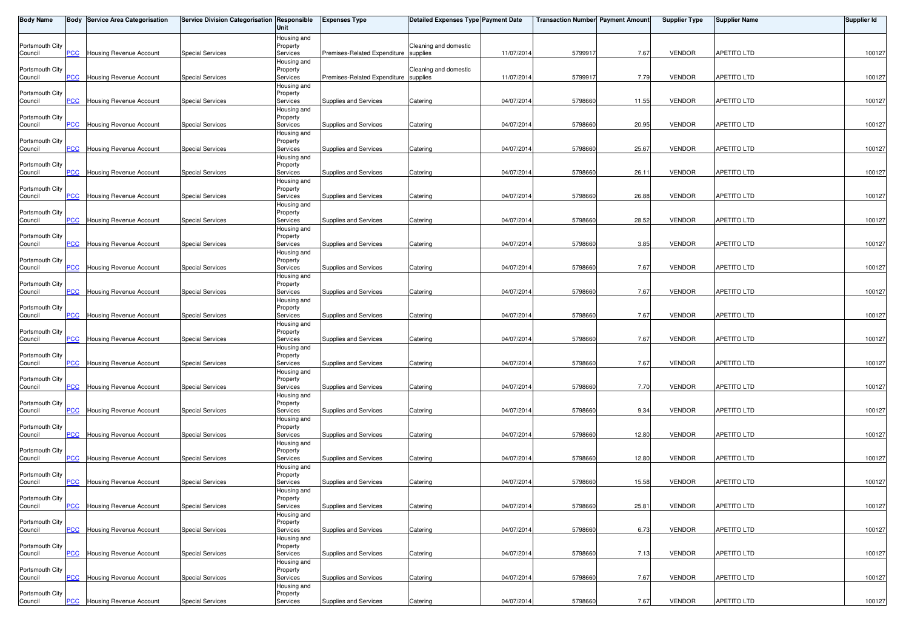| Body Name | Body | Service Area Categorisation | Service Division Categorisation | Responsible Unit | Expenses Type | Detailed Expenses Type | Payment Date | Transaction Number | Payment Amount | Supplier Type | Supplier Name | Supplier Id |
|---|---|---|---|---|---|---|---|---|---|---|---|---|
| Portsmouth City Council | PCC | Housing Revenue Account | Special Services | Housing and Property Services | Premises-Related Expenditure | Cleaning and domestic supplies | 11/07/2014 | 5799917 | 7.67 | VENDOR | APETITO LTD | 100127 |
| Portsmouth City Council | PCC | Housing Revenue Account | Special Services | Housing and Property Services | Premises-Related Expenditure | Cleaning and domestic supplies | 11/07/2014 | 5799917 | 7.79 | VENDOR | APETITO LTD | 100127 |
| Portsmouth City Council | PCC | Housing Revenue Account | Special Services | Housing and Property Services | Supplies and Services | Catering | 04/07/2014 | 5798660 | 11.55 | VENDOR | APETITO LTD | 100127 |
| Portsmouth City Council | PCC | Housing Revenue Account | Special Services | Housing and Property Services | Supplies and Services | Catering | 04/07/2014 | 5798660 | 20.95 | VENDOR | APETITO LTD | 100127 |
| Portsmouth City Council | PCC | Housing Revenue Account | Special Services | Housing and Property Services | Supplies and Services | Catering | 04/07/2014 | 5798660 | 25.67 | VENDOR | APETITO LTD | 100127 |
| Portsmouth City Council | PCC | Housing Revenue Account | Special Services | Housing and Property Services | Supplies and Services | Catering | 04/07/2014 | 5798660 | 26.11 | VENDOR | APETITO LTD | 100127 |
| Portsmouth City Council | PCC | Housing Revenue Account | Special Services | Housing and Property Services | Supplies and Services | Catering | 04/07/2014 | 5798660 | 26.88 | VENDOR | APETITO LTD | 100127 |
| Portsmouth City Council | PCC | Housing Revenue Account | Special Services | Housing and Property Services | Supplies and Services | Catering | 04/07/2014 | 5798660 | 28.52 | VENDOR | APETITO LTD | 100127 |
| Portsmouth City Council | PCC | Housing Revenue Account | Special Services | Housing and Property Services | Supplies and Services | Catering | 04/07/2014 | 5798660 | 3.85 | VENDOR | APETITO LTD | 100127 |
| Portsmouth City Council | PCC | Housing Revenue Account | Special Services | Housing and Property Services | Supplies and Services | Catering | 04/07/2014 | 5798660 | 7.67 | VENDOR | APETITO LTD | 100127 |
| Portsmouth City Council | PCC | Housing Revenue Account | Special Services | Housing and Property Services | Supplies and Services | Catering | 04/07/2014 | 5798660 | 7.67 | VENDOR | APETITO LTD | 100127 |
| Portsmouth City Council | PCC | Housing Revenue Account | Special Services | Housing and Property Services | Supplies and Services | Catering | 04/07/2014 | 5798660 | 7.67 | VENDOR | APETITO LTD | 100127 |
| Portsmouth City Council | PCC | Housing Revenue Account | Special Services | Housing and Property Services | Supplies and Services | Catering | 04/07/2014 | 5798660 | 7.67 | VENDOR | APETITO LTD | 100127 |
| Portsmouth City Council | PCC | Housing Revenue Account | Special Services | Housing and Property Services | Supplies and Services | Catering | 04/07/2014 | 5798660 | 7.67 | VENDOR | APETITO LTD | 100127 |
| Portsmouth City Council | PCC | Housing Revenue Account | Special Services | Housing and Property Services | Supplies and Services | Catering | 04/07/2014 | 5798660 | 7.70 | VENDOR | APETITO LTD | 100127 |
| Portsmouth City Council | PCC | Housing Revenue Account | Special Services | Housing and Property Services | Supplies and Services | Catering | 04/07/2014 | 5798660 | 9.34 | VENDOR | APETITO LTD | 100127 |
| Portsmouth City Council | PCC | Housing Revenue Account | Special Services | Housing and Property Services | Supplies and Services | Catering | 04/07/2014 | 5798660 | 12.80 | VENDOR | APETITO LTD | 100127 |
| Portsmouth City Council | PCC | Housing Revenue Account | Special Services | Housing and Property Services | Supplies and Services | Catering | 04/07/2014 | 5798660 | 12.80 | VENDOR | APETITO LTD | 100127 |
| Portsmouth City Council | PCC | Housing Revenue Account | Special Services | Housing and Property Services | Supplies and Services | Catering | 04/07/2014 | 5798660 | 15.58 | VENDOR | APETITO LTD | 100127 |
| Portsmouth City Council | PCC | Housing Revenue Account | Special Services | Housing and Property Services | Supplies and Services | Catering | 04/07/2014 | 5798660 | 25.81 | VENDOR | APETITO LTD | 100127 |
| Portsmouth City Council | PCC | Housing Revenue Account | Special Services | Housing and Property Services | Supplies and Services | Catering | 04/07/2014 | 5798660 | 6.73 | VENDOR | APETITO LTD | 100127 |
| Portsmouth City Council | PCC | Housing Revenue Account | Special Services | Housing and Property Services | Supplies and Services | Catering | 04/07/2014 | 5798660 | 7.13 | VENDOR | APETITO LTD | 100127 |
| Portsmouth City Council | PCC | Housing Revenue Account | Special Services | Housing and Property Services | Supplies and Services | Catering | 04/07/2014 | 5798660 | 7.67 | VENDOR | APETITO LTD | 100127 |
| Portsmouth City Council | PCC | Housing Revenue Account | Special Services | Housing and Property Services | Supplies and Services | Catering | 04/07/2014 | 5798660 | 7.67 | VENDOR | APETITO LTD | 100127 |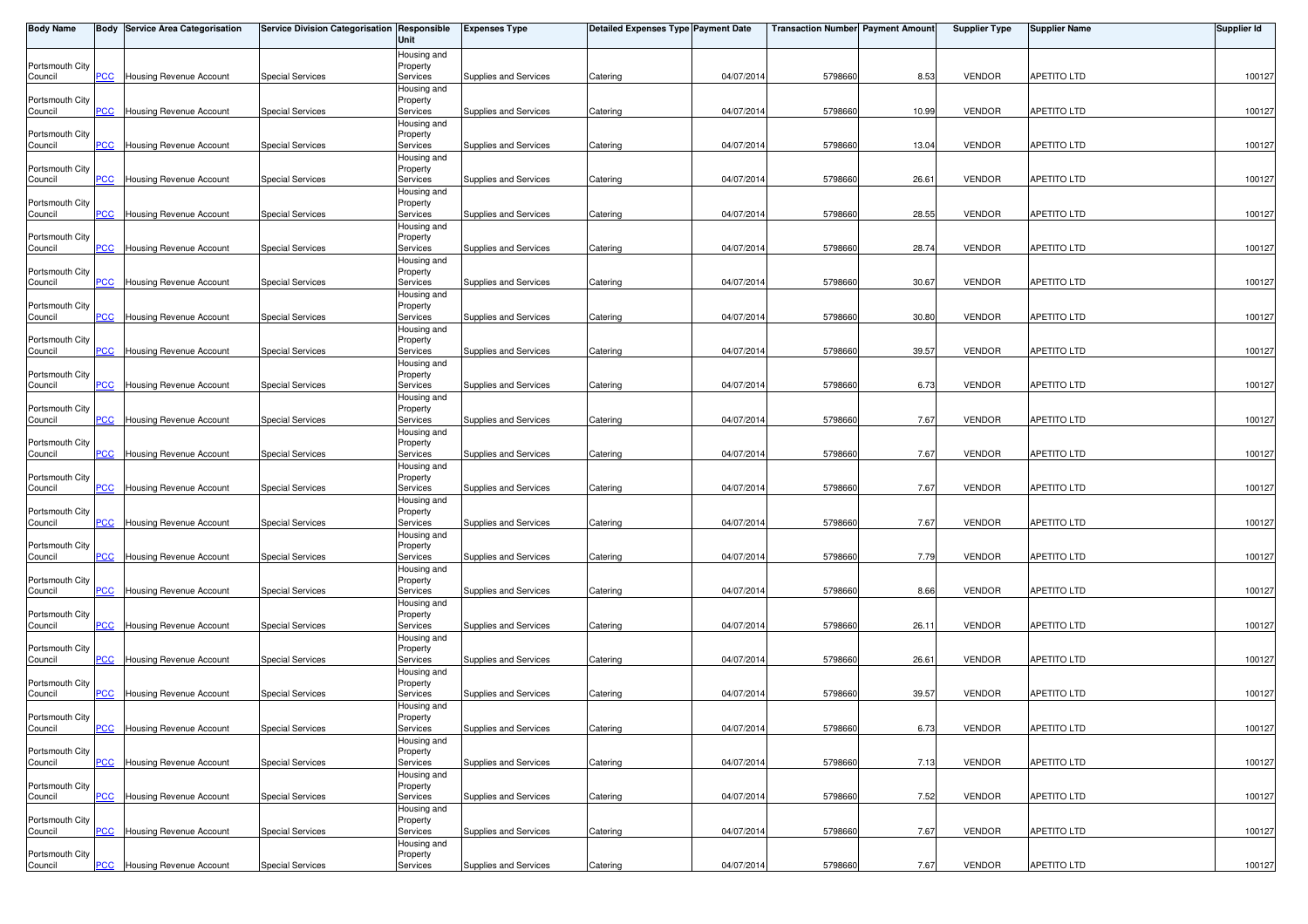| Body Name | Body | Service Area Categorisation | Service Division Categorisation | Responsible Unit | Expenses Type | Detailed Expenses Type | Payment Date | Transaction Number | Payment Amount | Supplier Type | Supplier Name | Supplier Id |
|---|---|---|---|---|---|---|---|---|---|---|---|---|
| Portsmouth City Council | PCC | Housing Revenue Account | Special Services | Housing and Property Services | Supplies and Services | Catering | 04/07/2014 | 5798660 | 8.53 | VENDOR | APETITO LTD | 100127 |
| Portsmouth City Council | PCC | Housing Revenue Account | Special Services | Housing and Property Services | Supplies and Services | Catering | 04/07/2014 | 5798660 | 10.99 | VENDOR | APETITO LTD | 100127 |
| Portsmouth City Council | PCC | Housing Revenue Account | Special Services | Housing and Property Services | Supplies and Services | Catering | 04/07/2014 | 5798660 | 13.04 | VENDOR | APETITO LTD | 100127 |
| Portsmouth City Council | PCC | Housing Revenue Account | Special Services | Housing and Property Services | Supplies and Services | Catering | 04/07/2014 | 5798660 | 26.61 | VENDOR | APETITO LTD | 100127 |
| Portsmouth City Council | PCC | Housing Revenue Account | Special Services | Housing and Property Services | Supplies and Services | Catering | 04/07/2014 | 5798660 | 28.55 | VENDOR | APETITO LTD | 100127 |
| Portsmouth City Council | PCC | Housing Revenue Account | Special Services | Housing and Property Services | Supplies and Services | Catering | 04/07/2014 | 5798660 | 28.74 | VENDOR | APETITO LTD | 100127 |
| Portsmouth City Council | PCC | Housing Revenue Account | Special Services | Housing and Property Services | Supplies and Services | Catering | 04/07/2014 | 5798660 | 30.67 | VENDOR | APETITO LTD | 100127 |
| Portsmouth City Council | PCC | Housing Revenue Account | Special Services | Housing and Property Services | Supplies and Services | Catering | 04/07/2014 | 5798660 | 30.80 | VENDOR | APETITO LTD | 100127 |
| Portsmouth City Council | PCC | Housing Revenue Account | Special Services | Housing and Property Services | Supplies and Services | Catering | 04/07/2014 | 5798660 | 39.57 | VENDOR | APETITO LTD | 100127 |
| Portsmouth City Council | PCC | Housing Revenue Account | Special Services | Housing and Property Services | Supplies and Services | Catering | 04/07/2014 | 5798660 | 6.73 | VENDOR | APETITO LTD | 100127 |
| Portsmouth City Council | PCC | Housing Revenue Account | Special Services | Housing and Property Services | Supplies and Services | Catering | 04/07/2014 | 5798660 | 7.67 | VENDOR | APETITO LTD | 100127 |
| Portsmouth City Council | PCC | Housing Revenue Account | Special Services | Housing and Property Services | Supplies and Services | Catering | 04/07/2014 | 5798660 | 7.67 | VENDOR | APETITO LTD | 100127 |
| Portsmouth City Council | PCC | Housing Revenue Account | Special Services | Housing and Property Services | Supplies and Services | Catering | 04/07/2014 | 5798660 | 7.67 | VENDOR | APETITO LTD | 100127 |
| Portsmouth City Council | PCC | Housing Revenue Account | Special Services | Housing and Property Services | Supplies and Services | Catering | 04/07/2014 | 5798660 | 7.67 | VENDOR | APETITO LTD | 100127 |
| Portsmouth City Council | PCC | Housing Revenue Account | Special Services | Housing and Property Services | Supplies and Services | Catering | 04/07/2014 | 5798660 | 7.79 | VENDOR | APETITO LTD | 100127 |
| Portsmouth City Council | PCC | Housing Revenue Account | Special Services | Housing and Property Services | Supplies and Services | Catering | 04/07/2014 | 5798660 | 8.66 | VENDOR | APETITO LTD | 100127 |
| Portsmouth City Council | PCC | Housing Revenue Account | Special Services | Housing and Property Services | Supplies and Services | Catering | 04/07/2014 | 5798660 | 26.11 | VENDOR | APETITO LTD | 100127 |
| Portsmouth City Council | PCC | Housing Revenue Account | Special Services | Housing and Property Services | Supplies and Services | Catering | 04/07/2014 | 5798660 | 26.61 | VENDOR | APETITO LTD | 100127 |
| Portsmouth City Council | PCC | Housing Revenue Account | Special Services | Housing and Property Services | Supplies and Services | Catering | 04/07/2014 | 5798660 | 39.57 | VENDOR | APETITO LTD | 100127 |
| Portsmouth City Council | PCC | Housing Revenue Account | Special Services | Housing and Property Services | Supplies and Services | Catering | 04/07/2014 | 5798660 | 6.73 | VENDOR | APETITO LTD | 100127 |
| Portsmouth City Council | PCC | Housing Revenue Account | Special Services | Housing and Property Services | Supplies and Services | Catering | 04/07/2014 | 5798660 | 7.13 | VENDOR | APETITO LTD | 100127 |
| Portsmouth City Council | PCC | Housing Revenue Account | Special Services | Housing and Property Services | Supplies and Services | Catering | 04/07/2014 | 5798660 | 7.52 | VENDOR | APETITO LTD | 100127 |
| Portsmouth City Council | PCC | Housing Revenue Account | Special Services | Housing and Property Services | Supplies and Services | Catering | 04/07/2014 | 5798660 | 7.67 | VENDOR | APETITO LTD | 100127 |
| Portsmouth City Council | PCC | Housing Revenue Account | Special Services | Housing and Property Services | Supplies and Services | Catering | 04/07/2014 | 5798660 | 7.67 | VENDOR | APETITO LTD | 100127 |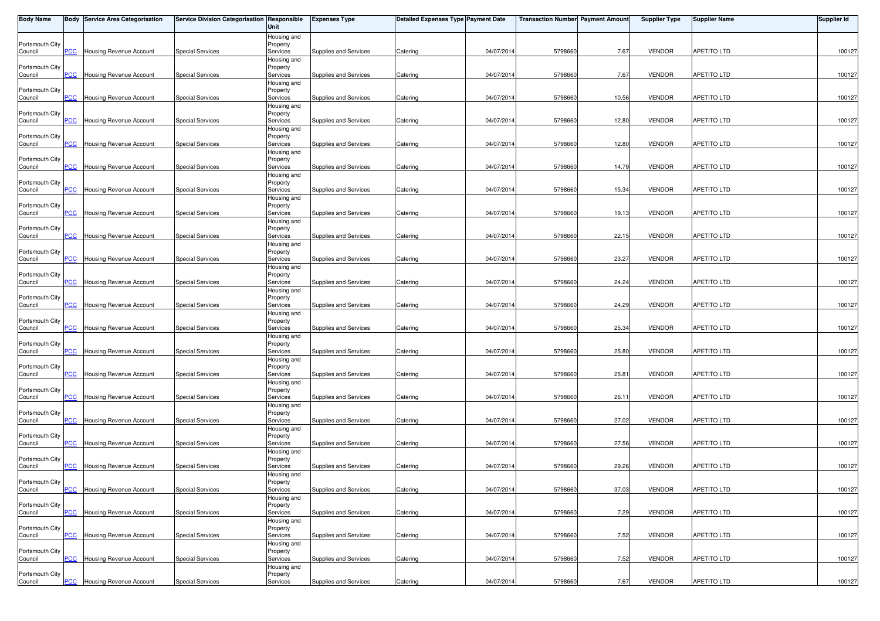| Body Name | Body | Service Area Categorisation | Service Division Categorisation | Responsible Unit | Expenses Type | Detailed Expenses Type | Payment Date | Transaction Number | Payment Amount | Supplier Type | Supplier Name | Supplier Id |
|---|---|---|---|---|---|---|---|---|---|---|---|---|
| Portsmouth City Council | PCC | Housing Revenue Account | Special Services | Housing and Property Services | Supplies and Services | Catering | 04/07/2014 | 5798660 | 7.67 | VENDOR | APETITO LTD | 100127 |
| Portsmouth City Council | PCC | Housing Revenue Account | Special Services | Housing and Property Services | Supplies and Services | Catering | 04/07/2014 | 5798660 | 7.67 | VENDOR | APETITO LTD | 100127 |
| Portsmouth City Council | PCC | Housing Revenue Account | Special Services | Housing and Property Services | Supplies and Services | Catering | 04/07/2014 | 5798660 | 10.56 | VENDOR | APETITO LTD | 100127 |
| Portsmouth City Council | PCC | Housing Revenue Account | Special Services | Housing and Property Services | Supplies and Services | Catering | 04/07/2014 | 5798660 | 12.80 | VENDOR | APETITO LTD | 100127 |
| Portsmouth City Council | PCC | Housing Revenue Account | Special Services | Housing and Property Services | Supplies and Services | Catering | 04/07/2014 | 5798660 | 12.80 | VENDOR | APETITO LTD | 100127 |
| Portsmouth City Council | PCC | Housing Revenue Account | Special Services | Housing and Property Services | Supplies and Services | Catering | 04/07/2014 | 5798660 | 14.79 | VENDOR | APETITO LTD | 100127 |
| Portsmouth City Council | PCC | Housing Revenue Account | Special Services | Housing and Property Services | Supplies and Services | Catering | 04/07/2014 | 5798660 | 15.34 | VENDOR | APETITO LTD | 100127 |
| Portsmouth City Council | PCC | Housing Revenue Account | Special Services | Housing and Property Services | Supplies and Services | Catering | 04/07/2014 | 5798660 | 19.13 | VENDOR | APETITO LTD | 100127 |
| Portsmouth City Council | PCC | Housing Revenue Account | Special Services | Housing and Property Services | Supplies and Services | Catering | 04/07/2014 | 5798660 | 22.15 | VENDOR | APETITO LTD | 100127 |
| Portsmouth City Council | PCC | Housing Revenue Account | Special Services | Housing and Property Services | Supplies and Services | Catering | 04/07/2014 | 5798660 | 23.27 | VENDOR | APETITO LTD | 100127 |
| Portsmouth City Council | PCC | Housing Revenue Account | Special Services | Housing and Property Services | Supplies and Services | Catering | 04/07/2014 | 5798660 | 24.24 | VENDOR | APETITO LTD | 100127 |
| Portsmouth City Council | PCC | Housing Revenue Account | Special Services | Housing and Property Services | Supplies and Services | Catering | 04/07/2014 | 5798660 | 24.29 | VENDOR | APETITO LTD | 100127 |
| Portsmouth City Council | PCC | Housing Revenue Account | Special Services | Housing and Property Services | Supplies and Services | Catering | 04/07/2014 | 5798660 | 25.34 | VENDOR | APETITO LTD | 100127 |
| Portsmouth City Council | PCC | Housing Revenue Account | Special Services | Housing and Property Services | Supplies and Services | Catering | 04/07/2014 | 5798660 | 25.80 | VENDOR | APETITO LTD | 100127 |
| Portsmouth City Council | PCC | Housing Revenue Account | Special Services | Housing and Property Services | Supplies and Services | Catering | 04/07/2014 | 5798660 | 25.81 | VENDOR | APETITO LTD | 100127 |
| Portsmouth City Council | PCC | Housing Revenue Account | Special Services | Housing and Property Services | Supplies and Services | Catering | 04/07/2014 | 5798660 | 26.11 | VENDOR | APETITO LTD | 100127 |
| Portsmouth City Council | PCC | Housing Revenue Account | Special Services | Housing and Property Services | Supplies and Services | Catering | 04/07/2014 | 5798660 | 27.02 | VENDOR | APETITO LTD | 100127 |
| Portsmouth City Council | PCC | Housing Revenue Account | Special Services | Housing and Property Services | Supplies and Services | Catering | 04/07/2014 | 5798660 | 27.56 | VENDOR | APETITO LTD | 100127 |
| Portsmouth City Council | PCC | Housing Revenue Account | Special Services | Housing and Property Services | Supplies and Services | Catering | 04/07/2014 | 5798660 | 29.26 | VENDOR | APETITO LTD | 100127 |
| Portsmouth City Council | PCC | Housing Revenue Account | Special Services | Housing and Property Services | Supplies and Services | Catering | 04/07/2014 | 5798660 | 37.03 | VENDOR | APETITO LTD | 100127 |
| Portsmouth City Council | PCC | Housing Revenue Account | Special Services | Housing and Property Services | Supplies and Services | Catering | 04/07/2014 | 5798660 | 7.29 | VENDOR | APETITO LTD | 100127 |
| Portsmouth City Council | PCC | Housing Revenue Account | Special Services | Housing and Property Services | Supplies and Services | Catering | 04/07/2014 | 5798660 | 7.52 | VENDOR | APETITO LTD | 100127 |
| Portsmouth City Council | PCC | Housing Revenue Account | Special Services | Housing and Property Services | Supplies and Services | Catering | 04/07/2014 | 5798660 | 7.52 | VENDOR | APETITO LTD | 100127 |
| Portsmouth City Council | PCC | Housing Revenue Account | Special Services | Housing and Property Services | Supplies and Services | Catering | 04/07/2014 | 5798660 | 7.67 | VENDOR | APETITO LTD | 100127 |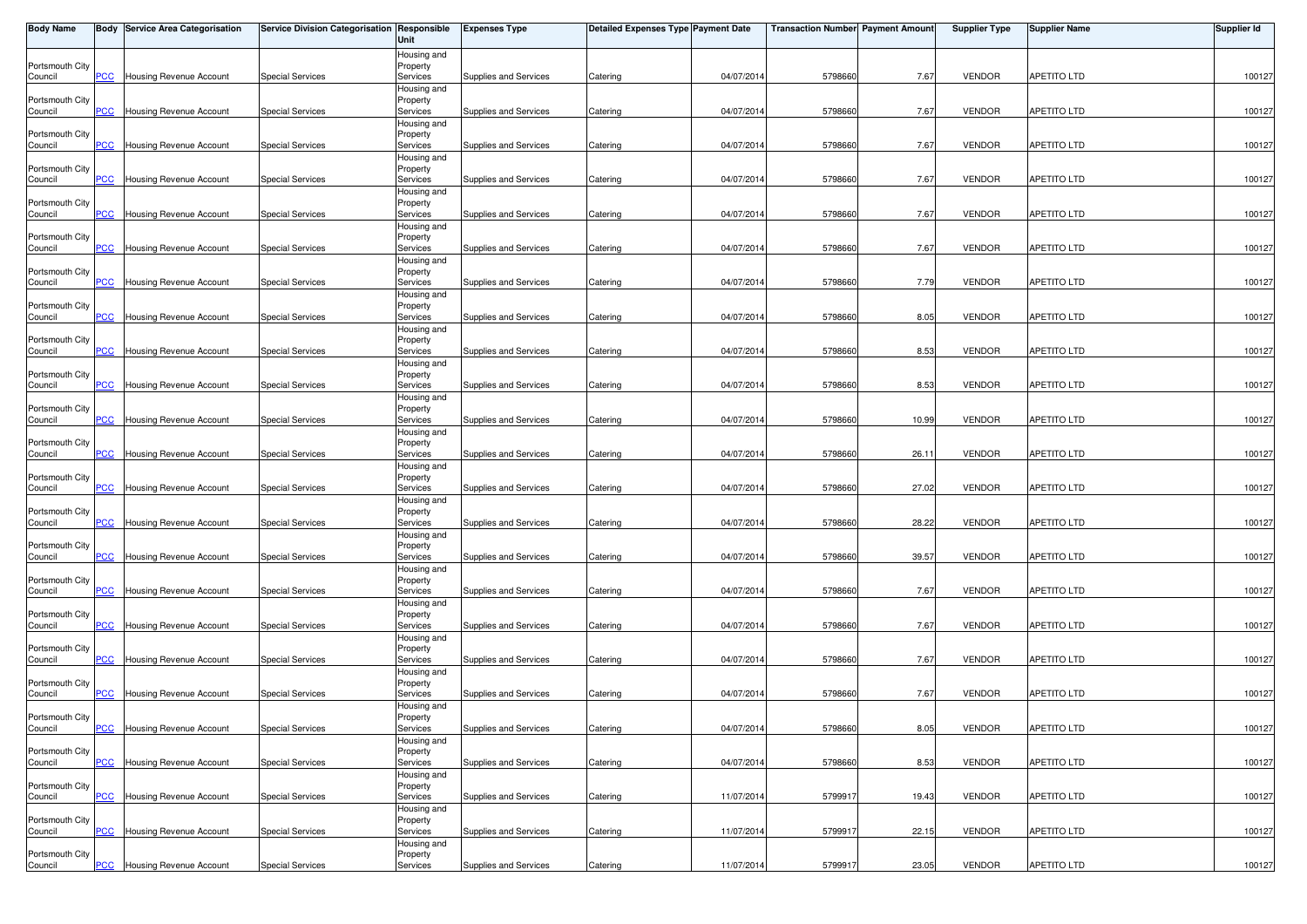| Body Name | Body | Service Area Categorisation | Service Division Categorisation | Responsible Unit | Expenses Type | Detailed Expenses Type | Payment Date | Transaction Number | Payment Amount | Supplier Type | Supplier Name | Supplier Id |
|---|---|---|---|---|---|---|---|---|---|---|---|---|
| Portsmouth City Council | PCC | Housing Revenue Account | Special Services | Housing and Property Services | Supplies and Services | Catering | 04/07/2014 | 5798660 | 7.67 | VENDOR | APETITO LTD | 100127 |
| Portsmouth City Council | PCC | Housing Revenue Account | Special Services | Housing and Property Services | Supplies and Services | Catering | 04/07/2014 | 5798660 | 7.67 | VENDOR | APETITO LTD | 100127 |
| Portsmouth City Council | PCC | Housing Revenue Account | Special Services | Housing and Property Services | Supplies and Services | Catering | 04/07/2014 | 5798660 | 7.67 | VENDOR | APETITO LTD | 100127 |
| Portsmouth City Council | PCC | Housing Revenue Account | Special Services | Housing and Property Services | Supplies and Services | Catering | 04/07/2014 | 5798660 | 7.67 | VENDOR | APETITO LTD | 100127 |
| Portsmouth City Council | PCC | Housing Revenue Account | Special Services | Housing and Property Services | Supplies and Services | Catering | 04/07/2014 | 5798660 | 7.67 | VENDOR | APETITO LTD | 100127 |
| Portsmouth City Council | PCC | Housing Revenue Account | Special Services | Housing and Property Services | Supplies and Services | Catering | 04/07/2014 | 5798660 | 7.67 | VENDOR | APETITO LTD | 100127 |
| Portsmouth City Council | PCC | Housing Revenue Account | Special Services | Housing and Property Services | Supplies and Services | Catering | 04/07/2014 | 5798660 | 7.79 | VENDOR | APETITO LTD | 100127 |
| Portsmouth City Council | PCC | Housing Revenue Account | Special Services | Housing and Property Services | Supplies and Services | Catering | 04/07/2014 | 5798660 | 8.05 | VENDOR | APETITO LTD | 100127 |
| Portsmouth City Council | PCC | Housing Revenue Account | Special Services | Housing and Property Services | Supplies and Services | Catering | 04/07/2014 | 5798660 | 8.53 | VENDOR | APETITO LTD | 100127 |
| Portsmouth City Council | PCC | Housing Revenue Account | Special Services | Housing and Property Services | Supplies and Services | Catering | 04/07/2014 | 5798660 | 8.53 | VENDOR | APETITO LTD | 100127 |
| Portsmouth City Council | PCC | Housing Revenue Account | Special Services | Housing and Property Services | Supplies and Services | Catering | 04/07/2014 | 5798660 | 10.99 | VENDOR | APETITO LTD | 100127 |
| Portsmouth City Council | PCC | Housing Revenue Account | Special Services | Housing and Property Services | Supplies and Services | Catering | 04/07/2014 | 5798660 | 26.11 | VENDOR | APETITO LTD | 100127 |
| Portsmouth City Council | PCC | Housing Revenue Account | Special Services | Housing and Property Services | Supplies and Services | Catering | 04/07/2014 | 5798660 | 27.02 | VENDOR | APETITO LTD | 100127 |
| Portsmouth City Council | PCC | Housing Revenue Account | Special Services | Housing and Property Services | Supplies and Services | Catering | 04/07/2014 | 5798660 | 28.22 | VENDOR | APETITO LTD | 100127 |
| Portsmouth City Council | PCC | Housing Revenue Account | Special Services | Housing and Property Services | Supplies and Services | Catering | 04/07/2014 | 5798660 | 39.57 | VENDOR | APETITO LTD | 100127 |
| Portsmouth City Council | PCC | Housing Revenue Account | Special Services | Housing and Property Services | Supplies and Services | Catering | 04/07/2014 | 5798660 | 7.67 | VENDOR | APETITO LTD | 100127 |
| Portsmouth City Council | PCC | Housing Revenue Account | Special Services | Housing and Property Services | Supplies and Services | Catering | 04/07/2014 | 5798660 | 7.67 | VENDOR | APETITO LTD | 100127 |
| Portsmouth City Council | PCC | Housing Revenue Account | Special Services | Housing and Property Services | Supplies and Services | Catering | 04/07/2014 | 5798660 | 7.67 | VENDOR | APETITO LTD | 100127 |
| Portsmouth City Council | PCC | Housing Revenue Account | Special Services | Housing and Property Services | Supplies and Services | Catering | 04/07/2014 | 5798660 | 7.67 | VENDOR | APETITO LTD | 100127 |
| Portsmouth City Council | PCC | Housing Revenue Account | Special Services | Housing and Property Services | Supplies and Services | Catering | 04/07/2014 | 5798660 | 8.05 | VENDOR | APETITO LTD | 100127 |
| Portsmouth City Council | PCC | Housing Revenue Account | Special Services | Housing and Property Services | Supplies and Services | Catering | 04/07/2014 | 5798660 | 8.53 | VENDOR | APETITO LTD | 100127 |
| Portsmouth City Council | PCC | Housing Revenue Account | Special Services | Housing and Property Services | Supplies and Services | Catering | 11/07/2014 | 5799917 | 19.43 | VENDOR | APETITO LTD | 100127 |
| Portsmouth City Council | PCC | Housing Revenue Account | Special Services | Housing and Property Services | Supplies and Services | Catering | 11/07/2014 | 5799917 | 22.15 | VENDOR | APETITO LTD | 100127 |
| Portsmouth City Council | PCC | Housing Revenue Account | Special Services | Housing and Property Services | Supplies and Services | Catering | 11/07/2014 | 5799917 | 23.05 | VENDOR | APETITO LTD | 100127 |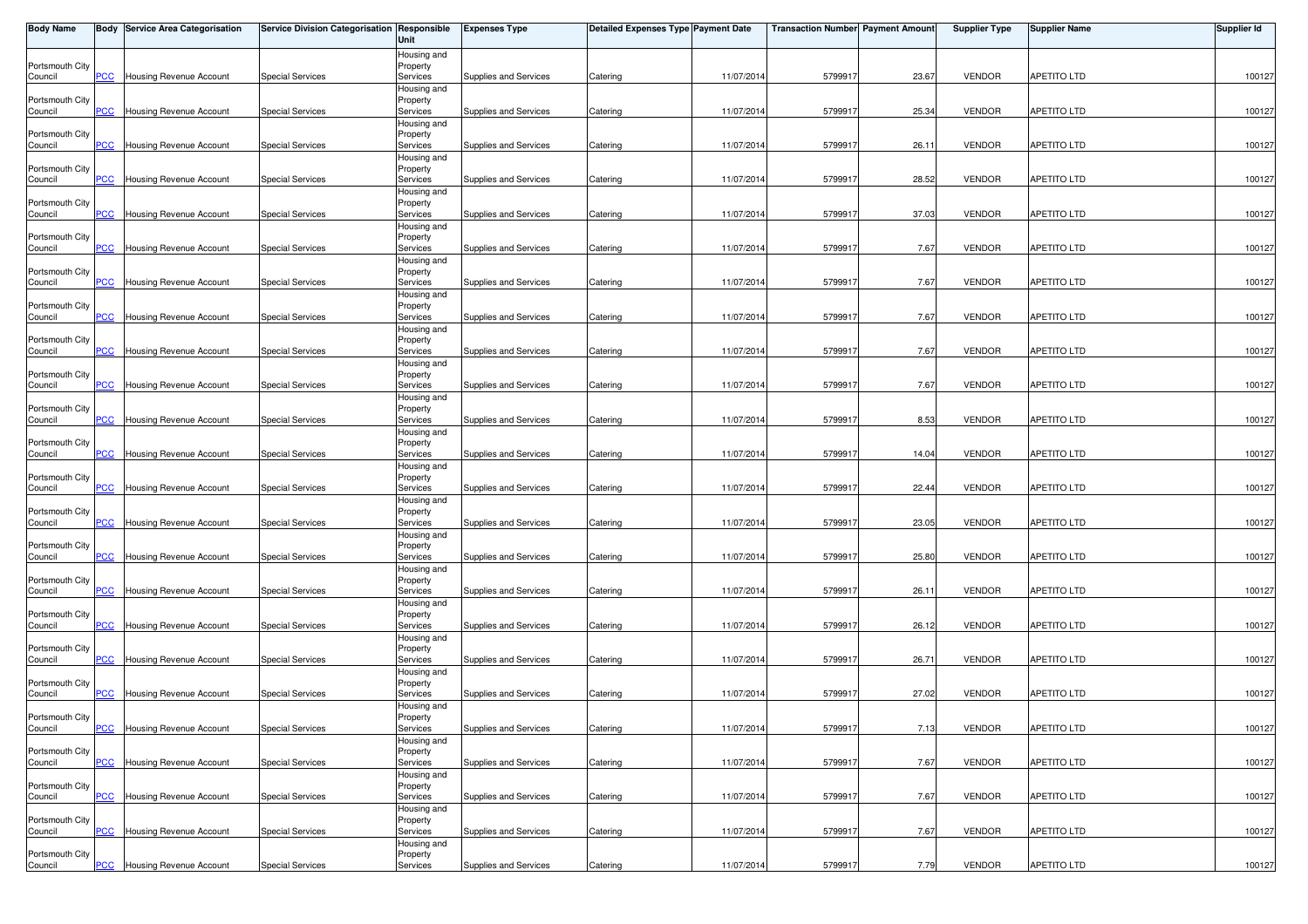| Body Name | Body | Service Area Categorisation | Service Division Categorisation | Responsible Unit | Expenses Type | Detailed Expenses Type | Payment Date | Transaction Number | Payment Amount | Supplier Type | Supplier Name | Supplier Id |
|---|---|---|---|---|---|---|---|---|---|---|---|---|
| Portsmouth City Council | PCC | Housing Revenue Account | Special Services | Housing and Property Services | Supplies and Services | Catering | 11/07/2014 | 5799917 | 23.67 | VENDOR | APETITO LTD | 100127 |
| Portsmouth City Council | PCC | Housing Revenue Account | Special Services | Housing and Property Services | Supplies and Services | Catering | 11/07/2014 | 5799917 | 25.34 | VENDOR | APETITO LTD | 100127 |
| Portsmouth City Council | PCC | Housing Revenue Account | Special Services | Housing and Property Services | Supplies and Services | Catering | 11/07/2014 | 5799917 | 26.11 | VENDOR | APETITO LTD | 100127 |
| Portsmouth City Council | PCC | Housing Revenue Account | Special Services | Housing and Property Services | Supplies and Services | Catering | 11/07/2014 | 5799917 | 28.52 | VENDOR | APETITO LTD | 100127 |
| Portsmouth City Council | PCC | Housing Revenue Account | Special Services | Housing and Property Services | Supplies and Services | Catering | 11/07/2014 | 5799917 | 37.03 | VENDOR | APETITO LTD | 100127 |
| Portsmouth City Council | PCC | Housing Revenue Account | Special Services | Housing and Property Services | Supplies and Services | Catering | 11/07/2014 | 5799917 | 7.67 | VENDOR | APETITO LTD | 100127 |
| Portsmouth City Council | PCC | Housing Revenue Account | Special Services | Housing and Property Services | Supplies and Services | Catering | 11/07/2014 | 5799917 | 7.67 | VENDOR | APETITO LTD | 100127 |
| Portsmouth City Council | PCC | Housing Revenue Account | Special Services | Housing and Property Services | Supplies and Services | Catering | 11/07/2014 | 5799917 | 7.67 | VENDOR | APETITO LTD | 100127 |
| Portsmouth City Council | PCC | Housing Revenue Account | Special Services | Housing and Property Services | Supplies and Services | Catering | 11/07/2014 | 5799917 | 7.67 | VENDOR | APETITO LTD | 100127 |
| Portsmouth City Council | PCC | Housing Revenue Account | Special Services | Housing and Property Services | Supplies and Services | Catering | 11/07/2014 | 5799917 | 7.67 | VENDOR | APETITO LTD | 100127 |
| Portsmouth City Council | PCC | Housing Revenue Account | Special Services | Housing and Property Services | Supplies and Services | Catering | 11/07/2014 | 5799917 | 8.53 | VENDOR | APETITO LTD | 100127 |
| Portsmouth City Council | PCC | Housing Revenue Account | Special Services | Housing and Property Services | Supplies and Services | Catering | 11/07/2014 | 5799917 | 14.04 | VENDOR | APETITO LTD | 100127 |
| Portsmouth City Council | PCC | Housing Revenue Account | Special Services | Housing and Property Services | Supplies and Services | Catering | 11/07/2014 | 5799917 | 22.44 | VENDOR | APETITO LTD | 100127 |
| Portsmouth City Council | PCC | Housing Revenue Account | Special Services | Housing and Property Services | Supplies and Services | Catering | 11/07/2014 | 5799917 | 23.05 | VENDOR | APETITO LTD | 100127 |
| Portsmouth City Council | PCC | Housing Revenue Account | Special Services | Housing and Property Services | Supplies and Services | Catering | 11/07/2014 | 5799917 | 25.80 | VENDOR | APETITO LTD | 100127 |
| Portsmouth City Council | PCC | Housing Revenue Account | Special Services | Housing and Property Services | Supplies and Services | Catering | 11/07/2014 | 5799917 | 26.11 | VENDOR | APETITO LTD | 100127 |
| Portsmouth City Council | PCC | Housing Revenue Account | Special Services | Housing and Property Services | Supplies and Services | Catering | 11/07/2014 | 5799917 | 26.12 | VENDOR | APETITO LTD | 100127 |
| Portsmouth City Council | PCC | Housing Revenue Account | Special Services | Housing and Property Services | Supplies and Services | Catering | 11/07/2014 | 5799917 | 26.71 | VENDOR | APETITO LTD | 100127 |
| Portsmouth City Council | PCC | Housing Revenue Account | Special Services | Housing and Property Services | Supplies and Services | Catering | 11/07/2014 | 5799917 | 27.02 | VENDOR | APETITO LTD | 100127 |
| Portsmouth City Council | PCC | Housing Revenue Account | Special Services | Housing and Property Services | Supplies and Services | Catering | 11/07/2014 | 5799917 | 7.13 | VENDOR | APETITO LTD | 100127 |
| Portsmouth City Council | PCC | Housing Revenue Account | Special Services | Housing and Property Services | Supplies and Services | Catering | 11/07/2014 | 5799917 | 7.67 | VENDOR | APETITO LTD | 100127 |
| Portsmouth City Council | PCC | Housing Revenue Account | Special Services | Housing and Property Services | Supplies and Services | Catering | 11/07/2014 | 5799917 | 7.67 | VENDOR | APETITO LTD | 100127 |
| Portsmouth City Council | PCC | Housing Revenue Account | Special Services | Housing and Property Services | Supplies and Services | Catering | 11/07/2014 | 5799917 | 7.67 | VENDOR | APETITO LTD | 100127 |
| Portsmouth City Council | PCC | Housing Revenue Account | Special Services | Housing and Property Services | Supplies and Services | Catering | 11/07/2014 | 5799917 | 7.79 | VENDOR | APETITO LTD | 100127 |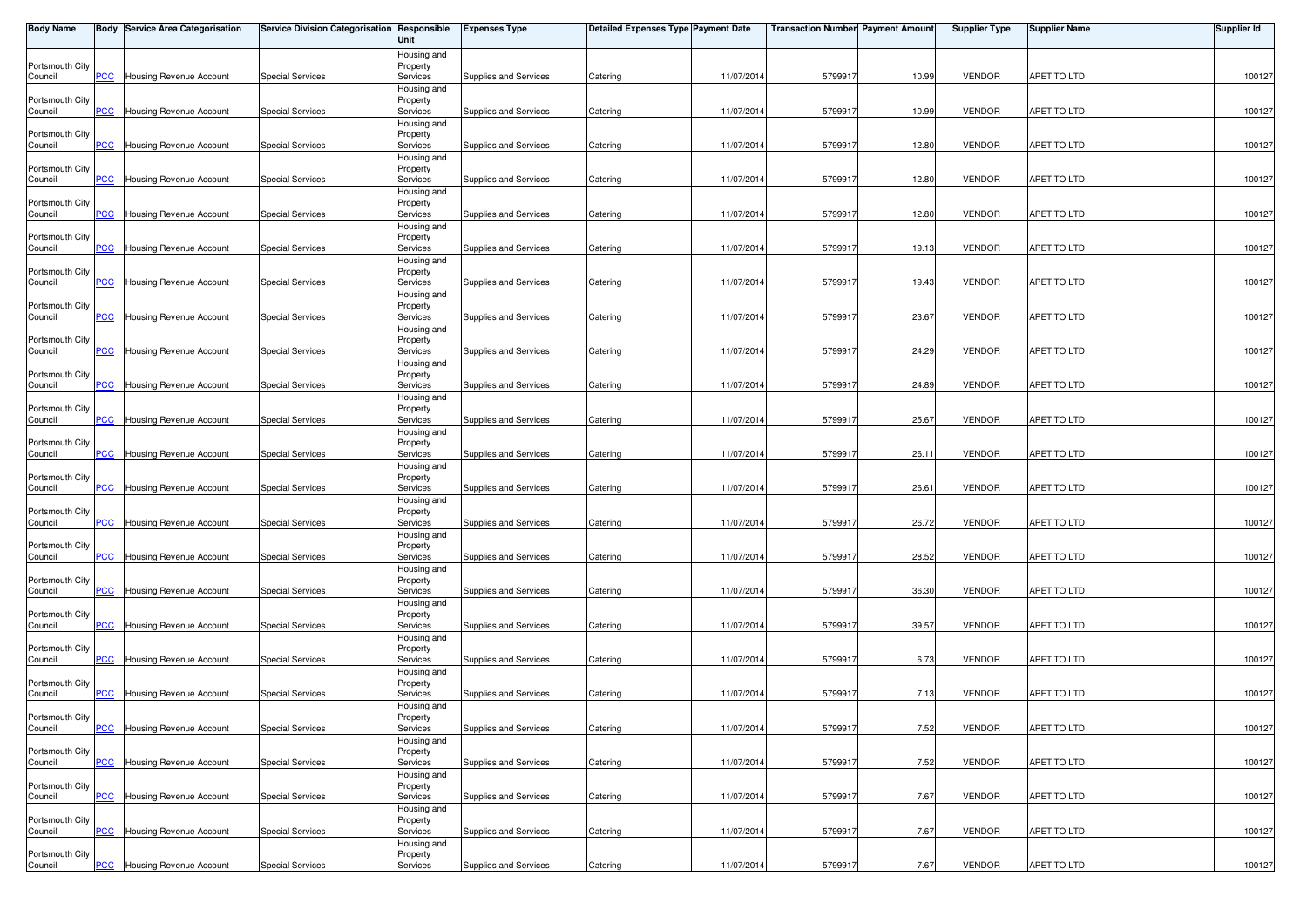| Body Name | Body | Service Area Categorisation | Service Division Categorisation | Responsible Unit | Expenses Type | Detailed Expenses Type | Payment Date | Transaction Number | Payment Amount | Supplier Type | Supplier Name | Supplier Id |
|---|---|---|---|---|---|---|---|---|---|---|---|---|
| Portsmouth City Council | PCC | Housing Revenue Account | Special Services | Housing and Property Services | Supplies and Services | Catering | 11/07/2014 | 5799917 | 10.99 | VENDOR | APETITO LTD | 100127 |
| Portsmouth City Council | PCC | Housing Revenue Account | Special Services | Housing and Property Services | Supplies and Services | Catering | 11/07/2014 | 5799917 | 10.99 | VENDOR | APETITO LTD | 100127 |
| Portsmouth City Council | PCC | Housing Revenue Account | Special Services | Housing and Property Services | Supplies and Services | Catering | 11/07/2014 | 5799917 | 12.80 | VENDOR | APETITO LTD | 100127 |
| Portsmouth City Council | PCC | Housing Revenue Account | Special Services | Housing and Property Services | Supplies and Services | Catering | 11/07/2014 | 5799917 | 12.80 | VENDOR | APETITO LTD | 100127 |
| Portsmouth City Council | PCC | Housing Revenue Account | Special Services | Housing and Property Services | Supplies and Services | Catering | 11/07/2014 | 5799917 | 12.80 | VENDOR | APETITO LTD | 100127 |
| Portsmouth City Council | PCC | Housing Revenue Account | Special Services | Housing and Property Services | Supplies and Services | Catering | 11/07/2014 | 5799917 | 19.13 | VENDOR | APETITO LTD | 100127 |
| Portsmouth City Council | PCC | Housing Revenue Account | Special Services | Housing and Property Services | Supplies and Services | Catering | 11/07/2014 | 5799917 | 19.43 | VENDOR | APETITO LTD | 100127 |
| Portsmouth City Council | PCC | Housing Revenue Account | Special Services | Housing and Property Services | Supplies and Services | Catering | 11/07/2014 | 5799917 | 23.67 | VENDOR | APETITO LTD | 100127 |
| Portsmouth City Council | PCC | Housing Revenue Account | Special Services | Housing and Property Services | Supplies and Services | Catering | 11/07/2014 | 5799917 | 24.29 | VENDOR | APETITO LTD | 100127 |
| Portsmouth City Council | PCC | Housing Revenue Account | Special Services | Housing and Property Services | Supplies and Services | Catering | 11/07/2014 | 5799917 | 24.89 | VENDOR | APETITO LTD | 100127 |
| Portsmouth City Council | PCC | Housing Revenue Account | Special Services | Housing and Property Services | Supplies and Services | Catering | 11/07/2014 | 5799917 | 25.67 | VENDOR | APETITO LTD | 100127 |
| Portsmouth City Council | PCC | Housing Revenue Account | Special Services | Housing and Property Services | Supplies and Services | Catering | 11/07/2014 | 5799917 | 26.11 | VENDOR | APETITO LTD | 100127 |
| Portsmouth City Council | PCC | Housing Revenue Account | Special Services | Housing and Property Services | Supplies and Services | Catering | 11/07/2014 | 5799917 | 26.61 | VENDOR | APETITO LTD | 100127 |
| Portsmouth City Council | PCC | Housing Revenue Account | Special Services | Housing and Property Services | Supplies and Services | Catering | 11/07/2014 | 5799917 | 26.72 | VENDOR | APETITO LTD | 100127 |
| Portsmouth City Council | PCC | Housing Revenue Account | Special Services | Housing and Property Services | Supplies and Services | Catering | 11/07/2014 | 5799917 | 28.52 | VENDOR | APETITO LTD | 100127 |
| Portsmouth City Council | PCC | Housing Revenue Account | Special Services | Housing and Property Services | Supplies and Services | Catering | 11/07/2014 | 5799917 | 36.30 | VENDOR | APETITO LTD | 100127 |
| Portsmouth City Council | PCC | Housing Revenue Account | Special Services | Housing and Property Services | Supplies and Services | Catering | 11/07/2014 | 5799917 | 39.57 | VENDOR | APETITO LTD | 100127 |
| Portsmouth City Council | PCC | Housing Revenue Account | Special Services | Housing and Property Services | Supplies and Services | Catering | 11/07/2014 | 5799917 | 6.73 | VENDOR | APETITO LTD | 100127 |
| Portsmouth City Council | PCC | Housing Revenue Account | Special Services | Housing and Property Services | Supplies and Services | Catering | 11/07/2014 | 5799917 | 7.13 | VENDOR | APETITO LTD | 100127 |
| Portsmouth City Council | PCC | Housing Revenue Account | Special Services | Housing and Property Services | Supplies and Services | Catering | 11/07/2014 | 5799917 | 7.52 | VENDOR | APETITO LTD | 100127 |
| Portsmouth City Council | PCC | Housing Revenue Account | Special Services | Housing and Property Services | Supplies and Services | Catering | 11/07/2014 | 5799917 | 7.52 | VENDOR | APETITO LTD | 100127 |
| Portsmouth City Council | PCC | Housing Revenue Account | Special Services | Housing and Property Services | Supplies and Services | Catering | 11/07/2014 | 5799917 | 7.67 | VENDOR | APETITO LTD | 100127 |
| Portsmouth City Council | PCC | Housing Revenue Account | Special Services | Housing and Property Services | Supplies and Services | Catering | 11/07/2014 | 5799917 | 7.67 | VENDOR | APETITO LTD | 100127 |
| Portsmouth City Council | PCC | Housing Revenue Account | Special Services | Housing and Property Services | Supplies and Services | Catering | 11/07/2014 | 5799917 | 7.67 | VENDOR | APETITO LTD | 100127 |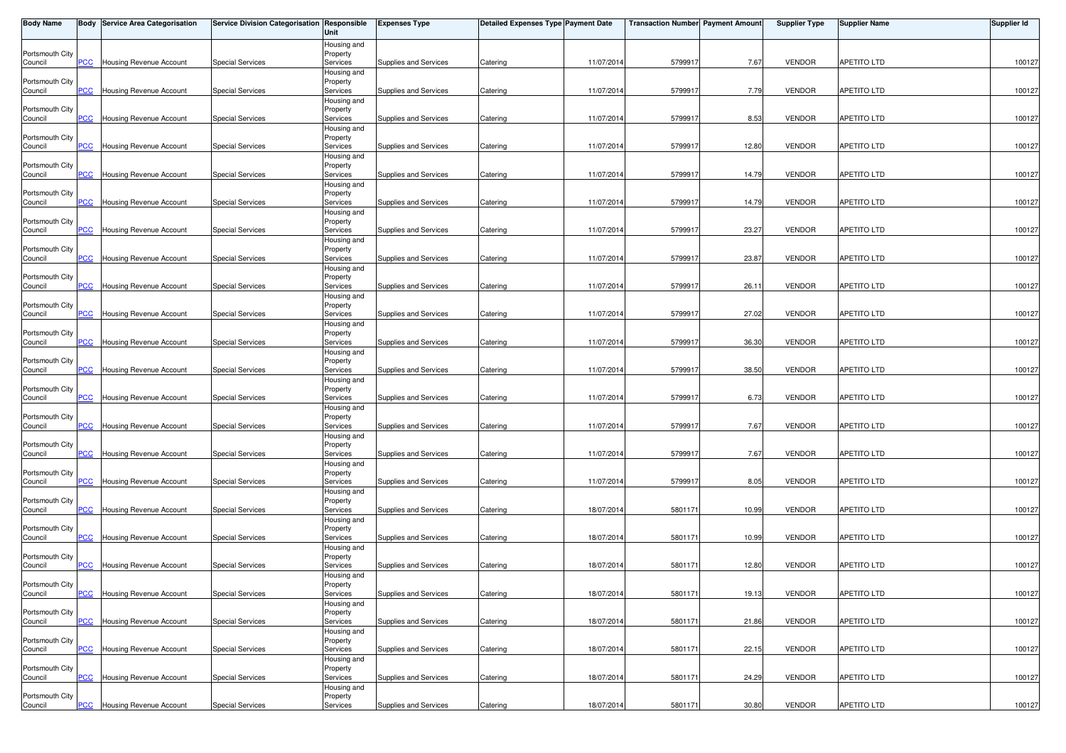| Body Name | Body | Service Area Categorisation | Service Division Categorisation | Responsible Unit | Expenses Type | Detailed Expenses Type | Payment Date | Transaction Number | Payment Amount | Supplier Type | Supplier Name | Supplier Id |
|---|---|---|---|---|---|---|---|---|---|---|---|---|
| Portsmouth City Council | PCC | Housing Revenue Account | Special Services | Housing and Property Services | Supplies and Services | Catering | 11/07/2014 | 5799917 | 7.67 | VENDOR | APETITO LTD | 100127 |
| Portsmouth City Council | PCC | Housing Revenue Account | Special Services | Housing and Property Services | Supplies and Services | Catering | 11/07/2014 | 5799917 | 7.79 | VENDOR | APETITO LTD | 100127 |
| Portsmouth City Council | PCC | Housing Revenue Account | Special Services | Housing and Property Services | Supplies and Services | Catering | 11/07/2014 | 5799917 | 8.53 | VENDOR | APETITO LTD | 100127 |
| Portsmouth City Council | PCC | Housing Revenue Account | Special Services | Housing and Property Services | Supplies and Services | Catering | 11/07/2014 | 5799917 | 12.80 | VENDOR | APETITO LTD | 100127 |
| Portsmouth City Council | PCC | Housing Revenue Account | Special Services | Housing and Property Services | Supplies and Services | Catering | 11/07/2014 | 5799917 | 14.79 | VENDOR | APETITO LTD | 100127 |
| Portsmouth City Council | PCC | Housing Revenue Account | Special Services | Housing and Property Services | Supplies and Services | Catering | 11/07/2014 | 5799917 | 14.79 | VENDOR | APETITO LTD | 100127 |
| Portsmouth City Council | PCC | Housing Revenue Account | Special Services | Housing and Property Services | Supplies and Services | Catering | 11/07/2014 | 5799917 | 23.27 | VENDOR | APETITO LTD | 100127 |
| Portsmouth City Council | PCC | Housing Revenue Account | Special Services | Housing and Property Services | Supplies and Services | Catering | 11/07/2014 | 5799917 | 23.87 | VENDOR | APETITO LTD | 100127 |
| Portsmouth City Council | PCC | Housing Revenue Account | Special Services | Housing and Property Services | Supplies and Services | Catering | 11/07/2014 | 5799917 | 26.11 | VENDOR | APETITO LTD | 100127 |
| Portsmouth City Council | PCC | Housing Revenue Account | Special Services | Housing and Property Services | Supplies and Services | Catering | 11/07/2014 | 5799917 | 27.02 | VENDOR | APETITO LTD | 100127 |
| Portsmouth City Council | PCC | Housing Revenue Account | Special Services | Housing and Property Services | Supplies and Services | Catering | 11/07/2014 | 5799917 | 36.30 | VENDOR | APETITO LTD | 100127 |
| Portsmouth City Council | PCC | Housing Revenue Account | Special Services | Housing and Property Services | Supplies and Services | Catering | 11/07/2014 | 5799917 | 38.50 | VENDOR | APETITO LTD | 100127 |
| Portsmouth City Council | PCC | Housing Revenue Account | Special Services | Housing and Property Services | Supplies and Services | Catering | 11/07/2014 | 5799917 | 6.73 | VENDOR | APETITO LTD | 100127 |
| Portsmouth City Council | PCC | Housing Revenue Account | Special Services | Housing and Property Services | Supplies and Services | Catering | 11/07/2014 | 5799917 | 7.67 | VENDOR | APETITO LTD | 100127 |
| Portsmouth City Council | PCC | Housing Revenue Account | Special Services | Housing and Property Services | Supplies and Services | Catering | 11/07/2014 | 5799917 | 7.67 | VENDOR | APETITO LTD | 100127 |
| Portsmouth City Council | PCC | Housing Revenue Account | Special Services | Housing and Property Services | Supplies and Services | Catering | 11/07/2014 | 5799917 | 8.05 | VENDOR | APETITO LTD | 100127 |
| Portsmouth City Council | PCC | Housing Revenue Account | Special Services | Housing and Property Services | Supplies and Services | Catering | 18/07/2014 | 5801171 | 10.99 | VENDOR | APETITO LTD | 100127 |
| Portsmouth City Council | PCC | Housing Revenue Account | Special Services | Housing and Property Services | Supplies and Services | Catering | 18/07/2014 | 5801171 | 10.99 | VENDOR | APETITO LTD | 100127 |
| Portsmouth City Council | PCC | Housing Revenue Account | Special Services | Housing and Property Services | Supplies and Services | Catering | 18/07/2014 | 5801171 | 12.80 | VENDOR | APETITO LTD | 100127 |
| Portsmouth City Council | PCC | Housing Revenue Account | Special Services | Housing and Property Services | Supplies and Services | Catering | 18/07/2014 | 5801171 | 19.13 | VENDOR | APETITO LTD | 100127 |
| Portsmouth City Council | PCC | Housing Revenue Account | Special Services | Housing and Property Services | Supplies and Services | Catering | 18/07/2014 | 5801171 | 21.86 | VENDOR | APETITO LTD | 100127 |
| Portsmouth City Council | PCC | Housing Revenue Account | Special Services | Housing and Property Services | Supplies and Services | Catering | 18/07/2014 | 5801171 | 22.15 | VENDOR | APETITO LTD | 100127 |
| Portsmouth City Council | PCC | Housing Revenue Account | Special Services | Housing and Property Services | Supplies and Services | Catering | 18/07/2014 | 5801171 | 24.29 | VENDOR | APETITO LTD | 100127 |
| Portsmouth City Council | PCC | Housing Revenue Account | Special Services | Housing and Property Services | Supplies and Services | Catering | 18/07/2014 | 5801171 | 30.80 | VENDOR | APETITO LTD | 100127 |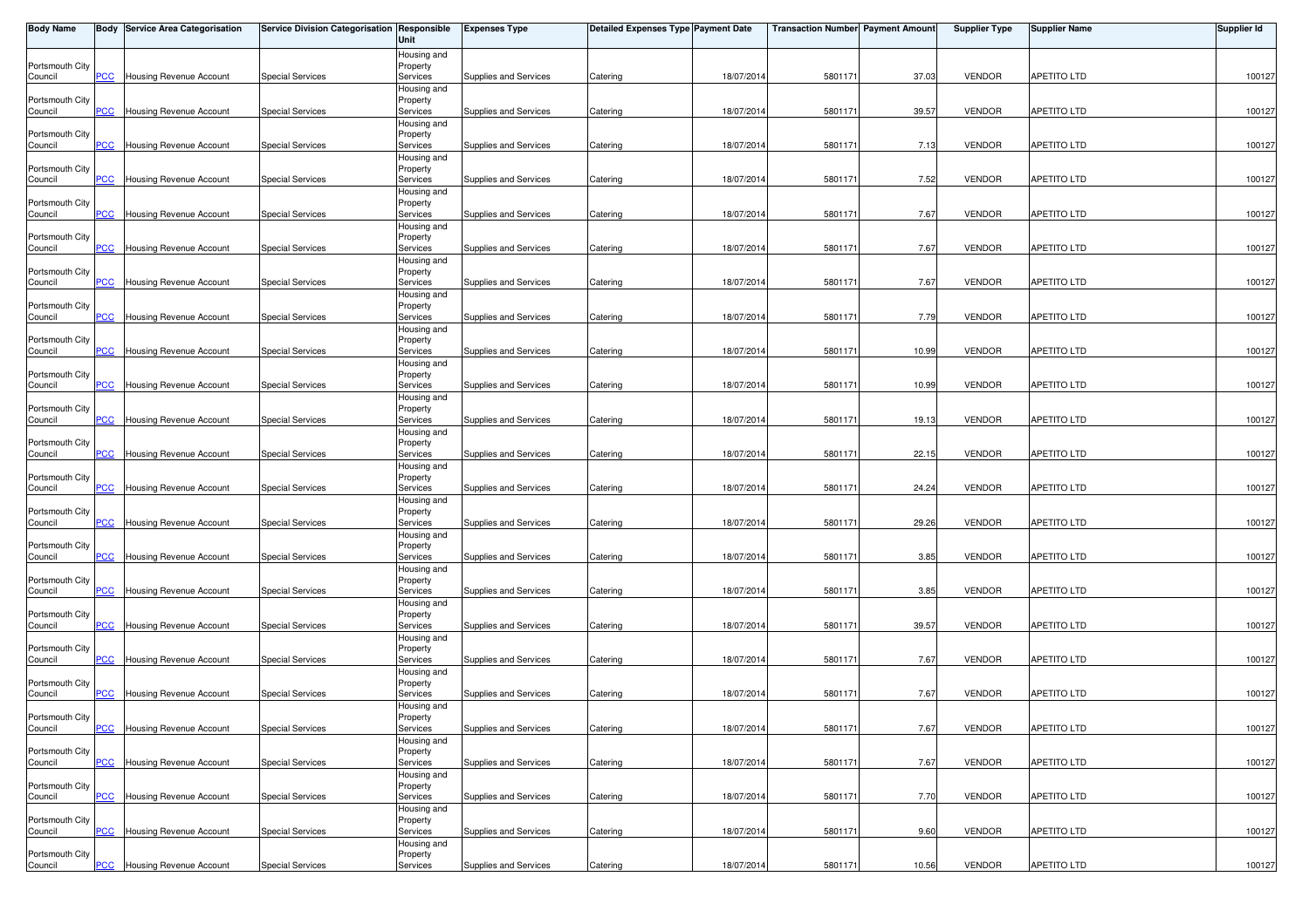| Body Name | Body | Service Area Categorisation | Service Division Categorisation | Responsible Unit | Expenses Type | Detailed Expenses Type | Payment Date | Transaction Number | Payment Amount | Supplier Type | Supplier Name | Supplier Id |
|---|---|---|---|---|---|---|---|---|---|---|---|---|
| Portsmouth City Council | PCC | Housing Revenue Account | Special Services | Housing and Property Services | Supplies and Services | Catering | 18/07/2014 | 5801171 | 37.03 | VENDOR | APETITO LTD | 100127 |
| Portsmouth City Council | PCC | Housing Revenue Account | Special Services | Housing and Property Services | Supplies and Services | Catering | 18/07/2014 | 5801171 | 39.57 | VENDOR | APETITO LTD | 100127 |
| Portsmouth City Council | PCC | Housing Revenue Account | Special Services | Housing and Property Services | Supplies and Services | Catering | 18/07/2014 | 5801171 | 7.13 | VENDOR | APETITO LTD | 100127 |
| Portsmouth City Council | PCC | Housing Revenue Account | Special Services | Housing and Property Services | Supplies and Services | Catering | 18/07/2014 | 5801171 | 7.52 | VENDOR | APETITO LTD | 100127 |
| Portsmouth City Council | PCC | Housing Revenue Account | Special Services | Housing and Property Services | Supplies and Services | Catering | 18/07/2014 | 5801171 | 7.67 | VENDOR | APETITO LTD | 100127 |
| Portsmouth City Council | PCC | Housing Revenue Account | Special Services | Housing and Property Services | Supplies and Services | Catering | 18/07/2014 | 5801171 | 7.67 | VENDOR | APETITO LTD | 100127 |
| Portsmouth City Council | PCC | Housing Revenue Account | Special Services | Housing and Property Services | Supplies and Services | Catering | 18/07/2014 | 5801171 | 7.67 | VENDOR | APETITO LTD | 100127 |
| Portsmouth City Council | PCC | Housing Revenue Account | Special Services | Housing and Property Services | Supplies and Services | Catering | 18/07/2014 | 5801171 | 7.79 | VENDOR | APETITO LTD | 100127 |
| Portsmouth City Council | PCC | Housing Revenue Account | Special Services | Housing and Property Services | Supplies and Services | Catering | 18/07/2014 | 5801171 | 10.99 | VENDOR | APETITO LTD | 100127 |
| Portsmouth City Council | PCC | Housing Revenue Account | Special Services | Housing and Property Services | Supplies and Services | Catering | 18/07/2014 | 5801171 | 10.99 | VENDOR | APETITO LTD | 100127 |
| Portsmouth City Council | PCC | Housing Revenue Account | Special Services | Housing and Property Services | Supplies and Services | Catering | 18/07/2014 | 5801171 | 19.13 | VENDOR | APETITO LTD | 100127 |
| Portsmouth City Council | PCC | Housing Revenue Account | Special Services | Housing and Property Services | Supplies and Services | Catering | 18/07/2014 | 5801171 | 22.15 | VENDOR | APETITO LTD | 100127 |
| Portsmouth City Council | PCC | Housing Revenue Account | Special Services | Housing and Property Services | Supplies and Services | Catering | 18/07/2014 | 5801171 | 24.24 | VENDOR | APETITO LTD | 100127 |
| Portsmouth City Council | PCC | Housing Revenue Account | Special Services | Housing and Property Services | Supplies and Services | Catering | 18/07/2014 | 5801171 | 29.26 | VENDOR | APETITO LTD | 100127 |
| Portsmouth City Council | PCC | Housing Revenue Account | Special Services | Housing and Property Services | Supplies and Services | Catering | 18/07/2014 | 5801171 | 3.85 | VENDOR | APETITO LTD | 100127 |
| Portsmouth City Council | PCC | Housing Revenue Account | Special Services | Housing and Property Services | Supplies and Services | Catering | 18/07/2014 | 5801171 | 3.85 | VENDOR | APETITO LTD | 100127 |
| Portsmouth City Council | PCC | Housing Revenue Account | Special Services | Housing and Property Services | Supplies and Services | Catering | 18/07/2014 | 5801171 | 39.57 | VENDOR | APETITO LTD | 100127 |
| Portsmouth City Council | PCC | Housing Revenue Account | Special Services | Housing and Property Services | Supplies and Services | Catering | 18/07/2014 | 5801171 | 7.67 | VENDOR | APETITO LTD | 100127 |
| Portsmouth City Council | PCC | Housing Revenue Account | Special Services | Housing and Property Services | Supplies and Services | Catering | 18/07/2014 | 5801171 | 7.67 | VENDOR | APETITO LTD | 100127 |
| Portsmouth City Council | PCC | Housing Revenue Account | Special Services | Housing and Property Services | Supplies and Services | Catering | 18/07/2014 | 5801171 | 7.67 | VENDOR | APETITO LTD | 100127 |
| Portsmouth City Council | PCC | Housing Revenue Account | Special Services | Housing and Property Services | Supplies and Services | Catering | 18/07/2014 | 5801171 | 7.67 | VENDOR | APETITO LTD | 100127 |
| Portsmouth City Council | PCC | Housing Revenue Account | Special Services | Housing and Property Services | Supplies and Services | Catering | 18/07/2014 | 5801171 | 7.70 | VENDOR | APETITO LTD | 100127 |
| Portsmouth City Council | PCC | Housing Revenue Account | Special Services | Housing and Property Services | Supplies and Services | Catering | 18/07/2014 | 5801171 | 9.60 | VENDOR | APETITO LTD | 100127 |
| Portsmouth City Council | PCC | Housing Revenue Account | Special Services | Housing and Property Services | Supplies and Services | Catering | 18/07/2014 | 5801171 | 10.56 | VENDOR | APETITO LTD | 100127 |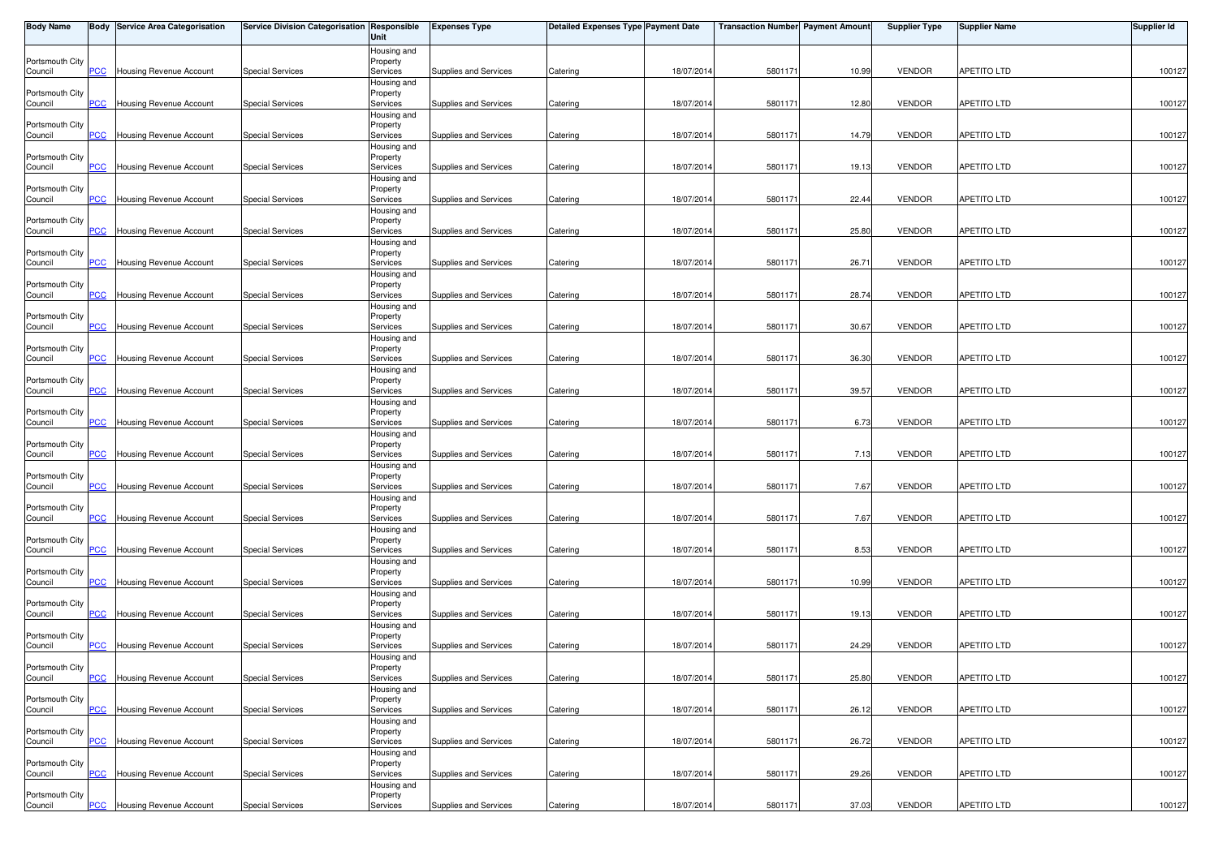| Body Name | Body | Service Area Categorisation | Service Division Categorisation | Responsible Unit | Expenses Type | Detailed Expenses Type | Payment Date | Transaction Number | Payment Amount | Supplier Type | Supplier Name | Supplier Id |
|---|---|---|---|---|---|---|---|---|---|---|---|---|
| Portsmouth City Council | PCC | Housing Revenue Account | Special Services | Housing and Property Services | Supplies and Services | Catering | 18/07/2014 | 5801171 | 10.99 | VENDOR | APETITO LTD | 100127 |
| Portsmouth City Council | PCC | Housing Revenue Account | Special Services | Housing and Property Services | Supplies and Services | Catering | 18/07/2014 | 5801171 | 12.80 | VENDOR | APETITO LTD | 100127 |
| Portsmouth City Council | PCC | Housing Revenue Account | Special Services | Housing and Property Services | Supplies and Services | Catering | 18/07/2014 | 5801171 | 14.79 | VENDOR | APETITO LTD | 100127 |
| Portsmouth City Council | PCC | Housing Revenue Account | Special Services | Housing and Property Services | Supplies and Services | Catering | 18/07/2014 | 5801171 | 19.13 | VENDOR | APETITO LTD | 100127 |
| Portsmouth City Council | PCC | Housing Revenue Account | Special Services | Housing and Property Services | Supplies and Services | Catering | 18/07/2014 | 5801171 | 22.44 | VENDOR | APETITO LTD | 100127 |
| Portsmouth City Council | PCC | Housing Revenue Account | Special Services | Housing and Property Services | Supplies and Services | Catering | 18/07/2014 | 5801171 | 25.80 | VENDOR | APETITO LTD | 100127 |
| Portsmouth City Council | PCC | Housing Revenue Account | Special Services | Housing and Property Services | Supplies and Services | Catering | 18/07/2014 | 5801171 | 26.71 | VENDOR | APETITO LTD | 100127 |
| Portsmouth City Council | PCC | Housing Revenue Account | Special Services | Housing and Property Services | Supplies and Services | Catering | 18/07/2014 | 5801171 | 28.74 | VENDOR | APETITO LTD | 100127 |
| Portsmouth City Council | PCC | Housing Revenue Account | Special Services | Housing and Property Services | Supplies and Services | Catering | 18/07/2014 | 5801171 | 30.67 | VENDOR | APETITO LTD | 100127 |
| Portsmouth City Council | PCC | Housing Revenue Account | Special Services | Housing and Property Services | Supplies and Services | Catering | 18/07/2014 | 5801171 | 36.30 | VENDOR | APETITO LTD | 100127 |
| Portsmouth City Council | PCC | Housing Revenue Account | Special Services | Housing and Property Services | Supplies and Services | Catering | 18/07/2014 | 5801171 | 39.57 | VENDOR | APETITO LTD | 100127 |
| Portsmouth City Council | PCC | Housing Revenue Account | Special Services | Housing and Property Services | Supplies and Services | Catering | 18/07/2014 | 5801171 | 6.73 | VENDOR | APETITO LTD | 100127 |
| Portsmouth City Council | PCC | Housing Revenue Account | Special Services | Housing and Property Services | Supplies and Services | Catering | 18/07/2014 | 5801171 | 7.13 | VENDOR | APETITO LTD | 100127 |
| Portsmouth City Council | PCC | Housing Revenue Account | Special Services | Housing and Property Services | Supplies and Services | Catering | 18/07/2014 | 5801171 | 7.67 | VENDOR | APETITO LTD | 100127 |
| Portsmouth City Council | PCC | Housing Revenue Account | Special Services | Housing and Property Services | Supplies and Services | Catering | 18/07/2014 | 5801171 | 7.67 | VENDOR | APETITO LTD | 100127 |
| Portsmouth City Council | PCC | Housing Revenue Account | Special Services | Housing and Property Services | Supplies and Services | Catering | 18/07/2014 | 5801171 | 8.53 | VENDOR | APETITO LTD | 100127 |
| Portsmouth City Council | PCC | Housing Revenue Account | Special Services | Housing and Property Services | Supplies and Services | Catering | 18/07/2014 | 5801171 | 10.99 | VENDOR | APETITO LTD | 100127 |
| Portsmouth City Council | PCC | Housing Revenue Account | Special Services | Housing and Property Services | Supplies and Services | Catering | 18/07/2014 | 5801171 | 19.13 | VENDOR | APETITO LTD | 100127 |
| Portsmouth City Council | PCC | Housing Revenue Account | Special Services | Housing and Property Services | Supplies and Services | Catering | 18/07/2014 | 5801171 | 24.29 | VENDOR | APETITO LTD | 100127 |
| Portsmouth City Council | PCC | Housing Revenue Account | Special Services | Housing and Property Services | Supplies and Services | Catering | 18/07/2014 | 5801171 | 25.80 | VENDOR | APETITO LTD | 100127 |
| Portsmouth City Council | PCC | Housing Revenue Account | Special Services | Housing and Property Services | Supplies and Services | Catering | 18/07/2014 | 5801171 | 26.12 | VENDOR | APETITO LTD | 100127 |
| Portsmouth City Council | PCC | Housing Revenue Account | Special Services | Housing and Property Services | Supplies and Services | Catering | 18/07/2014 | 5801171 | 26.72 | VENDOR | APETITO LTD | 100127 |
| Portsmouth City Council | PCC | Housing Revenue Account | Special Services | Housing and Property Services | Supplies and Services | Catering | 18/07/2014 | 5801171 | 29.26 | VENDOR | APETITO LTD | 100127 |
| Portsmouth City Council | PCC | Housing Revenue Account | Special Services | Housing and Property Services | Supplies and Services | Catering | 18/07/2014 | 5801171 | 37.03 | VENDOR | APETITO LTD | 100127 |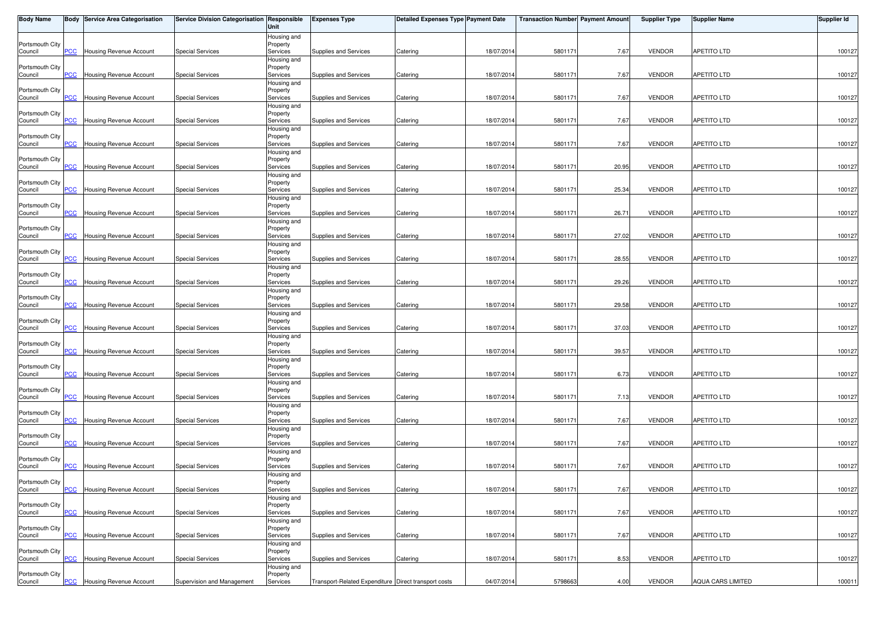| Body Name | Body | Service Area Categorisation | Service Division Categorisation | Responsible Unit | Expenses Type | Detailed Expenses Type | Payment Date | Transaction Number | Payment Amount | Supplier Type | Supplier Name | Supplier Id |
|---|---|---|---|---|---|---|---|---|---|---|---|---|
| Portsmouth City Council | PCC | Housing Revenue Account | Special Services | Housing and Property Services | Supplies and Services | Catering | 18/07/2014 | 5801171 | 7.67 | VENDOR | APETITO LTD | 100127 |
| Portsmouth City Council | PCC | Housing Revenue Account | Special Services | Housing and Property Services | Supplies and Services | Catering | 18/07/2014 | 5801171 | 7.67 | VENDOR | APETITO LTD | 100127 |
| Portsmouth City Council | PCC | Housing Revenue Account | Special Services | Housing and Property Services | Supplies and Services | Catering | 18/07/2014 | 5801171 | 7.67 | VENDOR | APETITO LTD | 100127 |
| Portsmouth City Council | PCC | Housing Revenue Account | Special Services | Housing and Property Services | Supplies and Services | Catering | 18/07/2014 | 5801171 | 7.67 | VENDOR | APETITO LTD | 100127 |
| Portsmouth City Council | PCC | Housing Revenue Account | Special Services | Housing and Property Services | Supplies and Services | Catering | 18/07/2014 | 5801171 | 7.67 | VENDOR | APETITO LTD | 100127 |
| Portsmouth City Council | PCC | Housing Revenue Account | Special Services | Housing and Property Services | Supplies and Services | Catering | 18/07/2014 | 5801171 | 20.95 | VENDOR | APETITO LTD | 100127 |
| Portsmouth City Council | PCC | Housing Revenue Account | Special Services | Housing and Property Services | Supplies and Services | Catering | 18/07/2014 | 5801171 | 25.34 | VENDOR | APETITO LTD | 100127 |
| Portsmouth City Council | PCC | Housing Revenue Account | Special Services | Housing and Property Services | Supplies and Services | Catering | 18/07/2014 | 5801171 | 26.71 | VENDOR | APETITO LTD | 100127 |
| Portsmouth City Council | PCC | Housing Revenue Account | Special Services | Housing and Property Services | Supplies and Services | Catering | 18/07/2014 | 5801171 | 27.02 | VENDOR | APETITO LTD | 100127 |
| Portsmouth City Council | PCC | Housing Revenue Account | Special Services | Housing and Property Services | Supplies and Services | Catering | 18/07/2014 | 5801171 | 28.55 | VENDOR | APETITO LTD | 100127 |
| Portsmouth City Council | PCC | Housing Revenue Account | Special Services | Housing and Property Services | Supplies and Services | Catering | 18/07/2014 | 5801171 | 29.26 | VENDOR | APETITO LTD | 100127 |
| Portsmouth City Council | PCC | Housing Revenue Account | Special Services | Housing and Property Services | Supplies and Services | Catering | 18/07/2014 | 5801171 | 29.58 | VENDOR | APETITO LTD | 100127 |
| Portsmouth City Council | PCC | Housing Revenue Account | Special Services | Housing and Property Services | Supplies and Services | Catering | 18/07/2014 | 5801171 | 37.03 | VENDOR | APETITO LTD | 100127 |
| Portsmouth City Council | PCC | Housing Revenue Account | Special Services | Housing and Property Services | Supplies and Services | Catering | 18/07/2014 | 5801171 | 39.57 | VENDOR | APETITO LTD | 100127 |
| Portsmouth City Council | PCC | Housing Revenue Account | Special Services | Housing and Property Services | Supplies and Services | Catering | 18/07/2014 | 5801171 | 6.73 | VENDOR | APETITO LTD | 100127 |
| Portsmouth City Council | PCC | Housing Revenue Account | Special Services | Housing and Property Services | Supplies and Services | Catering | 18/07/2014 | 5801171 | 7.13 | VENDOR | APETITO LTD | 100127 |
| Portsmouth City Council | PCC | Housing Revenue Account | Special Services | Housing and Property Services | Supplies and Services | Catering | 18/07/2014 | 5801171 | 7.67 | VENDOR | APETITO LTD | 100127 |
| Portsmouth City Council | PCC | Housing Revenue Account | Special Services | Housing and Property Services | Supplies and Services | Catering | 18/07/2014 | 5801171 | 7.67 | VENDOR | APETITO LTD | 100127 |
| Portsmouth City Council | PCC | Housing Revenue Account | Special Services | Housing and Property Services | Supplies and Services | Catering | 18/07/2014 | 5801171 | 7.67 | VENDOR | APETITO LTD | 100127 |
| Portsmouth City Council | PCC | Housing Revenue Account | Special Services | Housing and Property Services | Supplies and Services | Catering | 18/07/2014 | 5801171 | 7.67 | VENDOR | APETITO LTD | 100127 |
| Portsmouth City Council | PCC | Housing Revenue Account | Special Services | Housing and Property Services | Supplies and Services | Catering | 18/07/2014 | 5801171 | 7.67 | VENDOR | APETITO LTD | 100127 |
| Portsmouth City Council | PCC | Housing Revenue Account | Special Services | Housing and Property Services | Supplies and Services | Catering | 18/07/2014 | 5801171 | 7.67 | VENDOR | APETITO LTD | 100127 |
| Portsmouth City Council | PCC | Housing Revenue Account | Special Services | Housing and Property Services | Supplies and Services | Catering | 18/07/2014 | 5801171 | 8.53 | VENDOR | APETITO LTD | 100127 |
| Portsmouth City Council | PCC | Housing Revenue Account | Supervision and Management | Housing and Property Services | Transport-Related Expenditure | Direct transport costs | 04/07/2014 | 5798663 | 4.00 | VENDOR | AQUA CARS LIMITED | 100011 |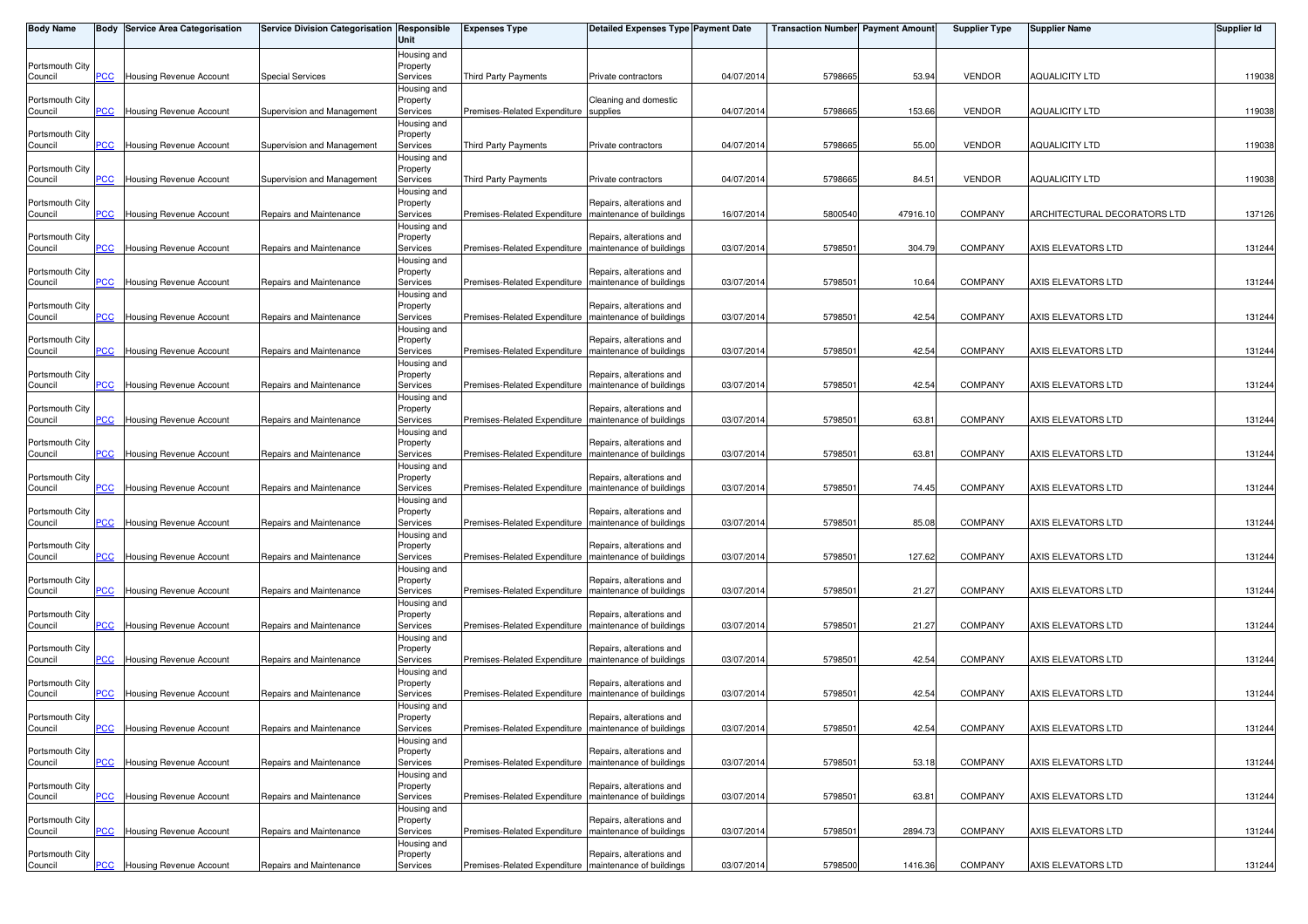| Body Name | Body | Service Area Categorisation | Service Division Categorisation | Responsible Unit | Expenses Type | Detailed Expenses Type | Payment Date | Transaction Number | Payment Amount | Supplier Type | Supplier Name | Supplier Id |
|---|---|---|---|---|---|---|---|---|---|---|---|---|
| Portsmouth City Council | PCC | Housing Revenue Account | Special Services | Housing and Property Services | Third Party Payments | Private contractors | 04/07/2014 | 5798665 | 53.94 | VENDOR | AQUALICITY LTD | 119038 |
| Portsmouth City Council | PCC | Housing Revenue Account | Supervision and Management | Housing and Property Services | Premises-Related Expenditure | Cleaning and domestic supplies | 04/07/2014 | 5798665 | 153.66 | VENDOR | AQUALICITY LTD | 119038 |
| Portsmouth City Council | PCC | Housing Revenue Account | Supervision and Management | Housing and Property Services | Third Party Payments | Private contractors | 04/07/2014 | 5798665 | 55.00 | VENDOR | AQUALICITY LTD | 119038 |
| Portsmouth City Council | PCC | Housing Revenue Account | Supervision and Management | Housing and Property Services | Third Party Payments | Private contractors | 04/07/2014 | 5798665 | 84.51 | VENDOR | AQUALICITY LTD | 119038 |
| Portsmouth City Council | PCC | Housing Revenue Account | Repairs and Maintenance | Housing and Property Services | Premises-Related Expenditure | Repairs, alterations and maintenance of buildings | 16/07/2014 | 5800540 | 47916.10 | COMPANY | ARCHITECTURAL DECORATORS LTD | 137126 |
| Portsmouth City Council | PCC | Housing Revenue Account | Repairs and Maintenance | Housing and Property Services | Premises-Related Expenditure | Repairs, alterations and maintenance of buildings | 03/07/2014 | 5798501 | 304.79 | COMPANY | AXIS ELEVATORS LTD | 131244 |
| Portsmouth City Council | PCC | Housing Revenue Account | Repairs and Maintenance | Housing and Property Services | Premises-Related Expenditure | Repairs, alterations and maintenance of buildings | 03/07/2014 | 5798501 | 10.64 | COMPANY | AXIS ELEVATORS LTD | 131244 |
| Portsmouth City Council | PCC | Housing Revenue Account | Repairs and Maintenance | Housing and Property Services | Premises-Related Expenditure | Repairs, alterations and maintenance of buildings | 03/07/2014 | 5798501 | 42.54 | COMPANY | AXIS ELEVATORS LTD | 131244 |
| Portsmouth City Council | PCC | Housing Revenue Account | Repairs and Maintenance | Housing and Property Services | Premises-Related Expenditure | Repairs, alterations and maintenance of buildings | 03/07/2014 | 5798501 | 42.54 | COMPANY | AXIS ELEVATORS LTD | 131244 |
| Portsmouth City Council | PCC | Housing Revenue Account | Repairs and Maintenance | Housing and Property Services | Premises-Related Expenditure | Repairs, alterations and maintenance of buildings | 03/07/2014 | 5798501 | 42.54 | COMPANY | AXIS ELEVATORS LTD | 131244 |
| Portsmouth City Council | PCC | Housing Revenue Account | Repairs and Maintenance | Housing and Property Services | Premises-Related Expenditure | Repairs, alterations and maintenance of buildings | 03/07/2014 | 5798501 | 63.81 | COMPANY | AXIS ELEVATORS LTD | 131244 |
| Portsmouth City Council | PCC | Housing Revenue Account | Repairs and Maintenance | Housing and Property Services | Premises-Related Expenditure | Repairs, alterations and maintenance of buildings | 03/07/2014 | 5798501 | 63.81 | COMPANY | AXIS ELEVATORS LTD | 131244 |
| Portsmouth City Council | PCC | Housing Revenue Account | Repairs and Maintenance | Housing and Property Services | Premises-Related Expenditure | Repairs, alterations and maintenance of buildings | 03/07/2014 | 5798501 | 74.45 | COMPANY | AXIS ELEVATORS LTD | 131244 |
| Portsmouth City Council | PCC | Housing Revenue Account | Repairs and Maintenance | Housing and Property Services | Premises-Related Expenditure | Repairs, alterations and maintenance of buildings | 03/07/2014 | 5798501 | 85.08 | COMPANY | AXIS ELEVATORS LTD | 131244 |
| Portsmouth City Council | PCC | Housing Revenue Account | Repairs and Maintenance | Housing and Property Services | Premises-Related Expenditure | Repairs, alterations and maintenance of buildings | 03/07/2014 | 5798501 | 127.62 | COMPANY | AXIS ELEVATORS LTD | 131244 |
| Portsmouth City Council | PCC | Housing Revenue Account | Repairs and Maintenance | Housing and Property Services | Premises-Related Expenditure | Repairs, alterations and maintenance of buildings | 03/07/2014 | 5798501 | 21.27 | COMPANY | AXIS ELEVATORS LTD | 131244 |
| Portsmouth City Council | PCC | Housing Revenue Account | Repairs and Maintenance | Housing and Property Services | Premises-Related Expenditure | Repairs, alterations and maintenance of buildings | 03/07/2014 | 5798501 | 21.27 | COMPANY | AXIS ELEVATORS LTD | 131244 |
| Portsmouth City Council | PCC | Housing Revenue Account | Repairs and Maintenance | Housing and Property Services | Premises-Related Expenditure | Repairs, alterations and maintenance of buildings | 03/07/2014 | 5798501 | 42.54 | COMPANY | AXIS ELEVATORS LTD | 131244 |
| Portsmouth City Council | PCC | Housing Revenue Account | Repairs and Maintenance | Housing and Property Services | Premises-Related Expenditure | Repairs, alterations and maintenance of buildings | 03/07/2014 | 5798501 | 42.54 | COMPANY | AXIS ELEVATORS LTD | 131244 |
| Portsmouth City Council | PCC | Housing Revenue Account | Repairs and Maintenance | Housing and Property Services | Premises-Related Expenditure | Repairs, alterations and maintenance of buildings | 03/07/2014 | 5798501 | 42.54 | COMPANY | AXIS ELEVATORS LTD | 131244 |
| Portsmouth City Council | PCC | Housing Revenue Account | Repairs and Maintenance | Housing and Property Services | Premises-Related Expenditure | Repairs, alterations and maintenance of buildings | 03/07/2014 | 5798501 | 53.18 | COMPANY | AXIS ELEVATORS LTD | 131244 |
| Portsmouth City Council | PCC | Housing Revenue Account | Repairs and Maintenance | Housing and Property Services | Premises-Related Expenditure | Repairs, alterations and maintenance of buildings | 03/07/2014 | 5798501 | 63.81 | COMPANY | AXIS ELEVATORS LTD | 131244 |
| Portsmouth City Council | PCC | Housing Revenue Account | Repairs and Maintenance | Housing and Property Services | Premises-Related Expenditure | Repairs, alterations and maintenance of buildings | 03/07/2014 | 5798501 | 2894.73 | COMPANY | AXIS ELEVATORS LTD | 131244 |
| Portsmouth City Council | PCC | Housing Revenue Account | Repairs and Maintenance | Housing and Property Services | Premises-Related Expenditure | Repairs, alterations and maintenance of buildings | 03/07/2014 | 5798500 | 1416.36 | COMPANY | AXIS ELEVATORS LTD | 131244 |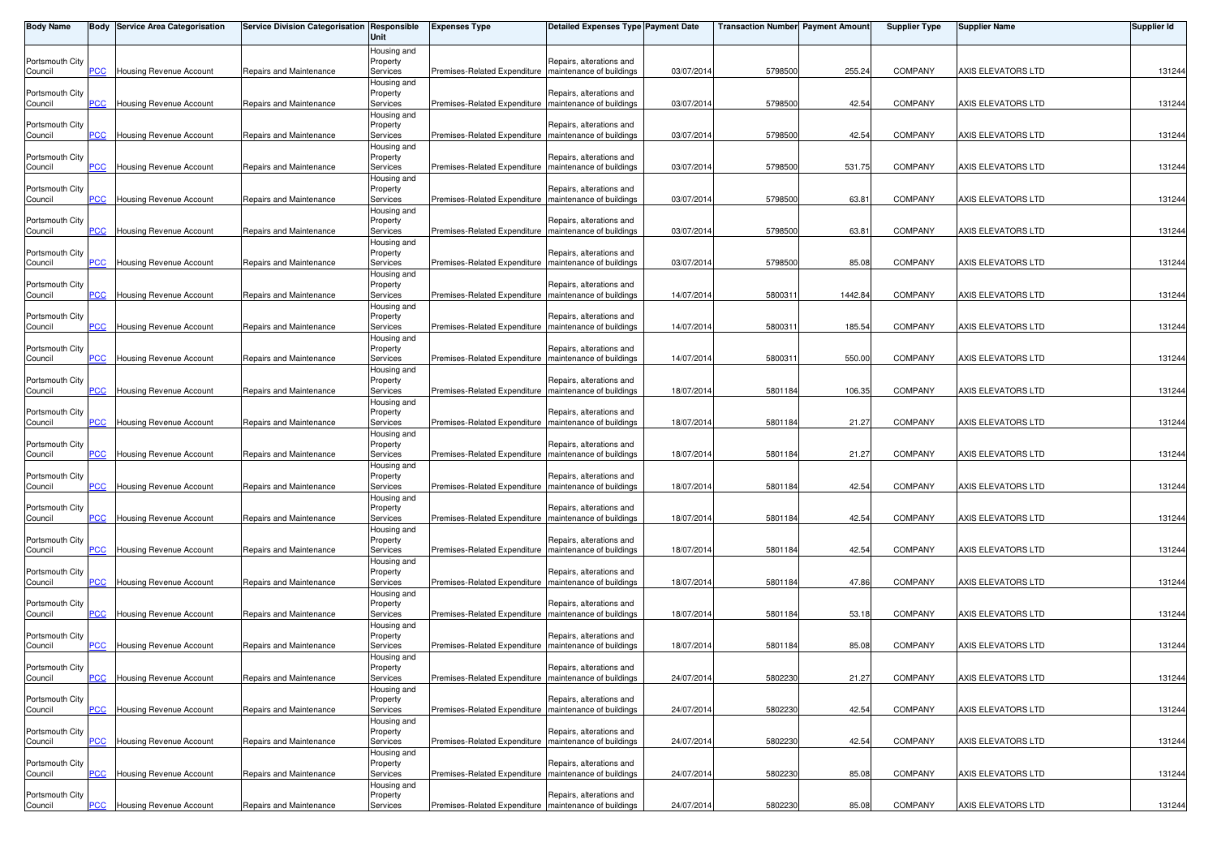| Body Name | Body | Service Area Categorisation | Service Division Categorisation | Responsible Unit | Expenses Type | Detailed Expenses Type | Payment Date | Transaction Number | Payment Amount | Supplier Type | Supplier Name | Supplier Id |
|---|---|---|---|---|---|---|---|---|---|---|---|---|
| Portsmouth City Council | PCC | Housing Revenue Account | Repairs and Maintenance | Housing and Property Services | Premises-Related Expenditure | Repairs, alterations and maintenance of buildings | 03/07/2014 | 5798500 | 255.24 | COMPANY | AXIS ELEVATORS LTD | 131244 |
| Portsmouth City Council | PCC | Housing Revenue Account | Repairs and Maintenance | Housing and Property Services | Premises-Related Expenditure | Repairs, alterations and maintenance of buildings | 03/07/2014 | 5798500 | 42.54 | COMPANY | AXIS ELEVATORS LTD | 131244 |
| Portsmouth City Council | PCC | Housing Revenue Account | Repairs and Maintenance | Housing and Property Services | Premises-Related Expenditure | Repairs, alterations and maintenance of buildings | 03/07/2014 | 5798500 | 42.54 | COMPANY | AXIS ELEVATORS LTD | 131244 |
| Portsmouth City Council | PCC | Housing Revenue Account | Repairs and Maintenance | Housing and Property Services | Premises-Related Expenditure | Repairs, alterations and maintenance of buildings | 03/07/2014 | 5798500 | 531.75 | COMPANY | AXIS ELEVATORS LTD | 131244 |
| Portsmouth City Council | PCC | Housing Revenue Account | Repairs and Maintenance | Housing and Property Services | Premises-Related Expenditure | Repairs, alterations and maintenance of buildings | 03/07/2014 | 5798500 | 63.81 | COMPANY | AXIS ELEVATORS LTD | 131244 |
| Portsmouth City Council | PCC | Housing Revenue Account | Repairs and Maintenance | Housing and Property Services | Premises-Related Expenditure | Repairs, alterations and maintenance of buildings | 03/07/2014 | 5798500 | 63.81 | COMPANY | AXIS ELEVATORS LTD | 131244 |
| Portsmouth City Council | PCC | Housing Revenue Account | Repairs and Maintenance | Housing and Property Services | Premises-Related Expenditure | Repairs, alterations and maintenance of buildings | 03/07/2014 | 5798500 | 85.08 | COMPANY | AXIS ELEVATORS LTD | 131244 |
| Portsmouth City Council | PCC | Housing Revenue Account | Repairs and Maintenance | Housing and Property Services | Premises-Related Expenditure | Repairs, alterations and maintenance of buildings | 14/07/2014 | 5800311 | 1442.84 | COMPANY | AXIS ELEVATORS LTD | 131244 |
| Portsmouth City Council | PCC | Housing Revenue Account | Repairs and Maintenance | Housing and Property Services | Premises-Related Expenditure | Repairs, alterations and maintenance of buildings | 14/07/2014 | 5800311 | 185.54 | COMPANY | AXIS ELEVATORS LTD | 131244 |
| Portsmouth City Council | PCC | Housing Revenue Account | Repairs and Maintenance | Housing and Property Services | Premises-Related Expenditure | Repairs, alterations and maintenance of buildings | 14/07/2014 | 5800311 | 550.00 | COMPANY | AXIS ELEVATORS LTD | 131244 |
| Portsmouth City Council | PCC | Housing Revenue Account | Repairs and Maintenance | Housing and Property Services | Premises-Related Expenditure | Repairs, alterations and maintenance of buildings | 18/07/2014 | 5801184 | 106.35 | COMPANY | AXIS ELEVATORS LTD | 131244 |
| Portsmouth City Council | PCC | Housing Revenue Account | Repairs and Maintenance | Housing and Property Services | Premises-Related Expenditure | Repairs, alterations and maintenance of buildings | 18/07/2014 | 5801184 | 21.27 | COMPANY | AXIS ELEVATORS LTD | 131244 |
| Portsmouth City Council | PCC | Housing Revenue Account | Repairs and Maintenance | Housing and Property Services | Premises-Related Expenditure | Repairs, alterations and maintenance of buildings | 18/07/2014 | 5801184 | 21.27 | COMPANY | AXIS ELEVATORS LTD | 131244 |
| Portsmouth City Council | PCC | Housing Revenue Account | Repairs and Maintenance | Housing and Property Services | Premises-Related Expenditure | Repairs, alterations and maintenance of buildings | 18/07/2014 | 5801184 | 42.54 | COMPANY | AXIS ELEVATORS LTD | 131244 |
| Portsmouth City Council | PCC | Housing Revenue Account | Repairs and Maintenance | Housing and Property Services | Premises-Related Expenditure | Repairs, alterations and maintenance of buildings | 18/07/2014 | 5801184 | 42.54 | COMPANY | AXIS ELEVATORS LTD | 131244 |
| Portsmouth City Council | PCC | Housing Revenue Account | Repairs and Maintenance | Housing and Property Services | Premises-Related Expenditure | Repairs, alterations and maintenance of buildings | 18/07/2014 | 5801184 | 42.54 | COMPANY | AXIS ELEVATORS LTD | 131244 |
| Portsmouth City Council | PCC | Housing Revenue Account | Repairs and Maintenance | Housing and Property Services | Premises-Related Expenditure | Repairs, alterations and maintenance of buildings | 18/07/2014 | 5801184 | 47.86 | COMPANY | AXIS ELEVATORS LTD | 131244 |
| Portsmouth City Council | PCC | Housing Revenue Account | Repairs and Maintenance | Housing and Property Services | Premises-Related Expenditure | Repairs, alterations and maintenance of buildings | 18/07/2014 | 5801184 | 53.18 | COMPANY | AXIS ELEVATORS LTD | 131244 |
| Portsmouth City Council | PCC | Housing Revenue Account | Repairs and Maintenance | Housing and Property Services | Premises-Related Expenditure | Repairs, alterations and maintenance of buildings | 18/07/2014 | 5801184 | 85.08 | COMPANY | AXIS ELEVATORS LTD | 131244 |
| Portsmouth City Council | PCC | Housing Revenue Account | Repairs and Maintenance | Housing and Property Services | Premises-Related Expenditure | Repairs, alterations and maintenance of buildings | 24/07/2014 | 5802230 | 21.27 | COMPANY | AXIS ELEVATORS LTD | 131244 |
| Portsmouth City Council | PCC | Housing Revenue Account | Repairs and Maintenance | Housing and Property Services | Premises-Related Expenditure | Repairs, alterations and maintenance of buildings | 24/07/2014 | 5802230 | 42.54 | COMPANY | AXIS ELEVATORS LTD | 131244 |
| Portsmouth City Council | PCC | Housing Revenue Account | Repairs and Maintenance | Housing and Property Services | Premises-Related Expenditure | Repairs, alterations and maintenance of buildings | 24/07/2014 | 5802230 | 42.54 | COMPANY | AXIS ELEVATORS LTD | 131244 |
| Portsmouth City Council | PCC | Housing Revenue Account | Repairs and Maintenance | Housing and Property Services | Premises-Related Expenditure | Repairs, alterations and maintenance of buildings | 24/07/2014 | 5802230 | 85.08 | COMPANY | AXIS ELEVATORS LTD | 131244 |
| Portsmouth City Council | PCC | Housing Revenue Account | Repairs and Maintenance | Housing and Property Services | Premises-Related Expenditure | Repairs, alterations and maintenance of buildings | 24/07/2014 | 5802230 | 85.08 | COMPANY | AXIS ELEVATORS LTD | 131244 |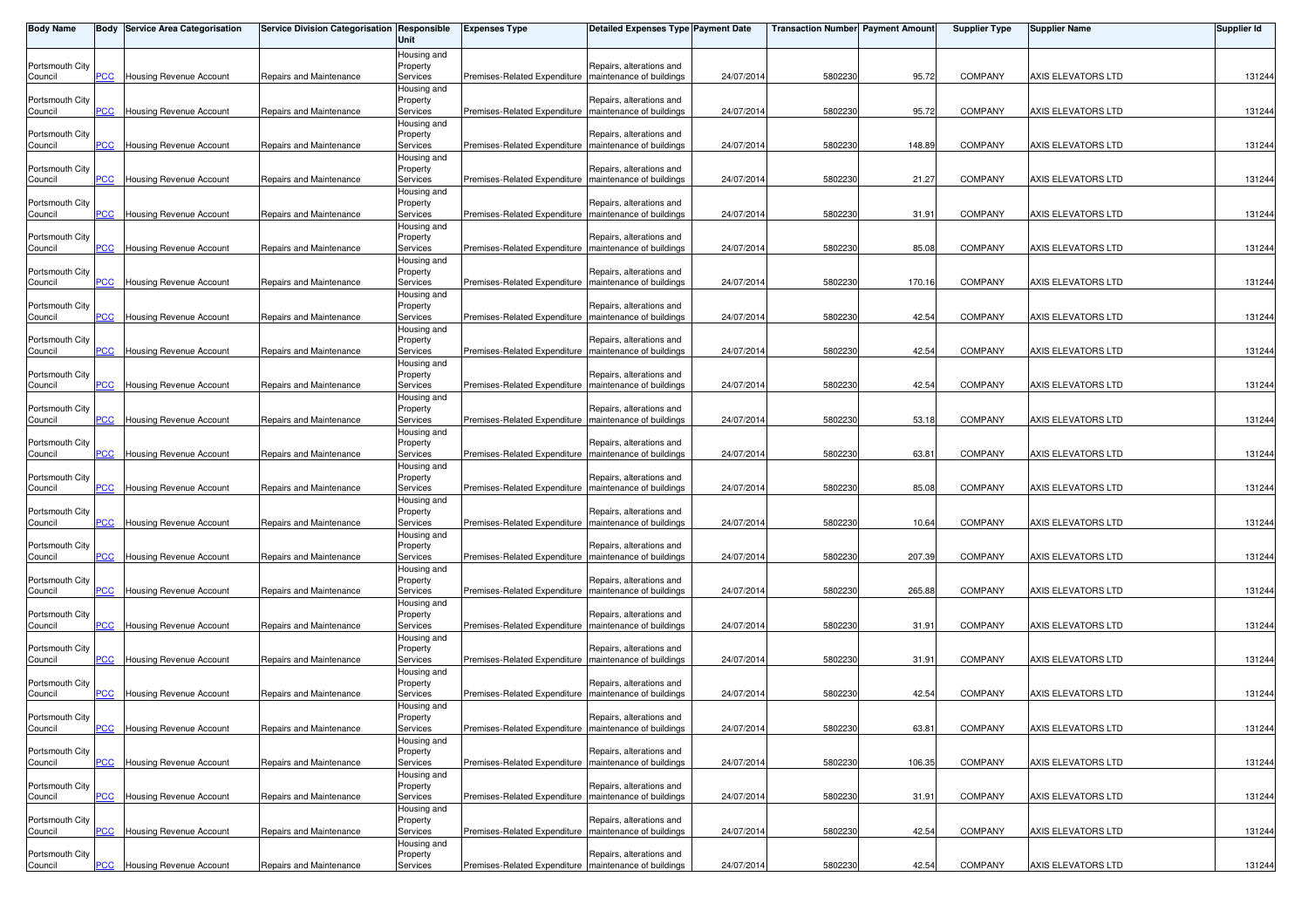| Body Name | Body | Service Area Categorisation | Service Division Categorisation | Responsible Unit | Expenses Type | Detailed Expenses Type | Payment Date | Transaction Number | Payment Amount | Supplier Type | Supplier Name | Supplier Id |
|---|---|---|---|---|---|---|---|---|---|---|---|---|
| Portsmouth City Council | PCC | Housing Revenue Account | Repairs and Maintenance | Housing and Property Services | Premises-Related Expenditure | Repairs, alterations and maintenance of buildings | 24/07/2014 | 5802230 | 95.72 | COMPANY | AXIS ELEVATORS LTD | 131244 |
| Portsmouth City Council | PCC | Housing Revenue Account | Repairs and Maintenance | Housing and Property Services | Premises-Related Expenditure | Repairs, alterations and maintenance of buildings | 24/07/2014 | 5802230 | 95.72 | COMPANY | AXIS ELEVATORS LTD | 131244 |
| Portsmouth City Council | PCC | Housing Revenue Account | Repairs and Maintenance | Housing and Property Services | Premises-Related Expenditure | Repairs, alterations and maintenance of buildings | 24/07/2014 | 5802230 | 148.89 | COMPANY | AXIS ELEVATORS LTD | 131244 |
| Portsmouth City Council | PCC | Housing Revenue Account | Repairs and Maintenance | Housing and Property Services | Premises-Related Expenditure | Repairs, alterations and maintenance of buildings | 24/07/2014 | 5802230 | 21.27 | COMPANY | AXIS ELEVATORS LTD | 131244 |
| Portsmouth City Council | PCC | Housing Revenue Account | Repairs and Maintenance | Housing and Property Services | Premises-Related Expenditure | Repairs, alterations and maintenance of buildings | 24/07/2014 | 5802230 | 31.91 | COMPANY | AXIS ELEVATORS LTD | 131244 |
| Portsmouth City Council | PCC | Housing Revenue Account | Repairs and Maintenance | Housing and Property Services | Premises-Related Expenditure | Repairs, alterations and maintenance of buildings | 24/07/2014 | 5802230 | 85.08 | COMPANY | AXIS ELEVATORS LTD | 131244 |
| Portsmouth City Council | PCC | Housing Revenue Account | Repairs and Maintenance | Housing and Property Services | Premises-Related Expenditure | Repairs, alterations and maintenance of buildings | 24/07/2014 | 5802230 | 170.16 | COMPANY | AXIS ELEVATORS LTD | 131244 |
| Portsmouth City Council | PCC | Housing Revenue Account | Repairs and Maintenance | Housing and Property Services | Premises-Related Expenditure | Repairs, alterations and maintenance of buildings | 24/07/2014 | 5802230 | 42.54 | COMPANY | AXIS ELEVATORS LTD | 131244 |
| Portsmouth City Council | PCC | Housing Revenue Account | Repairs and Maintenance | Housing and Property Services | Premises-Related Expenditure | Repairs, alterations and maintenance of buildings | 24/07/2014 | 5802230 | 42.54 | COMPANY | AXIS ELEVATORS LTD | 131244 |
| Portsmouth City Council | PCC | Housing Revenue Account | Repairs and Maintenance | Housing and Property Services | Premises-Related Expenditure | Repairs, alterations and maintenance of buildings | 24/07/2014 | 5802230 | 42.54 | COMPANY | AXIS ELEVATORS LTD | 131244 |
| Portsmouth City Council | PCC | Housing Revenue Account | Repairs and Maintenance | Housing and Property Services | Premises-Related Expenditure | Repairs, alterations and maintenance of buildings | 24/07/2014 | 5802230 | 53.18 | COMPANY | AXIS ELEVATORS LTD | 131244 |
| Portsmouth City Council | PCC | Housing Revenue Account | Repairs and Maintenance | Housing and Property Services | Premises-Related Expenditure | Repairs, alterations and maintenance of buildings | 24/07/2014 | 5802230 | 63.81 | COMPANY | AXIS ELEVATORS LTD | 131244 |
| Portsmouth City Council | PCC | Housing Revenue Account | Repairs and Maintenance | Housing and Property Services | Premises-Related Expenditure | Repairs, alterations and maintenance of buildings | 24/07/2014 | 5802230 | 85.08 | COMPANY | AXIS ELEVATORS LTD | 131244 |
| Portsmouth City Council | PCC | Housing Revenue Account | Repairs and Maintenance | Housing and Property Services | Premises-Related Expenditure | Repairs, alterations and maintenance of buildings | 24/07/2014 | 5802230 | 10.64 | COMPANY | AXIS ELEVATORS LTD | 131244 |
| Portsmouth City Council | PCC | Housing Revenue Account | Repairs and Maintenance | Housing and Property Services | Premises-Related Expenditure | Repairs, alterations and maintenance of buildings | 24/07/2014 | 5802230 | 207.39 | COMPANY | AXIS ELEVATORS LTD | 131244 |
| Portsmouth City Council | PCC | Housing Revenue Account | Repairs and Maintenance | Housing and Property Services | Premises-Related Expenditure | Repairs, alterations and maintenance of buildings | 24/07/2014 | 5802230 | 265.88 | COMPANY | AXIS ELEVATORS LTD | 131244 |
| Portsmouth City Council | PCC | Housing Revenue Account | Repairs and Maintenance | Housing and Property Services | Premises-Related Expenditure | Repairs, alterations and maintenance of buildings | 24/07/2014 | 5802230 | 31.91 | COMPANY | AXIS ELEVATORS LTD | 131244 |
| Portsmouth City Council | PCC | Housing Revenue Account | Repairs and Maintenance | Housing and Property Services | Premises-Related Expenditure | Repairs, alterations and maintenance of buildings | 24/07/2014 | 5802230 | 31.91 | COMPANY | AXIS ELEVATORS LTD | 131244 |
| Portsmouth City Council | PCC | Housing Revenue Account | Repairs and Maintenance | Housing and Property Services | Premises-Related Expenditure | Repairs, alterations and maintenance of buildings | 24/07/2014 | 5802230 | 42.54 | COMPANY | AXIS ELEVATORS LTD | 131244 |
| Portsmouth City Council | PCC | Housing Revenue Account | Repairs and Maintenance | Housing and Property Services | Premises-Related Expenditure | Repairs, alterations and maintenance of buildings | 24/07/2014 | 5802230 | 63.81 | COMPANY | AXIS ELEVATORS LTD | 131244 |
| Portsmouth City Council | PCC | Housing Revenue Account | Repairs and Maintenance | Housing and Property Services | Premises-Related Expenditure | Repairs, alterations and maintenance of buildings | 24/07/2014 | 5802230 | 106.35 | COMPANY | AXIS ELEVATORS LTD | 131244 |
| Portsmouth City Council | PCC | Housing Revenue Account | Repairs and Maintenance | Housing and Property Services | Premises-Related Expenditure | Repairs, alterations and maintenance of buildings | 24/07/2014 | 5802230 | 31.91 | COMPANY | AXIS ELEVATORS LTD | 131244 |
| Portsmouth City Council | PCC | Housing Revenue Account | Repairs and Maintenance | Housing and Property Services | Premises-Related Expenditure | Repairs, alterations and maintenance of buildings | 24/07/2014 | 5802230 | 42.54 | COMPANY | AXIS ELEVATORS LTD | 131244 |
| Portsmouth City Council | PCC | Housing Revenue Account | Repairs and Maintenance | Housing and Property Services | Premises-Related Expenditure | Repairs, alterations and maintenance of buildings | 24/07/2014 | 5802230 | 42.54 | COMPANY | AXIS ELEVATORS LTD | 131244 |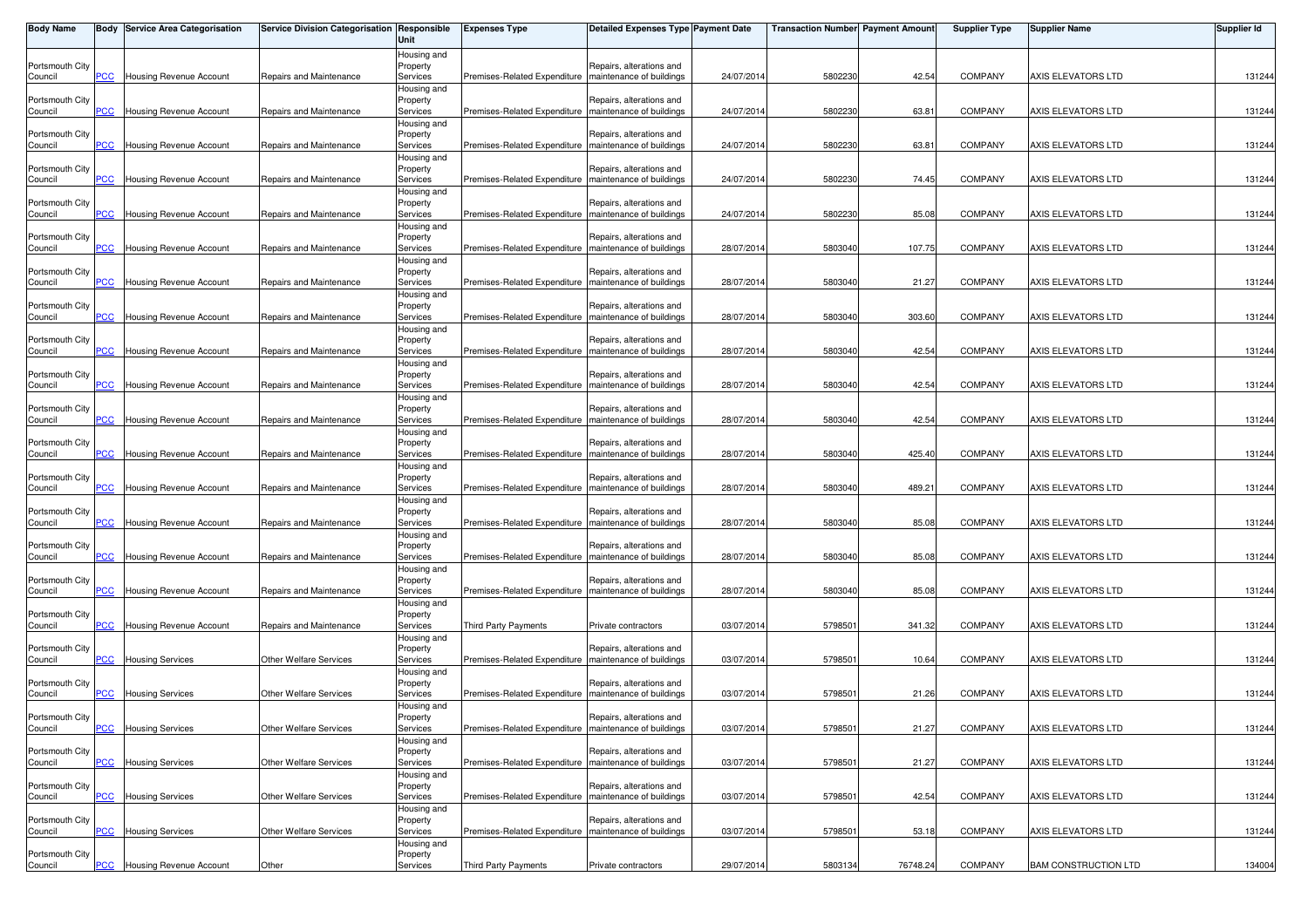| Body Name | Body | Service Area Categorisation | Service Division Categorisation | Responsible Unit | Expenses Type | Detailed Expenses Type | Payment Date | Transaction Number | Payment Amount | Supplier Type | Supplier Name | Supplier Id |
|---|---|---|---|---|---|---|---|---|---|---|---|---|
| Portsmouth City Council | PCC | Housing Revenue Account | Repairs and Maintenance | Housing and Property Services | Premises-Related Expenditure | Repairs, alterations and maintenance of buildings | 24/07/2014 | 5802230 | 42.54 | COMPANY | AXIS ELEVATORS LTD | 131244 |
| Portsmouth City Council | PCC | Housing Revenue Account | Repairs and Maintenance | Housing and Property Services | Premises-Related Expenditure | Repairs, alterations and maintenance of buildings | 24/07/2014 | 5802230 | 63.81 | COMPANY | AXIS ELEVATORS LTD | 131244 |
| Portsmouth City Council | PCC | Housing Revenue Account | Repairs and Maintenance | Housing and Property Services | Premises-Related Expenditure | Repairs, alterations and maintenance of buildings | 24/07/2014 | 5802230 | 63.81 | COMPANY | AXIS ELEVATORS LTD | 131244 |
| Portsmouth City Council | PCC | Housing Revenue Account | Repairs and Maintenance | Housing and Property Services | Premises-Related Expenditure | Repairs, alterations and maintenance of buildings | 24/07/2014 | 5802230 | 74.45 | COMPANY | AXIS ELEVATORS LTD | 131244 |
| Portsmouth City Council | PCC | Housing Revenue Account | Repairs and Maintenance | Housing and Property Services | Premises-Related Expenditure | Repairs, alterations and maintenance of buildings | 24/07/2014 | 5802230 | 85.08 | COMPANY | AXIS ELEVATORS LTD | 131244 |
| Portsmouth City Council | PCC | Housing Revenue Account | Repairs and Maintenance | Housing and Property Services | Premises-Related Expenditure | Repairs, alterations and maintenance of buildings | 28/07/2014 | 5803040 | 107.75 | COMPANY | AXIS ELEVATORS LTD | 131244 |
| Portsmouth City Council | PCC | Housing Revenue Account | Repairs and Maintenance | Housing and Property Services | Premises-Related Expenditure | Repairs, alterations and maintenance of buildings | 28/07/2014 | 5803040 | 21.27 | COMPANY | AXIS ELEVATORS LTD | 131244 |
| Portsmouth City Council | PCC | Housing Revenue Account | Repairs and Maintenance | Housing and Property Services | Premises-Related Expenditure | Repairs, alterations and maintenance of buildings | 28/07/2014 | 5803040 | 303.60 | COMPANY | AXIS ELEVATORS LTD | 131244 |
| Portsmouth City Council | PCC | Housing Revenue Account | Repairs and Maintenance | Housing and Property Services | Premises-Related Expenditure | Repairs, alterations and maintenance of buildings | 28/07/2014 | 5803040 | 42.54 | COMPANY | AXIS ELEVATORS LTD | 131244 |
| Portsmouth City Council | PCC | Housing Revenue Account | Repairs and Maintenance | Housing and Property Services | Premises-Related Expenditure | Repairs, alterations and maintenance of buildings | 28/07/2014 | 5803040 | 42.54 | COMPANY | AXIS ELEVATORS LTD | 131244 |
| Portsmouth City Council | PCC | Housing Revenue Account | Repairs and Maintenance | Housing and Property Services | Premises-Related Expenditure | Repairs, alterations and maintenance of buildings | 28/07/2014 | 5803040 | 42.54 | COMPANY | AXIS ELEVATORS LTD | 131244 |
| Portsmouth City Council | PCC | Housing Revenue Account | Repairs and Maintenance | Housing and Property Services | Premises-Related Expenditure | Repairs, alterations and maintenance of buildings | 28/07/2014 | 5803040 | 425.40 | COMPANY | AXIS ELEVATORS LTD | 131244 |
| Portsmouth City Council | PCC | Housing Revenue Account | Repairs and Maintenance | Housing and Property Services | Premises-Related Expenditure | Repairs, alterations and maintenance of buildings | 28/07/2014 | 5803040 | 489.21 | COMPANY | AXIS ELEVATORS LTD | 131244 |
| Portsmouth City Council | PCC | Housing Revenue Account | Repairs and Maintenance | Housing and Property Services | Premises-Related Expenditure | Repairs, alterations and maintenance of buildings | 28/07/2014 | 5803040 | 85.08 | COMPANY | AXIS ELEVATORS LTD | 131244 |
| Portsmouth City Council | PCC | Housing Revenue Account | Repairs and Maintenance | Housing and Property Services | Premises-Related Expenditure | Repairs, alterations and maintenance of buildings | 28/07/2014 | 5803040 | 85.08 | COMPANY | AXIS ELEVATORS LTD | 131244 |
| Portsmouth City Council | PCC | Housing Revenue Account | Repairs and Maintenance | Housing and Property Services | Premises-Related Expenditure | Repairs, alterations and maintenance of buildings | 28/07/2014 | 5803040 | 85.08 | COMPANY | AXIS ELEVATORS LTD | 131244 |
| Portsmouth City Council | PCC | Housing Revenue Account | Repairs and Maintenance | Housing and Property Services | Third Party Payments | Private contractors | 03/07/2014 | 5798501 | 341.32 | COMPANY | AXIS ELEVATORS LTD | 131244 |
| Portsmouth City Council | PCC | Housing Services | Other Welfare Services | Housing and Property Services | Premises-Related Expenditure | Repairs, alterations and maintenance of buildings | 03/07/2014 | 5798501 | 10.64 | COMPANY | AXIS ELEVATORS LTD | 131244 |
| Portsmouth City Council | PCC | Housing Services | Other Welfare Services | Housing and Property Services | Premises-Related Expenditure | Repairs, alterations and maintenance of buildings | 03/07/2014 | 5798501 | 21.26 | COMPANY | AXIS ELEVATORS LTD | 131244 |
| Portsmouth City Council | PCC | Housing Services | Other Welfare Services | Housing and Property Services | Premises-Related Expenditure | Repairs, alterations and maintenance of buildings | 03/07/2014 | 5798501 | 21.27 | COMPANY | AXIS ELEVATORS LTD | 131244 |
| Portsmouth City Council | PCC | Housing Services | Other Welfare Services | Housing and Property Services | Premises-Related Expenditure | Repairs, alterations and maintenance of buildings | 03/07/2014 | 5798501 | 21.27 | COMPANY | AXIS ELEVATORS LTD | 131244 |
| Portsmouth City Council | PCC | Housing Services | Other Welfare Services | Housing and Property Services | Premises-Related Expenditure | Repairs, alterations and maintenance of buildings | 03/07/2014 | 5798501 | 42.54 | COMPANY | AXIS ELEVATORS LTD | 131244 |
| Portsmouth City Council | PCC | Housing Services | Other Welfare Services | Housing and Property Services | Premises-Related Expenditure | Repairs, alterations and maintenance of buildings | 03/07/2014 | 5798501 | 53.18 | COMPANY | AXIS ELEVATORS LTD | 131244 |
| Portsmouth City Council | PCC | Housing Revenue Account | Other | Housing and Property Services | Third Party Payments | Private contractors | 29/07/2014 | 5803134 | 76748.24 | COMPANY | BAM CONSTRUCTION LTD | 134004 |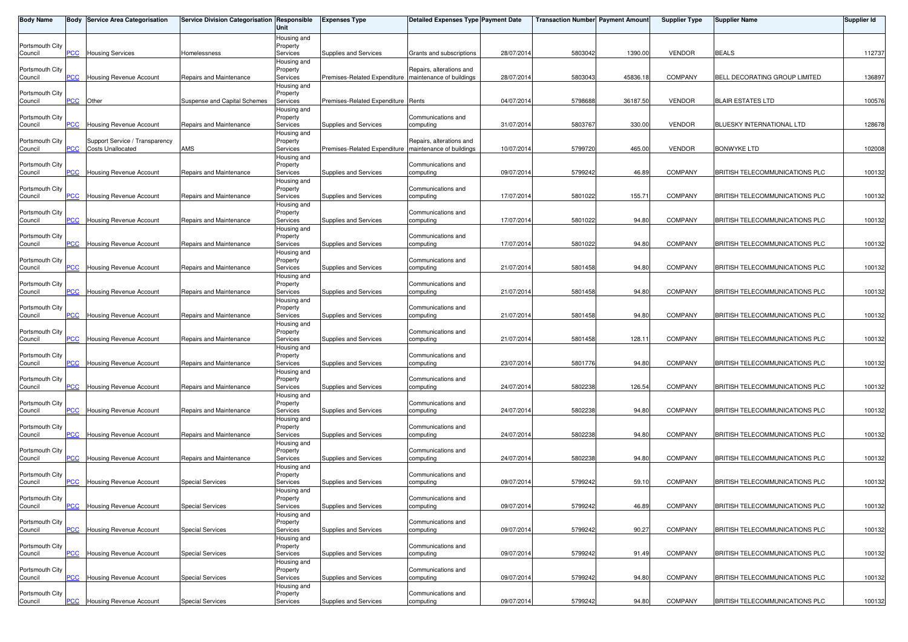| Body Name | Body | Service Area Categorisation | Service Division Categorisation | Responsible Unit | Expenses Type | Detailed Expenses Type | Payment Date | Transaction Number | Payment Amount | Supplier Type | Supplier Name | Supplier Id |
|---|---|---|---|---|---|---|---|---|---|---|---|---|
| Portsmouth City Council | PCC | Housing Services | Homelessness | Housing and Property Services | Supplies and Services | Grants and subscriptions | 28/07/2014 | 5803042 | 1390.00 | VENDOR | BEALS | 112737 |
| Portsmouth City Council | PCC | Housing Revenue Account | Repairs and Maintenance | Housing and Property Services | Premises-Related Expenditure | Repairs, alterations and maintenance of buildings | 28/07/2014 | 5803043 | 45836.18 | COMPANY | BELL DECORATING GROUP LIMITED | 136897 |
| Portsmouth City Council | PCC | Other | Suspense and Capital Schemes | Housing and Property Services | Premises-Related Expenditure | Rents | 04/07/2014 | 5798688 | 36187.50 | VENDOR | BLAIR ESTATES LTD | 100576 |
| Portsmouth City Council | PCC | Housing Revenue Account | Repairs and Maintenance | Housing and Property Services | Supplies and Services | Communications and computing | 31/07/2014 | 5803767 | 330.00 | VENDOR | BLUESKY INTERNATIONAL LTD | 128678 |
| Portsmouth City Council | PCC | Support Service / Transparency Costs Unallocated | AMS | Housing and Property Services | Premises-Related Expenditure | Repairs, alterations and maintenance of buildings | 10/07/2014 | 5799720 | 465.00 | VENDOR | BONWYKE LTD | 102008 |
| Portsmouth City Council | PCC | Housing Revenue Account | Repairs and Maintenance | Housing and Property Services | Supplies and Services | Communications and computing | 09/07/2014 | 5799242 | 46.89 | COMPANY | BRITISH TELECOMMUNICATIONS PLC | 100132 |
| Portsmouth City Council | PCC | Housing Revenue Account | Repairs and Maintenance | Housing and Property Services | Supplies and Services | Communications and computing | 17/07/2014 | 5801022 | 155.71 | COMPANY | BRITISH TELECOMMUNICATIONS PLC | 100132 |
| Portsmouth City Council | PCC | Housing Revenue Account | Repairs and Maintenance | Housing and Property Services | Supplies and Services | Communications and computing | 17/07/2014 | 5801022 | 94.80 | COMPANY | BRITISH TELECOMMUNICATIONS PLC | 100132 |
| Portsmouth City Council | PCC | Housing Revenue Account | Repairs and Maintenance | Housing and Property Services | Supplies and Services | Communications and computing | 17/07/2014 | 5801022 | 94.80 | COMPANY | BRITISH TELECOMMUNICATIONS PLC | 100132 |
| Portsmouth City Council | PCC | Housing Revenue Account | Repairs and Maintenance | Housing and Property Services | Supplies and Services | Communications and computing | 21/07/2014 | 5801458 | 94.80 | COMPANY | BRITISH TELECOMMUNICATIONS PLC | 100132 |
| Portsmouth City Council | PCC | Housing Revenue Account | Repairs and Maintenance | Housing and Property Services | Supplies and Services | Communications and computing | 21/07/2014 | 5801458 | 94.80 | COMPANY | BRITISH TELECOMMUNICATIONS PLC | 100132 |
| Portsmouth City Council | PCC | Housing Revenue Account | Repairs and Maintenance | Housing and Property Services | Supplies and Services | Communications and computing | 21/07/2014 | 5801458 | 94.80 | COMPANY | BRITISH TELECOMMUNICATIONS PLC | 100132 |
| Portsmouth City Council | PCC | Housing Revenue Account | Repairs and Maintenance | Housing and Property Services | Supplies and Services | Communications and computing | 21/07/2014 | 5801458 | 128.11 | COMPANY | BRITISH TELECOMMUNICATIONS PLC | 100132 |
| Portsmouth City Council | PCC | Housing Revenue Account | Repairs and Maintenance | Housing and Property Services | Supplies and Services | Communications and computing | 23/07/2014 | 5801776 | 94.80 | COMPANY | BRITISH TELECOMMUNICATIONS PLC | 100132 |
| Portsmouth City Council | PCC | Housing Revenue Account | Repairs and Maintenance | Housing and Property Services | Supplies and Services | Communications and computing | 24/07/2014 | 5802238 | 126.54 | COMPANY | BRITISH TELECOMMUNICATIONS PLC | 100132 |
| Portsmouth City Council | PCC | Housing Revenue Account | Repairs and Maintenance | Housing and Property Services | Supplies and Services | Communications and computing | 24/07/2014 | 5802238 | 94.80 | COMPANY | BRITISH TELECOMMUNICATIONS PLC | 100132 |
| Portsmouth City Council | PCC | Housing Revenue Account | Repairs and Maintenance | Housing and Property Services | Supplies and Services | Communications and computing | 24/07/2014 | 5802238 | 94.80 | COMPANY | BRITISH TELECOMMUNICATIONS PLC | 100132 |
| Portsmouth City Council | PCC | Housing Revenue Account | Repairs and Maintenance | Housing and Property Services | Supplies and Services | Communications and computing | 24/07/2014 | 5802238 | 94.80 | COMPANY | BRITISH TELECOMMUNICATIONS PLC | 100132 |
| Portsmouth City Council | PCC | Housing Revenue Account | Special Services | Housing and Property Services | Supplies and Services | Communications and computing | 09/07/2014 | 5799242 | 59.10 | COMPANY | BRITISH TELECOMMUNICATIONS PLC | 100132 |
| Portsmouth City Council | PCC | Housing Revenue Account | Special Services | Housing and Property Services | Supplies and Services | Communications and computing | 09/07/2014 | 5799242 | 46.89 | COMPANY | BRITISH TELECOMMUNICATIONS PLC | 100132 |
| Portsmouth City Council | PCC | Housing Revenue Account | Special Services | Housing and Property Services | Supplies and Services | Communications and computing | 09/07/2014 | 5799242 | 90.27 | COMPANY | BRITISH TELECOMMUNICATIONS PLC | 100132 |
| Portsmouth City Council | PCC | Housing Revenue Account | Special Services | Housing and Property Services | Supplies and Services | Communications and computing | 09/07/2014 | 5799242 | 91.49 | COMPANY | BRITISH TELECOMMUNICATIONS PLC | 100132 |
| Portsmouth City Council | PCC | Housing Revenue Account | Special Services | Housing and Property Services | Supplies and Services | Communications and computing | 09/07/2014 | 5799242 | 94.80 | COMPANY | BRITISH TELECOMMUNICATIONS PLC | 100132 |
| Portsmouth City Council | PCC | Housing Revenue Account | Special Services | Housing and Property Services | Supplies and Services | Communications and computing | 09/07/2014 | 5799242 | 94.80 | COMPANY | BRITISH TELECOMMUNICATIONS PLC | 100132 |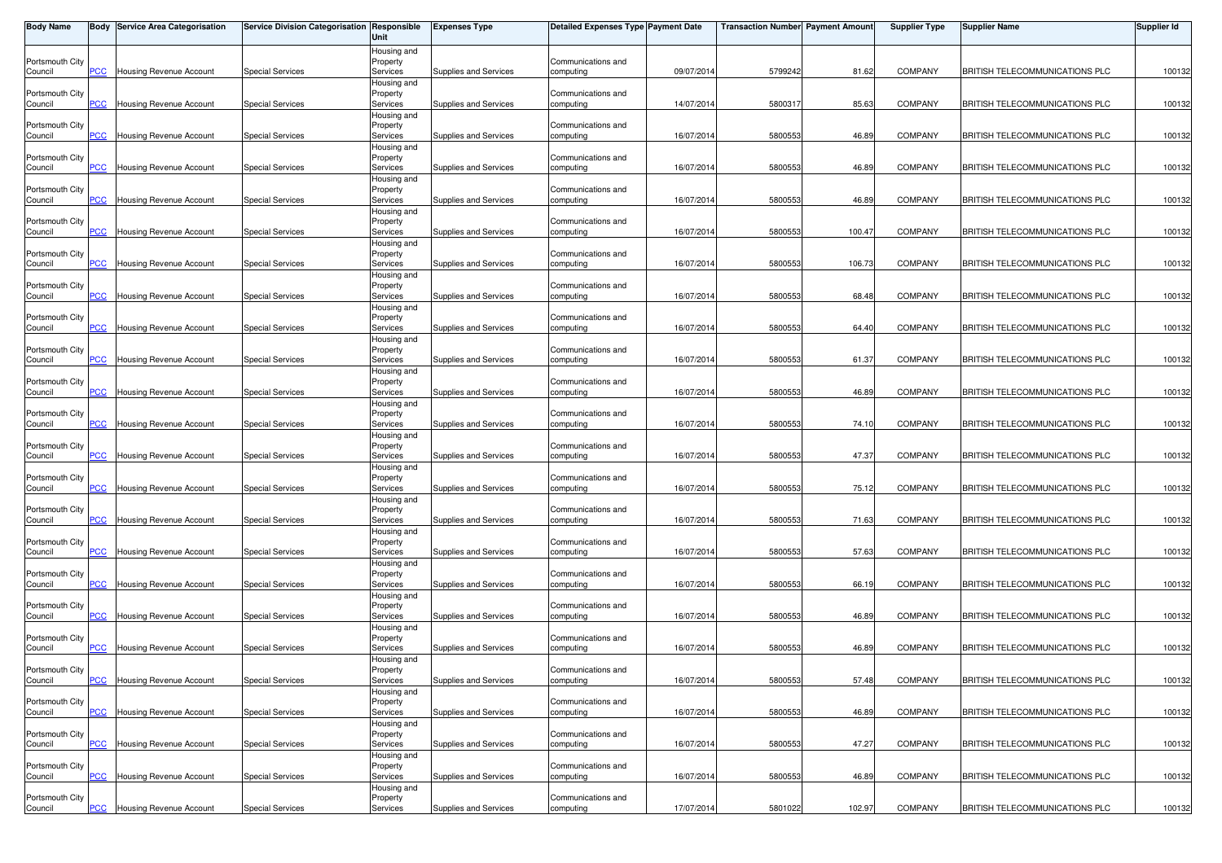| Body Name | Body | Service Area Categorisation | Service Division Categorisation | Responsible Unit | Expenses Type | Detailed Expenses Type | Payment Date | Transaction Number | Payment Amount | Supplier Type | Supplier Name | Supplier Id |
|---|---|---|---|---|---|---|---|---|---|---|---|---|
| Portsmouth City Council | PCC | Housing Revenue Account | Special Services | Housing and Property Services | Supplies and Services | Communications and computing | 09/07/2014 | 5799242 | 81.62 | COMPANY | BRITISH TELECOMMUNICATIONS PLC | 100132 |
| Portsmouth City Council | PCC | Housing Revenue Account | Special Services | Housing and Property Services | Supplies and Services | Communications and computing | 14/07/2014 | 5800317 | 85.63 | COMPANY | BRITISH TELECOMMUNICATIONS PLC | 100132 |
| Portsmouth City Council | PCC | Housing Revenue Account | Special Services | Housing and Property Services | Supplies and Services | Communications and computing | 16/07/2014 | 5800553 | 46.89 | COMPANY | BRITISH TELECOMMUNICATIONS PLC | 100132 |
| Portsmouth City Council | PCC | Housing Revenue Account | Special Services | Housing and Property Services | Supplies and Services | Communications and computing | 16/07/2014 | 5800553 | 46.89 | COMPANY | BRITISH TELECOMMUNICATIONS PLC | 100132 |
| Portsmouth City Council | PCC | Housing Revenue Account | Special Services | Housing and Property Services | Supplies and Services | Communications and computing | 16/07/2014 | 5800553 | 46.89 | COMPANY | BRITISH TELECOMMUNICATIONS PLC | 100132 |
| Portsmouth City Council | PCC | Housing Revenue Account | Special Services | Housing and Property Services | Supplies and Services | Communications and computing | 16/07/2014 | 5800553 | 100.47 | COMPANY | BRITISH TELECOMMUNICATIONS PLC | 100132 |
| Portsmouth City Council | PCC | Housing Revenue Account | Special Services | Housing and Property Services | Supplies and Services | Communications and computing | 16/07/2014 | 5800553 | 106.73 | COMPANY | BRITISH TELECOMMUNICATIONS PLC | 100132 |
| Portsmouth City Council | PCC | Housing Revenue Account | Special Services | Housing and Property Services | Supplies and Services | Communications and computing | 16/07/2014 | 5800553 | 68.48 | COMPANY | BRITISH TELECOMMUNICATIONS PLC | 100132 |
| Portsmouth City Council | PCC | Housing Revenue Account | Special Services | Housing and Property Services | Supplies and Services | Communications and computing | 16/07/2014 | 5800553 | 64.40 | COMPANY | BRITISH TELECOMMUNICATIONS PLC | 100132 |
| Portsmouth City Council | PCC | Housing Revenue Account | Special Services | Housing and Property Services | Supplies and Services | Communications and computing | 16/07/2014 | 5800553 | 61.37 | COMPANY | BRITISH TELECOMMUNICATIONS PLC | 100132 |
| Portsmouth City Council | PCC | Housing Revenue Account | Special Services | Housing and Property Services | Supplies and Services | Communications and computing | 16/07/2014 | 5800553 | 46.89 | COMPANY | BRITISH TELECOMMUNICATIONS PLC | 100132 |
| Portsmouth City Council | PCC | Housing Revenue Account | Special Services | Housing and Property Services | Supplies and Services | Communications and computing | 16/07/2014 | 5800553 | 74.10 | COMPANY | BRITISH TELECOMMUNICATIONS PLC | 100132 |
| Portsmouth City Council | PCC | Housing Revenue Account | Special Services | Housing and Property Services | Supplies and Services | Communications and computing | 16/07/2014 | 5800553 | 47.37 | COMPANY | BRITISH TELECOMMUNICATIONS PLC | 100132 |
| Portsmouth City Council | PCC | Housing Revenue Account | Special Services | Housing and Property Services | Supplies and Services | Communications and computing | 16/07/2014 | 5800553 | 75.12 | COMPANY | BRITISH TELECOMMUNICATIONS PLC | 100132 |
| Portsmouth City Council | PCC | Housing Revenue Account | Special Services | Housing and Property Services | Supplies and Services | Communications and computing | 16/07/2014 | 5800553 | 71.63 | COMPANY | BRITISH TELECOMMUNICATIONS PLC | 100132 |
| Portsmouth City Council | PCC | Housing Revenue Account | Special Services | Housing and Property Services | Supplies and Services | Communications and computing | 16/07/2014 | 5800553 | 57.63 | COMPANY | BRITISH TELECOMMUNICATIONS PLC | 100132 |
| Portsmouth City Council | PCC | Housing Revenue Account | Special Services | Housing and Property Services | Supplies and Services | Communications and computing | 16/07/2014 | 5800553 | 66.19 | COMPANY | BRITISH TELECOMMUNICATIONS PLC | 100132 |
| Portsmouth City Council | PCC | Housing Revenue Account | Special Services | Housing and Property Services | Supplies and Services | Communications and computing | 16/07/2014 | 5800553 | 46.89 | COMPANY | BRITISH TELECOMMUNICATIONS PLC | 100132 |
| Portsmouth City Council | PCC | Housing Revenue Account | Special Services | Housing and Property Services | Supplies and Services | Communications and computing | 16/07/2014 | 5800553 | 46.89 | COMPANY | BRITISH TELECOMMUNICATIONS PLC | 100132 |
| Portsmouth City Council | PCC | Housing Revenue Account | Special Services | Housing and Property Services | Supplies and Services | Communications and computing | 16/07/2014 | 5800553 | 57.48 | COMPANY | BRITISH TELECOMMUNICATIONS PLC | 100132 |
| Portsmouth City Council | PCC | Housing Revenue Account | Special Services | Housing and Property Services | Supplies and Services | Communications and computing | 16/07/2014 | 5800553 | 46.89 | COMPANY | BRITISH TELECOMMUNICATIONS PLC | 100132 |
| Portsmouth City Council | PCC | Housing Revenue Account | Special Services | Housing and Property Services | Supplies and Services | Communications and computing | 16/07/2014 | 5800553 | 47.27 | COMPANY | BRITISH TELECOMMUNICATIONS PLC | 100132 |
| Portsmouth City Council | PCC | Housing Revenue Account | Special Services | Housing and Property Services | Supplies and Services | Communications and computing | 16/07/2014 | 5800553 | 46.89 | COMPANY | BRITISH TELECOMMUNICATIONS PLC | 100132 |
| Portsmouth City Council | PCC | Housing Revenue Account | Special Services | Housing and Property Services | Supplies and Services | Communications and computing | 17/07/2014 | 5801022 | 102.97 | COMPANY | BRITISH TELECOMMUNICATIONS PLC | 100132 |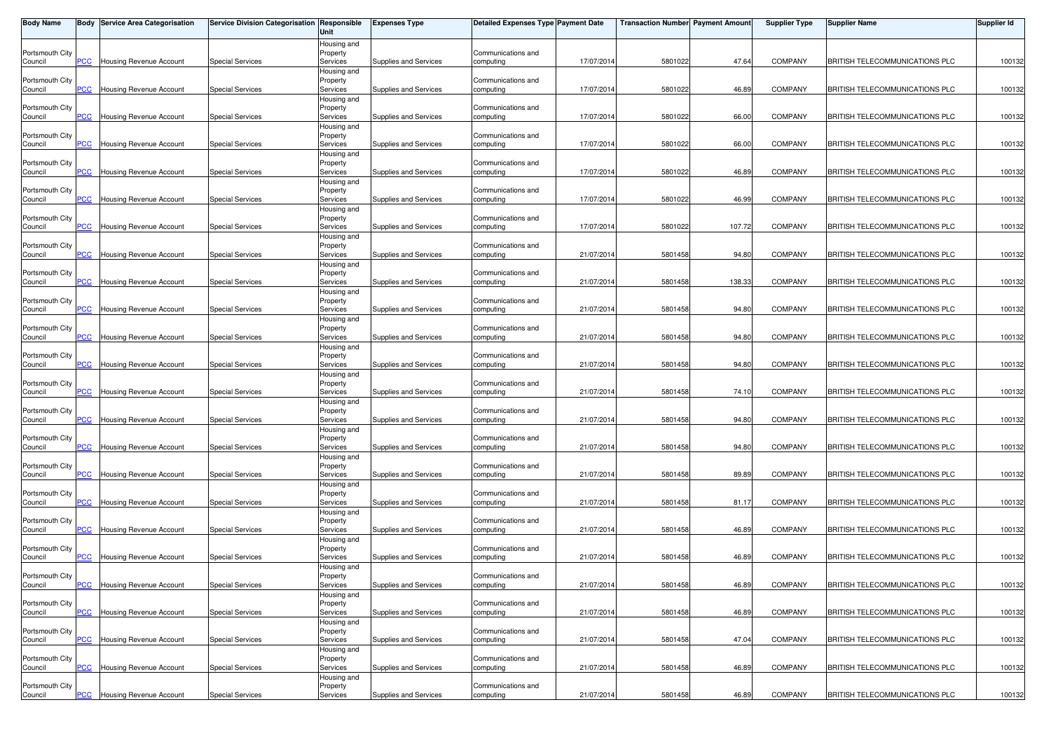| Body Name | Body | Service Area Categorisation | Service Division Categorisation | Responsible Unit | Expenses Type | Detailed Expenses Type | Payment Date | Transaction Number | Payment Amount | Supplier Type | Supplier Name | Supplier Id |
|---|---|---|---|---|---|---|---|---|---|---|---|---|
| Portsmouth City Council | PCC | Housing Revenue Account | Special Services | Housing and Property Services | Supplies and Services | Communications and computing | 17/07/2014 | 5801022 | 47.64 | COMPANY | BRITISH TELECOMMUNICATIONS PLC | 100132 |
| Portsmouth City Council | PCC | Housing Revenue Account | Special Services | Housing and Property Services | Supplies and Services | Communications and computing | 17/07/2014 | 5801022 | 46.89 | COMPANY | BRITISH TELECOMMUNICATIONS PLC | 100132 |
| Portsmouth City Council | PCC | Housing Revenue Account | Special Services | Housing and Property Services | Supplies and Services | Communications and computing | 17/07/2014 | 5801022 | 66.00 | COMPANY | BRITISH TELECOMMUNICATIONS PLC | 100132 |
| Portsmouth City Council | PCC | Housing Revenue Account | Special Services | Housing and Property Services | Supplies and Services | Communications and computing | 17/07/2014 | 5801022 | 66.00 | COMPANY | BRITISH TELECOMMUNICATIONS PLC | 100132 |
| Portsmouth City Council | PCC | Housing Revenue Account | Special Services | Housing and Property Services | Supplies and Services | Communications and computing | 17/07/2014 | 5801022 | 46.89 | COMPANY | BRITISH TELECOMMUNICATIONS PLC | 100132 |
| Portsmouth City Council | PCC | Housing Revenue Account | Special Services | Housing and Property Services | Supplies and Services | Communications and computing | 17/07/2014 | 5801022 | 46.99 | COMPANY | BRITISH TELECOMMUNICATIONS PLC | 100132 |
| Portsmouth City Council | PCC | Housing Revenue Account | Special Services | Housing and Property Services | Supplies and Services | Communications and computing | 17/07/2014 | 5801022 | 107.72 | COMPANY | BRITISH TELECOMMUNICATIONS PLC | 100132 |
| Portsmouth City Council | PCC | Housing Revenue Account | Special Services | Housing and Property Services | Supplies and Services | Communications and computing | 21/07/2014 | 5801458 | 94.80 | COMPANY | BRITISH TELECOMMUNICATIONS PLC | 100132 |
| Portsmouth City Council | PCC | Housing Revenue Account | Special Services | Housing and Property Services | Supplies and Services | Communications and computing | 21/07/2014 | 5801458 | 138.33 | COMPANY | BRITISH TELECOMMUNICATIONS PLC | 100132 |
| Portsmouth City Council | PCC | Housing Revenue Account | Special Services | Housing and Property Services | Supplies and Services | Communications and computing | 21/07/2014 | 5801458 | 94.80 | COMPANY | BRITISH TELECOMMUNICATIONS PLC | 100132 |
| Portsmouth City Council | PCC | Housing Revenue Account | Special Services | Housing and Property Services | Supplies and Services | Communications and computing | 21/07/2014 | 5801458 | 94.80 | COMPANY | BRITISH TELECOMMUNICATIONS PLC | 100132 |
| Portsmouth City Council | PCC | Housing Revenue Account | Special Services | Housing and Property Services | Supplies and Services | Communications and computing | 21/07/2014 | 5801458 | 94.80 | COMPANY | BRITISH TELECOMMUNICATIONS PLC | 100132 |
| Portsmouth City Council | PCC | Housing Revenue Account | Special Services | Housing and Property Services | Supplies and Services | Communications and computing | 21/07/2014 | 5801458 | 74.10 | COMPANY | BRITISH TELECOMMUNICATIONS PLC | 100132 |
| Portsmouth City Council | PCC | Housing Revenue Account | Special Services | Housing and Property Services | Supplies and Services | Communications and computing | 21/07/2014 | 5801458 | 94.80 | COMPANY | BRITISH TELECOMMUNICATIONS PLC | 100132 |
| Portsmouth City Council | PCC | Housing Revenue Account | Special Services | Housing and Property Services | Supplies and Services | Communications and computing | 21/07/2014 | 5801458 | 94.80 | COMPANY | BRITISH TELECOMMUNICATIONS PLC | 100132 |
| Portsmouth City Council | PCC | Housing Revenue Account | Special Services | Housing and Property Services | Supplies and Services | Communications and computing | 21/07/2014 | 5801458 | 89.89 | COMPANY | BRITISH TELECOMMUNICATIONS PLC | 100132 |
| Portsmouth City Council | PCC | Housing Revenue Account | Special Services | Housing and Property Services | Supplies and Services | Communications and computing | 21/07/2014 | 5801458 | 81.17 | COMPANY | BRITISH TELECOMMUNICATIONS PLC | 100132 |
| Portsmouth City Council | PCC | Housing Revenue Account | Special Services | Housing and Property Services | Supplies and Services | Communications and computing | 21/07/2014 | 5801458 | 46.89 | COMPANY | BRITISH TELECOMMUNICATIONS PLC | 100132 |
| Portsmouth City Council | PCC | Housing Revenue Account | Special Services | Housing and Property Services | Supplies and Services | Communications and computing | 21/07/2014 | 5801458 | 46.89 | COMPANY | BRITISH TELECOMMUNICATIONS PLC | 100132 |
| Portsmouth City Council | PCC | Housing Revenue Account | Special Services | Housing and Property Services | Supplies and Services | Communications and computing | 21/07/2014 | 5801458 | 46.89 | COMPANY | BRITISH TELECOMMUNICATIONS PLC | 100132 |
| Portsmouth City Council | PCC | Housing Revenue Account | Special Services | Housing and Property Services | Supplies and Services | Communications and computing | 21/07/2014 | 5801458 | 46.89 | COMPANY | BRITISH TELECOMMUNICATIONS PLC | 100132 |
| Portsmouth City Council | PCC | Housing Revenue Account | Special Services | Housing and Property Services | Supplies and Services | Communications and computing | 21/07/2014 | 5801458 | 47.04 | COMPANY | BRITISH TELECOMMUNICATIONS PLC | 100132 |
| Portsmouth City Council | PCC | Housing Revenue Account | Special Services | Housing and Property Services | Supplies and Services | Communications and computing | 21/07/2014 | 5801458 | 46.89 | COMPANY | BRITISH TELECOMMUNICATIONS PLC | 100132 |
| Portsmouth City Council | PCC | Housing Revenue Account | Special Services | Housing and Property Services | Supplies and Services | Communications and computing | 21/07/2014 | 5801458 | 46.89 | COMPANY | BRITISH TELECOMMUNICATIONS PLC | 100132 |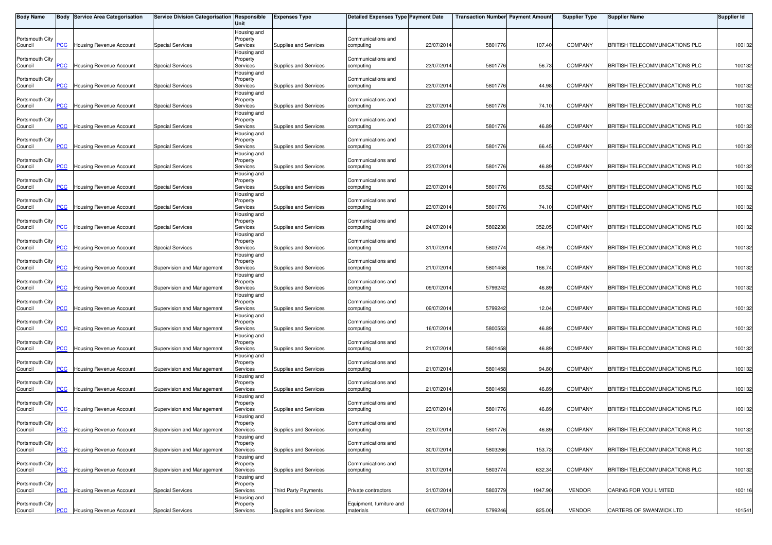| Body Name | Body | Service Area Categorisation | Service Division Categorisation | Responsible Unit | Expenses Type | Detailed Expenses Type | Payment Date | Transaction Number | Payment Amount | Supplier Type | Supplier Name | Supplier Id |
|---|---|---|---|---|---|---|---|---|---|---|---|---|
| Portsmouth City Council | PCC | Housing Revenue Account | Special Services | Housing and Property Services | Supplies and Services | Communications and computing | 23/07/2014 | 5801776 | 107.40 | COMPANY | BRITISH TELECOMMUNICATIONS PLC | 100132 |
| Portsmouth City Council | PCC | Housing Revenue Account | Special Services | Housing and Property Services | Supplies and Services | Communications and computing | 23/07/2014 | 5801776 | 56.73 | COMPANY | BRITISH TELECOMMUNICATIONS PLC | 100132 |
| Portsmouth City Council | PCC | Housing Revenue Account | Special Services | Housing and Property Services | Supplies and Services | Communications and computing | 23/07/2014 | 5801776 | 44.98 | COMPANY | BRITISH TELECOMMUNICATIONS PLC | 100132 |
| Portsmouth City Council | PCC | Housing Revenue Account | Special Services | Housing and Property Services | Supplies and Services | Communications and computing | 23/07/2014 | 5801776 | 74.10 | COMPANY | BRITISH TELECOMMUNICATIONS PLC | 100132 |
| Portsmouth City Council | PCC | Housing Revenue Account | Special Services | Housing and Property Services | Supplies and Services | Communications and computing | 23/07/2014 | 5801776 | 46.89 | COMPANY | BRITISH TELECOMMUNICATIONS PLC | 100132 |
| Portsmouth City Council | PCC | Housing Revenue Account | Special Services | Housing and Property Services | Supplies and Services | Communications and computing | 23/07/2014 | 5801776 | 66.45 | COMPANY | BRITISH TELECOMMUNICATIONS PLC | 100132 |
| Portsmouth City Council | PCC | Housing Revenue Account | Special Services | Housing and Property Services | Supplies and Services | Communications and computing | 23/07/2014 | 5801776 | 46.89 | COMPANY | BRITISH TELECOMMUNICATIONS PLC | 100132 |
| Portsmouth City Council | PCC | Housing Revenue Account | Special Services | Housing and Property Services | Supplies and Services | Communications and computing | 23/07/2014 | 5801776 | 65.52 | COMPANY | BRITISH TELECOMMUNICATIONS PLC | 100132 |
| Portsmouth City Council | PCC | Housing Revenue Account | Special Services | Housing and Property Services | Supplies and Services | Communications and computing | 23/07/2014 | 5801776 | 74.10 | COMPANY | BRITISH TELECOMMUNICATIONS PLC | 100132 |
| Portsmouth City Council | PCC | Housing Revenue Account | Special Services | Housing and Property Services | Supplies and Services | Communications and computing | 24/07/2014 | 5802238 | 352.05 | COMPANY | BRITISH TELECOMMUNICATIONS PLC | 100132 |
| Portsmouth City Council | PCC | Housing Revenue Account | Special Services | Housing and Property Services | Supplies and Services | Communications and computing | 31/07/2014 | 5803774 | 458.79 | COMPANY | BRITISH TELECOMMUNICATIONS PLC | 100132 |
| Portsmouth City Council | PCC | Housing Revenue Account | Supervision and Management | Housing and Property Services | Supplies and Services | Communications and computing | 21/07/2014 | 5801458 | 166.74 | COMPANY | BRITISH TELECOMMUNICATIONS PLC | 100132 |
| Portsmouth City Council | PCC | Housing Revenue Account | Supervision and Management | Housing and Property Services | Supplies and Services | Communications and computing | 09/07/2014 | 5799242 | 46.89 | COMPANY | BRITISH TELECOMMUNICATIONS PLC | 100132 |
| Portsmouth City Council | PCC | Housing Revenue Account | Supervision and Management | Housing and Property Services | Supplies and Services | Communications and computing | 09/07/2014 | 5799242 | 12.04 | COMPANY | BRITISH TELECOMMUNICATIONS PLC | 100132 |
| Portsmouth City Council | PCC | Housing Revenue Account | Supervision and Management | Housing and Property Services | Supplies and Services | Communications and computing | 16/07/2014 | 5800553 | 46.89 | COMPANY | BRITISH TELECOMMUNICATIONS PLC | 100132 |
| Portsmouth City Council | PCC | Housing Revenue Account | Supervision and Management | Housing and Property Services | Supplies and Services | Communications and computing | 21/07/2014 | 5801458 | 46.89 | COMPANY | BRITISH TELECOMMUNICATIONS PLC | 100132 |
| Portsmouth City Council | PCC | Housing Revenue Account | Supervision and Management | Housing and Property Services | Supplies and Services | Communications and computing | 21/07/2014 | 5801458 | 94.80 | COMPANY | BRITISH TELECOMMUNICATIONS PLC | 100132 |
| Portsmouth City Council | PCC | Housing Revenue Account | Supervision and Management | Housing and Property Services | Supplies and Services | Communications and computing | 21/07/2014 | 5801458 | 46.89 | COMPANY | BRITISH TELECOMMUNICATIONS PLC | 100132 |
| Portsmouth City Council | PCC | Housing Revenue Account | Supervision and Management | Housing and Property Services | Supplies and Services | Communications and computing | 23/07/2014 | 5801776 | 46.89 | COMPANY | BRITISH TELECOMMUNICATIONS PLC | 100132 |
| Portsmouth City Council | PCC | Housing Revenue Account | Supervision and Management | Housing and Property Services | Supplies and Services | Communications and computing | 23/07/2014 | 5801776 | 46.89 | COMPANY | BRITISH TELECOMMUNICATIONS PLC | 100132 |
| Portsmouth City Council | PCC | Housing Revenue Account | Supervision and Management | Housing and Property Services | Supplies and Services | Communications and computing | 30/07/2014 | 5803266 | 153.73 | COMPANY | BRITISH TELECOMMUNICATIONS PLC | 100132 |
| Portsmouth City Council | PCC | Housing Revenue Account | Supervision and Management | Housing and Property Services | Supplies and Services | Communications and computing | 31/07/2014 | 5803774 | 632.34 | COMPANY | BRITISH TELECOMMUNICATIONS PLC | 100132 |
| Portsmouth City Council | PCC | Housing Revenue Account | Special Services | Housing and Property Services | Third Party Payments | Private contractors | 31/07/2014 | 5803779 | 1947.90 | VENDOR | CARING FOR YOU LIMITED | 100116 |
| Portsmouth City Council | PCC | Housing Revenue Account | Special Services | Housing and Property Services | Supplies and Services | Equipment, furniture and materials | 09/07/2014 | 5799246 | 825.00 | VENDOR | CARTERS OF SWANWICK LTD | 101541 |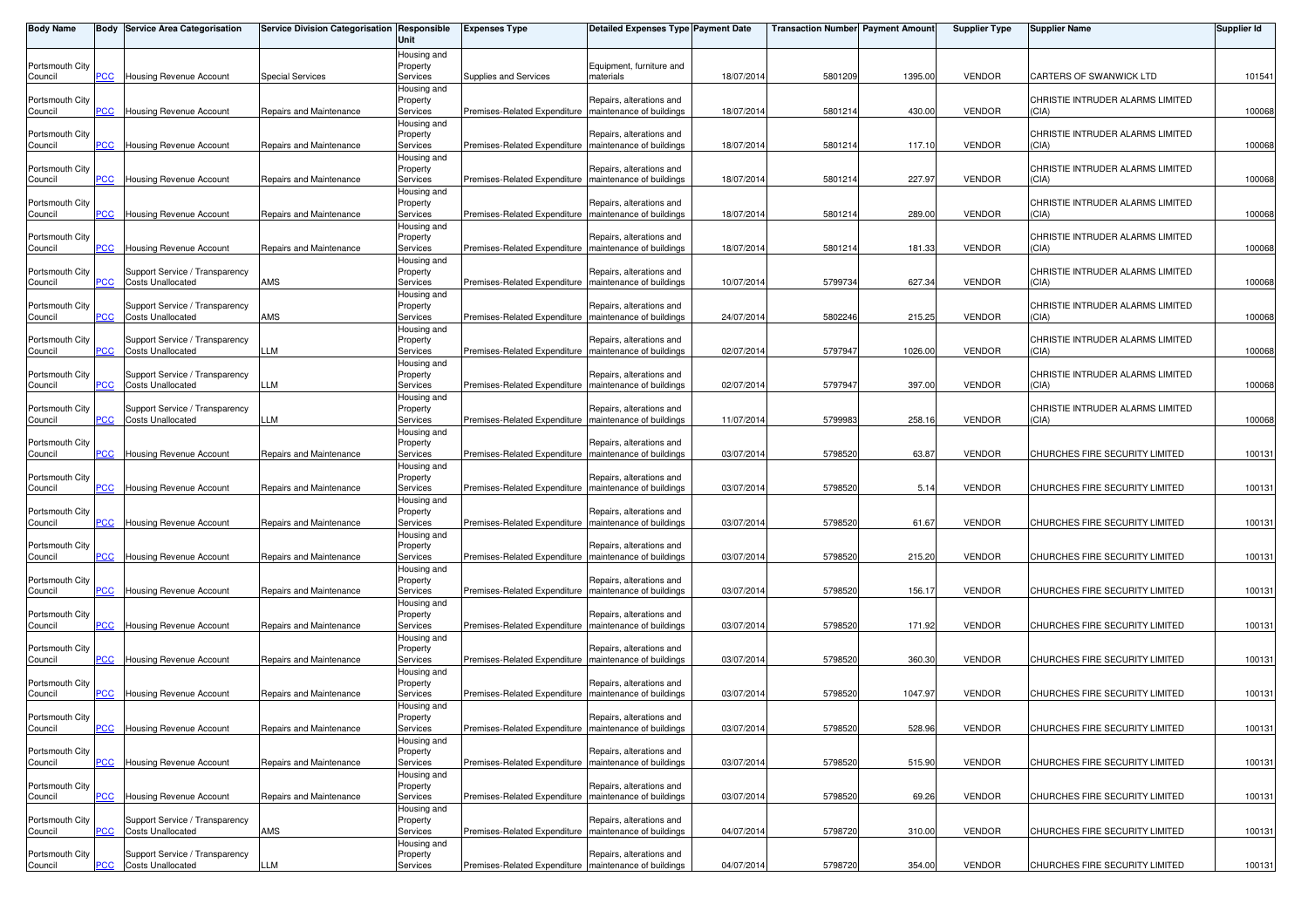| Body Name | Body | Service Area Categorisation | Service Division Categorisation | Responsible Unit | Expenses Type | Detailed Expenses Type | Payment Date | Transaction Number | Payment Amount | Supplier Type | Supplier Name | Supplier Id |
|---|---|---|---|---|---|---|---|---|---|---|---|---|
| Portsmouth City Council | PCC | Housing Revenue Account | Special Services | Housing and Property Services | Supplies and Services | Equipment, furniture and materials | 18/07/2014 | 5801209 | 1395.00 | VENDOR | CARTERS OF SWANWICK LTD | 101541 |
| Portsmouth City Council | PCC | Housing Revenue Account | Repairs and Maintenance | Housing and Property Services | Premises-Related Expenditure | Repairs, alterations and maintenance of buildings | 18/07/2014 | 5801214 | 430.00 | VENDOR | CHRISTIE INTRUDER ALARMS LIMITED (CIA) | 100068 |
| Portsmouth City Council | PCC | Housing Revenue Account | Repairs and Maintenance | Housing and Property Services | Premises-Related Expenditure | Repairs, alterations and maintenance of buildings | 18/07/2014 | 5801214 | 117.10 | VENDOR | CHRISTIE INTRUDER ALARMS LIMITED (CIA) | 100068 |
| Portsmouth City Council | PCC | Housing Revenue Account | Repairs and Maintenance | Housing and Property Services | Premises-Related Expenditure | Repairs, alterations and maintenance of buildings | 18/07/2014 | 5801214 | 227.97 | VENDOR | CHRISTIE INTRUDER ALARMS LIMITED (CIA) | 100068 |
| Portsmouth City Council | PCC | Housing Revenue Account | Repairs and Maintenance | Housing and Property Services | Premises-Related Expenditure | Repairs, alterations and maintenance of buildings | 18/07/2014 | 5801214 | 289.00 | VENDOR | CHRISTIE INTRUDER ALARMS LIMITED (CIA) | 100068 |
| Portsmouth City Council | PCC | Housing Revenue Account | Repairs and Maintenance | Housing and Property Services | Premises-Related Expenditure | Repairs, alterations and maintenance of buildings | 18/07/2014 | 5801214 | 181.33 | VENDOR | CHRISTIE INTRUDER ALARMS LIMITED (CIA) | 100068 |
| Portsmouth City Council | PCC | Support Service / Transparency Costs Unallocated | AMS | Housing and Property Services | Premises-Related Expenditure | Repairs, alterations and maintenance of buildings | 10/07/2014 | 5799734 | 627.34 | VENDOR | CHRISTIE INTRUDER ALARMS LIMITED (CIA) | 100068 |
| Portsmouth City Council | PCC | Support Service / Transparency Costs Unallocated | AMS | Housing and Property Services | Premises-Related Expenditure | Repairs, alterations and maintenance of buildings | 24/07/2014 | 5802246 | 215.25 | VENDOR | CHRISTIE INTRUDER ALARMS LIMITED (CIA) | 100068 |
| Portsmouth City Council | PCC | Support Service / Transparency Costs Unallocated | LLM | Housing and Property Services | Premises-Related Expenditure | Repairs, alterations and maintenance of buildings | 02/07/2014 | 5797947 | 1026.00 | VENDOR | CHRISTIE INTRUDER ALARMS LIMITED (CIA) | 100068 |
| Portsmouth City Council | PCC | Support Service / Transparency Costs Unallocated | LLM | Housing and Property Services | Premises-Related Expenditure | Repairs, alterations and maintenance of buildings | 02/07/2014 | 5797947 | 397.00 | VENDOR | CHRISTIE INTRUDER ALARMS LIMITED (CIA) | 100068 |
| Portsmouth City Council | PCC | Support Service / Transparency Costs Unallocated | LLM | Housing and Property Services | Premises-Related Expenditure | Repairs, alterations and maintenance of buildings | 11/07/2014 | 5799983 | 258.16 | VENDOR | CHRISTIE INTRUDER ALARMS LIMITED (CIA) | 100068 |
| Portsmouth City Council | PCC | Housing Revenue Account | Repairs and Maintenance | Housing and Property Services | Premises-Related Expenditure | Repairs, alterations and maintenance of buildings | 03/07/2014 | 5798520 | 63.87 | VENDOR | CHURCHES FIRE SECURITY LIMITED | 100131 |
| Portsmouth City Council | PCC | Housing Revenue Account | Repairs and Maintenance | Housing and Property Services | Premises-Related Expenditure | Repairs, alterations and maintenance of buildings | 03/07/2014 | 5798520 | 5.14 | VENDOR | CHURCHES FIRE SECURITY LIMITED | 100131 |
| Portsmouth City Council | PCC | Housing Revenue Account | Repairs and Maintenance | Housing and Property Services | Premises-Related Expenditure | Repairs, alterations and maintenance of buildings | 03/07/2014 | 5798520 | 61.67 | VENDOR | CHURCHES FIRE SECURITY LIMITED | 100131 |
| Portsmouth City Council | PCC | Housing Revenue Account | Repairs and Maintenance | Housing and Property Services | Premises-Related Expenditure | Repairs, alterations and maintenance of buildings | 03/07/2014 | 5798520 | 215.20 | VENDOR | CHURCHES FIRE SECURITY LIMITED | 100131 |
| Portsmouth City Council | PCC | Housing Revenue Account | Repairs and Maintenance | Housing and Property Services | Premises-Related Expenditure | Repairs, alterations and maintenance of buildings | 03/07/2014 | 5798520 | 156.17 | VENDOR | CHURCHES FIRE SECURITY LIMITED | 100131 |
| Portsmouth City Council | PCC | Housing Revenue Account | Repairs and Maintenance | Housing and Property Services | Premises-Related Expenditure | Repairs, alterations and maintenance of buildings | 03/07/2014 | 5798520 | 171.92 | VENDOR | CHURCHES FIRE SECURITY LIMITED | 100131 |
| Portsmouth City Council | PCC | Housing Revenue Account | Repairs and Maintenance | Housing and Property Services | Premises-Related Expenditure | Repairs, alterations and maintenance of buildings | 03/07/2014 | 5798520 | 360.30 | VENDOR | CHURCHES FIRE SECURITY LIMITED | 100131 |
| Portsmouth City Council | PCC | Housing Revenue Account | Repairs and Maintenance | Housing and Property Services | Premises-Related Expenditure | Repairs, alterations and maintenance of buildings | 03/07/2014 | 5798520 | 1047.97 | VENDOR | CHURCHES FIRE SECURITY LIMITED | 100131 |
| Portsmouth City Council | PCC | Housing Revenue Account | Repairs and Maintenance | Housing and Property Services | Premises-Related Expenditure | Repairs, alterations and maintenance of buildings | 03/07/2014 | 5798520 | 528.96 | VENDOR | CHURCHES FIRE SECURITY LIMITED | 100131 |
| Portsmouth City Council | PCC | Housing Revenue Account | Repairs and Maintenance | Housing and Property Services | Premises-Related Expenditure | Repairs, alterations and maintenance of buildings | 03/07/2014 | 5798520 | 515.90 | VENDOR | CHURCHES FIRE SECURITY LIMITED | 100131 |
| Portsmouth City Council | PCC | Housing Revenue Account | Repairs and Maintenance | Housing and Property Services | Premises-Related Expenditure | Repairs, alterations and maintenance of buildings | 03/07/2014 | 5798520 | 69.26 | VENDOR | CHURCHES FIRE SECURITY LIMITED | 100131 |
| Portsmouth City Council | PCC | Support Service / Transparency Costs Unallocated | AMS | Housing and Property Services | Premises-Related Expenditure | Repairs, alterations and maintenance of buildings | 04/07/2014 | 5798720 | 310.00 | VENDOR | CHURCHES FIRE SECURITY LIMITED | 100131 |
| Portsmouth City Council | PCC | Support Service / Transparency Costs Unallocated | LLM | Housing and Property Services | Premises-Related Expenditure | Repairs, alterations and maintenance of buildings | 04/07/2014 | 5798720 | 354.00 | VENDOR | CHURCHES FIRE SECURITY LIMITED | 100131 |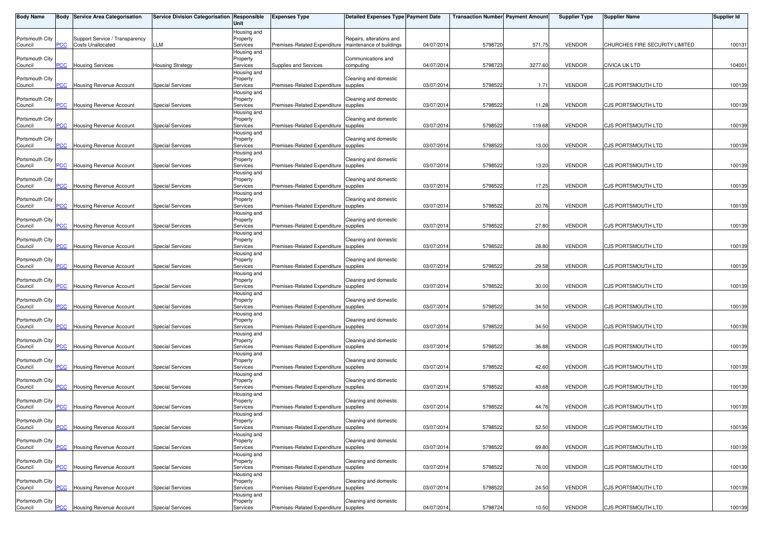| Body Name | Body | Service Area Categorisation | Service Division Categorisation | Responsible Unit | Expenses Type | Detailed Expenses Type | Payment Date | Transaction Number | Payment Amount | Supplier Type | Supplier Name | Supplier Id |
|---|---|---|---|---|---|---|---|---|---|---|---|---|
| Portsmouth City Council | PCC | Support Service / Transparency Costs Unallocated | LLM | Housing and Property Services | Premises-Related Expenditure | Repairs, alterations and maintenance of buildings | 04/07/2014 | 5798720 | 571.75 | VENDOR | CHURCHES FIRE SECURITY LIMITED | 100131 |
| Portsmouth City Council | PCC | Housing Services | Housing Strategy | Housing and Property Services | Supplies and Services | Communications and computing | 04/07/2014 | 5798723 | 3277.60 | VENDOR | CIVICA UK LTD | 104001 |
| Portsmouth City Council | PCC | Housing Revenue Account | Special Services | Housing and Property Services | Premises-Related Expenditure | Cleaning and domestic supplies | 03/07/2014 | 5798522 | 1.71 | VENDOR | CJS PORTSMOUTH LTD | 100139 |
| Portsmouth City Council | PCC | Housing Revenue Account | Special Services | Housing and Property Services | Premises-Related Expenditure | Cleaning and domestic supplies | 03/07/2014 | 5798522 | 11.28 | VENDOR | CJS PORTSMOUTH LTD | 100139 |
| Portsmouth City Council | PCC | Housing Revenue Account | Special Services | Housing and Property Services | Premises-Related Expenditure | Cleaning and domestic supplies | 03/07/2014 | 5798522 | 119.68 | VENDOR | CJS PORTSMOUTH LTD | 100139 |
| Portsmouth City Council | PCC | Housing Revenue Account | Special Services | Housing and Property Services | Premises-Related Expenditure | Cleaning and domestic supplies | 03/07/2014 | 5798522 | 13.00 | VENDOR | CJS PORTSMOUTH LTD | 100139 |
| Portsmouth City Council | PCC | Housing Revenue Account | Special Services | Housing and Property Services | Premises-Related Expenditure | Cleaning and domestic supplies | 03/07/2014 | 5798522 | 13.20 | VENDOR | CJS PORTSMOUTH LTD | 100139 |
| Portsmouth City Council | PCC | Housing Revenue Account | Special Services | Housing and Property Services | Premises-Related Expenditure | Cleaning and domestic supplies | 03/07/2014 | 5798522 | 17.25 | VENDOR | CJS PORTSMOUTH LTD | 100139 |
| Portsmouth City Council | PCC | Housing Revenue Account | Special Services | Housing and Property Services | Premises-Related Expenditure | Cleaning and domestic supplies | 03/07/2014 | 5798522 | 20.76 | VENDOR | CJS PORTSMOUTH LTD | 100139 |
| Portsmouth City Council | PCC | Housing Revenue Account | Special Services | Housing and Property Services | Premises-Related Expenditure | Cleaning and domestic supplies | 03/07/2014 | 5798522 | 27.80 | VENDOR | CJS PORTSMOUTH LTD | 100139 |
| Portsmouth City Council | PCC | Housing Revenue Account | Special Services | Housing and Property Services | Premises-Related Expenditure | Cleaning and domestic supplies | 03/07/2014 | 5798522 | 28.80 | VENDOR | CJS PORTSMOUTH LTD | 100139 |
| Portsmouth City Council | PCC | Housing Revenue Account | Special Services | Housing and Property Services | Premises-Related Expenditure | Cleaning and domestic supplies | 03/07/2014 | 5798522 | 29.58 | VENDOR | CJS PORTSMOUTH LTD | 100139 |
| Portsmouth City Council | PCC | Housing Revenue Account | Special Services | Housing and Property Services | Premises-Related Expenditure | Cleaning and domestic supplies | 03/07/2014 | 5798522 | 30.00 | VENDOR | CJS PORTSMOUTH LTD | 100139 |
| Portsmouth City Council | PCC | Housing Revenue Account | Special Services | Housing and Property Services | Premises-Related Expenditure | Cleaning and domestic supplies | 03/07/2014 | 5798522 | 34.50 | VENDOR | CJS PORTSMOUTH LTD | 100139 |
| Portsmouth City Council | PCC | Housing Revenue Account | Special Services | Housing and Property Services | Premises-Related Expenditure | Cleaning and domestic supplies | 03/07/2014 | 5798522 | 34.50 | VENDOR | CJS PORTSMOUTH LTD | 100139 |
| Portsmouth City Council | PCC | Housing Revenue Account | Special Services | Housing and Property Services | Premises-Related Expenditure | Cleaning and domestic supplies | 03/07/2014 | 5798522 | 36.88 | VENDOR | CJS PORTSMOUTH LTD | 100139 |
| Portsmouth City Council | PCC | Housing Revenue Account | Special Services | Housing and Property Services | Premises-Related Expenditure | Cleaning and domestic supplies | 03/07/2014 | 5798522 | 42.60 | VENDOR | CJS PORTSMOUTH LTD | 100139 |
| Portsmouth City Council | PCC | Housing Revenue Account | Special Services | Housing and Property Services | Premises-Related Expenditure | Cleaning and domestic supplies | 03/07/2014 | 5798522 | 43.68 | VENDOR | CJS PORTSMOUTH LTD | 100139 |
| Portsmouth City Council | PCC | Housing Revenue Account | Special Services | Housing and Property Services | Premises-Related Expenditure | Cleaning and domestic supplies | 03/07/2014 | 5798522 | 44.76 | VENDOR | CJS PORTSMOUTH LTD | 100139 |
| Portsmouth City Council | PCC | Housing Revenue Account | Special Services | Housing and Property Services | Premises-Related Expenditure | Cleaning and domestic supplies | 03/07/2014 | 5798522 | 52.50 | VENDOR | CJS PORTSMOUTH LTD | 100139 |
| Portsmouth City Council | PCC | Housing Revenue Account | Special Services | Housing and Property Services | Premises-Related Expenditure | Cleaning and domestic supplies | 03/07/2014 | 5798522 | 69.80 | VENDOR | CJS PORTSMOUTH LTD | 100139 |
| Portsmouth City Council | PCC | Housing Revenue Account | Special Services | Housing and Property Services | Premises-Related Expenditure | Cleaning and domestic supplies | 03/07/2014 | 5798522 | 76.00 | VENDOR | CJS PORTSMOUTH LTD | 100139 |
| Portsmouth City Council | PCC | Housing Revenue Account | Special Services | Housing and Property Services | Premises-Related Expenditure | Cleaning and domestic supplies | 03/07/2014 | 5798522 | 24.50 | VENDOR | CJS PORTSMOUTH LTD | 100139 |
| Portsmouth City Council | PCC | Housing Revenue Account | Special Services | Housing and Property Services | Premises-Related Expenditure | Cleaning and domestic supplies | 04/07/2014 | 5798724 | 10.50 | VENDOR | CJS PORTSMOUTH LTD | 100139 |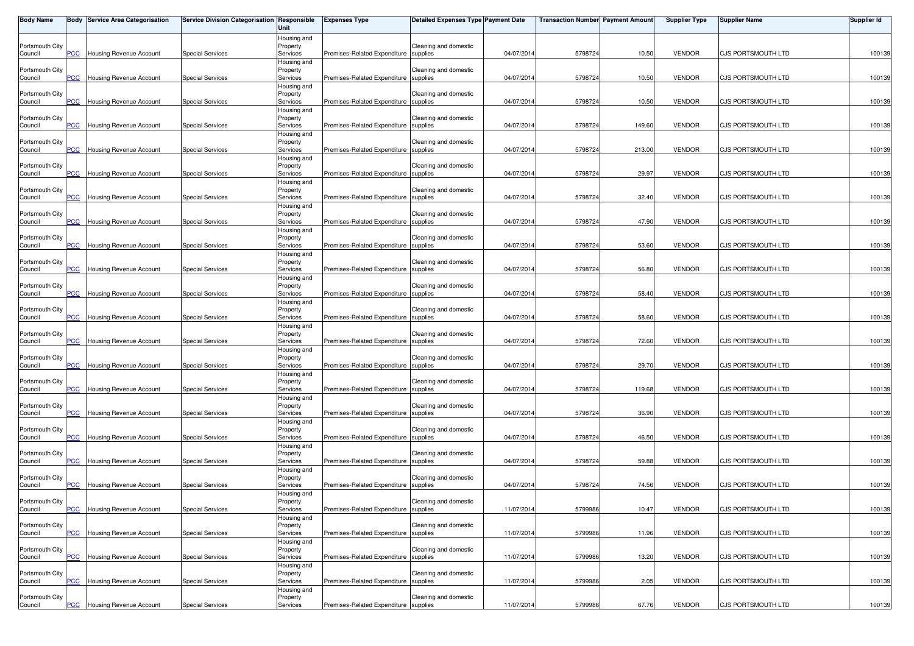| Body Name | Body | Service Area Categorisation | Service Division Categorisation | Responsible Unit | Expenses Type | Detailed Expenses Type | Payment Date | Transaction Number | Payment Amount | Supplier Type | Supplier Name | Supplier Id |
|---|---|---|---|---|---|---|---|---|---|---|---|---|
| Portsmouth City Council | PCC | Housing Revenue Account | Special Services | Housing and Property Services | Premises-Related Expenditure | Cleaning and domestic supplies | 04/07/2014 | 5798724 | 10.50 | VENDOR | CJS PORTSMOUTH LTD | 100139 |
| Portsmouth City Council | PCC | Housing Revenue Account | Special Services | Housing and Property Services | Premises-Related Expenditure | Cleaning and domestic supplies | 04/07/2014 | 5798724 | 10.50 | VENDOR | CJS PORTSMOUTH LTD | 100139 |
| Portsmouth City Council | PCC | Housing Revenue Account | Special Services | Housing and Property Services | Premises-Related Expenditure | Cleaning and domestic supplies | 04/07/2014 | 5798724 | 10.50 | VENDOR | CJS PORTSMOUTH LTD | 100139 |
| Portsmouth City Council | PCC | Housing Revenue Account | Special Services | Housing and Property Services | Premises-Related Expenditure | Cleaning and domestic supplies | 04/07/2014 | 5798724 | 149.60 | VENDOR | CJS PORTSMOUTH LTD | 100139 |
| Portsmouth City Council | PCC | Housing Revenue Account | Special Services | Housing and Property Services | Premises-Related Expenditure | Cleaning and domestic supplies | 04/07/2014 | 5798724 | 213.00 | VENDOR | CJS PORTSMOUTH LTD | 100139 |
| Portsmouth City Council | PCC | Housing Revenue Account | Special Services | Housing and Property Services | Premises-Related Expenditure | Cleaning and domestic supplies | 04/07/2014 | 5798724 | 29.97 | VENDOR | CJS PORTSMOUTH LTD | 100139 |
| Portsmouth City Council | PCC | Housing Revenue Account | Special Services | Housing and Property Services | Premises-Related Expenditure | Cleaning and domestic supplies | 04/07/2014 | 5798724 | 32.40 | VENDOR | CJS PORTSMOUTH LTD | 100139 |
| Portsmouth City Council | PCC | Housing Revenue Account | Special Services | Housing and Property Services | Premises-Related Expenditure | Cleaning and domestic supplies | 04/07/2014 | 5798724 | 47.90 | VENDOR | CJS PORTSMOUTH LTD | 100139 |
| Portsmouth City Council | PCC | Housing Revenue Account | Special Services | Housing and Property Services | Premises-Related Expenditure | Cleaning and domestic supplies | 04/07/2014 | 5798724 | 53.60 | VENDOR | CJS PORTSMOUTH LTD | 100139 |
| Portsmouth City Council | PCC | Housing Revenue Account | Special Services | Housing and Property Services | Premises-Related Expenditure | Cleaning and domestic supplies | 04/07/2014 | 5798724 | 56.80 | VENDOR | CJS PORTSMOUTH LTD | 100139 |
| Portsmouth City Council | PCC | Housing Revenue Account | Special Services | Housing and Property Services | Premises-Related Expenditure | Cleaning and domestic supplies | 04/07/2014 | 5798724 | 58.40 | VENDOR | CJS PORTSMOUTH LTD | 100139 |
| Portsmouth City Council | PCC | Housing Revenue Account | Special Services | Housing and Property Services | Premises-Related Expenditure | Cleaning and domestic supplies | 04/07/2014 | 5798724 | 58.60 | VENDOR | CJS PORTSMOUTH LTD | 100139 |
| Portsmouth City Council | PCC | Housing Revenue Account | Special Services | Housing and Property Services | Premises-Related Expenditure | Cleaning and domestic supplies | 04/07/2014 | 5798724 | 72.60 | VENDOR | CJS PORTSMOUTH LTD | 100139 |
| Portsmouth City Council | PCC | Housing Revenue Account | Special Services | Housing and Property Services | Premises-Related Expenditure | Cleaning and domestic supplies | 04/07/2014 | 5798724 | 29.70 | VENDOR | CJS PORTSMOUTH LTD | 100139 |
| Portsmouth City Council | PCC | Housing Revenue Account | Special Services | Housing and Property Services | Premises-Related Expenditure | Cleaning and domestic supplies | 04/07/2014 | 5798724 | 119.68 | VENDOR | CJS PORTSMOUTH LTD | 100139 |
| Portsmouth City Council | PCC | Housing Revenue Account | Special Services | Housing and Property Services | Premises-Related Expenditure | Cleaning and domestic supplies | 04/07/2014 | 5798724 | 36.90 | VENDOR | CJS PORTSMOUTH LTD | 100139 |
| Portsmouth City Council | PCC | Housing Revenue Account | Special Services | Housing and Property Services | Premises-Related Expenditure | Cleaning and domestic supplies | 04/07/2014 | 5798724 | 46.50 | VENDOR | CJS PORTSMOUTH LTD | 100139 |
| Portsmouth City Council | PCC | Housing Revenue Account | Special Services | Housing and Property Services | Premises-Related Expenditure | Cleaning and domestic supplies | 04/07/2014 | 5798724 | 59.88 | VENDOR | CJS PORTSMOUTH LTD | 100139 |
| Portsmouth City Council | PCC | Housing Revenue Account | Special Services | Housing and Property Services | Premises-Related Expenditure | Cleaning and domestic supplies | 04/07/2014 | 5798724 | 74.56 | VENDOR | CJS PORTSMOUTH LTD | 100139 |
| Portsmouth City Council | PCC | Housing Revenue Account | Special Services | Housing and Property Services | Premises-Related Expenditure | Cleaning and domestic supplies | 11/07/2014 | 5799986 | 10.47 | VENDOR | CJS PORTSMOUTH LTD | 100139 |
| Portsmouth City Council | PCC | Housing Revenue Account | Special Services | Housing and Property Services | Premises-Related Expenditure | Cleaning and domestic supplies | 11/07/2014 | 5799986 | 11.96 | VENDOR | CJS PORTSMOUTH LTD | 100139 |
| Portsmouth City Council | PCC | Housing Revenue Account | Special Services | Housing and Property Services | Premises-Related Expenditure | Cleaning and domestic supplies | 11/07/2014 | 5799986 | 13.20 | VENDOR | CJS PORTSMOUTH LTD | 100139 |
| Portsmouth City Council | PCC | Housing Revenue Account | Special Services | Housing and Property Services | Premises-Related Expenditure | Cleaning and domestic supplies | 11/07/2014 | 5799986 | 2.05 | VENDOR | CJS PORTSMOUTH LTD | 100139 |
| Portsmouth City Council | PCC | Housing Revenue Account | Special Services | Housing and Property Services | Premises-Related Expenditure | Cleaning and domestic supplies | 11/07/2014 | 5799986 | 67.76 | VENDOR | CJS PORTSMOUTH LTD | 100139 |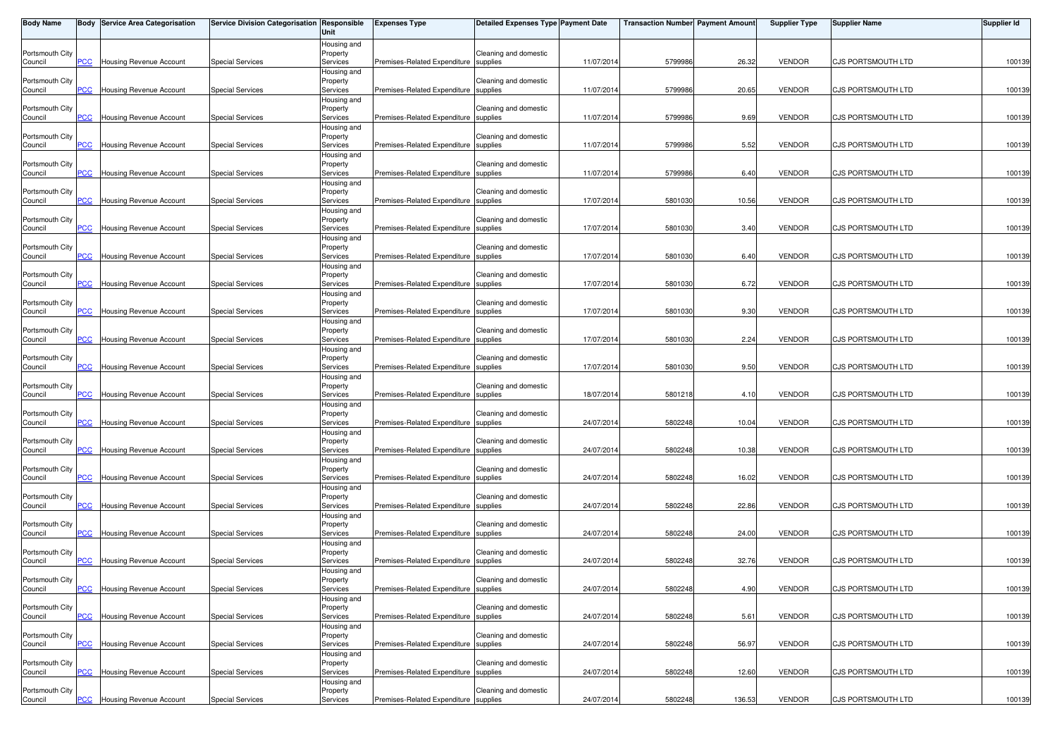| Body Name | Body | Service Area Categorisation | Service Division Categorisation | Responsible Unit | Expenses Type | Detailed Expenses Type | Payment Date | Transaction Number | Payment Amount | Supplier Type | Supplier Name | Supplier Id |
|---|---|---|---|---|---|---|---|---|---|---|---|---|
| Portsmouth City Council | PCC | Housing Revenue Account | Special Services | Housing and Property Services | Premises-Related Expenditure | Cleaning and domestic supplies | 11/07/2014 | 5799986 | 26.32 | VENDOR | CJS PORTSMOUTH LTD | 100139 |
| Portsmouth City Council | PCC | Housing Revenue Account | Special Services | Housing and Property Services | Premises-Related Expenditure | Cleaning and domestic supplies | 11/07/2014 | 5799986 | 20.65 | VENDOR | CJS PORTSMOUTH LTD | 100139 |
| Portsmouth City Council | PCC | Housing Revenue Account | Special Services | Housing and Property Services | Premises-Related Expenditure | Cleaning and domestic supplies | 11/07/2014 | 5799986 | 9.69 | VENDOR | CJS PORTSMOUTH LTD | 100139 |
| Portsmouth City Council | PCC | Housing Revenue Account | Special Services | Housing and Property Services | Premises-Related Expenditure | Cleaning and domestic supplies | 11/07/2014 | 5799986 | 5.52 | VENDOR | CJS PORTSMOUTH LTD | 100139 |
| Portsmouth City Council | PCC | Housing Revenue Account | Special Services | Housing and Property Services | Premises-Related Expenditure | Cleaning and domestic supplies | 11/07/2014 | 5799986 | 6.40 | VENDOR | CJS PORTSMOUTH LTD | 100139 |
| Portsmouth City Council | PCC | Housing Revenue Account | Special Services | Housing and Property Services | Premises-Related Expenditure | Cleaning and domestic supplies | 17/07/2014 | 5801030 | 10.56 | VENDOR | CJS PORTSMOUTH LTD | 100139 |
| Portsmouth City Council | PCC | Housing Revenue Account | Special Services | Housing and Property Services | Premises-Related Expenditure | Cleaning and domestic supplies | 17/07/2014 | 5801030 | 3.40 | VENDOR | CJS PORTSMOUTH LTD | 100139 |
| Portsmouth City Council | PCC | Housing Revenue Account | Special Services | Housing and Property Services | Premises-Related Expenditure | Cleaning and domestic supplies | 17/07/2014 | 5801030 | 6.40 | VENDOR | CJS PORTSMOUTH LTD | 100139 |
| Portsmouth City Council | PCC | Housing Revenue Account | Special Services | Housing and Property Services | Premises-Related Expenditure | Cleaning and domestic supplies | 17/07/2014 | 5801030 | 6.72 | VENDOR | CJS PORTSMOUTH LTD | 100139 |
| Portsmouth City Council | PCC | Housing Revenue Account | Special Services | Housing and Property Services | Premises-Related Expenditure | Cleaning and domestic supplies | 17/07/2014 | 5801030 | 9.30 | VENDOR | CJS PORTSMOUTH LTD | 100139 |
| Portsmouth City Council | PCC | Housing Revenue Account | Special Services | Housing and Property Services | Premises-Related Expenditure | Cleaning and domestic supplies | 17/07/2014 | 5801030 | 2.24 | VENDOR | CJS PORTSMOUTH LTD | 100139 |
| Portsmouth City Council | PCC | Housing Revenue Account | Special Services | Housing and Property Services | Premises-Related Expenditure | Cleaning and domestic supplies | 17/07/2014 | 5801030 | 9.50 | VENDOR | CJS PORTSMOUTH LTD | 100139 |
| Portsmouth City Council | PCC | Housing Revenue Account | Special Services | Housing and Property Services | Premises-Related Expenditure | Cleaning and domestic supplies | 18/07/2014 | 5801218 | 4.10 | VENDOR | CJS PORTSMOUTH LTD | 100139 |
| Portsmouth City Council | PCC | Housing Revenue Account | Special Services | Housing and Property Services | Premises-Related Expenditure | Cleaning and domestic supplies | 24/07/2014 | 5802248 | 10.04 | VENDOR | CJS PORTSMOUTH LTD | 100139 |
| Portsmouth City Council | PCC | Housing Revenue Account | Special Services | Housing and Property Services | Premises-Related Expenditure | Cleaning and domestic supplies | 24/07/2014 | 5802248 | 10.38 | VENDOR | CJS PORTSMOUTH LTD | 100139 |
| Portsmouth City Council | PCC | Housing Revenue Account | Special Services | Housing and Property Services | Premises-Related Expenditure | Cleaning and domestic supplies | 24/07/2014 | 5802248 | 16.02 | VENDOR | CJS PORTSMOUTH LTD | 100139 |
| Portsmouth City Council | PCC | Housing Revenue Account | Special Services | Housing and Property Services | Premises-Related Expenditure | Cleaning and domestic supplies | 24/07/2014 | 5802248 | 22.86 | VENDOR | CJS PORTSMOUTH LTD | 100139 |
| Portsmouth City Council | PCC | Housing Revenue Account | Special Services | Housing and Property Services | Premises-Related Expenditure | Cleaning and domestic supplies | 24/07/2014 | 5802248 | 24.00 | VENDOR | CJS PORTSMOUTH LTD | 100139 |
| Portsmouth City Council | PCC | Housing Revenue Account | Special Services | Housing and Property Services | Premises-Related Expenditure | Cleaning and domestic supplies | 24/07/2014 | 5802248 | 32.76 | VENDOR | CJS PORTSMOUTH LTD | 100139 |
| Portsmouth City Council | PCC | Housing Revenue Account | Special Services | Housing and Property Services | Premises-Related Expenditure | Cleaning and domestic supplies | 24/07/2014 | 5802248 | 4.90 | VENDOR | CJS PORTSMOUTH LTD | 100139 |
| Portsmouth City Council | PCC | Housing Revenue Account | Special Services | Housing and Property Services | Premises-Related Expenditure | Cleaning and domestic supplies | 24/07/2014 | 5802248 | 5.61 | VENDOR | CJS PORTSMOUTH LTD | 100139 |
| Portsmouth City Council | PCC | Housing Revenue Account | Special Services | Housing and Property Services | Premises-Related Expenditure | Cleaning and domestic supplies | 24/07/2014 | 5802248 | 56.97 | VENDOR | CJS PORTSMOUTH LTD | 100139 |
| Portsmouth City Council | PCC | Housing Revenue Account | Special Services | Housing and Property Services | Premises-Related Expenditure | Cleaning and domestic supplies | 24/07/2014 | 5802248 | 12.60 | VENDOR | CJS PORTSMOUTH LTD | 100139 |
| Portsmouth City Council | PCC | Housing Revenue Account | Special Services | Housing and Property Services | Premises-Related Expenditure | Cleaning and domestic supplies | 24/07/2014 | 5802248 | 136.53 | VENDOR | CJS PORTSMOUTH LTD | 100139 |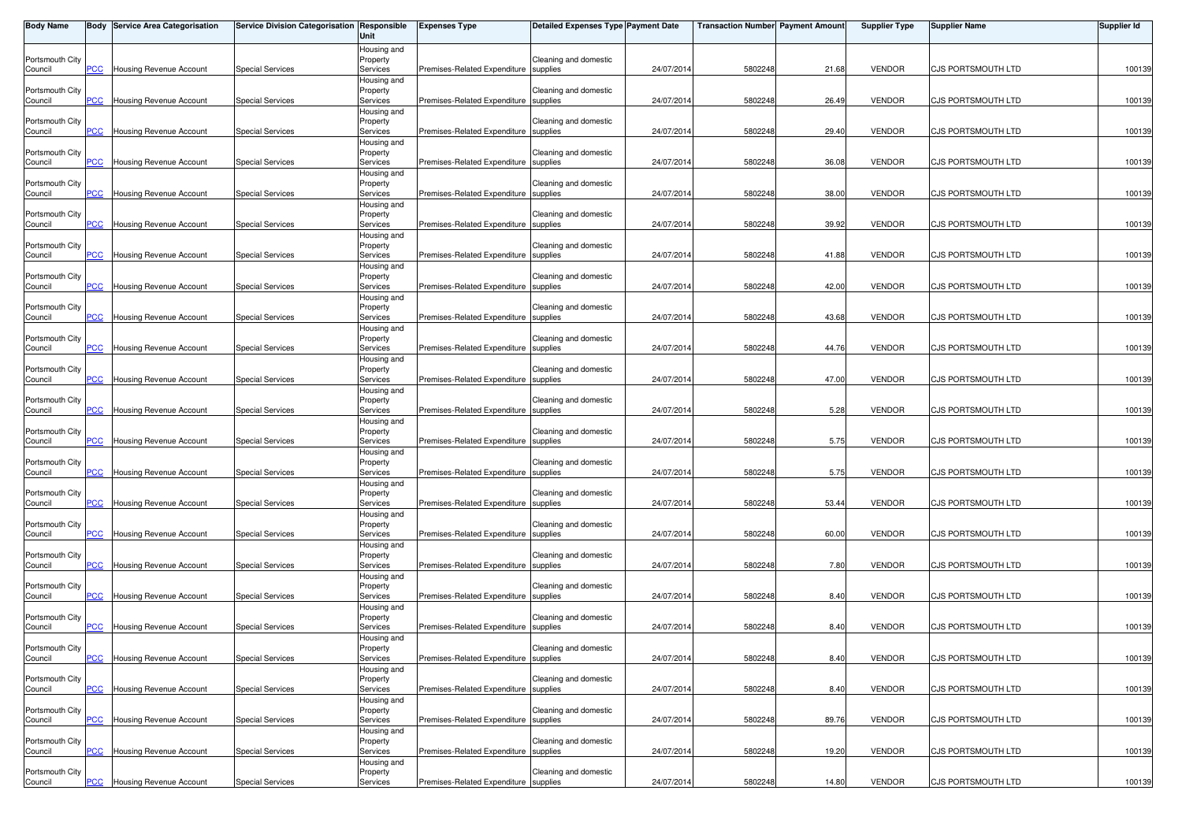| Body Name | Body | Service Area Categorisation | Service Division Categorisation | Responsible Unit | Expenses Type | Detailed Expenses Type | Payment Date | Transaction Number | Payment Amount | Supplier Type | Supplier Name | Supplier Id |
|---|---|---|---|---|---|---|---|---|---|---|---|---|
| Portsmouth City Council | PCC | Housing Revenue Account | Special Services | Housing and Property Services | Premises-Related Expenditure | Cleaning and domestic supplies | 24/07/2014 | 5802248 | 21.68 | VENDOR | CJS PORTSMOUTH LTD | 100139 |
| Portsmouth City Council | PCC | Housing Revenue Account | Special Services | Housing and Property Services | Premises-Related Expenditure | Cleaning and domestic supplies | 24/07/2014 | 5802248 | 26.49 | VENDOR | CJS PORTSMOUTH LTD | 100139 |
| Portsmouth City Council | PCC | Housing Revenue Account | Special Services | Housing and Property Services | Premises-Related Expenditure | Cleaning and domestic supplies | 24/07/2014 | 5802248 | 29.40 | VENDOR | CJS PORTSMOUTH LTD | 100139 |
| Portsmouth City Council | PCC | Housing Revenue Account | Special Services | Housing and Property Services | Premises-Related Expenditure | Cleaning and domestic supplies | 24/07/2014 | 5802248 | 36.08 | VENDOR | CJS PORTSMOUTH LTD | 100139 |
| Portsmouth City Council | PCC | Housing Revenue Account | Special Services | Housing and Property Services | Premises-Related Expenditure | Cleaning and domestic supplies | 24/07/2014 | 5802248 | 38.00 | VENDOR | CJS PORTSMOUTH LTD | 100139 |
| Portsmouth City Council | PCC | Housing Revenue Account | Special Services | Housing and Property Services | Premises-Related Expenditure | Cleaning and domestic supplies | 24/07/2014 | 5802248 | 39.92 | VENDOR | CJS PORTSMOUTH LTD | 100139 |
| Portsmouth City Council | PCC | Housing Revenue Account | Special Services | Housing and Property Services | Premises-Related Expenditure | Cleaning and domestic supplies | 24/07/2014 | 5802248 | 41.88 | VENDOR | CJS PORTSMOUTH LTD | 100139 |
| Portsmouth City Council | PCC | Housing Revenue Account | Special Services | Housing and Property Services | Premises-Related Expenditure | Cleaning and domestic supplies | 24/07/2014 | 5802248 | 42.00 | VENDOR | CJS PORTSMOUTH LTD | 100139 |
| Portsmouth City Council | PCC | Housing Revenue Account | Special Services | Housing and Property Services | Premises-Related Expenditure | Cleaning and domestic supplies | 24/07/2014 | 5802248 | 43.68 | VENDOR | CJS PORTSMOUTH LTD | 100139 |
| Portsmouth City Council | PCC | Housing Revenue Account | Special Services | Housing and Property Services | Premises-Related Expenditure | Cleaning and domestic supplies | 24/07/2014 | 5802248 | 44.76 | VENDOR | CJS PORTSMOUTH LTD | 100139 |
| Portsmouth City Council | PCC | Housing Revenue Account | Special Services | Housing and Property Services | Premises-Related Expenditure | Cleaning and domestic supplies | 24/07/2014 | 5802248 | 47.00 | VENDOR | CJS PORTSMOUTH LTD | 100139 |
| Portsmouth City Council | PCC | Housing Revenue Account | Special Services | Housing and Property Services | Premises-Related Expenditure | Cleaning and domestic supplies | 24/07/2014 | 5802248 | 5.28 | VENDOR | CJS PORTSMOUTH LTD | 100139 |
| Portsmouth City Council | PCC | Housing Revenue Account | Special Services | Housing and Property Services | Premises-Related Expenditure | Cleaning and domestic supplies | 24/07/2014 | 5802248 | 5.75 | VENDOR | CJS PORTSMOUTH LTD | 100139 |
| Portsmouth City Council | PCC | Housing Revenue Account | Special Services | Housing and Property Services | Premises-Related Expenditure | Cleaning and domestic supplies | 24/07/2014 | 5802248 | 5.75 | VENDOR | CJS PORTSMOUTH LTD | 100139 |
| Portsmouth City Council | PCC | Housing Revenue Account | Special Services | Housing and Property Services | Premises-Related Expenditure | Cleaning and domestic supplies | 24/07/2014 | 5802248 | 53.44 | VENDOR | CJS PORTSMOUTH LTD | 100139 |
| Portsmouth City Council | PCC | Housing Revenue Account | Special Services | Housing and Property Services | Premises-Related Expenditure | Cleaning and domestic supplies | 24/07/2014 | 5802248 | 60.00 | VENDOR | CJS PORTSMOUTH LTD | 100139 |
| Portsmouth City Council | PCC | Housing Revenue Account | Special Services | Housing and Property Services | Premises-Related Expenditure | Cleaning and domestic supplies | 24/07/2014 | 5802248 | 7.80 | VENDOR | CJS PORTSMOUTH LTD | 100139 |
| Portsmouth City Council | PCC | Housing Revenue Account | Special Services | Housing and Property Services | Premises-Related Expenditure | Cleaning and domestic supplies | 24/07/2014 | 5802248 | 8.40 | VENDOR | CJS PORTSMOUTH LTD | 100139 |
| Portsmouth City Council | PCC | Housing Revenue Account | Special Services | Housing and Property Services | Premises-Related Expenditure | Cleaning and domestic supplies | 24/07/2014 | 5802248 | 8.40 | VENDOR | CJS PORTSMOUTH LTD | 100139 |
| Portsmouth City Council | PCC | Housing Revenue Account | Special Services | Housing and Property Services | Premises-Related Expenditure | Cleaning and domestic supplies | 24/07/2014 | 5802248 | 8.40 | VENDOR | CJS PORTSMOUTH LTD | 100139 |
| Portsmouth City Council | PCC | Housing Revenue Account | Special Services | Housing and Property Services | Premises-Related Expenditure | Cleaning and domestic supplies | 24/07/2014 | 5802248 | 8.40 | VENDOR | CJS PORTSMOUTH LTD | 100139 |
| Portsmouth City Council | PCC | Housing Revenue Account | Special Services | Housing and Property Services | Premises-Related Expenditure | Cleaning and domestic supplies | 24/07/2014 | 5802248 | 89.76 | VENDOR | CJS PORTSMOUTH LTD | 100139 |
| Portsmouth City Council | PCC | Housing Revenue Account | Special Services | Housing and Property Services | Premises-Related Expenditure | Cleaning and domestic supplies | 24/07/2014 | 5802248 | 19.20 | VENDOR | CJS PORTSMOUTH LTD | 100139 |
| Portsmouth City Council | PCC | Housing Revenue Account | Special Services | Housing and Property Services | Premises-Related Expenditure | Cleaning and domestic supplies | 24/07/2014 | 5802248 | 14.80 | VENDOR | CJS PORTSMOUTH LTD | 100139 |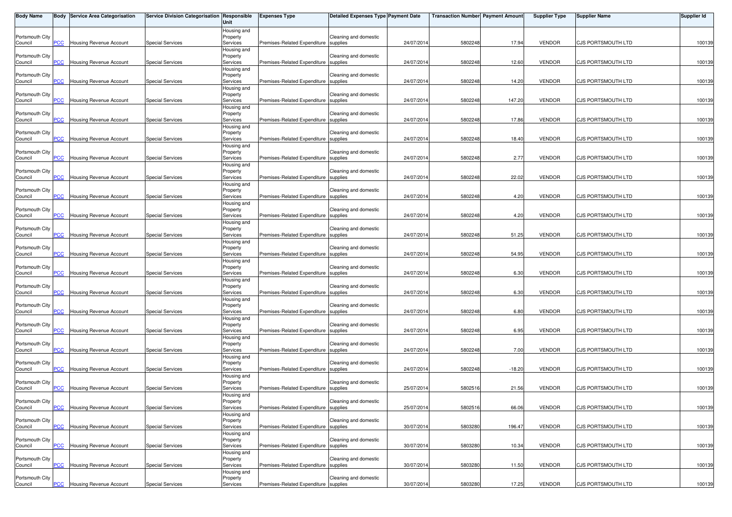| Body Name | Body | Service Area Categorisation | Service Division Categorisation | Responsible Unit | Expenses Type | Detailed Expenses Type | Payment Date | Transaction Number | Payment Amount | Supplier Type | Supplier Name | Supplier Id |
|---|---|---|---|---|---|---|---|---|---|---|---|---|
| Portsmouth City Council | PCC | Housing Revenue Account | Special Services | Housing and Property Services | Premises-Related Expenditure | Cleaning and domestic supplies | 24/07/2014 | 5802248 | 17.94 | VENDOR | CJS PORTSMOUTH LTD | 100139 |
| Portsmouth City Council | PCC | Housing Revenue Account | Special Services | Housing and Property Services | Premises-Related Expenditure | Cleaning and domestic supplies | 24/07/2014 | 5802248 | 12.60 | VENDOR | CJS PORTSMOUTH LTD | 100139 |
| Portsmouth City Council | PCC | Housing Revenue Account | Special Services | Housing and Property Services | Premises-Related Expenditure | Cleaning and domestic supplies | 24/07/2014 | 5802248 | 14.20 | VENDOR | CJS PORTSMOUTH LTD | 100139 |
| Portsmouth City Council | PCC | Housing Revenue Account | Special Services | Housing and Property Services | Premises-Related Expenditure | Cleaning and domestic supplies | 24/07/2014 | 5802248 | 147.20 | VENDOR | CJS PORTSMOUTH LTD | 100139 |
| Portsmouth City Council | PCC | Housing Revenue Account | Special Services | Housing and Property Services | Premises-Related Expenditure | Cleaning and domestic supplies | 24/07/2014 | 5802248 | 17.86 | VENDOR | CJS PORTSMOUTH LTD | 100139 |
| Portsmouth City Council | PCC | Housing Revenue Account | Special Services | Housing and Property Services | Premises-Related Expenditure | Cleaning and domestic supplies | 24/07/2014 | 5802248 | 18.40 | VENDOR | CJS PORTSMOUTH LTD | 100139 |
| Portsmouth City Council | PCC | Housing Revenue Account | Special Services | Housing and Property Services | Premises-Related Expenditure | Cleaning and domestic supplies | 24/07/2014 | 5802248 | 2.77 | VENDOR | CJS PORTSMOUTH LTD | 100139 |
| Portsmouth City Council | PCC | Housing Revenue Account | Special Services | Housing and Property Services | Premises-Related Expenditure | Cleaning and domestic supplies | 24/07/2014 | 5802248 | 22.02 | VENDOR | CJS PORTSMOUTH LTD | 100139 |
| Portsmouth City Council | PCC | Housing Revenue Account | Special Services | Housing and Property Services | Premises-Related Expenditure | Cleaning and domestic supplies | 24/07/2014 | 5802248 | 4.20 | VENDOR | CJS PORTSMOUTH LTD | 100139 |
| Portsmouth City Council | PCC | Housing Revenue Account | Special Services | Housing and Property Services | Premises-Related Expenditure | Cleaning and domestic supplies | 24/07/2014 | 5802248 | 4.20 | VENDOR | CJS PORTSMOUTH LTD | 100139 |
| Portsmouth City Council | PCC | Housing Revenue Account | Special Services | Housing and Property Services | Premises-Related Expenditure | Cleaning and domestic supplies | 24/07/2014 | 5802248 | 51.25 | VENDOR | CJS PORTSMOUTH LTD | 100139 |
| Portsmouth City Council | PCC | Housing Revenue Account | Special Services | Housing and Property Services | Premises-Related Expenditure | Cleaning and domestic supplies | 24/07/2014 | 5802248 | 54.95 | VENDOR | CJS PORTSMOUTH LTD | 100139 |
| Portsmouth City Council | PCC | Housing Revenue Account | Special Services | Housing and Property Services | Premises-Related Expenditure | Cleaning and domestic supplies | 24/07/2014 | 5802248 | 6.30 | VENDOR | CJS PORTSMOUTH LTD | 100139 |
| Portsmouth City Council | PCC | Housing Revenue Account | Special Services | Housing and Property Services | Premises-Related Expenditure | Cleaning and domestic supplies | 24/07/2014 | 5802248 | 6.30 | VENDOR | CJS PORTSMOUTH LTD | 100139 |
| Portsmouth City Council | PCC | Housing Revenue Account | Special Services | Housing and Property Services | Premises-Related Expenditure | Cleaning and domestic supplies | 24/07/2014 | 5802248 | 6.80 | VENDOR | CJS PORTSMOUTH LTD | 100139 |
| Portsmouth City Council | PCC | Housing Revenue Account | Special Services | Housing and Property Services | Premises-Related Expenditure | Cleaning and domestic supplies | 24/07/2014 | 5802248 | 6.95 | VENDOR | CJS PORTSMOUTH LTD | 100139 |
| Portsmouth City Council | PCC | Housing Revenue Account | Special Services | Housing and Property Services | Premises-Related Expenditure | Cleaning and domestic supplies | 24/07/2014 | 5802248 | 7.00 | VENDOR | CJS PORTSMOUTH LTD | 100139 |
| Portsmouth City Council | PCC | Housing Revenue Account | Special Services | Housing and Property Services | Premises-Related Expenditure | Cleaning and domestic supplies | 24/07/2014 | 5802248 | -18.20 | VENDOR | CJS PORTSMOUTH LTD | 100139 |
| Portsmouth City Council | PCC | Housing Revenue Account | Special Services | Housing and Property Services | Premises-Related Expenditure | Cleaning and domestic supplies | 25/07/2014 | 5802516 | 21.56 | VENDOR | CJS PORTSMOUTH LTD | 100139 |
| Portsmouth City Council | PCC | Housing Revenue Account | Special Services | Housing and Property Services | Premises-Related Expenditure | Cleaning and domestic supplies | 25/07/2014 | 5802516 | 66.06 | VENDOR | CJS PORTSMOUTH LTD | 100139 |
| Portsmouth City Council | PCC | Housing Revenue Account | Special Services | Housing and Property Services | Premises-Related Expenditure | Cleaning and domestic supplies | 30/07/2014 | 5803280 | 196.47 | VENDOR | CJS PORTSMOUTH LTD | 100139 |
| Portsmouth City Council | PCC | Housing Revenue Account | Special Services | Housing and Property Services | Premises-Related Expenditure | Cleaning and domestic supplies | 30/07/2014 | 5803280 | 10.34 | VENDOR | CJS PORTSMOUTH LTD | 100139 |
| Portsmouth City Council | PCC | Housing Revenue Account | Special Services | Housing and Property Services | Premises-Related Expenditure | Cleaning and domestic supplies | 30/07/2014 | 5803280 | 11.50 | VENDOR | CJS PORTSMOUTH LTD | 100139 |
| Portsmouth City Council | PCC | Housing Revenue Account | Special Services | Housing and Property Services | Premises-Related Expenditure | Cleaning and domestic supplies | 30/07/2014 | 5803280 | 17.25 | VENDOR | CJS PORTSMOUTH LTD | 100139 |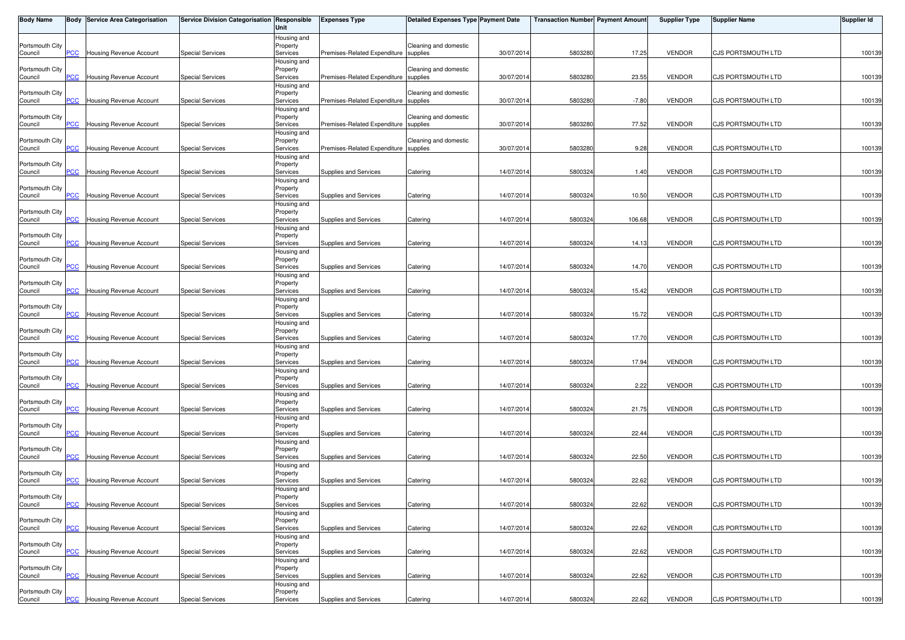| Body Name | Body | Service Area Categorisation | Service Division Categorisation | Responsible Unit | Expenses Type | Detailed Expenses Type | Payment Date | Transaction Number | Payment Amount | Supplier Type | Supplier Name | Supplier Id |
|---|---|---|---|---|---|---|---|---|---|---|---|---|
| Portsmouth City Council | PCC | Housing Revenue Account | Special Services | Housing and Property Services | Premises-Related Expenditure | Cleaning and domestic supplies | 30/07/2014 | 5803280 | 17.25 | VENDOR | CJS PORTSMOUTH LTD | 100139 |
| Portsmouth City Council | PCC | Housing Revenue Account | Special Services | Housing and Property Services | Premises-Related Expenditure | Cleaning and domestic supplies | 30/07/2014 | 5803280 | 23.55 | VENDOR | CJS PORTSMOUTH LTD | 100139 |
| Portsmouth City Council | PCC | Housing Revenue Account | Special Services | Housing and Property Services | Premises-Related Expenditure | Cleaning and domestic supplies | 30/07/2014 | 5803280 | -7.80 | VENDOR | CJS PORTSMOUTH LTD | 100139 |
| Portsmouth City Council | PCC | Housing Revenue Account | Special Services | Housing and Property Services | Premises-Related Expenditure | Cleaning and domestic supplies | 30/07/2014 | 5803280 | 77.52 | VENDOR | CJS PORTSMOUTH LTD | 100139 |
| Portsmouth City Council | PCC | Housing Revenue Account | Special Services | Housing and Property Services | Premises-Related Expenditure | Cleaning and domestic supplies | 30/07/2014 | 5803280 | 9.28 | VENDOR | CJS PORTSMOUTH LTD | 100139 |
| Portsmouth City Council | PCC | Housing Revenue Account | Special Services | Housing and Property Services | Supplies and Services | Catering | 14/07/2014 | 5800324 | 1.40 | VENDOR | CJS PORTSMOUTH LTD | 100139 |
| Portsmouth City Council | PCC | Housing Revenue Account | Special Services | Housing and Property Services | Supplies and Services | Catering | 14/07/2014 | 5800324 | 10.50 | VENDOR | CJS PORTSMOUTH LTD | 100139 |
| Portsmouth City Council | PCC | Housing Revenue Account | Special Services | Housing and Property Services | Supplies and Services | Catering | 14/07/2014 | 5800324 | 106.68 | VENDOR | CJS PORTSMOUTH LTD | 100139 |
| Portsmouth City Council | PCC | Housing Revenue Account | Special Services | Housing and Property Services | Supplies and Services | Catering | 14/07/2014 | 5800324 | 14.13 | VENDOR | CJS PORTSMOUTH LTD | 100139 |
| Portsmouth City Council | PCC | Housing Revenue Account | Special Services | Housing and Property Services | Supplies and Services | Catering | 14/07/2014 | 5800324 | 14.70 | VENDOR | CJS PORTSMOUTH LTD | 100139 |
| Portsmouth City Council | PCC | Housing Revenue Account | Special Services | Housing and Property Services | Supplies and Services | Catering | 14/07/2014 | 5800324 | 15.42 | VENDOR | CJS PORTSMOUTH LTD | 100139 |
| Portsmouth City Council | PCC | Housing Revenue Account | Special Services | Housing and Property Services | Supplies and Services | Catering | 14/07/2014 | 5800324 | 15.72 | VENDOR | CJS PORTSMOUTH LTD | 100139 |
| Portsmouth City Council | PCC | Housing Revenue Account | Special Services | Housing and Property Services | Supplies and Services | Catering | 14/07/2014 | 5800324 | 17.70 | VENDOR | CJS PORTSMOUTH LTD | 100139 |
| Portsmouth City Council | PCC | Housing Revenue Account | Special Services | Housing and Property Services | Supplies and Services | Catering | 14/07/2014 | 5800324 | 17.94 | VENDOR | CJS PORTSMOUTH LTD | 100139 |
| Portsmouth City Council | PCC | Housing Revenue Account | Special Services | Housing and Property Services | Supplies and Services | Catering | 14/07/2014 | 5800324 | 2.22 | VENDOR | CJS PORTSMOUTH LTD | 100139 |
| Portsmouth City Council | PCC | Housing Revenue Account | Special Services | Housing and Property Services | Supplies and Services | Catering | 14/07/2014 | 5800324 | 21.75 | VENDOR | CJS PORTSMOUTH LTD | 100139 |
| Portsmouth City Council | PCC | Housing Revenue Account | Special Services | Housing and Property Services | Supplies and Services | Catering | 14/07/2014 | 5800324 | 22.44 | VENDOR | CJS PORTSMOUTH LTD | 100139 |
| Portsmouth City Council | PCC | Housing Revenue Account | Special Services | Housing and Property Services | Supplies and Services | Catering | 14/07/2014 | 5800324 | 22.50 | VENDOR | CJS PORTSMOUTH LTD | 100139 |
| Portsmouth City Council | PCC | Housing Revenue Account | Special Services | Housing and Property Services | Supplies and Services | Catering | 14/07/2014 | 5800324 | 22.62 | VENDOR | CJS PORTSMOUTH LTD | 100139 |
| Portsmouth City Council | PCC | Housing Revenue Account | Special Services | Housing and Property Services | Supplies and Services | Catering | 14/07/2014 | 5800324 | 22.62 | VENDOR | CJS PORTSMOUTH LTD | 100139 |
| Portsmouth City Council | PCC | Housing Revenue Account | Special Services | Housing and Property Services | Supplies and Services | Catering | 14/07/2014 | 5800324 | 22.62 | VENDOR | CJS PORTSMOUTH LTD | 100139 |
| Portsmouth City Council | PCC | Housing Revenue Account | Special Services | Housing and Property Services | Supplies and Services | Catering | 14/07/2014 | 5800324 | 22.62 | VENDOR | CJS PORTSMOUTH LTD | 100139 |
| Portsmouth City Council | PCC | Housing Revenue Account | Special Services | Housing and Property Services | Supplies and Services | Catering | 14/07/2014 | 5800324 | 22.62 | VENDOR | CJS PORTSMOUTH LTD | 100139 |
| Portsmouth City Council | PCC | Housing Revenue Account | Special Services | Housing and Property Services | Supplies and Services | Catering | 14/07/2014 | 5800324 | 22.62 | VENDOR | CJS PORTSMOUTH LTD | 100139 |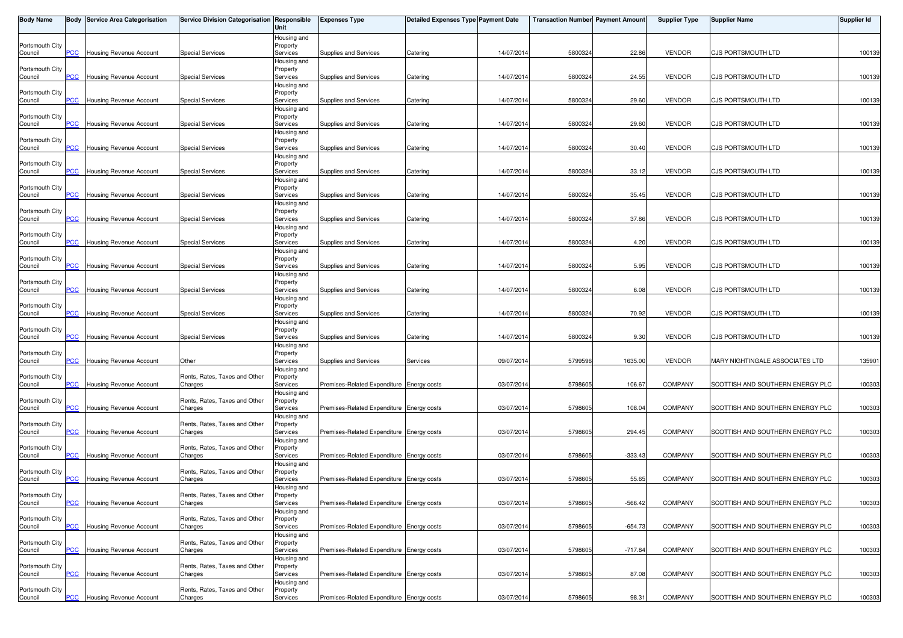| Body Name | Body | Service Area Categorisation | Service Division Categorisation | Responsible Unit | Expenses Type | Detailed Expenses Type | Payment Date | Transaction Number | Payment Amount | Supplier Type | Supplier Name | Supplier Id |
|---|---|---|---|---|---|---|---|---|---|---|---|---|
| Portsmouth City Council | PCC | Housing Revenue Account | Special Services | Housing and Property Services | Supplies and Services | Catering | 14/07/2014 | 5800324 | 22.86 | VENDOR | CJS PORTSMOUTH LTD | 100139 |
| Portsmouth City Council | PCC | Housing Revenue Account | Special Services | Housing and Property Services | Supplies and Services | Catering | 14/07/2014 | 5800324 | 24.55 | VENDOR | CJS PORTSMOUTH LTD | 100139 |
| Portsmouth City Council | PCC | Housing Revenue Account | Special Services | Housing and Property Services | Supplies and Services | Catering | 14/07/2014 | 5800324 | 29.60 | VENDOR | CJS PORTSMOUTH LTD | 100139 |
| Portsmouth City Council | PCC | Housing Revenue Account | Special Services | Housing and Property Services | Supplies and Services | Catering | 14/07/2014 | 5800324 | 29.60 | VENDOR | CJS PORTSMOUTH LTD | 100139 |
| Portsmouth City Council | PCC | Housing Revenue Account | Special Services | Housing and Property Services | Supplies and Services | Catering | 14/07/2014 | 5800324 | 30.40 | VENDOR | CJS PORTSMOUTH LTD | 100139 |
| Portsmouth City Council | PCC | Housing Revenue Account | Special Services | Housing and Property Services | Supplies and Services | Catering | 14/07/2014 | 5800324 | 33.12 | VENDOR | CJS PORTSMOUTH LTD | 100139 |
| Portsmouth City Council | PCC | Housing Revenue Account | Special Services | Housing and Property Services | Supplies and Services | Catering | 14/07/2014 | 5800324 | 35.45 | VENDOR | CJS PORTSMOUTH LTD | 100139 |
| Portsmouth City Council | PCC | Housing Revenue Account | Special Services | Housing and Property Services | Supplies and Services | Catering | 14/07/2014 | 5800324 | 37.86 | VENDOR | CJS PORTSMOUTH LTD | 100139 |
| Portsmouth City Council | PCC | Housing Revenue Account | Special Services | Housing and Property Services | Supplies and Services | Catering | 14/07/2014 | 5800324 | 4.20 | VENDOR | CJS PORTSMOUTH LTD | 100139 |
| Portsmouth City Council | PCC | Housing Revenue Account | Special Services | Housing and Property Services | Supplies and Services | Catering | 14/07/2014 | 5800324 | 5.95 | VENDOR | CJS PORTSMOUTH LTD | 100139 |
| Portsmouth City Council | PCC | Housing Revenue Account | Special Services | Housing and Property Services | Supplies and Services | Catering | 14/07/2014 | 5800324 | 6.08 | VENDOR | CJS PORTSMOUTH LTD | 100139 |
| Portsmouth City Council | PCC | Housing Revenue Account | Special Services | Housing and Property Services | Supplies and Services | Catering | 14/07/2014 | 5800324 | 70.92 | VENDOR | CJS PORTSMOUTH LTD | 100139 |
| Portsmouth City Council | PCC | Housing Revenue Account | Special Services | Housing and Property Services | Supplies and Services | Catering | 14/07/2014 | 5800324 | 9.30 | VENDOR | CJS PORTSMOUTH LTD | 100139 |
| Portsmouth City Council | PCC | Housing Revenue Account | Other | Housing and Property Services | Supplies and Services | Services | 09/07/2014 | 5799596 | 1635.00 | VENDOR | MARY NIGHTINGALE ASSOCIATES LTD | 135901 |
| Portsmouth City Council | PCC | Housing Revenue Account | Rents, Rates, Taxes and Other Charges | Housing and Property Services | Premises-Related Expenditure | Energy costs | 03/07/2014 | 5798605 | 106.67 | COMPANY | SCOTTISH AND SOUTHERN ENERGY PLC | 100303 |
| Portsmouth City Council | PCC | Housing Revenue Account | Rents, Rates, Taxes and Other Charges | Housing and Property Services | Premises-Related Expenditure | Energy costs | 03/07/2014 | 5798605 | 108.04 | COMPANY | SCOTTISH AND SOUTHERN ENERGY PLC | 100303 |
| Portsmouth City Council | PCC | Housing Revenue Account | Rents, Rates, Taxes and Other Charges | Housing and Property Services | Premises-Related Expenditure | Energy costs | 03/07/2014 | 5798605 | 294.45 | COMPANY | SCOTTISH AND SOUTHERN ENERGY PLC | 100303 |
| Portsmouth City Council | PCC | Housing Revenue Account | Rents, Rates, Taxes and Other Charges | Housing and Property Services | Premises-Related Expenditure | Energy costs | 03/07/2014 | 5798605 | -333.43 | COMPANY | SCOTTISH AND SOUTHERN ENERGY PLC | 100303 |
| Portsmouth City Council | PCC | Housing Revenue Account | Rents, Rates, Taxes and Other Charges | Housing and Property Services | Premises-Related Expenditure | Energy costs | 03/07/2014 | 5798605 | 55.65 | COMPANY | SCOTTISH AND SOUTHERN ENERGY PLC | 100303 |
| Portsmouth City Council | PCC | Housing Revenue Account | Rents, Rates, Taxes and Other Charges | Housing and Property Services | Premises-Related Expenditure | Energy costs | 03/07/2014 | 5798605 | -566.42 | COMPANY | SCOTTISH AND SOUTHERN ENERGY PLC | 100303 |
| Portsmouth City Council | PCC | Housing Revenue Account | Rents, Rates, Taxes and Other Charges | Housing and Property Services | Premises-Related Expenditure | Energy costs | 03/07/2014 | 5798605 | -654.73 | COMPANY | SCOTTISH AND SOUTHERN ENERGY PLC | 100303 |
| Portsmouth City Council | PCC | Housing Revenue Account | Rents, Rates, Taxes and Other Charges | Housing and Property Services | Premises-Related Expenditure | Energy costs | 03/07/2014 | 5798605 | -717.84 | COMPANY | SCOTTISH AND SOUTHERN ENERGY PLC | 100303 |
| Portsmouth City Council | PCC | Housing Revenue Account | Rents, Rates, Taxes and Other Charges | Housing and Property Services | Premises-Related Expenditure | Energy costs | 03/07/2014 | 5798605 | 87.08 | COMPANY | SCOTTISH AND SOUTHERN ENERGY PLC | 100303 |
| Portsmouth City Council | PCC | Housing Revenue Account | Rents, Rates, Taxes and Other Charges | Housing and Property Services | Premises-Related Expenditure | Energy costs | 03/07/2014 | 5798605 | 98.31 | COMPANY | SCOTTISH AND SOUTHERN ENERGY PLC | 100303 |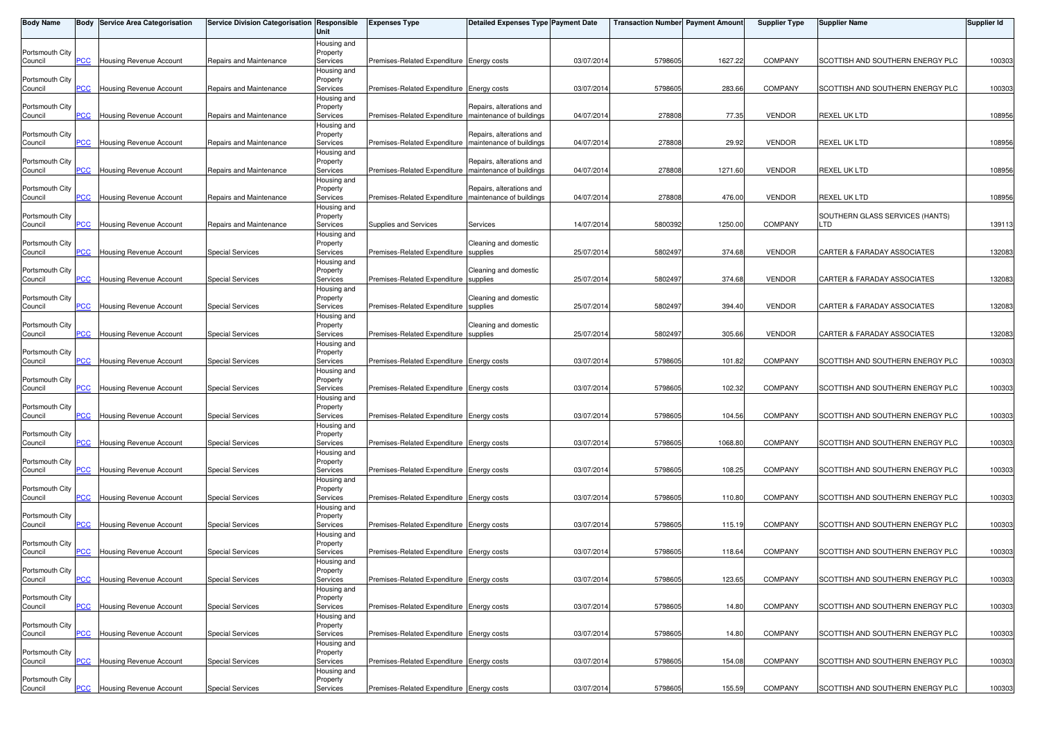| Body Name | Body | Service Area Categorisation | Service Division Categorisation | Responsible Unit | Expenses Type | Detailed Expenses Type | Payment Date | Transaction Number | Payment Amount | Supplier Type | Supplier Name | Supplier Id |
|---|---|---|---|---|---|---|---|---|---|---|---|---|
| Portsmouth City Council | PCC | Housing Revenue Account | Repairs and Maintenance | Housing and Property Services | Premises-Related Expenditure | Energy costs | 03/07/2014 | 5798605 | 1627.22 | COMPANY | SCOTTISH AND SOUTHERN ENERGY PLC | 100303 |
| Portsmouth City Council | PCC | Housing Revenue Account | Repairs and Maintenance | Housing and Property Services | Premises-Related Expenditure | Energy costs | 03/07/2014 | 5798605 | 283.66 | COMPANY | SCOTTISH AND SOUTHERN ENERGY PLC | 100303 |
| Portsmouth City Council | PCC | Housing Revenue Account | Repairs and Maintenance | Housing and Property Services | Premises-Related Expenditure | Repairs, alterations and maintenance of buildings | 04/07/2014 | 278808 | 77.35 | VENDOR | REXEL UK LTD | 108956 |
| Portsmouth City Council | PCC | Housing Revenue Account | Repairs and Maintenance | Housing and Property Services | Premises-Related Expenditure | Repairs, alterations and maintenance of buildings | 04/07/2014 | 278808 | 29.92 | VENDOR | REXEL UK LTD | 108956 |
| Portsmouth City Council | PCC | Housing Revenue Account | Repairs and Maintenance | Housing and Property Services | Premises-Related Expenditure | Repairs, alterations and maintenance of buildings | 04/07/2014 | 278808 | 1271.60 | VENDOR | REXEL UK LTD | 108956 |
| Portsmouth City Council | PCC | Housing Revenue Account | Repairs and Maintenance | Housing and Property Services | Premises-Related Expenditure | Repairs, alterations and maintenance of buildings | 04/07/2014 | 278808 | 476.00 | VENDOR | REXEL UK LTD | 108956 |
| Portsmouth City Council | PCC | Housing Revenue Account | Repairs and Maintenance | Housing and Property Services | Supplies and Services | Services | 14/07/2014 | 5800392 | 1250.00 | COMPANY | SOUTHERN GLASS SERVICES (HANTS) LTD | 139113 |
| Portsmouth City Council | PCC | Housing Revenue Account | Special Services | Housing and Property Services | Premises-Related Expenditure | Cleaning and domestic supplies | 25/07/2014 | 5802497 | 374.68 | VENDOR | CARTER & FARADAY ASSOCIATES | 132083 |
| Portsmouth City Council | PCC | Housing Revenue Account | Special Services | Housing and Property Services | Premises-Related Expenditure | Cleaning and domestic supplies | 25/07/2014 | 5802497 | 374.68 | VENDOR | CARTER & FARADAY ASSOCIATES | 132083 |
| Portsmouth City Council | PCC | Housing Revenue Account | Special Services | Housing and Property Services | Premises-Related Expenditure | Cleaning and domestic supplies | 25/07/2014 | 5802497 | 394.40 | VENDOR | CARTER & FARADAY ASSOCIATES | 132083 |
| Portsmouth City Council | PCC | Housing Revenue Account | Special Services | Housing and Property Services | Premises-Related Expenditure | Cleaning and domestic supplies | 25/07/2014 | 5802497 | 305.66 | VENDOR | CARTER & FARADAY ASSOCIATES | 132083 |
| Portsmouth City Council | PCC | Housing Revenue Account | Special Services | Housing and Property Services | Premises-Related Expenditure | Energy costs | 03/07/2014 | 5798605 | 101.82 | COMPANY | SCOTTISH AND SOUTHERN ENERGY PLC | 100303 |
| Portsmouth City Council | PCC | Housing Revenue Account | Special Services | Housing and Property Services | Premises-Related Expenditure | Energy costs | 03/07/2014 | 5798605 | 102.32 | COMPANY | SCOTTISH AND SOUTHERN ENERGY PLC | 100303 |
| Portsmouth City Council | PCC | Housing Revenue Account | Special Services | Housing and Property Services | Premises-Related Expenditure | Energy costs | 03/07/2014 | 5798605 | 104.56 | COMPANY | SCOTTISH AND SOUTHERN ENERGY PLC | 100303 |
| Portsmouth City Council | PCC | Housing Revenue Account | Special Services | Housing and Property Services | Premises-Related Expenditure | Energy costs | 03/07/2014 | 5798605 | 1068.80 | COMPANY | SCOTTISH AND SOUTHERN ENERGY PLC | 100303 |
| Portsmouth City Council | PCC | Housing Revenue Account | Special Services | Housing and Property Services | Premises-Related Expenditure | Energy costs | 03/07/2014 | 5798605 | 108.25 | COMPANY | SCOTTISH AND SOUTHERN ENERGY PLC | 100303 |
| Portsmouth City Council | PCC | Housing Revenue Account | Special Services | Housing and Property Services | Premises-Related Expenditure | Energy costs | 03/07/2014 | 5798605 | 110.80 | COMPANY | SCOTTISH AND SOUTHERN ENERGY PLC | 100303 |
| Portsmouth City Council | PCC | Housing Revenue Account | Special Services | Housing and Property Services | Premises-Related Expenditure | Energy costs | 03/07/2014 | 5798605 | 115.19 | COMPANY | SCOTTISH AND SOUTHERN ENERGY PLC | 100303 |
| Portsmouth City Council | PCC | Housing Revenue Account | Special Services | Housing and Property Services | Premises-Related Expenditure | Energy costs | 03/07/2014 | 5798605 | 118.64 | COMPANY | SCOTTISH AND SOUTHERN ENERGY PLC | 100303 |
| Portsmouth City Council | PCC | Housing Revenue Account | Special Services | Housing and Property Services | Premises-Related Expenditure | Energy costs | 03/07/2014 | 5798605 | 123.65 | COMPANY | SCOTTISH AND SOUTHERN ENERGY PLC | 100303 |
| Portsmouth City Council | PCC | Housing Revenue Account | Special Services | Housing and Property Services | Premises-Related Expenditure | Energy costs | 03/07/2014 | 5798605 | 14.80 | COMPANY | SCOTTISH AND SOUTHERN ENERGY PLC | 100303 |
| Portsmouth City Council | PCC | Housing Revenue Account | Special Services | Housing and Property Services | Premises-Related Expenditure | Energy costs | 03/07/2014 | 5798605 | 14.80 | COMPANY | SCOTTISH AND SOUTHERN ENERGY PLC | 100303 |
| Portsmouth City Council | PCC | Housing Revenue Account | Special Services | Housing and Property Services | Premises-Related Expenditure | Energy costs | 03/07/2014 | 5798605 | 154.08 | COMPANY | SCOTTISH AND SOUTHERN ENERGY PLC | 100303 |
| Portsmouth City Council | PCC | Housing Revenue Account | Special Services | Housing and Property Services | Premises-Related Expenditure | Energy costs | 03/07/2014 | 5798605 | 155.59 | COMPANY | SCOTTISH AND SOUTHERN ENERGY PLC | 100303 |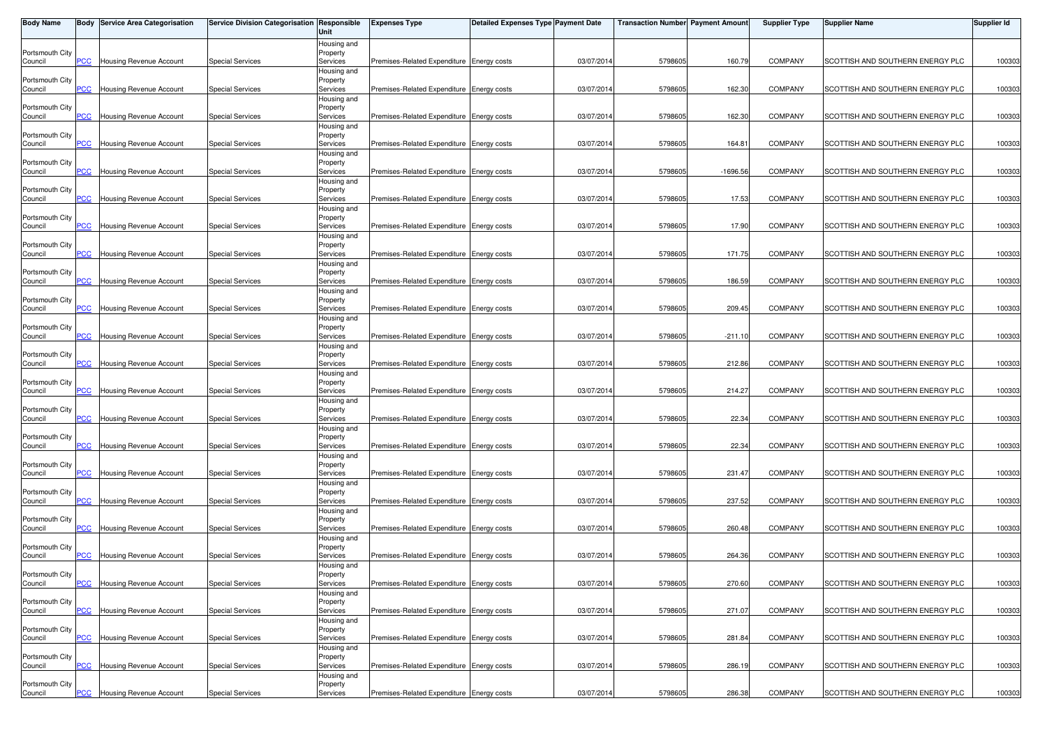| Body Name | Body | Service Area Categorisation | Service Division Categorisation | Responsible Unit | Expenses Type | Detailed Expenses Type | Payment Date | Transaction Number | Payment Amount | Supplier Type | Supplier Name | Supplier Id |
|---|---|---|---|---|---|---|---|---|---|---|---|---|
| Portsmouth City Council | PCC | Housing Revenue Account | Special Services | Housing and Property Services | Premises-Related Expenditure | Energy costs | 03/07/2014 | 5798605 | 160.79 | COMPANY | SCOTTISH AND SOUTHERN ENERGY PLC | 100303 |
| Portsmouth City Council | PCC | Housing Revenue Account | Special Services | Housing and Property Services | Premises-Related Expenditure | Energy costs | 03/07/2014 | 5798605 | 162.30 | COMPANY | SCOTTISH AND SOUTHERN ENERGY PLC | 100303 |
| Portsmouth City Council | PCC | Housing Revenue Account | Special Services | Housing and Property Services | Premises-Related Expenditure | Energy costs | 03/07/2014 | 5798605 | 162.30 | COMPANY | SCOTTISH AND SOUTHERN ENERGY PLC | 100303 |
| Portsmouth City Council | PCC | Housing Revenue Account | Special Services | Housing and Property Services | Premises-Related Expenditure | Energy costs | 03/07/2014 | 5798605 | 164.81 | COMPANY | SCOTTISH AND SOUTHERN ENERGY PLC | 100303 |
| Portsmouth City Council | PCC | Housing Revenue Account | Special Services | Housing and Property Services | Premises-Related Expenditure | Energy costs | 03/07/2014 | 5798605 | -1696.56 | COMPANY | SCOTTISH AND SOUTHERN ENERGY PLC | 100303 |
| Portsmouth City Council | PCC | Housing Revenue Account | Special Services | Housing and Property Services | Premises-Related Expenditure | Energy costs | 03/07/2014 | 5798605 | 17.53 | COMPANY | SCOTTISH AND SOUTHERN ENERGY PLC | 100303 |
| Portsmouth City Council | PCC | Housing Revenue Account | Special Services | Housing and Property Services | Premises-Related Expenditure | Energy costs | 03/07/2014 | 5798605 | 17.90 | COMPANY | SCOTTISH AND SOUTHERN ENERGY PLC | 100303 |
| Portsmouth City Council | PCC | Housing Revenue Account | Special Services | Housing and Property Services | Premises-Related Expenditure | Energy costs | 03/07/2014 | 5798605 | 171.75 | COMPANY | SCOTTISH AND SOUTHERN ENERGY PLC | 100303 |
| Portsmouth City Council | PCC | Housing Revenue Account | Special Services | Housing and Property Services | Premises-Related Expenditure | Energy costs | 03/07/2014 | 5798605 | 186.59 | COMPANY | SCOTTISH AND SOUTHERN ENERGY PLC | 100303 |
| Portsmouth City Council | PCC | Housing Revenue Account | Special Services | Housing and Property Services | Premises-Related Expenditure | Energy costs | 03/07/2014 | 5798605 | 209.45 | COMPANY | SCOTTISH AND SOUTHERN ENERGY PLC | 100303 |
| Portsmouth City Council | PCC | Housing Revenue Account | Special Services | Housing and Property Services | Premises-Related Expenditure | Energy costs | 03/07/2014 | 5798605 | -211.10 | COMPANY | SCOTTISH AND SOUTHERN ENERGY PLC | 100303 |
| Portsmouth City Council | PCC | Housing Revenue Account | Special Services | Housing and Property Services | Premises-Related Expenditure | Energy costs | 03/07/2014 | 5798605 | 212.86 | COMPANY | SCOTTISH AND SOUTHERN ENERGY PLC | 100303 |
| Portsmouth City Council | PCC | Housing Revenue Account | Special Services | Housing and Property Services | Premises-Related Expenditure | Energy costs | 03/07/2014 | 5798605 | 214.27 | COMPANY | SCOTTISH AND SOUTHERN ENERGY PLC | 100303 |
| Portsmouth City Council | PCC | Housing Revenue Account | Special Services | Housing and Property Services | Premises-Related Expenditure | Energy costs | 03/07/2014 | 5798605 | 22.34 | COMPANY | SCOTTISH AND SOUTHERN ENERGY PLC | 100303 |
| Portsmouth City Council | PCC | Housing Revenue Account | Special Services | Housing and Property Services | Premises-Related Expenditure | Energy costs | 03/07/2014 | 5798605 | 22.34 | COMPANY | SCOTTISH AND SOUTHERN ENERGY PLC | 100303 |
| Portsmouth City Council | PCC | Housing Revenue Account | Special Services | Housing and Property Services | Premises-Related Expenditure | Energy costs | 03/07/2014 | 5798605 | 231.47 | COMPANY | SCOTTISH AND SOUTHERN ENERGY PLC | 100303 |
| Portsmouth City Council | PCC | Housing Revenue Account | Special Services | Housing and Property Services | Premises-Related Expenditure | Energy costs | 03/07/2014 | 5798605 | 237.52 | COMPANY | SCOTTISH AND SOUTHERN ENERGY PLC | 100303 |
| Portsmouth City Council | PCC | Housing Revenue Account | Special Services | Housing and Property Services | Premises-Related Expenditure | Energy costs | 03/07/2014 | 5798605 | 260.48 | COMPANY | SCOTTISH AND SOUTHERN ENERGY PLC | 100303 |
| Portsmouth City Council | PCC | Housing Revenue Account | Special Services | Housing and Property Services | Premises-Related Expenditure | Energy costs | 03/07/2014 | 5798605 | 264.36 | COMPANY | SCOTTISH AND SOUTHERN ENERGY PLC | 100303 |
| Portsmouth City Council | PCC | Housing Revenue Account | Special Services | Housing and Property Services | Premises-Related Expenditure | Energy costs | 03/07/2014 | 5798605 | 270.60 | COMPANY | SCOTTISH AND SOUTHERN ENERGY PLC | 100303 |
| Portsmouth City Council | PCC | Housing Revenue Account | Special Services | Housing and Property Services | Premises-Related Expenditure | Energy costs | 03/07/2014 | 5798605 | 271.07 | COMPANY | SCOTTISH AND SOUTHERN ENERGY PLC | 100303 |
| Portsmouth City Council | PCC | Housing Revenue Account | Special Services | Housing and Property Services | Premises-Related Expenditure | Energy costs | 03/07/2014 | 5798605 | 281.84 | COMPANY | SCOTTISH AND SOUTHERN ENERGY PLC | 100303 |
| Portsmouth City Council | PCC | Housing Revenue Account | Special Services | Housing and Property Services | Premises-Related Expenditure | Energy costs | 03/07/2014 | 5798605 | 286.19 | COMPANY | SCOTTISH AND SOUTHERN ENERGY PLC | 100303 |
| Portsmouth City Council | PCC | Housing Revenue Account | Special Services | Housing and Property Services | Premises-Related Expenditure | Energy costs | 03/07/2014 | 5798605 | 286.38 | COMPANY | SCOTTISH AND SOUTHERN ENERGY PLC | 100303 |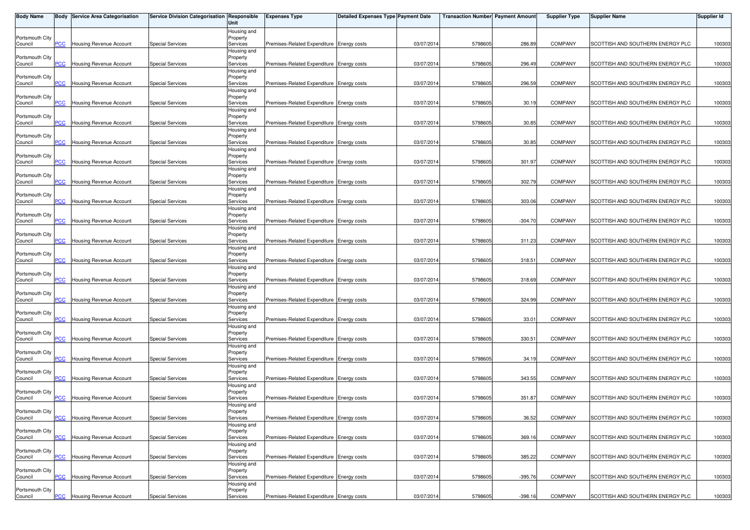| Body Name | Body | Service Area Categorisation | Service Division Categorisation | Responsible Unit | Expenses Type | Detailed Expenses Type | Payment Date | Transaction Number | Payment Amount | Supplier Type | Supplier Name | Supplier Id |
|---|---|---|---|---|---|---|---|---|---|---|---|---|
| Portsmouth City Council | PCC | Housing Revenue Account | Special Services | Housing and Property Services | Premises-Related Expenditure | Energy costs | 03/07/2014 | 5798605 | 286.89 | COMPANY | SCOTTISH AND SOUTHERN ENERGY PLC | 100303 |
| Portsmouth City Council | PCC | Housing Revenue Account | Special Services | Housing and Property Services | Premises-Related Expenditure | Energy costs | 03/07/2014 | 5798605 | 296.49 | COMPANY | SCOTTISH AND SOUTHERN ENERGY PLC | 100303 |
| Portsmouth City Council | PCC | Housing Revenue Account | Special Services | Housing and Property Services | Premises-Related Expenditure | Energy costs | 03/07/2014 | 5798605 | 296.59 | COMPANY | SCOTTISH AND SOUTHERN ENERGY PLC | 100303 |
| Portsmouth City Council | PCC | Housing Revenue Account | Special Services | Housing and Property Services | Premises-Related Expenditure | Energy costs | 03/07/2014 | 5798605 | 30.19 | COMPANY | SCOTTISH AND SOUTHERN ENERGY PLC | 100303 |
| Portsmouth City Council | PCC | Housing Revenue Account | Special Services | Housing and Property Services | Premises-Related Expenditure | Energy costs | 03/07/2014 | 5798605 | 30.85 | COMPANY | SCOTTISH AND SOUTHERN ENERGY PLC | 100303 |
| Portsmouth City Council | PCC | Housing Revenue Account | Special Services | Housing and Property Services | Premises-Related Expenditure | Energy costs | 03/07/2014 | 5798605 | 30.85 | COMPANY | SCOTTISH AND SOUTHERN ENERGY PLC | 100303 |
| Portsmouth City Council | PCC | Housing Revenue Account | Special Services | Housing and Property Services | Premises-Related Expenditure | Energy costs | 03/07/2014 | 5798605 | 301.97 | COMPANY | SCOTTISH AND SOUTHERN ENERGY PLC | 100303 |
| Portsmouth City Council | PCC | Housing Revenue Account | Special Services | Housing and Property Services | Premises-Related Expenditure | Energy costs | 03/07/2014 | 5798605 | 302.79 | COMPANY | SCOTTISH AND SOUTHERN ENERGY PLC | 100303 |
| Portsmouth City Council | PCC | Housing Revenue Account | Special Services | Housing and Property Services | Premises-Related Expenditure | Energy costs | 03/07/2014 | 5798605 | 303.06 | COMPANY | SCOTTISH AND SOUTHERN ENERGY PLC | 100303 |
| Portsmouth City Council | PCC | Housing Revenue Account | Special Services | Housing and Property Services | Premises-Related Expenditure | Energy costs | 03/07/2014 | 5798605 | -304.70 | COMPANY | SCOTTISH AND SOUTHERN ENERGY PLC | 100303 |
| Portsmouth City Council | PCC | Housing Revenue Account | Special Services | Housing and Property Services | Premises-Related Expenditure | Energy costs | 03/07/2014 | 5798605 | 311.23 | COMPANY | SCOTTISH AND SOUTHERN ENERGY PLC | 100303 |
| Portsmouth City Council | PCC | Housing Revenue Account | Special Services | Housing and Property Services | Premises-Related Expenditure | Energy costs | 03/07/2014 | 5798605 | 318.51 | COMPANY | SCOTTISH AND SOUTHERN ENERGY PLC | 100303 |
| Portsmouth City Council | PCC | Housing Revenue Account | Special Services | Housing and Property Services | Premises-Related Expenditure | Energy costs | 03/07/2014 | 5798605 | 318.69 | COMPANY | SCOTTISH AND SOUTHERN ENERGY PLC | 100303 |
| Portsmouth City Council | PCC | Housing Revenue Account | Special Services | Housing and Property Services | Premises-Related Expenditure | Energy costs | 03/07/2014 | 5798605 | 324.99 | COMPANY | SCOTTISH AND SOUTHERN ENERGY PLC | 100303 |
| Portsmouth City Council | PCC | Housing Revenue Account | Special Services | Housing and Property Services | Premises-Related Expenditure | Energy costs | 03/07/2014 | 5798605 | 33.01 | COMPANY | SCOTTISH AND SOUTHERN ENERGY PLC | 100303 |
| Portsmouth City Council | PCC | Housing Revenue Account | Special Services | Housing and Property Services | Premises-Related Expenditure | Energy costs | 03/07/2014 | 5798605 | 330.51 | COMPANY | SCOTTISH AND SOUTHERN ENERGY PLC | 100303 |
| Portsmouth City Council | PCC | Housing Revenue Account | Special Services | Housing and Property Services | Premises-Related Expenditure | Energy costs | 03/07/2014 | 5798605 | 34.19 | COMPANY | SCOTTISH AND SOUTHERN ENERGY PLC | 100303 |
| Portsmouth City Council | PCC | Housing Revenue Account | Special Services | Housing and Property Services | Premises-Related Expenditure | Energy costs | 03/07/2014 | 5798605 | 343.55 | COMPANY | SCOTTISH AND SOUTHERN ENERGY PLC | 100303 |
| Portsmouth City Council | PCC | Housing Revenue Account | Special Services | Housing and Property Services | Premises-Related Expenditure | Energy costs | 03/07/2014 | 5798605 | 351.87 | COMPANY | SCOTTISH AND SOUTHERN ENERGY PLC | 100303 |
| Portsmouth City Council | PCC | Housing Revenue Account | Special Services | Housing and Property Services | Premises-Related Expenditure | Energy costs | 03/07/2014 | 5798605 | 36.52 | COMPANY | SCOTTISH AND SOUTHERN ENERGY PLC | 100303 |
| Portsmouth City Council | PCC | Housing Revenue Account | Special Services | Housing and Property Services | Premises-Related Expenditure | Energy costs | 03/07/2014 | 5798605 | 369.16 | COMPANY | SCOTTISH AND SOUTHERN ENERGY PLC | 100303 |
| Portsmouth City Council | PCC | Housing Revenue Account | Special Services | Housing and Property Services | Premises-Related Expenditure | Energy costs | 03/07/2014 | 5798605 | 385.22 | COMPANY | SCOTTISH AND SOUTHERN ENERGY PLC | 100303 |
| Portsmouth City Council | PCC | Housing Revenue Account | Special Services | Housing and Property Services | Premises-Related Expenditure | Energy costs | 03/07/2014 | 5798605 | -395.76 | COMPANY | SCOTTISH AND SOUTHERN ENERGY PLC | 100303 |
| Portsmouth City Council | PCC | Housing Revenue Account | Special Services | Housing and Property Services | Premises-Related Expenditure | Energy costs | 03/07/2014 | 5798605 | -398.16 | COMPANY | SCOTTISH AND SOUTHERN ENERGY PLC | 100303 |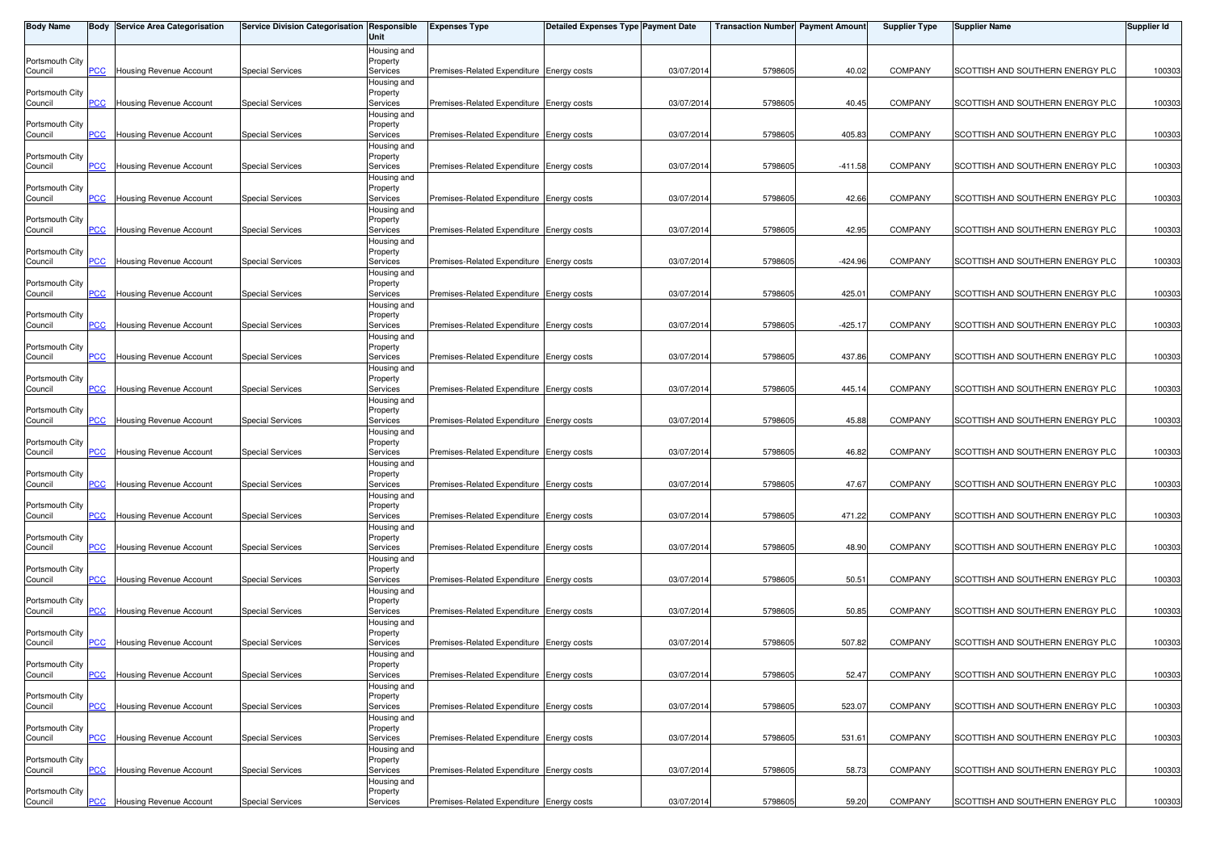| Body Name | Body | Service Area Categorisation | Service Division Categorisation | Responsible Unit | Expenses Type | Detailed Expenses Type | Payment Date | Transaction Number | Payment Amount | Supplier Type | Supplier Name | Supplier Id |
|---|---|---|---|---|---|---|---|---|---|---|---|---|
| Portsmouth City Council | PCC | Housing Revenue Account | Special Services | Housing and Property Services | Premises-Related Expenditure | Energy costs | 03/07/2014 | 5798605 | 40.02 | COMPANY | SCOTTISH AND SOUTHERN ENERGY PLC | 100303 |
| Portsmouth City Council | PCC | Housing Revenue Account | Special Services | Housing and Property Services | Premises-Related Expenditure | Energy costs | 03/07/2014 | 5798605 | 40.45 | COMPANY | SCOTTISH AND SOUTHERN ENERGY PLC | 100303 |
| Portsmouth City Council | PCC | Housing Revenue Account | Special Services | Housing and Property Services | Premises-Related Expenditure | Energy costs | 03/07/2014 | 5798605 | 405.83 | COMPANY | SCOTTISH AND SOUTHERN ENERGY PLC | 100303 |
| Portsmouth City Council | PCC | Housing Revenue Account | Special Services | Housing and Property Services | Premises-Related Expenditure | Energy costs | 03/07/2014 | 5798605 | -411.58 | COMPANY | SCOTTISH AND SOUTHERN ENERGY PLC | 100303 |
| Portsmouth City Council | PCC | Housing Revenue Account | Special Services | Housing and Property Services | Premises-Related Expenditure | Energy costs | 03/07/2014 | 5798605 | 42.66 | COMPANY | SCOTTISH AND SOUTHERN ENERGY PLC | 100303 |
| Portsmouth City Council | PCC | Housing Revenue Account | Special Services | Housing and Property Services | Premises-Related Expenditure | Energy costs | 03/07/2014 | 5798605 | 42.95 | COMPANY | SCOTTISH AND SOUTHERN ENERGY PLC | 100303 |
| Portsmouth City Council | PCC | Housing Revenue Account | Special Services | Housing and Property Services | Premises-Related Expenditure | Energy costs | 03/07/2014 | 5798605 | -424.96 | COMPANY | SCOTTISH AND SOUTHERN ENERGY PLC | 100303 |
| Portsmouth City Council | PCC | Housing Revenue Account | Special Services | Housing and Property Services | Premises-Related Expenditure | Energy costs | 03/07/2014 | 5798605 | 425.01 | COMPANY | SCOTTISH AND SOUTHERN ENERGY PLC | 100303 |
| Portsmouth City Council | PCC | Housing Revenue Account | Special Services | Housing and Property Services | Premises-Related Expenditure | Energy costs | 03/07/2014 | 5798605 | -425.17 | COMPANY | SCOTTISH AND SOUTHERN ENERGY PLC | 100303 |
| Portsmouth City Council | PCC | Housing Revenue Account | Special Services | Housing and Property Services | Premises-Related Expenditure | Energy costs | 03/07/2014 | 5798605 | 437.86 | COMPANY | SCOTTISH AND SOUTHERN ENERGY PLC | 100303 |
| Portsmouth City Council | PCC | Housing Revenue Account | Special Services | Housing and Property Services | Premises-Related Expenditure | Energy costs | 03/07/2014 | 5798605 | 445.14 | COMPANY | SCOTTISH AND SOUTHERN ENERGY PLC | 100303 |
| Portsmouth City Council | PCC | Housing Revenue Account | Special Services | Housing and Property Services | Premises-Related Expenditure | Energy costs | 03/07/2014 | 5798605 | 45.88 | COMPANY | SCOTTISH AND SOUTHERN ENERGY PLC | 100303 |
| Portsmouth City Council | PCC | Housing Revenue Account | Special Services | Housing and Property Services | Premises-Related Expenditure | Energy costs | 03/07/2014 | 5798605 | 46.82 | COMPANY | SCOTTISH AND SOUTHERN ENERGY PLC | 100303 |
| Portsmouth City Council | PCC | Housing Revenue Account | Special Services | Housing and Property Services | Premises-Related Expenditure | Energy costs | 03/07/2014 | 5798605 | 47.67 | COMPANY | SCOTTISH AND SOUTHERN ENERGY PLC | 100303 |
| Portsmouth City Council | PCC | Housing Revenue Account | Special Services | Housing and Property Services | Premises-Related Expenditure | Energy costs | 03/07/2014 | 5798605 | 471.22 | COMPANY | SCOTTISH AND SOUTHERN ENERGY PLC | 100303 |
| Portsmouth City Council | PCC | Housing Revenue Account | Special Services | Housing and Property Services | Premises-Related Expenditure | Energy costs | 03/07/2014 | 5798605 | 48.90 | COMPANY | SCOTTISH AND SOUTHERN ENERGY PLC | 100303 |
| Portsmouth City Council | PCC | Housing Revenue Account | Special Services | Housing and Property Services | Premises-Related Expenditure | Energy costs | 03/07/2014 | 5798605 | 50.51 | COMPANY | SCOTTISH AND SOUTHERN ENERGY PLC | 100303 |
| Portsmouth City Council | PCC | Housing Revenue Account | Special Services | Housing and Property Services | Premises-Related Expenditure | Energy costs | 03/07/2014 | 5798605 | 50.85 | COMPANY | SCOTTISH AND SOUTHERN ENERGY PLC | 100303 |
| Portsmouth City Council | PCC | Housing Revenue Account | Special Services | Housing and Property Services | Premises-Related Expenditure | Energy costs | 03/07/2014 | 5798605 | 507.82 | COMPANY | SCOTTISH AND SOUTHERN ENERGY PLC | 100303 |
| Portsmouth City Council | PCC | Housing Revenue Account | Special Services | Housing and Property Services | Premises-Related Expenditure | Energy costs | 03/07/2014 | 5798605 | 52.47 | COMPANY | SCOTTISH AND SOUTHERN ENERGY PLC | 100303 |
| Portsmouth City Council | PCC | Housing Revenue Account | Special Services | Housing and Property Services | Premises-Related Expenditure | Energy costs | 03/07/2014 | 5798605 | 523.07 | COMPANY | SCOTTISH AND SOUTHERN ENERGY PLC | 100303 |
| Portsmouth City Council | PCC | Housing Revenue Account | Special Services | Housing and Property Services | Premises-Related Expenditure | Energy costs | 03/07/2014 | 5798605 | 531.61 | COMPANY | SCOTTISH AND SOUTHERN ENERGY PLC | 100303 |
| Portsmouth City Council | PCC | Housing Revenue Account | Special Services | Housing and Property Services | Premises-Related Expenditure | Energy costs | 03/07/2014 | 5798605 | 58.73 | COMPANY | SCOTTISH AND SOUTHERN ENERGY PLC | 100303 |
| Portsmouth City Council | PCC | Housing Revenue Account | Special Services | Housing and Property Services | Premises-Related Expenditure | Energy costs | 03/07/2014 | 5798605 | 59.20 | COMPANY | SCOTTISH AND SOUTHERN ENERGY PLC | 100303 |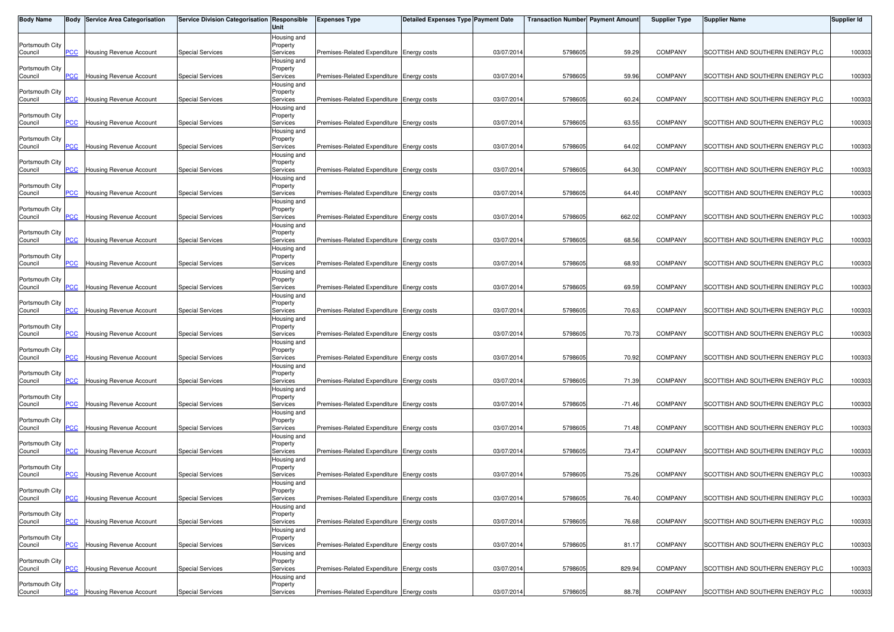| Body Name | Body | Service Area Categorisation | Service Division Categorisation | Responsible Unit | Expenses Type | Detailed Expenses Type | Payment Date | Transaction Number | Payment Amount | Supplier Type | Supplier Name | Supplier Id |
|---|---|---|---|---|---|---|---|---|---|---|---|---|
| Portsmouth City Council | PCC | Housing Revenue Account | Special Services | Housing and Property Services | Premises-Related Expenditure | Energy costs | 03/07/2014 | 5798605 | 59.29 | COMPANY | SCOTTISH AND SOUTHERN ENERGY PLC | 100303 |
| Portsmouth City Council | PCC | Housing Revenue Account | Special Services | Housing and Property Services | Premises-Related Expenditure | Energy costs | 03/07/2014 | 5798605 | 59.96 | COMPANY | SCOTTISH AND SOUTHERN ENERGY PLC | 100303 |
| Portsmouth City Council | PCC | Housing Revenue Account | Special Services | Housing and Property Services | Premises-Related Expenditure | Energy costs | 03/07/2014 | 5798605 | 60.24 | COMPANY | SCOTTISH AND SOUTHERN ENERGY PLC | 100303 |
| Portsmouth City Council | PCC | Housing Revenue Account | Special Services | Housing and Property Services | Premises-Related Expenditure | Energy costs | 03/07/2014 | 5798605 | 63.55 | COMPANY | SCOTTISH AND SOUTHERN ENERGY PLC | 100303 |
| Portsmouth City Council | PCC | Housing Revenue Account | Special Services | Housing and Property Services | Premises-Related Expenditure | Energy costs | 03/07/2014 | 5798605 | 64.02 | COMPANY | SCOTTISH AND SOUTHERN ENERGY PLC | 100303 |
| Portsmouth City Council | PCC | Housing Revenue Account | Special Services | Housing and Property Services | Premises-Related Expenditure | Energy costs | 03/07/2014 | 5798605 | 64.30 | COMPANY | SCOTTISH AND SOUTHERN ENERGY PLC | 100303 |
| Portsmouth City Council | PCC | Housing Revenue Account | Special Services | Housing and Property Services | Premises-Related Expenditure | Energy costs | 03/07/2014 | 5798605 | 64.40 | COMPANY | SCOTTISH AND SOUTHERN ENERGY PLC | 100303 |
| Portsmouth City Council | PCC | Housing Revenue Account | Special Services | Housing and Property Services | Premises-Related Expenditure | Energy costs | 03/07/2014 | 5798605 | 662.02 | COMPANY | SCOTTISH AND SOUTHERN ENERGY PLC | 100303 |
| Portsmouth City Council | PCC | Housing Revenue Account | Special Services | Housing and Property Services | Premises-Related Expenditure | Energy costs | 03/07/2014 | 5798605 | 68.56 | COMPANY | SCOTTISH AND SOUTHERN ENERGY PLC | 100303 |
| Portsmouth City Council | PCC | Housing Revenue Account | Special Services | Housing and Property Services | Premises-Related Expenditure | Energy costs | 03/07/2014 | 5798605 | 68.93 | COMPANY | SCOTTISH AND SOUTHERN ENERGY PLC | 100303 |
| Portsmouth City Council | PCC | Housing Revenue Account | Special Services | Housing and Property Services | Premises-Related Expenditure | Energy costs | 03/07/2014 | 5798605 | 69.59 | COMPANY | SCOTTISH AND SOUTHERN ENERGY PLC | 100303 |
| Portsmouth City Council | PCC | Housing Revenue Account | Special Services | Housing and Property Services | Premises-Related Expenditure | Energy costs | 03/07/2014 | 5798605 | 70.63 | COMPANY | SCOTTISH AND SOUTHERN ENERGY PLC | 100303 |
| Portsmouth City Council | PCC | Housing Revenue Account | Special Services | Housing and Property Services | Premises-Related Expenditure | Energy costs | 03/07/2014 | 5798605 | 70.73 | COMPANY | SCOTTISH AND SOUTHERN ENERGY PLC | 100303 |
| Portsmouth City Council | PCC | Housing Revenue Account | Special Services | Housing and Property Services | Premises-Related Expenditure | Energy costs | 03/07/2014 | 5798605 | 70.92 | COMPANY | SCOTTISH AND SOUTHERN ENERGY PLC | 100303 |
| Portsmouth City Council | PCC | Housing Revenue Account | Special Services | Housing and Property Services | Premises-Related Expenditure | Energy costs | 03/07/2014 | 5798605 | 71.39 | COMPANY | SCOTTISH AND SOUTHERN ENERGY PLC | 100303 |
| Portsmouth City Council | PCC | Housing Revenue Account | Special Services | Housing and Property Services | Premises-Related Expenditure | Energy costs | 03/07/2014 | 5798605 | -71.46 | COMPANY | SCOTTISH AND SOUTHERN ENERGY PLC | 100303 |
| Portsmouth City Council | PCC | Housing Revenue Account | Special Services | Housing and Property Services | Premises-Related Expenditure | Energy costs | 03/07/2014 | 5798605 | 71.48 | COMPANY | SCOTTISH AND SOUTHERN ENERGY PLC | 100303 |
| Portsmouth City Council | PCC | Housing Revenue Account | Special Services | Housing and Property Services | Premises-Related Expenditure | Energy costs | 03/07/2014 | 5798605 | 73.47 | COMPANY | SCOTTISH AND SOUTHERN ENERGY PLC | 100303 |
| Portsmouth City Council | PCC | Housing Revenue Account | Special Services | Housing and Property Services | Premises-Related Expenditure | Energy costs | 03/07/2014 | 5798605 | 75.26 | COMPANY | SCOTTISH AND SOUTHERN ENERGY PLC | 100303 |
| Portsmouth City Council | PCC | Housing Revenue Account | Special Services | Housing and Property Services | Premises-Related Expenditure | Energy costs | 03/07/2014 | 5798605 | 76.40 | COMPANY | SCOTTISH AND SOUTHERN ENERGY PLC | 100303 |
| Portsmouth City Council | PCC | Housing Revenue Account | Special Services | Housing and Property Services | Premises-Related Expenditure | Energy costs | 03/07/2014 | 5798605 | 76.68 | COMPANY | SCOTTISH AND SOUTHERN ENERGY PLC | 100303 |
| Portsmouth City Council | PCC | Housing Revenue Account | Special Services | Housing and Property Services | Premises-Related Expenditure | Energy costs | 03/07/2014 | 5798605 | 81.17 | COMPANY | SCOTTISH AND SOUTHERN ENERGY PLC | 100303 |
| Portsmouth City Council | PCC | Housing Revenue Account | Special Services | Housing and Property Services | Premises-Related Expenditure | Energy costs | 03/07/2014 | 5798605 | 829.94 | COMPANY | SCOTTISH AND SOUTHERN ENERGY PLC | 100303 |
| Portsmouth City Council | PCC | Housing Revenue Account | Special Services | Housing and Property Services | Premises-Related Expenditure | Energy costs | 03/07/2014 | 5798605 | 88.78 | COMPANY | SCOTTISH AND SOUTHERN ENERGY PLC | 100303 |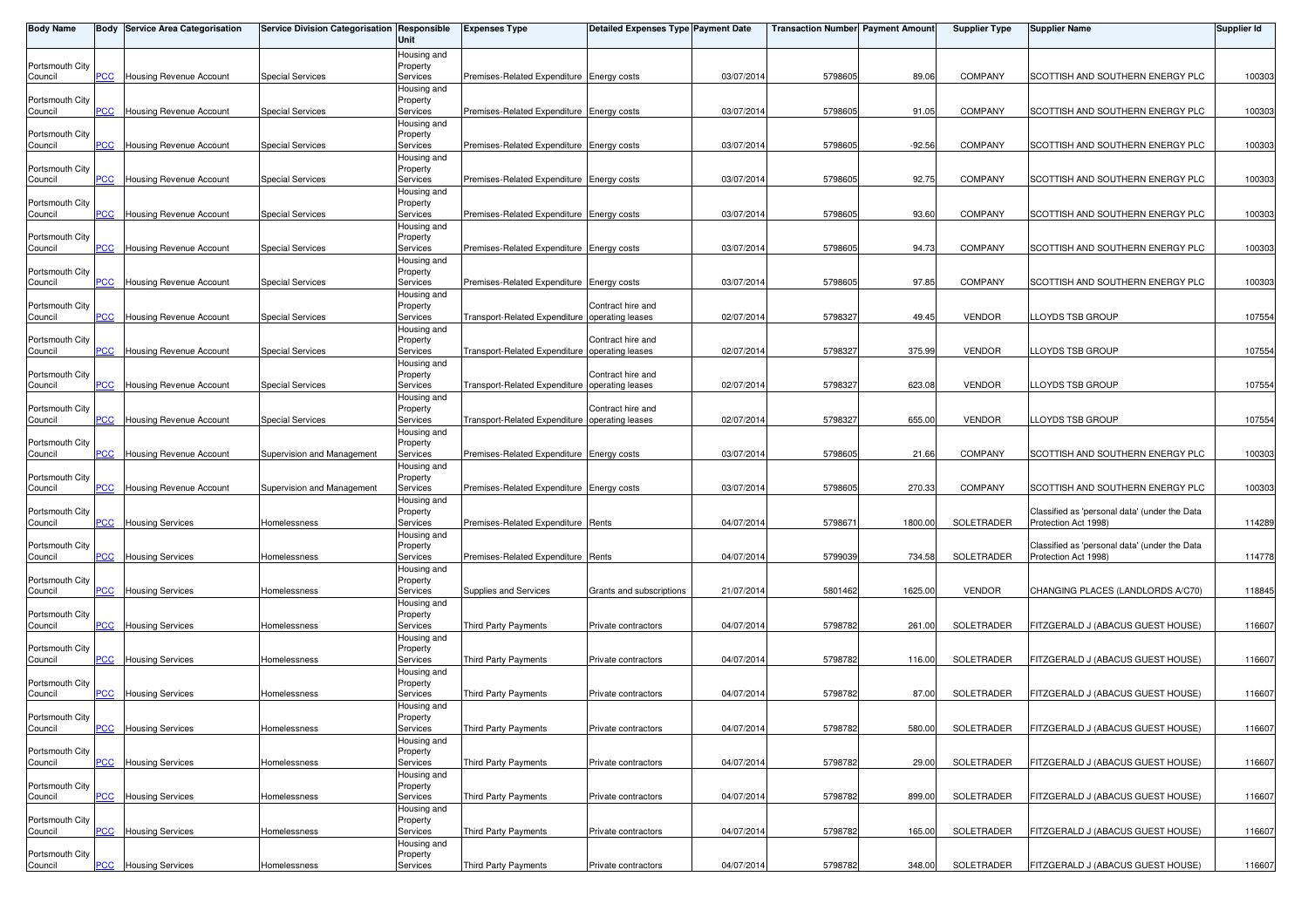| Body Name | Body | Service Area Categorisation | Service Division Categorisation | Responsible Unit | Expenses Type | Detailed Expenses Type | Payment Date | Transaction Number | Payment Amount | Supplier Type | Supplier Name | Supplier Id |
|---|---|---|---|---|---|---|---|---|---|---|---|---|
| Portsmouth City Council | PCC | Housing Revenue Account | Special Services | Housing and Property Services | Premises-Related Expenditure | Energy costs | 03/07/2014 | 5798605 | 89.06 | COMPANY | SCOTTISH AND SOUTHERN ENERGY PLC | 100303 |
| Portsmouth City Council | PCC | Housing Revenue Account | Special Services | Housing and Property Services | Premises-Related Expenditure | Energy costs | 03/07/2014 | 5798605 | 91.05 | COMPANY | SCOTTISH AND SOUTHERN ENERGY PLC | 100303 |
| Portsmouth City Council | PCC | Housing Revenue Account | Special Services | Housing and Property Services | Premises-Related Expenditure | Energy costs | 03/07/2014 | 5798605 | -92.56 | COMPANY | SCOTTISH AND SOUTHERN ENERGY PLC | 100303 |
| Portsmouth City Council | PCC | Housing Revenue Account | Special Services | Housing and Property Services | Premises-Related Expenditure | Energy costs | 03/07/2014 | 5798605 | 92.75 | COMPANY | SCOTTISH AND SOUTHERN ENERGY PLC | 100303 |
| Portsmouth City Council | PCC | Housing Revenue Account | Special Services | Housing and Property Services | Premises-Related Expenditure | Energy costs | 03/07/2014 | 5798605 | 93.60 | COMPANY | SCOTTISH AND SOUTHERN ENERGY PLC | 100303 |
| Portsmouth City Council | PCC | Housing Revenue Account | Special Services | Housing and Property Services | Premises-Related Expenditure | Energy costs | 03/07/2014 | 5798605 | 94.73 | COMPANY | SCOTTISH AND SOUTHERN ENERGY PLC | 100303 |
| Portsmouth City Council | PCC | Housing Revenue Account | Special Services | Housing and Property Services | Premises-Related Expenditure | Energy costs | 03/07/2014 | 5798605 | 97.85 | COMPANY | SCOTTISH AND SOUTHERN ENERGY PLC | 100303 |
| Portsmouth City Council | PCC | Housing Revenue Account | Special Services | Housing and Property Services | Transport-Related Expenditure | Contract hire and operating leases | 02/07/2014 | 5798327 | 49.45 | VENDOR | LLOYDS TSB GROUP | 107554 |
| Portsmouth City Council | PCC | Housing Revenue Account | Special Services | Housing and Property Services | Transport-Related Expenditure | Contract hire and operating leases | 02/07/2014 | 5798327 | 375.99 | VENDOR | LLOYDS TSB GROUP | 107554 |
| Portsmouth City Council | PCC | Housing Revenue Account | Special Services | Housing and Property Services | Transport-Related Expenditure | Contract hire and operating leases | 02/07/2014 | 5798327 | 623.08 | VENDOR | LLOYDS TSB GROUP | 107554 |
| Portsmouth City Council | PCC | Housing Revenue Account | Special Services | Housing and Property Services | Transport-Related Expenditure | Contract hire and operating leases | 02/07/2014 | 5798327 | 655.00 | VENDOR | LLOYDS TSB GROUP | 107554 |
| Portsmouth City Council | PCC | Housing Revenue Account | Supervision and Management | Housing and Property Services | Premises-Related Expenditure | Energy costs | 03/07/2014 | 5798605 | 21.66 | COMPANY | SCOTTISH AND SOUTHERN ENERGY PLC | 100303 |
| Portsmouth City Council | PCC | Housing Revenue Account | Supervision and Management | Housing and Property Services | Premises-Related Expenditure | Energy costs | 03/07/2014 | 5798605 | 270.33 | COMPANY | SCOTTISH AND SOUTHERN ENERGY PLC | 100303 |
| Portsmouth City Council | PCC | Housing Services | Homelessness | Housing and Property Services | Premises-Related Expenditure | Rents | 04/07/2014 | 5798671 | 1800.00 | SOLETRADER | Classified as 'personal data' (under the Data Protection Act 1998) | 114289 |
| Portsmouth City Council | PCC | Housing Services | Homelessness | Housing and Property Services | Premises-Related Expenditure | Rents | 04/07/2014 | 5799039 | 734.58 | SOLETRADER | Classified as 'personal data' (under the Data Protection Act 1998) | 114778 |
| Portsmouth City Council | PCC | Housing Services | Homelessness | Housing and Property Services | Supplies and Services | Grants and subscriptions | 21/07/2014 | 5801462 | 1625.00 | VENDOR | CHANGING PLACES (LANDLORDS A/C70) | 118845 |
| Portsmouth City Council | PCC | Housing Services | Homelessness | Housing and Property Services | Third Party Payments | Private contractors | 04/07/2014 | 5798782 | 261.00 | SOLETRADER | FITZGERALD J (ABACUS GUEST HOUSE) | 116607 |
| Portsmouth City Council | PCC | Housing Services | Homelessness | Housing and Property Services | Third Party Payments | Private contractors | 04/07/2014 | 5798782 | 116.00 | SOLETRADER | FITZGERALD J (ABACUS GUEST HOUSE) | 116607 |
| Portsmouth City Council | PCC | Housing Services | Homelessness | Housing and Property Services | Third Party Payments | Private contractors | 04/07/2014 | 5798782 | 87.00 | SOLETRADER | FITZGERALD J (ABACUS GUEST HOUSE) | 116607 |
| Portsmouth City Council | PCC | Housing Services | Homelessness | Housing and Property Services | Third Party Payments | Private contractors | 04/07/2014 | 5798782 | 580.00 | SOLETRADER | FITZGERALD J (ABACUS GUEST HOUSE) | 116607 |
| Portsmouth City Council | PCC | Housing Services | Homelessness | Housing and Property Services | Third Party Payments | Private contractors | 04/07/2014 | 5798782 | 29.00 | SOLETRADER | FITZGERALD J (ABACUS GUEST HOUSE) | 116607 |
| Portsmouth City Council | PCC | Housing Services | Homelessness | Housing and Property Services | Third Party Payments | Private contractors | 04/07/2014 | 5798782 | 899.00 | SOLETRADER | FITZGERALD J (ABACUS GUEST HOUSE) | 116607 |
| Portsmouth City Council | PCC | Housing Services | Homelessness | Housing and Property Services | Third Party Payments | Private contractors | 04/07/2014 | 5798782 | 165.00 | SOLETRADER | FITZGERALD J (ABACUS GUEST HOUSE) | 116607 |
| Portsmouth City Council | PCC | Housing Services | Homelessness | Housing and Property Services | Third Party Payments | Private contractors | 04/07/2014 | 5798782 | 348.00 | SOLETRADER | FITZGERALD J (ABACUS GUEST HOUSE) | 116607 |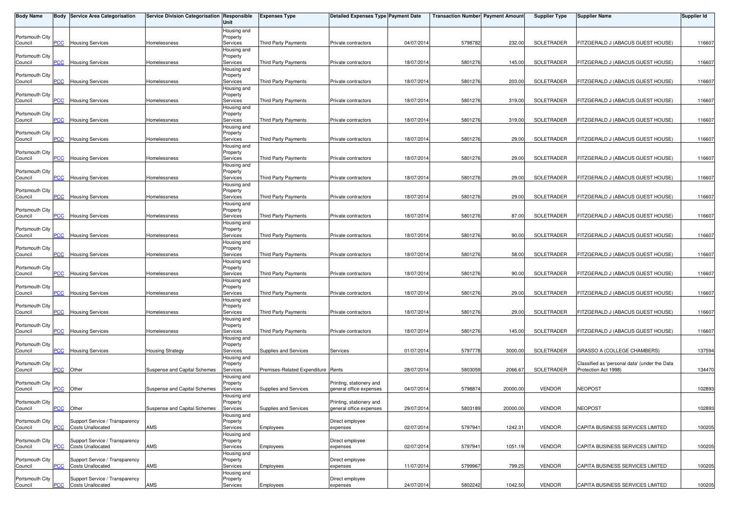| Body Name | Body | Service Area Categorisation | Service Division Categorisation | Responsible Unit | Expenses Type | Detailed Expenses Type | Payment Date | Transaction Number | Payment Amount | Supplier Type | Supplier Name | Supplier Id |
|---|---|---|---|---|---|---|---|---|---|---|---|---|
| Portsmouth City Council | PCC | Housing Services | Homelessness | Housing and Property Services | Third Party Payments | Private contractors | 04/07/2014 | 5798782 | 232.00 | SOLETRADER | FITZGERALD J (ABACUS GUEST HOUSE) | 116607 |
| Portsmouth City Council | PCC | Housing Services | Homelessness | Housing and Property Services | Third Party Payments | Private contractors | 18/07/2014 | 5801276 | 145.00 | SOLETRADER | FITZGERALD J (ABACUS GUEST HOUSE) | 116607 |
| Portsmouth City Council | PCC | Housing Services | Homelessness | Housing and Property Services | Third Party Payments | Private contractors | 18/07/2014 | 5801276 | 203.00 | SOLETRADER | FITZGERALD J (ABACUS GUEST HOUSE) | 116607 |
| Portsmouth City Council | PCC | Housing Services | Homelessness | Housing and Property Services | Third Party Payments | Private contractors | 18/07/2014 | 5801276 | 319.00 | SOLETRADER | FITZGERALD J (ABACUS GUEST HOUSE) | 116607 |
| Portsmouth City Council | PCC | Housing Services | Homelessness | Housing and Property Services | Third Party Payments | Private contractors | 18/07/2014 | 5801276 | 319.00 | SOLETRADER | FITZGERALD J (ABACUS GUEST HOUSE) | 116607 |
| Portsmouth City Council | PCC | Housing Services | Homelessness | Housing and Property Services | Third Party Payments | Private contractors | 18/07/2014 | 5801276 | 29.00 | SOLETRADER | FITZGERALD J (ABACUS GUEST HOUSE) | 116607 |
| Portsmouth City Council | PCC | Housing Services | Homelessness | Housing and Property Services | Third Party Payments | Private contractors | 18/07/2014 | 5801276 | 29.00 | SOLETRADER | FITZGERALD J (ABACUS GUEST HOUSE) | 116607 |
| Portsmouth City Council | PCC | Housing Services | Homelessness | Housing and Property Services | Third Party Payments | Private contractors | 18/07/2014 | 5801276 | 29.00 | SOLETRADER | FITZGERALD J (ABACUS GUEST HOUSE) | 116607 |
| Portsmouth City Council | PCC | Housing Services | Homelessness | Housing and Property Services | Third Party Payments | Private contractors | 18/07/2014 | 5801276 | 29.00 | SOLETRADER | FITZGERALD J (ABACUS GUEST HOUSE) | 116607 |
| Portsmouth City Council | PCC | Housing Services | Homelessness | Housing and Property Services | Third Party Payments | Private contractors | 18/07/2014 | 5801276 | 87.00 | SOLETRADER | FITZGERALD J (ABACUS GUEST HOUSE) | 116607 |
| Portsmouth City Council | PCC | Housing Services | Homelessness | Housing and Property Services | Third Party Payments | Private contractors | 18/07/2014 | 5801276 | 90.00 | SOLETRADER | FITZGERALD J (ABACUS GUEST HOUSE) | 116607 |
| Portsmouth City Council | PCC | Housing Services | Homelessness | Housing and Property Services | Third Party Payments | Private contractors | 18/07/2014 | 5801276 | 58.00 | SOLETRADER | FITZGERALD J (ABACUS GUEST HOUSE) | 116607 |
| Portsmouth City Council | PCC | Housing Services | Homelessness | Housing and Property Services | Third Party Payments | Private contractors | 18/07/2014 | 5801276 | 90.00 | SOLETRADER | FITZGERALD J (ABACUS GUEST HOUSE) | 116607 |
| Portsmouth City Council | PCC | Housing Services | Homelessness | Housing and Property Services | Third Party Payments | Private contractors | 18/07/2014 | 5801276 | 29.00 | SOLETRADER | FITZGERALD J (ABACUS GUEST HOUSE) | 116607 |
| Portsmouth City Council | PCC | Housing Services | Homelessness | Housing and Property Services | Third Party Payments | Private contractors | 18/07/2014 | 5801276 | 29.00 | SOLETRADER | FITZGERALD J (ABACUS GUEST HOUSE) | 116607 |
| Portsmouth City Council | PCC | Housing Services | Homelessness | Housing and Property Services | Third Party Payments | Private contractors | 18/07/2014 | 5801276 | 145.00 | SOLETRADER | FITZGERALD J (ABACUS GUEST HOUSE) | 116607 |
| Portsmouth City Council | PCC | Housing Services | Housing Strategy | Housing and Property Services | Supplies and Services | Services | 01/07/2014 | 5797778 | 3000.00 | SOLETRADER | GRASSO A (COLLEGE CHAMBERS) | 137594 |
| Portsmouth City Council | PCC | Other | Suspense and Capital Schemes | Housing and Property Services | Premises-Related Expenditure | Rents | 28/07/2014 | 5803059 | 2066.67 | SOLETRADER | Classified as 'personal data' (under the Data Protection Act 1998) | 134470 |
| Portsmouth City Council | PCC | Other | Suspense and Capital Schemes | Housing and Property Services | Supplies and Services | Printing, stationery and general office expenses | 04/07/2014 | 5798874 | 20000.00 | VENDOR | NEOPOST | 102893 |
| Portsmouth City Council | PCC | Other | Suspense and Capital Schemes | Housing and Property Services | Supplies and Services | Printing, stationery and general office expenses | 29/07/2014 | 5803189 | 20000.00 | VENDOR | NEOPOST | 102893 |
| Portsmouth City Council | PCC | Support Service / Transparency Costs Unallocated | AMS | Housing and Property Services | Employees | Direct employee expenses | 02/07/2014 | 5797941 | 1242.31 | VENDOR | CAPITA BUSINESS SERVICES LIMITED | 100205 |
| Portsmouth City Council | PCC | Support Service / Transparency Costs Unallocated | AMS | Housing and Property Services | Employees | Direct employee expenses | 02/07/2014 | 5797941 | 1051.19 | VENDOR | CAPITA BUSINESS SERVICES LIMITED | 100205 |
| Portsmouth City Council | PCC | Support Service / Transparency Costs Unallocated | AMS | Housing and Property Services | Employees | Direct employee expenses | 11/07/2014 | 5799967 | 799.25 | VENDOR | CAPITA BUSINESS SERVICES LIMITED | 100205 |
| Portsmouth City Council | PCC | Support Service / Transparency Costs Unallocated | AMS | Housing and Property Services | Employees | Direct employee expenses | 24/07/2014 | 5802242 | 1042.50 | VENDOR | CAPITA BUSINESS SERVICES LIMITED | 100205 |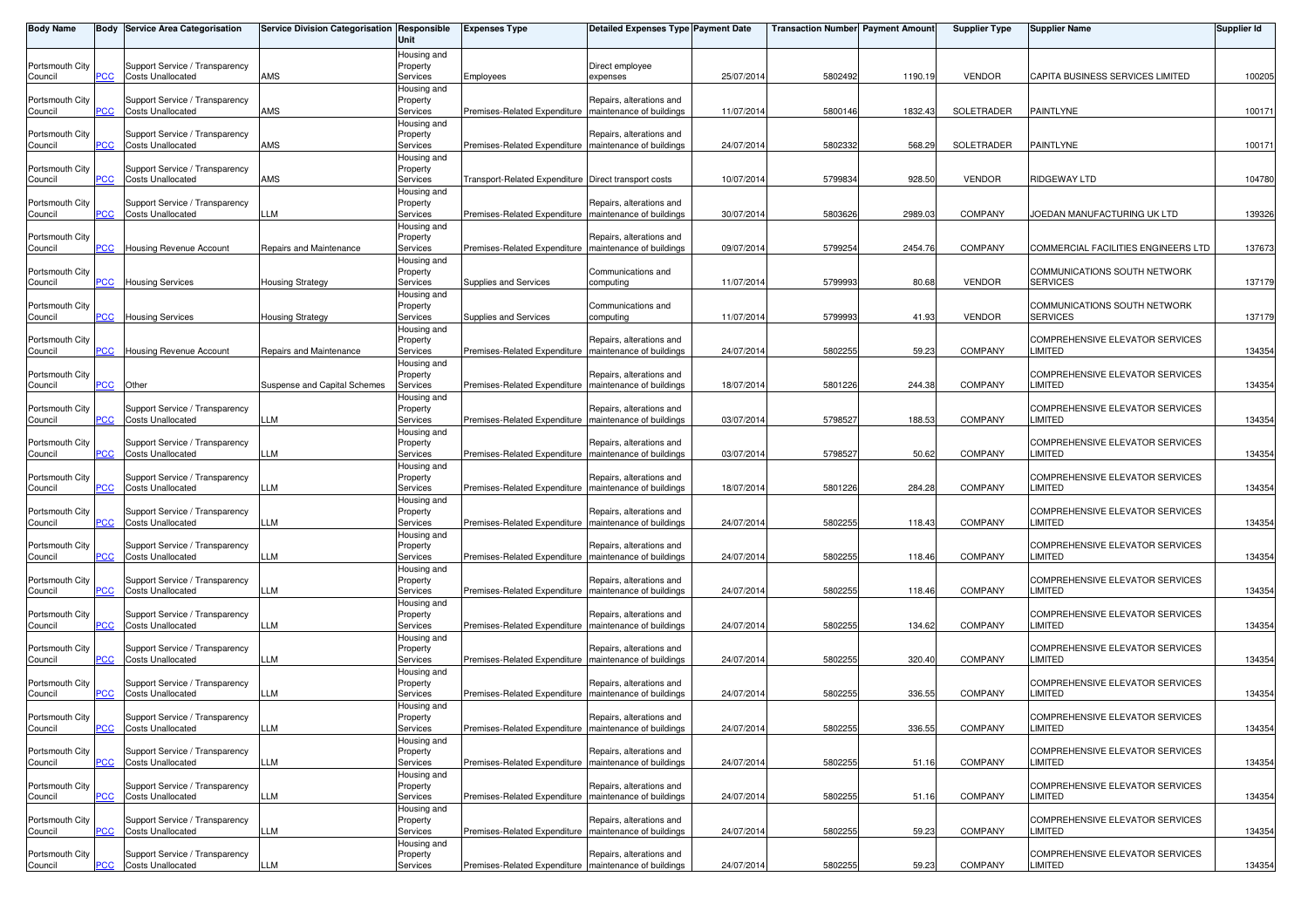| Body Name | Body | Service Area Categorisation | Service Division Categorisation | Responsible Unit | Expenses Type | Detailed Expenses Type | Payment Date | Transaction Number | Payment Amount | Supplier Type | Supplier Name | Supplier Id |
|---|---|---|---|---|---|---|---|---|---|---|---|---|
| Portsmouth City Council | PCC | Support Service / Transparency Costs Unallocated | AMS | Housing and Property Services | Employees | Direct employee expenses | 25/07/2014 | 5802492 | 1190.19 | VENDOR | CAPITA BUSINESS SERVICES LIMITED | 100205 |
| Portsmouth City Council | PCC | Support Service / Transparency Costs Unallocated | AMS | Housing and Property Services | Premises-Related Expenditure | Repairs, alterations and maintenance of buildings | 11/07/2014 | 5800146 | 1832.43 | SOLETRADER | PAINTLYNE | 100171 |
| Portsmouth City Council | PCC | Support Service / Transparency Costs Unallocated | AMS | Housing and Property Services | Premises-Related Expenditure | Repairs, alterations and maintenance of buildings | 24/07/2014 | 5802332 | 568.29 | SOLETRADER | PAINTLYNE | 100171 |
| Portsmouth City Council | PCC | Support Service / Transparency Costs Unallocated | AMS | Housing and Property Services | Transport-Related Expenditure | Direct transport costs | 10/07/2014 | 5799834 | 928.50 | VENDOR | RIDGEWAY LTD | 104780 |
| Portsmouth City Council | PCC | Support Service / Transparency Costs Unallocated | LLM | Housing and Property Services | Premises-Related Expenditure | Repairs, alterations and maintenance of buildings | 30/07/2014 | 5803626 | 2989.03 | COMPANY | JOEDAN MANUFACTURING UK LTD | 139326 |
| Portsmouth City Council | PCC | Housing Revenue Account | Repairs and Maintenance | Housing and Property Services | Premises-Related Expenditure | Repairs, alterations and maintenance of buildings | 09/07/2014 | 5799254 | 2454.76 | COMPANY | COMMERCIAL FACILITIES ENGINEERS LTD | 137673 |
| Portsmouth City Council | PCC | Housing Services | Housing Strategy | Housing and Property Services | Supplies and Services | Communications and computing | 11/07/2014 | 5799993 | 80.68 | VENDOR | COMMUNICATIONS SOUTH NETWORK SERVICES | 137179 |
| Portsmouth City Council | PCC | Housing Services | Housing Strategy | Housing and Property Services | Supplies and Services | Communications and computing | 11/07/2014 | 5799993 | 41.93 | VENDOR | COMMUNICATIONS SOUTH NETWORK SERVICES | 137179 |
| Portsmouth City Council | PCC | Housing Revenue Account | Repairs and Maintenance | Housing and Property Services | Premises-Related Expenditure | Repairs, alterations and maintenance of buildings | 24/07/2014 | 5802255 | 59.23 | COMPANY | COMPREHENSIVE ELEVATOR SERVICES LIMITED | 134354 |
| Portsmouth City Council | PCC | Other | Suspense and Capital Schemes | Housing and Property Services | Premises-Related Expenditure | Repairs, alterations and maintenance of buildings | 18/07/2014 | 5801226 | 244.38 | COMPANY | COMPREHENSIVE ELEVATOR SERVICES LIMITED | 134354 |
| Portsmouth City Council | PCC | Support Service / Transparency Costs Unallocated | LLM | Housing and Property Services | Premises-Related Expenditure | Repairs, alterations and maintenance of buildings | 03/07/2014 | 5798527 | 188.53 | COMPANY | COMPREHENSIVE ELEVATOR SERVICES LIMITED | 134354 |
| Portsmouth City Council | PCC | Support Service / Transparency Costs Unallocated | LLM | Housing and Property Services | Premises-Related Expenditure | Repairs, alterations and maintenance of buildings | 03/07/2014 | 5798527 | 50.62 | COMPANY | COMPREHENSIVE ELEVATOR SERVICES LIMITED | 134354 |
| Portsmouth City Council | PCC | Support Service / Transparency Costs Unallocated | LLM | Housing and Property Services | Premises-Related Expenditure | Repairs, alterations and maintenance of buildings | 18/07/2014 | 5801226 | 284.28 | COMPANY | COMPREHENSIVE ELEVATOR SERVICES LIMITED | 134354 |
| Portsmouth City Council | PCC | Support Service / Transparency Costs Unallocated | LLM | Housing and Property Services | Premises-Related Expenditure | Repairs, alterations and maintenance of buildings | 24/07/2014 | 5802255 | 118.43 | COMPANY | COMPREHENSIVE ELEVATOR SERVICES LIMITED | 134354 |
| Portsmouth City Council | PCC | Support Service / Transparency Costs Unallocated | LLM | Housing and Property Services | Premises-Related Expenditure | Repairs, alterations and maintenance of buildings | 24/07/2014 | 5802255 | 118.46 | COMPANY | COMPREHENSIVE ELEVATOR SERVICES LIMITED | 134354 |
| Portsmouth City Council | PCC | Support Service / Transparency Costs Unallocated | LLM | Housing and Property Services | Premises-Related Expenditure | Repairs, alterations and maintenance of buildings | 24/07/2014 | 5802255 | 118.46 | COMPANY | COMPREHENSIVE ELEVATOR SERVICES LIMITED | 134354 |
| Portsmouth City Council | PCC | Support Service / Transparency Costs Unallocated | LLM | Housing and Property Services | Premises-Related Expenditure | Repairs, alterations and maintenance of buildings | 24/07/2014 | 5802255 | 134.62 | COMPANY | COMPREHENSIVE ELEVATOR SERVICES LIMITED | 134354 |
| Portsmouth City Council | PCC | Support Service / Transparency Costs Unallocated | LLM | Housing and Property Services | Premises-Related Expenditure | Repairs, alterations and maintenance of buildings | 24/07/2014 | 5802255 | 320.40 | COMPANY | COMPREHENSIVE ELEVATOR SERVICES LIMITED | 134354 |
| Portsmouth City Council | PCC | Support Service / Transparency Costs Unallocated | LLM | Housing and Property Services | Premises-Related Expenditure | Repairs, alterations and maintenance of buildings | 24/07/2014 | 5802255 | 336.55 | COMPANY | COMPREHENSIVE ELEVATOR SERVICES LIMITED | 134354 |
| Portsmouth City Council | PCC | Support Service / Transparency Costs Unallocated | LLM | Housing and Property Services | Premises-Related Expenditure | Repairs, alterations and maintenance of buildings | 24/07/2014 | 5802255 | 336.55 | COMPANY | COMPREHENSIVE ELEVATOR SERVICES LIMITED | 134354 |
| Portsmouth City Council | PCC | Support Service / Transparency Costs Unallocated | LLM | Housing and Property Services | Premises-Related Expenditure | Repairs, alterations and maintenance of buildings | 24/07/2014 | 5802255 | 51.16 | COMPANY | COMPREHENSIVE ELEVATOR SERVICES LIMITED | 134354 |
| Portsmouth City Council | PCC | Support Service / Transparency Costs Unallocated | LLM | Housing and Property Services | Premises-Related Expenditure | Repairs, alterations and maintenance of buildings | 24/07/2014 | 5802255 | 51.16 | COMPANY | COMPREHENSIVE ELEVATOR SERVICES LIMITED | 134354 |
| Portsmouth City Council | PCC | Support Service / Transparency Costs Unallocated | LLM | Housing and Property Services | Premises-Related Expenditure | Repairs, alterations and maintenance of buildings | 24/07/2014 | 5802255 | 59.23 | COMPANY | COMPREHENSIVE ELEVATOR SERVICES LIMITED | 134354 |
| Portsmouth City Council | PCC | Support Service / Transparency Costs Unallocated | LLM | Housing and Property Services | Premises-Related Expenditure | Repairs, alterations and maintenance of buildings | 24/07/2014 | 5802255 | 59.23 | COMPANY | COMPREHENSIVE ELEVATOR SERVICES LIMITED | 134354 |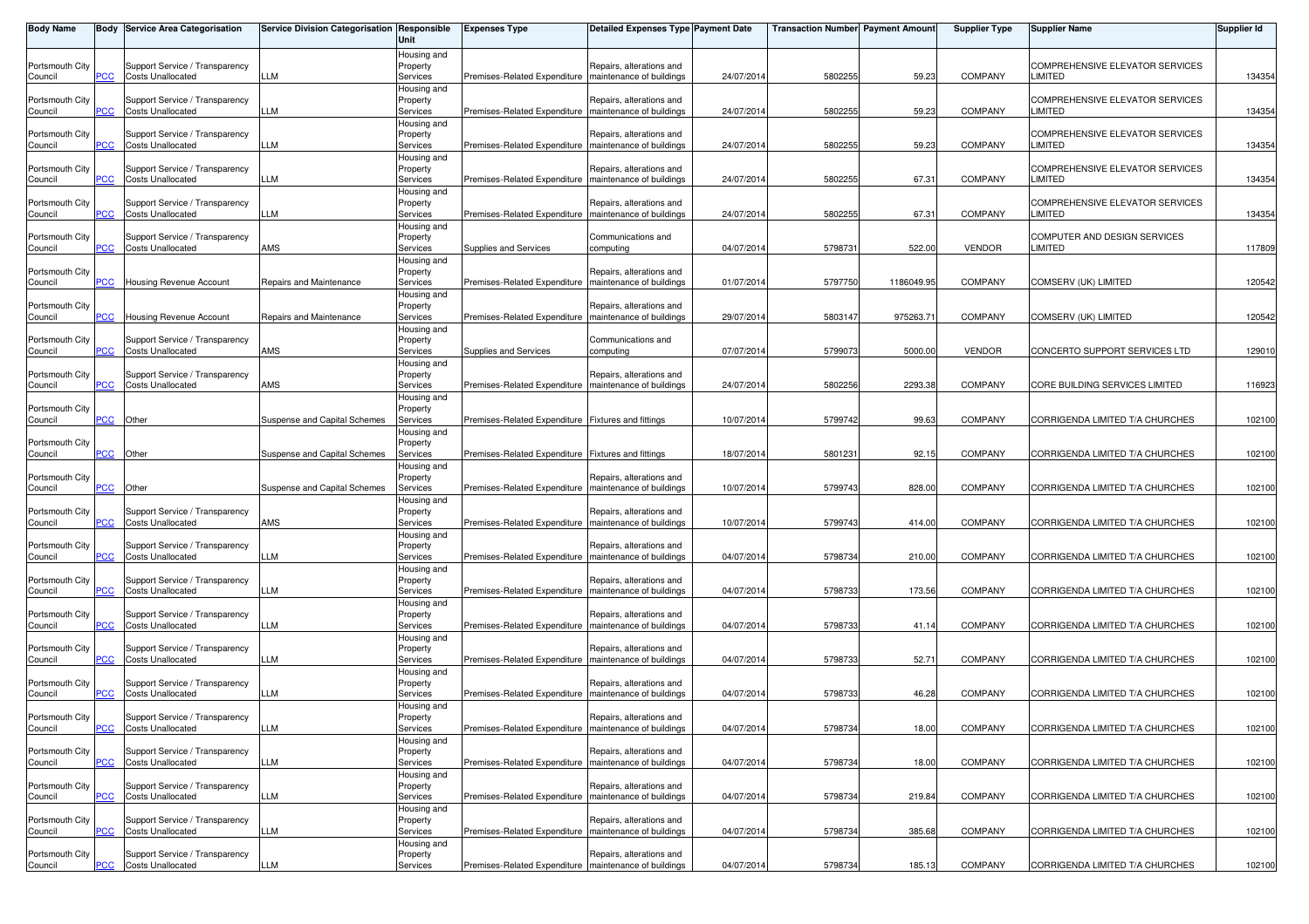| Body Name | Body | Service Area Categorisation | Service Division Categorisation | Responsible Unit | Expenses Type | Detailed Expenses Type | Payment Date | Transaction Number | Payment Amount | Supplier Type | Supplier Name | Supplier Id |
|---|---|---|---|---|---|---|---|---|---|---|---|---|
| Portsmouth City Council | PCC | Support Service / Transparency Costs Unallocated | LLM | Housing and Property Services | Premises-Related Expenditure | Repairs, alterations and maintenance of buildings | 24/07/2014 | 5802255 | 59.23 | COMPANY | COMPREHENSIVE ELEVATOR SERVICES LIMITED | 134354 |
| Portsmouth City Council | PCC | Support Service / Transparency Costs Unallocated | LLM | Housing and Property Services | Premises-Related Expenditure | Repairs, alterations and maintenance of buildings | 24/07/2014 | 5802255 | 59.23 | COMPANY | COMPREHENSIVE ELEVATOR SERVICES LIMITED | 134354 |
| Portsmouth City Council | PCC | Support Service / Transparency Costs Unallocated | LLM | Housing and Property Services | Premises-Related Expenditure | Repairs, alterations and maintenance of buildings | 24/07/2014 | 5802255 | 59.23 | COMPANY | COMPREHENSIVE ELEVATOR SERVICES LIMITED | 134354 |
| Portsmouth City Council | PCC | Support Service / Transparency Costs Unallocated | LLM | Housing and Property Services | Premises-Related Expenditure | Repairs, alterations and maintenance of buildings | 24/07/2014 | 5802255 | 67.31 | COMPANY | COMPREHENSIVE ELEVATOR SERVICES LIMITED | 134354 |
| Portsmouth City Council | PCC | Support Service / Transparency Costs Unallocated | LLM | Housing and Property Services | Premises-Related Expenditure | Repairs, alterations and maintenance of buildings | 24/07/2014 | 5802255 | 67.31 | COMPANY | COMPREHENSIVE ELEVATOR SERVICES LIMITED | 134354 |
| Portsmouth City Council | PCC | Support Service / Transparency Costs Unallocated | AMS | Housing and Property Services | Supplies and Services | Communications and computing | 04/07/2014 | 5798731 | 522.00 | VENDOR | COMPUTER AND DESIGN SERVICES LIMITED | 117809 |
| Portsmouth City Council | PCC | Housing Revenue Account | Repairs and Maintenance | Housing and Property Services | Premises-Related Expenditure | Repairs, alterations and maintenance of buildings | 01/07/2014 | 5797750 | 1186049.95 | COMPANY | COMSERV (UK) LIMITED | 120542 |
| Portsmouth City Council | PCC | Housing Revenue Account | Repairs and Maintenance | Housing and Property Services | Premises-Related Expenditure | Repairs, alterations and maintenance of buildings | 29/07/2014 | 5803147 | 975263.71 | COMPANY | COMSERV (UK) LIMITED | 120542 |
| Portsmouth City Council | PCC | Support Service / Transparency Costs Unallocated | AMS | Housing and Property Services | Supplies and Services | Communications and computing | 07/07/2014 | 5799073 | 5000.00 | VENDOR | CONCERTO SUPPORT SERVICES LTD | 129010 |
| Portsmouth City Council | PCC | Support Service / Transparency Costs Unallocated | AMS | Housing and Property Services | Premises-Related Expenditure | Repairs, alterations and maintenance of buildings | 24/07/2014 | 5802256 | 2293.38 | COMPANY | CORE BUILDING SERVICES LIMITED | 116923 |
| Portsmouth City Council | PCC | Other | Suspense and Capital Schemes | Housing and Property Services | Premises-Related Expenditure | Fixtures and fittings | 10/07/2014 | 5799742 | 99.63 | COMPANY | CORRIGENDA LIMITED T/A CHURCHES | 102100 |
| Portsmouth City Council | PCC | Other | Suspense and Capital Schemes | Housing and Property Services | Premises-Related Expenditure | Fixtures and fittings | 18/07/2014 | 5801231 | 92.15 | COMPANY | CORRIGENDA LIMITED T/A CHURCHES | 102100 |
| Portsmouth City Council | PCC | Other | Suspense and Capital Schemes | Housing and Property Services | Premises-Related Expenditure | Repairs, alterations and maintenance of buildings | 10/07/2014 | 5799743 | 828.00 | COMPANY | CORRIGENDA LIMITED T/A CHURCHES | 102100 |
| Portsmouth City Council | PCC | Support Service / Transparency Costs Unallocated | AMS | Housing and Property Services | Premises-Related Expenditure | Repairs, alterations and maintenance of buildings | 10/07/2014 | 5799743 | 414.00 | COMPANY | CORRIGENDA LIMITED T/A CHURCHES | 102100 |
| Portsmouth City Council | PCC | Support Service / Transparency Costs Unallocated | LLM | Housing and Property Services | Premises-Related Expenditure | Repairs, alterations and maintenance of buildings | 04/07/2014 | 5798734 | 210.00 | COMPANY | CORRIGENDA LIMITED T/A CHURCHES | 102100 |
| Portsmouth City Council | PCC | Support Service / Transparency Costs Unallocated | LLM | Housing and Property Services | Premises-Related Expenditure | Repairs, alterations and maintenance of buildings | 04/07/2014 | 5798733 | 173.56 | COMPANY | CORRIGENDA LIMITED T/A CHURCHES | 102100 |
| Portsmouth City Council | PCC | Support Service / Transparency Costs Unallocated | LLM | Housing and Property Services | Premises-Related Expenditure | Repairs, alterations and maintenance of buildings | 04/07/2014 | 5798733 | 41.14 | COMPANY | CORRIGENDA LIMITED T/A CHURCHES | 102100 |
| Portsmouth City Council | PCC | Support Service / Transparency Costs Unallocated | LLM | Housing and Property Services | Premises-Related Expenditure | Repairs, alterations and maintenance of buildings | 04/07/2014 | 5798733 | 52.71 | COMPANY | CORRIGENDA LIMITED T/A CHURCHES | 102100 |
| Portsmouth City Council | PCC | Support Service / Transparency Costs Unallocated | LLM | Housing and Property Services | Premises-Related Expenditure | Repairs, alterations and maintenance of buildings | 04/07/2014 | 5798733 | 46.28 | COMPANY | CORRIGENDA LIMITED T/A CHURCHES | 102100 |
| Portsmouth City Council | PCC | Support Service / Transparency Costs Unallocated | LLM | Housing and Property Services | Premises-Related Expenditure | Repairs, alterations and maintenance of buildings | 04/07/2014 | 5798734 | 18.00 | COMPANY | CORRIGENDA LIMITED T/A CHURCHES | 102100 |
| Portsmouth City Council | PCC | Support Service / Transparency Costs Unallocated | LLM | Housing and Property Services | Premises-Related Expenditure | Repairs, alterations and maintenance of buildings | 04/07/2014 | 5798734 | 18.00 | COMPANY | CORRIGENDA LIMITED T/A CHURCHES | 102100 |
| Portsmouth City Council | PCC | Support Service / Transparency Costs Unallocated | LLM | Housing and Property Services | Premises-Related Expenditure | Repairs, alterations and maintenance of buildings | 04/07/2014 | 5798734 | 219.84 | COMPANY | CORRIGENDA LIMITED T/A CHURCHES | 102100 |
| Portsmouth City Council | PCC | Support Service / Transparency Costs Unallocated | LLM | Housing and Property Services | Premises-Related Expenditure | Repairs, alterations and maintenance of buildings | 04/07/2014 | 5798734 | 385.68 | COMPANY | CORRIGENDA LIMITED T/A CHURCHES | 102100 |
| Portsmouth City Council | PCC | Support Service / Transparency Costs Unallocated | LLM | Housing and Property Services | Premises-Related Expenditure | Repairs, alterations and maintenance of buildings | 04/07/2014 | 5798734 | 185.13 | COMPANY | CORRIGENDA LIMITED T/A CHURCHES | 102100 |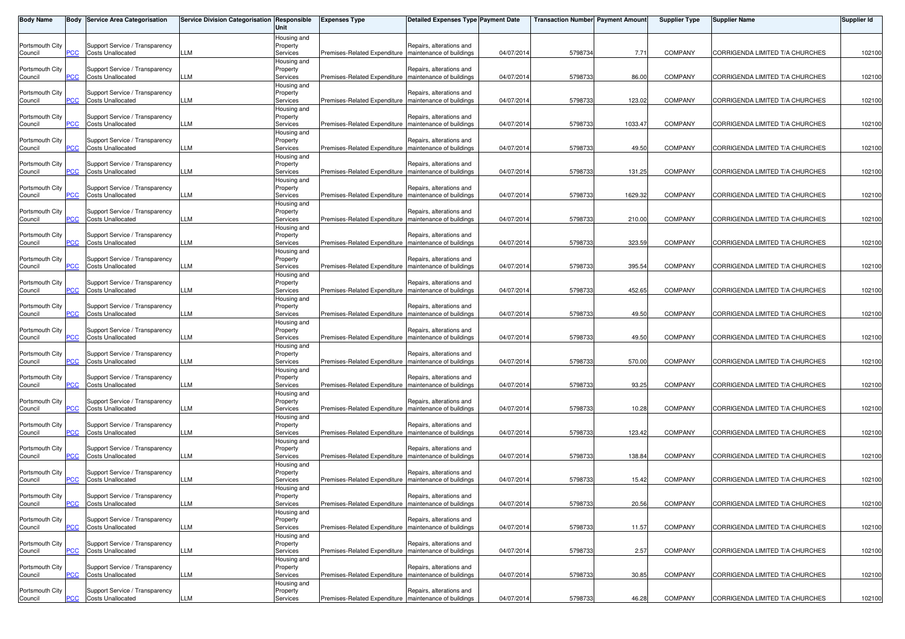| Body Name | Body | Service Area Categorisation | Service Division Categorisation | Responsible Unit | Expenses Type | Detailed Expenses Type | Payment Date | Transaction Number | Payment Amount | Supplier Type | Supplier Name | Supplier Id |
|---|---|---|---|---|---|---|---|---|---|---|---|---|
| Portsmouth City Council | PCC | Support Service / Transparency Costs Unallocated | LLM | Housing and Property Services | Premises-Related Expenditure | Repairs, alterations and maintenance of buildings | 04/07/2014 | 5798734 | 7.71 | COMPANY | CORRIGENDA LIMITED T/A CHURCHES | 102100 |
| Portsmouth City Council | PCC | Support Service / Transparency Costs Unallocated | LLM | Housing and Property Services | Premises-Related Expenditure | Repairs, alterations and maintenance of buildings | 04/07/2014 | 5798733 | 86.00 | COMPANY | CORRIGENDA LIMITED T/A CHURCHES | 102100 |
| Portsmouth City Council | PCC | Support Service / Transparency Costs Unallocated | LLM | Housing and Property Services | Premises-Related Expenditure | Repairs, alterations and maintenance of buildings | 04/07/2014 | 5798733 | 123.02 | COMPANY | CORRIGENDA LIMITED T/A CHURCHES | 102100 |
| Portsmouth City Council | PCC | Support Service / Transparency Costs Unallocated | LLM | Housing and Property Services | Premises-Related Expenditure | Repairs, alterations and maintenance of buildings | 04/07/2014 | 5798733 | 1033.47 | COMPANY | CORRIGENDA LIMITED T/A CHURCHES | 102100 |
| Portsmouth City Council | PCC | Support Service / Transparency Costs Unallocated | LLM | Housing and Property Services | Premises-Related Expenditure | Repairs, alterations and maintenance of buildings | 04/07/2014 | 5798733 | 49.50 | COMPANY | CORRIGENDA LIMITED T/A CHURCHES | 102100 |
| Portsmouth City Council | PCC | Support Service / Transparency Costs Unallocated | LLM | Housing and Property Services | Premises-Related Expenditure | Repairs, alterations and maintenance of buildings | 04/07/2014 | 5798733 | 131.25 | COMPANY | CORRIGENDA LIMITED T/A CHURCHES | 102100 |
| Portsmouth City Council | PCC | Support Service / Transparency Costs Unallocated | LLM | Housing and Property Services | Premises-Related Expenditure | Repairs, alterations and maintenance of buildings | 04/07/2014 | 5798733 | 1629.32 | COMPANY | CORRIGENDA LIMITED T/A CHURCHES | 102100 |
| Portsmouth City Council | PCC | Support Service / Transparency Costs Unallocated | LLM | Housing and Property Services | Premises-Related Expenditure | Repairs, alterations and maintenance of buildings | 04/07/2014 | 5798733 | 210.00 | COMPANY | CORRIGENDA LIMITED T/A CHURCHES | 102100 |
| Portsmouth City Council | PCC | Support Service / Transparency Costs Unallocated | LLM | Housing and Property Services | Premises-Related Expenditure | Repairs, alterations and maintenance of buildings | 04/07/2014 | 5798733 | 323.59 | COMPANY | CORRIGENDA LIMITED T/A CHURCHES | 102100 |
| Portsmouth City Council | PCC | Support Service / Transparency Costs Unallocated | LLM | Housing and Property Services | Premises-Related Expenditure | Repairs, alterations and maintenance of buildings | 04/07/2014 | 5798733 | 395.54 | COMPANY | CORRIGENDA LIMITED T/A CHURCHES | 102100 |
| Portsmouth City Council | PCC | Support Service / Transparency Costs Unallocated | LLM | Housing and Property Services | Premises-Related Expenditure | Repairs, alterations and maintenance of buildings | 04/07/2014 | 5798733 | 452.65 | COMPANY | CORRIGENDA LIMITED T/A CHURCHES | 102100 |
| Portsmouth City Council | PCC | Support Service / Transparency Costs Unallocated | LLM | Housing and Property Services | Premises-Related Expenditure | Repairs, alterations and maintenance of buildings | 04/07/2014 | 5798733 | 49.50 | COMPANY | CORRIGENDA LIMITED T/A CHURCHES | 102100 |
| Portsmouth City Council | PCC | Support Service / Transparency Costs Unallocated | LLM | Housing and Property Services | Premises-Related Expenditure | Repairs, alterations and maintenance of buildings | 04/07/2014 | 5798733 | 49.50 | COMPANY | CORRIGENDA LIMITED T/A CHURCHES | 102100 |
| Portsmouth City Council | PCC | Support Service / Transparency Costs Unallocated | LLM | Housing and Property Services | Premises-Related Expenditure | Repairs, alterations and maintenance of buildings | 04/07/2014 | 5798733 | 570.00 | COMPANY | CORRIGENDA LIMITED T/A CHURCHES | 102100 |
| Portsmouth City Council | PCC | Support Service / Transparency Costs Unallocated | LLM | Housing and Property Services | Premises-Related Expenditure | Repairs, alterations and maintenance of buildings | 04/07/2014 | 5798733 | 93.25 | COMPANY | CORRIGENDA LIMITED T/A CHURCHES | 102100 |
| Portsmouth City Council | PCC | Support Service / Transparency Costs Unallocated | LLM | Housing and Property Services | Premises-Related Expenditure | Repairs, alterations and maintenance of buildings | 04/07/2014 | 5798733 | 10.28 | COMPANY | CORRIGENDA LIMITED T/A CHURCHES | 102100 |
| Portsmouth City Council | PCC | Support Service / Transparency Costs Unallocated | LLM | Housing and Property Services | Premises-Related Expenditure | Repairs, alterations and maintenance of buildings | 04/07/2014 | 5798733 | 123.42 | COMPANY | CORRIGENDA LIMITED T/A CHURCHES | 102100 |
| Portsmouth City Council | PCC | Support Service / Transparency Costs Unallocated | LLM | Housing and Property Services | Premises-Related Expenditure | Repairs, alterations and maintenance of buildings | 04/07/2014 | 5798733 | 138.84 | COMPANY | CORRIGENDA LIMITED T/A CHURCHES | 102100 |
| Portsmouth City Council | PCC | Support Service / Transparency Costs Unallocated | LLM | Housing and Property Services | Premises-Related Expenditure | Repairs, alterations and maintenance of buildings | 04/07/2014 | 5798733 | 15.42 | COMPANY | CORRIGENDA LIMITED T/A CHURCHES | 102100 |
| Portsmouth City Council | PCC | Support Service / Transparency Costs Unallocated | LLM | Housing and Property Services | Premises-Related Expenditure | Repairs, alterations and maintenance of buildings | 04/07/2014 | 5798733 | 20.56 | COMPANY | CORRIGENDA LIMITED T/A CHURCHES | 102100 |
| Portsmouth City Council | PCC | Support Service / Transparency Costs Unallocated | LLM | Housing and Property Services | Premises-Related Expenditure | Repairs, alterations and maintenance of buildings | 04/07/2014 | 5798733 | 11.57 | COMPANY | CORRIGENDA LIMITED T/A CHURCHES | 102100 |
| Portsmouth City Council | PCC | Support Service / Transparency Costs Unallocated | LLM | Housing and Property Services | Premises-Related Expenditure | Repairs, alterations and maintenance of buildings | 04/07/2014 | 5798733 | 2.57 | COMPANY | CORRIGENDA LIMITED T/A CHURCHES | 102100 |
| Portsmouth City Council | PCC | Support Service / Transparency Costs Unallocated | LLM | Housing and Property Services | Premises-Related Expenditure | Repairs, alterations and maintenance of buildings | 04/07/2014 | 5798733 | 30.85 | COMPANY | CORRIGENDA LIMITED T/A CHURCHES | 102100 |
| Portsmouth City Council | PCC | Support Service / Transparency Costs Unallocated | LLM | Housing and Property Services | Premises-Related Expenditure | Repairs, alterations and maintenance of buildings | 04/07/2014 | 5798733 | 46.28 | COMPANY | CORRIGENDA LIMITED T/A CHURCHES | 102100 |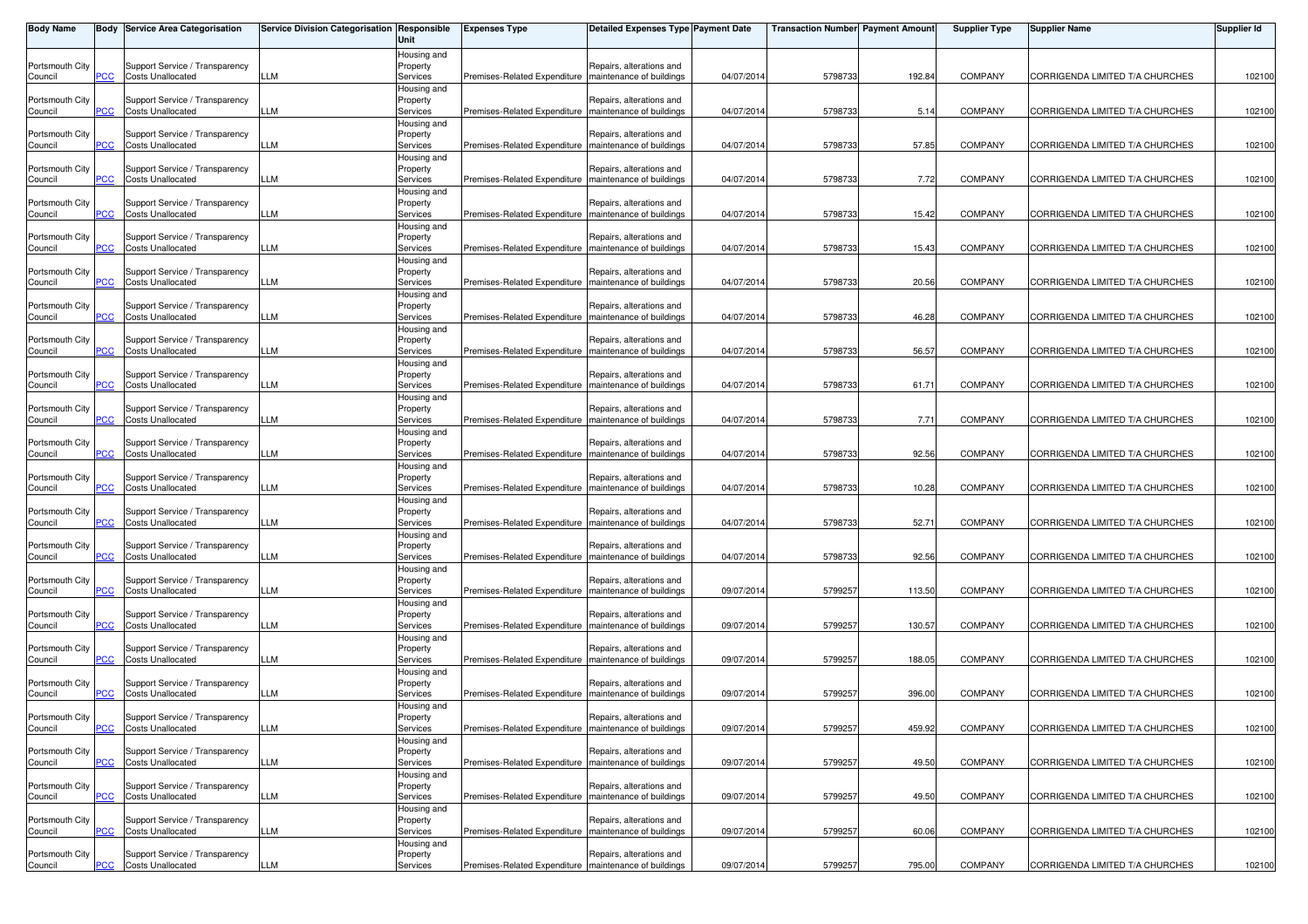| Body Name | Body | Service Area Categorisation | Service Division Categorisation | Responsible Unit | Expenses Type | Detailed Expenses Type | Payment Date | Transaction Number | Payment Amount | Supplier Type | Supplier Name | Supplier Id |
|---|---|---|---|---|---|---|---|---|---|---|---|---|
| Portsmouth City Council | PCC | Support Service / Transparency Costs Unallocated | LLM | Housing and Property Services | Premises-Related Expenditure | Repairs, alterations and maintenance of buildings | 04/07/2014 | 5798733 | 192.84 | COMPANY | CORRIGENDA LIMITED T/A CHURCHES | 102100 |
| Portsmouth City Council | PCC | Support Service / Transparency Costs Unallocated | LLM | Housing and Property Services | Premises-Related Expenditure | Repairs, alterations and maintenance of buildings | 04/07/2014 | 5798733 | 5.14 | COMPANY | CORRIGENDA LIMITED T/A CHURCHES | 102100 |
| Portsmouth City Council | PCC | Support Service / Transparency Costs Unallocated | LLM | Housing and Property Services | Premises-Related Expenditure | Repairs, alterations and maintenance of buildings | 04/07/2014 | 5798733 | 57.85 | COMPANY | CORRIGENDA LIMITED T/A CHURCHES | 102100 |
| Portsmouth City Council | PCC | Support Service / Transparency Costs Unallocated | LLM | Housing and Property Services | Premises-Related Expenditure | Repairs, alterations and maintenance of buildings | 04/07/2014 | 5798733 | 7.72 | COMPANY | CORRIGENDA LIMITED T/A CHURCHES | 102100 |
| Portsmouth City Council | PCC | Support Service / Transparency Costs Unallocated | LLM | Housing and Property Services | Premises-Related Expenditure | Repairs, alterations and maintenance of buildings | 04/07/2014 | 5798733 | 15.42 | COMPANY | CORRIGENDA LIMITED T/A CHURCHES | 102100 |
| Portsmouth City Council | PCC | Support Service / Transparency Costs Unallocated | LLM | Housing and Property Services | Premises-Related Expenditure | Repairs, alterations and maintenance of buildings | 04/07/2014 | 5798733 | 15.43 | COMPANY | CORRIGENDA LIMITED T/A CHURCHES | 102100 |
| Portsmouth City Council | PCC | Support Service / Transparency Costs Unallocated | LLM | Housing and Property Services | Premises-Related Expenditure | Repairs, alterations and maintenance of buildings | 04/07/2014 | 5798733 | 20.56 | COMPANY | CORRIGENDA LIMITED T/A CHURCHES | 102100 |
| Portsmouth City Council | PCC | Support Service / Transparency Costs Unallocated | LLM | Housing and Property Services | Premises-Related Expenditure | Repairs, alterations and maintenance of buildings | 04/07/2014 | 5798733 | 46.28 | COMPANY | CORRIGENDA LIMITED T/A CHURCHES | 102100 |
| Portsmouth City Council | PCC | Support Service / Transparency Costs Unallocated | LLM | Housing and Property Services | Premises-Related Expenditure | Repairs, alterations and maintenance of buildings | 04/07/2014 | 5798733 | 56.57 | COMPANY | CORRIGENDA LIMITED T/A CHURCHES | 102100 |
| Portsmouth City Council | PCC | Support Service / Transparency Costs Unallocated | LLM | Housing and Property Services | Premises-Related Expenditure | Repairs, alterations and maintenance of buildings | 04/07/2014 | 5798733 | 61.71 | COMPANY | CORRIGENDA LIMITED T/A CHURCHES | 102100 |
| Portsmouth City Council | PCC | Support Service / Transparency Costs Unallocated | LLM | Housing and Property Services | Premises-Related Expenditure | Repairs, alterations and maintenance of buildings | 04/07/2014 | 5798733 | 7.71 | COMPANY | CORRIGENDA LIMITED T/A CHURCHES | 102100 |
| Portsmouth City Council | PCC | Support Service / Transparency Costs Unallocated | LLM | Housing and Property Services | Premises-Related Expenditure | Repairs, alterations and maintenance of buildings | 04/07/2014 | 5798733 | 92.56 | COMPANY | CORRIGENDA LIMITED T/A CHURCHES | 102100 |
| Portsmouth City Council | PCC | Support Service / Transparency Costs Unallocated | LLM | Housing and Property Services | Premises-Related Expenditure | Repairs, alterations and maintenance of buildings | 04/07/2014 | 5798733 | 10.28 | COMPANY | CORRIGENDA LIMITED T/A CHURCHES | 102100 |
| Portsmouth City Council | PCC | Support Service / Transparency Costs Unallocated | LLM | Housing and Property Services | Premises-Related Expenditure | Repairs, alterations and maintenance of buildings | 04/07/2014 | 5798733 | 52.71 | COMPANY | CORRIGENDA LIMITED T/A CHURCHES | 102100 |
| Portsmouth City Council | PCC | Support Service / Transparency Costs Unallocated | LLM | Housing and Property Services | Premises-Related Expenditure | Repairs, alterations and maintenance of buildings | 04/07/2014 | 5798733 | 92.56 | COMPANY | CORRIGENDA LIMITED T/A CHURCHES | 102100 |
| Portsmouth City Council | PCC | Support Service / Transparency Costs Unallocated | LLM | Housing and Property Services | Premises-Related Expenditure | Repairs, alterations and maintenance of buildings | 09/07/2014 | 5799257 | 113.50 | COMPANY | CORRIGENDA LIMITED T/A CHURCHES | 102100 |
| Portsmouth City Council | PCC | Support Service / Transparency Costs Unallocated | LLM | Housing and Property Services | Premises-Related Expenditure | Repairs, alterations and maintenance of buildings | 09/07/2014 | 5799257 | 130.57 | COMPANY | CORRIGENDA LIMITED T/A CHURCHES | 102100 |
| Portsmouth City Council | PCC | Support Service / Transparency Costs Unallocated | LLM | Housing and Property Services | Premises-Related Expenditure | Repairs, alterations and maintenance of buildings | 09/07/2014 | 5799257 | 188.05 | COMPANY | CORRIGENDA LIMITED T/A CHURCHES | 102100 |
| Portsmouth City Council | PCC | Support Service / Transparency Costs Unallocated | LLM | Housing and Property Services | Premises-Related Expenditure | Repairs, alterations and maintenance of buildings | 09/07/2014 | 5799257 | 396.00 | COMPANY | CORRIGENDA LIMITED T/A CHURCHES | 102100 |
| Portsmouth City Council | PCC | Support Service / Transparency Costs Unallocated | LLM | Housing and Property Services | Premises-Related Expenditure | Repairs, alterations and maintenance of buildings | 09/07/2014 | 5799257 | 459.92 | COMPANY | CORRIGENDA LIMITED T/A CHURCHES | 102100 |
| Portsmouth City Council | PCC | Support Service / Transparency Costs Unallocated | LLM | Housing and Property Services | Premises-Related Expenditure | Repairs, alterations and maintenance of buildings | 09/07/2014 | 5799257 | 49.50 | COMPANY | CORRIGENDA LIMITED T/A CHURCHES | 102100 |
| Portsmouth City Council | PCC | Support Service / Transparency Costs Unallocated | LLM | Housing and Property Services | Premises-Related Expenditure | Repairs, alterations and maintenance of buildings | 09/07/2014 | 5799257 | 49.50 | COMPANY | CORRIGENDA LIMITED T/A CHURCHES | 102100 |
| Portsmouth City Council | PCC | Support Service / Transparency Costs Unallocated | LLM | Housing and Property Services | Premises-Related Expenditure | Repairs, alterations and maintenance of buildings | 09/07/2014 | 5799257 | 60.06 | COMPANY | CORRIGENDA LIMITED T/A CHURCHES | 102100 |
| Portsmouth City Council | PCC | Support Service / Transparency Costs Unallocated | LLM | Housing and Property Services | Premises-Related Expenditure | Repairs, alterations and maintenance of buildings | 09/07/2014 | 5799257 | 795.00 | COMPANY | CORRIGENDA LIMITED T/A CHURCHES | 102100 |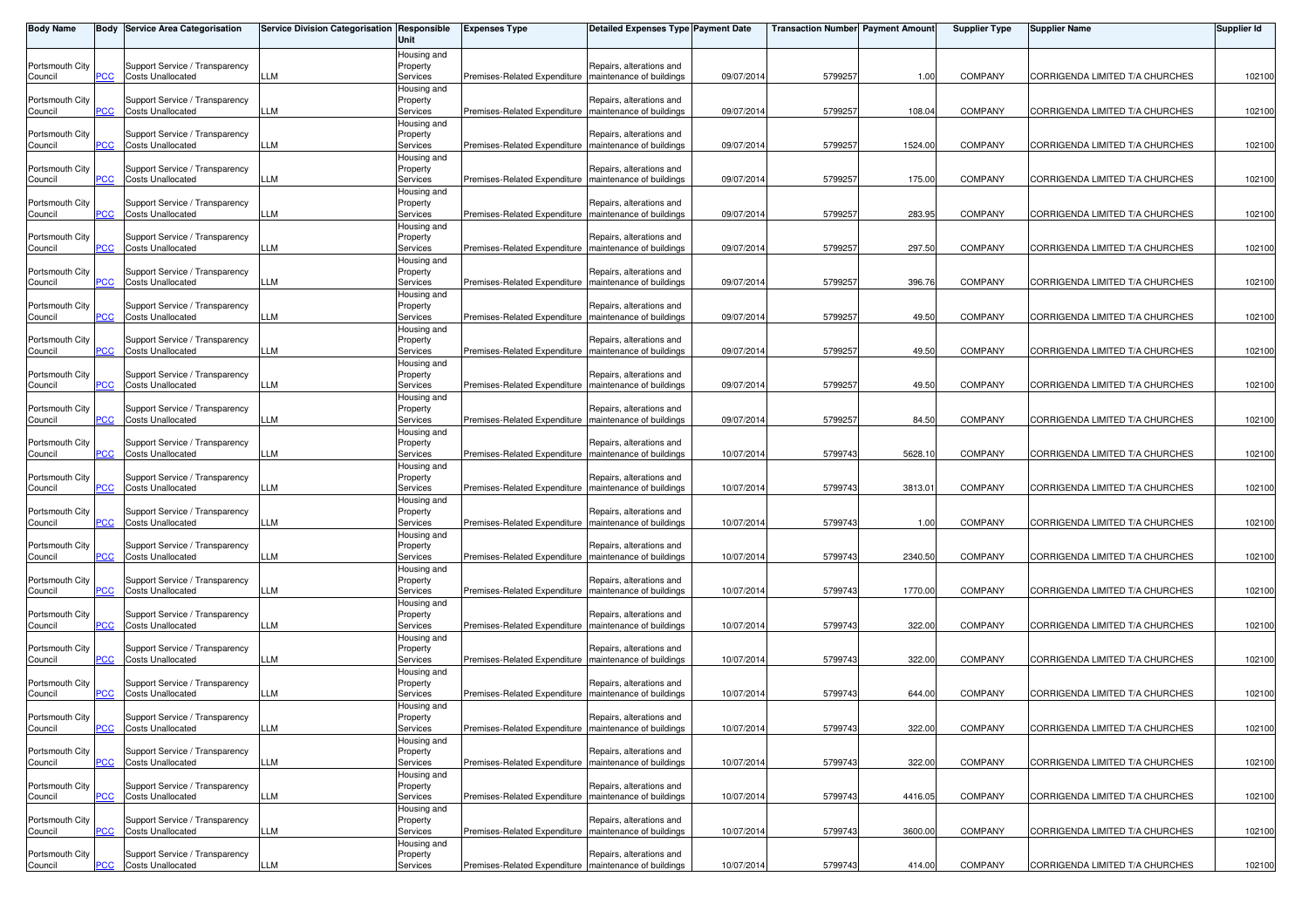| Body Name | Body | Service Area Categorisation | Service Division Categorisation | Responsible Unit | Expenses Type | Detailed Expenses Type | Payment Date | Transaction Number | Payment Amount | Supplier Type | Supplier Name | Supplier Id |
|---|---|---|---|---|---|---|---|---|---|---|---|---|
| Portsmouth City Council | PCC | Support Service / Transparency Costs Unallocated | LLM | Housing and Property Services | Premises-Related Expenditure | Repairs, alterations and maintenance of buildings | 09/07/2014 | 5799257 | 1.00 | COMPANY | CORRIGENDA LIMITED T/A CHURCHES | 102100 |
| Portsmouth City Council | PCC | Support Service / Transparency Costs Unallocated | LLM | Housing and Property Services | Premises-Related Expenditure | Repairs, alterations and maintenance of buildings | 09/07/2014 | 5799257 | 108.04 | COMPANY | CORRIGENDA LIMITED T/A CHURCHES | 102100 |
| Portsmouth City Council | PCC | Support Service / Transparency Costs Unallocated | LLM | Housing and Property Services | Premises-Related Expenditure | Repairs, alterations and maintenance of buildings | 09/07/2014 | 5799257 | 1524.00 | COMPANY | CORRIGENDA LIMITED T/A CHURCHES | 102100 |
| Portsmouth City Council | PCC | Support Service / Transparency Costs Unallocated | LLM | Housing and Property Services | Premises-Related Expenditure | Repairs, alterations and maintenance of buildings | 09/07/2014 | 5799257 | 175.00 | COMPANY | CORRIGENDA LIMITED T/A CHURCHES | 102100 |
| Portsmouth City Council | PCC | Support Service / Transparency Costs Unallocated | LLM | Housing and Property Services | Premises-Related Expenditure | Repairs, alterations and maintenance of buildings | 09/07/2014 | 5799257 | 283.95 | COMPANY | CORRIGENDA LIMITED T/A CHURCHES | 102100 |
| Portsmouth City Council | PCC | Support Service / Transparency Costs Unallocated | LLM | Housing and Property Services | Premises-Related Expenditure | Repairs, alterations and maintenance of buildings | 09/07/2014 | 5799257 | 297.50 | COMPANY | CORRIGENDA LIMITED T/A CHURCHES | 102100 |
| Portsmouth City Council | PCC | Support Service / Transparency Costs Unallocated | LLM | Housing and Property Services | Premises-Related Expenditure | Repairs, alterations and maintenance of buildings | 09/07/2014 | 5799257 | 396.76 | COMPANY | CORRIGENDA LIMITED T/A CHURCHES | 102100 |
| Portsmouth City Council | PCC | Support Service / Transparency Costs Unallocated | LLM | Housing and Property Services | Premises-Related Expenditure | Repairs, alterations and maintenance of buildings | 09/07/2014 | 5799257 | 49.50 | COMPANY | CORRIGENDA LIMITED T/A CHURCHES | 102100 |
| Portsmouth City Council | PCC | Support Service / Transparency Costs Unallocated | LLM | Housing and Property Services | Premises-Related Expenditure | Repairs, alterations and maintenance of buildings | 09/07/2014 | 5799257 | 49.50 | COMPANY | CORRIGENDA LIMITED T/A CHURCHES | 102100 |
| Portsmouth City Council | PCC | Support Service / Transparency Costs Unallocated | LLM | Housing and Property Services | Premises-Related Expenditure | Repairs, alterations and maintenance of buildings | 09/07/2014 | 5799257 | 49.50 | COMPANY | CORRIGENDA LIMITED T/A CHURCHES | 102100 |
| Portsmouth City Council | PCC | Support Service / Transparency Costs Unallocated | LLM | Housing and Property Services | Premises-Related Expenditure | Repairs, alterations and maintenance of buildings | 09/07/2014 | 5799257 | 84.50 | COMPANY | CORRIGENDA LIMITED T/A CHURCHES | 102100 |
| Portsmouth City Council | PCC | Support Service / Transparency Costs Unallocated | LLM | Housing and Property Services | Premises-Related Expenditure | Repairs, alterations and maintenance of buildings | 10/07/2014 | 5799743 | 5628.10 | COMPANY | CORRIGENDA LIMITED T/A CHURCHES | 102100 |
| Portsmouth City Council | PCC | Support Service / Transparency Costs Unallocated | LLM | Housing and Property Services | Premises-Related Expenditure | Repairs, alterations and maintenance of buildings | 10/07/2014 | 5799743 | 3813.01 | COMPANY | CORRIGENDA LIMITED T/A CHURCHES | 102100 |
| Portsmouth City Council | PCC | Support Service / Transparency Costs Unallocated | LLM | Housing and Property Services | Premises-Related Expenditure | Repairs, alterations and maintenance of buildings | 10/07/2014 | 5799743 | 1.00 | COMPANY | CORRIGENDA LIMITED T/A CHURCHES | 102100 |
| Portsmouth City Council | PCC | Support Service / Transparency Costs Unallocated | LLM | Housing and Property Services | Premises-Related Expenditure | Repairs, alterations and maintenance of buildings | 10/07/2014 | 5799743 | 2340.50 | COMPANY | CORRIGENDA LIMITED T/A CHURCHES | 102100 |
| Portsmouth City Council | PCC | Support Service / Transparency Costs Unallocated | LLM | Housing and Property Services | Premises-Related Expenditure | Repairs, alterations and maintenance of buildings | 10/07/2014 | 5799743 | 1770.00 | COMPANY | CORRIGENDA LIMITED T/A CHURCHES | 102100 |
| Portsmouth City Council | PCC | Support Service / Transparency Costs Unallocated | LLM | Housing and Property Services | Premises-Related Expenditure | Repairs, alterations and maintenance of buildings | 10/07/2014 | 5799743 | 322.00 | COMPANY | CORRIGENDA LIMITED T/A CHURCHES | 102100 |
| Portsmouth City Council | PCC | Support Service / Transparency Costs Unallocated | LLM | Housing and Property Services | Premises-Related Expenditure | Repairs, alterations and maintenance of buildings | 10/07/2014 | 5799743 | 322.00 | COMPANY | CORRIGENDA LIMITED T/A CHURCHES | 102100 |
| Portsmouth City Council | PCC | Support Service / Transparency Costs Unallocated | LLM | Housing and Property Services | Premises-Related Expenditure | Repairs, alterations and maintenance of buildings | 10/07/2014 | 5799743 | 644.00 | COMPANY | CORRIGENDA LIMITED T/A CHURCHES | 102100 |
| Portsmouth City Council | PCC | Support Service / Transparency Costs Unallocated | LLM | Housing and Property Services | Premises-Related Expenditure | Repairs, alterations and maintenance of buildings | 10/07/2014 | 5799743 | 322.00 | COMPANY | CORRIGENDA LIMITED T/A CHURCHES | 102100 |
| Portsmouth City Council | PCC | Support Service / Transparency Costs Unallocated | LLM | Housing and Property Services | Premises-Related Expenditure | Repairs, alterations and maintenance of buildings | 10/07/2014 | 5799743 | 322.00 | COMPANY | CORRIGENDA LIMITED T/A CHURCHES | 102100 |
| Portsmouth City Council | PCC | Support Service / Transparency Costs Unallocated | LLM | Housing and Property Services | Premises-Related Expenditure | Repairs, alterations and maintenance of buildings | 10/07/2014 | 5799743 | 4416.05 | COMPANY | CORRIGENDA LIMITED T/A CHURCHES | 102100 |
| Portsmouth City Council | PCC | Support Service / Transparency Costs Unallocated | LLM | Housing and Property Services | Premises-Related Expenditure | Repairs, alterations and maintenance of buildings | 10/07/2014 | 5799743 | 3600.00 | COMPANY | CORRIGENDA LIMITED T/A CHURCHES | 102100 |
| Portsmouth City Council | PCC | Support Service / Transparency Costs Unallocated | LLM | Housing and Property Services | Premises-Related Expenditure | Repairs, alterations and maintenance of buildings | 10/07/2014 | 5799743 | 414.00 | COMPANY | CORRIGENDA LIMITED T/A CHURCHES | 102100 |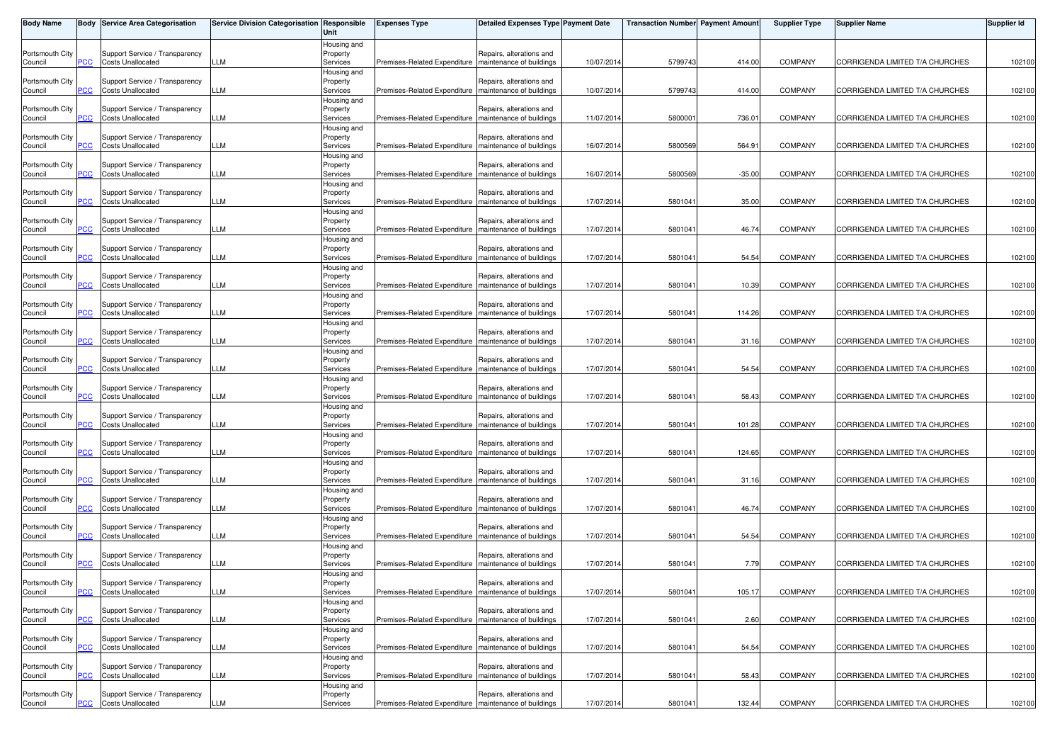| Body Name | Body | Service Area Categorisation | Service Division Categorisation | Responsible Unit | Expenses Type | Detailed Expenses Type | Payment Date | Transaction Number | Payment Amount | Supplier Type | Supplier Name | Supplier Id |
|---|---|---|---|---|---|---|---|---|---|---|---|---|
| Portsmouth City Council | PCC | Support Service / Transparency Costs Unallocated | LLM | Housing and Property Services | Premises-Related Expenditure | Repairs, alterations and maintenance of buildings | 10/07/2014 | 5799743 | 414.00 | COMPANY | CORRIGENDA LIMITED T/A CHURCHES | 102100 |
| Portsmouth City Council | PCC | Support Service / Transparency Costs Unallocated | LLM | Housing and Property Services | Premises-Related Expenditure | Repairs, alterations and maintenance of buildings | 10/07/2014 | 5799743 | 414.00 | COMPANY | CORRIGENDA LIMITED T/A CHURCHES | 102100 |
| Portsmouth City Council | PCC | Support Service / Transparency Costs Unallocated | LLM | Housing and Property Services | Premises-Related Expenditure | Repairs, alterations and maintenance of buildings | 11/07/2014 | 5800001 | 736.01 | COMPANY | CORRIGENDA LIMITED T/A CHURCHES | 102100 |
| Portsmouth City Council | PCC | Support Service / Transparency Costs Unallocated | LLM | Housing and Property Services | Premises-Related Expenditure | Repairs, alterations and maintenance of buildings | 16/07/2014 | 5800569 | 564.91 | COMPANY | CORRIGENDA LIMITED T/A CHURCHES | 102100 |
| Portsmouth City Council | PCC | Support Service / Transparency Costs Unallocated | LLM | Housing and Property Services | Premises-Related Expenditure | Repairs, alterations and maintenance of buildings | 16/07/2014 | 5800569 | -35.00 | COMPANY | CORRIGENDA LIMITED T/A CHURCHES | 102100 |
| Portsmouth City Council | PCC | Support Service / Transparency Costs Unallocated | LLM | Housing and Property Services | Premises-Related Expenditure | Repairs, alterations and maintenance of buildings | 17/07/2014 | 5801041 | 35.00 | COMPANY | CORRIGENDA LIMITED T/A CHURCHES | 102100 |
| Portsmouth City Council | PCC | Support Service / Transparency Costs Unallocated | LLM | Housing and Property Services | Premises-Related Expenditure | Repairs, alterations and maintenance of buildings | 17/07/2014 | 5801041 | 46.74 | COMPANY | CORRIGENDA LIMITED T/A CHURCHES | 102100 |
| Portsmouth City Council | PCC | Support Service / Transparency Costs Unallocated | LLM | Housing and Property Services | Premises-Related Expenditure | Repairs, alterations and maintenance of buildings | 17/07/2014 | 5801041 | 54.54 | COMPANY | CORRIGENDA LIMITED T/A CHURCHES | 102100 |
| Portsmouth City Council | PCC | Support Service / Transparency Costs Unallocated | LLM | Housing and Property Services | Premises-Related Expenditure | Repairs, alterations and maintenance of buildings | 17/07/2014 | 5801041 | 10.39 | COMPANY | CORRIGENDA LIMITED T/A CHURCHES | 102100 |
| Portsmouth City Council | PCC | Support Service / Transparency Costs Unallocated | LLM | Housing and Property Services | Premises-Related Expenditure | Repairs, alterations and maintenance of buildings | 17/07/2014 | 5801041 | 114.26 | COMPANY | CORRIGENDA LIMITED T/A CHURCHES | 102100 |
| Portsmouth City Council | PCC | Support Service / Transparency Costs Unallocated | LLM | Housing and Property Services | Premises-Related Expenditure | Repairs, alterations and maintenance of buildings | 17/07/2014 | 5801041 | 31.16 | COMPANY | CORRIGENDA LIMITED T/A CHURCHES | 102100 |
| Portsmouth City Council | PCC | Support Service / Transparency Costs Unallocated | LLM | Housing and Property Services | Premises-Related Expenditure | Repairs, alterations and maintenance of buildings | 17/07/2014 | 5801041 | 54.54 | COMPANY | CORRIGENDA LIMITED T/A CHURCHES | 102100 |
| Portsmouth City Council | PCC | Support Service / Transparency Costs Unallocated | LLM | Housing and Property Services | Premises-Related Expenditure | Repairs, alterations and maintenance of buildings | 17/07/2014 | 5801041 | 58.43 | COMPANY | CORRIGENDA LIMITED T/A CHURCHES | 102100 |
| Portsmouth City Council | PCC | Support Service / Transparency Costs Unallocated | LLM | Housing and Property Services | Premises-Related Expenditure | Repairs, alterations and maintenance of buildings | 17/07/2014 | 5801041 | 101.28 | COMPANY | CORRIGENDA LIMITED T/A CHURCHES | 102100 |
| Portsmouth City Council | PCC | Support Service / Transparency Costs Unallocated | LLM | Housing and Property Services | Premises-Related Expenditure | Repairs, alterations and maintenance of buildings | 17/07/2014 | 5801041 | 124.65 | COMPANY | CORRIGENDA LIMITED T/A CHURCHES | 102100 |
| Portsmouth City Council | PCC | Support Service / Transparency Costs Unallocated | LLM | Housing and Property Services | Premises-Related Expenditure | Repairs, alterations and maintenance of buildings | 17/07/2014 | 5801041 | 31.16 | COMPANY | CORRIGENDA LIMITED T/A CHURCHES | 102100 |
| Portsmouth City Council | PCC | Support Service / Transparency Costs Unallocated | LLM | Housing and Property Services | Premises-Related Expenditure | Repairs, alterations and maintenance of buildings | 17/07/2014 | 5801041 | 46.74 | COMPANY | CORRIGENDA LIMITED T/A CHURCHES | 102100 |
| Portsmouth City Council | PCC | Support Service / Transparency Costs Unallocated | LLM | Housing and Property Services | Premises-Related Expenditure | Repairs, alterations and maintenance of buildings | 17/07/2014 | 5801041 | 54.54 | COMPANY | CORRIGENDA LIMITED T/A CHURCHES | 102100 |
| Portsmouth City Council | PCC | Support Service / Transparency Costs Unallocated | LLM | Housing and Property Services | Premises-Related Expenditure | Repairs, alterations and maintenance of buildings | 17/07/2014 | 5801041 | 7.79 | COMPANY | CORRIGENDA LIMITED T/A CHURCHES | 102100 |
| Portsmouth City Council | PCC | Support Service / Transparency Costs Unallocated | LLM | Housing and Property Services | Premises-Related Expenditure | Repairs, alterations and maintenance of buildings | 17/07/2014 | 5801041 | 105.17 | COMPANY | CORRIGENDA LIMITED T/A CHURCHES | 102100 |
| Portsmouth City Council | PCC | Support Service / Transparency Costs Unallocated | LLM | Housing and Property Services | Premises-Related Expenditure | Repairs, alterations and maintenance of buildings | 17/07/2014 | 5801041 | 2.60 | COMPANY | CORRIGENDA LIMITED T/A CHURCHES | 102100 |
| Portsmouth City Council | PCC | Support Service / Transparency Costs Unallocated | LLM | Housing and Property Services | Premises-Related Expenditure | Repairs, alterations and maintenance of buildings | 17/07/2014 | 5801041 | 54.54 | COMPANY | CORRIGENDA LIMITED T/A CHURCHES | 102100 |
| Portsmouth City Council | PCC | Support Service / Transparency Costs Unallocated | LLM | Housing and Property Services | Premises-Related Expenditure | Repairs, alterations and maintenance of buildings | 17/07/2014 | 5801041 | 58.43 | COMPANY | CORRIGENDA LIMITED T/A CHURCHES | 102100 |
| Portsmouth City Council | PCC | Support Service / Transparency Costs Unallocated | LLM | Housing and Property Services | Premises-Related Expenditure | Repairs, alterations and maintenance of buildings | 17/07/2014 | 5801041 | 132.44 | COMPANY | CORRIGENDA LIMITED T/A CHURCHES | 102100 |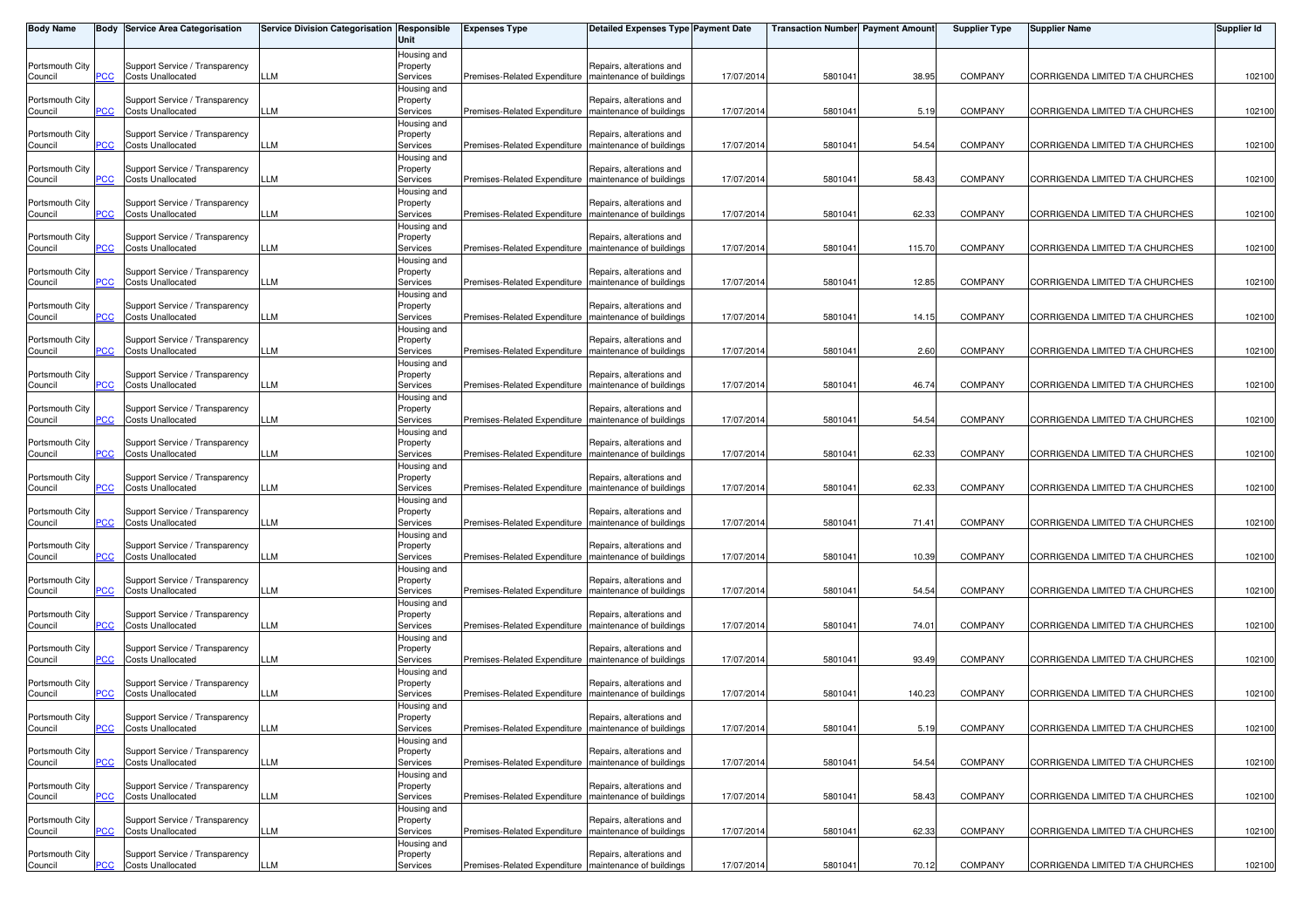| Body Name | Body | Service Area Categorisation | Service Division Categorisation | Responsible Unit | Expenses Type | Detailed Expenses Type | Payment Date | Transaction Number | Payment Amount | Supplier Type | Supplier Name | Supplier Id |
|---|---|---|---|---|---|---|---|---|---|---|---|---|
| Portsmouth City Council | PCC | Support Service / Transparency Costs Unallocated | LLM | Housing and Property Services | Premises-Related Expenditure | Repairs, alterations and maintenance of buildings | 17/07/2014 | 5801041 | 38.95 | COMPANY | CORRIGENDA LIMITED T/A CHURCHES | 102100 |
| Portsmouth City Council | PCC | Support Service / Transparency Costs Unallocated | LLM | Housing and Property Services | Premises-Related Expenditure | Repairs, alterations and maintenance of buildings | 17/07/2014 | 5801041 | 5.19 | COMPANY | CORRIGENDA LIMITED T/A CHURCHES | 102100 |
| Portsmouth City Council | PCC | Support Service / Transparency Costs Unallocated | LLM | Housing and Property Services | Premises-Related Expenditure | Repairs, alterations and maintenance of buildings | 17/07/2014 | 5801041 | 54.54 | COMPANY | CORRIGENDA LIMITED T/A CHURCHES | 102100 |
| Portsmouth City Council | PCC | Support Service / Transparency Costs Unallocated | LLM | Housing and Property Services | Premises-Related Expenditure | Repairs, alterations and maintenance of buildings | 17/07/2014 | 5801041 | 58.43 | COMPANY | CORRIGENDA LIMITED T/A CHURCHES | 102100 |
| Portsmouth City Council | PCC | Support Service / Transparency Costs Unallocated | LLM | Housing and Property Services | Premises-Related Expenditure | Repairs, alterations and maintenance of buildings | 17/07/2014 | 5801041 | 62.33 | COMPANY | CORRIGENDA LIMITED T/A CHURCHES | 102100 |
| Portsmouth City Council | PCC | Support Service / Transparency Costs Unallocated | LLM | Housing and Property Services | Premises-Related Expenditure | Repairs, alterations and maintenance of buildings | 17/07/2014 | 5801041 | 115.70 | COMPANY | CORRIGENDA LIMITED T/A CHURCHES | 102100 |
| Portsmouth City Council | PCC | Support Service / Transparency Costs Unallocated | LLM | Housing and Property Services | Premises-Related Expenditure | Repairs, alterations and maintenance of buildings | 17/07/2014 | 5801041 | 12.85 | COMPANY | CORRIGENDA LIMITED T/A CHURCHES | 102100 |
| Portsmouth City Council | PCC | Support Service / Transparency Costs Unallocated | LLM | Housing and Property Services | Premises-Related Expenditure | Repairs, alterations and maintenance of buildings | 17/07/2014 | 5801041 | 14.15 | COMPANY | CORRIGENDA LIMITED T/A CHURCHES | 102100 |
| Portsmouth City Council | PCC | Support Service / Transparency Costs Unallocated | LLM | Housing and Property Services | Premises-Related Expenditure | Repairs, alterations and maintenance of buildings | 17/07/2014 | 5801041 | 2.60 | COMPANY | CORRIGENDA LIMITED T/A CHURCHES | 102100 |
| Portsmouth City Council | PCC | Support Service / Transparency Costs Unallocated | LLM | Housing and Property Services | Premises-Related Expenditure | Repairs, alterations and maintenance of buildings | 17/07/2014 | 5801041 | 46.74 | COMPANY | CORRIGENDA LIMITED T/A CHURCHES | 102100 |
| Portsmouth City Council | PCC | Support Service / Transparency Costs Unallocated | LLM | Housing and Property Services | Premises-Related Expenditure | Repairs, alterations and maintenance of buildings | 17/07/2014 | 5801041 | 54.54 | COMPANY | CORRIGENDA LIMITED T/A CHURCHES | 102100 |
| Portsmouth City Council | PCC | Support Service / Transparency Costs Unallocated | LLM | Housing and Property Services | Premises-Related Expenditure | Repairs, alterations and maintenance of buildings | 17/07/2014 | 5801041 | 62.33 | COMPANY | CORRIGENDA LIMITED T/A CHURCHES | 102100 |
| Portsmouth City Council | PCC | Support Service / Transparency Costs Unallocated | LLM | Housing and Property Services | Premises-Related Expenditure | Repairs, alterations and maintenance of buildings | 17/07/2014 | 5801041 | 62.33 | COMPANY | CORRIGENDA LIMITED T/A CHURCHES | 102100 |
| Portsmouth City Council | PCC | Support Service / Transparency Costs Unallocated | LLM | Housing and Property Services | Premises-Related Expenditure | Repairs, alterations and maintenance of buildings | 17/07/2014 | 5801041 | 71.41 | COMPANY | CORRIGENDA LIMITED T/A CHURCHES | 102100 |
| Portsmouth City Council | PCC | Support Service / Transparency Costs Unallocated | LLM | Housing and Property Services | Premises-Related Expenditure | Repairs, alterations and maintenance of buildings | 17/07/2014 | 5801041 | 10.39 | COMPANY | CORRIGENDA LIMITED T/A CHURCHES | 102100 |
| Portsmouth City Council | PCC | Support Service / Transparency Costs Unallocated | LLM | Housing and Property Services | Premises-Related Expenditure | Repairs, alterations and maintenance of buildings | 17/07/2014 | 5801041 | 54.54 | COMPANY | CORRIGENDA LIMITED T/A CHURCHES | 102100 |
| Portsmouth City Council | PCC | Support Service / Transparency Costs Unallocated | LLM | Housing and Property Services | Premises-Related Expenditure | Repairs, alterations and maintenance of buildings | 17/07/2014 | 5801041 | 74.01 | COMPANY | CORRIGENDA LIMITED T/A CHURCHES | 102100 |
| Portsmouth City Council | PCC | Support Service / Transparency Costs Unallocated | LLM | Housing and Property Services | Premises-Related Expenditure | Repairs, alterations and maintenance of buildings | 17/07/2014 | 5801041 | 93.49 | COMPANY | CORRIGENDA LIMITED T/A CHURCHES | 102100 |
| Portsmouth City Council | PCC | Support Service / Transparency Costs Unallocated | LLM | Housing and Property Services | Premises-Related Expenditure | Repairs, alterations and maintenance of buildings | 17/07/2014 | 5801041 | 140.23 | COMPANY | CORRIGENDA LIMITED T/A CHURCHES | 102100 |
| Portsmouth City Council | PCC | Support Service / Transparency Costs Unallocated | LLM | Housing and Property Services | Premises-Related Expenditure | Repairs, alterations and maintenance of buildings | 17/07/2014 | 5801041 | 5.19 | COMPANY | CORRIGENDA LIMITED T/A CHURCHES | 102100 |
| Portsmouth City Council | PCC | Support Service / Transparency Costs Unallocated | LLM | Housing and Property Services | Premises-Related Expenditure | Repairs, alterations and maintenance of buildings | 17/07/2014 | 5801041 | 54.54 | COMPANY | CORRIGENDA LIMITED T/A CHURCHES | 102100 |
| Portsmouth City Council | PCC | Support Service / Transparency Costs Unallocated | LLM | Housing and Property Services | Premises-Related Expenditure | Repairs, alterations and maintenance of buildings | 17/07/2014 | 5801041 | 58.43 | COMPANY | CORRIGENDA LIMITED T/A CHURCHES | 102100 |
| Portsmouth City Council | PCC | Support Service / Transparency Costs Unallocated | LLM | Housing and Property Services | Premises-Related Expenditure | Repairs, alterations and maintenance of buildings | 17/07/2014 | 5801041 | 62.33 | COMPANY | CORRIGENDA LIMITED T/A CHURCHES | 102100 |
| Portsmouth City Council | PCC | Support Service / Transparency Costs Unallocated | LLM | Housing and Property Services | Premises-Related Expenditure | Repairs, alterations and maintenance of buildings | 17/07/2014 | 5801041 | 70.12 | COMPANY | CORRIGENDA LIMITED T/A CHURCHES | 102100 |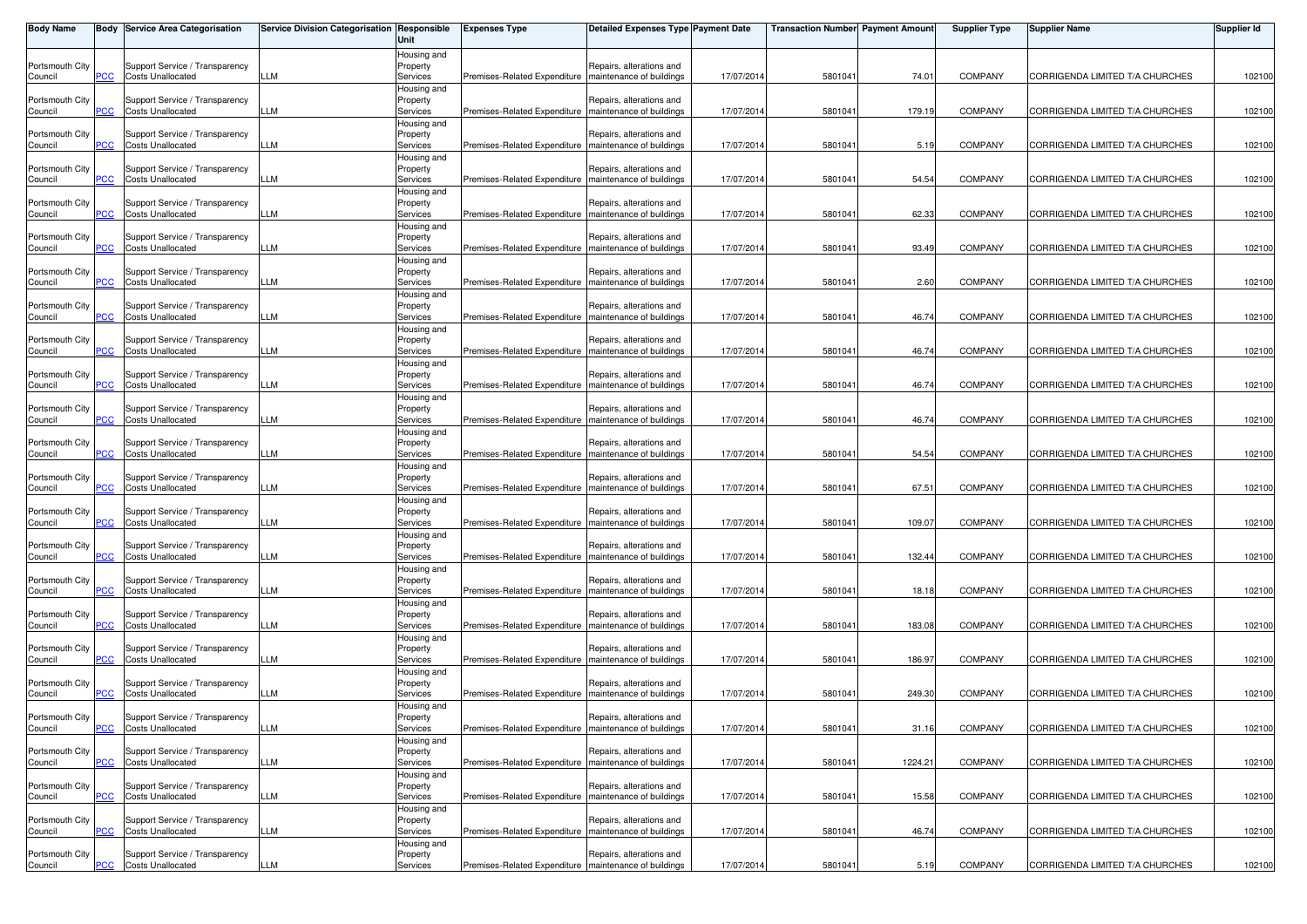| Body Name | Body | Service Area Categorisation | Service Division Categorisation | Responsible Unit | Expenses Type | Detailed Expenses Type | Payment Date | Transaction Number | Payment Amount | Supplier Type | Supplier Name | Supplier Id |
|---|---|---|---|---|---|---|---|---|---|---|---|---|
| Portsmouth City Council | PCC | Support Service / Transparency Costs Unallocated | LLM | Housing and Property Services | Premises-Related Expenditure | Repairs, alterations and maintenance of buildings | 17/07/2014 | 5801041 | 74.01 | COMPANY | CORRIGENDA LIMITED T/A CHURCHES | 102100 |
| Portsmouth City Council | PCC | Support Service / Transparency Costs Unallocated | LLM | Housing and Property Services | Premises-Related Expenditure | Repairs, alterations and maintenance of buildings | 17/07/2014 | 5801041 | 179.19 | COMPANY | CORRIGENDA LIMITED T/A CHURCHES | 102100 |
| Portsmouth City Council | PCC | Support Service / Transparency Costs Unallocated | LLM | Housing and Property Services | Premises-Related Expenditure | Repairs, alterations and maintenance of buildings | 17/07/2014 | 5801041 | 5.19 | COMPANY | CORRIGENDA LIMITED T/A CHURCHES | 102100 |
| Portsmouth City Council | PCC | Support Service / Transparency Costs Unallocated | LLM | Housing and Property Services | Premises-Related Expenditure | Repairs, alterations and maintenance of buildings | 17/07/2014 | 5801041 | 54.54 | COMPANY | CORRIGENDA LIMITED T/A CHURCHES | 102100 |
| Portsmouth City Council | PCC | Support Service / Transparency Costs Unallocated | LLM | Housing and Property Services | Premises-Related Expenditure | Repairs, alterations and maintenance of buildings | 17/07/2014 | 5801041 | 62.33 | COMPANY | CORRIGENDA LIMITED T/A CHURCHES | 102100 |
| Portsmouth City Council | PCC | Support Service / Transparency Costs Unallocated | LLM | Housing and Property Services | Premises-Related Expenditure | Repairs, alterations and maintenance of buildings | 17/07/2014 | 5801041 | 93.49 | COMPANY | CORRIGENDA LIMITED T/A CHURCHES | 102100 |
| Portsmouth City Council | PCC | Support Service / Transparency Costs Unallocated | LLM | Housing and Property Services | Premises-Related Expenditure | Repairs, alterations and maintenance of buildings | 17/07/2014 | 5801041 | 2.60 | COMPANY | CORRIGENDA LIMITED T/A CHURCHES | 102100 |
| Portsmouth City Council | PCC | Support Service / Transparency Costs Unallocated | LLM | Housing and Property Services | Premises-Related Expenditure | Repairs, alterations and maintenance of buildings | 17/07/2014 | 5801041 | 46.74 | COMPANY | CORRIGENDA LIMITED T/A CHURCHES | 102100 |
| Portsmouth City Council | PCC | Support Service / Transparency Costs Unallocated | LLM | Housing and Property Services | Premises-Related Expenditure | Repairs, alterations and maintenance of buildings | 17/07/2014 | 5801041 | 46.74 | COMPANY | CORRIGENDA LIMITED T/A CHURCHES | 102100 |
| Portsmouth City Council | PCC | Support Service / Transparency Costs Unallocated | LLM | Housing and Property Services | Premises-Related Expenditure | Repairs, alterations and maintenance of buildings | 17/07/2014 | 5801041 | 46.74 | COMPANY | CORRIGENDA LIMITED T/A CHURCHES | 102100 |
| Portsmouth City Council | PCC | Support Service / Transparency Costs Unallocated | LLM | Housing and Property Services | Premises-Related Expenditure | Repairs, alterations and maintenance of buildings | 17/07/2014 | 5801041 | 46.74 | COMPANY | CORRIGENDA LIMITED T/A CHURCHES | 102100 |
| Portsmouth City Council | PCC | Support Service / Transparency Costs Unallocated | LLM | Housing and Property Services | Premises-Related Expenditure | Repairs, alterations and maintenance of buildings | 17/07/2014 | 5801041 | 54.54 | COMPANY | CORRIGENDA LIMITED T/A CHURCHES | 102100 |
| Portsmouth City Council | PCC | Support Service / Transparency Costs Unallocated | LLM | Housing and Property Services | Premises-Related Expenditure | Repairs, alterations and maintenance of buildings | 17/07/2014 | 5801041 | 67.51 | COMPANY | CORRIGENDA LIMITED T/A CHURCHES | 102100 |
| Portsmouth City Council | PCC | Support Service / Transparency Costs Unallocated | LLM | Housing and Property Services | Premises-Related Expenditure | Repairs, alterations and maintenance of buildings | 17/07/2014 | 5801041 | 109.07 | COMPANY | CORRIGENDA LIMITED T/A CHURCHES | 102100 |
| Portsmouth City Council | PCC | Support Service / Transparency Costs Unallocated | LLM | Housing and Property Services | Premises-Related Expenditure | Repairs, alterations and maintenance of buildings | 17/07/2014 | 5801041 | 132.44 | COMPANY | CORRIGENDA LIMITED T/A CHURCHES | 102100 |
| Portsmouth City Council | PCC | Support Service / Transparency Costs Unallocated | LLM | Housing and Property Services | Premises-Related Expenditure | Repairs, alterations and maintenance of buildings | 17/07/2014 | 5801041 | 18.18 | COMPANY | CORRIGENDA LIMITED T/A CHURCHES | 102100 |
| Portsmouth City Council | PCC | Support Service / Transparency Costs Unallocated | LLM | Housing and Property Services | Premises-Related Expenditure | Repairs, alterations and maintenance of buildings | 17/07/2014 | 5801041 | 183.08 | COMPANY | CORRIGENDA LIMITED T/A CHURCHES | 102100 |
| Portsmouth City Council | PCC | Support Service / Transparency Costs Unallocated | LLM | Housing and Property Services | Premises-Related Expenditure | Repairs, alterations and maintenance of buildings | 17/07/2014 | 5801041 | 186.97 | COMPANY | CORRIGENDA LIMITED T/A CHURCHES | 102100 |
| Portsmouth City Council | PCC | Support Service / Transparency Costs Unallocated | LLM | Housing and Property Services | Premises-Related Expenditure | Repairs, alterations and maintenance of buildings | 17/07/2014 | 5801041 | 249.30 | COMPANY | CORRIGENDA LIMITED T/A CHURCHES | 102100 |
| Portsmouth City Council | PCC | Support Service / Transparency Costs Unallocated | LLM | Housing and Property Services | Premises-Related Expenditure | Repairs, alterations and maintenance of buildings | 17/07/2014 | 5801041 | 31.16 | COMPANY | CORRIGENDA LIMITED T/A CHURCHES | 102100 |
| Portsmouth City Council | PCC | Support Service / Transparency Costs Unallocated | LLM | Housing and Property Services | Premises-Related Expenditure | Repairs, alterations and maintenance of buildings | 17/07/2014 | 5801041 | 1224.21 | COMPANY | CORRIGENDA LIMITED T/A CHURCHES | 102100 |
| Portsmouth City Council | PCC | Support Service / Transparency Costs Unallocated | LLM | Housing and Property Services | Premises-Related Expenditure | Repairs, alterations and maintenance of buildings | 17/07/2014 | 5801041 | 15.58 | COMPANY | CORRIGENDA LIMITED T/A CHURCHES | 102100 |
| Portsmouth City Council | PCC | Support Service / Transparency Costs Unallocated | LLM | Housing and Property Services | Premises-Related Expenditure | Repairs, alterations and maintenance of buildings | 17/07/2014 | 5801041 | 46.74 | COMPANY | CORRIGENDA LIMITED T/A CHURCHES | 102100 |
| Portsmouth City Council | PCC | Support Service / Transparency Costs Unallocated | LLM | Housing and Property Services | Premises-Related Expenditure | Repairs, alterations and maintenance of buildings | 17/07/2014 | 5801041 | 5.19 | COMPANY | CORRIGENDA LIMITED T/A CHURCHES | 102100 |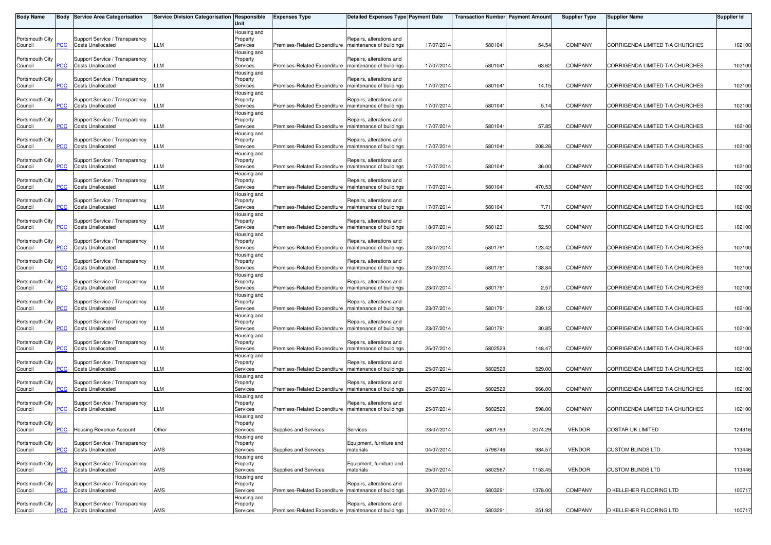| Body Name | Body | Service Area Categorisation | Service Division Categorisation | Responsible Unit | Expenses Type | Detailed Expenses Type | Payment Date | Transaction Number | Payment Amount | Supplier Type | Supplier Name | Supplier Id |
|---|---|---|---|---|---|---|---|---|---|---|---|---|
| Portsmouth City Council | PCC | Support Service / Transparency Costs Unallocated | LLM | Housing and Property Services | Premises-Related Expenditure | Repairs, alterations and maintenance of buildings | 17/07/2014 | 5801041 | 54.54 | COMPANY | CORRIGENDA LIMITED T/A CHURCHES | 102100 |
| Portsmouth City Council | PCC | Support Service / Transparency Costs Unallocated | LLM | Housing and Property Services | Premises-Related Expenditure | Repairs, alterations and maintenance of buildings | 17/07/2014 | 5801041 | 63.62 | COMPANY | CORRIGENDA LIMITED T/A CHURCHES | 102100 |
| Portsmouth City Council | PCC | Support Service / Transparency Costs Unallocated | LLM | Housing and Property Services | Premises-Related Expenditure | Repairs, alterations and maintenance of buildings | 17/07/2014 | 5801041 | 14.15 | COMPANY | CORRIGENDA LIMITED T/A CHURCHES | 102100 |
| Portsmouth City Council | PCC | Support Service / Transparency Costs Unallocated | LLM | Housing and Property Services | Premises-Related Expenditure | Repairs, alterations and maintenance of buildings | 17/07/2014 | 5801041 | 5.14 | COMPANY | CORRIGENDA LIMITED T/A CHURCHES | 102100 |
| Portsmouth City Council | PCC | Support Service / Transparency Costs Unallocated | LLM | Housing and Property Services | Premises-Related Expenditure | Repairs, alterations and maintenance of buildings | 17/07/2014 | 5801041 | 57.85 | COMPANY | CORRIGENDA LIMITED T/A CHURCHES | 102100 |
| Portsmouth City Council | PCC | Support Service / Transparency Costs Unallocated | LLM | Housing and Property Services | Premises-Related Expenditure | Repairs, alterations and maintenance of buildings | 17/07/2014 | 5801041 | 208.26 | COMPANY | CORRIGENDA LIMITED T/A CHURCHES | 102100 |
| Portsmouth City Council | PCC | Support Service / Transparency Costs Unallocated | LLM | Housing and Property Services | Premises-Related Expenditure | Repairs, alterations and maintenance of buildings | 17/07/2014 | 5801041 | 36.00 | COMPANY | CORRIGENDA LIMITED T/A CHURCHES | 102100 |
| Portsmouth City Council | PCC | Support Service / Transparency Costs Unallocated | LLM | Housing and Property Services | Premises-Related Expenditure | Repairs, alterations and maintenance of buildings | 17/07/2014 | 5801041 | 470.53 | COMPANY | CORRIGENDA LIMITED T/A CHURCHES | 102100 |
| Portsmouth City Council | PCC | Support Service / Transparency Costs Unallocated | LLM | Housing and Property Services | Premises-Related Expenditure | Repairs, alterations and maintenance of buildings | 17/07/2014 | 5801041 | 7.71 | COMPANY | CORRIGENDA LIMITED T/A CHURCHES | 102100 |
| Portsmouth City Council | PCC | Support Service / Transparency Costs Unallocated | LLM | Housing and Property Services | Premises-Related Expenditure | Repairs, alterations and maintenance of buildings | 18/07/2014 | 5801231 | 52.50 | COMPANY | CORRIGENDA LIMITED T/A CHURCHES | 102100 |
| Portsmouth City Council | PCC | Support Service / Transparency Costs Unallocated | LLM | Housing and Property Services | Premises-Related Expenditure | Repairs, alterations and maintenance of buildings | 23/07/2014 | 5801791 | 123.42 | COMPANY | CORRIGENDA LIMITED T/A CHURCHES | 102100 |
| Portsmouth City Council | PCC | Support Service / Transparency Costs Unallocated | LLM | Housing and Property Services | Premises-Related Expenditure | Repairs, alterations and maintenance of buildings | 23/07/2014 | 5801791 | 138.84 | COMPANY | CORRIGENDA LIMITED T/A CHURCHES | 102100 |
| Portsmouth City Council | PCC | Support Service / Transparency Costs Unallocated | LLM | Housing and Property Services | Premises-Related Expenditure | Repairs, alterations and maintenance of buildings | 23/07/2014 | 5801791 | 2.57 | COMPANY | CORRIGENDA LIMITED T/A CHURCHES | 102100 |
| Portsmouth City Council | PCC | Support Service / Transparency Costs Unallocated | LLM | Housing and Property Services | Premises-Related Expenditure | Repairs, alterations and maintenance of buildings | 23/07/2014 | 5801791 | 239.12 | COMPANY | CORRIGENDA LIMITED T/A CHURCHES | 102100 |
| Portsmouth City Council | PCC | Support Service / Transparency Costs Unallocated | LLM | Housing and Property Services | Premises-Related Expenditure | Repairs, alterations and maintenance of buildings | 23/07/2014 | 5801791 | 30.85 | COMPANY | CORRIGENDA LIMITED T/A CHURCHES | 102100 |
| Portsmouth City Council | PCC | Support Service / Transparency Costs Unallocated | LLM | Housing and Property Services | Premises-Related Expenditure | Repairs, alterations and maintenance of buildings | 25/07/2014 | 5802529 | 148.47 | COMPANY | CORRIGENDA LIMITED T/A CHURCHES | 102100 |
| Portsmouth City Council | PCC | Support Service / Transparency Costs Unallocated | LLM | Housing and Property Services | Premises-Related Expenditure | Repairs, alterations and maintenance of buildings | 25/07/2014 | 5802529 | 529.00 | COMPANY | CORRIGENDA LIMITED T/A CHURCHES | 102100 |
| Portsmouth City Council | PCC | Support Service / Transparency Costs Unallocated | LLM | Housing and Property Services | Premises-Related Expenditure | Repairs, alterations and maintenance of buildings | 25/07/2014 | 5802529 | 966.00 | COMPANY | CORRIGENDA LIMITED T/A CHURCHES | 102100 |
| Portsmouth City Council | PCC | Support Service / Transparency Costs Unallocated | LLM | Housing and Property Services | Premises-Related Expenditure | Repairs, alterations and maintenance of buildings | 25/07/2014 | 5802529 | 598.00 | COMPANY | CORRIGENDA LIMITED T/A CHURCHES | 102100 |
| Portsmouth City Council | PCC | Housing Revenue Account | Other | Housing and Property Services | Supplies and Services | Services | 23/07/2014 | 5801793 | 2074.29 | VENDOR | COSTAR UK LIMITED | 124316 |
| Portsmouth City Council | PCC | Support Service / Transparency Costs Unallocated | AMS | Housing and Property Services | Supplies and Services | Equipment, furniture and materials | 04/07/2014 | 5798746 | 984.57 | VENDOR | CUSTOM BLINDS LTD | 113446 |
| Portsmouth City Council | PCC | Support Service / Transparency Costs Unallocated | AMS | Housing and Property Services | Supplies and Services | Equipment, furniture and materials | 25/07/2014 | 5802567 | 1153.45 | VENDOR | CUSTOM BLINDS LTD | 113446 |
| Portsmouth City Council | PCC | Support Service / Transparency Costs Unallocated | AMS | Housing and Property Services | Premises-Related Expenditure | Repairs, alterations and maintenance of buildings | 30/07/2014 | 5803291 | 1378.00 | COMPANY | D KELLEHER FLOORING LTD | 100717 |
| Portsmouth City Council | PCC | Support Service / Transparency Costs Unallocated | AMS | Housing and Property Services | Premises-Related Expenditure | Repairs, alterations and maintenance of buildings | 30/07/2014 | 5803291 | 251.92 | COMPANY | D KELLEHER FLOORING LTD | 100717 |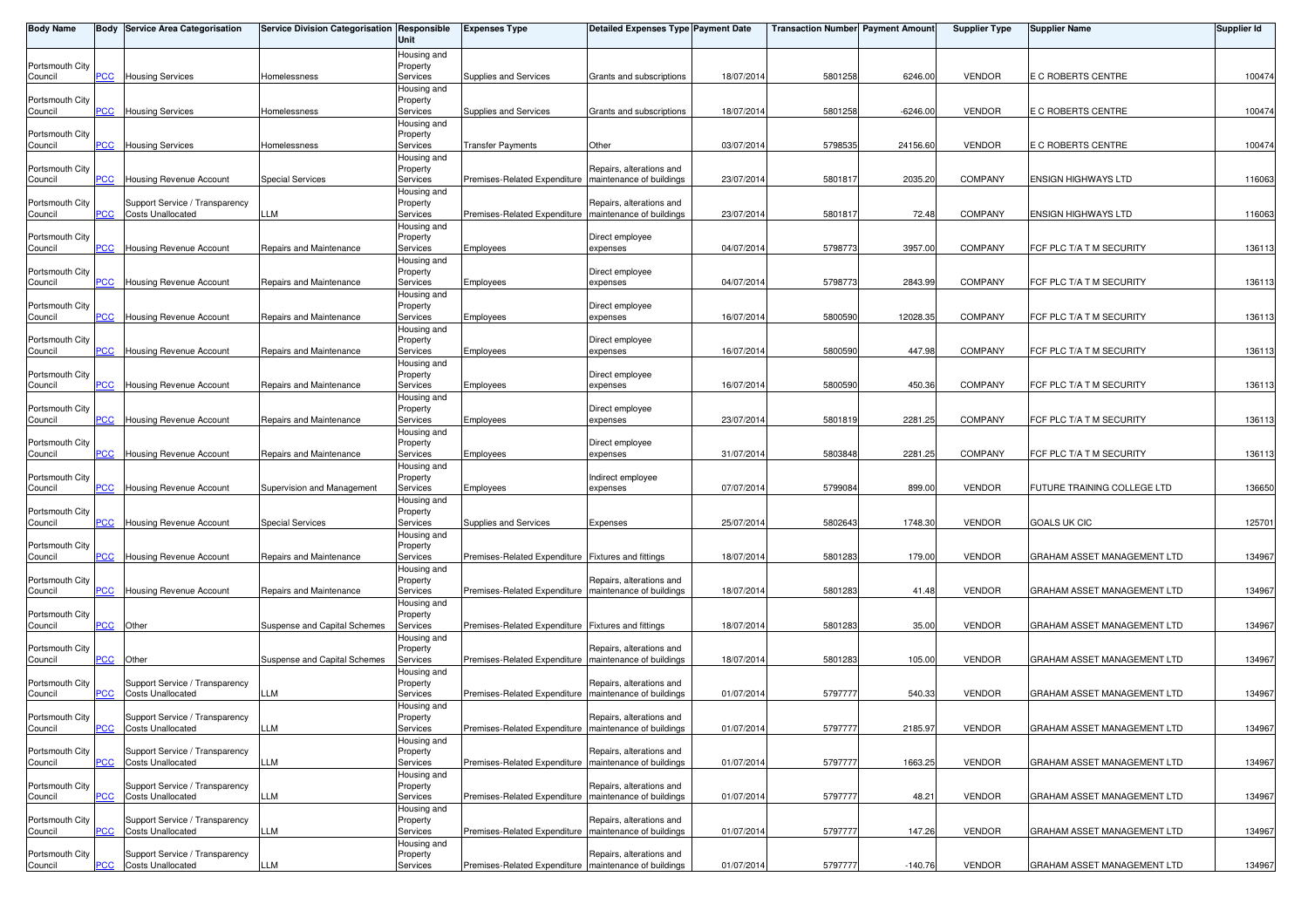| Body Name | Body | Service Area Categorisation | Service Division Categorisation | Responsible Unit | Expenses Type | Detailed Expenses Type | Payment Date | Transaction Number | Payment Amount | Supplier Type | Supplier Name | Supplier Id |
|---|---|---|---|---|---|---|---|---|---|---|---|---|
| Portsmouth City Council | PCC | Housing Services | Homelessness | Housing and Property Services | Supplies and Services | Grants and subscriptions | 18/07/2014 | 5801258 | 6246.00 | VENDOR | E C ROBERTS CENTRE | 100474 |
| Portsmouth City Council | PCC | Housing Services | Homelessness | Housing and Property Services | Supplies and Services | Grants and subscriptions | 18/07/2014 | 5801258 | -6246.00 | VENDOR | E C ROBERTS CENTRE | 100474 |
| Portsmouth City Council | PCC | Housing Services | Homelessness | Housing and Property Services | Transfer Payments | Other | 03/07/2014 | 5798535 | 24156.60 | VENDOR | E C ROBERTS CENTRE | 100474 |
| Portsmouth City Council | PCC | Housing Revenue Account | Special Services | Housing and Property Services | Premises-Related Expenditure | Repairs, alterations and maintenance of buildings | 23/07/2014 | 5801817 | 2035.20 | COMPANY | ENSIGN HIGHWAYS LTD | 116063 |
| Portsmouth City Council | PCC | Support Service / Transparency Costs Unallocated | LLM | Housing and Property Services | Premises-Related Expenditure | Repairs, alterations and maintenance of buildings | 23/07/2014 | 5801817 | 72.48 | COMPANY | ENSIGN HIGHWAYS LTD | 116063 |
| Portsmouth City Council | PCC | Housing Revenue Account | Repairs and Maintenance | Housing and Property Services | Employees | Direct employee expenses | 04/07/2014 | 5798773 | 3957.00 | COMPANY | FCF PLC T/A T M SECURITY | 136113 |
| Portsmouth City Council | PCC | Housing Revenue Account | Repairs and Maintenance | Housing and Property Services | Employees | Direct employee expenses | 04/07/2014 | 5798773 | 2843.99 | COMPANY | FCF PLC T/A T M SECURITY | 136113 |
| Portsmouth City Council | PCC | Housing Revenue Account | Repairs and Maintenance | Housing and Property Services | Employees | Direct employee expenses | 16/07/2014 | 5800590 | 12028.35 | COMPANY | FCF PLC T/A T M SECURITY | 136113 |
| Portsmouth City Council | PCC | Housing Revenue Account | Repairs and Maintenance | Housing and Property Services | Employees | Direct employee expenses | 16/07/2014 | 5800590 | 447.98 | COMPANY | FCF PLC T/A T M SECURITY | 136113 |
| Portsmouth City Council | PCC | Housing Revenue Account | Repairs and Maintenance | Housing and Property Services | Employees | Direct employee expenses | 16/07/2014 | 5800590 | 450.36 | COMPANY | FCF PLC T/A T M SECURITY | 136113 |
| Portsmouth City Council | PCC | Housing Revenue Account | Repairs and Maintenance | Housing and Property Services | Employees | Direct employee expenses | 23/07/2014 | 5801819 | 2281.25 | COMPANY | FCF PLC T/A T M SECURITY | 136113 |
| Portsmouth City Council | PCC | Housing Revenue Account | Repairs and Maintenance | Housing and Property Services | Employees | Direct employee expenses | 31/07/2014 | 5803848 | 2281.25 | COMPANY | FCF PLC T/A T M SECURITY | 136113 |
| Portsmouth City Council | PCC | Housing Revenue Account | Supervision and Management | Housing and Property Services | Employees | Indirect employee expenses | 07/07/2014 | 5799084 | 899.00 | VENDOR | FUTURE TRAINING COLLEGE LTD | 136650 |
| Portsmouth City Council | PCC | Housing Revenue Account | Special Services | Housing and Property Services | Supplies and Services | Expenses | 25/07/2014 | 5802643 | 1748.30 | VENDOR | GOALS UK CIC | 125701 |
| Portsmouth City Council | PCC | Housing Revenue Account | Repairs and Maintenance | Housing and Property Services | Premises-Related Expenditure | Fixtures and fittings | 18/07/2014 | 5801283 | 179.00 | VENDOR | GRAHAM ASSET MANAGEMENT LTD | 134967 |
| Portsmouth City Council | PCC | Housing Revenue Account | Repairs and Maintenance | Housing and Property Services | Premises-Related Expenditure | Repairs, alterations and maintenance of buildings | 18/07/2014 | 5801283 | 41.48 | VENDOR | GRAHAM ASSET MANAGEMENT LTD | 134967 |
| Portsmouth City Council | PCC | Other | Suspense and Capital Schemes | Housing and Property Services | Premises-Related Expenditure | Fixtures and fittings | 18/07/2014 | 5801283 | 35.00 | VENDOR | GRAHAM ASSET MANAGEMENT LTD | 134967 |
| Portsmouth City Council | PCC | Other | Suspense and Capital Schemes | Housing and Property Services | Premises-Related Expenditure | Repairs, alterations and maintenance of buildings | 18/07/2014 | 5801283 | 105.00 | VENDOR | GRAHAM ASSET MANAGEMENT LTD | 134967 |
| Portsmouth City Council | PCC | Support Service / Transparency Costs Unallocated | LLM | Housing and Property Services | Premises-Related Expenditure | Repairs, alterations and maintenance of buildings | 01/07/2014 | 5797777 | 540.33 | VENDOR | GRAHAM ASSET MANAGEMENT LTD | 134967 |
| Portsmouth City Council | PCC | Support Service / Transparency Costs Unallocated | LLM | Housing and Property Services | Premises-Related Expenditure | Repairs, alterations and maintenance of buildings | 01/07/2014 | 5797777 | 2185.97 | VENDOR | GRAHAM ASSET MANAGEMENT LTD | 134967 |
| Portsmouth City Council | PCC | Support Service / Transparency Costs Unallocated | LLM | Housing and Property Services | Premises-Related Expenditure | Repairs, alterations and maintenance of buildings | 01/07/2014 | 5797777 | 1663.25 | VENDOR | GRAHAM ASSET MANAGEMENT LTD | 134967 |
| Portsmouth City Council | PCC | Support Service / Transparency Costs Unallocated | LLM | Housing and Property Services | Premises-Related Expenditure | Repairs, alterations and maintenance of buildings | 01/07/2014 | 5797777 | 48.21 | VENDOR | GRAHAM ASSET MANAGEMENT LTD | 134967 |
| Portsmouth City Council | PCC | Support Service / Transparency Costs Unallocated | LLM | Housing and Property Services | Premises-Related Expenditure | Repairs, alterations and maintenance of buildings | 01/07/2014 | 5797777 | 147.26 | VENDOR | GRAHAM ASSET MANAGEMENT LTD | 134967 |
| Portsmouth City Council | PCC | Support Service / Transparency Costs Unallocated | LLM | Housing and Property Services | Premises-Related Expenditure | Repairs, alterations and maintenance of buildings | 01/07/2014 | 5797777 | -140.76 | VENDOR | GRAHAM ASSET MANAGEMENT LTD | 134967 |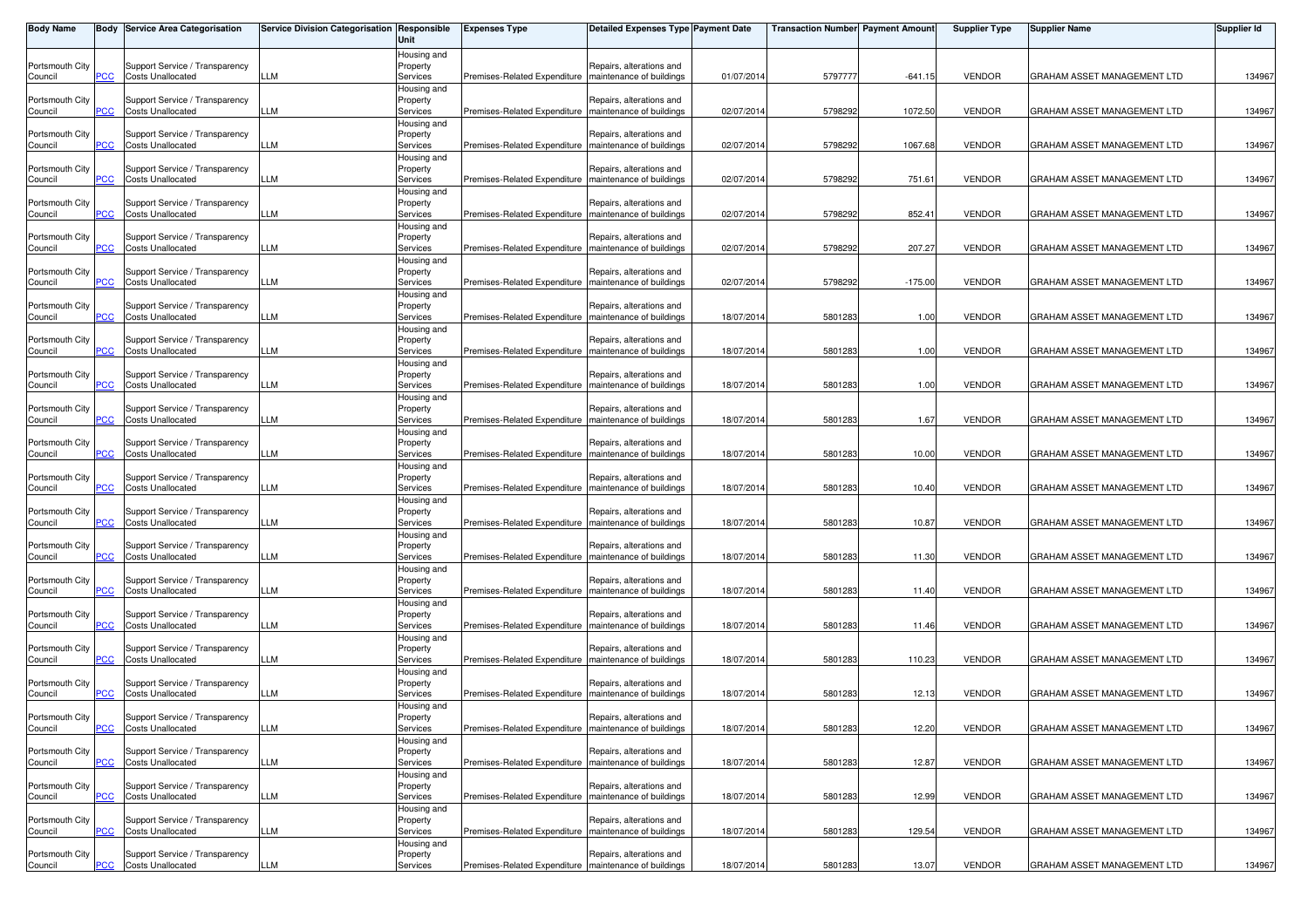| Body Name | Body | Service Area Categorisation | Service Division Categorisation | Responsible Unit | Expenses Type | Detailed Expenses Type | Payment Date | Transaction Number | Payment Amount | Supplier Type | Supplier Name | Supplier Id |
|---|---|---|---|---|---|---|---|---|---|---|---|---|
| Portsmouth City Council | PCC | Support Service / Transparency Costs Unallocated | LLM | Housing and Property Services | Premises-Related Expenditure | Repairs, alterations and maintenance of buildings | 01/07/2014 | 5797777 | -641.15 | VENDOR | GRAHAM ASSET MANAGEMENT LTD | 134967 |
| Portsmouth City Council | PCC | Support Service / Transparency Costs Unallocated | LLM | Housing and Property Services | Premises-Related Expenditure | Repairs, alterations and maintenance of buildings | 02/07/2014 | 5798292 | 1072.50 | VENDOR | GRAHAM ASSET MANAGEMENT LTD | 134967 |
| Portsmouth City Council | PCC | Support Service / Transparency Costs Unallocated | LLM | Housing and Property Services | Premises-Related Expenditure | Repairs, alterations and maintenance of buildings | 02/07/2014 | 5798292 | 1067.68 | VENDOR | GRAHAM ASSET MANAGEMENT LTD | 134967 |
| Portsmouth City Council | PCC | Support Service / Transparency Costs Unallocated | LLM | Housing and Property Services | Premises-Related Expenditure | Repairs, alterations and maintenance of buildings | 02/07/2014 | 5798292 | 751.61 | VENDOR | GRAHAM ASSET MANAGEMENT LTD | 134967 |
| Portsmouth City Council | PCC | Support Service / Transparency Costs Unallocated | LLM | Housing and Property Services | Premises-Related Expenditure | Repairs, alterations and maintenance of buildings | 02/07/2014 | 5798292 | 852.41 | VENDOR | GRAHAM ASSET MANAGEMENT LTD | 134967 |
| Portsmouth City Council | PCC | Support Service / Transparency Costs Unallocated | LLM | Housing and Property Services | Premises-Related Expenditure | Repairs, alterations and maintenance of buildings | 02/07/2014 | 5798292 | 207.27 | VENDOR | GRAHAM ASSET MANAGEMENT LTD | 134967 |
| Portsmouth City Council | PCC | Support Service / Transparency Costs Unallocated | LLM | Housing and Property Services | Premises-Related Expenditure | Repairs, alterations and maintenance of buildings | 02/07/2014 | 5798292 | -175.00 | VENDOR | GRAHAM ASSET MANAGEMENT LTD | 134967 |
| Portsmouth City Council | PCC | Support Service / Transparency Costs Unallocated | LLM | Housing and Property Services | Premises-Related Expenditure | Repairs, alterations and maintenance of buildings | 18/07/2014 | 5801283 | 1.00 | VENDOR | GRAHAM ASSET MANAGEMENT LTD | 134967 |
| Portsmouth City Council | PCC | Support Service / Transparency Costs Unallocated | LLM | Housing and Property Services | Premises-Related Expenditure | Repairs, alterations and maintenance of buildings | 18/07/2014 | 5801283 | 1.00 | VENDOR | GRAHAM ASSET MANAGEMENT LTD | 134967 |
| Portsmouth City Council | PCC | Support Service / Transparency Costs Unallocated | LLM | Housing and Property Services | Premises-Related Expenditure | Repairs, alterations and maintenance of buildings | 18/07/2014 | 5801283 | 1.00 | VENDOR | GRAHAM ASSET MANAGEMENT LTD | 134967 |
| Portsmouth City Council | PCC | Support Service / Transparency Costs Unallocated | LLM | Housing and Property Services | Premises-Related Expenditure | Repairs, alterations and maintenance of buildings | 18/07/2014 | 5801283 | 1.67 | VENDOR | GRAHAM ASSET MANAGEMENT LTD | 134967 |
| Portsmouth City Council | PCC | Support Service / Transparency Costs Unallocated | LLM | Housing and Property Services | Premises-Related Expenditure | Repairs, alterations and maintenance of buildings | 18/07/2014 | 5801283 | 10.00 | VENDOR | GRAHAM ASSET MANAGEMENT LTD | 134967 |
| Portsmouth City Council | PCC | Support Service / Transparency Costs Unallocated | LLM | Housing and Property Services | Premises-Related Expenditure | Repairs, alterations and maintenance of buildings | 18/07/2014 | 5801283 | 10.40 | VENDOR | GRAHAM ASSET MANAGEMENT LTD | 134967 |
| Portsmouth City Council | PCC | Support Service / Transparency Costs Unallocated | LLM | Housing and Property Services | Premises-Related Expenditure | Repairs, alterations and maintenance of buildings | 18/07/2014 | 5801283 | 10.87 | VENDOR | GRAHAM ASSET MANAGEMENT LTD | 134967 |
| Portsmouth City Council | PCC | Support Service / Transparency Costs Unallocated | LLM | Housing and Property Services | Premises-Related Expenditure | Repairs, alterations and maintenance of buildings | 18/07/2014 | 5801283 | 11.30 | VENDOR | GRAHAM ASSET MANAGEMENT LTD | 134967 |
| Portsmouth City Council | PCC | Support Service / Transparency Costs Unallocated | LLM | Housing and Property Services | Premises-Related Expenditure | Repairs, alterations and maintenance of buildings | 18/07/2014 | 5801283 | 11.40 | VENDOR | GRAHAM ASSET MANAGEMENT LTD | 134967 |
| Portsmouth City Council | PCC | Support Service / Transparency Costs Unallocated | LLM | Housing and Property Services | Premises-Related Expenditure | Repairs, alterations and maintenance of buildings | 18/07/2014 | 5801283 | 11.46 | VENDOR | GRAHAM ASSET MANAGEMENT LTD | 134967 |
| Portsmouth City Council | PCC | Support Service / Transparency Costs Unallocated | LLM | Housing and Property Services | Premises-Related Expenditure | Repairs, alterations and maintenance of buildings | 18/07/2014 | 5801283 | 110.23 | VENDOR | GRAHAM ASSET MANAGEMENT LTD | 134967 |
| Portsmouth City Council | PCC | Support Service / Transparency Costs Unallocated | LLM | Housing and Property Services | Premises-Related Expenditure | Repairs, alterations and maintenance of buildings | 18/07/2014 | 5801283 | 12.13 | VENDOR | GRAHAM ASSET MANAGEMENT LTD | 134967 |
| Portsmouth City Council | PCC | Support Service / Transparency Costs Unallocated | LLM | Housing and Property Services | Premises-Related Expenditure | Repairs, alterations and maintenance of buildings | 18/07/2014 | 5801283 | 12.20 | VENDOR | GRAHAM ASSET MANAGEMENT LTD | 134967 |
| Portsmouth City Council | PCC | Support Service / Transparency Costs Unallocated | LLM | Housing and Property Services | Premises-Related Expenditure | Repairs, alterations and maintenance of buildings | 18/07/2014 | 5801283 | 12.87 | VENDOR | GRAHAM ASSET MANAGEMENT LTD | 134967 |
| Portsmouth City Council | PCC | Support Service / Transparency Costs Unallocated | LLM | Housing and Property Services | Premises-Related Expenditure | Repairs, alterations and maintenance of buildings | 18/07/2014 | 5801283 | 12.99 | VENDOR | GRAHAM ASSET MANAGEMENT LTD | 134967 |
| Portsmouth City Council | PCC | Support Service / Transparency Costs Unallocated | LLM | Housing and Property Services | Premises-Related Expenditure | Repairs, alterations and maintenance of buildings | 18/07/2014 | 5801283 | 129.54 | VENDOR | GRAHAM ASSET MANAGEMENT LTD | 134967 |
| Portsmouth City Council | PCC | Support Service / Transparency Costs Unallocated | LLM | Housing and Property Services | Premises-Related Expenditure | Repairs, alterations and maintenance of buildings | 18/07/2014 | 5801283 | 13.07 | VENDOR | GRAHAM ASSET MANAGEMENT LTD | 134967 |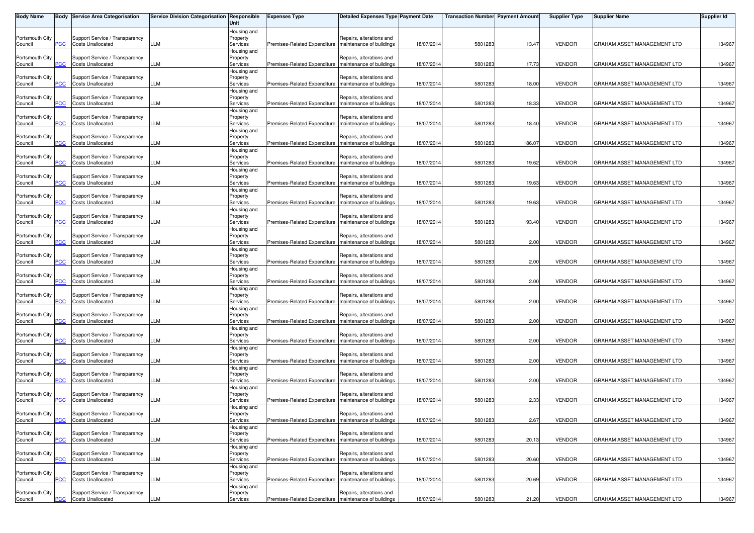| Body Name | Body | Service Area Categorisation | Service Division Categorisation | Responsible Unit | Expenses Type | Detailed Expenses Type | Payment Date | Transaction Number | Payment Amount | Supplier Type | Supplier Name | Supplier Id |
|---|---|---|---|---|---|---|---|---|---|---|---|---|
| Portsmouth City Council | PCC | Support Service / Transparency Costs Unallocated | LLM | Housing and Property Services | Premises-Related Expenditure | Repairs, alterations and maintenance of buildings | 18/07/2014 | 5801283 | 13.47 | VENDOR | GRAHAM ASSET MANAGEMENT LTD | 134967 |
| Portsmouth City Council | PCC | Support Service / Transparency Costs Unallocated | LLM | Housing and Property Services | Premises-Related Expenditure | Repairs, alterations and maintenance of buildings | 18/07/2014 | 5801283 | 17.73 | VENDOR | GRAHAM ASSET MANAGEMENT LTD | 134967 |
| Portsmouth City Council | PCC | Support Service / Transparency Costs Unallocated | LLM | Housing and Property Services | Premises-Related Expenditure | Repairs, alterations and maintenance of buildings | 18/07/2014 | 5801283 | 18.00 | VENDOR | GRAHAM ASSET MANAGEMENT LTD | 134967 |
| Portsmouth City Council | PCC | Support Service / Transparency Costs Unallocated | LLM | Housing and Property Services | Premises-Related Expenditure | Repairs, alterations and maintenance of buildings | 18/07/2014 | 5801283 | 18.33 | VENDOR | GRAHAM ASSET MANAGEMENT LTD | 134967 |
| Portsmouth City Council | PCC | Support Service / Transparency Costs Unallocated | LLM | Housing and Property Services | Premises-Related Expenditure | Repairs, alterations and maintenance of buildings | 18/07/2014 | 5801283 | 18.40 | VENDOR | GRAHAM ASSET MANAGEMENT LTD | 134967 |
| Portsmouth City Council | PCC | Support Service / Transparency Costs Unallocated | LLM | Housing and Property Services | Premises-Related Expenditure | Repairs, alterations and maintenance of buildings | 18/07/2014 | 5801283 | 186.07 | VENDOR | GRAHAM ASSET MANAGEMENT LTD | 134967 |
| Portsmouth City Council | PCC | Support Service / Transparency Costs Unallocated | LLM | Housing and Property Services | Premises-Related Expenditure | Repairs, alterations and maintenance of buildings | 18/07/2014 | 5801283 | 19.62 | VENDOR | GRAHAM ASSET MANAGEMENT LTD | 134967 |
| Portsmouth City Council | PCC | Support Service / Transparency Costs Unallocated | LLM | Housing and Property Services | Premises-Related Expenditure | Repairs, alterations and maintenance of buildings | 18/07/2014 | 5801283 | 19.63 | VENDOR | GRAHAM ASSET MANAGEMENT LTD | 134967 |
| Portsmouth City Council | PCC | Support Service / Transparency Costs Unallocated | LLM | Housing and Property Services | Premises-Related Expenditure | Repairs, alterations and maintenance of buildings | 18/07/2014 | 5801283 | 19.63 | VENDOR | GRAHAM ASSET MANAGEMENT LTD | 134967 |
| Portsmouth City Council | PCC | Support Service / Transparency Costs Unallocated | LLM | Housing and Property Services | Premises-Related Expenditure | Repairs, alterations and maintenance of buildings | 18/07/2014 | 5801283 | 193.40 | VENDOR | GRAHAM ASSET MANAGEMENT LTD | 134967 |
| Portsmouth City Council | PCC | Support Service / Transparency Costs Unallocated | LLM | Housing and Property Services | Premises-Related Expenditure | Repairs, alterations and maintenance of buildings | 18/07/2014 | 5801283 | 2.00 | VENDOR | GRAHAM ASSET MANAGEMENT LTD | 134967 |
| Portsmouth City Council | PCC | Support Service / Transparency Costs Unallocated | LLM | Housing and Property Services | Premises-Related Expenditure | Repairs, alterations and maintenance of buildings | 18/07/2014 | 5801283 | 2.00 | VENDOR | GRAHAM ASSET MANAGEMENT LTD | 134967 |
| Portsmouth City Council | PCC | Support Service / Transparency Costs Unallocated | LLM | Housing and Property Services | Premises-Related Expenditure | Repairs, alterations and maintenance of buildings | 18/07/2014 | 5801283 | 2.00 | VENDOR | GRAHAM ASSET MANAGEMENT LTD | 134967 |
| Portsmouth City Council | PCC | Support Service / Transparency Costs Unallocated | LLM | Housing and Property Services | Premises-Related Expenditure | Repairs, alterations and maintenance of buildings | 18/07/2014 | 5801283 | 2.00 | VENDOR | GRAHAM ASSET MANAGEMENT LTD | 134967 |
| Portsmouth City Council | PCC | Support Service / Transparency Costs Unallocated | LLM | Housing and Property Services | Premises-Related Expenditure | Repairs, alterations and maintenance of buildings | 18/07/2014 | 5801283 | 2.00 | VENDOR | GRAHAM ASSET MANAGEMENT LTD | 134967 |
| Portsmouth City Council | PCC | Support Service / Transparency Costs Unallocated | LLM | Housing and Property Services | Premises-Related Expenditure | Repairs, alterations and maintenance of buildings | 18/07/2014 | 5801283 | 2.00 | VENDOR | GRAHAM ASSET MANAGEMENT LTD | 134967 |
| Portsmouth City Council | PCC | Support Service / Transparency Costs Unallocated | LLM | Housing and Property Services | Premises-Related Expenditure | Repairs, alterations and maintenance of buildings | 18/07/2014 | 5801283 | 2.00 | VENDOR | GRAHAM ASSET MANAGEMENT LTD | 134967 |
| Portsmouth City Council | PCC | Support Service / Transparency Costs Unallocated | LLM | Housing and Property Services | Premises-Related Expenditure | Repairs, alterations and maintenance of buildings | 18/07/2014 | 5801283 | 2.00 | VENDOR | GRAHAM ASSET MANAGEMENT LTD | 134967 |
| Portsmouth City Council | PCC | Support Service / Transparency Costs Unallocated | LLM | Housing and Property Services | Premises-Related Expenditure | Repairs, alterations and maintenance of buildings | 18/07/2014 | 5801283 | 2.33 | VENDOR | GRAHAM ASSET MANAGEMENT LTD | 134967 |
| Portsmouth City Council | PCC | Support Service / Transparency Costs Unallocated | LLM | Housing and Property Services | Premises-Related Expenditure | Repairs, alterations and maintenance of buildings | 18/07/2014 | 5801283 | 2.67 | VENDOR | GRAHAM ASSET MANAGEMENT LTD | 134967 |
| Portsmouth City Council | PCC | Support Service / Transparency Costs Unallocated | LLM | Housing and Property Services | Premises-Related Expenditure | Repairs, alterations and maintenance of buildings | 18/07/2014 | 5801283 | 20.13 | VENDOR | GRAHAM ASSET MANAGEMENT LTD | 134967 |
| Portsmouth City Council | PCC | Support Service / Transparency Costs Unallocated | LLM | Housing and Property Services | Premises-Related Expenditure | Repairs, alterations and maintenance of buildings | 18/07/2014 | 5801283 | 20.60 | VENDOR | GRAHAM ASSET MANAGEMENT LTD | 134967 |
| Portsmouth City Council | PCC | Support Service / Transparency Costs Unallocated | LLM | Housing and Property Services | Premises-Related Expenditure | Repairs, alterations and maintenance of buildings | 18/07/2014 | 5801283 | 20.69 | VENDOR | GRAHAM ASSET MANAGEMENT LTD | 134967 |
| Portsmouth City Council | PCC | Support Service / Transparency Costs Unallocated | LLM | Housing and Property Services | Premises-Related Expenditure | Repairs, alterations and maintenance of buildings | 18/07/2014 | 5801283 | 21.20 | VENDOR | GRAHAM ASSET MANAGEMENT LTD | 134967 |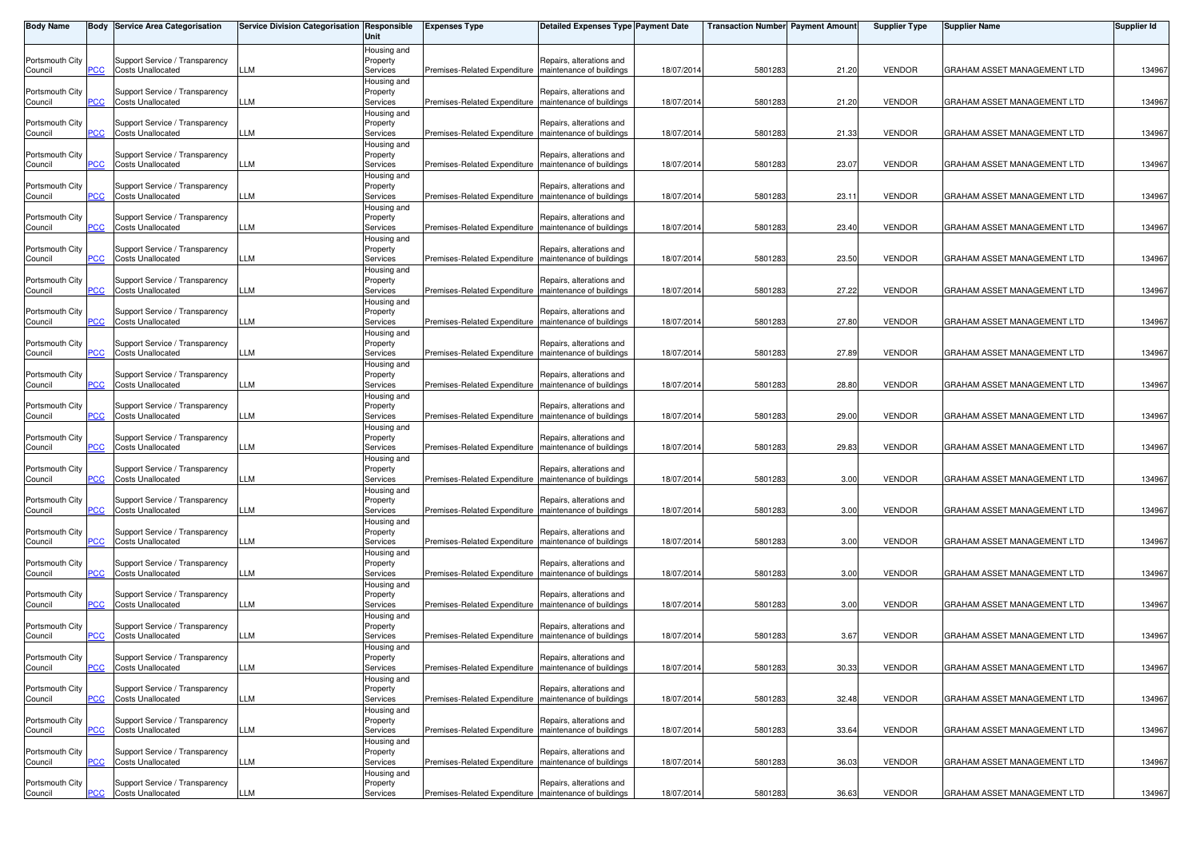| Body Name | Body | Service Area Categorisation | Service Division Categorisation | Responsible Unit | Expenses Type | Detailed Expenses Type | Payment Date | Transaction Number | Payment Amount | Supplier Type | Supplier Name | Supplier Id |
|---|---|---|---|---|---|---|---|---|---|---|---|---|
| Portsmouth City Council | PCC | Support Service / Transparency Costs Unallocated | LLM | Housing and Property Services | Premises-Related Expenditure | Repairs, alterations and maintenance of buildings | 18/07/2014 | 5801283 | 21.20 | VENDOR | GRAHAM ASSET MANAGEMENT LTD | 134967 |
| Portsmouth City Council | PCC | Support Service / Transparency Costs Unallocated | LLM | Housing and Property Services | Premises-Related Expenditure | Repairs, alterations and maintenance of buildings | 18/07/2014 | 5801283 | 21.20 | VENDOR | GRAHAM ASSET MANAGEMENT LTD | 134967 |
| Portsmouth City Council | PCC | Support Service / Transparency Costs Unallocated | LLM | Housing and Property Services | Premises-Related Expenditure | Repairs, alterations and maintenance of buildings | 18/07/2014 | 5801283 | 21.33 | VENDOR | GRAHAM ASSET MANAGEMENT LTD | 134967 |
| Portsmouth City Council | PCC | Support Service / Transparency Costs Unallocated | LLM | Housing and Property Services | Premises-Related Expenditure | Repairs, alterations and maintenance of buildings | 18/07/2014 | 5801283 | 23.07 | VENDOR | GRAHAM ASSET MANAGEMENT LTD | 134967 |
| Portsmouth City Council | PCC | Support Service / Transparency Costs Unallocated | LLM | Housing and Property Services | Premises-Related Expenditure | Repairs, alterations and maintenance of buildings | 18/07/2014 | 5801283 | 23.11 | VENDOR | GRAHAM ASSET MANAGEMENT LTD | 134967 |
| Portsmouth City Council | PCC | Support Service / Transparency Costs Unallocated | LLM | Housing and Property Services | Premises-Related Expenditure | Repairs, alterations and maintenance of buildings | 18/07/2014 | 5801283 | 23.40 | VENDOR | GRAHAM ASSET MANAGEMENT LTD | 134967 |
| Portsmouth City Council | PCC | Support Service / Transparency Costs Unallocated | LLM | Housing and Property Services | Premises-Related Expenditure | Repairs, alterations and maintenance of buildings | 18/07/2014 | 5801283 | 23.50 | VENDOR | GRAHAM ASSET MANAGEMENT LTD | 134967 |
| Portsmouth City Council | PCC | Support Service / Transparency Costs Unallocated | LLM | Housing and Property Services | Premises-Related Expenditure | Repairs, alterations and maintenance of buildings | 18/07/2014 | 5801283 | 27.22 | VENDOR | GRAHAM ASSET MANAGEMENT LTD | 134967 |
| Portsmouth City Council | PCC | Support Service / Transparency Costs Unallocated | LLM | Housing and Property Services | Premises-Related Expenditure | Repairs, alterations and maintenance of buildings | 18/07/2014 | 5801283 | 27.80 | VENDOR | GRAHAM ASSET MANAGEMENT LTD | 134967 |
| Portsmouth City Council | PCC | Support Service / Transparency Costs Unallocated | LLM | Housing and Property Services | Premises-Related Expenditure | Repairs, alterations and maintenance of buildings | 18/07/2014 | 5801283 | 27.89 | VENDOR | GRAHAM ASSET MANAGEMENT LTD | 134967 |
| Portsmouth City Council | PCC | Support Service / Transparency Costs Unallocated | LLM | Housing and Property Services | Premises-Related Expenditure | Repairs, alterations and maintenance of buildings | 18/07/2014 | 5801283 | 28.80 | VENDOR | GRAHAM ASSET MANAGEMENT LTD | 134967 |
| Portsmouth City Council | PCC | Support Service / Transparency Costs Unallocated | LLM | Housing and Property Services | Premises-Related Expenditure | Repairs, alterations and maintenance of buildings | 18/07/2014 | 5801283 | 29.00 | VENDOR | GRAHAM ASSET MANAGEMENT LTD | 134967 |
| Portsmouth City Council | PCC | Support Service / Transparency Costs Unallocated | LLM | Housing and Property Services | Premises-Related Expenditure | Repairs, alterations and maintenance of buildings | 18/07/2014 | 5801283 | 29.83 | VENDOR | GRAHAM ASSET MANAGEMENT LTD | 134967 |
| Portsmouth City Council | PCC | Support Service / Transparency Costs Unallocated | LLM | Housing and Property Services | Premises-Related Expenditure | Repairs, alterations and maintenance of buildings | 18/07/2014 | 5801283 | 3.00 | VENDOR | GRAHAM ASSET MANAGEMENT LTD | 134967 |
| Portsmouth City Council | PCC | Support Service / Transparency Costs Unallocated | LLM | Housing and Property Services | Premises-Related Expenditure | Repairs, alterations and maintenance of buildings | 18/07/2014 | 5801283 | 3.00 | VENDOR | GRAHAM ASSET MANAGEMENT LTD | 134967 |
| Portsmouth City Council | PCC | Support Service / Transparency Costs Unallocated | LLM | Housing and Property Services | Premises-Related Expenditure | Repairs, alterations and maintenance of buildings | 18/07/2014 | 5801283 | 3.00 | VENDOR | GRAHAM ASSET MANAGEMENT LTD | 134967 |
| Portsmouth City Council | PCC | Support Service / Transparency Costs Unallocated | LLM | Housing and Property Services | Premises-Related Expenditure | Repairs, alterations and maintenance of buildings | 18/07/2014 | 5801283 | 3.00 | VENDOR | GRAHAM ASSET MANAGEMENT LTD | 134967 |
| Portsmouth City Council | PCC | Support Service / Transparency Costs Unallocated | LLM | Housing and Property Services | Premises-Related Expenditure | Repairs, alterations and maintenance of buildings | 18/07/2014 | 5801283 | 3.00 | VENDOR | GRAHAM ASSET MANAGEMENT LTD | 134967 |
| Portsmouth City Council | PCC | Support Service / Transparency Costs Unallocated | LLM | Housing and Property Services | Premises-Related Expenditure | Repairs, alterations and maintenance of buildings | 18/07/2014 | 5801283 | 3.67 | VENDOR | GRAHAM ASSET MANAGEMENT LTD | 134967 |
| Portsmouth City Council | PCC | Support Service / Transparency Costs Unallocated | LLM | Housing and Property Services | Premises-Related Expenditure | Repairs, alterations and maintenance of buildings | 18/07/2014 | 5801283 | 30.33 | VENDOR | GRAHAM ASSET MANAGEMENT LTD | 134967 |
| Portsmouth City Council | PCC | Support Service / Transparency Costs Unallocated | LLM | Housing and Property Services | Premises-Related Expenditure | Repairs, alterations and maintenance of buildings | 18/07/2014 | 5801283 | 32.48 | VENDOR | GRAHAM ASSET MANAGEMENT LTD | 134967 |
| Portsmouth City Council | PCC | Support Service / Transparency Costs Unallocated | LLM | Housing and Property Services | Premises-Related Expenditure | Repairs, alterations and maintenance of buildings | 18/07/2014 | 5801283 | 33.64 | VENDOR | GRAHAM ASSET MANAGEMENT LTD | 134967 |
| Portsmouth City Council | PCC | Support Service / Transparency Costs Unallocated | LLM | Housing and Property Services | Premises-Related Expenditure | Repairs, alterations and maintenance of buildings | 18/07/2014 | 5801283 | 36.03 | VENDOR | GRAHAM ASSET MANAGEMENT LTD | 134967 |
| Portsmouth City Council | PCC | Support Service / Transparency Costs Unallocated | LLM | Housing and Property Services | Premises-Related Expenditure | Repairs, alterations and maintenance of buildings | 18/07/2014 | 5801283 | 36.63 | VENDOR | GRAHAM ASSET MANAGEMENT LTD | 134967 |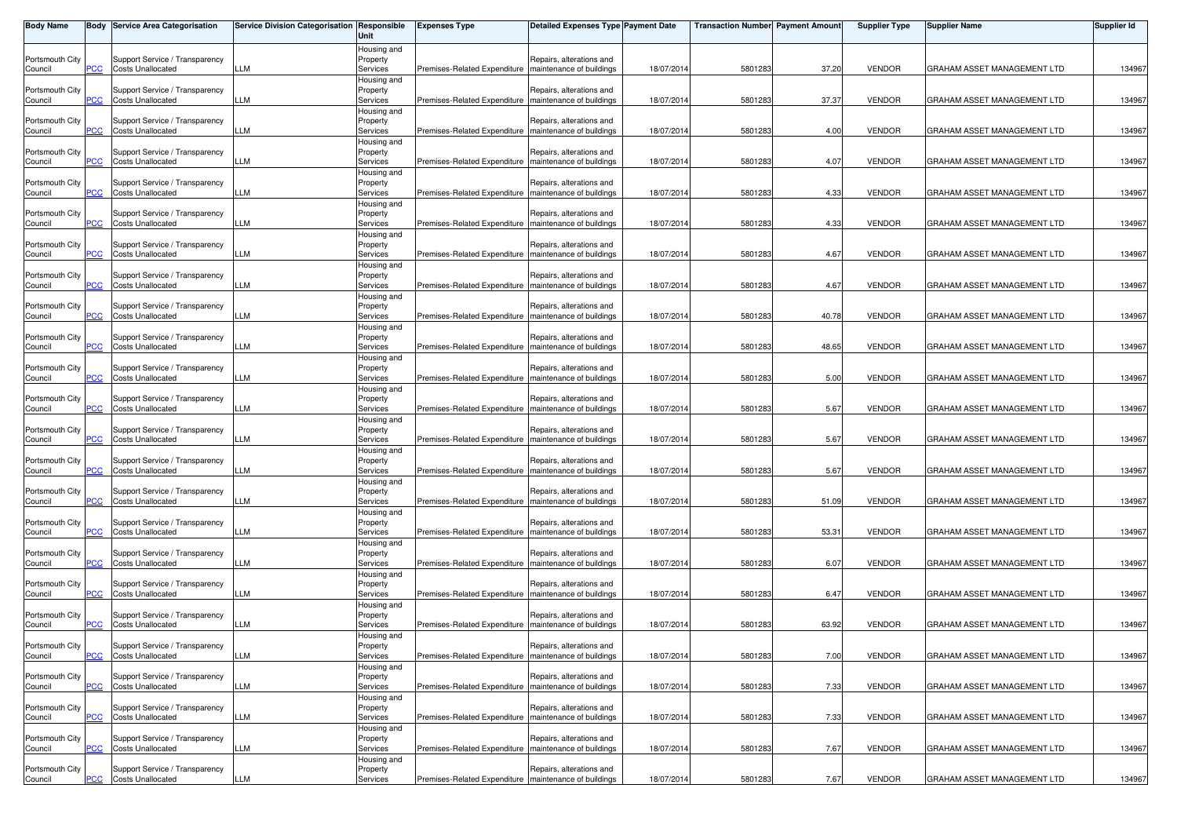| Body Name | Body | Service Area Categorisation | Service Division Categorisation | Responsible Unit | Expenses Type | Detailed Expenses Type | Payment Date | Transaction Number | Payment Amount | Supplier Type | Supplier Name | Supplier Id |
|---|---|---|---|---|---|---|---|---|---|---|---|---|
| Portsmouth City Council | PCC | Support Service / Transparency Costs Unallocated | LLM | Housing and Property Services | Premises-Related Expenditure | Repairs, alterations and maintenance of buildings | 18/07/2014 | 5801283 | 37.20 | VENDOR | GRAHAM ASSET MANAGEMENT LTD | 134967 |
| Portsmouth City Council | PCC | Support Service / Transparency Costs Unallocated | LLM | Housing and Property Services | Premises-Related Expenditure | Repairs, alterations and maintenance of buildings | 18/07/2014 | 5801283 | 37.37 | VENDOR | GRAHAM ASSET MANAGEMENT LTD | 134967 |
| Portsmouth City Council | PCC | Support Service / Transparency Costs Unallocated | LLM | Housing and Property Services | Premises-Related Expenditure | Repairs, alterations and maintenance of buildings | 18/07/2014 | 5801283 | 4.00 | VENDOR | GRAHAM ASSET MANAGEMENT LTD | 134967 |
| Portsmouth City Council | PCC | Support Service / Transparency Costs Unallocated | LLM | Housing and Property Services | Premises-Related Expenditure | Repairs, alterations and maintenance of buildings | 18/07/2014 | 5801283 | 4.07 | VENDOR | GRAHAM ASSET MANAGEMENT LTD | 134967 |
| Portsmouth City Council | PCC | Support Service / Transparency Costs Unallocated | LLM | Housing and Property Services | Premises-Related Expenditure | Repairs, alterations and maintenance of buildings | 18/07/2014 | 5801283 | 4.33 | VENDOR | GRAHAM ASSET MANAGEMENT LTD | 134967 |
| Portsmouth City Council | PCC | Support Service / Transparency Costs Unallocated | LLM | Housing and Property Services | Premises-Related Expenditure | Repairs, alterations and maintenance of buildings | 18/07/2014 | 5801283 | 4.33 | VENDOR | GRAHAM ASSET MANAGEMENT LTD | 134967 |
| Portsmouth City Council | PCC | Support Service / Transparency Costs Unallocated | LLM | Housing and Property Services | Premises-Related Expenditure | Repairs, alterations and maintenance of buildings | 18/07/2014 | 5801283 | 4.67 | VENDOR | GRAHAM ASSET MANAGEMENT LTD | 134967 |
| Portsmouth City Council | PCC | Support Service / Transparency Costs Unallocated | LLM | Housing and Property Services | Premises-Related Expenditure | Repairs, alterations and maintenance of buildings | 18/07/2014 | 5801283 | 4.67 | VENDOR | GRAHAM ASSET MANAGEMENT LTD | 134967 |
| Portsmouth City Council | PCC | Support Service / Transparency Costs Unallocated | LLM | Housing and Property Services | Premises-Related Expenditure | Repairs, alterations and maintenance of buildings | 18/07/2014 | 5801283 | 40.78 | VENDOR | GRAHAM ASSET MANAGEMENT LTD | 134967 |
| Portsmouth City Council | PCC | Support Service / Transparency Costs Unallocated | LLM | Housing and Property Services | Premises-Related Expenditure | Repairs, alterations and maintenance of buildings | 18/07/2014 | 5801283 | 48.65 | VENDOR | GRAHAM ASSET MANAGEMENT LTD | 134967 |
| Portsmouth City Council | PCC | Support Service / Transparency Costs Unallocated | LLM | Housing and Property Services | Premises-Related Expenditure | Repairs, alterations and maintenance of buildings | 18/07/2014 | 5801283 | 5.00 | VENDOR | GRAHAM ASSET MANAGEMENT LTD | 134967 |
| Portsmouth City Council | PCC | Support Service / Transparency Costs Unallocated | LLM | Housing and Property Services | Premises-Related Expenditure | Repairs, alterations and maintenance of buildings | 18/07/2014 | 5801283 | 5.67 | VENDOR | GRAHAM ASSET MANAGEMENT LTD | 134967 |
| Portsmouth City Council | PCC | Support Service / Transparency Costs Unallocated | LLM | Housing and Property Services | Premises-Related Expenditure | Repairs, alterations and maintenance of buildings | 18/07/2014 | 5801283 | 5.67 | VENDOR | GRAHAM ASSET MANAGEMENT LTD | 134967 |
| Portsmouth City Council | PCC | Support Service / Transparency Costs Unallocated | LLM | Housing and Property Services | Premises-Related Expenditure | Repairs, alterations and maintenance of buildings | 18/07/2014 | 5801283 | 5.67 | VENDOR | GRAHAM ASSET MANAGEMENT LTD | 134967 |
| Portsmouth City Council | PCC | Support Service / Transparency Costs Unallocated | LLM | Housing and Property Services | Premises-Related Expenditure | Repairs, alterations and maintenance of buildings | 18/07/2014 | 5801283 | 51.09 | VENDOR | GRAHAM ASSET MANAGEMENT LTD | 134967 |
| Portsmouth City Council | PCC | Support Service / Transparency Costs Unallocated | LLM | Housing and Property Services | Premises-Related Expenditure | Repairs, alterations and maintenance of buildings | 18/07/2014 | 5801283 | 53.31 | VENDOR | GRAHAM ASSET MANAGEMENT LTD | 134967 |
| Portsmouth City Council | PCC | Support Service / Transparency Costs Unallocated | LLM | Housing and Property Services | Premises-Related Expenditure | Repairs, alterations and maintenance of buildings | 18/07/2014 | 5801283 | 6.07 | VENDOR | GRAHAM ASSET MANAGEMENT LTD | 134967 |
| Portsmouth City Council | PCC | Support Service / Transparency Costs Unallocated | LLM | Housing and Property Services | Premises-Related Expenditure | Repairs, alterations and maintenance of buildings | 18/07/2014 | 5801283 | 6.47 | VENDOR | GRAHAM ASSET MANAGEMENT LTD | 134967 |
| Portsmouth City Council | PCC | Support Service / Transparency Costs Unallocated | LLM | Housing and Property Services | Premises-Related Expenditure | Repairs, alterations and maintenance of buildings | 18/07/2014 | 5801283 | 63.92 | VENDOR | GRAHAM ASSET MANAGEMENT LTD | 134967 |
| Portsmouth City Council | PCC | Support Service / Transparency Costs Unallocated | LLM | Housing and Property Services | Premises-Related Expenditure | Repairs, alterations and maintenance of buildings | 18/07/2014 | 5801283 | 7.00 | VENDOR | GRAHAM ASSET MANAGEMENT LTD | 134967 |
| Portsmouth City Council | PCC | Support Service / Transparency Costs Unallocated | LLM | Housing and Property Services | Premises-Related Expenditure | Repairs, alterations and maintenance of buildings | 18/07/2014 | 5801283 | 7.33 | VENDOR | GRAHAM ASSET MANAGEMENT LTD | 134967 |
| Portsmouth City Council | PCC | Support Service / Transparency Costs Unallocated | LLM | Housing and Property Services | Premises-Related Expenditure | Repairs, alterations and maintenance of buildings | 18/07/2014 | 5801283 | 7.33 | VENDOR | GRAHAM ASSET MANAGEMENT LTD | 134967 |
| Portsmouth City Council | PCC | Support Service / Transparency Costs Unallocated | LLM | Housing and Property Services | Premises-Related Expenditure | Repairs, alterations and maintenance of buildings | 18/07/2014 | 5801283 | 7.67 | VENDOR | GRAHAM ASSET MANAGEMENT LTD | 134967 |
| Portsmouth City Council | PCC | Support Service / Transparency Costs Unallocated | LLM | Housing and Property Services | Premises-Related Expenditure | Repairs, alterations and maintenance of buildings | 18/07/2014 | 5801283 | 7.67 | VENDOR | GRAHAM ASSET MANAGEMENT LTD | 134967 |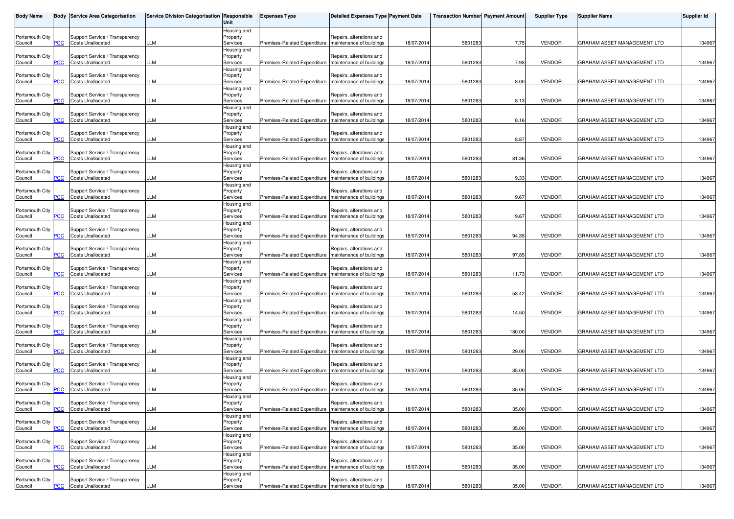| Body Name | Body | Service Area Categorisation | Service Division Categorisation | Responsible Unit | Expenses Type | Detailed Expenses Type | Payment Date | Transaction Number | Payment Amount | Supplier Type | Supplier Name | Supplier Id |
|---|---|---|---|---|---|---|---|---|---|---|---|---|
| Portsmouth City Council | PCC | Support Service / Transparency Costs Unallocated | LLM | Housing and Property Services | Premises-Related Expenditure | Repairs, alterations and maintenance of buildings | 18/07/2014 | 5801283 | 7.75 | VENDOR | GRAHAM ASSET MANAGEMENT LTD | 134967 |
| Portsmouth City Council | PCC | Support Service / Transparency Costs Unallocated | LLM | Housing and Property Services | Premises-Related Expenditure | Repairs, alterations and maintenance of buildings | 18/07/2014 | 5801283 | 7.93 | VENDOR | GRAHAM ASSET MANAGEMENT LTD | 134967 |
| Portsmouth City Council | PCC | Support Service / Transparency Costs Unallocated | LLM | Housing and Property Services | Premises-Related Expenditure | Repairs, alterations and maintenance of buildings | 18/07/2014 | 5801283 | 8.00 | VENDOR | GRAHAM ASSET MANAGEMENT LTD | 134967 |
| Portsmouth City Council | PCC | Support Service / Transparency Costs Unallocated | LLM | Housing and Property Services | Premises-Related Expenditure | Repairs, alterations and maintenance of buildings | 18/07/2014 | 5801283 | 8.13 | VENDOR | GRAHAM ASSET MANAGEMENT LTD | 134967 |
| Portsmouth City Council | PCC | Support Service / Transparency Costs Unallocated | LLM | Housing and Property Services | Premises-Related Expenditure | Repairs, alterations and maintenance of buildings | 18/07/2014 | 5801283 | 8.16 | VENDOR | GRAHAM ASSET MANAGEMENT LTD | 134967 |
| Portsmouth City Council | PCC | Support Service / Transparency Costs Unallocated | LLM | Housing and Property Services | Premises-Related Expenditure | Repairs, alterations and maintenance of buildings | 18/07/2014 | 5801283 | 8.87 | VENDOR | GRAHAM ASSET MANAGEMENT LTD | 134967 |
| Portsmouth City Council | PCC | Support Service / Transparency Costs Unallocated | LLM | Housing and Property Services | Premises-Related Expenditure | Repairs, alterations and maintenance of buildings | 18/07/2014 | 5801283 | 81.36 | VENDOR | GRAHAM ASSET MANAGEMENT LTD | 134967 |
| Portsmouth City Council | PCC | Support Service / Transparency Costs Unallocated | LLM | Housing and Property Services | Premises-Related Expenditure | Repairs, alterations and maintenance of buildings | 18/07/2014 | 5801283 | 9.33 | VENDOR | GRAHAM ASSET MANAGEMENT LTD | 134967 |
| Portsmouth City Council | PCC | Support Service / Transparency Costs Unallocated | LLM | Housing and Property Services | Premises-Related Expenditure | Repairs, alterations and maintenance of buildings | 18/07/2014 | 5801283 | 9.67 | VENDOR | GRAHAM ASSET MANAGEMENT LTD | 134967 |
| Portsmouth City Council | PCC | Support Service / Transparency Costs Unallocated | LLM | Housing and Property Services | Premises-Related Expenditure | Repairs, alterations and maintenance of buildings | 18/07/2014 | 5801283 | 9.67 | VENDOR | GRAHAM ASSET MANAGEMENT LTD | 134967 |
| Portsmouth City Council | PCC | Support Service / Transparency Costs Unallocated | LLM | Housing and Property Services | Premises-Related Expenditure | Repairs, alterations and maintenance of buildings | 18/07/2014 | 5801283 | 94.35 | VENDOR | GRAHAM ASSET MANAGEMENT LTD | 134967 |
| Portsmouth City Council | PCC | Support Service / Transparency Costs Unallocated | LLM | Housing and Property Services | Premises-Related Expenditure | Repairs, alterations and maintenance of buildings | 18/07/2014 | 5801283 | 97.85 | VENDOR | GRAHAM ASSET MANAGEMENT LTD | 134967 |
| Portsmouth City Council | PCC | Support Service / Transparency Costs Unallocated | LLM | Housing and Property Services | Premises-Related Expenditure | Repairs, alterations and maintenance of buildings | 18/07/2014 | 5801283 | 11.73 | VENDOR | GRAHAM ASSET MANAGEMENT LTD | 134967 |
| Portsmouth City Council | PCC | Support Service / Transparency Costs Unallocated | LLM | Housing and Property Services | Premises-Related Expenditure | Repairs, alterations and maintenance of buildings | 18/07/2014 | 5801283 | 53.42 | VENDOR | GRAHAM ASSET MANAGEMENT LTD | 134967 |
| Portsmouth City Council | PCC | Support Service / Transparency Costs Unallocated | LLM | Housing and Property Services | Premises-Related Expenditure | Repairs, alterations and maintenance of buildings | 18/07/2014 | 5801283 | 14.50 | VENDOR | GRAHAM ASSET MANAGEMENT LTD | 134967 |
| Portsmouth City Council | PCC | Support Service / Transparency Costs Unallocated | LLM | Housing and Property Services | Premises-Related Expenditure | Repairs, alterations and maintenance of buildings | 18/07/2014 | 5801283 | 180.00 | VENDOR | GRAHAM ASSET MANAGEMENT LTD | 134967 |
| Portsmouth City Council | PCC | Support Service / Transparency Costs Unallocated | LLM | Housing and Property Services | Premises-Related Expenditure | Repairs, alterations and maintenance of buildings | 18/07/2014 | 5801283 | 29.00 | VENDOR | GRAHAM ASSET MANAGEMENT LTD | 134967 |
| Portsmouth City Council | PCC | Support Service / Transparency Costs Unallocated | LLM | Housing and Property Services | Premises-Related Expenditure | Repairs, alterations and maintenance of buildings | 18/07/2014 | 5801283 | 35.00 | VENDOR | GRAHAM ASSET MANAGEMENT LTD | 134967 |
| Portsmouth City Council | PCC | Support Service / Transparency Costs Unallocated | LLM | Housing and Property Services | Premises-Related Expenditure | Repairs, alterations and maintenance of buildings | 18/07/2014 | 5801283 | 35.00 | VENDOR | GRAHAM ASSET MANAGEMENT LTD | 134967 |
| Portsmouth City Council | PCC | Support Service / Transparency Costs Unallocated | LLM | Housing and Property Services | Premises-Related Expenditure | Repairs, alterations and maintenance of buildings | 18/07/2014 | 5801283 | 35.00 | VENDOR | GRAHAM ASSET MANAGEMENT LTD | 134967 |
| Portsmouth City Council | PCC | Support Service / Transparency Costs Unallocated | LLM | Housing and Property Services | Premises-Related Expenditure | Repairs, alterations and maintenance of buildings | 18/07/2014 | 5801283 | 35.00 | VENDOR | GRAHAM ASSET MANAGEMENT LTD | 134967 |
| Portsmouth City Council | PCC | Support Service / Transparency Costs Unallocated | LLM | Housing and Property Services | Premises-Related Expenditure | Repairs, alterations and maintenance of buildings | 18/07/2014 | 5801283 | 35.00 | VENDOR | GRAHAM ASSET MANAGEMENT LTD | 134967 |
| Portsmouth City Council | PCC | Support Service / Transparency Costs Unallocated | LLM | Housing and Property Services | Premises-Related Expenditure | Repairs, alterations and maintenance of buildings | 18/07/2014 | 5801283 | 35.00 | VENDOR | GRAHAM ASSET MANAGEMENT LTD | 134967 |
| Portsmouth City Council | PCC | Support Service / Transparency Costs Unallocated | LLM | Housing and Property Services | Premises-Related Expenditure | Repairs, alterations and maintenance of buildings | 18/07/2014 | 5801283 | 35.00 | VENDOR | GRAHAM ASSET MANAGEMENT LTD | 134967 |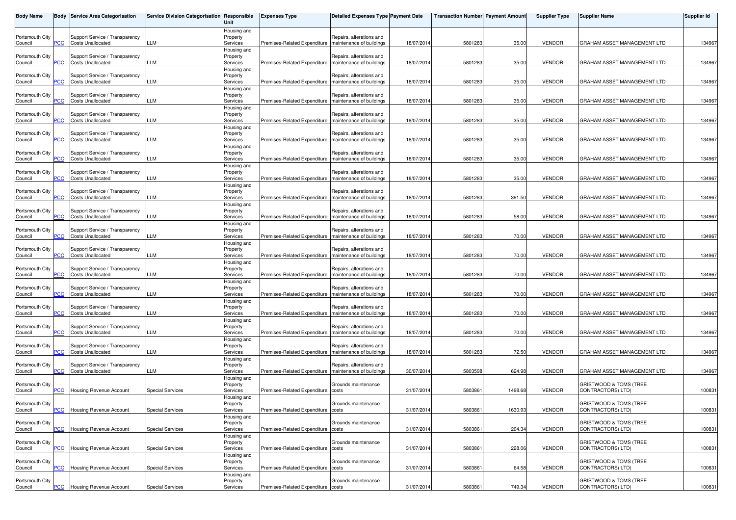| Body Name | Body | Service Area Categorisation | Service Division Categorisation | Responsible Unit | Expenses Type | Detailed Expenses Type | Payment Date | Transaction Number | Payment Amount | Supplier Type | Supplier Name | Supplier Id |
|---|---|---|---|---|---|---|---|---|---|---|---|---|
| Portsmouth City Council | PCC | Support Service / Transparency Costs Unallocated | LLM | Housing and Property Services | Premises-Related Expenditure | Repairs, alterations and maintenance of buildings | 18/07/2014 | 5801283 | 35.00 | VENDOR | GRAHAM ASSET MANAGEMENT LTD | 134967 |
| Portsmouth City Council | PCC | Support Service / Transparency Costs Unallocated | LLM | Housing and Property Services | Premises-Related Expenditure | Repairs, alterations and maintenance of buildings | 18/07/2014 | 5801283 | 35.00 | VENDOR | GRAHAM ASSET MANAGEMENT LTD | 134967 |
| Portsmouth City Council | PCC | Support Service / Transparency Costs Unallocated | LLM | Housing and Property Services | Premises-Related Expenditure | Repairs, alterations and maintenance of buildings | 18/07/2014 | 5801283 | 35.00 | VENDOR | GRAHAM ASSET MANAGEMENT LTD | 134967 |
| Portsmouth City Council | PCC | Support Service / Transparency Costs Unallocated | LLM | Housing and Property Services | Premises-Related Expenditure | Repairs, alterations and maintenance of buildings | 18/07/2014 | 5801283 | 35.00 | VENDOR | GRAHAM ASSET MANAGEMENT LTD | 134967 |
| Portsmouth City Council | PCC | Support Service / Transparency Costs Unallocated | LLM | Housing and Property Services | Premises-Related Expenditure | Repairs, alterations and maintenance of buildings | 18/07/2014 | 5801283 | 35.00 | VENDOR | GRAHAM ASSET MANAGEMENT LTD | 134967 |
| Portsmouth City Council | PCC | Support Service / Transparency Costs Unallocated | LLM | Housing and Property Services | Premises-Related Expenditure | Repairs, alterations and maintenance of buildings | 18/07/2014 | 5801283 | 35.00 | VENDOR | GRAHAM ASSET MANAGEMENT LTD | 134967 |
| Portsmouth City Council | PCC | Support Service / Transparency Costs Unallocated | LLM | Housing and Property Services | Premises-Related Expenditure | Repairs, alterations and maintenance of buildings | 18/07/2014 | 5801283 | 35.00 | VENDOR | GRAHAM ASSET MANAGEMENT LTD | 134967 |
| Portsmouth City Council | PCC | Support Service / Transparency Costs Unallocated | LLM | Housing and Property Services | Premises-Related Expenditure | Repairs, alterations and maintenance of buildings | 18/07/2014 | 5801283 | 35.00 | VENDOR | GRAHAM ASSET MANAGEMENT LTD | 134967 |
| Portsmouth City Council | PCC | Support Service / Transparency Costs Unallocated | LLM | Housing and Property Services | Premises-Related Expenditure | Repairs, alterations and maintenance of buildings | 18/07/2014 | 5801283 | 391.50 | VENDOR | GRAHAM ASSET MANAGEMENT LTD | 134967 |
| Portsmouth City Council | PCC | Support Service / Transparency Costs Unallocated | LLM | Housing and Property Services | Premises-Related Expenditure | Repairs, alterations and maintenance of buildings | 18/07/2014 | 5801283 | 58.00 | VENDOR | GRAHAM ASSET MANAGEMENT LTD | 134967 |
| Portsmouth City Council | PCC | Support Service / Transparency Costs Unallocated | LLM | Housing and Property Services | Premises-Related Expenditure | Repairs, alterations and maintenance of buildings | 18/07/2014 | 5801283 | 70.00 | VENDOR | GRAHAM ASSET MANAGEMENT LTD | 134967 |
| Portsmouth City Council | PCC | Support Service / Transparency Costs Unallocated | LLM | Housing and Property Services | Premises-Related Expenditure | Repairs, alterations and maintenance of buildings | 18/07/2014 | 5801283 | 70.00 | VENDOR | GRAHAM ASSET MANAGEMENT LTD | 134967 |
| Portsmouth City Council | PCC | Support Service / Transparency Costs Unallocated | LLM | Housing and Property Services | Premises-Related Expenditure | Repairs, alterations and maintenance of buildings | 18/07/2014 | 5801283 | 70.00 | VENDOR | GRAHAM ASSET MANAGEMENT LTD | 134967 |
| Portsmouth City Council | PCC | Support Service / Transparency Costs Unallocated | LLM | Housing and Property Services | Premises-Related Expenditure | Repairs, alterations and maintenance of buildings | 18/07/2014 | 5801283 | 70.00 | VENDOR | GRAHAM ASSET MANAGEMENT LTD | 134967 |
| Portsmouth City Council | PCC | Support Service / Transparency Costs Unallocated | LLM | Housing and Property Services | Premises-Related Expenditure | Repairs, alterations and maintenance of buildings | 18/07/2014 | 5801283 | 70.00 | VENDOR | GRAHAM ASSET MANAGEMENT LTD | 134967 |
| Portsmouth City Council | PCC | Support Service / Transparency Costs Unallocated | LLM | Housing and Property Services | Premises-Related Expenditure | Repairs, alterations and maintenance of buildings | 18/07/2014 | 5801283 | 70.00 | VENDOR | GRAHAM ASSET MANAGEMENT LTD | 134967 |
| Portsmouth City Council | PCC | Support Service / Transparency Costs Unallocated | LLM | Housing and Property Services | Premises-Related Expenditure | Repairs, alterations and maintenance of buildings | 18/07/2014 | 5801283 | 72.50 | VENDOR | GRAHAM ASSET MANAGEMENT LTD | 134967 |
| Portsmouth City Council | PCC | Support Service / Transparency Costs Unallocated | LLM | Housing and Property Services | Premises-Related Expenditure | Repairs, alterations and maintenance of buildings | 30/07/2014 | 5803598 | 624.98 | VENDOR | GRAHAM ASSET MANAGEMENT LTD | 134967 |
| Portsmouth City Council | PCC | Housing Revenue Account | Special Services | Housing and Property Services | Premises-Related Expenditure | Grounds maintenance costs | 31/07/2014 | 5803861 | 1498.68 | VENDOR | GRISTWOOD & TOMS (TREE CONTRACTORS) LTD) | 100831 |
| Portsmouth City Council | PCC | Housing Revenue Account | Special Services | Housing and Property Services | Premises-Related Expenditure | Grounds maintenance costs | 31/07/2014 | 5803861 | 1630.93 | VENDOR | GRISTWOOD & TOMS (TREE CONTRACTORS) LTD) | 100831 |
| Portsmouth City Council | PCC | Housing Revenue Account | Special Services | Housing and Property Services | Premises-Related Expenditure | Grounds maintenance costs | 31/07/2014 | 5803861 | 204.34 | VENDOR | GRISTWOOD & TOMS (TREE CONTRACTORS) LTD) | 100831 |
| Portsmouth City Council | PCC | Housing Revenue Account | Special Services | Housing and Property Services | Premises-Related Expenditure | Grounds maintenance costs | 31/07/2014 | 5803861 | 228.06 | VENDOR | GRISTWOOD & TOMS (TREE CONTRACTORS) LTD) | 100831 |
| Portsmouth City Council | PCC | Housing Revenue Account | Special Services | Housing and Property Services | Premises-Related Expenditure | Grounds maintenance costs | 31/07/2014 | 5803861 | 64.58 | VENDOR | GRISTWOOD & TOMS (TREE CONTRACTORS) LTD) | 100831 |
| Portsmouth City Council | PCC | Housing Revenue Account | Special Services | Housing and Property Services | Premises-Related Expenditure | Grounds maintenance costs | 31/07/2014 | 5803861 | 749.34 | VENDOR | GRISTWOOD & TOMS (TREE CONTRACTORS) LTD) | 100831 |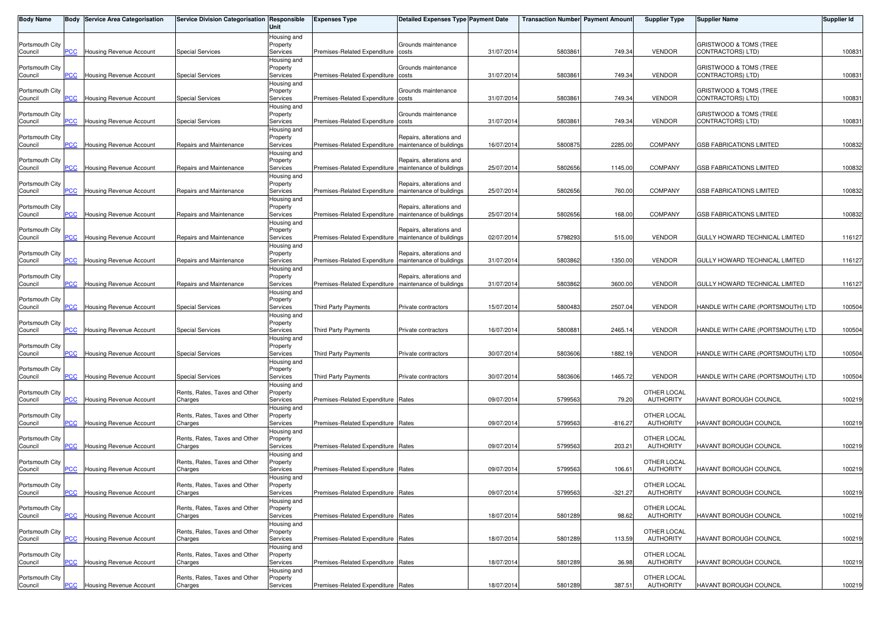| Body Name | Body | Service Area Categorisation | Service Division Categorisation | Responsible Unit | Expenses Type | Detailed Expenses Type | Payment Date | Transaction Number | Payment Amount | Supplier Type | Supplier Name | Supplier Id |
|---|---|---|---|---|---|---|---|---|---|---|---|---|
| Portsmouth City Council | PCC | Housing Revenue Account | Special Services | Housing and Property Services | Premises-Related Expenditure | Grounds maintenance costs | 31/07/2014 | 5803861 | 749.34 | VENDOR | GRISTWOOD & TOMS (TREE CONTRACTORS) LTD) | 100831 |
| Portsmouth City Council | PCC | Housing Revenue Account | Special Services | Housing and Property Services | Premises-Related Expenditure | Grounds maintenance costs | 31/07/2014 | 5803861 | 749.34 | VENDOR | GRISTWOOD & TOMS (TREE CONTRACTORS) LTD) | 100831 |
| Portsmouth City Council | PCC | Housing Revenue Account | Special Services | Housing and Property Services | Premises-Related Expenditure | Grounds maintenance costs | 31/07/2014 | 5803861 | 749.34 | VENDOR | GRISTWOOD & TOMS (TREE CONTRACTORS) LTD) | 100831 |
| Portsmouth City Council | PCC | Housing Revenue Account | Special Services | Housing and Property Services | Premises-Related Expenditure | Grounds maintenance costs | 31/07/2014 | 5803861 | 749.34 | VENDOR | GRISTWOOD & TOMS (TREE CONTRACTORS) LTD) | 100831 |
| Portsmouth City Council | PCC | Housing Revenue Account | Repairs and Maintenance | Housing and Property Services | Premises-Related Expenditure | Repairs, alterations and maintenance of buildings | 16/07/2014 | 5800875 | 2285.00 | COMPANY | GSB FABRICATIONS LIMITED | 100832 |
| Portsmouth City Council | PCC | Housing Revenue Account | Repairs and Maintenance | Housing and Property Services | Premises-Related Expenditure | Repairs, alterations and maintenance of buildings | 25/07/2014 | 5802656 | 1145.00 | COMPANY | GSB FABRICATIONS LIMITED | 100832 |
| Portsmouth City Council | PCC | Housing Revenue Account | Repairs and Maintenance | Housing and Property Services | Premises-Related Expenditure | Repairs, alterations and maintenance of buildings | 25/07/2014 | 5802656 | 760.00 | COMPANY | GSB FABRICATIONS LIMITED | 100832 |
| Portsmouth City Council | PCC | Housing Revenue Account | Repairs and Maintenance | Housing and Property Services | Premises-Related Expenditure | Repairs, alterations and maintenance of buildings | 25/07/2014 | 5802656 | 168.00 | COMPANY | GSB FABRICATIONS LIMITED | 100832 |
| Portsmouth City Council | PCC | Housing Revenue Account | Repairs and Maintenance | Housing and Property Services | Premises-Related Expenditure | Repairs, alterations and maintenance of buildings | 02/07/2014 | 5798293 | 515.00 | VENDOR | GULLY HOWARD TECHNICAL LIMITED | 116127 |
| Portsmouth City Council | PCC | Housing Revenue Account | Repairs and Maintenance | Housing and Property Services | Premises-Related Expenditure | Repairs, alterations and maintenance of buildings | 31/07/2014 | 5803862 | 1350.00 | VENDOR | GULLY HOWARD TECHNICAL LIMITED | 116127 |
| Portsmouth City Council | PCC | Housing Revenue Account | Repairs and Maintenance | Housing and Property Services | Premises-Related Expenditure | Repairs, alterations and maintenance of buildings | 31/07/2014 | 5803862 | 3600.00 | VENDOR | GULLY HOWARD TECHNICAL LIMITED | 116127 |
| Portsmouth City Council | PCC | Housing Revenue Account | Special Services | Housing and Property Services | Third Party Payments | Private contractors | 15/07/2014 | 5800483 | 2507.04 | VENDOR | HANDLE WITH CARE (PORTSMOUTH) LTD | 100504 |
| Portsmouth City Council | PCC | Housing Revenue Account | Special Services | Housing and Property Services | Third Party Payments | Private contractors | 16/07/2014 | 5800881 | 2465.14 | VENDOR | HANDLE WITH CARE (PORTSMOUTH) LTD | 100504 |
| Portsmouth City Council | PCC | Housing Revenue Account | Special Services | Housing and Property Services | Third Party Payments | Private contractors | 30/07/2014 | 5803606 | 1882.19 | VENDOR | HANDLE WITH CARE (PORTSMOUTH) LTD | 100504 |
| Portsmouth City Council | PCC | Housing Revenue Account | Special Services | Housing and Property Services | Third Party Payments | Private contractors | 30/07/2014 | 5803606 | 1465.72 | VENDOR | HANDLE WITH CARE (PORTSMOUTH) LTD | 100504 |
| Portsmouth City Council | PCC | Housing Revenue Account | Rents, Rates, Taxes and Other Charges | Housing and Property Services | Premises-Related Expenditure | Rates | 09/07/2014 | 5799563 | 79.20 | OTHER LOCAL AUTHORITY | HAVANT BOROUGH COUNCIL | 100219 |
| Portsmouth City Council | PCC | Housing Revenue Account | Rents, Rates, Taxes and Other Charges | Housing and Property Services | Premises-Related Expenditure | Rates | 09/07/2014 | 5799563 | -816.27 | OTHER LOCAL AUTHORITY | HAVANT BOROUGH COUNCIL | 100219 |
| Portsmouth City Council | PCC | Housing Revenue Account | Rents, Rates, Taxes and Other Charges | Housing and Property Services | Premises-Related Expenditure | Rates | 09/07/2014 | 5799563 | 203.21 | OTHER LOCAL AUTHORITY | HAVANT BOROUGH COUNCIL | 100219 |
| Portsmouth City Council | PCC | Housing Revenue Account | Rents, Rates, Taxes and Other Charges | Housing and Property Services | Premises-Related Expenditure | Rates | 09/07/2014 | 5799563 | 106.61 | OTHER LOCAL AUTHORITY | HAVANT BOROUGH COUNCIL | 100219 |
| Portsmouth City Council | PCC | Housing Revenue Account | Rents, Rates, Taxes and Other Charges | Housing and Property Services | Premises-Related Expenditure | Rates | 09/07/2014 | 5799563 | -321.27 | OTHER LOCAL AUTHORITY | HAVANT BOROUGH COUNCIL | 100219 |
| Portsmouth City Council | PCC | Housing Revenue Account | Rents, Rates, Taxes and Other Charges | Housing and Property Services | Premises-Related Expenditure | Rates | 18/07/2014 | 5801289 | 98.62 | OTHER LOCAL AUTHORITY | HAVANT BOROUGH COUNCIL | 100219 |
| Portsmouth City Council | PCC | Housing Revenue Account | Rents, Rates, Taxes and Other Charges | Housing and Property Services | Premises-Related Expenditure | Rates | 18/07/2014 | 5801289 | 113.59 | OTHER LOCAL AUTHORITY | HAVANT BOROUGH COUNCIL | 100219 |
| Portsmouth City Council | PCC | Housing Revenue Account | Rents, Rates, Taxes and Other Charges | Housing and Property Services | Premises-Related Expenditure | Rates | 18/07/2014 | 5801289 | 36.98 | OTHER LOCAL AUTHORITY | HAVANT BOROUGH COUNCIL | 100219 |
| Portsmouth City Council | PCC | Housing Revenue Account | Rents, Rates, Taxes and Other Charges | Housing and Property Services | Premises-Related Expenditure | Rates | 18/07/2014 | 5801289 | 387.51 | OTHER LOCAL AUTHORITY | HAVANT BOROUGH COUNCIL | 100219 |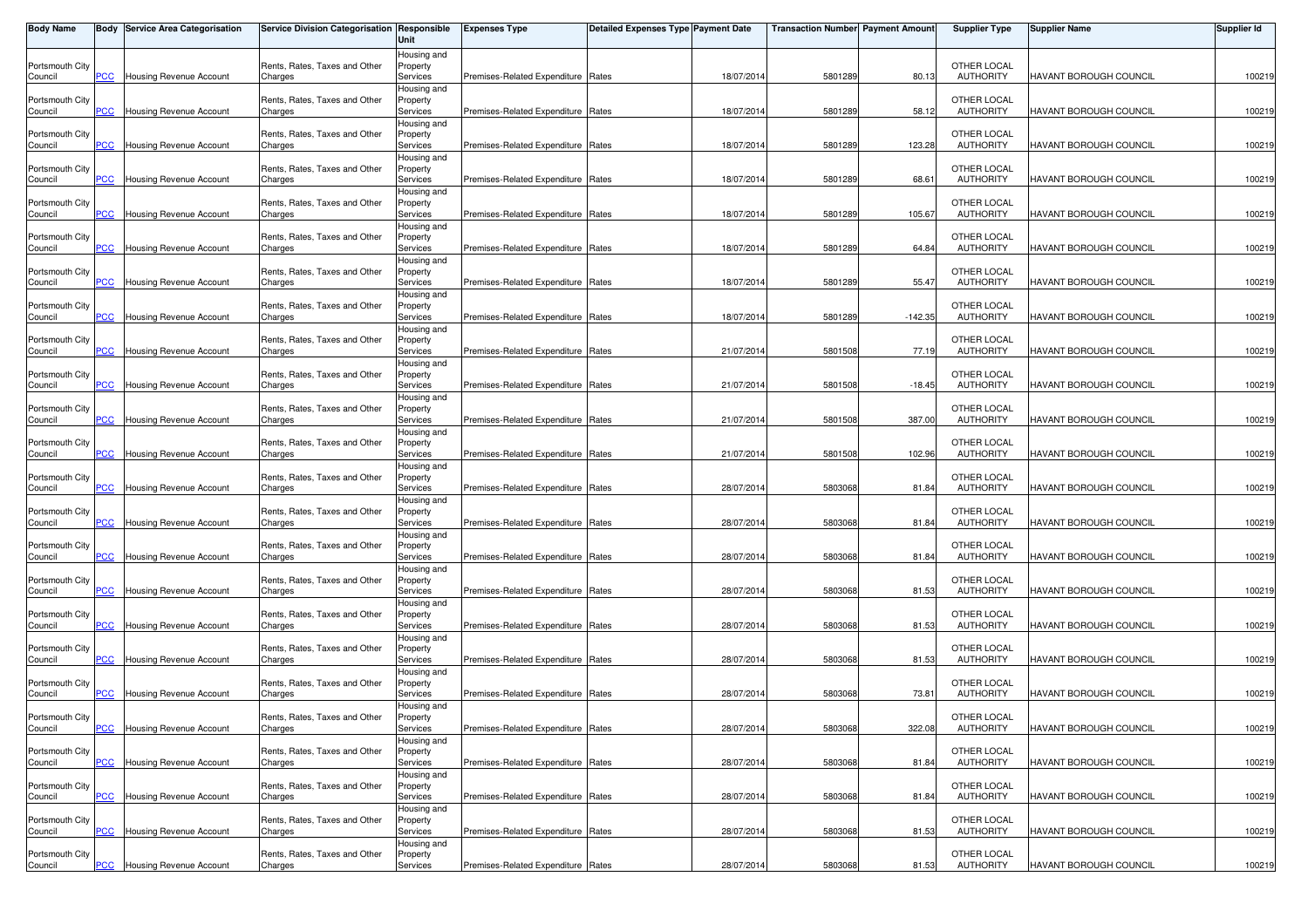| Body Name | Body | Service Area Categorisation | Service Division Categorisation | Responsible Unit | Expenses Type | Detailed Expenses Type | Payment Date | Transaction Number | Payment Amount | Supplier Type | Supplier Name | Supplier Id |
|---|---|---|---|---|---|---|---|---|---|---|---|---|
| Portsmouth City Council | PCC | Housing Revenue Account | Rents, Rates, Taxes and Other Charges | Housing and Property Services | Premises-Related Expenditure | Rates | 18/07/2014 | 5801289 | 80.13 | OTHER LOCAL AUTHORITY | HAVANT BOROUGH COUNCIL | 100219 |
| Portsmouth City Council | PCC | Housing Revenue Account | Rents, Rates, Taxes and Other Charges | Housing and Property Services | Premises-Related Expenditure | Rates | 18/07/2014 | 5801289 | 58.12 | OTHER LOCAL AUTHORITY | HAVANT BOROUGH COUNCIL | 100219 |
| Portsmouth City Council | PCC | Housing Revenue Account | Rents, Rates, Taxes and Other Charges | Housing and Property Services | Premises-Related Expenditure | Rates | 18/07/2014 | 5801289 | 123.28 | OTHER LOCAL AUTHORITY | HAVANT BOROUGH COUNCIL | 100219 |
| Portsmouth City Council | PCC | Housing Revenue Account | Rents, Rates, Taxes and Other Charges | Housing and Property Services | Premises-Related Expenditure | Rates | 18/07/2014 | 5801289 | 68.61 | OTHER LOCAL AUTHORITY | HAVANT BOROUGH COUNCIL | 100219 |
| Portsmouth City Council | PCC | Housing Revenue Account | Rents, Rates, Taxes and Other Charges | Housing and Property Services | Premises-Related Expenditure | Rates | 18/07/2014 | 5801289 | 105.67 | OTHER LOCAL AUTHORITY | HAVANT BOROUGH COUNCIL | 100219 |
| Portsmouth City Council | PCC | Housing Revenue Account | Rents, Rates, Taxes and Other Charges | Housing and Property Services | Premises-Related Expenditure | Rates | 18/07/2014 | 5801289 | 64.84 | OTHER LOCAL AUTHORITY | HAVANT BOROUGH COUNCIL | 100219 |
| Portsmouth City Council | PCC | Housing Revenue Account | Rents, Rates, Taxes and Other Charges | Housing and Property Services | Premises-Related Expenditure | Rates | 18/07/2014 | 5801289 | 55.47 | OTHER LOCAL AUTHORITY | HAVANT BOROUGH COUNCIL | 100219 |
| Portsmouth City Council | PCC | Housing Revenue Account | Rents, Rates, Taxes and Other Charges | Housing and Property Services | Premises-Related Expenditure | Rates | 18/07/2014 | 5801289 | -142.35 | OTHER LOCAL AUTHORITY | HAVANT BOROUGH COUNCIL | 100219 |
| Portsmouth City Council | PCC | Housing Revenue Account | Rents, Rates, Taxes and Other Charges | Housing and Property Services | Premises-Related Expenditure | Rates | 21/07/2014 | 5801508 | 77.19 | OTHER LOCAL AUTHORITY | HAVANT BOROUGH COUNCIL | 100219 |
| Portsmouth City Council | PCC | Housing Revenue Account | Rents, Rates, Taxes and Other Charges | Housing and Property Services | Premises-Related Expenditure | Rates | 21/07/2014 | 5801508 | -18.45 | OTHER LOCAL AUTHORITY | HAVANT BOROUGH COUNCIL | 100219 |
| Portsmouth City Council | PCC | Housing Revenue Account | Rents, Rates, Taxes and Other Charges | Housing and Property Services | Premises-Related Expenditure | Rates | 21/07/2014 | 5801508 | 387.00 | OTHER LOCAL AUTHORITY | HAVANT BOROUGH COUNCIL | 100219 |
| Portsmouth City Council | PCC | Housing Revenue Account | Rents, Rates, Taxes and Other Charges | Housing and Property Services | Premises-Related Expenditure | Rates | 21/07/2014 | 5801508 | 102.96 | OTHER LOCAL AUTHORITY | HAVANT BOROUGH COUNCIL | 100219 |
| Portsmouth City Council | PCC | Housing Revenue Account | Rents, Rates, Taxes and Other Charges | Housing and Property Services | Premises-Related Expenditure | Rates | 28/07/2014 | 5803068 | 81.84 | OTHER LOCAL AUTHORITY | HAVANT BOROUGH COUNCIL | 100219 |
| Portsmouth City Council | PCC | Housing Revenue Account | Rents, Rates, Taxes and Other Charges | Housing and Property Services | Premises-Related Expenditure | Rates | 28/07/2014 | 5803068 | 81.84 | OTHER LOCAL AUTHORITY | HAVANT BOROUGH COUNCIL | 100219 |
| Portsmouth City Council | PCC | Housing Revenue Account | Rents, Rates, Taxes and Other Charges | Housing and Property Services | Premises-Related Expenditure | Rates | 28/07/2014 | 5803068 | 81.84 | OTHER LOCAL AUTHORITY | HAVANT BOROUGH COUNCIL | 100219 |
| Portsmouth City Council | PCC | Housing Revenue Account | Rents, Rates, Taxes and Other Charges | Housing and Property Services | Premises-Related Expenditure | Rates | 28/07/2014 | 5803068 | 81.53 | OTHER LOCAL AUTHORITY | HAVANT BOROUGH COUNCIL | 100219 |
| Portsmouth City Council | PCC | Housing Revenue Account | Rents, Rates, Taxes and Other Charges | Housing and Property Services | Premises-Related Expenditure | Rates | 28/07/2014 | 5803068 | 81.53 | OTHER LOCAL AUTHORITY | HAVANT BOROUGH COUNCIL | 100219 |
| Portsmouth City Council | PCC | Housing Revenue Account | Rents, Rates, Taxes and Other Charges | Housing and Property Services | Premises-Related Expenditure | Rates | 28/07/2014 | 5803068 | 81.53 | OTHER LOCAL AUTHORITY | HAVANT BOROUGH COUNCIL | 100219 |
| Portsmouth City Council | PCC | Housing Revenue Account | Rents, Rates, Taxes and Other Charges | Housing and Property Services | Premises-Related Expenditure | Rates | 28/07/2014 | 5803068 | 73.81 | OTHER LOCAL AUTHORITY | HAVANT BOROUGH COUNCIL | 100219 |
| Portsmouth City Council | PCC | Housing Revenue Account | Rents, Rates, Taxes and Other Charges | Housing and Property Services | Premises-Related Expenditure | Rates | 28/07/2014 | 5803068 | 322.08 | OTHER LOCAL AUTHORITY | HAVANT BOROUGH COUNCIL | 100219 |
| Portsmouth City Council | PCC | Housing Revenue Account | Rents, Rates, Taxes and Other Charges | Housing and Property Services | Premises-Related Expenditure | Rates | 28/07/2014 | 5803068 | 81.84 | OTHER LOCAL AUTHORITY | HAVANT BOROUGH COUNCIL | 100219 |
| Portsmouth City Council | PCC | Housing Revenue Account | Rents, Rates, Taxes and Other Charges | Housing and Property Services | Premises-Related Expenditure | Rates | 28/07/2014 | 5803068 | 81.84 | OTHER LOCAL AUTHORITY | HAVANT BOROUGH COUNCIL | 100219 |
| Portsmouth City Council | PCC | Housing Revenue Account | Rents, Rates, Taxes and Other Charges | Housing and Property Services | Premises-Related Expenditure | Rates | 28/07/2014 | 5803068 | 81.53 | OTHER LOCAL AUTHORITY | HAVANT BOROUGH COUNCIL | 100219 |
| Portsmouth City Council | PCC | Housing Revenue Account | Rents, Rates, Taxes and Other Charges | Housing and Property Services | Premises-Related Expenditure | Rates | 28/07/2014 | 5803068 | 81.53 | OTHER LOCAL AUTHORITY | HAVANT BOROUGH COUNCIL | 100219 |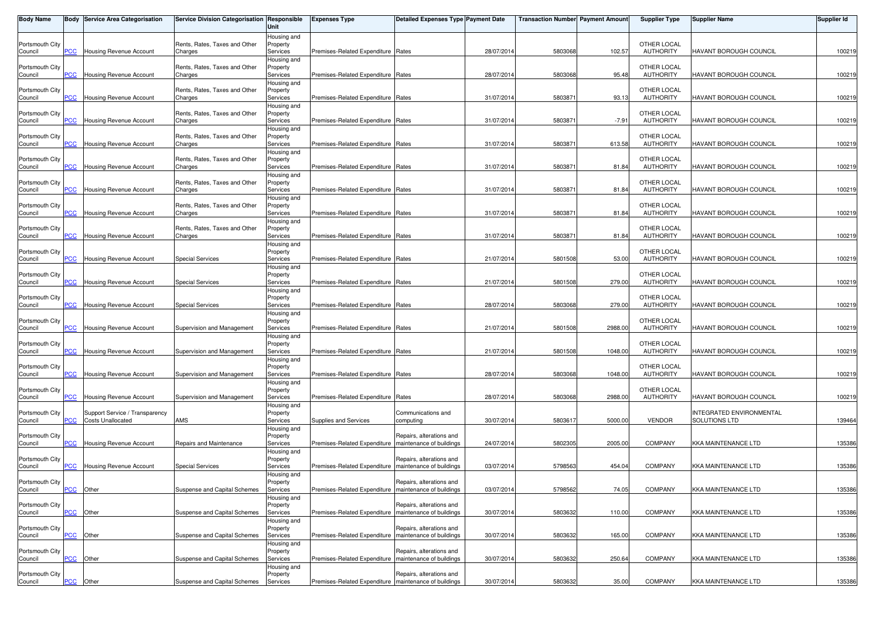| Body Name | Body | Service Area Categorisation | Service Division Categorisation | Responsible Unit | Expenses Type | Detailed Expenses Type | Payment Date | Transaction Number | Payment Amount | Supplier Type | Supplier Name | Supplier Id |
|---|---|---|---|---|---|---|---|---|---|---|---|---|
| Portsmouth City Council | PCC | Housing Revenue Account | Rents, Rates, Taxes and Other Charges | Housing and Property Services | Premises-Related Expenditure | Rates | 28/07/2014 | 5803068 | 102.57 | OTHER LOCAL AUTHORITY | HAVANT BOROUGH COUNCIL | 100219 |
| Portsmouth City Council | PCC | Housing Revenue Account | Rents, Rates, Taxes and Other Charges | Housing and Property Services | Premises-Related Expenditure | Rates | 28/07/2014 | 5803068 | 95.48 | OTHER LOCAL AUTHORITY | HAVANT BOROUGH COUNCIL | 100219 |
| Portsmouth City Council | PCC | Housing Revenue Account | Rents, Rates, Taxes and Other Charges | Housing and Property Services | Premises-Related Expenditure | Rates | 31/07/2014 | 5803871 | 93.13 | OTHER LOCAL AUTHORITY | HAVANT BOROUGH COUNCIL | 100219 |
| Portsmouth City Council | PCC | Housing Revenue Account | Rents, Rates, Taxes and Other Charges | Housing and Property Services | Premises-Related Expenditure | Rates | 31/07/2014 | 5803871 | -7.91 | OTHER LOCAL AUTHORITY | HAVANT BOROUGH COUNCIL | 100219 |
| Portsmouth City Council | PCC | Housing Revenue Account | Rents, Rates, Taxes and Other Charges | Housing and Property Services | Premises-Related Expenditure | Rates | 31/07/2014 | 5803871 | 613.58 | OTHER LOCAL AUTHORITY | HAVANT BOROUGH COUNCIL | 100219 |
| Portsmouth City Council | PCC | Housing Revenue Account | Rents, Rates, Taxes and Other Charges | Housing and Property Services | Premises-Related Expenditure | Rates | 31/07/2014 | 5803871 | 81.84 | OTHER LOCAL AUTHORITY | HAVANT BOROUGH COUNCIL | 100219 |
| Portsmouth City Council | PCC | Housing Revenue Account | Rents, Rates, Taxes and Other Charges | Housing and Property Services | Premises-Related Expenditure | Rates | 31/07/2014 | 5803871 | 81.84 | OTHER LOCAL AUTHORITY | HAVANT BOROUGH COUNCIL | 100219 |
| Portsmouth City Council | PCC | Housing Revenue Account | Rents, Rates, Taxes and Other Charges | Housing and Property Services | Premises-Related Expenditure | Rates | 31/07/2014 | 5803871 | 81.84 | OTHER LOCAL AUTHORITY | HAVANT BOROUGH COUNCIL | 100219 |
| Portsmouth City Council | PCC | Housing Revenue Account | Rents, Rates, Taxes and Other Charges | Housing and Property Services | Premises-Related Expenditure | Rates | 31/07/2014 | 5803871 | 81.84 | OTHER LOCAL AUTHORITY | HAVANT BOROUGH COUNCIL | 100219 |
| Portsmouth City Council | PCC | Housing Revenue Account | Special Services | Housing and Property Services | Premises-Related Expenditure | Rates | 21/07/2014 | 5801508 | 53.00 | OTHER LOCAL AUTHORITY | HAVANT BOROUGH COUNCIL | 100219 |
| Portsmouth City Council | PCC | Housing Revenue Account | Special Services | Housing and Property Services | Premises-Related Expenditure | Rates | 21/07/2014 | 5801508 | 279.00 | OTHER LOCAL AUTHORITY | HAVANT BOROUGH COUNCIL | 100219 |
| Portsmouth City Council | PCC | Housing Revenue Account | Special Services | Housing and Property Services | Premises-Related Expenditure | Rates | 28/07/2014 | 5803068 | 279.00 | OTHER LOCAL AUTHORITY | HAVANT BOROUGH COUNCIL | 100219 |
| Portsmouth City Council | PCC | Housing Revenue Account | Supervision and Management | Housing and Property Services | Premises-Related Expenditure | Rates | 21/07/2014 | 5801508 | 2988.00 | OTHER LOCAL AUTHORITY | HAVANT BOROUGH COUNCIL | 100219 |
| Portsmouth City Council | PCC | Housing Revenue Account | Supervision and Management | Housing and Property Services | Premises-Related Expenditure | Rates | 21/07/2014 | 5801508 | 1048.00 | OTHER LOCAL AUTHORITY | HAVANT BOROUGH COUNCIL | 100219 |
| Portsmouth City Council | PCC | Housing Revenue Account | Supervision and Management | Housing and Property Services | Premises-Related Expenditure | Rates | 28/07/2014 | 5803068 | 1048.00 | OTHER LOCAL AUTHORITY | HAVANT BOROUGH COUNCIL | 100219 |
| Portsmouth City Council | PCC | Housing Revenue Account | Supervision and Management | Housing and Property Services | Premises-Related Expenditure | Rates | 28/07/2014 | 5803068 | 2988.00 | OTHER LOCAL AUTHORITY | HAVANT BOROUGH COUNCIL | 100219 |
| Portsmouth City Council | PCC | Support Service / Transparency Costs Unallocated | AMS | Housing and Property Services | Supplies and Services | Communications and computing | 30/07/2014 | 5803617 | 5000.00 | VENDOR | INTEGRATED ENVIRONMENTAL SOLUTIONS LTD | 139464 |
| Portsmouth City Council | PCC | Housing Revenue Account | Repairs and Maintenance | Housing and Property Services | Premises-Related Expenditure | Repairs, alterations and maintenance of buildings | 24/07/2014 | 5802305 | 2005.00 | COMPANY | KKA MAINTENANCE LTD | 135386 |
| Portsmouth City Council | PCC | Housing Revenue Account | Special Services | Housing and Property Services | Premises-Related Expenditure | Repairs, alterations and maintenance of buildings | 03/07/2014 | 5798563 | 454.04 | COMPANY | KKA MAINTENANCE LTD | 135386 |
| Portsmouth City Council | PCC | Other | Suspense and Capital Schemes | Housing and Property Services | Premises-Related Expenditure | Repairs, alterations and maintenance of buildings | 03/07/2014 | 5798562 | 74.05 | COMPANY | KKA MAINTENANCE LTD | 135386 |
| Portsmouth City Council | PCC | Other | Suspense and Capital Schemes | Housing and Property Services | Premises-Related Expenditure | Repairs, alterations and maintenance of buildings | 30/07/2014 | 5803632 | 110.00 | COMPANY | KKA MAINTENANCE LTD | 135386 |
| Portsmouth City Council | PCC | Other | Suspense and Capital Schemes | Housing and Property Services | Premises-Related Expenditure | Repairs, alterations and maintenance of buildings | 30/07/2014 | 5803632 | 165.00 | COMPANY | KKA MAINTENANCE LTD | 135386 |
| Portsmouth City Council | PCC | Other | Suspense and Capital Schemes | Housing and Property Services | Premises-Related Expenditure | Repairs, alterations and maintenance of buildings | 30/07/2014 | 5803632 | 250.64 | COMPANY | KKA MAINTENANCE LTD | 135386 |
| Portsmouth City Council | PCC | Other | Suspense and Capital Schemes | Housing and Property Services | Premises-Related Expenditure | Repairs, alterations and maintenance of buildings | 30/07/2014 | 5803632 | 35.00 | COMPANY | KKA MAINTENANCE LTD | 135386 |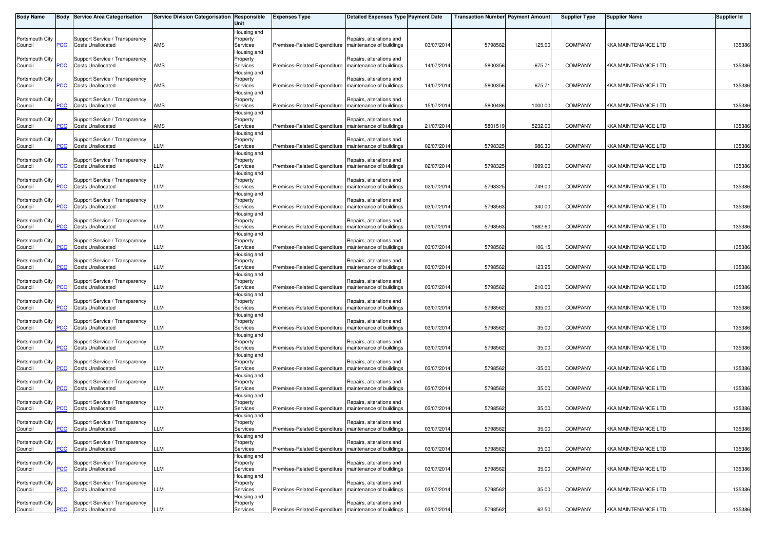| Body Name | Body | Service Area Categorisation | Service Division Categorisation | Responsible Unit | Expenses Type | Detailed Expenses Type | Payment Date | Transaction Number | Payment Amount | Supplier Type | Supplier Name | Supplier Id |
|---|---|---|---|---|---|---|---|---|---|---|---|---|
| Portsmouth City Council | PCC | Support Service / Transparency Costs Unallocated | AMS | Housing and Property Services | Premises-Related Expenditure | Repairs, alterations and maintenance of buildings | 03/07/2014 | 5798562 | 125.00 | COMPANY | KKA MAINTENANCE LTD | 135386 |
| Portsmouth City Council | PCC | Support Service / Transparency Costs Unallocated | AMS | Housing and Property Services | Premises-Related Expenditure | Repairs, alterations and maintenance of buildings | 14/07/2014 | 5800356 | -675.71 | COMPANY | KKA MAINTENANCE LTD | 135386 |
| Portsmouth City Council | PCC | Support Service / Transparency Costs Unallocated | AMS | Housing and Property Services | Premises-Related Expenditure | Repairs, alterations and maintenance of buildings | 14/07/2014 | 5800356 | 675.71 | COMPANY | KKA MAINTENANCE LTD | 135386 |
| Portsmouth City Council | PCC | Support Service / Transparency Costs Unallocated | AMS | Housing and Property Services | Premises-Related Expenditure | Repairs, alterations and maintenance of buildings | 15/07/2014 | 5800486 | 1000.00 | COMPANY | KKA MAINTENANCE LTD | 135386 |
| Portsmouth City Council | PCC | Support Service / Transparency Costs Unallocated | AMS | Housing and Property Services | Premises-Related Expenditure | Repairs, alterations and maintenance of buildings | 21/07/2014 | 5801519 | 5232.00 | COMPANY | KKA MAINTENANCE LTD | 135386 |
| Portsmouth City Council | PCC | Support Service / Transparency Costs Unallocated | LLM | Housing and Property Services | Premises-Related Expenditure | Repairs, alterations and maintenance of buildings | 02/07/2014 | 5798325 | 986.30 | COMPANY | KKA MAINTENANCE LTD | 135386 |
| Portsmouth City Council | PCC | Support Service / Transparency Costs Unallocated | LLM | Housing and Property Services | Premises-Related Expenditure | Repairs, alterations and maintenance of buildings | 02/07/2014 | 5798325 | 1999.00 | COMPANY | KKA MAINTENANCE LTD | 135386 |
| Portsmouth City Council | PCC | Support Service / Transparency Costs Unallocated | LLM | Housing and Property Services | Premises-Related Expenditure | Repairs, alterations and maintenance of buildings | 02/07/2014 | 5798325 | 749.00 | COMPANY | KKA MAINTENANCE LTD | 135386 |
| Portsmouth City Council | PCC | Support Service / Transparency Costs Unallocated | LLM | Housing and Property Services | Premises-Related Expenditure | Repairs, alterations and maintenance of buildings | 03/07/2014 | 5798563 | 340.00 | COMPANY | KKA MAINTENANCE LTD | 135386 |
| Portsmouth City Council | PCC | Support Service / Transparency Costs Unallocated | LLM | Housing and Property Services | Premises-Related Expenditure | Repairs, alterations and maintenance of buildings | 03/07/2014 | 5798563 | 1682.60 | COMPANY | KKA MAINTENANCE LTD | 135386 |
| Portsmouth City Council | PCC | Support Service / Transparency Costs Unallocated | LLM | Housing and Property Services | Premises-Related Expenditure | Repairs, alterations and maintenance of buildings | 03/07/2014 | 5798562 | 106.15 | COMPANY | KKA MAINTENANCE LTD | 135386 |
| Portsmouth City Council | PCC | Support Service / Transparency Costs Unallocated | LLM | Housing and Property Services | Premises-Related Expenditure | Repairs, alterations and maintenance of buildings | 03/07/2014 | 5798562 | 123.95 | COMPANY | KKA MAINTENANCE LTD | 135386 |
| Portsmouth City Council | PCC | Support Service / Transparency Costs Unallocated | LLM | Housing and Property Services | Premises-Related Expenditure | Repairs, alterations and maintenance of buildings | 03/07/2014 | 5798562 | 210.00 | COMPANY | KKA MAINTENANCE LTD | 135386 |
| Portsmouth City Council | PCC | Support Service / Transparency Costs Unallocated | LLM | Housing and Property Services | Premises-Related Expenditure | Repairs, alterations and maintenance of buildings | 03/07/2014 | 5798562 | 335.00 | COMPANY | KKA MAINTENANCE LTD | 135386 |
| Portsmouth City Council | PCC | Support Service / Transparency Costs Unallocated | LLM | Housing and Property Services | Premises-Related Expenditure | Repairs, alterations and maintenance of buildings | 03/07/2014 | 5798562 | 35.00 | COMPANY | KKA MAINTENANCE LTD | 135386 |
| Portsmouth City Council | PCC | Support Service / Transparency Costs Unallocated | LLM | Housing and Property Services | Premises-Related Expenditure | Repairs, alterations and maintenance of buildings | 03/07/2014 | 5798562 | 35.00 | COMPANY | KKA MAINTENANCE LTD | 135386 |
| Portsmouth City Council | PCC | Support Service / Transparency Costs Unallocated | LLM | Housing and Property Services | Premises-Related Expenditure | Repairs, alterations and maintenance of buildings | 03/07/2014 | 5798562 | -35.00 | COMPANY | KKA MAINTENANCE LTD | 135386 |
| Portsmouth City Council | PCC | Support Service / Transparency Costs Unallocated | LLM | Housing and Property Services | Premises-Related Expenditure | Repairs, alterations and maintenance of buildings | 03/07/2014 | 5798562 | 35.00 | COMPANY | KKA MAINTENANCE LTD | 135386 |
| Portsmouth City Council | PCC | Support Service / Transparency Costs Unallocated | LLM | Housing and Property Services | Premises-Related Expenditure | Repairs, alterations and maintenance of buildings | 03/07/2014 | 5798562 | 35.00 | COMPANY | KKA MAINTENANCE LTD | 135386 |
| Portsmouth City Council | PCC | Support Service / Transparency Costs Unallocated | LLM | Housing and Property Services | Premises-Related Expenditure | Repairs, alterations and maintenance of buildings | 03/07/2014 | 5798562 | 35.00 | COMPANY | KKA MAINTENANCE LTD | 135386 |
| Portsmouth City Council | PCC | Support Service / Transparency Costs Unallocated | LLM | Housing and Property Services | Premises-Related Expenditure | Repairs, alterations and maintenance of buildings | 03/07/2014 | 5798562 | 35.00 | COMPANY | KKA MAINTENANCE LTD | 135386 |
| Portsmouth City Council | PCC | Support Service / Transparency Costs Unallocated | LLM | Housing and Property Services | Premises-Related Expenditure | Repairs, alterations and maintenance of buildings | 03/07/2014 | 5798562 | 35.00 | COMPANY | KKA MAINTENANCE LTD | 135386 |
| Portsmouth City Council | PCC | Support Service / Transparency Costs Unallocated | LLM | Housing and Property Services | Premises-Related Expenditure | Repairs, alterations and maintenance of buildings | 03/07/2014 | 5798562 | 35.00 | COMPANY | KKA MAINTENANCE LTD | 135386 |
| Portsmouth City Council | PCC | Support Service / Transparency Costs Unallocated | LLM | Housing and Property Services | Premises-Related Expenditure | Repairs, alterations and maintenance of buildings | 03/07/2014 | 5798562 | 62.50 | COMPANY | KKA MAINTENANCE LTD | 135386 |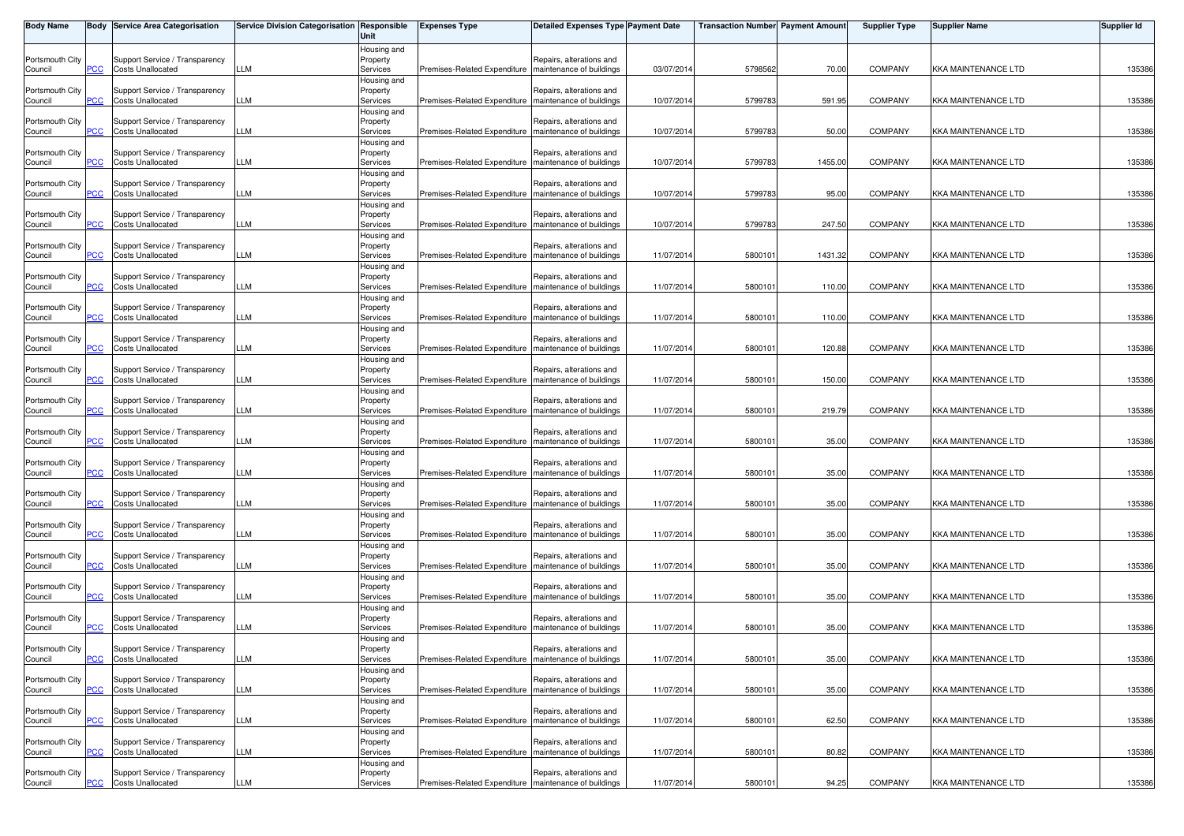| Body Name | Body | Service Area Categorisation | Service Division Categorisation | Responsible Unit | Expenses Type | Detailed Expenses Type | Payment Date | Transaction Number | Payment Amount | Supplier Type | Supplier Name | Supplier Id |
|---|---|---|---|---|---|---|---|---|---|---|---|---|
| Portsmouth City Council | PCC | Support Service / Transparency Costs Unallocated | LLM | Housing and Property Services | Premises-Related Expenditure | Repairs, alterations and maintenance of buildings | 03/07/2014 | 5798562 | 70.00 | COMPANY | KKA MAINTENANCE LTD | 135386 |
| Portsmouth City Council | PCC | Support Service / Transparency Costs Unallocated | LLM | Housing and Property Services | Premises-Related Expenditure | Repairs, alterations and maintenance of buildings | 10/07/2014 | 5799783 | 591.95 | COMPANY | KKA MAINTENANCE LTD | 135386 |
| Portsmouth City Council | PCC | Support Service / Transparency Costs Unallocated | LLM | Housing and Property Services | Premises-Related Expenditure | Repairs, alterations and maintenance of buildings | 10/07/2014 | 5799783 | 50.00 | COMPANY | KKA MAINTENANCE LTD | 135386 |
| Portsmouth City Council | PCC | Support Service / Transparency Costs Unallocated | LLM | Housing and Property Services | Premises-Related Expenditure | Repairs, alterations and maintenance of buildings | 10/07/2014 | 5799783 | 1455.00 | COMPANY | KKA MAINTENANCE LTD | 135386 |
| Portsmouth City Council | PCC | Support Service / Transparency Costs Unallocated | LLM | Housing and Property Services | Premises-Related Expenditure | Repairs, alterations and maintenance of buildings | 10/07/2014 | 5799783 | 95.00 | COMPANY | KKA MAINTENANCE LTD | 135386 |
| Portsmouth City Council | PCC | Support Service / Transparency Costs Unallocated | LLM | Housing and Property Services | Premises-Related Expenditure | Repairs, alterations and maintenance of buildings | 10/07/2014 | 5799783 | 247.50 | COMPANY | KKA MAINTENANCE LTD | 135386 |
| Portsmouth City Council | PCC | Support Service / Transparency Costs Unallocated | LLM | Housing and Property Services | Premises-Related Expenditure | Repairs, alterations and maintenance of buildings | 11/07/2014 | 5800101 | 1431.32 | COMPANY | KKA MAINTENANCE LTD | 135386 |
| Portsmouth City Council | PCC | Support Service / Transparency Costs Unallocated | LLM | Housing and Property Services | Premises-Related Expenditure | Repairs, alterations and maintenance of buildings | 11/07/2014 | 5800101 | 110.00 | COMPANY | KKA MAINTENANCE LTD | 135386 |
| Portsmouth City Council | PCC | Support Service / Transparency Costs Unallocated | LLM | Housing and Property Services | Premises-Related Expenditure | Repairs, alterations and maintenance of buildings | 11/07/2014 | 5800101 | 110.00 | COMPANY | KKA MAINTENANCE LTD | 135386 |
| Portsmouth City Council | PCC | Support Service / Transparency Costs Unallocated | LLM | Housing and Property Services | Premises-Related Expenditure | Repairs, alterations and maintenance of buildings | 11/07/2014 | 5800101 | 120.88 | COMPANY | KKA MAINTENANCE LTD | 135386 |
| Portsmouth City Council | PCC | Support Service / Transparency Costs Unallocated | LLM | Housing and Property Services | Premises-Related Expenditure | Repairs, alterations and maintenance of buildings | 11/07/2014 | 5800101 | 150.00 | COMPANY | KKA MAINTENANCE LTD | 135386 |
| Portsmouth City Council | PCC | Support Service / Transparency Costs Unallocated | LLM | Housing and Property Services | Premises-Related Expenditure | Repairs, alterations and maintenance of buildings | 11/07/2014 | 5800101 | 219.79 | COMPANY | KKA MAINTENANCE LTD | 135386 |
| Portsmouth City Council | PCC | Support Service / Transparency Costs Unallocated | LLM | Housing and Property Services | Premises-Related Expenditure | Repairs, alterations and maintenance of buildings | 11/07/2014 | 5800101 | 35.00 | COMPANY | KKA MAINTENANCE LTD | 135386 |
| Portsmouth City Council | PCC | Support Service / Transparency Costs Unallocated | LLM | Housing and Property Services | Premises-Related Expenditure | Repairs, alterations and maintenance of buildings | 11/07/2014 | 5800101 | 35.00 | COMPANY | KKA MAINTENANCE LTD | 135386 |
| Portsmouth City Council | PCC | Support Service / Transparency Costs Unallocated | LLM | Housing and Property Services | Premises-Related Expenditure | Repairs, alterations and maintenance of buildings | 11/07/2014 | 5800101 | 35.00 | COMPANY | KKA MAINTENANCE LTD | 135386 |
| Portsmouth City Council | PCC | Support Service / Transparency Costs Unallocated | LLM | Housing and Property Services | Premises-Related Expenditure | Repairs, alterations and maintenance of buildings | 11/07/2014 | 5800101 | 35.00 | COMPANY | KKA MAINTENANCE LTD | 135386 |
| Portsmouth City Council | PCC | Support Service / Transparency Costs Unallocated | LLM | Housing and Property Services | Premises-Related Expenditure | Repairs, alterations and maintenance of buildings | 11/07/2014 | 5800101 | 35.00 | COMPANY | KKA MAINTENANCE LTD | 135386 |
| Portsmouth City Council | PCC | Support Service / Transparency Costs Unallocated | LLM | Housing and Property Services | Premises-Related Expenditure | Repairs, alterations and maintenance of buildings | 11/07/2014 | 5800101 | 35.00 | COMPANY | KKA MAINTENANCE LTD | 135386 |
| Portsmouth City Council | PCC | Support Service / Transparency Costs Unallocated | LLM | Housing and Property Services | Premises-Related Expenditure | Repairs, alterations and maintenance of buildings | 11/07/2014 | 5800101 | 35.00 | COMPANY | KKA MAINTENANCE LTD | 135386 |
| Portsmouth City Council | PCC | Support Service / Transparency Costs Unallocated | LLM | Housing and Property Services | Premises-Related Expenditure | Repairs, alterations and maintenance of buildings | 11/07/2014 | 5800101 | 35.00 | COMPANY | KKA MAINTENANCE LTD | 135386 |
| Portsmouth City Council | PCC | Support Service / Transparency Costs Unallocated | LLM | Housing and Property Services | Premises-Related Expenditure | Repairs, alterations and maintenance of buildings | 11/07/2014 | 5800101 | 35.00 | COMPANY | KKA MAINTENANCE LTD | 135386 |
| Portsmouth City Council | PCC | Support Service / Transparency Costs Unallocated | LLM | Housing and Property Services | Premises-Related Expenditure | Repairs, alterations and maintenance of buildings | 11/07/2014 | 5800101 | 62.50 | COMPANY | KKA MAINTENANCE LTD | 135386 |
| Portsmouth City Council | PCC | Support Service / Transparency Costs Unallocated | LLM | Housing and Property Services | Premises-Related Expenditure | Repairs, alterations and maintenance of buildings | 11/07/2014 | 5800101 | 80.82 | COMPANY | KKA MAINTENANCE LTD | 135386 |
| Portsmouth City Council | PCC | Support Service / Transparency Costs Unallocated | LLM | Housing and Property Services | Premises-Related Expenditure | Repairs, alterations and maintenance of buildings | 11/07/2014 | 5800101 | 94.25 | COMPANY | KKA MAINTENANCE LTD | 135386 |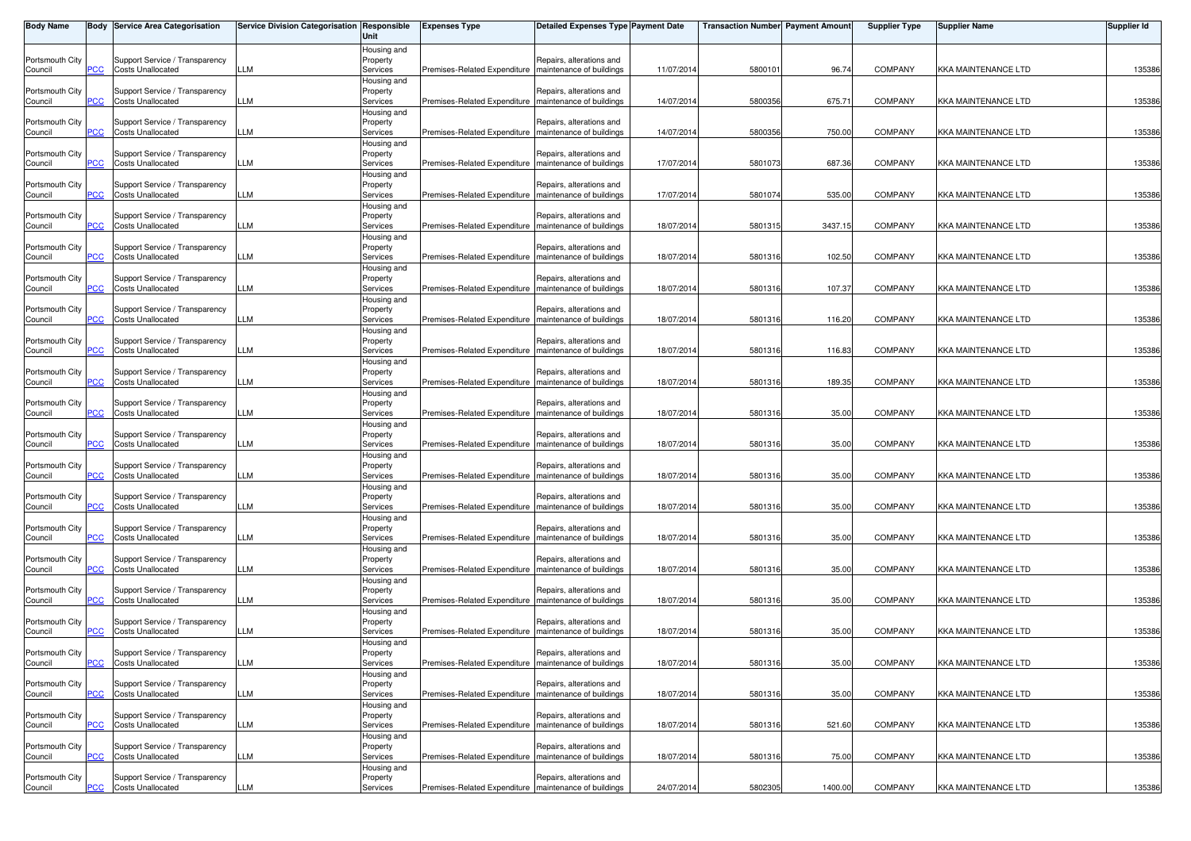| Body Name | Body | Service Area Categorisation | Service Division Categorisation | Responsible Unit | Expenses Type | Detailed Expenses Type | Payment Date | Transaction Number | Payment Amount | Supplier Type | Supplier Name | Supplier Id |
|---|---|---|---|---|---|---|---|---|---|---|---|---|
| Portsmouth City Council | PCC | Support Service / Transparency Costs Unallocated | LLM | Housing and Property Services | Premises-Related Expenditure | Repairs, alterations and maintenance of buildings | 11/07/2014 | 5800101 | 96.74 | COMPANY | KKA MAINTENANCE LTD | 135386 |
| Portsmouth City Council | PCC | Support Service / Transparency Costs Unallocated | LLM | Housing and Property Services | Premises-Related Expenditure | Repairs, alterations and maintenance of buildings | 14/07/2014 | 5800356 | 675.71 | COMPANY | KKA MAINTENANCE LTD | 135386 |
| Portsmouth City Council | PCC | Support Service / Transparency Costs Unallocated | LLM | Housing and Property Services | Premises-Related Expenditure | Repairs, alterations and maintenance of buildings | 14/07/2014 | 5800356 | 750.00 | COMPANY | KKA MAINTENANCE LTD | 135386 |
| Portsmouth City Council | PCC | Support Service / Transparency Costs Unallocated | LLM | Housing and Property Services | Premises-Related Expenditure | Repairs, alterations and maintenance of buildings | 17/07/2014 | 5801073 | 687.36 | COMPANY | KKA MAINTENANCE LTD | 135386 |
| Portsmouth City Council | PCC | Support Service / Transparency Costs Unallocated | LLM | Housing and Property Services | Premises-Related Expenditure | Repairs, alterations and maintenance of buildings | 17/07/2014 | 5801074 | 535.00 | COMPANY | KKA MAINTENANCE LTD | 135386 |
| Portsmouth City Council | PCC | Support Service / Transparency Costs Unallocated | LLM | Housing and Property Services | Premises-Related Expenditure | Repairs, alterations and maintenance of buildings | 18/07/2014 | 5801315 | 3437.15 | COMPANY | KKA MAINTENANCE LTD | 135386 |
| Portsmouth City Council | PCC | Support Service / Transparency Costs Unallocated | LLM | Housing and Property Services | Premises-Related Expenditure | Repairs, alterations and maintenance of buildings | 18/07/2014 | 5801316 | 102.50 | COMPANY | KKA MAINTENANCE LTD | 135386 |
| Portsmouth City Council | PCC | Support Service / Transparency Costs Unallocated | LLM | Housing and Property Services | Premises-Related Expenditure | Repairs, alterations and maintenance of buildings | 18/07/2014 | 5801316 | 107.37 | COMPANY | KKA MAINTENANCE LTD | 135386 |
| Portsmouth City Council | PCC | Support Service / Transparency Costs Unallocated | LLM | Housing and Property Services | Premises-Related Expenditure | Repairs, alterations and maintenance of buildings | 18/07/2014 | 5801316 | 116.20 | COMPANY | KKA MAINTENANCE LTD | 135386 |
| Portsmouth City Council | PCC | Support Service / Transparency Costs Unallocated | LLM | Housing and Property Services | Premises-Related Expenditure | Repairs, alterations and maintenance of buildings | 18/07/2014 | 5801316 | 116.83 | COMPANY | KKA MAINTENANCE LTD | 135386 |
| Portsmouth City Council | PCC | Support Service / Transparency Costs Unallocated | LLM | Housing and Property Services | Premises-Related Expenditure | Repairs, alterations and maintenance of buildings | 18/07/2014 | 5801316 | 189.35 | COMPANY | KKA MAINTENANCE LTD | 135386 |
| Portsmouth City Council | PCC | Support Service / Transparency Costs Unallocated | LLM | Housing and Property Services | Premises-Related Expenditure | Repairs, alterations and maintenance of buildings | 18/07/2014 | 5801316 | 35.00 | COMPANY | KKA MAINTENANCE LTD | 135386 |
| Portsmouth City Council | PCC | Support Service / Transparency Costs Unallocated | LLM | Housing and Property Services | Premises-Related Expenditure | Repairs, alterations and maintenance of buildings | 18/07/2014 | 5801316 | 35.00 | COMPANY | KKA MAINTENANCE LTD | 135386 |
| Portsmouth City Council | PCC | Support Service / Transparency Costs Unallocated | LLM | Housing and Property Services | Premises-Related Expenditure | Repairs, alterations and maintenance of buildings | 18/07/2014 | 5801316 | 35.00 | COMPANY | KKA MAINTENANCE LTD | 135386 |
| Portsmouth City Council | PCC | Support Service / Transparency Costs Unallocated | LLM | Housing and Property Services | Premises-Related Expenditure | Repairs, alterations and maintenance of buildings | 18/07/2014 | 5801316 | 35.00 | COMPANY | KKA MAINTENANCE LTD | 135386 |
| Portsmouth City Council | PCC | Support Service / Transparency Costs Unallocated | LLM | Housing and Property Services | Premises-Related Expenditure | Repairs, alterations and maintenance of buildings | 18/07/2014 | 5801316 | 35.00 | COMPANY | KKA MAINTENANCE LTD | 135386 |
| Portsmouth City Council | PCC | Support Service / Transparency Costs Unallocated | LLM | Housing and Property Services | Premises-Related Expenditure | Repairs, alterations and maintenance of buildings | 18/07/2014 | 5801316 | 35.00 | COMPANY | KKA MAINTENANCE LTD | 135386 |
| Portsmouth City Council | PCC | Support Service / Transparency Costs Unallocated | LLM | Housing and Property Services | Premises-Related Expenditure | Repairs, alterations and maintenance of buildings | 18/07/2014 | 5801316 | 35.00 | COMPANY | KKA MAINTENANCE LTD | 135386 |
| Portsmouth City Council | PCC | Support Service / Transparency Costs Unallocated | LLM | Housing and Property Services | Premises-Related Expenditure | Repairs, alterations and maintenance of buildings | 18/07/2014 | 5801316 | 35.00 | COMPANY | KKA MAINTENANCE LTD | 135386 |
| Portsmouth City Council | PCC | Support Service / Transparency Costs Unallocated | LLM | Housing and Property Services | Premises-Related Expenditure | Repairs, alterations and maintenance of buildings | 18/07/2014 | 5801316 | 35.00 | COMPANY | KKA MAINTENANCE LTD | 135386 |
| Portsmouth City Council | PCC | Support Service / Transparency Costs Unallocated | LLM | Housing and Property Services | Premises-Related Expenditure | Repairs, alterations and maintenance of buildings | 18/07/2014 | 5801316 | 35.00 | COMPANY | KKA MAINTENANCE LTD | 135386 |
| Portsmouth City Council | PCC | Support Service / Transparency Costs Unallocated | LLM | Housing and Property Services | Premises-Related Expenditure | Repairs, alterations and maintenance of buildings | 18/07/2014 | 5801316 | 521.60 | COMPANY | KKA MAINTENANCE LTD | 135386 |
| Portsmouth City Council | PCC | Support Service / Transparency Costs Unallocated | LLM | Housing and Property Services | Premises-Related Expenditure | Repairs, alterations and maintenance of buildings | 18/07/2014 | 5801316 | 75.00 | COMPANY | KKA MAINTENANCE LTD | 135386 |
| Portsmouth City Council | PCC | Support Service / Transparency Costs Unallocated | LLM | Housing and Property Services | Premises-Related Expenditure | Repairs, alterations and maintenance of buildings | 24/07/2014 | 5802305 | 1400.00 | COMPANY | KKA MAINTENANCE LTD | 135386 |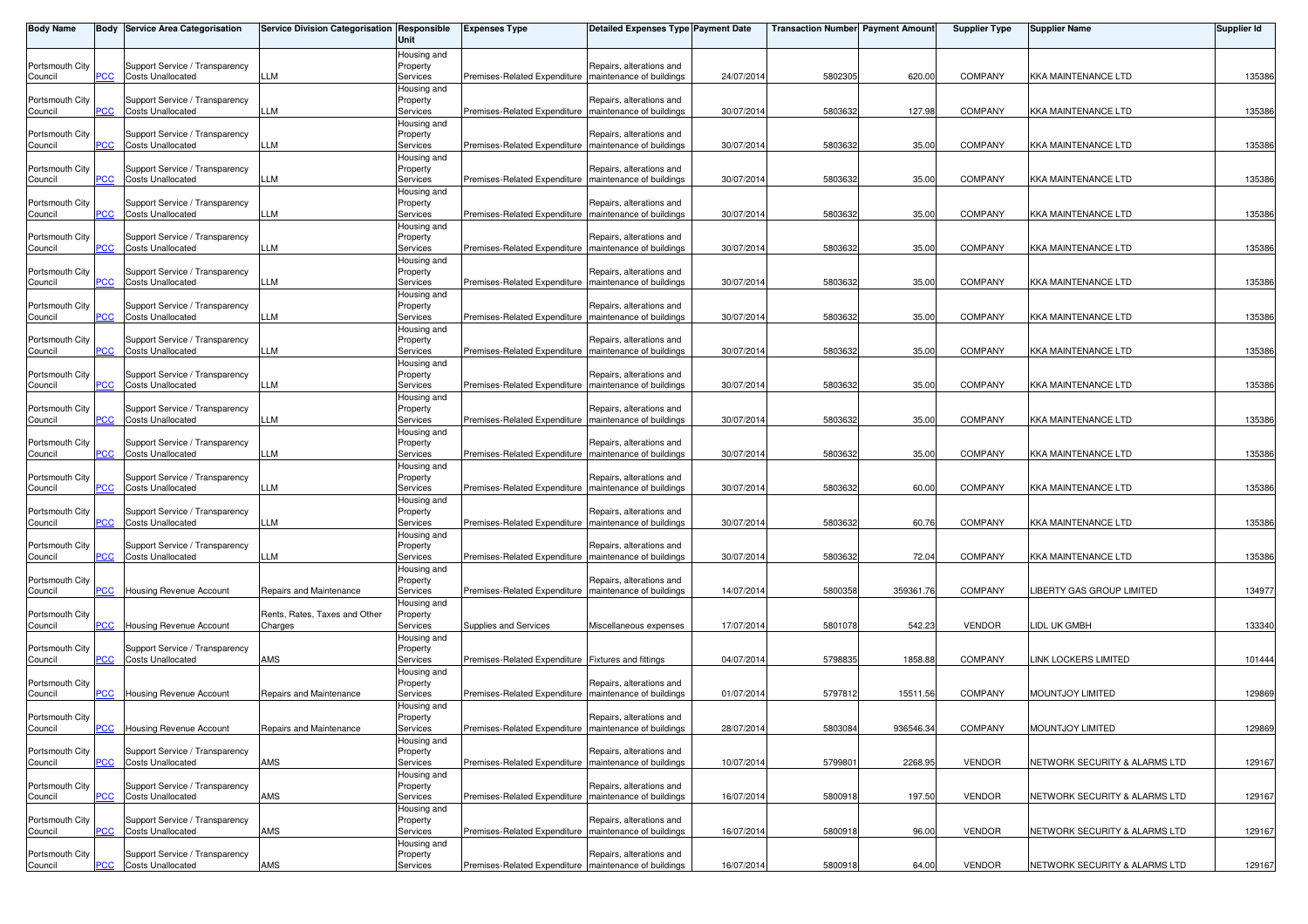| Body Name | Body | Service Area Categorisation | Service Division Categorisation | Responsible Unit | Expenses Type | Detailed Expenses Type | Payment Date | Transaction Number | Payment Amount | Supplier Type | Supplier Name | Supplier Id |
|---|---|---|---|---|---|---|---|---|---|---|---|---|
| Portsmouth City Council | PCC | Support Service / Transparency Costs Unallocated | LLM | Housing and Property Services | Premises-Related Expenditure | Repairs, alterations and maintenance of buildings | 24/07/2014 | 5802305 | 620.00 | COMPANY | KKA MAINTENANCE LTD | 135386 |
| Portsmouth City Council | PCC | Support Service / Transparency Costs Unallocated | LLM | Housing and Property Services | Premises-Related Expenditure | Repairs, alterations and maintenance of buildings | 30/07/2014 | 5803632 | 127.98 | COMPANY | KKA MAINTENANCE LTD | 135386 |
| Portsmouth City Council | PCC | Support Service / Transparency Costs Unallocated | LLM | Housing and Property Services | Premises-Related Expenditure | Repairs, alterations and maintenance of buildings | 30/07/2014 | 5803632 | 35.00 | COMPANY | KKA MAINTENANCE LTD | 135386 |
| Portsmouth City Council | PCC | Support Service / Transparency Costs Unallocated | LLM | Housing and Property Services | Premises-Related Expenditure | Repairs, alterations and maintenance of buildings | 30/07/2014 | 5803632 | 35.00 | COMPANY | KKA MAINTENANCE LTD | 135386 |
| Portsmouth City Council | PCC | Support Service / Transparency Costs Unallocated | LLM | Housing and Property Services | Premises-Related Expenditure | Repairs, alterations and maintenance of buildings | 30/07/2014 | 5803632 | 35.00 | COMPANY | KKA MAINTENANCE LTD | 135386 |
| Portsmouth City Council | PCC | Support Service / Transparency Costs Unallocated | LLM | Housing and Property Services | Premises-Related Expenditure | Repairs, alterations and maintenance of buildings | 30/07/2014 | 5803632 | 35.00 | COMPANY | KKA MAINTENANCE LTD | 135386 |
| Portsmouth City Council | PCC | Support Service / Transparency Costs Unallocated | LLM | Housing and Property Services | Premises-Related Expenditure | Repairs, alterations and maintenance of buildings | 30/07/2014 | 5803632 | 35.00 | COMPANY | KKA MAINTENANCE LTD | 135386 |
| Portsmouth City Council | PCC | Support Service / Transparency Costs Unallocated | LLM | Housing and Property Services | Premises-Related Expenditure | Repairs, alterations and maintenance of buildings | 30/07/2014 | 5803632 | 35.00 | COMPANY | KKA MAINTENANCE LTD | 135386 |
| Portsmouth City Council | PCC | Support Service / Transparency Costs Unallocated | LLM | Housing and Property Services | Premises-Related Expenditure | Repairs, alterations and maintenance of buildings | 30/07/2014 | 5803632 | 35.00 | COMPANY | KKA MAINTENANCE LTD | 135386 |
| Portsmouth City Council | PCC | Support Service / Transparency Costs Unallocated | LLM | Housing and Property Services | Premises-Related Expenditure | Repairs, alterations and maintenance of buildings | 30/07/2014 | 5803632 | 35.00 | COMPANY | KKA MAINTENANCE LTD | 135386 |
| Portsmouth City Council | PCC | Support Service / Transparency Costs Unallocated | LLM | Housing and Property Services | Premises-Related Expenditure | Repairs, alterations and maintenance of buildings | 30/07/2014 | 5803632 | 35.00 | COMPANY | KKA MAINTENANCE LTD | 135386 |
| Portsmouth City Council | PCC | Support Service / Transparency Costs Unallocated | LLM | Housing and Property Services | Premises-Related Expenditure | Repairs, alterations and maintenance of buildings | 30/07/2014 | 5803632 | 35.00 | COMPANY | KKA MAINTENANCE LTD | 135386 |
| Portsmouth City Council | PCC | Support Service / Transparency Costs Unallocated | LLM | Housing and Property Services | Premises-Related Expenditure | Repairs, alterations and maintenance of buildings | 30/07/2014 | 5803632 | 60.00 | COMPANY | KKA MAINTENANCE LTD | 135386 |
| Portsmouth City Council | PCC | Support Service / Transparency Costs Unallocated | LLM | Housing and Property Services | Premises-Related Expenditure | Repairs, alterations and maintenance of buildings | 30/07/2014 | 5803632 | 60.76 | COMPANY | KKA MAINTENANCE LTD | 135386 |
| Portsmouth City Council | PCC | Support Service / Transparency Costs Unallocated | LLM | Housing and Property Services | Premises-Related Expenditure | Repairs, alterations and maintenance of buildings | 30/07/2014 | 5803632 | 72.04 | COMPANY | KKA MAINTENANCE LTD | 135386 |
| Portsmouth City Council | PCC | Housing Revenue Account | Repairs and Maintenance | Housing and Property Services | Premises-Related Expenditure | Repairs, alterations and maintenance of buildings | 14/07/2014 | 5800358 | 359361.76 | COMPANY | LIBERTY GAS GROUP LIMITED | 134977 |
| Portsmouth City Council | PCC | Housing Revenue Account | Rents, Rates, Taxes and Other Charges | Housing and Property Services | Supplies and Services | Miscellaneous expenses | 17/07/2014 | 5801078 | 542.23 | VENDOR | LIDL UK GMBH | 133340 |
| Portsmouth City Council | PCC | Support Service / Transparency Costs Unallocated | AMS | Housing and Property Services | Premises-Related Expenditure | Fixtures and fittings | 04/07/2014 | 5798835 | 1858.88 | COMPANY | LINK LOCKERS LIMITED | 101444 |
| Portsmouth City Council | PCC | Housing Revenue Account | Repairs and Maintenance | Housing and Property Services | Premises-Related Expenditure | Repairs, alterations and maintenance of buildings | 01/07/2014 | 5797812 | 15511.56 | COMPANY | MOUNTJOY LIMITED | 129869 |
| Portsmouth City Council | PCC | Housing Revenue Account | Repairs and Maintenance | Housing and Property Services | Premises-Related Expenditure | Repairs, alterations and maintenance of buildings | 28/07/2014 | 5803084 | 936546.34 | COMPANY | MOUNTJOY LIMITED | 129869 |
| Portsmouth City Council | PCC | Support Service / Transparency Costs Unallocated | AMS | Housing and Property Services | Premises-Related Expenditure | Repairs, alterations and maintenance of buildings | 10/07/2014 | 5799801 | 2268.95 | VENDOR | NETWORK SECURITY & ALARMS LTD | 129167 |
| Portsmouth City Council | PCC | Support Service / Transparency Costs Unallocated | AMS | Housing and Property Services | Premises-Related Expenditure | Repairs, alterations and maintenance of buildings | 16/07/2014 | 5800918 | 197.50 | VENDOR | NETWORK SECURITY & ALARMS LTD | 129167 |
| Portsmouth City Council | PCC | Support Service / Transparency Costs Unallocated | AMS | Housing and Property Services | Premises-Related Expenditure | Repairs, alterations and maintenance of buildings | 16/07/2014 | 5800918 | 96.00 | VENDOR | NETWORK SECURITY & ALARMS LTD | 129167 |
| Portsmouth City Council | PCC | Support Service / Transparency Costs Unallocated | AMS | Housing and Property Services | Premises-Related Expenditure | Repairs, alterations and maintenance of buildings | 16/07/2014 | 5800918 | 64.00 | VENDOR | NETWORK SECURITY & ALARMS LTD | 129167 |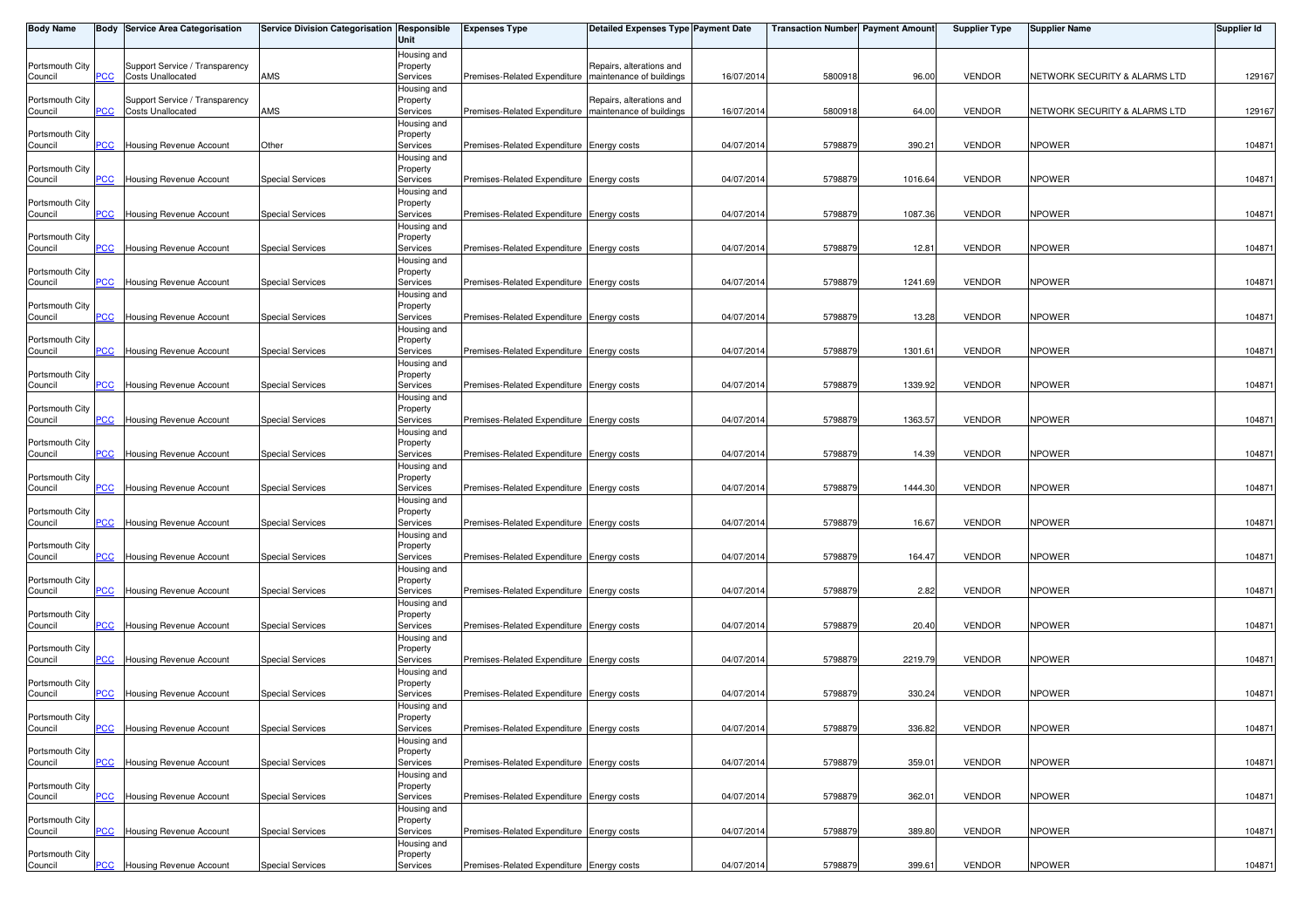| Body Name | Body | Service Area Categorisation | Service Division Categorisation | Responsible Unit | Expenses Type | Detailed Expenses Type | Payment Date | Transaction Number | Payment Amount | Supplier Type | Supplier Name | Supplier Id |
|---|---|---|---|---|---|---|---|---|---|---|---|---|
| Portsmouth City Council | PCC | Support Service / Transparency Costs Unallocated | AMS | Housing and Property Services | Premises-Related Expenditure | Repairs, alterations and maintenance of buildings | 16/07/2014 | 5800918 | 96.00 | VENDOR | NETWORK SECURITY & ALARMS LTD | 129167 |
| Portsmouth City Council | PCC | Support Service / Transparency Costs Unallocated | AMS | Housing and Property Services | Premises-Related Expenditure | Repairs, alterations and maintenance of buildings | 16/07/2014 | 5800918 | 64.00 | VENDOR | NETWORK SECURITY & ALARMS LTD | 129167 |
| Portsmouth City Council | PCC | Housing Revenue Account | Other | Housing and Property Services | Premises-Related Expenditure | Energy costs | 04/07/2014 | 5798879 | 390.21 | VENDOR | NPOWER | 104871 |
| Portsmouth City Council | PCC | Housing Revenue Account | Special Services | Housing and Property Services | Premises-Related Expenditure | Energy costs | 04/07/2014 | 5798879 | 1016.64 | VENDOR | NPOWER | 104871 |
| Portsmouth City Council | PCC | Housing Revenue Account | Special Services | Housing and Property Services | Premises-Related Expenditure | Energy costs | 04/07/2014 | 5798879 | 1087.36 | VENDOR | NPOWER | 104871 |
| Portsmouth City Council | PCC | Housing Revenue Account | Special Services | Housing and Property Services | Premises-Related Expenditure | Energy costs | 04/07/2014 | 5798879 | 12.81 | VENDOR | NPOWER | 104871 |
| Portsmouth City Council | PCC | Housing Revenue Account | Special Services | Housing and Property Services | Premises-Related Expenditure | Energy costs | 04/07/2014 | 5798879 | 1241.69 | VENDOR | NPOWER | 104871 |
| Portsmouth City Council | PCC | Housing Revenue Account | Special Services | Housing and Property Services | Premises-Related Expenditure | Energy costs | 04/07/2014 | 5798879 | 13.28 | VENDOR | NPOWER | 104871 |
| Portsmouth City Council | PCC | Housing Revenue Account | Special Services | Housing and Property Services | Premises-Related Expenditure | Energy costs | 04/07/2014 | 5798879 | 1301.61 | VENDOR | NPOWER | 104871 |
| Portsmouth City Council | PCC | Housing Revenue Account | Special Services | Housing and Property Services | Premises-Related Expenditure | Energy costs | 04/07/2014 | 5798879 | 1339.92 | VENDOR | NPOWER | 104871 |
| Portsmouth City Council | PCC | Housing Revenue Account | Special Services | Housing and Property Services | Premises-Related Expenditure | Energy costs | 04/07/2014 | 5798879 | 1363.57 | VENDOR | NPOWER | 104871 |
| Portsmouth City Council | PCC | Housing Revenue Account | Special Services | Housing and Property Services | Premises-Related Expenditure | Energy costs | 04/07/2014 | 5798879 | 14.39 | VENDOR | NPOWER | 104871 |
| Portsmouth City Council | PCC | Housing Revenue Account | Special Services | Housing and Property Services | Premises-Related Expenditure | Energy costs | 04/07/2014 | 5798879 | 1444.30 | VENDOR | NPOWER | 104871 |
| Portsmouth City Council | PCC | Housing Revenue Account | Special Services | Housing and Property Services | Premises-Related Expenditure | Energy costs | 04/07/2014 | 5798879 | 16.67 | VENDOR | NPOWER | 104871 |
| Portsmouth City Council | PCC | Housing Revenue Account | Special Services | Housing and Property Services | Premises-Related Expenditure | Energy costs | 04/07/2014 | 5798879 | 164.47 | VENDOR | NPOWER | 104871 |
| Portsmouth City Council | PCC | Housing Revenue Account | Special Services | Housing and Property Services | Premises-Related Expenditure | Energy costs | 04/07/2014 | 5798879 | 2.82 | VENDOR | NPOWER | 104871 |
| Portsmouth City Council | PCC | Housing Revenue Account | Special Services | Housing and Property Services | Premises-Related Expenditure | Energy costs | 04/07/2014 | 5798879 | 20.40 | VENDOR | NPOWER | 104871 |
| Portsmouth City Council | PCC | Housing Revenue Account | Special Services | Housing and Property Services | Premises-Related Expenditure | Energy costs | 04/07/2014 | 5798879 | 2219.79 | VENDOR | NPOWER | 104871 |
| Portsmouth City Council | PCC | Housing Revenue Account | Special Services | Housing and Property Services | Premises-Related Expenditure | Energy costs | 04/07/2014 | 5798879 | 330.24 | VENDOR | NPOWER | 104871 |
| Portsmouth City Council | PCC | Housing Revenue Account | Special Services | Housing and Property Services | Premises-Related Expenditure | Energy costs | 04/07/2014 | 5798879 | 336.82 | VENDOR | NPOWER | 104871 |
| Portsmouth City Council | PCC | Housing Revenue Account | Special Services | Housing and Property Services | Premises-Related Expenditure | Energy costs | 04/07/2014 | 5798879 | 359.01 | VENDOR | NPOWER | 104871 |
| Portsmouth City Council | PCC | Housing Revenue Account | Special Services | Housing and Property Services | Premises-Related Expenditure | Energy costs | 04/07/2014 | 5798879 | 362.01 | VENDOR | NPOWER | 104871 |
| Portsmouth City Council | PCC | Housing Revenue Account | Special Services | Housing and Property Services | Premises-Related Expenditure | Energy costs | 04/07/2014 | 5798879 | 389.80 | VENDOR | NPOWER | 104871 |
| Portsmouth City Council | PCC | Housing Revenue Account | Special Services | Housing and Property Services | Premises-Related Expenditure | Energy costs | 04/07/2014 | 5798879 | 399.61 | VENDOR | NPOWER | 104871 |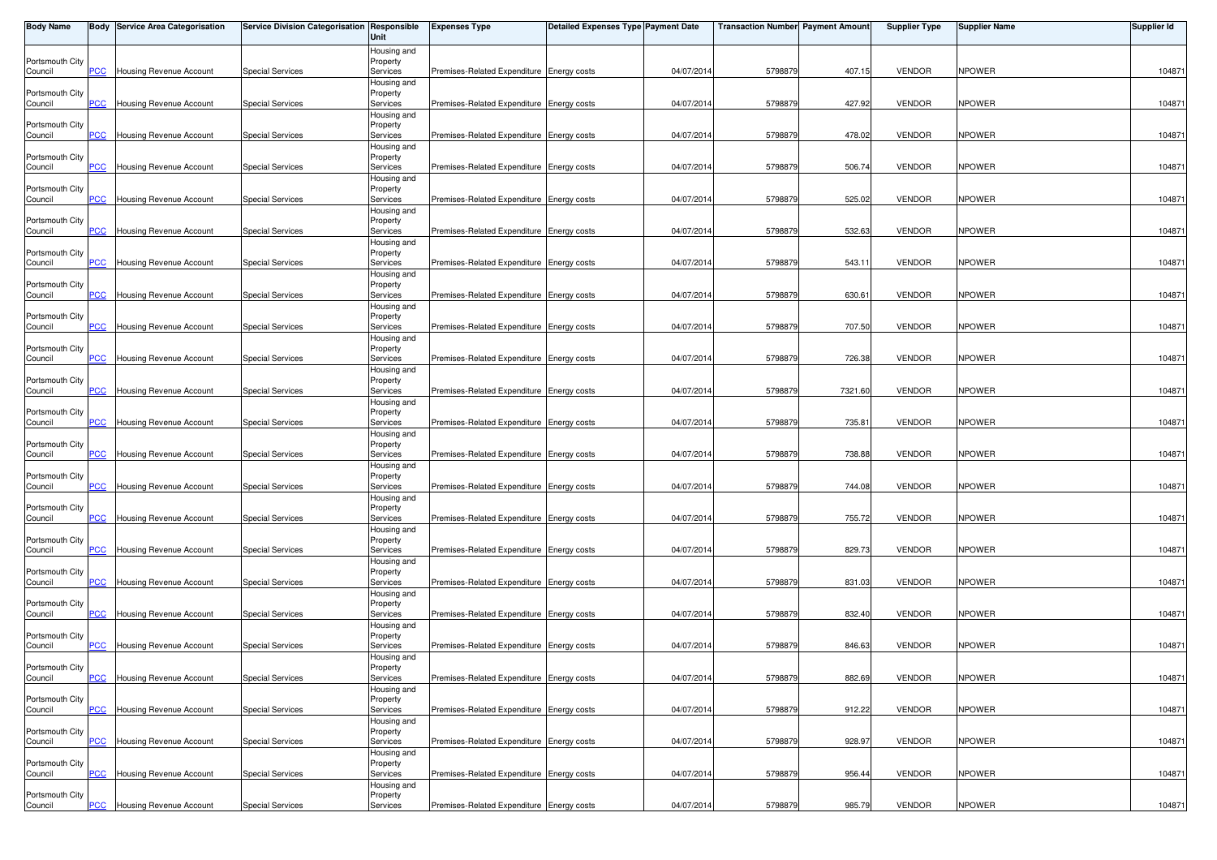| Body Name | Body | Service Area Categorisation | Service Division Categorisation | Responsible Unit | Expenses Type | Detailed Expenses Type | Payment Date | Transaction Number | Payment Amount | Supplier Type | Supplier Name | Supplier Id |
|---|---|---|---|---|---|---|---|---|---|---|---|---|
| Portsmouth City Council | PCC | Housing Revenue Account | Special Services | Housing and Property Services | Premises-Related Expenditure | Energy costs | 04/07/2014 | 5798879 | 407.15 | VENDOR | NPOWER | 104871 |
| Portsmouth City Council | PCC | Housing Revenue Account | Special Services | Housing and Property Services | Premises-Related Expenditure | Energy costs | 04/07/2014 | 5798879 | 427.92 | VENDOR | NPOWER | 104871 |
| Portsmouth City Council | PCC | Housing Revenue Account | Special Services | Housing and Property Services | Premises-Related Expenditure | Energy costs | 04/07/2014 | 5798879 | 478.02 | VENDOR | NPOWER | 104871 |
| Portsmouth City Council | PCC | Housing Revenue Account | Special Services | Housing and Property Services | Premises-Related Expenditure | Energy costs | 04/07/2014 | 5798879 | 506.74 | VENDOR | NPOWER | 104871 |
| Portsmouth City Council | PCC | Housing Revenue Account | Special Services | Housing and Property Services | Premises-Related Expenditure | Energy costs | 04/07/2014 | 5798879 | 525.02 | VENDOR | NPOWER | 104871 |
| Portsmouth City Council | PCC | Housing Revenue Account | Special Services | Housing and Property Services | Premises-Related Expenditure | Energy costs | 04/07/2014 | 5798879 | 532.63 | VENDOR | NPOWER | 104871 |
| Portsmouth City Council | PCC | Housing Revenue Account | Special Services | Housing and Property Services | Premises-Related Expenditure | Energy costs | 04/07/2014 | 5798879 | 543.11 | VENDOR | NPOWER | 104871 |
| Portsmouth City Council | PCC | Housing Revenue Account | Special Services | Housing and Property Services | Premises-Related Expenditure | Energy costs | 04/07/2014 | 5798879 | 630.61 | VENDOR | NPOWER | 104871 |
| Portsmouth City Council | PCC | Housing Revenue Account | Special Services | Housing and Property Services | Premises-Related Expenditure | Energy costs | 04/07/2014 | 5798879 | 707.50 | VENDOR | NPOWER | 104871 |
| Portsmouth City Council | PCC | Housing Revenue Account | Special Services | Housing and Property Services | Premises-Related Expenditure | Energy costs | 04/07/2014 | 5798879 | 726.38 | VENDOR | NPOWER | 104871 |
| Portsmouth City Council | PCC | Housing Revenue Account | Special Services | Housing and Property Services | Premises-Related Expenditure | Energy costs | 04/07/2014 | 5798879 | 7321.60 | VENDOR | NPOWER | 104871 |
| Portsmouth City Council | PCC | Housing Revenue Account | Special Services | Housing and Property Services | Premises-Related Expenditure | Energy costs | 04/07/2014 | 5798879 | 735.81 | VENDOR | NPOWER | 104871 |
| Portsmouth City Council | PCC | Housing Revenue Account | Special Services | Housing and Property Services | Premises-Related Expenditure | Energy costs | 04/07/2014 | 5798879 | 738.88 | VENDOR | NPOWER | 104871 |
| Portsmouth City Council | PCC | Housing Revenue Account | Special Services | Housing and Property Services | Premises-Related Expenditure | Energy costs | 04/07/2014 | 5798879 | 744.08 | VENDOR | NPOWER | 104871 |
| Portsmouth City Council | PCC | Housing Revenue Account | Special Services | Housing and Property Services | Premises-Related Expenditure | Energy costs | 04/07/2014 | 5798879 | 755.72 | VENDOR | NPOWER | 104871 |
| Portsmouth City Council | PCC | Housing Revenue Account | Special Services | Housing and Property Services | Premises-Related Expenditure | Energy costs | 04/07/2014 | 5798879 | 829.73 | VENDOR | NPOWER | 104871 |
| Portsmouth City Council | PCC | Housing Revenue Account | Special Services | Housing and Property Services | Premises-Related Expenditure | Energy costs | 04/07/2014 | 5798879 | 831.03 | VENDOR | NPOWER | 104871 |
| Portsmouth City Council | PCC | Housing Revenue Account | Special Services | Housing and Property Services | Premises-Related Expenditure | Energy costs | 04/07/2014 | 5798879 | 832.40 | VENDOR | NPOWER | 104871 |
| Portsmouth City Council | PCC | Housing Revenue Account | Special Services | Housing and Property Services | Premises-Related Expenditure | Energy costs | 04/07/2014 | 5798879 | 846.63 | VENDOR | NPOWER | 104871 |
| Portsmouth City Council | PCC | Housing Revenue Account | Special Services | Housing and Property Services | Premises-Related Expenditure | Energy costs | 04/07/2014 | 5798879 | 882.69 | VENDOR | NPOWER | 104871 |
| Portsmouth City Council | PCC | Housing Revenue Account | Special Services | Housing and Property Services | Premises-Related Expenditure | Energy costs | 04/07/2014 | 5798879 | 912.22 | VENDOR | NPOWER | 104871 |
| Portsmouth City Council | PCC | Housing Revenue Account | Special Services | Housing and Property Services | Premises-Related Expenditure | Energy costs | 04/07/2014 | 5798879 | 928.97 | VENDOR | NPOWER | 104871 |
| Portsmouth City Council | PCC | Housing Revenue Account | Special Services | Housing and Property Services | Premises-Related Expenditure | Energy costs | 04/07/2014 | 5798879 | 956.44 | VENDOR | NPOWER | 104871 |
| Portsmouth City Council | PCC | Housing Revenue Account | Special Services | Housing and Property Services | Premises-Related Expenditure | Energy costs | 04/07/2014 | 5798879 | 985.79 | VENDOR | NPOWER | 104871 |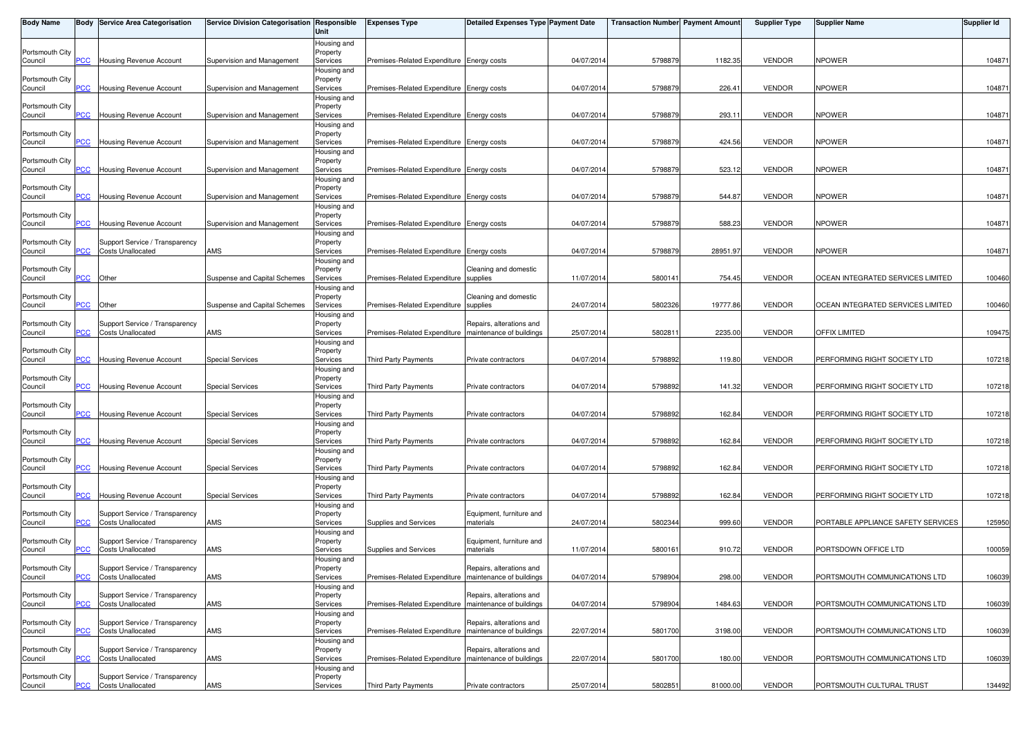| Body Name | Body | Service Area Categorisation | Service Division Categorisation | Responsible Unit | Expenses Type | Detailed Expenses Type | Payment Date | Transaction Number | Payment Amount | Supplier Type | Supplier Name | Supplier Id |
|---|---|---|---|---|---|---|---|---|---|---|---|---|
| Portsmouth City Council | PCC | Housing Revenue Account | Supervision and Management | Housing and Property Services | Premises-Related Expenditure | Energy costs | 04/07/2014 | 5798879 | 1182.35 | VENDOR | NPOWER | 104871 |
| Portsmouth City Council | PCC | Housing Revenue Account | Supervision and Management | Housing and Property Services | Premises-Related Expenditure | Energy costs | 04/07/2014 | 5798879 | 226.41 | VENDOR | NPOWER | 104871 |
| Portsmouth City Council | PCC | Housing Revenue Account | Supervision and Management | Housing and Property Services | Premises-Related Expenditure | Energy costs | 04/07/2014 | 5798879 | 293.11 | VENDOR | NPOWER | 104871 |
| Portsmouth City Council | PCC | Housing Revenue Account | Supervision and Management | Housing and Property Services | Premises-Related Expenditure | Energy costs | 04/07/2014 | 5798879 | 424.56 | VENDOR | NPOWER | 104871 |
| Portsmouth City Council | PCC | Housing Revenue Account | Supervision and Management | Housing and Property Services | Premises-Related Expenditure | Energy costs | 04/07/2014 | 5798879 | 523.12 | VENDOR | NPOWER | 104871 |
| Portsmouth City Council | PCC | Housing Revenue Account | Supervision and Management | Housing and Property Services | Premises-Related Expenditure | Energy costs | 04/07/2014 | 5798879 | 544.87 | VENDOR | NPOWER | 104871 |
| Portsmouth City Council | PCC | Housing Revenue Account | Supervision and Management | Housing and Property Services | Premises-Related Expenditure | Energy costs | 04/07/2014 | 5798879 | 588.23 | VENDOR | NPOWER | 104871 |
| Portsmouth City Council | PCC | Support Service / Transparency Costs Unallocated | AMS | Housing and Property Services | Premises-Related Expenditure | Energy costs | 04/07/2014 | 5798879 | 28951.97 | VENDOR | NPOWER | 104871 |
| Portsmouth City Council | PCC | Other | Suspense and Capital Schemes | Housing and Property Services | Premises-Related Expenditure | Cleaning and domestic supplies | 11/07/2014 | 5800141 | 754.45 | VENDOR | OCEAN INTEGRATED SERVICES LIMITED | 100460 |
| Portsmouth City Council | PCC | Other | Suspense and Capital Schemes | Housing and Property Services | Premises-Related Expenditure | Cleaning and domestic supplies | 24/07/2014 | 5802326 | 19777.86 | VENDOR | OCEAN INTEGRATED SERVICES LIMITED | 100460 |
| Portsmouth City Council | PCC | Support Service / Transparency Costs Unallocated | AMS | Housing and Property Services | Premises-Related Expenditure | Repairs, alterations and maintenance of buildings | 25/07/2014 | 5802811 | 2235.00 | VENDOR | OFFIX LIMITED | 109475 |
| Portsmouth City Council | PCC | Housing Revenue Account | Special Services | Housing and Property Services | Third Party Payments | Private contractors | 04/07/2014 | 5798892 | 119.80 | VENDOR | PERFORMING RIGHT SOCIETY LTD | 107218 |
| Portsmouth City Council | PCC | Housing Revenue Account | Special Services | Housing and Property Services | Third Party Payments | Private contractors | 04/07/2014 | 5798892 | 141.32 | VENDOR | PERFORMING RIGHT SOCIETY LTD | 107218 |
| Portsmouth City Council | PCC | Housing Revenue Account | Special Services | Housing and Property Services | Third Party Payments | Private contractors | 04/07/2014 | 5798892 | 162.84 | VENDOR | PERFORMING RIGHT SOCIETY LTD | 107218 |
| Portsmouth City Council | PCC | Housing Revenue Account | Special Services | Housing and Property Services | Third Party Payments | Private contractors | 04/07/2014 | 5798892 | 162.84 | VENDOR | PERFORMING RIGHT SOCIETY LTD | 107218 |
| Portsmouth City Council | PCC | Housing Revenue Account | Special Services | Housing and Property Services | Third Party Payments | Private contractors | 04/07/2014 | 5798892 | 162.84 | VENDOR | PERFORMING RIGHT SOCIETY LTD | 107218 |
| Portsmouth City Council | PCC | Housing Revenue Account | Special Services | Housing and Property Services | Third Party Payments | Private contractors | 04/07/2014 | 5798892 | 162.84 | VENDOR | PERFORMING RIGHT SOCIETY LTD | 107218 |
| Portsmouth City Council | PCC | Support Service / Transparency Costs Unallocated | AMS | Housing and Property Services | Supplies and Services | Equipment, furniture and materials | 24/07/2014 | 5802344 | 999.60 | VENDOR | PORTABLE APPLIANCE SAFETY SERVICES | 125950 |
| Portsmouth City Council | PCC | Support Service / Transparency Costs Unallocated | AMS | Housing and Property Services | Supplies and Services | Equipment, furniture and materials | 11/07/2014 | 5800161 | 910.72 | VENDOR | PORTSDOWN OFFICE LTD | 100059 |
| Portsmouth City Council | PCC | Support Service / Transparency Costs Unallocated | AMS | Housing and Property Services | Premises-Related Expenditure | Repairs, alterations and maintenance of buildings | 04/07/2014 | 5798904 | 298.00 | VENDOR | PORTSMOUTH COMMUNICATIONS LTD | 106039 |
| Portsmouth City Council | PCC | Support Service / Transparency Costs Unallocated | AMS | Housing and Property Services | Premises-Related Expenditure | Repairs, alterations and maintenance of buildings | 04/07/2014 | 5798904 | 1484.63 | VENDOR | PORTSMOUTH COMMUNICATIONS LTD | 106039 |
| Portsmouth City Council | PCC | Support Service / Transparency Costs Unallocated | AMS | Housing and Property Services | Premises-Related Expenditure | Repairs, alterations and maintenance of buildings | 22/07/2014 | 5801700 | 3198.00 | VENDOR | PORTSMOUTH COMMUNICATIONS LTD | 106039 |
| Portsmouth City Council | PCC | Support Service / Transparency Costs Unallocated | AMS | Housing and Property Services | Premises-Related Expenditure | Repairs, alterations and maintenance of buildings | 22/07/2014 | 5801700 | 180.00 | VENDOR | PORTSMOUTH COMMUNICATIONS LTD | 106039 |
| Portsmouth City Council | PCC | Support Service / Transparency Costs Unallocated | AMS | Housing and Property Services | Third Party Payments | Private contractors | 25/07/2014 | 5802851 | 81000.00 | VENDOR | PORTSMOUTH CULTURAL TRUST | 134492 |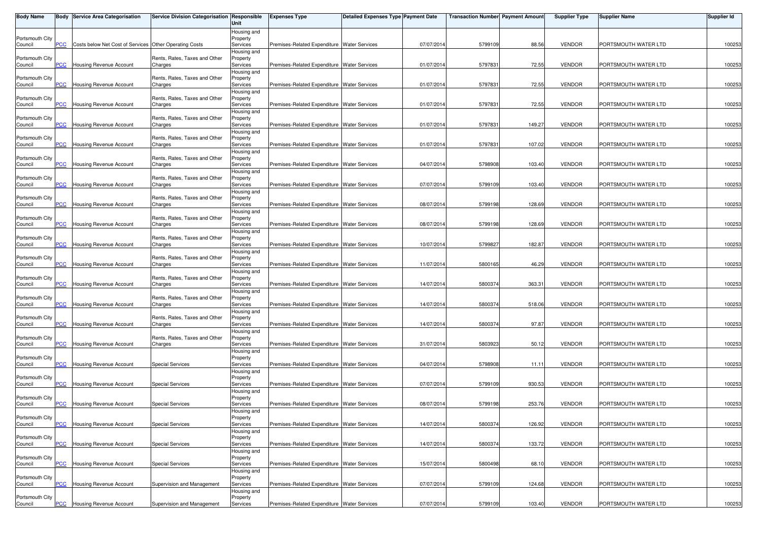| Body Name | Body | Service Area Categorisation | Service Division Categorisation | Responsible Unit | Expenses Type | Detailed Expenses Type | Payment Date | Transaction Number | Payment Amount | Supplier Type | Supplier Name | Supplier Id |
|---|---|---|---|---|---|---|---|---|---|---|---|---|
| Portsmouth City Council | PCC | Costs below Net Cost of Services | Other Operating Costs | Housing and Property Services | Premises-Related Expenditure | Water Services | 07/07/2014 | 5799109 | 88.56 | VENDOR | PORTSMOUTH WATER LTD | 100253 |
| Portsmouth City Council | PCC | Housing Revenue Account | Rents, Rates, Taxes and Other Charges | Housing and Property Services | Premises-Related Expenditure | Water Services | 01/07/2014 | 5797831 | 72.55 | VENDOR | PORTSMOUTH WATER LTD | 100253 |
| Portsmouth City Council | PCC | Housing Revenue Account | Rents, Rates, Taxes and Other Charges | Housing and Property Services | Premises-Related Expenditure | Water Services | 01/07/2014 | 5797831 | 72.55 | VENDOR | PORTSMOUTH WATER LTD | 100253 |
| Portsmouth City Council | PCC | Housing Revenue Account | Rents, Rates, Taxes and Other Charges | Housing and Property Services | Premises-Related Expenditure | Water Services | 01/07/2014 | 5797831 | 72.55 | VENDOR | PORTSMOUTH WATER LTD | 100253 |
| Portsmouth City Council | PCC | Housing Revenue Account | Rents, Rates, Taxes and Other Charges | Housing and Property Services | Premises-Related Expenditure | Water Services | 01/07/2014 | 5797831 | 149.27 | VENDOR | PORTSMOUTH WATER LTD | 100253 |
| Portsmouth City Council | PCC | Housing Revenue Account | Rents, Rates, Taxes and Other Charges | Housing and Property Services | Premises-Related Expenditure | Water Services | 01/07/2014 | 5797831 | 107.02 | VENDOR | PORTSMOUTH WATER LTD | 100253 |
| Portsmouth City Council | PCC | Housing Revenue Account | Rents, Rates, Taxes and Other Charges | Housing and Property Services | Premises-Related Expenditure | Water Services | 04/07/2014 | 5798908 | 103.40 | VENDOR | PORTSMOUTH WATER LTD | 100253 |
| Portsmouth City Council | PCC | Housing Revenue Account | Rents, Rates, Taxes and Other Charges | Housing and Property Services | Premises-Related Expenditure | Water Services | 07/07/2014 | 5799109 | 103.40 | VENDOR | PORTSMOUTH WATER LTD | 100253 |
| Portsmouth City Council | PCC | Housing Revenue Account | Rents, Rates, Taxes and Other Charges | Housing and Property Services | Premises-Related Expenditure | Water Services | 08/07/2014 | 5799198 | 128.69 | VENDOR | PORTSMOUTH WATER LTD | 100253 |
| Portsmouth City Council | PCC | Housing Revenue Account | Rents, Rates, Taxes and Other Charges | Housing and Property Services | Premises-Related Expenditure | Water Services | 08/07/2014 | 5799198 | 128.69 | VENDOR | PORTSMOUTH WATER LTD | 100253 |
| Portsmouth City Council | PCC | Housing Revenue Account | Rents, Rates, Taxes and Other Charges | Housing and Property Services | Premises-Related Expenditure | Water Services | 10/07/2014 | 5799827 | 182.87 | VENDOR | PORTSMOUTH WATER LTD | 100253 |
| Portsmouth City Council | PCC | Housing Revenue Account | Rents, Rates, Taxes and Other Charges | Housing and Property Services | Premises-Related Expenditure | Water Services | 11/07/2014 | 5800165 | 46.29 | VENDOR | PORTSMOUTH WATER LTD | 100253 |
| Portsmouth City Council | PCC | Housing Revenue Account | Rents, Rates, Taxes and Other Charges | Housing and Property Services | Premises-Related Expenditure | Water Services | 14/07/2014 | 5800374 | 363.31 | VENDOR | PORTSMOUTH WATER LTD | 100253 |
| Portsmouth City Council | PCC | Housing Revenue Account | Rents, Rates, Taxes and Other Charges | Housing and Property Services | Premises-Related Expenditure | Water Services | 14/07/2014 | 5800374 | 518.06 | VENDOR | PORTSMOUTH WATER LTD | 100253 |
| Portsmouth City Council | PCC | Housing Revenue Account | Rents, Rates, Taxes and Other Charges | Housing and Property Services | Premises-Related Expenditure | Water Services | 14/07/2014 | 5800374 | 97.87 | VENDOR | PORTSMOUTH WATER LTD | 100253 |
| Portsmouth City Council | PCC | Housing Revenue Account | Rents, Rates, Taxes and Other Charges | Housing and Property Services | Premises-Related Expenditure | Water Services | 31/07/2014 | 5803923 | 50.12 | VENDOR | PORTSMOUTH WATER LTD | 100253 |
| Portsmouth City Council | PCC | Housing Revenue Account | Special Services | Housing and Property Services | Premises-Related Expenditure | Water Services | 04/07/2014 | 5798908 | 11.11 | VENDOR | PORTSMOUTH WATER LTD | 100253 |
| Portsmouth City Council | PCC | Housing Revenue Account | Special Services | Housing and Property Services | Premises-Related Expenditure | Water Services | 07/07/2014 | 5799109 | 930.53 | VENDOR | PORTSMOUTH WATER LTD | 100253 |
| Portsmouth City Council | PCC | Housing Revenue Account | Special Services | Housing and Property Services | Premises-Related Expenditure | Water Services | 08/07/2014 | 5799198 | 253.76 | VENDOR | PORTSMOUTH WATER LTD | 100253 |
| Portsmouth City Council | PCC | Housing Revenue Account | Special Services | Housing and Property Services | Premises-Related Expenditure | Water Services | 14/07/2014 | 5800374 | 126.92 | VENDOR | PORTSMOUTH WATER LTD | 100253 |
| Portsmouth City Council | PCC | Housing Revenue Account | Special Services | Housing and Property Services | Premises-Related Expenditure | Water Services | 14/07/2014 | 5800374 | 133.72 | VENDOR | PORTSMOUTH WATER LTD | 100253 |
| Portsmouth City Council | PCC | Housing Revenue Account | Special Services | Housing and Property Services | Premises-Related Expenditure | Water Services | 15/07/2014 | 5800498 | 68.10 | VENDOR | PORTSMOUTH WATER LTD | 100253 |
| Portsmouth City Council | PCC | Housing Revenue Account | Supervision and Management | Housing and Property Services | Premises-Related Expenditure | Water Services | 07/07/2014 | 5799109 | 124.68 | VENDOR | PORTSMOUTH WATER LTD | 100253 |
| Portsmouth City Council | PCC | Housing Revenue Account | Supervision and Management | Housing and Property Services | Premises-Related Expenditure | Water Services | 07/07/2014 | 5799109 | 103.40 | VENDOR | PORTSMOUTH WATER LTD | 100253 |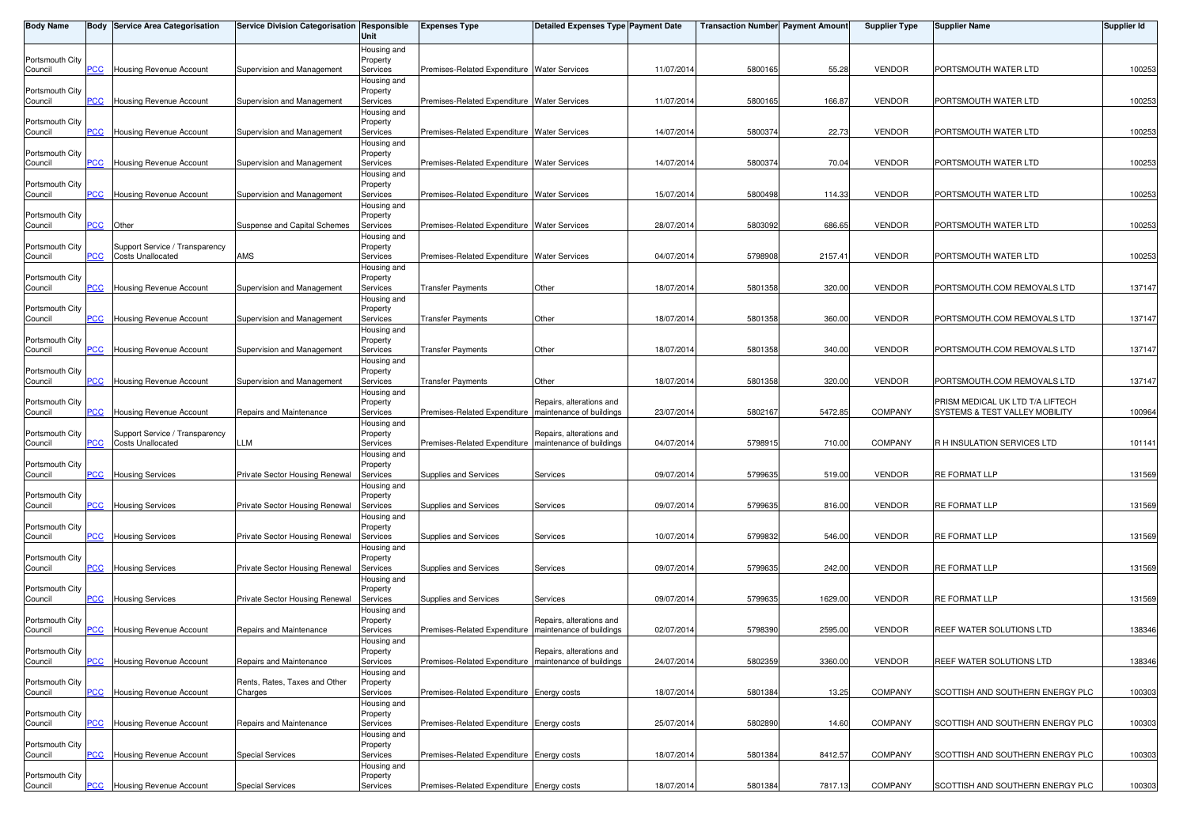| Body Name | Body | Service Area Categorisation | Service Division Categorisation | Responsible Unit | Expenses Type | Detailed Expenses Type | Payment Date | Transaction Number | Payment Amount | Supplier Type | Supplier Name | Supplier Id |
|---|---|---|---|---|---|---|---|---|---|---|---|---|
| Portsmouth City Council | PCC | Housing Revenue Account | Supervision and Management | Housing and Property Services | Premises-Related Expenditure | Water Services | 11/07/2014 | 5800165 | 55.28 | VENDOR | PORTSMOUTH WATER LTD | 100253 |
| Portsmouth City Council | PCC | Housing Revenue Account | Supervision and Management | Housing and Property Services | Premises-Related Expenditure | Water Services | 11/07/2014 | 5800165 | 166.87 | VENDOR | PORTSMOUTH WATER LTD | 100253 |
| Portsmouth City Council | PCC | Housing Revenue Account | Supervision and Management | Housing and Property Services | Premises-Related Expenditure | Water Services | 14/07/2014 | 5800374 | 22.73 | VENDOR | PORTSMOUTH WATER LTD | 100253 |
| Portsmouth City Council | PCC | Housing Revenue Account | Supervision and Management | Housing and Property Services | Premises-Related Expenditure | Water Services | 14/07/2014 | 5800374 | 70.04 | VENDOR | PORTSMOUTH WATER LTD | 100253 |
| Portsmouth City Council | PCC | Housing Revenue Account | Supervision and Management | Housing and Property Services | Premises-Related Expenditure | Water Services | 15/07/2014 | 5800498 | 114.33 | VENDOR | PORTSMOUTH WATER LTD | 100253 |
| Portsmouth City Council | PCC | Other | Suspense and Capital Schemes | Housing and Property Services | Premises-Related Expenditure | Water Services | 28/07/2014 | 5803092 | 686.65 | VENDOR | PORTSMOUTH WATER LTD | 100253 |
| Portsmouth City Council | PCC | Support Service / Transparency Costs Unallocated | AMS | Housing and Property Services | Premises-Related Expenditure | Water Services | 04/07/2014 | 5798908 | 2157.41 | VENDOR | PORTSMOUTH WATER LTD | 100253 |
| Portsmouth City Council | PCC | Housing Revenue Account | Supervision and Management | Housing and Property Services | Transfer Payments | Other | 18/07/2014 | 5801358 | 320.00 | VENDOR | PORTSMOUTH.COM REMOVALS LTD | 137147 |
| Portsmouth City Council | PCC | Housing Revenue Account | Supervision and Management | Housing and Property Services | Transfer Payments | Other | 18/07/2014 | 5801358 | 360.00 | VENDOR | PORTSMOUTH.COM REMOVALS LTD | 137147 |
| Portsmouth City Council | PCC | Housing Revenue Account | Supervision and Management | Housing and Property Services | Transfer Payments | Other | 18/07/2014 | 5801358 | 340.00 | VENDOR | PORTSMOUTH.COM REMOVALS LTD | 137147 |
| Portsmouth City Council | PCC | Housing Revenue Account | Supervision and Management | Housing and Property Services | Transfer Payments | Other | 18/07/2014 | 5801358 | 320.00 | VENDOR | PORTSMOUTH.COM REMOVALS LTD | 137147 |
| Portsmouth City Council | PCC | Housing Revenue Account | Repairs and Maintenance | Housing and Property Services | Premises-Related Expenditure | Repairs, alterations and maintenance of buildings | 23/07/2014 | 5802167 | 5472.85 | COMPANY | PRISM MEDICAL UK LTD T/A LIFTECH SYSTEMS & TEST VALLEY MOBILITY | 100964 |
| Portsmouth City Council | PCC | Support Service / Transparency Costs Unallocated | LLM | Housing and Property Services | Premises-Related Expenditure | Repairs, alterations and maintenance of buildings | 04/07/2014 | 5798915 | 710.00 | COMPANY | R H INSULATION SERVICES LTD | 101141 |
| Portsmouth City Council | PCC | Housing Services | Private Sector Housing Renewal | Housing and Property Services | Supplies and Services | Services | 09/07/2014 | 5799635 | 519.00 | VENDOR | RE FORMAT LLP | 131569 |
| Portsmouth City Council | PCC | Housing Services | Private Sector Housing Renewal | Housing and Property Services | Supplies and Services | Services | 09/07/2014 | 5799635 | 816.00 | VENDOR | RE FORMAT LLP | 131569 |
| Portsmouth City Council | PCC | Housing Services | Private Sector Housing Renewal | Housing and Property Services | Supplies and Services | Services | 10/07/2014 | 5799832 | 546.00 | VENDOR | RE FORMAT LLP | 131569 |
| Portsmouth City Council | PCC | Housing Services | Private Sector Housing Renewal | Housing and Property Services | Supplies and Services | Services | 09/07/2014 | 5799635 | 242.00 | VENDOR | RE FORMAT LLP | 131569 |
| Portsmouth City Council | PCC | Housing Services | Private Sector Housing Renewal | Housing and Property Services | Supplies and Services | Services | 09/07/2014 | 5799635 | 1629.00 | VENDOR | RE FORMAT LLP | 131569 |
| Portsmouth City Council | PCC | Housing Revenue Account | Repairs and Maintenance | Housing and Property Services | Premises-Related Expenditure | Repairs, alterations and maintenance of buildings | 02/07/2014 | 5798390 | 2595.00 | VENDOR | REEF WATER SOLUTIONS LTD | 138346 |
| Portsmouth City Council | PCC | Housing Revenue Account | Repairs and Maintenance | Housing and Property Services | Premises-Related Expenditure | Repairs, alterations and maintenance of buildings | 24/07/2014 | 5802359 | 3360.00 | VENDOR | REEF WATER SOLUTIONS LTD | 138346 |
| Portsmouth City Council | PCC | Housing Revenue Account | Rents, Rates, Taxes and Other Charges | Housing and Property Services | Premises-Related Expenditure | Energy costs | 18/07/2014 | 5801384 | 13.25 | COMPANY | SCOTTISH AND SOUTHERN ENERGY PLC | 100303 |
| Portsmouth City Council | PCC | Housing Revenue Account | Repairs and Maintenance | Housing and Property Services | Premises-Related Expenditure | Energy costs | 25/07/2014 | 5802890 | 14.60 | COMPANY | SCOTTISH AND SOUTHERN ENERGY PLC | 100303 |
| Portsmouth City Council | PCC | Housing Revenue Account | Special Services | Housing and Property Services | Premises-Related Expenditure | Energy costs | 18/07/2014 | 5801384 | 8412.57 | COMPANY | SCOTTISH AND SOUTHERN ENERGY PLC | 100303 |
| Portsmouth City Council | PCC | Housing Revenue Account | Special Services | Housing and Property Services | Premises-Related Expenditure | Energy costs | 18/07/2014 | 5801384 | 7817.13 | COMPANY | SCOTTISH AND SOUTHERN ENERGY PLC | 100303 |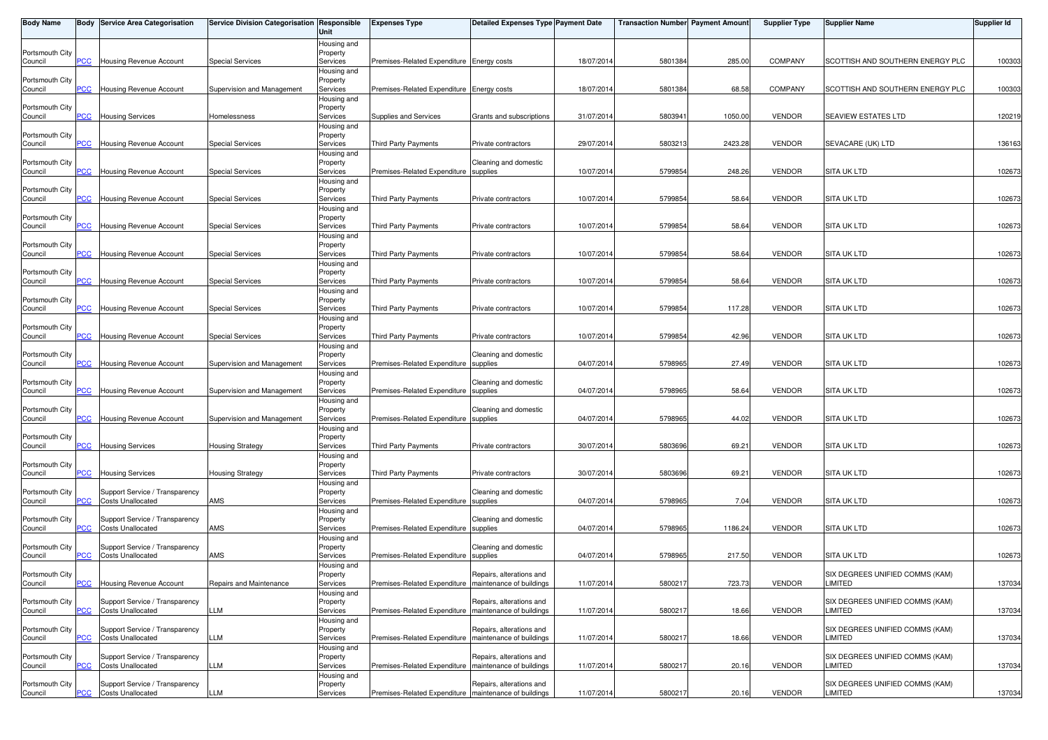| Body Name | Body | Service Area Categorisation | Service Division Categorisation | Responsible Unit | Expenses Type | Detailed Expenses Type | Payment Date | Transaction Number | Payment Amount | Supplier Type | Supplier Name | Supplier Id |
|---|---|---|---|---|---|---|---|---|---|---|---|---|
| Portsmouth City Council | PCC | Housing Revenue Account | Special Services | Housing and Property Services | Premises-Related Expenditure | Energy costs | 18/07/2014 | 5801384 | 285.00 | COMPANY | SCOTTISH AND SOUTHERN ENERGY PLC | 100303 |
| Portsmouth City Council | PCC | Housing Revenue Account | Supervision and Management | Housing and Property Services | Premises-Related Expenditure | Energy costs | 18/07/2014 | 5801384 | 68.58 | COMPANY | SCOTTISH AND SOUTHERN ENERGY PLC | 100303 |
| Portsmouth City Council | PCC | Housing Services | Homelessness | Housing and Property Services | Supplies and Services | Grants and subscriptions | 31/07/2014 | 5803941 | 1050.00 | VENDOR | SEAVIEW ESTATES LTD | 120219 |
| Portsmouth City Council | PCC | Housing Revenue Account | Special Services | Housing and Property Services | Third Party Payments | Private contractors | 29/07/2014 | 5803213 | 2423.28 | VENDOR | SEVACARE (UK) LTD | 136163 |
| Portsmouth City Council | PCC | Housing Revenue Account | Special Services | Housing and Property Services | Premises-Related Expenditure | Cleaning and domestic supplies | 10/07/2014 | 5799854 | 248.26 | VENDOR | SITA UK LTD | 102673 |
| Portsmouth City Council | PCC | Housing Revenue Account | Special Services | Housing and Property Services | Third Party Payments | Private contractors | 10/07/2014 | 5799854 | 58.64 | VENDOR | SITA UK LTD | 102673 |
| Portsmouth City Council | PCC | Housing Revenue Account | Special Services | Housing and Property Services | Third Party Payments | Private contractors | 10/07/2014 | 5799854 | 58.64 | VENDOR | SITA UK LTD | 102673 |
| Portsmouth City Council | PCC | Housing Revenue Account | Special Services | Housing and Property Services | Third Party Payments | Private contractors | 10/07/2014 | 5799854 | 58.64 | VENDOR | SITA UK LTD | 102673 |
| Portsmouth City Council | PCC | Housing Revenue Account | Special Services | Housing and Property Services | Third Party Payments | Private contractors | 10/07/2014 | 5799854 | 58.64 | VENDOR | SITA UK LTD | 102673 |
| Portsmouth City Council | PCC | Housing Revenue Account | Special Services | Housing and Property Services | Third Party Payments | Private contractors | 10/07/2014 | 5799854 | 117.28 | VENDOR | SITA UK LTD | 102673 |
| Portsmouth City Council | PCC | Housing Revenue Account | Special Services | Housing and Property Services | Third Party Payments | Private contractors | 10/07/2014 | 5799854 | 42.96 | VENDOR | SITA UK LTD | 102673 |
| Portsmouth City Council | PCC | Housing Revenue Account | Supervision and Management | Housing and Property Services | Premises-Related Expenditure | Cleaning and domestic supplies | 04/07/2014 | 5798965 | 27.49 | VENDOR | SITA UK LTD | 102673 |
| Portsmouth City Council | PCC | Housing Revenue Account | Supervision and Management | Housing and Property Services | Premises-Related Expenditure | Cleaning and domestic supplies | 04/07/2014 | 5798965 | 58.64 | VENDOR | SITA UK LTD | 102673 |
| Portsmouth City Council | PCC | Housing Revenue Account | Supervision and Management | Housing and Property Services | Premises-Related Expenditure | Cleaning and domestic supplies | 04/07/2014 | 5798965 | 44.02 | VENDOR | SITA UK LTD | 102673 |
| Portsmouth City Council | PCC | Housing Services | Housing Strategy | Housing and Property Services | Third Party Payments | Private contractors | 30/07/2014 | 5803696 | 69.21 | VENDOR | SITA UK LTD | 102673 |
| Portsmouth City Council | PCC | Housing Services | Housing Strategy | Housing and Property Services | Third Party Payments | Private contractors | 30/07/2014 | 5803696 | 69.21 | VENDOR | SITA UK LTD | 102673 |
| Portsmouth City Council | PCC | Support Service / Transparency Costs Unallocated | AMS | Housing and Property Services | Premises-Related Expenditure | Cleaning and domestic supplies | 04/07/2014 | 5798965 | 7.04 | VENDOR | SITA UK LTD | 102673 |
| Portsmouth City Council | PCC | Support Service / Transparency Costs Unallocated | AMS | Housing and Property Services | Premises-Related Expenditure | Cleaning and domestic supplies | 04/07/2014 | 5798965 | 1186.24 | VENDOR | SITA UK LTD | 102673 |
| Portsmouth City Council | PCC | Support Service / Transparency Costs Unallocated | AMS | Housing and Property Services | Premises-Related Expenditure | Cleaning and domestic supplies | 04/07/2014 | 5798965 | 217.50 | VENDOR | SITA UK LTD | 102673 |
| Portsmouth City Council | PCC | Housing Revenue Account | Repairs and Maintenance | Housing and Property Services | Premises-Related Expenditure | Repairs, alterations and maintenance of buildings | 11/07/2014 | 5800217 | 723.73 | VENDOR | SIX DEGREES UNIFIED COMMS (KAM) LIMITED | 137034 |
| Portsmouth City Council | PCC | Support Service / Transparency Costs Unallocated | LLM | Housing and Property Services | Premises-Related Expenditure | Repairs, alterations and maintenance of buildings | 11/07/2014 | 5800217 | 18.66 | VENDOR | SIX DEGREES UNIFIED COMMS (KAM) LIMITED | 137034 |
| Portsmouth City Council | PCC | Support Service / Transparency Costs Unallocated | LLM | Housing and Property Services | Premises-Related Expenditure | Repairs, alterations and maintenance of buildings | 11/07/2014 | 5800217 | 18.66 | VENDOR | SIX DEGREES UNIFIED COMMS (KAM) LIMITED | 137034 |
| Portsmouth City Council | PCC | Support Service / Transparency Costs Unallocated | LLM | Housing and Property Services | Premises-Related Expenditure | Repairs, alterations and maintenance of buildings | 11/07/2014 | 5800217 | 20.16 | VENDOR | SIX DEGREES UNIFIED COMMS (KAM) LIMITED | 137034 |
| Portsmouth City Council | PCC | Support Service / Transparency Costs Unallocated | LLM | Housing and Property Services | Premises-Related Expenditure | Repairs, alterations and maintenance of buildings | 11/07/2014 | 5800217 | 20.16 | VENDOR | SIX DEGREES UNIFIED COMMS (KAM) LIMITED | 137034 |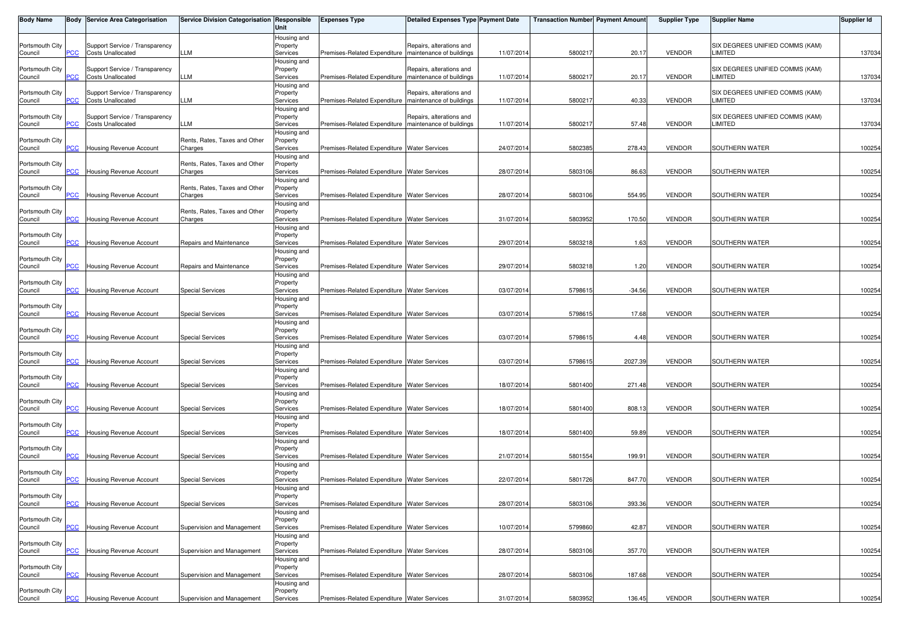| Body Name | Body | Service Area Categorisation | Service Division Categorisation | Responsible Unit | Expenses Type | Detailed Expenses Type | Payment Date | Transaction Number | Payment Amount | Supplier Type | Supplier Name | Supplier Id |
|---|---|---|---|---|---|---|---|---|---|---|---|---|
| Portsmouth City Council | PCC | Support Service / Transparency Costs Unallocated | LLM | Housing and Property Services | Premises-Related Expenditure | Repairs, alterations and maintenance of buildings | 11/07/2014 | 5800217 | 20.17 | VENDOR | SIX DEGREES UNIFIED COMMS (KAM) LIMITED | 137034 |
| Portsmouth City Council | PCC | Support Service / Transparency Costs Unallocated | LLM | Housing and Property Services | Premises-Related Expenditure | Repairs, alterations and maintenance of buildings | 11/07/2014 | 5800217 | 20.17 | VENDOR | SIX DEGREES UNIFIED COMMS (KAM) LIMITED | 137034 |
| Portsmouth City Council | PCC | Support Service / Transparency Costs Unallocated | LLM | Housing and Property Services | Premises-Related Expenditure | Repairs, alterations and maintenance of buildings | 11/07/2014 | 5800217 | 40.33 | VENDOR | SIX DEGREES UNIFIED COMMS (KAM) LIMITED | 137034 |
| Portsmouth City Council | PCC | Support Service / Transparency Costs Unallocated | LLM | Housing and Property Services | Premises-Related Expenditure | Repairs, alterations and maintenance of buildings | 11/07/2014 | 5800217 | 57.48 | VENDOR | SIX DEGREES UNIFIED COMMS (KAM) LIMITED | 137034 |
| Portsmouth City Council | PCC | Housing Revenue Account | Rents, Rates, Taxes and Other Charges | Housing and Property Services | Premises-Related Expenditure | Water Services | 24/07/2014 | 5802385 | 278.43 | VENDOR | SOUTHERN WATER | 100254 |
| Portsmouth City Council | PCC | Housing Revenue Account | Rents, Rates, Taxes and Other Charges | Housing and Property Services | Premises-Related Expenditure | Water Services | 28/07/2014 | 5803106 | 86.63 | VENDOR | SOUTHERN WATER | 100254 |
| Portsmouth City Council | PCC | Housing Revenue Account | Rents, Rates, Taxes and Other Charges | Housing and Property Services | Premises-Related Expenditure | Water Services | 28/07/2014 | 5803106 | 554.95 | VENDOR | SOUTHERN WATER | 100254 |
| Portsmouth City Council | PCC | Housing Revenue Account | Rents, Rates, Taxes and Other Charges | Housing and Property Services | Premises-Related Expenditure | Water Services | 31/07/2014 | 5803952 | 170.50 | VENDOR | SOUTHERN WATER | 100254 |
| Portsmouth City Council | PCC | Housing Revenue Account | Repairs and Maintenance | Housing and Property Services | Premises-Related Expenditure | Water Services | 29/07/2014 | 5803218 | 1.63 | VENDOR | SOUTHERN WATER | 100254 |
| Portsmouth City Council | PCC | Housing Revenue Account | Repairs and Maintenance | Housing and Property Services | Premises-Related Expenditure | Water Services | 29/07/2014 | 5803218 | 1.20 | VENDOR | SOUTHERN WATER | 100254 |
| Portsmouth City Council | PCC | Housing Revenue Account | Special Services | Housing and Property Services | Premises-Related Expenditure | Water Services | 03/07/2014 | 5798615 | -34.56 | VENDOR | SOUTHERN WATER | 100254 |
| Portsmouth City Council | PCC | Housing Revenue Account | Special Services | Housing and Property Services | Premises-Related Expenditure | Water Services | 03/07/2014 | 5798615 | 17.68 | VENDOR | SOUTHERN WATER | 100254 |
| Portsmouth City Council | PCC | Housing Revenue Account | Special Services | Housing and Property Services | Premises-Related Expenditure | Water Services | 03/07/2014 | 5798615 | 4.48 | VENDOR | SOUTHERN WATER | 100254 |
| Portsmouth City Council | PCC | Housing Revenue Account | Special Services | Housing and Property Services | Premises-Related Expenditure | Water Services | 03/07/2014 | 5798615 | 2027.39 | VENDOR | SOUTHERN WATER | 100254 |
| Portsmouth City Council | PCC | Housing Revenue Account | Special Services | Housing and Property Services | Premises-Related Expenditure | Water Services | 18/07/2014 | 5801400 | 271.48 | VENDOR | SOUTHERN WATER | 100254 |
| Portsmouth City Council | PCC | Housing Revenue Account | Special Services | Housing and Property Services | Premises-Related Expenditure | Water Services | 18/07/2014 | 5801400 | 808.13 | VENDOR | SOUTHERN WATER | 100254 |
| Portsmouth City Council | PCC | Housing Revenue Account | Special Services | Housing and Property Services | Premises-Related Expenditure | Water Services | 18/07/2014 | 5801400 | 59.89 | VENDOR | SOUTHERN WATER | 100254 |
| Portsmouth City Council | PCC | Housing Revenue Account | Special Services | Housing and Property Services | Premises-Related Expenditure | Water Services | 21/07/2014 | 5801554 | 199.91 | VENDOR | SOUTHERN WATER | 100254 |
| Portsmouth City Council | PCC | Housing Revenue Account | Special Services | Housing and Property Services | Premises-Related Expenditure | Water Services | 22/07/2014 | 5801726 | 847.70 | VENDOR | SOUTHERN WATER | 100254 |
| Portsmouth City Council | PCC | Housing Revenue Account | Special Services | Housing and Property Services | Premises-Related Expenditure | Water Services | 28/07/2014 | 5803106 | 393.36 | VENDOR | SOUTHERN WATER | 100254 |
| Portsmouth City Council | PCC | Housing Revenue Account | Supervision and Management | Housing and Property Services | Premises-Related Expenditure | Water Services | 10/07/2014 | 5799860 | 42.87 | VENDOR | SOUTHERN WATER | 100254 |
| Portsmouth City Council | PCC | Housing Revenue Account | Supervision and Management | Housing and Property Services | Premises-Related Expenditure | Water Services | 28/07/2014 | 5803106 | 357.70 | VENDOR | SOUTHERN WATER | 100254 |
| Portsmouth City Council | PCC | Housing Revenue Account | Supervision and Management | Housing and Property Services | Premises-Related Expenditure | Water Services | 28/07/2014 | 5803106 | 187.68 | VENDOR | SOUTHERN WATER | 100254 |
| Portsmouth City Council | PCC | Housing Revenue Account | Supervision and Management | Housing and Property Services | Premises-Related Expenditure | Water Services | 31/07/2014 | 5803952 | 136.45 | VENDOR | SOUTHERN WATER | 100254 |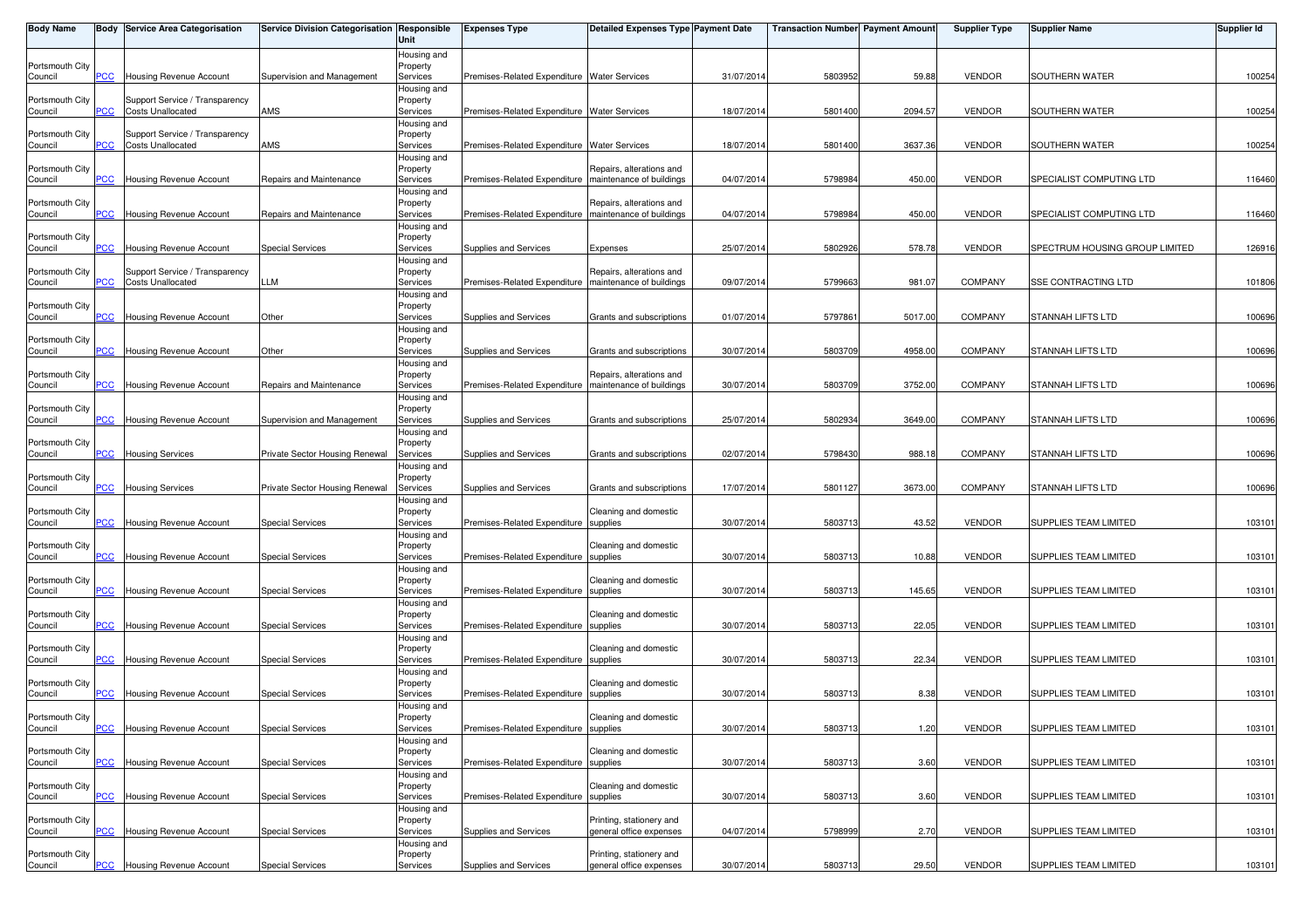| Body Name | Body | Service Area Categorisation | Service Division Categorisation | Responsible Unit | Expenses Type | Detailed Expenses Type | Payment Date | Transaction Number | Payment Amount | Supplier Type | Supplier Name | Supplier Id |
|---|---|---|---|---|---|---|---|---|---|---|---|---|
| Portsmouth City Council | PCC | Housing Revenue Account | Supervision and Management | Housing and Property Services | Premises-Related Expenditure | Water Services | 31/07/2014 | 5803952 | 59.88 | VENDOR | SOUTHERN WATER | 100254 |
| Portsmouth City Council | PCC | Support Service / Transparency Costs Unallocated | AMS | Housing and Property Services | Premises-Related Expenditure | Water Services | 18/07/2014 | 5801400 | 2094.57 | VENDOR | SOUTHERN WATER | 100254 |
| Portsmouth City Council | PCC | Support Service / Transparency Costs Unallocated | AMS | Housing and Property Services | Premises-Related Expenditure | Water Services | 18/07/2014 | 5801400 | 3637.36 | VENDOR | SOUTHERN WATER | 100254 |
| Portsmouth City Council | PCC | Housing Revenue Account | Repairs and Maintenance | Housing and Property Services | Premises-Related Expenditure | Repairs, alterations and maintenance of buildings | 04/07/2014 | 5798984 | 450.00 | VENDOR | SPECIALIST COMPUTING LTD | 116460 |
| Portsmouth City Council | PCC | Housing Revenue Account | Repairs and Maintenance | Housing and Property Services | Premises-Related Expenditure | Repairs, alterations and maintenance of buildings | 04/07/2014 | 5798984 | 450.00 | VENDOR | SPECIALIST COMPUTING LTD | 116460 |
| Portsmouth City Council | PCC | Housing Revenue Account | Special Services | Housing and Property Services | Supplies and Services | Expenses | 25/07/2014 | 5802926 | 578.78 | VENDOR | SPECTRUM HOUSING GROUP LIMITED | 126916 |
| Portsmouth City Council | PCC | Support Service / Transparency Costs Unallocated | LLM | Housing and Property Services | Premises-Related Expenditure | Repairs, alterations and maintenance of buildings | 09/07/2014 | 5799663 | 981.07 | COMPANY | SSE CONTRACTING LTD | 101806 |
| Portsmouth City Council | PCC | Housing Revenue Account | Other | Housing and Property Services | Supplies and Services | Grants and subscriptions | 01/07/2014 | 5797861 | 5017.00 | COMPANY | STANNAH LIFTS LTD | 100696 |
| Portsmouth City Council | PCC | Housing Revenue Account | Other | Housing and Property Services | Supplies and Services | Grants and subscriptions | 30/07/2014 | 5803709 | 4958.00 | COMPANY | STANNAH LIFTS LTD | 100696 |
| Portsmouth City Council | PCC | Housing Revenue Account | Repairs and Maintenance | Housing and Property Services | Premises-Related Expenditure | Repairs, alterations and maintenance of buildings | 30/07/2014 | 5803709 | 3752.00 | COMPANY | STANNAH LIFTS LTD | 100696 |
| Portsmouth City Council | PCC | Housing Revenue Account | Supervision and Management | Housing and Property Services | Supplies and Services | Grants and subscriptions | 25/07/2014 | 5802934 | 3649.00 | COMPANY | STANNAH LIFTS LTD | 100696 |
| Portsmouth City Council | PCC | Housing Services | Private Sector Housing Renewal | Housing and Property Services | Supplies and Services | Grants and subscriptions | 02/07/2014 | 5798430 | 988.18 | COMPANY | STANNAH LIFTS LTD | 100696 |
| Portsmouth City Council | PCC | Housing Services | Private Sector Housing Renewal | Housing and Property Services | Supplies and Services | Grants and subscriptions | 17/07/2014 | 5801127 | 3673.00 | COMPANY | STANNAH LIFTS LTD | 100696 |
| Portsmouth City Council | PCC | Housing Revenue Account | Special Services | Housing and Property Services | Premises-Related Expenditure | Cleaning and domestic supplies | 30/07/2014 | 5803713 | 43.52 | VENDOR | SUPPLIES TEAM LIMITED | 103101 |
| Portsmouth City Council | PCC | Housing Revenue Account | Special Services | Housing and Property Services | Premises-Related Expenditure | Cleaning and domestic supplies | 30/07/2014 | 5803713 | 10.88 | VENDOR | SUPPLIES TEAM LIMITED | 103101 |
| Portsmouth City Council | PCC | Housing Revenue Account | Special Services | Housing and Property Services | Premises-Related Expenditure | Cleaning and domestic supplies | 30/07/2014 | 5803713 | 145.65 | VENDOR | SUPPLIES TEAM LIMITED | 103101 |
| Portsmouth City Council | PCC | Housing Revenue Account | Special Services | Housing and Property Services | Premises-Related Expenditure | Cleaning and domestic supplies | 30/07/2014 | 5803713 | 22.05 | VENDOR | SUPPLIES TEAM LIMITED | 103101 |
| Portsmouth City Council | PCC | Housing Revenue Account | Special Services | Housing and Property Services | Premises-Related Expenditure | Cleaning and domestic supplies | 30/07/2014 | 5803713 | 22.34 | VENDOR | SUPPLIES TEAM LIMITED | 103101 |
| Portsmouth City Council | PCC | Housing Revenue Account | Special Services | Housing and Property Services | Premises-Related Expenditure | Cleaning and domestic supplies | 30/07/2014 | 5803713 | 8.38 | VENDOR | SUPPLIES TEAM LIMITED | 103101 |
| Portsmouth City Council | PCC | Housing Revenue Account | Special Services | Housing and Property Services | Premises-Related Expenditure | Cleaning and domestic supplies | 30/07/2014 | 5803713 | 1.20 | VENDOR | SUPPLIES TEAM LIMITED | 103101 |
| Portsmouth City Council | PCC | Housing Revenue Account | Special Services | Housing and Property Services | Premises-Related Expenditure | Cleaning and domestic supplies | 30/07/2014 | 5803713 | 3.60 | VENDOR | SUPPLIES TEAM LIMITED | 103101 |
| Portsmouth City Council | PCC | Housing Revenue Account | Special Services | Housing and Property Services | Premises-Related Expenditure | Cleaning and domestic supplies | 30/07/2014 | 5803713 | 3.60 | VENDOR | SUPPLIES TEAM LIMITED | 103101 |
| Portsmouth City Council | PCC | Housing Revenue Account | Special Services | Housing and Property Services | Supplies and Services | Printing, stationery and general office expenses | 04/07/2014 | 5798999 | 2.70 | VENDOR | SUPPLIES TEAM LIMITED | 103101 |
| Portsmouth City Council | PCC | Housing Revenue Account | Special Services | Housing and Property Services | Supplies and Services | Printing, stationery and general office expenses | 30/07/2014 | 5803713 | 29.50 | VENDOR | SUPPLIES TEAM LIMITED | 103101 |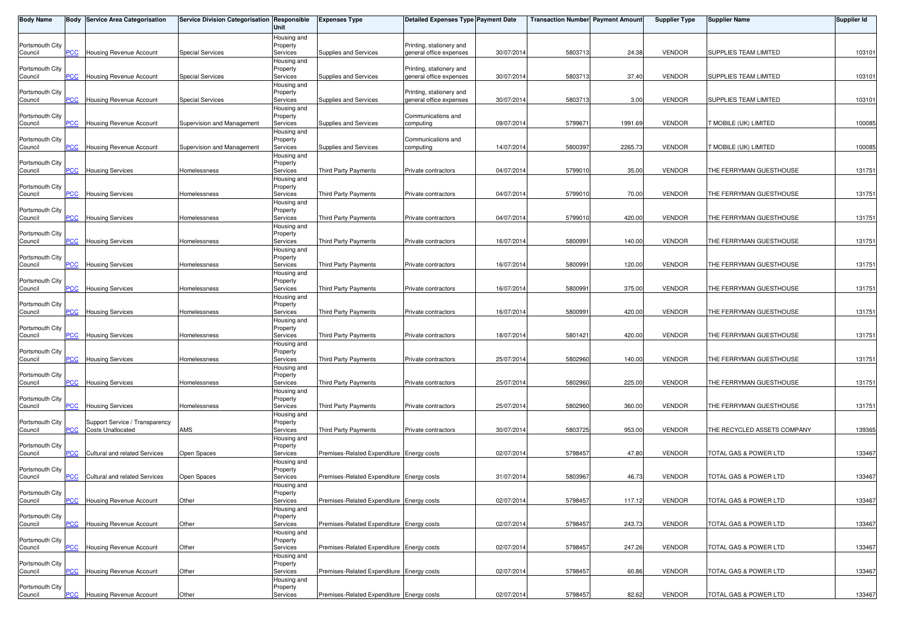| Body Name | Body | Service Area Categorisation | Service Division Categorisation | Responsible Unit | Expenses Type | Detailed Expenses Type | Payment Date | Transaction Number | Payment Amount | Supplier Type | Supplier Name | Supplier Id |
|---|---|---|---|---|---|---|---|---|---|---|---|---|
| Portsmouth City Council | PCC | Housing Revenue Account | Special Services | Housing and Property Services | Supplies and Services | Printing, stationery and general office expenses | 30/07/2014 | 5803713 | 24.38 | VENDOR | SUPPLIES TEAM LIMITED | 103101 |
| Portsmouth City Council | PCC | Housing Revenue Account | Special Services | Housing and Property Services | Supplies and Services | Printing, stationery and general office expenses | 30/07/2014 | 5803713 | 37.40 | VENDOR | SUPPLIES TEAM LIMITED | 103101 |
| Portsmouth City Council | PCC | Housing Revenue Account | Special Services | Housing and Property Services | Supplies and Services | Printing, stationery and general office expenses | 30/07/2014 | 5803713 | 3.00 | VENDOR | SUPPLIES TEAM LIMITED | 103101 |
| Portsmouth City Council | PCC | Housing Revenue Account | Supervision and Management | Housing and Property Services | Supplies and Services | Communications and computing | 09/07/2014 | 5799671 | 1991.69 | VENDOR | T MOBILE (UK) LIMITED | 100085 |
| Portsmouth City Council | PCC | Housing Revenue Account | Supervision and Management | Housing and Property Services | Supplies and Services | Communications and computing | 14/07/2014 | 5800397 | 2265.73 | VENDOR | T MOBILE (UK) LIMITED | 100085 |
| Portsmouth City Council | PCC | Housing Services | Homelessness | Housing and Property Services | Third Party Payments | Private contractors | 04/07/2014 | 5799010 | 35.00 | VENDOR | THE FERRYMAN GUESTHOUSE | 131751 |
| Portsmouth City Council | PCC | Housing Services | Homelessness | Housing and Property Services | Third Party Payments | Private contractors | 04/07/2014 | 5799010 | 70.00 | VENDOR | THE FERRYMAN GUESTHOUSE | 131751 |
| Portsmouth City Council | PCC | Housing Services | Homelessness | Housing and Property Services | Third Party Payments | Private contractors | 04/07/2014 | 5799010 | 420.00 | VENDOR | THE FERRYMAN GUESTHOUSE | 131751 |
| Portsmouth City Council | PCC | Housing Services | Homelessness | Housing and Property Services | Third Party Payments | Private contractors | 16/07/2014 | 5800991 | 140.00 | VENDOR | THE FERRYMAN GUESTHOUSE | 131751 |
| Portsmouth City Council | PCC | Housing Services | Homelessness | Housing and Property Services | Third Party Payments | Private contractors | 16/07/2014 | 5800991 | 120.00 | VENDOR | THE FERRYMAN GUESTHOUSE | 131751 |
| Portsmouth City Council | PCC | Housing Services | Homelessness | Housing and Property Services | Third Party Payments | Private contractors | 16/07/2014 | 5800991 | 375.00 | VENDOR | THE FERRYMAN GUESTHOUSE | 131751 |
| Portsmouth City Council | PCC | Housing Services | Homelessness | Housing and Property Services | Third Party Payments | Private contractors | 16/07/2014 | 5800991 | 420.00 | VENDOR | THE FERRYMAN GUESTHOUSE | 131751 |
| Portsmouth City Council | PCC | Housing Services | Homelessness | Housing and Property Services | Third Party Payments | Private contractors | 18/07/2014 | 5801421 | 420.00 | VENDOR | THE FERRYMAN GUESTHOUSE | 131751 |
| Portsmouth City Council | PCC | Housing Services | Homelessness | Housing and Property Services | Third Party Payments | Private contractors | 25/07/2014 | 5802960 | 140.00 | VENDOR | THE FERRYMAN GUESTHOUSE | 131751 |
| Portsmouth City Council | PCC | Housing Services | Homelessness | Housing and Property Services | Third Party Payments | Private contractors | 25/07/2014 | 5802960 | 225.00 | VENDOR | THE FERRYMAN GUESTHOUSE | 131751 |
| Portsmouth City Council | PCC | Housing Services | Homelessness | Housing and Property Services | Third Party Payments | Private contractors | 25/07/2014 | 5802960 | 360.00 | VENDOR | THE FERRYMAN GUESTHOUSE | 131751 |
| Portsmouth City Council | PCC | Support Service / Transparency Costs Unallocated | AMS | Housing and Property Services | Third Party Payments | Private contractors | 30/07/2014 | 5803725 | 953.00 | VENDOR | THE RECYCLED ASSETS COMPANY | 139365 |
| Portsmouth City Council | PCC | Cultural and related Services | Open Spaces | Housing and Property Services | Premises-Related Expenditure | Energy costs | 02/07/2014 | 5798457 | 47.80 | VENDOR | TOTAL GAS & POWER LTD | 133467 |
| Portsmouth City Council | PCC | Cultural and related Services | Open Spaces | Housing and Property Services | Premises-Related Expenditure | Energy costs | 31/07/2014 | 5803967 | 46.73 | VENDOR | TOTAL GAS & POWER LTD | 133467 |
| Portsmouth City Council | PCC | Housing Revenue Account | Other | Housing and Property Services | Premises-Related Expenditure | Energy costs | 02/07/2014 | 5798457 | 117.12 | VENDOR | TOTAL GAS & POWER LTD | 133467 |
| Portsmouth City Council | PCC | Housing Revenue Account | Other | Housing and Property Services | Premises-Related Expenditure | Energy costs | 02/07/2014 | 5798457 | 243.73 | VENDOR | TOTAL GAS & POWER LTD | 133467 |
| Portsmouth City Council | PCC | Housing Revenue Account | Other | Housing and Property Services | Premises-Related Expenditure | Energy costs | 02/07/2014 | 5798457 | 247.26 | VENDOR | TOTAL GAS & POWER LTD | 133467 |
| Portsmouth City Council | PCC | Housing Revenue Account | Other | Housing and Property Services | Premises-Related Expenditure | Energy costs | 02/07/2014 | 5798457 | 60.86 | VENDOR | TOTAL GAS & POWER LTD | 133467 |
| Portsmouth City Council | PCC | Housing Revenue Account | Other | Housing and Property Services | Premises-Related Expenditure | Energy costs | 02/07/2014 | 5798457 | 82.62 | VENDOR | TOTAL GAS & POWER LTD | 133467 |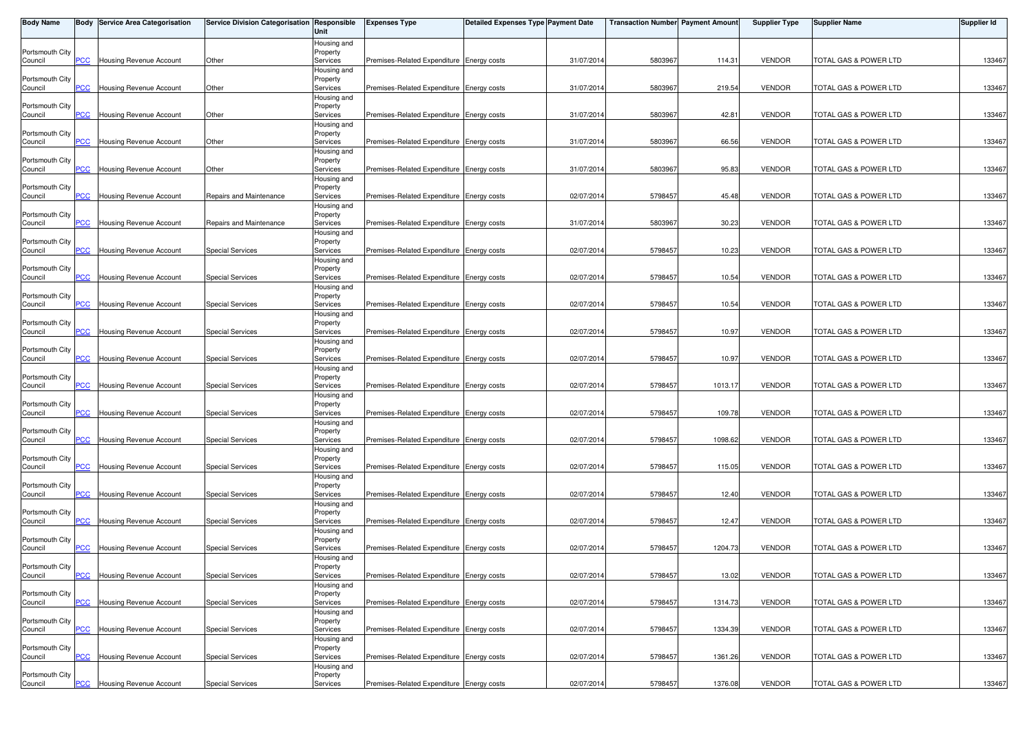| Body Name | Body | Service Area Categorisation | Service Division Categorisation | Responsible Unit | Expenses Type | Detailed Expenses Type | Payment Date | Transaction Number | Payment Amount | Supplier Type | Supplier Name | Supplier Id |
|---|---|---|---|---|---|---|---|---|---|---|---|---|
| Portsmouth City Council | PCC | Housing Revenue Account | Other | Housing and Property Services | Premises-Related Expenditure | Energy costs | 31/07/2014 | 5803967 | 114.31 | VENDOR | TOTAL GAS & POWER LTD | 133467 |
| Portsmouth City Council | PCC | Housing Revenue Account | Other | Housing and Property Services | Premises-Related Expenditure | Energy costs | 31/07/2014 | 5803967 | 219.54 | VENDOR | TOTAL GAS & POWER LTD | 133467 |
| Portsmouth City Council | PCC | Housing Revenue Account | Other | Housing and Property Services | Premises-Related Expenditure | Energy costs | 31/07/2014 | 5803967 | 42.81 | VENDOR | TOTAL GAS & POWER LTD | 133467 |
| Portsmouth City Council | PCC | Housing Revenue Account | Other | Housing and Property Services | Premises-Related Expenditure | Energy costs | 31/07/2014 | 5803967 | 66.56 | VENDOR | TOTAL GAS & POWER LTD | 133467 |
| Portsmouth City Council | PCC | Housing Revenue Account | Other | Housing and Property Services | Premises-Related Expenditure | Energy costs | 31/07/2014 | 5803967 | 95.83 | VENDOR | TOTAL GAS & POWER LTD | 133467 |
| Portsmouth City Council | PCC | Housing Revenue Account | Repairs and Maintenance | Housing and Property Services | Premises-Related Expenditure | Energy costs | 02/07/2014 | 5798457 | 45.48 | VENDOR | TOTAL GAS & POWER LTD | 133467 |
| Portsmouth City Council | PCC | Housing Revenue Account | Repairs and Maintenance | Housing and Property Services | Premises-Related Expenditure | Energy costs | 31/07/2014 | 5803967 | 30.23 | VENDOR | TOTAL GAS & POWER LTD | 133467 |
| Portsmouth City Council | PCC | Housing Revenue Account | Special Services | Housing and Property Services | Premises-Related Expenditure | Energy costs | 02/07/2014 | 5798457 | 10.23 | VENDOR | TOTAL GAS & POWER LTD | 133467 |
| Portsmouth City Council | PCC | Housing Revenue Account | Special Services | Housing and Property Services | Premises-Related Expenditure | Energy costs | 02/07/2014 | 5798457 | 10.54 | VENDOR | TOTAL GAS & POWER LTD | 133467 |
| Portsmouth City Council | PCC | Housing Revenue Account | Special Services | Housing and Property Services | Premises-Related Expenditure | Energy costs | 02/07/2014 | 5798457 | 10.54 | VENDOR | TOTAL GAS & POWER LTD | 133467 |
| Portsmouth City Council | PCC | Housing Revenue Account | Special Services | Housing and Property Services | Premises-Related Expenditure | Energy costs | 02/07/2014 | 5798457 | 10.97 | VENDOR | TOTAL GAS & POWER LTD | 133467 |
| Portsmouth City Council | PCC | Housing Revenue Account | Special Services | Housing and Property Services | Premises-Related Expenditure | Energy costs | 02/07/2014 | 5798457 | 10.97 | VENDOR | TOTAL GAS & POWER LTD | 133467 |
| Portsmouth City Council | PCC | Housing Revenue Account | Special Services | Housing and Property Services | Premises-Related Expenditure | Energy costs | 02/07/2014 | 5798457 | 1013.17 | VENDOR | TOTAL GAS & POWER LTD | 133467 |
| Portsmouth City Council | PCC | Housing Revenue Account | Special Services | Housing and Property Services | Premises-Related Expenditure | Energy costs | 02/07/2014 | 5798457 | 109.78 | VENDOR | TOTAL GAS & POWER LTD | 133467 |
| Portsmouth City Council | PCC | Housing Revenue Account | Special Services | Housing and Property Services | Premises-Related Expenditure | Energy costs | 02/07/2014 | 5798457 | 1098.62 | VENDOR | TOTAL GAS & POWER LTD | 133467 |
| Portsmouth City Council | PCC | Housing Revenue Account | Special Services | Housing and Property Services | Premises-Related Expenditure | Energy costs | 02/07/2014 | 5798457 | 115.05 | VENDOR | TOTAL GAS & POWER LTD | 133467 |
| Portsmouth City Council | PCC | Housing Revenue Account | Special Services | Housing and Property Services | Premises-Related Expenditure | Energy costs | 02/07/2014 | 5798457 | 12.40 | VENDOR | TOTAL GAS & POWER LTD | 133467 |
| Portsmouth City Council | PCC | Housing Revenue Account | Special Services | Housing and Property Services | Premises-Related Expenditure | Energy costs | 02/07/2014 | 5798457 | 12.47 | VENDOR | TOTAL GAS & POWER LTD | 133467 |
| Portsmouth City Council | PCC | Housing Revenue Account | Special Services | Housing and Property Services | Premises-Related Expenditure | Energy costs | 02/07/2014 | 5798457 | 1204.73 | VENDOR | TOTAL GAS & POWER LTD | 133467 |
| Portsmouth City Council | PCC | Housing Revenue Account | Special Services | Housing and Property Services | Premises-Related Expenditure | Energy costs | 02/07/2014 | 5798457 | 13.02 | VENDOR | TOTAL GAS & POWER LTD | 133467 |
| Portsmouth City Council | PCC | Housing Revenue Account | Special Services | Housing and Property Services | Premises-Related Expenditure | Energy costs | 02/07/2014 | 5798457 | 1314.73 | VENDOR | TOTAL GAS & POWER LTD | 133467 |
| Portsmouth City Council | PCC | Housing Revenue Account | Special Services | Housing and Property Services | Premises-Related Expenditure | Energy costs | 02/07/2014 | 5798457 | 1334.39 | VENDOR | TOTAL GAS & POWER LTD | 133467 |
| Portsmouth City Council | PCC | Housing Revenue Account | Special Services | Housing and Property Services | Premises-Related Expenditure | Energy costs | 02/07/2014 | 5798457 | 1361.26 | VENDOR | TOTAL GAS & POWER LTD | 133467 |
| Portsmouth City Council | PCC | Housing Revenue Account | Special Services | Housing and Property Services | Premises-Related Expenditure | Energy costs | 02/07/2014 | 5798457 | 1376.08 | VENDOR | TOTAL GAS & POWER LTD | 133467 |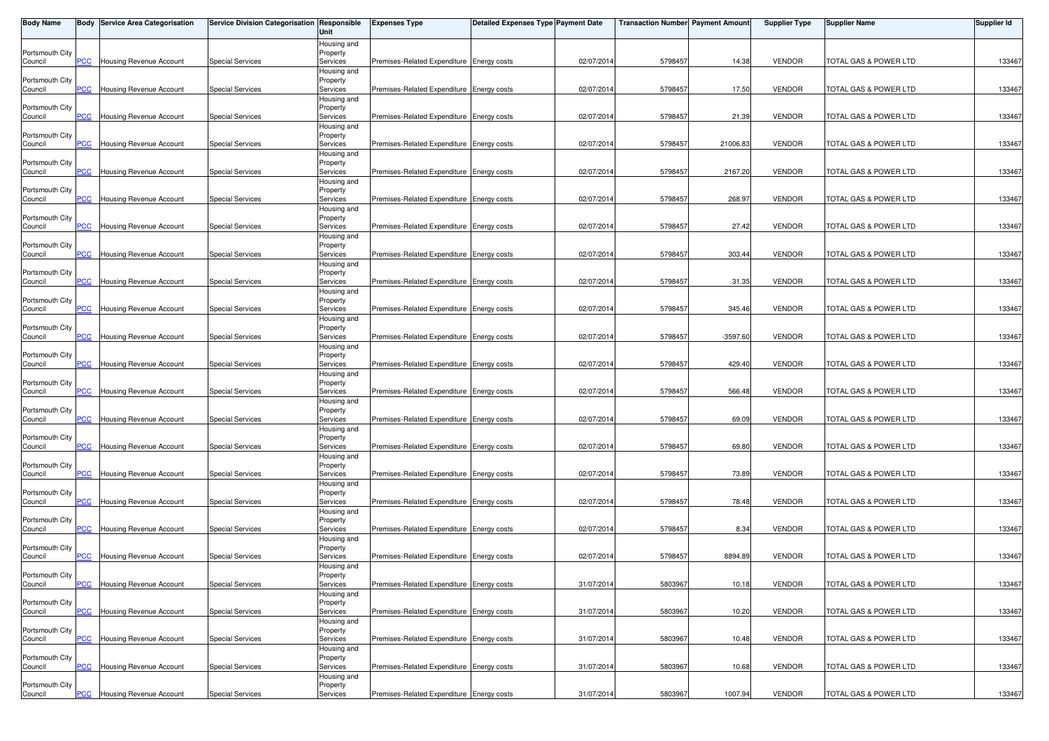| Body Name | Body | Service Area Categorisation | Service Division Categorisation | Responsible Unit | Expenses Type | Detailed Expenses Type | Payment Date | Transaction Number | Payment Amount | Supplier Type | Supplier Name | Supplier Id |
|---|---|---|---|---|---|---|---|---|---|---|---|---|
| Portsmouth City Council | PCC | Housing Revenue Account | Special Services | Housing and Property Services | Premises-Related Expenditure | Energy costs | 02/07/2014 | 5798457 | 14.38 | VENDOR | TOTAL GAS & POWER LTD | 133467 |
| Portsmouth City Council | PCC | Housing Revenue Account | Special Services | Housing and Property Services | Premises-Related Expenditure | Energy costs | 02/07/2014 | 5798457 | 17.50 | VENDOR | TOTAL GAS & POWER LTD | 133467 |
| Portsmouth City Council | PCC | Housing Revenue Account | Special Services | Housing and Property Services | Premises-Related Expenditure | Energy costs | 02/07/2014 | 5798457 | 21.39 | VENDOR | TOTAL GAS & POWER LTD | 133467 |
| Portsmouth City Council | PCC | Housing Revenue Account | Special Services | Housing and Property Services | Premises-Related Expenditure | Energy costs | 02/07/2014 | 5798457 | 21006.83 | VENDOR | TOTAL GAS & POWER LTD | 133467 |
| Portsmouth City Council | PCC | Housing Revenue Account | Special Services | Housing and Property Services | Premises-Related Expenditure | Energy costs | 02/07/2014 | 5798457 | 2167.20 | VENDOR | TOTAL GAS & POWER LTD | 133467 |
| Portsmouth City Council | PCC | Housing Revenue Account | Special Services | Housing and Property Services | Premises-Related Expenditure | Energy costs | 02/07/2014 | 5798457 | 268.97 | VENDOR | TOTAL GAS & POWER LTD | 133467 |
| Portsmouth City Council | PCC | Housing Revenue Account | Special Services | Housing and Property Services | Premises-Related Expenditure | Energy costs | 02/07/2014 | 5798457 | 27.42 | VENDOR | TOTAL GAS & POWER LTD | 133467 |
| Portsmouth City Council | PCC | Housing Revenue Account | Special Services | Housing and Property Services | Premises-Related Expenditure | Energy costs | 02/07/2014 | 5798457 | 303.44 | VENDOR | TOTAL GAS & POWER LTD | 133467 |
| Portsmouth City Council | PCC | Housing Revenue Account | Special Services | Housing and Property Services | Premises-Related Expenditure | Energy costs | 02/07/2014 | 5798457 | 31.35 | VENDOR | TOTAL GAS & POWER LTD | 133467 |
| Portsmouth City Council | PCC | Housing Revenue Account | Special Services | Housing and Property Services | Premises-Related Expenditure | Energy costs | 02/07/2014 | 5798457 | 345.46 | VENDOR | TOTAL GAS & POWER LTD | 133467 |
| Portsmouth City Council | PCC | Housing Revenue Account | Special Services | Housing and Property Services | Premises-Related Expenditure | Energy costs | 02/07/2014 | 5798457 | -3597.60 | VENDOR | TOTAL GAS & POWER LTD | 133467 |
| Portsmouth City Council | PCC | Housing Revenue Account | Special Services | Housing and Property Services | Premises-Related Expenditure | Energy costs | 02/07/2014 | 5798457 | 429.40 | VENDOR | TOTAL GAS & POWER LTD | 133467 |
| Portsmouth City Council | PCC | Housing Revenue Account | Special Services | Housing and Property Services | Premises-Related Expenditure | Energy costs | 02/07/2014 | 5798457 | 566.48 | VENDOR | TOTAL GAS & POWER LTD | 133467 |
| Portsmouth City Council | PCC | Housing Revenue Account | Special Services | Housing and Property Services | Premises-Related Expenditure | Energy costs | 02/07/2014 | 5798457 | 69.09 | VENDOR | TOTAL GAS & POWER LTD | 133467 |
| Portsmouth City Council | PCC | Housing Revenue Account | Special Services | Housing and Property Services | Premises-Related Expenditure | Energy costs | 02/07/2014 | 5798457 | 69.80 | VENDOR | TOTAL GAS & POWER LTD | 133467 |
| Portsmouth City Council | PCC | Housing Revenue Account | Special Services | Housing and Property Services | Premises-Related Expenditure | Energy costs | 02/07/2014 | 5798457 | 73.89 | VENDOR | TOTAL GAS & POWER LTD | 133467 |
| Portsmouth City Council | PCC | Housing Revenue Account | Special Services | Housing and Property Services | Premises-Related Expenditure | Energy costs | 02/07/2014 | 5798457 | 78.48 | VENDOR | TOTAL GAS & POWER LTD | 133467 |
| Portsmouth City Council | PCC | Housing Revenue Account | Special Services | Housing and Property Services | Premises-Related Expenditure | Energy costs | 02/07/2014 | 5798457 | 8.34 | VENDOR | TOTAL GAS & POWER LTD | 133467 |
| Portsmouth City Council | PCC | Housing Revenue Account | Special Services | Housing and Property Services | Premises-Related Expenditure | Energy costs | 02/07/2014 | 5798457 | 8894.89 | VENDOR | TOTAL GAS & POWER LTD | 133467 |
| Portsmouth City Council | PCC | Housing Revenue Account | Special Services | Housing and Property Services | Premises-Related Expenditure | Energy costs | 31/07/2014 | 5803967 | 10.18 | VENDOR | TOTAL GAS & POWER LTD | 133467 |
| Portsmouth City Council | PCC | Housing Revenue Account | Special Services | Housing and Property Services | Premises-Related Expenditure | Energy costs | 31/07/2014 | 5803967 | 10.20 | VENDOR | TOTAL GAS & POWER LTD | 133467 |
| Portsmouth City Council | PCC | Housing Revenue Account | Special Services | Housing and Property Services | Premises-Related Expenditure | Energy costs | 31/07/2014 | 5803967 | 10.48 | VENDOR | TOTAL GAS & POWER LTD | 133467 |
| Portsmouth City Council | PCC | Housing Revenue Account | Special Services | Housing and Property Services | Premises-Related Expenditure | Energy costs | 31/07/2014 | 5803967 | 10.68 | VENDOR | TOTAL GAS & POWER LTD | 133467 |
| Portsmouth City Council | PCC | Housing Revenue Account | Special Services | Housing and Property Services | Premises-Related Expenditure | Energy costs | 31/07/2014 | 5803967 | 1007.94 | VENDOR | TOTAL GAS & POWER LTD | 133467 |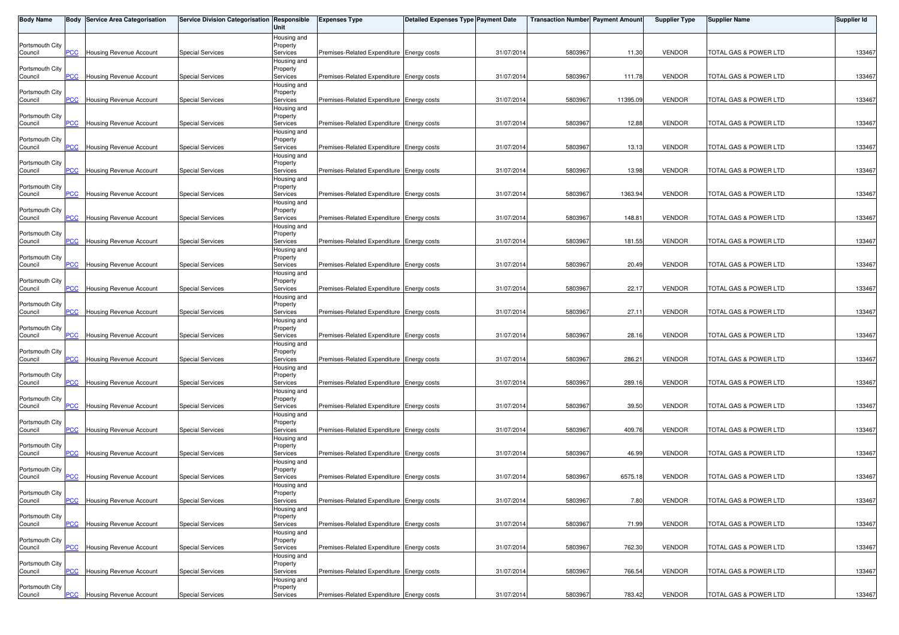| Body Name | Body | Service Area Categorisation | Service Division Categorisation | Responsible Unit | Expenses Type | Detailed Expenses Type | Payment Date | Transaction Number | Payment Amount | Supplier Type | Supplier Name | Supplier Id |
|---|---|---|---|---|---|---|---|---|---|---|---|---|
| Portsmouth City Council | PCC | Housing Revenue Account | Special Services | Housing and Property Services | Premises-Related Expenditure | Energy costs | 31/07/2014 | 5803967 | 11.30 | VENDOR | TOTAL GAS & POWER LTD | 133467 |
| Portsmouth City Council | PCC | Housing Revenue Account | Special Services | Housing and Property Services | Premises-Related Expenditure | Energy costs | 31/07/2014 | 5803967 | 111.78 | VENDOR | TOTAL GAS & POWER LTD | 133467 |
| Portsmouth City Council | PCC | Housing Revenue Account | Special Services | Housing and Property Services | Premises-Related Expenditure | Energy costs | 31/07/2014 | 5803967 | 11395.09 | VENDOR | TOTAL GAS & POWER LTD | 133467 |
| Portsmouth City Council | PCC | Housing Revenue Account | Special Services | Housing and Property Services | Premises-Related Expenditure | Energy costs | 31/07/2014 | 5803967 | 12.88 | VENDOR | TOTAL GAS & POWER LTD | 133467 |
| Portsmouth City Council | PCC | Housing Revenue Account | Special Services | Housing and Property Services | Premises-Related Expenditure | Energy costs | 31/07/2014 | 5803967 | 13.13 | VENDOR | TOTAL GAS & POWER LTD | 133467 |
| Portsmouth City Council | PCC | Housing Revenue Account | Special Services | Housing and Property Services | Premises-Related Expenditure | Energy costs | 31/07/2014 | 5803967 | 13.98 | VENDOR | TOTAL GAS & POWER LTD | 133467 |
| Portsmouth City Council | PCC | Housing Revenue Account | Special Services | Housing and Property Services | Premises-Related Expenditure | Energy costs | 31/07/2014 | 5803967 | 1363.94 | VENDOR | TOTAL GAS & POWER LTD | 133467 |
| Portsmouth City Council | PCC | Housing Revenue Account | Special Services | Housing and Property Services | Premises-Related Expenditure | Energy costs | 31/07/2014 | 5803967 | 148.81 | VENDOR | TOTAL GAS & POWER LTD | 133467 |
| Portsmouth City Council | PCC | Housing Revenue Account | Special Services | Housing and Property Services | Premises-Related Expenditure | Energy costs | 31/07/2014 | 5803967 | 181.55 | VENDOR | TOTAL GAS & POWER LTD | 133467 |
| Portsmouth City Council | PCC | Housing Revenue Account | Special Services | Housing and Property Services | Premises-Related Expenditure | Energy costs | 31/07/2014 | 5803967 | 20.49 | VENDOR | TOTAL GAS & POWER LTD | 133467 |
| Portsmouth City Council | PCC | Housing Revenue Account | Special Services | Housing and Property Services | Premises-Related Expenditure | Energy costs | 31/07/2014 | 5803967 | 22.17 | VENDOR | TOTAL GAS & POWER LTD | 133467 |
| Portsmouth City Council | PCC | Housing Revenue Account | Special Services | Housing and Property Services | Premises-Related Expenditure | Energy costs | 31/07/2014 | 5803967 | 27.11 | VENDOR | TOTAL GAS & POWER LTD | 133467 |
| Portsmouth City Council | PCC | Housing Revenue Account | Special Services | Housing and Property Services | Premises-Related Expenditure | Energy costs | 31/07/2014 | 5803967 | 28.16 | VENDOR | TOTAL GAS & POWER LTD | 133467 |
| Portsmouth City Council | PCC | Housing Revenue Account | Special Services | Housing and Property Services | Premises-Related Expenditure | Energy costs | 31/07/2014 | 5803967 | 286.21 | VENDOR | TOTAL GAS & POWER LTD | 133467 |
| Portsmouth City Council | PCC | Housing Revenue Account | Special Services | Housing and Property Services | Premises-Related Expenditure | Energy costs | 31/07/2014 | 5803967 | 289.16 | VENDOR | TOTAL GAS & POWER LTD | 133467 |
| Portsmouth City Council | PCC | Housing Revenue Account | Special Services | Housing and Property Services | Premises-Related Expenditure | Energy costs | 31/07/2014 | 5803967 | 39.50 | VENDOR | TOTAL GAS & POWER LTD | 133467 |
| Portsmouth City Council | PCC | Housing Revenue Account | Special Services | Housing and Property Services | Premises-Related Expenditure | Energy costs | 31/07/2014 | 5803967 | 409.76 | VENDOR | TOTAL GAS & POWER LTD | 133467 |
| Portsmouth City Council | PCC | Housing Revenue Account | Special Services | Housing and Property Services | Premises-Related Expenditure | Energy costs | 31/07/2014 | 5803967 | 46.99 | VENDOR | TOTAL GAS & POWER LTD | 133467 |
| Portsmouth City Council | PCC | Housing Revenue Account | Special Services | Housing and Property Services | Premises-Related Expenditure | Energy costs | 31/07/2014 | 5803967 | 6575.18 | VENDOR | TOTAL GAS & POWER LTD | 133467 |
| Portsmouth City Council | PCC | Housing Revenue Account | Special Services | Housing and Property Services | Premises-Related Expenditure | Energy costs | 31/07/2014 | 5803967 | 7.80 | VENDOR | TOTAL GAS & POWER LTD | 133467 |
| Portsmouth City Council | PCC | Housing Revenue Account | Special Services | Housing and Property Services | Premises-Related Expenditure | Energy costs | 31/07/2014 | 5803967 | 71.99 | VENDOR | TOTAL GAS & POWER LTD | 133467 |
| Portsmouth City Council | PCC | Housing Revenue Account | Special Services | Housing and Property Services | Premises-Related Expenditure | Energy costs | 31/07/2014 | 5803967 | 762.30 | VENDOR | TOTAL GAS & POWER LTD | 133467 |
| Portsmouth City Council | PCC | Housing Revenue Account | Special Services | Housing and Property Services | Premises-Related Expenditure | Energy costs | 31/07/2014 | 5803967 | 766.54 | VENDOR | TOTAL GAS & POWER LTD | 133467 |
| Portsmouth City Council | PCC | Housing Revenue Account | Special Services | Housing and Property Services | Premises-Related Expenditure | Energy costs | 31/07/2014 | 5803967 | 783.42 | VENDOR | TOTAL GAS & POWER LTD | 133467 |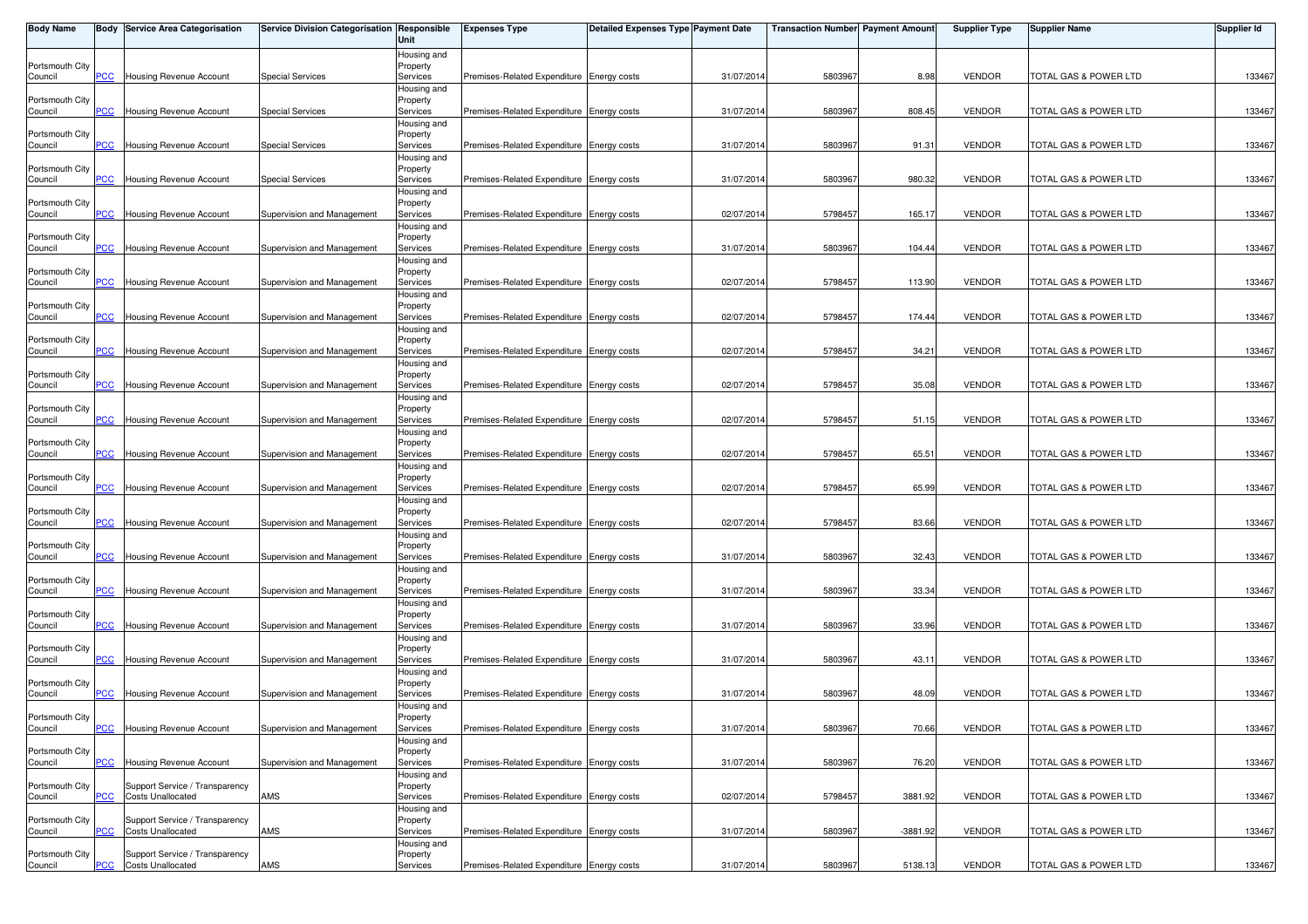| Body Name | Body | Service Area Categorisation | Service Division Categorisation | Responsible Unit | Expenses Type | Detailed Expenses Type | Payment Date | Transaction Number | Payment Amount | Supplier Type | Supplier Name | Supplier Id |
|---|---|---|---|---|---|---|---|---|---|---|---|---|
| Portsmouth City Council | PCC | Housing Revenue Account | Special Services | Housing and Property Services | Premises-Related Expenditure | Energy costs | 31/07/2014 | 5803967 | 8.98 | VENDOR | TOTAL GAS & POWER LTD | 133467 |
| Portsmouth City Council | PCC | Housing Revenue Account | Special Services | Housing and Property Services | Premises-Related Expenditure | Energy costs | 31/07/2014 | 5803967 | 808.45 | VENDOR | TOTAL GAS & POWER LTD | 133467 |
| Portsmouth City Council | PCC | Housing Revenue Account | Special Services | Housing and Property Services | Premises-Related Expenditure | Energy costs | 31/07/2014 | 5803967 | 91.31 | VENDOR | TOTAL GAS & POWER LTD | 133467 |
| Portsmouth City Council | PCC | Housing Revenue Account | Special Services | Housing and Property Services | Premises-Related Expenditure | Energy costs | 31/07/2014 | 5803967 | 980.32 | VENDOR | TOTAL GAS & POWER LTD | 133467 |
| Portsmouth City Council | PCC | Housing Revenue Account | Supervision and Management | Housing and Property Services | Premises-Related Expenditure | Energy costs | 02/07/2014 | 5798457 | 165.17 | VENDOR | TOTAL GAS & POWER LTD | 133467 |
| Portsmouth City Council | PCC | Housing Revenue Account | Supervision and Management | Housing and Property Services | Premises-Related Expenditure | Energy costs | 31/07/2014 | 5803967 | 104.44 | VENDOR | TOTAL GAS & POWER LTD | 133467 |
| Portsmouth City Council | PCC | Housing Revenue Account | Supervision and Management | Housing and Property Services | Premises-Related Expenditure | Energy costs | 02/07/2014 | 5798457 | 113.90 | VENDOR | TOTAL GAS & POWER LTD | 133467 |
| Portsmouth City Council | PCC | Housing Revenue Account | Supervision and Management | Housing and Property Services | Premises-Related Expenditure | Energy costs | 02/07/2014 | 5798457 | 174.44 | VENDOR | TOTAL GAS & POWER LTD | 133467 |
| Portsmouth City Council | PCC | Housing Revenue Account | Supervision and Management | Housing and Property Services | Premises-Related Expenditure | Energy costs | 02/07/2014 | 5798457 | 34.21 | VENDOR | TOTAL GAS & POWER LTD | 133467 |
| Portsmouth City Council | PCC | Housing Revenue Account | Supervision and Management | Housing and Property Services | Premises-Related Expenditure | Energy costs | 02/07/2014 | 5798457 | 35.08 | VENDOR | TOTAL GAS & POWER LTD | 133467 |
| Portsmouth City Council | PCC | Housing Revenue Account | Supervision and Management | Housing and Property Services | Premises-Related Expenditure | Energy costs | 02/07/2014 | 5798457 | 51.15 | VENDOR | TOTAL GAS & POWER LTD | 133467 |
| Portsmouth City Council | PCC | Housing Revenue Account | Supervision and Management | Housing and Property Services | Premises-Related Expenditure | Energy costs | 02/07/2014 | 5798457 | 65.51 | VENDOR | TOTAL GAS & POWER LTD | 133467 |
| Portsmouth City Council | PCC | Housing Revenue Account | Supervision and Management | Housing and Property Services | Premises-Related Expenditure | Energy costs | 02/07/2014 | 5798457 | 65.99 | VENDOR | TOTAL GAS & POWER LTD | 133467 |
| Portsmouth City Council | PCC | Housing Revenue Account | Supervision and Management | Housing and Property Services | Premises-Related Expenditure | Energy costs | 02/07/2014 | 5798457 | 83.66 | VENDOR | TOTAL GAS & POWER LTD | 133467 |
| Portsmouth City Council | PCC | Housing Revenue Account | Supervision and Management | Housing and Property Services | Premises-Related Expenditure | Energy costs | 31/07/2014 | 5803967 | 32.43 | VENDOR | TOTAL GAS & POWER LTD | 133467 |
| Portsmouth City Council | PCC | Housing Revenue Account | Supervision and Management | Housing and Property Services | Premises-Related Expenditure | Energy costs | 31/07/2014 | 5803967 | 33.34 | VENDOR | TOTAL GAS & POWER LTD | 133467 |
| Portsmouth City Council | PCC | Housing Revenue Account | Supervision and Management | Housing and Property Services | Premises-Related Expenditure | Energy costs | 31/07/2014 | 5803967 | 33.96 | VENDOR | TOTAL GAS & POWER LTD | 133467 |
| Portsmouth City Council | PCC | Housing Revenue Account | Supervision and Management | Housing and Property Services | Premises-Related Expenditure | Energy costs | 31/07/2014 | 5803967 | 43.11 | VENDOR | TOTAL GAS & POWER LTD | 133467 |
| Portsmouth City Council | PCC | Housing Revenue Account | Supervision and Management | Housing and Property Services | Premises-Related Expenditure | Energy costs | 31/07/2014 | 5803967 | 48.09 | VENDOR | TOTAL GAS & POWER LTD | 133467 |
| Portsmouth City Council | PCC | Housing Revenue Account | Supervision and Management | Housing and Property Services | Premises-Related Expenditure | Energy costs | 31/07/2014 | 5803967 | 70.66 | VENDOR | TOTAL GAS & POWER LTD | 133467 |
| Portsmouth City Council | PCC | Housing Revenue Account | Supervision and Management | Housing and Property Services | Premises-Related Expenditure | Energy costs | 31/07/2014 | 5803967 | 76.20 | VENDOR | TOTAL GAS & POWER LTD | 133467 |
| Portsmouth City Council | PCC | Support Service / Transparency Costs Unallocated | AMS | Housing and Property Services | Premises-Related Expenditure | Energy costs | 02/07/2014 | 5798457 | 3881.92 | VENDOR | TOTAL GAS & POWER LTD | 133467 |
| Portsmouth City Council | PCC | Support Service / Transparency Costs Unallocated | AMS | Housing and Property Services | Premises-Related Expenditure | Energy costs | 31/07/2014 | 5803967 | -3881.92 | VENDOR | TOTAL GAS & POWER LTD | 133467 |
| Portsmouth City Council | PCC | Support Service / Transparency Costs Unallocated | AMS | Housing and Property Services | Premises-Related Expenditure | Energy costs | 31/07/2014 | 5803967 | 5138.13 | VENDOR | TOTAL GAS & POWER LTD | 133467 |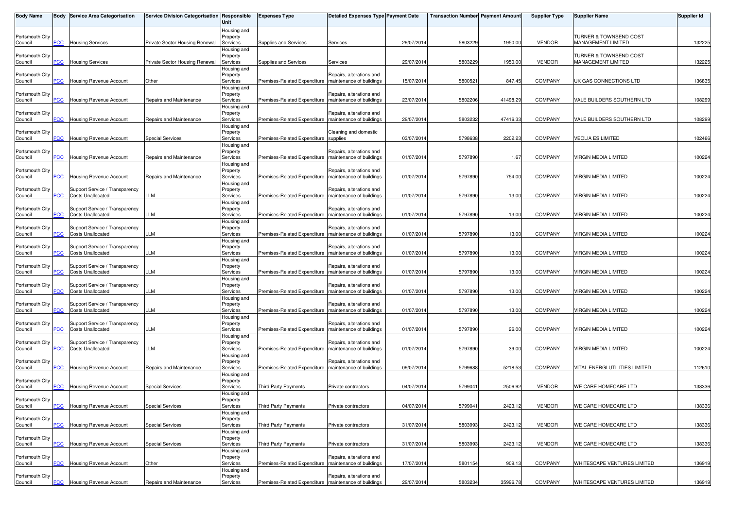| Body Name | Body | Service Area Categorisation | Service Division Categorisation | Responsible Unit | Expenses Type | Detailed Expenses Type | Payment Date | Transaction Number | Payment Amount | Supplier Type | Supplier Name | Supplier Id |
|---|---|---|---|---|---|---|---|---|---|---|---|---|
| Portsmouth City Council | PCC | Housing Services | Private Sector Housing Renewal | Housing and Property Services | Supplies and Services | Services | 29/07/2014 | 5803229 | 1950.00 | VENDOR | TURNER & TOWNSEND COST MANAGEMENT LIMITED | 132225 |
| Portsmouth City Council | PCC | Housing Services | Private Sector Housing Renewal | Housing and Property Services | Supplies and Services | Services | 29/07/2014 | 5803229 | 1950.00 | VENDOR | TURNER & TOWNSEND COST MANAGEMENT LIMITED | 132225 |
| Portsmouth City Council | PCC | Housing Revenue Account | Other | Housing and Property Services | Premises-Related Expenditure | Repairs, alterations and maintenance of buildings | 15/07/2014 | 5800521 | 847.45 | COMPANY | UK GAS CONNECTIONS LTD | 136835 |
| Portsmouth City Council | PCC | Housing Revenue Account | Repairs and Maintenance | Housing and Property Services | Premises-Related Expenditure | Repairs, alterations and maintenance of buildings | 23/07/2014 | 5802206 | 41498.29 | COMPANY | VALE BUILDERS SOUTHERN LTD | 108299 |
| Portsmouth City Council | PCC | Housing Revenue Account | Repairs and Maintenance | Housing and Property Services | Premises-Related Expenditure | Repairs, alterations and maintenance of buildings | 29/07/2014 | 5803232 | 47416.33 | COMPANY | VALE BUILDERS SOUTHERN LTD | 108299 |
| Portsmouth City Council | PCC | Housing Revenue Account | Special Services | Housing and Property Services | Premises-Related Expenditure | Cleaning and domestic supplies | 03/07/2014 | 5798638 | 2202.23 | COMPANY | VEOLIA ES LIMITED | 102466 |
| Portsmouth City Council | PCC | Housing Revenue Account | Repairs and Maintenance | Housing and Property Services | Premises-Related Expenditure | Repairs, alterations and maintenance of buildings | 01/07/2014 | 5797890 | 1.67 | COMPANY | VIRGIN MEDIA LIMITED | 100224 |
| Portsmouth City Council | PCC | Housing Revenue Account | Repairs and Maintenance | Housing and Property Services | Premises-Related Expenditure | Repairs, alterations and maintenance of buildings | 01/07/2014 | 5797890 | 754.00 | COMPANY | VIRGIN MEDIA LIMITED | 100224 |
| Portsmouth City Council | PCC | Support Service / Transparency Costs Unallocated | LLM | Housing and Property Services | Premises-Related Expenditure | Repairs, alterations and maintenance of buildings | 01/07/2014 | 5797890 | 13.00 | COMPANY | VIRGIN MEDIA LIMITED | 100224 |
| Portsmouth City Council | PCC | Support Service / Transparency Costs Unallocated | LLM | Housing and Property Services | Premises-Related Expenditure | Repairs, alterations and maintenance of buildings | 01/07/2014 | 5797890 | 13.00 | COMPANY | VIRGIN MEDIA LIMITED | 100224 |
| Portsmouth City Council | PCC | Support Service / Transparency Costs Unallocated | LLM | Housing and Property Services | Premises-Related Expenditure | Repairs, alterations and maintenance of buildings | 01/07/2014 | 5797890 | 13.00 | COMPANY | VIRGIN MEDIA LIMITED | 100224 |
| Portsmouth City Council | PCC | Support Service / Transparency Costs Unallocated | LLM | Housing and Property Services | Premises-Related Expenditure | Repairs, alterations and maintenance of buildings | 01/07/2014 | 5797890 | 13.00 | COMPANY | VIRGIN MEDIA LIMITED | 100224 |
| Portsmouth City Council | PCC | Support Service / Transparency Costs Unallocated | LLM | Housing and Property Services | Premises-Related Expenditure | Repairs, alterations and maintenance of buildings | 01/07/2014 | 5797890 | 13.00 | COMPANY | VIRGIN MEDIA LIMITED | 100224 |
| Portsmouth City Council | PCC | Support Service / Transparency Costs Unallocated | LLM | Housing and Property Services | Premises-Related Expenditure | Repairs, alterations and maintenance of buildings | 01/07/2014 | 5797890 | 13.00 | COMPANY | VIRGIN MEDIA LIMITED | 100224 |
| Portsmouth City Council | PCC | Support Service / Transparency Costs Unallocated | LLM | Housing and Property Services | Premises-Related Expenditure | Repairs, alterations and maintenance of buildings | 01/07/2014 | 5797890 | 13.00 | COMPANY | VIRGIN MEDIA LIMITED | 100224 |
| Portsmouth City Council | PCC | Support Service / Transparency Costs Unallocated | LLM | Housing and Property Services | Premises-Related Expenditure | Repairs, alterations and maintenance of buildings | 01/07/2014 | 5797890 | 26.00 | COMPANY | VIRGIN MEDIA LIMITED | 100224 |
| Portsmouth City Council | PCC | Support Service / Transparency Costs Unallocated | LLM | Housing and Property Services | Premises-Related Expenditure | Repairs, alterations and maintenance of buildings | 01/07/2014 | 5797890 | 39.00 | COMPANY | VIRGIN MEDIA LIMITED | 100224 |
| Portsmouth City Council | PCC | Housing Revenue Account | Repairs and Maintenance | Housing and Property Services | Premises-Related Expenditure | Repairs, alterations and maintenance of buildings | 09/07/2014 | 5799688 | 5218.53 | COMPANY | VITAL ENERGI UTILITIES LIMITED | 112610 |
| Portsmouth City Council | PCC | Housing Revenue Account | Special Services | Housing and Property Services | Third Party Payments | Private contractors | 04/07/2014 | 5799041 | 2506.92 | VENDOR | WE CARE HOMECARE LTD | 138336 |
| Portsmouth City Council | PCC | Housing Revenue Account | Special Services | Housing and Property Services | Third Party Payments | Private contractors | 04/07/2014 | 5799041 | 2423.12 | VENDOR | WE CARE HOMECARE LTD | 138336 |
| Portsmouth City Council | PCC | Housing Revenue Account | Special Services | Housing and Property Services | Third Party Payments | Private contractors | 31/07/2014 | 5803993 | 2423.12 | VENDOR | WE CARE HOMECARE LTD | 138336 |
| Portsmouth City Council | PCC | Housing Revenue Account | Special Services | Housing and Property Services | Third Party Payments | Private contractors | 31/07/2014 | 5803993 | 2423.12 | VENDOR | WE CARE HOMECARE LTD | 138336 |
| Portsmouth City Council | PCC | Housing Revenue Account | Other | Housing and Property Services | Premises-Related Expenditure | Repairs, alterations and maintenance of buildings | 17/07/2014 | 5801154 | 909.13 | COMPANY | WHITESCAPE VENTURES LIMITED | 136919 |
| Portsmouth City Council | PCC | Housing Revenue Account | Repairs and Maintenance | Housing and Property Services | Premises-Related Expenditure | Repairs, alterations and maintenance of buildings | 29/07/2014 | 5803234 | 35996.78 | COMPANY | WHITESCAPE VENTURES LIMITED | 136919 |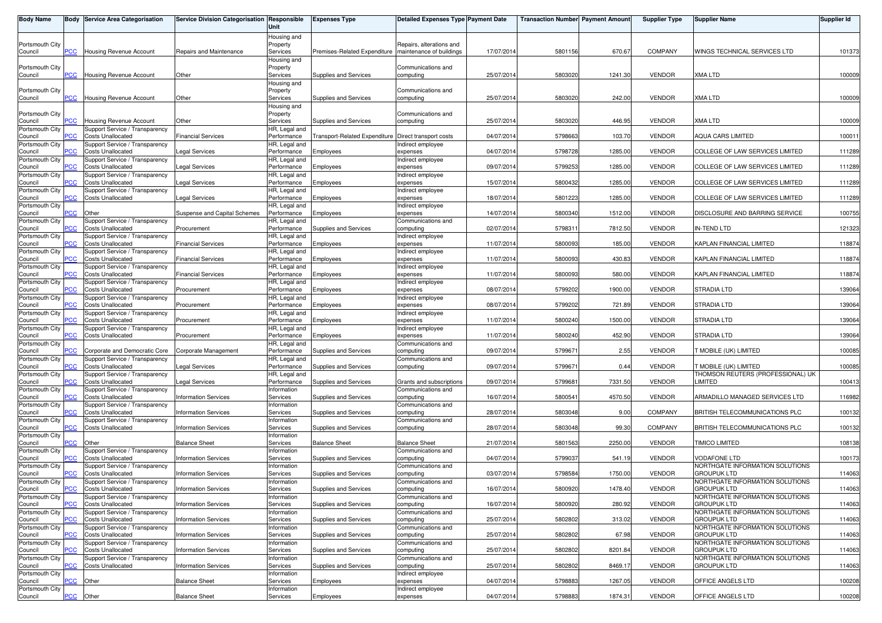| Body Name | Body | Service Area Categorisation | Service Division Categorisation | Responsible Unit | Expenses Type | Detailed Expenses Type | Payment Date | Transaction Number | Payment Amount | Supplier Type | Supplier Name | Supplier Id |
|---|---|---|---|---|---|---|---|---|---|---|---|---|
| Portsmouth City Council | PCC | Housing Revenue Account | Repairs and Maintenance | Housing and Property Services | Premises-Related Expenditure | Repairs, alterations and maintenance of buildings | 17/07/2014 | 5801156 | 670.67 | COMPANY | WINGS TECHNICAL SERVICES LTD | 101373 |
| Portsmouth City Council | PCC | Housing Revenue Account | Other | Housing and Property Services | Supplies and Services | Communications and computing | 25/07/2014 | 5803020 | 1241.30 | VENDOR | XMA LTD | 100009 |
| Portsmouth City Council | PCC | Housing Revenue Account | Other | Housing and Property Services | Supplies and Services | Communications and computing | 25/07/2014 | 5803020 | 242.00 | VENDOR | XMA LTD | 100009 |
| Portsmouth City Council | PCC | Housing Revenue Account | Other | Housing and Property Services | Supplies and Services | Communications and computing | 25/07/2014 | 5803020 | 446.95 | VENDOR | XMA LTD | 100009 |
| Portsmouth City Council | PCC | Support Service / Transparency Costs Unallocated | Financial Services | HR, Legal and Performance | Transport-Related Expenditure | Direct transport costs | 04/07/2014 | 5798663 | 103.70 | VENDOR | AQUA CARS LIMITED | 100011 |
| Portsmouth City Council | PCC | Support Service / Transparency Costs Unallocated | Legal Services | HR, Legal and Performance | Employees | Indirect employee expenses | 04/07/2014 | 5798728 | 1285.00 | VENDOR | COLLEGE OF LAW SERVICES LIMITED | 111289 |
| Portsmouth City Council | PCC | Support Service / Transparency Costs Unallocated | Legal Services | HR, Legal and Performance | Employees | Indirect employee expenses | 09/07/2014 | 5799253 | 1285.00 | VENDOR | COLLEGE OF LAW SERVICES LIMITED | 111289 |
| Portsmouth City Council | PCC | Support Service / Transparency Costs Unallocated | Legal Services | HR, Legal and Performance | Employees | Indirect employee expenses | 15/07/2014 | 5800432 | 1285.00 | VENDOR | COLLEGE OF LAW SERVICES LIMITED | 111289 |
| Portsmouth City Council | PCC | Support Service / Transparency Costs Unallocated | Legal Services | HR, Legal and Performance | Employees | Indirect employee expenses | 18/07/2014 | 5801223 | 1285.00 | VENDOR | COLLEGE OF LAW SERVICES LIMITED | 111289 |
| Portsmouth City Council | PCC | Other | Suspense and Capital Schemes | HR, Legal and Performance | Employees | Indirect employee expenses | 14/07/2014 | 5800340 | 1512.00 | VENDOR | DISCLOSURE AND BARRING SERVICE | 100755 |
| Portsmouth City Council | PCC | Support Service / Transparency Costs Unallocated | Procurement | HR, Legal and Performance | Supplies and Services | Communications and computing | 02/07/2014 | 5798311 | 7812.50 | VENDOR | IN-TEND LTD | 121323 |
| Portsmouth City Council | PCC | Support Service / Transparency Costs Unallocated | Financial Services | HR, Legal and Performance | Employees | Indirect employee expenses | 11/07/2014 | 5800093 | 185.00 | VENDOR | KAPLAN FINANCIAL LIMITED | 118874 |
| Portsmouth City Council | PCC | Support Service / Transparency Costs Unallocated | Financial Services | HR, Legal and Performance | Employees | Indirect employee expenses | 11/07/2014 | 5800093 | 430.83 | VENDOR | KAPLAN FINANCIAL LIMITED | 118874 |
| Portsmouth City Council | PCC | Support Service / Transparency Costs Unallocated | Financial Services | HR, Legal and Performance | Employees | Indirect employee expenses | 11/07/2014 | 5800093 | 580.00 | VENDOR | KAPLAN FINANCIAL LIMITED | 118874 |
| Portsmouth City Council | PCC | Support Service / Transparency Costs Unallocated | Procurement | HR, Legal and Performance | Employees | Indirect employee expenses | 08/07/2014 | 5799202 | 1900.00 | VENDOR | STRADIA LTD | 139064 |
| Portsmouth City Council | PCC | Support Service / Transparency Costs Unallocated | Procurement | HR, Legal and Performance | Employees | Indirect employee expenses | 08/07/2014 | 5799202 | 721.89 | VENDOR | STRADIA LTD | 139064 |
| Portsmouth City Council | PCC | Support Service / Transparency Costs Unallocated | Procurement | HR, Legal and Performance | Employees | Indirect employee expenses | 11/07/2014 | 5800240 | 1500.00 | VENDOR | STRADIA LTD | 139064 |
| Portsmouth City Council | PCC | Support Service / Transparency Costs Unallocated | Procurement | HR, Legal and Performance | Employees | Indirect employee expenses | 11/07/2014 | 5800240 | 452.90 | VENDOR | STRADIA LTD | 139064 |
| Portsmouth City Council | PCC | Corporate and Democratic Core | Corporate Management | HR, Legal and Performance | Supplies and Services | Communications and computing | 09/07/2014 | 5799671 | 2.55 | VENDOR | T MOBILE (UK) LIMITED | 100085 |
| Portsmouth City Council | PCC | Support Service / Transparency Costs Unallocated | Legal Services | HR, Legal and Performance | Supplies and Services | Communications and computing | 09/07/2014 | 5799671 | 0.44 | VENDOR | T MOBILE (UK) LIMITED | 100085 |
| Portsmouth City Council | PCC | Support Service / Transparency Costs Unallocated | Legal Services | HR, Legal and Performance | Supplies and Services | Grants and subscriptions | 09/07/2014 | 5799681 | 7331.50 | VENDOR | THOMSON REUTERS (PROFESSIONAL) UK LIMITED | 100413 |
| Portsmouth City Council | PCC | Support Service / Transparency Costs Unallocated | Information Services | Information Services | Supplies and Services | Communications and computing | 16/07/2014 | 5800541 | 4570.50 | VENDOR | ARMADILLO MANAGED SERVICES LTD | 116982 |
| Portsmouth City Council | PCC | Support Service / Transparency Costs Unallocated | Information Services | Information Services | Supplies and Services | Communications and computing | 28/07/2014 | 5803048 | 9.00 | COMPANY | BRITISH TELECOMMUNICATIONS PLC | 100132 |
| Portsmouth City Council | PCC | Support Service / Transparency Costs Unallocated | Information Services | Information Services | Supplies and Services | Communications and computing | 28/07/2014 | 5803048 | 99.30 | COMPANY | BRITISH TELECOMMUNICATIONS PLC | 100132 |
| Portsmouth City Council | PCC | Other | Balance Sheet | Information Services | Balance Sheet | Balance Sheet | 21/07/2014 | 5801563 | 2250.00 | VENDOR | TIMICO LIMITED | 108138 |
| Portsmouth City Council | PCC | Support Service / Transparency Costs Unallocated | Information Services | Information Services | Supplies and Services | Communications and computing | 04/07/2014 | 5799037 | 541.19 | VENDOR | VODAFONE LTD | 100173 |
| Portsmouth City Council | PCC | Support Service / Transparency Costs Unallocated | Information Services | Information Services | Supplies and Services | Communications and computing | 03/07/2014 | 5798584 | 1750.00 | VENDOR | NORTHGATE INFORMATION SOLUTIONS GROUPUK LTD | 114063 |
| Portsmouth City Council | PCC | Support Service / Transparency Costs Unallocated | Information Services | Information Services | Supplies and Services | Communications and computing | 16/07/2014 | 5800920 | 1478.40 | VENDOR | NORTHGATE INFORMATION SOLUTIONS GROUPUK LTD | 114063 |
| Portsmouth City Council | PCC | Support Service / Transparency Costs Unallocated | Information Services | Information Services | Supplies and Services | Communications and computing | 16/07/2014 | 5800920 | 280.92 | VENDOR | NORTHGATE INFORMATION SOLUTIONS GROUPUK LTD | 114063 |
| Portsmouth City Council | PCC | Support Service / Transparency Costs Unallocated | Information Services | Information Services | Supplies and Services | Communications and computing | 25/07/2014 | 5802802 | 313.02 | VENDOR | NORTHGATE INFORMATION SOLUTIONS GROUPUK LTD | 114063 |
| Portsmouth City Council | PCC | Support Service / Transparency Costs Unallocated | Information Services | Information Services | Supplies and Services | Communications and computing | 25/07/2014 | 5802802 | 67.98 | VENDOR | NORTHGATE INFORMATION SOLUTIONS GROUPUK LTD | 114063 |
| Portsmouth City Council | PCC | Support Service / Transparency Costs Unallocated | Information Services | Information Services | Supplies and Services | Communications and computing | 25/07/2014 | 5802802 | 8201.84 | VENDOR | NORTHGATE INFORMATION SOLUTIONS GROUPUK LTD | 114063 |
| Portsmouth City Council | PCC | Support Service / Transparency Costs Unallocated | Information Services | Information Services | Supplies and Services | Communications and computing | 25/07/2014 | 5802802 | 8469.17 | VENDOR | NORTHGATE INFORMATION SOLUTIONS GROUPUK LTD | 114063 |
| Portsmouth City Council | PCC | Other | Balance Sheet | Information Services | Employees | Indirect employee expenses | 04/07/2014 | 5798883 | 1267.05 | VENDOR | OFFICE ANGELS LTD | 100208 |
| Portsmouth City Council | PCC | Other | Balance Sheet | Information Services | Employees | Indirect employee expenses | 04/07/2014 | 5798883 | 1874.31 | VENDOR | OFFICE ANGELS LTD | 100208 |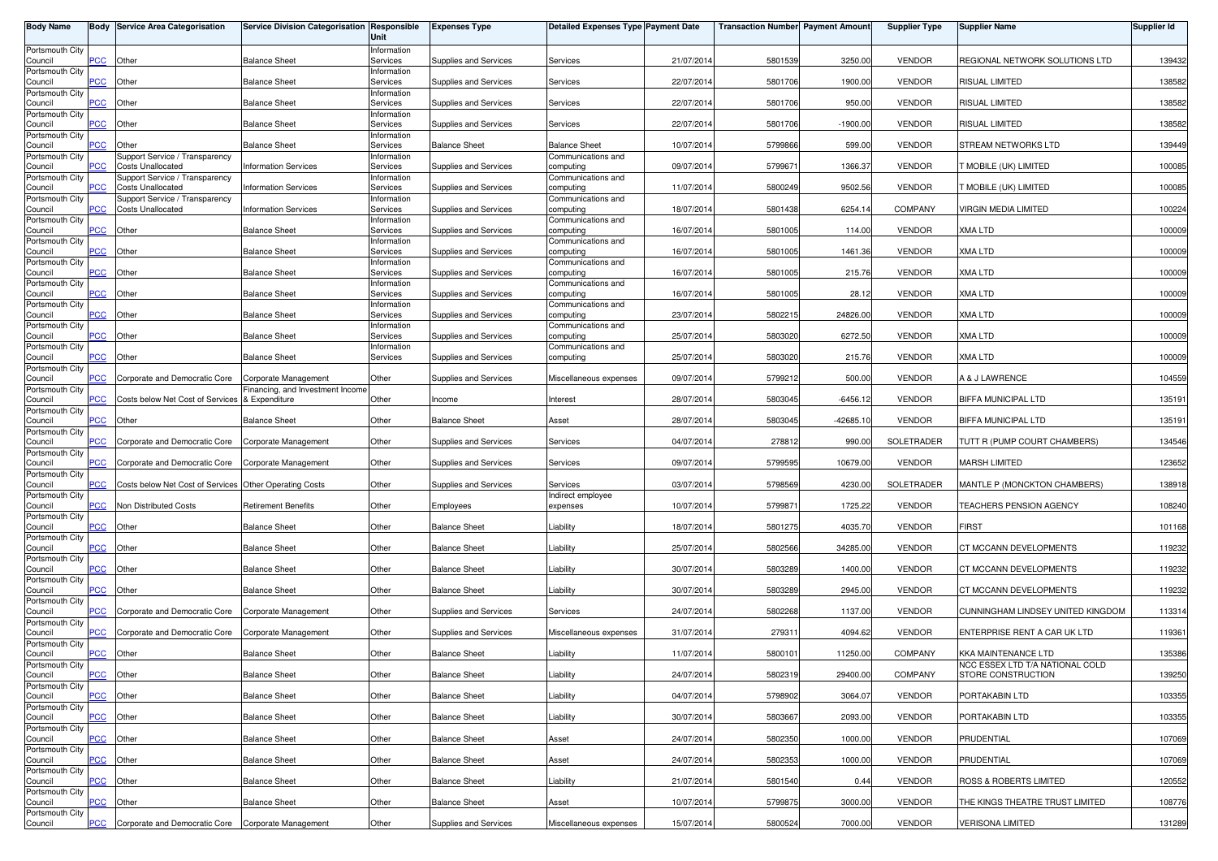| Body Name | Body | Service Area Categorisation | Service Division Categorisation | Responsible Unit | Expenses Type | Detailed Expenses Type | Payment Date | Transaction Number | Payment Amount | Supplier Type | Supplier Name | Supplier Id |
|---|---|---|---|---|---|---|---|---|---|---|---|---|
| Portsmouth City Council | PCC | Other | Balance Sheet | Information Services | Supplies and Services | Services | 21/07/2014 | 5801539 | 3250.00 | VENDOR | REGIONAL NETWORK SOLUTIONS LTD | 139432 |
| Portsmouth City Council | PCC | Other | Balance Sheet | Information Services | Supplies and Services | Services | 22/07/2014 | 5801706 | 1900.00 | VENDOR | RISUAL LIMITED | 138582 |
| Portsmouth City Council | PCC | Other | Balance Sheet | Information Services | Supplies and Services | Services | 22/07/2014 | 5801706 | 950.00 | VENDOR | RISUAL LIMITED | 138582 |
| Portsmouth City Council | PCC | Other | Balance Sheet | Information Services | Supplies and Services | Services | 22/07/2014 | 5801706 | -1900.00 | VENDOR | RISUAL LIMITED | 138582 |
| Portsmouth City Council | PCC | Other | Balance Sheet | Information Services | Balance Sheet | Balance Sheet | 10/07/2014 | 5799866 | 599.00 | VENDOR | STREAM NETWORKS LTD | 139449 |
| Portsmouth City Council | PCC | Support Service / Transparency Costs Unallocated | Information Services | Information Services | Supplies and Services | Communications and computing | 09/07/2014 | 5799671 | 1366.37 | VENDOR | T MOBILE (UK) LIMITED | 100085 |
| Portsmouth City Council | PCC | Support Service / Transparency Costs Unallocated | Information Services | Information Services | Supplies and Services | Communications and computing | 11/07/2014 | 5800249 | 9502.56 | VENDOR | T MOBILE (UK) LIMITED | 100085 |
| Portsmouth City Council | PCC | Support Service / Transparency Costs Unallocated | Information Services | Information Services | Supplies and Services | Communications and computing | 18/07/2014 | 5801438 | 6254.14 | COMPANY | VIRGIN MEDIA LIMITED | 100224 |
| Portsmouth City Council | PCC | Other | Balance Sheet | Information Services | Supplies and Services | Communications and computing | 16/07/2014 | 5801005 | 114.00 | VENDOR | XMA LTD | 100009 |
| Portsmouth City Council | PCC | Other | Balance Sheet | Information Services | Supplies and Services | Communications and computing | 16/07/2014 | 5801005 | 1461.36 | VENDOR | XMA LTD | 100009 |
| Portsmouth City Council | PCC | Other | Balance Sheet | Information Services | Supplies and Services | Communications and computing | 16/07/2014 | 5801005 | 215.76 | VENDOR | XMA LTD | 100009 |
| Portsmouth City Council | PCC | Other | Balance Sheet | Information Services | Supplies and Services | Communications and computing | 16/07/2014 | 5801005 | 28.12 | VENDOR | XMA LTD | 100009 |
| Portsmouth City Council | PCC | Other | Balance Sheet | Information Services | Supplies and Services | Communications and computing | 23/07/2014 | 5802215 | 24826.00 | VENDOR | XMA LTD | 100009 |
| Portsmouth City Council | PCC | Other | Balance Sheet | Information Services | Supplies and Services | Communications and computing | 25/07/2014 | 5803020 | 6272.50 | VENDOR | XMA LTD | 100009 |
| Portsmouth City Council | PCC | Other | Balance Sheet | Information Services | Supplies and Services | Communications and computing | 25/07/2014 | 5803020 | 215.76 | VENDOR | XMA LTD | 100009 |
| Portsmouth City Council | PCC | Corporate and Democratic Core | Corporate Management | Other | Supplies and Services | Miscellaneous expenses | 09/07/2014 | 5799212 | 500.00 | VENDOR | A & J LAWRENCE | 104559 |
| Portsmouth City Council | PCC | Costs below Net Cost of Services | Financing, and Investment Income & Expenditure | Other | Income | Interest | 28/07/2014 | 5803045 | -6456.12 | VENDOR | BIFFA MUNICIPAL LTD | 135191 |
| Portsmouth City Council | PCC | Other | Balance Sheet | Other | Balance Sheet | Asset | 28/07/2014 | 5803045 | -42685.10 | VENDOR | BIFFA MUNICIPAL LTD | 135191 |
| Portsmouth City Council | PCC | Corporate and Democratic Core | Corporate Management | Other | Supplies and Services | Services | 04/07/2014 | 278812 | 990.00 | SOLETRADER | TUTT R (PUMP COURT CHAMBERS) | 134546 |
| Portsmouth City Council | PCC | Corporate and Democratic Core | Corporate Management | Other | Supplies and Services | Services | 09/07/2014 | 5799595 | 10679.00 | VENDOR | MARSH LIMITED | 123652 |
| Portsmouth City Council | PCC | Costs below Net Cost of Services | Other Operating Costs | Other | Supplies and Services | Services | 03/07/2014 | 5798569 | 4230.00 | SOLETRADER | MANTLE P (MONCKTON CHAMBERS) | 138918 |
| Portsmouth City Council | PCC | Non Distributed Costs | Retirement Benefits | Other | Employees | Indirect employee expenses | 10/07/2014 | 5799871 | 1725.22 | VENDOR | TEACHERS PENSION AGENCY | 108240 |
| Portsmouth City Council | PCC | Other | Balance Sheet | Other | Balance Sheet | Liability | 18/07/2014 | 5801275 | 4035.70 | VENDOR | FIRST | 101168 |
| Portsmouth City Council | PCC | Other | Balance Sheet | Other | Balance Sheet | Liability | 25/07/2014 | 5802566 | 34285.00 | VENDOR | CT MCCANN DEVELOPMENTS | 119232 |
| Portsmouth City Council | PCC | Other | Balance Sheet | Other | Balance Sheet | Liability | 30/07/2014 | 5803289 | 1400.00 | VENDOR | CT MCCANN DEVELOPMENTS | 119232 |
| Portsmouth City Council | PCC | Other | Balance Sheet | Other | Balance Sheet | Liability | 30/07/2014 | 5803289 | 2945.00 | VENDOR | CT MCCANN DEVELOPMENTS | 119232 |
| Portsmouth City Council | PCC | Corporate and Democratic Core | Corporate Management | Other | Supplies and Services | Services | 24/07/2014 | 5802268 | 1137.00 | VENDOR | CUNNINGHAM LINDSEY UNITED KINGDOM | 113314 |
| Portsmouth City Council | PCC | Corporate and Democratic Core | Corporate Management | Other | Supplies and Services | Miscellaneous expenses | 31/07/2014 | 279311 | 4094.62 | VENDOR | ENTERPRISE RENT A CAR UK LTD | 119361 |
| Portsmouth City Council | PCC | Other | Balance Sheet | Other | Balance Sheet | Liability | 11/07/2014 | 5800101 | 11250.00 | COMPANY | KKA MAINTENANCE LTD | 135386 |
| Portsmouth City Council | PCC | Other | Balance Sheet | Other | Balance Sheet | Liability | 24/07/2014 | 5802319 | 29400.00 | COMPANY | NCC ESSEX LTD T/A NATIONAL COLD STORE CONSTRUCTION | 139250 |
| Portsmouth City Council | PCC | Other | Balance Sheet | Other | Balance Sheet | Liability | 04/07/2014 | 5798902 | 3064.07 | VENDOR | PORTAKABIN LTD | 103355 |
| Portsmouth City Council | PCC | Other | Balance Sheet | Other | Balance Sheet | Liability | 30/07/2014 | 5803667 | 2093.00 | VENDOR | PORTAKABIN LTD | 103355 |
| Portsmouth City Council | PCC | Other | Balance Sheet | Other | Balance Sheet | Asset | 24/07/2014 | 5802350 | 1000.00 | VENDOR | PRUDENTIAL | 107069 |
| Portsmouth City Council | PCC | Other | Balance Sheet | Other | Balance Sheet | Asset | 24/07/2014 | 5802353 | 1000.00 | VENDOR | PRUDENTIAL | 107069 |
| Portsmouth City Council | PCC | Other | Balance Sheet | Other | Balance Sheet | Liability | 21/07/2014 | 5801540 | 0.44 | VENDOR | ROSS & ROBERTS LIMITED | 120552 |
| Portsmouth City Council | PCC | Other | Balance Sheet | Other | Balance Sheet | Asset | 10/07/2014 | 5799875 | 3000.00 | VENDOR | THE KINGS THEATRE TRUST LIMITED | 108776 |
| Portsmouth City Council | PCC | Corporate and Democratic Core | Corporate Management | Other | Supplies and Services | Miscellaneous expenses | 15/07/2014 | 5800524 | 7000.00 | VENDOR | VERISONA LIMITED | 131289 |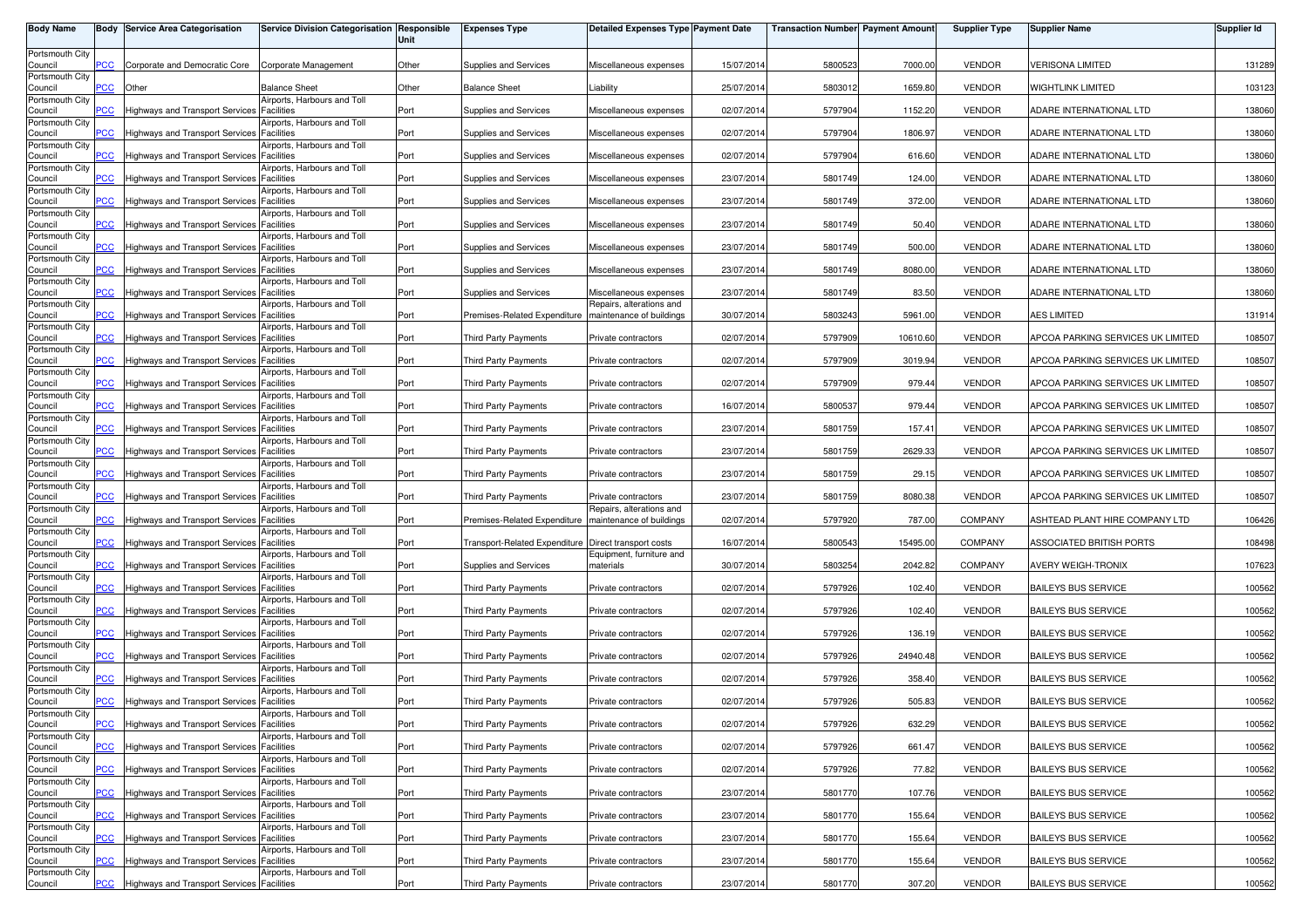| Body Name | Body | Service Area Categorisation | Service Division Categorisation | Responsible Unit | Expenses Type | Detailed Expenses Type | Payment Date | Transaction Number | Payment Amount | Supplier Type | Supplier Name | Supplier Id |
|---|---|---|---|---|---|---|---|---|---|---|---|---|
| Portsmouth City Council | PCC | Corporate and Democratic Core | Corporate Management | Other | Supplies and Services | Miscellaneous expenses | 15/07/2014 | 5800523 | 7000.00 | VENDOR | VERISONA LIMITED | 131289 |
| Portsmouth City Council | PCC | Other | Balance Sheet | Other | Balance Sheet | Liability | 25/07/2014 | 5803012 | 1659.80 | VENDOR | WIGHTLINK LIMITED | 103123 |
| Portsmouth City Council | PCC | Highways and Transport Services | Airports, Harbours and Toll Facilities | Port | Supplies and Services | Miscellaneous expenses | 02/07/2014 | 5797904 | 1152.20 | VENDOR | ADARE INTERNATIONAL LTD | 138060 |
| Portsmouth City Council | PCC | Highways and Transport Services | Airports, Harbours and Toll Facilities | Port | Supplies and Services | Miscellaneous expenses | 02/07/2014 | 5797904 | 1806.97 | VENDOR | ADARE INTERNATIONAL LTD | 138060 |
| Portsmouth City Council | PCC | Highways and Transport Services | Airports, Harbours and Toll Facilities | Port | Supplies and Services | Miscellaneous expenses | 02/07/2014 | 5797904 | 616.60 | VENDOR | ADARE INTERNATIONAL LTD | 138060 |
| Portsmouth City Council | PCC | Highways and Transport Services | Airports, Harbours and Toll Facilities | Port | Supplies and Services | Miscellaneous expenses | 23/07/2014 | 5801749 | 124.00 | VENDOR | ADARE INTERNATIONAL LTD | 138060 |
| Portsmouth City Council | PCC | Highways and Transport Services | Airports, Harbours and Toll Facilities | Port | Supplies and Services | Miscellaneous expenses | 23/07/2014 | 5801749 | 372.00 | VENDOR | ADARE INTERNATIONAL LTD | 138060 |
| Portsmouth City Council | PCC | Highways and Transport Services | Airports, Harbours and Toll Facilities | Port | Supplies and Services | Miscellaneous expenses | 23/07/2014 | 5801749 | 50.40 | VENDOR | ADARE INTERNATIONAL LTD | 138060 |
| Portsmouth City Council | PCC | Highways and Transport Services | Airports, Harbours and Toll Facilities | Port | Supplies and Services | Miscellaneous expenses | 23/07/2014 | 5801749 | 500.00 | VENDOR | ADARE INTERNATIONAL LTD | 138060 |
| Portsmouth City Council | PCC | Highways and Transport Services | Airports, Harbours and Toll Facilities | Port | Supplies and Services | Miscellaneous expenses | 23/07/2014 | 5801749 | 8080.00 | VENDOR | ADARE INTERNATIONAL LTD | 138060 |
| Portsmouth City Council | PCC | Highways and Transport Services | Airports, Harbours and Toll Facilities | Port | Supplies and Services | Miscellaneous expenses | 23/07/2014 | 5801749 | 83.50 | VENDOR | ADARE INTERNATIONAL LTD | 138060 |
| Portsmouth City Council | PCC | Highways and Transport Services | Airports, Harbours and Toll Facilities | Port | Premises-Related Expenditure | Repairs, alterations and maintenance of buildings | 30/07/2014 | 5803243 | 5961.00 | VENDOR | AES LIMITED | 131914 |
| Portsmouth City Council | PCC | Highways and Transport Services | Airports, Harbours and Toll Facilities | Port | Third Party Payments | Private contractors | 02/07/2014 | 5797909 | 10610.60 | VENDOR | APCOA PARKING SERVICES UK LIMITED | 108507 |
| Portsmouth City Council | PCC | Highways and Transport Services | Airports, Harbours and Toll Facilities | Port | Third Party Payments | Private contractors | 02/07/2014 | 5797909 | 3019.94 | VENDOR | APCOA PARKING SERVICES UK LIMITED | 108507 |
| Portsmouth City Council | PCC | Highways and Transport Services | Airports, Harbours and Toll Facilities | Port | Third Party Payments | Private contractors | 02/07/2014 | 5797909 | 979.44 | VENDOR | APCOA PARKING SERVICES UK LIMITED | 108507 |
| Portsmouth City Council | PCC | Highways and Transport Services | Airports, Harbours and Toll Facilities | Port | Third Party Payments | Private contractors | 16/07/2014 | 5800537 | 979.44 | VENDOR | APCOA PARKING SERVICES UK LIMITED | 108507 |
| Portsmouth City Council | PCC | Highways and Transport Services | Airports, Harbours and Toll Facilities | Port | Third Party Payments | Private contractors | 23/07/2014 | 5801759 | 157.41 | VENDOR | APCOA PARKING SERVICES UK LIMITED | 108507 |
| Portsmouth City Council | PCC | Highways and Transport Services | Airports, Harbours and Toll Facilities | Port | Third Party Payments | Private contractors | 23/07/2014 | 5801759 | 2629.33 | VENDOR | APCOA PARKING SERVICES UK LIMITED | 108507 |
| Portsmouth City Council | PCC | Highways and Transport Services | Airports, Harbours and Toll Facilities | Port | Third Party Payments | Private contractors | 23/07/2014 | 5801759 | 29.15 | VENDOR | APCOA PARKING SERVICES UK LIMITED | 108507 |
| Portsmouth City Council | PCC | Highways and Transport Services | Airports, Harbours and Toll Facilities | Port | Third Party Payments | Private contractors | 23/07/2014 | 5801759 | 8080.38 | VENDOR | APCOA PARKING SERVICES UK LIMITED | 108507 |
| Portsmouth City Council | PCC | Highways and Transport Services | Airports, Harbours and Toll Facilities | Port | Premises-Related Expenditure | Repairs, alterations and maintenance of buildings | 02/07/2014 | 5797920 | 787.00 | COMPANY | ASHTEAD PLANT HIRE COMPANY LTD | 106426 |
| Portsmouth City Council | PCC | Highways and Transport Services | Airports, Harbours and Toll Facilities | Port | Transport-Related Expenditure | Direct transport costs | 16/07/2014 | 5800543 | 15495.00 | COMPANY | ASSOCIATED BRITISH PORTS | 108498 |
| Portsmouth City Council | PCC | Highways and Transport Services | Airports, Harbours and Toll Facilities | Port | Supplies and Services | Equipment, furniture and materials | 30/07/2014 | 5803254 | 2042.82 | COMPANY | AVERY WEIGH-TRONIX | 107623 |
| Portsmouth City Council | PCC | Highways and Transport Services | Airports, Harbours and Toll Facilities | Port | Third Party Payments | Private contractors | 02/07/2014 | 5797926 | 102.40 | VENDOR | BAILEYS BUS SERVICE | 100562 |
| Portsmouth City Council | PCC | Highways and Transport Services | Airports, Harbours and Toll Facilities | Port | Third Party Payments | Private contractors | 02/07/2014 | 5797926 | 102.40 | VENDOR | BAILEYS BUS SERVICE | 100562 |
| Portsmouth City Council | PCC | Highways and Transport Services | Airports, Harbours and Toll Facilities | Port | Third Party Payments | Private contractors | 02/07/2014 | 5797926 | 136.19 | VENDOR | BAILEYS BUS SERVICE | 100562 |
| Portsmouth City Council | PCC | Highways and Transport Services | Airports, Harbours and Toll Facilities | Port | Third Party Payments | Private contractors | 02/07/2014 | 5797926 | 24940.48 | VENDOR | BAILEYS BUS SERVICE | 100562 |
| Portsmouth City Council | PCC | Highways and Transport Services | Airports, Harbours and Toll Facilities | Port | Third Party Payments | Private contractors | 02/07/2014 | 5797926 | 358.40 | VENDOR | BAILEYS BUS SERVICE | 100562 |
| Portsmouth City Council | PCC | Highways and Transport Services | Airports, Harbours and Toll Facilities | Port | Third Party Payments | Private contractors | 02/07/2014 | 5797926 | 505.83 | VENDOR | BAILEYS BUS SERVICE | 100562 |
| Portsmouth City Council | PCC | Highways and Transport Services | Airports, Harbours and Toll Facilities | Port | Third Party Payments | Private contractors | 02/07/2014 | 5797926 | 632.29 | VENDOR | BAILEYS BUS SERVICE | 100562 |
| Portsmouth City Council | PCC | Highways and Transport Services | Airports, Harbours and Toll Facilities | Port | Third Party Payments | Private contractors | 02/07/2014 | 5797926 | 661.47 | VENDOR | BAILEYS BUS SERVICE | 100562 |
| Portsmouth City Council | PCC | Highways and Transport Services | Airports, Harbours and Toll Facilities | Port | Third Party Payments | Private contractors | 02/07/2014 | 5797926 | 77.82 | VENDOR | BAILEYS BUS SERVICE | 100562 |
| Portsmouth City Council | PCC | Highways and Transport Services | Airports, Harbours and Toll Facilities | Port | Third Party Payments | Private contractors | 23/07/2014 | 5801770 | 107.76 | VENDOR | BAILEYS BUS SERVICE | 100562 |
| Portsmouth City Council | PCC | Highways and Transport Services | Airports, Harbours and Toll Facilities | Port | Third Party Payments | Private contractors | 23/07/2014 | 5801770 | 155.64 | VENDOR | BAILEYS BUS SERVICE | 100562 |
| Portsmouth City Council | PCC | Highways and Transport Services | Airports, Harbours and Toll Facilities | Port | Third Party Payments | Private contractors | 23/07/2014 | 5801770 | 155.64 | VENDOR | BAILEYS BUS SERVICE | 100562 |
| Portsmouth City Council | PCC | Highways and Transport Services | Airports, Harbours and Toll Facilities | Port | Third Party Payments | Private contractors | 23/07/2014 | 5801770 | 155.64 | VENDOR | BAILEYS BUS SERVICE | 100562 |
| Portsmouth City Council | PCC | Highways and Transport Services | Airports, Harbours and Toll Facilities | Port | Third Party Payments | Private contractors | 23/07/2014 | 5801770 | 307.20 | VENDOR | BAILEYS BUS SERVICE | 100562 |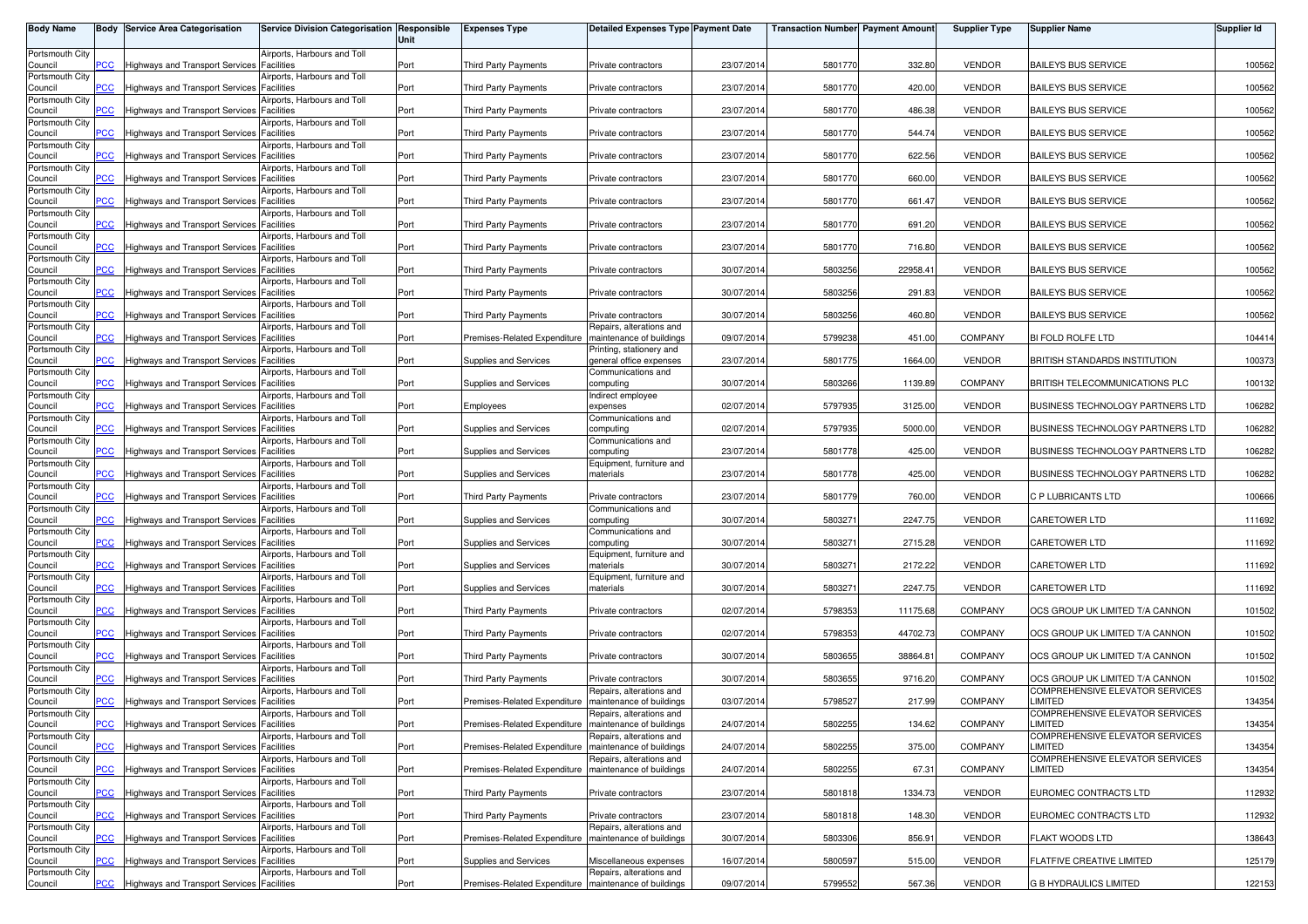| Body Name | Body | Service Area Categorisation | Service Division Categorisation | Responsible Unit | Expenses Type | Detailed Expenses Type | Payment Date | Transaction Number | Payment Amount | Supplier Type | Supplier Name | Supplier Id |
|---|---|---|---|---|---|---|---|---|---|---|---|---|
| Portsmouth City Council | PCC | Highways and Transport Services | Airports, Harbours and Toll Facilities | Port | Third Party Payments | Private contractors | 23/07/2014 | 5801770 | 332.80 | VENDOR | BAILEYS BUS SERVICE | 100562 |
| Portsmouth City Council | PCC | Highways and Transport Services | Airports, Harbours and Toll Facilities | Port | Third Party Payments | Private contractors | 23/07/2014 | 5801770 | 420.00 | VENDOR | BAILEYS BUS SERVICE | 100562 |
| Portsmouth City Council | PCC | Highways and Transport Services | Airports, Harbours and Toll Facilities | Port | Third Party Payments | Private contractors | 23/07/2014 | 5801770 | 486.38 | VENDOR | BAILEYS BUS SERVICE | 100562 |
| Portsmouth City Council | PCC | Highways and Transport Services | Airports, Harbours and Toll Facilities | Port | Third Party Payments | Private contractors | 23/07/2014 | 5801770 | 544.74 | VENDOR | BAILEYS BUS SERVICE | 100562 |
| Portsmouth City Council | PCC | Highways and Transport Services | Airports, Harbours and Toll Facilities | Port | Third Party Payments | Private contractors | 23/07/2014 | 5801770 | 622.56 | VENDOR | BAILEYS BUS SERVICE | 100562 |
| Portsmouth City Council | PCC | Highways and Transport Services | Airports, Harbours and Toll Facilities | Port | Third Party Payments | Private contractors | 23/07/2014 | 5801770 | 660.00 | VENDOR | BAILEYS BUS SERVICE | 100562 |
| Portsmouth City Council | PCC | Highways and Transport Services | Airports, Harbours and Toll Facilities | Port | Third Party Payments | Private contractors | 23/07/2014 | 5801770 | 661.47 | VENDOR | BAILEYS BUS SERVICE | 100562 |
| Portsmouth City Council | PCC | Highways and Transport Services | Airports, Harbours and Toll Facilities | Port | Third Party Payments | Private contractors | 23/07/2014 | 5801770 | 691.20 | VENDOR | BAILEYS BUS SERVICE | 100562 |
| Portsmouth City Council | PCC | Highways and Transport Services | Airports, Harbours and Toll Facilities | Port | Third Party Payments | Private contractors | 23/07/2014 | 5801770 | 716.80 | VENDOR | BAILEYS BUS SERVICE | 100562 |
| Portsmouth City Council | PCC | Highways and Transport Services | Airports, Harbours and Toll Facilities | Port | Third Party Payments | Private contractors | 30/07/2014 | 5803256 | 22958.41 | VENDOR | BAILEYS BUS SERVICE | 100562 |
| Portsmouth City Council | PCC | Highways and Transport Services | Airports, Harbours and Toll Facilities | Port | Third Party Payments | Private contractors | 30/07/2014 | 5803256 | 291.83 | VENDOR | BAILEYS BUS SERVICE | 100562 |
| Portsmouth City Council | PCC | Highways and Transport Services | Airports, Harbours and Toll Facilities | Port | Third Party Payments | Private contractors | 30/07/2014 | 5803256 | 460.80 | VENDOR | BAILEYS BUS SERVICE | 100562 |
| Portsmouth City Council | PCC | Highways and Transport Services | Airports, Harbours and Toll Facilities | Port | Premises-Related Expenditure | Repairs, alterations and maintenance of buildings | 09/07/2014 | 5799238 | 451.00 | COMPANY | BI FOLD ROLFE LTD | 104414 |
| Portsmouth City Council | PCC | Highways and Transport Services | Airports, Harbours and Toll Facilities | Port | Supplies and Services | Printing, stationery and general office expenses | 23/07/2014 | 5801775 | 1664.00 | VENDOR | BRITISH STANDARDS INSTITUTION | 100373 |
| Portsmouth City Council | PCC | Highways and Transport Services | Airports, Harbours and Toll Facilities | Port | Supplies and Services | Communications and computing | 30/07/2014 | 5803266 | 1139.89 | COMPANY | BRITISH TELECOMMUNICATIONS PLC | 100132 |
| Portsmouth City Council | PCC | Highways and Transport Services | Airports, Harbours and Toll Facilities | Port | Employees | Indirect employee expenses | 02/07/2014 | 5797935 | 3125.00 | VENDOR | BUSINESS TECHNOLOGY PARTNERS LTD | 106282 |
| Portsmouth City Council | PCC | Highways and Transport Services | Airports, Harbours and Toll Facilities | Port | Supplies and Services | Communications and computing | 02/07/2014 | 5797935 | 5000.00 | VENDOR | BUSINESS TECHNOLOGY PARTNERS LTD | 106282 |
| Portsmouth City Council | PCC | Highways and Transport Services | Airports, Harbours and Toll Facilities | Port | Supplies and Services | Communications and computing | 23/07/2014 | 5801778 | 425.00 | VENDOR | BUSINESS TECHNOLOGY PARTNERS LTD | 106282 |
| Portsmouth City Council | PCC | Highways and Transport Services | Airports, Harbours and Toll Facilities | Port | Supplies and Services | Equipment, furniture and materials | 23/07/2014 | 5801778 | 425.00 | VENDOR | BUSINESS TECHNOLOGY PARTNERS LTD | 106282 |
| Portsmouth City Council | PCC | Highways and Transport Services | Airports, Harbours and Toll Facilities | Port | Third Party Payments | Private contractors | 23/07/2014 | 5801779 | 760.00 | VENDOR | C P LUBRICANTS LTD | 100666 |
| Portsmouth City Council | PCC | Highways and Transport Services | Airports, Harbours and Toll Facilities | Port | Supplies and Services | Communications and computing | 30/07/2014 | 5803271 | 2247.75 | VENDOR | CARETOWER LTD | 111692 |
| Portsmouth City Council | PCC | Highways and Transport Services | Airports, Harbours and Toll Facilities | Port | Supplies and Services | Communications and computing | 30/07/2014 | 5803271 | 2715.28 | VENDOR | CARETOWER LTD | 111692 |
| Portsmouth City Council | PCC | Highways and Transport Services | Airports, Harbours and Toll Facilities | Port | Supplies and Services | Equipment, furniture and materials | 30/07/2014 | 5803271 | 2172.22 | VENDOR | CARETOWER LTD | 111692 |
| Portsmouth City Council | PCC | Highways and Transport Services | Airports, Harbours and Toll Facilities | Port | Supplies and Services | Equipment, furniture and materials | 30/07/2014 | 5803271 | 2247.75 | VENDOR | CARETOWER LTD | 111692 |
| Portsmouth City Council | PCC | Highways and Transport Services | Airports, Harbours and Toll Facilities | Port | Third Party Payments | Private contractors | 02/07/2014 | 5798353 | 11175.68 | COMPANY | OCS GROUP UK LIMITED T/A CANNON | 101502 |
| Portsmouth City Council | PCC | Highways and Transport Services | Airports, Harbours and Toll Facilities | Port | Third Party Payments | Private contractors | 02/07/2014 | 5798353 | 44702.73 | COMPANY | OCS GROUP UK LIMITED T/A CANNON | 101502 |
| Portsmouth City Council | PCC | Highways and Transport Services | Airports, Harbours and Toll Facilities | Port | Third Party Payments | Private contractors | 30/07/2014 | 5803655 | 38864.81 | COMPANY | OCS GROUP UK LIMITED T/A CANNON | 101502 |
| Portsmouth City Council | PCC | Highways and Transport Services | Airports, Harbours and Toll Facilities | Port | Third Party Payments | Private contractors | 30/07/2014 | 5803655 | 9716.20 | COMPANY | OCS GROUP UK LIMITED T/A CANNON | 101502 |
| Portsmouth City Council | PCC | Highways and Transport Services | Airports, Harbours and Toll Facilities | Port | Premises-Related Expenditure | Repairs, alterations and maintenance of buildings | 03/07/2014 | 5798527 | 217.99 | COMPANY | COMPREHENSIVE ELEVATOR SERVICES LIMITED | 134354 |
| Portsmouth City Council | PCC | Highways and Transport Services | Airports, Harbours and Toll Facilities | Port | Premises-Related Expenditure | Repairs, alterations and maintenance of buildings | 24/07/2014 | 5802255 | 134.62 | COMPANY | COMPREHENSIVE ELEVATOR SERVICES LIMITED | 134354 |
| Portsmouth City Council | PCC | Highways and Transport Services | Airports, Harbours and Toll Facilities | Port | Premises-Related Expenditure | Repairs, alterations and maintenance of buildings | 24/07/2014 | 5802255 | 375.00 | COMPANY | COMPREHENSIVE ELEVATOR SERVICES LIMITED | 134354 |
| Portsmouth City Council | PCC | Highways and Transport Services | Airports, Harbours and Toll Facilities | Port | Premises-Related Expenditure | Repairs, alterations and maintenance of buildings | 24/07/2014 | 5802255 | 67.31 | COMPANY | COMPREHENSIVE ELEVATOR SERVICES LIMITED | 134354 |
| Portsmouth City Council | PCC | Highways and Transport Services | Airports, Harbours and Toll Facilities | Port | Third Party Payments | Private contractors | 23/07/2014 | 5801818 | 1334.73 | VENDOR | EUROMEC CONTRACTS LTD | 112932 |
| Portsmouth City Council | PCC | Highways and Transport Services | Airports, Harbours and Toll Facilities | Port | Third Party Payments | Private contractors | 23/07/2014 | 5801818 | 148.30 | VENDOR | EUROMEC CONTRACTS LTD | 112932 |
| Portsmouth City Council | PCC | Highways and Transport Services | Airports, Harbours and Toll Facilities | Port | Premises-Related Expenditure | Repairs, alterations and maintenance of buildings | 30/07/2014 | 5803306 | 856.91 | VENDOR | FLAKT WOODS LTD | 138643 |
| Portsmouth City Council | PCC | Highways and Transport Services | Airports, Harbours and Toll Facilities | Port | Supplies and Services | Miscellaneous expenses | 16/07/2014 | 5800597 | 515.00 | VENDOR | FLATFIVE CREATIVE LIMITED | 125179 |
| Portsmouth City Council | PCC | Highways and Transport Services | Airports, Harbours and Toll Facilities | Port | Premises-Related Expenditure | Repairs, alterations and maintenance of buildings | 09/07/2014 | 5799552 | 567.36 | VENDOR | G B HYDRAULICS LIMITED | 122153 |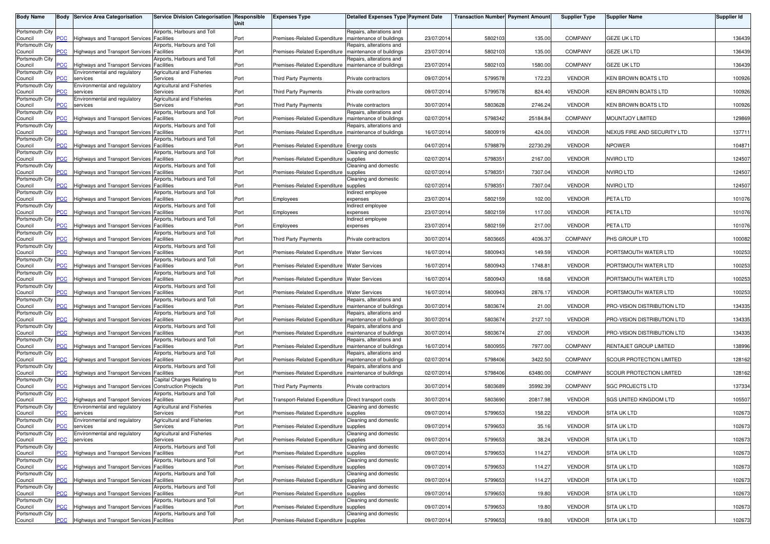| Body Name | Body | Service Area Categorisation | Service Division Categorisation | Responsible Unit | Expenses Type | Detailed Expenses Type | Payment Date | Transaction Number | Payment Amount | Supplier Type | Supplier Name | Supplier Id |
|---|---|---|---|---|---|---|---|---|---|---|---|---|
| Portsmouth City Council | PCC | Highways and Transport Services | Airports, Harbours and Toll Facilities | Port | Premises-Related Expenditure | Repairs, alterations and maintenance of buildings | 23/07/2014 | 5802103 | 135.00 | COMPANY | GEZE UK LTD | 136439 |
| Portsmouth City Council | PCC | Highways and Transport Services | Airports, Harbours and Toll Facilities | Port | Premises-Related Expenditure | Repairs, alterations and maintenance of buildings | 23/07/2014 | 5802103 | 135.00 | COMPANY | GEZE UK LTD | 136439 |
| Portsmouth City Council | PCC | Highways and Transport Services | Airports, Harbours and Toll Facilities | Port | Premises-Related Expenditure | Repairs, alterations and maintenance of buildings | 23/07/2014 | 5802103 | 1580.00 | COMPANY | GEZE UK LTD | 136439 |
| Portsmouth City Council | PCC | Environmental and regulatory services | Agricultural and Fisheries Services | Port | Third Party Payments | Private contractors | 09/07/2014 | 5799578 | 172.23 | VENDOR | KEN BROWN BOATS LTD | 100926 |
| Portsmouth City Council | PCC | Environmental and regulatory services | Agricultural and Fisheries Services | Port | Third Party Payments | Private contractors | 09/07/2014 | 5799578 | 824.40 | VENDOR | KEN BROWN BOATS LTD | 100926 |
| Portsmouth City Council | PCC | Environmental and regulatory services | Agricultural and Fisheries Services | Port | Third Party Payments | Private contractors | 30/07/2014 | 5803628 | 2746.24 | VENDOR | KEN BROWN BOATS LTD | 100926 |
| Portsmouth City Council | PCC | Highways and Transport Services | Airports, Harbours and Toll Facilities | Port | Premises-Related Expenditure | Repairs, alterations and maintenance of buildings | 02/07/2014 | 5798342 | 25184.84 | COMPANY | MOUNTJOY LIMITED | 129869 |
| Portsmouth City Council | PCC | Highways and Transport Services | Airports, Harbours and Toll Facilities | Port | Premises-Related Expenditure | Repairs, alterations and maintenance of buildings | 16/07/2014 | 5800919 | 424.00 | VENDOR | NEXUS FIRE AND SECURITY LTD | 137711 |
| Portsmouth City Council | PCC | Highways and Transport Services | Airports, Harbours and Toll Facilities | Port | Premises-Related Expenditure | Energy costs | 04/07/2014 | 5798879 | 22730.29 | VENDOR | NPOWER | 104871 |
| Portsmouth City Council | PCC | Highways and Transport Services | Airports, Harbours and Toll Facilities | Port | Premises-Related Expenditure | Cleaning and domestic supplies | 02/07/2014 | 5798351 | 2167.00 | VENDOR | NVIRO LTD | 124507 |
| Portsmouth City Council | PCC | Highways and Transport Services | Airports, Harbours and Toll Facilities | Port | Premises-Related Expenditure | Cleaning and domestic supplies | 02/07/2014 | 5798351 | 7307.04 | VENDOR | NVIRO LTD | 124507 |
| Portsmouth City Council | PCC | Highways and Transport Services | Airports, Harbours and Toll Facilities | Port | Premises-Related Expenditure | Cleaning and domestic supplies | 02/07/2014 | 5798351 | 7307.04 | VENDOR | NVIRO LTD | 124507 |
| Portsmouth City Council | PCC | Highways and Transport Services | Airports, Harbours and Toll Facilities | Port | Employees | Indirect employee expenses | 23/07/2014 | 5802159 | 102.00 | VENDOR | PETA LTD | 101076 |
| Portsmouth City Council | PCC | Highways and Transport Services | Airports, Harbours and Toll Facilities | Port | Employees | Indirect employee expenses | 23/07/2014 | 5802159 | 117.00 | VENDOR | PETA LTD | 101076 |
| Portsmouth City Council | PCC | Highways and Transport Services | Airports, Harbours and Toll Facilities | Port | Employees | Indirect employee expenses | 23/07/2014 | 5802159 | 217.00 | VENDOR | PETA LTD | 101076 |
| Portsmouth City Council | PCC | Highways and Transport Services | Airports, Harbours and Toll Facilities | Port | Third Party Payments | Private contractors | 30/07/2014 | 5803665 | 4036.37 | COMPANY | PHS GROUP LTD | 100082 |
| Portsmouth City Council | PCC | Highways and Transport Services | Airports, Harbours and Toll Facilities | Port | Premises-Related Expenditure | Water Services | 16/07/2014 | 5800943 | 149.59 | VENDOR | PORTSMOUTH WATER LTD | 100253 |
| Portsmouth City Council | PCC | Highways and Transport Services | Airports, Harbours and Toll Facilities | Port | Premises-Related Expenditure | Water Services | 16/07/2014 | 5800943 | 1748.81 | VENDOR | PORTSMOUTH WATER LTD | 100253 |
| Portsmouth City Council | PCC | Highways and Transport Services | Airports, Harbours and Toll Facilities | Port | Premises-Related Expenditure | Water Services | 16/07/2014 | 5800943 | 18.68 | VENDOR | PORTSMOUTH WATER LTD | 100253 |
| Portsmouth City Council | PCC | Highways and Transport Services | Airports, Harbours and Toll Facilities | Port | Premises-Related Expenditure | Water Services | 16/07/2014 | 5800943 | 2876.17 | VENDOR | PORTSMOUTH WATER LTD | 100253 |
| Portsmouth City Council | PCC | Highways and Transport Services | Airports, Harbours and Toll Facilities | Port | Premises-Related Expenditure | Repairs, alterations and maintenance of buildings | 30/07/2014 | 5803674 | 21.00 | VENDOR | PRO-VISION DISTRIBUTION LTD | 134335 |
| Portsmouth City Council | PCC | Highways and Transport Services | Airports, Harbours and Toll Facilities | Port | Premises-Related Expenditure | Repairs, alterations and maintenance of buildings | 30/07/2014 | 5803674 | 2127.10 | VENDOR | PRO-VISION DISTRIBUTION LTD | 134335 |
| Portsmouth City Council | PCC | Highways and Transport Services | Airports, Harbours and Toll Facilities | Port | Premises-Related Expenditure | Repairs, alterations and maintenance of buildings | 30/07/2014 | 5803674 | 27.00 | VENDOR | PRO-VISION DISTRIBUTION LTD | 134335 |
| Portsmouth City Council | PCC | Highways and Transport Services | Airports, Harbours and Toll Facilities | Port | Premises-Related Expenditure | Repairs, alterations and maintenance of buildings | 16/07/2014 | 5800955 | 7977.00 | COMPANY | RENTAJET GROUP LIMITED | 138996 |
| Portsmouth City Council | PCC | Highways and Transport Services | Airports, Harbours and Toll Facilities | Port | Premises-Related Expenditure | Repairs, alterations and maintenance of buildings | 02/07/2014 | 5798406 | 3422.50 | COMPANY | SCOUR PROTECTION LIMITED | 128162 |
| Portsmouth City Council | PCC | Highways and Transport Services | Airports, Harbours and Toll Facilities | Port | Premises-Related Expenditure | Repairs, alterations and maintenance of buildings | 02/07/2014 | 5798406 | 63480.00 | COMPANY | SCOUR PROTECTION LIMITED | 128162 |
| Portsmouth City Council | PCC | Highways and Transport Services | Capital Charges Relating to Construction Projects | Port | Third Party Payments | Private contractors | 30/07/2014 | 5803689 | 35992.39 | COMPANY | SGC PROJECTS LTD | 137334 |
| Portsmouth City Council | PCC | Highways and Transport Services | Airports, Harbours and Toll Facilities | Port | Transport-Related Expenditure | Direct transport costs | 30/07/2014 | 5803690 | 20817.98 | VENDOR | SGS UNITED KINGDOM LTD | 105507 |
| Portsmouth City Council | PCC | Environmental and regulatory services | Agricultural and Fisheries Services | Port | Premises-Related Expenditure | Cleaning and domestic supplies | 09/07/2014 | 5799653 | 158.22 | VENDOR | SITA UK LTD | 102673 |
| Portsmouth City Council | PCC | Environmental and regulatory services | Agricultural and Fisheries Services | Port | Premises-Related Expenditure | Cleaning and domestic supplies | 09/07/2014 | 5799653 | 35.16 | VENDOR | SITA UK LTD | 102673 |
| Portsmouth City Council | PCC | Environmental and regulatory services | Agricultural and Fisheries Services | Port | Premises-Related Expenditure | Cleaning and domestic supplies | 09/07/2014 | 5799653 | 38.24 | VENDOR | SITA UK LTD | 102673 |
| Portsmouth City Council | PCC | Highways and Transport Services | Airports, Harbours and Toll Facilities | Port | Premises-Related Expenditure | Cleaning and domestic supplies | 09/07/2014 | 5799653 | 114.27 | VENDOR | SITA UK LTD | 102673 |
| Portsmouth City Council | PCC | Highways and Transport Services | Airports, Harbours and Toll Facilities | Port | Premises-Related Expenditure | Cleaning and domestic supplies | 09/07/2014 | 5799653 | 114.27 | VENDOR | SITA UK LTD | 102673 |
| Portsmouth City Council | PCC | Highways and Transport Services | Airports, Harbours and Toll Facilities | Port | Premises-Related Expenditure | Cleaning and domestic supplies | 09/07/2014 | 5799653 | 114.27 | VENDOR | SITA UK LTD | 102673 |
| Portsmouth City Council | PCC | Highways and Transport Services | Airports, Harbours and Toll Facilities | Port | Premises-Related Expenditure | Cleaning and domestic supplies | 09/07/2014 | 5799653 | 19.80 | VENDOR | SITA UK LTD | 102673 |
| Portsmouth City Council | PCC | Highways and Transport Services | Airports, Harbours and Toll Facilities | Port | Premises-Related Expenditure | Cleaning and domestic supplies | 09/07/2014 | 5799653 | 19.80 | VENDOR | SITA UK LTD | 102673 |
| Portsmouth City Council | PCC | Highways and Transport Services | Airports, Harbours and Toll Facilities | Port | Premises-Related Expenditure | Cleaning and domestic supplies | 09/07/2014 | 5799653 | 19.80 | VENDOR | SITA UK LTD | 102673 |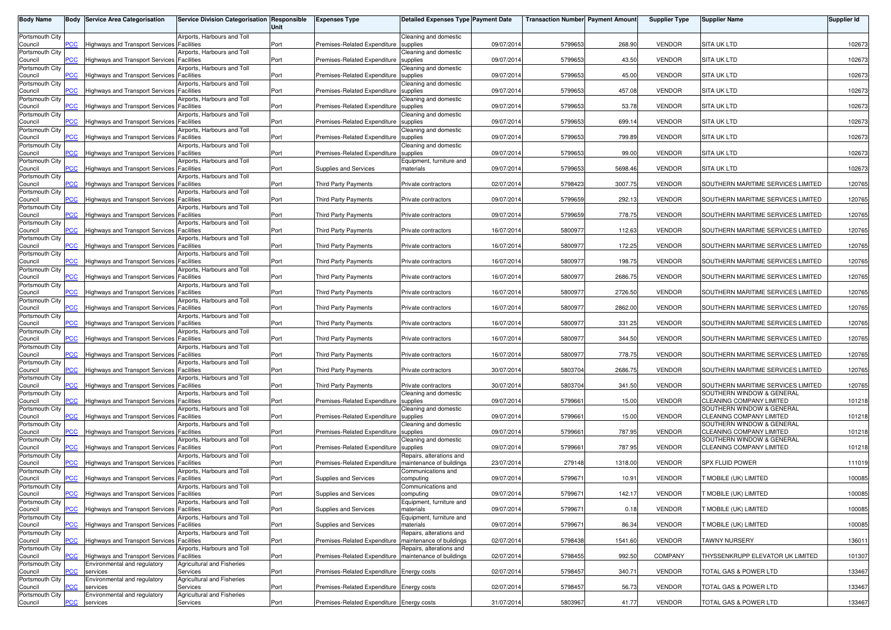| Body Name | Body | Service Area Categorisation | Service Division Categorisation | Responsible Unit | Expenses Type | Detailed Expenses Type | Payment Date | Transaction Number | Payment Amount | Supplier Type | Supplier Name | Supplier Id |
|---|---|---|---|---|---|---|---|---|---|---|---|---|
| Portsmouth City Council | PCC | Highways and Transport Services | Airports, Harbours and Toll Facilities | Port | Premises-Related Expenditure | Cleaning and domestic supplies | 09/07/2014 | 5799653 | 268.90 | VENDOR | SITA UK LTD | 102673 |
| Portsmouth City Council | PCC | Highways and Transport Services | Airports, Harbours and Toll Facilities | Port | Premises-Related Expenditure | Cleaning and domestic supplies | 09/07/2014 | 5799653 | 43.50 | VENDOR | SITA UK LTD | 102673 |
| Portsmouth City Council | PCC | Highways and Transport Services | Airports, Harbours and Toll Facilities | Port | Premises-Related Expenditure | Cleaning and domestic supplies | 09/07/2014 | 5799653 | 45.00 | VENDOR | SITA UK LTD | 102673 |
| Portsmouth City Council | PCC | Highways and Transport Services | Airports, Harbours and Toll Facilities | Port | Premises-Related Expenditure | Cleaning and domestic supplies | 09/07/2014 | 5799653 | 457.08 | VENDOR | SITA UK LTD | 102673 |
| Portsmouth City Council | PCC | Highways and Transport Services | Airports, Harbours and Toll Facilities | Port | Premises-Related Expenditure | Cleaning and domestic supplies | 09/07/2014 | 5799653 | 53.78 | VENDOR | SITA UK LTD | 102673 |
| Portsmouth City Council | PCC | Highways and Transport Services | Airports, Harbours and Toll Facilities | Port | Premises-Related Expenditure | Cleaning and domestic supplies | 09/07/2014 | 5799653 | 699.14 | VENDOR | SITA UK LTD | 102673 |
| Portsmouth City Council | PCC | Highways and Transport Services | Airports, Harbours and Toll Facilities | Port | Premises-Related Expenditure | Cleaning and domestic supplies | 09/07/2014 | 5799653 | 799.89 | VENDOR | SITA UK LTD | 102673 |
| Portsmouth City Council | PCC | Highways and Transport Services | Airports, Harbours and Toll Facilities | Port | Premises-Related Expenditure | Cleaning and domestic supplies | 09/07/2014 | 5799653 | 99.00 | VENDOR | SITA UK LTD | 102673 |
| Portsmouth City Council | PCC | Highways and Transport Services | Airports, Harbours and Toll Facilities | Port | Supplies and Services | Equipment, furniture and materials | 09/07/2014 | 5799653 | 5698.46 | VENDOR | SITA UK LTD | 102673 |
| Portsmouth City Council | PCC | Highways and Transport Services | Airports, Harbours and Toll Facilities | Port | Third Party Payments | Private contractors | 02/07/2014 | 5798423 | 3007.75 | VENDOR | SOUTHERN MARITIME SERVICES LIMITED | 120765 |
| Portsmouth City Council | PCC | Highways and Transport Services | Airports, Harbours and Toll Facilities | Port | Third Party Payments | Private contractors | 09/07/2014 | 5799659 | 292.13 | VENDOR | SOUTHERN MARITIME SERVICES LIMITED | 120765 |
| Portsmouth City Council | PCC | Highways and Transport Services | Airports, Harbours and Toll Facilities | Port | Third Party Payments | Private contractors | 09/07/2014 | 5799659 | 778.75 | VENDOR | SOUTHERN MARITIME SERVICES LIMITED | 120765 |
| Portsmouth City Council | PCC | Highways and Transport Services | Airports, Harbours and Toll Facilities | Port | Third Party Payments | Private contractors | 16/07/2014 | 5800977 | 112.63 | VENDOR | SOUTHERN MARITIME SERVICES LIMITED | 120765 |
| Portsmouth City Council | PCC | Highways and Transport Services | Airports, Harbours and Toll Facilities | Port | Third Party Payments | Private contractors | 16/07/2014 | 5800977 | 172.25 | VENDOR | SOUTHERN MARITIME SERVICES LIMITED | 120765 |
| Portsmouth City Council | PCC | Highways and Transport Services | Airports, Harbours and Toll Facilities | Port | Third Party Payments | Private contractors | 16/07/2014 | 5800977 | 198.75 | VENDOR | SOUTHERN MARITIME SERVICES LIMITED | 120765 |
| Portsmouth City Council | PCC | Highways and Transport Services | Airports, Harbours and Toll Facilities | Port | Third Party Payments | Private contractors | 16/07/2014 | 5800977 | 2686.75 | VENDOR | SOUTHERN MARITIME SERVICES LIMITED | 120765 |
| Portsmouth City Council | PCC | Highways and Transport Services | Airports, Harbours and Toll Facilities | Port | Third Party Payments | Private contractors | 16/07/2014 | 5800977 | 2726.50 | VENDOR | SOUTHERN MARITIME SERVICES LIMITED | 120765 |
| Portsmouth City Council | PCC | Highways and Transport Services | Airports, Harbours and Toll Facilities | Port | Third Party Payments | Private contractors | 16/07/2014 | 5800977 | 2862.00 | VENDOR | SOUTHERN MARITIME SERVICES LIMITED | 120765 |
| Portsmouth City Council | PCC | Highways and Transport Services | Airports, Harbours and Toll Facilities | Port | Third Party Payments | Private contractors | 16/07/2014 | 5800977 | 331.25 | VENDOR | SOUTHERN MARITIME SERVICES LIMITED | 120765 |
| Portsmouth City Council | PCC | Highways and Transport Services | Airports, Harbours and Toll Facilities | Port | Third Party Payments | Private contractors | 16/07/2014 | 5800977 | 344.50 | VENDOR | SOUTHERN MARITIME SERVICES LIMITED | 120765 |
| Portsmouth City Council | PCC | Highways and Transport Services | Airports, Harbours and Toll Facilities | Port | Third Party Payments | Private contractors | 16/07/2014 | 5800977 | 778.75 | VENDOR | SOUTHERN MARITIME SERVICES LIMITED | 120765 |
| Portsmouth City Council | PCC | Highways and Transport Services | Airports, Harbours and Toll Facilities | Port | Third Party Payments | Private contractors | 30/07/2014 | 5803704 | 2686.75 | VENDOR | SOUTHERN MARITIME SERVICES LIMITED | 120765 |
| Portsmouth City Council | PCC | Highways and Transport Services | Airports, Harbours and Toll Facilities | Port | Third Party Payments | Private contractors | 30/07/2014 | 5803704 | 341.50 | VENDOR | SOUTHERN MARITIME SERVICES LIMITED | 120765 |
| Portsmouth City Council | PCC | Highways and Transport Services | Airports, Harbours and Toll Facilities | Port | Premises-Related Expenditure | Cleaning and domestic supplies | 09/07/2014 | 5799661 | 15.00 | VENDOR | SOUTHERN WINDOW & GENERAL CLEANING COMPANY LIMITED | 101218 |
| Portsmouth City Council | PCC | Highways and Transport Services | Airports, Harbours and Toll Facilities | Port | Premises-Related Expenditure | Cleaning and domestic supplies | 09/07/2014 | 5799661 | 15.00 | VENDOR | SOUTHERN WINDOW & GENERAL CLEANING COMPANY LIMITED | 101218 |
| Portsmouth City Council | PCC | Highways and Transport Services | Airports, Harbours and Toll Facilities | Port | Premises-Related Expenditure | Cleaning and domestic supplies | 09/07/2014 | 5799661 | 787.95 | VENDOR | SOUTHERN WINDOW & GENERAL CLEANING COMPANY LIMITED | 101218 |
| Portsmouth City Council | PCC | Highways and Transport Services | Airports, Harbours and Toll Facilities | Port | Premises-Related Expenditure | Cleaning and domestic supplies | 09/07/2014 | 5799661 | 787.95 | VENDOR | SOUTHERN WINDOW & GENERAL CLEANING COMPANY LIMITED | 101218 |
| Portsmouth City Council | PCC | Highways and Transport Services | Airports, Harbours and Toll Facilities | Port | Premises-Related Expenditure | Repairs, alterations and maintenance of buildings | 23/07/2014 | 279148 | 1318.00 | VENDOR | SPX FLUID POWER | 111019 |
| Portsmouth City Council | PCC | Highways and Transport Services | Airports, Harbours and Toll Facilities | Port | Supplies and Services | Communications and computing | 09/07/2014 | 5799671 | 10.91 | VENDOR | T MOBILE (UK) LIMITED | 100085 |
| Portsmouth City Council | PCC | Highways and Transport Services | Airports, Harbours and Toll Facilities | Port | Supplies and Services | Communications and computing | 09/07/2014 | 5799671 | 142.17 | VENDOR | T MOBILE (UK) LIMITED | 100085 |
| Portsmouth City Council | PCC | Highways and Transport Services | Airports, Harbours and Toll Facilities | Port | Supplies and Services | Equipment, furniture and materials | 09/07/2014 | 5799671 | 0.18 | VENDOR | T MOBILE (UK) LIMITED | 100085 |
| Portsmouth City Council | PCC | Highways and Transport Services | Airports, Harbours and Toll Facilities | Port | Supplies and Services | Equipment, furniture and materials | 09/07/2014 | 5799671 | 86.34 | VENDOR | T MOBILE (UK) LIMITED | 100085 |
| Portsmouth City Council | PCC | Highways and Transport Services | Airports, Harbours and Toll Facilities | Port | Premises-Related Expenditure | Repairs, alterations and maintenance of buildings | 02/07/2014 | 5798438 | 1541.60 | VENDOR | TAWNY NURSERY | 136011 |
| Portsmouth City Council | PCC | Highways and Transport Services | Airports, Harbours and Toll Facilities | Port | Premises-Related Expenditure | Repairs, alterations and maintenance of buildings | 02/07/2014 | 5798455 | 992.50 | COMPANY | THYSSENKRUPP ELEVATOR UK LIMITED | 101307 |
| Portsmouth City Council | PCC | Environmental and regulatory services | Agricultural and Fisheries Services | Port | Premises-Related Expenditure | Energy costs | 02/07/2014 | 5798457 | 340.71 | VENDOR | TOTAL GAS & POWER LTD | 133467 |
| Portsmouth City Council | PCC | Environmental and regulatory services | Agricultural and Fisheries Services | Port | Premises-Related Expenditure | Energy costs | 02/07/2014 | 5798457 | 56.73 | VENDOR | TOTAL GAS & POWER LTD | 133467 |
| Portsmouth City Council | PCC | Environmental and regulatory services | Agricultural and Fisheries Services | Port | Premises-Related Expenditure | Energy costs | 31/07/2014 | 5803967 | 41.77 | VENDOR | TOTAL GAS & POWER LTD | 133467 |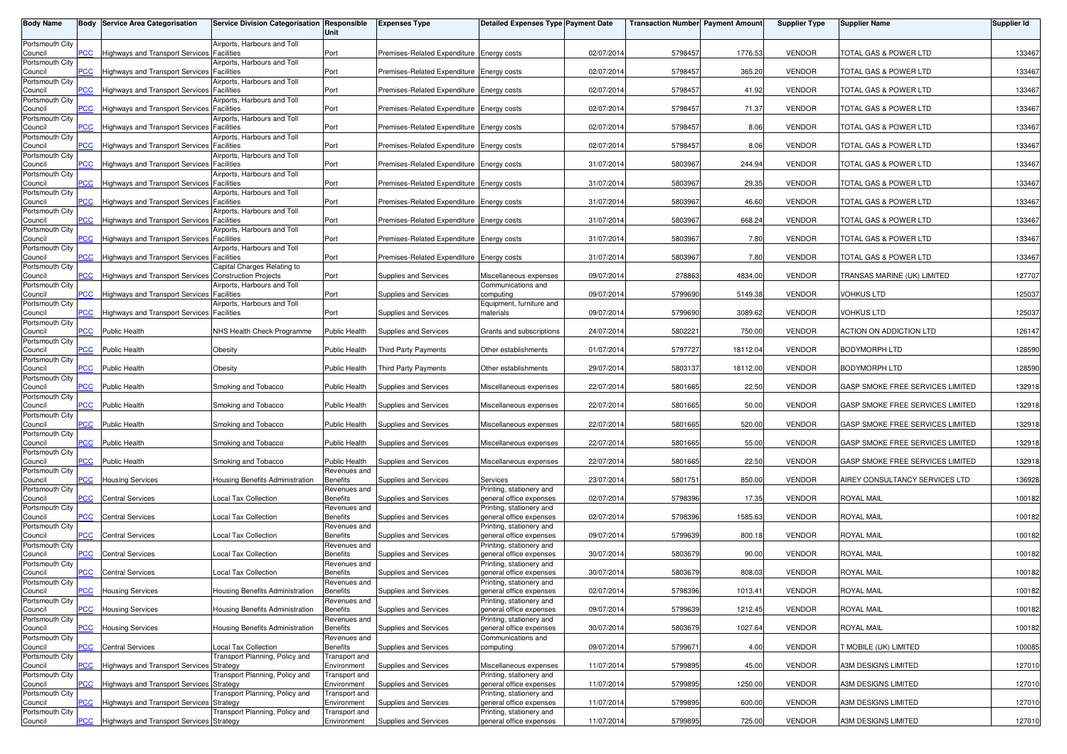| Body Name | Body | Service Area Categorisation | Service Division Categorisation | Responsible Unit | Expenses Type | Detailed Expenses Type | Payment Date | Transaction Number | Payment Amount | Supplier Type | Supplier Name | Supplier Id |
|---|---|---|---|---|---|---|---|---|---|---|---|---|
| Portsmouth City Council | PCC | Highways and Transport Services | Airports, Harbours and Toll Facilities | Port | Premises-Related Expenditure | Energy costs | 02/07/2014 | 5798457 | 1776.53 | VENDOR | TOTAL GAS & POWER LTD | 133467 |
| Portsmouth City Council | PCC | Highways and Transport Services | Airports, Harbours and Toll Facilities | Port | Premises-Related Expenditure | Energy costs | 02/07/2014 | 5798457 | 365.20 | VENDOR | TOTAL GAS & POWER LTD | 133467 |
| Portsmouth City Council | PCC | Highways and Transport Services | Airports, Harbours and Toll Facilities | Port | Premises-Related Expenditure | Energy costs | 02/07/2014 | 5798457 | 41.92 | VENDOR | TOTAL GAS & POWER LTD | 133467 |
| Portsmouth City Council | PCC | Highways and Transport Services | Airports, Harbours and Toll Facilities | Port | Premises-Related Expenditure | Energy costs | 02/07/2014 | 5798457 | 71.37 | VENDOR | TOTAL GAS & POWER LTD | 133467 |
| Portsmouth City Council | PCC | Highways and Transport Services | Airports, Harbours and Toll Facilities | Port | Premises-Related Expenditure | Energy costs | 02/07/2014 | 5798457 | 8.06 | VENDOR | TOTAL GAS & POWER LTD | 133467 |
| Portsmouth City Council | PCC | Highways and Transport Services | Airports, Harbours and Toll Facilities | Port | Premises-Related Expenditure | Energy costs | 02/07/2014 | 5798457 | 8.06 | VENDOR | TOTAL GAS & POWER LTD | 133467 |
| Portsmouth City Council | PCC | Highways and Transport Services | Airports, Harbours and Toll Facilities | Port | Premises-Related Expenditure | Energy costs | 31/07/2014 | 5803967 | 244.94 | VENDOR | TOTAL GAS & POWER LTD | 133467 |
| Portsmouth City Council | PCC | Highways and Transport Services | Airports, Harbours and Toll Facilities | Port | Premises-Related Expenditure | Energy costs | 31/07/2014 | 5803967 | 29.35 | VENDOR | TOTAL GAS & POWER LTD | 133467 |
| Portsmouth City Council | PCC | Highways and Transport Services | Airports, Harbours and Toll Facilities | Port | Premises-Related Expenditure | Energy costs | 31/07/2014 | 5803967 | 46.60 | VENDOR | TOTAL GAS & POWER LTD | 133467 |
| Portsmouth City Council | PCC | Highways and Transport Services | Airports, Harbours and Toll Facilities | Port | Premises-Related Expenditure | Energy costs | 31/07/2014 | 5803967 | 668.24 | VENDOR | TOTAL GAS & POWER LTD | 133467 |
| Portsmouth City Council | PCC | Highways and Transport Services | Airports, Harbours and Toll Facilities | Port | Premises-Related Expenditure | Energy costs | 31/07/2014 | 5803967 | 7.80 | VENDOR | TOTAL GAS & POWER LTD | 133467 |
| Portsmouth City Council | PCC | Highways and Transport Services | Airports, Harbours and Toll Facilities | Port | Premises-Related Expenditure | Energy costs | 31/07/2014 | 5803967 | 7.80 | VENDOR | TOTAL GAS & POWER LTD | 133467 |
| Portsmouth City Council | PCC | Highways and Transport Services | Capital Charges Relating to Construction Projects | Port | Supplies and Services | Miscellaneous expenses | 09/07/2014 | 278863 | 4834.00 | VENDOR | TRANSAS MARINE (UK) LIMITED | 127707 |
| Portsmouth City Council | PCC | Highways and Transport Services | Airports, Harbours and Toll Facilities | Port | Supplies and Services | Communications and computing | 09/07/2014 | 5799690 | 5149.38 | VENDOR | VOHKUS LTD | 125037 |
| Portsmouth City Council | PCC | Highways and Transport Services | Airports, Harbours and Toll Facilities | Port | Supplies and Services | Equipment, furniture and materials | 09/07/2014 | 5799690 | 3089.62 | VENDOR | VOHKUS LTD | 125037 |
| Portsmouth City Council | PCC | Public Health | NHS Health Check Programme | Public Health | Supplies and Services | Grants and subscriptions | 24/07/2014 | 5802221 | 750.00 | VENDOR | ACTION ON ADDICTION LTD | 126147 |
| Portsmouth City Council | PCC | Public Health | Obesity | Public Health | Third Party Payments | Other establishments | 01/07/2014 | 5797727 | 18112.04 | VENDOR | BODYMORPH LTD | 128590 |
| Portsmouth City Council | PCC | Public Health | Obesity | Public Health | Third Party Payments | Other establishments | 29/07/2014 | 5803137 | 18112.00 | VENDOR | BODYMORPH LTD | 128590 |
| Portsmouth City Council | PCC | Public Health | Smoking and Tobacco | Public Health | Supplies and Services | Miscellaneous expenses | 22/07/2014 | 5801665 | 22.50 | VENDOR | GASP SMOKE FREE SERVICES LIMITED | 132918 |
| Portsmouth City Council | PCC | Public Health | Smoking and Tobacco | Public Health | Supplies and Services | Miscellaneous expenses | 22/07/2014 | 5801665 | 50.00 | VENDOR | GASP SMOKE FREE SERVICES LIMITED | 132918 |
| Portsmouth City Council | PCC | Public Health | Smoking and Tobacco | Public Health | Supplies and Services | Miscellaneous expenses | 22/07/2014 | 5801665 | 520.00 | VENDOR | GASP SMOKE FREE SERVICES LIMITED | 132918 |
| Portsmouth City Council | PCC | Public Health | Smoking and Tobacco | Public Health | Supplies and Services | Miscellaneous expenses | 22/07/2014 | 5801665 | 55.00 | VENDOR | GASP SMOKE FREE SERVICES LIMITED | 132918 |
| Portsmouth City Council | PCC | Public Health | Smoking and Tobacco | Public Health | Supplies and Services | Miscellaneous expenses | 22/07/2014 | 5801665 | 22.50 | VENDOR | GASP SMOKE FREE SERVICES LIMITED | 132918 |
| Portsmouth City Council | PCC | Housing Services | Housing Benefits Administration | Revenues and Benefits | Supplies and Services | Services | 23/07/2014 | 5801751 | 850.00 | VENDOR | AIREY CONSULTANCY SERVICES LTD | 136928 |
| Portsmouth City Council | PCC | Central Services | Local Tax Collection | Revenues and Benefits | Supplies and Services | Printing, stationery and general office expenses | 02/07/2014 | 5798396 | 17.35 | VENDOR | ROYAL MAIL | 100182 |
| Portsmouth City Council | PCC | Central Services | Local Tax Collection | Revenues and Benefits | Supplies and Services | Printing, stationery and general office expenses | 02/07/2014 | 5798396 | 1585.63 | VENDOR | ROYAL MAIL | 100182 |
| Portsmouth City Council | PCC | Central Services | Local Tax Collection | Revenues and Benefits | Supplies and Services | Printing, stationery and general office expenses | 09/07/2014 | 5799639 | 800.18 | VENDOR | ROYAL MAIL | 100182 |
| Portsmouth City Council | PCC | Central Services | Local Tax Collection | Revenues and Benefits | Supplies and Services | Printing, stationery and general office expenses | 30/07/2014 | 5803679 | 90.00 | VENDOR | ROYAL MAIL | 100182 |
| Portsmouth City Council | PCC | Central Services | Local Tax Collection | Revenues and Benefits | Supplies and Services | Printing, stationery and general office expenses | 30/07/2014 | 5803679 | 808.03 | VENDOR | ROYAL MAIL | 100182 |
| Portsmouth City Council | PCC | Housing Services | Housing Benefits Administration | Revenues and Benefits | Supplies and Services | Printing, stationery and general office expenses | 02/07/2014 | 5798396 | 1013.41 | VENDOR | ROYAL MAIL | 100182 |
| Portsmouth City Council | PCC | Housing Services | Housing Benefits Administration | Revenues and Benefits | Supplies and Services | Printing, stationery and general office expenses | 09/07/2014 | 5799639 | 1212.45 | VENDOR | ROYAL MAIL | 100182 |
| Portsmouth City Council | PCC | Housing Services | Housing Benefits Administration | Revenues and Benefits | Supplies and Services | Printing, stationery and general office expenses | 30/07/2014 | 5803679 | 1027.64 | VENDOR | ROYAL MAIL | 100182 |
| Portsmouth City Council | PCC | Central Services | Local Tax Collection | Revenues and Benefits | Supplies and Services | Communications and computing | 09/07/2014 | 5799671 | 4.00 | VENDOR | T MOBILE (UK) LIMITED | 100085 |
| Portsmouth City Council | PCC | Highways and Transport Services | Transport Planning, Policy and Strategy | Transport and Environment | Supplies and Services | Miscellaneous expenses | 11/07/2014 | 5799895 | 45.00 | VENDOR | A3M DESIGNS LIMITED | 127010 |
| Portsmouth City Council | PCC | Highways and Transport Services | Transport Planning, Policy and Strategy | Transport and Environment | Supplies and Services | Printing, stationery and general office expenses | 11/07/2014 | 5799895 | 1250.00 | VENDOR | A3M DESIGNS LIMITED | 127010 |
| Portsmouth City Council | PCC | Highways and Transport Services | Transport Planning, Policy and Strategy | Transport and Environment | Supplies and Services | Printing, stationery and general office expenses | 11/07/2014 | 5799895 | 600.00 | VENDOR | A3M DESIGNS LIMITED | 127010 |
| Portsmouth City Council | PCC | Highways and Transport Services | Transport Planning, Policy and Strategy | Transport and Environment | Supplies and Services | Printing, stationery and general office expenses | 11/07/2014 | 5799895 | 725.00 | VENDOR | A3M DESIGNS LIMITED | 127010 |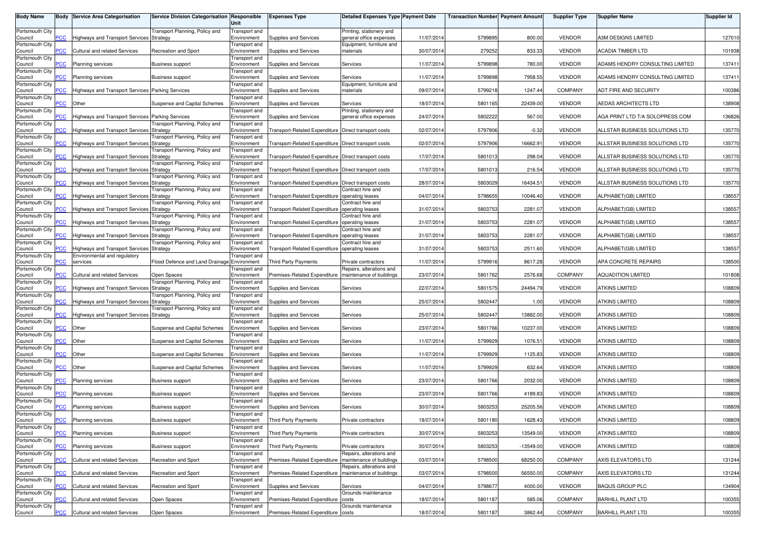| Body Name | Body | Service Area Categorisation | Service Division Categorisation | Responsible Unit | Expenses Type | Detailed Expenses Type | Payment Date | Transaction Number | Payment Amount | Supplier Type | Supplier Name | Supplier Id |
|---|---|---|---|---|---|---|---|---|---|---|---|---|
| Portsmouth City Council | PCC | Highways and Transport Services | Transport Planning, Policy and Strategy | Transport and Environment | Supplies and Services | Printing, stationery and general office expenses | 11/07/2014 | 5799895 | 800.00 | VENDOR | A3M DESIGNS LIMITED | 127010 |
| Portsmouth City Council | PCC | Cultural and related Services | Recreation and Sport | Transport and Environment | Supplies and Services | Equipment, furniture and materials | 30/07/2014 | 279252 | 833.33 | VENDOR | ACADIA TIMBER LTD | 101938 |
| Portsmouth City Council | PCC | Planning services | Business support | Transport and Environment | Supplies and Services | Services | 11/07/2014 | 5799898 | 780.00 | VENDOR | ADAMS HENDRY CONSULTING LIMITED | 137411 |
| Portsmouth City Council | PCC | Planning services | Business support | Transport and Environment | Supplies and Services | Services | 11/07/2014 | 5799898 | 7958.55 | VENDOR | ADAMS HENDRY CONSULTING LIMITED | 137411 |
| Portsmouth City Council | PCC | Highways and Transport Services | Parking Services | Transport and Environment | Supplies and Services | Equipment, furniture and materials | 09/07/2014 | 5799218 | 1247.44 | COMPANY | ADT FIRE AND SECURITY | 100386 |
| Portsmouth City Council | PCC | Other | Suspense and Capital Schemes | Transport and Environment | Supplies and Services | Services | 18/07/2014 | 5801165 | 22439.00 | VENDOR | AEDAS ARCHITECTS LTD | 138908 |
| Portsmouth City Council | PCC | Highways and Transport Services | Parking Services | Transport and Environment | Supplies and Services | Printing, stationery and general office expenses | 24/07/2014 | 5802222 | 567.00 | VENDOR | AGA PRINT LTD T/A SOLOPRESS.COM | 136826 |
| Portsmouth City Council | PCC | Highways and Transport Services | Transport Planning, Policy and Strategy | Transport and Environment | Transport-Related Expenditure | Direct transport costs | 02/07/2014 | 5797906 | -0.32 | VENDOR | ALLSTAR BUSINESS SOLUTIONS LTD | 135770 |
| Portsmouth City Council | PCC | Highways and Transport Services | Transport Planning, Policy and Strategy | Transport and Environment | Transport-Related Expenditure | Direct transport costs | 02/07/2014 | 5797906 | 16662.91 | VENDOR | ALLSTAR BUSINESS SOLUTIONS LTD | 135770 |
| Portsmouth City Council | PCC | Highways and Transport Services | Transport Planning, Policy and Strategy | Transport and Environment | Transport-Related Expenditure | Direct transport costs | 17/07/2014 | 5801013 | 298.04 | VENDOR | ALLSTAR BUSINESS SOLUTIONS LTD | 135770 |
| Portsmouth City Council | PCC | Highways and Transport Services | Transport Planning, Policy and Strategy | Transport and Environment | Transport-Related Expenditure | Direct transport costs | 17/07/2014 | 5801013 | 216.54 | VENDOR | ALLSTAR BUSINESS SOLUTIONS LTD | 135770 |
| Portsmouth City Council | PCC | Highways and Transport Services | Transport Planning, Policy and Strategy | Transport and Environment | Transport-Related Expenditure | Direct transport costs | 28/07/2014 | 5803029 | 16434.51 | VENDOR | ALLSTAR BUSINESS SOLUTIONS LTD | 135770 |
| Portsmouth City Council | PCC | Highways and Transport Services | Transport Planning, Policy and Strategy | Transport and Environment | Transport-Related Expenditure | Contract hire and operating leases | 04/07/2014 | 5798655 | 10046.40 | VENDOR | ALPHABET(GB) LIMITED | 138557 |
| Portsmouth City Council | PCC | Highways and Transport Services | Transport Planning, Policy and Strategy | Transport and Environment | Transport-Related Expenditure | Contract hire and operating leases | 31/07/2014 | 5803753 | 2281.07 | VENDOR | ALPHABET(GB) LIMITED | 138557 |
| Portsmouth City Council | PCC | Highways and Transport Services | Transport Planning, Policy and Strategy | Transport and Environment | Transport-Related Expenditure | Contract hire and operating leases | 31/07/2014 | 5803753 | 2281.07 | VENDOR | ALPHABET(GB) LIMITED | 138557 |
| Portsmouth City Council | PCC | Highways and Transport Services | Transport Planning, Policy and Strategy | Transport and Environment | Transport-Related Expenditure | Contract hire and operating leases | 31/07/2014 | 5803753 | 2281.07 | VENDOR | ALPHABET(GB) LIMITED | 138557 |
| Portsmouth City Council | PCC | Highways and Transport Services | Transport Planning, Policy and Strategy | Transport and Environment | Transport-Related Expenditure | Contract hire and operating leases | 31/07/2014 | 5803753 | 2511.60 | VENDOR | ALPHABET(GB) LIMITED | 138557 |
| Portsmouth City Council | PCC | Environmental and regulatory services | Flood Defence and Land Drainage | Transport and Environment | Third Party Payments | Private contractors | 11/07/2014 | 5799916 | 8617.28 | VENDOR | APA CONCRETE REPAIRS | 138500 |
| Portsmouth City Council | PCC | Cultural and related Services | Open Spaces | Transport and Environment | Premises-Related Expenditure | Repairs, alterations and maintenance of buildings | 23/07/2014 | 5801762 | 2576.68 | COMPANY | AQUADITION LIMITED | 101808 |
| Portsmouth City Council | PCC | Highways and Transport Services | Transport Planning, Policy and Strategy | Transport and Environment | Supplies and Services | Services | 22/07/2014 | 5801575 | 24494.79 | VENDOR | ATKINS LIMITED | 108809 |
| Portsmouth City Council | PCC | Highways and Transport Services | Transport Planning, Policy and Strategy | Transport and Environment | Supplies and Services | Services | 25/07/2014 | 5802447 | 1.00 | VENDOR | ATKINS LIMITED | 108809 |
| Portsmouth City Council | PCC | Highways and Transport Services | Transport Planning, Policy and Strategy | Transport and Environment | Supplies and Services | Services | 25/07/2014 | 5802447 | 13882.00 | VENDOR | ATKINS LIMITED | 108809 |
| Portsmouth City Council | PCC | Other | Suspense and Capital Schemes | Transport and Environment | Supplies and Services | Services | 23/07/2014 | 5801766 | 10237.00 | VENDOR | ATKINS LIMITED | 108809 |
| Portsmouth City Council | PCC | Other | Suspense and Capital Schemes | Transport and Environment | Supplies and Services | Services | 11/07/2014 | 5799929 | 1076.51 | VENDOR | ATKINS LIMITED | 108809 |
| Portsmouth City Council | PCC | Other | Suspense and Capital Schemes | Transport and Environment | Supplies and Services | Services | 11/07/2014 | 5799929 | 1125.83 | VENDOR | ATKINS LIMITED | 108809 |
| Portsmouth City Council | PCC | Other | Suspense and Capital Schemes | Transport and Environment | Supplies and Services | Services | 11/07/2014 | 5799929 | 632.64 | VENDOR | ATKINS LIMITED | 108809 |
| Portsmouth City Council | PCC | Planning services | Business support | Transport and Environment | Supplies and Services | Services | 23/07/2014 | 5801766 | 2032.00 | VENDOR | ATKINS LIMITED | 108809 |
| Portsmouth City Council | PCC | Planning services | Business support | Transport and Environment | Supplies and Services | Services | 23/07/2014 | 5801766 | 4189.83 | VENDOR | ATKINS LIMITED | 108809 |
| Portsmouth City Council | PCC | Planning services | Business support | Transport and Environment | Supplies and Services | Services | 30/07/2014 | 5803253 | 25205.56 | VENDOR | ATKINS LIMITED | 108809 |
| Portsmouth City Council | PCC | Planning services | Business support | Transport and Environment | Third Party Payments | Private contractors | 18/07/2014 | 5801180 | 1628.43 | VENDOR | ATKINS LIMITED | 108809 |
| Portsmouth City Council | PCC | Planning services | Business support | Transport and Environment | Third Party Payments | Private contractors | 30/07/2014 | 5803253 | 13549.00 | VENDOR | ATKINS LIMITED | 108809 |
| Portsmouth City Council | PCC | Planning services | Business support | Transport and Environment | Third Party Payments | Private contractors | 30/07/2014 | 5803253 | -13549.00 | VENDOR | ATKINS LIMITED | 108809 |
| Portsmouth City Council | PCC | Cultural and related Services | Recreation and Sport | Transport and Environment | Premises-Related Expenditure | Repairs, alterations and maintenance of buildings | 03/07/2014 | 5798500 | 68250.00 | COMPANY | AXIS ELEVATORS LTD | 131244 |
| Portsmouth City Council | PCC | Cultural and related Services | Recreation and Sport | Transport and Environment | Premises-Related Expenditure | Repairs, alterations and maintenance of buildings | 03/07/2014 | 5798500 | 56550.00 | COMPANY | AXIS ELEVATORS LTD | 131244 |
| Portsmouth City Council | PCC | Cultural and related Services | Recreation and Sport | Transport and Environment | Supplies and Services | Services | 04/07/2014 | 5798677 | 4000.00 | VENDOR | BAQUS GROUP PLC | 134904 |
| Portsmouth City Council | PCC | Cultural and related Services | Open Spaces | Transport and Environment | Premises-Related Expenditure | Grounds maintenance costs | 18/07/2014 | 5801187 | 585.06 | COMPANY | BARHILL PLANT LTD | 100355 |
| Portsmouth City Council | PCC | Cultural and related Services | Open Spaces | Transport and Environment | Premises-Related Expenditure | Grounds maintenance costs | 18/07/2014 | 5801187 | 3862.44 | COMPANY | BARHILL PLANT LTD | 100355 |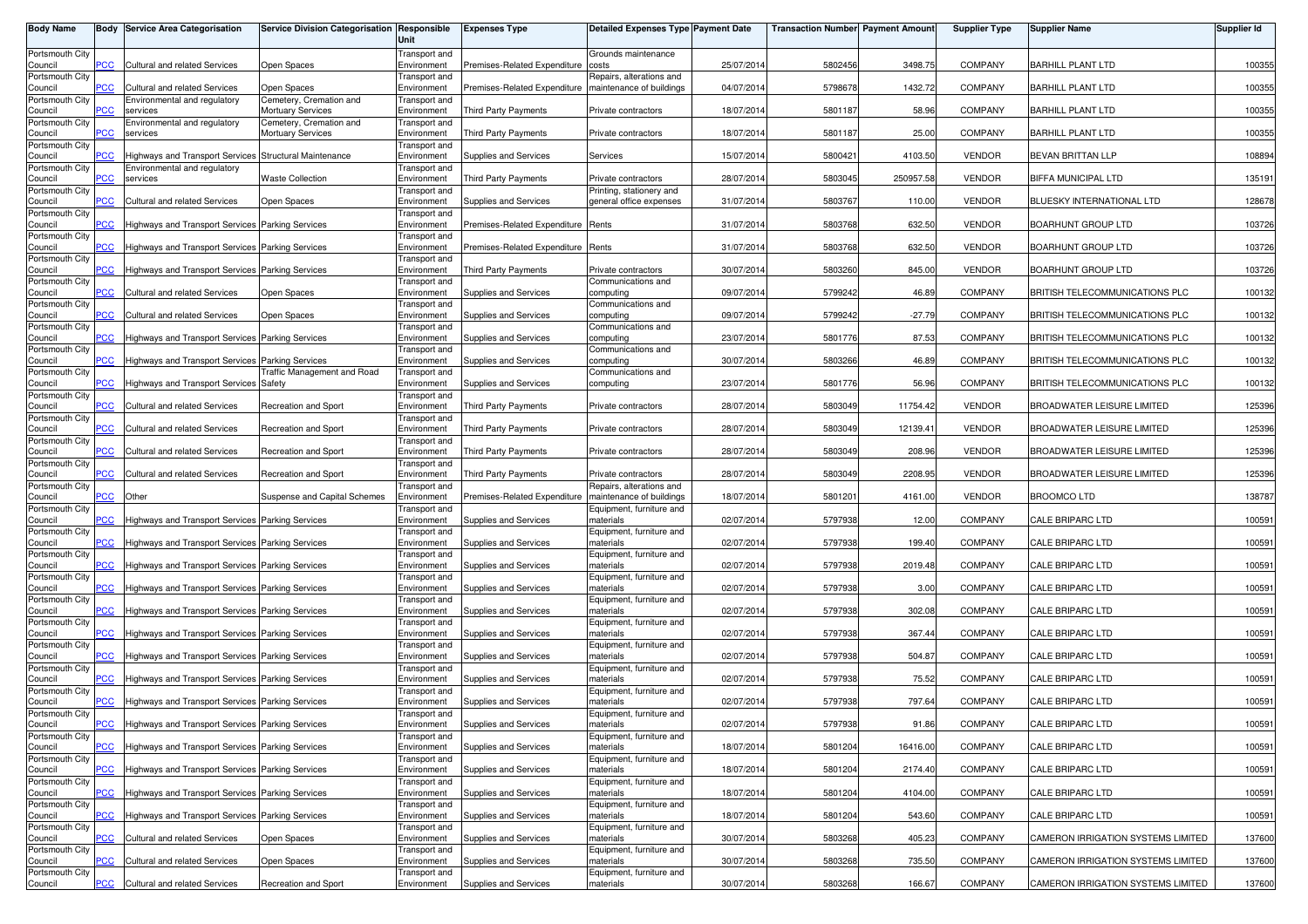| Body Name | Body | Service Area Categorisation | Service Division Categorisation | Responsible Unit | Expenses Type | Detailed Expenses Type | Payment Date | Transaction Number | Payment Amount | Supplier Type | Supplier Name | Supplier Id |
|---|---|---|---|---|---|---|---|---|---|---|---|---|
| Portsmouth City Council | PCC | Cultural and related Services | Open Spaces | Transport and Environment | Premises-Related Expenditure | Grounds maintenance costs | 25/07/2014 | 5802456 | 3498.75 | COMPANY | BARHILL PLANT LTD | 100355 |
| Portsmouth City Council | PCC | Cultural and related Services | Open Spaces | Transport and Environment | Premises-Related Expenditure | Repairs, alterations and maintenance of buildings | 04/07/2014 | 5798678 | 1432.72 | COMPANY | BARHILL PLANT LTD | 100355 |
| Portsmouth City Council | PCC | Environmental and regulatory services | Cemetery, Cremation and Mortuary Services | Transport and Environment | Third Party Payments | Private contractors | 18/07/2014 | 5801187 | 58.96 | COMPANY | BARHILL PLANT LTD | 100355 |
| Portsmouth City Council | PCC | Environmental and regulatory services | Cemetery, Cremation and Mortuary Services | Transport and Environment | Third Party Payments | Private contractors | 18/07/2014 | 5801187 | 25.00 | COMPANY | BARHILL PLANT LTD | 100355 |
| Portsmouth City Council | PCC | Highways and Transport Services | Structural Maintenance | Transport and Environment | Supplies and Services | Services | 15/07/2014 | 5800421 | 4103.50 | VENDOR | BEVAN BRITTAN LLP | 108894 |
| Portsmouth City Council | PCC | Environmental and regulatory services | Waste Collection | Transport and Environment | Third Party Payments | Private contractors | 28/07/2014 | 5803045 | 250957.58 | VENDOR | BIFFA MUNICIPAL LTD | 135191 |
| Portsmouth City Council | PCC | Cultural and related Services | Open Spaces | Transport and Environment | Supplies and Services | Printing, stationery and general office expenses | 31/07/2014 | 5803767 | 110.00 | VENDOR | BLUESKY INTERNATIONAL LTD | 128678 |
| Portsmouth City Council | PCC | Highways and Transport Services | Parking Services | Transport and Environment | Premises-Related Expenditure | Rents | 31/07/2014 | 5803768 | 632.50 | VENDOR | BOARHUNT GROUP LTD | 103726 |
| Portsmouth City Council | PCC | Highways and Transport Services | Parking Services | Transport and Environment | Premises-Related Expenditure | Rents | 31/07/2014 | 5803768 | 632.50 | VENDOR | BOARHUNT GROUP LTD | 103726 |
| Portsmouth City Council | PCC | Highways and Transport Services | Parking Services | Transport and Environment | Third Party Payments | Private contractors | 30/07/2014 | 5803260 | 845.00 | VENDOR | BOARHUNT GROUP LTD | 103726 |
| Portsmouth City Council | PCC | Cultural and related Services | Open Spaces | Transport and Environment | Supplies and Services | Communications and computing | 09/07/2014 | 5799242 | 46.89 | COMPANY | BRITISH TELECOMMUNICATIONS PLC | 100132 |
| Portsmouth City Council | PCC | Cultural and related Services | Open Spaces | Transport and Environment | Supplies and Services | Communications and computing | 09/07/2014 | 5799242 | -27.79 | COMPANY | BRITISH TELECOMMUNICATIONS PLC | 100132 |
| Portsmouth City Council | PCC | Highways and Transport Services | Parking Services | Transport and Environment | Supplies and Services | Communications and computing | 23/07/2014 | 5801776 | 87.53 | COMPANY | BRITISH TELECOMMUNICATIONS PLC | 100132 |
| Portsmouth City Council | PCC | Highways and Transport Services | Parking Services | Transport and Environment | Supplies and Services | Communications and computing | 30/07/2014 | 5803266 | 46.89 | COMPANY | BRITISH TELECOMMUNICATIONS PLC | 100132 |
| Portsmouth City Council | PCC | Highways and Transport Services | Traffic Management and Road Safety | Transport and Environment | Supplies and Services | Communications and computing | 23/07/2014 | 5801776 | 56.96 | COMPANY | BRITISH TELECOMMUNICATIONS PLC | 100132 |
| Portsmouth City Council | PCC | Cultural and related Services | Recreation and Sport | Transport and Environment | Third Party Payments | Private contractors | 28/07/2014 | 5803049 | 11754.42 | VENDOR | BROADWATER LEISURE LIMITED | 125396 |
| Portsmouth City Council | PCC | Cultural and related Services | Recreation and Sport | Transport and Environment | Third Party Payments | Private contractors | 28/07/2014 | 5803049 | 12139.41 | VENDOR | BROADWATER LEISURE LIMITED | 125396 |
| Portsmouth City Council | PCC | Cultural and related Services | Recreation and Sport | Transport and Environment | Third Party Payments | Private contractors | 28/07/2014 | 5803049 | 208.96 | VENDOR | BROADWATER LEISURE LIMITED | 125396 |
| Portsmouth City Council | PCC | Cultural and related Services | Recreation and Sport | Transport and Environment | Third Party Payments | Private contractors | 28/07/2014 | 5803049 | 2208.95 | VENDOR | BROADWATER LEISURE LIMITED | 125396 |
| Portsmouth City Council | PCC | Other | Suspense and Capital Schemes | Transport and Environment | Premises-Related Expenditure | Repairs, alterations and maintenance of buildings | 18/07/2014 | 5801201 | 4161.00 | VENDOR | BROOMCO LTD | 138787 |
| Portsmouth City Council | PCC | Highways and Transport Services | Parking Services | Transport and Environment | Supplies and Services | Equipment, furniture and materials | 02/07/2014 | 5797938 | 12.00 | COMPANY | CALE BRIPARC LTD | 100591 |
| Portsmouth City Council | PCC | Highways and Transport Services | Parking Services | Transport and Environment | Supplies and Services | Equipment, furniture and materials | 02/07/2014 | 5797938 | 199.40 | COMPANY | CALE BRIPARC LTD | 100591 |
| Portsmouth City Council | PCC | Highways and Transport Services | Parking Services | Transport and Environment | Supplies and Services | Equipment, furniture and materials | 02/07/2014 | 5797938 | 2019.48 | COMPANY | CALE BRIPARC LTD | 100591 |
| Portsmouth City Council | PCC | Highways and Transport Services | Parking Services | Transport and Environment | Supplies and Services | Equipment, furniture and materials | 02/07/2014 | 5797938 | 3.00 | COMPANY | CALE BRIPARC LTD | 100591 |
| Portsmouth City Council | PCC | Highways and Transport Services | Parking Services | Transport and Environment | Supplies and Services | Equipment, furniture and materials | 02/07/2014 | 5797938 | 302.08 | COMPANY | CALE BRIPARC LTD | 100591 |
| Portsmouth City Council | PCC | Highways and Transport Services | Parking Services | Transport and Environment | Supplies and Services | Equipment, furniture and materials | 02/07/2014 | 5797938 | 367.44 | COMPANY | CALE BRIPARC LTD | 100591 |
| Portsmouth City Council | PCC | Highways and Transport Services | Parking Services | Transport and Environment | Supplies and Services | Equipment, furniture and materials | 02/07/2014 | 5797938 | 504.87 | COMPANY | CALE BRIPARC LTD | 100591 |
| Portsmouth City Council | PCC | Highways and Transport Services | Parking Services | Transport and Environment | Supplies and Services | Equipment, furniture and materials | 02/07/2014 | 5797938 | 75.52 | COMPANY | CALE BRIPARC LTD | 100591 |
| Portsmouth City Council | PCC | Highways and Transport Services | Parking Services | Transport and Environment | Supplies and Services | Equipment, furniture and materials | 02/07/2014 | 5797938 | 797.64 | COMPANY | CALE BRIPARC LTD | 100591 |
| Portsmouth City Council | PCC | Highways and Transport Services | Parking Services | Transport and Environment | Supplies and Services | Equipment, furniture and materials | 02/07/2014 | 5797938 | 91.86 | COMPANY | CALE BRIPARC LTD | 100591 |
| Portsmouth City Council | PCC | Highways and Transport Services | Parking Services | Transport and Environment | Supplies and Services | Equipment, furniture and materials | 18/07/2014 | 5801204 | 16416.00 | COMPANY | CALE BRIPARC LTD | 100591 |
| Portsmouth City Council | PCC | Highways and Transport Services | Parking Services | Transport and Environment | Supplies and Services | Equipment, furniture and materials | 18/07/2014 | 5801204 | 2174.40 | COMPANY | CALE BRIPARC LTD | 100591 |
| Portsmouth City Council | PCC | Highways and Transport Services | Parking Services | Transport and Environment | Supplies and Services | Equipment, furniture and materials | 18/07/2014 | 5801204 | 4104.00 | COMPANY | CALE BRIPARC LTD | 100591 |
| Portsmouth City Council | PCC | Highways and Transport Services | Parking Services | Transport and Environment | Supplies and Services | Equipment, furniture and materials | 18/07/2014 | 5801204 | 543.60 | COMPANY | CALE BRIPARC LTD | 100591 |
| Portsmouth City Council | PCC | Cultural and related Services | Open Spaces | Transport and Environment | Supplies and Services | Equipment, furniture and materials | 30/07/2014 | 5803268 | 405.23 | COMPANY | CAMERON IRRIGATION SYSTEMS LIMITED | 137600 |
| Portsmouth City Council | PCC | Cultural and related Services | Open Spaces | Transport and Environment | Supplies and Services | Equipment, furniture and materials | 30/07/2014 | 5803268 | 735.50 | COMPANY | CAMERON IRRIGATION SYSTEMS LIMITED | 137600 |
| Portsmouth City Council | PCC | Cultural and related Services | Recreation and Sport | Transport and Environment | Supplies and Services | Equipment, furniture and materials | 30/07/2014 | 5803268 | 166.67 | COMPANY | CAMERON IRRIGATION SYSTEMS LIMITED | 137600 |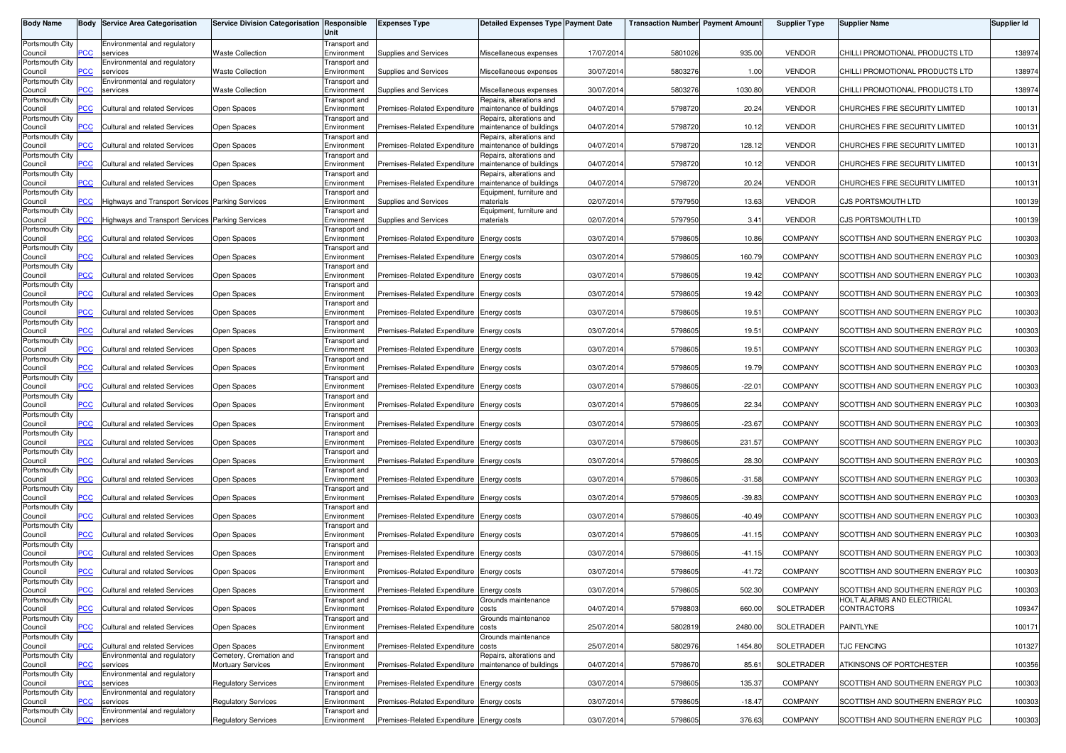| Body Name | Body | Service Area Categorisation | Service Division Categorisation | Responsible Unit | Expenses Type | Detailed Expenses Type | Payment Date | Transaction Number | Payment Amount | Supplier Type | Supplier Name | Supplier Id |
|---|---|---|---|---|---|---|---|---|---|---|---|---|
| Portsmouth City Council | PCC | Environmental and regulatory services | Waste Collection | Transport and Environment | Supplies and Services | Miscellaneous expenses | 17/07/2014 | 5801026 | 935.00 | VENDOR | CHILLI PROMOTIONAL PRODUCTS LTD | 138974 |
| Portsmouth City Council | PCC | Environmental and regulatory services | Waste Collection | Transport and Environment | Supplies and Services | Miscellaneous expenses | 30/07/2014 | 5803276 | 1.00 | VENDOR | CHILLI PROMOTIONAL PRODUCTS LTD | 138974 |
| Portsmouth City Council | PCC | Environmental and regulatory services | Waste Collection | Transport and Environment | Supplies and Services | Miscellaneous expenses | 30/07/2014 | 5803276 | 1030.80 | VENDOR | CHILLI PROMOTIONAL PRODUCTS LTD | 138974 |
| Portsmouth City Council | PCC | Cultural and related Services | Open Spaces | Transport and Environment | Premises-Related Expenditure | Repairs, alterations and maintenance of buildings | 04/07/2014 | 5798720 | 20.24 | VENDOR | CHURCHES FIRE SECURITY LIMITED | 100131 |
| Portsmouth City Council | PCC | Cultural and related Services | Open Spaces | Transport and Environment | Premises-Related Expenditure | Repairs, alterations and maintenance of buildings | 04/07/2014 | 5798720 | 10.12 | VENDOR | CHURCHES FIRE SECURITY LIMITED | 100131 |
| Portsmouth City Council | PCC | Cultural and related Services | Open Spaces | Transport and Environment | Premises-Related Expenditure | Repairs, alterations and maintenance of buildings | 04/07/2014 | 5798720 | 128.12 | VENDOR | CHURCHES FIRE SECURITY LIMITED | 100131 |
| Portsmouth City Council | PCC | Cultural and related Services | Open Spaces | Transport and Environment | Premises-Related Expenditure | Repairs, alterations and maintenance of buildings | 04/07/2014 | 5798720 | 10.12 | VENDOR | CHURCHES FIRE SECURITY LIMITED | 100131 |
| Portsmouth City Council | PCC | Cultural and related Services | Open Spaces | Transport and Environment | Premises-Related Expenditure | Repairs, alterations and maintenance of buildings | 04/07/2014 | 5798720 | 20.24 | VENDOR | CHURCHES FIRE SECURITY LIMITED | 100131 |
| Portsmouth City Council | PCC | Highways and Transport Services | Parking Services | Transport and Environment | Supplies and Services | Equipment, furniture and materials | 02/07/2014 | 5797950 | 13.63 | VENDOR | CJS PORTSMOUTH LTD | 100139 |
| Portsmouth City Council | PCC | Highways and Transport Services | Parking Services | Transport and Environment | Supplies and Services | Equipment, furniture and materials | 02/07/2014 | 5797950 | 3.41 | VENDOR | CJS PORTSMOUTH LTD | 100139 |
| Portsmouth City Council | PCC | Cultural and related Services | Open Spaces | Transport and Environment | Premises-Related Expenditure | Energy costs | 03/07/2014 | 5798605 | 10.86 | COMPANY | SCOTTISH AND SOUTHERN ENERGY PLC | 100303 |
| Portsmouth City Council | PCC | Cultural and related Services | Open Spaces | Transport and Environment | Premises-Related Expenditure | Energy costs | 03/07/2014 | 5798605 | 160.79 | COMPANY | SCOTTISH AND SOUTHERN ENERGY PLC | 100303 |
| Portsmouth City Council | PCC | Cultural and related Services | Open Spaces | Transport and Environment | Premises-Related Expenditure | Energy costs | 03/07/2014 | 5798605 | 19.42 | COMPANY | SCOTTISH AND SOUTHERN ENERGY PLC | 100303 |
| Portsmouth City Council | PCC | Cultural and related Services | Open Spaces | Transport and Environment | Premises-Related Expenditure | Energy costs | 03/07/2014 | 5798605 | 19.42 | COMPANY | SCOTTISH AND SOUTHERN ENERGY PLC | 100303 |
| Portsmouth City Council | PCC | Cultural and related Services | Open Spaces | Transport and Environment | Premises-Related Expenditure | Energy costs | 03/07/2014 | 5798605 | 19.51 | COMPANY | SCOTTISH AND SOUTHERN ENERGY PLC | 100303 |
| Portsmouth City Council | PCC | Cultural and related Services | Open Spaces | Transport and Environment | Premises-Related Expenditure | Energy costs | 03/07/2014 | 5798605 | 19.51 | COMPANY | SCOTTISH AND SOUTHERN ENERGY PLC | 100303 |
| Portsmouth City Council | PCC | Cultural and related Services | Open Spaces | Transport and Environment | Premises-Related Expenditure | Energy costs | 03/07/2014 | 5798605 | 19.51 | COMPANY | SCOTTISH AND SOUTHERN ENERGY PLC | 100303 |
| Portsmouth City Council | PCC | Cultural and related Services | Open Spaces | Transport and Environment | Premises-Related Expenditure | Energy costs | 03/07/2014 | 5798605 | 19.79 | COMPANY | SCOTTISH AND SOUTHERN ENERGY PLC | 100303 |
| Portsmouth City Council | PCC | Cultural and related Services | Open Spaces | Transport and Environment | Premises-Related Expenditure | Energy costs | 03/07/2014 | 5798605 | -22.01 | COMPANY | SCOTTISH AND SOUTHERN ENERGY PLC | 100303 |
| Portsmouth City Council | PCC | Cultural and related Services | Open Spaces | Transport and Environment | Premises-Related Expenditure | Energy costs | 03/07/2014 | 5798605 | 22.34 | COMPANY | SCOTTISH AND SOUTHERN ENERGY PLC | 100303 |
| Portsmouth City Council | PCC | Cultural and related Services | Open Spaces | Transport and Environment | Premises-Related Expenditure | Energy costs | 03/07/2014 | 5798605 | -23.67 | COMPANY | SCOTTISH AND SOUTHERN ENERGY PLC | 100303 |
| Portsmouth City Council | PCC | Cultural and related Services | Open Spaces | Transport and Environment | Premises-Related Expenditure | Energy costs | 03/07/2014 | 5798605 | 231.57 | COMPANY | SCOTTISH AND SOUTHERN ENERGY PLC | 100303 |
| Portsmouth City Council | PCC | Cultural and related Services | Open Spaces | Transport and Environment | Premises-Related Expenditure | Energy costs | 03/07/2014 | 5798605 | 28.30 | COMPANY | SCOTTISH AND SOUTHERN ENERGY PLC | 100303 |
| Portsmouth City Council | PCC | Cultural and related Services | Open Spaces | Transport and Environment | Premises-Related Expenditure | Energy costs | 03/07/2014 | 5798605 | -31.58 | COMPANY | SCOTTISH AND SOUTHERN ENERGY PLC | 100303 |
| Portsmouth City Council | PCC | Cultural and related Services | Open Spaces | Transport and Environment | Premises-Related Expenditure | Energy costs | 03/07/2014 | 5798605 | -39.83 | COMPANY | SCOTTISH AND SOUTHERN ENERGY PLC | 100303 |
| Portsmouth City Council | PCC | Cultural and related Services | Open Spaces | Transport and Environment | Premises-Related Expenditure | Energy costs | 03/07/2014 | 5798605 | -40.49 | COMPANY | SCOTTISH AND SOUTHERN ENERGY PLC | 100303 |
| Portsmouth City Council | PCC | Cultural and related Services | Open Spaces | Transport and Environment | Premises-Related Expenditure | Energy costs | 03/07/2014 | 5798605 | -41.15 | COMPANY | SCOTTISH AND SOUTHERN ENERGY PLC | 100303 |
| Portsmouth City Council | PCC | Cultural and related Services | Open Spaces | Transport and Environment | Premises-Related Expenditure | Energy costs | 03/07/2014 | 5798605 | -41.15 | COMPANY | SCOTTISH AND SOUTHERN ENERGY PLC | 100303 |
| Portsmouth City Council | PCC | Cultural and related Services | Open Spaces | Transport and Environment | Premises-Related Expenditure | Energy costs | 03/07/2014 | 5798605 | -41.72 | COMPANY | SCOTTISH AND SOUTHERN ENERGY PLC | 100303 |
| Portsmouth City Council | PCC | Cultural and related Services | Open Spaces | Transport and Environment | Premises-Related Expenditure | Energy costs | 03/07/2014 | 5798605 | 502.30 | COMPANY | SCOTTISH AND SOUTHERN ENERGY PLC | 100303 |
| Portsmouth City Council | PCC | Cultural and related Services | Open Spaces | Transport and Environment | Premises-Related Expenditure | Grounds maintenance costs | 04/07/2014 | 5798803 | 660.00 | SOLETRADER | HOLT ALARMS AND ELECTRICAL CONTRACTORS | 109347 |
| Portsmouth City Council | PCC | Cultural and related Services | Open Spaces | Transport and Environment | Premises-Related Expenditure | Grounds maintenance costs | 25/07/2014 | 5802819 | 2480.00 | SOLETRADER | PAINTLYNE | 100171 |
| Portsmouth City Council | PCC | Cultural and related Services | Open Spaces | Transport and Environment | Premises-Related Expenditure | Grounds maintenance costs | 25/07/2014 | 5802976 | 1454.80 | SOLETRADER | TJC FENCING | 101327 |
| Portsmouth City Council | PCC | Environmental and regulatory services | Cemetery, Cremation and Mortuary Services | Transport and Environment | Premises-Related Expenditure | Repairs, alterations and maintenance of buildings | 04/07/2014 | 5798670 | 85.61 | SOLETRADER | ATKINSONS OF PORTCHESTER | 100356 |
| Portsmouth City Council | PCC | Environmental and regulatory services | Regulatory Services | Transport and Environment | Premises-Related Expenditure | Energy costs | 03/07/2014 | 5798605 | 135.37 | COMPANY | SCOTTISH AND SOUTHERN ENERGY PLC | 100303 |
| Portsmouth City Council | PCC | Environmental and regulatory services | Regulatory Services | Transport and Environment | Premises-Related Expenditure | Energy costs | 03/07/2014 | 5798605 | -18.47 | COMPANY | SCOTTISH AND SOUTHERN ENERGY PLC | 100303 |
| Portsmouth City Council | PCC | Environmental and regulatory services | Regulatory Services | Transport and Environment | Premises-Related Expenditure | Energy costs | 03/07/2014 | 5798605 | 376.63 | COMPANY | SCOTTISH AND SOUTHERN ENERGY PLC | 100303 |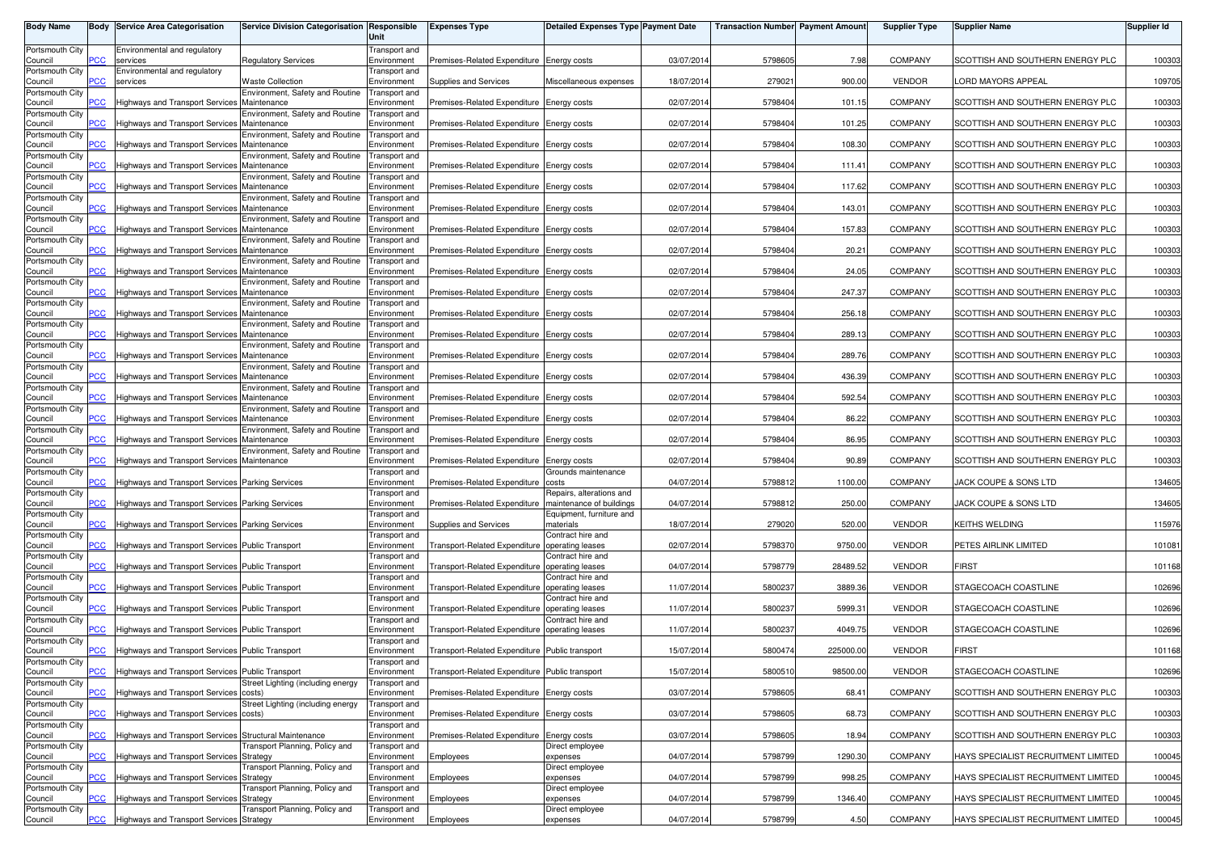| Body Name | Body | Service Area Categorisation | Service Division Categorisation | Responsible Unit | Expenses Type | Detailed Expenses Type | Payment Date | Transaction Number | Payment Amount | Supplier Type | Supplier Name | Supplier Id |
|---|---|---|---|---|---|---|---|---|---|---|---|---|
| Portsmouth City Council | PCC | Environmental and regulatory services | Regulatory Services | Transport and Environment | Premises-Related Expenditure | Energy costs | 03/07/2014 | 5798605 | 7.98 | COMPANY | SCOTTISH AND SOUTHERN ENERGY PLC | 100303 |
| Portsmouth City Council | PCC | Environmental and regulatory services | Waste Collection | Transport and Environment | Supplies and Services | Miscellaneous expenses | 18/07/2014 | 279021 | 900.00 | VENDOR | LORD MAYORS APPEAL | 109705 |
| Portsmouth City Council | PCC | Highways and Transport Services | Environment, Safety and Routine Maintenance | Transport and Environment | Premises-Related Expenditure | Energy costs | 02/07/2014 | 5798404 | 101.15 | COMPANY | SCOTTISH AND SOUTHERN ENERGY PLC | 100303 |
| Portsmouth City Council | PCC | Highways and Transport Services | Environment, Safety and Routine Maintenance | Transport and Environment | Premises-Related Expenditure | Energy costs | 02/07/2014 | 5798404 | 101.25 | COMPANY | SCOTTISH AND SOUTHERN ENERGY PLC | 100303 |
| Portsmouth City Council | PCC | Highways and Transport Services | Environment, Safety and Routine Maintenance | Transport and Environment | Premises-Related Expenditure | Energy costs | 02/07/2014 | 5798404 | 108.30 | COMPANY | SCOTTISH AND SOUTHERN ENERGY PLC | 100303 |
| Portsmouth City Council | PCC | Highways and Transport Services | Environment, Safety and Routine Maintenance | Transport and Environment | Premises-Related Expenditure | Energy costs | 02/07/2014 | 5798404 | 111.41 | COMPANY | SCOTTISH AND SOUTHERN ENERGY PLC | 100303 |
| Portsmouth City Council | PCC | Highways and Transport Services | Environment, Safety and Routine Maintenance | Transport and Environment | Premises-Related Expenditure | Energy costs | 02/07/2014 | 5798404 | 117.62 | COMPANY | SCOTTISH AND SOUTHERN ENERGY PLC | 100303 |
| Portsmouth City Council | PCC | Highways and Transport Services | Environment, Safety and Routine Maintenance | Transport and Environment | Premises-Related Expenditure | Energy costs | 02/07/2014 | 5798404 | 143.01 | COMPANY | SCOTTISH AND SOUTHERN ENERGY PLC | 100303 |
| Portsmouth City Council | PCC | Highways and Transport Services | Environment, Safety and Routine Maintenance | Transport and Environment | Premises-Related Expenditure | Energy costs | 02/07/2014 | 5798404 | 157.83 | COMPANY | SCOTTISH AND SOUTHERN ENERGY PLC | 100303 |
| Portsmouth City Council | PCC | Highways and Transport Services | Environment, Safety and Routine Maintenance | Transport and Environment | Premises-Related Expenditure | Energy costs | 02/07/2014 | 5798404 | 20.21 | COMPANY | SCOTTISH AND SOUTHERN ENERGY PLC | 100303 |
| Portsmouth City Council | PCC | Highways and Transport Services | Environment, Safety and Routine Maintenance | Transport and Environment | Premises-Related Expenditure | Energy costs | 02/07/2014 | 5798404 | 24.05 | COMPANY | SCOTTISH AND SOUTHERN ENERGY PLC | 100303 |
| Portsmouth City Council | PCC | Highways and Transport Services | Environment, Safety and Routine Maintenance | Transport and Environment | Premises-Related Expenditure | Energy costs | 02/07/2014 | 5798404 | 247.37 | COMPANY | SCOTTISH AND SOUTHERN ENERGY PLC | 100303 |
| Portsmouth City Council | PCC | Highways and Transport Services | Environment, Safety and Routine Maintenance | Transport and Environment | Premises-Related Expenditure | Energy costs | 02/07/2014 | 5798404 | 256.18 | COMPANY | SCOTTISH AND SOUTHERN ENERGY PLC | 100303 |
| Portsmouth City Council | PCC | Highways and Transport Services | Environment, Safety and Routine Maintenance | Transport and Environment | Premises-Related Expenditure | Energy costs | 02/07/2014 | 5798404 | 289.13 | COMPANY | SCOTTISH AND SOUTHERN ENERGY PLC | 100303 |
| Portsmouth City Council | PCC | Highways and Transport Services | Environment, Safety and Routine Maintenance | Transport and Environment | Premises-Related Expenditure | Energy costs | 02/07/2014 | 5798404 | 289.76 | COMPANY | SCOTTISH AND SOUTHERN ENERGY PLC | 100303 |
| Portsmouth City Council | PCC | Highways and Transport Services | Environment, Safety and Routine Maintenance | Transport and Environment | Premises-Related Expenditure | Energy costs | 02/07/2014 | 5798404 | 436.39 | COMPANY | SCOTTISH AND SOUTHERN ENERGY PLC | 100303 |
| Portsmouth City Council | PCC | Highways and Transport Services | Environment, Safety and Routine Maintenance | Transport and Environment | Premises-Related Expenditure | Energy costs | 02/07/2014 | 5798404 | 592.54 | COMPANY | SCOTTISH AND SOUTHERN ENERGY PLC | 100303 |
| Portsmouth City Council | PCC | Highways and Transport Services | Environment, Safety and Routine Maintenance | Transport and Environment | Premises-Related Expenditure | Energy costs | 02/07/2014 | 5798404 | 86.22 | COMPANY | SCOTTISH AND SOUTHERN ENERGY PLC | 100303 |
| Portsmouth City Council | PCC | Highways and Transport Services | Environment, Safety and Routine Maintenance | Transport and Environment | Premises-Related Expenditure | Energy costs | 02/07/2014 | 5798404 | 86.95 | COMPANY | SCOTTISH AND SOUTHERN ENERGY PLC | 100303 |
| Portsmouth City Council | PCC | Highways and Transport Services | Environment, Safety and Routine Maintenance | Transport and Environment | Premises-Related Expenditure | Energy costs | 02/07/2014 | 5798404 | 90.89 | COMPANY | SCOTTISH AND SOUTHERN ENERGY PLC | 100303 |
| Portsmouth City Council | PCC | Highways and Transport Services | Parking Services | Transport and Environment | Premises-Related Expenditure | Grounds maintenance costs | 04/07/2014 | 5798812 | 1100.00 | COMPANY | JACK COUPE & SONS LTD | 134605 |
| Portsmouth City Council | PCC | Highways and Transport Services | Parking Services | Transport and Environment | Premises-Related Expenditure | Repairs, alterations and maintenance of buildings | 04/07/2014 | 5798812 | 250.00 | COMPANY | JACK COUPE & SONS LTD | 134605 |
| Portsmouth City Council | PCC | Highways and Transport Services | Parking Services | Transport and Environment | Supplies and Services | Equipment, furniture and materials | 18/07/2014 | 279020 | 520.00 | VENDOR | KEITHS WELDING | 115976 |
| Portsmouth City Council | PCC | Highways and Transport Services | Public Transport | Transport and Environment | Transport-Related Expenditure | Contract hire and operating leases | 02/07/2014 | 5798370 | 9750.00 | VENDOR | PETES AIRLINK LIMITED | 101081 |
| Portsmouth City Council | PCC | Highways and Transport Services | Public Transport | Transport and Environment | Transport-Related Expenditure | Contract hire and operating leases | 04/07/2014 | 5798779 | 28489.52 | VENDOR | FIRST | 101168 |
| Portsmouth City Council | PCC | Highways and Transport Services | Public Transport | Transport and Environment | Transport-Related Expenditure | Contract hire and operating leases | 11/07/2014 | 5800237 | 3889.36 | VENDOR | STAGECOACH COASTLINE | 102696 |
| Portsmouth City Council | PCC | Highways and Transport Services | Public Transport | Transport and Environment | Transport-Related Expenditure | Contract hire and operating leases | 11/07/2014 | 5800237 | 5999.31 | VENDOR | STAGECOACH COASTLINE | 102696 |
| Portsmouth City Council | PCC | Highways and Transport Services | Public Transport | Transport and Environment | Transport-Related Expenditure | Contract hire and operating leases | 11/07/2014 | 5800237 | 4049.75 | VENDOR | STAGECOACH COASTLINE | 102696 |
| Portsmouth City Council | PCC | Highways and Transport Services | Public Transport | Transport and Environment | Transport-Related Expenditure | Public transport | 15/07/2014 | 5800474 | 225000.00 | VENDOR | FIRST | 101168 |
| Portsmouth City Council | PCC | Highways and Transport Services | Public Transport | Transport and Environment | Transport-Related Expenditure | Public transport | 15/07/2014 | 5800510 | 98500.00 | VENDOR | STAGECOACH COASTLINE | 102696 |
| Portsmouth City Council | PCC | Highways and Transport Services | Street Lighting (including energy costs) | Transport and Environment | Premises-Related Expenditure | Energy costs | 03/07/2014 | 5798605 | 68.41 | COMPANY | SCOTTISH AND SOUTHERN ENERGY PLC | 100303 |
| Portsmouth City Council | PCC | Highways and Transport Services | Street Lighting (including energy costs) | Transport and Environment | Premises-Related Expenditure | Energy costs | 03/07/2014 | 5798605 | 68.73 | COMPANY | SCOTTISH AND SOUTHERN ENERGY PLC | 100303 |
| Portsmouth City Council | PCC | Highways and Transport Services | Structural Maintenance | Transport and Environment | Premises-Related Expenditure | Energy costs | 03/07/2014 | 5798605 | 18.94 | COMPANY | SCOTTISH AND SOUTHERN ENERGY PLC | 100303 |
| Portsmouth City Council | PCC | Highways and Transport Services | Transport Planning, Policy and Strategy | Transport and Environment | Employees | Direct employee expenses | 04/07/2014 | 5798799 | 1290.30 | COMPANY | HAYS SPECIALIST RECRUITMENT LIMITED | 100045 |
| Portsmouth City Council | PCC | Highways and Transport Services | Transport Planning, Policy and Strategy | Transport and Environment | Employees | Direct employee expenses | 04/07/2014 | 5798799 | 998.25 | COMPANY | HAYS SPECIALIST RECRUITMENT LIMITED | 100045 |
| Portsmouth City Council | PCC | Highways and Transport Services | Transport Planning, Policy and Strategy | Transport and Environment | Employees | Direct employee expenses | 04/07/2014 | 5798799 | 1346.40 | COMPANY | HAYS SPECIALIST RECRUITMENT LIMITED | 100045 |
| Portsmouth City Council | PCC | Highways and Transport Services | Transport Planning, Policy and Strategy | Transport and Environment | Employees | Direct employee expenses | 04/07/2014 | 5798799 | 4.50 | COMPANY | HAYS SPECIALIST RECRUITMENT LIMITED | 100045 |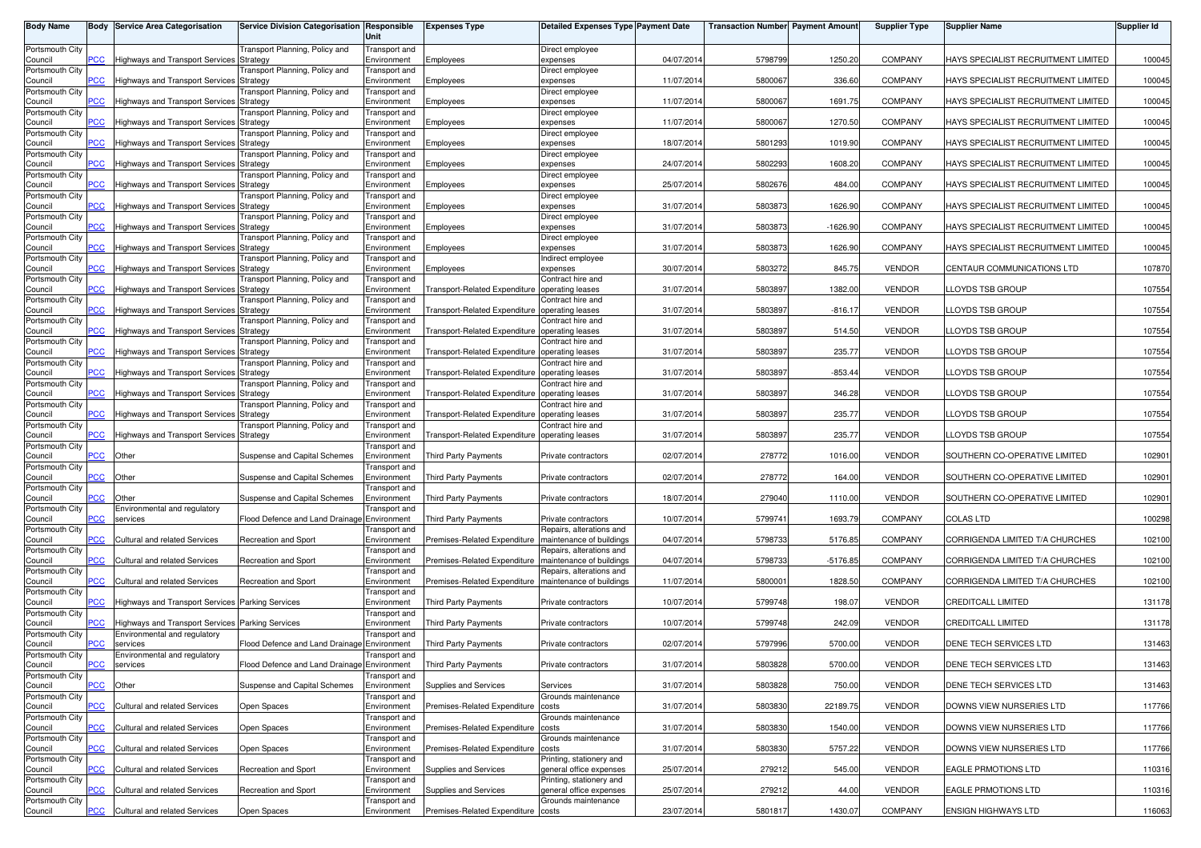| Body Name | Body | Service Area Categorisation | Service Division Categorisation | Responsible Unit | Expenses Type | Detailed Expenses Type | Payment Date | Transaction Number | Payment Amount | Supplier Type | Supplier Name | Supplier Id |
|---|---|---|---|---|---|---|---|---|---|---|---|---|
| Portsmouth City Council | PCC | Highways and Transport Services | Transport Planning, Policy and Strategy | Transport and Environment | Employees | Direct employee expenses | 04/07/2014 | 5798799 | 1250.20 | COMPANY | HAYS SPECIALIST RECRUITMENT LIMITED | 100045 |
| Portsmouth City Council | PCC | Highways and Transport Services | Transport Planning, Policy and Strategy | Transport and Environment | Employees | Direct employee expenses | 11/07/2014 | 5800067 | 336.60 | COMPANY | HAYS SPECIALIST RECRUITMENT LIMITED | 100045 |
| Portsmouth City Council | PCC | Highways and Transport Services | Transport Planning, Policy and Strategy | Transport and Environment | Employees | Direct employee expenses | 11/07/2014 | 5800067 | 1691.75 | COMPANY | HAYS SPECIALIST RECRUITMENT LIMITED | 100045 |
| Portsmouth City Council | PCC | Highways and Transport Services | Transport Planning, Policy and Strategy | Transport and Environment | Employees | Direct employee expenses | 11/07/2014 | 5800067 | 1270.50 | COMPANY | HAYS SPECIALIST RECRUITMENT LIMITED | 100045 |
| Portsmouth City Council | PCC | Highways and Transport Services | Transport Planning, Policy and Strategy | Transport and Environment | Employees | Direct employee expenses | 18/07/2014 | 5801293 | 1019.90 | COMPANY | HAYS SPECIALIST RECRUITMENT LIMITED | 100045 |
| Portsmouth City Council | PCC | Highways and Transport Services | Transport Planning, Policy and Strategy | Transport and Environment | Employees | Direct employee expenses | 24/07/2014 | 5802293 | 1608.20 | COMPANY | HAYS SPECIALIST RECRUITMENT LIMITED | 100045 |
| Portsmouth City Council | PCC | Highways and Transport Services | Transport Planning, Policy and Strategy | Transport and Environment | Employees | Direct employee expenses | 25/07/2014 | 5802676 | 484.00 | COMPANY | HAYS SPECIALIST RECRUITMENT LIMITED | 100045 |
| Portsmouth City Council | PCC | Highways and Transport Services | Transport Planning, Policy and Strategy | Transport and Environment | Employees | Direct employee expenses | 31/07/2014 | 5803873 | 1626.90 | COMPANY | HAYS SPECIALIST RECRUITMENT LIMITED | 100045 |
| Portsmouth City Council | PCC | Highways and Transport Services | Transport Planning, Policy and Strategy | Transport and Environment | Employees | Direct employee expenses | 31/07/2014 | 5803873 | -1626.90 | COMPANY | HAYS SPECIALIST RECRUITMENT LIMITED | 100045 |
| Portsmouth City Council | PCC | Highways and Transport Services | Transport Planning, Policy and Strategy | Transport and Environment | Employees | Direct employee expenses | 31/07/2014 | 5803873 | 1626.90 | COMPANY | HAYS SPECIALIST RECRUITMENT LIMITED | 100045 |
| Portsmouth City Council | PCC | Highways and Transport Services | Transport Planning, Policy and Strategy | Transport and Environment | Employees | Indirect employee expenses | 30/07/2014 | 5803272 | 845.75 | VENDOR | CENTAUR COMMUNICATIONS LTD | 107870 |
| Portsmouth City Council | PCC | Highways and Transport Services | Transport Planning, Policy and Strategy | Transport and Environment | Transport-Related Expenditure | Contract hire and operating leases | 31/07/2014 | 5803897 | 1382.00 | VENDOR | LLOYDS TSB GROUP | 107554 |
| Portsmouth City Council | PCC | Highways and Transport Services | Transport Planning, Policy and Strategy | Transport and Environment | Transport-Related Expenditure | Contract hire and operating leases | 31/07/2014 | 5803897 | -816.17 | VENDOR | LLOYDS TSB GROUP | 107554 |
| Portsmouth City Council | PCC | Highways and Transport Services | Transport Planning, Policy and Strategy | Transport and Environment | Transport-Related Expenditure | Contract hire and operating leases | 31/07/2014 | 5803897 | 514.50 | VENDOR | LLOYDS TSB GROUP | 107554 |
| Portsmouth City Council | PCC | Highways and Transport Services | Transport Planning, Policy and Strategy | Transport and Environment | Transport-Related Expenditure | Contract hire and operating leases | 31/07/2014 | 5803897 | 235.77 | VENDOR | LLOYDS TSB GROUP | 107554 |
| Portsmouth City Council | PCC | Highways and Transport Services | Transport Planning, Policy and Strategy | Transport and Environment | Transport-Related Expenditure | Contract hire and operating leases | 31/07/2014 | 5803897 | -853.44 | VENDOR | LLOYDS TSB GROUP | 107554 |
| Portsmouth City Council | PCC | Highways and Transport Services | Transport Planning, Policy and Strategy | Transport and Environment | Transport-Related Expenditure | Contract hire and operating leases | 31/07/2014 | 5803897 | 346.28 | VENDOR | LLOYDS TSB GROUP | 107554 |
| Portsmouth City Council | PCC | Highways and Transport Services | Transport Planning, Policy and Strategy | Transport and Environment | Transport-Related Expenditure | Contract hire and operating leases | 31/07/2014 | 5803897 | 235.77 | VENDOR | LLOYDS TSB GROUP | 107554 |
| Portsmouth City Council | PCC | Highways and Transport Services | Transport Planning, Policy and Strategy | Transport and Environment | Transport-Related Expenditure | Contract hire and operating leases | 31/07/2014 | 5803897 | 235.77 | VENDOR | LLOYDS TSB GROUP | 107554 |
| Portsmouth City Council | PCC | Other | Suspense and Capital Schemes | Transport and Environment | Third Party Payments | Private contractors | 02/07/2014 | 278772 | 1016.00 | VENDOR | SOUTHERN CO-OPERATIVE LIMITED | 102901 |
| Portsmouth City Council | PCC | Other | Suspense and Capital Schemes | Transport and Environment | Third Party Payments | Private contractors | 02/07/2014 | 278772 | 164.00 | VENDOR | SOUTHERN CO-OPERATIVE LIMITED | 102901 |
| Portsmouth City Council | PCC | Other | Suspense and Capital Schemes | Transport and Environment | Third Party Payments | Private contractors | 18/07/2014 | 279040 | 1110.00 | VENDOR | SOUTHERN CO-OPERATIVE LIMITED | 102901 |
| Portsmouth City Council | PCC | Environmental and regulatory services | Flood Defence and Land Drainage | Transport and Environment | Third Party Payments | Private contractors | 10/07/2014 | 5799741 | 1693.79 | COMPANY | COLAS LTD | 100298 |
| Portsmouth City Council | PCC | Cultural and related Services | Recreation and Sport | Transport and Environment | Premises-Related Expenditure | Repairs, alterations and maintenance of buildings | 04/07/2014 | 5798733 | 5176.85 | COMPANY | CORRIGENDA LIMITED T/A CHURCHES | 102100 |
| Portsmouth City Council | PCC | Cultural and related Services | Recreation and Sport | Transport and Environment | Premises-Related Expenditure | Repairs, alterations and maintenance of buildings | 04/07/2014 | 5798733 | -5176.85 | COMPANY | CORRIGENDA LIMITED T/A CHURCHES | 102100 |
| Portsmouth City Council | PCC | Cultural and related Services | Recreation and Sport | Transport and Environment | Premises-Related Expenditure | Repairs, alterations and maintenance of buildings | 11/07/2014 | 5800001 | 1828.50 | COMPANY | CORRIGENDA LIMITED T/A CHURCHES | 102100 |
| Portsmouth City Council | PCC | Highways and Transport Services | Parking Services | Transport and Environment | Third Party Payments | Private contractors | 10/07/2014 | 5799748 | 198.07 | VENDOR | CREDITCALL LIMITED | 131178 |
| Portsmouth City Council | PCC | Highways and Transport Services | Parking Services | Transport and Environment | Third Party Payments | Private contractors | 10/07/2014 | 5799748 | 242.09 | VENDOR | CREDITCALL LIMITED | 131178 |
| Portsmouth City Council | PCC | Environmental and regulatory services | Flood Defence and Land Drainage | Transport and Environment | Third Party Payments | Private contractors | 02/07/2014 | 5797996 | 5700.00 | VENDOR | DENE TECH SERVICES LTD | 131463 |
| Portsmouth City Council | PCC | Environmental and regulatory services | Flood Defence and Land Drainage | Transport and Environment | Third Party Payments | Private contractors | 31/07/2014 | 5803828 | 5700.00 | VENDOR | DENE TECH SERVICES LTD | 131463 |
| Portsmouth City Council | PCC | Other | Suspense and Capital Schemes | Transport and Environment | Supplies and Services | Services | 31/07/2014 | 5803828 | 750.00 | VENDOR | DENE TECH SERVICES LTD | 131463 |
| Portsmouth City Council | PCC | Cultural and related Services | Open Spaces | Transport and Environment | Premises-Related Expenditure | Grounds maintenance costs | 31/07/2014 | 5803830 | 22189.75 | VENDOR | DOWNS VIEW NURSERIES LTD | 117766 |
| Portsmouth City Council | PCC | Cultural and related Services | Open Spaces | Transport and Environment | Premises-Related Expenditure | Grounds maintenance costs | 31/07/2014 | 5803830 | 1540.00 | VENDOR | DOWNS VIEW NURSERIES LTD | 117766 |
| Portsmouth City Council | PCC | Cultural and related Services | Open Spaces | Transport and Environment | Premises-Related Expenditure | Grounds maintenance costs | 31/07/2014 | 5803830 | 5757.22 | VENDOR | DOWNS VIEW NURSERIES LTD | 117766 |
| Portsmouth City Council | PCC | Cultural and related Services | Recreation and Sport | Transport and Environment | Supplies and Services | Printing, stationery and general office expenses | 25/07/2014 | 279212 | 545.00 | VENDOR | EAGLE PRMOTIONS LTD | 110316 |
| Portsmouth City Council | PCC | Cultural and related Services | Recreation and Sport | Transport and Environment | Supplies and Services | Printing, stationery and general office expenses | 25/07/2014 | 279212 | 44.00 | VENDOR | EAGLE PRMOTIONS LTD | 110316 |
| Portsmouth City Council | PCC | Cultural and related Services | Open Spaces | Transport and Environment | Premises-Related Expenditure | Grounds maintenance costs | 23/07/2014 | 5801817 | 1430.07 | COMPANY | ENSIGN HIGHWAYS LTD | 116063 |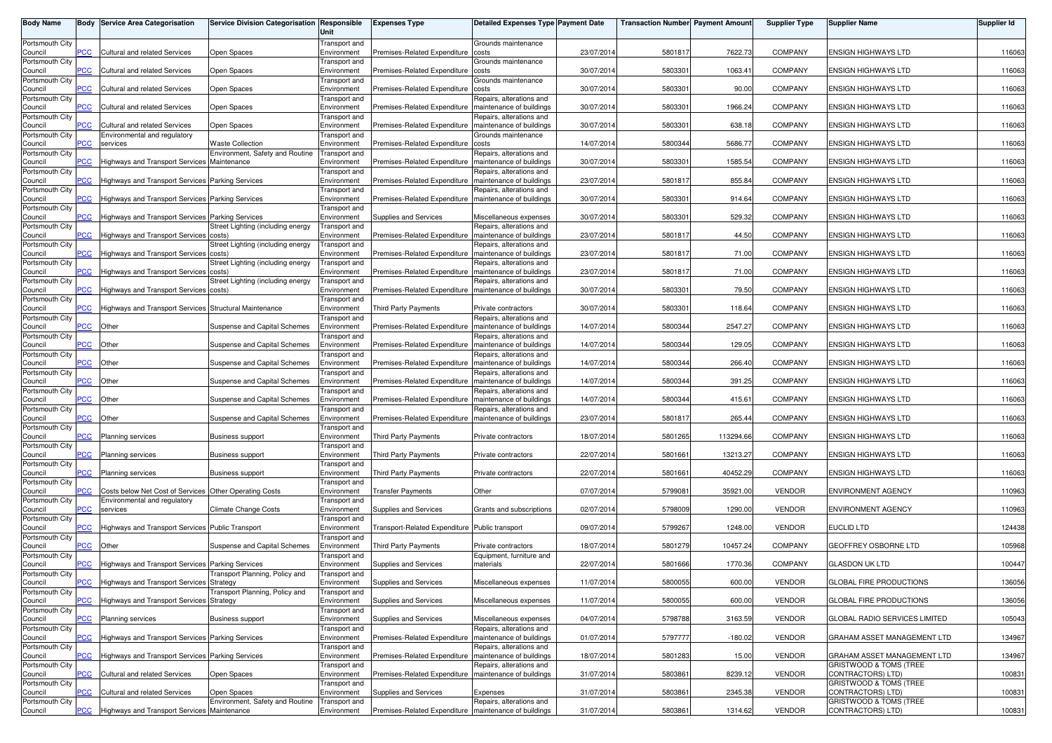| Body Name | Body | Service Area Categorisation | Service Division Categorisation | Responsible Unit | Expenses Type | Detailed Expenses Type | Payment Date | Transaction Number | Payment Amount | Supplier Type | Supplier Name | Supplier Id |
|---|---|---|---|---|---|---|---|---|---|---|---|---|
| Portsmouth City Council | PCC | Cultural and related Services | Open Spaces | Transport and Environment | Premises-Related Expenditure | Grounds maintenance costs | 23/07/2014 | 5801817 | 7622.73 | COMPANY | ENSIGN HIGHWAYS LTD | 116063 |
| Portsmouth City Council | PCC | Cultural and related Services | Open Spaces | Transport and Environment | Premises-Related Expenditure | Grounds maintenance costs | 30/07/2014 | 5803301 | 1063.41 | COMPANY | ENSIGN HIGHWAYS LTD | 116063 |
| Portsmouth City Council | PCC | Cultural and related Services | Open Spaces | Transport and Environment | Premises-Related Expenditure | Grounds maintenance costs | 30/07/2014 | 5803301 | 90.00 | COMPANY | ENSIGN HIGHWAYS LTD | 116063 |
| Portsmouth City Council | PCC | Cultural and related Services | Open Spaces | Transport and Environment | Premises-Related Expenditure | Repairs, alterations and maintenance of buildings | 30/07/2014 | 5803301 | 1966.24 | COMPANY | ENSIGN HIGHWAYS LTD | 116063 |
| Portsmouth City Council | PCC | Cultural and related Services | Open Spaces | Transport and Environment | Premises-Related Expenditure | Repairs, alterations and maintenance of buildings | 30/07/2014 | 5803301 | 638.18 | COMPANY | ENSIGN HIGHWAYS LTD | 116063 |
| Portsmouth City Council | PCC | Environmental and regulatory services | Waste Collection | Transport and Environment | Premises-Related Expenditure | Grounds maintenance costs | 14/07/2014 | 5800344 | 5686.77 | COMPANY | ENSIGN HIGHWAYS LTD | 116063 |
| Portsmouth City Council | PCC | Highways and Transport Services | Environment, Safety and Routine Maintenance | Transport and Environment | Premises-Related Expenditure | Repairs, alterations and maintenance of buildings | 30/07/2014 | 5803301 | 1585.54 | COMPANY | ENSIGN HIGHWAYS LTD | 116063 |
| Portsmouth City Council | PCC | Highways and Transport Services | Parking Services | Transport and Environment | Premises-Related Expenditure | Repairs, alterations and maintenance of buildings | 23/07/2014 | 5801817 | 855.84 | COMPANY | ENSIGN HIGHWAYS LTD | 116063 |
| Portsmouth City Council | PCC | Highways and Transport Services | Parking Services | Transport and Environment | Premises-Related Expenditure | Repairs, alterations and maintenance of buildings | 30/07/2014 | 5803301 | 914.64 | COMPANY | ENSIGN HIGHWAYS LTD | 116063 |
| Portsmouth City Council | PCC | Highways and Transport Services | Parking Services | Transport and Environment | Supplies and Services | Miscellaneous expenses | 30/07/2014 | 5803301 | 529.32 | COMPANY | ENSIGN HIGHWAYS LTD | 116063 |
| Portsmouth City Council | PCC | Highways and Transport Services | Street Lighting (including energy costs) | Transport and Environment | Premises-Related Expenditure | Repairs, alterations and maintenance of buildings | 23/07/2014 | 5801817 | 44.50 | COMPANY | ENSIGN HIGHWAYS LTD | 116063 |
| Portsmouth City Council | PCC | Highways and Transport Services | Street Lighting (including energy costs) | Transport and Environment | Premises-Related Expenditure | Repairs, alterations and maintenance of buildings | 23/07/2014 | 5801817 | 71.00 | COMPANY | ENSIGN HIGHWAYS LTD | 116063 |
| Portsmouth City Council | PCC | Highways and Transport Services | Street Lighting (including energy costs) | Transport and Environment | Premises-Related Expenditure | Repairs, alterations and maintenance of buildings | 23/07/2014 | 5801817 | 71.00 | COMPANY | ENSIGN HIGHWAYS LTD | 116063 |
| Portsmouth City Council | PCC | Highways and Transport Services | Street Lighting (including energy costs) | Transport and Environment | Premises-Related Expenditure | Repairs, alterations and maintenance of buildings | 30/07/2014 | 5803301 | 79.50 | COMPANY | ENSIGN HIGHWAYS LTD | 116063 |
| Portsmouth City Council | PCC | Highways and Transport Services | Structural Maintenance | Transport and Environment | Third Party Payments | Private contractors | 30/07/2014 | 5803301 | 118.64 | COMPANY | ENSIGN HIGHWAYS LTD | 116063 |
| Portsmouth City Council | PCC | Other | Suspense and Capital Schemes | Transport and Environment | Premises-Related Expenditure | Repairs, alterations and maintenance of buildings | 14/07/2014 | 5800344 | 2547.27 | COMPANY | ENSIGN HIGHWAYS LTD | 116063 |
| Portsmouth City Council | PCC | Other | Suspense and Capital Schemes | Transport and Environment | Premises-Related Expenditure | Repairs, alterations and maintenance of buildings | 14/07/2014 | 5800344 | 129.05 | COMPANY | ENSIGN HIGHWAYS LTD | 116063 |
| Portsmouth City Council | PCC | Other | Suspense and Capital Schemes | Transport and Environment | Premises-Related Expenditure | Repairs, alterations and maintenance of buildings | 14/07/2014 | 5800344 | 266.40 | COMPANY | ENSIGN HIGHWAYS LTD | 116063 |
| Portsmouth City Council | PCC | Other | Suspense and Capital Schemes | Transport and Environment | Premises-Related Expenditure | Repairs, alterations and maintenance of buildings | 14/07/2014 | 5800344 | 391.25 | COMPANY | ENSIGN HIGHWAYS LTD | 116063 |
| Portsmouth City Council | PCC | Other | Suspense and Capital Schemes | Transport and Environment | Premises-Related Expenditure | Repairs, alterations and maintenance of buildings | 14/07/2014 | 5800344 | 415.61 | COMPANY | ENSIGN HIGHWAYS LTD | 116063 |
| Portsmouth City Council | PCC | Other | Suspense and Capital Schemes | Transport and Environment | Premises-Related Expenditure | Repairs, alterations and maintenance of buildings | 23/07/2014 | 5801817 | 265.44 | COMPANY | ENSIGN HIGHWAYS LTD | 116063 |
| Portsmouth City Council | PCC | Planning services | Business support | Transport and Environment | Third Party Payments | Private contractors | 18/07/2014 | 5801265 | 113294.66 | COMPANY | ENSIGN HIGHWAYS LTD | 116063 |
| Portsmouth City Council | PCC | Planning services | Business support | Transport and Environment | Third Party Payments | Private contractors | 22/07/2014 | 5801661 | 13213.27 | COMPANY | ENSIGN HIGHWAYS LTD | 116063 |
| Portsmouth City Council | PCC | Planning services | Business support | Transport and Environment | Third Party Payments | Private contractors | 22/07/2014 | 5801661 | 40452.29 | COMPANY | ENSIGN HIGHWAYS LTD | 116063 |
| Portsmouth City Council | PCC | Costs below Net Cost of Services | Other Operating Costs | Transport and Environment | Transfer Payments | Other | 07/07/2014 | 5799081 | 35921.00 | VENDOR | ENVIRONMENT AGENCY | 110963 |
| Portsmouth City Council | PCC | Environmental and regulatory services | Climate Change Costs | Transport and Environment | Supplies and Services | Grants and subscriptions | 02/07/2014 | 5798009 | 1290.00 | VENDOR | ENVIRONMENT AGENCY | 110963 |
| Portsmouth City Council | PCC | Highways and Transport Services | Public Transport | Transport and Environment | Transport-Related Expenditure | Public transport | 09/07/2014 | 5799267 | 1248.00 | VENDOR | EUCLID LTD | 124438 |
| Portsmouth City Council | PCC | Other | Suspense and Capital Schemes | Transport and Environment | Third Party Payments | Private contractors | 18/07/2014 | 5801279 | 10457.24 | COMPANY | GEOFFREY OSBORNE LTD | 105968 |
| Portsmouth City Council | PCC | Highways and Transport Services | Parking Services | Transport and Environment | Supplies and Services | Equipment, furniture and materials | 22/07/2014 | 5801666 | 1770.36 | COMPANY | GLASDON UK LTD | 100447 |
| Portsmouth City Council | PCC | Highways and Transport Services | Transport Planning, Policy and Strategy | Transport and Environment | Supplies and Services | Miscellaneous expenses | 11/07/2014 | 5800055 | 600.00 | VENDOR | GLOBAL FIRE PRODUCTIONS | 136056 |
| Portsmouth City Council | PCC | Highways and Transport Services | Transport Planning, Policy and Strategy | Transport and Environment | Supplies and Services | Miscellaneous expenses | 11/07/2014 | 5800055 | 600.00 | VENDOR | GLOBAL FIRE PRODUCTIONS | 136056 |
| Portsmouth City Council | PCC | Planning services | Business support | Transport and Environment | Supplies and Services | Miscellaneous expenses | 04/07/2014 | 5798788 | 3163.59 | VENDOR | GLOBAL RADIO SERVICES LIMITED | 105043 |
| Portsmouth City Council | PCC | Highways and Transport Services | Parking Services | Transport and Environment | Premises-Related Expenditure | Repairs, alterations and maintenance of buildings | 01/07/2014 | 5797777 | -180.02 | VENDOR | GRAHAM ASSET MANAGEMENT LTD | 134967 |
| Portsmouth City Council | PCC | Highways and Transport Services | Parking Services | Transport and Environment | Premises-Related Expenditure | Repairs, alterations and maintenance of buildings | 18/07/2014 | 5801283 | 15.00 | VENDOR | GRAHAM ASSET MANAGEMENT LTD | 134967 |
| Portsmouth City Council | PCC | Cultural and related Services | Open Spaces | Transport and Environment | Premises-Related Expenditure | Repairs, alterations and maintenance of buildings | 31/07/2014 | 5803861 | 8239.12 | VENDOR | GRISTWOOD & TOMS (TREE CONTRACTORS) LTD) | 100831 |
| Portsmouth City Council | PCC | Cultural and related Services | Open Spaces | Transport and Environment | Supplies and Services | Expenses | 31/07/2014 | 5803861 | 2345.38 | VENDOR | GRISTWOOD & TOMS (TREE CONTRACTORS) LTD) | 100831 |
| Portsmouth City Council | PCC | Highways and Transport Services | Environment, Safety and Routine Maintenance | Transport and Environment | Premises-Related Expenditure | Repairs, alterations and maintenance of buildings | 31/07/2014 | 5803861 | 1314.62 | VENDOR | GRISTWOOD & TOMS (TREE CONTRACTORS) LTD) | 100831 |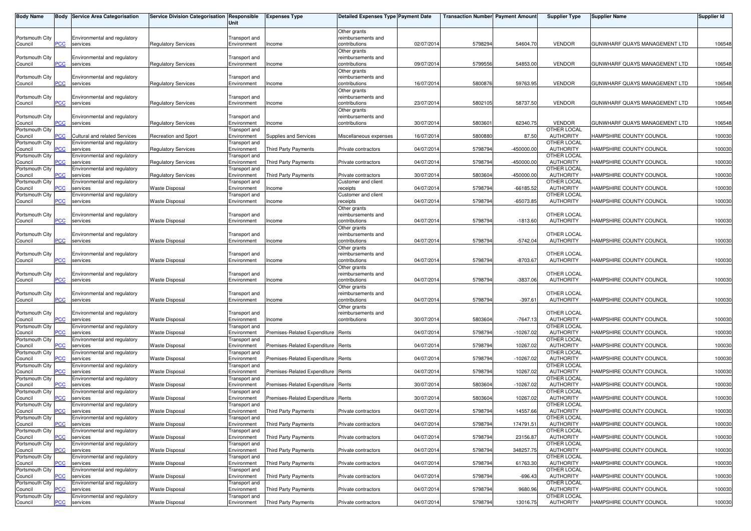| Body Name | Body | Service Area Categorisation | Service Division Categorisation | Responsible Unit | Expenses Type | Detailed Expenses Type | Payment Date | Transaction Number | Payment Amount | Supplier Type | Supplier Name | Supplier Id |
|---|---|---|---|---|---|---|---|---|---|---|---|---|
| Portsmouth City Council | PCC | Environmental and regulatory services | Regulatory Services | Transport and Environment | Income | Other grants reimbursements and contributions | 02/07/2014 | 5798294 | 54604.70 | VENDOR | GUNWHARF QUAYS MANAGEMENT LTD | 106548 |
| Portsmouth City Council | PCC | Environmental and regulatory services | Regulatory Services | Transport and Environment | Income | Other grants reimbursements and contributions | 09/07/2014 | 5799556 | 54853.00 | VENDOR | GUNWHARF QUAYS MANAGEMENT LTD | 106548 |
| Portsmouth City Council | PCC | Environmental and regulatory services | Regulatory Services | Transport and Environment | Income | Other grants reimbursements and contributions | 16/07/2014 | 5800876 | 59763.95 | VENDOR | GUNWHARF QUAYS MANAGEMENT LTD | 106548 |
| Portsmouth City Council | PCC | Environmental and regulatory services | Regulatory Services | Transport and Environment | Income | Other grants reimbursements and contributions | 23/07/2014 | 5802105 | 58737.50 | VENDOR | GUNWHARF QUAYS MANAGEMENT LTD | 106548 |
| Portsmouth City Council | PCC | Environmental and regulatory services | Regulatory Services | Transport and Environment | Income | Other grants reimbursements and contributions | 30/07/2014 | 5803601 | 62340.75 | VENDOR | GUNWHARF QUAYS MANAGEMENT LTD | 106548 |
| Portsmouth City Council | PCC | Cultural and related Services | Recreation and Sport | Transport and Environment | Supplies and Services | Miscellaneous expenses | 16/07/2014 | 5800880 | 87.50 | OTHER LOCAL AUTHORITY | HAMPSHIRE COUNTY COUNCIL | 100030 |
| Portsmouth City Council | PCC | Environmental and regulatory services | Regulatory Services | Transport and Environment | Third Party Payments | Private contractors | 04/07/2014 | 5798794 | -450000.00 | OTHER LOCAL AUTHORITY | HAMPSHIRE COUNTY COUNCIL | 100030 |
| Portsmouth City Council | PCC | Environmental and regulatory services | Regulatory Services | Transport and Environment | Third Party Payments | Private contractors | 04/07/2014 | 5798794 | -450000.00 | OTHER LOCAL AUTHORITY | HAMPSHIRE COUNTY COUNCIL | 100030 |
| Portsmouth City Council | PCC | Environmental and regulatory services | Regulatory Services | Transport and Environment | Third Party Payments | Private contractors | 30/07/2014 | 5803604 | -450000.00 | OTHER LOCAL AUTHORITY | HAMPSHIRE COUNTY COUNCIL | 100030 |
| Portsmouth City Council | PCC | Environmental and regulatory services | Waste Disposal | Transport and Environment | Income | Customer and client receipts | 04/07/2014 | 5798794 | -66185.52 | OTHER LOCAL AUTHORITY | HAMPSHIRE COUNTY COUNCIL | 100030 |
| Portsmouth City Council | PCC | Environmental and regulatory services | Waste Disposal | Transport and Environment | Income | Customer and client receipts | 04/07/2014 | 5798794 | -65073.85 | OTHER LOCAL AUTHORITY | HAMPSHIRE COUNTY COUNCIL | 100030 |
| Portsmouth City Council | PCC | Environmental and regulatory services | Waste Disposal | Transport and Environment | Income | Other grants reimbursements and contributions | 04/07/2014 | 5798794 | -1813.60 | OTHER LOCAL AUTHORITY | HAMPSHIRE COUNTY COUNCIL | 100030 |
| Portsmouth City Council | PCC | Environmental and regulatory services | Waste Disposal | Transport and Environment | Income | Other grants reimbursements and contributions | 04/07/2014 | 5798794 | -5742.04 | OTHER LOCAL AUTHORITY | HAMPSHIRE COUNTY COUNCIL | 100030 |
| Portsmouth City Council | PCC | Environmental and regulatory services | Waste Disposal | Transport and Environment | Income | Other grants reimbursements and contributions | 04/07/2014 | 5798794 | -8703.67 | OTHER LOCAL AUTHORITY | HAMPSHIRE COUNTY COUNCIL | 100030 |
| Portsmouth City Council | PCC | Environmental and regulatory services | Waste Disposal | Transport and Environment | Income | Other grants reimbursements and contributions | 04/07/2014 | 5798794 | -3837.06 | OTHER LOCAL AUTHORITY | HAMPSHIRE COUNTY COUNCIL | 100030 |
| Portsmouth City Council | PCC | Environmental and regulatory services | Waste Disposal | Transport and Environment | Income | Other grants reimbursements and contributions | 04/07/2014 | 5798794 | -397.61 | OTHER LOCAL AUTHORITY | HAMPSHIRE COUNTY COUNCIL | 100030 |
| Portsmouth City Council | PCC | Environmental and regulatory services | Waste Disposal | Transport and Environment | Income | Other grants reimbursements and contributions | 30/07/2014 | 5803604 | -7647.13 | OTHER LOCAL AUTHORITY | HAMPSHIRE COUNTY COUNCIL | 100030 |
| Portsmouth City Council | PCC | Environmental and regulatory services | Waste Disposal | Transport and Environment | Premises-Related Expenditure | Rents | 04/07/2014 | 5798794 | -10267.02 | OTHER LOCAL AUTHORITY | HAMPSHIRE COUNTY COUNCIL | 100030 |
| Portsmouth City Council | PCC | Environmental and regulatory services | Waste Disposal | Transport and Environment | Premises-Related Expenditure | Rents | 04/07/2014 | 5798794 | 10267.02 | OTHER LOCAL AUTHORITY | HAMPSHIRE COUNTY COUNCIL | 100030 |
| Portsmouth City Council | PCC | Environmental and regulatory services | Waste Disposal | Transport and Environment | Premises-Related Expenditure | Rents | 04/07/2014 | 5798794 | -10267.02 | OTHER LOCAL AUTHORITY | HAMPSHIRE COUNTY COUNCIL | 100030 |
| Portsmouth City Council | PCC | Environmental and regulatory services | Waste Disposal | Transport and Environment | Premises-Related Expenditure | Rents | 04/07/2014 | 5798794 | 10267.02 | OTHER LOCAL AUTHORITY | HAMPSHIRE COUNTY COUNCIL | 100030 |
| Portsmouth City Council | PCC | Environmental and regulatory services | Waste Disposal | Transport and Environment | Premises-Related Expenditure | Rents | 30/07/2014 | 5803604 | -10267.02 | OTHER LOCAL AUTHORITY | HAMPSHIRE COUNTY COUNCIL | 100030 |
| Portsmouth City Council | PCC | Environmental and regulatory services | Waste Disposal | Transport and Environment | Premises-Related Expenditure | Rents | 30/07/2014 | 5803604 | 10267.02 | OTHER LOCAL AUTHORITY | HAMPSHIRE COUNTY COUNCIL | 100030 |
| Portsmouth City Council | PCC | Environmental and regulatory services | Waste Disposal | Transport and Environment | Third Party Payments | Private contractors | 04/07/2014 | 5798794 | 14557.66 | OTHER LOCAL AUTHORITY | HAMPSHIRE COUNTY COUNCIL | 100030 |
| Portsmouth City Council | PCC | Environmental and regulatory services | Waste Disposal | Transport and Environment | Third Party Payments | Private contractors | 04/07/2014 | 5798794 | 174791.51 | OTHER LOCAL AUTHORITY | HAMPSHIRE COUNTY COUNCIL | 100030 |
| Portsmouth City Council | PCC | Environmental and regulatory services | Waste Disposal | Transport and Environment | Third Party Payments | Private contractors | 04/07/2014 | 5798794 | 23156.87 | OTHER LOCAL AUTHORITY | HAMPSHIRE COUNTY COUNCIL | 100030 |
| Portsmouth City Council | PCC | Environmental and regulatory services | Waste Disposal | Transport and Environment | Third Party Payments | Private contractors | 04/07/2014 | 5798794 | 348257.75 | OTHER LOCAL AUTHORITY | HAMPSHIRE COUNTY COUNCIL | 100030 |
| Portsmouth City Council | PCC | Environmental and regulatory services | Waste Disposal | Transport and Environment | Third Party Payments | Private contractors | 04/07/2014 | 5798794 | 61763.30 | OTHER LOCAL AUTHORITY | HAMPSHIRE COUNTY COUNCIL | 100030 |
| Portsmouth City Council | PCC | Environmental and regulatory services | Waste Disposal | Transport and Environment | Third Party Payments | Private contractors | 04/07/2014 | 5798794 | -696.43 | OTHER LOCAL AUTHORITY | HAMPSHIRE COUNTY COUNCIL | 100030 |
| Portsmouth City Council | PCC | Environmental and regulatory services | Waste Disposal | Transport and Environment | Third Party Payments | Private contractors | 04/07/2014 | 5798794 | 9680.96 | OTHER LOCAL AUTHORITY | HAMPSHIRE COUNTY COUNCIL | 100030 |
| Portsmouth City Council | PCC | Environmental and regulatory services | Waste Disposal | Transport and Environment | Third Party Payments | Private contractors | 04/07/2014 | 5798794 | 13016.75 | OTHER LOCAL AUTHORITY | HAMPSHIRE COUNTY COUNCIL | 100030 |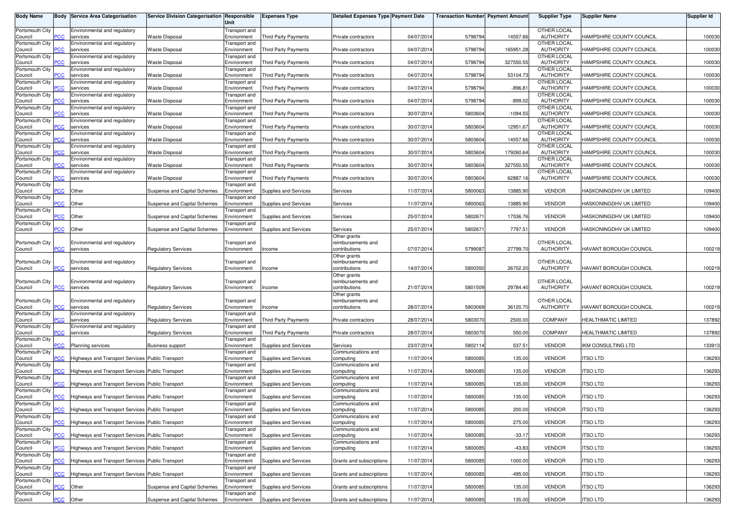| Body Name | Body | Service Area Categorisation | Service Division Categorisation | Responsible Unit | Expenses Type | Detailed Expenses Type | Payment Date | Transaction Number | Payment Amount | Supplier Type | Supplier Name | Supplier Id |
|---|---|---|---|---|---|---|---|---|---|---|---|---|
| Portsmouth City Council | PCC | Environmental and regulatory services | Waste Disposal | Transport and Environment | Third Party Payments | Private contractors | 04/07/2014 | 5798794 | 14557.66 | OTHER LOCAL AUTHORITY | HAMPSHIRE COUNTY COUNCIL | 100030 |
| Portsmouth City Council | PCC | Environmental and regulatory services | Waste Disposal | Transport and Environment | Third Party Payments | Private contractors | 04/07/2014 | 5798794 | 165951.28 | OTHER LOCAL AUTHORITY | HAMPSHIRE COUNTY COUNCIL | 100030 |
| Portsmouth City Council | PCC | Environmental and regulatory services | Waste Disposal | Transport and Environment | Third Party Payments | Private contractors | 04/07/2014 | 5798794 | 327550.55 | OTHER LOCAL AUTHORITY | HAMPSHIRE COUNTY COUNCIL | 100030 |
| Portsmouth City Council | PCC | Environmental and regulatory services | Waste Disposal | Transport and Environment | Third Party Payments | Private contractors | 04/07/2014 | 5798794 | 53104.73 | OTHER LOCAL AUTHORITY | HAMPSHIRE COUNTY COUNCIL | 100030 |
| Portsmouth City Council | PCC | Environmental and regulatory services | Waste Disposal | Transport and Environment | Third Party Payments | Private contractors | 04/07/2014 | 5798794 | -896.81 | OTHER LOCAL AUTHORITY | HAMPSHIRE COUNTY COUNCIL | 100030 |
| Portsmouth City Council | PCC | Environmental and regulatory services | Waste Disposal | Transport and Environment | Third Party Payments | Private contractors | 04/07/2014 | 5798794 | -899.02 | OTHER LOCAL AUTHORITY | HAMPSHIRE COUNTY COUNCIL | 100030 |
| Portsmouth City Council | PCC | Environmental and regulatory services | Waste Disposal | Transport and Environment | Third Party Payments | Private contractors | 30/07/2014 | 5803604 | -1094.55 | OTHER LOCAL AUTHORITY | HAMPSHIRE COUNTY COUNCIL | 100030 |
| Portsmouth City Council | PCC | Environmental and regulatory services | Waste Disposal | Transport and Environment | Third Party Payments | Private contractors | 30/07/2014 | 5803604 | 12951.67 | OTHER LOCAL AUTHORITY | HAMPSHIRE COUNTY COUNCIL | 100030 |
| Portsmouth City Council | PCC | Environmental and regulatory services | Waste Disposal | Transport and Environment | Third Party Payments | Private contractors | 30/07/2014 | 5803604 | 14557.66 | OTHER LOCAL AUTHORITY | HAMPSHIRE COUNTY COUNCIL | 100030 |
| Portsmouth City Council | PCC | Environmental and regulatory services | Waste Disposal | Transport and Environment | Third Party Payments | Private contractors | 30/07/2014 | 5803604 | 179260.64 | OTHER LOCAL AUTHORITY | HAMPSHIRE COUNTY COUNCIL | 100030 |
| Portsmouth City Council | PCC | Environmental and regulatory services | Waste Disposal | Transport and Environment | Third Party Payments | Private contractors | 30/07/2014 | 5803604 | 327550.55 | OTHER LOCAL AUTHORITY | HAMPSHIRE COUNTY COUNCIL | 100030 |
| Portsmouth City Council | PCC | Environmental and regulatory services | Waste Disposal | Transport and Environment | Third Party Payments | Private contractors | 30/07/2014 | 5803604 | 62887.16 | OTHER LOCAL AUTHORITY | HAMPSHIRE COUNTY COUNCIL | 100030 |
| Portsmouth City Council | PCC | Other | Suspense and Capital Schemes | Transport and Environment | Supplies and Services | Services | 11/07/2014 | 5800063 | 13885.90 | VENDOR | HASKONINGDHV UK LIMITED | 109400 |
| Portsmouth City Council | PCC | Other | Suspense and Capital Schemes | Transport and Environment | Supplies and Services | Services | 11/07/2014 | 5800063 | 13885.90 | VENDOR | HASKONINGDHV UK LIMITED | 109400 |
| Portsmouth City Council | PCC | Other | Suspense and Capital Schemes | Transport and Environment | Supplies and Services | Services | 25/07/2014 | 5802671 | 17536.76 | VENDOR | HASKONINGDHV UK LIMITED | 109400 |
| Portsmouth City Council | PCC | Other | Suspense and Capital Schemes | Transport and Environment | Supplies and Services | Services | 25/07/2014 | 5802671 | 7797.51 | VENDOR | HASKONINGDHV UK LIMITED | 109400 |
| Portsmouth City Council | PCC | Environmental and regulatory services | Regulatory Services | Transport and Environment | Income | Other grants reimbursements and contributions | 07/07/2014 | 5799087 | 27799.70 | OTHER LOCAL AUTHORITY | HAVANT BOROUGH COUNCIL | 100219 |
| Portsmouth City Council | PCC | Environmental and regulatory services | Regulatory Services | Transport and Environment | Income | Other grants reimbursements and contributions | 14/07/2014 | 5800350 | 26702.20 | OTHER LOCAL AUTHORITY | HAVANT BOROUGH COUNCIL | 100219 |
| Portsmouth City Council | PCC | Environmental and regulatory services | Regulatory Services | Transport and Environment | Income | Other grants reimbursements and contributions | 21/07/2014 | 5801509 | 29784.40 | OTHER LOCAL AUTHORITY | HAVANT BOROUGH COUNCIL | 100219 |
| Portsmouth City Council | PCC | Environmental and regulatory services | Regulatory Services | Transport and Environment | Income | Other grants reimbursements and contributions | 28/07/2014 | 5803069 | 36120.70 | OTHER LOCAL AUTHORITY | HAVANT BOROUGH COUNCIL | 100219 |
| Portsmouth City Council | PCC | Environmental and regulatory services | Regulatory Services | Transport and Environment | Third Party Payments | Private contractors | 28/07/2014 | 5803070 | 2500.00 | COMPANY | HEALTHMATIC LIMITED | 137892 |
| Portsmouth City Council | PCC | Environmental and regulatory services | Regulatory Services | Transport and Environment | Third Party Payments | Private contractors | 28/07/2014 | 5803070 | 550.00 | COMPANY | HEALTHMATIC LIMITED | 137892 |
| Portsmouth City Council | PCC | Planning services | Business support | Transport and Environment | Supplies and Services | Services | 23/07/2014 | 5802114 | 537.51 | VENDOR | IKM CONSULTING LTD | 133913 |
| Portsmouth City Council | PCC | Highways and Transport Services | Public Transport | Transport and Environment | Supplies and Services | Communications and computing | 11/07/2014 | 5800085 | 135.00 | VENDOR | ITSO LTD | 136293 |
| Portsmouth City Council | PCC | Highways and Transport Services | Public Transport | Transport and Environment | Supplies and Services | Communications and computing | 11/07/2014 | 5800085 | 135.00 | VENDOR | ITSO LTD | 136293 |
| Portsmouth City Council | PCC | Highways and Transport Services | Public Transport | Transport and Environment | Supplies and Services | Communications and computing | 11/07/2014 | 5800085 | 135.00 | VENDOR | ITSO LTD | 136293 |
| Portsmouth City Council | PCC | Highways and Transport Services | Public Transport | Transport and Environment | Supplies and Services | Communications and computing | 11/07/2014 | 5800085 | 135.00 | VENDOR | ITSO LTD | 136293 |
| Portsmouth City Council | PCC | Highways and Transport Services | Public Transport | Transport and Environment | Supplies and Services | Communications and computing | 11/07/2014 | 5800085 | 200.00 | VENDOR | ITSO LTD | 136293 |
| Portsmouth City Council | PCC | Highways and Transport Services | Public Transport | Transport and Environment | Supplies and Services | Communications and computing | 11/07/2014 | 5800085 | 275.00 | VENDOR | ITSO LTD | 136293 |
| Portsmouth City Council | PCC | Highways and Transport Services | Public Transport | Transport and Environment | Supplies and Services | Communications and computing | 11/07/2014 | 5800085 | -33.17 | VENDOR | ITSO LTD | 136293 |
| Portsmouth City Council | PCC | Highways and Transport Services | Public Transport | Transport and Environment | Supplies and Services | Communications and computing | 11/07/2014 | 5800085 | -43.83 | VENDOR | ITSO LTD | 136293 |
| Portsmouth City Council | PCC | Highways and Transport Services | Public Transport | Transport and Environment | Supplies and Services | Grants and subscriptions | 11/07/2014 | 5800085 | 1000.00 | VENDOR | ITSO LTD | 136293 |
| Portsmouth City Council | PCC | Highways and Transport Services | Public Transport | Transport and Environment | Supplies and Services | Grants and subscriptions | 11/07/2014 | 5800085 | -495.00 | VENDOR | ITSO LTD | 136293 |
| Portsmouth City Council | PCC | Other | Suspense and Capital Schemes | Transport and Environment | Supplies and Services | Grants and subscriptions | 11/07/2014 | 5800085 | 135.00 | VENDOR | ITSO LTD | 136293 |
| Portsmouth City Council | PCC | Other | Suspense and Capital Schemes | Transport and Environment | Supplies and Services | Grants and subscriptions | 11/07/2014 | 5800085 | 135.00 | VENDOR | ITSO LTD | 136293 |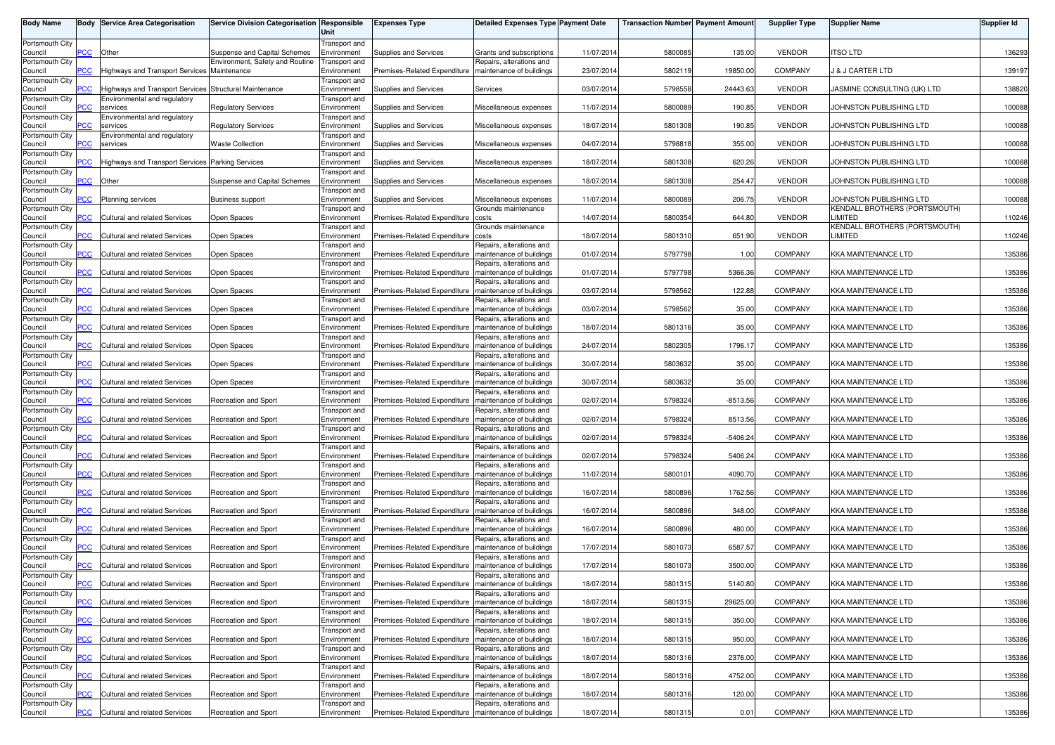| Body Name | Body | Service Area Categorisation | Service Division Categorisation | Responsible Unit | Expenses Type | Detailed Expenses Type | Payment Date | Transaction Number | Payment Amount | Supplier Type | Supplier Name | Supplier Id |
|---|---|---|---|---|---|---|---|---|---|---|---|---|
| Portsmouth City Council | PCC | Other | Suspense and Capital Schemes | Transport and Environment | Supplies and Services | Grants and subscriptions | 11/07/2014 | 5800085 | 135.00 | VENDOR | ITSO LTD | 136293 |
| Portsmouth City Council | PCC | Highways and Transport Services | Environment, Safety and Routine Maintenance | Transport and Environment | Premises-Related Expenditure | Repairs, alterations and maintenance of buildings | 23/07/2014 | 5802119 | 19850.00 | COMPANY | J & J CARTER LTD | 139197 |
| Portsmouth City Council | PCC | Highways and Transport Services | Structural Maintenance | Transport and Environment | Supplies and Services | Services | 03/07/2014 | 5798558 | 24443.63 | VENDOR | JASMINE CONSULTING (UK) LTD | 138820 |
| Portsmouth City Council | PCC | Environmental and regulatory services | Regulatory Services | Transport and Environment | Supplies and Services | Miscellaneous expenses | 11/07/2014 | 5800089 | 190.85 | VENDOR | JOHNSTON PUBLISHING LTD | 100088 |
| Portsmouth City Council | PCC | Environmental and regulatory services | Regulatory Services | Transport and Environment | Supplies and Services | Miscellaneous expenses | 18/07/2014 | 5801308 | 190.85 | VENDOR | JOHNSTON PUBLISHING LTD | 100088 |
| Portsmouth City Council | PCC | Environmental and regulatory services | Waste Collection | Transport and Environment | Supplies and Services | Miscellaneous expenses | 04/07/2014 | 5798818 | 355.00 | VENDOR | JOHNSTON PUBLISHING LTD | 100088 |
| Portsmouth City Council | PCC | Highways and Transport Services | Parking Services | Transport and Environment | Supplies and Services | Miscellaneous expenses | 18/07/2014 | 5801308 | 620.26 | VENDOR | JOHNSTON PUBLISHING LTD | 100088 |
| Portsmouth City Council | PCC | Other | Suspense and Capital Schemes | Transport and Environment | Supplies and Services | Miscellaneous expenses | 18/07/2014 | 5801308 | 254.47 | VENDOR | JOHNSTON PUBLISHING LTD | 100088 |
| Portsmouth City Council | PCC | Planning services | Business support | Transport and Environment | Supplies and Services | Miscellaneous expenses | 11/07/2014 | 5800089 | 206.75 | VENDOR | JOHNSTON PUBLISHING LTD | 100088 |
| Portsmouth City Council | PCC | Cultural and related Services | Open Spaces | Transport and Environment | Premises-Related Expenditure | Grounds maintenance costs | 14/07/2014 | 5800354 | 644.80 | VENDOR | KENDALL BROTHERS (PORTSMOUTH) LIMITED | 110246 |
| Portsmouth City Council | PCC | Cultural and related Services | Open Spaces | Transport and Environment | Premises-Related Expenditure | Grounds maintenance costs | 18/07/2014 | 5801310 | 651.90 | VENDOR | KENDALL BROTHERS (PORTSMOUTH) LIMITED | 110246 |
| Portsmouth City Council | PCC | Cultural and related Services | Open Spaces | Transport and Environment | Premises-Related Expenditure | Repairs, alterations and maintenance of buildings | 01/07/2014 | 5797798 | 1.00 | COMPANY | KKA MAINTENANCE LTD | 135386 |
| Portsmouth City Council | PCC | Cultural and related Services | Open Spaces | Transport and Environment | Premises-Related Expenditure | Repairs, alterations and maintenance of buildings | 01/07/2014 | 5797798 | 5366.36 | COMPANY | KKA MAINTENANCE LTD | 135386 |
| Portsmouth City Council | PCC | Cultural and related Services | Open Spaces | Transport and Environment | Premises-Related Expenditure | Repairs, alterations and maintenance of buildings | 03/07/2014 | 5798562 | 122.88 | COMPANY | KKA MAINTENANCE LTD | 135386 |
| Portsmouth City Council | PCC | Cultural and related Services | Open Spaces | Transport and Environment | Premises-Related Expenditure | Repairs, alterations and maintenance of buildings | 03/07/2014 | 5798562 | 35.00 | COMPANY | KKA MAINTENANCE LTD | 135386 |
| Portsmouth City Council | PCC | Cultural and related Services | Open Spaces | Transport and Environment | Premises-Related Expenditure | Repairs, alterations and maintenance of buildings | 18/07/2014 | 5801316 | 35.00 | COMPANY | KKA MAINTENANCE LTD | 135386 |
| Portsmouth City Council | PCC | Cultural and related Services | Open Spaces | Transport and Environment | Premises-Related Expenditure | Repairs, alterations and maintenance of buildings | 24/07/2014 | 5802305 | 1796.17 | COMPANY | KKA MAINTENANCE LTD | 135386 |
| Portsmouth City Council | PCC | Cultural and related Services | Open Spaces | Transport and Environment | Premises-Related Expenditure | Repairs, alterations and maintenance of buildings | 30/07/2014 | 5803632 | 35.00 | COMPANY | KKA MAINTENANCE LTD | 135386 |
| Portsmouth City Council | PCC | Cultural and related Services | Open Spaces | Transport and Environment | Premises-Related Expenditure | Repairs, alterations and maintenance of buildings | 30/07/2014 | 5803632 | 35.00 | COMPANY | KKA MAINTENANCE LTD | 135386 |
| Portsmouth City Council | PCC | Cultural and related Services | Recreation and Sport | Transport and Environment | Premises-Related Expenditure | Repairs, alterations and maintenance of buildings | 02/07/2014 | 5798324 | -8513.56 | COMPANY | KKA MAINTENANCE LTD | 135386 |
| Portsmouth City Council | PCC | Cultural and related Services | Recreation and Sport | Transport and Environment | Premises-Related Expenditure | Repairs, alterations and maintenance of buildings | 02/07/2014 | 5798324 | 8513.56 | COMPANY | KKA MAINTENANCE LTD | 135386 |
| Portsmouth City Council | PCC | Cultural and related Services | Recreation and Sport | Transport and Environment | Premises-Related Expenditure | Repairs, alterations and maintenance of buildings | 02/07/2014 | 5798324 | -5406.24 | COMPANY | KKA MAINTENANCE LTD | 135386 |
| Portsmouth City Council | PCC | Cultural and related Services | Recreation and Sport | Transport and Environment | Premises-Related Expenditure | Repairs, alterations and maintenance of buildings | 02/07/2014 | 5798324 | 5406.24 | COMPANY | KKA MAINTENANCE LTD | 135386 |
| Portsmouth City Council | PCC | Cultural and related Services | Recreation and Sport | Transport and Environment | Premises-Related Expenditure | Repairs, alterations and maintenance of buildings | 11/07/2014 | 5800101 | 4090.70 | COMPANY | KKA MAINTENANCE LTD | 135386 |
| Portsmouth City Council | PCC | Cultural and related Services | Recreation and Sport | Transport and Environment | Premises-Related Expenditure | Repairs, alterations and maintenance of buildings | 16/07/2014 | 5800896 | 1762.56 | COMPANY | KKA MAINTENANCE LTD | 135386 |
| Portsmouth City Council | PCC | Cultural and related Services | Recreation and Sport | Transport and Environment | Premises-Related Expenditure | Repairs, alterations and maintenance of buildings | 16/07/2014 | 5800896 | 348.00 | COMPANY | KKA MAINTENANCE LTD | 135386 |
| Portsmouth City Council | PCC | Cultural and related Services | Recreation and Sport | Transport and Environment | Premises-Related Expenditure | Repairs, alterations and maintenance of buildings | 16/07/2014 | 5800896 | 480.00 | COMPANY | KKA MAINTENANCE LTD | 135386 |
| Portsmouth City Council | PCC | Cultural and related Services | Recreation and Sport | Transport and Environment | Premises-Related Expenditure | Repairs, alterations and maintenance of buildings | 17/07/2014 | 5801073 | 6587.57 | COMPANY | KKA MAINTENANCE LTD | 135386 |
| Portsmouth City Council | PCC | Cultural and related Services | Recreation and Sport | Transport and Environment | Premises-Related Expenditure | Repairs, alterations and maintenance of buildings | 17/07/2014 | 5801073 | 3500.00 | COMPANY | KKA MAINTENANCE LTD | 135386 |
| Portsmouth City Council | PCC | Cultural and related Services | Recreation and Sport | Transport and Environment | Premises-Related Expenditure | Repairs, alterations and maintenance of buildings | 18/07/2014 | 5801315 | 5140.80 | COMPANY | KKA MAINTENANCE LTD | 135386 |
| Portsmouth City Council | PCC | Cultural and related Services | Recreation and Sport | Transport and Environment | Premises-Related Expenditure | Repairs, alterations and maintenance of buildings | 18/07/2014 | 5801315 | 29625.00 | COMPANY | KKA MAINTENANCE LTD | 135386 |
| Portsmouth City Council | PCC | Cultural and related Services | Recreation and Sport | Transport and Environment | Premises-Related Expenditure | Repairs, alterations and maintenance of buildings | 18/07/2014 | 5801315 | 350.00 | COMPANY | KKA MAINTENANCE LTD | 135386 |
| Portsmouth City Council | PCC | Cultural and related Services | Recreation and Sport | Transport and Environment | Premises-Related Expenditure | Repairs, alterations and maintenance of buildings | 18/07/2014 | 5801315 | 950.00 | COMPANY | KKA MAINTENANCE LTD | 135386 |
| Portsmouth City Council | PCC | Cultural and related Services | Recreation and Sport | Transport and Environment | Premises-Related Expenditure | Repairs, alterations and maintenance of buildings | 18/07/2014 | 5801316 | 2376.00 | COMPANY | KKA MAINTENANCE LTD | 135386 |
| Portsmouth City Council | PCC | Cultural and related Services | Recreation and Sport | Transport and Environment | Premises-Related Expenditure | Repairs, alterations and maintenance of buildings | 18/07/2014 | 5801316 | 4752.00 | COMPANY | KKA MAINTENANCE LTD | 135386 |
| Portsmouth City Council | PCC | Cultural and related Services | Recreation and Sport | Transport and Environment | Premises-Related Expenditure | Repairs, alterations and maintenance of buildings | 18/07/2014 | 5801316 | 120.00 | COMPANY | KKA MAINTENANCE LTD | 135386 |
| Portsmouth City Council | PCC | Cultural and related Services | Recreation and Sport | Transport and Environment | Premises-Related Expenditure | Repairs, alterations and maintenance of buildings | 18/07/2014 | 5801315 | 0.01 | COMPANY | KKA MAINTENANCE LTD | 135386 |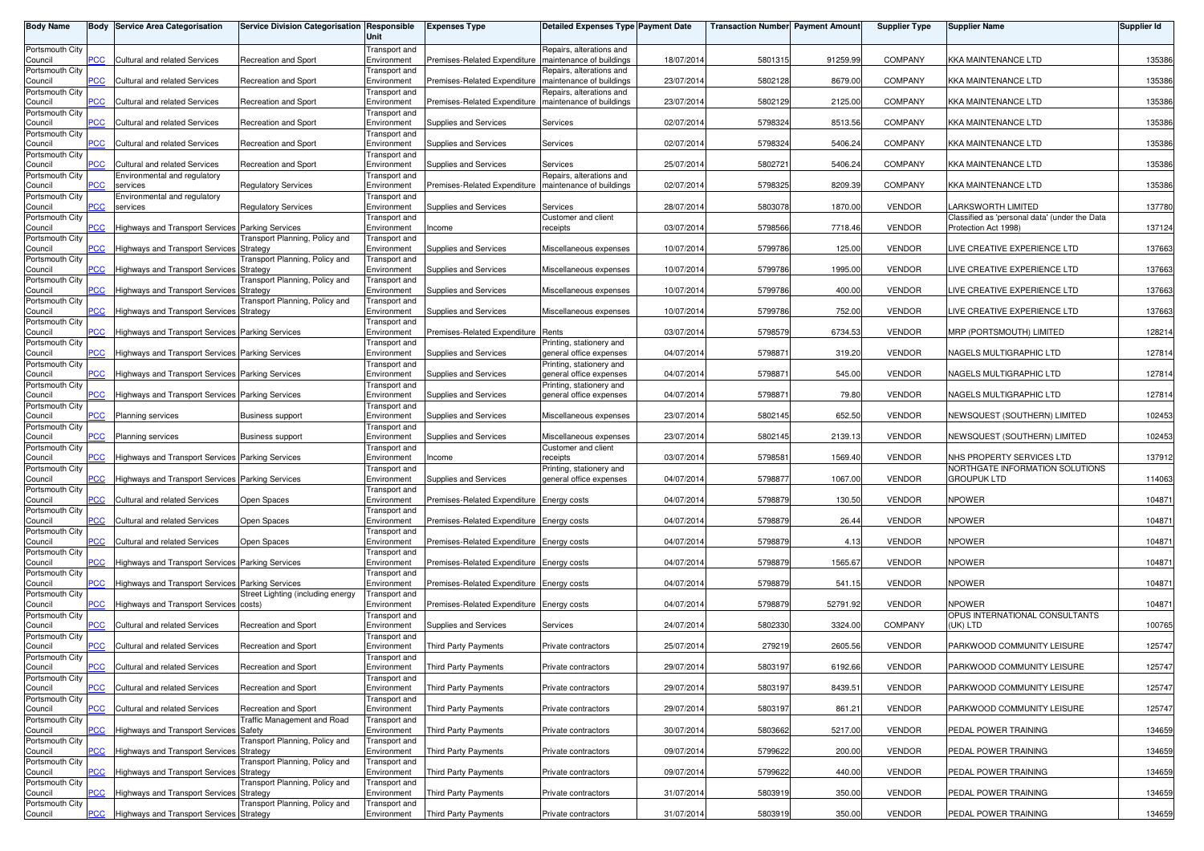| Body Name | Body | Service Area Categorisation | Service Division Categorisation | Responsible Unit | Expenses Type | Detailed Expenses Type | Payment Date | Transaction Number | Payment Amount | Supplier Type | Supplier Name | Supplier Id |
|---|---|---|---|---|---|---|---|---|---|---|---|---|
| Portsmouth City Council | PCC | Cultural and related Services | Recreation and Sport | Transport and Environment | Premises-Related Expenditure | Repairs, alterations and maintenance of buildings | 18/07/2014 | 5801315 | 91259.99 | COMPANY | KKA MAINTENANCE LTD | 135386 |
| Portsmouth City Council | PCC | Cultural and related Services | Recreation and Sport | Transport and Environment | Premises-Related Expenditure | Repairs, alterations and maintenance of buildings | 23/07/2014 | 5802128 | 8679.00 | COMPANY | KKA MAINTENANCE LTD | 135386 |
| Portsmouth City Council | PCC | Cultural and related Services | Recreation and Sport | Transport and Environment | Premises-Related Expenditure | Repairs, alterations and maintenance of buildings | 23/07/2014 | 5802129 | 2125.00 | COMPANY | KKA MAINTENANCE LTD | 135386 |
| Portsmouth City Council | PCC | Cultural and related Services | Recreation and Sport | Transport and Environment | Supplies and Services | Services | 02/07/2014 | 5798324 | 8513.56 | COMPANY | KKA MAINTENANCE LTD | 135386 |
| Portsmouth City Council | PCC | Cultural and related Services | Recreation and Sport | Transport and Environment | Supplies and Services | Services | 02/07/2014 | 5798324 | 5406.24 | COMPANY | KKA MAINTENANCE LTD | 135386 |
| Portsmouth City Council | PCC | Cultural and related Services | Recreation and Sport | Transport and Environment | Supplies and Services | Services | 25/07/2014 | 5802721 | 5406.24 | COMPANY | KKA MAINTENANCE LTD | 135386 |
| Portsmouth City Council | PCC | Environmental and regulatory services | Regulatory Services | Transport and Environment | Premises-Related Expenditure | Repairs, alterations and maintenance of buildings | 02/07/2014 | 5798325 | 8209.39 | COMPANY | KKA MAINTENANCE LTD | 135386 |
| Portsmouth City Council | PCC | Environmental and regulatory services | Regulatory Services | Transport and Environment | Supplies and Services | Services | 28/07/2014 | 5803078 | 1870.00 | VENDOR | LARKSWORTH LIMITED | 137780 |
| Portsmouth City Council | PCC | Highways and Transport Services | Parking Services | Transport and Environment | Income | Customer and client receipts | 03/07/2014 | 5798566 | 7718.46 | VENDOR | Classified as 'personal data' (under the Data Protection Act 1998) | 137124 |
| Portsmouth City Council | PCC | Highways and Transport Services | Transport Planning, Policy and Strategy | Transport and Environment | Supplies and Services | Miscellaneous expenses | 10/07/2014 | 5799786 | 125.00 | VENDOR | LIVE CREATIVE EXPERIENCE LTD | 137663 |
| Portsmouth City Council | PCC | Highways and Transport Services | Transport Planning, Policy and Strategy | Transport and Environment | Supplies and Services | Miscellaneous expenses | 10/07/2014 | 5799786 | 1995.00 | VENDOR | LIVE CREATIVE EXPERIENCE LTD | 137663 |
| Portsmouth City Council | PCC | Highways and Transport Services | Transport Planning, Policy and Strategy | Transport and Environment | Supplies and Services | Miscellaneous expenses | 10/07/2014 | 5799786 | 400.00 | VENDOR | LIVE CREATIVE EXPERIENCE LTD | 137663 |
| Portsmouth City Council | PCC | Highways and Transport Services | Transport Planning, Policy and Strategy | Transport and Environment | Supplies and Services | Miscellaneous expenses | 10/07/2014 | 5799786 | 752.00 | VENDOR | LIVE CREATIVE EXPERIENCE LTD | 137663 |
| Portsmouth City Council | PCC | Highways and Transport Services | Parking Services | Transport and Environment | Premises-Related Expenditure | Rents | 03/07/2014 | 5798579 | 6734.53 | VENDOR | MRP (PORTSMOUTH) LIMITED | 128214 |
| Portsmouth City Council | PCC | Highways and Transport Services | Parking Services | Transport and Environment | Supplies and Services | Printing, stationery and general office expenses | 04/07/2014 | 5798871 | 319.20 | VENDOR | NAGELS MULTIGRAPHIC LTD | 127814 |
| Portsmouth City Council | PCC | Highways and Transport Services | Parking Services | Transport and Environment | Supplies and Services | Printing, stationery and general office expenses | 04/07/2014 | 5798871 | 545.00 | VENDOR | NAGELS MULTIGRAPHIC LTD | 127814 |
| Portsmouth City Council | PCC | Highways and Transport Services | Parking Services | Transport and Environment | Supplies and Services | Printing, stationery and general office expenses | 04/07/2014 | 5798871 | 79.80 | VENDOR | NAGELS MULTIGRAPHIC LTD | 127814 |
| Portsmouth City Council | PCC | Planning services | Business support | Transport and Environment | Supplies and Services | Miscellaneous expenses | 23/07/2014 | 5802145 | 652.50 | VENDOR | NEWSQUEST (SOUTHERN) LIMITED | 102453 |
| Portsmouth City Council | PCC | Planning services | Business support | Transport and Environment | Supplies and Services | Miscellaneous expenses | 23/07/2014 | 5802145 | 2139.13 | VENDOR | NEWSQUEST (SOUTHERN) LIMITED | 102453 |
| Portsmouth City Council | PCC | Highways and Transport Services | Parking Services | Transport and Environment | Income | Customer and client receipts | 03/07/2014 | 5798581 | 1569.40 | VENDOR | NHS PROPERTY SERVICES LTD | 137912 |
| Portsmouth City Council | PCC | Highways and Transport Services | Parking Services | Transport and Environment | Supplies and Services | Printing, stationery and general office expenses | 04/07/2014 | 5798877 | 1067.00 | VENDOR | NORTHGATE INFORMATION SOLUTIONS GROUPUK LTD | 114063 |
| Portsmouth City Council | PCC | Cultural and related Services | Open Spaces | Transport and Environment | Premises-Related Expenditure | Energy costs | 04/07/2014 | 5798879 | 130.50 | VENDOR | NPOWER | 104871 |
| Portsmouth City Council | PCC | Cultural and related Services | Open Spaces | Transport and Environment | Premises-Related Expenditure | Energy costs | 04/07/2014 | 5798879 | 26.44 | VENDOR | NPOWER | 104871 |
| Portsmouth City Council | PCC | Cultural and related Services | Open Spaces | Transport and Environment | Premises-Related Expenditure | Energy costs | 04/07/2014 | 5798879 | 4.13 | VENDOR | NPOWER | 104871 |
| Portsmouth City Council | PCC | Highways and Transport Services | Parking Services | Transport and Environment | Premises-Related Expenditure | Energy costs | 04/07/2014 | 5798879 | 1565.67 | VENDOR | NPOWER | 104871 |
| Portsmouth City Council | PCC | Highways and Transport Services | Parking Services | Transport and Environment | Premises-Related Expenditure | Energy costs | 04/07/2014 | 5798879 | 541.15 | VENDOR | NPOWER | 104871 |
| Portsmouth City Council | PCC | Highways and Transport Services | Street Lighting (including energy costs) | Transport and Environment | Premises-Related Expenditure | Energy costs | 04/07/2014 | 5798879 | 52791.92 | VENDOR | NPOWER | 104871 |
| Portsmouth City Council | PCC | Cultural and related Services | Recreation and Sport | Transport and Environment | Supplies and Services | Services | 24/07/2014 | 5802330 | 3324.00 | COMPANY | OPUS INTERNATIONAL CONSULTANTS (UK) LTD | 100765 |
| Portsmouth City Council | PCC | Cultural and related Services | Recreation and Sport | Transport and Environment | Third Party Payments | Private contractors | 25/07/2014 | 279219 | 2605.56 | VENDOR | PARKWOOD COMMUNITY LEISURE | 125747 |
| Portsmouth City Council | PCC | Cultural and related Services | Recreation and Sport | Transport and Environment | Third Party Payments | Private contractors | 29/07/2014 | 5803197 | 6192.66 | VENDOR | PARKWOOD COMMUNITY LEISURE | 125747 |
| Portsmouth City Council | PCC | Cultural and related Services | Recreation and Sport | Transport and Environment | Third Party Payments | Private contractors | 29/07/2014 | 5803197 | 8439.51 | VENDOR | PARKWOOD COMMUNITY LEISURE | 125747 |
| Portsmouth City Council | PCC | Cultural and related Services | Recreation and Sport | Transport and Environment | Third Party Payments | Private contractors | 29/07/2014 | 5803197 | 861.21 | VENDOR | PARKWOOD COMMUNITY LEISURE | 125747 |
| Portsmouth City Council | PCC | Highways and Transport Services | Traffic Management and Road Safety | Transport and Environment | Third Party Payments | Private contractors | 30/07/2014 | 5803662 | 5217.00 | VENDOR | PEDAL POWER TRAINING | 134659 |
| Portsmouth City Council | PCC | Highways and Transport Services | Transport Planning, Policy and Strategy | Transport and Environment | Third Party Payments | Private contractors | 09/07/2014 | 5799622 | 200.00 | VENDOR | PEDAL POWER TRAINING | 134659 |
| Portsmouth City Council | PCC | Highways and Transport Services | Transport Planning, Policy and Strategy | Transport and Environment | Third Party Payments | Private contractors | 09/07/2014 | 5799622 | 440.00 | VENDOR | PEDAL POWER TRAINING | 134659 |
| Portsmouth City Council | PCC | Highways and Transport Services | Transport Planning, Policy and Strategy | Transport and Environment | Third Party Payments | Private contractors | 31/07/2014 | 5803919 | 350.00 | VENDOR | PEDAL POWER TRAINING | 134659 |
| Portsmouth City Council | PCC | Highways and Transport Services | Transport Planning, Policy and Strategy | Transport and Environment | Third Party Payments | Private contractors | 31/07/2014 | 5803919 | 350.00 | VENDOR | PEDAL POWER TRAINING | 134659 |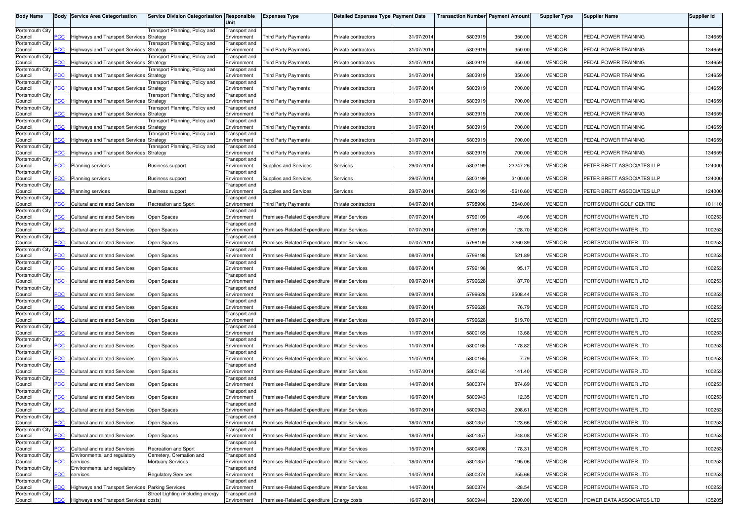| Body Name | Body | Service Area Categorisation | Service Division Categorisation | Responsible Unit | Expenses Type | Detailed Expenses Type | Payment Date | Transaction Number | Payment Amount | Supplier Type | Supplier Name | Supplier Id |
|---|---|---|---|---|---|---|---|---|---|---|---|---|
| Portsmouth City Council | PCC | Highways and Transport Services | Transport Planning, Policy and Strategy | Transport and Environment | Third Party Payments | Private contractors | 31/07/2014 | 5803919 | 350.00 | VENDOR | PEDAL POWER TRAINING | 134659 |
| Portsmouth City Council | PCC | Highways and Transport Services | Transport Planning, Policy and Strategy | Transport and Environment | Third Party Payments | Private contractors | 31/07/2014 | 5803919 | 350.00 | VENDOR | PEDAL POWER TRAINING | 134659 |
| Portsmouth City Council | PCC | Highways and Transport Services | Transport Planning, Policy and Strategy | Transport and Environment | Third Party Payments | Private contractors | 31/07/2014 | 5803919 | 350.00 | VENDOR | PEDAL POWER TRAINING | 134659 |
| Portsmouth City Council | PCC | Highways and Transport Services | Transport Planning, Policy and Strategy | Transport and Environment | Third Party Payments | Private contractors | 31/07/2014 | 5803919 | 350.00 | VENDOR | PEDAL POWER TRAINING | 134659 |
| Portsmouth City Council | PCC | Highways and Transport Services | Transport Planning, Policy and Strategy | Transport and Environment | Third Party Payments | Private contractors | 31/07/2014 | 5803919 | 700.00 | VENDOR | PEDAL POWER TRAINING | 134659 |
| Portsmouth City Council | PCC | Highways and Transport Services | Transport Planning, Policy and Strategy | Transport and Environment | Third Party Payments | Private contractors | 31/07/2014 | 5803919 | 700.00 | VENDOR | PEDAL POWER TRAINING | 134659 |
| Portsmouth City Council | PCC | Highways and Transport Services | Transport Planning, Policy and Strategy | Transport and Environment | Third Party Payments | Private contractors | 31/07/2014 | 5803919 | 700.00 | VENDOR | PEDAL POWER TRAINING | 134659 |
| Portsmouth City Council | PCC | Highways and Transport Services | Transport Planning, Policy and Strategy | Transport and Environment | Third Party Payments | Private contractors | 31/07/2014 | 5803919 | 700.00 | VENDOR | PEDAL POWER TRAINING | 134659 |
| Portsmouth City Council | PCC | Highways and Transport Services | Transport Planning, Policy and Strategy | Transport and Environment | Third Party Payments | Private contractors | 31/07/2014 | 5803919 | 700.00 | VENDOR | PEDAL POWER TRAINING | 134659 |
| Portsmouth City Council | PCC | Highways and Transport Services | Transport Planning, Policy and Strategy | Transport and Environment | Third Party Payments | Private contractors | 31/07/2014 | 5803919 | 700.00 | VENDOR | PEDAL POWER TRAINING | 134659 |
| Portsmouth City Council | PCC | Planning services | Business support | Transport and Environment | Supplies and Services | Services | 29/07/2014 | 5803199 | 23247.26 | VENDOR | PETER BRETT ASSOCIATES LLP | 124000 |
| Portsmouth City Council | PCC | Planning services | Business support | Transport and Environment | Supplies and Services | Services | 29/07/2014 | 5803199 | 3100.00 | VENDOR | PETER BRETT ASSOCIATES LLP | 124000 |
| Portsmouth City Council | PCC | Planning services | Business support | Transport and Environment | Supplies and Services | Services | 29/07/2014 | 5803199 | -5610.60 | VENDOR | PETER BRETT ASSOCIATES LLP | 124000 |
| Portsmouth City Council | PCC | Cultural and related Services | Recreation and Sport | Transport and Environment | Third Party Payments | Private contractors | 04/07/2014 | 5798906 | 3540.00 | VENDOR | PORTSMOUTH GOLF CENTRE | 101110 |
| Portsmouth City Council | PCC | Cultural and related Services | Open Spaces | Transport and Environment | Premises-Related Expenditure | Water Services | 07/07/2014 | 5799109 | 49.06 | VENDOR | PORTSMOUTH WATER LTD | 100253 |
| Portsmouth City Council | PCC | Cultural and related Services | Open Spaces | Transport and Environment | Premises-Related Expenditure | Water Services | 07/07/2014 | 5799109 | 128.70 | VENDOR | PORTSMOUTH WATER LTD | 100253 |
| Portsmouth City Council | PCC | Cultural and related Services | Open Spaces | Transport and Environment | Premises-Related Expenditure | Water Services | 07/07/2014 | 5799109 | 2260.89 | VENDOR | PORTSMOUTH WATER LTD | 100253 |
| Portsmouth City Council | PCC | Cultural and related Services | Open Spaces | Transport and Environment | Premises-Related Expenditure | Water Services | 08/07/2014 | 5799198 | 521.89 | VENDOR | PORTSMOUTH WATER LTD | 100253 |
| Portsmouth City Council | PCC | Cultural and related Services | Open Spaces | Transport and Environment | Premises-Related Expenditure | Water Services | 08/07/2014 | 5799198 | 95.17 | VENDOR | PORTSMOUTH WATER LTD | 100253 |
| Portsmouth City Council | PCC | Cultural and related Services | Open Spaces | Transport and Environment | Premises-Related Expenditure | Water Services | 09/07/2014 | 5799628 | 187.70 | VENDOR | PORTSMOUTH WATER LTD | 100253 |
| Portsmouth City Council | PCC | Cultural and related Services | Open Spaces | Transport and Environment | Premises-Related Expenditure | Water Services | 09/07/2014 | 5799628 | 2508.44 | VENDOR | PORTSMOUTH WATER LTD | 100253 |
| Portsmouth City Council | PCC | Cultural and related Services | Open Spaces | Transport and Environment | Premises-Related Expenditure | Water Services | 09/07/2014 | 5799628 | 76.79 | VENDOR | PORTSMOUTH WATER LTD | 100253 |
| Portsmouth City Council | PCC | Cultural and related Services | Open Spaces | Transport and Environment | Premises-Related Expenditure | Water Services | 09/07/2014 | 5799628 | 519.70 | VENDOR | PORTSMOUTH WATER LTD | 100253 |
| Portsmouth City Council | PCC | Cultural and related Services | Open Spaces | Transport and Environment | Premises-Related Expenditure | Water Services | 11/07/2014 | 5800165 | 13.68 | VENDOR | PORTSMOUTH WATER LTD | 100253 |
| Portsmouth City Council | PCC | Cultural and related Services | Open Spaces | Transport and Environment | Premises-Related Expenditure | Water Services | 11/07/2014 | 5800165 | 178.82 | VENDOR | PORTSMOUTH WATER LTD | 100253 |
| Portsmouth City Council | PCC | Cultural and related Services | Open Spaces | Transport and Environment | Premises-Related Expenditure | Water Services | 11/07/2014 | 5800165 | 7.79 | VENDOR | PORTSMOUTH WATER LTD | 100253 |
| Portsmouth City Council | PCC | Cultural and related Services | Open Spaces | Transport and Environment | Premises-Related Expenditure | Water Services | 11/07/2014 | 5800165 | 141.40 | VENDOR | PORTSMOUTH WATER LTD | 100253 |
| Portsmouth City Council | PCC | Cultural and related Services | Open Spaces | Transport and Environment | Premises-Related Expenditure | Water Services | 14/07/2014 | 5800374 | 874.69 | VENDOR | PORTSMOUTH WATER LTD | 100253 |
| Portsmouth City Council | PCC | Cultural and related Services | Open Spaces | Transport and Environment | Premises-Related Expenditure | Water Services | 16/07/2014 | 5800943 | 12.35 | VENDOR | PORTSMOUTH WATER LTD | 100253 |
| Portsmouth City Council | PCC | Cultural and related Services | Open Spaces | Transport and Environment | Premises-Related Expenditure | Water Services | 16/07/2014 | 5800943 | 208.61 | VENDOR | PORTSMOUTH WATER LTD | 100253 |
| Portsmouth City Council | PCC | Cultural and related Services | Open Spaces | Transport and Environment | Premises-Related Expenditure | Water Services | 18/07/2014 | 5801357 | 123.66 | VENDOR | PORTSMOUTH WATER LTD | 100253 |
| Portsmouth City Council | PCC | Cultural and related Services | Open Spaces | Transport and Environment | Premises-Related Expenditure | Water Services | 18/07/2014 | 5801357 | 248.08 | VENDOR | PORTSMOUTH WATER LTD | 100253 |
| Portsmouth City Council | PCC | Cultural and related Services | Recreation and Sport | Transport and Environment | Premises-Related Expenditure | Water Services | 15/07/2014 | 5800498 | 178.31 | VENDOR | PORTSMOUTH WATER LTD | 100253 |
| Portsmouth City Council | PCC | Environmental and regulatory services | Cemetery, Cremation and Mortuary Services | Transport and Environment | Premises-Related Expenditure | Water Services | 18/07/2014 | 5801357 | 195.06 | VENDOR | PORTSMOUTH WATER LTD | 100253 |
| Portsmouth City Council | PCC | Environmental and regulatory services | Regulatory Services | Transport and Environment | Premises-Related Expenditure | Water Services | 14/07/2014 | 5800374 | 255.66 | VENDOR | PORTSMOUTH WATER LTD | 100253 |
| Portsmouth City Council | PCC | Highways and Transport Services | Parking Services | Transport and Environment | Premises-Related Expenditure | Water Services | 14/07/2014 | 5800374 | -28.54 | VENDOR | PORTSMOUTH WATER LTD | 100253 |
| Portsmouth City Council | PCC | Highways and Transport Services | Street Lighting (including energy costs) | Transport and Environment | Premises-Related Expenditure | Energy costs | 16/07/2014 | 5800944 | 3200.00 | VENDOR | POWER DATA ASSOCIATES LTD | 135205 |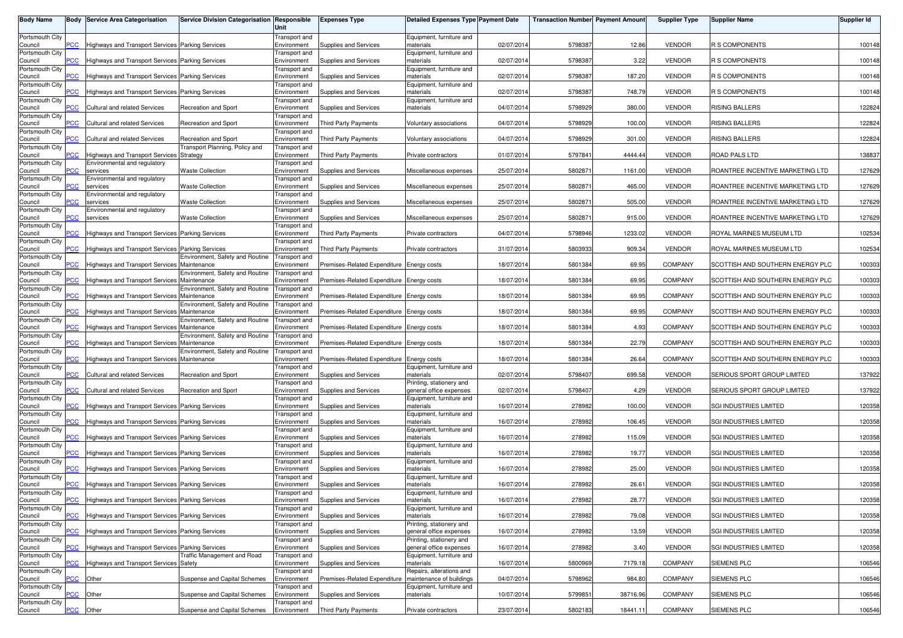| Body Name | Body | Service Area Categorisation | Service Division Categorisation | Responsible Unit | Expenses Type | Detailed Expenses Type | Payment Date | Transaction Number | Payment Amount | Supplier Type | Supplier Name | Supplier Id |
|---|---|---|---|---|---|---|---|---|---|---|---|---|
| Portsmouth City Council | PCC | Highways and Transport Services | Parking Services | Transport and Environment | Supplies and Services | Equipment, furniture and materials | 02/07/2014 | 5798387 | 12.86 | VENDOR | R S COMPONENTS | 100148 |
| Portsmouth City Council | PCC | Highways and Transport Services | Parking Services | Transport and Environment | Supplies and Services | Equipment, furniture and materials | 02/07/2014 | 5798387 | 3.22 | VENDOR | R S COMPONENTS | 100148 |
| Portsmouth City Council | PCC | Highways and Transport Services | Parking Services | Transport and Environment | Supplies and Services | Equipment, furniture and materials | 02/07/2014 | 5798387 | 187.20 | VENDOR | R S COMPONENTS | 100148 |
| Portsmouth City Council | PCC | Highways and Transport Services | Parking Services | Transport and Environment | Supplies and Services | Equipment, furniture and materials | 02/07/2014 | 5798387 | 748.79 | VENDOR | R S COMPONENTS | 100148 |
| Portsmouth City Council | PCC | Cultural and related Services | Recreation and Sport | Transport and Environment | Supplies and Services | Equipment, furniture and materials | 04/07/2014 | 5798929 | 380.00 | VENDOR | RISING BALLERS | 122824 |
| Portsmouth City Council | PCC | Cultural and related Services | Recreation and Sport | Transport and Environment | Third Party Payments | Voluntary associations | 04/07/2014 | 5798929 | 100.00 | VENDOR | RISING BALLERS | 122824 |
| Portsmouth City Council | PCC | Cultural and related Services | Recreation and Sport | Transport and Environment | Third Party Payments | Voluntary associations | 04/07/2014 | 5798929 | 301.00 | VENDOR | RISING BALLERS | 122824 |
| Portsmouth City Council | PCC | Highways and Transport Services | Transport Planning, Policy and Strategy | Transport and Environment | Third Party Payments | Private contractors | 01/07/2014 | 5797841 | 4444.44 | VENDOR | ROAD PALS LTD | 138837 |
| Portsmouth City Council | PCC | Environmental and regulatory services | Waste Collection | Transport and Environment | Supplies and Services | Miscellaneous expenses | 25/07/2014 | 5802871 | 1161.00 | VENDOR | ROANTREE INCENTIVE MARKETING LTD | 127629 |
| Portsmouth City Council | PCC | Environmental and regulatory services | Waste Collection | Transport and Environment | Supplies and Services | Miscellaneous expenses | 25/07/2014 | 5802871 | 465.00 | VENDOR | ROANTREE INCENTIVE MARKETING LTD | 127629 |
| Portsmouth City Council | PCC | Environmental and regulatory services | Waste Collection | Transport and Environment | Supplies and Services | Miscellaneous expenses | 25/07/2014 | 5802871 | 505.00 | VENDOR | ROANTREE INCENTIVE MARKETING LTD | 127629 |
| Portsmouth City Council | PCC | Environmental and regulatory services | Waste Collection | Transport and Environment | Supplies and Services | Miscellaneous expenses | 25/07/2014 | 5802871 | 915.00 | VENDOR | ROANTREE INCENTIVE MARKETING LTD | 127629 |
| Portsmouth City Council | PCC | Highways and Transport Services | Parking Services | Transport and Environment | Third Party Payments | Private contractors | 04/07/2014 | 5798946 | 1233.02 | VENDOR | ROYAL MARINES MUSEUM LTD | 102534 |
| Portsmouth City Council | PCC | Highways and Transport Services | Parking Services | Transport and Environment | Third Party Payments | Private contractors | 31/07/2014 | 5803933 | 909.34 | VENDOR | ROYAL MARINES MUSEUM LTD | 102534 |
| Portsmouth City Council | PCC | Highways and Transport Services | Environment, Safety and Routine Maintenance | Transport and Environment | Premises-Related Expenditure | Energy costs | 18/07/2014 | 5801384 | 69.95 | COMPANY | SCOTTISH AND SOUTHERN ENERGY PLC | 100303 |
| Portsmouth City Council | PCC | Highways and Transport Services | Environment, Safety and Routine Maintenance | Transport and Environment | Premises-Related Expenditure | Energy costs | 18/07/2014 | 5801384 | 69.95 | COMPANY | SCOTTISH AND SOUTHERN ENERGY PLC | 100303 |
| Portsmouth City Council | PCC | Highways and Transport Services | Environment, Safety and Routine Maintenance | Transport and Environment | Premises-Related Expenditure | Energy costs | 18/07/2014 | 5801384 | 69.95 | COMPANY | SCOTTISH AND SOUTHERN ENERGY PLC | 100303 |
| Portsmouth City Council | PCC | Highways and Transport Services | Environment, Safety and Routine Maintenance | Transport and Environment | Premises-Related Expenditure | Energy costs | 18/07/2014 | 5801384 | 69.95 | COMPANY | SCOTTISH AND SOUTHERN ENERGY PLC | 100303 |
| Portsmouth City Council | PCC | Highways and Transport Services | Environment, Safety and Routine Maintenance | Transport and Environment | Premises-Related Expenditure | Energy costs | 18/07/2014 | 5801384 | 4.93 | COMPANY | SCOTTISH AND SOUTHERN ENERGY PLC | 100303 |
| Portsmouth City Council | PCC | Highways and Transport Services | Environment, Safety and Routine Maintenance | Transport and Environment | Premises-Related Expenditure | Energy costs | 18/07/2014 | 5801384 | 22.79 | COMPANY | SCOTTISH AND SOUTHERN ENERGY PLC | 100303 |
| Portsmouth City Council | PCC | Highways and Transport Services | Environment, Safety and Routine Maintenance | Transport and Environment | Premises-Related Expenditure | Energy costs | 18/07/2014 | 5801384 | 26.64 | COMPANY | SCOTTISH AND SOUTHERN ENERGY PLC | 100303 |
| Portsmouth City Council | PCC | Cultural and related Services | Recreation and Sport | Transport and Environment | Supplies and Services | Equipment, furniture and materials | 02/07/2014 | 5798407 | 699.58 | VENDOR | SERIOUS SPORT GROUP LIMITED | 137922 |
| Portsmouth City Council | PCC | Cultural and related Services | Recreation and Sport | Transport and Environment | Supplies and Services | Printing, stationery and general office expenses | 02/07/2014 | 5798407 | 4.29 | VENDOR | SERIOUS SPORT GROUP LIMITED | 137922 |
| Portsmouth City Council | PCC | Highways and Transport Services | Parking Services | Transport and Environment | Supplies and Services | Equipment, furniture and materials | 16/07/2014 | 278982 | 100.00 | VENDOR | SGI INDUSTRIES LIMITED | 120358 |
| Portsmouth City Council | PCC | Highways and Transport Services | Parking Services | Transport and Environment | Supplies and Services | Equipment, furniture and materials | 16/07/2014 | 278982 | 106.45 | VENDOR | SGI INDUSTRIES LIMITED | 120358 |
| Portsmouth City Council | PCC | Highways and Transport Services | Parking Services | Transport and Environment | Supplies and Services | Equipment, furniture and materials | 16/07/2014 | 278982 | 115.09 | VENDOR | SGI INDUSTRIES LIMITED | 120358 |
| Portsmouth City Council | PCC | Highways and Transport Services | Parking Services | Transport and Environment | Supplies and Services | Equipment, furniture and materials | 16/07/2014 | 278982 | 19.77 | VENDOR | SGI INDUSTRIES LIMITED | 120358 |
| Portsmouth City Council | PCC | Highways and Transport Services | Parking Services | Transport and Environment | Supplies and Services | Equipment, furniture and materials | 16/07/2014 | 278982 | 25.00 | VENDOR | SGI INDUSTRIES LIMITED | 120358 |
| Portsmouth City Council | PCC | Highways and Transport Services | Parking Services | Transport and Environment | Supplies and Services | Equipment, furniture and materials | 16/07/2014 | 278982 | 26.61 | VENDOR | SGI INDUSTRIES LIMITED | 120358 |
| Portsmouth City Council | PCC | Highways and Transport Services | Parking Services | Transport and Environment | Supplies and Services | Equipment, furniture and materials | 16/07/2014 | 278982 | 28.77 | VENDOR | SGI INDUSTRIES LIMITED | 120358 |
| Portsmouth City Council | PCC | Highways and Transport Services | Parking Services | Transport and Environment | Supplies and Services | Equipment, furniture and materials | 16/07/2014 | 278982 | 79.08 | VENDOR | SGI INDUSTRIES LIMITED | 120358 |
| Portsmouth City Council | PCC | Highways and Transport Services | Parking Services | Transport and Environment | Supplies and Services | Printing, stationery and general office expenses | 16/07/2014 | 278982 | 13.59 | VENDOR | SGI INDUSTRIES LIMITED | 120358 |
| Portsmouth City Council | PCC | Highways and Transport Services | Parking Services | Transport and Environment | Supplies and Services | Printing, stationery and general office expenses | 16/07/2014 | 278982 | 3.40 | VENDOR | SGI INDUSTRIES LIMITED | 120358 |
| Portsmouth City Council | PCC | Highways and Transport Services | Traffic Management and Road Safety | Transport and Environment | Supplies and Services | Equipment, furniture and materials | 16/07/2014 | 5800969 | 7179.18 | COMPANY | SIEMENS PLC | 106546 |
| Portsmouth City Council | PCC | Other | Suspense and Capital Schemes | Transport and Environment | Premises-Related Expenditure | Repairs, alterations and maintenance of buildings | 04/07/2014 | 5798962 | 984.80 | COMPANY | SIEMENS PLC | 106546 |
| Portsmouth City Council | PCC | Other | Suspense and Capital Schemes | Transport and Environment | Supplies and Services | Equipment, furniture and materials | 10/07/2014 | 5799851 | 38716.96 | COMPANY | SIEMENS PLC | 106546 |
| Portsmouth City Council | PCC | Other | Suspense and Capital Schemes | Transport and Environment | Third Party Payments | Private contractors | 23/07/2014 | 5802183 | 18441.11 | COMPANY | SIEMENS PLC | 106546 |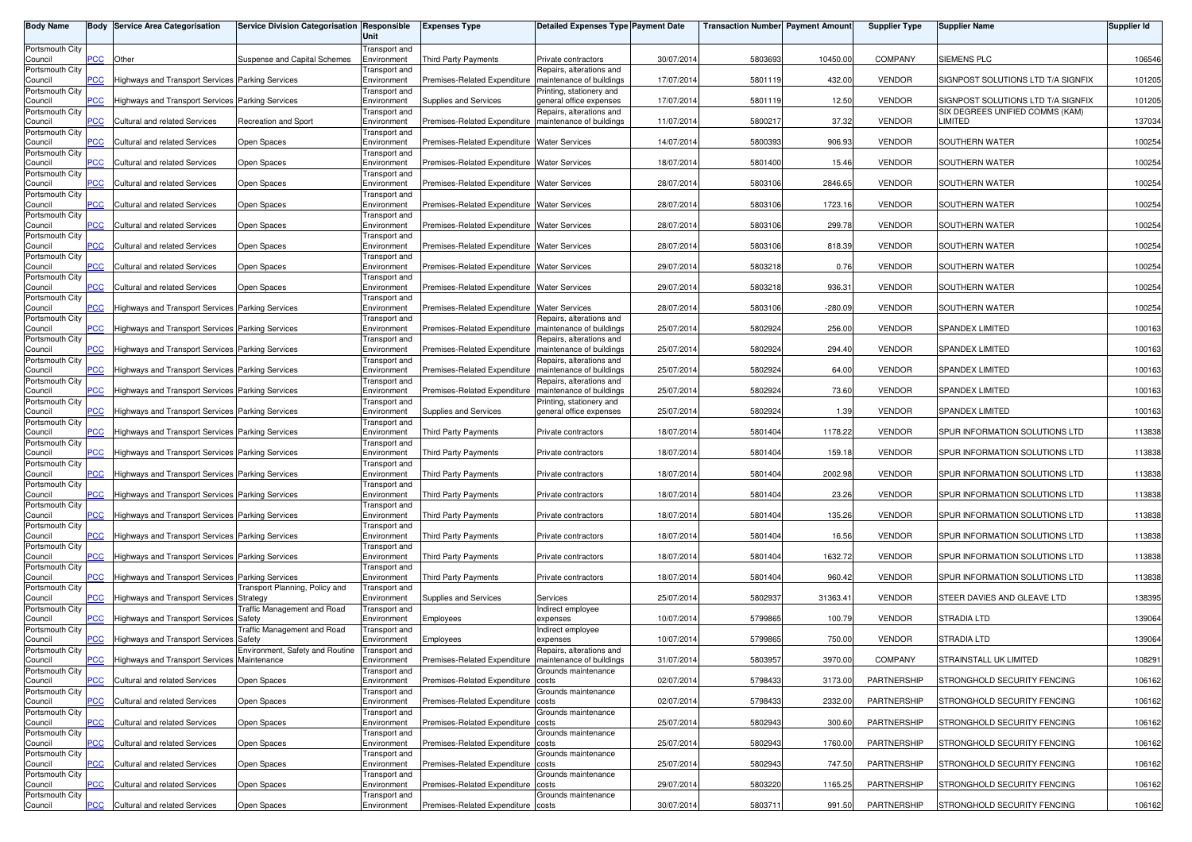| Body Name | Body | Service Area Categorisation | Service Division Categorisation | Responsible Unit | Expenses Type | Detailed Expenses Type | Payment Date | Transaction Number | Payment Amount | Supplier Type | Supplier Name | Supplier Id |
|---|---|---|---|---|---|---|---|---|---|---|---|---|
| Portsmouth City Council | PCC | Other | Suspense and Capital Schemes | Transport and Environment | Third Party Payments | Private contractors | 30/07/2014 | 5803693 | 10450.00 | COMPANY | SIEMENS PLC | 106546 |
| Portsmouth City Council | PCC | Highways and Transport Services | Parking Services | Transport and Environment | Premises-Related Expenditure | Repairs, alterations and maintenance of buildings | 17/07/2014 | 5801119 | 432.00 | VENDOR | SIGNPOST SOLUTIONS LTD T/A SIGNFIX | 101205 |
| Portsmouth City Council | PCC | Highways and Transport Services | Parking Services | Transport and Environment | Supplies and Services | Printing, stationery and general office expenses | 17/07/2014 | 5801119 | 12.50 | VENDOR | SIGNPOST SOLUTIONS LTD T/A SIGNFIX | 101205 |
| Portsmouth City Council | PCC | Cultural and related Services | Recreation and Sport | Transport and Environment | Premises-Related Expenditure | Repairs, alterations and maintenance of buildings | 11/07/2014 | 5800217 | 37.32 | VENDOR | SIX DEGREES UNIFIED COMMS (KAM) LIMITED | 137034 |
| Portsmouth City Council | PCC | Cultural and related Services | Open Spaces | Transport and Environment | Premises-Related Expenditure | Water Services | 14/07/2014 | 5800393 | 906.93 | VENDOR | SOUTHERN WATER | 100254 |
| Portsmouth City Council | PCC | Cultural and related Services | Open Spaces | Transport and Environment | Premises-Related Expenditure | Water Services | 18/07/2014 | 5801400 | 15.46 | VENDOR | SOUTHERN WATER | 100254 |
| Portsmouth City Council | PCC | Cultural and related Services | Open Spaces | Transport and Environment | Premises-Related Expenditure | Water Services | 28/07/2014 | 5803106 | 2846.65 | VENDOR | SOUTHERN WATER | 100254 |
| Portsmouth City Council | PCC | Cultural and related Services | Open Spaces | Transport and Environment | Premises-Related Expenditure | Water Services | 28/07/2014 | 5803106 | 1723.16 | VENDOR | SOUTHERN WATER | 100254 |
| Portsmouth City Council | PCC | Cultural and related Services | Open Spaces | Transport and Environment | Premises-Related Expenditure | Water Services | 28/07/2014 | 5803106 | 299.78 | VENDOR | SOUTHERN WATER | 100254 |
| Portsmouth City Council | PCC | Cultural and related Services | Open Spaces | Transport and Environment | Premises-Related Expenditure | Water Services | 28/07/2014 | 5803106 | 818.39 | VENDOR | SOUTHERN WATER | 100254 |
| Portsmouth City Council | PCC | Cultural and related Services | Open Spaces | Transport and Environment | Premises-Related Expenditure | Water Services | 29/07/2014 | 5803218 | 0.76 | VENDOR | SOUTHERN WATER | 100254 |
| Portsmouth City Council | PCC | Cultural and related Services | Open Spaces | Transport and Environment | Premises-Related Expenditure | Water Services | 29/07/2014 | 5803218 | 936.31 | VENDOR | SOUTHERN WATER | 100254 |
| Portsmouth City Council | PCC | Highways and Transport Services | Parking Services | Transport and Environment | Premises-Related Expenditure | Water Services | 28/07/2014 | 5803106 | -280.09 | VENDOR | SOUTHERN WATER | 100254 |
| Portsmouth City Council | PCC | Highways and Transport Services | Parking Services | Transport and Environment | Premises-Related Expenditure | Repairs, alterations and maintenance of buildings | 25/07/2014 | 5802924 | 256.00 | VENDOR | SPANDEX LIMITED | 100163 |
| Portsmouth City Council | PCC | Highways and Transport Services | Parking Services | Transport and Environment | Premises-Related Expenditure | Repairs, alterations and maintenance of buildings | 25/07/2014 | 5802924 | 294.40 | VENDOR | SPANDEX LIMITED | 100163 |
| Portsmouth City Council | PCC | Highways and Transport Services | Parking Services | Transport and Environment | Premises-Related Expenditure | Repairs, alterations and maintenance of buildings | 25/07/2014 | 5802924 | 64.00 | VENDOR | SPANDEX LIMITED | 100163 |
| Portsmouth City Council | PCC | Highways and Transport Services | Parking Services | Transport and Environment | Premises-Related Expenditure | Repairs, alterations and maintenance of buildings | 25/07/2014 | 5802924 | 73.60 | VENDOR | SPANDEX LIMITED | 100163 |
| Portsmouth City Council | PCC | Highways and Transport Services | Parking Services | Transport and Environment | Supplies and Services | Printing, stationery and general office expenses | 25/07/2014 | 5802924 | 1.39 | VENDOR | SPANDEX LIMITED | 100163 |
| Portsmouth City Council | PCC | Highways and Transport Services | Parking Services | Transport and Environment | Third Party Payments | Private contractors | 18/07/2014 | 5801404 | 1178.22 | VENDOR | SPUR INFORMATION SOLUTIONS LTD | 113838 |
| Portsmouth City Council | PCC | Highways and Transport Services | Parking Services | Transport and Environment | Third Party Payments | Private contractors | 18/07/2014 | 5801404 | 159.18 | VENDOR | SPUR INFORMATION SOLUTIONS LTD | 113838 |
| Portsmouth City Council | PCC | Highways and Transport Services | Parking Services | Transport and Environment | Third Party Payments | Private contractors | 18/07/2014 | 5801404 | 2002.98 | VENDOR | SPUR INFORMATION SOLUTIONS LTD | 113838 |
| Portsmouth City Council | PCC | Highways and Transport Services | Parking Services | Transport and Environment | Third Party Payments | Private contractors | 18/07/2014 | 5801404 | 23.26 | VENDOR | SPUR INFORMATION SOLUTIONS LTD | 113838 |
| Portsmouth City Council | PCC | Highways and Transport Services | Parking Services | Transport and Environment | Third Party Payments | Private contractors | 18/07/2014 | 5801404 | 135.26 | VENDOR | SPUR INFORMATION SOLUTIONS LTD | 113838 |
| Portsmouth City Council | PCC | Highways and Transport Services | Parking Services | Transport and Environment | Third Party Payments | Private contractors | 18/07/2014 | 5801404 | 16.56 | VENDOR | SPUR INFORMATION SOLUTIONS LTD | 113838 |
| Portsmouth City Council | PCC | Highways and Transport Services | Parking Services | Transport and Environment | Third Party Payments | Private contractors | 18/07/2014 | 5801404 | 1632.72 | VENDOR | SPUR INFORMATION SOLUTIONS LTD | 113838 |
| Portsmouth City Council | PCC | Highways and Transport Services | Parking Services | Transport and Environment | Third Party Payments | Private contractors | 18/07/2014 | 5801404 | 960.42 | VENDOR | SPUR INFORMATION SOLUTIONS LTD | 113838 |
| Portsmouth City Council | PCC | Highways and Transport Services | Transport Planning, Policy and Strategy | Transport and Environment | Supplies and Services | Services | 25/07/2014 | 5802937 | 31363.41 | VENDOR | STEER DAVIES AND GLEAVE LTD | 138395 |
| Portsmouth City Council | PCC | Highways and Transport Services | Traffic Management and Road Safety | Transport and Environment | Employees | Indirect employee expenses | 10/07/2014 | 5799865 | 100.79 | VENDOR | STRADIA LTD | 139064 |
| Portsmouth City Council | PCC | Highways and Transport Services | Traffic Management and Road Safety | Transport and Environment | Employees | Indirect employee expenses | 10/07/2014 | 5799865 | 750.00 | VENDOR | STRADIA LTD | 139064 |
| Portsmouth City Council | PCC | Highways and Transport Services | Environment, Safety and Routine Maintenance | Transport and Environment | Premises-Related Expenditure | Repairs, alterations and maintenance of buildings | 31/07/2014 | 5803957 | 3970.00 | COMPANY | STRAINSTALL UK LIMITED | 108291 |
| Portsmouth City Council | PCC | Cultural and related Services | Open Spaces | Transport and Environment | Premises-Related Expenditure | Grounds maintenance costs | 02/07/2014 | 5798433 | 3173.00 | PARTNERSHIP | STRONGHOLD SECURITY FENCING | 106162 |
| Portsmouth City Council | PCC | Cultural and related Services | Open Spaces | Transport and Environment | Premises-Related Expenditure | Grounds maintenance costs | 02/07/2014 | 5798433 | 2332.00 | PARTNERSHIP | STRONGHOLD SECURITY FENCING | 106162 |
| Portsmouth City Council | PCC | Cultural and related Services | Open Spaces | Transport and Environment | Premises-Related Expenditure | Grounds maintenance costs | 25/07/2014 | 5802943 | 300.60 | PARTNERSHIP | STRONGHOLD SECURITY FENCING | 106162 |
| Portsmouth City Council | PCC | Cultural and related Services | Open Spaces | Transport and Environment | Premises-Related Expenditure | Grounds maintenance costs | 25/07/2014 | 5802943 | 1760.00 | PARTNERSHIP | STRONGHOLD SECURITY FENCING | 106162 |
| Portsmouth City Council | PCC | Cultural and related Services | Open Spaces | Transport and Environment | Premises-Related Expenditure | Grounds maintenance costs | 25/07/2014 | 5802943 | 747.50 | PARTNERSHIP | STRONGHOLD SECURITY FENCING | 106162 |
| Portsmouth City Council | PCC | Cultural and related Services | Open Spaces | Transport and Environment | Premises-Related Expenditure | Grounds maintenance costs | 29/07/2014 | 5803220 | 1165.25 | PARTNERSHIP | STRONGHOLD SECURITY FENCING | 106162 |
| Portsmouth City Council | PCC | Cultural and related Services | Open Spaces | Transport and Environment | Premises-Related Expenditure | Grounds maintenance costs | 30/07/2014 | 5803711 | 991.50 | PARTNERSHIP | STRONGHOLD SECURITY FENCING | 106162 |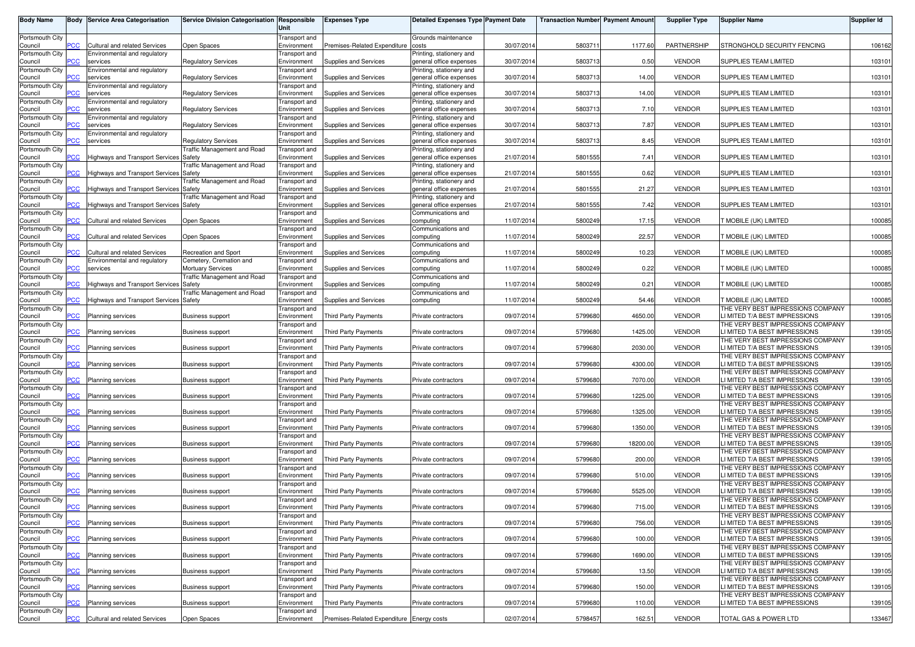| Body Name | Body | Service Area Categorisation | Service Division Categorisation | Responsible Unit | Expenses Type | Detailed Expenses Type | Payment Date | Transaction Number | Payment Amount | Supplier Type | Supplier Name | Supplier Id |
|---|---|---|---|---|---|---|---|---|---|---|---|---|
| Portsmouth City Council | PCC | Cultural and related Services | Open Spaces | Transport and Environment | Premises-Related Expenditure | Grounds maintenance costs | 30/07/2014 | 5803711 | 1177.60 | PARTNERSHIP | STRONGHOLD SECURITY FENCING | 106162 |
| Portsmouth City Council | PCC | Environmental and regulatory services | Regulatory Services | Transport and Environment | Supplies and Services | Printing, stationery and general office expenses | 30/07/2014 | 5803713 | 0.50 | VENDOR | SUPPLIES TEAM LIMITED | 103101 |
| Portsmouth City Council | PCC | Environmental and regulatory services | Regulatory Services | Transport and Environment | Supplies and Services | Printing, stationery and general office expenses | 30/07/2014 | 5803713 | 14.00 | VENDOR | SUPPLIES TEAM LIMITED | 103101 |
| Portsmouth City Council | PCC | Environmental and regulatory services | Regulatory Services | Transport and Environment | Supplies and Services | Printing, stationery and general office expenses | 30/07/2014 | 5803713 | 14.00 | VENDOR | SUPPLIES TEAM LIMITED | 103101 |
| Portsmouth City Council | PCC | Environmental and regulatory services | Regulatory Services | Transport and Environment | Supplies and Services | Printing, stationery and general office expenses | 30/07/2014 | 5803713 | 7.10 | VENDOR | SUPPLIES TEAM LIMITED | 103101 |
| Portsmouth City Council | PCC | Environmental and regulatory services | Regulatory Services | Transport and Environment | Supplies and Services | Printing, stationery and general office expenses | 30/07/2014 | 5803713 | 7.87 | VENDOR | SUPPLIES TEAM LIMITED | 103101 |
| Portsmouth City Council | PCC | Environmental and regulatory services | Regulatory Services | Transport and Environment | Supplies and Services | Printing, stationery and general office expenses | 30/07/2014 | 5803713 | 8.45 | VENDOR | SUPPLIES TEAM LIMITED | 103101 |
| Portsmouth City Council | PCC | Highways and Transport Services | Traffic Management and Road Safety | Transport and Environment | Supplies and Services | Printing, stationery and general office expenses | 21/07/2014 | 5801555 | 7.41 | VENDOR | SUPPLIES TEAM LIMITED | 103101 |
| Portsmouth City Council | PCC | Highways and Transport Services | Traffic Management and Road Safety | Transport and Environment | Supplies and Services | Printing, stationery and general office expenses | 21/07/2014 | 5801555 | 0.62 | VENDOR | SUPPLIES TEAM LIMITED | 103101 |
| Portsmouth City Council | PCC | Highways and Transport Services | Traffic Management and Road Safety | Transport and Environment | Supplies and Services | Printing, stationery and general office expenses | 21/07/2014 | 5801555 | 21.27 | VENDOR | SUPPLIES TEAM LIMITED | 103101 |
| Portsmouth City Council | PCC | Highways and Transport Services | Traffic Management and Road Safety | Transport and Environment | Supplies and Services | Printing, stationery and general office expenses | 21/07/2014 | 5801555 | 7.42 | VENDOR | SUPPLIES TEAM LIMITED | 103101 |
| Portsmouth City Council | PCC | Cultural and related Services | Open Spaces | Transport and Environment | Supplies and Services | Communications and computing | 11/07/2014 | 5800249 | 17.15 | VENDOR | T MOBILE (UK) LIMITED | 100085 |
| Portsmouth City Council | PCC | Cultural and related Services | Open Spaces | Transport and Environment | Supplies and Services | Communications and computing | 11/07/2014 | 5800249 | 22.57 | VENDOR | T MOBILE (UK) LIMITED | 100085 |
| Portsmouth City Council | PCC | Cultural and related Services | Recreation and Sport | Transport and Environment | Supplies and Services | Communications and computing | 11/07/2014 | 5800249 | 10.23 | VENDOR | T MOBILE (UK) LIMITED | 100085 |
| Portsmouth City Council | PCC | Environmental and regulatory services | Cemetery, Cremation and Mortuary Services | Transport and Environment | Supplies and Services | Communications and computing | 11/07/2014 | 5800249 | 0.22 | VENDOR | T MOBILE (UK) LIMITED | 100085 |
| Portsmouth City Council | PCC | Highways and Transport Services | Traffic Management and Road Safety | Transport and Environment | Supplies and Services | Communications and computing | 11/07/2014 | 5800249 | 0.21 | VENDOR | T MOBILE (UK) LIMITED | 100085 |
| Portsmouth City Council | PCC | Highways and Transport Services | Traffic Management and Road Safety | Transport and Environment | Supplies and Services | Communications and computing | 11/07/2014 | 5800249 | 54.46 | VENDOR | T MOBILE (UK) LIMITED | 100085 |
| Portsmouth City Council | PCC | Planning services | Business support | Transport and Environment | Third Party Payments | Private contractors | 09/07/2014 | 5799680 | 4650.00 | VENDOR | THE VERY BEST IMPRESSIONS COMPANY LI MITED T/A BEST IMPRESSIONS | 139105 |
| Portsmouth City Council | PCC | Planning services | Business support | Transport and Environment | Third Party Payments | Private contractors | 09/07/2014 | 5799680 | 1425.00 | VENDOR | THE VERY BEST IMPRESSIONS COMPANY LI MITED T/A BEST IMPRESSIONS | 139105 |
| Portsmouth City Council | PCC | Planning services | Business support | Transport and Environment | Third Party Payments | Private contractors | 09/07/2014 | 5799680 | 2030.00 | VENDOR | THE VERY BEST IMPRESSIONS COMPANY LI MITED T/A BEST IMPRESSIONS | 139105 |
| Portsmouth City Council | PCC | Planning services | Business support | Transport and Environment | Third Party Payments | Private contractors | 09/07/2014 | 5799680 | 4300.00 | VENDOR | THE VERY BEST IMPRESSIONS COMPANY LI MITED T/A BEST IMPRESSIONS | 139105 |
| Portsmouth City Council | PCC | Planning services | Business support | Transport and Environment | Third Party Payments | Private contractors | 09/07/2014 | 5799680 | 7070.00 | VENDOR | THE VERY BEST IMPRESSIONS COMPANY LI MITED T/A BEST IMPRESSIONS | 139105 |
| Portsmouth City Council | PCC | Planning services | Business support | Transport and Environment | Third Party Payments | Private contractors | 09/07/2014 | 5799680 | 1225.00 | VENDOR | THE VERY BEST IMPRESSIONS COMPANY LI MITED T/A BEST IMPRESSIONS | 139105 |
| Portsmouth City Council | PCC | Planning services | Business support | Transport and Environment | Third Party Payments | Private contractors | 09/07/2014 | 5799680 | 1325.00 | VENDOR | THE VERY BEST IMPRESSIONS COMPANY LI MITED T/A BEST IMPRESSIONS | 139105 |
| Portsmouth City Council | PCC | Planning services | Business support | Transport and Environment | Third Party Payments | Private contractors | 09/07/2014 | 5799680 | 1350.00 | VENDOR | THE VERY BEST IMPRESSIONS COMPANY LI MITED T/A BEST IMPRESSIONS | 139105 |
| Portsmouth City Council | PCC | Planning services | Business support | Transport and Environment | Third Party Payments | Private contractors | 09/07/2014 | 5799680 | 18200.00 | VENDOR | THE VERY BEST IMPRESSIONS COMPANY LI MITED T/A BEST IMPRESSIONS | 139105 |
| Portsmouth City Council | PCC | Planning services | Business support | Transport and Environment | Third Party Payments | Private contractors | 09/07/2014 | 5799680 | 200.00 | VENDOR | THE VERY BEST IMPRESSIONS COMPANY LI MITED T/A BEST IMPRESSIONS | 139105 |
| Portsmouth City Council | PCC | Planning services | Business support | Transport and Environment | Third Party Payments | Private contractors | 09/07/2014 | 5799680 | 510.00 | VENDOR | THE VERY BEST IMPRESSIONS COMPANY LI MITED T/A BEST IMPRESSIONS | 139105 |
| Portsmouth City Council | PCC | Planning services | Business support | Transport and Environment | Third Party Payments | Private contractors | 09/07/2014 | 5799680 | 5525.00 | VENDOR | THE VERY BEST IMPRESSIONS COMPANY LI MITED T/A BEST IMPRESSIONS | 139105 |
| Portsmouth City Council | PCC | Planning services | Business support | Transport and Environment | Third Party Payments | Private contractors | 09/07/2014 | 5799680 | 715.00 | VENDOR | THE VERY BEST IMPRESSIONS COMPANY LI MITED T/A BEST IMPRESSIONS | 139105 |
| Portsmouth City Council | PCC | Planning services | Business support | Transport and Environment | Third Party Payments | Private contractors | 09/07/2014 | 5799680 | 756.00 | VENDOR | THE VERY BEST IMPRESSIONS COMPANY LI MITED T/A BEST IMPRESSIONS | 139105 |
| Portsmouth City Council | PCC | Planning services | Business support | Transport and Environment | Third Party Payments | Private contractors | 09/07/2014 | 5799680 | 100.00 | VENDOR | THE VERY BEST IMPRESSIONS COMPANY LI MITED T/A BEST IMPRESSIONS | 139105 |
| Portsmouth City Council | PCC | Planning services | Business support | Transport and Environment | Third Party Payments | Private contractors | 09/07/2014 | 5799680 | 1690.00 | VENDOR | THE VERY BEST IMPRESSIONS COMPANY LI MITED T/A BEST IMPRESSIONS | 139105 |
| Portsmouth City Council | PCC | Planning services | Business support | Transport and Environment | Third Party Payments | Private contractors | 09/07/2014 | 5799680 | 13.50 | VENDOR | THE VERY BEST IMPRESSIONS COMPANY LI MITED T/A BEST IMPRESSIONS | 139105 |
| Portsmouth City Council | PCC | Planning services | Business support | Transport and Environment | Third Party Payments | Private contractors | 09/07/2014 | 5799680 | 150.00 | VENDOR | THE VERY BEST IMPRESSIONS COMPANY LI MITED T/A BEST IMPRESSIONS | 139105 |
| Portsmouth City Council | PCC | Planning services | Business support | Transport and Environment | Third Party Payments | Private contractors | 09/07/2014 | 5799680 | 110.00 | VENDOR | THE VERY BEST IMPRESSIONS COMPANY LI MITED T/A BEST IMPRESSIONS | 139105 |
| Portsmouth City Council | PCC | Cultural and related Services | Open Spaces | Transport and Environment | Premises-Related Expenditure | Energy costs | 02/07/2014 | 5798457 | 162.51 | VENDOR | TOTAL GAS & POWER LTD | 133467 |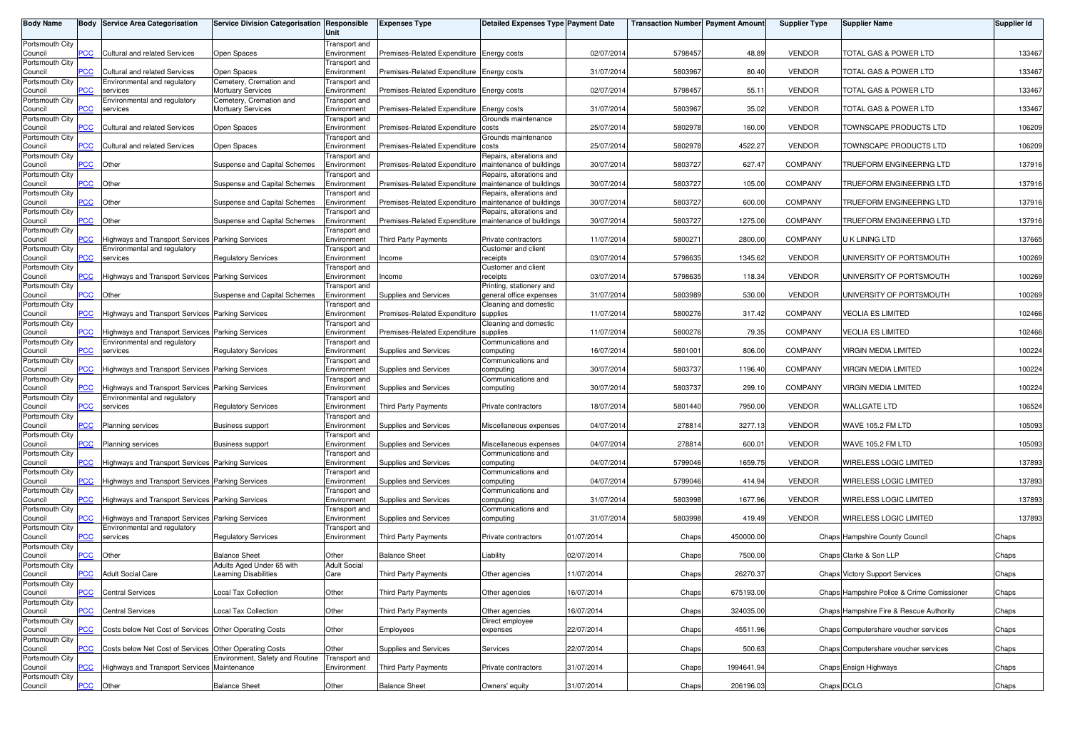| Body Name | Body | Service Area Categorisation | Service Division Categorisation | Responsible Unit | Expenses Type | Detailed Expenses Type | Payment Date | Transaction Number | Payment Amount | Supplier Type | Supplier Name | Supplier Id |
|---|---|---|---|---|---|---|---|---|---|---|---|---|
| Portsmouth City Council | PCC | Cultural and related Services | Open Spaces | Transport and Environment | Premises-Related Expenditure | Energy costs | 02/07/2014 | 5798457 | 48.89 | VENDOR | TOTAL GAS & POWER LTD | 133467 |
| Portsmouth City Council | PCC | Cultural and related Services | Open Spaces | Transport and Environment | Premises-Related Expenditure | Energy costs | 31/07/2014 | 5803967 | 80.40 | VENDOR | TOTAL GAS & POWER LTD | 133467 |
| Portsmouth City Council | PCC | Environmental and regulatory services | Cemetery, Cremation and Mortuary Services | Transport and Environment | Premises-Related Expenditure | Energy costs | 02/07/2014 | 5798457 | 55.11 | VENDOR | TOTAL GAS & POWER LTD | 133467 |
| Portsmouth City Council | PCC | Environmental and regulatory services | Cemetery, Cremation and Mortuary Services | Transport and Environment | Premises-Related Expenditure | Energy costs | 31/07/2014 | 5803967 | 35.02 | VENDOR | TOTAL GAS & POWER LTD | 133467 |
| Portsmouth City Council | PCC | Cultural and related Services | Open Spaces | Transport and Environment | Premises-Related Expenditure | Grounds maintenance costs | 25/07/2014 | 5802978 | 160.00 | VENDOR | TOWNSCAPE PRODUCTS LTD | 106209 |
| Portsmouth City Council | PCC | Cultural and related Services | Open Spaces | Transport and Environment | Premises-Related Expenditure | Grounds maintenance costs | 25/07/2014 | 5802978 | 4522.27 | VENDOR | TOWNSCAPE PRODUCTS LTD | 106209 |
| Portsmouth City Council | PCC | Other | Suspense and Capital Schemes | Transport and Environment | Premises-Related Expenditure | Repairs, alterations and maintenance of buildings | 30/07/2014 | 5803727 | 627.47 | COMPANY | TRUEFORM ENGINEERING LTD | 137916 |
| Portsmouth City Council | PCC | Other | Suspense and Capital Schemes | Transport and Environment | Premises-Related Expenditure | Repairs, alterations and maintenance of buildings | 30/07/2014 | 5803727 | 105.00 | COMPANY | TRUEFORM ENGINEERING LTD | 137916 |
| Portsmouth City Council | PCC | Other | Suspense and Capital Schemes | Transport and Environment | Premises-Related Expenditure | Repairs, alterations and maintenance of buildings | 30/07/2014 | 5803727 | 600.00 | COMPANY | TRUEFORM ENGINEERING LTD | 137916 |
| Portsmouth City Council | PCC | Other | Suspense and Capital Schemes | Transport and Environment | Premises-Related Expenditure | Repairs, alterations and maintenance of buildings | 30/07/2014 | 5803727 | 1275.00 | COMPANY | TRUEFORM ENGINEERING LTD | 137916 |
| Portsmouth City Council | PCC | Highways and Transport Services | Parking Services | Transport and Environment | Third Party Payments | Private contractors | 11/07/2014 | 5800271 | 2800.00 | COMPANY | U K LINING LTD | 137665 |
| Portsmouth City Council | PCC | Environmental and regulatory services | Regulatory Services | Transport and Environment | Income | Customer and client receipts | 03/07/2014 | 5798635 | 1345.62 | VENDOR | UNIVERSITY OF PORTSMOUTH | 100269 |
| Portsmouth City Council | PCC | Highways and Transport Services | Parking Services | Transport and Environment | Income | Customer and client receipts | 03/07/2014 | 5798635 | 118.34 | VENDOR | UNIVERSITY OF PORTSMOUTH | 100269 |
| Portsmouth City Council | PCC | Other | Suspense and Capital Schemes | Transport and Environment | Supplies and Services | Printing, stationery and general office expenses | 31/07/2014 | 5803989 | 530.00 | VENDOR | UNIVERSITY OF PORTSMOUTH | 100269 |
| Portsmouth City Council | PCC | Highways and Transport Services | Parking Services | Transport and Environment | Premises-Related Expenditure | Cleaning and domestic supplies | 11/07/2014 | 5800276 | 317.42 | COMPANY | VEOLIA ES LIMITED | 102466 |
| Portsmouth City Council | PCC | Highways and Transport Services | Parking Services | Transport and Environment | Premises-Related Expenditure | Cleaning and domestic supplies | 11/07/2014 | 5800276 | 79.35 | COMPANY | VEOLIA ES LIMITED | 102466 |
| Portsmouth City Council | PCC | Environmental and regulatory services | Regulatory Services | Transport and Environment | Supplies and Services | Communications and computing | 16/07/2014 | 5801001 | 806.00 | COMPANY | VIRGIN MEDIA LIMITED | 100224 |
| Portsmouth City Council | PCC | Highways and Transport Services | Parking Services | Transport and Environment | Supplies and Services | Communications and computing | 30/07/2014 | 5803737 | 1196.40 | COMPANY | VIRGIN MEDIA LIMITED | 100224 |
| Portsmouth City Council | PCC | Highways and Transport Services | Parking Services | Transport and Environment | Supplies and Services | Communications and computing | 30/07/2014 | 5803737 | 299.10 | COMPANY | VIRGIN MEDIA LIMITED | 100224 |
| Portsmouth City Council | PCC | Environmental and regulatory services | Regulatory Services | Transport and Environment | Third Party Payments | Private contractors | 18/07/2014 | 5801440 | 7950.00 | VENDOR | WALLGATE LTD | 106524 |
| Portsmouth City Council | PCC | Planning services | Business support | Transport and Environment | Supplies and Services | Miscellaneous expenses | 04/07/2014 | 278814 | 3277.13 | VENDOR | WAVE 105.2 FM LTD | 105093 |
| Portsmouth City Council | PCC | Planning services | Business support | Transport and Environment | Supplies and Services | Miscellaneous expenses | 04/07/2014 | 278814 | 600.01 | VENDOR | WAVE 105.2 FM LTD | 105093 |
| Portsmouth City Council | PCC | Highways and Transport Services | Parking Services | Transport and Environment | Supplies and Services | Communications and computing | 04/07/2014 | 5799046 | 1659.75 | VENDOR | WIRELESS LOGIC LIMITED | 137893 |
| Portsmouth City Council | PCC | Highways and Transport Services | Parking Services | Transport and Environment | Supplies and Services | Communications and computing | 04/07/2014 | 5799046 | 414.94 | VENDOR | WIRELESS LOGIC LIMITED | 137893 |
| Portsmouth City Council | PCC | Highways and Transport Services | Parking Services | Transport and Environment | Supplies and Services | Communications and computing | 31/07/2014 | 5803998 | 1677.96 | VENDOR | WIRELESS LOGIC LIMITED | 137893 |
| Portsmouth City Council | PCC | Highways and Transport Services | Parking Services | Transport and Environment | Supplies and Services | Communications and computing | 31/07/2014 | 5803998 | 419.49 | VENDOR | WIRELESS LOGIC LIMITED | 137893 |
| Portsmouth City Council | PCC | Environmental and regulatory services | Regulatory Services | Transport and Environment | Third Party Payments | Private contractors | 01/07/2014 | Chaps | 450000.00 | Chaps | Hampshire County Council | Chaps |
| Portsmouth City Council | PCC | Other | Balance Sheet | Other | Balance Sheet | Liability | 02/07/2014 | Chaps | 7500.00 | Chaps | Clarke & Son LLP | Chaps |
| Portsmouth City Council | PCC | Adult Social Care | Adults Aged Under 65 with Learning Disabilities | Adult Social Care | Third Party Payments | Other agencies | 11/07/2014 | Chaps | 26270.37 | Chaps | Victory Support Services | Chaps |
| Portsmouth City Council | PCC | Central Services | Local Tax Collection | Other | Third Party Payments | Other agencies | 16/07/2014 | Chaps | 675193.00 | Chaps | Hampshire Police & Crime Comissioner | Chaps |
| Portsmouth City Council | PCC | Central Services | Local Tax Collection | Other | Third Party Payments | Other agencies | 16/07/2014 | Chaps | 324035.00 | Chaps | Hampshire Fire & Rescue Authority | Chaps |
| Portsmouth City Council | PCC | Costs below Net Cost of Services | Other Operating Costs | Other | Employees | Direct employee expenses | 22/07/2014 | Chaps | 45511.96 | Chaps | Computershare voucher services | Chaps |
| Portsmouth City Council | PCC | Costs below Net Cost of Services | Other Operating Costs | Other | Supplies and Services | Services | 22/07/2014 | Chaps | 500.63 | Chaps | Computershare voucher services | Chaps |
| Portsmouth City Council | PCC | Highways and Transport Services | Environment, Safety and Routine Maintenance | Transport and Environment | Third Party Payments | Private contractors | 31/07/2014 | Chaps | 1994641.94 | Chaps | Ensign Highways | Chaps |
| Portsmouth City Council | PCC | Other | Balance Sheet | Other | Balance Sheet | Owners' equity | 31/07/2014 | Chaps | 206196.03 | Chaps | DCLG | Chaps |